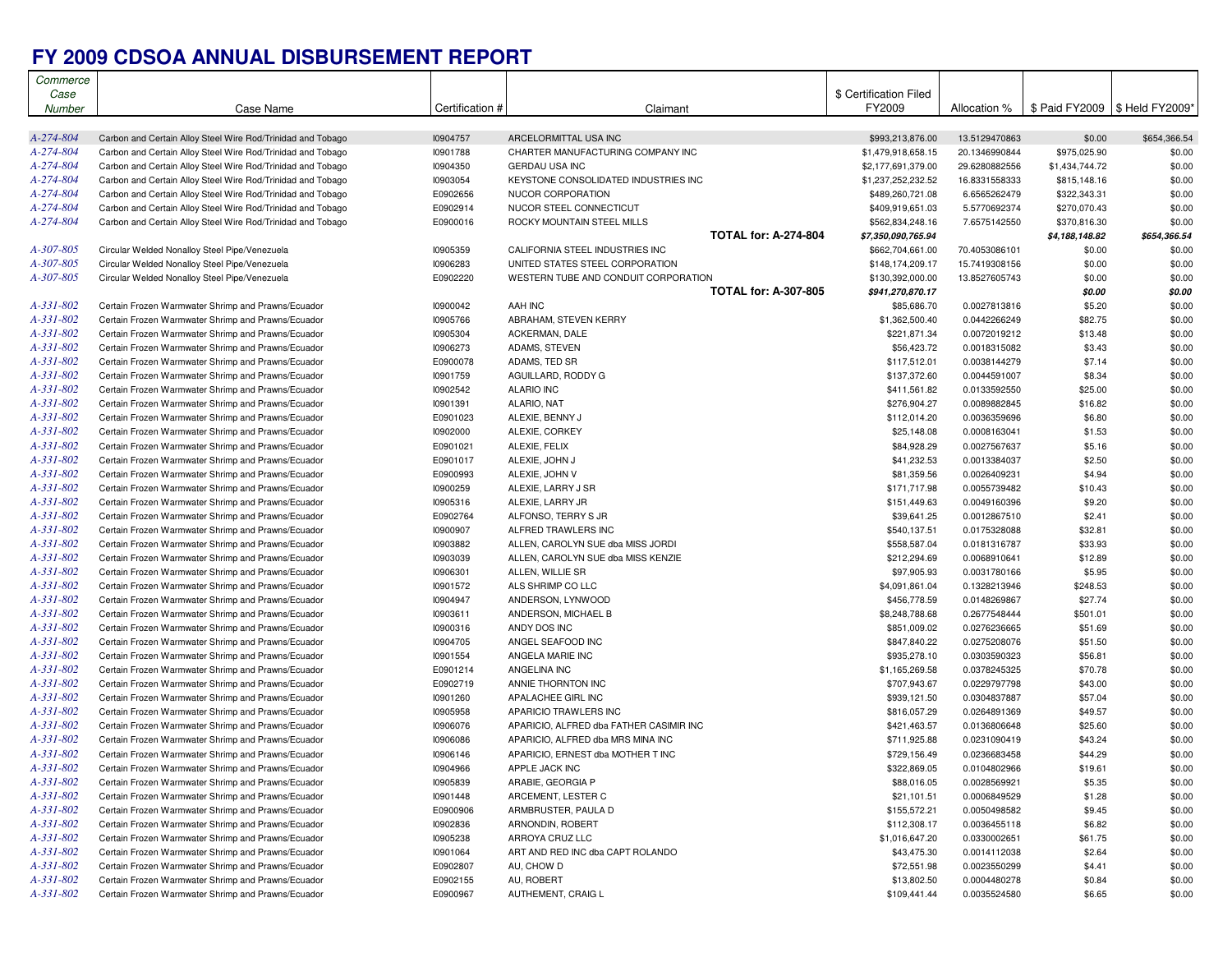# FY 2009 CDSOA ANNUAL DISBURSEMENT REPORT

| Commerce Case Number | Case Name | Certification # | Claimant | $ Certification Filed FY2009 | Allocation % | $ Paid FY2009 | $ Held FY2009* |
|---|---|---|---|---|---|---|---|
| A-274-804 | Carbon and Certain Alloy Steel Wire Rod/Trinidad and Tobago | I0904757 | ARCELORMITTAL USA INC | $993,213,876.00 | 13.5129470863 | $0.00 | $654,366.54 |
| A-274-804 | Carbon and Certain Alloy Steel Wire Rod/Trinidad and Tobago | I0901788 | CHARTER MANUFACTURING COMPANY INC | $1,479,918,658.15 | 20.1346990844 | $975,025.90 | $0.00 |
| A-274-804 | Carbon and Certain Alloy Steel Wire Rod/Trinidad and Tobago | I0904350 | GERDAU USA INC | $2,177,691,379.00 | 29.6280882556 | $1,434,744.72 | $0.00 |
| A-274-804 | Carbon and Certain Alloy Steel Wire Rod/Trinidad and Tobago | I0903054 | KEYSTONE CONSOLIDATED INDUSTRIES INC | $1,237,252,232.52 | 16.8331558333 | $815,148.16 | $0.00 |
| A-274-804 | Carbon and Certain Alloy Steel Wire Rod/Trinidad and Tobago | E0902656 | NUCOR CORPORATION | $489,260,721.08 | 6.6565262479 | $322,343.31 | $0.00 |
| A-274-804 | Carbon and Certain Alloy Steel Wire Rod/Trinidad and Tobago | E0902914 | NUCOR STEEL CONNECTICUT | $409,919,651.03 | 5.5770692374 | $270,070.43 | $0.00 |
| A-274-804 | Carbon and Certain Alloy Steel Wire Rod/Trinidad and Tobago | E0900016 | ROCKY MOUNTAIN STEEL MILLS | $562,834,248.16 | 7.6575142550 | $370,816.30 | $0.00 |
| | | | **TOTAL for: A-274-804** | ***$7,350,090,765.94*** | | ***$4,188,148.82*** | ***$654,366.54*** |
| A-307-805 | Circular Welded Nonalloy Steel Pipe/Venezuela | I0905359 | CALIFORNIA STEEL INDUSTRIES INC | $662,704,661.00 | 70.4053086101 | $0.00 | $0.00 |
| A-307-805 | Circular Welded Nonalloy Steel Pipe/Venezuela | I0906283 | UNITED STATES STEEL CORPORATION | $148,174,209.17 | 15.7419308156 | $0.00 | $0.00 |
| A-307-805 | Circular Welded Nonalloy Steel Pipe/Venezuela | E0902220 | WESTERN TUBE AND CONDUIT CORPORATION | $130,392,000.00 | 13.8527605743 | $0.00 | $0.00 |
| | | | **TOTAL for: A-307-805** | ***$941,270,870.17*** | | ***$0.00*** | ***$0.00*** |
| A-331-802 | Certain Frozen Warmwater Shrimp and Prawns/Ecuador | I0900042 | AAH INC | $85,686.70 | 0.0027813816 | $5.20 | $0.00 |
| A-331-802 | Certain Frozen Warmwater Shrimp and Prawns/Ecuador | I0905766 | ABRAHAM, STEVEN KERRY | $1,362,500.40 | 0.0442266249 | $82.75 | $0.00 |
| A-331-802 | Certain Frozen Warmwater Shrimp and Prawns/Ecuador | I0905304 | ACKERMAN, DALE | $221,871.34 | 0.0072019212 | $13.48 | $0.00 |
| A-331-802 | Certain Frozen Warmwater Shrimp and Prawns/Ecuador | I0906273 | ADAMS, STEVEN | $56,423.72 | 0.0018315082 | $3.43 | $0.00 |
| A-331-802 | Certain Frozen Warmwater Shrimp and Prawns/Ecuador | E0900078 | ADAMS, TED SR | $117,512.01 | 0.0038144279 | $7.14 | $0.00 |
| A-331-802 | Certain Frozen Warmwater Shrimp and Prawns/Ecuador | I0901759 | AGUILLARD, RODDY G | $137,372.60 | 0.0044591007 | $8.34 | $0.00 |
| A-331-802 | Certain Frozen Warmwater Shrimp and Prawns/Ecuador | I0902542 | ALARIO INC | $411,561.82 | 0.0133592550 | $25.00 | $0.00 |
| A-331-802 | Certain Frozen Warmwater Shrimp and Prawns/Ecuador | I0901391 | ALARIO, NAT | $276,904.27 | 0.0089882845 | $16.82 | $0.00 |
| A-331-802 | Certain Frozen Warmwater Shrimp and Prawns/Ecuador | E0901023 | ALEXIE, BENNY J | $112,014.20 | 0.0036359696 | $6.80 | $0.00 |
| A-331-802 | Certain Frozen Warmwater Shrimp and Prawns/Ecuador | I0902000 | ALEXIE, CORKEY | $25,148.08 | 0.0008163041 | $1.53 | $0.00 |
| A-331-802 | Certain Frozen Warmwater Shrimp and Prawns/Ecuador | E0901021 | ALEXIE, FELIX | $84,928.29 | 0.0027567637 | $5.16 | $0.00 |
| A-331-802 | Certain Frozen Warmwater Shrimp and Prawns/Ecuador | E0901017 | ALEXIE, JOHN J | $41,232.53 | 0.0013384037 | $2.50 | $0.00 |
| A-331-802 | Certain Frozen Warmwater Shrimp and Prawns/Ecuador | E0900993 | ALEXIE, JOHN V | $81,359.56 | 0.0026409231 | $4.94 | $0.00 |
| A-331-802 | Certain Frozen Warmwater Shrimp and Prawns/Ecuador | I0900259 | ALEXIE, LARRY J SR | $171,717.98 | 0.0055739482 | $10.43 | $0.00 |
| A-331-802 | Certain Frozen Warmwater Shrimp and Prawns/Ecuador | I0905316 | ALEXIE, LARRY JR | $151,449.63 | 0.0049160396 | $9.20 | $0.00 |
| A-331-802 | Certain Frozen Warmwater Shrimp and Prawns/Ecuador | E0902764 | ALFONSO, TERRY S JR | $39,641.25 | 0.0012867510 | $2.41 | $0.00 |
| A-331-802 | Certain Frozen Warmwater Shrimp and Prawns/Ecuador | I0900907 | ALFRED TRAWLERS INC | $540,137.51 | 0.0175328088 | $32.81 | $0.00 |
| A-331-802 | Certain Frozen Warmwater Shrimp and Prawns/Ecuador | I0903882 | ALLEN, CAROLYN SUE dba MISS JORDI | $558,587.04 | 0.0181316787 | $33.93 | $0.00 |
| A-331-802 | Certain Frozen Warmwater Shrimp and Prawns/Ecuador | I0903039 | ALLEN, CAROLYN SUE dba MISS KENZIE | $212,294.69 | 0.0068910641 | $12.89 | $0.00 |
| A-331-802 | Certain Frozen Warmwater Shrimp and Prawns/Ecuador | I0906301 | ALLEN, WILLIE SR | $97,905.93 | 0.0031780166 | $5.95 | $0.00 |
| A-331-802 | Certain Frozen Warmwater Shrimp and Prawns/Ecuador | I0901572 | ALS SHRIMP CO LLC | $4,091,861.04 | 0.1328213946 | $248.53 | $0.00 |
| A-331-802 | Certain Frozen Warmwater Shrimp and Prawns/Ecuador | I0904947 | ANDERSON, LYNWOOD | $456,778.59 | 0.0148269867 | $27.74 | $0.00 |
| A-331-802 | Certain Frozen Warmwater Shrimp and Prawns/Ecuador | I0903611 | ANDERSON, MICHAEL B | $8,248,788.68 | 0.2677548444 | $501.01 | $0.00 |
| A-331-802 | Certain Frozen Warmwater Shrimp and Prawns/Ecuador | I0900316 | ANDY DOS INC | $851,009.02 | 0.0276236665 | $51.69 | $0.00 |
| A-331-802 | Certain Frozen Warmwater Shrimp and Prawns/Ecuador | I0904705 | ANGEL SEAFOOD INC | $847,840.22 | 0.0275208076 | $51.50 | $0.00 |
| A-331-802 | Certain Frozen Warmwater Shrimp and Prawns/Ecuador | I0901554 | ANGELA MARIE INC | $935,278.10 | 0.0303590323 | $56.81 | $0.00 |
| A-331-802 | Certain Frozen Warmwater Shrimp and Prawns/Ecuador | E0901214 | ANGELINA INC | $1,165,269.58 | 0.0378245325 | $70.78 | $0.00 |
| A-331-802 | Certain Frozen Warmwater Shrimp and Prawns/Ecuador | E0902719 | ANNIE THORNTON INC | $707,943.67 | 0.0229797798 | $43.00 | $0.00 |
| A-331-802 | Certain Frozen Warmwater Shrimp and Prawns/Ecuador | I0901260 | APALACHEE GIRL INC | $939,121.50 | 0.0304837887 | $57.04 | $0.00 |
| A-331-802 | Certain Frozen Warmwater Shrimp and Prawns/Ecuador | I0905958 | APARICIO TRAWLERS INC | $816,057.29 | 0.0264891369 | $49.57 | $0.00 |
| A-331-802 | Certain Frozen Warmwater Shrimp and Prawns/Ecuador | I0906076 | APARICIO, ALFRED dba FATHER CASIMIR INC | $421,463.57 | 0.0136806648 | $25.60 | $0.00 |
| A-331-802 | Certain Frozen Warmwater Shrimp and Prawns/Ecuador | I0906086 | APARICIO, ALFRED dba MRS MINA INC | $711,925.88 | 0.0231090419 | $43.24 | $0.00 |
| A-331-802 | Certain Frozen Warmwater Shrimp and Prawns/Ecuador | I0906146 | APARICIO, ERNEST dba MOTHER T INC | $729,156.49 | 0.0236683458 | $44.29 | $0.00 |
| A-331-802 | Certain Frozen Warmwater Shrimp and Prawns/Ecuador | I0904966 | APPLE JACK INC | $322,869.05 | 0.0104802966 | $19.61 | $0.00 |
| A-331-802 | Certain Frozen Warmwater Shrimp and Prawns/Ecuador | I0905839 | ARABIE, GEORGIA P | $88,016.05 | 0.0028569921 | $5.35 | $0.00 |
| A-331-802 | Certain Frozen Warmwater Shrimp and Prawns/Ecuador | I0901448 | ARCEMENT, LESTER C | $21,101.51 | 0.0006849529 | $1.28 | $0.00 |
| A-331-802 | Certain Frozen Warmwater Shrimp and Prawns/Ecuador | E0900906 | ARMBRUSTER, PAULA D | $155,572.21 | 0.0050498582 | $9.45 | $0.00 |
| A-331-802 | Certain Frozen Warmwater Shrimp and Prawns/Ecuador | I0902836 | ARNONDIN, ROBERT | $112,308.17 | 0.0036455118 | $6.82 | $0.00 |
| A-331-802 | Certain Frozen Warmwater Shrimp and Prawns/Ecuador | I0905238 | ARROYA CRUZ LLC | $1,016,647.20 | 0.0330002651 | $61.75 | $0.00 |
| A-331-802 | Certain Frozen Warmwater Shrimp and Prawns/Ecuador | I0901064 | ART AND RED INC dba CAPT ROLANDO | $43,475.30 | 0.0014112038 | $2.64 | $0.00 |
| A-331-802 | Certain Frozen Warmwater Shrimp and Prawns/Ecuador | E0902807 | AU, CHOW D | $72,551.98 | 0.0023550299 | $4.41 | $0.00 |
| A-331-802 | Certain Frozen Warmwater Shrimp and Prawns/Ecuador | E0902155 | AU, ROBERT | $13,802.50 | 0.0004480278 | $0.84 | $0.00 |
| A-331-802 | Certain Frozen Warmwater Shrimp and Prawns/Ecuador | E0900967 | AUTHEMENT, CRAIG L | $109,441.44 | 0.0035524580 | $6.65 | $0.00 |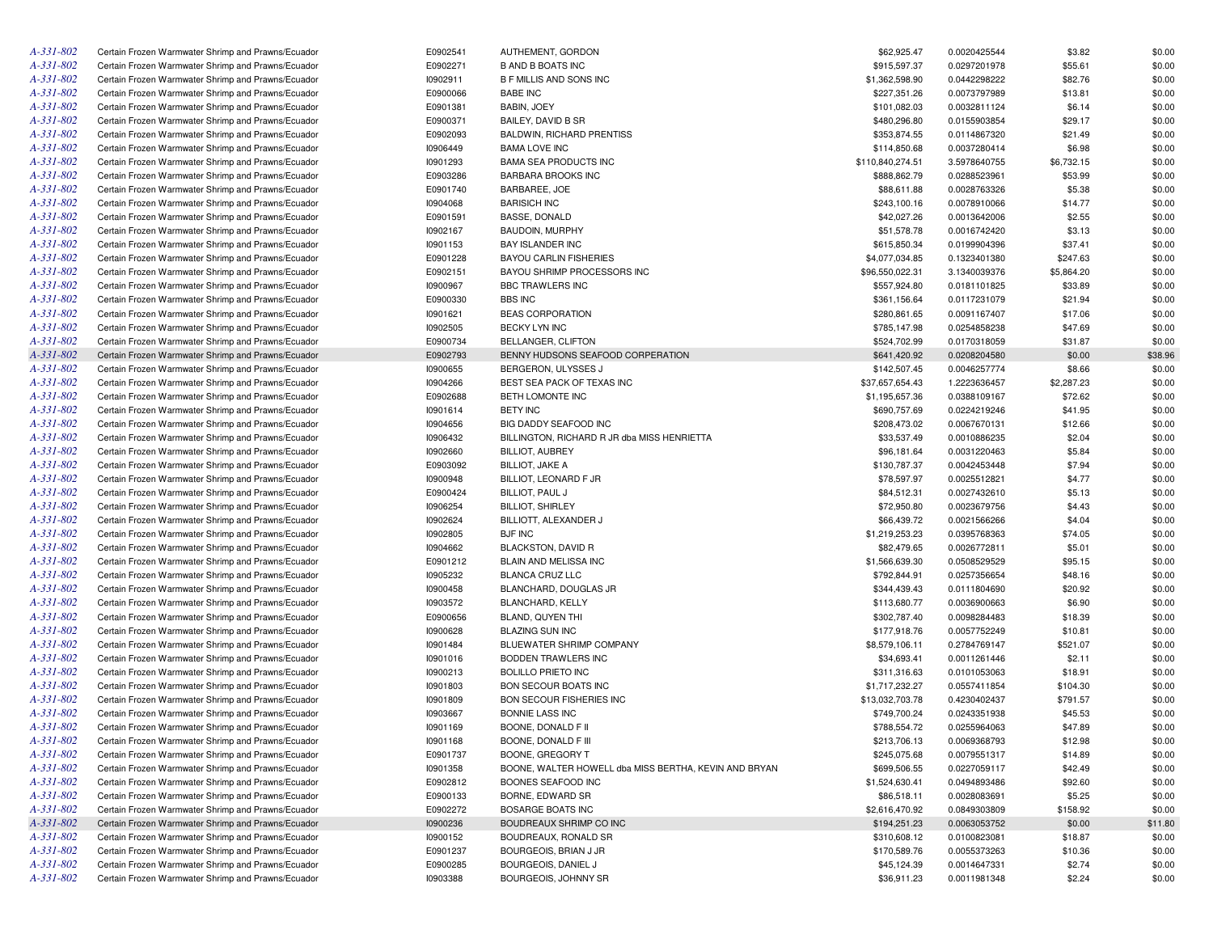| | | | | | | | |
|---|---|---|---|---|---|---|---|
| A-331-802 | Certain Frozen Warmwater Shrimp and Prawns/Ecuador | E0902541 | AUTHEMENT, GORDON | $62,925.47 | 0.0020425544 | $3.82 | $0.00 |
| A-331-802 | Certain Frozen Warmwater Shrimp and Prawns/Ecuador | E0902271 | B AND B BOATS INC | $915,597.37 | 0.0297201978 | $55.61 | $0.00 |
| A-331-802 | Certain Frozen Warmwater Shrimp and Prawns/Ecuador | I0902911 | B F MILLIS AND SONS INC | $1,362,598.90 | 0.0442298222 | $82.76 | $0.00 |
| A-331-802 | Certain Frozen Warmwater Shrimp and Prawns/Ecuador | E0900066 | BABE INC | $227,351.26 | 0.0073797989 | $13.81 | $0.00 |
| A-331-802 | Certain Frozen Warmwater Shrimp and Prawns/Ecuador | E0901381 | BABIN, JOEY | $101,082.03 | 0.0032811124 | $6.14 | $0.00 |
| A-331-802 | Certain Frozen Warmwater Shrimp and Prawns/Ecuador | E0900371 | BAILEY, DAVID B SR | $480,296.80 | 0.0155903854 | $29.17 | $0.00 |
| A-331-802 | Certain Frozen Warmwater Shrimp and Prawns/Ecuador | E0902093 | BALDWIN, RICHARD PRENTISS | $353,874.55 | 0.0114867320 | $21.49 | $0.00 |
| A-331-802 | Certain Frozen Warmwater Shrimp and Prawns/Ecuador | I0906449 | BAMA LOVE INC | $114,850.68 | 0.0037280414 | $6.98 | $0.00 |
| A-331-802 | Certain Frozen Warmwater Shrimp and Prawns/Ecuador | I0901293 | BAMA SEA PRODUCTS INC | $110,840,274.51 | 3.5978640755 | $6,732.15 | $0.00 |
| A-331-802 | Certain Frozen Warmwater Shrimp and Prawns/Ecuador | E0903286 | BARBARA BROOKS INC | $888,862.79 | 0.0288523961 | $53.99 | $0.00 |
| A-331-802 | Certain Frozen Warmwater Shrimp and Prawns/Ecuador | E0901740 | BARBAREE, JOE | $88,611.88 | 0.0028763326 | $5.38 | $0.00 |
| A-331-802 | Certain Frozen Warmwater Shrimp and Prawns/Ecuador | I0904068 | BARISICH INC | $243,100.16 | 0.0078910066 | $14.77 | $0.00 |
| A-331-802 | Certain Frozen Warmwater Shrimp and Prawns/Ecuador | E0901591 | BASSE, DONALD | $42,027.26 | 0.0013642006 | $2.55 | $0.00 |
| A-331-802 | Certain Frozen Warmwater Shrimp and Prawns/Ecuador | I0902167 | BAUDOIN, MURPHY | $51,578.78 | 0.0016742420 | $3.13 | $0.00 |
| A-331-802 | Certain Frozen Warmwater Shrimp and Prawns/Ecuador | I0901153 | BAY ISLANDER INC | $615,850.34 | 0.0199904396 | $37.41 | $0.00 |
| A-331-802 | Certain Frozen Warmwater Shrimp and Prawns/Ecuador | E0901228 | BAYOU CARLIN FISHERIES | $4,077,034.85 | 0.1323401380 | $247.63 | $0.00 |
| A-331-802 | Certain Frozen Warmwater Shrimp and Prawns/Ecuador | E0902151 | BAYOU SHRIMP PROCESSORS INC | $96,550,022.31 | 3.1340039376 | $5,864.20 | $0.00 |
| A-331-802 | Certain Frozen Warmwater Shrimp and Prawns/Ecuador | I0900967 | BBC TRAWLERS INC | $557,924.80 | 0.0181101825 | $33.89 | $0.00 |
| A-331-802 | Certain Frozen Warmwater Shrimp and Prawns/Ecuador | E0900330 | BBS INC | $361,156.64 | 0.0117231079 | $21.94 | $0.00 |
| A-331-802 | Certain Frozen Warmwater Shrimp and Prawns/Ecuador | I0901621 | BEAS CORPORATION | $280,861.65 | 0.0091167407 | $17.06 | $0.00 |
| A-331-802 | Certain Frozen Warmwater Shrimp and Prawns/Ecuador | I0902505 | BECKY LYN INC | $785,147.98 | 0.0254858238 | $47.69 | $0.00 |
| A-331-802 | Certain Frozen Warmwater Shrimp and Prawns/Ecuador | E0900734 | BELLANGER, CLIFTON | $524,702.99 | 0.0170318059 | $31.87 | $0.00 |
| A-331-802 | Certain Frozen Warmwater Shrimp and Prawns/Ecuador | E0902793 | BENNY HUDSONS SEAFOOD CORPERATION | $641,420.92 | 0.0208204580 | $0.00 | $38.96 |
| A-331-802 | Certain Frozen Warmwater Shrimp and Prawns/Ecuador | I0900655 | BERGERON, ULYSSES J | $142,507.45 | 0.0046257774 | $8.66 | $0.00 |
| A-331-802 | Certain Frozen Warmwater Shrimp and Prawns/Ecuador | I0904266 | BEST SEA PACK OF TEXAS INC | $37,657,654.43 | 1.2223636457 | $2,287.23 | $0.00 |
| A-331-802 | Certain Frozen Warmwater Shrimp and Prawns/Ecuador | E0902688 | BETH LOMONTE INC | $1,195,657.36 | 0.0388109167 | $72.62 | $0.00 |
| A-331-802 | Certain Frozen Warmwater Shrimp and Prawns/Ecuador | I0901614 | BETY INC | $690,757.69 | 0.0224219246 | $41.95 | $0.00 |
| A-331-802 | Certain Frozen Warmwater Shrimp and Prawns/Ecuador | I0904656 | BIG DADDY SEAFOOD INC | $208,473.02 | 0.0067670131 | $12.66 | $0.00 |
| A-331-802 | Certain Frozen Warmwater Shrimp and Prawns/Ecuador | I0906432 | BILLINGTON, RICHARD R JR dba MISS HENRIETTA | $33,537.49 | 0.0010886235 | $2.04 | $0.00 |
| A-331-802 | Certain Frozen Warmwater Shrimp and Prawns/Ecuador | I0902660 | BILLIOT, AUBREY | $96,181.64 | 0.0031220463 | $5.84 | $0.00 |
| A-331-802 | Certain Frozen Warmwater Shrimp and Prawns/Ecuador | E0903092 | BILLIOT, JAKE A | $130,787.37 | 0.0042453448 | $7.94 | $0.00 |
| A-331-802 | Certain Frozen Warmwater Shrimp and Prawns/Ecuador | I0900948 | BILLIOT, LEONARD F JR | $78,597.97 | 0.0025512821 | $4.77 | $0.00 |
| A-331-802 | Certain Frozen Warmwater Shrimp and Prawns/Ecuador | E0900424 | BILLIOT, PAUL J | $84,512.31 | 0.0027432610 | $5.13 | $0.00 |
| A-331-802 | Certain Frozen Warmwater Shrimp and Prawns/Ecuador | I0906254 | BILLIOT, SHIRLEY | $72,950.80 | 0.0023679756 | $4.43 | $0.00 |
| A-331-802 | Certain Frozen Warmwater Shrimp and Prawns/Ecuador | I0902624 | BILLIOTT, ALEXANDER J | $66,439.72 | 0.0021566266 | $4.04 | $0.00 |
| A-331-802 | Certain Frozen Warmwater Shrimp and Prawns/Ecuador | I0902805 | BJF INC | $1,219,253.23 | 0.0395768363 | $74.05 | $0.00 |
| A-331-802 | Certain Frozen Warmwater Shrimp and Prawns/Ecuador | I0904662 | BLACKSTON, DAVID R | $82,479.65 | 0.0026772811 | $5.01 | $0.00 |
| A-331-802 | Certain Frozen Warmwater Shrimp and Prawns/Ecuador | E0901212 | BLAIN AND MELISSA INC | $1,566,639.30 | 0.0508529529 | $95.15 | $0.00 |
| A-331-802 | Certain Frozen Warmwater Shrimp and Prawns/Ecuador | I0905232 | BLANCA CRUZ LLC | $792,844.91 | 0.0257356654 | $48.16 | $0.00 |
| A-331-802 | Certain Frozen Warmwater Shrimp and Prawns/Ecuador | I0900458 | BLANCHARD, DOUGLAS JR | $344,439.43 | 0.0111804690 | $20.92 | $0.00 |
| A-331-802 | Certain Frozen Warmwater Shrimp and Prawns/Ecuador | I0903572 | BLANCHARD, KELLY | $113,680.77 | 0.0036900663 | $6.90 | $0.00 |
| A-331-802 | Certain Frozen Warmwater Shrimp and Prawns/Ecuador | E0900656 | BLAND, QUYEN THI | $302,787.40 | 0.0098284483 | $18.39 | $0.00 |
| A-331-802 | Certain Frozen Warmwater Shrimp and Prawns/Ecuador | I0900628 | BLAZING SUN INC | $177,918.76 | 0.0057752249 | $10.81 | $0.00 |
| A-331-802 | Certain Frozen Warmwater Shrimp and Prawns/Ecuador | I0901484 | BLUEWATER SHRIMP COMPANY | $8,579,106.11 | 0.2784769147 | $521.07 | $0.00 |
| A-331-802 | Certain Frozen Warmwater Shrimp and Prawns/Ecuador | I0901016 | BODDEN TRAWLERS INC | $34,693.41 | 0.0011261446 | $2.11 | $0.00 |
| A-331-802 | Certain Frozen Warmwater Shrimp and Prawns/Ecuador | I0900213 | BOLILLO PRIETO INC | $311,316.63 | 0.0101053063 | $18.91 | $0.00 |
| A-331-802 | Certain Frozen Warmwater Shrimp and Prawns/Ecuador | I0901803 | BON SECOUR BOATS INC | $1,717,232.27 | 0.0557411854 | $104.30 | $0.00 |
| A-331-802 | Certain Frozen Warmwater Shrimp and Prawns/Ecuador | I0901809 | BON SECOUR FISHERIES INC | $13,032,703.78 | 0.4230402437 | $791.57 | $0.00 |
| A-331-802 | Certain Frozen Warmwater Shrimp and Prawns/Ecuador | I0903667 | BONNIE LASS INC | $749,700.24 | 0.0243351938 | $45.53 | $0.00 |
| A-331-802 | Certain Frozen Warmwater Shrimp and Prawns/Ecuador | I0901169 | BOONE, DONALD F II | $788,554.72 | 0.0255964063 | $47.89 | $0.00 |
| A-331-802 | Certain Frozen Warmwater Shrimp and Prawns/Ecuador | I0901168 | BOONE, DONALD F III | $213,706.13 | 0.0069368793 | $12.98 | $0.00 |
| A-331-802 | Certain Frozen Warmwater Shrimp and Prawns/Ecuador | E0901737 | BOONE, GREGORY T | $245,075.68 | 0.0079551317 | $14.89 | $0.00 |
| A-331-802 | Certain Frozen Warmwater Shrimp and Prawns/Ecuador | I0901358 | BOONE, WALTER HOWELL dba MISS BERTHA, KEVIN AND BRYAN | $699,506.55 | 0.0227059117 | $42.49 | $0.00 |
| A-331-802 | Certain Frozen Warmwater Shrimp and Prawns/Ecuador | E0902812 | BOONES SEAFOOD INC | $1,524,630.41 | 0.0494893486 | $92.60 | $0.00 |
| A-331-802 | Certain Frozen Warmwater Shrimp and Prawns/Ecuador | E0900133 | BORNE, EDWARD SR | $86,518.11 | 0.0028083691 | $5.25 | $0.00 |
| A-331-802 | Certain Frozen Warmwater Shrimp and Prawns/Ecuador | E0902272 | BOSARGE BOATS INC | $2,616,470.92 | 0.0849303809 | $158.92 | $0.00 |
| A-331-802 | Certain Frozen Warmwater Shrimp and Prawns/Ecuador | I0900236 | BOUDREAUX SHRIMP CO INC | $194,251.23 | 0.0063053752 | $0.00 | $11.80 |
| A-331-802 | Certain Frozen Warmwater Shrimp and Prawns/Ecuador | I0900152 | BOUDREAUX, RONALD SR | $310,608.12 | 0.0100823081 | $18.87 | $0.00 |
| A-331-802 | Certain Frozen Warmwater Shrimp and Prawns/Ecuador | E0901237 | BOURGEOIS, BRIAN J JR | $170,589.76 | 0.0055373263 | $10.36 | $0.00 |
| A-331-802 | Certain Frozen Warmwater Shrimp and Prawns/Ecuador | E0900285 | BOURGEOIS, DANIEL J | $45,124.39 | 0.0014647331 | $2.74 | $0.00 |
| A-331-802 | Certain Frozen Warmwater Shrimp and Prawns/Ecuador | I0903388 | BOURGEOIS, JOHNNY SR | $36,911.23 | 0.0011981348 | $2.24 | $0.00 |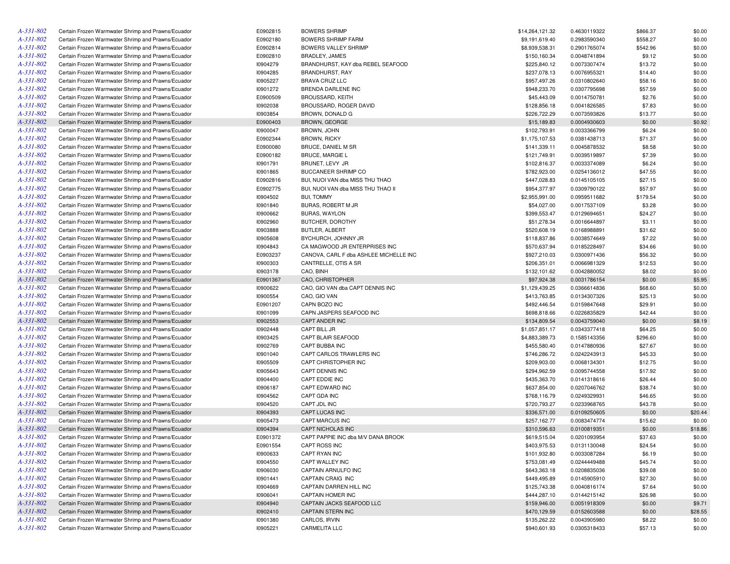| | | | | | | | |
|---|---|---|---|---|---|---|---|
| A-331-802 | Certain Frozen Warmwater Shrimp and Prawns/Ecuador | E0902815 | BOWERS SHRIMP | $14,264,121.32 | 0.4630119322 | $866.37 | $0.00 |
| A-331-802 | Certain Frozen Warmwater Shrimp and Prawns/Ecuador | E0902180 | BOWERS SHRIMP FARM | $9,191,619.40 | 0.2983590340 | $558.27 | $0.00 |
| A-331-802 | Certain Frozen Warmwater Shrimp and Prawns/Ecuador | E0902814 | BOWERS VALLEY SHRIMP | $8,939,538.31 | 0.2901765074 | $542.96 | $0.00 |
| A-331-802 | Certain Frozen Warmwater Shrimp and Prawns/Ecuador | E0902810 | BRADLEY, JAMES | $150,160.34 | 0.0048741894 | $9.12 | $0.00 |
| A-331-802 | Certain Frozen Warmwater Shrimp and Prawns/Ecuador | I0904279 | BRANDHURST, KAY dba REBEL SEAFOOD | $225,840.12 | 0.0073307474 | $13.72 | $0.00 |
| A-331-802 | Certain Frozen Warmwater Shrimp and Prawns/Ecuador | I0904285 | BRANDHURST, RAY | $237,078.13 | 0.0076955321 | $14.40 | $0.00 |
| A-331-802 | Certain Frozen Warmwater Shrimp and Prawns/Ecuador | I0905227 | BRAVA CRUZ LLC | $957,497.26 | 0.0310802640 | $58.16 | $0.00 |
| A-331-802 | Certain Frozen Warmwater Shrimp and Prawns/Ecuador | I0901272 | BRENDA DARLENE INC | $948,233.70 | 0.0307795698 | $57.59 | $0.00 |
| A-331-802 | Certain Frozen Warmwater Shrimp and Prawns/Ecuador | E0900509 | BROUSSARD, KEITH | $45,443.09 | 0.0014750781 | $2.76 | $0.00 |
| A-331-802 | Certain Frozen Warmwater Shrimp and Prawns/Ecuador | I0902038 | BROUSSARD, ROGER DAVID | $128,856.18 | 0.0041826585 | $7.83 | $0.00 |
| A-331-802 | Certain Frozen Warmwater Shrimp and Prawns/Ecuador | I0903854 | BROWN, DONALD G | $226,722.29 | 0.0073593826 | $13.77 | $0.00 |
| A-331-802 | Certain Frozen Warmwater Shrimp and Prawns/Ecuador | E0900403 | BROWN, GEORGE | $15,189.83 | 0.0004930603 | $0.00 | $0.92 |
| A-331-802 | Certain Frozen Warmwater Shrimp and Prawns/Ecuador | I0900047 | BROWN, JOHN | $102,793.91 | 0.0033366799 | $6.24 | $0.00 |
| A-331-802 | Certain Frozen Warmwater Shrimp and Prawns/Ecuador | E0902344 | BROWN, RICKY | $1,175,107.53 | 0.0381438713 | $71.37 | $0.00 |
| A-331-802 | Certain Frozen Warmwater Shrimp and Prawns/Ecuador | E0900080 | BRUCE, DANIEL M SR | $141,339.11 | 0.0045878532 | $8.58 | $0.00 |
| A-331-802 | Certain Frozen Warmwater Shrimp and Prawns/Ecuador | E0900182 | BRUCE, MARGIE L | $121,749.91 | 0.0039519897 | $7.39 | $0.00 |
| A-331-802 | Certain Frozen Warmwater Shrimp and Prawns/Ecuador | I0901791 | BRUNET, LEVY JR | $102,816.37 | 0.0033374089 | $6.24 | $0.00 |
| A-331-802 | Certain Frozen Warmwater Shrimp and Prawns/Ecuador | I0901865 | BUCCANEER SHRIMP CO | $782,923.00 | 0.0254136012 | $47.55 | $0.00 |
| A-331-802 | Certain Frozen Warmwater Shrimp and Prawns/Ecuador | E0902816 | BUI, NUOI VAN dba MISS THU THAO | $447,028.83 | 0.0145105105 | $27.15 | $0.00 |
| A-331-802 | Certain Frozen Warmwater Shrimp and Prawns/Ecuador | E0902775 | BUI, NUOI VAN dba MISS THU THAO II | $954,377.97 | 0.0309790122 | $57.97 | $0.00 |
| A-331-802 | Certain Frozen Warmwater Shrimp and Prawns/Ecuador | I0904502 | BUI, TOMMY | $2,955,991.00 | 0.0959511682 | $179.54 | $0.00 |
| A-331-802 | Certain Frozen Warmwater Shrimp and Prawns/Ecuador | I0901840 | BURAS, ROBERT M JR | $54,027.00 | 0.0017537109 | $3.28 | $0.00 |
| A-331-802 | Certain Frozen Warmwater Shrimp and Prawns/Ecuador | I0900662 | BURAS, WAYLON | $399,553.47 | 0.0129694651 | $24.27 | $0.00 |
| A-331-802 | Certain Frozen Warmwater Shrimp and Prawns/Ecuador | I0902960 | BUTCHER, DOROTHY | $51,278.34 | 0.0016644897 | $3.11 | $0.00 |
| A-331-802 | Certain Frozen Warmwater Shrimp and Prawns/Ecuador | I0903888 | BUTLER, ALBERT | $520,608.19 | 0.0168988891 | $31.62 | $0.00 |
| A-331-802 | Certain Frozen Warmwater Shrimp and Prawns/Ecuador | I0905608 | BYCHURCH, JOHNNY JR | $118,837.86 | 0.0038574649 | $7.22 | $0.00 |
| A-331-802 | Certain Frozen Warmwater Shrimp and Prawns/Ecuador | I0904843 | CA MAGWOOD JR ENTERPRISES INC | $570,637.94 | 0.0185228497 | $34.66 | $0.00 |
| A-331-802 | Certain Frozen Warmwater Shrimp and Prawns/Ecuador | E0903237 | CANOVA, CARL F dba ASHLEE MICHELLE INC | $927,210.03 | 0.0300971436 | $56.32 | $0.00 |
| A-331-802 | Certain Frozen Warmwater Shrimp and Prawns/Ecuador | I0900303 | CANTRELLE, OTIS A SR | $206,351.01 | 0.0066981329 | $12.53 | $0.00 |
| A-331-802 | Certain Frozen Warmwater Shrimp and Prawns/Ecuador | I0903178 | CAO, BINH | $132,101.62 | 0.0042880052 | $8.02 | $0.00 |
| A-331-802 | Certain Frozen Warmwater Shrimp and Prawns/Ecuador | E0901367 | CAO, CHRISTOPHER | $97,924.38 | 0.0031786154 | $0.00 | $5.95 |
| A-331-802 | Certain Frozen Warmwater Shrimp and Prawns/Ecuador | I0900622 | CAO, GIO VAN dba CAPT DENNIS INC | $1,129,439.25 | 0.0366614836 | $68.60 | $0.00 |
| A-331-802 | Certain Frozen Warmwater Shrimp and Prawns/Ecuador | I0900554 | CAO, GIO VAN | $413,763.85 | 0.0134307326 | $25.13 | $0.00 |
| A-331-802 | Certain Frozen Warmwater Shrimp and Prawns/Ecuador | E0901207 | CAPN BOZO INC | $492,446.54 | 0.0159847648 | $29.91 | $0.00 |
| A-331-802 | Certain Frozen Warmwater Shrimp and Prawns/Ecuador | I0901099 | CAPN JASPERS SEAFOOD INC | $698,818.66 | 0.0226835829 | $42.44 | $0.00 |
| A-331-802 | Certain Frozen Warmwater Shrimp and Prawns/Ecuador | I0902553 | CAPT ANDER INC | $134,809.54 | 0.0043759040 | $0.00 | $8.19 |
| A-331-802 | Certain Frozen Warmwater Shrimp and Prawns/Ecuador | I0902448 | CAPT BILL JR | $1,057,851.17 | 0.0343377418 | $64.25 | $0.00 |
| A-331-802 | Certain Frozen Warmwater Shrimp and Prawns/Ecuador | I0903425 | CAPT BLAIR SEAFOOD | $4,883,389.73 | 0.1585143356 | $296.60 | $0.00 |
| A-331-802 | Certain Frozen Warmwater Shrimp and Prawns/Ecuador | I0902769 | CAPT BUBBA INC | $455,580.40 | 0.0147880936 | $27.67 | $0.00 |
| A-331-802 | Certain Frozen Warmwater Shrimp and Prawns/Ecuador | I0901040 | CAPT CARLOS TRAWLERS INC | $746,286.72 | 0.0242243913 | $45.33 | $0.00 |
| A-331-802 | Certain Frozen Warmwater Shrimp and Prawns/Ecuador | I0905509 | CAPT CHRISTOPHER INC | $209,903.00 | 0.0068134301 | $12.75 | $0.00 |
| A-331-802 | Certain Frozen Warmwater Shrimp and Prawns/Ecuador | I0905643 | CAPT DENNIS INC | $294,962.59 | 0.0095744558 | $17.92 | $0.00 |
| A-331-802 | Certain Frozen Warmwater Shrimp and Prawns/Ecuador | I0904400 | CAPT EDDIE INC | $435,363.70 | 0.0141318616 | $26.44 | $0.00 |
| A-331-802 | Certain Frozen Warmwater Shrimp and Prawns/Ecuador | I0906187 | CAPT EDWARD INC | $637,854.00 | 0.0207046762 | $38.74 | $0.00 |
| A-331-802 | Certain Frozen Warmwater Shrimp and Prawns/Ecuador | I0904562 | CAPT GDA INC | $768,116.79 | 0.0249329931 | $46.65 | $0.00 |
| A-331-802 | Certain Frozen Warmwater Shrimp and Prawns/Ecuador | I0904520 | CAPT JDL INC | $720,793.27 | 0.0233968765 | $43.78 | $0.00 |
| A-331-802 | Certain Frozen Warmwater Shrimp and Prawns/Ecuador | I0904393 | CAPT LUCAS INC | $336,571.00 | 0.0109250605 | $0.00 | $20.44 |
| A-331-802 | Certain Frozen Warmwater Shrimp and Prawns/Ecuador | I0905473 | CAPT MARCUS INC | $257,162.77 | 0.0083474774 | $15.62 | $0.00 |
| A-331-802 | Certain Frozen Warmwater Shrimp and Prawns/Ecuador | I0904394 | CAPT NICHOLAS INC | $310,596.63 | 0.0100819351 | $0.00 | $18.86 |
| A-331-802 | Certain Frozen Warmwater Shrimp and Prawns/Ecuador | E0901372 | CAPT PAPPIE INC dba M/V DANA BROOK | $619,515.04 | 0.0201093954 | $37.63 | $0.00 |
| A-331-802 | Certain Frozen Warmwater Shrimp and Prawns/Ecuador | E0901554 | CAPT ROSS INC | $403,975.53 | 0.0131130048 | $24.54 | $0.00 |
| A-331-802 | Certain Frozen Warmwater Shrimp and Prawns/Ecuador | I0900633 | CAPT RYAN INC | $101,932.80 | 0.0033087284 | $6.19 | $0.00 |
| A-331-802 | Certain Frozen Warmwater Shrimp and Prawns/Ecuador | I0904550 | CAPT WALLEY INC | $753,081.49 | 0.0244449488 | $45.74 | $0.00 |
| A-331-802 | Certain Frozen Warmwater Shrimp and Prawns/Ecuador | I0906030 | CAPTAIN ARNULFO INC | $643,363.18 | 0.0208835036 | $39.08 | $0.00 |
| A-331-802 | Certain Frozen Warmwater Shrimp and Prawns/Ecuador | I0901441 | CAPTAIN CRAIG INC | $449,495.89 | 0.0145905910 | $27.30 | $0.00 |
| A-331-802 | Certain Frozen Warmwater Shrimp and Prawns/Ecuador | I0904669 | CAPTAIN DARREN HILL INC | $125,743.38 | 0.0040816174 | $7.64 | $0.00 |
| A-331-802 | Certain Frozen Warmwater Shrimp and Prawns/Ecuador | I0906041 | CAPTAIN HOMER INC | $444,287.10 | 0.0144215142 | $26.98 | $0.00 |
| A-331-802 | Certain Frozen Warmwater Shrimp and Prawns/Ecuador | I0904940 | CAPTAIN JACKS SEAFOOD LLC | $159,946.00 | 0.0051918309 | $0.00 | $9.71 |
| A-331-802 | Certain Frozen Warmwater Shrimp and Prawns/Ecuador | I0902410 | CAPTAIN STERN INC | $470,129.59 | 0.0152603588 | $0.00 | $28.55 |
| A-331-802 | Certain Frozen Warmwater Shrimp and Prawns/Ecuador | I0901380 | CARLOS, IRVIN | $135,262.22 | 0.0043905980 | $8.22 | $0.00 |
| A-331-802 | Certain Frozen Warmwater Shrimp and Prawns/Ecuador | I0905221 | CARMELITA LLC | $940,601.93 | 0.0305318433 | $57.13 | $0.00 |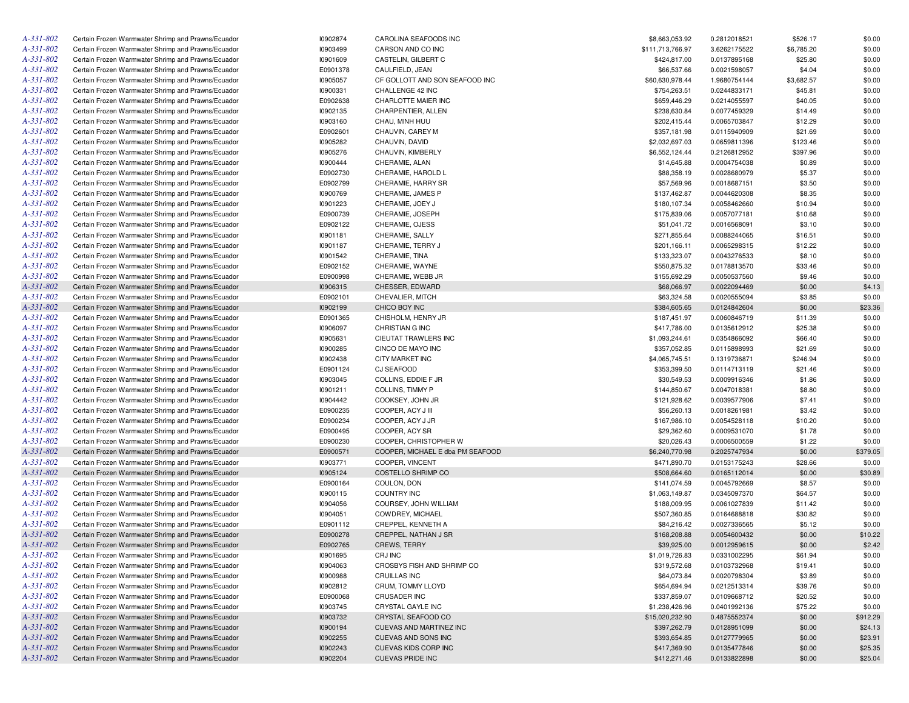| | | | | | | | |
|---|---|---|---|---|---|---|---|
| A-331-802 | Certain Frozen Warmwater Shrimp and Prawns/Ecuador | I0902874 | CAROLINA SEAFOODS INC | $8,663,053.92 | 0.2812018521 | $526.17 | $0.00 |
| A-331-802 | Certain Frozen Warmwater Shrimp and Prawns/Ecuador | I0903499 | CARSON AND CO INC | $111,713,766.97 | 3.6262175522 | $6,785.20 | $0.00 |
| A-331-802 | Certain Frozen Warmwater Shrimp and Prawns/Ecuador | I0901609 | CASTELIN, GILBERT C | $424,817.00 | 0.0137895168 | $25.80 | $0.00 |
| A-331-802 | Certain Frozen Warmwater Shrimp and Prawns/Ecuador | E0901378 | CAULFIELD, JEAN | $66,537.66 | 0.0021598057 | $4.04 | $0.00 |
| A-331-802 | Certain Frozen Warmwater Shrimp and Prawns/Ecuador | I0905057 | CF GOLLOTT AND SON SEAFOOD INC | $60,630,978.44 | 1.9680754144 | $3,682.57 | $0.00 |
| A-331-802 | Certain Frozen Warmwater Shrimp and Prawns/Ecuador | I0900331 | CHALLENGE 42 INC | $754,263.51 | 0.0244833171 | $45.81 | $0.00 |
| A-331-802 | Certain Frozen Warmwater Shrimp and Prawns/Ecuador | E0902638 | CHARLOTTE MAIER INC | $659,446.29 | 0.0214055597 | $40.05 | $0.00 |
| A-331-802 | Certain Frozen Warmwater Shrimp and Prawns/Ecuador | I0902135 | CHARPENTIER, ALLEN | $238,630.84 | 0.0077459329 | $14.49 | $0.00 |
| A-331-802 | Certain Frozen Warmwater Shrimp and Prawns/Ecuador | I0903160 | CHAU, MINH HUU | $202,415.44 | 0.0065703847 | $12.29 | $0.00 |
| A-331-802 | Certain Frozen Warmwater Shrimp and Prawns/Ecuador | E0902601 | CHAUVIN, CAREY M | $357,181.98 | 0.0115940909 | $21.69 | $0.00 |
| A-331-802 | Certain Frozen Warmwater Shrimp and Prawns/Ecuador | I0905282 | CHAUVIN, DAVID | $2,032,697.03 | 0.0659811396 | $123.46 | $0.00 |
| A-331-802 | Certain Frozen Warmwater Shrimp and Prawns/Ecuador | I0905276 | CHAUVIN, KIMBERLY | $6,552,124.44 | 0.2126812952 | $397.96 | $0.00 |
| A-331-802 | Certain Frozen Warmwater Shrimp and Prawns/Ecuador | I0900444 | CHERAMIE, ALAN | $14,645.88 | 0.0004754038 | $0.89 | $0.00 |
| A-331-802 | Certain Frozen Warmwater Shrimp and Prawns/Ecuador | E0902730 | CHERAMIE, HAROLD L | $88,358.19 | 0.0028680979 | $5.37 | $0.00 |
| A-331-802 | Certain Frozen Warmwater Shrimp and Prawns/Ecuador | E0902799 | CHERAMIE, HARRY SR | $57,569.96 | 0.0018687151 | $3.50 | $0.00 |
| A-331-802 | Certain Frozen Warmwater Shrimp and Prawns/Ecuador | I0900769 | CHERAMIE, JAMES P | $137,462.87 | 0.0044620308 | $8.35 | $0.00 |
| A-331-802 | Certain Frozen Warmwater Shrimp and Prawns/Ecuador | I0901223 | CHERAMIE, JOEY J | $180,107.34 | 0.0058462660 | $10.94 | $0.00 |
| A-331-802 | Certain Frozen Warmwater Shrimp and Prawns/Ecuador | E0900739 | CHERAMIE, JOSEPH | $175,839.06 | 0.0057077181 | $10.68 | $0.00 |
| A-331-802 | Certain Frozen Warmwater Shrimp and Prawns/Ecuador | E0902122 | CHERAMIE, OJESS | $51,041.72 | 0.0016568091 | $3.10 | $0.00 |
| A-331-802 | Certain Frozen Warmwater Shrimp and Prawns/Ecuador | I0901181 | CHERAMIE, SALLY | $271,855.64 | 0.0088244065 | $16.51 | $0.00 |
| A-331-802 | Certain Frozen Warmwater Shrimp and Prawns/Ecuador | I0901187 | CHERAMIE, TERRY J | $201,166.11 | 0.0065298315 | $12.22 | $0.00 |
| A-331-802 | Certain Frozen Warmwater Shrimp and Prawns/Ecuador | I0901542 | CHERAMIE, TINA | $133,323.07 | 0.0043276533 | $8.10 | $0.00 |
| A-331-802 | Certain Frozen Warmwater Shrimp and Prawns/Ecuador | E0902152 | CHERAMIE, WAYNE | $550,875.32 | 0.0178813570 | $33.46 | $0.00 |
| A-331-802 | Certain Frozen Warmwater Shrimp and Prawns/Ecuador | E0900998 | CHERAMIE, WEBB JR | $155,692.29 | 0.0050537560 | $9.46 | $0.00 |
| A-331-802 | Certain Frozen Warmwater Shrimp and Prawns/Ecuador | I0906315 | CHESSER, EDWARD | $68,066.97 | 0.0022094469 | $0.00 | $4.13 |
| A-331-802 | Certain Frozen Warmwater Shrimp and Prawns/Ecuador | E0902101 | CHEVALIER, MITCH | $63,324.58 | 0.0020555094 | $3.85 | $0.00 |
| A-331-802 | Certain Frozen Warmwater Shrimp and Prawns/Ecuador | I0902199 | CHICO BOY INC | $384,605.65 | 0.0124842604 | $0.00 | $23.36 |
| A-331-802 | Certain Frozen Warmwater Shrimp and Prawns/Ecuador | E0901365 | CHISHOLM, HENRY JR | $187,451.97 | 0.0060846719 | $11.39 | $0.00 |
| A-331-802 | Certain Frozen Warmwater Shrimp and Prawns/Ecuador | I0906097 | CHRISTIAN G INC | $417,786.00 | 0.0135612912 | $25.38 | $0.00 |
| A-331-802 | Certain Frozen Warmwater Shrimp and Prawns/Ecuador | I0905631 | CIEUTAT TRAWLERS INC | $1,093,244.61 | 0.0354866092 | $66.40 | $0.00 |
| A-331-802 | Certain Frozen Warmwater Shrimp and Prawns/Ecuador | I0900285 | CINCO DE MAYO INC | $357,052.85 | 0.0115898993 | $21.69 | $0.00 |
| A-331-802 | Certain Frozen Warmwater Shrimp and Prawns/Ecuador | I0902438 | CITY MARKET INC | $4,065,745.51 | 0.1319736871 | $246.94 | $0.00 |
| A-331-802 | Certain Frozen Warmwater Shrimp and Prawns/Ecuador | E0901124 | CJ SEAFOOD | $353,399.50 | 0.0114713119 | $21.46 | $0.00 |
| A-331-802 | Certain Frozen Warmwater Shrimp and Prawns/Ecuador | I0903045 | COLLINS, EDDIE F JR | $30,549.53 | 0.0009916346 | $1.86 | $0.00 |
| A-331-802 | Certain Frozen Warmwater Shrimp and Prawns/Ecuador | I0901211 | COLLINS, TIMMY P | $144,850.67 | 0.0047018381 | $8.80 | $0.00 |
| A-331-802 | Certain Frozen Warmwater Shrimp and Prawns/Ecuador | I0904442 | COOKSEY, JOHN JR | $121,928.62 | 0.0039577906 | $7.41 | $0.00 |
| A-331-802 | Certain Frozen Warmwater Shrimp and Prawns/Ecuador | E0900235 | COOPER, ACY J III | $56,260.13 | 0.0018261981 | $3.42 | $0.00 |
| A-331-802 | Certain Frozen Warmwater Shrimp and Prawns/Ecuador | E0900234 | COOPER, ACY J JR | $167,986.10 | 0.0054528118 | $10.20 | $0.00 |
| A-331-802 | Certain Frozen Warmwater Shrimp and Prawns/Ecuador | E0900495 | COOPER, ACY SR | $29,362.60 | 0.0009531070 | $1.78 | $0.00 |
| A-331-802 | Certain Frozen Warmwater Shrimp and Prawns/Ecuador | E0900230 | COOPER, CHRISTOPHER W | $20,026.43 | 0.0006500559 | $1.22 | $0.00 |
| A-331-802 | Certain Frozen Warmwater Shrimp and Prawns/Ecuador | E0900571 | COOPER, MICHAEL E dba PM SEAFOOD | $6,240,770.98 | 0.2025747934 | $0.00 | $379.05 |
| A-331-802 | Certain Frozen Warmwater Shrimp and Prawns/Ecuador | I0903771 | COOPER, VINCENT | $471,890.70 | 0.0153175243 | $28.66 | $0.00 |
| A-331-802 | Certain Frozen Warmwater Shrimp and Prawns/Ecuador | I0905124 | COSTELLO SHRIMP CO | $508,664.60 | 0.0165112014 | $0.00 | $30.89 |
| A-331-802 | Certain Frozen Warmwater Shrimp and Prawns/Ecuador | E0900164 | COULON, DON | $141,074.59 | 0.0045792669 | $8.57 | $0.00 |
| A-331-802 | Certain Frozen Warmwater Shrimp and Prawns/Ecuador | I0900115 | COUNTRY INC | $1,063,149.87 | 0.0345097370 | $64.57 | $0.00 |
| A-331-802 | Certain Frozen Warmwater Shrimp and Prawns/Ecuador | I0904056 | COURSEY, JOHN WILLIAM | $188,009.95 | 0.0061027839 | $11.42 | $0.00 |
| A-331-802 | Certain Frozen Warmwater Shrimp and Prawns/Ecuador | I0904051 | COWDREY, MICHAEL | $507,360.85 | 0.0164688818 | $30.82 | $0.00 |
| A-331-802 | Certain Frozen Warmwater Shrimp and Prawns/Ecuador | E0901112 | CREPPEL, KENNETH A | $84,216.42 | 0.0027336565 | $5.12 | $0.00 |
| A-331-802 | Certain Frozen Warmwater Shrimp and Prawns/Ecuador | E0900278 | CREPPEL, NATHAN J SR | $168,208.88 | 0.0054600432 | $0.00 | $10.22 |
| A-331-802 | Certain Frozen Warmwater Shrimp and Prawns/Ecuador | E0902765 | CREWS, TERRY | $39,925.00 | 0.0012959615 | $0.00 | $2.42 |
| A-331-802 | Certain Frozen Warmwater Shrimp and Prawns/Ecuador | I0901695 | CRJ INC | $1,019,726.83 | 0.0331002295 | $61.94 | $0.00 |
| A-331-802 | Certain Frozen Warmwater Shrimp and Prawns/Ecuador | I0904063 | CROSBYS FISH AND SHRIMP CO | $319,572.68 | 0.0103732968 | $19.41 | $0.00 |
| A-331-802 | Certain Frozen Warmwater Shrimp and Prawns/Ecuador | I0900988 | CRUILLAS INC | $64,073.84 | 0.0020798304 | $3.89 | $0.00 |
| A-331-802 | Certain Frozen Warmwater Shrimp and Prawns/Ecuador | I0902812 | CRUM, TOMMY LLOYD | $654,694.94 | 0.0212513314 | $39.76 | $0.00 |
| A-331-802 | Certain Frozen Warmwater Shrimp and Prawns/Ecuador | E0900068 | CRUSADER INC | $337,859.07 | 0.0109668712 | $20.52 | $0.00 |
| A-331-802 | Certain Frozen Warmwater Shrimp and Prawns/Ecuador | I0903745 | CRYSTAL GAYLE INC | $1,238,426.96 | 0.0401992136 | $75.22 | $0.00 |
| A-331-802 | Certain Frozen Warmwater Shrimp and Prawns/Ecuador | I0903732 | CRYSTAL SEAFOOD CO | $15,020,232.90 | 0.4875552374 | $0.00 | $912.29 |
| A-331-802 | Certain Frozen Warmwater Shrimp and Prawns/Ecuador | I0900194 | CUEVAS AND MARTINEZ INC | $397,262.79 | 0.0128951099 | $0.00 | $24.13 |
| A-331-802 | Certain Frozen Warmwater Shrimp and Prawns/Ecuador | I0902255 | CUEVAS AND SONS INC | $393,654.85 | 0.0127779965 | $0.00 | $23.91 |
| A-331-802 | Certain Frozen Warmwater Shrimp and Prawns/Ecuador | I0902243 | CUEVAS KIDS CORP INC | $417,369.90 | 0.0135477846 | $0.00 | $25.35 |
| A-331-802 | Certain Frozen Warmwater Shrimp and Prawns/Ecuador | I0902204 | CUEVAS PRIDE INC | $412,271.46 | 0.0133822898 | $0.00 | $25.04 |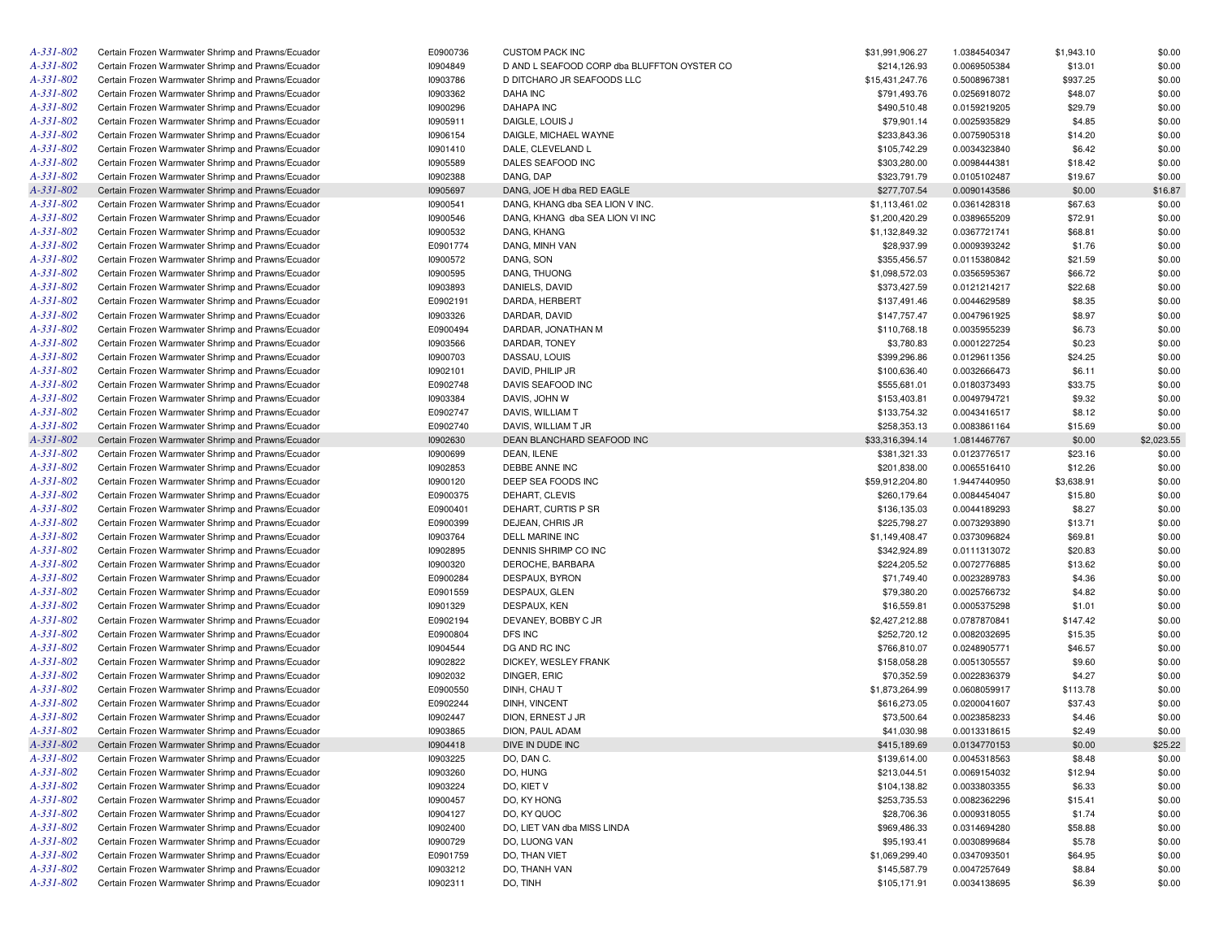| | | | | | | | |
|---|---|---|---|---|---|---|---|
| A-331-802 | Certain Frozen Warmwater Shrimp and Prawns/Ecuador | E0900736 | CUSTOM PACK INC | $31,991,906.27 | 1.0384540347 | $1,943.10 | $0.00 |
| A-331-802 | Certain Frozen Warmwater Shrimp and Prawns/Ecuador | I0904849 | D AND L SEAFOOD CORP dba BLUFFTON OYSTER CO | $214,126.93 | 0.0069505384 | $13.01 | $0.00 |
| A-331-802 | Certain Frozen Warmwater Shrimp and Prawns/Ecuador | I0903786 | D DITCHARO JR SEAFOODS LLC | $15,431,247.76 | 0.5008967381 | $937.25 | $0.00 |
| A-331-802 | Certain Frozen Warmwater Shrimp and Prawns/Ecuador | I0903362 | DAHA INC | $791,493.76 | 0.0256918072 | $48.07 | $0.00 |
| A-331-802 | Certain Frozen Warmwater Shrimp and Prawns/Ecuador | I0900296 | DAHAPA INC | $490,510.48 | 0.0159219205 | $29.79 | $0.00 |
| A-331-802 | Certain Frozen Warmwater Shrimp and Prawns/Ecuador | I0905911 | DAIGLE, LOUIS J | $79,901.14 | 0.0025935829 | $4.85 | $0.00 |
| A-331-802 | Certain Frozen Warmwater Shrimp and Prawns/Ecuador | I0906154 | DAIGLE, MICHAEL WAYNE | $233,843.36 | 0.0075905318 | $14.20 | $0.00 |
| A-331-802 | Certain Frozen Warmwater Shrimp and Prawns/Ecuador | I0901410 | DALE, CLEVELAND L | $105,742.29 | 0.0034323840 | $6.42 | $0.00 |
| A-331-802 | Certain Frozen Warmwater Shrimp and Prawns/Ecuador | I0905589 | DALES SEAFOOD INC | $303,280.00 | 0.0098444381 | $18.42 | $0.00 |
| A-331-802 | Certain Frozen Warmwater Shrimp and Prawns/Ecuador | I0902388 | DANG, DAP | $323,791.79 | 0.0105102487 | $19.67 | $0.00 |
| A-331-802 | Certain Frozen Warmwater Shrimp and Prawns/Ecuador | I0905697 | DANG, JOE H dba RED EAGLE | $277,707.54 | 0.0090143586 | $0.00 | $16.87 |
| A-331-802 | Certain Frozen Warmwater Shrimp and Prawns/Ecuador | I0900541 | DANG, KHANG dba SEA LION V INC. | $1,113,461.02 | 0.0361428318 | $67.63 | $0.00 |
| A-331-802 | Certain Frozen Warmwater Shrimp and Prawns/Ecuador | I0900546 | DANG, KHANG dba SEA LION VI INC | $1,200,420.29 | 0.0389655209 | $72.91 | $0.00 |
| A-331-802 | Certain Frozen Warmwater Shrimp and Prawns/Ecuador | I0900532 | DANG, KHANG | $1,132,849.32 | 0.0367721741 | $68.81 | $0.00 |
| A-331-802 | Certain Frozen Warmwater Shrimp and Prawns/Ecuador | E0901774 | DANG, MINH VAN | $28,937.99 | 0.0009393242 | $1.76 | $0.00 |
| A-331-802 | Certain Frozen Warmwater Shrimp and Prawns/Ecuador | I0900572 | DANG, SON | $355,456.57 | 0.0115380842 | $21.59 | $0.00 |
| A-331-802 | Certain Frozen Warmwater Shrimp and Prawns/Ecuador | I0900595 | DANG, THUONG | $1,098,572.03 | 0.0356595367 | $66.72 | $0.00 |
| A-331-802 | Certain Frozen Warmwater Shrimp and Prawns/Ecuador | I0903893 | DANIELS, DAVID | $373,427.59 | 0.0121214217 | $22.68 | $0.00 |
| A-331-802 | Certain Frozen Warmwater Shrimp and Prawns/Ecuador | E0902191 | DARDA, HERBERT | $137,491.46 | 0.0044629589 | $8.35 | $0.00 |
| A-331-802 | Certain Frozen Warmwater Shrimp and Prawns/Ecuador | I0903326 | DARDAR, DAVID | $147,757.47 | 0.0047961925 | $8.97 | $0.00 |
| A-331-802 | Certain Frozen Warmwater Shrimp and Prawns/Ecuador | E0900494 | DARDAR, JONATHAN M | $110,768.18 | 0.0035955239 | $6.73 | $0.00 |
| A-331-802 | Certain Frozen Warmwater Shrimp and Prawns/Ecuador | I0903566 | DARDAR, TONEY | $3,780.83 | 0.0001227254 | $0.23 | $0.00 |
| A-331-802 | Certain Frozen Warmwater Shrimp and Prawns/Ecuador | I0900703 | DASSAU, LOUIS | $399,296.86 | 0.0129611356 | $24.25 | $0.00 |
| A-331-802 | Certain Frozen Warmwater Shrimp and Prawns/Ecuador | I0902101 | DAVID, PHILIP JR | $100,636.40 | 0.0032666473 | $6.11 | $0.00 |
| A-331-802 | Certain Frozen Warmwater Shrimp and Prawns/Ecuador | E0902748 | DAVIS SEAFOOD INC | $555,681.01 | 0.0180373493 | $33.75 | $0.00 |
| A-331-802 | Certain Frozen Warmwater Shrimp and Prawns/Ecuador | I0903384 | DAVIS, JOHN W | $153,403.81 | 0.0049794721 | $9.32 | $0.00 |
| A-331-802 | Certain Frozen Warmwater Shrimp and Prawns/Ecuador | E0902747 | DAVIS, WILLIAM T | $133,754.32 | 0.0043416517 | $8.12 | $0.00 |
| A-331-802 | Certain Frozen Warmwater Shrimp and Prawns/Ecuador | E0902740 | DAVIS, WILLIAM T JR | $258,353.13 | 0.0083861164 | $15.69 | $0.00 |
| A-331-802 | Certain Frozen Warmwater Shrimp and Prawns/Ecuador | I0902630 | DEAN BLANCHARD SEAFOOD INC | $33,316,394.14 | 1.0814467767 | $0.00 | $2,023.55 |
| A-331-802 | Certain Frozen Warmwater Shrimp and Prawns/Ecuador | I0900699 | DEAN, ILENE | $381,321.33 | 0.0123776517 | $23.16 | $0.00 |
| A-331-802 | Certain Frozen Warmwater Shrimp and Prawns/Ecuador | I0902853 | DEBBE ANNE INC | $201,838.00 | 0.0065516410 | $12.26 | $0.00 |
| A-331-802 | Certain Frozen Warmwater Shrimp and Prawns/Ecuador | I0900120 | DEEP SEA FOODS INC | $59,912,204.80 | 1.9447440950 | $3,638.91 | $0.00 |
| A-331-802 | Certain Frozen Warmwater Shrimp and Prawns/Ecuador | E0900375 | DEHART, CLEVIS | $260,179.64 | 0.0084454047 | $15.80 | $0.00 |
| A-331-802 | Certain Frozen Warmwater Shrimp and Prawns/Ecuador | E0900401 | DEHART, CURTIS P SR | $136,135.03 | 0.0044189293 | $8.27 | $0.00 |
| A-331-802 | Certain Frozen Warmwater Shrimp and Prawns/Ecuador | E0900399 | DEJEAN, CHRIS JR | $225,798.27 | 0.0073293890 | $13.71 | $0.00 |
| A-331-802 | Certain Frozen Warmwater Shrimp and Prawns/Ecuador | I0903764 | DELL MARINE INC | $1,149,408.47 | 0.0373096824 | $69.81 | $0.00 |
| A-331-802 | Certain Frozen Warmwater Shrimp and Prawns/Ecuador | I0902895 | DENNIS SHRIMP CO INC | $342,924.89 | 0.0111313072 | $20.83 | $0.00 |
| A-331-802 | Certain Frozen Warmwater Shrimp and Prawns/Ecuador | I0900320 | DEROCHE, BARBARA | $224,205.52 | 0.0072776885 | $13.62 | $0.00 |
| A-331-802 | Certain Frozen Warmwater Shrimp and Prawns/Ecuador | E0900284 | DESPAUX, BYRON | $71,749.40 | 0.0023289783 | $4.36 | $0.00 |
| A-331-802 | Certain Frozen Warmwater Shrimp and Prawns/Ecuador | E0901559 | DESPAUX, GLEN | $79,380.20 | 0.0025766732 | $4.82 | $0.00 |
| A-331-802 | Certain Frozen Warmwater Shrimp and Prawns/Ecuador | I0901329 | DESPAUX, KEN | $16,559.81 | 0.0005375298 | $1.01 | $0.00 |
| A-331-802 | Certain Frozen Warmwater Shrimp and Prawns/Ecuador | E0902194 | DEVANEY, BOBBY C JR | $2,427,212.88 | 0.0787870841 | $147.42 | $0.00 |
| A-331-802 | Certain Frozen Warmwater Shrimp and Prawns/Ecuador | E0900804 | DFS INC | $252,720.12 | 0.0082032695 | $15.35 | $0.00 |
| A-331-802 | Certain Frozen Warmwater Shrimp and Prawns/Ecuador | I0904544 | DG AND RC INC | $766,810.07 | 0.0248905771 | $46.57 | $0.00 |
| A-331-802 | Certain Frozen Warmwater Shrimp and Prawns/Ecuador | I0902822 | DICKEY, WESLEY FRANK | $158,058.28 | 0.0051305557 | $9.60 | $0.00 |
| A-331-802 | Certain Frozen Warmwater Shrimp and Prawns/Ecuador | I0902032 | DINGER, ERIC | $70,352.59 | 0.0022836379 | $4.27 | $0.00 |
| A-331-802 | Certain Frozen Warmwater Shrimp and Prawns/Ecuador | E0900550 | DINH, CHAU T | $1,873,264.99 | 0.0608059917 | $113.78 | $0.00 |
| A-331-802 | Certain Frozen Warmwater Shrimp and Prawns/Ecuador | E0902244 | DINH, VINCENT | $616,273.05 | 0.0200041607 | $37.43 | $0.00 |
| A-331-802 | Certain Frozen Warmwater Shrimp and Prawns/Ecuador | I0902447 | DION, ERNEST J JR | $73,500.64 | 0.0023858233 | $4.46 | $0.00 |
| A-331-802 | Certain Frozen Warmwater Shrimp and Prawns/Ecuador | I0903865 | DION, PAUL ADAM | $41,030.98 | 0.0013318615 | $2.49 | $0.00 |
| A-331-802 | Certain Frozen Warmwater Shrimp and Prawns/Ecuador | I0904418 | DIVE IN DUDE INC | $415,189.69 | 0.0134770153 | $0.00 | $25.22 |
| A-331-802 | Certain Frozen Warmwater Shrimp and Prawns/Ecuador | I0903225 | DO, DAN C. | $139,614.00 | 0.0045318563 | $8.48 | $0.00 |
| A-331-802 | Certain Frozen Warmwater Shrimp and Prawns/Ecuador | I0903260 | DO, HUNG | $213,044.51 | 0.0069154032 | $12.94 | $0.00 |
| A-331-802 | Certain Frozen Warmwater Shrimp and Prawns/Ecuador | I0903224 | DO, KIET V | $104,138.82 | 0.0033803355 | $6.33 | $0.00 |
| A-331-802 | Certain Frozen Warmwater Shrimp and Prawns/Ecuador | I0900457 | DO, KY HONG | $253,735.53 | 0.0082362296 | $15.41 | $0.00 |
| A-331-802 | Certain Frozen Warmwater Shrimp and Prawns/Ecuador | I0904127 | DO, KY QUOC | $28,706.36 | 0.0009318055 | $1.74 | $0.00 |
| A-331-802 | Certain Frozen Warmwater Shrimp and Prawns/Ecuador | I0902400 | DO, LIET VAN dba MISS LINDA | $969,486.33 | 0.0314694280 | $58.88 | $0.00 |
| A-331-802 | Certain Frozen Warmwater Shrimp and Prawns/Ecuador | I0900729 | DO, LUONG VAN | $95,193.41 | 0.0030899684 | $5.78 | $0.00 |
| A-331-802 | Certain Frozen Warmwater Shrimp and Prawns/Ecuador | E0901759 | DO, THAN VIET | $1,069,299.40 | 0.0347093501 | $64.95 | $0.00 |
| A-331-802 | Certain Frozen Warmwater Shrimp and Prawns/Ecuador | I0903212 | DO, THANH VAN | $145,587.79 | 0.0047257649 | $8.84 | $0.00 |
| A-331-802 | Certain Frozen Warmwater Shrimp and Prawns/Ecuador | I0902311 | DO, TINH | $105,171.91 | 0.0034138695 | $6.39 | $0.00 |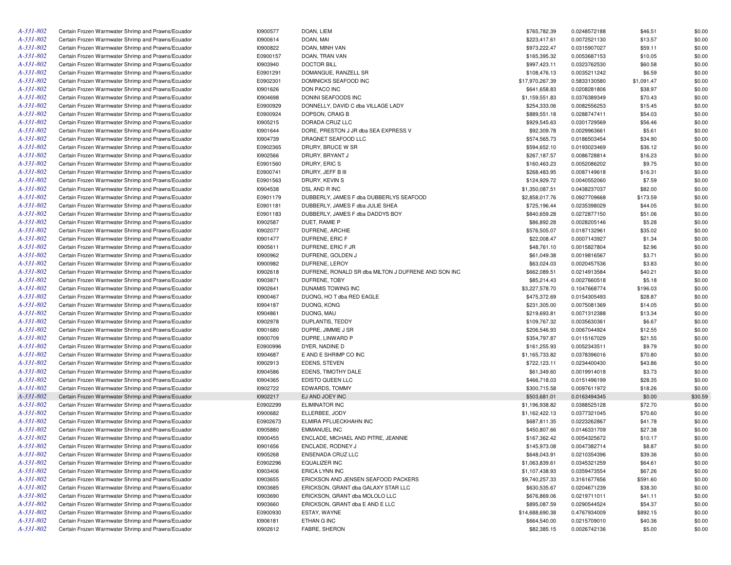| | | | | | | | |
|---|---|---|---|---|---|---|---|
| A-331-802 | Certain Frozen Warmwater Shrimp and Prawns/Ecuador | I0900577 | DOAN, LIEM | $765,782.39 | 0.0248572188 | $46.51 | $0.00 |
| A-331-802 | Certain Frozen Warmwater Shrimp and Prawns/Ecuador | I0900614 | DOAN, MAI | $223,417.61 | 0.0072521130 | $13.57 | $0.00 |
| A-331-802 | Certain Frozen Warmwater Shrimp and Prawns/Ecuador | I0900822 | DOAN, MINH VAN | $973,222.47 | 0.0315907027 | $59.11 | $0.00 |
| A-331-802 | Certain Frozen Warmwater Shrimp and Prawns/Ecuador | E0900157 | DOAN, TRAN VAN | $165,395.32 | 0.0053687153 | $10.05 | $0.00 |
| A-331-802 | Certain Frozen Warmwater Shrimp and Prawns/Ecuador | I0903940 | DOCTOR BILL | $997,423.11 | 0.0323762530 | $60.58 | $0.00 |
| A-331-802 | Certain Frozen Warmwater Shrimp and Prawns/Ecuador | E0901291 | DOMANGUE, RANZELL SR | $108,476.13 | 0.0035211242 | $6.59 | $0.00 |
| A-331-802 | Certain Frozen Warmwater Shrimp and Prawns/Ecuador | E0902301 | DOMINICKS SEAFOOD INC | $17,970,267.39 | 0.5833130580 | $1,091.47 | $0.00 |
| A-331-802 | Certain Frozen Warmwater Shrimp and Prawns/Ecuador | I0901626 | DON PACO INC | $641,658.83 | 0.0208281806 | $38.97 | $0.00 |
| A-331-802 | Certain Frozen Warmwater Shrimp and Prawns/Ecuador | I0904698 | DONINI SEAFOODS INC | $1,159,551.83 | 0.0376389349 | $70.43 | $0.00 |
| A-331-802 | Certain Frozen Warmwater Shrimp and Prawns/Ecuador | E0900929 | DONNELLY, DAVID C dba VILLAGE LADY | $254,333.06 | 0.0082556253 | $15.45 | $0.00 |
| A-331-802 | Certain Frozen Warmwater Shrimp and Prawns/Ecuador | E0900924 | DOPSON, CRAIG B | $889,551.18 | 0.0288747411 | $54.03 | $0.00 |
| A-331-802 | Certain Frozen Warmwater Shrimp and Prawns/Ecuador | I0905215 | DORADA CRUZ LLC | $929,545.63 | 0.0301729569 | $56.46 | $0.00 |
| A-331-802 | Certain Frozen Warmwater Shrimp and Prawns/Ecuador | I0901644 | DORE, PRESTON J JR dba SEA EXPRESS V | $92,309.78 | 0.0029963661 | $5.61 | $0.00 |
| A-331-802 | Certain Frozen Warmwater Shrimp and Prawns/Ecuador | I0904739 | DRAGNET SEAFOOD LLC | $574,565.73 | 0.0186503454 | $34.90 | $0.00 |
| A-331-802 | Certain Frozen Warmwater Shrimp and Prawns/Ecuador | E0902365 | DRURY, BRUCE W SR | $594,652.10 | 0.0193023469 | $36.12 | $0.00 |
| A-331-802 | Certain Frozen Warmwater Shrimp and Prawns/Ecuador | I0902566 | DRURY, BRYANT J | $267,187.57 | 0.0086728814 | $16.23 | $0.00 |
| A-331-802 | Certain Frozen Warmwater Shrimp and Prawns/Ecuador | E0901560 | DRURY, ERIC S | $160,463.23 | 0.0052086202 | $9.75 | $0.00 |
| A-331-802 | Certain Frozen Warmwater Shrimp and Prawns/Ecuador | E0900741 | DRURY, JEFF B III | $268,483.95 | 0.0087149618 | $16.31 | $0.00 |
| A-331-802 | Certain Frozen Warmwater Shrimp and Prawns/Ecuador | E0901563 | DRURY, KEVIN S | $124,929.72 | 0.0040552060 | $7.59 | $0.00 |
| A-331-802 | Certain Frozen Warmwater Shrimp and Prawns/Ecuador | I0904538 | DSL AND R INC | $1,350,087.51 | 0.0438237037 | $82.00 | $0.00 |
| A-331-802 | Certain Frozen Warmwater Shrimp and Prawns/Ecuador | E0901179 | DUBBERLY, JAMES F dba DUBBERLYS SEAFOOD | $2,858,017.76 | 0.0927709668 | $173.59 | $0.00 |
| A-331-802 | Certain Frozen Warmwater Shrimp and Prawns/Ecuador | E0901181 | DUBBERLY, JAMES F dba JULIE SHEA | $725,196.44 | 0.0235398029 | $44.05 | $0.00 |
| A-331-802 | Certain Frozen Warmwater Shrimp and Prawns/Ecuador | E0901183 | DUBBERLY, JAMES F dba DADDYS BOY | $840,659.28 | 0.0272877150 | $51.06 | $0.00 |
| A-331-802 | Certain Frozen Warmwater Shrimp and Prawns/Ecuador | I0902587 | DUET, RAMIE P | $86,892.28 | 0.0028205146 | $5.28 | $0.00 |
| A-331-802 | Certain Frozen Warmwater Shrimp and Prawns/Ecuador | I0902077 | DUFRENE, ARCHIE | $576,505.07 | 0.0187132961 | $35.02 | $0.00 |
| A-331-802 | Certain Frozen Warmwater Shrimp and Prawns/Ecuador | I0901477 | DUFRENE, ERIC F | $22,008.47 | 0.0007143927 | $1.34 | $0.00 |
| A-331-802 | Certain Frozen Warmwater Shrimp and Prawns/Ecuador | I0905611 | DUFRENE, ERIC F JR | $48,761.10 | 0.0015827804 | $2.96 | $0.00 |
| A-331-802 | Certain Frozen Warmwater Shrimp and Prawns/Ecuador | I0900962 | DUFRENE, GOLDEN J | $61,049.38 | 0.0019816567 | $3.71 | $0.00 |
| A-331-802 | Certain Frozen Warmwater Shrimp and Prawns/Ecuador | I0900982 | DUFRENE, LEROY | $63,024.03 | 0.0020457536 | $3.83 | $0.00 |
| A-331-802 | Certain Frozen Warmwater Shrimp and Prawns/Ecuador | I0902618 | DUFRENE, RONALD SR dba MILTON J DUFRENE AND SON INC | $662,089.51 | 0.0214913584 | $40.21 | $0.00 |
| A-331-802 | Certain Frozen Warmwater Shrimp and Prawns/Ecuador | I0903871 | DUFRENE, TOBY | $85,214.43 | 0.0027660518 | $5.18 | $0.00 |
| A-331-802 | Certain Frozen Warmwater Shrimp and Prawns/Ecuador | I0902641 | DUNAMIS TOWING INC | $3,227,578.70 | 0.1047668774 | $196.03 | $0.00 |
| A-331-802 | Certain Frozen Warmwater Shrimp and Prawns/Ecuador | I0900467 | DUONG, HO T dba RED EAGLE | $475,372.69 | 0.0154305493 | $28.87 | $0.00 |
| A-331-802 | Certain Frozen Warmwater Shrimp and Prawns/Ecuador | I0904187 | DUONG, KONG | $231,305.00 | 0.0075081369 | $14.05 | $0.00 |
| A-331-802 | Certain Frozen Warmwater Shrimp and Prawns/Ecuador | I0904861 | DUONG, MAU | $219,693.81 | 0.0071312388 | $13.34 | $0.00 |
| A-331-802 | Certain Frozen Warmwater Shrimp and Prawns/Ecuador | I0902978 | DUPLANTIS, TEDDY | $109,767.32 | 0.0035630361 | $6.67 | $0.00 |
| A-331-802 | Certain Frozen Warmwater Shrimp and Prawns/Ecuador | I0901680 | DUPRE, JIMMIE J SR | $206,546.93 | 0.0067044924 | $12.55 | $0.00 |
| A-331-802 | Certain Frozen Warmwater Shrimp and Prawns/Ecuador | I0900709 | DUPRE, LINWARD P | $354,797.87 | 0.0115167029 | $21.55 | $0.00 |
| A-331-802 | Certain Frozen Warmwater Shrimp and Prawns/Ecuador | E0900996 | DYER, NADINE D | $161,255.93 | 0.0052343511 | $9.79 | $0.00 |
| A-331-802 | Certain Frozen Warmwater Shrimp and Prawns/Ecuador | I0904687 | E AND E SHRIMP CO INC | $1,165,733.82 | 0.0378396016 | $70.80 | $0.00 |
| A-331-802 | Certain Frozen Warmwater Shrimp and Prawns/Ecuador | I0902913 | EDENS, STEVEN | $722,123.11 | 0.0234400430 | $43.86 | $0.00 |
| A-331-802 | Certain Frozen Warmwater Shrimp and Prawns/Ecuador | I0904586 | EDENS, TIMOTHY DALE | $61,349.60 | 0.0019914018 | $3.73 | $0.00 |
| A-331-802 | Certain Frozen Warmwater Shrimp and Prawns/Ecuador | I0904365 | EDISTO QUEEN LLC | $466,718.03 | 0.0151496199 | $28.35 | $0.00 |
| A-331-802 | Certain Frozen Warmwater Shrimp and Prawns/Ecuador | I0902722 | EDWARDS, TOMMY | $300,715.58 | 0.0097611972 | $18.26 | $0.00 |
| A-331-802 | Certain Frozen Warmwater Shrimp and Prawns/Ecuador | I0902217 | EJ AND JOEY INC | $503,681.01 | 0.0163494345 | $0.00 | $30.59 |
| A-331-802 | Certain Frozen Warmwater Shrimp and Prawns/Ecuador | E0902299 | ELIMINATOR INC | $1,196,938.82 | 0.0388525128 | $72.70 | $0.00 |
| A-331-802 | Certain Frozen Warmwater Shrimp and Prawns/Ecuador | I0900682 | ELLERBEE, JODY | $1,162,422.13 | 0.0377321045 | $70.60 | $0.00 |
| A-331-802 | Certain Frozen Warmwater Shrimp and Prawns/Ecuador | E0902673 | ELMIRA PFLUECKHAHN INC | $687,811.35 | 0.0223262867 | $41.78 | $0.00 |
| A-331-802 | Certain Frozen Warmwater Shrimp and Prawns/Ecuador | I0905880 | EMMANUEL INC | $450,807.66 | 0.0146331709 | $27.38 | $0.00 |
| A-331-802 | Certain Frozen Warmwater Shrimp and Prawns/Ecuador | I0900455 | ENCLADE, MICHAEL AND PITRE, JEANNIE | $167,362.42 | 0.0054325672 | $10.17 | $0.00 |
| A-331-802 | Certain Frozen Warmwater Shrimp and Prawns/Ecuador | I0901656 | ENCLADE, RODNEY J | $145,973.08 | 0.0047382714 | $8.87 | $0.00 |
| A-331-802 | Certain Frozen Warmwater Shrimp and Prawns/Ecuador | I0905268 | ENSENADA CRUZ LLC | $648,043.91 | 0.0210354396 | $39.36 | $0.00 |
| A-331-802 | Certain Frozen Warmwater Shrimp and Prawns/Ecuador | E0902296 | EQUALIZER INC | $1,063,839.61 | 0.0345321259 | $64.61 | $0.00 |
| A-331-802 | Certain Frozen Warmwater Shrimp and Prawns/Ecuador | I0903406 | ERICA LYNN INC | $1,107,438.93 | 0.0359473554 | $67.26 | $0.00 |
| A-331-802 | Certain Frozen Warmwater Shrimp and Prawns/Ecuador | I0903655 | ERICKSON AND JENSEN SEAFOOD PACKERS | $9,740,257.33 | 0.3161677656 | $591.60 | $0.00 |
| A-331-802 | Certain Frozen Warmwater Shrimp and Prawns/Ecuador | I0903685 | ERICKSON, GRANT dba GALAXY STAR LLC | $630,535.67 | 0.0204671239 | $38.30 | $0.00 |
| A-331-802 | Certain Frozen Warmwater Shrimp and Prawns/Ecuador | I0903690 | ERICKSON, GRANT dba MOLOLO LLC | $676,869.06 | 0.0219711011 | $41.11 | $0.00 |
| A-331-802 | Certain Frozen Warmwater Shrimp and Prawns/Ecuador | I0903660 | ERICKSON, GRANT dba E AND E LLC | $895,087.59 | 0.0290544524 | $54.37 | $0.00 |
| A-331-802 | Certain Frozen Warmwater Shrimp and Prawns/Ecuador | E0900930 | ESTAY, WAYNE | $14,688,690.38 | 0.4767934009 | $892.15 | $0.00 |
| A-331-802 | Certain Frozen Warmwater Shrimp and Prawns/Ecuador | I0906181 | ETHAN G INC | $664,540.00 | 0.0215709010 | $40.36 | $0.00 |
| A-331-802 | Certain Frozen Warmwater Shrimp and Prawns/Ecuador | I0902612 | FABRE, SHERON | $82,385.15 | 0.0026742136 | $5.00 | $0.00 |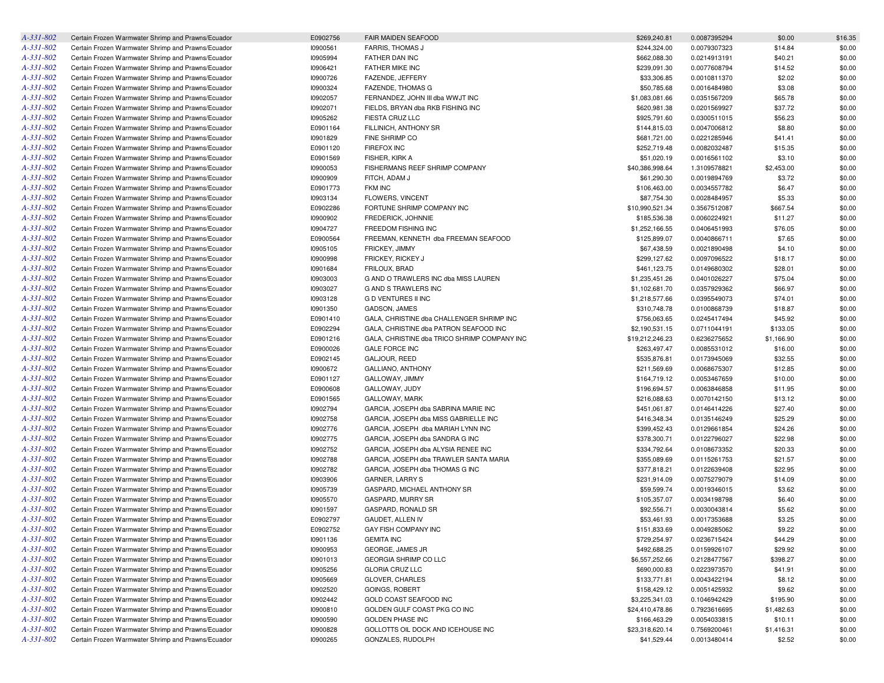| | | | | | | | |
|---|---|---|---|---|---|---|---|
| A-331-802 | Certain Frozen Warmwater Shrimp and Prawns/Ecuador | E0902756 | FAIR MAIDEN SEAFOOD | $269,240.81 | 0.0087395294 | $0.00 | $16.35 |
| A-331-802 | Certain Frozen Warmwater Shrimp and Prawns/Ecuador | I0900561 | FARRIS, THOMAS J | $244,324.00 | 0.0079307323 | $14.84 | $0.00 |
| A-331-802 | Certain Frozen Warmwater Shrimp and Prawns/Ecuador | I0905994 | FATHER DAN INC | $662,088.30 | 0.0214913191 | $40.21 | $0.00 |
| A-331-802 | Certain Frozen Warmwater Shrimp and Prawns/Ecuador | I0906421 | FATHER MIKE INC | $239,091.30 | 0.0077608794 | $14.52 | $0.00 |
| A-331-802 | Certain Frozen Warmwater Shrimp and Prawns/Ecuador | I0900726 | FAZENDE, JEFFERY | $33,306.85 | 0.0010811370 | $2.02 | $0.00 |
| A-331-802 | Certain Frozen Warmwater Shrimp and Prawns/Ecuador | I0900324 | FAZENDE, THOMAS G | $50,785.68 | 0.0016484980 | $3.08 | $0.00 |
| A-331-802 | Certain Frozen Warmwater Shrimp and Prawns/Ecuador | I0902057 | FERNANDEZ, JOHN III dba WWJT INC | $1,083,081.66 | 0.0351567209 | $65.78 | $0.00 |
| A-331-802 | Certain Frozen Warmwater Shrimp and Prawns/Ecuador | I0902071 | FIELDS, BRYAN dba RKB FISHING INC | $620,981.38 | 0.0201569927 | $37.72 | $0.00 |
| A-331-802 | Certain Frozen Warmwater Shrimp and Prawns/Ecuador | I0905262 | FIESTA CRUZ LLC | $925,791.60 | 0.0300511015 | $56.23 | $0.00 |
| A-331-802 | Certain Frozen Warmwater Shrimp and Prawns/Ecuador | E0901164 | FILLINICH, ANTHONY SR | $144,815.03 | 0.0047006812 | $8.80 | $0.00 |
| A-331-802 | Certain Frozen Warmwater Shrimp and Prawns/Ecuador | I0901829 | FINE SHRIMP CO | $681,721.00 | 0.0221285946 | $41.41 | $0.00 |
| A-331-802 | Certain Frozen Warmwater Shrimp and Prawns/Ecuador | E0901120 | FIREFOX INC | $252,719.48 | 0.0082032487 | $15.35 | $0.00 |
| A-331-802 | Certain Frozen Warmwater Shrimp and Prawns/Ecuador | E0901569 | FISHER, KIRK A | $51,020.19 | 0.0016561102 | $3.10 | $0.00 |
| A-331-802 | Certain Frozen Warmwater Shrimp and Prawns/Ecuador | I0900053 | FISHERMANS REEF SHRIMP COMPANY | $40,386,998.64 | 1.3109578821 | $2,453.00 | $0.00 |
| A-331-802 | Certain Frozen Warmwater Shrimp and Prawns/Ecuador | I0900909 | FITCH, ADAM J | $61,290.30 | 0.0019894769 | $3.72 | $0.00 |
| A-331-802 | Certain Frozen Warmwater Shrimp and Prawns/Ecuador | E0901773 | FKM INC | $106,463.00 | 0.0034557782 | $6.47 | $0.00 |
| A-331-802 | Certain Frozen Warmwater Shrimp and Prawns/Ecuador | I0903134 | FLOWERS, VINCENT | $87,754.30 | 0.0028484957 | $5.33 | $0.00 |
| A-331-802 | Certain Frozen Warmwater Shrimp and Prawns/Ecuador | E0902286 | FORTUNE SHRIMP COMPANY INC | $10,990,521.34 | 0.3567512087 | $667.54 | $0.00 |
| A-331-802 | Certain Frozen Warmwater Shrimp and Prawns/Ecuador | I0900902 | FREDERICK, JOHNNIE | $185,536.38 | 0.0060224921 | $11.27 | $0.00 |
| A-331-802 | Certain Frozen Warmwater Shrimp and Prawns/Ecuador | I0904727 | FREEDOM FISHING INC | $1,252,166.55 | 0.0406451993 | $76.05 | $0.00 |
| A-331-802 | Certain Frozen Warmwater Shrimp and Prawns/Ecuador | E0900564 | FREEMAN, KENNETH dba FREEMAN SEAFOOD | $125,899.07 | 0.0040866711 | $7.65 | $0.00 |
| A-331-802 | Certain Frozen Warmwater Shrimp and Prawns/Ecuador | I0905105 | FRICKEY, JIMMY | $67,438.59 | 0.0021890498 | $4.10 | $0.00 |
| A-331-802 | Certain Frozen Warmwater Shrimp and Prawns/Ecuador | I0900998 | FRICKEY, RICKEY J | $299,127.62 | 0.0097096522 | $18.17 | $0.00 |
| A-331-802 | Certain Frozen Warmwater Shrimp and Prawns/Ecuador | I0901684 | FRILOUX, BRAD | $461,123.75 | 0.0149680302 | $28.01 | $0.00 |
| A-331-802 | Certain Frozen Warmwater Shrimp and Prawns/Ecuador | I0903003 | G AND O TRAWLERS INC dba MISS LAUREN | $1,235,451.26 | 0.0401026227 | $75.04 | $0.00 |
| A-331-802 | Certain Frozen Warmwater Shrimp and Prawns/Ecuador | I0903027 | G AND S TRAWLERS INC | $1,102,681.70 | 0.0357929362 | $66.97 | $0.00 |
| A-331-802 | Certain Frozen Warmwater Shrimp and Prawns/Ecuador | I0903128 | G D VENTURES II INC | $1,218,577.66 | 0.0395549073 | $74.01 | $0.00 |
| A-331-802 | Certain Frozen Warmwater Shrimp and Prawns/Ecuador | I0901350 | GADSON, JAMES | $310,748.78 | 0.0100868739 | $18.87 | $0.00 |
| A-331-802 | Certain Frozen Warmwater Shrimp and Prawns/Ecuador | E0901410 | GALA, CHRISTINE dba CHALLENGER SHRIMP INC | $756,063.65 | 0.0245417494 | $45.92 | $0.00 |
| A-331-802 | Certain Frozen Warmwater Shrimp and Prawns/Ecuador | E0902294 | GALA, CHRISTINE dba PATRON SEAFOOD INC | $2,190,531.15 | 0.0711044191 | $133.05 | $0.00 |
| A-331-802 | Certain Frozen Warmwater Shrimp and Prawns/Ecuador | E0901216 | GALA, CHRISTINE dba TRICO SHRIMP COMPANY INC | $19,212,246.23 | 0.6236275652 | $1,166.90 | $0.00 |
| A-331-802 | Certain Frozen Warmwater Shrimp and Prawns/Ecuador | E0900026 | GALE FORCE INC | $263,497.47 | 0.0085531012 | $16.00 | $0.00 |
| A-331-802 | Certain Frozen Warmwater Shrimp and Prawns/Ecuador | E0902145 | GALJOUR, REED | $535,876.81 | 0.0173945069 | $32.55 | $0.00 |
| A-331-802 | Certain Frozen Warmwater Shrimp and Prawns/Ecuador | I0900672 | GALLIANO, ANTHONY | $211,569.69 | 0.0068675307 | $12.85 | $0.00 |
| A-331-802 | Certain Frozen Warmwater Shrimp and Prawns/Ecuador | E0901127 | GALLOWAY, JIMMY | $164,719.12 | 0.0053467659 | $10.00 | $0.00 |
| A-331-802 | Certain Frozen Warmwater Shrimp and Prawns/Ecuador | E0900608 | GALLOWAY, JUDY | $196,694.57 | 0.0063846858 | $11.95 | $0.00 |
| A-331-802 | Certain Frozen Warmwater Shrimp and Prawns/Ecuador | E0901565 | GALLOWAY, MARK | $216,088.63 | 0.0070142150 | $13.12 | $0.00 |
| A-331-802 | Certain Frozen Warmwater Shrimp and Prawns/Ecuador | I0902794 | GARCIA, JOSEPH dba SABRINA MARIE INC | $451,061.87 | 0.0146414226 | $27.40 | $0.00 |
| A-331-802 | Certain Frozen Warmwater Shrimp and Prawns/Ecuador | I0902758 | GARCIA, JOSEPH dba MISS GABRIELLE INC | $416,348.34 | 0.0135146249 | $25.29 | $0.00 |
| A-331-802 | Certain Frozen Warmwater Shrimp and Prawns/Ecuador | I0902776 | GARCIA, JOSEPH dba MARIAH LYNN INC | $399,452.43 | 0.0129661854 | $24.26 | $0.00 |
| A-331-802 | Certain Frozen Warmwater Shrimp and Prawns/Ecuador | I0902775 | GARCIA, JOSEPH dba SANDRA G INC | $378,300.71 | 0.0122796027 | $22.98 | $0.00 |
| A-331-802 | Certain Frozen Warmwater Shrimp and Prawns/Ecuador | I0902752 | GARCIA, JOSEPH dba ALYSIA RENEE INC | $334,792.64 | 0.0108673352 | $20.33 | $0.00 |
| A-331-802 | Certain Frozen Warmwater Shrimp and Prawns/Ecuador | I0902788 | GARCIA, JOSEPH dba TRAWLER SANTA MARIA | $355,089.69 | 0.0115261753 | $21.57 | $0.00 |
| A-331-802 | Certain Frozen Warmwater Shrimp and Prawns/Ecuador | I0902782 | GARCIA, JOSEPH dba THOMAS G INC | $377,818.21 | 0.0122639408 | $22.95 | $0.00 |
| A-331-802 | Certain Frozen Warmwater Shrimp and Prawns/Ecuador | I0903906 | GARNER, LARRY S | $231,914.09 | 0.0075279079 | $14.09 | $0.00 |
| A-331-802 | Certain Frozen Warmwater Shrimp and Prawns/Ecuador | I0905739 | GASPARD, MICHAEL ANTHONY SR | $59,599.74 | 0.0019346015 | $3.62 | $0.00 |
| A-331-802 | Certain Frozen Warmwater Shrimp and Prawns/Ecuador | I0905570 | GASPARD, MURRY SR | $105,357.07 | 0.0034198798 | $6.40 | $0.00 |
| A-331-802 | Certain Frozen Warmwater Shrimp and Prawns/Ecuador | I0901597 | GASPARD, RONALD SR | $92,556.71 | 0.0030043814 | $5.62 | $0.00 |
| A-331-802 | Certain Frozen Warmwater Shrimp and Prawns/Ecuador | E0902797 | GAUDET, ALLEN IV | $53,461.93 | 0.0017353688 | $3.25 | $0.00 |
| A-331-802 | Certain Frozen Warmwater Shrimp and Prawns/Ecuador | E0902752 | GAY FISH COMPANY INC | $151,833.69 | 0.0049285062 | $9.22 | $0.00 |
| A-331-802 | Certain Frozen Warmwater Shrimp and Prawns/Ecuador | I0901136 | GEMITA INC | $729,254.97 | 0.0236715424 | $44.29 | $0.00 |
| A-331-802 | Certain Frozen Warmwater Shrimp and Prawns/Ecuador | I0900953 | GEORGE, JAMES JR | $492,688.25 | 0.0159926107 | $29.92 | $0.00 |
| A-331-802 | Certain Frozen Warmwater Shrimp and Prawns/Ecuador | I0901013 | GEORGIA SHRIMP CO LLC | $6,557,252.66 | 0.2128477567 | $398.27 | $0.00 |
| A-331-802 | Certain Frozen Warmwater Shrimp and Prawns/Ecuador | I0905256 | GLORIA CRUZ LLC | $690,000.83 | 0.0223973570 | $41.91 | $0.00 |
| A-331-802 | Certain Frozen Warmwater Shrimp and Prawns/Ecuador | I0905669 | GLOVER, CHARLES | $133,771.81 | 0.0043422194 | $8.12 | $0.00 |
| A-331-802 | Certain Frozen Warmwater Shrimp and Prawns/Ecuador | I0902520 | GOINGS, ROBERT | $158,429.12 | 0.0051425932 | $9.62 | $0.00 |
| A-331-802 | Certain Frozen Warmwater Shrimp and Prawns/Ecuador | I0902442 | GOLD COAST SEAFOOD INC | $3,225,341.03 | 0.1046942429 | $195.90 | $0.00 |
| A-331-802 | Certain Frozen Warmwater Shrimp and Prawns/Ecuador | I0900810 | GOLDEN GULF COAST PKG CO INC | $24,410,478.86 | 0.7923616695 | $1,482.63 | $0.00 |
| A-331-802 | Certain Frozen Warmwater Shrimp and Prawns/Ecuador | I0900590 | GOLDEN PHASE INC | $166,463.29 | 0.0054033815 | $10.11 | $0.00 |
| A-331-802 | Certain Frozen Warmwater Shrimp and Prawns/Ecuador | I0900828 | GOLLOTTS OIL DOCK AND ICEHOUSE INC | $23,318,620.14 | 0.7569200461 | $1,416.31 | $0.00 |
| A-331-802 | Certain Frozen Warmwater Shrimp and Prawns/Ecuador | I0900265 | GONZALES, RUDOLPH | $41,529.44 | 0.0013480414 | $2.52 | $0.00 |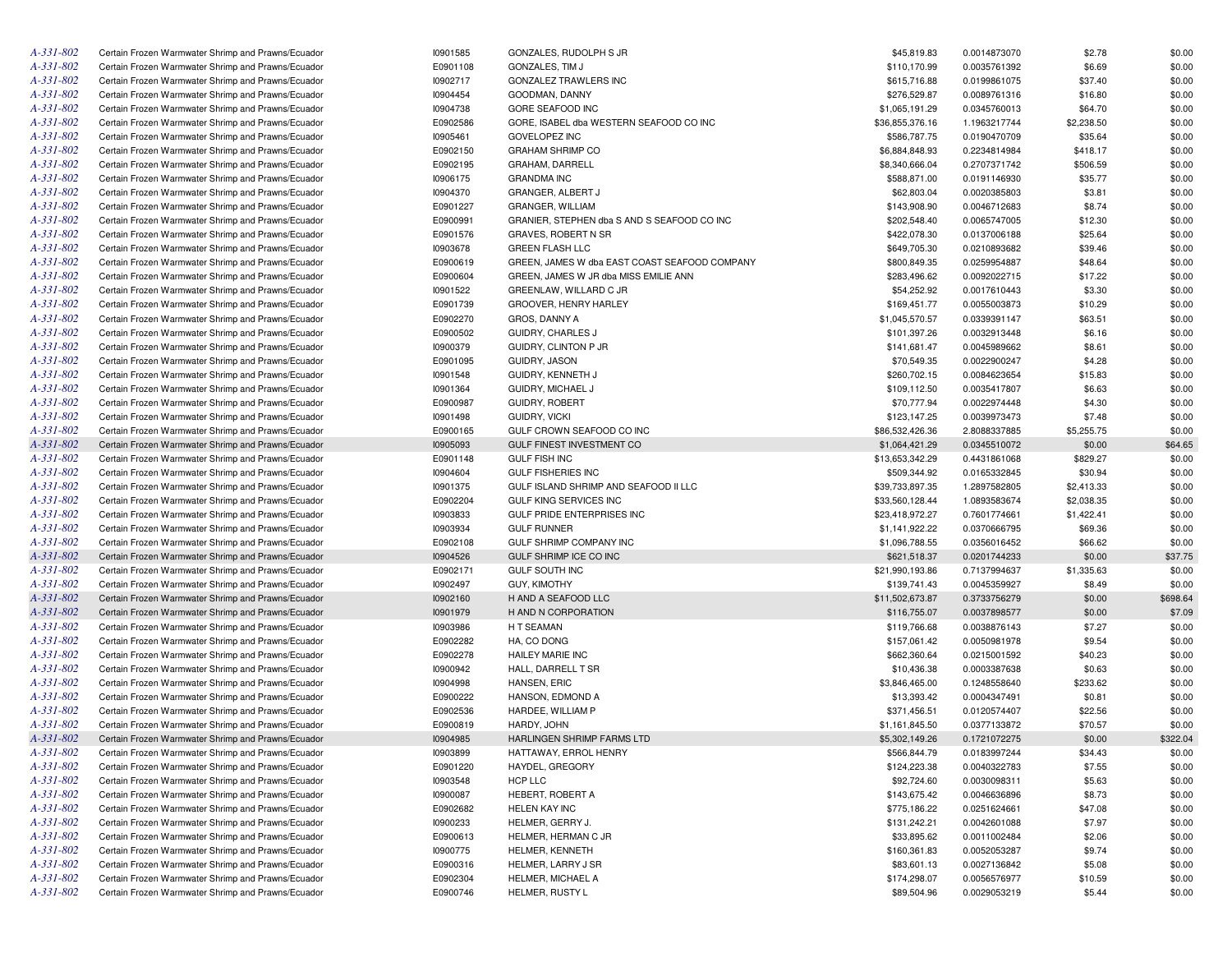| | | | | | | | |
|---|---|---|---|---|---|---|---|
| A-331-802 | Certain Frozen Warmwater Shrimp and Prawns/Ecuador | I0901585 | GONZALES, RUDOLPH S JR | $45,819.83 | 0.0014873070 | $2.78 | $0.00 |
| A-331-802 | Certain Frozen Warmwater Shrimp and Prawns/Ecuador | E0901108 | GONZALES, TIM J | $110,170.99 | 0.0035761392 | $6.69 | $0.00 |
| A-331-802 | Certain Frozen Warmwater Shrimp and Prawns/Ecuador | I0902717 | GONZALEZ TRAWLERS INC | $615,716.88 | 0.0199861075 | $37.40 | $0.00 |
| A-331-802 | Certain Frozen Warmwater Shrimp and Prawns/Ecuador | I0904454 | GOODMAN, DANNY | $276,529.87 | 0.0089761316 | $16.80 | $0.00 |
| A-331-802 | Certain Frozen Warmwater Shrimp and Prawns/Ecuador | I0904738 | GORE SEAFOOD INC | $1,065,191.29 | 0.0345760013 | $64.70 | $0.00 |
| A-331-802 | Certain Frozen Warmwater Shrimp and Prawns/Ecuador | E0902586 | GORE, ISABEL dba WESTERN SEAFOOD CO INC | $36,855,376.16 | 1.1963217744 | $2,238.50 | $0.00 |
| A-331-802 | Certain Frozen Warmwater Shrimp and Prawns/Ecuador | I0905461 | GOVELOPEZ INC | $586,787.75 | 0.0190470709 | $35.64 | $0.00 |
| A-331-802 | Certain Frozen Warmwater Shrimp and Prawns/Ecuador | E0902150 | GRAHAM SHRIMP CO | $6,884,848.93 | 0.2234814984 | $418.17 | $0.00 |
| A-331-802 | Certain Frozen Warmwater Shrimp and Prawns/Ecuador | E0902195 | GRAHAM, DARRELL | $8,340,666.04 | 0.2707371742 | $506.59 | $0.00 |
| A-331-802 | Certain Frozen Warmwater Shrimp and Prawns/Ecuador | I0906175 | GRANDMA INC | $588,871.00 | 0.0191146930 | $35.77 | $0.00 |
| A-331-802 | Certain Frozen Warmwater Shrimp and Prawns/Ecuador | I0904370 | GRANGER, ALBERT J | $62,803.04 | 0.0020385803 | $3.81 | $0.00 |
| A-331-802 | Certain Frozen Warmwater Shrimp and Prawns/Ecuador | E0901227 | GRANGER, WILLIAM | $143,908.90 | 0.0046712683 | $8.74 | $0.00 |
| A-331-802 | Certain Frozen Warmwater Shrimp and Prawns/Ecuador | E0900991 | GRANIER, STEPHEN dba S AND S SEAFOOD CO INC | $202,548.40 | 0.0065747005 | $12.30 | $0.00 |
| A-331-802 | Certain Frozen Warmwater Shrimp and Prawns/Ecuador | E0901576 | GRAVES, ROBERT N SR | $422,078.30 | 0.0137006188 | $25.64 | $0.00 |
| A-331-802 | Certain Frozen Warmwater Shrimp and Prawns/Ecuador | I0903678 | GREEN FLASH LLC | $649,705.30 | 0.0210893682 | $39.46 | $0.00 |
| A-331-802 | Certain Frozen Warmwater Shrimp and Prawns/Ecuador | E0900619 | GREEN, JAMES W dba EAST COAST SEAFOOD COMPANY | $800,849.35 | 0.0259954887 | $48.64 | $0.00 |
| A-331-802 | Certain Frozen Warmwater Shrimp and Prawns/Ecuador | E0900604 | GREEN, JAMES W JR dba MISS EMILIE ANN | $283,496.62 | 0.0092022715 | $17.22 | $0.00 |
| A-331-802 | Certain Frozen Warmwater Shrimp and Prawns/Ecuador | I0901522 | GREENLAW, WILLARD C JR | $54,252.92 | 0.0017610443 | $3.30 | $0.00 |
| A-331-802 | Certain Frozen Warmwater Shrimp and Prawns/Ecuador | E0901739 | GROOVER, HENRY HARLEY | $169,451.77 | 0.0055003873 | $10.29 | $0.00 |
| A-331-802 | Certain Frozen Warmwater Shrimp and Prawns/Ecuador | E0902270 | GROS, DANNY A | $1,045,570.57 | 0.0339391147 | $63.51 | $0.00 |
| A-331-802 | Certain Frozen Warmwater Shrimp and Prawns/Ecuador | E0900502 | GUIDRY, CHARLES J | $101,397.26 | 0.0032913448 | $6.16 | $0.00 |
| A-331-802 | Certain Frozen Warmwater Shrimp and Prawns/Ecuador | I0900379 | GUIDRY, CLINTON P JR | $141,681.47 | 0.0045989662 | $8.61 | $0.00 |
| A-331-802 | Certain Frozen Warmwater Shrimp and Prawns/Ecuador | E0901095 | GUIDRY, JASON | $70,549.35 | 0.0022900247 | $4.28 | $0.00 |
| A-331-802 | Certain Frozen Warmwater Shrimp and Prawns/Ecuador | I0901548 | GUIDRY, KENNETH J | $260,702.15 | 0.0084623654 | $15.83 | $0.00 |
| A-331-802 | Certain Frozen Warmwater Shrimp and Prawns/Ecuador | I0901364 | GUIDRY, MICHAEL J | $109,112.50 | 0.0035417807 | $6.63 | $0.00 |
| A-331-802 | Certain Frozen Warmwater Shrimp and Prawns/Ecuador | E0900987 | GUIDRY, ROBERT | $70,777.94 | 0.0022974448 | $4.30 | $0.00 |
| A-331-802 | Certain Frozen Warmwater Shrimp and Prawns/Ecuador | I0901498 | GUIDRY, VICKI | $123,147.25 | 0.0039973473 | $7.48 | $0.00 |
| A-331-802 | Certain Frozen Warmwater Shrimp and Prawns/Ecuador | E0900165 | GULF CROWN SEAFOOD CO INC | $86,532,426.36 | 2.8088337885 | $5,255.75 | $0.00 |
| A-331-802 | Certain Frozen Warmwater Shrimp and Prawns/Ecuador | I0905093 | GULF FINEST INVESTMENT CO | $1,064,421.29 | 0.0345510072 | $0.00 | $64.65 |
| A-331-802 | Certain Frozen Warmwater Shrimp and Prawns/Ecuador | E0901148 | GULF FISH INC | $13,653,342.29 | 0.4431861068 | $829.27 | $0.00 |
| A-331-802 | Certain Frozen Warmwater Shrimp and Prawns/Ecuador | I0904604 | GULF FISHERIES INC | $509,344.92 | 0.0165332845 | $30.94 | $0.00 |
| A-331-802 | Certain Frozen Warmwater Shrimp and Prawns/Ecuador | I0901375 | GULF ISLAND SHRIMP AND SEAFOOD II LLC | $39,733,897.35 | 1.2897582805 | $2,413.33 | $0.00 |
| A-331-802 | Certain Frozen Warmwater Shrimp and Prawns/Ecuador | E0902204 | GULF KING SERVICES INC | $33,560,128.44 | 1.0893583674 | $2,038.35 | $0.00 |
| A-331-802 | Certain Frozen Warmwater Shrimp and Prawns/Ecuador | I0903833 | GULF PRIDE ENTERPRISES INC | $23,418,972.27 | 0.7601774661 | $1,422.41 | $0.00 |
| A-331-802 | Certain Frozen Warmwater Shrimp and Prawns/Ecuador | I0903934 | GULF RUNNER | $1,141,922.22 | 0.0370666795 | $69.36 | $0.00 |
| A-331-802 | Certain Frozen Warmwater Shrimp and Prawns/Ecuador | E0902108 | GULF SHRIMP COMPANY INC | $1,096,788.55 | 0.0356016452 | $66.62 | $0.00 |
| A-331-802 | Certain Frozen Warmwater Shrimp and Prawns/Ecuador | I0904526 | GULF SHRIMP ICE CO INC | $621,518.37 | 0.0201744233 | $0.00 | $37.75 |
| A-331-802 | Certain Frozen Warmwater Shrimp and Prawns/Ecuador | E0902171 | GULF SOUTH INC | $21,990,193.86 | 0.7137994637 | $1,335.63 | $0.00 |
| A-331-802 | Certain Frozen Warmwater Shrimp and Prawns/Ecuador | I0902497 | GUY, KIMOTHY | $139,741.43 | 0.0045359927 | $8.49 | $0.00 |
| A-331-802 | Certain Frozen Warmwater Shrimp and Prawns/Ecuador | I0902160 | H AND A SEAFOOD LLC | $11,502,673.87 | 0.3733756279 | $0.00 | $698.64 |
| A-331-802 | Certain Frozen Warmwater Shrimp and Prawns/Ecuador | I0901979 | H AND N CORPORATION | $116,755.07 | 0.0037898577 | $0.00 | $7.09 |
| A-331-802 | Certain Frozen Warmwater Shrimp and Prawns/Ecuador | I0903986 | H T SEAMAN | $119,766.68 | 0.0038876143 | $7.27 | $0.00 |
| A-331-802 | Certain Frozen Warmwater Shrimp and Prawns/Ecuador | E0902282 | HA, CO DONG | $157,061.42 | 0.0050981978 | $9.54 | $0.00 |
| A-331-802 | Certain Frozen Warmwater Shrimp and Prawns/Ecuador | E0902278 | HAILEY MARIE INC | $662,360.64 | 0.0215001592 | $40.23 | $0.00 |
| A-331-802 | Certain Frozen Warmwater Shrimp and Prawns/Ecuador | I0900942 | HALL, DARRELL T SR | $10,436.38 | 0.0003387638 | $0.63 | $0.00 |
| A-331-802 | Certain Frozen Warmwater Shrimp and Prawns/Ecuador | I0904998 | HANSEN, ERIC | $3,846,465.00 | 0.1248558640 | $233.62 | $0.00 |
| A-331-802 | Certain Frozen Warmwater Shrimp and Prawns/Ecuador | E0900222 | HANSON, EDMOND A | $13,393.42 | 0.0004347491 | $0.81 | $0.00 |
| A-331-802 | Certain Frozen Warmwater Shrimp and Prawns/Ecuador | E0902536 | HARDEE, WILLIAM P | $371,456.51 | 0.0120574407 | $22.56 | $0.00 |
| A-331-802 | Certain Frozen Warmwater Shrimp and Prawns/Ecuador | E0900819 | HARDY, JOHN | $1,161,845.50 | 0.0377133872 | $70.57 | $0.00 |
| A-331-802 | Certain Frozen Warmwater Shrimp and Prawns/Ecuador | I0904985 | HARLINGEN SHRIMP FARMS LTD | $5,302,149.26 | 0.1721072275 | $0.00 | $322.04 |
| A-331-802 | Certain Frozen Warmwater Shrimp and Prawns/Ecuador | I0903899 | HATTAWAY, ERROL HENRY | $566,844.79 | 0.0183997244 | $34.43 | $0.00 |
| A-331-802 | Certain Frozen Warmwater Shrimp and Prawns/Ecuador | E0901220 | HAYDEL, GREGORY | $124,223.38 | 0.0040322783 | $7.55 | $0.00 |
| A-331-802 | Certain Frozen Warmwater Shrimp and Prawns/Ecuador | I0903548 | HCP LLC | $92,724.60 | 0.0030098311 | $5.63 | $0.00 |
| A-331-802 | Certain Frozen Warmwater Shrimp and Prawns/Ecuador | I0900087 | HEBERT, ROBERT A | $143,675.42 | 0.0046636896 | $8.73 | $0.00 |
| A-331-802 | Certain Frozen Warmwater Shrimp and Prawns/Ecuador | E0902682 | HELEN KAY INC | $775,186.22 | 0.0251624661 | $47.08 | $0.00 |
| A-331-802 | Certain Frozen Warmwater Shrimp and Prawns/Ecuador | I0900233 | HELMER, GERRY J. | $131,242.21 | 0.0042601088 | $7.97 | $0.00 |
| A-331-802 | Certain Frozen Warmwater Shrimp and Prawns/Ecuador | E0900613 | HELMER, HERMAN C JR | $33,895.62 | 0.0011002484 | $2.06 | $0.00 |
| A-331-802 | Certain Frozen Warmwater Shrimp and Prawns/Ecuador | I0900775 | HELMER, KENNETH | $160,361.83 | 0.0052053287 | $9.74 | $0.00 |
| A-331-802 | Certain Frozen Warmwater Shrimp and Prawns/Ecuador | E0900316 | HELMER, LARRY J SR | $83,601.13 | 0.0027136842 | $5.08 | $0.00 |
| A-331-802 | Certain Frozen Warmwater Shrimp and Prawns/Ecuador | E0902304 | HELMER, MICHAEL A | $174,298.07 | 0.0056576977 | $10.59 | $0.00 |
| A-331-802 | Certain Frozen Warmwater Shrimp and Prawns/Ecuador | E0900746 | HELMER, RUSTY L | $89,504.96 | 0.0029053219 | $5.44 | $0.00 |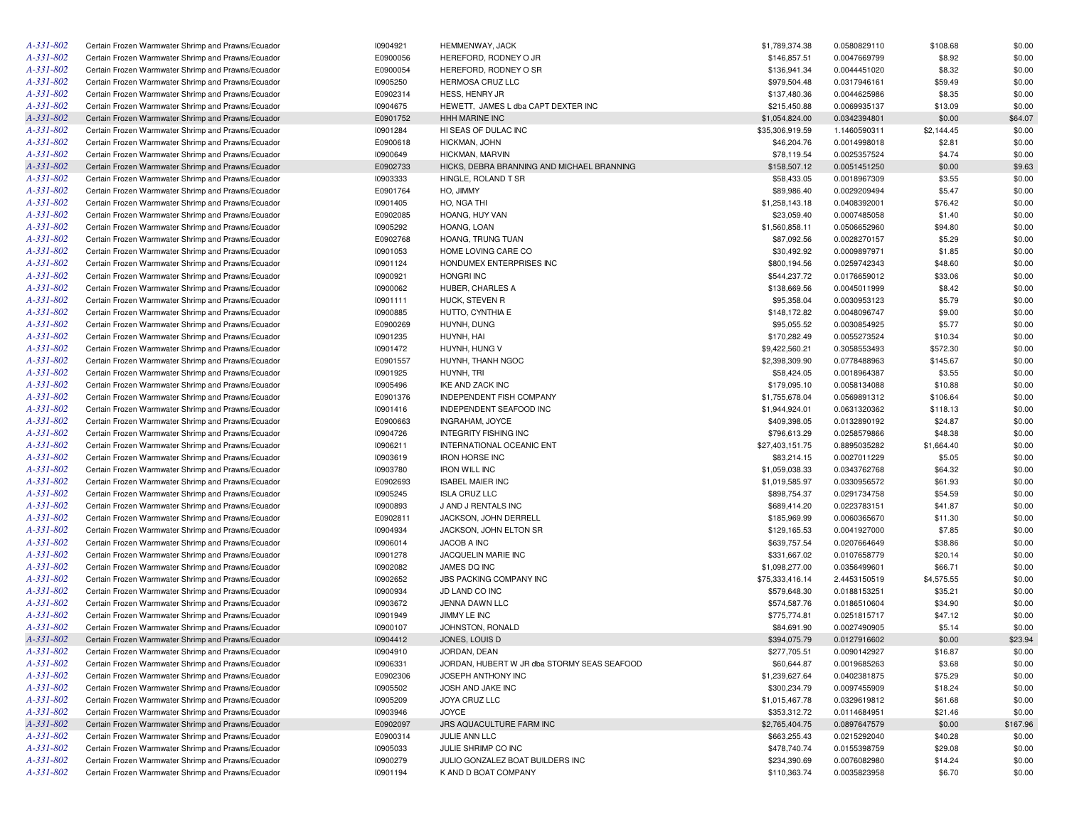| | | | | | | | |
|---|---|---|---|---|---|---|---|
| A-331-802 | Certain Frozen Warmwater Shrimp and Prawns/Ecuador | I0904921 | HEMMENWAY, JACK | $1,789,374.38 | 0.0580829110 | $108.68 | $0.00 |
| A-331-802 | Certain Frozen Warmwater Shrimp and Prawns/Ecuador | E0900056 | HEREFORD, RODNEY O JR | $146,857.51 | 0.0047669799 | $8.92 | $0.00 |
| A-331-802 | Certain Frozen Warmwater Shrimp and Prawns/Ecuador | E0900054 | HEREFORD, RODNEY O SR | $136,941.34 | 0.0044451020 | $8.32 | $0.00 |
| A-331-802 | Certain Frozen Warmwater Shrimp and Prawns/Ecuador | I0905250 | HERMOSA CRUZ LLC | $979,504.48 | 0.0317946161 | $59.49 | $0.00 |
| A-331-802 | Certain Frozen Warmwater Shrimp and Prawns/Ecuador | E0902314 | HESS, HENRY JR | $137,480.36 | 0.0044625986 | $8.35 | $0.00 |
| A-331-802 | Certain Frozen Warmwater Shrimp and Prawns/Ecuador | I0904675 | HEWETT, JAMES L dba CAPT DEXTER INC | $215,450.88 | 0.0069935137 | $13.09 | $0.00 |
| A-331-802 | Certain Frozen Warmwater Shrimp and Prawns/Ecuador | E0901752 | HHH MARINE INC | $1,054,824.00 | 0.0342394801 | $0.00 | $64.07 |
| A-331-802 | Certain Frozen Warmwater Shrimp and Prawns/Ecuador | I0901284 | HI SEAS OF DULAC INC | $35,306,919.59 | 1.1460590311 | $2,144.45 | $0.00 |
| A-331-802 | Certain Frozen Warmwater Shrimp and Prawns/Ecuador | E0900618 | HICKMAN, JOHN | $46,204.76 | 0.0014998018 | $2.81 | $0.00 |
| A-331-802 | Certain Frozen Warmwater Shrimp and Prawns/Ecuador | I0900649 | HICKMAN, MARVIN | $78,119.54 | 0.0025357524 | $4.74 | $0.00 |
| A-331-802 | Certain Frozen Warmwater Shrimp and Prawns/Ecuador | E0902733 | HICKS, DEBRA BRANNING AND MICHAEL BRANNING | $158,507.12 | 0.0051451250 | $0.00 | $9.63 |
| A-331-802 | Certain Frozen Warmwater Shrimp and Prawns/Ecuador | I0903333 | HINGLE, ROLAND T SR | $58,433.05 | 0.0018967309 | $3.55 | $0.00 |
| A-331-802 | Certain Frozen Warmwater Shrimp and Prawns/Ecuador | E0901764 | HO, JIMMY | $89,986.40 | 0.0029209494 | $5.47 | $0.00 |
| A-331-802 | Certain Frozen Warmwater Shrimp and Prawns/Ecuador | I0901405 | HO, NGA THI | $1,258,143.18 | 0.0408392001 | $76.42 | $0.00 |
| A-331-802 | Certain Frozen Warmwater Shrimp and Prawns/Ecuador | E0902085 | HOANG, HUY VAN | $23,059.40 | 0.0007485058 | $1.40 | $0.00 |
| A-331-802 | Certain Frozen Warmwater Shrimp and Prawns/Ecuador | I0905292 | HOANG, LOAN | $1,560,858.11 | 0.0506652960 | $94.80 | $0.00 |
| A-331-802 | Certain Frozen Warmwater Shrimp and Prawns/Ecuador | E0902768 | HOANG, TRUNG TUAN | $87,092.56 | 0.0028270157 | $5.29 | $0.00 |
| A-331-802 | Certain Frozen Warmwater Shrimp and Prawns/Ecuador | I0901053 | HOME LOVING CARE CO | $30,492.92 | 0.0009897971 | $1.85 | $0.00 |
| A-331-802 | Certain Frozen Warmwater Shrimp and Prawns/Ecuador | I0901124 | HONDUMEX ENTERPRISES INC | $800,194.56 | 0.0259742343 | $48.60 | $0.00 |
| A-331-802 | Certain Frozen Warmwater Shrimp and Prawns/Ecuador | I0900921 | HONGRI INC | $544,237.72 | 0.0176659012 | $33.06 | $0.00 |
| A-331-802 | Certain Frozen Warmwater Shrimp and Prawns/Ecuador | I0900062 | HUBER, CHARLES A | $138,669.56 | 0.0045011999 | $8.42 | $0.00 |
| A-331-802 | Certain Frozen Warmwater Shrimp and Prawns/Ecuador | I0901111 | HUCK, STEVEN R | $95,358.04 | 0.0030953123 | $5.79 | $0.00 |
| A-331-802 | Certain Frozen Warmwater Shrimp and Prawns/Ecuador | I0900885 | HUTTO, CYNTHIA E | $148,172.82 | 0.0048096747 | $9.00 | $0.00 |
| A-331-802 | Certain Frozen Warmwater Shrimp and Prawns/Ecuador | E0900269 | HUYNH, DUNG | $95,055.52 | 0.0030854925 | $5.77 | $0.00 |
| A-331-802 | Certain Frozen Warmwater Shrimp and Prawns/Ecuador | I0901235 | HUYNH, HAI | $170,282.49 | 0.0055273524 | $10.34 | $0.00 |
| A-331-802 | Certain Frozen Warmwater Shrimp and Prawns/Ecuador | I0901472 | HUYNH, HUNG V | $9,422,560.21 | 0.3058553493 | $572.30 | $0.00 |
| A-331-802 | Certain Frozen Warmwater Shrimp and Prawns/Ecuador | E0901557 | HUYNH, THANH NGOC | $2,398,309.90 | 0.0778488963 | $145.67 | $0.00 |
| A-331-802 | Certain Frozen Warmwater Shrimp and Prawns/Ecuador | I0901925 | HUYNH, TRI | $58,424.05 | 0.0018964387 | $3.55 | $0.00 |
| A-331-802 | Certain Frozen Warmwater Shrimp and Prawns/Ecuador | I0905496 | IKE AND ZACK INC | $179,095.10 | 0.0058134088 | $10.88 | $0.00 |
| A-331-802 | Certain Frozen Warmwater Shrimp and Prawns/Ecuador | E0901376 | INDEPENDENT FISH COMPANY | $1,755,678.04 | 0.0569891312 | $106.64 | $0.00 |
| A-331-802 | Certain Frozen Warmwater Shrimp and Prawns/Ecuador | I0901416 | INDEPENDENT SEAFOOD INC | $1,944,924.01 | 0.0631320362 | $118.13 | $0.00 |
| A-331-802 | Certain Frozen Warmwater Shrimp and Prawns/Ecuador | E0900663 | INGRAHAM, JOYCE | $409,398.05 | 0.0132890192 | $24.87 | $0.00 |
| A-331-802 | Certain Frozen Warmwater Shrimp and Prawns/Ecuador | I0904726 | INTEGRITY FISHING INC | $796,613.29 | 0.0258579866 | $48.38 | $0.00 |
| A-331-802 | Certain Frozen Warmwater Shrimp and Prawns/Ecuador | I0906211 | INTERNATIONAL OCEANIC ENT | $27,403,151.75 | 0.8895035282 | $1,664.40 | $0.00 |
| A-331-802 | Certain Frozen Warmwater Shrimp and Prawns/Ecuador | I0903619 | IRON HORSE INC | $83,214.15 | 0.0027011229 | $5.05 | $0.00 |
| A-331-802 | Certain Frozen Warmwater Shrimp and Prawns/Ecuador | I0903780 | IRON WILL INC | $1,059,038.33 | 0.0343762768 | $64.32 | $0.00 |
| A-331-802 | Certain Frozen Warmwater Shrimp and Prawns/Ecuador | E0902693 | ISABEL MAIER INC | $1,019,585.97 | 0.0330956572 | $61.93 | $0.00 |
| A-331-802 | Certain Frozen Warmwater Shrimp and Prawns/Ecuador | I0905245 | ISLA CRUZ LLC | $898,754.37 | 0.0291734758 | $54.59 | $0.00 |
| A-331-802 | Certain Frozen Warmwater Shrimp and Prawns/Ecuador | I0900893 | J AND J RENTALS INC | $689,414.20 | 0.0223783151 | $41.87 | $0.00 |
| A-331-802 | Certain Frozen Warmwater Shrimp and Prawns/Ecuador | E0902811 | JACKSON, JOHN DERRELL | $185,969.99 | 0.0060365670 | $11.30 | $0.00 |
| A-331-802 | Certain Frozen Warmwater Shrimp and Prawns/Ecuador | I0904934 | JACKSON, JOHN ELTON SR | $129,165.53 | 0.0041927000 | $7.85 | $0.00 |
| A-331-802 | Certain Frozen Warmwater Shrimp and Prawns/Ecuador | I0906014 | JACOB A INC | $639,757.54 | 0.0207664649 | $38.86 | $0.00 |
| A-331-802 | Certain Frozen Warmwater Shrimp and Prawns/Ecuador | I0901278 | JACQUELIN MARIE INC | $331,667.02 | 0.0107658779 | $20.14 | $0.00 |
| A-331-802 | Certain Frozen Warmwater Shrimp and Prawns/Ecuador | I0902082 | JAMES DQ INC | $1,098,277.00 | 0.0356499601 | $66.71 | $0.00 |
| A-331-802 | Certain Frozen Warmwater Shrimp and Prawns/Ecuador | I0902652 | JBS PACKING COMPANY INC | $75,333,416.14 | 2.4453150519 | $4,575.55 | $0.00 |
| A-331-802 | Certain Frozen Warmwater Shrimp and Prawns/Ecuador | I0900934 | JD LAND CO INC | $579,648.30 | 0.0188153251 | $35.21 | $0.00 |
| A-331-802 | Certain Frozen Warmwater Shrimp and Prawns/Ecuador | I0903672 | JENNA DAWN LLC | $574,587.76 | 0.0186510604 | $34.90 | $0.00 |
| A-331-802 | Certain Frozen Warmwater Shrimp and Prawns/Ecuador | I0901949 | JIMMY LE INC | $775,774.81 | 0.0251815717 | $47.12 | $0.00 |
| A-331-802 | Certain Frozen Warmwater Shrimp and Prawns/Ecuador | I0900107 | JOHNSTON, RONALD | $84,691.90 | 0.0027490905 | $5.14 | $0.00 |
| A-331-802 | Certain Frozen Warmwater Shrimp and Prawns/Ecuador | I0904412 | JONES, LOUIS D | $394,075.79 | 0.0127916602 | $0.00 | $23.94 |
| A-331-802 | Certain Frozen Warmwater Shrimp and Prawns/Ecuador | I0904910 | JORDAN, DEAN | $277,705.51 | 0.0090142927 | $16.87 | $0.00 |
| A-331-802 | Certain Frozen Warmwater Shrimp and Prawns/Ecuador | I0906331 | JORDAN, HUBERT W JR dba STORMY SEAS SEAFOOD | $60,644.87 | 0.0019685263 | $3.68 | $0.00 |
| A-331-802 | Certain Frozen Warmwater Shrimp and Prawns/Ecuador | E0902306 | JOSEPH ANTHONY INC | $1,239,627.64 | 0.0402381875 | $75.29 | $0.00 |
| A-331-802 | Certain Frozen Warmwater Shrimp and Prawns/Ecuador | I0905502 | JOSH AND JAKE INC | $300,234.79 | 0.0097455909 | $18.24 | $0.00 |
| A-331-802 | Certain Frozen Warmwater Shrimp and Prawns/Ecuador | I0905209 | JOYA CRUZ LLC | $1,015,467.78 | 0.0329619812 | $61.68 | $0.00 |
| A-331-802 | Certain Frozen Warmwater Shrimp and Prawns/Ecuador | I0903946 | JOYCE | $353,312.72 | 0.0114684951 | $21.46 | $0.00 |
| A-331-802 | Certain Frozen Warmwater Shrimp and Prawns/Ecuador | E0902097 | JRS AQUACULTURE FARM INC | $2,765,404.75 | 0.0897647579 | $0.00 | $167.96 |
| A-331-802 | Certain Frozen Warmwater Shrimp and Prawns/Ecuador | E0900314 | JULIE ANN LLC | $663,255.43 | 0.0215292040 | $40.28 | $0.00 |
| A-331-802 | Certain Frozen Warmwater Shrimp and Prawns/Ecuador | I0905033 | JULIE SHRIMP CO INC | $478,740.74 | 0.0155398759 | $29.08 | $0.00 |
| A-331-802 | Certain Frozen Warmwater Shrimp and Prawns/Ecuador | I0900279 | JULIO GONZALEZ BOAT BUILDERS INC | $234,390.69 | 0.0076082980 | $14.24 | $0.00 |
| A-331-802 | Certain Frozen Warmwater Shrimp and Prawns/Ecuador | I0901194 | K AND D BOAT COMPANY | $110,363.74 | 0.0035823958 | $6.70 | $0.00 |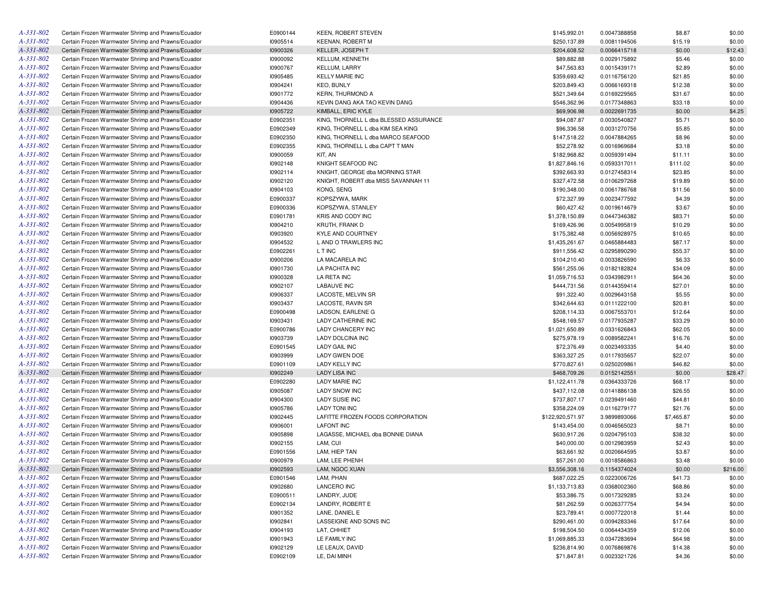| | | | | | | | |
|---|---|---|---|---|---|---|---|
| A-331-802 | Certain Frozen Warmwater Shrimp and Prawns/Ecuador | E0900144 | KEEN, ROBERT STEVEN | $145,992.01 | 0.0047388858 | $8.87 | $0.00 |
| A-331-802 | Certain Frozen Warmwater Shrimp and Prawns/Ecuador | I0905514 | KEENAN, ROBERT M | $250,137.89 | 0.0081194506 | $15.19 | $0.00 |
| A-331-802 | Certain Frozen Warmwater Shrimp and Prawns/Ecuador | I0900326 | KELLER, JOSEPH T | $204,608.52 | 0.0066415718 | $0.00 | $12.43 |
| A-331-802 | Certain Frozen Warmwater Shrimp and Prawns/Ecuador | I0900092 | KELLUM, KENNETH | $89,882.88 | 0.0029175892 | $5.46 | $0.00 |
| A-331-802 | Certain Frozen Warmwater Shrimp and Prawns/Ecuador | I0900767 | KELLUM, LARRY | $47,563.83 | 0.0015439171 | $2.89 | $0.00 |
| A-331-802 | Certain Frozen Warmwater Shrimp and Prawns/Ecuador | I0905485 | KELLY MARIE INC | $359,693.42 | 0.0116756120 | $21.85 | $0.00 |
| A-331-802 | Certain Frozen Warmwater Shrimp and Prawns/Ecuador | I0904241 | KEO, BUNLY | $203,849.43 | 0.0066169318 | $12.38 | $0.00 |
| A-331-802 | Certain Frozen Warmwater Shrimp and Prawns/Ecuador | I0901772 | KERN, THURMOND A | $521,349.64 | 0.0169229565 | $31.67 | $0.00 |
| A-331-802 | Certain Frozen Warmwater Shrimp and Prawns/Ecuador | I0904436 | KEVIN DANG AKA TAO KEVIN DANG | $546,362.96 | 0.0177348863 | $33.18 | $0.00 |
| A-331-802 | Certain Frozen Warmwater Shrimp and Prawns/Ecuador | I0905722 | KIMBALL, ERIC KYLE | $69,906.98 | 0.0022691735 | $0.00 | $4.25 |
| A-331-802 | Certain Frozen Warmwater Shrimp and Prawns/Ecuador | E0902351 | KING, THORNELL L dba BLESSED ASSURANCE | $94,087.87 | 0.0030540827 | $5.71 | $0.00 |
| A-331-802 | Certain Frozen Warmwater Shrimp and Prawns/Ecuador | E0902349 | KING, THORNELL L dba KIM SEA KING | $96,336.58 | 0.0031270756 | $5.85 | $0.00 |
| A-331-802 | Certain Frozen Warmwater Shrimp and Prawns/Ecuador | E0902350 | KING, THORNELL L dba MARCO SEAFOOD | $147,518.22 | 0.0047884265 | $8.96 | $0.00 |
| A-331-802 | Certain Frozen Warmwater Shrimp and Prawns/Ecuador | E0902355 | KING, THORNELL L dba CAPT T MAN | $52,278.92 | 0.0016969684 | $3.18 | $0.00 |
| A-331-802 | Certain Frozen Warmwater Shrimp and Prawns/Ecuador | I0900059 | KIT, AN | $182,968.82 | 0.0059391494 | $11.11 | $0.00 |
| A-331-802 | Certain Frozen Warmwater Shrimp and Prawns/Ecuador | I0902148 | KNIGHT SEAFOOD INC | $1,827,846.16 | 0.0593317011 | $111.02 | $0.00 |
| A-331-802 | Certain Frozen Warmwater Shrimp and Prawns/Ecuador | I0902114 | KNIGHT, GEORGE dba MORNING STAR | $392,663.93 | 0.0127458314 | $23.85 | $0.00 |
| A-331-802 | Certain Frozen Warmwater Shrimp and Prawns/Ecuador | I0902120 | KNIGHT, ROBERT dba MISS SAVANNAH 11 | $327,472.58 | 0.0106297268 | $19.89 | $0.00 |
| A-331-802 | Certain Frozen Warmwater Shrimp and Prawns/Ecuador | I0904103 | KONG, SENG | $190,348.00 | 0.0061786768 | $11.56 | $0.00 |
| A-331-802 | Certain Frozen Warmwater Shrimp and Prawns/Ecuador | E0900337 | KOPSZYWA, MARK | $72,327.99 | 0.0023477592 | $4.39 | $0.00 |
| A-331-802 | Certain Frozen Warmwater Shrimp and Prawns/Ecuador | E0900336 | KOPSZYWA, STANLEY | $60,427.42 | 0.0019614679 | $3.67 | $0.00 |
| A-331-802 | Certain Frozen Warmwater Shrimp and Prawns/Ecuador | E0901781 | KRIS AND CODY INC | $1,378,150.89 | 0.0447346382 | $83.71 | $0.00 |
| A-331-802 | Certain Frozen Warmwater Shrimp and Prawns/Ecuador | I0904210 | KRUTH, FRANK D | $169,426.96 | 0.0054995819 | $10.29 | $0.00 |
| A-331-802 | Certain Frozen Warmwater Shrimp and Prawns/Ecuador | I0903920 | KYLE AND COURTNEY | $175,382.48 | 0.0056928975 | $10.65 | $0.00 |
| A-331-802 | Certain Frozen Warmwater Shrimp and Prawns/Ecuador | I0904532 | L AND O TRAWLERS INC | $1,435,261.67 | 0.0465884483 | $87.17 | $0.00 |
| A-331-802 | Certain Frozen Warmwater Shrimp and Prawns/Ecuador | E0902261 | L T INC | $911,556.42 | 0.0295890290 | $55.37 | $0.00 |
| A-331-802 | Certain Frozen Warmwater Shrimp and Prawns/Ecuador | I0900206 | LA MACARELA INC | $104,210.40 | 0.0033826590 | $6.33 | $0.00 |
| A-331-802 | Certain Frozen Warmwater Shrimp and Prawns/Ecuador | I0901730 | LA PACHITA INC | $561,255.06 | 0.0182182824 | $34.09 | $0.00 |
| A-331-802 | Certain Frozen Warmwater Shrimp and Prawns/Ecuador | I0900328 | LA RETA INC | $1,059,716.53 | 0.0343982911 | $64.36 | $0.00 |
| A-331-802 | Certain Frozen Warmwater Shrimp and Prawns/Ecuador | I0902107 | LABAUVE INC | $444,731.56 | 0.0144359414 | $27.01 | $0.00 |
| A-331-802 | Certain Frozen Warmwater Shrimp and Prawns/Ecuador | I0906337 | LACOSTE, MELVIN SR | $91,322.40 | 0.0029643158 | $5.55 | $0.00 |
| A-331-802 | Certain Frozen Warmwater Shrimp and Prawns/Ecuador | I0903437 | LACOSTE, RAVIN SR | $342,644.63 | 0.0111222100 | $20.81 | $0.00 |
| A-331-802 | Certain Frozen Warmwater Shrimp and Prawns/Ecuador | E0900498 | LADSON, EARLENE G | $208,114.33 | 0.0067553701 | $12.64 | $0.00 |
| A-331-802 | Certain Frozen Warmwater Shrimp and Prawns/Ecuador | I0903431 | LADY CATHERINE INC | $548,169.57 | 0.0177935287 | $33.29 | $0.00 |
| A-331-802 | Certain Frozen Warmwater Shrimp and Prawns/Ecuador | E0900786 | LADY CHANCERY INC | $1,021,650.89 | 0.0331626843 | $62.05 | $0.00 |
| A-331-802 | Certain Frozen Warmwater Shrimp and Prawns/Ecuador | I0903739 | LADY DOLCINA INC | $275,978.19 | 0.0089582241 | $16.76 | $0.00 |
| A-331-802 | Certain Frozen Warmwater Shrimp and Prawns/Ecuador | E0901545 | LADY GAIL INC | $72,376.49 | 0.0023493335 | $4.40 | $0.00 |
| A-331-802 | Certain Frozen Warmwater Shrimp and Prawns/Ecuador | I0903999 | LADY GWEN DOE | $363,327.25 | 0.0117935657 | $22.07 | $0.00 |
| A-331-802 | Certain Frozen Warmwater Shrimp and Prawns/Ecuador | E0901109 | LADY KELLY INC | $770,827.61 | 0.0250209861 | $46.82 | $0.00 |
| A-331-802 | Certain Frozen Warmwater Shrimp and Prawns/Ecuador | I0902249 | LADY LISA INC | $468,709.26 | 0.0152142551 | $0.00 | $28.47 |
| A-331-802 | Certain Frozen Warmwater Shrimp and Prawns/Ecuador | E0902280 | LADY MARIE INC | $1,122,411.78 | 0.0364333726 | $68.17 | $0.00 |
| A-331-802 | Certain Frozen Warmwater Shrimp and Prawns/Ecuador | I0905087 | LADY SNOW INC | $437,112.08 | 0.0141886138 | $26.55 | $0.00 |
| A-331-802 | Certain Frozen Warmwater Shrimp and Prawns/Ecuador | I0904300 | LADY SUSIE INC | $737,807.17 | 0.0239491460 | $44.81 | $0.00 |
| A-331-802 | Certain Frozen Warmwater Shrimp and Prawns/Ecuador | I0905786 | LADY TONI INC | $358,224.09 | 0.0116279177 | $21.76 | $0.00 |
| A-331-802 | Certain Frozen Warmwater Shrimp and Prawns/Ecuador | I0902445 | LAFITTE FROZEN FOODS CORPORATION | $122,920,571.97 | 3.9899893066 | $7,465.87 | $0.00 |
| A-331-802 | Certain Frozen Warmwater Shrimp and Prawns/Ecuador | I0906001 | LAFONT INC | $143,454.00 | 0.0046565023 | $8.71 | $0.00 |
| A-331-802 | Certain Frozen Warmwater Shrimp and Prawns/Ecuador | I0905898 | LAGASSE, MICHAEL dba BONNIE DIANA | $630,917.26 | 0.0204795103 | $38.32 | $0.00 |
| A-331-802 | Certain Frozen Warmwater Shrimp and Prawns/Ecuador | I0902155 | LAM, CUI | $40,000.00 | 0.0012983959 | $2.43 | $0.00 |
| A-331-802 | Certain Frozen Warmwater Shrimp and Prawns/Ecuador | E0901556 | LAM, HIEP TAN | $63,661.92 | 0.0020664595 | $3.87 | $0.00 |
| A-331-802 | Certain Frozen Warmwater Shrimp and Prawns/Ecuador | I0900979 | LAM, LEE PHENH | $57,261.00 | 0.0018586863 | $3.48 | $0.00 |
| A-331-802 | Certain Frozen Warmwater Shrimp and Prawns/Ecuador | I0902593 | LAM, NGOC XUAN | $3,556,308.16 | 0.1154374024 | $0.00 | $216.00 |
| A-331-802 | Certain Frozen Warmwater Shrimp and Prawns/Ecuador | E0901546 | LAM, PHAN | $687,022.25 | 0.0223006726 | $41.73 | $0.00 |
| A-331-802 | Certain Frozen Warmwater Shrimp and Prawns/Ecuador | I0902680 | LANCERO INC | $1,133,713.83 | 0.0368002360 | $68.86 | $0.00 |
| A-331-802 | Certain Frozen Warmwater Shrimp and Prawns/Ecuador | E0900511 | LANDRY, JUDE | $53,386.75 | 0.0017329285 | $3.24 | $0.00 |
| A-331-802 | Certain Frozen Warmwater Shrimp and Prawns/Ecuador | E0902134 | LANDRY, ROBERT E | $81,262.59 | 0.0026377754 | $4.94 | $0.00 |
| A-331-802 | Certain Frozen Warmwater Shrimp and Prawns/Ecuador | I0901352 | LANE, DANIEL E | $23,789.41 | 0.0007722018 | $1.44 | $0.00 |
| A-331-802 | Certain Frozen Warmwater Shrimp and Prawns/Ecuador | I0902841 | LASSEIGNE AND SONS INC | $290,461.00 | 0.0094283346 | $17.64 | $0.00 |
| A-331-802 | Certain Frozen Warmwater Shrimp and Prawns/Ecuador | I0904193 | LAT, CHHIET | $198,504.50 | 0.0064434359 | $12.06 | $0.00 |
| A-331-802 | Certain Frozen Warmwater Shrimp and Prawns/Ecuador | I0901943 | LE FAMILY INC | $1,069,885.33 | 0.0347283694 | $64.98 | $0.00 |
| A-331-802 | Certain Frozen Warmwater Shrimp and Prawns/Ecuador | I0902129 | LE LEAUX, DAVID | $236,814.90 | 0.0076869876 | $14.38 | $0.00 |
| A-331-802 | Certain Frozen Warmwater Shrimp and Prawns/Ecuador | E0902109 | LE, DAI MINH | $71,847.81 | 0.0023321726 | $4.36 | $0.00 |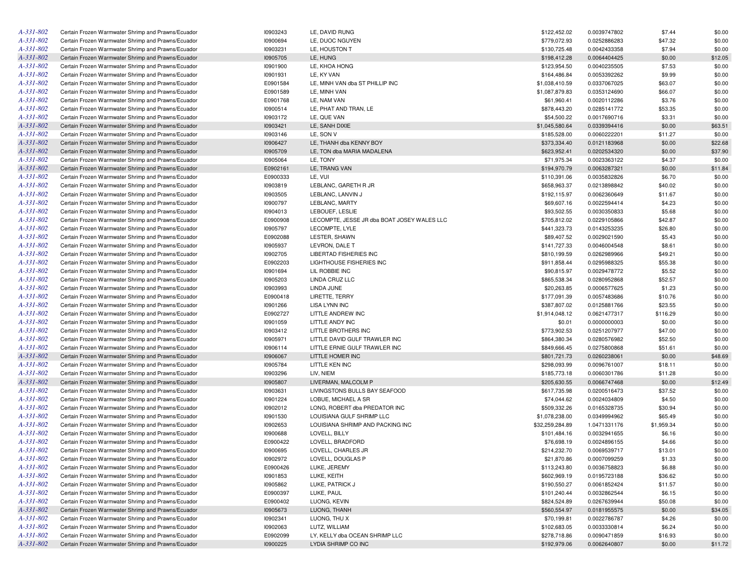| | | | | | | | |
|---|---|---|---|---|---|---|---|
| A-331-802 | Certain Frozen Warmwater Shrimp and Prawns/Ecuador | I0903243 | LE, DAVID RUNG | $122,452.02 | 0.0039747802 | $7.44 | $0.00 |
| A-331-802 | Certain Frozen Warmwater Shrimp and Prawns/Ecuador | I0900694 | LE, DUOC NGUYEN | $779,072.93 | 0.0252886283 | $47.32 | $0.00 |
| A-331-802 | Certain Frozen Warmwater Shrimp and Prawns/Ecuador | I0903231 | LE, HOUSTON T | $130,725.48 | 0.0042433358 | $7.94 | $0.00 |
| A-331-802 | Certain Frozen Warmwater Shrimp and Prawns/Ecuador | I0905705 | LE, HUNG | $198,412.28 | 0.0064404425 | $0.00 | $12.05 |
| A-331-802 | Certain Frozen Warmwater Shrimp and Prawns/Ecuador | I0901900 | LE, KHOA HONG | $123,954.50 | 0.0040235505 | $7.53 | $0.00 |
| A-331-802 | Certain Frozen Warmwater Shrimp and Prawns/Ecuador | I0901931 | LE, KY VAN | $164,486.84 | 0.0053392262 | $9.99 | $0.00 |
| A-331-802 | Certain Frozen Warmwater Shrimp and Prawns/Ecuador | E0901584 | LE, MINH VAN dba ST PHILLIP INC | $1,038,410.59 | 0.0337067025 | $63.07 | $0.00 |
| A-331-802 | Certain Frozen Warmwater Shrimp and Prawns/Ecuador | E0901589 | LE, MINH VAN | $1,087,879.83 | 0.0353124690 | $66.07 | $0.00 |
| A-331-802 | Certain Frozen Warmwater Shrimp and Prawns/Ecuador | E0901768 | LE, NAM VAN | $61,960.41 | 0.0020112286 | $3.76 | $0.00 |
| A-331-802 | Certain Frozen Warmwater Shrimp and Prawns/Ecuador | I0900514 | LE, PHAT AND TRAN, LE | $878,443.20 | 0.0285141772 | $53.35 | $0.00 |
| A-331-802 | Certain Frozen Warmwater Shrimp and Prawns/Ecuador | I0903172 | LE, QUE VAN | $54,500.22 | 0.0017690716 | $3.31 | $0.00 |
| A-331-802 | Certain Frozen Warmwater Shrimp and Prawns/Ecuador | I0903421 | LE, SANH DIXIE | $1,045,580.64 | 0.0339394416 | $0.00 | $63.51 |
| A-331-802 | Certain Frozen Warmwater Shrimp and Prawns/Ecuador | I0903146 | LE, SON V | $185,528.00 | 0.0060222201 | $11.27 | $0.00 |
| A-331-802 | Certain Frozen Warmwater Shrimp and Prawns/Ecuador | I0906427 | LE, THANH dba KENNY BOY | $373,334.40 | 0.0121183968 | $0.00 | $22.68 |
| A-331-802 | Certain Frozen Warmwater Shrimp and Prawns/Ecuador | I0905709 | LE, TON dba MARIA MADALENA | $623,952.41 | 0.0202534320 | $0.00 | $37.90 |
| A-331-802 | Certain Frozen Warmwater Shrimp and Prawns/Ecuador | I0905064 | LE, TONY | $71,975.34 | 0.0023363122 | $4.37 | $0.00 |
| A-331-802 | Certain Frozen Warmwater Shrimp and Prawns/Ecuador | E0902161 | LE, TRANG VAN | $194,970.79 | 0.0063287321 | $0.00 | $11.84 |
| A-331-802 | Certain Frozen Warmwater Shrimp and Prawns/Ecuador | E0900333 | LE, VUI | $110,391.06 | 0.0035832826 | $6.70 | $0.00 |
| A-331-802 | Certain Frozen Warmwater Shrimp and Prawns/Ecuador | I0903819 | LEBLANC, GARETH R JR | $658,963.37 | 0.0213898842 | $40.02 | $0.00 |
| A-331-802 | Certain Frozen Warmwater Shrimp and Prawns/Ecuador | I0903505 | LEBLANC, LANVIN J | $192,115.97 | 0.0062360649 | $11.67 | $0.00 |
| A-331-802 | Certain Frozen Warmwater Shrimp and Prawns/Ecuador | I0900797 | LEBLANC, MARTY | $69,607.16 | 0.0022594414 | $4.23 | $0.00 |
| A-331-802 | Certain Frozen Warmwater Shrimp and Prawns/Ecuador | I0904013 | LEBOUEF, LESLIE | $93,502.55 | 0.0030350833 | $5.68 | $0.00 |
| A-331-802 | Certain Frozen Warmwater Shrimp and Prawns/Ecuador | E0900908 | LECOMPTE, JESSE JR dba BOAT JOSEY WALES LLC | $705,812.02 | 0.0229105866 | $42.87 | $0.00 |
| A-331-802 | Certain Frozen Warmwater Shrimp and Prawns/Ecuador | I0905797 | LECOMPTE, LYLE | $441,323.73 | 0.0143253235 | $26.80 | $0.00 |
| A-331-802 | Certain Frozen Warmwater Shrimp and Prawns/Ecuador | E0902088 | LESTER, SHAWN | $89,407.52 | 0.0029021590 | $5.43 | $0.00 |
| A-331-802 | Certain Frozen Warmwater Shrimp and Prawns/Ecuador | I0905937 | LEVRON, DALE T | $141,727.33 | 0.0046004548 | $8.61 | $0.00 |
| A-331-802 | Certain Frozen Warmwater Shrimp and Prawns/Ecuador | I0902705 | LIBERTAD FISHERIES INC | $810,199.59 | 0.0262989966 | $49.21 | $0.00 |
| A-331-802 | Certain Frozen Warmwater Shrimp and Prawns/Ecuador | E0902203 | LIGHTHOUSE FISHERIES INC | $911,858.44 | 0.0295988325 | $55.38 | $0.00 |
| A-331-802 | Certain Frozen Warmwater Shrimp and Prawns/Ecuador | I0901694 | LIL ROBBIE INC | $90,815.97 | 0.0029478772 | $5.52 | $0.00 |
| A-331-802 | Certain Frozen Warmwater Shrimp and Prawns/Ecuador | I0905203 | LINDA CRUZ LLC | $865,538.34 | 0.0280952868 | $52.57 | $0.00 |
| A-331-802 | Certain Frozen Warmwater Shrimp and Prawns/Ecuador | I0903993 | LINDA JUNE | $20,263.85 | 0.0006577625 | $1.23 | $0.00 |
| A-331-802 | Certain Frozen Warmwater Shrimp and Prawns/Ecuador | E0900418 | LIRETTE, TERRY | $177,091.39 | 0.0057483686 | $10.76 | $0.00 |
| A-331-802 | Certain Frozen Warmwater Shrimp and Prawns/Ecuador | I0901266 | LISA LYNN INC | $387,807.02 | 0.0125881766 | $23.55 | $0.00 |
| A-331-802 | Certain Frozen Warmwater Shrimp and Prawns/Ecuador | E0902727 | LITTLE ANDREW INC | $1,914,048.12 | 0.0621477317 | $116.29 | $0.00 |
| A-331-802 | Certain Frozen Warmwater Shrimp and Prawns/Ecuador | I0901059 | LITTLE ANDY INC | $0.01 | 0.0000000003 | $0.00 | $0.00 |
| A-331-802 | Certain Frozen Warmwater Shrimp and Prawns/Ecuador | I0903412 | LITTLE BROTHERS INC | $773,902.53 | 0.0251207977 | $47.00 | $0.00 |
| A-331-802 | Certain Frozen Warmwater Shrimp and Prawns/Ecuador | I0905971 | LITTLE DAVID GULF TRAWLER INC | $864,380.34 | 0.0280576982 | $52.50 | $0.00 |
| A-331-802 | Certain Frozen Warmwater Shrimp and Prawns/Ecuador | I0906114 | LITTLE ERNIE GULF TRAWLER INC | $849,666.45 | 0.0275800868 | $51.61 | $0.00 |
| A-331-802 | Certain Frozen Warmwater Shrimp and Prawns/Ecuador | I0906067 | LITTLE HOMER INC | $801,721.73 | 0.0260238061 | $0.00 | $48.69 |
| A-331-802 | Certain Frozen Warmwater Shrimp and Prawns/Ecuador | I0905784 | LITTLE KEN INC | $298,093.99 | 0.0096761007 | $18.11 | $0.00 |
| A-331-802 | Certain Frozen Warmwater Shrimp and Prawns/Ecuador | I0903296 | LIV, NIEM | $185,773.18 | 0.0060301786 | $11.28 | $0.00 |
| A-331-802 | Certain Frozen Warmwater Shrimp and Prawns/Ecuador | I0905807 | LIVERMAN, MALCOLM P | $205,630.55 | 0.0066747468 | $0.00 | $12.49 |
| A-331-802 | Certain Frozen Warmwater Shrimp and Prawns/Ecuador | I0903631 | LIVINGSTONS BULLS BAY SEAFOOD | $617,735.98 | 0.0200516473 | $37.52 | $0.00 |
| A-331-802 | Certain Frozen Warmwater Shrimp and Prawns/Ecuador | I0901224 | LOBUE, MICHAEL A SR | $74,044.62 | 0.0024034809 | $4.50 | $0.00 |
| A-331-802 | Certain Frozen Warmwater Shrimp and Prawns/Ecuador | I0902012 | LONG, ROBERT dba PREDATOR INC | $509,332.26 | 0.0165328735 | $30.94 | $0.00 |
| A-331-802 | Certain Frozen Warmwater Shrimp and Prawns/Ecuador | I0901530 | LOUISIANA GULF SHRIMP LLC | $1,078,238.00 | 0.0349994962 | $65.49 | $0.00 |
| A-331-802 | Certain Frozen Warmwater Shrimp and Prawns/Ecuador | I0902653 | LOUISIANA SHRIMP AND PACKING INC | $32,259,284.89 | 1.0471331176 | $1,959.34 | $0.00 |
| A-331-802 | Certain Frozen Warmwater Shrimp and Prawns/Ecuador | I0900688 | LOVELL, BILLY | $101,484.16 | 0.0032941655 | $6.16 | $0.00 |
| A-331-802 | Certain Frozen Warmwater Shrimp and Prawns/Ecuador | E0900422 | LOVELL, BRADFORD | $76,698.19 | 0.0024896155 | $4.66 | $0.00 |
| A-331-802 | Certain Frozen Warmwater Shrimp and Prawns/Ecuador | I0900695 | LOVELL, CHARLES JR | $214,232.70 | 0.0069539717 | $13.01 | $0.00 |
| A-331-802 | Certain Frozen Warmwater Shrimp and Prawns/Ecuador | I0902972 | LOVELL, DOUGLAS P | $21,870.86 | 0.0007099259 | $1.33 | $0.00 |
| A-331-802 | Certain Frozen Warmwater Shrimp and Prawns/Ecuador | E0900426 | LUKE, JEREMY | $113,243.80 | 0.0036758823 | $6.88 | $0.00 |
| A-331-802 | Certain Frozen Warmwater Shrimp and Prawns/Ecuador | I0901853 | LUKE, KEITH | $602,969.19 | 0.0195723188 | $36.62 | $0.00 |
| A-331-802 | Certain Frozen Warmwater Shrimp and Prawns/Ecuador | I0905862 | LUKE, PATRICK J | $190,550.27 | 0.0061852424 | $11.57 | $0.00 |
| A-331-802 | Certain Frozen Warmwater Shrimp and Prawns/Ecuador | E0900397 | LUKE, PAUL | $101,240.44 | 0.0032862544 | $6.15 | $0.00 |
| A-331-802 | Certain Frozen Warmwater Shrimp and Prawns/Ecuador | E0900402 | LUONG, KEVIN | $824,524.89 | 0.0267639944 | $50.08 | $0.00 |
| A-331-802 | Certain Frozen Warmwater Shrimp and Prawns/Ecuador | I0905673 | LUONG, THANH | $560,554.97 | 0.0181955575 | $0.00 | $34.05 |
| A-331-802 | Certain Frozen Warmwater Shrimp and Prawns/Ecuador | I0902341 | LUONG, THU X | $70,199.81 | 0.0022786787 | $4.26 | $0.00 |
| A-331-802 | Certain Frozen Warmwater Shrimp and Prawns/Ecuador | I0902063 | LUTZ, WILLIAM | $102,683.05 | 0.0033330814 | $6.24 | $0.00 |
| A-331-802 | Certain Frozen Warmwater Shrimp and Prawns/Ecuador | E0902099 | LY, KELLY dba OCEAN SHRIMP LLC | $278,718.86 | 0.0090471859 | $16.93 | $0.00 |
| A-331-802 | Certain Frozen Warmwater Shrimp and Prawns/Ecuador | I0900225 | LYDIA SHRIMP CO INC | $192,979.06 | 0.0062640807 | $0.00 | $11.72 |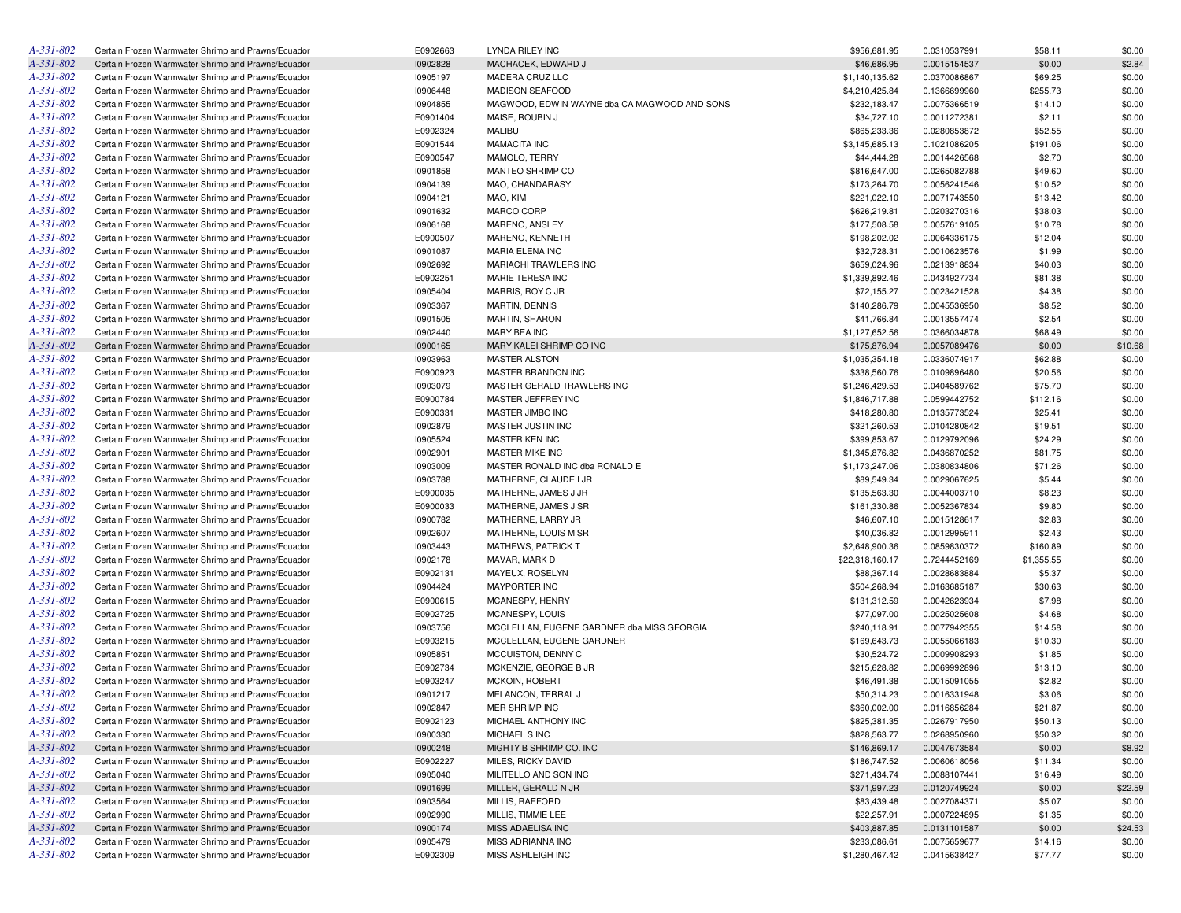| | | | | | | | |
|---|---|---|---|---|---|---|---|
| A-331-802 | Certain Frozen Warmwater Shrimp and Prawns/Ecuador | E0902663 | LYNDA RILEY INC | $956,681.95 | 0.0310537991 | $58.11 | $0.00 |
| A-331-802 | Certain Frozen Warmwater Shrimp and Prawns/Ecuador | I0902828 | MACHACEK, EDWARD J | $46,686.95 | 0.0015154537 | $0.00 | $2.84 |
| A-331-802 | Certain Frozen Warmwater Shrimp and Prawns/Ecuador | I0905197 | MADERA CRUZ LLC | $1,140,135.62 | 0.0370086867 | $69.25 | $0.00 |
| A-331-802 | Certain Frozen Warmwater Shrimp and Prawns/Ecuador | I0906448 | MADISON SEAFOOD | $4,210,425.84 | 0.1366699960 | $255.73 | $0.00 |
| A-331-802 | Certain Frozen Warmwater Shrimp and Prawns/Ecuador | I0904855 | MAGWOOD, EDWIN WAYNE dba CA MAGWOOD AND SONS | $232,183.47 | 0.0075366519 | $14.10 | $0.00 |
| A-331-802 | Certain Frozen Warmwater Shrimp and Prawns/Ecuador | E0901404 | MAISE, ROUBIN J | $34,727.10 | 0.0011272381 | $2.11 | $0.00 |
| A-331-802 | Certain Frozen Warmwater Shrimp and Prawns/Ecuador | E0902324 | MALIBU | $865,233.36 | 0.0280853872 | $52.55 | $0.00 |
| A-331-802 | Certain Frozen Warmwater Shrimp and Prawns/Ecuador | E0901544 | MAMACITA INC | $3,145,685.13 | 0.1021086205 | $191.06 | $0.00 |
| A-331-802 | Certain Frozen Warmwater Shrimp and Prawns/Ecuador | E0900547 | MAMOLO, TERRY | $44,444.28 | 0.0014426568 | $2.70 | $0.00 |
| A-331-802 | Certain Frozen Warmwater Shrimp and Prawns/Ecuador | I0901858 | MANTEO SHRIMP CO | $816,647.00 | 0.0265082788 | $49.60 | $0.00 |
| A-331-802 | Certain Frozen Warmwater Shrimp and Prawns/Ecuador | I0904139 | MAO, CHANDARASY | $173,264.70 | 0.0056241546 | $10.52 | $0.00 |
| A-331-802 | Certain Frozen Warmwater Shrimp and Prawns/Ecuador | I0904121 | MAO, KIM | $221,022.10 | 0.0071743550 | $13.42 | $0.00 |
| A-331-802 | Certain Frozen Warmwater Shrimp and Prawns/Ecuador | I0901632 | MARCO CORP | $626,219.81 | 0.0203270316 | $38.03 | $0.00 |
| A-331-802 | Certain Frozen Warmwater Shrimp and Prawns/Ecuador | I0906168 | MARENO, ANSLEY | $177,508.58 | 0.0057619105 | $10.78 | $0.00 |
| A-331-802 | Certain Frozen Warmwater Shrimp and Prawns/Ecuador | E0900507 | MARENO, KENNETH | $198,202.02 | 0.0064336175 | $12.04 | $0.00 |
| A-331-802 | Certain Frozen Warmwater Shrimp and Prawns/Ecuador | I0901087 | MARIA ELENA INC | $32,728.31 | 0.0010623576 | $1.99 | $0.00 |
| A-331-802 | Certain Frozen Warmwater Shrimp and Prawns/Ecuador | I0902692 | MARIACHI TRAWLERS INC | $659,024.96 | 0.0213918834 | $40.03 | $0.00 |
| A-331-802 | Certain Frozen Warmwater Shrimp and Prawns/Ecuador | E0902251 | MARIE TERESA INC | $1,339,892.46 | 0.0434927734 | $81.38 | $0.00 |
| A-331-802 | Certain Frozen Warmwater Shrimp and Prawns/Ecuador | I0905404 | MARRIS, ROY C JR | $72,155.27 | 0.0023421528 | $4.38 | $0.00 |
| A-331-802 | Certain Frozen Warmwater Shrimp and Prawns/Ecuador | I0903367 | MARTIN, DENNIS | $140,286.79 | 0.0045536950 | $8.52 | $0.00 |
| A-331-802 | Certain Frozen Warmwater Shrimp and Prawns/Ecuador | I0901505 | MARTIN, SHARON | $41,766.84 | 0.0013557474 | $2.54 | $0.00 |
| A-331-802 | Certain Frozen Warmwater Shrimp and Prawns/Ecuador | I0902440 | MARY BEA INC | $1,127,652.56 | 0.0366034878 | $68.49 | $0.00 |
| A-331-802 | Certain Frozen Warmwater Shrimp and Prawns/Ecuador | I0900165 | MARY KALEI SHRIMP CO INC | $175,876.94 | 0.0057089476 | $0.00 | $10.68 |
| A-331-802 | Certain Frozen Warmwater Shrimp and Prawns/Ecuador | I0903963 | MASTER ALSTON | $1,035,354.18 | 0.0336074917 | $62.88 | $0.00 |
| A-331-802 | Certain Frozen Warmwater Shrimp and Prawns/Ecuador | E0900923 | MASTER BRANDON INC | $338,560.76 | 0.0109896480 | $20.56 | $0.00 |
| A-331-802 | Certain Frozen Warmwater Shrimp and Prawns/Ecuador | I0903079 | MASTER GERALD TRAWLERS INC | $1,246,429.53 | 0.0404589762 | $75.70 | $0.00 |
| A-331-802 | Certain Frozen Warmwater Shrimp and Prawns/Ecuador | E0900784 | MASTER JEFFREY INC | $1,846,717.88 | 0.0599442752 | $112.16 | $0.00 |
| A-331-802 | Certain Frozen Warmwater Shrimp and Prawns/Ecuador | E0900331 | MASTER JIMBO INC | $418,280.80 | 0.0135773524 | $25.41 | $0.00 |
| A-331-802 | Certain Frozen Warmwater Shrimp and Prawns/Ecuador | I0902879 | MASTER JUSTIN INC | $321,260.53 | 0.0104280842 | $19.51 | $0.00 |
| A-331-802 | Certain Frozen Warmwater Shrimp and Prawns/Ecuador | I0905524 | MASTER KEN INC | $399,853.67 | 0.0129792096 | $24.29 | $0.00 |
| A-331-802 | Certain Frozen Warmwater Shrimp and Prawns/Ecuador | I0902901 | MASTER MIKE INC | $1,345,876.82 | 0.0436870252 | $81.75 | $0.00 |
| A-331-802 | Certain Frozen Warmwater Shrimp and Prawns/Ecuador | I0903009 | MASTER RONALD INC dba RONALD E | $1,173,247.06 | 0.0380834806 | $71.26 | $0.00 |
| A-331-802 | Certain Frozen Warmwater Shrimp and Prawns/Ecuador | I0903788 | MATHERNE, CLAUDE I JR | $89,549.34 | 0.0029067625 | $5.44 | $0.00 |
| A-331-802 | Certain Frozen Warmwater Shrimp and Prawns/Ecuador | E0900035 | MATHERNE, JAMES J JR | $135,563.30 | 0.0044003710 | $8.23 | $0.00 |
| A-331-802 | Certain Frozen Warmwater Shrimp and Prawns/Ecuador | E0900033 | MATHERNE, JAMES J SR | $161,330.86 | 0.0052367834 | $9.80 | $0.00 |
| A-331-802 | Certain Frozen Warmwater Shrimp and Prawns/Ecuador | I0900782 | MATHERNE, LARRY JR | $46,607.10 | 0.0015128617 | $2.83 | $0.00 |
| A-331-802 | Certain Frozen Warmwater Shrimp and Prawns/Ecuador | I0902607 | MATHERNE, LOUIS M SR | $40,036.82 | 0.0012995911 | $2.43 | $0.00 |
| A-331-802 | Certain Frozen Warmwater Shrimp and Prawns/Ecuador | I0903443 | MATHEWS, PATRICK T | $2,648,900.36 | 0.0859830372 | $160.89 | $0.00 |
| A-331-802 | Certain Frozen Warmwater Shrimp and Prawns/Ecuador | I0902178 | MAVAR, MARK D | $22,318,160.17 | 0.7244452169 | $1,355.55 | $0.00 |
| A-331-802 | Certain Frozen Warmwater Shrimp and Prawns/Ecuador | E0902131 | MAYEUX, ROSELYN | $88,367.14 | 0.0028683884 | $5.37 | $0.00 |
| A-331-802 | Certain Frozen Warmwater Shrimp and Prawns/Ecuador | I0904424 | MAYPORTER INC | $504,268.94 | 0.0163685187 | $30.63 | $0.00 |
| A-331-802 | Certain Frozen Warmwater Shrimp and Prawns/Ecuador | E0900615 | MCANESPY, HENRY | $131,312.59 | 0.0042623934 | $7.98 | $0.00 |
| A-331-802 | Certain Frozen Warmwater Shrimp and Prawns/Ecuador | E0902725 | MCANESPY, LOUIS | $77,097.00 | 0.0025025608 | $4.68 | $0.00 |
| A-331-802 | Certain Frozen Warmwater Shrimp and Prawns/Ecuador | I0903756 | MCCLELLAN, EUGENE GARDNER dba MISS GEORGIA | $240,118.91 | 0.0077942355 | $14.58 | $0.00 |
| A-331-802 | Certain Frozen Warmwater Shrimp and Prawns/Ecuador | E0903215 | MCCLELLAN, EUGENE GARDNER | $169,643.73 | 0.0055066183 | $10.30 | $0.00 |
| A-331-802 | Certain Frozen Warmwater Shrimp and Prawns/Ecuador | I0905851 | MCCUISTON, DENNY C | $30,524.72 | 0.0009908293 | $1.85 | $0.00 |
| A-331-802 | Certain Frozen Warmwater Shrimp and Prawns/Ecuador | E0902734 | MCKENZIE, GEORGE B JR | $215,628.82 | 0.0069992896 | $13.10 | $0.00 |
| A-331-802 | Certain Frozen Warmwater Shrimp and Prawns/Ecuador | E0903247 | MCKOIN, ROBERT | $46,491.38 | 0.0015091055 | $2.82 | $0.00 |
| A-331-802 | Certain Frozen Warmwater Shrimp and Prawns/Ecuador | I0901217 | MELANCON, TERRAL J | $50,314.23 | 0.0016331948 | $3.06 | $0.00 |
| A-331-802 | Certain Frozen Warmwater Shrimp and Prawns/Ecuador | I0902847 | MER SHRIMP INC | $360,002.00 | 0.0116856284 | $21.87 | $0.00 |
| A-331-802 | Certain Frozen Warmwater Shrimp and Prawns/Ecuador | E0902123 | MICHAEL ANTHONY INC | $825,381.35 | 0.0267917950 | $50.13 | $0.00 |
| A-331-802 | Certain Frozen Warmwater Shrimp and Prawns/Ecuador | I0900330 | MICHAEL S INC | $828,563.77 | 0.0268950960 | $50.32 | $0.00 |
| A-331-802 | Certain Frozen Warmwater Shrimp and Prawns/Ecuador | I0900248 | MIGHTY B SHRIMP CO. INC | $146,869.17 | 0.0047673584 | $0.00 | $8.92 |
| A-331-802 | Certain Frozen Warmwater Shrimp and Prawns/Ecuador | E0902227 | MILES, RICKY DAVID | $186,747.52 | 0.0060618056 | $11.34 | $0.00 |
| A-331-802 | Certain Frozen Warmwater Shrimp and Prawns/Ecuador | I0905040 | MILITELLO AND SON INC | $271,434.74 | 0.0088107441 | $16.49 | $0.00 |
| A-331-802 | Certain Frozen Warmwater Shrimp and Prawns/Ecuador | I0901699 | MILLER, GERALD N JR | $371,997.23 | 0.0120749924 | $0.00 | $22.59 |
| A-331-802 | Certain Frozen Warmwater Shrimp and Prawns/Ecuador | I0903564 | MILLIS, RAEFORD | $83,439.48 | 0.0027084371 | $5.07 | $0.00 |
| A-331-802 | Certain Frozen Warmwater Shrimp and Prawns/Ecuador | I0902990 | MILLIS, TIMMIE LEE | $22,257.91 | 0.0007224895 | $1.35 | $0.00 |
| A-331-802 | Certain Frozen Warmwater Shrimp and Prawns/Ecuador | I0900174 | MISS ADAELISA INC | $403,887.85 | 0.0131101587 | $0.00 | $24.53 |
| A-331-802 | Certain Frozen Warmwater Shrimp and Prawns/Ecuador | I0905479 | MISS ADRIANNA INC | $233,086.61 | 0.0075659677 | $14.16 | $0.00 |
| A-331-802 | Certain Frozen Warmwater Shrimp and Prawns/Ecuador | E0902309 | MISS ASHLEIGH INC | $1,280,467.42 | 0.0415638427 | $77.77 | $0.00 |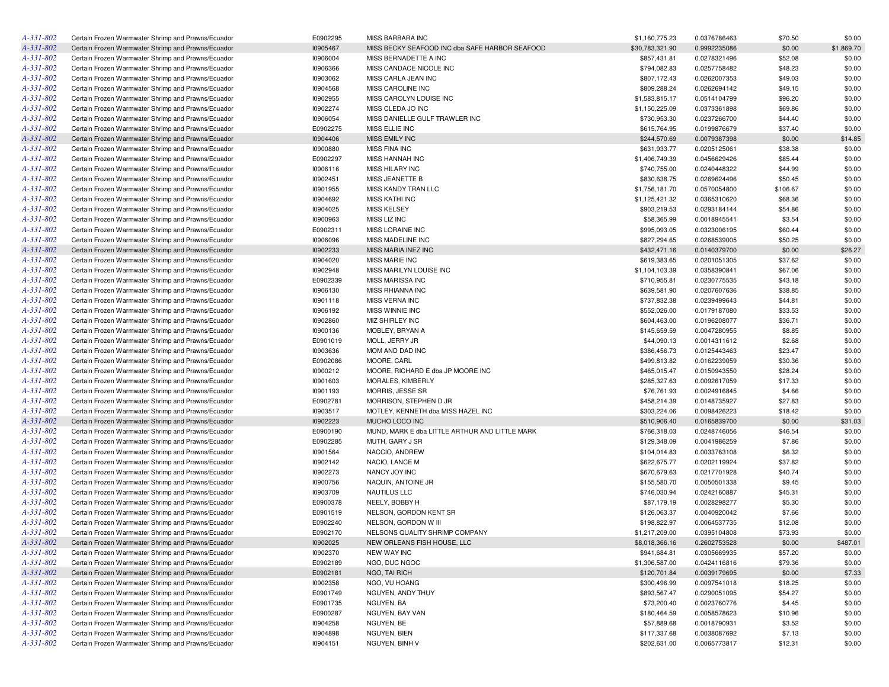| | | | | | | | |
|---|---|---|---|---|---|---|---|
| A-331-802 | Certain Frozen Warmwater Shrimp and Prawns/Ecuador | E0902295 | MISS BARBARA INC | $1,160,775.23 | 0.0376786463 | $70.50 | $0.00 |
| A-331-802 | Certain Frozen Warmwater Shrimp and Prawns/Ecuador | I0905467 | MISS BECKY SEAFOOD INC dba SAFE HARBOR SEAFOOD | $30,783,321.90 | 0.9992235086 | $0.00 | $1,869.70 |
| A-331-802 | Certain Frozen Warmwater Shrimp and Prawns/Ecuador | I0906004 | MISS BERNADETTE A INC | $857,431.81 | 0.0278321496 | $52.08 | $0.00 |
| A-331-802 | Certain Frozen Warmwater Shrimp and Prawns/Ecuador | I0906366 | MISS CANDACE NICOLE INC | $794,082.83 | 0.0257758482 | $48.23 | $0.00 |
| A-331-802 | Certain Frozen Warmwater Shrimp and Prawns/Ecuador | I0903062 | MISS CARLA JEAN INC | $807,172.43 | 0.0262007353 | $49.03 | $0.00 |
| A-331-802 | Certain Frozen Warmwater Shrimp and Prawns/Ecuador | I0904568 | MISS CAROLINE INC | $809,288.24 | 0.0262694142 | $49.15 | $0.00 |
| A-331-802 | Certain Frozen Warmwater Shrimp and Prawns/Ecuador | I0902955 | MISS CAROLYN LOUISE INC | $1,583,815.17 | 0.0514104799 | $96.20 | $0.00 |
| A-331-802 | Certain Frozen Warmwater Shrimp and Prawns/Ecuador | I0902274 | MISS CLEDA JO INC | $1,150,225.09 | 0.0373361898 | $69.86 | $0.00 |
| A-331-802 | Certain Frozen Warmwater Shrimp and Prawns/Ecuador | I0906054 | MISS DANIELLE GULF TRAWLER INC | $730,953.30 | 0.0237266700 | $44.40 | $0.00 |
| A-331-802 | Certain Frozen Warmwater Shrimp and Prawns/Ecuador | E0902275 | MISS ELLIE INC | $615,764.95 | 0.0199876679 | $37.40 | $0.00 |
| A-331-802 | Certain Frozen Warmwater Shrimp and Prawns/Ecuador | I0904406 | MISS EMILY INC | $244,570.69 | 0.0079387398 | $0.00 | $14.85 |
| A-331-802 | Certain Frozen Warmwater Shrimp and Prawns/Ecuador | I0900880 | MISS FINA INC | $631,933.77 | 0.0205125061 | $38.38 | $0.00 |
| A-331-802 | Certain Frozen Warmwater Shrimp and Prawns/Ecuador | E0902297 | MISS HANNAH INC | $1,406,749.39 | 0.0456629426 | $85.44 | $0.00 |
| A-331-802 | Certain Frozen Warmwater Shrimp and Prawns/Ecuador | I0906116 | MISS HILARY INC | $740,755.00 | 0.0240448322 | $44.99 | $0.00 |
| A-331-802 | Certain Frozen Warmwater Shrimp and Prawns/Ecuador | I0902451 | MISS JEANETTE B | $830,638.75 | 0.0269624496 | $50.45 | $0.00 |
| A-331-802 | Certain Frozen Warmwater Shrimp and Prawns/Ecuador | I0901955 | MISS KANDY TRAN LLC | $1,756,181.70 | 0.0570054800 | $106.67 | $0.00 |
| A-331-802 | Certain Frozen Warmwater Shrimp and Prawns/Ecuador | I0904692 | MISS KATHI INC | $1,125,421.32 | 0.0365310620 | $68.36 | $0.00 |
| A-331-802 | Certain Frozen Warmwater Shrimp and Prawns/Ecuador | I0904025 | MISS KELSEY | $903,219.53 | 0.0293184144 | $54.86 | $0.00 |
| A-331-802 | Certain Frozen Warmwater Shrimp and Prawns/Ecuador | I0900963 | MISS LIZ INC | $58,365.99 | 0.0018945541 | $3.54 | $0.00 |
| A-331-802 | Certain Frozen Warmwater Shrimp and Prawns/Ecuador | E0902311 | MISS LORAINE INC | $995,093.05 | 0.0323006195 | $60.44 | $0.00 |
| A-331-802 | Certain Frozen Warmwater Shrimp and Prawns/Ecuador | I0906096 | MISS MADELINE INC | $827,294.65 | 0.0268539005 | $50.25 | $0.00 |
| A-331-802 | Certain Frozen Warmwater Shrimp and Prawns/Ecuador | I0902233 | MISS MARIA INEZ INC | $432,471.16 | 0.0140379700 | $0.00 | $26.27 |
| A-331-802 | Certain Frozen Warmwater Shrimp and Prawns/Ecuador | I0904020 | MISS MARIE INC | $619,383.65 | 0.0201051305 | $37.62 | $0.00 |
| A-331-802 | Certain Frozen Warmwater Shrimp and Prawns/Ecuador | I0902948 | MISS MARILYN LOUISE INC | $1,104,103.39 | 0.0358390841 | $67.06 | $0.00 |
| A-331-802 | Certain Frozen Warmwater Shrimp and Prawns/Ecuador | E0902339 | MISS MARISSA INC | $710,955.81 | 0.0230775535 | $43.18 | $0.00 |
| A-331-802 | Certain Frozen Warmwater Shrimp and Prawns/Ecuador | I0906130 | MISS RHIANNA INC | $639,581.90 | 0.0207607636 | $38.85 | $0.00 |
| A-331-802 | Certain Frozen Warmwater Shrimp and Prawns/Ecuador | I0901118 | MISS VERNA INC | $737,832.38 | 0.0239499643 | $44.81 | $0.00 |
| A-331-802 | Certain Frozen Warmwater Shrimp and Prawns/Ecuador | I0906192 | MISS WINNIE INC | $552,026.00 | 0.0179187080 | $33.53 | $0.00 |
| A-331-802 | Certain Frozen Warmwater Shrimp and Prawns/Ecuador | I0902860 | MIZ SHIRLEY INC | $604,463.00 | 0.0196208077 | $36.71 | $0.00 |
| A-331-802 | Certain Frozen Warmwater Shrimp and Prawns/Ecuador | I0900136 | MOBLEY, BRYAN A | $145,659.59 | 0.0047280955 | $8.85 | $0.00 |
| A-331-802 | Certain Frozen Warmwater Shrimp and Prawns/Ecuador | E0901019 | MOLL, JERRY JR | $44,090.13 | 0.0014311612 | $2.68 | $0.00 |
| A-331-802 | Certain Frozen Warmwater Shrimp and Prawns/Ecuador | I0903636 | MOM AND DAD INC | $386,456.73 | 0.0125443463 | $23.47 | $0.00 |
| A-331-802 | Certain Frozen Warmwater Shrimp and Prawns/Ecuador | E0902086 | MOORE, CARL | $499,813.82 | 0.0162239059 | $30.36 | $0.00 |
| A-331-802 | Certain Frozen Warmwater Shrimp and Prawns/Ecuador | I0900212 | MOORE, RICHARD E dba JP MOORE INC | $465,015.47 | 0.0150943550 | $28.24 | $0.00 |
| A-331-802 | Certain Frozen Warmwater Shrimp and Prawns/Ecuador | I0901603 | MORALES, KIMBERLY | $285,327.63 | 0.0092617059 | $17.33 | $0.00 |
| A-331-802 | Certain Frozen Warmwater Shrimp and Prawns/Ecuador | I0901193 | MORRIS, JESSE SR | $76,761.93 | 0.0024916845 | $4.66 | $0.00 |
| A-331-802 | Certain Frozen Warmwater Shrimp and Prawns/Ecuador | E0902781 | MORRISON, STEPHEN D JR | $458,214.39 | 0.0148735927 | $27.83 | $0.00 |
| A-331-802 | Certain Frozen Warmwater Shrimp and Prawns/Ecuador | I0903517 | MOTLEY, KENNETH dba MISS HAZEL INC | $303,224.06 | 0.0098426223 | $18.42 | $0.00 |
| A-331-802 | Certain Frozen Warmwater Shrimp and Prawns/Ecuador | I0902223 | MUCHO LOCO INC | $510,906.40 | 0.0165839700 | $0.00 | $31.03 |
| A-331-802 | Certain Frozen Warmwater Shrimp and Prawns/Ecuador | E0900190 | MUND, MARK E dba LITTLE ARTHUR AND LITTLE MARK | $766,318.03 | 0.0248746056 | $46.54 | $0.00 |
| A-331-802 | Certain Frozen Warmwater Shrimp and Prawns/Ecuador | E0902285 | MUTH, GARY J SR | $129,348.09 | 0.0041986259 | $7.86 | $0.00 |
| A-331-802 | Certain Frozen Warmwater Shrimp and Prawns/Ecuador | I0901564 | NACCIO, ANDREW | $104,014.83 | 0.0033763108 | $6.32 | $0.00 |
| A-331-802 | Certain Frozen Warmwater Shrimp and Prawns/Ecuador | I0902142 | NACIO, LANCE M | $622,675.77 | 0.0202119924 | $37.82 | $0.00 |
| A-331-802 | Certain Frozen Warmwater Shrimp and Prawns/Ecuador | I0902273 | NANCY JOY INC | $670,679.63 | 0.0217701928 | $40.74 | $0.00 |
| A-331-802 | Certain Frozen Warmwater Shrimp and Prawns/Ecuador | I0900756 | NAQUIN, ANTOINE JR | $155,580.70 | 0.0050501338 | $9.45 | $0.00 |
| A-331-802 | Certain Frozen Warmwater Shrimp and Prawns/Ecuador | I0903709 | NAUTILUS LLC | $746,030.94 | 0.0242160887 | $45.31 | $0.00 |
| A-331-802 | Certain Frozen Warmwater Shrimp and Prawns/Ecuador | E0900378 | NEELY, BOBBY H | $87,179.19 | 0.0028298277 | $5.30 | $0.00 |
| A-331-802 | Certain Frozen Warmwater Shrimp and Prawns/Ecuador | E0901519 | NELSON, GORDON KENT SR | $126,063.37 | 0.0040920042 | $7.66 | $0.00 |
| A-331-802 | Certain Frozen Warmwater Shrimp and Prawns/Ecuador | E0902240 | NELSON, GORDON W III | $198,822.97 | 0.0064537735 | $12.08 | $0.00 |
| A-331-802 | Certain Frozen Warmwater Shrimp and Prawns/Ecuador | E0902170 | NELSONS QUALITY SHRIMP COMPANY | $1,217,209.00 | 0.0395104808 | $73.93 | $0.00 |
| A-331-802 | Certain Frozen Warmwater Shrimp and Prawns/Ecuador | I0902025 | NEW ORLEANS FISH HOUSE, LLC | $8,018,366.16 | 0.2602753528 | $0.00 | $487.01 |
| A-331-802 | Certain Frozen Warmwater Shrimp and Prawns/Ecuador | I0902370 | NEW WAY INC | $941,684.81 | 0.0305669935 | $57.20 | $0.00 |
| A-331-802 | Certain Frozen Warmwater Shrimp and Prawns/Ecuador | E0902189 | NGO, DUC NGOC | $1,306,587.00 | 0.0424116816 | $79.36 | $0.00 |
| A-331-802 | Certain Frozen Warmwater Shrimp and Prawns/Ecuador | E0902181 | NGO, TAI RICH | $120,701.84 | 0.0039179695 | $0.00 | $7.33 |
| A-331-802 | Certain Frozen Warmwater Shrimp and Prawns/Ecuador | I0902358 | NGO, VU HOANG | $300,496.99 | 0.0097541018 | $18.25 | $0.00 |
| A-331-802 | Certain Frozen Warmwater Shrimp and Prawns/Ecuador | E0901749 | NGUYEN, ANDY THUY | $893,567.47 | 0.0290051095 | $54.27 | $0.00 |
| A-331-802 | Certain Frozen Warmwater Shrimp and Prawns/Ecuador | E0901735 | NGUYEN, BA | $73,200.40 | 0.0023760776 | $4.45 | $0.00 |
| A-331-802 | Certain Frozen Warmwater Shrimp and Prawns/Ecuador | E0900287 | NGUYEN, BAY VAN | $180,464.59 | 0.0058578623 | $10.96 | $0.00 |
| A-331-802 | Certain Frozen Warmwater Shrimp and Prawns/Ecuador | I0904258 | NGUYEN, BE | $57,889.68 | 0.0018790931 | $3.52 | $0.00 |
| A-331-802 | Certain Frozen Warmwater Shrimp and Prawns/Ecuador | I0904898 | NGUYEN, BIEN | $117,337.68 | 0.0038087692 | $7.13 | $0.00 |
| A-331-802 | Certain Frozen Warmwater Shrimp and Prawns/Ecuador | I0904151 | NGUYEN, BINH V | $202,631.00 | 0.0065773817 | $12.31 | $0.00 |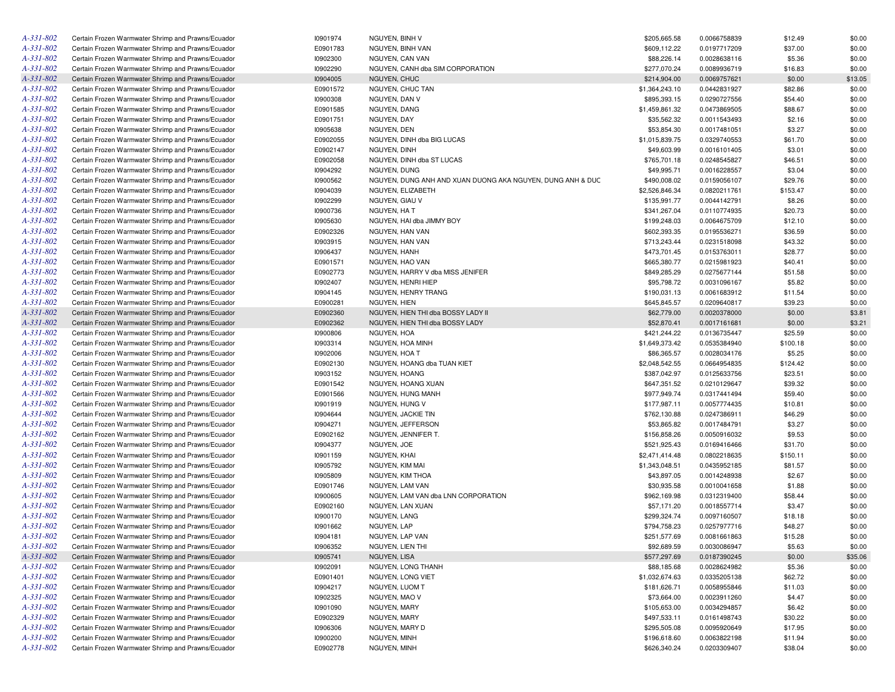| | | | | | | | |
|---|---|---|---|---|---|---|---|
| A-331-802 | Certain Frozen Warmwater Shrimp and Prawns/Ecuador | I0901974 | NGUYEN, BINH V | $205,665.58 | 0.0066758839 | $12.49 | $0.00 |
| A-331-802 | Certain Frozen Warmwater Shrimp and Prawns/Ecuador | E0901783 | NGUYEN, BINH VAN | $609,112.22 | 0.0197717209 | $37.00 | $0.00 |
| A-331-802 | Certain Frozen Warmwater Shrimp and Prawns/Ecuador | I0902300 | NGUYEN, CAN VAN | $88,226.14 | 0.0028638116 | $5.36 | $0.00 |
| A-331-802 | Certain Frozen Warmwater Shrimp and Prawns/Ecuador | I0902290 | NGUYEN, CANH dba SIM CORPORATION | $277,070.24 | 0.0089936719 | $16.83 | $0.00 |
| A-331-802 | Certain Frozen Warmwater Shrimp and Prawns/Ecuador | I0904005 | NGUYEN, CHUC | $214,904.00 | 0.0069757621 | $0.00 | $13.05 |
| A-331-802 | Certain Frozen Warmwater Shrimp and Prawns/Ecuador | E0901572 | NGUYEN, CHUC TAN | $1,364,243.10 | 0.0442831927 | $82.86 | $0.00 |
| A-331-802 | Certain Frozen Warmwater Shrimp and Prawns/Ecuador | I0900308 | NGUYEN, DAN V | $895,393.15 | 0.0290727556 | $54.40 | $0.00 |
| A-331-802 | Certain Frozen Warmwater Shrimp and Prawns/Ecuador | E0901585 | NGUYEN, DANG | $1,459,861.32 | 0.0473869505 | $88.67 | $0.00 |
| A-331-802 | Certain Frozen Warmwater Shrimp and Prawns/Ecuador | E0901751 | NGUYEN, DAY | $35,562.32 | 0.0011543493 | $2.16 | $0.00 |
| A-331-802 | Certain Frozen Warmwater Shrimp and Prawns/Ecuador | I0905638 | NGUYEN, DEN | $53,854.30 | 0.0017481051 | $3.27 | $0.00 |
| A-331-802 | Certain Frozen Warmwater Shrimp and Prawns/Ecuador | E0902055 | NGUYEN, DINH dba BIG LUCAS | $1,015,839.75 | 0.0329740553 | $61.70 | $0.00 |
| A-331-802 | Certain Frozen Warmwater Shrimp and Prawns/Ecuador | E0902147 | NGUYEN, DINH | $49,603.99 | 0.0016101405 | $3.01 | $0.00 |
| A-331-802 | Certain Frozen Warmwater Shrimp and Prawns/Ecuador | E0902058 | NGUYEN, DINH dba ST LUCAS | $765,701.18 | 0.0248545827 | $46.51 | $0.00 |
| A-331-802 | Certain Frozen Warmwater Shrimp and Prawns/Ecuador | I0904292 | NGUYEN, DUNG | $49,995.71 | 0.0016228557 | $3.04 | $0.00 |
| A-331-802 | Certain Frozen Warmwater Shrimp and Prawns/Ecuador | I0900562 | NGUYEN, DUNG ANH AND XUAN DUONG AKA NGUYEN, DUNG ANH & DUC | $490,008.02 | 0.0159056107 | $29.76 | $0.00 |
| A-331-802 | Certain Frozen Warmwater Shrimp and Prawns/Ecuador | I0904039 | NGUYEN, ELIZABETH | $2,526,846.34 | 0.0820211761 | $153.47 | $0.00 |
| A-331-802 | Certain Frozen Warmwater Shrimp and Prawns/Ecuador | I0902299 | NGUYEN, GIAU V | $135,991.77 | 0.0044142791 | $8.26 | $0.00 |
| A-331-802 | Certain Frozen Warmwater Shrimp and Prawns/Ecuador | I0900736 | NGUYEN, HA T | $341,267.04 | 0.0110774935 | $20.73 | $0.00 |
| A-331-802 | Certain Frozen Warmwater Shrimp and Prawns/Ecuador | I0905630 | NGUYEN, HAI dba JIMMY BOY | $199,248.03 | 0.0064675709 | $12.10 | $0.00 |
| A-331-802 | Certain Frozen Warmwater Shrimp and Prawns/Ecuador | E0902326 | NGUYEN, HAN VAN | $602,393.35 | 0.0195536271 | $36.59 | $0.00 |
| A-331-802 | Certain Frozen Warmwater Shrimp and Prawns/Ecuador | I0903915 | NGUYEN, HAN VAN | $713,243.44 | 0.0231518098 | $43.32 | $0.00 |
| A-331-802 | Certain Frozen Warmwater Shrimp and Prawns/Ecuador | I0906437 | NGUYEN, HANH | $473,701.45 | 0.0153763011 | $28.77 | $0.00 |
| A-331-802 | Certain Frozen Warmwater Shrimp and Prawns/Ecuador | E0901571 | NGUYEN, HAO VAN | $665,380.77 | 0.0215981923 | $40.41 | $0.00 |
| A-331-802 | Certain Frozen Warmwater Shrimp and Prawns/Ecuador | E0902773 | NGUYEN, HARRY V dba MISS JENIFER | $849,285.29 | 0.0275677144 | $51.58 | $0.00 |
| A-331-802 | Certain Frozen Warmwater Shrimp and Prawns/Ecuador | I0902407 | NGUYEN, HENRI HIEP | $95,798.72 | 0.0031096167 | $5.82 | $0.00 |
| A-331-802 | Certain Frozen Warmwater Shrimp and Prawns/Ecuador | I0904145 | NGUYEN, HENRY TRANG | $190,031.13 | 0.0061683912 | $11.54 | $0.00 |
| A-331-802 | Certain Frozen Warmwater Shrimp and Prawns/Ecuador | E0900281 | NGUYEN, HIEN | $645,845.57 | 0.0209640817 | $39.23 | $0.00 |
| A-331-802 | Certain Frozen Warmwater Shrimp and Prawns/Ecuador | E0902360 | NGUYEN, HIEN THI dba BOSSY LADY II | $62,779.00 | 0.0020378000 | $0.00 | $3.81 |
| A-331-802 | Certain Frozen Warmwater Shrimp and Prawns/Ecuador | E0902362 | NGUYEN, HIEN THI dba BOSSY LADY | $52,870.41 | 0.0017161681 | $0.00 | $3.21 |
| A-331-802 | Certain Frozen Warmwater Shrimp and Prawns/Ecuador | I0900806 | NGUYEN, HOA | $421,244.22 | 0.0136735447 | $25.59 | $0.00 |
| A-331-802 | Certain Frozen Warmwater Shrimp and Prawns/Ecuador | I0903314 | NGUYEN, HOA MINH | $1,649,373.42 | 0.0535384940 | $100.18 | $0.00 |
| A-331-802 | Certain Frozen Warmwater Shrimp and Prawns/Ecuador | I0902006 | NGUYEN, HOA T | $86,365.57 | 0.0028034176 | $5.25 | $0.00 |
| A-331-802 | Certain Frozen Warmwater Shrimp and Prawns/Ecuador | E0902130 | NGUYEN, HOANG dba TUAN KIET | $2,048,542.55 | 0.0664954835 | $124.42 | $0.00 |
| A-331-802 | Certain Frozen Warmwater Shrimp and Prawns/Ecuador | I0903152 | NGUYEN, HOANG | $387,042.97 | 0.0125633756 | $23.51 | $0.00 |
| A-331-802 | Certain Frozen Warmwater Shrimp and Prawns/Ecuador | E0901542 | NGUYEN, HOANG XUAN | $647,351.52 | 0.0210129647 | $39.32 | $0.00 |
| A-331-802 | Certain Frozen Warmwater Shrimp and Prawns/Ecuador | E0901566 | NGUYEN, HUNG MANH | $977,949.74 | 0.0317441494 | $59.40 | $0.00 |
| A-331-802 | Certain Frozen Warmwater Shrimp and Prawns/Ecuador | I0901919 | NGUYEN, HUNG V | $177,987.11 | 0.0057774435 | $10.81 | $0.00 |
| A-331-802 | Certain Frozen Warmwater Shrimp and Prawns/Ecuador | I0904644 | NGUYEN, JACKIE TIN | $762,130.88 | 0.0247386911 | $46.29 | $0.00 |
| A-331-802 | Certain Frozen Warmwater Shrimp and Prawns/Ecuador | I0904271 | NGUYEN, JEFFERSON | $53,865.82 | 0.0017484791 | $3.27 | $0.00 |
| A-331-802 | Certain Frozen Warmwater Shrimp and Prawns/Ecuador | E0902162 | NGUYEN, JENNIFER T. | $156,858.26 | 0.0050916032 | $9.53 | $0.00 |
| A-331-802 | Certain Frozen Warmwater Shrimp and Prawns/Ecuador | I0904377 | NGUYEN, JOE | $521,925.43 | 0.0169416466 | $31.70 | $0.00 |
| A-331-802 | Certain Frozen Warmwater Shrimp and Prawns/Ecuador | I0901159 | NGUYEN, KHAI | $2,471,414.48 | 0.0802218635 | $150.11 | $0.00 |
| A-331-802 | Certain Frozen Warmwater Shrimp and Prawns/Ecuador | I0905792 | NGUYEN, KIM MAI | $1,343,048.51 | 0.0435952185 | $81.57 | $0.00 |
| A-331-802 | Certain Frozen Warmwater Shrimp and Prawns/Ecuador | I0905809 | NGUYEN, KIM THOA | $43,897.05 | 0.0014248938 | $2.67 | $0.00 |
| A-331-802 | Certain Frozen Warmwater Shrimp and Prawns/Ecuador | E0901746 | NGUYEN, LAM VAN | $30,935.58 | 0.0010041658 | $1.88 | $0.00 |
| A-331-802 | Certain Frozen Warmwater Shrimp and Prawns/Ecuador | I0900605 | NGUYEN, LAM VAN dba LNN CORPORATION | $962,169.98 | 0.0312319400 | $58.44 | $0.00 |
| A-331-802 | Certain Frozen Warmwater Shrimp and Prawns/Ecuador | E0902160 | NGUYEN, LAN XUAN | $57,171.20 | 0.0018557714 | $3.47 | $0.00 |
| A-331-802 | Certain Frozen Warmwater Shrimp and Prawns/Ecuador | I0900170 | NGUYEN, LANG | $299,324.74 | 0.0097160507 | $18.18 | $0.00 |
| A-331-802 | Certain Frozen Warmwater Shrimp and Prawns/Ecuador | I0901662 | NGUYEN, LAP | $794,758.23 | 0.0257977716 | $48.27 | $0.00 |
| A-331-802 | Certain Frozen Warmwater Shrimp and Prawns/Ecuador | I0904181 | NGUYEN, LAP VAN | $251,577.69 | 0.0081661863 | $15.28 | $0.00 |
| A-331-802 | Certain Frozen Warmwater Shrimp and Prawns/Ecuador | I0906352 | NGUYEN, LIEN THI | $92,689.59 | 0.0030086947 | $5.63 | $0.00 |
| A-331-802 | Certain Frozen Warmwater Shrimp and Prawns/Ecuador | I0905741 | NGUYEN, LISA | $577,297.69 | 0.0187390245 | $0.00 | $35.06 |
| A-331-802 | Certain Frozen Warmwater Shrimp and Prawns/Ecuador | I0902091 | NGUYEN, LONG THANH | $88,185.68 | 0.0028624982 | $5.36 | $0.00 |
| A-331-802 | Certain Frozen Warmwater Shrimp and Prawns/Ecuador | E0901401 | NGUYEN, LONG VIET | $1,032,674.63 | 0.0335205138 | $62.72 | $0.00 |
| A-331-802 | Certain Frozen Warmwater Shrimp and Prawns/Ecuador | I0904217 | NGUYEN, LUOM T | $181,626.71 | 0.0058955846 | $11.03 | $0.00 |
| A-331-802 | Certain Frozen Warmwater Shrimp and Prawns/Ecuador | I0902325 | NGUYEN, MAO V | $73,664.00 | 0.0023911260 | $4.47 | $0.00 |
| A-331-802 | Certain Frozen Warmwater Shrimp and Prawns/Ecuador | I0901090 | NGUYEN, MARY | $105,653.00 | 0.0034294857 | $6.42 | $0.00 |
| A-331-802 | Certain Frozen Warmwater Shrimp and Prawns/Ecuador | E0902329 | NGUYEN, MARY | $497,533.11 | 0.0161498743 | $30.22 | $0.00 |
| A-331-802 | Certain Frozen Warmwater Shrimp and Prawns/Ecuador | I0906306 | NGUYEN, MARY D | $295,505.08 | 0.0095920649 | $17.95 | $0.00 |
| A-331-802 | Certain Frozen Warmwater Shrimp and Prawns/Ecuador | I0900200 | NGUYEN, MINH | $196,618.60 | 0.0063822198 | $11.94 | $0.00 |
| A-331-802 | Certain Frozen Warmwater Shrimp and Prawns/Ecuador | E0902778 | NGUYEN, MINH | $626,340.24 | 0.0203309407 | $38.04 | $0.00 |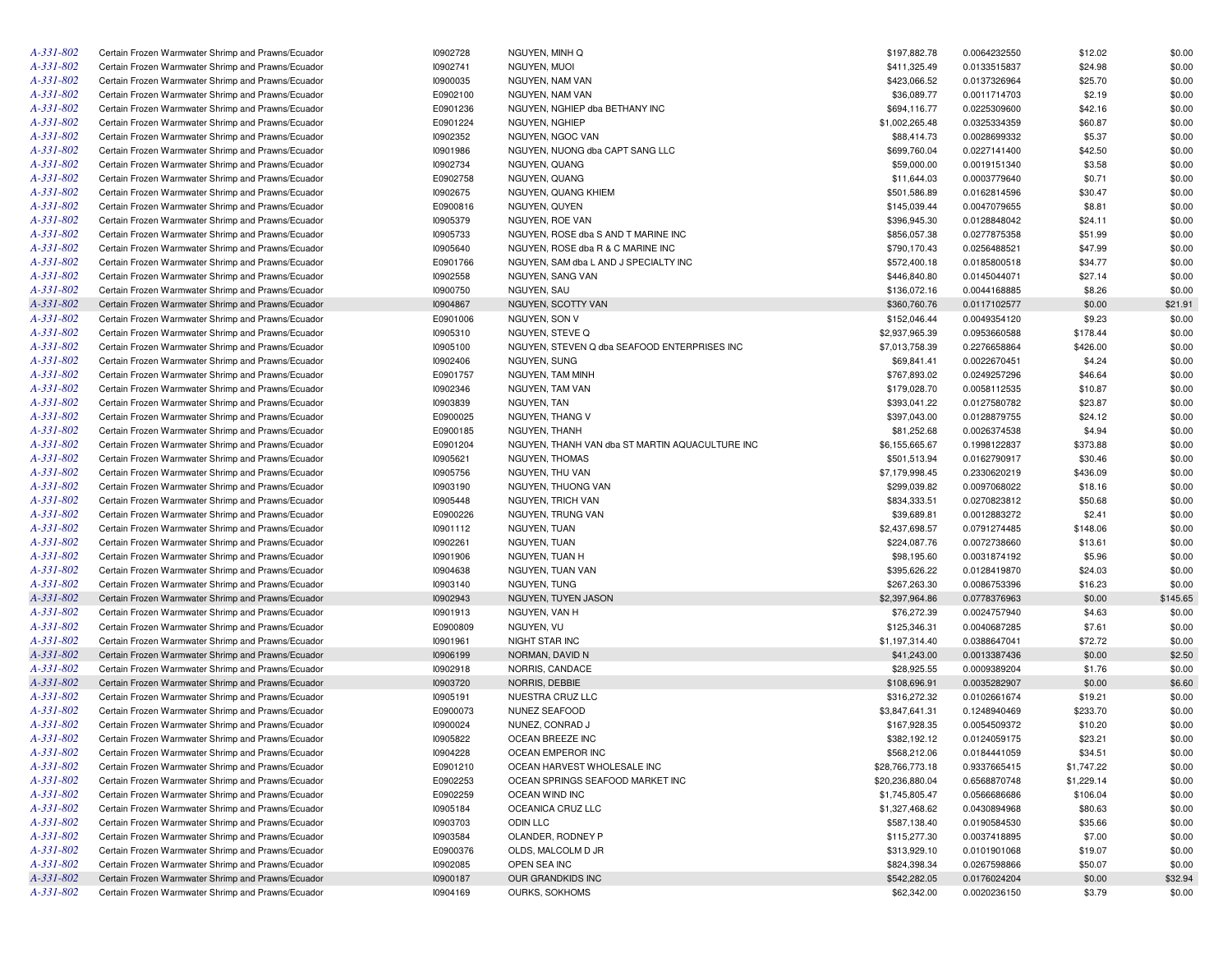| | | | | | | | |
|---|---|---|---|---|---|---|---|
| A-331-802 | Certain Frozen Warmwater Shrimp and Prawns/Ecuador | I0902728 | NGUYEN, MINH Q | $197,882.78 | 0.0064232550 | $12.02 | $0.00 |
| A-331-802 | Certain Frozen Warmwater Shrimp and Prawns/Ecuador | I0902741 | NGUYEN, MUOI | $411,325.49 | 0.0133515837 | $24.98 | $0.00 |
| A-331-802 | Certain Frozen Warmwater Shrimp and Prawns/Ecuador | I0900035 | NGUYEN, NAM VAN | $423,066.52 | 0.0137326964 | $25.70 | $0.00 |
| A-331-802 | Certain Frozen Warmwater Shrimp and Prawns/Ecuador | E0902100 | NGUYEN, NAM VAN | $36,089.77 | 0.0011714703 | $2.19 | $0.00 |
| A-331-802 | Certain Frozen Warmwater Shrimp and Prawns/Ecuador | E0901236 | NGUYEN, NGHIEP dba BETHANY INC | $694,116.77 | 0.0225309600 | $42.16 | $0.00 |
| A-331-802 | Certain Frozen Warmwater Shrimp and Prawns/Ecuador | E0901224 | NGUYEN, NGHIEP | $1,002,265.48 | 0.0325334359 | $60.87 | $0.00 |
| A-331-802 | Certain Frozen Warmwater Shrimp and Prawns/Ecuador | I0902352 | NGUYEN, NGOC VAN | $88,414.73 | 0.0028699332 | $5.37 | $0.00 |
| A-331-802 | Certain Frozen Warmwater Shrimp and Prawns/Ecuador | I0901986 | NGUYEN, NUONG dba CAPT SANG LLC | $699,760.04 | 0.0227141400 | $42.50 | $0.00 |
| A-331-802 | Certain Frozen Warmwater Shrimp and Prawns/Ecuador | I0902734 | NGUYEN, QUANG | $59,000.00 | 0.0019151340 | $3.58 | $0.00 |
| A-331-802 | Certain Frozen Warmwater Shrimp and Prawns/Ecuador | E0902758 | NGUYEN, QUANG | $11,644.03 | 0.0003779640 | $0.71 | $0.00 |
| A-331-802 | Certain Frozen Warmwater Shrimp and Prawns/Ecuador | I0902675 | NGUYEN, QUANG KHIEM | $501,586.89 | 0.0162814596 | $30.47 | $0.00 |
| A-331-802 | Certain Frozen Warmwater Shrimp and Prawns/Ecuador | E0900816 | NGUYEN, QUYEN | $145,039.44 | 0.0047079655 | $8.81 | $0.00 |
| A-331-802 | Certain Frozen Warmwater Shrimp and Prawns/Ecuador | I0905379 | NGUYEN, ROE VAN | $396,945.30 | 0.0128848042 | $24.11 | $0.00 |
| A-331-802 | Certain Frozen Warmwater Shrimp and Prawns/Ecuador | I0905733 | NGUYEN, ROSE dba S AND T MARINE INC | $856,057.38 | 0.0277875358 | $51.99 | $0.00 |
| A-331-802 | Certain Frozen Warmwater Shrimp and Prawns/Ecuador | I0905640 | NGUYEN, ROSE dba R & C MARINE INC | $790,170.43 | 0.0256488521 | $47.99 | $0.00 |
| A-331-802 | Certain Frozen Warmwater Shrimp and Prawns/Ecuador | E0901766 | NGUYEN, SAM dba L AND J SPECIALTY INC | $572,400.18 | 0.0185800518 | $34.77 | $0.00 |
| A-331-802 | Certain Frozen Warmwater Shrimp and Prawns/Ecuador | I0902558 | NGUYEN, SANG VAN | $446,840.80 | 0.0145044071 | $27.14 | $0.00 |
| A-331-802 | Certain Frozen Warmwater Shrimp and Prawns/Ecuador | I0900750 | NGUYEN, SAU | $136,072.16 | 0.0044168885 | $8.26 | $0.00 |
| A-331-802 | Certain Frozen Warmwater Shrimp and Prawns/Ecuador | I0904867 | NGUYEN, SCOTTY VAN | $360,760.76 | 0.0117102577 | $0.00 | $21.91 |
| A-331-802 | Certain Frozen Warmwater Shrimp and Prawns/Ecuador | E0901006 | NGUYEN, SON V | $152,046.44 | 0.0049354120 | $9.23 | $0.00 |
| A-331-802 | Certain Frozen Warmwater Shrimp and Prawns/Ecuador | I0905310 | NGUYEN, STEVE Q | $2,937,965.39 | 0.0953660588 | $178.44 | $0.00 |
| A-331-802 | Certain Frozen Warmwater Shrimp and Prawns/Ecuador | I0905100 | NGUYEN, STEVEN Q dba SEAFOOD ENTERPRISES INC | $7,013,758.39 | 0.2276658864 | $426.00 | $0.00 |
| A-331-802 | Certain Frozen Warmwater Shrimp and Prawns/Ecuador | I0902406 | NGUYEN, SUNG | $69,841.41 | 0.0022670451 | $4.24 | $0.00 |
| A-331-802 | Certain Frozen Warmwater Shrimp and Prawns/Ecuador | E0901757 | NGUYEN, TAM MINH | $767,893.02 | 0.0249257296 | $46.64 | $0.00 |
| A-331-802 | Certain Frozen Warmwater Shrimp and Prawns/Ecuador | I0902346 | NGUYEN, TAM VAN | $179,028.70 | 0.0058112535 | $10.87 | $0.00 |
| A-331-802 | Certain Frozen Warmwater Shrimp and Prawns/Ecuador | I0903839 | NGUYEN, TAN | $393,041.22 | 0.0127580782 | $23.87 | $0.00 |
| A-331-802 | Certain Frozen Warmwater Shrimp and Prawns/Ecuador | E0900025 | NGUYEN, THANG V | $397,043.00 | 0.0128879755 | $24.12 | $0.00 |
| A-331-802 | Certain Frozen Warmwater Shrimp and Prawns/Ecuador | E0900185 | NGUYEN, THANH | $81,252.68 | 0.0026374538 | $4.94 | $0.00 |
| A-331-802 | Certain Frozen Warmwater Shrimp and Prawns/Ecuador | E0901204 | NGUYEN, THANH VAN dba ST MARTIN AQUACULTURE INC | $6,155,665.67 | 0.1998122837 | $373.88 | $0.00 |
| A-331-802 | Certain Frozen Warmwater Shrimp and Prawns/Ecuador | I0905621 | NGUYEN, THOMAS | $501,513.94 | 0.0162790917 | $30.46 | $0.00 |
| A-331-802 | Certain Frozen Warmwater Shrimp and Prawns/Ecuador | I0905756 | NGUYEN, THU VAN | $7,179,998.45 | 0.2330620219 | $436.09 | $0.00 |
| A-331-802 | Certain Frozen Warmwater Shrimp and Prawns/Ecuador | I0903190 | NGUYEN, THUONG VAN | $299,039.82 | 0.0097068022 | $18.16 | $0.00 |
| A-331-802 | Certain Frozen Warmwater Shrimp and Prawns/Ecuador | I0905448 | NGUYEN, TRICH VAN | $834,333.51 | 0.0270823812 | $50.68 | $0.00 |
| A-331-802 | Certain Frozen Warmwater Shrimp and Prawns/Ecuador | E0900226 | NGUYEN, TRUNG VAN | $39,689.81 | 0.0012883272 | $2.41 | $0.00 |
| A-331-802 | Certain Frozen Warmwater Shrimp and Prawns/Ecuador | I0901112 | NGUYEN, TUAN | $2,437,698.57 | 0.0791274485 | $148.06 | $0.00 |
| A-331-802 | Certain Frozen Warmwater Shrimp and Prawns/Ecuador | I0902261 | NGUYEN, TUAN | $224,087.76 | 0.0072738660 | $13.61 | $0.00 |
| A-331-802 | Certain Frozen Warmwater Shrimp and Prawns/Ecuador | I0901906 | NGUYEN, TUAN H | $98,195.60 | 0.0031874192 | $5.96 | $0.00 |
| A-331-802 | Certain Frozen Warmwater Shrimp and Prawns/Ecuador | I0904638 | NGUYEN, TUAN VAN | $395,626.22 | 0.0128419870 | $24.03 | $0.00 |
| A-331-802 | Certain Frozen Warmwater Shrimp and Prawns/Ecuador | I0903140 | NGUYEN, TUNG | $267,263.30 | 0.0086753396 | $16.23 | $0.00 |
| A-331-802 | Certain Frozen Warmwater Shrimp and Prawns/Ecuador | I0902943 | NGUYEN, TUYEN JASON | $2,397,964.86 | 0.0778376963 | $0.00 | $145.65 |
| A-331-802 | Certain Frozen Warmwater Shrimp and Prawns/Ecuador | I0901913 | NGUYEN, VAN H | $76,272.39 | 0.0024757940 | $4.63 | $0.00 |
| A-331-802 | Certain Frozen Warmwater Shrimp and Prawns/Ecuador | E0900809 | NGUYEN, VU | $125,346.31 | 0.0040687285 | $7.61 | $0.00 |
| A-331-802 | Certain Frozen Warmwater Shrimp and Prawns/Ecuador | I0901961 | NIGHT STAR INC | $1,197,314.40 | 0.0388647041 | $72.72 | $0.00 |
| A-331-802 | Certain Frozen Warmwater Shrimp and Prawns/Ecuador | I0906199 | NORMAN, DAVID N | $41,243.00 | 0.0013387436 | $0.00 | $2.50 |
| A-331-802 | Certain Frozen Warmwater Shrimp and Prawns/Ecuador | I0902918 | NORRIS, CANDACE | $28,925.55 | 0.0009389204 | $1.76 | $0.00 |
| A-331-802 | Certain Frozen Warmwater Shrimp and Prawns/Ecuador | I0903720 | NORRIS, DEBBIE | $108,696.91 | 0.0035282907 | $0.00 | $6.60 |
| A-331-802 | Certain Frozen Warmwater Shrimp and Prawns/Ecuador | I0905191 | NUESTRA CRUZ LLC | $316,272.32 | 0.0102661674 | $19.21 | $0.00 |
| A-331-802 | Certain Frozen Warmwater Shrimp and Prawns/Ecuador | E0900073 | NUNEZ SEAFOOD | $3,847,641.31 | 0.1248940469 | $233.70 | $0.00 |
| A-331-802 | Certain Frozen Warmwater Shrimp and Prawns/Ecuador | I0900024 | NUNEZ, CONRAD J | $167,928.35 | 0.0054509372 | $10.20 | $0.00 |
| A-331-802 | Certain Frozen Warmwater Shrimp and Prawns/Ecuador | I0905822 | OCEAN BREEZE INC | $382,192.12 | 0.0124059175 | $23.21 | $0.00 |
| A-331-802 | Certain Frozen Warmwater Shrimp and Prawns/Ecuador | I0904228 | OCEAN EMPEROR INC | $568,212.06 | 0.0184441059 | $34.51 | $0.00 |
| A-331-802 | Certain Frozen Warmwater Shrimp and Prawns/Ecuador | E0901210 | OCEAN HARVEST WHOLESALE INC | $28,766,773.18 | 0.9337665415 | $1,747.22 | $0.00 |
| A-331-802 | Certain Frozen Warmwater Shrimp and Prawns/Ecuador | E0902253 | OCEAN SPRINGS SEAFOOD MARKET INC | $20,236,880.04 | 0.6568870748 | $1,229.14 | $0.00 |
| A-331-802 | Certain Frozen Warmwater Shrimp and Prawns/Ecuador | E0902259 | OCEAN WIND INC | $1,745,805.47 | 0.0566686686 | $106.04 | $0.00 |
| A-331-802 | Certain Frozen Warmwater Shrimp and Prawns/Ecuador | I0905184 | OCEANICA CRUZ LLC | $1,327,468.62 | 0.0430894968 | $80.63 | $0.00 |
| A-331-802 | Certain Frozen Warmwater Shrimp and Prawns/Ecuador | I0903703 | ODIN LLC | $587,138.40 | 0.0190584530 | $35.66 | $0.00 |
| A-331-802 | Certain Frozen Warmwater Shrimp and Prawns/Ecuador | I0903584 | OLANDER, RODNEY P | $115,277.30 | 0.0037418895 | $7.00 | $0.00 |
| A-331-802 | Certain Frozen Warmwater Shrimp and Prawns/Ecuador | E0900376 | OLDS, MALCOLM D JR | $313,929.10 | 0.0101901068 | $19.07 | $0.00 |
| A-331-802 | Certain Frozen Warmwater Shrimp and Prawns/Ecuador | I0902085 | OPEN SEA INC | $824,398.34 | 0.0267598866 | $50.07 | $0.00 |
| A-331-802 | Certain Frozen Warmwater Shrimp and Prawns/Ecuador | I0900187 | OUR GRANDKIDS INC | $542,282.05 | 0.0176024204 | $0.00 | $32.94 |
| A-331-802 | Certain Frozen Warmwater Shrimp and Prawns/Ecuador | I0904169 | OURKS, SOKHOMS | $62,342.00 | 0.0020236150 | $3.79 | $0.00 |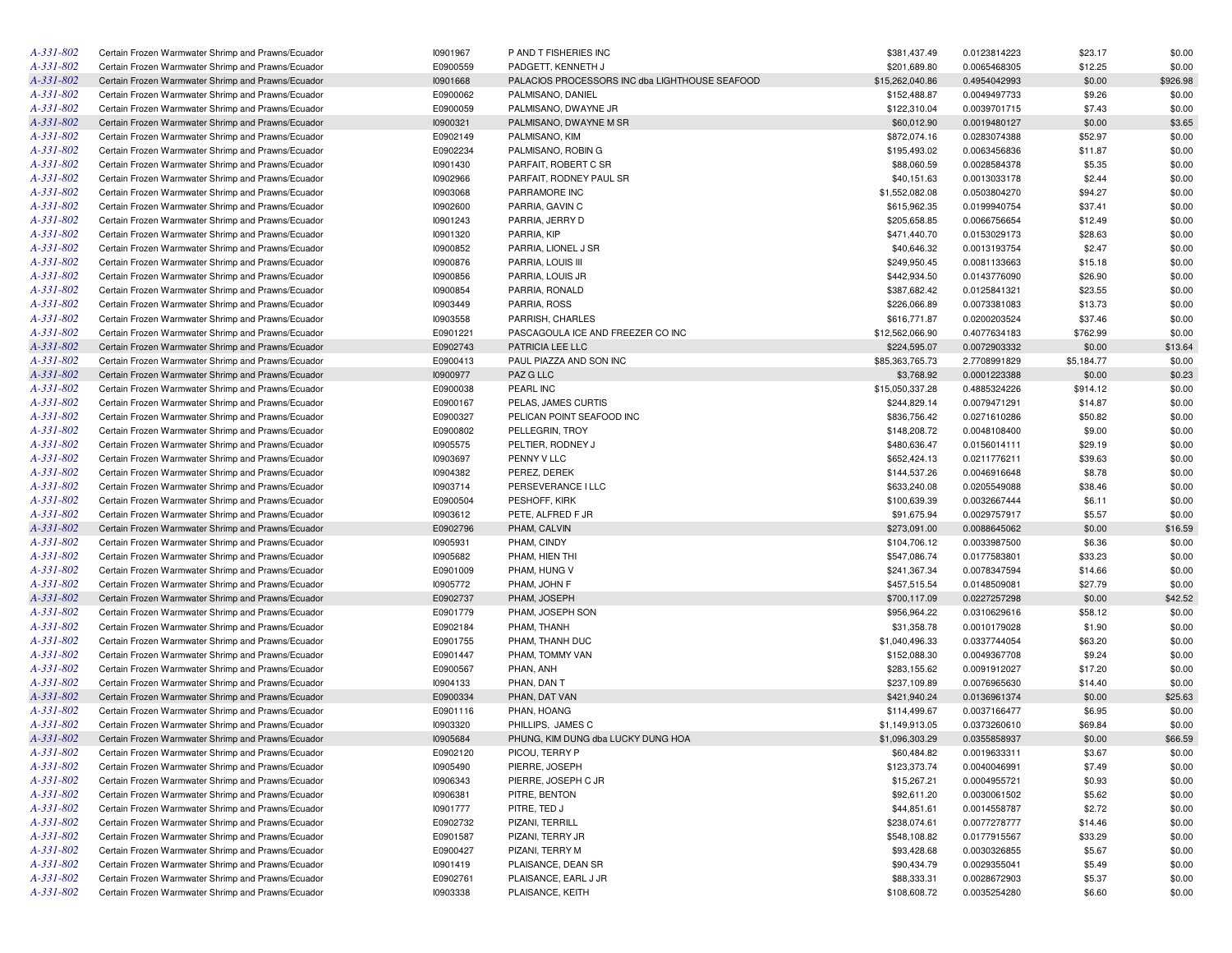| | | | | | | | |
|---|---|---|---|---|---|---|---|
| A-331-802 | Certain Frozen Warmwater Shrimp and Prawns/Ecuador | I0901967 | P AND T FISHERIES INC | $381,437.49 | 0.0123814223 | $23.17 | $0.00 |
| A-331-802 | Certain Frozen Warmwater Shrimp and Prawns/Ecuador | E0900559 | PADGETT, KENNETH J | $201,689.80 | 0.0065468305 | $12.25 | $0.00 |
| A-331-802 | Certain Frozen Warmwater Shrimp and Prawns/Ecuador | I0901668 | PALACIOS PROCESSORS INC dba LIGHTHOUSE SEAFOOD | $15,262,040.86 | 0.4954042993 | $0.00 | $926.98 |
| A-331-802 | Certain Frozen Warmwater Shrimp and Prawns/Ecuador | E0900062 | PALMISANO, DANIEL | $152,488.87 | 0.0049497733 | $9.26 | $0.00 |
| A-331-802 | Certain Frozen Warmwater Shrimp and Prawns/Ecuador | E0900059 | PALMISANO, DWAYNE JR | $122,310.04 | 0.0039701715 | $7.43 | $0.00 |
| A-331-802 | Certain Frozen Warmwater Shrimp and Prawns/Ecuador | I0900321 | PALMISANO, DWAYNE M SR | $60,012.90 | 0.0019480127 | $0.00 | $3.65 |
| A-331-802 | Certain Frozen Warmwater Shrimp and Prawns/Ecuador | E0902149 | PALMISANO, KIM | $872,074.16 | 0.0283074388 | $52.97 | $0.00 |
| A-331-802 | Certain Frozen Warmwater Shrimp and Prawns/Ecuador | E0902234 | PALMISANO, ROBIN G | $195,493.02 | 0.0063456836 | $11.87 | $0.00 |
| A-331-802 | Certain Frozen Warmwater Shrimp and Prawns/Ecuador | I0901430 | PARFAIT, ROBERT C SR | $88,060.59 | 0.0028584378 | $5.35 | $0.00 |
| A-331-802 | Certain Frozen Warmwater Shrimp and Prawns/Ecuador | I0902966 | PARFAIT, RODNEY PAUL SR | $40,151.63 | 0.0013033178 | $2.44 | $0.00 |
| A-331-802 | Certain Frozen Warmwater Shrimp and Prawns/Ecuador | I0903068 | PARRAMORE INC | $1,552,082.08 | 0.0503804270 | $94.27 | $0.00 |
| A-331-802 | Certain Frozen Warmwater Shrimp and Prawns/Ecuador | I0902600 | PARRIA, GAVIN C | $615,962.35 | 0.0199940754 | $37.41 | $0.00 |
| A-331-802 | Certain Frozen Warmwater Shrimp and Prawns/Ecuador | I0901243 | PARRIA, JERRY D | $205,658.85 | 0.0066756654 | $12.49 | $0.00 |
| A-331-802 | Certain Frozen Warmwater Shrimp and Prawns/Ecuador | I0901320 | PARRIA, KIP | $471,440.70 | 0.0153029173 | $28.63 | $0.00 |
| A-331-802 | Certain Frozen Warmwater Shrimp and Prawns/Ecuador | I0900852 | PARRIA, LIONEL J SR | $40,646.32 | 0.0013193754 | $2.47 | $0.00 |
| A-331-802 | Certain Frozen Warmwater Shrimp and Prawns/Ecuador | I0900876 | PARRIA, LOUIS III | $249,950.45 | 0.0081133663 | $15.18 | $0.00 |
| A-331-802 | Certain Frozen Warmwater Shrimp and Prawns/Ecuador | I0900856 | PARRIA, LOUIS JR | $442,934.50 | 0.0143776090 | $26.90 | $0.00 |
| A-331-802 | Certain Frozen Warmwater Shrimp and Prawns/Ecuador | I0900854 | PARRIA, RONALD | $387,682.42 | 0.0125841321 | $23.55 | $0.00 |
| A-331-802 | Certain Frozen Warmwater Shrimp and Prawns/Ecuador | I0903449 | PARRIA, ROSS | $226,066.89 | 0.0073381083 | $13.73 | $0.00 |
| A-331-802 | Certain Frozen Warmwater Shrimp and Prawns/Ecuador | I0903558 | PARRISH, CHARLES | $616,771.87 | 0.0200203524 | $37.46 | $0.00 |
| A-331-802 | Certain Frozen Warmwater Shrimp and Prawns/Ecuador | E0901221 | PASCAGOULA ICE AND FREEZER CO INC | $12,562,066.90 | 0.4077634183 | $762.99 | $0.00 |
| A-331-802 | Certain Frozen Warmwater Shrimp and Prawns/Ecuador | E0902743 | PATRICIA LEE LLC | $224,595.07 | 0.0072903332 | $0.00 | $13.64 |
| A-331-802 | Certain Frozen Warmwater Shrimp and Prawns/Ecuador | E0900413 | PAUL PIAZZA AND SON INC | $85,363,765.73 | 2.7708991829 | $5,184.77 | $0.00 |
| A-331-802 | Certain Frozen Warmwater Shrimp and Prawns/Ecuador | I0900977 | PAZ G LLC | $3,768.92 | 0.0001223388 | $0.00 | $0.23 |
| A-331-802 | Certain Frozen Warmwater Shrimp and Prawns/Ecuador | E0900038 | PEARL INC | $15,050,337.28 | 0.4885324226 | $914.12 | $0.00 |
| A-331-802 | Certain Frozen Warmwater Shrimp and Prawns/Ecuador | E0900167 | PELAS, JAMES CURTIS | $244,829.14 | 0.0079471291 | $14.87 | $0.00 |
| A-331-802 | Certain Frozen Warmwater Shrimp and Prawns/Ecuador | E0900327 | PELICAN POINT SEAFOOD INC | $836,756.42 | 0.0271610286 | $50.82 | $0.00 |
| A-331-802 | Certain Frozen Warmwater Shrimp and Prawns/Ecuador | E0900802 | PELLEGRIN, TROY | $148,208.72 | 0.0048108400 | $9.00 | $0.00 |
| A-331-802 | Certain Frozen Warmwater Shrimp and Prawns/Ecuador | I0905575 | PELTIER, RODNEY J | $480,636.47 | 0.0156014111 | $29.19 | $0.00 |
| A-331-802 | Certain Frozen Warmwater Shrimp and Prawns/Ecuador | I0903697 | PENNY V LLC | $652,424.13 | 0.0211776211 | $39.63 | $0.00 |
| A-331-802 | Certain Frozen Warmwater Shrimp and Prawns/Ecuador | I0904382 | PEREZ, DEREK | $144,537.26 | 0.0046916648 | $8.78 | $0.00 |
| A-331-802 | Certain Frozen Warmwater Shrimp and Prawns/Ecuador | I0903714 | PERSEVERANCE I LLC | $633,240.08 | 0.0205549088 | $38.46 | $0.00 |
| A-331-802 | Certain Frozen Warmwater Shrimp and Prawns/Ecuador | E0900504 | PESHOFF, KIRK | $100,639.39 | 0.0032667444 | $6.11 | $0.00 |
| A-331-802 | Certain Frozen Warmwater Shrimp and Prawns/Ecuador | I0903612 | PETE, ALFRED F JR | $91,675.94 | 0.0029757917 | $5.57 | $0.00 |
| A-331-802 | Certain Frozen Warmwater Shrimp and Prawns/Ecuador | E0902796 | PHAM, CALVIN | $273,091.00 | 0.0088645062 | $0.00 | $16.59 |
| A-331-802 | Certain Frozen Warmwater Shrimp and Prawns/Ecuador | I0905931 | PHAM, CINDY | $104,706.12 | 0.0033987500 | $6.36 | $0.00 |
| A-331-802 | Certain Frozen Warmwater Shrimp and Prawns/Ecuador | I0905682 | PHAM, HIEN THI | $547,086.74 | 0.0177583801 | $33.23 | $0.00 |
| A-331-802 | Certain Frozen Warmwater Shrimp and Prawns/Ecuador | E0901009 | PHAM, HUNG V | $241,367.34 | 0.0078347594 | $14.66 | $0.00 |
| A-331-802 | Certain Frozen Warmwater Shrimp and Prawns/Ecuador | I0905772 | PHAM, JOHN F | $457,515.54 | 0.0148509081 | $27.79 | $0.00 |
| A-331-802 | Certain Frozen Warmwater Shrimp and Prawns/Ecuador | E0902737 | PHAM, JOSEPH | $700,117.09 | 0.0227257298 | $0.00 | $42.52 |
| A-331-802 | Certain Frozen Warmwater Shrimp and Prawns/Ecuador | E0901779 | PHAM, JOSEPH SON | $956,964.22 | 0.0310629616 | $58.12 | $0.00 |
| A-331-802 | Certain Frozen Warmwater Shrimp and Prawns/Ecuador | E0902184 | PHAM, THANH | $31,358.78 | 0.0010179028 | $1.90 | $0.00 |
| A-331-802 | Certain Frozen Warmwater Shrimp and Prawns/Ecuador | E0901755 | PHAM, THANH DUC | $1,040,496.33 | 0.0337744054 | $63.20 | $0.00 |
| A-331-802 | Certain Frozen Warmwater Shrimp and Prawns/Ecuador | E0901447 | PHAM, TOMMY VAN | $152,088.30 | 0.0049367708 | $9.24 | $0.00 |
| A-331-802 | Certain Frozen Warmwater Shrimp and Prawns/Ecuador | E0900567 | PHAN, ANH | $283,155.62 | 0.0091912027 | $17.20 | $0.00 |
| A-331-802 | Certain Frozen Warmwater Shrimp and Prawns/Ecuador | I0904133 | PHAN, DAN T | $237,109.89 | 0.0076965630 | $14.40 | $0.00 |
| A-331-802 | Certain Frozen Warmwater Shrimp and Prawns/Ecuador | E0900334 | PHAN, DAT VAN | $421,940.24 | 0.0136961374 | $0.00 | $25.63 |
| A-331-802 | Certain Frozen Warmwater Shrimp and Prawns/Ecuador | E0901116 | PHAN, HOANG | $114,499.67 | 0.0037166477 | $6.95 | $0.00 |
| A-331-802 | Certain Frozen Warmwater Shrimp and Prawns/Ecuador | I0903320 | PHILLIPS, JAMES C | $1,149,913.05 | 0.0373260610 | $69.84 | $0.00 |
| A-331-802 | Certain Frozen Warmwater Shrimp and Prawns/Ecuador | I0905684 | PHUNG, KIM DUNG dba LUCKY DUNG HOA | $1,096,303.29 | 0.0355858937 | $0.00 | $66.59 |
| A-331-802 | Certain Frozen Warmwater Shrimp and Prawns/Ecuador | E0902120 | PICOU, TERRY P | $60,484.82 | 0.0019633311 | $3.67 | $0.00 |
| A-331-802 | Certain Frozen Warmwater Shrimp and Prawns/Ecuador | I0905490 | PIERRE, JOSEPH | $123,373.74 | 0.0040046991 | $7.49 | $0.00 |
| A-331-802 | Certain Frozen Warmwater Shrimp and Prawns/Ecuador | I0906343 | PIERRE, JOSEPH C JR | $15,267.21 | 0.0004955721 | $0.93 | $0.00 |
| A-331-802 | Certain Frozen Warmwater Shrimp and Prawns/Ecuador | I0906381 | PITRE, BENTON | $92,611.20 | 0.0030061502 | $5.62 | $0.00 |
| A-331-802 | Certain Frozen Warmwater Shrimp and Prawns/Ecuador | I0901777 | PITRE, TED J | $44,851.61 | 0.0014558787 | $2.72 | $0.00 |
| A-331-802 | Certain Frozen Warmwater Shrimp and Prawns/Ecuador | E0902732 | PIZANI, TERRILL | $238,074.61 | 0.0077278777 | $14.46 | $0.00 |
| A-331-802 | Certain Frozen Warmwater Shrimp and Prawns/Ecuador | E0901587 | PIZANI, TERRY JR | $548,108.82 | 0.0177915567 | $33.29 | $0.00 |
| A-331-802 | Certain Frozen Warmwater Shrimp and Prawns/Ecuador | E0900427 | PIZANI, TERRY M | $93,428.68 | 0.0030326855 | $5.67 | $0.00 |
| A-331-802 | Certain Frozen Warmwater Shrimp and Prawns/Ecuador | I0901419 | PLAISANCE, DEAN SR | $90,434.79 | 0.0029355041 | $5.49 | $0.00 |
| A-331-802 | Certain Frozen Warmwater Shrimp and Prawns/Ecuador | E0902761 | PLAISANCE, EARL J JR | $88,333.31 | 0.0028672903 | $5.37 | $0.00 |
| A-331-802 | Certain Frozen Warmwater Shrimp and Prawns/Ecuador | I0903338 | PLAISANCE, KEITH | $108,608.72 | 0.0035254280 | $6.60 | $0.00 |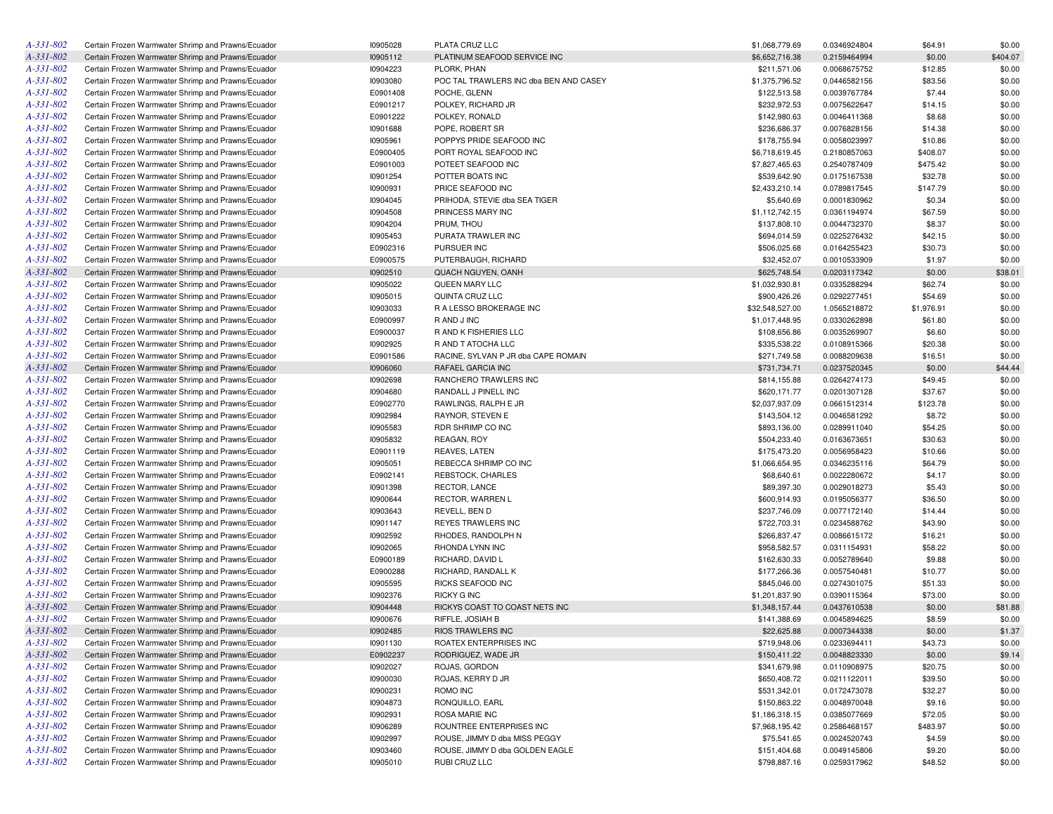| | | | | | | | |
|---|---|---|---|---|---|---|---|
| A-331-802 | Certain Frozen Warmwater Shrimp and Prawns/Ecuador | I0905028 | PLATA CRUZ LLC | $1,068,779.69 | 0.0346924804 | $64.91 | $0.00 |
| A-331-802 | Certain Frozen Warmwater Shrimp and Prawns/Ecuador | I0905112 | PLATINUM SEAFOOD SERVICE INC | $6,652,716.38 | 0.2159464994 | $0.00 | $404.07 |
| A-331-802 | Certain Frozen Warmwater Shrimp and Prawns/Ecuador | I0904223 | PLORK, PHAN | $211,571.06 | 0.0068675752 | $12.85 | $0.00 |
| A-331-802 | Certain Frozen Warmwater Shrimp and Prawns/Ecuador | I0903080 | POC TAL TRAWLERS INC dba BEN AND CASEY | $1,375,796.52 | 0.0446582156 | $83.56 | $0.00 |
| A-331-802 | Certain Frozen Warmwater Shrimp and Prawns/Ecuador | E0901408 | POCHE, GLENN | $122,513.58 | 0.0039767784 | $7.44 | $0.00 |
| A-331-802 | Certain Frozen Warmwater Shrimp and Prawns/Ecuador | E0901217 | POLKEY, RICHARD JR | $232,972.53 | 0.0075622647 | $14.15 | $0.00 |
| A-331-802 | Certain Frozen Warmwater Shrimp and Prawns/Ecuador | E0901222 | POLKEY, RONALD | $142,980.63 | 0.0046411368 | $8.68 | $0.00 |
| A-331-802 | Certain Frozen Warmwater Shrimp and Prawns/Ecuador | I0901688 | POPE, ROBERT SR | $236,686.37 | 0.0076828156 | $14.38 | $0.00 |
| A-331-802 | Certain Frozen Warmwater Shrimp and Prawns/Ecuador | I0905961 | POPPYS PRIDE SEAFOOD INC | $178,755.94 | 0.0058023997 | $10.86 | $0.00 |
| A-331-802 | Certain Frozen Warmwater Shrimp and Prawns/Ecuador | E0900405 | PORT ROYAL SEAFOOD INC | $6,718,619.45 | 0.2180857063 | $408.07 | $0.00 |
| A-331-802 | Certain Frozen Warmwater Shrimp and Prawns/Ecuador | E0901003 | POTEET SEAFOOD INC | $7,827,465.63 | 0.2540787409 | $475.42 | $0.00 |
| A-331-802 | Certain Frozen Warmwater Shrimp and Prawns/Ecuador | I0901254 | POTTER BOATS INC | $539,642.90 | 0.0175167538 | $32.78 | $0.00 |
| A-331-802 | Certain Frozen Warmwater Shrimp and Prawns/Ecuador | I0900931 | PRICE SEAFOOD INC | $2,433,210.14 | 0.0789817545 | $147.79 | $0.00 |
| A-331-802 | Certain Frozen Warmwater Shrimp and Prawns/Ecuador | I0904045 | PRIHODA, STEVIE dba SEA TIGER | $5,640.69 | 0.0001830962 | $0.34 | $0.00 |
| A-331-802 | Certain Frozen Warmwater Shrimp and Prawns/Ecuador | I0904508 | PRINCESS MARY INC | $1,112,742.15 | 0.0361194974 | $67.59 | $0.00 |
| A-331-802 | Certain Frozen Warmwater Shrimp and Prawns/Ecuador | I0904204 | PRUM, THOU | $137,808.10 | 0.0044732370 | $8.37 | $0.00 |
| A-331-802 | Certain Frozen Warmwater Shrimp and Prawns/Ecuador | I0905453 | PURATA TRAWLER INC | $694,014.59 | 0.0225276432 | $42.15 | $0.00 |
| A-331-802 | Certain Frozen Warmwater Shrimp and Prawns/Ecuador | E0902316 | PURSUER INC | $506,025.68 | 0.0164255423 | $30.73 | $0.00 |
| A-331-802 | Certain Frozen Warmwater Shrimp and Prawns/Ecuador | E0900575 | PUTERBAUGH, RICHARD | $32,452.07 | 0.0010533909 | $1.97 | $0.00 |
| A-331-802 | Certain Frozen Warmwater Shrimp and Prawns/Ecuador | I0902510 | QUACH NGUYEN, OANH | $625,748.54 | 0.0203117342 | $0.00 | $38.01 |
| A-331-802 | Certain Frozen Warmwater Shrimp and Prawns/Ecuador | I0905022 | QUEEN MARY LLC | $1,032,930.81 | 0.0335288294 | $62.74 | $0.00 |
| A-331-802 | Certain Frozen Warmwater Shrimp and Prawns/Ecuador | I0905015 | QUINTA CRUZ LLC | $900,426.26 | 0.0292277451 | $54.69 | $0.00 |
| A-331-802 | Certain Frozen Warmwater Shrimp and Prawns/Ecuador | I0903033 | R A LESSO BROKERAGE INC | $32,548,527.00 | 1.0565218872 | $1,976.91 | $0.00 |
| A-331-802 | Certain Frozen Warmwater Shrimp and Prawns/Ecuador | E0900997 | R AND J INC | $1,017,448.95 | 0.0330262898 | $61.80 | $0.00 |
| A-331-802 | Certain Frozen Warmwater Shrimp and Prawns/Ecuador | E0900037 | R AND K FISHERIES LLC | $108,656.86 | 0.0035269907 | $6.60 | $0.00 |
| A-331-802 | Certain Frozen Warmwater Shrimp and Prawns/Ecuador | I0902925 | R AND T ATOCHA LLC | $335,538.22 | 0.0108915366 | $20.38 | $0.00 |
| A-331-802 | Certain Frozen Warmwater Shrimp and Prawns/Ecuador | E0901586 | RACINE, SYLVAN P JR dba CAPE ROMAIN | $271,749.58 | 0.0088209638 | $16.51 | $0.00 |
| A-331-802 | Certain Frozen Warmwater Shrimp and Prawns/Ecuador | I0906060 | RAFAEL GARCIA INC | $731,734.71 | 0.0237520345 | $0.00 | $44.44 |
| A-331-802 | Certain Frozen Warmwater Shrimp and Prawns/Ecuador | I0902698 | RANCHERO TRAWLERS INC | $814,155.88 | 0.0264274173 | $49.45 | $0.00 |
| A-331-802 | Certain Frozen Warmwater Shrimp and Prawns/Ecuador | I0904680 | RANDALL J PINELL INC | $620,171.77 | 0.0201307128 | $37.67 | $0.00 |
| A-331-802 | Certain Frozen Warmwater Shrimp and Prawns/Ecuador | E0902770 | RAWLINGS, RALPH E JR | $2,037,937.09 | 0.0661512314 | $123.78 | $0.00 |
| A-331-802 | Certain Frozen Warmwater Shrimp and Prawns/Ecuador | I0902984 | RAYNOR, STEVEN E | $143,504.12 | 0.0046581292 | $8.72 | $0.00 |
| A-331-802 | Certain Frozen Warmwater Shrimp and Prawns/Ecuador | I0905583 | RDR SHRIMP CO INC | $893,136.00 | 0.0289911040 | $54.25 | $0.00 |
| A-331-802 | Certain Frozen Warmwater Shrimp and Prawns/Ecuador | I0905832 | REAGAN, ROY | $504,233.40 | 0.0163673651 | $30.63 | $0.00 |
| A-331-802 | Certain Frozen Warmwater Shrimp and Prawns/Ecuador | E0901119 | REAVES, LATEN | $175,473.20 | 0.0056958423 | $10.66 | $0.00 |
| A-331-802 | Certain Frozen Warmwater Shrimp and Prawns/Ecuador | I0905051 | REBECCA SHRIMP CO INC | $1,066,654.95 | 0.0346235116 | $64.79 | $0.00 |
| A-331-802 | Certain Frozen Warmwater Shrimp and Prawns/Ecuador | E0902141 | REBSTOCK, CHARLES | $68,640.61 | 0.0022280672 | $4.17 | $0.00 |
| A-331-802 | Certain Frozen Warmwater Shrimp and Prawns/Ecuador | I0901398 | RECTOR, LANCE | $89,397.30 | 0.0029018273 | $5.43 | $0.00 |
| A-331-802 | Certain Frozen Warmwater Shrimp and Prawns/Ecuador | I0900644 | RECTOR, WARREN L | $600,914.93 | 0.0195056377 | $36.50 | $0.00 |
| A-331-802 | Certain Frozen Warmwater Shrimp and Prawns/Ecuador | I0903643 | REVELL, BEN D | $237,746.09 | 0.0077172140 | $14.44 | $0.00 |
| A-331-802 | Certain Frozen Warmwater Shrimp and Prawns/Ecuador | I0901147 | REYES TRAWLERS INC | $722,703.31 | 0.0234588762 | $43.90 | $0.00 |
| A-331-802 | Certain Frozen Warmwater Shrimp and Prawns/Ecuador | I0902592 | RHODES, RANDOLPH N | $266,837.47 | 0.0086615172 | $16.21 | $0.00 |
| A-331-802 | Certain Frozen Warmwater Shrimp and Prawns/Ecuador | I0902065 | RHONDA LYNN INC | $958,582.57 | 0.0311154931 | $58.22 | $0.00 |
| A-331-802 | Certain Frozen Warmwater Shrimp and Prawns/Ecuador | E0900189 | RICHARD, DAVID L | $162,630.33 | 0.0052789640 | $9.88 | $0.00 |
| A-331-802 | Certain Frozen Warmwater Shrimp and Prawns/Ecuador | E0900288 | RICHARD, RANDALL K | $177,266.36 | 0.0057540481 | $10.77 | $0.00 |
| A-331-802 | Certain Frozen Warmwater Shrimp and Prawns/Ecuador | I0905595 | RICKS SEAFOOD INC | $845,046.00 | 0.0274301075 | $51.33 | $0.00 |
| A-331-802 | Certain Frozen Warmwater Shrimp and Prawns/Ecuador | I0902376 | RICKY G INC | $1,201,837.90 | 0.0390115364 | $73.00 | $0.00 |
| A-331-802 | Certain Frozen Warmwater Shrimp and Prawns/Ecuador | I0904448 | RICKYS COAST TO COAST NETS INC | $1,348,157.44 | 0.0437610538 | $0.00 | $81.88 |
| A-331-802 | Certain Frozen Warmwater Shrimp and Prawns/Ecuador | I0900676 | RIFFLE, JOSIAH B | $141,388.69 | 0.0045894625 | $8.59 | $0.00 |
| A-331-802 | Certain Frozen Warmwater Shrimp and Prawns/Ecuador | I0902485 | RIOS TRAWLERS INC | $22,625.88 | 0.0007344338 | $0.00 | $1.37 |
| A-331-802 | Certain Frozen Warmwater Shrimp and Prawns/Ecuador | I0901130 | ROATEX ENTERPRISES INC | $719,948.06 | 0.0233694411 | $43.73 | $0.00 |
| A-331-802 | Certain Frozen Warmwater Shrimp and Prawns/Ecuador | E0902237 | RODRIGUEZ, WADE JR | $150,411.22 | 0.0048823330 | $0.00 | $9.14 |
| A-331-802 | Certain Frozen Warmwater Shrimp and Prawns/Ecuador | I0902027 | ROJAS, GORDON | $341,679.98 | 0.0110908975 | $20.75 | $0.00 |
| A-331-802 | Certain Frozen Warmwater Shrimp and Prawns/Ecuador | I0900030 | ROJAS, KERRY D JR | $650,408.72 | 0.0211122011 | $39.50 | $0.00 |
| A-331-802 | Certain Frozen Warmwater Shrimp and Prawns/Ecuador | I0900231 | ROMO INC | $531,342.01 | 0.0172473078 | $32.27 | $0.00 |
| A-331-802 | Certain Frozen Warmwater Shrimp and Prawns/Ecuador | I0904873 | RONQUILLO, EARL | $150,863.22 | 0.0048970048 | $9.16 | $0.00 |
| A-331-802 | Certain Frozen Warmwater Shrimp and Prawns/Ecuador | I0902931 | ROSA MARIE INC | $1,186,318.15 | 0.0385077669 | $72.05 | $0.00 |
| A-331-802 | Certain Frozen Warmwater Shrimp and Prawns/Ecuador | I0906289 | ROUNTREE ENTERPRISES INC | $7,968,195.42 | 0.2586468157 | $483.97 | $0.00 |
| A-331-802 | Certain Frozen Warmwater Shrimp and Prawns/Ecuador | I0902997 | ROUSE, JIMMY D dba MISS PEGGY | $75,541.65 | 0.0024520743 | $4.59 | $0.00 |
| A-331-802 | Certain Frozen Warmwater Shrimp and Prawns/Ecuador | I0903460 | ROUSE, JIMMY D dba GOLDEN EAGLE | $151,404.68 | 0.0049145806 | $9.20 | $0.00 |
| A-331-802 | Certain Frozen Warmwater Shrimp and Prawns/Ecuador | I0905010 | RUBI CRUZ LLC | $798,887.16 | 0.0259317962 | $48.52 | $0.00 |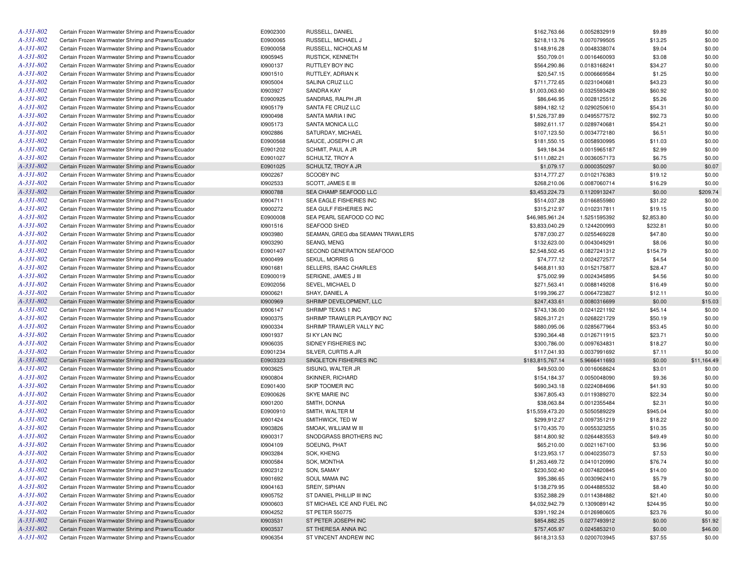| A-331-802 | Certain Frozen Warmwater Shrimp and Prawns/Ecuador | E0902300 | RUSSELL, DANIEL | $162,763.66 | 0.0052832919 | $9.89 | $0.00 |
|---|---|---|---|---|---|---|---|
| A-331-802 | Certain Frozen Warmwater Shrimp and Prawns/Ecuador | E0900065 | RUSSELL, MICHAEL J | $218,113.76 | 0.0070799505 | $13.25 | $0.00 |
| A-331-802 | Certain Frozen Warmwater Shrimp and Prawns/Ecuador | E0900058 | RUSSELL, NICHOLAS M | $148,916.28 | 0.0048338074 | $9.04 | $0.00 |
| A-331-802 | Certain Frozen Warmwater Shrimp and Prawns/Ecuador | I0905945 | RUSTICK, KENNETH | $50,709.01 | 0.0016460093 | $3.08 | $0.00 |
| A-331-802 | Certain Frozen Warmwater Shrimp and Prawns/Ecuador | I0900137 | RUTTLEY BOY INC | $564,290.86 | 0.0183168241 | $34.27 | $0.00 |
| A-331-802 | Certain Frozen Warmwater Shrimp and Prawns/Ecuador | I0901510 | RUTTLEY, ADRIAN K | $20,547.15 | 0.0006669584 | $1.25 | $0.00 |
| A-331-802 | Certain Frozen Warmwater Shrimp and Prawns/Ecuador | I0905004 | SALINA CRUZ LLC | $711,772.65 | 0.0231040681 | $43.23 | $0.00 |
| A-331-802 | Certain Frozen Warmwater Shrimp and Prawns/Ecuador | I0903927 | SANDRA KAY | $1,003,063.60 | 0.0325593428 | $60.92 | $0.00 |
| A-331-802 | Certain Frozen Warmwater Shrimp and Prawns/Ecuador | E0900925 | SANDRAS, RALPH JR | $86,646.95 | 0.0028125512 | $5.26 | $0.00 |
| A-331-802 | Certain Frozen Warmwater Shrimp and Prawns/Ecuador | I0905179 | SANTA FE CRUZ LLC | $894,182.12 | 0.0290250610 | $54.31 | $0.00 |
| A-331-802 | Certain Frozen Warmwater Shrimp and Prawns/Ecuador | I0900498 | SANTA MARIA I INC | $1,526,737.89 | 0.0495577572 | $92.73 | $0.00 |
| A-331-802 | Certain Frozen Warmwater Shrimp and Prawns/Ecuador | I0905173 | SANTA MONICA LLC | $892,611.17 | 0.0289740681 | $54.21 | $0.00 |
| A-331-802 | Certain Frozen Warmwater Shrimp and Prawns/Ecuador | I0902886 | SATURDAY, MICHAEL | $107,123.50 | 0.0034772180 | $6.51 | $0.00 |
| A-331-802 | Certain Frozen Warmwater Shrimp and Prawns/Ecuador | E0900568 | SAUCE, JOSEPH C JR | $181,550.15 | 0.0058930995 | $11.03 | $0.00 |
| A-331-802 | Certain Frozen Warmwater Shrimp and Prawns/Ecuador | E0901202 | SCHMIT, PAUL A JR | $49,184.34 | 0.0015965187 | $2.99 | $0.00 |
| A-331-802 | Certain Frozen Warmwater Shrimp and Prawns/Ecuador | E0901027 | SCHULTZ, TROY A | $111,082.21 | 0.0036057173 | $6.75 | $0.00 |
| A-331-802 | Certain Frozen Warmwater Shrimp and Prawns/Ecuador | E0901025 | SCHULTZ, TROY A JR | $1,079.17 | 0.0000350297 | $0.00 | $0.07 |
| A-331-802 | Certain Frozen Warmwater Shrimp and Prawns/Ecuador | I0902267 | SCOOBY INC | $314,777.27 | 0.0102176383 | $19.12 | $0.00 |
| A-331-802 | Certain Frozen Warmwater Shrimp and Prawns/Ecuador | I0902533 | SCOTT, JAMES E III | $268,210.06 | 0.0087060714 | $16.29 | $0.00 |
| A-331-802 | Certain Frozen Warmwater Shrimp and Prawns/Ecuador | I0900788 | SEA CHAMP SEAFOOD LLC | $3,453,224.73 | 0.1120913247 | $0.00 | $209.74 |
| A-331-802 | Certain Frozen Warmwater Shrimp and Prawns/Ecuador | I0904711 | SEA EAGLE FISHERIES INC | $514,037.28 | 0.0166855980 | $31.22 | $0.00 |
| A-331-802 | Certain Frozen Warmwater Shrimp and Prawns/Ecuador | I0900272 | SEA GULF FISHERIES INC | $315,212.97 | 0.0102317811 | $19.15 | $0.00 |
| A-331-802 | Certain Frozen Warmwater Shrimp and Prawns/Ecuador | E0900008 | SEA PEARL SEAFOOD CO INC | $46,985,961.24 | 1.5251595392 | $2,853.80 | $0.00 |
| A-331-802 | Certain Frozen Warmwater Shrimp and Prawns/Ecuador | I0901516 | SEAFOOD SHED | $3,833,040.29 | 0.1244200993 | $232.81 | $0.00 |
| A-331-802 | Certain Frozen Warmwater Shrimp and Prawns/Ecuador | I0903980 | SEAMAN, GREG dba SEAMAN TRAWLERS | $787,030.27 | 0.0255469228 | $47.80 | $0.00 |
| A-331-802 | Certain Frozen Warmwater Shrimp and Prawns/Ecuador | I0903290 | SEANG, MENG | $132,623.00 | 0.0043049291 | $8.06 | $0.00 |
| A-331-802 | Certain Frozen Warmwater Shrimp and Prawns/Ecuador | E0901407 | SECOND GENERATION SEAFOOD | $2,548,502.45 | 0.0827241312 | $154.79 | $0.00 |
| A-331-802 | Certain Frozen Warmwater Shrimp and Prawns/Ecuador | I0900499 | SEKUL, MORRIS G | $74,777.12 | 0.0024272577 | $4.54 | $0.00 |
| A-331-802 | Certain Frozen Warmwater Shrimp and Prawns/Ecuador | I0901681 | SELLERS, ISAAC CHARLES | $468,811.93 | 0.0152175877 | $28.47 | $0.00 |
| A-331-802 | Certain Frozen Warmwater Shrimp and Prawns/Ecuador | E0900019 | SERIGNE, JAMES J III | $75,002.99 | 0.0024345895 | $4.56 | $0.00 |
| A-331-802 | Certain Frozen Warmwater Shrimp and Prawns/Ecuador | E0902056 | SEVEL, MICHAEL D | $271,563.41 | 0.0088149208 | $16.49 | $0.00 |
| A-331-802 | Certain Frozen Warmwater Shrimp and Prawns/Ecuador | I0900621 | SHAY, DANIEL A | $199,396.27 | 0.0064723827 | $12.11 | $0.00 |
| A-331-802 | Certain Frozen Warmwater Shrimp and Prawns/Ecuador | I0900969 | SHRIMP DEVELOPMENT, LLC | $247,433.61 | 0.0080316699 | $0.00 | $15.03 |
| A-331-802 | Certain Frozen Warmwater Shrimp and Prawns/Ecuador | I0906147 | SHRIMP TEXAS 1 INC | $743,136.00 | 0.0241221192 | $45.14 | $0.00 |
| A-331-802 | Certain Frozen Warmwater Shrimp and Prawns/Ecuador | I0900375 | SHRIMP TRAWLER PLAYBOY INC | $826,317.21 | 0.0268221729 | $50.19 | $0.00 |
| A-331-802 | Certain Frozen Warmwater Shrimp and Prawns/Ecuador | I0900334 | SHRIMP TRAWLER VALLY INC | $880,095.06 | 0.0285677964 | $53.45 | $0.00 |
| A-331-802 | Certain Frozen Warmwater Shrimp and Prawns/Ecuador | I0901937 | SI KY LAN INC | $390,364.48 | 0.0126711915 | $23.71 | $0.00 |
| A-331-802 | Certain Frozen Warmwater Shrimp and Prawns/Ecuador | I0906035 | SIDNEY FISHERIES INC | $300,786.00 | 0.0097634831 | $18.27 | $0.00 |
| A-331-802 | Certain Frozen Warmwater Shrimp and Prawns/Ecuador | E0901234 | SILVER, CURTIS A JR | $117,041.93 | 0.0037991692 | $7.11 | $0.00 |
| A-331-802 | Certain Frozen Warmwater Shrimp and Prawns/Ecuador | E0903323 | SINGLETON FISHERIES INC | $183,815,767.14 | 5.9666411693 | $0.00 | $11,164.49 |
| A-331-802 | Certain Frozen Warmwater Shrimp and Prawns/Ecuador | I0903625 | SISUNG, WALTER JR | $49,503.00 | 0.0016068624 | $3.01 | $0.00 |
| A-331-802 | Certain Frozen Warmwater Shrimp and Prawns/Ecuador | I0900804 | SKINNER, RICHARD | $154,184.37 | 0.0050048090 | $9.36 | $0.00 |
| A-331-802 | Certain Frozen Warmwater Shrimp and Prawns/Ecuador | E0901400 | SKIP TOOMER INC | $690,343.18 | 0.0224084696 | $41.93 | $0.00 |
| A-331-802 | Certain Frozen Warmwater Shrimp and Prawns/Ecuador | E0900626 | SKYE MARIE INC | $367,805.43 | 0.0119389270 | $22.34 | $0.00 |
| A-331-802 | Certain Frozen Warmwater Shrimp and Prawns/Ecuador | I0901200 | SMITH, DONNA | $38,063.84 | 0.0012355484 | $2.31 | $0.00 |
| A-331-802 | Certain Frozen Warmwater Shrimp and Prawns/Ecuador | E0900910 | SMITH, WALTER M | $15,559,473.20 | 0.5050589229 | $945.04 | $0.00 |
| A-331-802 | Certain Frozen Warmwater Shrimp and Prawns/Ecuador | I0901424 | SMITHWICK, TED W | $299,912.27 | 0.0097351219 | $18.22 | $0.00 |
| A-331-802 | Certain Frozen Warmwater Shrimp and Prawns/Ecuador | I0903826 | SMOAK, WILLIAM W III | $170,435.70 | 0.0055323255 | $10.35 | $0.00 |
| A-331-802 | Certain Frozen Warmwater Shrimp and Prawns/Ecuador | I0900317 | SNODGRASS BROTHERS INC | $814,800.92 | 0.0264483553 | $49.49 | $0.00 |
| A-331-802 | Certain Frozen Warmwater Shrimp and Prawns/Ecuador | I0904109 | SOEUNG, PHAT | $65,210.00 | 0.0021167100 | $3.96 | $0.00 |
| A-331-802 | Certain Frozen Warmwater Shrimp and Prawns/Ecuador | I0903284 | SOK, KHENG | $123,953.17 | 0.0040235073 | $7.53 | $0.00 |
| A-331-802 | Certain Frozen Warmwater Shrimp and Prawns/Ecuador | I0900584 | SOK, MONTHA | $1,263,469.72 | 0.0410120990 | $76.74 | $0.00 |
| A-331-802 | Certain Frozen Warmwater Shrimp and Prawns/Ecuador | I0902312 | SON, SAMAY | $230,502.40 | 0.0074820845 | $14.00 | $0.00 |
| A-331-802 | Certain Frozen Warmwater Shrimp and Prawns/Ecuador | I0901692 | SOUL MAMA INC | $95,386.65 | 0.0030962410 | $5.79 | $0.00 |
| A-331-802 | Certain Frozen Warmwater Shrimp and Prawns/Ecuador | I0904163 | SREIY, SIPHAN | $138,279.95 | 0.0044885532 | $8.40 | $0.00 |
| A-331-802 | Certain Frozen Warmwater Shrimp and Prawns/Ecuador | I0905752 | ST DANIEL PHILLIP III INC | $352,388.29 | 0.0114384882 | $21.40 | $0.00 |
| A-331-802 | Certain Frozen Warmwater Shrimp and Prawns/Ecuador | I0900603 | ST MICHAEL ICE AND FUEL INC | $4,032,942.79 | 0.1309089142 | $244.95 | $0.00 |
| A-331-802 | Certain Frozen Warmwater Shrimp and Prawns/Ecuador | I0904252 | ST PETER 550775 | $391,192.24 | 0.0126980605 | $23.76 | $0.00 |
| A-331-802 | Certain Frozen Warmwater Shrimp and Prawns/Ecuador | I0903531 | ST PETER JOSEPH INC | $854,882.25 | 0.0277493912 | $0.00 | $51.92 |
| A-331-802 | Certain Frozen Warmwater Shrimp and Prawns/Ecuador | I0903537 | ST THERESA ANNA INC | $757,405.97 | 0.0245853210 | $0.00 | $46.00 |
| A-331-802 | Certain Frozen Warmwater Shrimp and Prawns/Ecuador | I0906354 | ST VINCENT ANDREW INC | $618,313.53 | 0.0200703945 | $37.55 | $0.00 |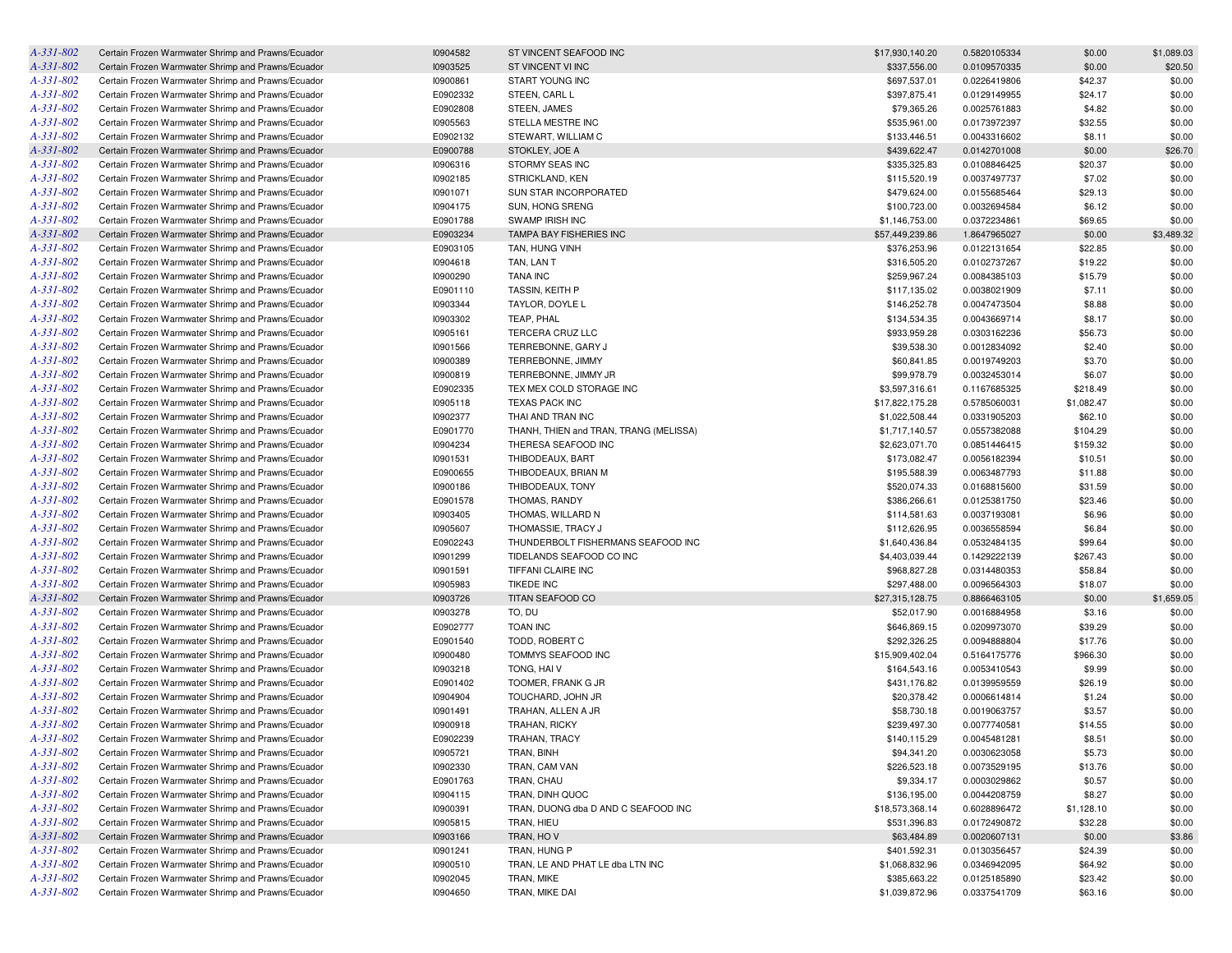| | | | | | | | |
|---|---|---|---|---|---|---|---|
| A-331-802 | Certain Frozen Warmwater Shrimp and Prawns/Ecuador | I0904582 | ST VINCENT SEAFOOD INC | $17,930,140.20 | 0.5820105334 | $0.00 | $1,089.03 |
| A-331-802 | Certain Frozen Warmwater Shrimp and Prawns/Ecuador | I0903525 | ST VINCENT VI INC | $337,556.00 | 0.0109570335 | $0.00 | $20.50 |
| A-331-802 | Certain Frozen Warmwater Shrimp and Prawns/Ecuador | I0900861 | START YOUNG INC | $697,537.01 | 0.0226419806 | $42.37 | $0.00 |
| A-331-802 | Certain Frozen Warmwater Shrimp and Prawns/Ecuador | E0902332 | STEEN, CARL L | $397,875.41 | 0.0129149955 | $24.17 | $0.00 |
| A-331-802 | Certain Frozen Warmwater Shrimp and Prawns/Ecuador | E0902808 | STEEN, JAMES | $79,365.26 | 0.0025761883 | $4.82 | $0.00 |
| A-331-802 | Certain Frozen Warmwater Shrimp and Prawns/Ecuador | I0905563 | STELLA MESTRE INC | $535,961.00 | 0.0173972397 | $32.55 | $0.00 |
| A-331-802 | Certain Frozen Warmwater Shrimp and Prawns/Ecuador | E0902132 | STEWART, WILLIAM C | $133,446.51 | 0.0043316602 | $8.11 | $0.00 |
| A-331-802 | Certain Frozen Warmwater Shrimp and Prawns/Ecuador | E0900788 | STOKLEY, JOE A | $439,622.47 | 0.0142701008 | $0.00 | $26.70 |
| A-331-802 | Certain Frozen Warmwater Shrimp and Prawns/Ecuador | I0906316 | STORMY SEAS INC | $335,325.83 | 0.0108846425 | $20.37 | $0.00 |
| A-331-802 | Certain Frozen Warmwater Shrimp and Prawns/Ecuador | I0902185 | STRICKLAND, KEN | $115,520.19 | 0.0037497737 | $7.02 | $0.00 |
| A-331-802 | Certain Frozen Warmwater Shrimp and Prawns/Ecuador | I0901071 | SUN STAR INCORPORATED | $479,624.00 | 0.0155685464 | $29.13 | $0.00 |
| A-331-802 | Certain Frozen Warmwater Shrimp and Prawns/Ecuador | I0904175 | SUN, HONG SRENG | $100,723.00 | 0.0032694584 | $6.12 | $0.00 |
| A-331-802 | Certain Frozen Warmwater Shrimp and Prawns/Ecuador | E0901788 | SWAMP IRISH INC | $1,146,753.00 | 0.0372234861 | $69.65 | $0.00 |
| A-331-802 | Certain Frozen Warmwater Shrimp and Prawns/Ecuador | E0903234 | TAMPA BAY FISHERIES INC | $57,449,239.86 | 1.8647965027 | $0.00 | $3,489.32 |
| A-331-802 | Certain Frozen Warmwater Shrimp and Prawns/Ecuador | E0903105 | TAN, HUNG VINH | $376,253.96 | 0.0122131654 | $22.85 | $0.00 |
| A-331-802 | Certain Frozen Warmwater Shrimp and Prawns/Ecuador | I0904618 | TAN, LAN T | $316,505.20 | 0.0102737267 | $19.22 | $0.00 |
| A-331-802 | Certain Frozen Warmwater Shrimp and Prawns/Ecuador | I0900290 | TANA INC | $259,967.24 | 0.0084385103 | $15.79 | $0.00 |
| A-331-802 | Certain Frozen Warmwater Shrimp and Prawns/Ecuador | E0901110 | TASSIN, KEITH P | $117,135.02 | 0.0038021909 | $7.11 | $0.00 |
| A-331-802 | Certain Frozen Warmwater Shrimp and Prawns/Ecuador | I0903344 | TAYLOR, DOYLE L | $146,252.78 | 0.0047473504 | $8.88 | $0.00 |
| A-331-802 | Certain Frozen Warmwater Shrimp and Prawns/Ecuador | I0903302 | TEAP, PHAL | $134,534.35 | 0.0043669714 | $8.17 | $0.00 |
| A-331-802 | Certain Frozen Warmwater Shrimp and Prawns/Ecuador | I0905161 | TERCERA CRUZ LLC | $933,959.28 | 0.0303162236 | $56.73 | $0.00 |
| A-331-802 | Certain Frozen Warmwater Shrimp and Prawns/Ecuador | I0901566 | TERREBONNE, GARY J | $39,538.30 | 0.0012834092 | $2.40 | $0.00 |
| A-331-802 | Certain Frozen Warmwater Shrimp and Prawns/Ecuador | I0900389 | TERREBONNE, JIMMY | $60,841.85 | 0.0019749203 | $3.70 | $0.00 |
| A-331-802 | Certain Frozen Warmwater Shrimp and Prawns/Ecuador | I0900819 | TERREBONNE, JIMMY JR | $99,978.79 | 0.0032453014 | $6.07 | $0.00 |
| A-331-802 | Certain Frozen Warmwater Shrimp and Prawns/Ecuador | E0902335 | TEX MEX COLD STORAGE INC | $3,597,316.61 | 0.1167685325 | $218.49 | $0.00 |
| A-331-802 | Certain Frozen Warmwater Shrimp and Prawns/Ecuador | I0905118 | TEXAS PACK INC | $17,822,175.28 | 0.5785060031 | $1,082.47 | $0.00 |
| A-331-802 | Certain Frozen Warmwater Shrimp and Prawns/Ecuador | I0902377 | THAI AND TRAN INC | $1,022,508.44 | 0.0331905203 | $62.10 | $0.00 |
| A-331-802 | Certain Frozen Warmwater Shrimp and Prawns/Ecuador | E0901770 | THANH, THIEN and TRAN, TRANG (MELISSA) | $1,717,140.57 | 0.0557382088 | $104.29 | $0.00 |
| A-331-802 | Certain Frozen Warmwater Shrimp and Prawns/Ecuador | I0904234 | THERESA SEAFOOD INC | $2,623,071.70 | 0.0851446415 | $159.32 | $0.00 |
| A-331-802 | Certain Frozen Warmwater Shrimp and Prawns/Ecuador | I0901531 | THIBODEAUX, BART | $173,082.47 | 0.0056182394 | $10.51 | $0.00 |
| A-331-802 | Certain Frozen Warmwater Shrimp and Prawns/Ecuador | E0900655 | THIBODEAUX, BRIAN M | $195,588.39 | 0.0063487793 | $11.88 | $0.00 |
| A-331-802 | Certain Frozen Warmwater Shrimp and Prawns/Ecuador | I0900186 | THIBODEAUX, TONY | $520,074.33 | 0.0168815600 | $31.59 | $0.00 |
| A-331-802 | Certain Frozen Warmwater Shrimp and Prawns/Ecuador | E0901578 | THOMAS, RANDY | $386,266.61 | 0.0125381750 | $23.46 | $0.00 |
| A-331-802 | Certain Frozen Warmwater Shrimp and Prawns/Ecuador | I0903405 | THOMAS, WILLARD N | $114,581.63 | 0.0037193081 | $6.96 | $0.00 |
| A-331-802 | Certain Frozen Warmwater Shrimp and Prawns/Ecuador | I0905607 | THOMASSIE, TRACY J | $112,626.95 | 0.0036558594 | $6.84 | $0.00 |
| A-331-802 | Certain Frozen Warmwater Shrimp and Prawns/Ecuador | E0902243 | THUNDERBOLT FISHERMANS SEAFOOD INC | $1,640,436.84 | 0.0532484135 | $99.64 | $0.00 |
| A-331-802 | Certain Frozen Warmwater Shrimp and Prawns/Ecuador | I0901299 | TIDELANDS SEAFOOD CO INC | $4,403,039.44 | 0.1429222139 | $267.43 | $0.00 |
| A-331-802 | Certain Frozen Warmwater Shrimp and Prawns/Ecuador | I0901591 | TIFFANI CLAIRE INC | $968,827.28 | 0.0314480353 | $58.84 | $0.00 |
| A-331-802 | Certain Frozen Warmwater Shrimp and Prawns/Ecuador | I0905983 | TIKEDE INC | $297,488.00 | 0.0096564303 | $18.07 | $0.00 |
| A-331-802 | Certain Frozen Warmwater Shrimp and Prawns/Ecuador | I0903726 | TITAN SEAFOOD CO | $27,315,128.75 | 0.8866463105 | $0.00 | $1,659.05 |
| A-331-802 | Certain Frozen Warmwater Shrimp and Prawns/Ecuador | I0903278 | TO, DU | $52,017.90 | 0.0016884958 | $3.16 | $0.00 |
| A-331-802 | Certain Frozen Warmwater Shrimp and Prawns/Ecuador | E0902777 | TOAN INC | $646,869.15 | 0.0209973070 | $39.29 | $0.00 |
| A-331-802 | Certain Frozen Warmwater Shrimp and Prawns/Ecuador | E0901540 | TODD, ROBERT C | $292,326.25 | 0.0094888804 | $17.76 | $0.00 |
| A-331-802 | Certain Frozen Warmwater Shrimp and Prawns/Ecuador | I0900480 | TOMMYS SEAFOOD INC | $15,909,402.04 | 0.5164175776 | $966.30 | $0.00 |
| A-331-802 | Certain Frozen Warmwater Shrimp and Prawns/Ecuador | I0903218 | TONG, HAI V | $164,543.16 | 0.0053410543 | $9.99 | $0.00 |
| A-331-802 | Certain Frozen Warmwater Shrimp and Prawns/Ecuador | E0901402 | TOOMER, FRANK G JR | $431,176.82 | 0.0139959559 | $26.19 | $0.00 |
| A-331-802 | Certain Frozen Warmwater Shrimp and Prawns/Ecuador | I0904904 | TOUCHARD, JOHN JR | $20,378.42 | 0.0006614814 | $1.24 | $0.00 |
| A-331-802 | Certain Frozen Warmwater Shrimp and Prawns/Ecuador | I0901491 | TRAHAN, ALLEN A JR | $58,730.18 | 0.0019063757 | $3.57 | $0.00 |
| A-331-802 | Certain Frozen Warmwater Shrimp and Prawns/Ecuador | I0900918 | TRAHAN, RICKY | $239,497.30 | 0.0077740581 | $14.55 | $0.00 |
| A-331-802 | Certain Frozen Warmwater Shrimp and Prawns/Ecuador | E0902239 | TRAHAN, TRACY | $140,115.29 | 0.0045481281 | $8.51 | $0.00 |
| A-331-802 | Certain Frozen Warmwater Shrimp and Prawns/Ecuador | I0905721 | TRAN, BINH | $94,341.20 | 0.0030623058 | $5.73 | $0.00 |
| A-331-802 | Certain Frozen Warmwater Shrimp and Prawns/Ecuador | I0902330 | TRAN, CAM VAN | $226,523.18 | 0.0073529195 | $13.76 | $0.00 |
| A-331-802 | Certain Frozen Warmwater Shrimp and Prawns/Ecuador | E0901763 | TRAN, CHAU | $9,334.17 | 0.0003029862 | $0.57 | $0.00 |
| A-331-802 | Certain Frozen Warmwater Shrimp and Prawns/Ecuador | I0904115 | TRAN, DINH QUOC | $136,195.00 | 0.0044208759 | $8.27 | $0.00 |
| A-331-802 | Certain Frozen Warmwater Shrimp and Prawns/Ecuador | I0900391 | TRAN, DUONG dba D AND C SEAFOOD INC | $18,573,368.14 | 0.6028896472 | $1,128.10 | $0.00 |
| A-331-802 | Certain Frozen Warmwater Shrimp and Prawns/Ecuador | I0905815 | TRAN, HIEU | $531,396.83 | 0.0172490872 | $32.28 | $0.00 |
| A-331-802 | Certain Frozen Warmwater Shrimp and Prawns/Ecuador | I0903166 | TRAN, HO V | $63,484.89 | 0.0020607131 | $0.00 | $3.86 |
| A-331-802 | Certain Frozen Warmwater Shrimp and Prawns/Ecuador | I0901241 | TRAN, HUNG P | $401,592.31 | 0.0130356457 | $24.39 | $0.00 |
| A-331-802 | Certain Frozen Warmwater Shrimp and Prawns/Ecuador | I0900510 | TRAN, LE AND PHAT LE dba LTN INC | $1,068,832.96 | 0.0346942095 | $64.92 | $0.00 |
| A-331-802 | Certain Frozen Warmwater Shrimp and Prawns/Ecuador | I0902045 | TRAN, MIKE | $385,663.22 | 0.0125185890 | $23.42 | $0.00 |
| A-331-802 | Certain Frozen Warmwater Shrimp and Prawns/Ecuador | I0904650 | TRAN, MIKE DAI | $1,039,872.96 | 0.0337541709 | $63.16 | $0.00 |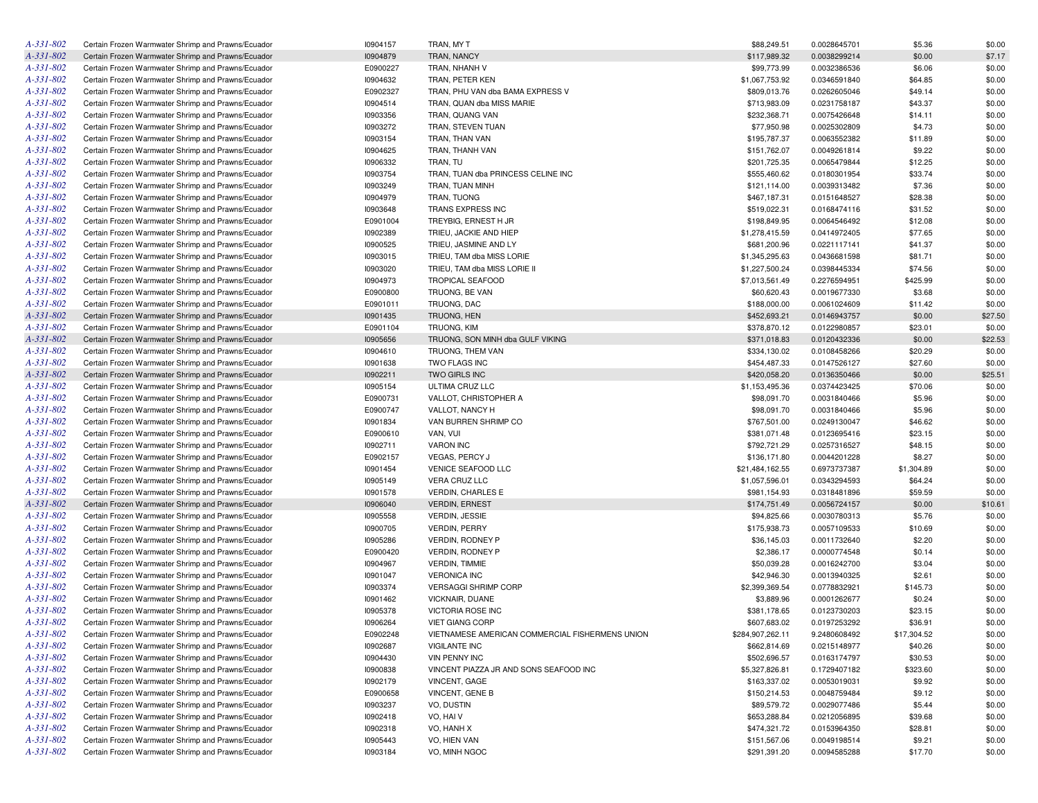| | | | | | | | |
|---|---|---|---|---|---|---|---|
| A-331-802 | Certain Frozen Warmwater Shrimp and Prawns/Ecuador | I0904157 | TRAN, MY T | $88,249.51 | 0.0028645701 | $5.36 | $0.00 |
| A-331-802 | Certain Frozen Warmwater Shrimp and Prawns/Ecuador | I0904879 | TRAN, NANCY | $117,989.32 | 0.0038299214 | $0.00 | $7.17 |
| A-331-802 | Certain Frozen Warmwater Shrimp and Prawns/Ecuador | E0900227 | TRAN, NHANH V | $99,773.99 | 0.0032386536 | $6.06 | $0.00 |
| A-331-802 | Certain Frozen Warmwater Shrimp and Prawns/Ecuador | I0904632 | TRAN, PETER KEN | $1,067,753.92 | 0.0346591840 | $64.85 | $0.00 |
| A-331-802 | Certain Frozen Warmwater Shrimp and Prawns/Ecuador | E0902327 | TRAN, PHU VAN dba BAMA EXPRESS V | $809,013.76 | 0.0262605046 | $49.14 | $0.00 |
| A-331-802 | Certain Frozen Warmwater Shrimp and Prawns/Ecuador | I0904514 | TRAN, QUAN dba MISS MARIE | $713,983.09 | 0.0231758187 | $43.37 | $0.00 |
| A-331-802 | Certain Frozen Warmwater Shrimp and Prawns/Ecuador | I0903356 | TRAN, QUANG VAN | $232,368.71 | 0.0075426648 | $14.11 | $0.00 |
| A-331-802 | Certain Frozen Warmwater Shrimp and Prawns/Ecuador | I0903272 | TRAN, STEVEN TUAN | $77,950.98 | 0.0025302809 | $4.73 | $0.00 |
| A-331-802 | Certain Frozen Warmwater Shrimp and Prawns/Ecuador | I0903154 | TRAN, THAN VAN | $195,787.37 | 0.0063552382 | $11.89 | $0.00 |
| A-331-802 | Certain Frozen Warmwater Shrimp and Prawns/Ecuador | I0904625 | TRAN, THANH VAN | $151,762.07 | 0.0049261814 | $9.22 | $0.00 |
| A-331-802 | Certain Frozen Warmwater Shrimp and Prawns/Ecuador | I0906332 | TRAN, TU | $201,725.35 | 0.0065479844 | $12.25 | $0.00 |
| A-331-802 | Certain Frozen Warmwater Shrimp and Prawns/Ecuador | I0903754 | TRAN, TUAN dba PRINCESS CELINE INC | $555,460.62 | 0.0180301954 | $33.74 | $0.00 |
| A-331-802 | Certain Frozen Warmwater Shrimp and Prawns/Ecuador | I0903249 | TRAN, TUAN MINH | $121,114.00 | 0.0039313482 | $7.36 | $0.00 |
| A-331-802 | Certain Frozen Warmwater Shrimp and Prawns/Ecuador | I0904979 | TRAN, TUONG | $467,187.31 | 0.0151648527 | $28.38 | $0.00 |
| A-331-802 | Certain Frozen Warmwater Shrimp and Prawns/Ecuador | I0903648 | TRANS EXPRESS INC | $519,022.31 | 0.0168474116 | $31.52 | $0.00 |
| A-331-802 | Certain Frozen Warmwater Shrimp and Prawns/Ecuador | E0901004 | TREYBIG, ERNEST H JR | $198,849.95 | 0.0064546492 | $12.08 | $0.00 |
| A-331-802 | Certain Frozen Warmwater Shrimp and Prawns/Ecuador | I0902389 | TRIEU, JACKIE AND HIEP | $1,278,415.59 | 0.0414972405 | $77.65 | $0.00 |
| A-331-802 | Certain Frozen Warmwater Shrimp and Prawns/Ecuador | I0900525 | TRIEU, JASMINE AND LY | $681,200.96 | 0.0221117141 | $41.37 | $0.00 |
| A-331-802 | Certain Frozen Warmwater Shrimp and Prawns/Ecuador | I0903015 | TRIEU, TAM dba MISS LORIE | $1,345,295.63 | 0.0436681598 | $81.71 | $0.00 |
| A-331-802 | Certain Frozen Warmwater Shrimp and Prawns/Ecuador | I0903020 | TRIEU, TAM dba MISS LORIE II | $1,227,500.24 | 0.0398445334 | $74.56 | $0.00 |
| A-331-802 | Certain Frozen Warmwater Shrimp and Prawns/Ecuador | I0904973 | TROPICAL SEAFOOD | $7,013,561.49 | 0.2276594951 | $425.99 | $0.00 |
| A-331-802 | Certain Frozen Warmwater Shrimp and Prawns/Ecuador | E0900800 | TRUONG, BE VAN | $60,620.43 | 0.0019677330 | $3.68 | $0.00 |
| A-331-802 | Certain Frozen Warmwater Shrimp and Prawns/Ecuador | E0901011 | TRUONG, DAC | $188,000.00 | 0.0061024609 | $11.42 | $0.00 |
| A-331-802 | Certain Frozen Warmwater Shrimp and Prawns/Ecuador | I0901435 | TRUONG, HEN | $452,693.21 | 0.0146943757 | $0.00 | $27.50 |
| A-331-802 | Certain Frozen Warmwater Shrimp and Prawns/Ecuador | E0901104 | TRUONG, KIM | $378,870.12 | 0.0122980857 | $23.01 | $0.00 |
| A-331-802 | Certain Frozen Warmwater Shrimp and Prawns/Ecuador | I0905656 | TRUONG, SON MINH dba GULF VIKING | $371,018.83 | 0.0120432336 | $0.00 | $22.53 |
| A-331-802 | Certain Frozen Warmwater Shrimp and Prawns/Ecuador | I0904610 | TRUONG, THEM VAN | $334,130.02 | 0.0108458266 | $20.29 | $0.00 |
| A-331-802 | Certain Frozen Warmwater Shrimp and Prawns/Ecuador | I0901638 | TWO FLAGS INC | $454,487.33 | 0.0147526127 | $27.60 | $0.00 |
| A-331-802 | Certain Frozen Warmwater Shrimp and Prawns/Ecuador | I0902211 | TWO GIRLS INC | $420,058.20 | 0.0136350466 | $0.00 | $25.51 |
| A-331-802 | Certain Frozen Warmwater Shrimp and Prawns/Ecuador | I0905154 | ULTIMA CRUZ LLC | $1,153,495.36 | 0.0374423425 | $70.06 | $0.00 |
| A-331-802 | Certain Frozen Warmwater Shrimp and Prawns/Ecuador | E0900731 | VALLOT, CHRISTOPHER A | $98,091.70 | 0.0031840466 | $5.96 | $0.00 |
| A-331-802 | Certain Frozen Warmwater Shrimp and Prawns/Ecuador | E0900747 | VALLOT, NANCY H | $98,091.70 | 0.0031840466 | $5.96 | $0.00 |
| A-331-802 | Certain Frozen Warmwater Shrimp and Prawns/Ecuador | I0901834 | VAN BURREN SHRIMP CO | $767,501.00 | 0.0249130047 | $46.62 | $0.00 |
| A-331-802 | Certain Frozen Warmwater Shrimp and Prawns/Ecuador | E0900610 | VAN, VUI | $381,071.48 | 0.0123695416 | $23.15 | $0.00 |
| A-331-802 | Certain Frozen Warmwater Shrimp and Prawns/Ecuador | I0902711 | VARON INC | $792,721.29 | 0.0257316527 | $48.15 | $0.00 |
| A-331-802 | Certain Frozen Warmwater Shrimp and Prawns/Ecuador | E0902157 | VEGAS, PERCY J | $136,171.80 | 0.0044201228 | $8.27 | $0.00 |
| A-331-802 | Certain Frozen Warmwater Shrimp and Prawns/Ecuador | I0901454 | VENICE SEAFOOD LLC | $21,484,162.55 | 0.6973737387 | $1,304.89 | $0.00 |
| A-331-802 | Certain Frozen Warmwater Shrimp and Prawns/Ecuador | I0905149 | VERA CRUZ LLC | $1,057,596.01 | 0.0343294593 | $64.24 | $0.00 |
| A-331-802 | Certain Frozen Warmwater Shrimp and Prawns/Ecuador | I0901578 | VERDIN, CHARLES E | $981,154.93 | 0.0318481896 | $59.59 | $0.00 |
| A-331-802 | Certain Frozen Warmwater Shrimp and Prawns/Ecuador | I0906040 | VERDIN, ERNEST | $174,751.49 | 0.0056724157 | $0.00 | $10.61 |
| A-331-802 | Certain Frozen Warmwater Shrimp and Prawns/Ecuador | I0905558 | VERDIN, JESSIE | $94,825.66 | 0.0030780313 | $5.76 | $0.00 |
| A-331-802 | Certain Frozen Warmwater Shrimp and Prawns/Ecuador | I0900705 | VERDIN, PERRY | $175,938.73 | 0.0057109533 | $10.69 | $0.00 |
| A-331-802 | Certain Frozen Warmwater Shrimp and Prawns/Ecuador | I0905286 | VERDIN, RODNEY P | $36,145.03 | 0.0011732640 | $2.20 | $0.00 |
| A-331-802 | Certain Frozen Warmwater Shrimp and Prawns/Ecuador | E0900420 | VERDIN, RODNEY P | $2,386.17 | 0.0000774548 | $0.14 | $0.00 |
| A-331-802 | Certain Frozen Warmwater Shrimp and Prawns/Ecuador | I0904967 | VERDIN, TIMMIE | $50,039.28 | 0.0016242700 | $3.04 | $0.00 |
| A-331-802 | Certain Frozen Warmwater Shrimp and Prawns/Ecuador | I0901047 | VERONICA INC | $42,946.30 | 0.0013940325 | $2.61 | $0.00 |
| A-331-802 | Certain Frozen Warmwater Shrimp and Prawns/Ecuador | I0903374 | VERSAGGI SHRIMP CORP | $2,399,369.54 | 0.0778832921 | $145.73 | $0.00 |
| A-331-802 | Certain Frozen Warmwater Shrimp and Prawns/Ecuador | I0901462 | VICKNAIR, DUANE | $3,889.96 | 0.0001262677 | $0.24 | $0.00 |
| A-331-802 | Certain Frozen Warmwater Shrimp and Prawns/Ecuador | I0905378 | VICTORIA ROSE INC | $381,178.65 | 0.0123730203 | $23.15 | $0.00 |
| A-331-802 | Certain Frozen Warmwater Shrimp and Prawns/Ecuador | I0906264 | VIET GIANG CORP | $607,683.02 | 0.0197253292 | $36.91 | $0.00 |
| A-331-802 | Certain Frozen Warmwater Shrimp and Prawns/Ecuador | E0902248 | VIETNAMESE AMERICAN COMMERCIAL FISHERMENS UNION | $284,907,262.11 | 9.2480608492 | $17,304.52 | $0.00 |
| A-331-802 | Certain Frozen Warmwater Shrimp and Prawns/Ecuador | I0902687 | VIGILANTE INC | $662,814.69 | 0.0215148977 | $40.26 | $0.00 |
| A-331-802 | Certain Frozen Warmwater Shrimp and Prawns/Ecuador | I0904430 | VIN PENNY INC | $502,696.57 | 0.0163174797 | $30.53 | $0.00 |
| A-331-802 | Certain Frozen Warmwater Shrimp and Prawns/Ecuador | I0900838 | VINCENT PIAZZA JR AND SONS SEAFOOD INC | $5,327,826.81 | 0.1729407182 | $323.60 | $0.00 |
| A-331-802 | Certain Frozen Warmwater Shrimp and Prawns/Ecuador | I0902179 | VINCENT, GAGE | $163,337.02 | 0.0053019031 | $9.92 | $0.00 |
| A-331-802 | Certain Frozen Warmwater Shrimp and Prawns/Ecuador | E0900658 | VINCENT, GENE B | $150,214.53 | 0.0048759484 | $9.12 | $0.00 |
| A-331-802 | Certain Frozen Warmwater Shrimp and Prawns/Ecuador | I0903237 | VO, DUSTIN | $89,579.72 | 0.0029077486 | $5.44 | $0.00 |
| A-331-802 | Certain Frozen Warmwater Shrimp and Prawns/Ecuador | I0902418 | VO, HAI V | $653,288.84 | 0.0212056895 | $39.68 | $0.00 |
| A-331-802 | Certain Frozen Warmwater Shrimp and Prawns/Ecuador | I0902318 | VO, HANH X | $474,321.72 | 0.0153964350 | $28.81 | $0.00 |
| A-331-802 | Certain Frozen Warmwater Shrimp and Prawns/Ecuador | I0905443 | VO, HIEN VAN | $151,567.06 | 0.0049198514 | $9.21 | $0.00 |
| A-331-802 | Certain Frozen Warmwater Shrimp and Prawns/Ecuador | I0903184 | VO, MINH NGOC | $291,391.20 | 0.0094585288 | $17.70 | $0.00 |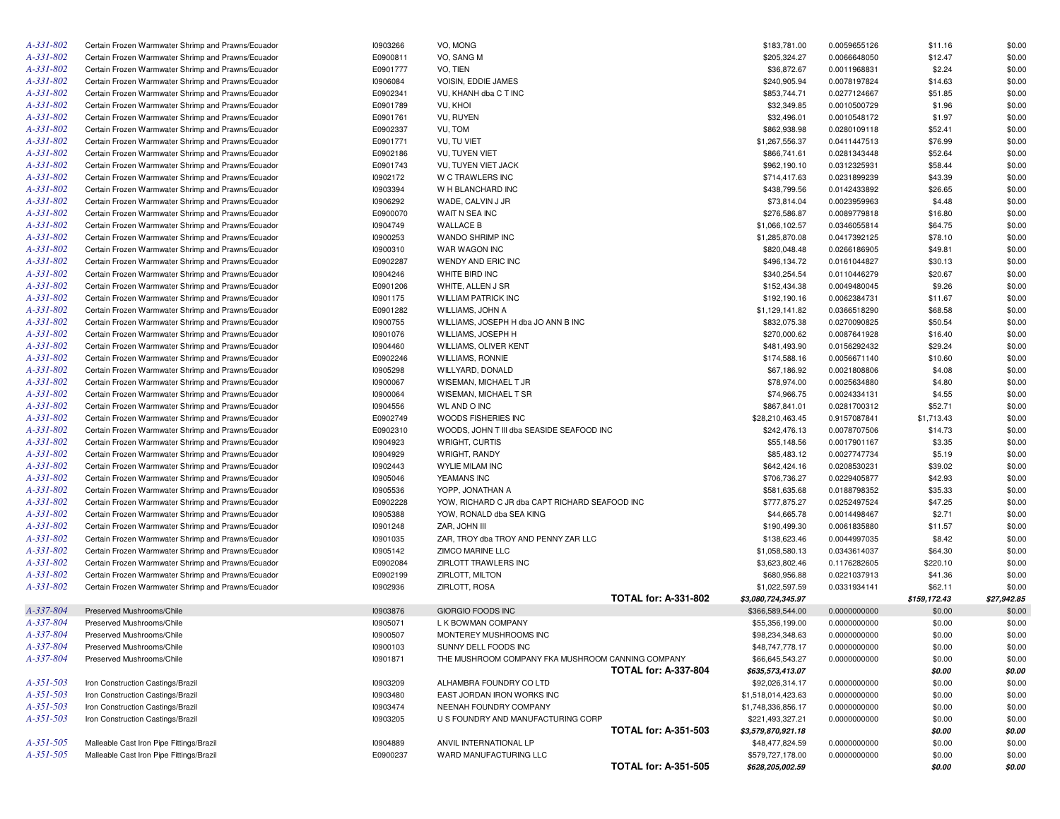| | | | | | | | |
|---|---|---|---|---|---|---|---|
| A-331-802 | Certain Frozen Warmwater Shrimp and Prawns/Ecuador | I0903266 | VO, MONG | $183,781.00 | 0.0059655126 | $11.16 | $0.00 |
| A-331-802 | Certain Frozen Warmwater Shrimp and Prawns/Ecuador | E0900811 | VO, SANG M | $205,324.27 | 0.0066648050 | $12.47 | $0.00 |
| A-331-802 | Certain Frozen Warmwater Shrimp and Prawns/Ecuador | E0901777 | VO, TIEN | $36,872.67 | 0.0011968831 | $2.24 | $0.00 |
| A-331-802 | Certain Frozen Warmwater Shrimp and Prawns/Ecuador | I0906084 | VOISIN, EDDIE JAMES | $240,905.94 | 0.0078197824 | $14.63 | $0.00 |
| A-331-802 | Certain Frozen Warmwater Shrimp and Prawns/Ecuador | E0902341 | VU, KHANH dba C T INC | $853,744.71 | 0.0277124667 | $51.85 | $0.00 |
| A-331-802 | Certain Frozen Warmwater Shrimp and Prawns/Ecuador | E0901789 | VU, KHOI | $32,349.85 | 0.0010500729 | $1.96 | $0.00 |
| A-331-802 | Certain Frozen Warmwater Shrimp and Prawns/Ecuador | E0901761 | VU, RUYEN | $32,496.01 | 0.0010548172 | $1.97 | $0.00 |
| A-331-802 | Certain Frozen Warmwater Shrimp and Prawns/Ecuador | E0902337 | VU, TOM | $862,938.98 | 0.0280109118 | $52.41 | $0.00 |
| A-331-802 | Certain Frozen Warmwater Shrimp and Prawns/Ecuador | E0901771 | VU, TU VIET | $1,267,556.37 | 0.0411447513 | $76.99 | $0.00 |
| A-331-802 | Certain Frozen Warmwater Shrimp and Prawns/Ecuador | E0902186 | VU, TUYEN VIET | $866,741.61 | 0.0281343448 | $52.64 | $0.00 |
| A-331-802 | Certain Frozen Warmwater Shrimp and Prawns/Ecuador | E0901743 | VU, TUYEN VIET JACK | $962,190.10 | 0.0312325931 | $58.44 | $0.00 |
| A-331-802 | Certain Frozen Warmwater Shrimp and Prawns/Ecuador | I0902172 | W C TRAWLERS INC | $714,417.63 | 0.0231899239 | $43.39 | $0.00 |
| A-331-802 | Certain Frozen Warmwater Shrimp and Prawns/Ecuador | I0903394 | W H BLANCHARD INC | $438,799.56 | 0.0142433892 | $26.65 | $0.00 |
| A-331-802 | Certain Frozen Warmwater Shrimp and Prawns/Ecuador | I0906292 | WADE, CALVIN J JR | $73,814.04 | 0.0023959963 | $4.48 | $0.00 |
| A-331-802 | Certain Frozen Warmwater Shrimp and Prawns/Ecuador | E0900070 | WAIT N SEA INC | $276,586.87 | 0.0089779818 | $16.80 | $0.00 |
| A-331-802 | Certain Frozen Warmwater Shrimp and Prawns/Ecuador | I0904749 | WALLACE B | $1,066,102.57 | 0.0346055814 | $64.75 | $0.00 |
| A-331-802 | Certain Frozen Warmwater Shrimp and Prawns/Ecuador | I0900253 | WANDO SHRIMP INC | $1,285,870.08 | 0.0417392125 | $78.10 | $0.00 |
| A-331-802 | Certain Frozen Warmwater Shrimp and Prawns/Ecuador | I0900310 | WAR WAGON INC | $820,048.48 | 0.0266186905 | $49.81 | $0.00 |
| A-331-802 | Certain Frozen Warmwater Shrimp and Prawns/Ecuador | E0902287 | WENDY AND ERIC INC | $496,134.72 | 0.0161044827 | $30.13 | $0.00 |
| A-331-802 | Certain Frozen Warmwater Shrimp and Prawns/Ecuador | I0904246 | WHITE BIRD INC | $340,254.54 | 0.0110446279 | $20.67 | $0.00 |
| A-331-802 | Certain Frozen Warmwater Shrimp and Prawns/Ecuador | E0901206 | WHITE, ALLEN J SR | $152,434.38 | 0.0049480045 | $9.26 | $0.00 |
| A-331-802 | Certain Frozen Warmwater Shrimp and Prawns/Ecuador | I0901175 | WILLIAM PATRICK INC | $192,190.16 | 0.0062384731 | $11.67 | $0.00 |
| A-331-802 | Certain Frozen Warmwater Shrimp and Prawns/Ecuador | E0901282 | WILLIAMS, JOHN A | $1,129,141.82 | 0.0366518290 | $68.58 | $0.00 |
| A-331-802 | Certain Frozen Warmwater Shrimp and Prawns/Ecuador | I0900755 | WILLIAMS, JOSEPH H dba JO ANN B INC | $832,075.38 | 0.0270090825 | $50.54 | $0.00 |
| A-331-802 | Certain Frozen Warmwater Shrimp and Prawns/Ecuador | I0901076 | WILLIAMS, JOSEPH H | $270,000.62 | 0.0087641928 | $16.40 | $0.00 |
| A-331-802 | Certain Frozen Warmwater Shrimp and Prawns/Ecuador | I0904460 | WILLIAMS, OLIVER KENT | $481,493.90 | 0.0156292432 | $29.24 | $0.00 |
| A-331-802 | Certain Frozen Warmwater Shrimp and Prawns/Ecuador | E0902246 | WILLIAMS, RONNIE | $174,588.16 | 0.0056671140 | $10.60 | $0.00 |
| A-331-802 | Certain Frozen Warmwater Shrimp and Prawns/Ecuador | I0905298 | WILLYARD, DONALD | $67,186.92 | 0.0021808806 | $4.08 | $0.00 |
| A-331-802 | Certain Frozen Warmwater Shrimp and Prawns/Ecuador | I0900067 | WISEMAN, MICHAEL T JR | $78,974.00 | 0.0025634880 | $4.80 | $0.00 |
| A-331-802 | Certain Frozen Warmwater Shrimp and Prawns/Ecuador | I0900064 | WISEMAN, MICHAEL T SR | $74,966.75 | 0.0024334131 | $4.55 | $0.00 |
| A-331-802 | Certain Frozen Warmwater Shrimp and Prawns/Ecuador | I0904556 | WL AND O INC | $867,841.01 | 0.0281700312 | $52.71 | $0.00 |
| A-331-802 | Certain Frozen Warmwater Shrimp and Prawns/Ecuador | E0902749 | WOODS FISHERIES INC | $28,210,463.45 | 0.9157087841 | $1,713.43 | $0.00 |
| A-331-802 | Certain Frozen Warmwater Shrimp and Prawns/Ecuador | E0902310 | WOODS, JOHN T III dba SEASIDE SEAFOOD INC | $242,476.13 | 0.0078707506 | $14.73 | $0.00 |
| A-331-802 | Certain Frozen Warmwater Shrimp and Prawns/Ecuador | I0904923 | WRIGHT, CURTIS | $55,148.56 | 0.0017901167 | $3.35 | $0.00 |
| A-331-802 | Certain Frozen Warmwater Shrimp and Prawns/Ecuador | I0904929 | WRIGHT, RANDY | $85,483.12 | 0.0027747734 | $5.19 | $0.00 |
| A-331-802 | Certain Frozen Warmwater Shrimp and Prawns/Ecuador | I0902443 | WYLIE MILAM INC | $642,424.16 | 0.0208530231 | $39.02 | $0.00 |
| A-331-802 | Certain Frozen Warmwater Shrimp and Prawns/Ecuador | I0905046 | YEAMANS INC | $706,736.27 | 0.0229405877 | $42.93 | $0.00 |
| A-331-802 | Certain Frozen Warmwater Shrimp and Prawns/Ecuador | I0905536 | YOPP, JONATHAN A | $581,635.68 | 0.0188798352 | $35.33 | $0.00 |
| A-331-802 | Certain Frozen Warmwater Shrimp and Prawns/Ecuador | E0902228 | YOW, RICHARD C JR dba CAPT RICHARD SEAFOOD INC | $777,875.27 | 0.0252497524 | $47.25 | $0.00 |
| A-331-802 | Certain Frozen Warmwater Shrimp and Prawns/Ecuador | I0905388 | YOW, RONALD dba SEA KING | $44,665.78 | 0.0014498467 | $2.71 | $0.00 |
| A-331-802 | Certain Frozen Warmwater Shrimp and Prawns/Ecuador | I0901248 | ZAR, JOHN III | $190,499.30 | 0.0061835880 | $11.57 | $0.00 |
| A-331-802 | Certain Frozen Warmwater Shrimp and Prawns/Ecuador | I0901035 | ZAR, TROY dba TROY AND PENNY ZAR LLC | $138,623.46 | 0.0044997035 | $8.42 | $0.00 |
| A-331-802 | Certain Frozen Warmwater Shrimp and Prawns/Ecuador | I0905142 | ZIMCO MARINE LLC | $1,058,580.13 | 0.0343614037 | $64.30 | $0.00 |
| A-331-802 | Certain Frozen Warmwater Shrimp and Prawns/Ecuador | E0902084 | ZIRLOTT TRAWLERS INC | $3,623,802.46 | 0.1176282605 | $220.10 | $0.00 |
| A-331-802 | Certain Frozen Warmwater Shrimp and Prawns/Ecuador | E0902199 | ZIRLOTT, MILTON | $680,956.88 | 0.0221037913 | $41.36 | $0.00 |
| A-331-802 | Certain Frozen Warmwater Shrimp and Prawns/Ecuador | I0902936 | ZIRLOTT, ROSA | $1,022,597.59 | 0.0331934141 | $62.11 | $0.00 |
| | | | **TOTAL for: A-331-802** | ***$3,080,724,345.97*** | | ***$159,172.43*** | ***$27,942.85*** |
| A-337-804 | Preserved Mushrooms/Chile | I0903876 | GIORGIO FOODS INC | $366,589,544.00 | 0.0000000000 | $0.00 | $0.00 |
| A-337-804 | Preserved Mushrooms/Chile | I0905071 | L K BOWMAN COMPANY | $55,356,199.00 | 0.0000000000 | $0.00 | $0.00 |
| A-337-804 | Preserved Mushrooms/Chile | I0900507 | MONTEREY MUSHROOMS INC | $98,234,348.63 | 0.0000000000 | $0.00 | $0.00 |
| A-337-804 | Preserved Mushrooms/Chile | I0900103 | SUNNY DELL FOODS INC | $48,747,778.17 | 0.0000000000 | $0.00 | $0.00 |
| A-337-804 | Preserved Mushrooms/Chile | I0901871 | THE MUSHROOM COMPANY FKA MUSHROOM CANNING COMPANY | $66,645,543.27 | 0.0000000000 | $0.00 | $0.00 |
| | | | **TOTAL for: A-337-804** | ***$635,573,413.07*** | | ***$0.00*** | ***$0.00*** |
| A-351-503 | Iron Construction Castings/Brazil | I0903209 | ALHAMBRA FOUNDRY CO LTD | $92,026,314.17 | 0.0000000000 | $0.00 | $0.00 |
| A-351-503 | Iron Construction Castings/Brazil | I0903480 | EAST JORDAN IRON WORKS INC | $1,518,014,423.63 | 0.0000000000 | $0.00 | $0.00 |
| A-351-503 | Iron Construction Castings/Brazil | I0903474 | NEENAH FOUNDRY COMPANY | $1,748,336,856.17 | 0.0000000000 | $0.00 | $0.00 |
| A-351-503 | Iron Construction Castings/Brazil | I0903205 | U S FOUNDRY AND MANUFACTURING CORP | $221,493,327.21 | 0.0000000000 | $0.00 | $0.00 |
| | | | **TOTAL for: A-351-503** | ***$3,579,870,921.18*** | | ***$0.00*** | ***$0.00*** |
| A-351-505 | Malleable Cast Iron Pipe Fittings/Brazil | I0904889 | ANVIL INTERNATIONAL LP | $48,477,824.59 | 0.0000000000 | $0.00 | $0.00 |
| A-351-505 | Malleable Cast Iron Pipe Fittings/Brazil | E0900237 | WARD MANUFACTURING LLC | $579,727,178.00 | 0.0000000000 | $0.00 | $0.00 |
| | | | **TOTAL for: A-351-505** | ***$628,205,002.59*** | | ***$0.00*** | ***$0.00*** |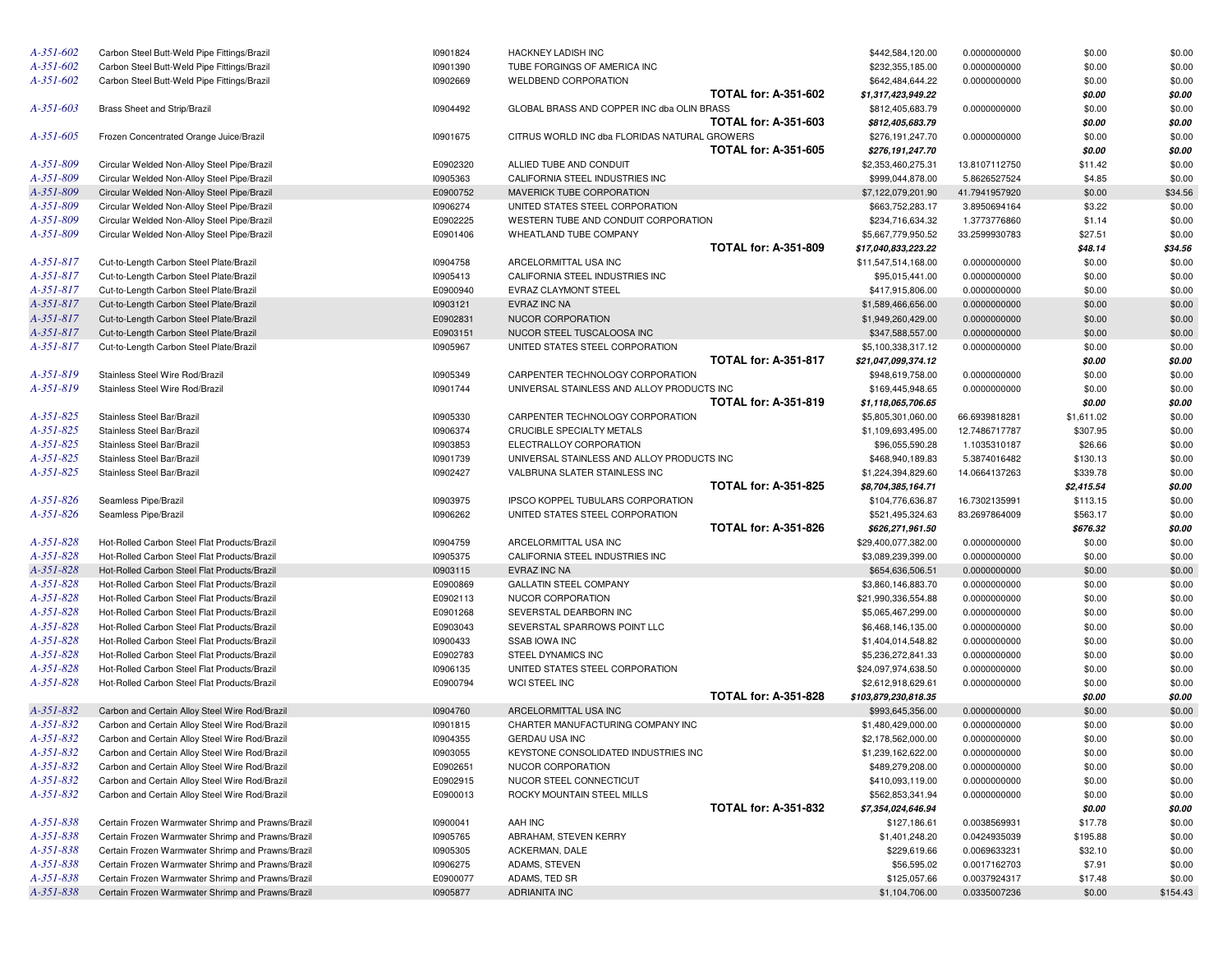| | | | | | | | |
|---|---|---|---|---|---|---|---|
| A-351-602 | Carbon Steel Butt-Weld Pipe Fittings/Brazil | I0901824 | HACKNEY LADISH INC | $442,584,120.00 | 0.0000000000 | $0.00 | $0.00 |
| A-351-602 | Carbon Steel Butt-Weld Pipe Fittings/Brazil | I0901390 | TUBE FORGINGS OF AMERICA INC | $232,355,185.00 | 0.0000000000 | $0.00 | $0.00 |
| A-351-602 | Carbon Steel Butt-Weld Pipe Fittings/Brazil | I0902669 | WELDBEND CORPORATION | $642,484,644.22 | 0.0000000000 | $0.00 | $0.00 |
| | | | **TOTAL for: A-351-602** | ***$1,317,423,949.22*** | | ***$0.00*** | ***$0.00*** |
| A-351-603 | Brass Sheet and Strip/Brazil | I0904492 | GLOBAL BRASS AND COPPER INC dba OLIN BRASS | $812,405,683.79 | 0.0000000000 | $0.00 | $0.00 |
| | | | **TOTAL for: A-351-603** | ***$812,405,683.79*** | | ***$0.00*** | ***$0.00*** |
| A-351-605 | Frozen Concentrated Orange Juice/Brazil | I0901675 | CITRUS WORLD INC dba FLORIDAS NATURAL GROWERS | $276,191,247.70 | 0.0000000000 | $0.00 | $0.00 |
| | | | **TOTAL for: A-351-605** | ***$276,191,247.70*** | | ***$0.00*** | ***$0.00*** |
| A-351-809 | Circular Welded Non-Alloy Steel Pipe/Brazil | E0902320 | ALLIED TUBE AND CONDUIT | $2,353,460,275.31 | 13.8107112750 | $11.42 | $0.00 |
| A-351-809 | Circular Welded Non-Alloy Steel Pipe/Brazil | I0905363 | CALIFORNIA STEEL INDUSTRIES INC | $999,044,878.00 | 5.8626527524 | $4.85 | $0.00 |
| A-351-809 | Circular Welded Non-Alloy Steel Pipe/Brazil | E0900752 | MAVERICK TUBE CORPORATION | $7,122,079,201.90 | 41.7941957920 | $0.00 | $34.56 |
| A-351-809 | Circular Welded Non-Alloy Steel Pipe/Brazil | I0906274 | UNITED STATES STEEL CORPORATION | $663,752,283.17 | 3.8950694164 | $3.22 | $0.00 |
| A-351-809 | Circular Welded Non-Alloy Steel Pipe/Brazil | E0902225 | WESTERN TUBE AND CONDUIT CORPORATION | $234,716,634.32 | 1.3773776860 | $1.14 | $0.00 |
| A-351-809 | Circular Welded Non-Alloy Steel Pipe/Brazil | E0901406 | WHEATLAND TUBE COMPANY | $5,667,779,950.52 | 33.2599930783 | $27.51 | $0.00 |
| | | | **TOTAL for: A-351-809** | ***$17,040,833,223.22*** | | ***$48.14*** | ***$34.56*** |
| A-351-817 | Cut-to-Length Carbon Steel Plate/Brazil | I0904758 | ARCELORMITTAL USA INC | $11,547,514,168.00 | 0.0000000000 | $0.00 | $0.00 |
| A-351-817 | Cut-to-Length Carbon Steel Plate/Brazil | I0905413 | CALIFORNIA STEEL INDUSTRIES INC | $95,015,441.00 | 0.0000000000 | $0.00 | $0.00 |
| A-351-817 | Cut-to-Length Carbon Steel Plate/Brazil | E0900940 | EVRAZ CLAYMONT STEEL | $417,915,806.00 | 0.0000000000 | $0.00 | $0.00 |
| A-351-817 | Cut-to-Length Carbon Steel Plate/Brazil | I0903121 | EVRAZ INC NA | $1,589,466,656.00 | 0.0000000000 | $0.00 | $0.00 |
| A-351-817 | Cut-to-Length Carbon Steel Plate/Brazil | E0902831 | NUCOR CORPORATION | $1,949,260,429.00 | 0.0000000000 | $0.00 | $0.00 |
| A-351-817 | Cut-to-Length Carbon Steel Plate/Brazil | E0903151 | NUCOR STEEL TUSCALOOSA INC | $347,588,557.00 | 0.0000000000 | $0.00 | $0.00 |
| A-351-817 | Cut-to-Length Carbon Steel Plate/Brazil | I0905967 | UNITED STATES STEEL CORPORATION | $5,100,338,317.12 | 0.0000000000 | $0.00 | $0.00 |
| | | | **TOTAL for: A-351-817** | ***$21,047,099,374.12*** | | ***$0.00*** | ***$0.00*** |
| A-351-819 | Stainless Steel Wire Rod/Brazil | I0905349 | CARPENTER TECHNOLOGY CORPORATION | $948,619,758.00 | 0.0000000000 | $0.00 | $0.00 |
| A-351-819 | Stainless Steel Wire Rod/Brazil | I0901744 | UNIVERSAL STAINLESS AND ALLOY PRODUCTS INC | $169,445,948.65 | 0.0000000000 | $0.00 | $0.00 |
| | | | **TOTAL for: A-351-819** | ***$1,118,065,706.65*** | | ***$0.00*** | ***$0.00*** |
| A-351-825 | Stainless Steel Bar/Brazil | I0905330 | CARPENTER TECHNOLOGY CORPORATION | $5,805,301,060.00 | 66.6939818281 | $1,611.02 | $0.00 |
| A-351-825 | Stainless Steel Bar/Brazil | I0906374 | CRUCIBLE SPECIALTY METALS | $1,109,693,495.00 | 12.7486717787 | $307.95 | $0.00 |
| A-351-825 | Stainless Steel Bar/Brazil | I0903853 | ELECTRALLOY CORPORATION | $96,055,590.28 | 1.1035310187 | $26.66 | $0.00 |
| A-351-825 | Stainless Steel Bar/Brazil | I0901739 | UNIVERSAL STAINLESS AND ALLOY PRODUCTS INC | $468,940,189.83 | 5.3874016482 | $130.13 | $0.00 |
| A-351-825 | Stainless Steel Bar/Brazil | I0902427 | VALBRUNA SLATER STAINLESS INC | $1,224,394,829.60 | 14.0664137263 | $339.78 | $0.00 |
| | | | **TOTAL for: A-351-825** | ***$8,704,385,164.71*** | | ***$2,415.54*** | ***$0.00*** |
| A-351-826 | Seamless Pipe/Brazil | I0903975 | IPSCO KOPPEL TUBULARS CORPORATION | $104,776,636.87 | 16.7302135991 | $113.15 | $0.00 |
| A-351-826 | Seamless Pipe/Brazil | I0906262 | UNITED STATES STEEL CORPORATION | $521,495,324.63 | 83.2697864009 | $563.17 | $0.00 |
| | | | **TOTAL for: A-351-826** | ***$626,271,961.50*** | | ***$676.32*** | ***$0.00*** |
| A-351-828 | Hot-Rolled Carbon Steel Flat Products/Brazil | I0904759 | ARCELORMITTAL USA INC | $29,400,077,382.00 | 0.0000000000 | $0.00 | $0.00 |
| A-351-828 | Hot-Rolled Carbon Steel Flat Products/Brazil | I0905375 | CALIFORNIA STEEL INDUSTRIES INC | $3,089,239,399.00 | 0.0000000000 | $0.00 | $0.00 |
| A-351-828 | Hot-Rolled Carbon Steel Flat Products/Brazil | I0903115 | EVRAZ INC NA | $654,636,506.51 | 0.0000000000 | $0.00 | $0.00 |
| A-351-828 | Hot-Rolled Carbon Steel Flat Products/Brazil | E0900869 | GALLATIN STEEL COMPANY | $3,860,146,883.70 | 0.0000000000 | $0.00 | $0.00 |
| A-351-828 | Hot-Rolled Carbon Steel Flat Products/Brazil | E0902113 | NUCOR CORPORATION | $21,990,336,554.88 | 0.0000000000 | $0.00 | $0.00 |
| A-351-828 | Hot-Rolled Carbon Steel Flat Products/Brazil | E0901268 | SEVERSTAL DEARBORN INC | $5,065,467,299.00 | 0.0000000000 | $0.00 | $0.00 |
| A-351-828 | Hot-Rolled Carbon Steel Flat Products/Brazil | E0903043 | SEVERSTAL SPARROWS POINT LLC | $6,468,146,135.00 | 0.0000000000 | $0.00 | $0.00 |
| A-351-828 | Hot-Rolled Carbon Steel Flat Products/Brazil | I0900433 | SSAB IOWA INC | $1,404,014,548.82 | 0.0000000000 | $0.00 | $0.00 |
| A-351-828 | Hot-Rolled Carbon Steel Flat Products/Brazil | E0902783 | STEEL DYNAMICS INC | $5,236,272,841.33 | 0.0000000000 | $0.00 | $0.00 |
| A-351-828 | Hot-Rolled Carbon Steel Flat Products/Brazil | I0906135 | UNITED STATES STEEL CORPORATION | $24,097,974,638.50 | 0.0000000000 | $0.00 | $0.00 |
| A-351-828 | Hot-Rolled Carbon Steel Flat Products/Brazil | E0900794 | WCI STEEL INC | $2,612,918,629.61 | 0.0000000000 | $0.00 | $0.00 |
| | | | **TOTAL for: A-351-828** | ***$103,879,230,818.35*** | | ***$0.00*** | ***$0.00*** |
| A-351-832 | Carbon and Certain Alloy Steel Wire Rod/Brazil | I0904760 | ARCELORMITTAL USA INC | $993,645,356.00 | 0.0000000000 | $0.00 | $0.00 |
| A-351-832 | Carbon and Certain Alloy Steel Wire Rod/Brazil | I0901815 | CHARTER MANUFACTURING COMPANY INC | $1,480,429,000.00 | 0.0000000000 | $0.00 | $0.00 |
| A-351-832 | Carbon and Certain Alloy Steel Wire Rod/Brazil | I0904355 | GERDAU USA INC | $2,178,562,000.00 | 0.0000000000 | $0.00 | $0.00 |
| A-351-832 | Carbon and Certain Alloy Steel Wire Rod/Brazil | I0903055 | KEYSTONE CONSOLIDATED INDUSTRIES INC | $1,239,162,622.00 | 0.0000000000 | $0.00 | $0.00 |
| A-351-832 | Carbon and Certain Alloy Steel Wire Rod/Brazil | E0902651 | NUCOR CORPORATION | $489,279,208.00 | 0.0000000000 | $0.00 | $0.00 |
| A-351-832 | Carbon and Certain Alloy Steel Wire Rod/Brazil | E0902915 | NUCOR STEEL CONNECTICUT | $410,093,119.00 | 0.0000000000 | $0.00 | $0.00 |
| A-351-832 | Carbon and Certain Alloy Steel Wire Rod/Brazil | E0900013 | ROCKY MOUNTAIN STEEL MILLS | $562,853,341.94 | 0.0000000000 | $0.00 | $0.00 |
| | | | **TOTAL for: A-351-832** | ***$7,354,024,646.94*** | | ***$0.00*** | ***$0.00*** |
| A-351-838 | Certain Frozen Warmwater Shrimp and Prawns/Brazil | I0900041 | AAH INC | $127,186.61 | 0.0038569931 | $17.78 | $0.00 |
| A-351-838 | Certain Frozen Warmwater Shrimp and Prawns/Brazil | I0905765 | ABRAHAM, STEVEN KERRY | $1,401,248.20 | 0.0424935039 | $195.88 | $0.00 |
| A-351-838 | Certain Frozen Warmwater Shrimp and Prawns/Brazil | I0905305 | ACKERMAN, DALE | $229,619.66 | 0.0069633231 | $32.10 | $0.00 |
| A-351-838 | Certain Frozen Warmwater Shrimp and Prawns/Brazil | I0906275 | ADAMS, STEVEN | $56,595.02 | 0.0017162703 | $7.91 | $0.00 |
| A-351-838 | Certain Frozen Warmwater Shrimp and Prawns/Brazil | E0900077 | ADAMS, TED SR | $125,057.66 | 0.0037924317 | $17.48 | $0.00 |
| A-351-838 | Certain Frozen Warmwater Shrimp and Prawns/Brazil | I0905877 | ADRIANITA INC | $1,104,706.00 | 0.0335007236 | $0.00 | $154.43 |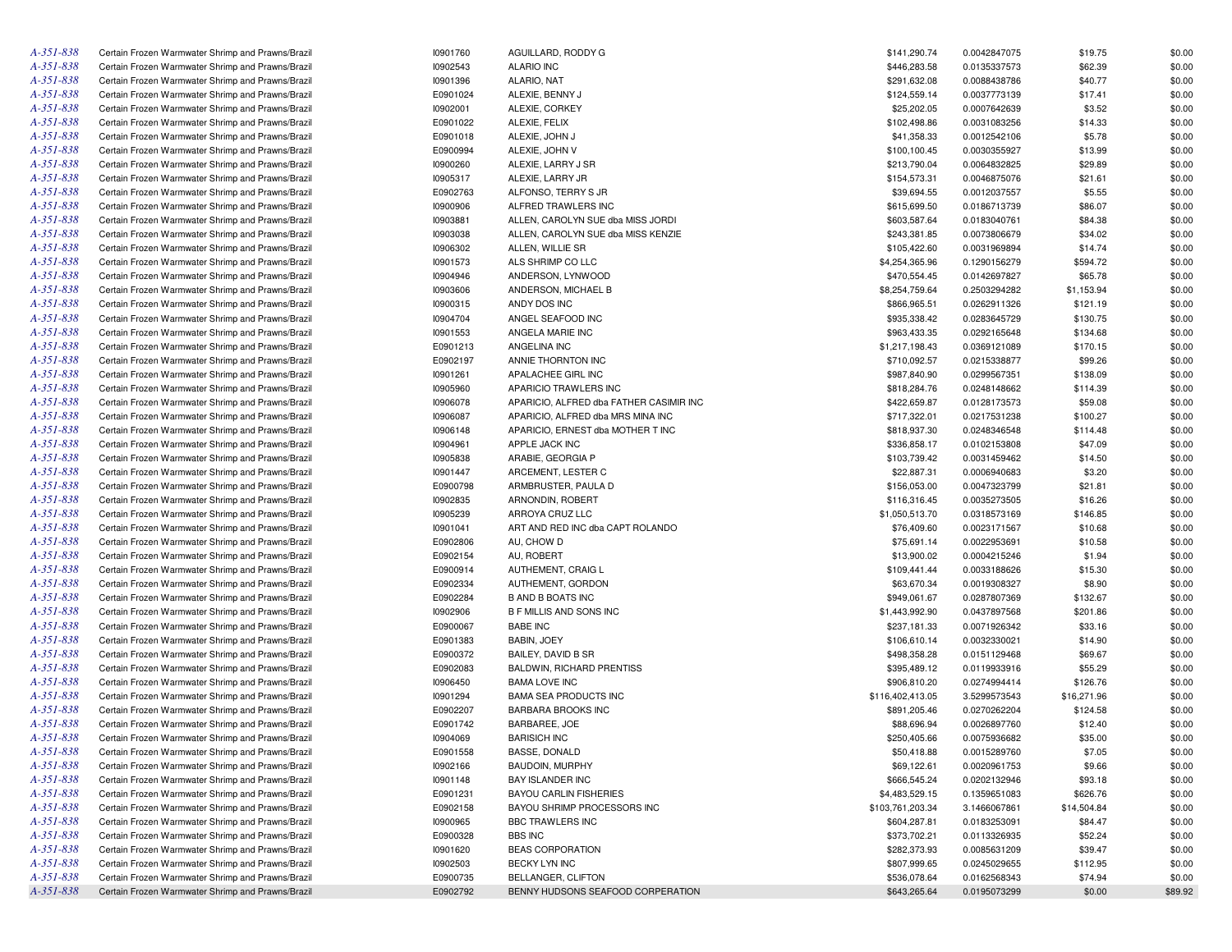| | | | | | | | |
|---|---|---|---|---|---|---|---|
| A-351-838 | Certain Frozen Warmwater Shrimp and Prawns/Brazil | I0901760 | AGUILLARD, RODDY G | $141,290.74 | 0.0042847075 | $19.75 | $0.00 |
| A-351-838 | Certain Frozen Warmwater Shrimp and Prawns/Brazil | I0902543 | ALARIO INC | $446,283.58 | 0.0135337573 | $62.39 | $0.00 |
| A-351-838 | Certain Frozen Warmwater Shrimp and Prawns/Brazil | I0901396 | ALARIO, NAT | $291,632.08 | 0.0088438786 | $40.77 | $0.00 |
| A-351-838 | Certain Frozen Warmwater Shrimp and Prawns/Brazil | E0901024 | ALEXIE, BENNY J | $124,559.14 | 0.0037773139 | $17.41 | $0.00 |
| A-351-838 | Certain Frozen Warmwater Shrimp and Prawns/Brazil | I0902001 | ALEXIE, CORKEY | $25,202.05 | 0.0007642639 | $3.52 | $0.00 |
| A-351-838 | Certain Frozen Warmwater Shrimp and Prawns/Brazil | E0901022 | ALEXIE, FELIX | $102,498.86 | 0.0031083256 | $14.33 | $0.00 |
| A-351-838 | Certain Frozen Warmwater Shrimp and Prawns/Brazil | E0901018 | ALEXIE, JOHN J | $41,358.33 | 0.0012542106 | $5.78 | $0.00 |
| A-351-838 | Certain Frozen Warmwater Shrimp and Prawns/Brazil | E0900994 | ALEXIE, JOHN V | $100,100.45 | 0.0030355927 | $13.99 | $0.00 |
| A-351-838 | Certain Frozen Warmwater Shrimp and Prawns/Brazil | I0900260 | ALEXIE, LARRY J SR | $213,790.04 | 0.0064832825 | $29.89 | $0.00 |
| A-351-838 | Certain Frozen Warmwater Shrimp and Prawns/Brazil | I0905317 | ALEXIE, LARRY JR | $154,573.31 | 0.0046875076 | $21.61 | $0.00 |
| A-351-838 | Certain Frozen Warmwater Shrimp and Prawns/Brazil | E0902763 | ALFONSO, TERRY S JR | $39,694.55 | 0.0012037557 | $5.55 | $0.00 |
| A-351-838 | Certain Frozen Warmwater Shrimp and Prawns/Brazil | I0900906 | ALFRED TRAWLERS INC | $615,699.50 | 0.0186713739 | $86.07 | $0.00 |
| A-351-838 | Certain Frozen Warmwater Shrimp and Prawns/Brazil | I0903881 | ALLEN, CAROLYN SUE dba MISS JORDI | $603,587.64 | 0.0183040761 | $84.38 | $0.00 |
| A-351-838 | Certain Frozen Warmwater Shrimp and Prawns/Brazil | I0903038 | ALLEN, CAROLYN SUE dba MISS KENZIE | $243,381.85 | 0.0073806679 | $34.02 | $0.00 |
| A-351-838 | Certain Frozen Warmwater Shrimp and Prawns/Brazil | I0906302 | ALLEN, WILLIE SR | $105,422.60 | 0.0031969894 | $14.74 | $0.00 |
| A-351-838 | Certain Frozen Warmwater Shrimp and Prawns/Brazil | I0901573 | ALS SHRIMP CO LLC | $4,254,365.96 | 0.1290156279 | $594.72 | $0.00 |
| A-351-838 | Certain Frozen Warmwater Shrimp and Prawns/Brazil | I0904946 | ANDERSON, LYNWOOD | $470,554.45 | 0.0142697827 | $65.78 | $0.00 |
| A-351-838 | Certain Frozen Warmwater Shrimp and Prawns/Brazil | I0903606 | ANDERSON, MICHAEL B | $8,254,759.64 | 0.2503294282 | $1,153.94 | $0.00 |
| A-351-838 | Certain Frozen Warmwater Shrimp and Prawns/Brazil | I0900315 | ANDY DOS INC | $866,965.51 | 0.0262911326 | $121.19 | $0.00 |
| A-351-838 | Certain Frozen Warmwater Shrimp and Prawns/Brazil | I0904704 | ANGEL SEAFOOD INC | $935,338.42 | 0.0283645729 | $130.75 | $0.00 |
| A-351-838 | Certain Frozen Warmwater Shrimp and Prawns/Brazil | I0901553 | ANGELA MARIE INC | $963,433.35 | 0.0292165648 | $134.68 | $0.00 |
| A-351-838 | Certain Frozen Warmwater Shrimp and Prawns/Brazil | E0901213 | ANGELINA INC | $1,217,198.43 | 0.0369121089 | $170.15 | $0.00 |
| A-351-838 | Certain Frozen Warmwater Shrimp and Prawns/Brazil | E0902197 | ANNIE THORNTON INC | $710,092.57 | 0.0215338877 | $99.26 | $0.00 |
| A-351-838 | Certain Frozen Warmwater Shrimp and Prawns/Brazil | I0901261 | APALACHEE GIRL INC | $987,840.90 | 0.0299567351 | $138.09 | $0.00 |
| A-351-838 | Certain Frozen Warmwater Shrimp and Prawns/Brazil | I0905960 | APARICIO TRAWLERS INC | $818,284.76 | 0.0248148662 | $114.39 | $0.00 |
| A-351-838 | Certain Frozen Warmwater Shrimp and Prawns/Brazil | I0906078 | APARICIO, ALFRED dba FATHER CASIMIR INC | $422,659.87 | 0.0128173573 | $59.08 | $0.00 |
| A-351-838 | Certain Frozen Warmwater Shrimp and Prawns/Brazil | I0906087 | APARICIO, ALFRED dba MRS MINA INC | $717,322.01 | 0.0217531238 | $100.27 | $0.00 |
| A-351-838 | Certain Frozen Warmwater Shrimp and Prawns/Brazil | I0906148 | APARICIO, ERNEST dba MOTHER T INC | $818,937.30 | 0.0248346548 | $114.48 | $0.00 |
| A-351-838 | Certain Frozen Warmwater Shrimp and Prawns/Brazil | I0904961 | APPLE JACK INC | $336,858.17 | 0.0102153808 | $47.09 | $0.00 |
| A-351-838 | Certain Frozen Warmwater Shrimp and Prawns/Brazil | I0905838 | ARABIE, GEORGIA P | $103,739.42 | 0.0031459462 | $14.50 | $0.00 |
| A-351-838 | Certain Frozen Warmwater Shrimp and Prawns/Brazil | I0901447 | ARCEMENT, LESTER C | $22,887.31 | 0.0006940683 | $3.20 | $0.00 |
| A-351-838 | Certain Frozen Warmwater Shrimp and Prawns/Brazil | E0900798 | ARMBRUSTER, PAULA D | $156,053.00 | 0.0047323799 | $21.81 | $0.00 |
| A-351-838 | Certain Frozen Warmwater Shrimp and Prawns/Brazil | I0902835 | ARNONDIN, ROBERT | $116,316.45 | 0.0035273505 | $16.26 | $0.00 |
| A-351-838 | Certain Frozen Warmwater Shrimp and Prawns/Brazil | I0905239 | ARROYA CRUZ LLC | $1,050,513.70 | 0.0318573169 | $146.85 | $0.00 |
| A-351-838 | Certain Frozen Warmwater Shrimp and Prawns/Brazil | I0901041 | ART AND RED INC dba CAPT ROLANDO | $76,409.60 | 0.0023171567 | $10.68 | $0.00 |
| A-351-838 | Certain Frozen Warmwater Shrimp and Prawns/Brazil | E0902806 | AU, CHOW D | $75,691.14 | 0.0022953691 | $10.58 | $0.00 |
| A-351-838 | Certain Frozen Warmwater Shrimp and Prawns/Brazil | E0902154 | AU, ROBERT | $13,900.02 | 0.0004215246 | $1.94 | $0.00 |
| A-351-838 | Certain Frozen Warmwater Shrimp and Prawns/Brazil | E0900914 | AUTHEMENT, CRAIG L | $109,441.44 | 0.0033188626 | $15.30 | $0.00 |
| A-351-838 | Certain Frozen Warmwater Shrimp and Prawns/Brazil | E0902334 | AUTHEMENT, GORDON | $63,670.34 | 0.0019308327 | $8.90 | $0.00 |
| A-351-838 | Certain Frozen Warmwater Shrimp and Prawns/Brazil | E0902284 | B AND B BOATS INC | $949,061.67 | 0.0287807369 | $132.67 | $0.00 |
| A-351-838 | Certain Frozen Warmwater Shrimp and Prawns/Brazil | I0902906 | B F MILLIS AND SONS INC | $1,443,992.90 | 0.0437897568 | $201.86 | $0.00 |
| A-351-838 | Certain Frozen Warmwater Shrimp and Prawns/Brazil | E0900067 | BABE INC | $237,181.33 | 0.0071926342 | $33.16 | $0.00 |
| A-351-838 | Certain Frozen Warmwater Shrimp and Prawns/Brazil | E0901383 | BABIN, JOEY | $106,610.14 | 0.0032330021 | $14.90 | $0.00 |
| A-351-838 | Certain Frozen Warmwater Shrimp and Prawns/Brazil | E0900372 | BAILEY, DAVID B SR | $498,358.28 | 0.0151129468 | $69.67 | $0.00 |
| A-351-838 | Certain Frozen Warmwater Shrimp and Prawns/Brazil | E0902083 | BALDWIN, RICHARD PRENTISS | $395,489.12 | 0.0119933916 | $55.29 | $0.00 |
| A-351-838 | Certain Frozen Warmwater Shrimp and Prawns/Brazil | I0906450 | BAMA LOVE INC | $906,810.20 | 0.0274994414 | $126.76 | $0.00 |
| A-351-838 | Certain Frozen Warmwater Shrimp and Prawns/Brazil | I0901294 | BAMA SEA PRODUCTS INC | $116,402,413.05 | 3.5299573543 | $16,271.96 | $0.00 |
| A-351-838 | Certain Frozen Warmwater Shrimp and Prawns/Brazil | E0902207 | BARBARA BROOKS INC | $891,205.46 | 0.0270262204 | $124.58 | $0.00 |
| A-351-838 | Certain Frozen Warmwater Shrimp and Prawns/Brazil | E0901742 | BARBAREE, JOE | $88,696.94 | 0.0026897760 | $12.40 | $0.00 |
| A-351-838 | Certain Frozen Warmwater Shrimp and Prawns/Brazil | I0904069 | BARISICH INC | $250,405.66 | 0.0075936682 | $35.00 | $0.00 |
| A-351-838 | Certain Frozen Warmwater Shrimp and Prawns/Brazil | E0901558 | BASSE, DONALD | $50,418.88 | 0.0015289760 | $7.05 | $0.00 |
| A-351-838 | Certain Frozen Warmwater Shrimp and Prawns/Brazil | I0902166 | BAUDOIN, MURPHY | $69,122.61 | 0.0020961753 | $9.66 | $0.00 |
| A-351-838 | Certain Frozen Warmwater Shrimp and Prawns/Brazil | I0901148 | BAY ISLANDER INC | $666,545.24 | 0.0202132946 | $93.18 | $0.00 |
| A-351-838 | Certain Frozen Warmwater Shrimp and Prawns/Brazil | E0901231 | BAYOU CARLIN FISHERIES | $4,483,529.15 | 0.1359651083 | $626.76 | $0.00 |
| A-351-838 | Certain Frozen Warmwater Shrimp and Prawns/Brazil | E0902158 | BAYOU SHRIMP PROCESSORS INC | $103,761,203.34 | 3.1466067861 | $14,504.84 | $0.00 |
| A-351-838 | Certain Frozen Warmwater Shrimp and Prawns/Brazil | I0900965 | BBC TRAWLERS INC | $604,287.81 | 0.0183253091 | $84.47 | $0.00 |
| A-351-838 | Certain Frozen Warmwater Shrimp and Prawns/Brazil | E0900328 | BBS INC | $373,702.21 | 0.0113326935 | $52.24 | $0.00 |
| A-351-838 | Certain Frozen Warmwater Shrimp and Prawns/Brazil | I0901620 | BEAS CORPORATION | $282,373.93 | 0.0085631209 | $39.47 | $0.00 |
| A-351-838 | Certain Frozen Warmwater Shrimp and Prawns/Brazil | I0902503 | BECKY LYN INC | $807,999.65 | 0.0245029655 | $112.95 | $0.00 |
| A-351-838 | Certain Frozen Warmwater Shrimp and Prawns/Brazil | E0900735 | BELLANGER, CLIFTON | $536,078.64 | 0.0162568343 | $74.94 | $0.00 |
| A-351-838 | Certain Frozen Warmwater Shrimp and Prawns/Brazil | E0902792 | BENNY HUDSONS SEAFOOD CORPERATION | $643,265.64 | 0.0195073299 | $0.00 | $89.92 |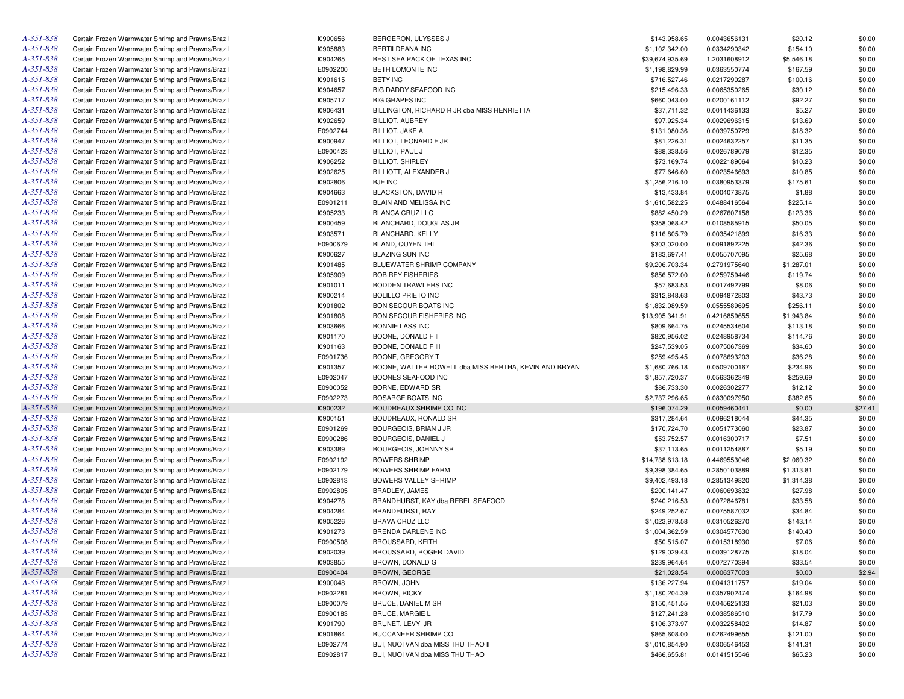| | | | | | | | |
|---|---|---|---|---|---|---|---|
| A-351-838 | Certain Frozen Warmwater Shrimp and Prawns/Brazil | I0900656 | BERGERON, ULYSSES J | $143,958.65 | 0.0043656131 | $20.12 | $0.00 |
| A-351-838 | Certain Frozen Warmwater Shrimp and Prawns/Brazil | I0905883 | BERTILDEANA INC | $1,102,342.00 | 0.0334290342 | $154.10 | $0.00 |
| A-351-838 | Certain Frozen Warmwater Shrimp and Prawns/Brazil | I0904265 | BEST SEA PACK OF TEXAS INC | $39,674,935.69 | 1.2031608912 | $5,546.18 | $0.00 |
| A-351-838 | Certain Frozen Warmwater Shrimp and Prawns/Brazil | E0902200 | BETH LOMONTE INC | $1,198,829.99 | 0.0363550774 | $167.59 | $0.00 |
| A-351-838 | Certain Frozen Warmwater Shrimp and Prawns/Brazil | I0901615 | BETY INC | $716,527.46 | 0.0217290287 | $100.16 | $0.00 |
| A-351-838 | Certain Frozen Warmwater Shrimp and Prawns/Brazil | I0904657 | BIG DADDY SEAFOOD INC | $215,496.33 | 0.0065350265 | $30.12 | $0.00 |
| A-351-838 | Certain Frozen Warmwater Shrimp and Prawns/Brazil | I0905717 | BIG GRAPES INC | $660,043.00 | 0.0200161112 | $92.27 | $0.00 |
| A-351-838 | Certain Frozen Warmwater Shrimp and Prawns/Brazil | I0906431 | BILLINGTON, RICHARD R JR dba MISS HENRIETTA | $37,711.32 | 0.0011436133 | $5.27 | $0.00 |
| A-351-838 | Certain Frozen Warmwater Shrimp and Prawns/Brazil | I0902659 | BILLIOT, AUBREY | $97,925.34 | 0.0029696315 | $13.69 | $0.00 |
| A-351-838 | Certain Frozen Warmwater Shrimp and Prawns/Brazil | E0902744 | BILLIOT, JAKE A | $131,080.36 | 0.0039750729 | $18.32 | $0.00 |
| A-351-838 | Certain Frozen Warmwater Shrimp and Prawns/Brazil | I0900947 | BILLIOT, LEONARD F JR | $81,226.31 | 0.0024632257 | $11.35 | $0.00 |
| A-351-838 | Certain Frozen Warmwater Shrimp and Prawns/Brazil | E0900423 | BILLIOT, PAUL J | $88,338.56 | 0.0026789079 | $12.35 | $0.00 |
| A-351-838 | Certain Frozen Warmwater Shrimp and Prawns/Brazil | I0906252 | BILLIOT, SHIRLEY | $73,169.74 | 0.0022189064 | $10.23 | $0.00 |
| A-351-838 | Certain Frozen Warmwater Shrimp and Prawns/Brazil | I0902625 | BILLIOTT, ALEXANDER J | $77,646.60 | 0.0023546693 | $10.85 | $0.00 |
| A-351-838 | Certain Frozen Warmwater Shrimp and Prawns/Brazil | I0902806 | BJF INC | $1,256,216.10 | 0.0380953379 | $175.61 | $0.00 |
| A-351-838 | Certain Frozen Warmwater Shrimp and Prawns/Brazil | I0904663 | BLACKSTON, DAVID R | $13,433.84 | 0.0004073875 | $1.88 | $0.00 |
| A-351-838 | Certain Frozen Warmwater Shrimp and Prawns/Brazil | E0901211 | BLAIN AND MELISSA INC | $1,610,582.25 | 0.0488416564 | $225.14 | $0.00 |
| A-351-838 | Certain Frozen Warmwater Shrimp and Prawns/Brazil | I0905233 | BLANCA CRUZ LLC | $882,450.29 | 0.0267607158 | $123.36 | $0.00 |
| A-351-838 | Certain Frozen Warmwater Shrimp and Prawns/Brazil | I0900459 | BLANCHARD, DOUGLAS JR | $358,068.42 | 0.0108585915 | $50.05 | $0.00 |
| A-351-838 | Certain Frozen Warmwater Shrimp and Prawns/Brazil | I0903571 | BLANCHARD, KELLY | $116,805.79 | 0.0035421899 | $16.33 | $0.00 |
| A-351-838 | Certain Frozen Warmwater Shrimp and Prawns/Brazil | E0900679 | BLAND, QUYEN THI | $303,020.00 | 0.0091892225 | $42.36 | $0.00 |
| A-351-838 | Certain Frozen Warmwater Shrimp and Prawns/Brazil | I0900627 | BLAZING SUN INC | $183,697.41 | 0.0055707095 | $25.68 | $0.00 |
| A-351-838 | Certain Frozen Warmwater Shrimp and Prawns/Brazil | I0901485 | BLUEWATER SHRIMP COMPANY | $9,206,703.34 | 0.2791975640 | $1,287.01 | $0.00 |
| A-351-838 | Certain Frozen Warmwater Shrimp and Prawns/Brazil | I0905909 | BOB REY FISHERIES | $856,572.00 | 0.0259759446 | $119.74 | $0.00 |
| A-351-838 | Certain Frozen Warmwater Shrimp and Prawns/Brazil | I0901011 | BODDEN TRAWLERS INC | $57,683.53 | 0.0017492799 | $8.06 | $0.00 |
| A-351-838 | Certain Frozen Warmwater Shrimp and Prawns/Brazil | I0900214 | BOLILLO PRIETO INC | $312,848.63 | 0.0094872803 | $43.73 | $0.00 |
| A-351-838 | Certain Frozen Warmwater Shrimp and Prawns/Brazil | I0901802 | BON SECOUR BOATS INC | $1,832,089.59 | 0.0555589695 | $256.11 | $0.00 |
| A-351-838 | Certain Frozen Warmwater Shrimp and Prawns/Brazil | I0901808 | BON SECOUR FISHERIES INC | $13,905,341.91 | 0.4216859655 | $1,943.84 | $0.00 |
| A-351-838 | Certain Frozen Warmwater Shrimp and Prawns/Brazil | I0903666 | BONNIE LASS INC | $809,664.75 | 0.0245534604 | $113.18 | $0.00 |
| A-351-838 | Certain Frozen Warmwater Shrimp and Prawns/Brazil | I0901170 | BOONE, DONALD F II | $820,956.02 | 0.0248958734 | $114.76 | $0.00 |
| A-351-838 | Certain Frozen Warmwater Shrimp and Prawns/Brazil | I0901163 | BOONE, DONALD F III | $247,539.05 | 0.0075067369 | $34.60 | $0.00 |
| A-351-838 | Certain Frozen Warmwater Shrimp and Prawns/Brazil | E0901736 | BOONE, GREGORY T | $259,495.45 | 0.0078693203 | $36.28 | $0.00 |
| A-351-838 | Certain Frozen Warmwater Shrimp and Prawns/Brazil | I0901357 | BOONE, WALTER HOWELL dba MISS BERTHA, KEVIN AND BRYAN | $1,680,766.18 | 0.0509700167 | $234.96 | $0.00 |
| A-351-838 | Certain Frozen Warmwater Shrimp and Prawns/Brazil | E0902047 | BOONES SEAFOOD INC | $1,857,720.37 | 0.0563362349 | $259.69 | $0.00 |
| A-351-838 | Certain Frozen Warmwater Shrimp and Prawns/Brazil | E0900052 | BORNE, EDWARD SR | $86,733.30 | 0.0026302277 | $12.12 | $0.00 |
| A-351-838 | Certain Frozen Warmwater Shrimp and Prawns/Brazil | E0902273 | BOSARGE BOATS INC | $2,737,296.65 | 0.0830097950 | $382.65 | $0.00 |
| A-351-838 | Certain Frozen Warmwater Shrimp and Prawns/Brazil | I0900232 | BOUDREAUX SHRIMP CO INC | $196,074.29 | 0.0059460441 | $0.00 | $27.41 |
| A-351-838 | Certain Frozen Warmwater Shrimp and Prawns/Brazil | I0900151 | BOUDREAUX, RONALD SR | $317,284.64 | 0.0096218044 | $44.35 | $0.00 |
| A-351-838 | Certain Frozen Warmwater Shrimp and Prawns/Brazil | E0901269 | BOURGEOIS, BRIAN J JR | $170,724.70 | 0.0051773060 | $23.87 | $0.00 |
| A-351-838 | Certain Frozen Warmwater Shrimp and Prawns/Brazil | E0900286 | BOURGEOIS, DANIEL J | $53,752.57 | 0.0016300717 | $7.51 | $0.00 |
| A-351-838 | Certain Frozen Warmwater Shrimp and Prawns/Brazil | I0903389 | BOURGEOIS, JOHNNY SR | $37,113.65 | 0.0011254887 | $5.19 | $0.00 |
| A-351-838 | Certain Frozen Warmwater Shrimp and Prawns/Brazil | E0902192 | BOWERS SHRIMP | $14,738,613.18 | 0.4469553046 | $2,060.32 | $0.00 |
| A-351-838 | Certain Frozen Warmwater Shrimp and Prawns/Brazil | E0902179 | BOWERS SHRIMP FARM | $9,398,384.65 | 0.2850103889 | $1,313.81 | $0.00 |
| A-351-838 | Certain Frozen Warmwater Shrimp and Prawns/Brazil | E0902813 | BOWERS VALLEY SHRIMP | $9,402,493.18 | 0.2851349820 | $1,314.38 | $0.00 |
| A-351-838 | Certain Frozen Warmwater Shrimp and Prawns/Brazil | E0902805 | BRADLEY, JAMES | $200,141.47 | 0.0060693832 | $27.98 | $0.00 |
| A-351-838 | Certain Frozen Warmwater Shrimp and Prawns/Brazil | I0904278 | BRANDHURST, KAY dba REBEL SEAFOOD | $240,216.53 | 0.0072846781 | $33.58 | $0.00 |
| A-351-838 | Certain Frozen Warmwater Shrimp and Prawns/Brazil | I0904284 | BRANDHURST, RAY | $249,252.67 | 0.0075587032 | $34.84 | $0.00 |
| A-351-838 | Certain Frozen Warmwater Shrimp and Prawns/Brazil | I0905226 | BRAVA CRUZ LLC | $1,023,978.58 | 0.0310526270 | $143.14 | $0.00 |
| A-351-838 | Certain Frozen Warmwater Shrimp and Prawns/Brazil | I0901273 | BRENDA DARLENE INC | $1,004,362.59 | 0.0304577630 | $140.40 | $0.00 |
| A-351-838 | Certain Frozen Warmwater Shrimp and Prawns/Brazil | E0900508 | BROUSSARD, KEITH | $50,515.07 | 0.0015318930 | $7.06 | $0.00 |
| A-351-838 | Certain Frozen Warmwater Shrimp and Prawns/Brazil | I0902039 | BROUSSARD, ROGER DAVID | $129,029.43 | 0.0039128775 | $18.04 | $0.00 |
| A-351-838 | Certain Frozen Warmwater Shrimp and Prawns/Brazil | I0903855 | BROWN, DONALD G | $239,964.64 | 0.0072770394 | $33.54 | $0.00 |
| A-351-838 | Certain Frozen Warmwater Shrimp and Prawns/Brazil | E0900404 | BROWN, GEORGE | $21,028.54 | 0.0006377003 | $0.00 | $2.94 |
| A-351-838 | Certain Frozen Warmwater Shrimp and Prawns/Brazil | I0900048 | BROWN, JOHN | $136,227.94 | 0.0041311757 | $19.04 | $0.00 |
| A-351-838 | Certain Frozen Warmwater Shrimp and Prawns/Brazil | E0902281 | BROWN, RICKY | $1,180,204.39 | 0.0357902474 | $164.98 | $0.00 |
| A-351-838 | Certain Frozen Warmwater Shrimp and Prawns/Brazil | E0900079 | BRUCE, DANIEL M SR | $150,451.55 | 0.0045625133 | $21.03 | $0.00 |
| A-351-838 | Certain Frozen Warmwater Shrimp and Prawns/Brazil | E0900183 | BRUCE, MARGIE L | $127,241.28 | 0.0038586510 | $17.79 | $0.00 |
| A-351-838 | Certain Frozen Warmwater Shrimp and Prawns/Brazil | I0901790 | BRUNET, LEVY JR | $106,373.97 | 0.0032258402 | $14.87 | $0.00 |
| A-351-838 | Certain Frozen Warmwater Shrimp and Prawns/Brazil | I0901864 | BUCCANEER SHRIMP CO | $865,608.00 | 0.0262499655 | $121.00 | $0.00 |
| A-351-838 | Certain Frozen Warmwater Shrimp and Prawns/Brazil | E0902774 | BUI, NUOI VAN dba MISS THU THAO II | $1,010,854.90 | 0.0306546453 | $141.31 | $0.00 |
| A-351-838 | Certain Frozen Warmwater Shrimp and Prawns/Brazil | E0902817 | BUI, NUOI VAN dba MISS THU THAO | $466,655.81 | 0.0141515546 | $65.23 | $0.00 |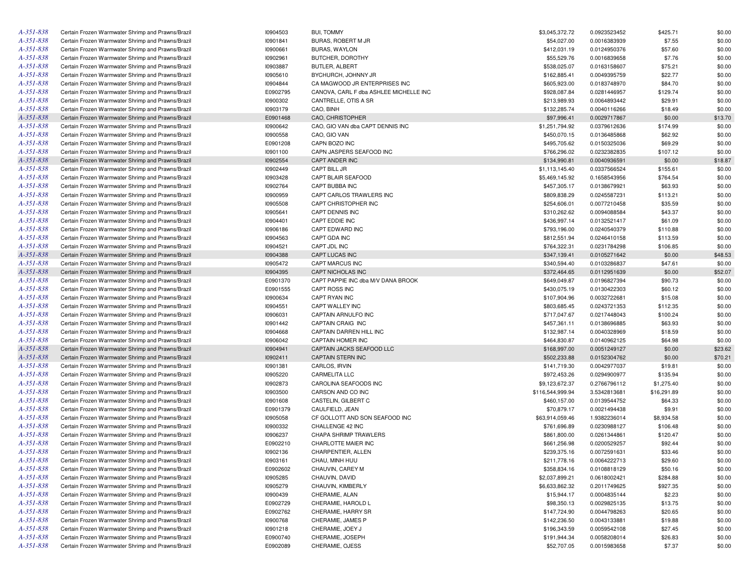| | | | | | | | |
|---|---|---|---|---|---|---|---|
| A-351-838 | Certain Frozen Warmwater Shrimp and Prawns/Brazil | I0904503 | BUI, TOMMY | $3,045,372.72 | 0.0923523452 | $425.71 | $0.00 |
| A-351-838 | Certain Frozen Warmwater Shrimp and Prawns/Brazil | I0901841 | BURAS, ROBERT M JR | $54,027.00 | 0.0016383939 | $7.55 | $0.00 |
| A-351-838 | Certain Frozen Warmwater Shrimp and Prawns/Brazil | I0900661 | BURAS, WAYLON | $412,031.19 | 0.0124950376 | $57.60 | $0.00 |
| A-351-838 | Certain Frozen Warmwater Shrimp and Prawns/Brazil | I0902961 | BUTCHER, DOROTHY | $55,529.76 | 0.0016839658 | $7.76 | $0.00 |
| A-351-838 | Certain Frozen Warmwater Shrimp and Prawns/Brazil | I0903887 | BUTLER, ALBERT | $538,025.07 | 0.0163158607 | $75.21 | $0.00 |
| A-351-838 | Certain Frozen Warmwater Shrimp and Prawns/Brazil | I0905610 | BYCHURCH, JOHNNY JR | $162,885.41 | 0.0049395759 | $22.77 | $0.00 |
| A-351-838 | Certain Frozen Warmwater Shrimp and Prawns/Brazil | I0904844 | CA MAGWOOD JR ENTERPRISES INC | $605,923.00 | 0.0183748970 | $84.70 | $0.00 |
| A-351-838 | Certain Frozen Warmwater Shrimp and Prawns/Brazil | E0902795 | CANOVA, CARL F dba ASHLEE MICHELLE INC | $928,087.84 | 0.0281446957 | $129.74 | $0.00 |
| A-351-838 | Certain Frozen Warmwater Shrimp and Prawns/Brazil | I0900302 | CANTRELLE, OTIS A SR | $213,989.93 | 0.0064893442 | $29.91 | $0.00 |
| A-351-838 | Certain Frozen Warmwater Shrimp and Prawns/Brazil | I0903179 | CAO, BINH | $132,285.74 | 0.0040116266 | $18.49 | $0.00 |
| A-351-838 | Certain Frozen Warmwater Shrimp and Prawns/Brazil | E0901468 | CAO, CHRISTOPHER | $97,996.41 | 0.0029717867 | $0.00 | $13.70 |
| A-351-838 | Certain Frozen Warmwater Shrimp and Prawns/Brazil | I0900642 | CAO, GIO VAN dba CAPT DENNIS INC | $1,251,794.92 | 0.0379612636 | $174.99 | $0.00 |
| A-351-838 | Certain Frozen Warmwater Shrimp and Prawns/Brazil | I0900558 | CAO, GIO VAN | $450,070.15 | 0.0136485868 | $62.92 | $0.00 |
| A-351-838 | Certain Frozen Warmwater Shrimp and Prawns/Brazil | E0901208 | CAPN BOZO INC | $495,705.62 | 0.0150325036 | $69.29 | $0.00 |
| A-351-838 | Certain Frozen Warmwater Shrimp and Prawns/Brazil | I0901100 | CAPN JASPERS SEAFOOD INC | $766,296.02 | 0.0232382835 | $107.12 | $0.00 |
| A-351-838 | Certain Frozen Warmwater Shrimp and Prawns/Brazil | I0902554 | CAPT ANDER INC | $134,990.81 | 0.0040936591 | $0.00 | $18.87 |
| A-351-838 | Certain Frozen Warmwater Shrimp and Prawns/Brazil | I0902449 | CAPT BILL JR | $1,113,145.40 | 0.0337566524 | $155.61 | $0.00 |
| A-351-838 | Certain Frozen Warmwater Shrimp and Prawns/Brazil | I0903428 | CAPT BLAIR SEAFOOD | $5,469,145.92 | 0.1658543956 | $764.54 | $0.00 |
| A-351-838 | Certain Frozen Warmwater Shrimp and Prawns/Brazil | I0902764 | CAPT BUBBA INC | $457,305.17 | 0.0138679921 | $63.93 | $0.00 |
| A-351-838 | Certain Frozen Warmwater Shrimp and Prawns/Brazil | I0900959 | CAPT CARLOS TRAWLERS INC | $809,838.29 | 0.0245587231 | $113.21 | $0.00 |
| A-351-838 | Certain Frozen Warmwater Shrimp and Prawns/Brazil | I0905508 | CAPT CHRISTOPHER INC | $254,606.01 | 0.0077210458 | $35.59 | $0.00 |
| A-351-838 | Certain Frozen Warmwater Shrimp and Prawns/Brazil | I0905641 | CAPT DENNIS INC | $310,262.62 | 0.0094088584 | $43.37 | $0.00 |
| A-351-838 | Certain Frozen Warmwater Shrimp and Prawns/Brazil | I0904401 | CAPT EDDIE INC | $436,997.14 | 0.0132521417 | $61.09 | $0.00 |
| A-351-838 | Certain Frozen Warmwater Shrimp and Prawns/Brazil | I0906186 | CAPT EDWARD INC | $793,196.00 | 0.0240540379 | $110.88 | $0.00 |
| A-351-838 | Certain Frozen Warmwater Shrimp and Prawns/Brazil | I0904563 | CAPT GDA INC | $812,551.94 | 0.0246410158 | $113.59 | $0.00 |
| A-351-838 | Certain Frozen Warmwater Shrimp and Prawns/Brazil | I0904521 | CAPT JDL INC | $764,322.31 | 0.0231784298 | $106.85 | $0.00 |
| A-351-838 | Certain Frozen Warmwater Shrimp and Prawns/Brazil | I0904388 | CAPT LUCAS INC | $347,139.41 | 0.0105271642 | $0.00 | $48.53 |
| A-351-838 | Certain Frozen Warmwater Shrimp and Prawns/Brazil | I0905472 | CAPT MARCUS INC | $340,594.40 | 0.0103286837 | $47.61 | $0.00 |
| A-351-838 | Certain Frozen Warmwater Shrimp and Prawns/Brazil | I0904395 | CAPT NICHOLAS INC | $372,464.65 | 0.0112951639 | $0.00 | $52.07 |
| A-351-838 | Certain Frozen Warmwater Shrimp and Prawns/Brazil | E0901370 | CAPT PAPPIE INC dba M/V DANA BROOK | $649,049.87 | 0.0196827394 | $90.73 | $0.00 |
| A-351-838 | Certain Frozen Warmwater Shrimp and Prawns/Brazil | E0901555 | CAPT ROSS INC | $430,075.19 | 0.0130422303 | $60.12 | $0.00 |
| A-351-838 | Certain Frozen Warmwater Shrimp and Prawns/Brazil | I0900634 | CAPT RYAN INC | $107,904.96 | 0.0032722681 | $15.08 | $0.00 |
| A-351-838 | Certain Frozen Warmwater Shrimp and Prawns/Brazil | I0904551 | CAPT WALLEY INC | $803,685.45 | 0.0243721353 | $112.35 | $0.00 |
| A-351-838 | Certain Frozen Warmwater Shrimp and Prawns/Brazil | I0906031 | CAPTAIN ARNULFO INC | $717,047.67 | 0.0217448043 | $100.24 | $0.00 |
| A-351-838 | Certain Frozen Warmwater Shrimp and Prawns/Brazil | I0901442 | CAPTAIN CRAIG INC | $457,361.11 | 0.0138696885 | $63.93 | $0.00 |
| A-351-838 | Certain Frozen Warmwater Shrimp and Prawns/Brazil | I0904668 | CAPTAIN DARREN HILL INC | $132,987.14 | 0.0040328969 | $18.59 | $0.00 |
| A-351-838 | Certain Frozen Warmwater Shrimp and Prawns/Brazil | I0906042 | CAPTAIN HOMER INC | $464,830.87 | 0.0140962125 | $64.98 | $0.00 |
| A-351-838 | Certain Frozen Warmwater Shrimp and Prawns/Brazil | I0904941 | CAPTAIN JACKS SEAFOOD LLC | $168,997.00 | 0.0051249127 | $0.00 | $23.62 |
| A-351-838 | Certain Frozen Warmwater Shrimp and Prawns/Brazil | I0902411 | CAPTAIN STERN INC | $502,233.88 | 0.0152304762 | $0.00 | $70.21 |
| A-351-838 | Certain Frozen Warmwater Shrimp and Prawns/Brazil | I0901381 | CARLOS, IRVIN | $141,719.30 | 0.0042977037 | $19.81 | $0.00 |
| A-351-838 | Certain Frozen Warmwater Shrimp and Prawns/Brazil | I0905220 | CARMELITA LLC | $972,453.26 | 0.0294900977 | $135.94 | $0.00 |
| A-351-838 | Certain Frozen Warmwater Shrimp and Prawns/Brazil | I0902873 | CAROLINA SEAFOODS INC | $9,123,672.37 | 0.2766796112 | $1,275.40 | $0.00 |
| A-351-838 | Certain Frozen Warmwater Shrimp and Prawns/Brazil | I0903500 | CARSON AND CO INC | $116,544,999.94 | 3.5342813681 | $16,291.89 | $0.00 |
| A-351-838 | Certain Frozen Warmwater Shrimp and Prawns/Brazil | I0901608 | CASTELIN, GILBERT C | $460,157.00 | 0.0139544752 | $64.33 | $0.00 |
| A-351-838 | Certain Frozen Warmwater Shrimp and Prawns/Brazil | E0901379 | CAULFIELD, JEAN | $70,879.17 | 0.0021494438 | $9.91 | $0.00 |
| A-351-838 | Certain Frozen Warmwater Shrimp and Prawns/Brazil | I0905058 | CF GOLLOTT AND SON SEAFOOD INC | $63,914,059.46 | 1.9382236014 | $8,934.58 | $0.00 |
| A-351-838 | Certain Frozen Warmwater Shrimp and Prawns/Brazil | I0900332 | CHALLENGE 42 INC | $761,696.89 | 0.0230988127 | $106.48 | $0.00 |
| A-351-838 | Certain Frozen Warmwater Shrimp and Prawns/Brazil | I0906237 | CHAPA SHRIMP TRAWLERS | $861,800.00 | 0.0261344861 | $120.47 | $0.00 |
| A-351-838 | Certain Frozen Warmwater Shrimp and Prawns/Brazil | E0902210 | CHARLOTTE MAIER INC | $661,256.98 | 0.0200529257 | $92.44 | $0.00 |
| A-351-838 | Certain Frozen Warmwater Shrimp and Prawns/Brazil | I0902136 | CHARPENTIER, ALLEN | $239,375.16 | 0.0072591631 | $33.46 | $0.00 |
| A-351-838 | Certain Frozen Warmwater Shrimp and Prawns/Brazil | I0903161 | CHAU, MINH HUU | $211,778.16 | 0.0064222713 | $29.60 | $0.00 |
| A-351-838 | Certain Frozen Warmwater Shrimp and Prawns/Brazil | E0902602 | CHAUVIN, CAREY M | $358,834.16 | 0.0108818129 | $50.16 | $0.00 |
| A-351-838 | Certain Frozen Warmwater Shrimp and Prawns/Brazil | I0905285 | CHAUVIN, DAVID | $2,037,899.21 | 0.0618002421 | $284.88 | $0.00 |
| A-351-838 | Certain Frozen Warmwater Shrimp and Prawns/Brazil | I0905279 | CHAUVIN, KIMBERLY | $6,633,862.32 | 0.2011749625 | $927.35 | $0.00 |
| A-351-838 | Certain Frozen Warmwater Shrimp and Prawns/Brazil | I0900439 | CHERAMIE, ALAN | $15,944.17 | 0.0004835144 | $2.23 | $0.00 |
| A-351-838 | Certain Frozen Warmwater Shrimp and Prawns/Brazil | E0902729 | CHERAMIE, HAROLD L | $98,350.13 | 0.0029825135 | $13.75 | $0.00 |
| A-351-838 | Certain Frozen Warmwater Shrimp and Prawns/Brazil | E0902762 | CHERAMIE, HARRY SR | $147,724.90 | 0.0044798263 | $20.65 | $0.00 |
| A-351-838 | Certain Frozen Warmwater Shrimp and Prawns/Brazil | I0900768 | CHERAMIE, JAMES P | $142,236.50 | 0.0043133881 | $19.88 | $0.00 |
| A-351-838 | Certain Frozen Warmwater Shrimp and Prawns/Brazil | I0901218 | CHERAMIE, JOEY J | $196,343.59 | 0.0059542108 | $27.45 | $0.00 |
| A-351-838 | Certain Frozen Warmwater Shrimp and Prawns/Brazil | E0900740 | CHERAMIE, JOSEPH | $191,944.34 | 0.0058208014 | $26.83 | $0.00 |
| A-351-838 | Certain Frozen Warmwater Shrimp and Prawns/Brazil | E0902089 | CHERAMIE, OJESS | $52,707.05 | 0.0015983658 | $7.37 | $0.00 |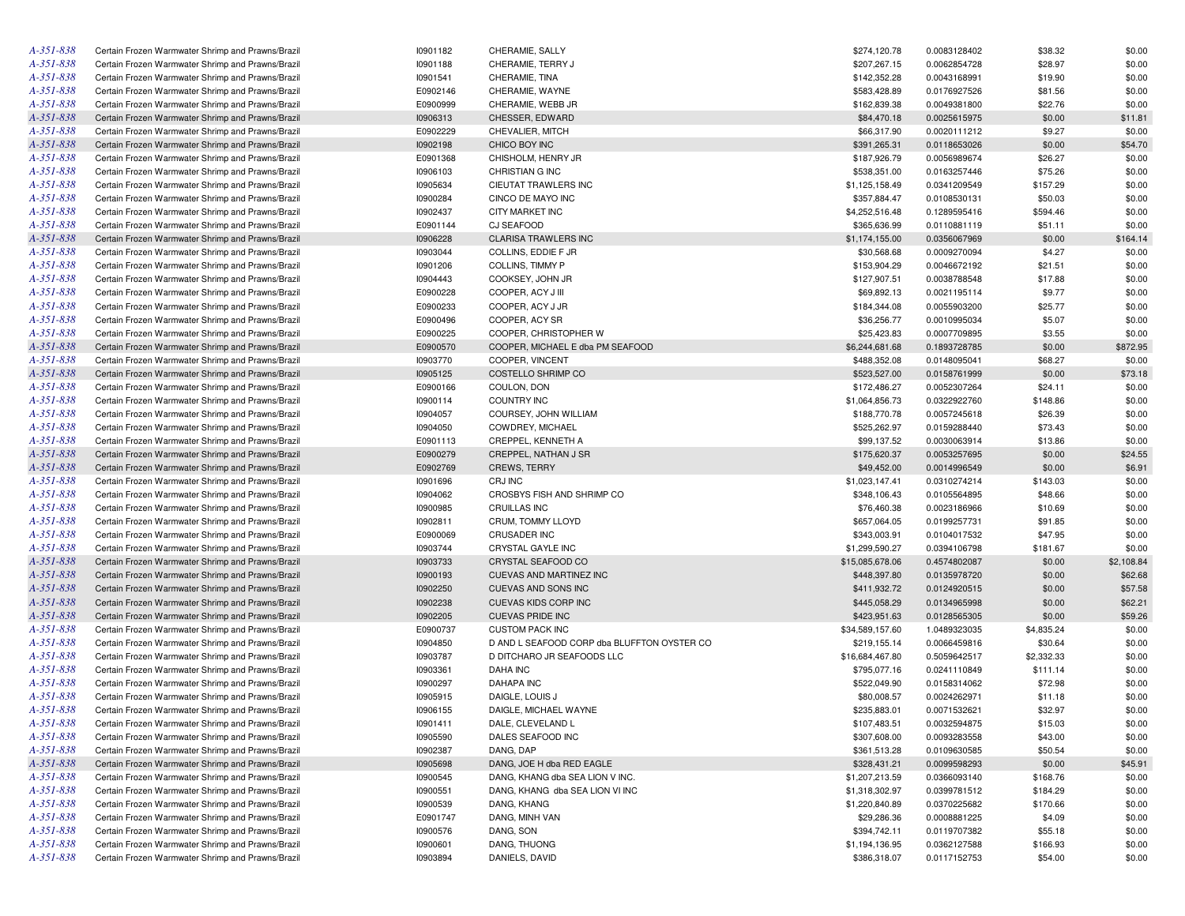| | | | | | | | |
|---|---|---|---|---|---|---|---|
| A-351-838 | Certain Frozen Warmwater Shrimp and Prawns/Brazil | I0901182 | CHERAMIE, SALLY | $274,120.78 | 0.0083128402 | $38.32 | $0.00 |
| A-351-838 | Certain Frozen Warmwater Shrimp and Prawns/Brazil | I0901188 | CHERAMIE, TERRY J | $207,267.15 | 0.0062854728 | $28.97 | $0.00 |
| A-351-838 | Certain Frozen Warmwater Shrimp and Prawns/Brazil | I0901541 | CHERAMIE, TINA | $142,352.28 | 0.0043168991 | $19.90 | $0.00 |
| A-351-838 | Certain Frozen Warmwater Shrimp and Prawns/Brazil | E0902146 | CHERAMIE, WAYNE | $583,428.89 | 0.0176927526 | $81.56 | $0.00 |
| A-351-838 | Certain Frozen Warmwater Shrimp and Prawns/Brazil | E0900999 | CHERAMIE, WEBB JR | $162,839.38 | 0.0049381800 | $22.76 | $0.00 |
| A-351-838 | Certain Frozen Warmwater Shrimp and Prawns/Brazil | I0906313 | CHESSER, EDWARD | $84,470.18 | 0.0025615975 | $0.00 | $11.81 |
| A-351-838 | Certain Frozen Warmwater Shrimp and Prawns/Brazil | E0902229 | CHEVALIER, MITCH | $66,317.90 | 0.0020111212 | $9.27 | $0.00 |
| A-351-838 | Certain Frozen Warmwater Shrimp and Prawns/Brazil | I0902198 | CHICO BOY INC | $391,265.31 | 0.0118653026 | $0.00 | $54.70 |
| A-351-838 | Certain Frozen Warmwater Shrimp and Prawns/Brazil | E0901368 | CHISHOLM, HENRY JR | $187,926.79 | 0.0056989674 | $26.27 | $0.00 |
| A-351-838 | Certain Frozen Warmwater Shrimp and Prawns/Brazil | I0906103 | CHRISTIAN G INC | $538,351.00 | 0.0163257446 | $75.26 | $0.00 |
| A-351-838 | Certain Frozen Warmwater Shrimp and Prawns/Brazil | I0905634 | CIEUTAT TRAWLERS INC | $1,125,158.49 | 0.0341209549 | $157.29 | $0.00 |
| A-351-838 | Certain Frozen Warmwater Shrimp and Prawns/Brazil | I0900284 | CINCO DE MAYO INC | $357,884.47 | 0.0108530131 | $50.03 | $0.00 |
| A-351-838 | Certain Frozen Warmwater Shrimp and Prawns/Brazil | I0902437 | CITY MARKET INC | $4,252,516.48 | 0.1289595416 | $594.46 | $0.00 |
| A-351-838 | Certain Frozen Warmwater Shrimp and Prawns/Brazil | E0901144 | CJ SEAFOOD | $365,636.99 | 0.0110881119 | $51.11 | $0.00 |
| A-351-838 | Certain Frozen Warmwater Shrimp and Prawns/Brazil | I0906228 | CLARISA TRAWLERS INC | $1,174,155.00 | 0.0356067969 | $0.00 | $164.14 |
| A-351-838 | Certain Frozen Warmwater Shrimp and Prawns/Brazil | I0903044 | COLLINS, EDDIE F JR | $30,568.68 | 0.0009270094 | $4.27 | $0.00 |
| A-351-838 | Certain Frozen Warmwater Shrimp and Prawns/Brazil | I0901206 | COLLINS, TIMMY P | $153,904.29 | 0.0046672192 | $21.51 | $0.00 |
| A-351-838 | Certain Frozen Warmwater Shrimp and Prawns/Brazil | I0904443 | COOKSEY, JOHN JR | $127,907.51 | 0.0038788548 | $17.88 | $0.00 |
| A-351-838 | Certain Frozen Warmwater Shrimp and Prawns/Brazil | E0900228 | COOPER, ACY J III | $69,892.13 | 0.0021195114 | $9.77 | $0.00 |
| A-351-838 | Certain Frozen Warmwater Shrimp and Prawns/Brazil | E0900233 | COOPER, ACY J JR | $184,344.08 | 0.0055903200 | $25.77 | $0.00 |
| A-351-838 | Certain Frozen Warmwater Shrimp and Prawns/Brazil | E0900496 | COOPER, ACY SR | $36,256.77 | 0.0010995034 | $5.07 | $0.00 |
| A-351-838 | Certain Frozen Warmwater Shrimp and Prawns/Brazil | E0900225 | COOPER, CHRISTOPHER W | $25,423.83 | 0.0007709895 | $3.55 | $0.00 |
| A-351-838 | Certain Frozen Warmwater Shrimp and Prawns/Brazil | E0900570 | COOPER, MICHAEL E dba PM SEAFOOD | $6,244,681.68 | 0.1893728785 | $0.00 | $872.95 |
| A-351-838 | Certain Frozen Warmwater Shrimp and Prawns/Brazil | I0903770 | COOPER, VINCENT | $488,352.08 | 0.0148095041 | $68.27 | $0.00 |
| A-351-838 | Certain Frozen Warmwater Shrimp and Prawns/Brazil | I0905125 | COSTELLO SHRIMP CO | $523,527.00 | 0.0158761999 | $0.00 | $73.18 |
| A-351-838 | Certain Frozen Warmwater Shrimp and Prawns/Brazil | E0900166 | COULON, DON | $172,486.27 | 0.0052307264 | $24.11 | $0.00 |
| A-351-838 | Certain Frozen Warmwater Shrimp and Prawns/Brazil | I0900114 | COUNTRY INC | $1,064,856.73 | 0.0322922760 | $148.86 | $0.00 |
| A-351-838 | Certain Frozen Warmwater Shrimp and Prawns/Brazil | I0904057 | COURSEY, JOHN WILLIAM | $188,770.78 | 0.0057245618 | $26.39 | $0.00 |
| A-351-838 | Certain Frozen Warmwater Shrimp and Prawns/Brazil | I0904050 | COWDREY, MICHAEL | $525,262.97 | 0.0159288440 | $73.43 | $0.00 |
| A-351-838 | Certain Frozen Warmwater Shrimp and Prawns/Brazil | E0901113 | CREPPEL, KENNETH A | $99,137.52 | 0.0030063914 | $13.86 | $0.00 |
| A-351-838 | Certain Frozen Warmwater Shrimp and Prawns/Brazil | E0900279 | CREPPEL, NATHAN J SR | $175,620.37 | 0.0053257695 | $0.00 | $24.55 |
| A-351-838 | Certain Frozen Warmwater Shrimp and Prawns/Brazil | E0902769 | CREWS, TERRY | $49,452.00 | 0.0014996549 | $0.00 | $6.91 |
| A-351-838 | Certain Frozen Warmwater Shrimp and Prawns/Brazil | I0901696 | CRJ INC | $1,023,147.41 | 0.0310274214 | $143.03 | $0.00 |
| A-351-838 | Certain Frozen Warmwater Shrimp and Prawns/Brazil | I0904062 | CROSBYS FISH AND SHRIMP CO | $348,106.43 | 0.0105564895 | $48.66 | $0.00 |
| A-351-838 | Certain Frozen Warmwater Shrimp and Prawns/Brazil | I0900985 | CRUILLAS INC | $76,460.38 | 0.0023186966 | $10.69 | $0.00 |
| A-351-838 | Certain Frozen Warmwater Shrimp and Prawns/Brazil | I0902811 | CRUM, TOMMY LLOYD | $657,064.05 | 0.0199257731 | $91.85 | $0.00 |
| A-351-838 | Certain Frozen Warmwater Shrimp and Prawns/Brazil | E0900069 | CRUSADER INC | $343,003.91 | 0.0104017532 | $47.95 | $0.00 |
| A-351-838 | Certain Frozen Warmwater Shrimp and Prawns/Brazil | I0903744 | CRYSTAL GAYLE INC | $1,299,590.27 | 0.0394106798 | $181.67 | $0.00 |
| A-351-838 | Certain Frozen Warmwater Shrimp and Prawns/Brazil | I0903733 | CRYSTAL SEAFOOD CO | $15,085,678.06 | 0.4574802087 | $0.00 | $2,108.84 |
| A-351-838 | Certain Frozen Warmwater Shrimp and Prawns/Brazil | I0900193 | CUEVAS AND MARTINEZ INC | $448,397.80 | 0.0135978720 | $0.00 | $62.68 |
| A-351-838 | Certain Frozen Warmwater Shrimp and Prawns/Brazil | I0902250 | CUEVAS AND SONS INC | $411,932.72 | 0.0124920515 | $0.00 | $57.58 |
| A-351-838 | Certain Frozen Warmwater Shrimp and Prawns/Brazil | I0902238 | CUEVAS KIDS CORP INC | $445,058.29 | 0.0134965998 | $0.00 | $62.21 |
| A-351-838 | Certain Frozen Warmwater Shrimp and Prawns/Brazil | I0902205 | CUEVAS PRIDE INC | $423,951.63 | 0.0128565305 | $0.00 | $59.26 |
| A-351-838 | Certain Frozen Warmwater Shrimp and Prawns/Brazil | E0900737 | CUSTOM PACK INC | $34,589,157.60 | 1.0489323035 | $4,835.24 | $0.00 |
| A-351-838 | Certain Frozen Warmwater Shrimp and Prawns/Brazil | I0904850 | D AND L SEAFOOD CORP dba BLUFFTON OYSTER CO | $219,155.14 | 0.0066459816 | $30.64 | $0.00 |
| A-351-838 | Certain Frozen Warmwater Shrimp and Prawns/Brazil | I0903787 | D DITCHARO JR SEAFOODS LLC | $16,684,467.80 | 0.5059642517 | $2,332.33 | $0.00 |
| A-351-838 | Certain Frozen Warmwater Shrimp and Prawns/Brazil | I0903361 | DAHA INC | $795,077.16 | 0.0241110849 | $111.14 | $0.00 |
| A-351-838 | Certain Frozen Warmwater Shrimp and Prawns/Brazil | I0900297 | DAHAPA INC | $522,049.90 | 0.0158314062 | $72.98 | $0.00 |
| A-351-838 | Certain Frozen Warmwater Shrimp and Prawns/Brazil | I0905915 | DAIGLE, LOUIS J | $80,008.57 | 0.0024262971 | $11.18 | $0.00 |
| A-351-838 | Certain Frozen Warmwater Shrimp and Prawns/Brazil | I0906155 | DAIGLE, MICHAEL WAYNE | $235,883.01 | 0.0071532621 | $32.97 | $0.00 |
| A-351-838 | Certain Frozen Warmwater Shrimp and Prawns/Brazil | I0901411 | DALE, CLEVELAND L | $107,483.51 | 0.0032594875 | $15.03 | $0.00 |
| A-351-838 | Certain Frozen Warmwater Shrimp and Prawns/Brazil | I0905590 | DALES SEAFOOD INC | $307,608.00 | 0.0093283558 | $43.00 | $0.00 |
| A-351-838 | Certain Frozen Warmwater Shrimp and Prawns/Brazil | I0902387 | DANG, DAP | $361,513.28 | 0.0109630585 | $50.54 | $0.00 |
| A-351-838 | Certain Frozen Warmwater Shrimp and Prawns/Brazil | I0905698 | DANG, JOE H dba RED EAGLE | $328,431.21 | 0.0099598293 | $0.00 | $45.91 |
| A-351-838 | Certain Frozen Warmwater Shrimp and Prawns/Brazil | I0900545 | DANG, KHANG dba SEA LION V INC. | $1,207,213.59 | 0.0366093140 | $168.76 | $0.00 |
| A-351-838 | Certain Frozen Warmwater Shrimp and Prawns/Brazil | I0900551 | DANG, KHANG dba SEA LION VI INC | $1,318,302.97 | 0.0399781512 | $184.29 | $0.00 |
| A-351-838 | Certain Frozen Warmwater Shrimp and Prawns/Brazil | I0900539 | DANG, KHANG | $1,220,840.89 | 0.0370225682 | $170.66 | $0.00 |
| A-351-838 | Certain Frozen Warmwater Shrimp and Prawns/Brazil | E0901747 | DANG, MINH VAN | $29,286.36 | 0.0008881225 | $4.09 | $0.00 |
| A-351-838 | Certain Frozen Warmwater Shrimp and Prawns/Brazil | I0900576 | DANG, SON | $394,742.11 | 0.0119707382 | $55.18 | $0.00 |
| A-351-838 | Certain Frozen Warmwater Shrimp and Prawns/Brazil | I0900601 | DANG, THUONG | $1,194,136.95 | 0.0362127588 | $166.93 | $0.00 |
| A-351-838 | Certain Frozen Warmwater Shrimp and Prawns/Brazil | I0903894 | DANIELS, DAVID | $386,318.07 | 0.0117152753 | $54.00 | $0.00 |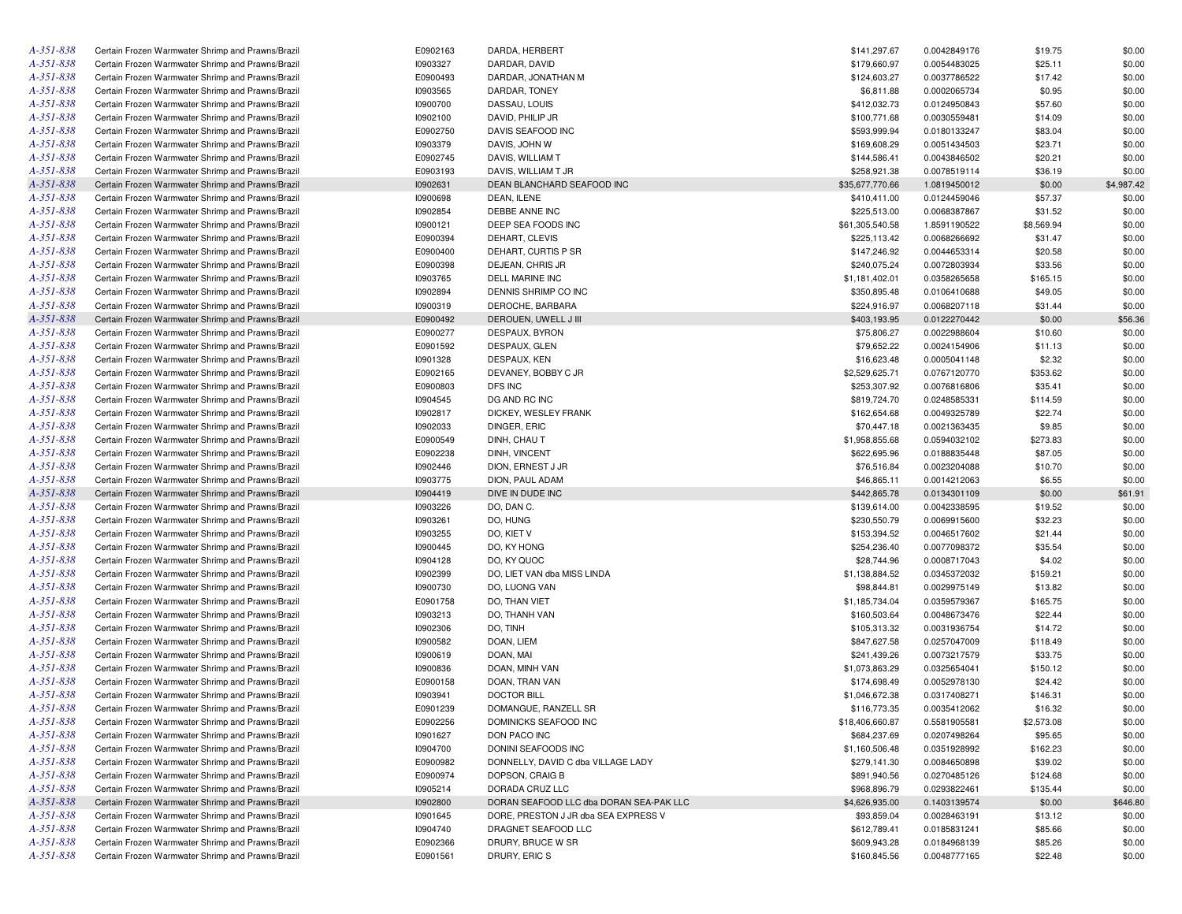| | | | | | | | |
|---|---|---|---|---|---|---|---|
| A-351-838 | Certain Frozen Warmwater Shrimp and Prawns/Brazil | E0902163 | DARDA, HERBERT | $141,297.67 | 0.0042849176 | $19.75 | $0.00 |
| A-351-838 | Certain Frozen Warmwater Shrimp and Prawns/Brazil | I0903327 | DARDAR, DAVID | $179,660.97 | 0.0054483025 | $25.11 | $0.00 |
| A-351-838 | Certain Frozen Warmwater Shrimp and Prawns/Brazil | E0900493 | DARDAR, JONATHAN M | $124,603.27 | 0.0037786522 | $17.42 | $0.00 |
| A-351-838 | Certain Frozen Warmwater Shrimp and Prawns/Brazil | I0903565 | DARDAR, TONEY | $6,811.88 | 0.0002065734 | $0.95 | $0.00 |
| A-351-838 | Certain Frozen Warmwater Shrimp and Prawns/Brazil | I0900700 | DASSAU, LOUIS | $412,032.73 | 0.0124950843 | $57.60 | $0.00 |
| A-351-838 | Certain Frozen Warmwater Shrimp and Prawns/Brazil | I0902100 | DAVID, PHILIP JR | $100,771.68 | 0.0030559481 | $14.09 | $0.00 |
| A-351-838 | Certain Frozen Warmwater Shrimp and Prawns/Brazil | E0902750 | DAVIS SEAFOOD INC | $593,999.94 | 0.0180133247 | $83.04 | $0.00 |
| A-351-838 | Certain Frozen Warmwater Shrimp and Prawns/Brazil | I0903379 | DAVIS, JOHN W | $169,608.29 | 0.0051434503 | $23.71 | $0.00 |
| A-351-838 | Certain Frozen Warmwater Shrimp and Prawns/Brazil | E0902745 | DAVIS, WILLIAM T | $144,586.41 | 0.0043846502 | $20.21 | $0.00 |
| A-351-838 | Certain Frozen Warmwater Shrimp and Prawns/Brazil | E0903193 | DAVIS, WILLIAM T JR | $258,921.38 | 0.0078519114 | $36.19 | $0.00 |
| A-351-838 | Certain Frozen Warmwater Shrimp and Prawns/Brazil | I0902631 | DEAN BLANCHARD SEAFOOD INC | $35,677,770.66 | 1.0819450012 | $0.00 | $4,987.42 |
| A-351-838 | Certain Frozen Warmwater Shrimp and Prawns/Brazil | I0900698 | DEAN, ILENE | $410,411.00 | 0.0124459046 | $57.37 | $0.00 |
| A-351-838 | Certain Frozen Warmwater Shrimp and Prawns/Brazil | I0902854 | DEBBE ANNE INC | $225,513.00 | 0.0068387867 | $31.52 | $0.00 |
| A-351-838 | Certain Frozen Warmwater Shrimp and Prawns/Brazil | I0900121 | DEEP SEA FOODS INC | $61,305,540.58 | 1.8591190522 | $8,569.94 | $0.00 |
| A-351-838 | Certain Frozen Warmwater Shrimp and Prawns/Brazil | E0900394 | DEHART, CLEVIS | $225,113.42 | 0.0068266692 | $31.47 | $0.00 |
| A-351-838 | Certain Frozen Warmwater Shrimp and Prawns/Brazil | E0900400 | DEHART, CURTIS P SR | $147,246.92 | 0.0044653314 | $20.58 | $0.00 |
| A-351-838 | Certain Frozen Warmwater Shrimp and Prawns/Brazil | E0900398 | DEJEAN, CHRIS JR | $240,075.24 | 0.0072803934 | $33.56 | $0.00 |
| A-351-838 | Certain Frozen Warmwater Shrimp and Prawns/Brazil | I0903765 | DELL MARINE INC | $1,181,402.01 | 0.0358265658 | $165.15 | $0.00 |
| A-351-838 | Certain Frozen Warmwater Shrimp and Prawns/Brazil | I0902894 | DENNIS SHRIMP CO INC | $350,895.48 | 0.0106410688 | $49.05 | $0.00 |
| A-351-838 | Certain Frozen Warmwater Shrimp and Prawns/Brazil | I0900319 | DEROCHE, BARBARA | $224,916.97 | 0.0068207118 | $31.44 | $0.00 |
| A-351-838 | Certain Frozen Warmwater Shrimp and Prawns/Brazil | E0900492 | DEROUEN, UWELL J III | $403,193.95 | 0.0122270442 | $0.00 | $56.36 |
| A-351-838 | Certain Frozen Warmwater Shrimp and Prawns/Brazil | E0900277 | DESPAUX, BYRON | $75,806.27 | 0.0022988604 | $10.60 | $0.00 |
| A-351-838 | Certain Frozen Warmwater Shrimp and Prawns/Brazil | E0901592 | DESPAUX, GLEN | $79,652.22 | 0.0024154906 | $11.13 | $0.00 |
| A-351-838 | Certain Frozen Warmwater Shrimp and Prawns/Brazil | I0901328 | DESPAUX, KEN | $16,623.48 | 0.0005041148 | $2.32 | $0.00 |
| A-351-838 | Certain Frozen Warmwater Shrimp and Prawns/Brazil | E0902165 | DEVANEY, BOBBY C JR | $2,529,625.71 | 0.0767120770 | $353.62 | $0.00 |
| A-351-838 | Certain Frozen Warmwater Shrimp and Prawns/Brazil | E0900803 | DFS INC | $253,307.92 | 0.0076816806 | $35.41 | $0.00 |
| A-351-838 | Certain Frozen Warmwater Shrimp and Prawns/Brazil | I0904545 | DG AND RC INC | $819,724.70 | 0.0248585331 | $114.59 | $0.00 |
| A-351-838 | Certain Frozen Warmwater Shrimp and Prawns/Brazil | I0902817 | DICKEY, WESLEY FRANK | $162,654.68 | 0.0049325789 | $22.74 | $0.00 |
| A-351-838 | Certain Frozen Warmwater Shrimp and Prawns/Brazil | I0902033 | DINGER, ERIC | $70,447.18 | 0.0021363435 | $9.85 | $0.00 |
| A-351-838 | Certain Frozen Warmwater Shrimp and Prawns/Brazil | E0900549 | DINH, CHAU T | $1,958,855.68 | 0.0594032102 | $273.83 | $0.00 |
| A-351-838 | Certain Frozen Warmwater Shrimp and Prawns/Brazil | E0902238 | DINH, VINCENT | $622,695.96 | 0.0188835448 | $87.05 | $0.00 |
| A-351-838 | Certain Frozen Warmwater Shrimp and Prawns/Brazil | I0902446 | DION, ERNEST J JR | $76,516.84 | 0.0023204088 | $10.70 | $0.00 |
| A-351-838 | Certain Frozen Warmwater Shrimp and Prawns/Brazil | I0903775 | DION, PAUL ADAM | $46,865.11 | 0.0014212063 | $6.55 | $0.00 |
| A-351-838 | Certain Frozen Warmwater Shrimp and Prawns/Brazil | I0904419 | DIVE IN DUDE INC | $442,865.78 | 0.0134301109 | $0.00 | $61.91 |
| A-351-838 | Certain Frozen Warmwater Shrimp and Prawns/Brazil | I0903226 | DO, DAN C. | $139,614.00 | 0.0042338595 | $19.52 | $0.00 |
| A-351-838 | Certain Frozen Warmwater Shrimp and Prawns/Brazil | I0903261 | DO, HUNG | $230,550.79 | 0.0069915600 | $32.23 | $0.00 |
| A-351-838 | Certain Frozen Warmwater Shrimp and Prawns/Brazil | I0903255 | DO, KIET V | $153,394.52 | 0.0046517602 | $21.44 | $0.00 |
| A-351-838 | Certain Frozen Warmwater Shrimp and Prawns/Brazil | I0900445 | DO, KY HONG | $254,236.40 | 0.0077098372 | $35.54 | $0.00 |
| A-351-838 | Certain Frozen Warmwater Shrimp and Prawns/Brazil | I0904128 | DO, KY QUOC | $28,744.96 | 0.0008717043 | $4.02 | $0.00 |
| A-351-838 | Certain Frozen Warmwater Shrimp and Prawns/Brazil | I0902399 | DO, LIET VAN dba MISS LINDA | $1,138,884.52 | 0.0345372032 | $159.21 | $0.00 |
| A-351-838 | Certain Frozen Warmwater Shrimp and Prawns/Brazil | I0900730 | DO, LUONG VAN | $98,844.81 | 0.0029975149 | $13.82 | $0.00 |
| A-351-838 | Certain Frozen Warmwater Shrimp and Prawns/Brazil | E0901758 | DO, THAN VIET | $1,185,734.04 | 0.0359579367 | $165.75 | $0.00 |
| A-351-838 | Certain Frozen Warmwater Shrimp and Prawns/Brazil | I0903213 | DO, THANH VAN | $160,503.64 | 0.0048673476 | $22.44 | $0.00 |
| A-351-838 | Certain Frozen Warmwater Shrimp and Prawns/Brazil | I0902306 | DO, TINH | $105,313.32 | 0.0031936754 | $14.72 | $0.00 |
| A-351-838 | Certain Frozen Warmwater Shrimp and Prawns/Brazil | I0900582 | DOAN, LIEM | $847,627.58 | 0.0257047009 | $118.49 | $0.00 |
| A-351-838 | Certain Frozen Warmwater Shrimp and Prawns/Brazil | I0900619 | DOAN, MAI | $241,439.26 | 0.0073217579 | $33.75 | $0.00 |
| A-351-838 | Certain Frozen Warmwater Shrimp and Prawns/Brazil | I0900836 | DOAN, MINH VAN | $1,073,863.29 | 0.0325654041 | $150.12 | $0.00 |
| A-351-838 | Certain Frozen Warmwater Shrimp and Prawns/Brazil | E0900158 | DOAN, TRAN VAN | $174,698.49 | 0.0052978130 | $24.42 | $0.00 |
| A-351-838 | Certain Frozen Warmwater Shrimp and Prawns/Brazil | I0903941 | DOCTOR BILL | $1,046,672.38 | 0.0317408271 | $146.31 | $0.00 |
| A-351-838 | Certain Frozen Warmwater Shrimp and Prawns/Brazil | E0901239 | DOMANGUE, RANZELL SR | $116,773.35 | 0.0035412062 | $16.32 | $0.00 |
| A-351-838 | Certain Frozen Warmwater Shrimp and Prawns/Brazil | E0902256 | DOMINICKS SEAFOOD INC | $18,406,660.87 | 0.5581905581 | $2,573.08 | $0.00 |
| A-351-838 | Certain Frozen Warmwater Shrimp and Prawns/Brazil | I0901627 | DON PACO INC | $684,237.69 | 0.0207498264 | $95.65 | $0.00 |
| A-351-838 | Certain Frozen Warmwater Shrimp and Prawns/Brazil | I0904700 | DONINI SEAFOODS INC | $1,160,506.48 | 0.0351928992 | $162.23 | $0.00 |
| A-351-838 | Certain Frozen Warmwater Shrimp and Prawns/Brazil | E0900982 | DONNELLY, DAVID C dba VILLAGE LADY | $279,141.30 | 0.0084650898 | $39.02 | $0.00 |
| A-351-838 | Certain Frozen Warmwater Shrimp and Prawns/Brazil | E0900974 | DOPSON, CRAIG B | $891,940.56 | 0.0270485126 | $124.68 | $0.00 |
| A-351-838 | Certain Frozen Warmwater Shrimp and Prawns/Brazil | I0905214 | DORADA CRUZ LLC | $968,896.79 | 0.0293822461 | $135.44 | $0.00 |
| A-351-838 | Certain Frozen Warmwater Shrimp and Prawns/Brazil | I0902800 | DORAN SEAFOOD LLC dba DORAN SEA-PAK LLC | $4,626,935.00 | 0.1403139574 | $0.00 | $646.80 |
| A-351-838 | Certain Frozen Warmwater Shrimp and Prawns/Brazil | I0901645 | DORE, PRESTON J JR dba SEA EXPRESS V | $93,859.04 | 0.0028463191 | $13.12 | $0.00 |
| A-351-838 | Certain Frozen Warmwater Shrimp and Prawns/Brazil | I0904740 | DRAGNET SEAFOOD LLC | $612,789.41 | 0.0185831241 | $85.66 | $0.00 |
| A-351-838 | Certain Frozen Warmwater Shrimp and Prawns/Brazil | E0902366 | DRURY, BRUCE W SR | $609,943.28 | 0.0184968139 | $85.26 | $0.00 |
| A-351-838 | Certain Frozen Warmwater Shrimp and Prawns/Brazil | E0901561 | DRURY, ERIC S | $160,845.56 | 0.0048777165 | $22.48 | $0.00 |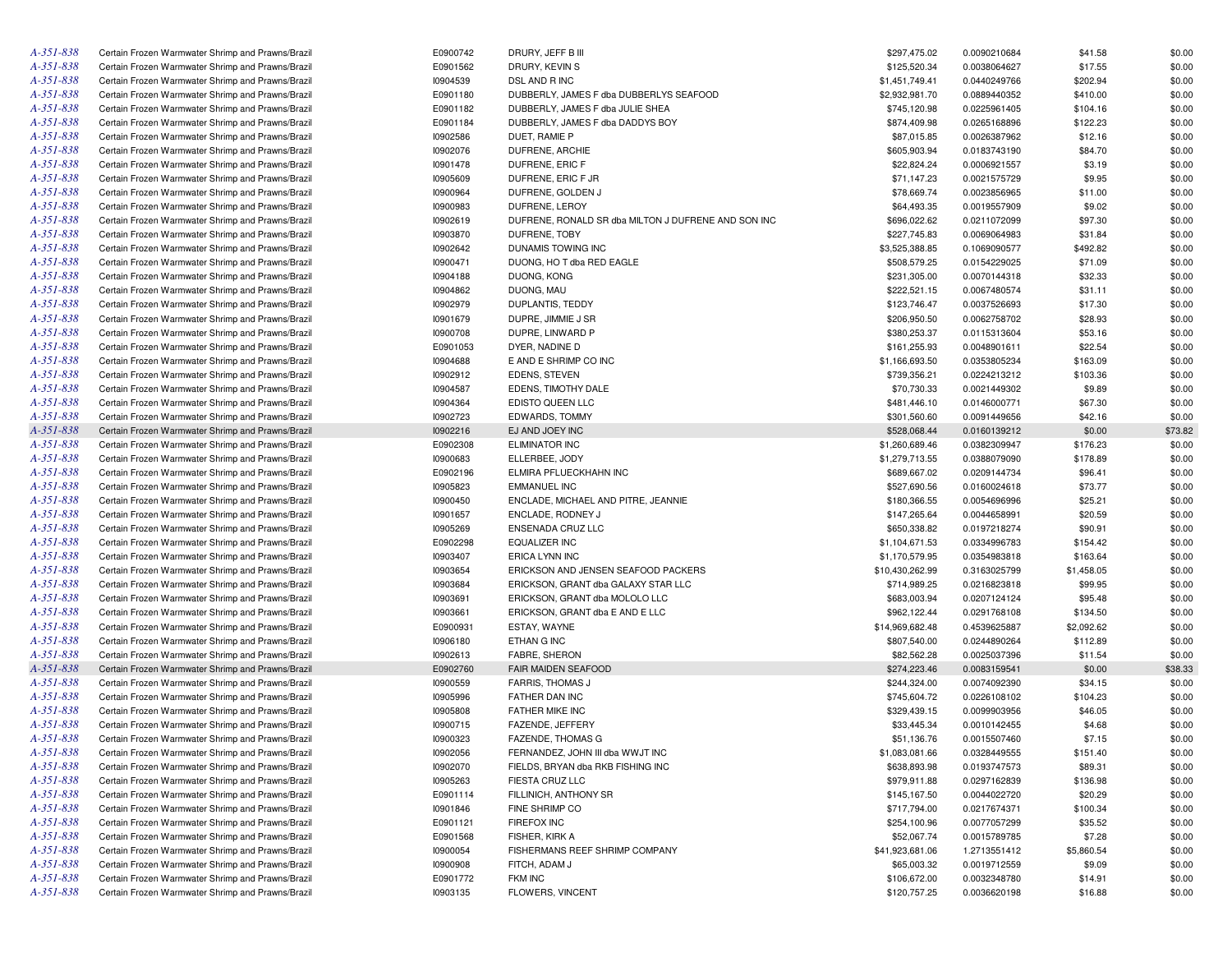| | | | | | | | |
|---|---|---|---|---|---|---|---|
| A-351-838 | Certain Frozen Warmwater Shrimp and Prawns/Brazil | E0900742 | DRURY, JEFF B III | $297,475.02 | 0.0090210684 | $41.58 | $0.00 |
| A-351-838 | Certain Frozen Warmwater Shrimp and Prawns/Brazil | E0901562 | DRURY, KEVIN S | $125,520.34 | 0.0038064627 | $17.55 | $0.00 |
| A-351-838 | Certain Frozen Warmwater Shrimp and Prawns/Brazil | I0904539 | DSL AND R INC | $1,451,749.41 | 0.0440249766 | $202.94 | $0.00 |
| A-351-838 | Certain Frozen Warmwater Shrimp and Prawns/Brazil | E0901180 | DUBBERLY, JAMES F dba DUBBERLYS SEAFOOD | $2,932,981.70 | 0.0889440352 | $410.00 | $0.00 |
| A-351-838 | Certain Frozen Warmwater Shrimp and Prawns/Brazil | E0901182 | DUBBERLY, JAMES F dba JULIE SHEA | $745,120.98 | 0.0225961405 | $104.16 | $0.00 |
| A-351-838 | Certain Frozen Warmwater Shrimp and Prawns/Brazil | E0901184 | DUBBERLY, JAMES F dba DADDYS BOY | $874,409.98 | 0.0265168896 | $122.23 | $0.00 |
| A-351-838 | Certain Frozen Warmwater Shrimp and Prawns/Brazil | I0902586 | DUET, RAMIE P | $87,015.85 | 0.0026387962 | $12.16 | $0.00 |
| A-351-838 | Certain Frozen Warmwater Shrimp and Prawns/Brazil | I0902076 | DUFRENE, ARCHIE | $605,903.94 | 0.0183743190 | $84.70 | $0.00 |
| A-351-838 | Certain Frozen Warmwater Shrimp and Prawns/Brazil | I0901478 | DUFRENE, ERIC F | $22,824.24 | 0.0006921557 | $3.19 | $0.00 |
| A-351-838 | Certain Frozen Warmwater Shrimp and Prawns/Brazil | I0905609 | DUFRENE, ERIC F JR | $71,147.23 | 0.0021575729 | $9.95 | $0.00 |
| A-351-838 | Certain Frozen Warmwater Shrimp and Prawns/Brazil | I0900964 | DUFRENE, GOLDEN J | $78,669.74 | 0.0023856965 | $11.00 | $0.00 |
| A-351-838 | Certain Frozen Warmwater Shrimp and Prawns/Brazil | I0900983 | DUFRENE, LEROY | $64,493.35 | 0.0019557909 | $9.02 | $0.00 |
| A-351-838 | Certain Frozen Warmwater Shrimp and Prawns/Brazil | I0902619 | DUFRENE, RONALD SR dba MILTON J DUFRENE AND SON INC | $696,022.62 | 0.0211072099 | $97.30 | $0.00 |
| A-351-838 | Certain Frozen Warmwater Shrimp and Prawns/Brazil | I0903870 | DUFRENE, TOBY | $227,745.83 | 0.0069064983 | $31.84 | $0.00 |
| A-351-838 | Certain Frozen Warmwater Shrimp and Prawns/Brazil | I0902642 | DUNAMIS TOWING INC | $3,525,388.85 | 0.1069090577 | $492.82 | $0.00 |
| A-351-838 | Certain Frozen Warmwater Shrimp and Prawns/Brazil | I0900471 | DUONG, HO T dba RED EAGLE | $508,579.25 | 0.0154229025 | $71.09 | $0.00 |
| A-351-838 | Certain Frozen Warmwater Shrimp and Prawns/Brazil | I0904188 | DUONG, KONG | $231,305.00 | 0.0070144318 | $32.33 | $0.00 |
| A-351-838 | Certain Frozen Warmwater Shrimp and Prawns/Brazil | I0904862 | DUONG, MAU | $222,521.15 | 0.0067480574 | $31.11 | $0.00 |
| A-351-838 | Certain Frozen Warmwater Shrimp and Prawns/Brazil | I0902979 | DUPLANTIS, TEDDY | $123,746.47 | 0.0037526693 | $17.30 | $0.00 |
| A-351-838 | Certain Frozen Warmwater Shrimp and Prawns/Brazil | I0901679 | DUPRE, JIMMIE J SR | $206,950.50 | 0.0062758702 | $28.93 | $0.00 |
| A-351-838 | Certain Frozen Warmwater Shrimp and Prawns/Brazil | I0900708 | DUPRE, LINWARD P | $380,253.37 | 0.0115313604 | $53.16 | $0.00 |
| A-351-838 | Certain Frozen Warmwater Shrimp and Prawns/Brazil | E0901053 | DYER, NADINE D | $161,255.93 | 0.0048901611 | $22.54 | $0.00 |
| A-351-838 | Certain Frozen Warmwater Shrimp and Prawns/Brazil | I0904688 | E AND E SHRIMP CO INC | $1,166,693.50 | 0.0353805234 | $163.09 | $0.00 |
| A-351-838 | Certain Frozen Warmwater Shrimp and Prawns/Brazil | I0902912 | EDENS, STEVEN | $739,356.21 | 0.0224213212 | $103.36 | $0.00 |
| A-351-838 | Certain Frozen Warmwater Shrimp and Prawns/Brazil | I0904587 | EDENS, TIMOTHY DALE | $70,730.33 | 0.0021449302 | $9.89 | $0.00 |
| A-351-838 | Certain Frozen Warmwater Shrimp and Prawns/Brazil | I0904364 | EDISTO QUEEN LLC | $481,446.10 | 0.0146000771 | $67.30 | $0.00 |
| A-351-838 | Certain Frozen Warmwater Shrimp and Prawns/Brazil | I0902723 | EDWARDS, TOMMY | $301,560.60 | 0.0091449656 | $42.16 | $0.00 |
| A-351-838 | Certain Frozen Warmwater Shrimp and Prawns/Brazil | I0902216 | EJ AND JOEY INC | $528,068.44 | 0.0160139212 | $0.00 | $73.82 |
| A-351-838 | Certain Frozen Warmwater Shrimp and Prawns/Brazil | E0902308 | ELIMINATOR INC | $1,260,689.46 | 0.0382309947 | $176.23 | $0.00 |
| A-351-838 | Certain Frozen Warmwater Shrimp and Prawns/Brazil | I0900683 | ELLERBEE, JODY | $1,279,713.55 | 0.0388079090 | $178.89 | $0.00 |
| A-351-838 | Certain Frozen Warmwater Shrimp and Prawns/Brazil | E0902196 | ELMIRA PFLUECKHAHN INC | $689,667.02 | 0.0209144734 | $96.41 | $0.00 |
| A-351-838 | Certain Frozen Warmwater Shrimp and Prawns/Brazil | I0905823 | EMMANUEL INC | $527,690.56 | 0.0160024618 | $73.77 | $0.00 |
| A-351-838 | Certain Frozen Warmwater Shrimp and Prawns/Brazil | I0900450 | ENCLADE, MICHAEL AND PITRE, JEANNIE | $180,366.55 | 0.0054696996 | $25.21 | $0.00 |
| A-351-838 | Certain Frozen Warmwater Shrimp and Prawns/Brazil | I0901657 | ENCLADE, RODNEY J | $147,265.64 | 0.0044658991 | $20.59 | $0.00 |
| A-351-838 | Certain Frozen Warmwater Shrimp and Prawns/Brazil | I0905269 | ENSENADA CRUZ LLC | $650,338.82 | 0.0197218274 | $90.91 | $0.00 |
| A-351-838 | Certain Frozen Warmwater Shrimp and Prawns/Brazil | E0902298 | EQUALIZER INC | $1,104,671.53 | 0.0334996783 | $154.42 | $0.00 |
| A-351-838 | Certain Frozen Warmwater Shrimp and Prawns/Brazil | I0903407 | ERICA LYNN INC | $1,170,579.95 | 0.0354983818 | $163.64 | $0.00 |
| A-351-838 | Certain Frozen Warmwater Shrimp and Prawns/Brazil | I0903654 | ERICKSON AND JENSEN SEAFOOD PACKERS | $10,430,262.99 | 0.3163025799 | $1,458.05 | $0.00 |
| A-351-838 | Certain Frozen Warmwater Shrimp and Prawns/Brazil | I0903684 | ERICKSON, GRANT dba GALAXY STAR LLC | $714,989.25 | 0.0216823818 | $99.95 | $0.00 |
| A-351-838 | Certain Frozen Warmwater Shrimp and Prawns/Brazil | I0903691 | ERICKSON, GRANT dba MOLOLO LLC | $683,003.94 | 0.0207124124 | $95.48 | $0.00 |
| A-351-838 | Certain Frozen Warmwater Shrimp and Prawns/Brazil | I0903661 | ERICKSON, GRANT dba E AND E LLC | $962,122.44 | 0.0291768108 | $134.50 | $0.00 |
| A-351-838 | Certain Frozen Warmwater Shrimp and Prawns/Brazil | E0900931 | ESTAY, WAYNE | $14,969,682.48 | 0.4539625887 | $2,092.62 | $0.00 |
| A-351-838 | Certain Frozen Warmwater Shrimp and Prawns/Brazil | I0906180 | ETHAN G INC | $807,540.00 | 0.0244890264 | $112.89 | $0.00 |
| A-351-838 | Certain Frozen Warmwater Shrimp and Prawns/Brazil | I0902613 | FABRE, SHERON | $82,562.28 | 0.0025037396 | $11.54 | $0.00 |
| A-351-838 | Certain Frozen Warmwater Shrimp and Prawns/Brazil | E0902760 | FAIR MAIDEN SEAFOOD | $274,223.46 | 0.0083159541 | $0.00 | $38.33 |
| A-351-838 | Certain Frozen Warmwater Shrimp and Prawns/Brazil | I0900559 | FARRIS, THOMAS J | $244,324.00 | 0.0074092390 | $34.15 | $0.00 |
| A-351-838 | Certain Frozen Warmwater Shrimp and Prawns/Brazil | I0905996 | FATHER DAN INC | $745,604.72 | 0.0226108102 | $104.23 | $0.00 |
| A-351-838 | Certain Frozen Warmwater Shrimp and Prawns/Brazil | I0905808 | FATHER MIKE INC | $329,439.15 | 0.0099903956 | $46.05 | $0.00 |
| A-351-838 | Certain Frozen Warmwater Shrimp and Prawns/Brazil | I0900715 | FAZENDE, JEFFERY | $33,445.34 | 0.0010142455 | $4.68 | $0.00 |
| A-351-838 | Certain Frozen Warmwater Shrimp and Prawns/Brazil | I0900323 | FAZENDE, THOMAS G | $51,136.76 | 0.0015507460 | $7.15 | $0.00 |
| A-351-838 | Certain Frozen Warmwater Shrimp and Prawns/Brazil | I0902056 | FERNANDEZ, JOHN III dba WWJT INC | $1,083,081.66 | 0.0328449555 | $151.40 | $0.00 |
| A-351-838 | Certain Frozen Warmwater Shrimp and Prawns/Brazil | I0902070 | FIELDS, BRYAN dba RKB FISHING INC | $638,893.98 | 0.0193747573 | $89.31 | $0.00 |
| A-351-838 | Certain Frozen Warmwater Shrimp and Prawns/Brazil | I0905263 | FIESTA CRUZ LLC | $979,911.88 | 0.0297162839 | $136.98 | $0.00 |
| A-351-838 | Certain Frozen Warmwater Shrimp and Prawns/Brazil | E0901114 | FILLINICH, ANTHONY SR | $145,167.50 | 0.0044022720 | $20.29 | $0.00 |
| A-351-838 | Certain Frozen Warmwater Shrimp and Prawns/Brazil | I0901846 | FINE SHRIMP CO | $717,794.00 | 0.0217674371 | $100.34 | $0.00 |
| A-351-838 | Certain Frozen Warmwater Shrimp and Prawns/Brazil | E0901121 | FIREFOX INC | $254,100.96 | 0.0077057299 | $35.52 | $0.00 |
| A-351-838 | Certain Frozen Warmwater Shrimp and Prawns/Brazil | E0901568 | FISHER, KIRK A | $52,067.74 | 0.0015789785 | $7.28 | $0.00 |
| A-351-838 | Certain Frozen Warmwater Shrimp and Prawns/Brazil | I0900054 | FISHERMANS REEF SHRIMP COMPANY | $41,923,681.06 | 1.2713551412 | $5,860.54 | $0.00 |
| A-351-838 | Certain Frozen Warmwater Shrimp and Prawns/Brazil | I0900908 | FITCH, ADAM J | $65,003.32 | 0.0019712559 | $9.09 | $0.00 |
| A-351-838 | Certain Frozen Warmwater Shrimp and Prawns/Brazil | E0901772 | FKM INC | $106,672.00 | 0.0032348780 | $14.91 | $0.00 |
| A-351-838 | Certain Frozen Warmwater Shrimp and Prawns/Brazil | I0903135 | FLOWERS, VINCENT | $120,757.25 | 0.0036620198 | $16.88 | $0.00 |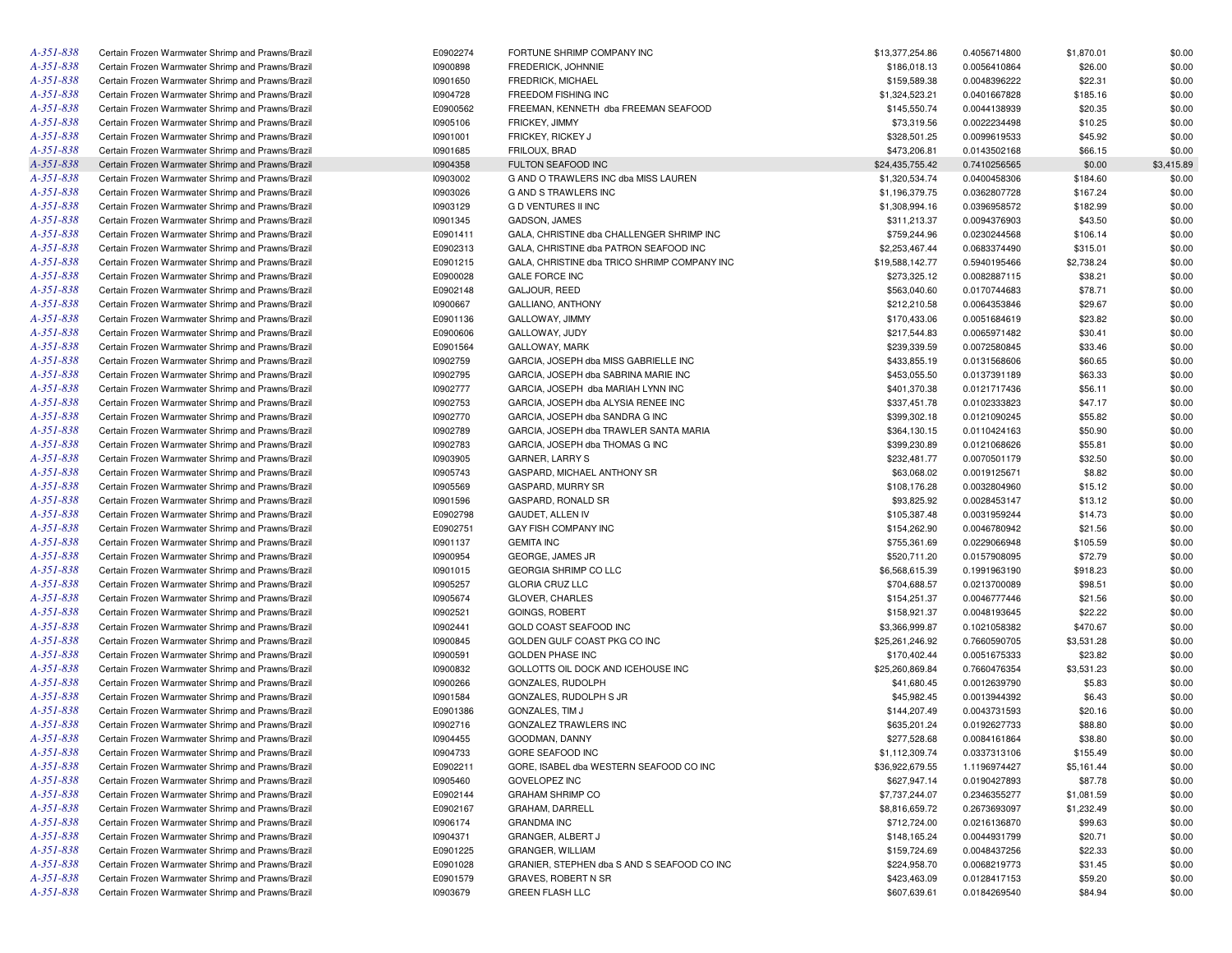| | | | | | | | |
|---|---|---|---|---|---|---|---|
| A-351-838 | Certain Frozen Warmwater Shrimp and Prawns/Brazil | E0902274 | FORTUNE SHRIMP COMPANY INC | $13,377,254.86 | 0.4056714800 | $1,870.01 | $0.00 |
| A-351-838 | Certain Frozen Warmwater Shrimp and Prawns/Brazil | I0900898 | FREDERICK, JOHNNIE | $186,018.13 | 0.0056410864 | $26.00 | $0.00 |
| A-351-838 | Certain Frozen Warmwater Shrimp and Prawns/Brazil | I0901650 | FREDRICK, MICHAEL | $159,589.38 | 0.0048396222 | $22.31 | $0.00 |
| A-351-838 | Certain Frozen Warmwater Shrimp and Prawns/Brazil | I0904728 | FREEDOM FISHING INC | $1,324,523.21 | 0.0401667828 | $185.16 | $0.00 |
| A-351-838 | Certain Frozen Warmwater Shrimp and Prawns/Brazil | E0900562 | FREEMAN, KENNETH dba FREEMAN SEAFOOD | $145,550.74 | 0.0044138939 | $20.35 | $0.00 |
| A-351-838 | Certain Frozen Warmwater Shrimp and Prawns/Brazil | I0905106 | FRICKEY, JIMMY | $73,319.56 | 0.0022234498 | $10.25 | $0.00 |
| A-351-838 | Certain Frozen Warmwater Shrimp and Prawns/Brazil | I0901001 | FRICKEY, RICKEY J | $328,501.25 | 0.0099619533 | $45.92 | $0.00 |
| A-351-838 | Certain Frozen Warmwater Shrimp and Prawns/Brazil | I0901685 | FRILOUX, BRAD | $473,206.81 | 0.0143502168 | $66.15 | $0.00 |
| A-351-838 | Certain Frozen Warmwater Shrimp and Prawns/Brazil | I0904358 | FULTON SEAFOOD INC | $24,435,755.42 | 0.7410256565 | $0.00 | $3,415.89 |
| A-351-838 | Certain Frozen Warmwater Shrimp and Prawns/Brazil | I0903002 | G AND O TRAWLERS INC dba MISS LAUREN | $1,320,534.74 | 0.0400458306 | $184.60 | $0.00 |
| A-351-838 | Certain Frozen Warmwater Shrimp and Prawns/Brazil | I0903026 | G AND S TRAWLERS INC | $1,196,379.75 | 0.0362807728 | $167.24 | $0.00 |
| A-351-838 | Certain Frozen Warmwater Shrimp and Prawns/Brazil | I0903129 | G D VENTURES II INC | $1,308,994.16 | 0.0396958572 | $182.99 | $0.00 |
| A-351-838 | Certain Frozen Warmwater Shrimp and Prawns/Brazil | I0901345 | GADSON, JAMES | $311,213.37 | 0.0094376903 | $43.50 | $0.00 |
| A-351-838 | Certain Frozen Warmwater Shrimp and Prawns/Brazil | E0901411 | GALA, CHRISTINE dba CHALLENGER SHRIMP INC | $759,244.96 | 0.0230244568 | $106.14 | $0.00 |
| A-351-838 | Certain Frozen Warmwater Shrimp and Prawns/Brazil | E0902313 | GALA, CHRISTINE dba PATRON SEAFOOD INC | $2,253,467.44 | 0.0683374490 | $315.01 | $0.00 |
| A-351-838 | Certain Frozen Warmwater Shrimp and Prawns/Brazil | E0901215 | GALA, CHRISTINE dba TRICO SHRIMP COMPANY INC | $19,588,142.77 | 0.5940195466 | $2,738.24 | $0.00 |
| A-351-838 | Certain Frozen Warmwater Shrimp and Prawns/Brazil | E0900028 | GALE FORCE INC | $273,325.12 | 0.0082887115 | $38.21 | $0.00 |
| A-351-838 | Certain Frozen Warmwater Shrimp and Prawns/Brazil | E0902148 | GALJOUR, REED | $563,040.60 | 0.0170744683 | $78.71 | $0.00 |
| A-351-838 | Certain Frozen Warmwater Shrimp and Prawns/Brazil | I0900667 | GALLIANO, ANTHONY | $212,210.58 | 0.0064353846 | $29.67 | $0.00 |
| A-351-838 | Certain Frozen Warmwater Shrimp and Prawns/Brazil | E0901136 | GALLOWAY, JIMMY | $170,433.06 | 0.0051684619 | $23.82 | $0.00 |
| A-351-838 | Certain Frozen Warmwater Shrimp and Prawns/Brazil | E0900606 | GALLOWAY, JUDY | $217,544.83 | 0.0065971482 | $30.41 | $0.00 |
| A-351-838 | Certain Frozen Warmwater Shrimp and Prawns/Brazil | E0901564 | GALLOWAY, MARK | $239,339.59 | 0.0072580845 | $33.46 | $0.00 |
| A-351-838 | Certain Frozen Warmwater Shrimp and Prawns/Brazil | I0902759 | GARCIA, JOSEPH dba MISS GABRIELLE INC | $433,855.19 | 0.0131568606 | $60.65 | $0.00 |
| A-351-838 | Certain Frozen Warmwater Shrimp and Prawns/Brazil | I0902795 | GARCIA, JOSEPH dba SABRINA MARIE INC | $453,055.50 | 0.0137391189 | $63.33 | $0.00 |
| A-351-838 | Certain Frozen Warmwater Shrimp and Prawns/Brazil | I0902777 | GARCIA, JOSEPH dba MARIAH LYNN INC | $401,370.38 | 0.0121717436 | $56.11 | $0.00 |
| A-351-838 | Certain Frozen Warmwater Shrimp and Prawns/Brazil | I0902753 | GARCIA, JOSEPH dba ALYSIA RENEE INC | $337,451.78 | 0.0102333823 | $47.17 | $0.00 |
| A-351-838 | Certain Frozen Warmwater Shrimp and Prawns/Brazil | I0902770 | GARCIA, JOSEPH dba SANDRA G INC | $399,302.18 | 0.0121090245 | $55.82 | $0.00 |
| A-351-838 | Certain Frozen Warmwater Shrimp and Prawns/Brazil | I0902789 | GARCIA, JOSEPH dba TRAWLER SANTA MARIA | $364,130.15 | 0.0110424163 | $50.90 | $0.00 |
| A-351-838 | Certain Frozen Warmwater Shrimp and Prawns/Brazil | I0902783 | GARCIA, JOSEPH dba THOMAS G INC | $399,230.89 | 0.0121068626 | $55.81 | $0.00 |
| A-351-838 | Certain Frozen Warmwater Shrimp and Prawns/Brazil | I0903905 | GARNER, LARRY S | $232,481.77 | 0.0070501179 | $32.50 | $0.00 |
| A-351-838 | Certain Frozen Warmwater Shrimp and Prawns/Brazil | I0905743 | GASPARD, MICHAEL ANTHONY SR | $63,068.02 | 0.0019125671 | $8.82 | $0.00 |
| A-351-838 | Certain Frozen Warmwater Shrimp and Prawns/Brazil | I0905569 | GASPARD, MURRY SR | $108,176.28 | 0.0032804960 | $15.12 | $0.00 |
| A-351-838 | Certain Frozen Warmwater Shrimp and Prawns/Brazil | I0901596 | GASPARD, RONALD SR | $93,825.92 | 0.0028453147 | $13.12 | $0.00 |
| A-351-838 | Certain Frozen Warmwater Shrimp and Prawns/Brazil | E0902798 | GAUDET, ALLEN IV | $105,387.48 | 0.0031959244 | $14.73 | $0.00 |
| A-351-838 | Certain Frozen Warmwater Shrimp and Prawns/Brazil | E0902751 | GAY FISH COMPANY INC | $154,262.90 | 0.0046780942 | $21.56 | $0.00 |
| A-351-838 | Certain Frozen Warmwater Shrimp and Prawns/Brazil | I0901137 | GEMITA INC | $755,361.69 | 0.0229066948 | $105.59 | $0.00 |
| A-351-838 | Certain Frozen Warmwater Shrimp and Prawns/Brazil | I0900954 | GEORGE, JAMES JR | $520,711.20 | 0.0157908095 | $72.79 | $0.00 |
| A-351-838 | Certain Frozen Warmwater Shrimp and Prawns/Brazil | I0901015 | GEORGIA SHRIMP CO LLC | $6,568,615.39 | 0.1991963190 | $918.23 | $0.00 |
| A-351-838 | Certain Frozen Warmwater Shrimp and Prawns/Brazil | I0905257 | GLORIA CRUZ LLC | $704,688.57 | 0.0213700089 | $98.51 | $0.00 |
| A-351-838 | Certain Frozen Warmwater Shrimp and Prawns/Brazil | I0905674 | GLOVER, CHARLES | $154,251.37 | 0.0046777446 | $21.56 | $0.00 |
| A-351-838 | Certain Frozen Warmwater Shrimp and Prawns/Brazil | I0902521 | GOINGS, ROBERT | $158,921.37 | 0.0048193645 | $22.22 | $0.00 |
| A-351-838 | Certain Frozen Warmwater Shrimp and Prawns/Brazil | I0902441 | GOLD COAST SEAFOOD INC | $3,366,999.87 | 0.1021058382 | $470.67 | $0.00 |
| A-351-838 | Certain Frozen Warmwater Shrimp and Prawns/Brazil | I0900845 | GOLDEN GULF COAST PKG CO INC | $25,261,246.92 | 0.7660590705 | $3,531.28 | $0.00 |
| A-351-838 | Certain Frozen Warmwater Shrimp and Prawns/Brazil | I0900591 | GOLDEN PHASE INC | $170,402.44 | 0.0051675333 | $23.82 | $0.00 |
| A-351-838 | Certain Frozen Warmwater Shrimp and Prawns/Brazil | I0900832 | GOLLOTTS OIL DOCK AND ICEHOUSE INC | $25,260,869.84 | 0.7660476354 | $3,531.23 | $0.00 |
| A-351-838 | Certain Frozen Warmwater Shrimp and Prawns/Brazil | I0900266 | GONZALES, RUDOLPH | $41,680.45 | 0.0012639790 | $5.83 | $0.00 |
| A-351-838 | Certain Frozen Warmwater Shrimp and Prawns/Brazil | I0901584 | GONZALES, RUDOLPH S JR | $45,982.45 | 0.0013944392 | $6.43 | $0.00 |
| A-351-838 | Certain Frozen Warmwater Shrimp and Prawns/Brazil | E0901386 | GONZALES, TIM J | $144,207.49 | 0.0043731593 | $20.16 | $0.00 |
| A-351-838 | Certain Frozen Warmwater Shrimp and Prawns/Brazil | I0902716 | GONZALEZ TRAWLERS INC | $635,201.24 | 0.0192627733 | $88.80 | $0.00 |
| A-351-838 | Certain Frozen Warmwater Shrimp and Prawns/Brazil | I0904455 | GOODMAN, DANNY | $277,528.68 | 0.0084161864 | $38.80 | $0.00 |
| A-351-838 | Certain Frozen Warmwater Shrimp and Prawns/Brazil | I0904733 | GORE SEAFOOD INC | $1,112,309.74 | 0.0337313106 | $155.49 | $0.00 |
| A-351-838 | Certain Frozen Warmwater Shrimp and Prawns/Brazil | E0902211 | GORE, ISABEL dba WESTERN SEAFOOD CO INC | $36,922,679.55 | 1.1196974427 | $5,161.44 | $0.00 |
| A-351-838 | Certain Frozen Warmwater Shrimp and Prawns/Brazil | I0905460 | GOVELOPEZ INC | $627,947.14 | 0.0190427893 | $87.78 | $0.00 |
| A-351-838 | Certain Frozen Warmwater Shrimp and Prawns/Brazil | E0902144 | GRAHAM SHRIMP CO | $7,737,244.07 | 0.2346355277 | $1,081.59 | $0.00 |
| A-351-838 | Certain Frozen Warmwater Shrimp and Prawns/Brazil | E0902167 | GRAHAM, DARRELL | $8,816,659.72 | 0.2673693097 | $1,232.49 | $0.00 |
| A-351-838 | Certain Frozen Warmwater Shrimp and Prawns/Brazil | I0906174 | GRANDMA INC | $712,724.00 | 0.0216136870 | $99.63 | $0.00 |
| A-351-838 | Certain Frozen Warmwater Shrimp and Prawns/Brazil | I0904371 | GRANGER, ALBERT J | $148,165.24 | 0.0044931799 | $20.71 | $0.00 |
| A-351-838 | Certain Frozen Warmwater Shrimp and Prawns/Brazil | E0901225 | GRANGER, WILLIAM | $159,724.69 | 0.0048437256 | $22.33 | $0.00 |
| A-351-838 | Certain Frozen Warmwater Shrimp and Prawns/Brazil | E0901028 | GRANIER, STEPHEN dba S AND S SEAFOOD CO INC | $224,958.70 | 0.0068219773 | $31.45 | $0.00 |
| A-351-838 | Certain Frozen Warmwater Shrimp and Prawns/Brazil | E0901579 | GRAVES, ROBERT N SR | $423,463.09 | 0.0128417153 | $59.20 | $0.00 |
| A-351-838 | Certain Frozen Warmwater Shrimp and Prawns/Brazil | I0903679 | GREEN FLASH LLC | $607,639.61 | 0.0184269540 | $84.94 | $0.00 |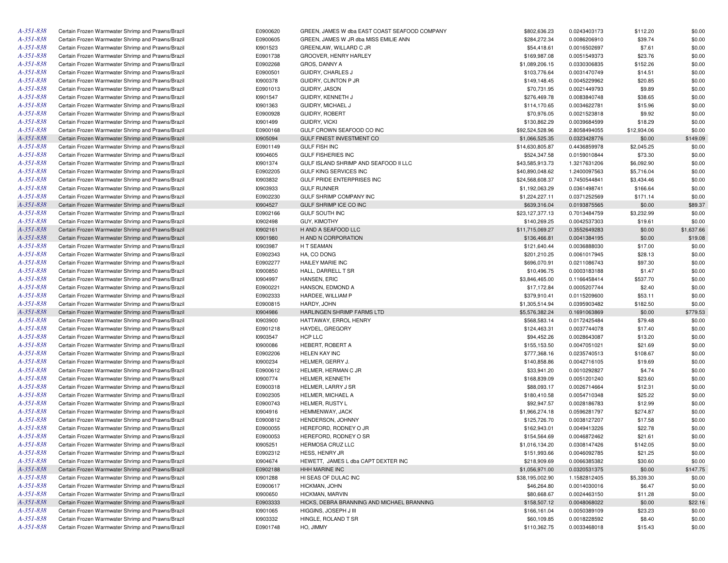| | | | | | | | |
|---|---|---|---|---|---|---|---|
| A-351-838 | Certain Frozen Warmwater Shrimp and Prawns/Brazil | E0900620 | GREEN, JAMES W dba EAST COAST SEAFOOD COMPANY | $802,636.23 | 0.0243403173 | $112.20 | $0.00 |
| A-351-838 | Certain Frozen Warmwater Shrimp and Prawns/Brazil | E0900605 | GREEN, JAMES W JR dba MISS EMILIE ANN | $284,272.34 | 0.0086206910 | $39.74 | $0.00 |
| A-351-838 | Certain Frozen Warmwater Shrimp and Prawns/Brazil | I0901523 | GREENLAW, WILLARD C JR | $54,418.61 | 0.0016502697 | $7.61 | $0.00 |
| A-351-838 | Certain Frozen Warmwater Shrimp and Prawns/Brazil | E0901738 | GROOVER, HENRY HARLEY | $169,987.08 | 0.0051549373 | $23.76 | $0.00 |
| A-351-838 | Certain Frozen Warmwater Shrimp and Prawns/Brazil | E0902268 | GROS, DANNY A | $1,089,206.15 | 0.0330306835 | $152.26 | $0.00 |
| A-351-838 | Certain Frozen Warmwater Shrimp and Prawns/Brazil | E0900501 | GUIDRY, CHARLES J | $103,776.64 | 0.0031470749 | $14.51 | $0.00 |
| A-351-838 | Certain Frozen Warmwater Shrimp and Prawns/Brazil | I0900378 | GUIDRY, CLINTON P JR | $149,148.45 | 0.0045229962 | $20.85 | $0.00 |
| A-351-838 | Certain Frozen Warmwater Shrimp and Prawns/Brazil | E0901013 | GUIDRY, JASON | $70,731.95 | 0.0021449793 | $9.89 | $0.00 |
| A-351-838 | Certain Frozen Warmwater Shrimp and Prawns/Brazil | I0901547 | GUIDRY, KENNETH J | $276,469.78 | 0.0083840748 | $38.65 | $0.00 |
| A-351-838 | Certain Frozen Warmwater Shrimp and Prawns/Brazil | I0901363 | GUIDRY, MICHAEL J | $114,170.65 | 0.0034622781 | $15.96 | $0.00 |
| A-351-838 | Certain Frozen Warmwater Shrimp and Prawns/Brazil | E0900928 | GUIDRY, ROBERT | $70,976.05 | 0.0021523818 | $9.92 | $0.00 |
| A-351-838 | Certain Frozen Warmwater Shrimp and Prawns/Brazil | I0901499 | GUIDRY, VICKI | $130,862.29 | 0.0039684599 | $18.29 | $0.00 |
| A-351-838 | Certain Frozen Warmwater Shrimp and Prawns/Brazil | E0900168 | GULF CROWN SEAFOOD CO INC | $92,524,528.96 | 2.8058494055 | $12,934.06 | $0.00 |
| A-351-838 | Certain Frozen Warmwater Shrimp and Prawns/Brazil | I0905094 | GULF FINEST INVESTMENT CO | $1,066,525.35 | 0.0323428776 | $0.00 | $149.09 |
| A-351-838 | Certain Frozen Warmwater Shrimp and Prawns/Brazil | E0901149 | GULF FISH INC | $14,630,805.87 | 0.4436859978 | $2,045.25 | $0.00 |
| A-351-838 | Certain Frozen Warmwater Shrimp and Prawns/Brazil | I0904605 | GULF FISHERIES INC | $524,347.58 | 0.0159010844 | $73.30 | $0.00 |
| A-351-838 | Certain Frozen Warmwater Shrimp and Prawns/Brazil | I0901374 | GULF ISLAND SHRIMP AND SEAFOOD II LLC | $43,585,913.73 | 1.3217631206 | $6,092.90 | $0.00 |
| A-351-838 | Certain Frozen Warmwater Shrimp and Prawns/Brazil | E0902205 | GULF KING SERVICES INC | $40,890,048.62 | 1.2400097563 | $5,716.04 | $0.00 |
| A-351-838 | Certain Frozen Warmwater Shrimp and Prawns/Brazil | I0903832 | GULF PRIDE ENTERPRISES INC | $24,568,608.37 | 0.7450544841 | $3,434.46 | $0.00 |
| A-351-838 | Certain Frozen Warmwater Shrimp and Prawns/Brazil | I0903933 | GULF RUNNER | $1,192,063.29 | 0.0361498741 | $166.64 | $0.00 |
| A-351-838 | Certain Frozen Warmwater Shrimp and Prawns/Brazil | E0902230 | GULF SHRIMP COMPANY INC | $1,224,227.11 | 0.0371252569 | $171.14 | $0.00 |
| A-351-838 | Certain Frozen Warmwater Shrimp and Prawns/Brazil | I0904527 | GULF SHRIMP ICE CO INC | $639,316.04 | 0.0193875565 | $0.00 | $89.37 |
| A-351-838 | Certain Frozen Warmwater Shrimp and Prawns/Brazil | E0902166 | GULF SOUTH INC | $23,127,377.13 | 0.7013484759 | $3,232.99 | $0.00 |
| A-351-838 | Certain Frozen Warmwater Shrimp and Prawns/Brazil | I0902498 | GUY, KIMOTHY | $140,269.25 | 0.0042537303 | $19.61 | $0.00 |
| A-351-838 | Certain Frozen Warmwater Shrimp and Prawns/Brazil | I0902161 | H AND A SEAFOOD LLC | $11,715,069.27 | 0.3552649283 | $0.00 | $1,637.66 |
| A-351-838 | Certain Frozen Warmwater Shrimp and Prawns/Brazil | I0901980 | H AND N CORPORATION | $136,466.81 | 0.0041384195 | $0.00 | $19.08 |
| A-351-838 | Certain Frozen Warmwater Shrimp and Prawns/Brazil | I0903987 | H T SEAMAN | $121,640.44 | 0.0036888030 | $17.00 | $0.00 |
| A-351-838 | Certain Frozen Warmwater Shrimp and Prawns/Brazil | E0902343 | HA, CO DONG | $201,210.25 | 0.0061017945 | $28.13 | $0.00 |
| A-351-838 | Certain Frozen Warmwater Shrimp and Prawns/Brazil | E0902277 | HAILEY MARIE INC | $696,070.91 | 0.0211086743 | $97.30 | $0.00 |
| A-351-838 | Certain Frozen Warmwater Shrimp and Prawns/Brazil | I0900850 | HALL, DARRELL T SR | $10,496.75 | 0.0003183188 | $1.47 | $0.00 |
| A-351-838 | Certain Frozen Warmwater Shrimp and Prawns/Brazil | I0904997 | HANSEN, ERIC | $3,846,465.00 | 0.1166458414 | $537.70 | $0.00 |
| A-351-838 | Certain Frozen Warmwater Shrimp and Prawns/Brazil | E0900221 | HANSON, EDMOND A | $17,172.84 | 0.0005207744 | $2.40 | $0.00 |
| A-351-838 | Certain Frozen Warmwater Shrimp and Prawns/Brazil | E0902333 | HARDEE, WILLIAM P | $379,910.41 | 0.0115209600 | $53.11 | $0.00 |
| A-351-838 | Certain Frozen Warmwater Shrimp and Prawns/Brazil | E0900815 | HARDY, JOHN | $1,305,514.94 | 0.0395903482 | $182.50 | $0.00 |
| A-351-838 | Certain Frozen Warmwater Shrimp and Prawns/Brazil | I0904986 | HARLINGEN SHRIMP FARMS LTD | $5,576,382.24 | 0.1691063869 | $0.00 | $779.53 |
| A-351-838 | Certain Frozen Warmwater Shrimp and Prawns/Brazil | I0903900 | HATTAWAY, ERROL HENRY | $568,583.14 | 0.0172425484 | $79.48 | $0.00 |
| A-351-838 | Certain Frozen Warmwater Shrimp and Prawns/Brazil | E0901218 | HAYDEL, GREGORY | $124,463.31 | 0.0037744078 | $17.40 | $0.00 |
| A-351-838 | Certain Frozen Warmwater Shrimp and Prawns/Brazil | I0903547 | HCP LLC | $94,452.26 | 0.0028643087 | $13.20 | $0.00 |
| A-351-838 | Certain Frozen Warmwater Shrimp and Prawns/Brazil | I0900086 | HEBERT, ROBERT A | $155,153.50 | 0.0047051021 | $21.69 | $0.00 |
| A-351-838 | Certain Frozen Warmwater Shrimp and Prawns/Brazil | E0902206 | HELEN KAY INC | $777,368.16 | 0.0235740513 | $108.67 | $0.00 |
| A-351-838 | Certain Frozen Warmwater Shrimp and Prawns/Brazil | I0900234 | HELMER, GERRY J. | $140,858.86 | 0.0042716105 | $19.69 | $0.00 |
| A-351-838 | Certain Frozen Warmwater Shrimp and Prawns/Brazil | E0900612 | HELMER, HERMAN C JR | $33,941.20 | 0.0010292827 | $4.74 | $0.00 |
| A-351-838 | Certain Frozen Warmwater Shrimp and Prawns/Brazil | I0900774 | HELMER, KENNETH | $168,839.09 | 0.0051201240 | $23.60 | $0.00 |
| A-351-838 | Certain Frozen Warmwater Shrimp and Prawns/Brazil | E0900318 | HELMER, LARRY J SR | $88,093.17 | 0.0026714664 | $12.31 | $0.00 |
| A-351-838 | Certain Frozen Warmwater Shrimp and Prawns/Brazil | E0902305 | HELMER, MICHAEL A | $180,410.58 | 0.0054710348 | $25.22 | $0.00 |
| A-351-838 | Certain Frozen Warmwater Shrimp and Prawns/Brazil | E0900743 | HELMER, RUSTY L | $92,947.57 | 0.0028186783 | $12.99 | $0.00 |
| A-351-838 | Certain Frozen Warmwater Shrimp and Prawns/Brazil | I0904916 | HEMMENWAY, JACK | $1,966,274.18 | 0.0596281797 | $274.87 | $0.00 |
| A-351-838 | Certain Frozen Warmwater Shrimp and Prawns/Brazil | E0900812 | HENDERSON, JOHNNY | $125,726.70 | 0.0038127207 | $17.58 | $0.00 |
| A-351-838 | Certain Frozen Warmwater Shrimp and Prawns/Brazil | E0900055 | HEREFORD, RODNEY O JR | $162,943.01 | 0.0049413226 | $22.78 | $0.00 |
| A-351-838 | Certain Frozen Warmwater Shrimp and Prawns/Brazil | E0900053 | HEREFORD, RODNEY O SR | $154,564.69 | 0.0046872462 | $21.61 | $0.00 |
| A-351-838 | Certain Frozen Warmwater Shrimp and Prawns/Brazil | I0905251 | HERMOSA CRUZ LLC | $1,016,134.20 | 0.0308147426 | $142.05 | $0.00 |
| A-351-838 | Certain Frozen Warmwater Shrimp and Prawns/Brazil | E0902312 | HESS, HENRY JR | $151,993.66 | 0.0046092785 | $21.25 | $0.00 |
| A-351-838 | Certain Frozen Warmwater Shrimp and Prawns/Brazil | I0904674 | HEWETT, JAMES L dba CAPT DEXTER INC | $218,909.69 | 0.0066385382 | $30.60 | $0.00 |
| A-351-838 | Certain Frozen Warmwater Shrimp and Prawns/Brazil | E0902188 | HHH MARINE INC | $1,056,971.00 | 0.0320531375 | $0.00 | $147.75 |
| A-351-838 | Certain Frozen Warmwater Shrimp and Prawns/Brazil | I0901288 | HI SEAS OF DULAC INC | $38,195,002.90 | 1.1582812405 | $5,339.30 | $0.00 |
| A-351-838 | Certain Frozen Warmwater Shrimp and Prawns/Brazil | E0900617 | HICKMAN, JOHN | $46,264.80 | 0.0014030016 | $6.47 | $0.00 |
| A-351-838 | Certain Frozen Warmwater Shrimp and Prawns/Brazil | I0900650 | HICKMAN, MARVIN | $80,668.67 | 0.0024463150 | $11.28 | $0.00 |
| A-351-838 | Certain Frozen Warmwater Shrimp and Prawns/Brazil | E0903333 | HICKS, DEBRA BRANNING AND MICHAEL BRANNING | $158,507.12 | 0.0048068022 | $0.00 | $22.16 |
| A-351-838 | Certain Frozen Warmwater Shrimp and Prawns/Brazil | I0901065 | HIGGINS, JOSEPH J III | $166,161.04 | 0.0050389109 | $23.23 | $0.00 |
| A-351-838 | Certain Frozen Warmwater Shrimp and Prawns/Brazil | I0903332 | HINGLE, ROLAND T SR | $60,109.85 | 0.0018228592 | $8.40 | $0.00 |
| A-351-838 | Certain Frozen Warmwater Shrimp and Prawns/Brazil | E0901748 | HO, JIMMY | $110,362.75 | 0.0033468018 | $15.43 | $0.00 |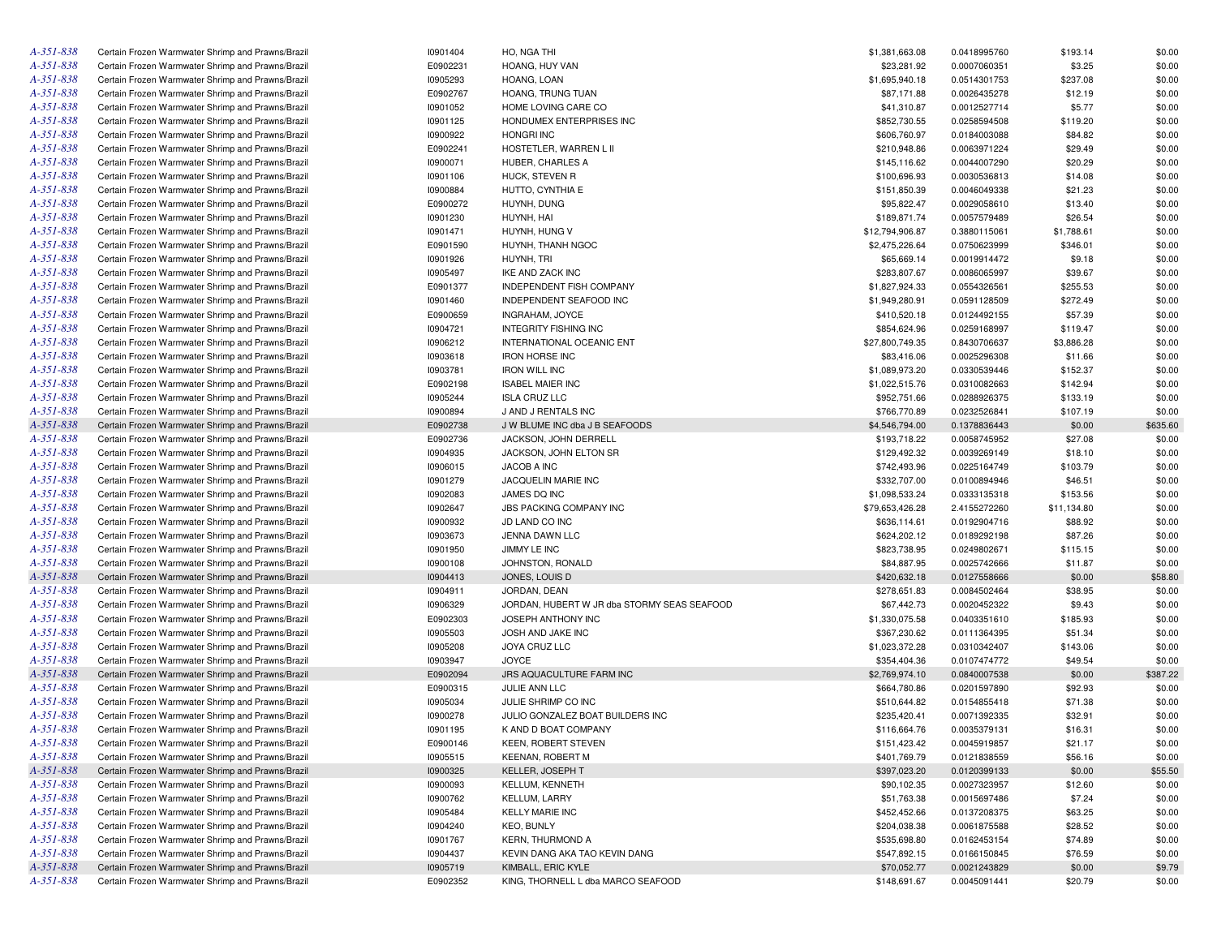| | | | | | | | |
|---|---|---|---|---|---|---|---|
| A-351-838 | Certain Frozen Warmwater Shrimp and Prawns/Brazil | I0901404 | HO, NGA THI | $1,381,663.08 | 0.0418995760 | $193.14 | $0.00 |
| A-351-838 | Certain Frozen Warmwater Shrimp and Prawns/Brazil | E0902231 | HOANG, HUY VAN | $23,281.92 | 0.0007060351 | $3.25 | $0.00 |
| A-351-838 | Certain Frozen Warmwater Shrimp and Prawns/Brazil | I0905293 | HOANG, LOAN | $1,695,940.18 | 0.0514301753 | $237.08 | $0.00 |
| A-351-838 | Certain Frozen Warmwater Shrimp and Prawns/Brazil | E0902767 | HOANG, TRUNG TUAN | $87,171.88 | 0.0026435278 | $12.19 | $0.00 |
| A-351-838 | Certain Frozen Warmwater Shrimp and Prawns/Brazil | I0901052 | HOME LOVING CARE CO | $41,310.87 | 0.0012527714 | $5.77 | $0.00 |
| A-351-838 | Certain Frozen Warmwater Shrimp and Prawns/Brazil | I0901125 | HONDUMEX ENTERPRISES INC | $852,730.55 | 0.0258594508 | $119.20 | $0.00 |
| A-351-838 | Certain Frozen Warmwater Shrimp and Prawns/Brazil | I0900922 | HONGRI INC | $606,760.97 | 0.0184003088 | $84.82 | $0.00 |
| A-351-838 | Certain Frozen Warmwater Shrimp and Prawns/Brazil | E0902241 | HOSTETLER, WARREN L II | $210,948.86 | 0.0063971224 | $29.49 | $0.00 |
| A-351-838 | Certain Frozen Warmwater Shrimp and Prawns/Brazil | I0900071 | HUBER, CHARLES A | $145,116.62 | 0.0044007290 | $20.29 | $0.00 |
| A-351-838 | Certain Frozen Warmwater Shrimp and Prawns/Brazil | I0901106 | HUCK, STEVEN R | $100,696.93 | 0.0030536813 | $14.08 | $0.00 |
| A-351-838 | Certain Frozen Warmwater Shrimp and Prawns/Brazil | I0900884 | HUTTO, CYNTHIA E | $151,850.39 | 0.0046049338 | $21.23 | $0.00 |
| A-351-838 | Certain Frozen Warmwater Shrimp and Prawns/Brazil | E0900272 | HUYNH, DUNG | $95,822.47 | 0.0029058610 | $13.40 | $0.00 |
| A-351-838 | Certain Frozen Warmwater Shrimp and Prawns/Brazil | I0901230 | HUYNH, HAI | $189,871.74 | 0.0057579489 | $26.54 | $0.00 |
| A-351-838 | Certain Frozen Warmwater Shrimp and Prawns/Brazil | I0901471 | HUYNH, HUNG V | $12,794,906.87 | 0.3880115061 | $1,788.61 | $0.00 |
| A-351-838 | Certain Frozen Warmwater Shrimp and Prawns/Brazil | E0901590 | HUYNH, THANH NGOC | $2,475,226.64 | 0.0750623999 | $346.01 | $0.00 |
| A-351-838 | Certain Frozen Warmwater Shrimp and Prawns/Brazil | I0901926 | HUYNH, TRI | $65,669.14 | 0.0019914472 | $9.18 | $0.00 |
| A-351-838 | Certain Frozen Warmwater Shrimp and Prawns/Brazil | I0905497 | IKE AND ZACK INC | $283,807.67 | 0.0086065997 | $39.67 | $0.00 |
| A-351-838 | Certain Frozen Warmwater Shrimp and Prawns/Brazil | E0901377 | INDEPENDENT FISH COMPANY | $1,827,924.33 | 0.0554326561 | $255.53 | $0.00 |
| A-351-838 | Certain Frozen Warmwater Shrimp and Prawns/Brazil | I0901460 | INDEPENDENT SEAFOOD INC | $1,949,280.91 | 0.0591128509 | $272.49 | $0.00 |
| A-351-838 | Certain Frozen Warmwater Shrimp and Prawns/Brazil | E0900659 | INGRAHAM, JOYCE | $410,520.18 | 0.0124492155 | $57.39 | $0.00 |
| A-351-838 | Certain Frozen Warmwater Shrimp and Prawns/Brazil | I0904721 | INTEGRITY FISHING INC | $854,624.96 | 0.0259168997 | $119.47 | $0.00 |
| A-351-838 | Certain Frozen Warmwater Shrimp and Prawns/Brazil | I0906212 | INTERNATIONAL OCEANIC ENT | $27,800,749.35 | 0.8430706637 | $3,886.28 | $0.00 |
| A-351-838 | Certain Frozen Warmwater Shrimp and Prawns/Brazil | I0903618 | IRON HORSE INC | $83,416.06 | 0.0025296308 | $11.66 | $0.00 |
| A-351-838 | Certain Frozen Warmwater Shrimp and Prawns/Brazil | I0903781 | IRON WILL INC | $1,089,973.20 | 0.0330539446 | $152.37 | $0.00 |
| A-351-838 | Certain Frozen Warmwater Shrimp and Prawns/Brazil | E0902198 | ISABEL MAIER INC | $1,022,515.76 | 0.0310082663 | $142.94 | $0.00 |
| A-351-838 | Certain Frozen Warmwater Shrimp and Prawns/Brazil | I0905244 | ISLA CRUZ LLC | $952,751.66 | 0.0288926375 | $133.19 | $0.00 |
| A-351-838 | Certain Frozen Warmwater Shrimp and Prawns/Brazil | I0900894 | J AND J RENTALS INC | $766,770.89 | 0.0232526841 | $107.19 | $0.00 |
| A-351-838 | Certain Frozen Warmwater Shrimp and Prawns/Brazil | E0902738 | J W BLUME INC dba J B SEAFOODS | $4,546,794.00 | 0.1378836443 | $0.00 | $635.60 |
| A-351-838 | Certain Frozen Warmwater Shrimp and Prawns/Brazil | E0902736 | JACKSON, JOHN DERRELL | $193,718.22 | 0.0058745952 | $27.08 | $0.00 |
| A-351-838 | Certain Frozen Warmwater Shrimp and Prawns/Brazil | I0904935 | JACKSON, JOHN ELTON SR | $129,492.32 | 0.0039269149 | $18.10 | $0.00 |
| A-351-838 | Certain Frozen Warmwater Shrimp and Prawns/Brazil | I0906015 | JACOB A INC | $742,493.96 | 0.0225164749 | $103.79 | $0.00 |
| A-351-838 | Certain Frozen Warmwater Shrimp and Prawns/Brazil | I0901279 | JACQUELIN MARIE INC | $332,707.00 | 0.0100894946 | $46.51 | $0.00 |
| A-351-838 | Certain Frozen Warmwater Shrimp and Prawns/Brazil | I0902083 | JAMES DQ INC | $1,098,533.24 | 0.0333135318 | $153.56 | $0.00 |
| A-351-838 | Certain Frozen Warmwater Shrimp and Prawns/Brazil | I0902647 | JBS PACKING COMPANY INC | $79,653,426.28 | 2.4155272260 | $11,134.80 | $0.00 |
| A-351-838 | Certain Frozen Warmwater Shrimp and Prawns/Brazil | I0900932 | JD LAND CO INC | $636,114.61 | 0.0192904716 | $88.92 | $0.00 |
| A-351-838 | Certain Frozen Warmwater Shrimp and Prawns/Brazil | I0903673 | JENNA DAWN LLC | $624,202.12 | 0.0189292198 | $87.26 | $0.00 |
| A-351-838 | Certain Frozen Warmwater Shrimp and Prawns/Brazil | I0901950 | JIMMY LE INC | $823,738.95 | 0.0249802671 | $115.15 | $0.00 |
| A-351-838 | Certain Frozen Warmwater Shrimp and Prawns/Brazil | I0900108 | JOHNSTON, RONALD | $84,887.95 | 0.0025742666 | $11.87 | $0.00 |
| A-351-838 | Certain Frozen Warmwater Shrimp and Prawns/Brazil | I0904413 | JONES, LOUIS D | $420,632.18 | 0.0127558666 | $0.00 | $58.80 |
| A-351-838 | Certain Frozen Warmwater Shrimp and Prawns/Brazil | I0904911 | JORDAN, DEAN | $278,651.83 | 0.0084502464 | $38.95 | $0.00 |
| A-351-838 | Certain Frozen Warmwater Shrimp and Prawns/Brazil | I0906329 | JORDAN, HUBERT W JR dba STORMY SEAS SEAFOOD | $67,442.73 | 0.0020452322 | $9.43 | $0.00 |
| A-351-838 | Certain Frozen Warmwater Shrimp and Prawns/Brazil | E0902303 | JOSEPH ANTHONY INC | $1,330,075.58 | 0.0403351610 | $185.93 | $0.00 |
| A-351-838 | Certain Frozen Warmwater Shrimp and Prawns/Brazil | I0905503 | JOSH AND JAKE INC | $367,230.62 | 0.0111364395 | $51.34 | $0.00 |
| A-351-838 | Certain Frozen Warmwater Shrimp and Prawns/Brazil | I0905208 | JOYA CRUZ LLC | $1,023,372.28 | 0.0310342407 | $143.06 | $0.00 |
| A-351-838 | Certain Frozen Warmwater Shrimp and Prawns/Brazil | I0903947 | JOYCE | $354,404.36 | 0.0107474772 | $49.54 | $0.00 |
| A-351-838 | Certain Frozen Warmwater Shrimp and Prawns/Brazil | E0902094 | JRS AQUACULTURE FARM INC | $2,769,974.10 | 0.0840007538 | $0.00 | $387.22 |
| A-351-838 | Certain Frozen Warmwater Shrimp and Prawns/Brazil | E0900315 | JULIE ANN LLC | $664,780.86 | 0.0201597890 | $92.93 | $0.00 |
| A-351-838 | Certain Frozen Warmwater Shrimp and Prawns/Brazil | I0905034 | JULIE SHRIMP CO INC | $510,644.82 | 0.0154855418 | $71.38 | $0.00 |
| A-351-838 | Certain Frozen Warmwater Shrimp and Prawns/Brazil | I0900278 | JULIO GONZALEZ BOAT BUILDERS INC | $235,420.41 | 0.0071392335 | $32.91 | $0.00 |
| A-351-838 | Certain Frozen Warmwater Shrimp and Prawns/Brazil | I0901195 | K AND D BOAT COMPANY | $116,664.76 | 0.0035379131 | $16.31 | $0.00 |
| A-351-838 | Certain Frozen Warmwater Shrimp and Prawns/Brazil | E0900146 | KEEN, ROBERT STEVEN | $151,423.42 | 0.0045919857 | $21.17 | $0.00 |
| A-351-838 | Certain Frozen Warmwater Shrimp and Prawns/Brazil | I0905515 | KEENAN, ROBERT M | $401,769.79 | 0.0121838559 | $56.16 | $0.00 |
| A-351-838 | Certain Frozen Warmwater Shrimp and Prawns/Brazil | I0900325 | KELLER, JOSEPH T | $397,023.20 | 0.0120399133 | $0.00 | $55.50 |
| A-351-838 | Certain Frozen Warmwater Shrimp and Prawns/Brazil | I0900093 | KELLUM, KENNETH | $90,102.35 | 0.0027323957 | $12.60 | $0.00 |
| A-351-838 | Certain Frozen Warmwater Shrimp and Prawns/Brazil | I0900762 | KELLUM, LARRY | $51,763.38 | 0.0015697486 | $7.24 | $0.00 |
| A-351-838 | Certain Frozen Warmwater Shrimp and Prawns/Brazil | I0905484 | KELLY MARIE INC | $452,452.66 | 0.0137208375 | $63.25 | $0.00 |
| A-351-838 | Certain Frozen Warmwater Shrimp and Prawns/Brazil | I0904240 | KEO, BUNLY | $204,038.38 | 0.0061875588 | $28.52 | $0.00 |
| A-351-838 | Certain Frozen Warmwater Shrimp and Prawns/Brazil | I0901767 | KERN, THURMOND A | $535,698.80 | 0.0162453154 | $74.89 | $0.00 |
| A-351-838 | Certain Frozen Warmwater Shrimp and Prawns/Brazil | I0904437 | KEVIN DANG AKA TAO KEVIN DANG | $547,892.15 | 0.0166150845 | $76.59 | $0.00 |
| A-351-838 | Certain Frozen Warmwater Shrimp and Prawns/Brazil | I0905719 | KIMBALL, ERIC KYLE | $70,052.77 | 0.0021243829 | $0.00 | $9.79 |
| A-351-838 | Certain Frozen Warmwater Shrimp and Prawns/Brazil | E0902352 | KING, THORNELL L dba MARCO SEAFOOD | $148,691.67 | 0.0045091441 | $20.79 | $0.00 |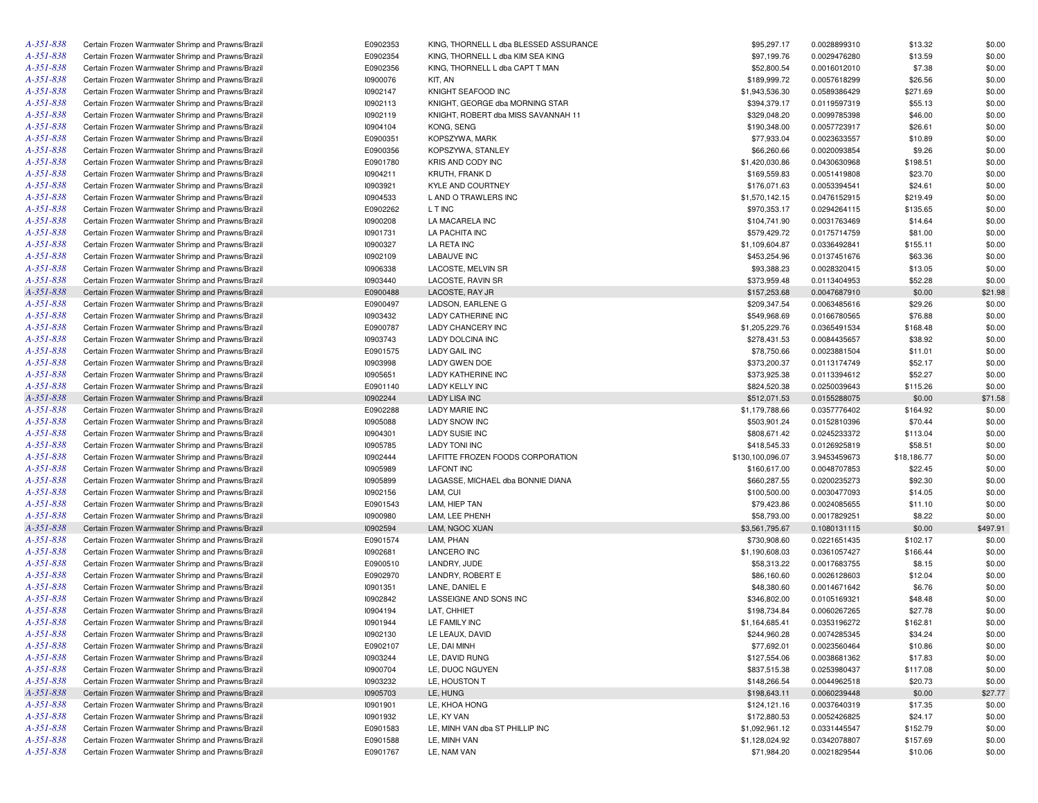| | | | | | | | |
|---|---|---|---|---|---|---|---|
| A-351-838 | Certain Frozen Warmwater Shrimp and Prawns/Brazil | E0902353 | KING, THORNELL L dba BLESSED ASSURANCE | $95,297.17 | 0.0028899310 | $13.32 | $0.00 |
| A-351-838 | Certain Frozen Warmwater Shrimp and Prawns/Brazil | E0902354 | KING, THORNELL L dba KIM SEA KING | $97,199.76 | 0.0029476280 | $13.59 | $0.00 |
| A-351-838 | Certain Frozen Warmwater Shrimp and Prawns/Brazil | E0902356 | KING, THORNELL L dba CAPT T MAN | $52,800.54 | 0.0016012010 | $7.38 | $0.00 |
| A-351-838 | Certain Frozen Warmwater Shrimp and Prawns/Brazil | I0900076 | KIT, AN | $189,999.72 | 0.0057618299 | $26.56 | $0.00 |
| A-351-838 | Certain Frozen Warmwater Shrimp and Prawns/Brazil | I0902147 | KNIGHT SEAFOOD INC | $1,943,536.30 | 0.0589386429 | $271.69 | $0.00 |
| A-351-838 | Certain Frozen Warmwater Shrimp and Prawns/Brazil | I0902113 | KNIGHT, GEORGE dba MORNING STAR | $394,379.17 | 0.0119597319 | $55.13 | $0.00 |
| A-351-838 | Certain Frozen Warmwater Shrimp and Prawns/Brazil | I0902119 | KNIGHT, ROBERT dba MISS SAVANNAH 11 | $329,048.20 | 0.0099785398 | $46.00 | $0.00 |
| A-351-838 | Certain Frozen Warmwater Shrimp and Prawns/Brazil | I0904104 | KONG, SENG | $190,348.00 | 0.0057723917 | $26.61 | $0.00 |
| A-351-838 | Certain Frozen Warmwater Shrimp and Prawns/Brazil | E0900351 | KOPSZYWA, MARK | $77,933.04 | 0.0023633557 | $10.89 | $0.00 |
| A-351-838 | Certain Frozen Warmwater Shrimp and Prawns/Brazil | E0900356 | KOPSZYWA, STANLEY | $66,260.66 | 0.0020093854 | $9.26 | $0.00 |
| A-351-838 | Certain Frozen Warmwater Shrimp and Prawns/Brazil | E0901780 | KRIS AND CODY INC | $1,420,030.86 | 0.0430630968 | $198.51 | $0.00 |
| A-351-838 | Certain Frozen Warmwater Shrimp and Prawns/Brazil | I0904211 | KRUTH, FRANK D | $169,559.83 | 0.0051419808 | $23.70 | $0.00 |
| A-351-838 | Certain Frozen Warmwater Shrimp and Prawns/Brazil | I0903921 | KYLE AND COURTNEY | $176,071.63 | 0.0053394541 | $24.61 | $0.00 |
| A-351-838 | Certain Frozen Warmwater Shrimp and Prawns/Brazil | I0904533 | L AND O TRAWLERS INC | $1,570,142.15 | 0.0476152915 | $219.49 | $0.00 |
| A-351-838 | Certain Frozen Warmwater Shrimp and Prawns/Brazil | E0902262 | L T INC | $970,353.17 | 0.0294264115 | $135.65 | $0.00 |
| A-351-838 | Certain Frozen Warmwater Shrimp and Prawns/Brazil | I0900208 | LA MACARELA INC | $104,741.90 | 0.0031763469 | $14.64 | $0.00 |
| A-351-838 | Certain Frozen Warmwater Shrimp and Prawns/Brazil | I0901731 | LA PACHITA INC | $579,429.72 | 0.0175714759 | $81.00 | $0.00 |
| A-351-838 | Certain Frozen Warmwater Shrimp and Prawns/Brazil | I0900327 | LA RETA INC | $1,109,604.87 | 0.0336492841 | $155.11 | $0.00 |
| A-351-838 | Certain Frozen Warmwater Shrimp and Prawns/Brazil | I0902109 | LABAUVE INC | $453,254.96 | 0.0137451676 | $63.36 | $0.00 |
| A-351-838 | Certain Frozen Warmwater Shrimp and Prawns/Brazil | I0906338 | LACOSTE, MELVIN SR | $93,388.23 | 0.0028320415 | $13.05 | $0.00 |
| A-351-838 | Certain Frozen Warmwater Shrimp and Prawns/Brazil | I0903440 | LACOSTE, RAVIN SR | $373,959.48 | 0.0113404953 | $52.28 | $0.00 |
| A-351-838 | Certain Frozen Warmwater Shrimp and Prawns/Brazil | E0900488 | LACOSTE, RAY JR | $157,253.68 | 0.0047687910 | $0.00 | $21.98 |
| A-351-838 | Certain Frozen Warmwater Shrimp and Prawns/Brazil | E0900497 | LADSON, EARLENE G | $209,347.54 | 0.0063485616 | $29.26 | $0.00 |
| A-351-838 | Certain Frozen Warmwater Shrimp and Prawns/Brazil | I0903432 | LADY CATHERINE INC | $549,968.69 | 0.0166780565 | $76.88 | $0.00 |
| A-351-838 | Certain Frozen Warmwater Shrimp and Prawns/Brazil | E0900787 | LADY CHANCERY INC | $1,205,229.76 | 0.0365491534 | $168.48 | $0.00 |
| A-351-838 | Certain Frozen Warmwater Shrimp and Prawns/Brazil | I0903743 | LADY DOLCINA INC | $278,431.53 | 0.0084435657 | $38.92 | $0.00 |
| A-351-838 | Certain Frozen Warmwater Shrimp and Prawns/Brazil | E0901575 | LADY GAIL INC | $78,750.66 | 0.0023881504 | $11.01 | $0.00 |
| A-351-838 | Certain Frozen Warmwater Shrimp and Prawns/Brazil | I0903998 | LADY GWEN DOE | $373,200.37 | 0.0113174749 | $52.17 | $0.00 |
| A-351-838 | Certain Frozen Warmwater Shrimp and Prawns/Brazil | I0905651 | LADY KATHERINE INC | $373,925.38 | 0.0113394612 | $52.27 | $0.00 |
| A-351-838 | Certain Frozen Warmwater Shrimp and Prawns/Brazil | E0901140 | LADY KELLY INC | $824,520.38 | 0.0250039643 | $115.26 | $0.00 |
| A-351-838 | Certain Frozen Warmwater Shrimp and Prawns/Brazil | I0902244 | LADY LISA INC | $512,071.53 | 0.0155288075 | $0.00 | $71.58 |
| A-351-838 | Certain Frozen Warmwater Shrimp and Prawns/Brazil | E0902288 | LADY MARIE INC | $1,179,788.66 | 0.0357776402 | $164.92 | $0.00 |
| A-351-838 | Certain Frozen Warmwater Shrimp and Prawns/Brazil | I0905088 | LADY SNOW INC | $503,901.24 | 0.0152810396 | $70.44 | $0.00 |
| A-351-838 | Certain Frozen Warmwater Shrimp and Prawns/Brazil | I0904301 | LADY SUSIE INC | $808,671.42 | 0.0245233372 | $113.04 | $0.00 |
| A-351-838 | Certain Frozen Warmwater Shrimp and Prawns/Brazil | I0905785 | LADY TONI INC | $418,545.33 | 0.0126925819 | $58.51 | $0.00 |
| A-351-838 | Certain Frozen Warmwater Shrimp and Prawns/Brazil | I0902444 | LAFITTE FROZEN FOODS CORPORATION | $130,100,096.07 | 3.9453459673 | $18,186.77 | $0.00 |
| A-351-838 | Certain Frozen Warmwater Shrimp and Prawns/Brazil | I0905989 | LAFONT INC | $160,617.00 | 0.0048707853 | $22.45 | $0.00 |
| A-351-838 | Certain Frozen Warmwater Shrimp and Prawns/Brazil | I0905899 | LAGASSE, MICHAEL dba BONNIE DIANA | $660,287.55 | 0.0200235273 | $92.30 | $0.00 |
| A-351-838 | Certain Frozen Warmwater Shrimp and Prawns/Brazil | I0902156 | LAM, CUI | $100,500.00 | 0.0030477093 | $14.05 | $0.00 |
| A-351-838 | Certain Frozen Warmwater Shrimp and Prawns/Brazil | E0901543 | LAM, HIEP TAN | $79,423.86 | 0.0024085655 | $11.10 | $0.00 |
| A-351-838 | Certain Frozen Warmwater Shrimp and Prawns/Brazil | I0900980 | LAM, LEE PHENH | $58,793.00 | 0.0017829251 | $8.22 | $0.00 |
| A-351-838 | Certain Frozen Warmwater Shrimp and Prawns/Brazil | I0902594 | LAM, NGOC XUAN | $3,561,795.67 | 0.1080131115 | $0.00 | $497.91 |
| A-351-838 | Certain Frozen Warmwater Shrimp and Prawns/Brazil | E0901574 | LAM, PHAN | $730,908.60 | 0.0221651435 | $102.17 | $0.00 |
| A-351-838 | Certain Frozen Warmwater Shrimp and Prawns/Brazil | I0902681 | LANCERO INC | $1,190,608.03 | 0.0361057427 | $166.44 | $0.00 |
| A-351-838 | Certain Frozen Warmwater Shrimp and Prawns/Brazil | E0900510 | LANDRY, JUDE | $58,313.22 | 0.0017683755 | $8.15 | $0.00 |
| A-351-838 | Certain Frozen Warmwater Shrimp and Prawns/Brazil | E0902970 | LANDRY, ROBERT E | $86,160.60 | 0.0026128603 | $12.04 | $0.00 |
| A-351-838 | Certain Frozen Warmwater Shrimp and Prawns/Brazil | I0901351 | LANE, DANIEL E | $48,380.60 | 0.0014671642 | $6.76 | $0.00 |
| A-351-838 | Certain Frozen Warmwater Shrimp and Prawns/Brazil | I0902842 | LASSEIGNE AND SONS INC | $346,802.00 | 0.0105169321 | $48.48 | $0.00 |
| A-351-838 | Certain Frozen Warmwater Shrimp and Prawns/Brazil | I0904194 | LAT, CHHIET | $198,734.84 | 0.0060267265 | $27.78 | $0.00 |
| A-351-838 | Certain Frozen Warmwater Shrimp and Prawns/Brazil | I0901944 | LE FAMILY INC | $1,164,685.41 | 0.0353196272 | $162.81 | $0.00 |
| A-351-838 | Certain Frozen Warmwater Shrimp and Prawns/Brazil | I0902130 | LE LEAUX, DAVID | $244,960.28 | 0.0074285345 | $34.24 | $0.00 |
| A-351-838 | Certain Frozen Warmwater Shrimp and Prawns/Brazil | E0902107 | LE, DAI MINH | $77,692.01 | 0.0023560464 | $10.86 | $0.00 |
| A-351-838 | Certain Frozen Warmwater Shrimp and Prawns/Brazil | I0903244 | LE, DAVID RUNG | $127,554.06 | 0.0038681362 | $17.83 | $0.00 |
| A-351-838 | Certain Frozen Warmwater Shrimp and Prawns/Brazil | I0900704 | LE, DUOC NGUYEN | $837,515.38 | 0.0253980437 | $117.08 | $0.00 |
| A-351-838 | Certain Frozen Warmwater Shrimp and Prawns/Brazil | I0903232 | LE, HOUSTON T | $148,266.54 | 0.0044962518 | $20.73 | $0.00 |
| A-351-838 | Certain Frozen Warmwater Shrimp and Prawns/Brazil | I0905703 | LE, HUNG | $198,643.11 | 0.0060239448 | $0.00 | $27.77 |
| A-351-838 | Certain Frozen Warmwater Shrimp and Prawns/Brazil | I0901901 | LE, KHOA HONG | $124,121.16 | 0.0037640319 | $17.35 | $0.00 |
| A-351-838 | Certain Frozen Warmwater Shrimp and Prawns/Brazil | I0901932 | LE, KY VAN | $172,880.53 | 0.0052426825 | $24.17 | $0.00 |
| A-351-838 | Certain Frozen Warmwater Shrimp and Prawns/Brazil | E0901583 | LE, MINH VAN dba ST PHILLIP INC | $1,092,961.12 | 0.0331445547 | $152.79 | $0.00 |
| A-351-838 | Certain Frozen Warmwater Shrimp and Prawns/Brazil | E0901588 | LE, MINH VAN | $1,128,024.92 | 0.0342078807 | $157.69 | $0.00 |
| A-351-838 | Certain Frozen Warmwater Shrimp and Prawns/Brazil | E0901767 | LE, NAM VAN | $71,984.20 | 0.0021829544 | $10.06 | $0.00 |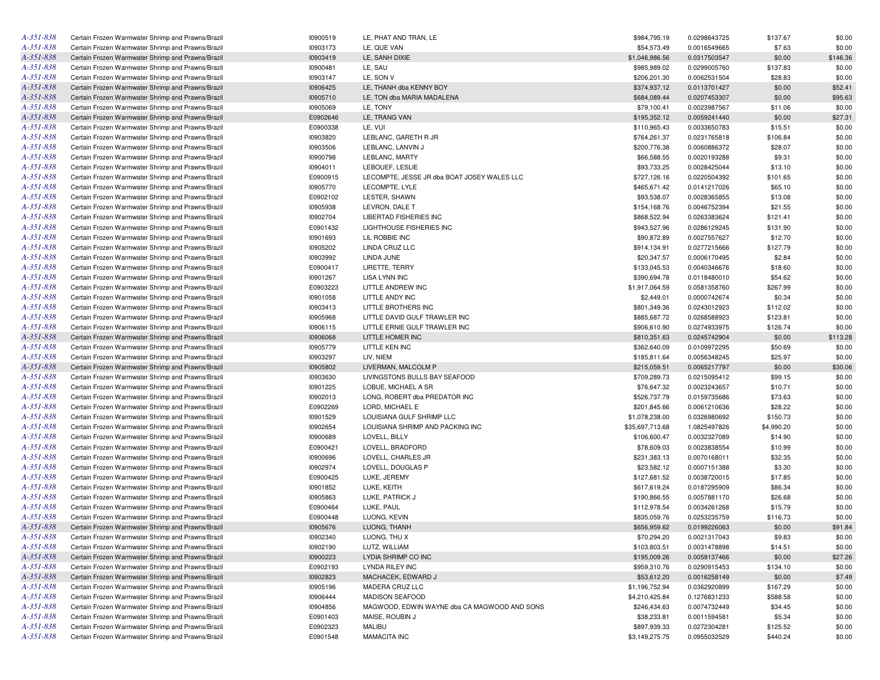| | | | | | | | |
|---|---|---|---|---|---|---|---|
| A-351-838 | Certain Frozen Warmwater Shrimp and Prawns/Brazil | I0900519 | LE, PHAT AND TRAN, LE | $984,795.19 | 0.0298643725 | $137.67 | $0.00 |
| A-351-838 | Certain Frozen Warmwater Shrimp and Prawns/Brazil | I0903173 | LE, QUE VAN | $54,573.49 | 0.0016549665 | $7.63 | $0.00 |
| A-351-838 | Certain Frozen Warmwater Shrimp and Prawns/Brazil | I0903419 | LE, SANH DIXIE | $1,046,986.56 | 0.0317503547 | $0.00 | $146.36 |
| A-351-838 | Certain Frozen Warmwater Shrimp and Prawns/Brazil | I0900481 | LE, SAU | $985,989.02 | 0.0299005760 | $137.83 | $0.00 |
| A-351-838 | Certain Frozen Warmwater Shrimp and Prawns/Brazil | I0903147 | LE, SON V | $206,201.30 | 0.0062531504 | $28.83 | $0.00 |
| A-351-838 | Certain Frozen Warmwater Shrimp and Prawns/Brazil | I0906425 | LE, THANH dba KENNY BOY | $374,937.12 | 0.0113701427 | $0.00 | $52.41 |
| A-351-838 | Certain Frozen Warmwater Shrimp and Prawns/Brazil | I0905710 | LE, TON dba MARIA MADALENA | $684,089.44 | 0.0207453307 | $0.00 | $95.63 |
| A-351-838 | Certain Frozen Warmwater Shrimp and Prawns/Brazil | I0905069 | LE, TONY | $79,100.41 | 0.0023987567 | $11.06 | $0.00 |
| A-351-838 | Certain Frozen Warmwater Shrimp and Prawns/Brazil | E0902646 | LE, TRANG VAN | $195,352.12 | 0.0059241440 | $0.00 | $27.31 |
| A-351-838 | Certain Frozen Warmwater Shrimp and Prawns/Brazil | E0900338 | LE, VUI | $110,965.43 | 0.0033650783 | $15.51 | $0.00 |
| A-351-838 | Certain Frozen Warmwater Shrimp and Prawns/Brazil | I0903820 | LEBLANC, GARETH R JR | $764,261.37 | 0.0231765818 | $106.84 | $0.00 |
| A-351-838 | Certain Frozen Warmwater Shrimp and Prawns/Brazil | I0903506 | LEBLANC, LANVIN J | $200,776.38 | 0.0060886372 | $28.07 | $0.00 |
| A-351-838 | Certain Frozen Warmwater Shrimp and Prawns/Brazil | I0900798 | LEBLANC, MARTY | $66,588.55 | 0.0020193288 | $9.31 | $0.00 |
| A-351-838 | Certain Frozen Warmwater Shrimp and Prawns/Brazil | I0904011 | LEBOUEF, LESLIE | $93,733.25 | 0.0028425044 | $13.10 | $0.00 |
| A-351-838 | Certain Frozen Warmwater Shrimp and Prawns/Brazil | E0900915 | LECOMPTE, JESSE JR dba BOAT JOSEY WALES LLC | $727,126.16 | 0.0220504392 | $101.65 | $0.00 |
| A-351-838 | Certain Frozen Warmwater Shrimp and Prawns/Brazil | I0905770 | LECOMPTE, LYLE | $465,671.42 | 0.0141217026 | $65.10 | $0.00 |
| A-351-838 | Certain Frozen Warmwater Shrimp and Prawns/Brazil | E0902102 | LESTER, SHAWN | $93,538.07 | 0.0028365855 | $13.08 | $0.00 |
| A-351-838 | Certain Frozen Warmwater Shrimp and Prawns/Brazil | I0905938 | LEVRON, DALE T | $154,168.76 | 0.0046752394 | $21.55 | $0.00 |
| A-351-838 | Certain Frozen Warmwater Shrimp and Prawns/Brazil | I0902704 | LIBERTAD FISHERIES INC | $868,522.94 | 0.0263383624 | $121.41 | $0.00 |
| A-351-838 | Certain Frozen Warmwater Shrimp and Prawns/Brazil | E0901432 | LIGHTHOUSE FISHERIES INC | $943,527.96 | 0.0286129245 | $131.90 | $0.00 |
| A-351-838 | Certain Frozen Warmwater Shrimp and Prawns/Brazil | I0901693 | LIL ROBBIE INC | $90,872.89 | 0.0027557627 | $12.70 | $0.00 |
| A-351-838 | Certain Frozen Warmwater Shrimp and Prawns/Brazil | I0905202 | LINDA CRUZ LLC | $914,134.91 | 0.0277215666 | $127.79 | $0.00 |
| A-351-838 | Certain Frozen Warmwater Shrimp and Prawns/Brazil | I0903992 | LINDA JUNE | $20,347.57 | 0.0006170495 | $2.84 | $0.00 |
| A-351-838 | Certain Frozen Warmwater Shrimp and Prawns/Brazil | E0900417 | LIRETTE, TERRY | $133,045.53 | 0.0040346676 | $18.60 | $0.00 |
| A-351-838 | Certain Frozen Warmwater Shrimp and Prawns/Brazil | I0901267 | LISA LYNN INC | $390,694.78 | 0.0118480010 | $54.62 | $0.00 |
| A-351-838 | Certain Frozen Warmwater Shrimp and Prawns/Brazil | E0903223 | LITTLE ANDREW INC | $1,917,064.59 | 0.0581358760 | $267.99 | $0.00 |
| A-351-838 | Certain Frozen Warmwater Shrimp and Prawns/Brazil | I0901058 | LITTLE ANDY INC | $2,449.01 | 0.0000742674 | $0.34 | $0.00 |
| A-351-838 | Certain Frozen Warmwater Shrimp and Prawns/Brazil | I0903413 | LITTLE BROTHERS INC | $801,349.36 | 0.0243012923 | $112.02 | $0.00 |
| A-351-838 | Certain Frozen Warmwater Shrimp and Prawns/Brazil | I0905968 | LITTLE DAVID GULF TRAWLER INC | $885,687.72 | 0.0268588923 | $123.81 | $0.00 |
| A-351-838 | Certain Frozen Warmwater Shrimp and Prawns/Brazil | I0906115 | LITTLE ERNIE GULF TRAWLER INC | $906,610.90 | 0.0274933975 | $126.74 | $0.00 |
| A-351-838 | Certain Frozen Warmwater Shrimp and Prawns/Brazil | I0906068 | LITTLE HOMER INC | $810,351.63 | 0.0245742904 | $0.00 | $113.28 |
| A-351-838 | Certain Frozen Warmwater Shrimp and Prawns/Brazil | I0905779 | LITTLE KEN INC | $362,640.09 | 0.0109972295 | $50.69 | $0.00 |
| A-351-838 | Certain Frozen Warmwater Shrimp and Prawns/Brazil | I0903297 | LIV, NIEM | $185,811.64 | 0.0056348245 | $25.97 | $0.00 |
| A-351-838 | Certain Frozen Warmwater Shrimp and Prawns/Brazil | I0905802 | LIVERMAN, MALCOLM P | $215,059.51 | 0.0065217797 | $0.00 | $30.06 |
| A-351-838 | Certain Frozen Warmwater Shrimp and Prawns/Brazil | I0903630 | LIVINGSTONS BULLS BAY SEAFOOD | $709,289.73 | 0.0215095412 | $99.15 | $0.00 |
| A-351-838 | Certain Frozen Warmwater Shrimp and Prawns/Brazil | I0901225 | LOBUE, MICHAEL A SR | $76,647.32 | 0.0023243657 | $10.71 | $0.00 |
| A-351-838 | Certain Frozen Warmwater Shrimp and Prawns/Brazil | I0902013 | LONG, ROBERT dba PREDATOR INC | $526,737.79 | 0.0159735686 | $73.63 | $0.00 |
| A-351-838 | Certain Frozen Warmwater Shrimp and Prawns/Brazil | E0902269 | LORD, MICHAEL E | $201,845.66 | 0.0061210636 | $28.22 | $0.00 |
| A-351-838 | Certain Frozen Warmwater Shrimp and Prawns/Brazil | I0901529 | LOUISIANA GULF SHRIMP LLC | $1,078,238.00 | 0.0326980692 | $150.73 | $0.00 |
| A-351-838 | Certain Frozen Warmwater Shrimp and Prawns/Brazil | I0902654 | LOUISIANA SHRIMP AND PACKING INC | $35,697,713.68 | 1.0825497826 | $4,990.20 | $0.00 |
| A-351-838 | Certain Frozen Warmwater Shrimp and Prawns/Brazil | I0900689 | LOVELL, BILLY | $106,600.47 | 0.0032327089 | $14.90 | $0.00 |
| A-351-838 | Certain Frozen Warmwater Shrimp and Prawns/Brazil | E0900421 | LOVELL, BRADFORD | $78,609.03 | 0.0023838554 | $10.99 | $0.00 |
| A-351-838 | Certain Frozen Warmwater Shrimp and Prawns/Brazil | I0900696 | LOVELL, CHARLES JR | $231,383.13 | 0.0070168011 | $32.35 | $0.00 |
| A-351-838 | Certain Frozen Warmwater Shrimp and Prawns/Brazil | I0902974 | LOVELL, DOUGLAS P | $23,582.12 | 0.0007151388 | $3.30 | $0.00 |
| A-351-838 | Certain Frozen Warmwater Shrimp and Prawns/Brazil | E0900425 | LUKE, JEREMY | $127,681.52 | 0.0038720015 | $17.85 | $0.00 |
| A-351-838 | Certain Frozen Warmwater Shrimp and Prawns/Brazil | I0901852 | LUKE, KEITH | $617,619.24 | 0.0187295909 | $86.34 | $0.00 |
| A-351-838 | Certain Frozen Warmwater Shrimp and Prawns/Brazil | I0905863 | LUKE, PATRICK J | $190,866.55 | 0.0057881170 | $26.68 | $0.00 |
| A-351-838 | Certain Frozen Warmwater Shrimp and Prawns/Brazil | E0900464 | LUKE, PAUL | $112,978.54 | 0.0034261268 | $15.79 | $0.00 |
| A-351-838 | Certain Frozen Warmwater Shrimp and Prawns/Brazil | E0900448 | LUONG, KEVIN | $835,059.76 | 0.0253235759 | $116.73 | $0.00 |
| A-351-838 | Certain Frozen Warmwater Shrimp and Prawns/Brazil | I0905676 | LUONG, THANH | $656,959.62 | 0.0199226063 | $0.00 | $91.84 |
| A-351-838 | Certain Frozen Warmwater Shrimp and Prawns/Brazil | I0902340 | LUONG, THU X | $70,294.20 | 0.0021317043 | $9.83 | $0.00 |
| A-351-838 | Certain Frozen Warmwater Shrimp and Prawns/Brazil | I0902190 | LUTZ, WILLIAM | $103,803.51 | 0.0031478898 | $14.51 | $0.00 |
| A-351-838 | Certain Frozen Warmwater Shrimp and Prawns/Brazil | I0900223 | LYDIA SHRIMP CO INC | $195,009.26 | 0.0059137466 | $0.00 | $27.26 |
| A-351-838 | Certain Frozen Warmwater Shrimp and Prawns/Brazil | E0902193 | LYNDA RILEY INC | $959,310.76 | 0.0290915453 | $134.10 | $0.00 |
| A-351-838 | Certain Frozen Warmwater Shrimp and Prawns/Brazil | I0902823 | MACHACEK, EDWARD J | $53,612.20 | 0.0016258149 | $0.00 | $7.49 |
| A-351-838 | Certain Frozen Warmwater Shrimp and Prawns/Brazil | I0905196 | MADERA CRUZ LLC | $1,196,752.94 | 0.0362920899 | $167.29 | $0.00 |
| A-351-838 | Certain Frozen Warmwater Shrimp and Prawns/Brazil | I0906444 | MADISON SEAFOOD | $4,210,425.84 | 0.1276831233 | $588.58 | $0.00 |
| A-351-838 | Certain Frozen Warmwater Shrimp and Prawns/Brazil | I0904856 | MAGWOOD, EDWIN WAYNE dba CA MAGWOOD AND SONS | $246,434.63 | 0.0074732449 | $34.45 | $0.00 |
| A-351-838 | Certain Frozen Warmwater Shrimp and Prawns/Brazil | E0901403 | MAISE, ROUBIN J | $38,233.81 | 0.0011594581 | $5.34 | $0.00 |
| A-351-838 | Certain Frozen Warmwater Shrimp and Prawns/Brazil | E0902323 | MALIBU | $897,939.33 | 0.0272304281 | $125.52 | $0.00 |
| A-351-838 | Certain Frozen Warmwater Shrimp and Prawns/Brazil | E0901548 | MAMACITA INC | $3,149,275.75 | 0.0955032529 | $440.24 | $0.00 |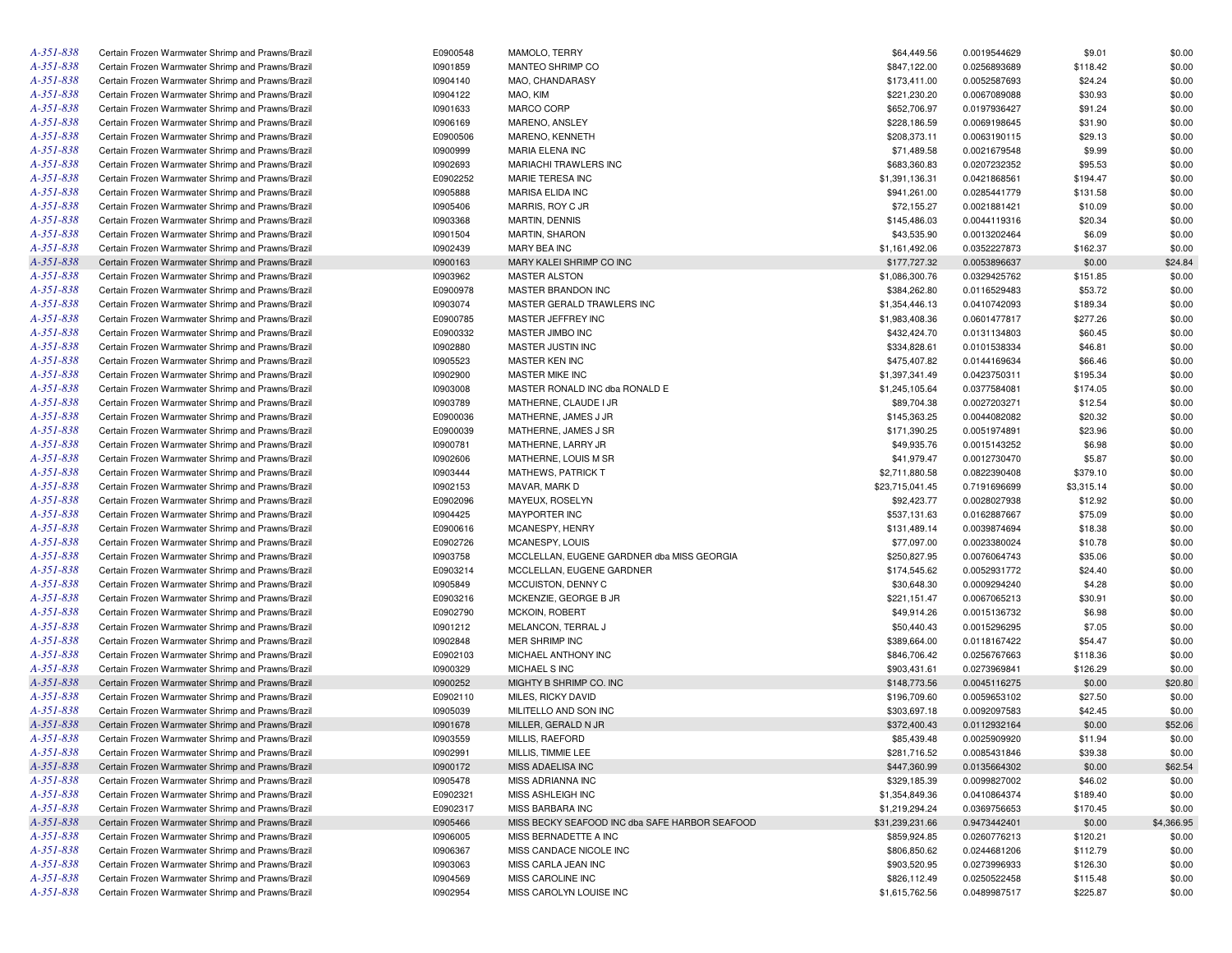| | | | | | | | |
|---|---|---|---|---|---|---|---|
| A-351-838 | Certain Frozen Warmwater Shrimp and Prawns/Brazil | E0900548 | MAMOLO, TERRY | $64,449.56 | 0.0019544629 | $9.01 | $0.00 |
| A-351-838 | Certain Frozen Warmwater Shrimp and Prawns/Brazil | I0901859 | MANTEO SHRIMP CO | $847,122.00 | 0.0256893689 | $118.42 | $0.00 |
| A-351-838 | Certain Frozen Warmwater Shrimp and Prawns/Brazil | I0904140 | MAO, CHANDARASY | $173,411.00 | 0.0052587693 | $24.24 | $0.00 |
| A-351-838 | Certain Frozen Warmwater Shrimp and Prawns/Brazil | I0904122 | MAO, KIM | $221,230.20 | 0.0067089088 | $30.93 | $0.00 |
| A-351-838 | Certain Frozen Warmwater Shrimp and Prawns/Brazil | I0901633 | MARCO CORP | $652,706.97 | 0.0197936427 | $91.24 | $0.00 |
| A-351-838 | Certain Frozen Warmwater Shrimp and Prawns/Brazil | I0906169 | MARENO, ANSLEY | $228,186.59 | 0.0069198645 | $31.90 | $0.00 |
| A-351-838 | Certain Frozen Warmwater Shrimp and Prawns/Brazil | E0900506 | MARENO, KENNETH | $208,373.11 | 0.0063190115 | $29.13 | $0.00 |
| A-351-838 | Certain Frozen Warmwater Shrimp and Prawns/Brazil | I0900999 | MARIA ELENA INC | $71,489.58 | 0.0021679548 | $9.99 | $0.00 |
| A-351-838 | Certain Frozen Warmwater Shrimp and Prawns/Brazil | I0902693 | MARIACHI TRAWLERS INC | $683,360.83 | 0.0207232352 | $95.53 | $0.00 |
| A-351-838 | Certain Frozen Warmwater Shrimp and Prawns/Brazil | E0902252 | MARIE TERESA INC | $1,391,136.31 | 0.0421868561 | $194.47 | $0.00 |
| A-351-838 | Certain Frozen Warmwater Shrimp and Prawns/Brazil | I0905888 | MARISA ELIDA INC | $941,261.00 | 0.0285441779 | $131.58 | $0.00 |
| A-351-838 | Certain Frozen Warmwater Shrimp and Prawns/Brazil | I0905406 | MARRIS, ROY C JR | $72,155.27 | 0.0021881421 | $10.09 | $0.00 |
| A-351-838 | Certain Frozen Warmwater Shrimp and Prawns/Brazil | I0903368 | MARTIN, DENNIS | $145,486.03 | 0.0044119316 | $20.34 | $0.00 |
| A-351-838 | Certain Frozen Warmwater Shrimp and Prawns/Brazil | I0901504 | MARTIN, SHARON | $43,535.90 | 0.0013202464 | $6.09 | $0.00 |
| A-351-838 | Certain Frozen Warmwater Shrimp and Prawns/Brazil | I0902439 | MARY BEA INC | $1,161,492.06 | 0.0352227873 | $162.37 | $0.00 |
| A-351-838 | Certain Frozen Warmwater Shrimp and Prawns/Brazil | I0900163 | MARY KALEI SHRIMP CO INC | $177,727.32 | 0.0053896637 | $0.00 | $24.84 |
| A-351-838 | Certain Frozen Warmwater Shrimp and Prawns/Brazil | I0903962 | MASTER ALSTON | $1,086,300.76 | 0.0329425762 | $151.85 | $0.00 |
| A-351-838 | Certain Frozen Warmwater Shrimp and Prawns/Brazil | E0900978 | MASTER BRANDON INC | $384,262.80 | 0.0116529483 | $53.72 | $0.00 |
| A-351-838 | Certain Frozen Warmwater Shrimp and Prawns/Brazil | I0903074 | MASTER GERALD TRAWLERS INC | $1,354,446.13 | 0.0410742093 | $189.34 | $0.00 |
| A-351-838 | Certain Frozen Warmwater Shrimp and Prawns/Brazil | E0900785 | MASTER JEFFREY INC | $1,983,408.36 | 0.0601477817 | $277.26 | $0.00 |
| A-351-838 | Certain Frozen Warmwater Shrimp and Prawns/Brazil | E0900332 | MASTER JIMBO INC | $432,424.70 | 0.0131134803 | $60.45 | $0.00 |
| A-351-838 | Certain Frozen Warmwater Shrimp and Prawns/Brazil | I0902880 | MASTER JUSTIN INC | $334,828.61 | 0.0101538334 | $46.81 | $0.00 |
| A-351-838 | Certain Frozen Warmwater Shrimp and Prawns/Brazil | I0905523 | MASTER KEN INC | $475,407.82 | 0.0144169634 | $66.46 | $0.00 |
| A-351-838 | Certain Frozen Warmwater Shrimp and Prawns/Brazil | I0902900 | MASTER MIKE INC | $1,397,341.49 | 0.0423750311 | $195.34 | $0.00 |
| A-351-838 | Certain Frozen Warmwater Shrimp and Prawns/Brazil | I0903008 | MASTER RONALD INC dba RONALD E | $1,245,105.64 | 0.0377584081 | $174.05 | $0.00 |
| A-351-838 | Certain Frozen Warmwater Shrimp and Prawns/Brazil | I0903789 | MATHERNE, CLAUDE I JR | $89,704.38 | 0.0027203271 | $12.54 | $0.00 |
| A-351-838 | Certain Frozen Warmwater Shrimp and Prawns/Brazil | E0900036 | MATHERNE, JAMES J JR | $145,363.25 | 0.0044082082 | $20.32 | $0.00 |
| A-351-838 | Certain Frozen Warmwater Shrimp and Prawns/Brazil | E0900039 | MATHERNE, JAMES J SR | $171,390.25 | 0.0051974891 | $23.96 | $0.00 |
| A-351-838 | Certain Frozen Warmwater Shrimp and Prawns/Brazil | I0900781 | MATHERNE, LARRY JR | $49,935.76 | 0.0015143252 | $6.98 | $0.00 |
| A-351-838 | Certain Frozen Warmwater Shrimp and Prawns/Brazil | I0902606 | MATHERNE, LOUIS M SR | $41,979.47 | 0.0012730470 | $5.87 | $0.00 |
| A-351-838 | Certain Frozen Warmwater Shrimp and Prawns/Brazil | I0903444 | MATHEWS, PATRICK T | $2,711,880.58 | 0.0822390408 | $379.10 | $0.00 |
| A-351-838 | Certain Frozen Warmwater Shrimp and Prawns/Brazil | I0902153 | MAVAR, MARK D | $23,715,041.45 | 0.7191696699 | $3,315.14 | $0.00 |
| A-351-838 | Certain Frozen Warmwater Shrimp and Prawns/Brazil | E0902096 | MAYEUX, ROSELYN | $92,423.77 | 0.0028027938 | $12.92 | $0.00 |
| A-351-838 | Certain Frozen Warmwater Shrimp and Prawns/Brazil | I0904425 | MAYPORTER INC | $537,131.63 | 0.0162887667 | $75.09 | $0.00 |
| A-351-838 | Certain Frozen Warmwater Shrimp and Prawns/Brazil | E0900616 | MCANESPY, HENRY | $131,489.14 | 0.0039874694 | $18.38 | $0.00 |
| A-351-838 | Certain Frozen Warmwater Shrimp and Prawns/Brazil | E0902726 | MCANESPY, LOUIS | $77,097.00 | 0.0023380024 | $10.78 | $0.00 |
| A-351-838 | Certain Frozen Warmwater Shrimp and Prawns/Brazil | I0903758 | MCCLELLAN, EUGENE GARDNER dba MISS GEORGIA | $250,827.95 | 0.0076064743 | $35.06 | $0.00 |
| A-351-838 | Certain Frozen Warmwater Shrimp and Prawns/Brazil | E0903214 | MCCLELLAN, EUGENE GARDNER | $174,545.62 | 0.0052931772 | $24.40 | $0.00 |
| A-351-838 | Certain Frozen Warmwater Shrimp and Prawns/Brazil | I0905849 | MCCUISTON, DENNY C | $30,648.30 | 0.0009294240 | $4.28 | $0.00 |
| A-351-838 | Certain Frozen Warmwater Shrimp and Prawns/Brazil | E0903216 | MCKENZIE, GEORGE B JR | $221,151.47 | 0.0067065213 | $30.91 | $0.00 |
| A-351-838 | Certain Frozen Warmwater Shrimp and Prawns/Brazil | E0902790 | MCKOIN, ROBERT | $49,914.26 | 0.0015136732 | $6.98 | $0.00 |
| A-351-838 | Certain Frozen Warmwater Shrimp and Prawns/Brazil | I0901212 | MELANCON, TERRAL J | $50,440.43 | 0.0015296295 | $7.05 | $0.00 |
| A-351-838 | Certain Frozen Warmwater Shrimp and Prawns/Brazil | I0902848 | MER SHRIMP INC | $389,664.00 | 0.0118167422 | $54.47 | $0.00 |
| A-351-838 | Certain Frozen Warmwater Shrimp and Prawns/Brazil | E0902103 | MICHAEL ANTHONY INC | $846,706.42 | 0.0256767663 | $118.36 | $0.00 |
| A-351-838 | Certain Frozen Warmwater Shrimp and Prawns/Brazil | I0900329 | MICHAEL S INC | $903,431.61 | 0.0273969841 | $126.29 | $0.00 |
| A-351-838 | Certain Frozen Warmwater Shrimp and Prawns/Brazil | I0900252 | MIGHTY B SHRIMP CO. INC | $148,773.56 | 0.0045116275 | $0.00 | $20.80 |
| A-351-838 | Certain Frozen Warmwater Shrimp and Prawns/Brazil | E0902110 | MILES, RICKY DAVID | $196,709.60 | 0.0059653102 | $27.50 | $0.00 |
| A-351-838 | Certain Frozen Warmwater Shrimp and Prawns/Brazil | I0905039 | MILITELLO AND SON INC | $303,697.18 | 0.0092097583 | $42.45 | $0.00 |
| A-351-838 | Certain Frozen Warmwater Shrimp and Prawns/Brazil | I0901678 | MILLER, GERALD N JR | $372,400.43 | 0.0112932164 | $0.00 | $52.06 |
| A-351-838 | Certain Frozen Warmwater Shrimp and Prawns/Brazil | I0903559 | MILLIS, RAEFORD | $85,439.48 | 0.0025909920 | $11.94 | $0.00 |
| A-351-838 | Certain Frozen Warmwater Shrimp and Prawns/Brazil | I0902991 | MILLIS, TIMMIE LEE | $281,716.52 | 0.0085431846 | $39.38 | $0.00 |
| A-351-838 | Certain Frozen Warmwater Shrimp and Prawns/Brazil | I0900172 | MISS ADAELISA INC | $447,360.99 | 0.0135664302 | $0.00 | $62.54 |
| A-351-838 | Certain Frozen Warmwater Shrimp and Prawns/Brazil | I0905478 | MISS ADRIANNA INC | $329,185.39 | 0.0099827002 | $46.02 | $0.00 |
| A-351-838 | Certain Frozen Warmwater Shrimp and Prawns/Brazil | E0902321 | MISS ASHLEIGH INC | $1,354,849.36 | 0.0410864374 | $189.40 | $0.00 |
| A-351-838 | Certain Frozen Warmwater Shrimp and Prawns/Brazil | E0902317 | MISS BARBARA INC | $1,219,294.24 | 0.0369756653 | $170.45 | $0.00 |
| A-351-838 | Certain Frozen Warmwater Shrimp and Prawns/Brazil | I0905466 | MISS BECKY SEAFOOD INC dba SAFE HARBOR SEAFOOD | $31,239,231.66 | 0.9473442401 | $0.00 | $4,366.95 |
| A-351-838 | Certain Frozen Warmwater Shrimp and Prawns/Brazil | I0906005 | MISS BERNADETTE A INC | $859,924.85 | 0.0260776213 | $120.21 | $0.00 |
| A-351-838 | Certain Frozen Warmwater Shrimp and Prawns/Brazil | I0906367 | MISS CANDACE NICOLE INC | $806,850.62 | 0.0244681206 | $112.79 | $0.00 |
| A-351-838 | Certain Frozen Warmwater Shrimp and Prawns/Brazil | I0903063 | MISS CARLA JEAN INC | $903,520.95 | 0.0273996933 | $126.30 | $0.00 |
| A-351-838 | Certain Frozen Warmwater Shrimp and Prawns/Brazil | I0904569 | MISS CAROLINE INC | $826,112.49 | 0.0250522458 | $115.48 | $0.00 |
| A-351-838 | Certain Frozen Warmwater Shrimp and Prawns/Brazil | I0902954 | MISS CAROLYN LOUISE INC | $1,615,762.56 | 0.0489987517 | $225.87 | $0.00 |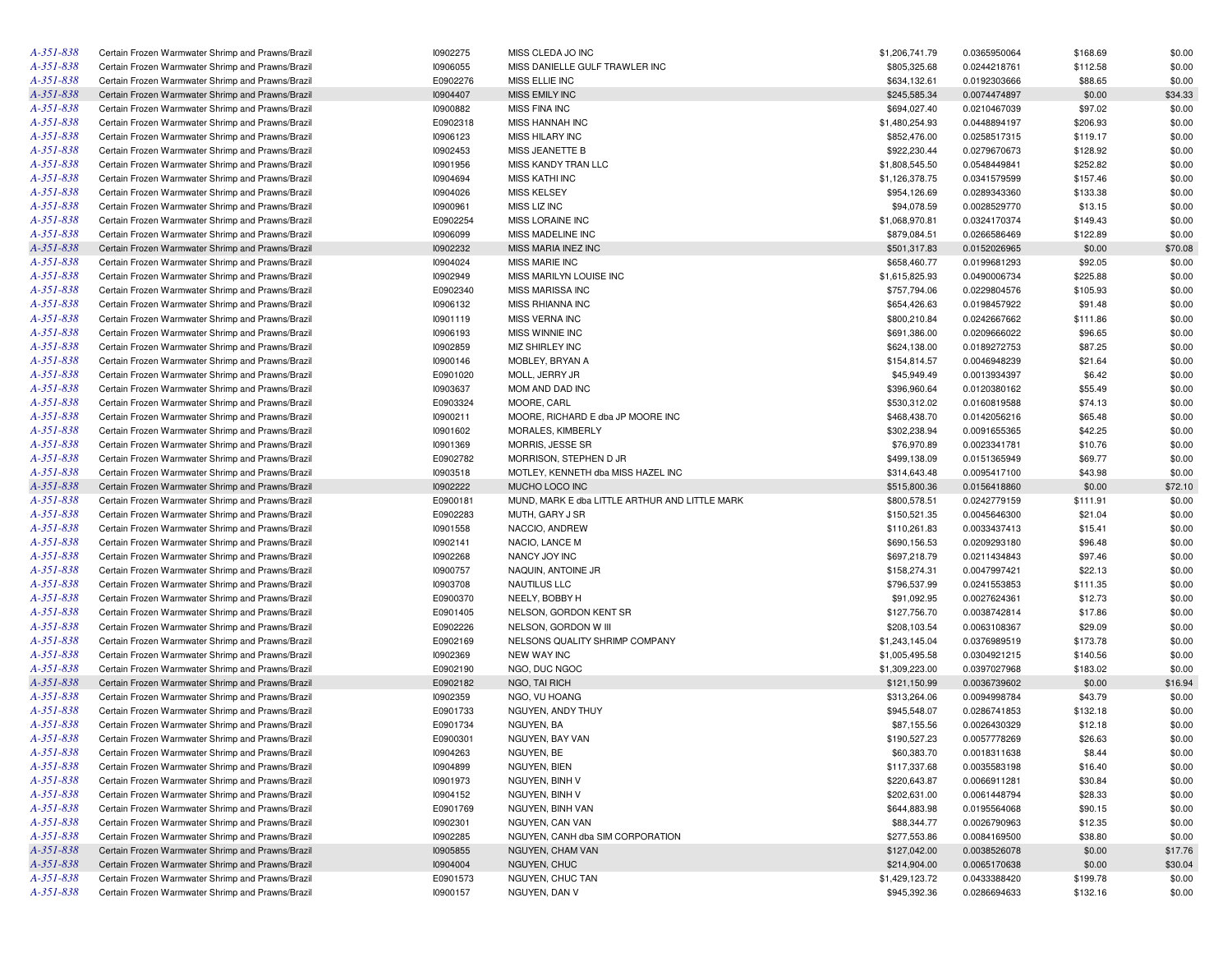| | | | | | | | |
|---|---|---|---|---|---|---|---|
| A-351-838 | Certain Frozen Warmwater Shrimp and Prawns/Brazil | I0902275 | MISS CLEDA JO INC | $1,206,741.79 | 0.0365950064 | $168.69 | $0.00 |
| A-351-838 | Certain Frozen Warmwater Shrimp and Prawns/Brazil | I0906055 | MISS DANIELLE GULF TRAWLER INC | $805,325.68 | 0.0244218761 | $112.58 | $0.00 |
| A-351-838 | Certain Frozen Warmwater Shrimp and Prawns/Brazil | E0902276 | MISS ELLIE INC | $634,132.61 | 0.0192303666 | $88.65 | $0.00 |
| A-351-838 | Certain Frozen Warmwater Shrimp and Prawns/Brazil | I0904407 | MISS EMILY INC | $245,585.34 | 0.0074474897 | $0.00 | $34.33 |
| A-351-838 | Certain Frozen Warmwater Shrimp and Prawns/Brazil | I0900882 | MISS FINA INC | $694,027.40 | 0.0210467039 | $97.02 | $0.00 |
| A-351-838 | Certain Frozen Warmwater Shrimp and Prawns/Brazil | E0902318 | MISS HANNAH INC | $1,480,254.93 | 0.0448894197 | $206.93 | $0.00 |
| A-351-838 | Certain Frozen Warmwater Shrimp and Prawns/Brazil | I0906123 | MISS HILARY INC | $852,476.00 | 0.0258517315 | $119.17 | $0.00 |
| A-351-838 | Certain Frozen Warmwater Shrimp and Prawns/Brazil | I0902453 | MISS JEANETTE B | $922,230.44 | 0.0279670673 | $128.92 | $0.00 |
| A-351-838 | Certain Frozen Warmwater Shrimp and Prawns/Brazil | I0901956 | MISS KANDY TRAN LLC | $1,808,545.50 | 0.0548449841 | $252.82 | $0.00 |
| A-351-838 | Certain Frozen Warmwater Shrimp and Prawns/Brazil | I0904694 | MISS KATHI INC | $1,126,378.75 | 0.0341579599 | $157.46 | $0.00 |
| A-351-838 | Certain Frozen Warmwater Shrimp and Prawns/Brazil | I0904026 | MISS KELSEY | $954,126.69 | 0.0289343360 | $133.38 | $0.00 |
| A-351-838 | Certain Frozen Warmwater Shrimp and Prawns/Brazil | I0900961 | MISS LIZ INC | $94,078.59 | 0.0028529770 | $13.15 | $0.00 |
| A-351-838 | Certain Frozen Warmwater Shrimp and Prawns/Brazil | E0902254 | MISS LORAINE INC | $1,068,970.81 | 0.0324170374 | $149.43 | $0.00 |
| A-351-838 | Certain Frozen Warmwater Shrimp and Prawns/Brazil | I0906099 | MISS MADELINE INC | $879,084.51 | 0.0266586469 | $122.89 | $0.00 |
| A-351-838 | Certain Frozen Warmwater Shrimp and Prawns/Brazil | I0902232 | MISS MARIA INEZ INC | $501,317.83 | 0.0152026965 | $0.00 | $70.08 |
| A-351-838 | Certain Frozen Warmwater Shrimp and Prawns/Brazil | I0904024 | MISS MARIE INC | $658,460.77 | 0.0199681293 | $92.05 | $0.00 |
| A-351-838 | Certain Frozen Warmwater Shrimp and Prawns/Brazil | I0902949 | MISS MARILYN LOUISE INC | $1,615,825.93 | 0.0490006734 | $225.88 | $0.00 |
| A-351-838 | Certain Frozen Warmwater Shrimp and Prawns/Brazil | E0902340 | MISS MARISSA INC | $757,794.06 | 0.0229804576 | $105.93 | $0.00 |
| A-351-838 | Certain Frozen Warmwater Shrimp and Prawns/Brazil | I0906132 | MISS RHIANNA INC | $654,426.63 | 0.0198457922 | $91.48 | $0.00 |
| A-351-838 | Certain Frozen Warmwater Shrimp and Prawns/Brazil | I0901119 | MISS VERNA INC | $800,210.84 | 0.0242667662 | $111.86 | $0.00 |
| A-351-838 | Certain Frozen Warmwater Shrimp and Prawns/Brazil | I0906193 | MISS WINNIE INC | $691,386.00 | 0.0209666022 | $96.65 | $0.00 |
| A-351-838 | Certain Frozen Warmwater Shrimp and Prawns/Brazil | I0902859 | MIZ SHIRLEY INC | $624,138.00 | 0.0189272753 | $87.25 | $0.00 |
| A-351-838 | Certain Frozen Warmwater Shrimp and Prawns/Brazil | I0900146 | MOBLEY, BRYAN A | $154,814.57 | 0.0046948239 | $21.64 | $0.00 |
| A-351-838 | Certain Frozen Warmwater Shrimp and Prawns/Brazil | E0901020 | MOLL, JERRY JR | $45,949.49 | 0.0013934397 | $6.42 | $0.00 |
| A-351-838 | Certain Frozen Warmwater Shrimp and Prawns/Brazil | I0903637 | MOM AND DAD INC | $396,960.64 | 0.0120380162 | $55.49 | $0.00 |
| A-351-838 | Certain Frozen Warmwater Shrimp and Prawns/Brazil | E0903324 | MOORE, CARL | $530,312.02 | 0.0160819588 | $74.13 | $0.00 |
| A-351-838 | Certain Frozen Warmwater Shrimp and Prawns/Brazil | I0900211 | MOORE, RICHARD E dba JP MOORE INC | $468,438.70 | 0.0142056216 | $65.48 | $0.00 |
| A-351-838 | Certain Frozen Warmwater Shrimp and Prawns/Brazil | I0901602 | MORALES, KIMBERLY | $302,238.94 | 0.0091655365 | $42.25 | $0.00 |
| A-351-838 | Certain Frozen Warmwater Shrimp and Prawns/Brazil | I0901369 | MORRIS, JESSE SR | $76,970.89 | 0.0023341781 | $10.76 | $0.00 |
| A-351-838 | Certain Frozen Warmwater Shrimp and Prawns/Brazil | E0902782 | MORRISON, STEPHEN D JR | $499,138.09 | 0.0151365949 | $69.77 | $0.00 |
| A-351-838 | Certain Frozen Warmwater Shrimp and Prawns/Brazil | I0903518 | MOTLEY, KENNETH dba MISS HAZEL INC | $314,643.48 | 0.0095417100 | $43.98 | $0.00 |
| A-351-838 | Certain Frozen Warmwater Shrimp and Prawns/Brazil | I0902222 | MUCHO LOCO INC | $515,800.36 | 0.0156418860 | $0.00 | $72.10 |
| A-351-838 | Certain Frozen Warmwater Shrimp and Prawns/Brazil | E0900181 | MUND, MARK E dba LITTLE ARTHUR AND LITTLE MARK | $800,578.51 | 0.0242779159 | $111.91 | $0.00 |
| A-351-838 | Certain Frozen Warmwater Shrimp and Prawns/Brazil | E0902283 | MUTH, GARY J SR | $150,521.35 | 0.0045646300 | $21.04 | $0.00 |
| A-351-838 | Certain Frozen Warmwater Shrimp and Prawns/Brazil | I0901558 | NACCIO, ANDREW | $110,261.83 | 0.0033437413 | $15.41 | $0.00 |
| A-351-838 | Certain Frozen Warmwater Shrimp and Prawns/Brazil | I0902141 | NACIO, LANCE M | $690,156.53 | 0.0209293180 | $96.48 | $0.00 |
| A-351-838 | Certain Frozen Warmwater Shrimp and Prawns/Brazil | I0902268 | NANCY JOY INC | $697,218.79 | 0.0211434843 | $97.46 | $0.00 |
| A-351-838 | Certain Frozen Warmwater Shrimp and Prawns/Brazil | I0900757 | NAQUIN, ANTOINE JR | $158,274.31 | 0.0047997421 | $22.13 | $0.00 |
| A-351-838 | Certain Frozen Warmwater Shrimp and Prawns/Brazil | I0903708 | NAUTILUS LLC | $796,537.99 | 0.0241553853 | $111.35 | $0.00 |
| A-351-838 | Certain Frozen Warmwater Shrimp and Prawns/Brazil | E0900370 | NEELY, BOBBY H | $91,092.95 | 0.0027624361 | $12.73 | $0.00 |
| A-351-838 | Certain Frozen Warmwater Shrimp and Prawns/Brazil | E0901405 | NELSON, GORDON KENT SR | $127,756.70 | 0.0038742814 | $17.86 | $0.00 |
| A-351-838 | Certain Frozen Warmwater Shrimp and Prawns/Brazil | E0902226 | NELSON, GORDON W III | $208,103.54 | 0.0063108367 | $29.09 | $0.00 |
| A-351-838 | Certain Frozen Warmwater Shrimp and Prawns/Brazil | E0902169 | NELSONS QUALITY SHRIMP COMPANY | $1,243,145.04 | 0.0376989519 | $173.78 | $0.00 |
| A-351-838 | Certain Frozen Warmwater Shrimp and Prawns/Brazil | I0902369 | NEW WAY INC | $1,005,495.58 | 0.0304921215 | $140.56 | $0.00 |
| A-351-838 | Certain Frozen Warmwater Shrimp and Prawns/Brazil | E0902190 | NGO, DUC NGOC | $1,309,223.00 | 0.0397027968 | $183.02 | $0.00 |
| A-351-838 | Certain Frozen Warmwater Shrimp and Prawns/Brazil | E0902182 | NGO, TAI RICH | $121,150.99 | 0.0036739602 | $0.00 | $16.94 |
| A-351-838 | Certain Frozen Warmwater Shrimp and Prawns/Brazil | I0902359 | NGO, VU HOANG | $313,264.06 | 0.0094998784 | $43.79 | $0.00 |
| A-351-838 | Certain Frozen Warmwater Shrimp and Prawns/Brazil | E0901733 | NGUYEN, ANDY THUY | $945,548.07 | 0.0286741853 | $132.18 | $0.00 |
| A-351-838 | Certain Frozen Warmwater Shrimp and Prawns/Brazil | E0901734 | NGUYEN, BA | $87,155.56 | 0.0026430329 | $12.18 | $0.00 |
| A-351-838 | Certain Frozen Warmwater Shrimp and Prawns/Brazil | E0900301 | NGUYEN, BAY VAN | $190,527.23 | 0.0057778269 | $26.63 | $0.00 |
| A-351-838 | Certain Frozen Warmwater Shrimp and Prawns/Brazil | I0904263 | NGUYEN, BE | $60,383.70 | 0.0018311638 | $8.44 | $0.00 |
| A-351-838 | Certain Frozen Warmwater Shrimp and Prawns/Brazil | I0904899 | NGUYEN, BIEN | $117,337.68 | 0.0035583198 | $16.40 | $0.00 |
| A-351-838 | Certain Frozen Warmwater Shrimp and Prawns/Brazil | I0901973 | NGUYEN, BINH V | $220,643.87 | 0.0066911281 | $30.84 | $0.00 |
| A-351-838 | Certain Frozen Warmwater Shrimp and Prawns/Brazil | I0904152 | NGUYEN, BINH V | $202,631.00 | 0.0061448794 | $28.33 | $0.00 |
| A-351-838 | Certain Frozen Warmwater Shrimp and Prawns/Brazil | E0901769 | NGUYEN, BINH VAN | $644,883.98 | 0.0195564068 | $90.15 | $0.00 |
| A-351-838 | Certain Frozen Warmwater Shrimp and Prawns/Brazil | I0902301 | NGUYEN, CAN VAN | $88,344.77 | 0.0026790963 | $12.35 | $0.00 |
| A-351-838 | Certain Frozen Warmwater Shrimp and Prawns/Brazil | I0902285 | NGUYEN, CANH dba SIM CORPORATION | $277,553.86 | 0.0084169500 | $38.80 | $0.00 |
| A-351-838 | Certain Frozen Warmwater Shrimp and Prawns/Brazil | I0905855 | NGUYEN, CHAM VAN | $127,042.00 | 0.0038526078 | $0.00 | $17.76 |
| A-351-838 | Certain Frozen Warmwater Shrimp and Prawns/Brazil | I0904004 | NGUYEN, CHUC | $214,904.00 | 0.0065170638 | $0.00 | $30.04 |
| A-351-838 | Certain Frozen Warmwater Shrimp and Prawns/Brazil | E0901573 | NGUYEN, CHUC TAN | $1,429,123.72 | 0.0433388420 | $199.78 | $0.00 |
| A-351-838 | Certain Frozen Warmwater Shrimp and Prawns/Brazil | I0900157 | NGUYEN, DAN V | $945,392.36 | 0.0286694633 | $132.16 | $0.00 |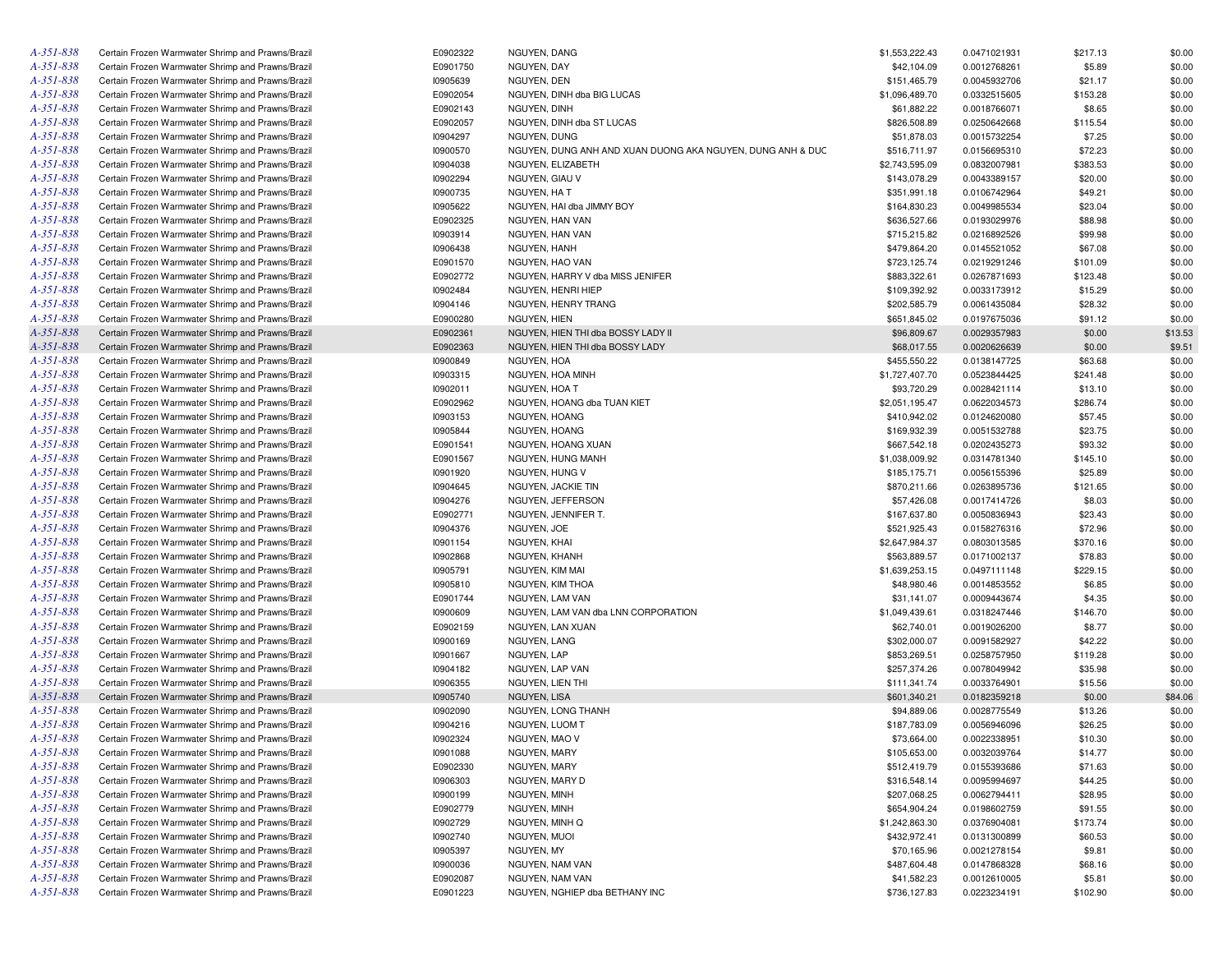| | | | | | | | |
|---|---|---|---|---|---|---|---|
| A-351-838 | Certain Frozen Warmwater Shrimp and Prawns/Brazil | E0902322 | NGUYEN, DANG | $1,553,222.43 | 0.0471021931 | $217.13 | $0.00 |
| A-351-838 | Certain Frozen Warmwater Shrimp and Prawns/Brazil | E0901750 | NGUYEN, DAY | $42,104.09 | 0.0012768261 | $5.89 | $0.00 |
| A-351-838 | Certain Frozen Warmwater Shrimp and Prawns/Brazil | I0905639 | NGUYEN, DEN | $151,465.79 | 0.0045932706 | $21.17 | $0.00 |
| A-351-838 | Certain Frozen Warmwater Shrimp and Prawns/Brazil | E0902054 | NGUYEN, DINH dba BIG LUCAS | $1,096,489.70 | 0.0332515605 | $153.28 | $0.00 |
| A-351-838 | Certain Frozen Warmwater Shrimp and Prawns/Brazil | E0902143 | NGUYEN, DINH | $61,882.22 | 0.0018766071 | $8.65 | $0.00 |
| A-351-838 | Certain Frozen Warmwater Shrimp and Prawns/Brazil | E0902057 | NGUYEN, DINH dba ST LUCAS | $826,508.89 | 0.0250642668 | $115.54 | $0.00 |
| A-351-838 | Certain Frozen Warmwater Shrimp and Prawns/Brazil | I0904297 | NGUYEN, DUNG | $51,878.03 | 0.0015732254 | $7.25 | $0.00 |
| A-351-838 | Certain Frozen Warmwater Shrimp and Prawns/Brazil | I0900570 | NGUYEN, DUNG ANH AND XUAN DUONG AKA NGUYEN, DUNG ANH & DUC | $516,711.97 | 0.0156695310 | $72.23 | $0.00 |
| A-351-838 | Certain Frozen Warmwater Shrimp and Prawns/Brazil | I0904038 | NGUYEN, ELIZABETH | $2,743,595.09 | 0.0832007981 | $383.53 | $0.00 |
| A-351-838 | Certain Frozen Warmwater Shrimp and Prawns/Brazil | I0902294 | NGUYEN, GIAU V | $143,078.29 | 0.0043389157 | $20.00 | $0.00 |
| A-351-838 | Certain Frozen Warmwater Shrimp and Prawns/Brazil | I0900735 | NGUYEN, HA T | $351,991.18 | 0.0106742964 | $49.21 | $0.00 |
| A-351-838 | Certain Frozen Warmwater Shrimp and Prawns/Brazil | I0905622 | NGUYEN, HAI dba JIMMY BOY | $164,830.23 | 0.0049985534 | $23.04 | $0.00 |
| A-351-838 | Certain Frozen Warmwater Shrimp and Prawns/Brazil | E0902325 | NGUYEN, HAN VAN | $636,527.66 | 0.0193029976 | $88.98 | $0.00 |
| A-351-838 | Certain Frozen Warmwater Shrimp and Prawns/Brazil | I0903914 | NGUYEN, HAN VAN | $715,215.82 | 0.0216892526 | $99.98 | $0.00 |
| A-351-838 | Certain Frozen Warmwater Shrimp and Prawns/Brazil | I0906438 | NGUYEN, HANH | $479,864.20 | 0.0145521052 | $67.08 | $0.00 |
| A-351-838 | Certain Frozen Warmwater Shrimp and Prawns/Brazil | E0901570 | NGUYEN, HAO VAN | $723,125.74 | 0.0219291246 | $101.09 | $0.00 |
| A-351-838 | Certain Frozen Warmwater Shrimp and Prawns/Brazil | E0902772 | NGUYEN, HARRY V dba MISS JENIFER | $883,322.61 | 0.0267871693 | $123.48 | $0.00 |
| A-351-838 | Certain Frozen Warmwater Shrimp and Prawns/Brazil | I0902484 | NGUYEN, HENRI HIEP | $109,392.92 | 0.0033173912 | $15.29 | $0.00 |
| A-351-838 | Certain Frozen Warmwater Shrimp and Prawns/Brazil | I0904146 | NGUYEN, HENRY TRANG | $202,585.79 | 0.0061435084 | $28.32 | $0.00 |
| A-351-838 | Certain Frozen Warmwater Shrimp and Prawns/Brazil | E0900280 | NGUYEN, HIEN | $651,845.02 | 0.0197675036 | $91.12 | $0.00 |
| A-351-838 | Certain Frozen Warmwater Shrimp and Prawns/Brazil | E0902361 | NGUYEN, HIEN THI dba BOSSY LADY II | $96,809.67 | 0.0029357983 | $0.00 | $13.53 |
| A-351-838 | Certain Frozen Warmwater Shrimp and Prawns/Brazil | E0902363 | NGUYEN, HIEN THI dba BOSSY LADY | $68,017.55 | 0.0020626639 | $0.00 | $9.51 |
| A-351-838 | Certain Frozen Warmwater Shrimp and Prawns/Brazil | I0900849 | NGUYEN, HOA | $455,550.22 | 0.0138147725 | $63.68 | $0.00 |
| A-351-838 | Certain Frozen Warmwater Shrimp and Prawns/Brazil | I0903315 | NGUYEN, HOA MINH | $1,727,407.70 | 0.0523844425 | $241.48 | $0.00 |
| A-351-838 | Certain Frozen Warmwater Shrimp and Prawns/Brazil | I0902011 | NGUYEN, HOA T | $93,720.29 | 0.0028421114 | $13.10 | $0.00 |
| A-351-838 | Certain Frozen Warmwater Shrimp and Prawns/Brazil | E0902962 | NGUYEN, HOANG dba TUAN KIET | $2,051,195.47 | 0.0622034573 | $286.74 | $0.00 |
| A-351-838 | Certain Frozen Warmwater Shrimp and Prawns/Brazil | I0903153 | NGUYEN, HOANG | $410,942.02 | 0.0124620080 | $57.45 | $0.00 |
| A-351-838 | Certain Frozen Warmwater Shrimp and Prawns/Brazil | I0905844 | NGUYEN, HOANG | $169,932.39 | 0.0051532788 | $23.75 | $0.00 |
| A-351-838 | Certain Frozen Warmwater Shrimp and Prawns/Brazil | E0901541 | NGUYEN, HOANG XUAN | $667,542.18 | 0.0202435273 | $93.32 | $0.00 |
| A-351-838 | Certain Frozen Warmwater Shrimp and Prawns/Brazil | E0901567 | NGUYEN, HUNG MANH | $1,038,009.92 | 0.0314781340 | $145.10 | $0.00 |
| A-351-838 | Certain Frozen Warmwater Shrimp and Prawns/Brazil | I0901920 | NGUYEN, HUNG V | $185,175.71 | 0.0056155396 | $25.89 | $0.00 |
| A-351-838 | Certain Frozen Warmwater Shrimp and Prawns/Brazil | I0904645 | NGUYEN, JACKIE TIN | $870,211.66 | 0.0263895736 | $121.65 | $0.00 |
| A-351-838 | Certain Frozen Warmwater Shrimp and Prawns/Brazil | I0904276 | NGUYEN, JEFFERSON | $57,426.08 | 0.0017414726 | $8.03 | $0.00 |
| A-351-838 | Certain Frozen Warmwater Shrimp and Prawns/Brazil | E0902771 | NGUYEN, JENNIFER T. | $167,637.80 | 0.0050836943 | $23.43 | $0.00 |
| A-351-838 | Certain Frozen Warmwater Shrimp and Prawns/Brazil | I0904376 | NGUYEN, JOE | $521,925.43 | 0.0158276316 | $72.96 | $0.00 |
| A-351-838 | Certain Frozen Warmwater Shrimp and Prawns/Brazil | I0901154 | NGUYEN, KHAI | $2,647,984.37 | 0.0803013585 | $370.16 | $0.00 |
| A-351-838 | Certain Frozen Warmwater Shrimp and Prawns/Brazil | I0902868 | NGUYEN, KHANH | $563,889.57 | 0.0171002137 | $78.83 | $0.00 |
| A-351-838 | Certain Frozen Warmwater Shrimp and Prawns/Brazil | I0905791 | NGUYEN, KIM MAI | $1,639,253.15 | 0.0497111148 | $229.15 | $0.00 |
| A-351-838 | Certain Frozen Warmwater Shrimp and Prawns/Brazil | I0905810 | NGUYEN, KIM THOA | $48,980.46 | 0.0014853552 | $6.85 | $0.00 |
| A-351-838 | Certain Frozen Warmwater Shrimp and Prawns/Brazil | E0901744 | NGUYEN, LAM VAN | $31,141.07 | 0.0009443674 | $4.35 | $0.00 |
| A-351-838 | Certain Frozen Warmwater Shrimp and Prawns/Brazil | I0900609 | NGUYEN, LAM VAN dba LNN CORPORATION | $1,049,439.61 | 0.0318247446 | $146.70 | $0.00 |
| A-351-838 | Certain Frozen Warmwater Shrimp and Prawns/Brazil | E0902159 | NGUYEN, LAN XUAN | $62,740.01 | 0.0019026200 | $8.77 | $0.00 |
| A-351-838 | Certain Frozen Warmwater Shrimp and Prawns/Brazil | I0900169 | NGUYEN, LANG | $302,000.07 | 0.0091582927 | $42.22 | $0.00 |
| A-351-838 | Certain Frozen Warmwater Shrimp and Prawns/Brazil | I0901667 | NGUYEN, LAP | $853,269.51 | 0.0258757950 | $119.28 | $0.00 |
| A-351-838 | Certain Frozen Warmwater Shrimp and Prawns/Brazil | I0904182 | NGUYEN, LAP VAN | $257,374.26 | 0.0078049942 | $35.98 | $0.00 |
| A-351-838 | Certain Frozen Warmwater Shrimp and Prawns/Brazil | I0906355 | NGUYEN, LIEN THI | $111,341.74 | 0.0033764901 | $15.56 | $0.00 |
| A-351-838 | Certain Frozen Warmwater Shrimp and Prawns/Brazil | I0905740 | NGUYEN, LISA | $601,340.21 | 0.0182359218 | $0.00 | $84.06 |
| A-351-838 | Certain Frozen Warmwater Shrimp and Prawns/Brazil | I0902090 | NGUYEN, LONG THANH | $94,889.06 | 0.0028775549 | $13.26 | $0.00 |
| A-351-838 | Certain Frozen Warmwater Shrimp and Prawns/Brazil | I0904216 | NGUYEN, LUOM T | $187,783.09 | 0.0056946096 | $26.25 | $0.00 |
| A-351-838 | Certain Frozen Warmwater Shrimp and Prawns/Brazil | I0902324 | NGUYEN, MAO V | $73,664.00 | 0.0022338951 | $10.30 | $0.00 |
| A-351-838 | Certain Frozen Warmwater Shrimp and Prawns/Brazil | I0901088 | NGUYEN, MARY | $105,653.00 | 0.0032039764 | $14.77 | $0.00 |
| A-351-838 | Certain Frozen Warmwater Shrimp and Prawns/Brazil | E0902330 | NGUYEN, MARY | $512,419.79 | 0.0155393686 | $71.63 | $0.00 |
| A-351-838 | Certain Frozen Warmwater Shrimp and Prawns/Brazil | I0906303 | NGUYEN, MARY D | $316,548.14 | 0.0095994697 | $44.25 | $0.00 |
| A-351-838 | Certain Frozen Warmwater Shrimp and Prawns/Brazil | I0900199 | NGUYEN, MINH | $207,068.25 | 0.0062794411 | $28.95 | $0.00 |
| A-351-838 | Certain Frozen Warmwater Shrimp and Prawns/Brazil | E0902779 | NGUYEN, MINH | $654,904.24 | 0.0198602759 | $91.55 | $0.00 |
| A-351-838 | Certain Frozen Warmwater Shrimp and Prawns/Brazil | I0902729 | NGUYEN, MINH Q | $1,242,863.30 | 0.0376904081 | $173.74 | $0.00 |
| A-351-838 | Certain Frozen Warmwater Shrimp and Prawns/Brazil | I0902740 | NGUYEN, MUOI | $432,972.41 | 0.0131300899 | $60.53 | $0.00 |
| A-351-838 | Certain Frozen Warmwater Shrimp and Prawns/Brazil | I0905397 | NGUYEN, MY | $70,165.96 | 0.0021278154 | $9.81 | $0.00 |
| A-351-838 | Certain Frozen Warmwater Shrimp and Prawns/Brazil | I0900036 | NGUYEN, NAM VAN | $487,604.48 | 0.0147868328 | $68.16 | $0.00 |
| A-351-838 | Certain Frozen Warmwater Shrimp and Prawns/Brazil | E0902087 | NGUYEN, NAM VAN | $41,582.23 | 0.0012610005 | $5.81 | $0.00 |
| A-351-838 | Certain Frozen Warmwater Shrimp and Prawns/Brazil | E0901223 | NGUYEN, NGHIEP dba BETHANY INC | $736,127.83 | 0.0223234191 | $102.90 | $0.00 |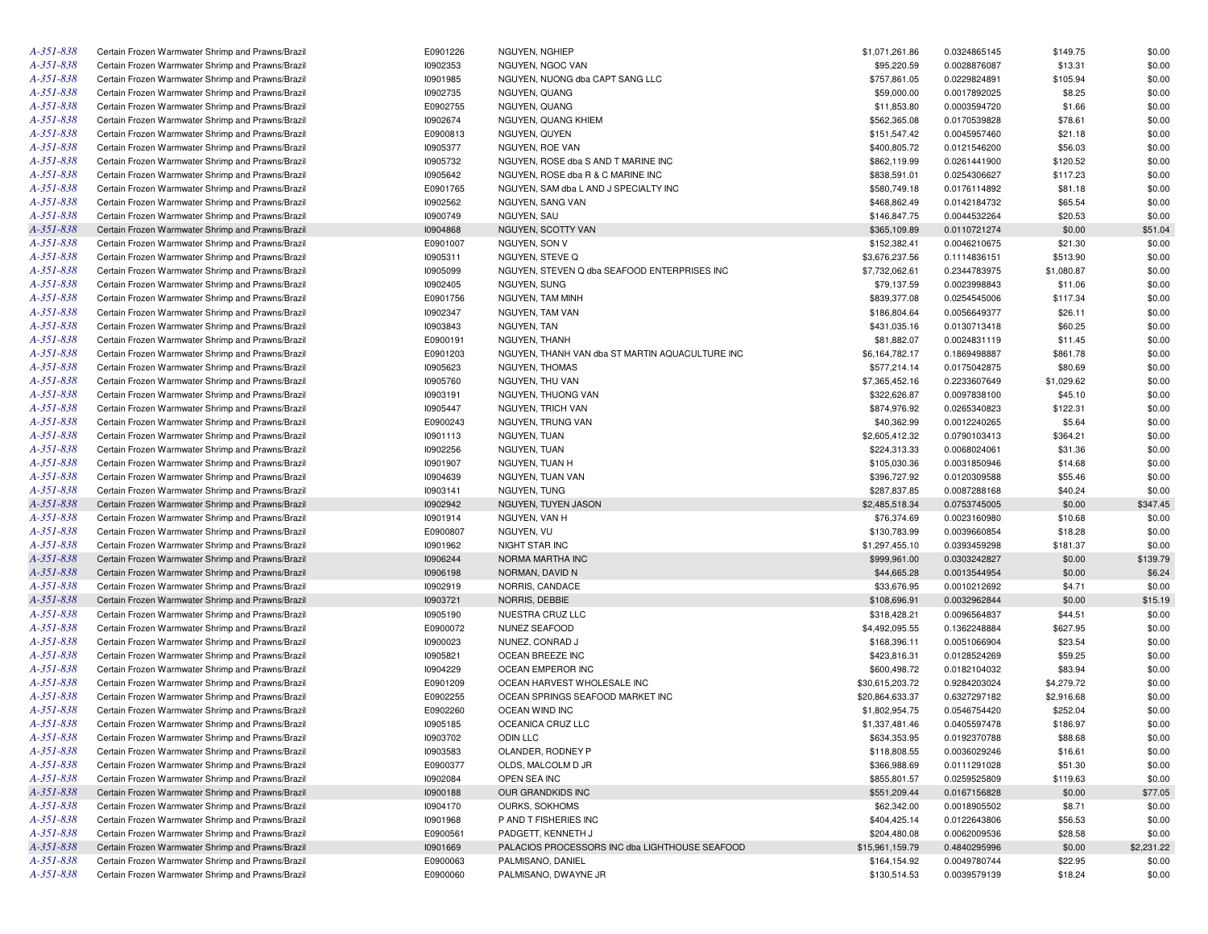| | | | | | | | |
|---|---|---|---|---|---|---|---|
| A-351-838 | Certain Frozen Warmwater Shrimp and Prawns/Brazil | E0901226 | NGUYEN, NGHIEP | $1,071,261.86 | 0.0324865145 | $149.75 | $0.00 |
| A-351-838 | Certain Frozen Warmwater Shrimp and Prawns/Brazil | I0902353 | NGUYEN, NGOC VAN | $95,220.59 | 0.0028876087 | $13.31 | $0.00 |
| A-351-838 | Certain Frozen Warmwater Shrimp and Prawns/Brazil | I0901985 | NGUYEN, NUONG dba CAPT SANG LLC | $757,861.05 | 0.0229824891 | $105.94 | $0.00 |
| A-351-838 | Certain Frozen Warmwater Shrimp and Prawns/Brazil | I0902735 | NGUYEN, QUANG | $59,000.00 | 0.0017892025 | $8.25 | $0.00 |
| A-351-838 | Certain Frozen Warmwater Shrimp and Prawns/Brazil | E0902755 | NGUYEN, QUANG | $11,853.80 | 0.0003594720 | $1.66 | $0.00 |
| A-351-838 | Certain Frozen Warmwater Shrimp and Prawns/Brazil | I0902674 | NGUYEN, QUANG KHIEM | $562,365.08 | 0.0170539828 | $78.61 | $0.00 |
| A-351-838 | Certain Frozen Warmwater Shrimp and Prawns/Brazil | E0900813 | NGUYEN, QUYEN | $151,547.42 | 0.0045957460 | $21.18 | $0.00 |
| A-351-838 | Certain Frozen Warmwater Shrimp and Prawns/Brazil | I0905377 | NGUYEN, ROE VAN | $400,805.72 | 0.0121546200 | $56.03 | $0.00 |
| A-351-838 | Certain Frozen Warmwater Shrimp and Prawns/Brazil | I0905732 | NGUYEN, ROSE dba S AND T MARINE INC | $862,119.99 | 0.0261441900 | $120.52 | $0.00 |
| A-351-838 | Certain Frozen Warmwater Shrimp and Prawns/Brazil | I0905642 | NGUYEN, ROSE dba R & C MARINE INC | $838,591.01 | 0.0254306627 | $117.23 | $0.00 |
| A-351-838 | Certain Frozen Warmwater Shrimp and Prawns/Brazil | E0901765 | NGUYEN, SAM dba L AND J SPECIALTY INC | $580,749.18 | 0.0176114892 | $81.18 | $0.00 |
| A-351-838 | Certain Frozen Warmwater Shrimp and Prawns/Brazil | I0902562 | NGUYEN, SANG VAN | $468,862.49 | 0.0142184732 | $65.54 | $0.00 |
| A-351-838 | Certain Frozen Warmwater Shrimp and Prawns/Brazil | I0900749 | NGUYEN, SAU | $146,847.75 | 0.0044532264 | $20.53 | $0.00 |
| A-351-838 | Certain Frozen Warmwater Shrimp and Prawns/Brazil | I0904868 | NGUYEN, SCOTTY VAN | $365,109.89 | 0.0110721274 | $0.00 | $51.04 |
| A-351-838 | Certain Frozen Warmwater Shrimp and Prawns/Brazil | E0901007 | NGUYEN, SON V | $152,382.41 | 0.0046210675 | $21.30 | $0.00 |
| A-351-838 | Certain Frozen Warmwater Shrimp and Prawns/Brazil | I0905311 | NGUYEN, STEVE Q | $3,676,237.56 | 0.1114836151 | $513.90 | $0.00 |
| A-351-838 | Certain Frozen Warmwater Shrimp and Prawns/Brazil | I0905099 | NGUYEN, STEVEN Q dba SEAFOOD ENTERPRISES INC | $7,732,062.61 | 0.2344783975 | $1,080.87 | $0.00 |
| A-351-838 | Certain Frozen Warmwater Shrimp and Prawns/Brazil | I0902405 | NGUYEN, SUNG | $79,137.59 | 0.0023998843 | $11.06 | $0.00 |
| A-351-838 | Certain Frozen Warmwater Shrimp and Prawns/Brazil | E0901756 | NGUYEN, TAM MINH | $839,377.08 | 0.0254545006 | $117.34 | $0.00 |
| A-351-838 | Certain Frozen Warmwater Shrimp and Prawns/Brazil | I0902347 | NGUYEN, TAM VAN | $186,804.64 | 0.0056649377 | $26.11 | $0.00 |
| A-351-838 | Certain Frozen Warmwater Shrimp and Prawns/Brazil | I0903843 | NGUYEN, TAN | $431,035.16 | 0.0130713418 | $60.25 | $0.00 |
| A-351-838 | Certain Frozen Warmwater Shrimp and Prawns/Brazil | E0900191 | NGUYEN, THANH | $81,882.07 | 0.0024831119 | $11.45 | $0.00 |
| A-351-838 | Certain Frozen Warmwater Shrimp and Prawns/Brazil | E0901203 | NGUYEN, THANH VAN dba ST MARTIN AQUACULTURE INC | $6,164,782.17 | 0.1869498887 | $861.78 | $0.00 |
| A-351-838 | Certain Frozen Warmwater Shrimp and Prawns/Brazil | I0905623 | NGUYEN, THOMAS | $577,214.14 | 0.0175042875 | $80.69 | $0.00 |
| A-351-838 | Certain Frozen Warmwater Shrimp and Prawns/Brazil | I0905760 | NGUYEN, THU VAN | $7,365,452.16 | 0.2233607649 | $1,029.62 | $0.00 |
| A-351-838 | Certain Frozen Warmwater Shrimp and Prawns/Brazil | I0903191 | NGUYEN, THUONG VAN | $322,626.87 | 0.0097838100 | $45.10 | $0.00 |
| A-351-838 | Certain Frozen Warmwater Shrimp and Prawns/Brazil | I0905447 | NGUYEN, TRICH VAN | $874,976.92 | 0.0265340823 | $122.31 | $0.00 |
| A-351-838 | Certain Frozen Warmwater Shrimp and Prawns/Brazil | E0900243 | NGUYEN, TRUNG VAN | $40,362.99 | 0.0012240265 | $5.64 | $0.00 |
| A-351-838 | Certain Frozen Warmwater Shrimp and Prawns/Brazil | I0901113 | NGUYEN, TUAN | $2,605,412.32 | 0.0790103413 | $364.21 | $0.00 |
| A-351-838 | Certain Frozen Warmwater Shrimp and Prawns/Brazil | I0902256 | NGUYEN, TUAN | $224,313.33 | 0.0068024061 | $31.36 | $0.00 |
| A-351-838 | Certain Frozen Warmwater Shrimp and Prawns/Brazil | I0901907 | NGUYEN, TUAN H | $105,030.36 | 0.0031850946 | $14.68 | $0.00 |
| A-351-838 | Certain Frozen Warmwater Shrimp and Prawns/Brazil | I0904639 | NGUYEN, TUAN VAN | $396,727.92 | 0.0120309588 | $55.46 | $0.00 |
| A-351-838 | Certain Frozen Warmwater Shrimp and Prawns/Brazil | I0903141 | NGUYEN, TUNG | $287,837.85 | 0.0087288168 | $40.24 | $0.00 |
| A-351-838 | Certain Frozen Warmwater Shrimp and Prawns/Brazil | I0902942 | NGUYEN, TUYEN JASON | $2,485,518.34 | 0.0753745005 | $0.00 | $347.45 |
| A-351-838 | Certain Frozen Warmwater Shrimp and Prawns/Brazil | I0901914 | NGUYEN, VAN H | $76,374.69 | 0.0023160980 | $10.68 | $0.00 |
| A-351-838 | Certain Frozen Warmwater Shrimp and Prawns/Brazil | E0900807 | NGUYEN, VU | $130,783.99 | 0.0039660854 | $18.28 | $0.00 |
| A-351-838 | Certain Frozen Warmwater Shrimp and Prawns/Brazil | I0901962 | NIGHT STAR INC | $1,297,455.10 | 0.0393459298 | $181.37 | $0.00 |
| A-351-838 | Certain Frozen Warmwater Shrimp and Prawns/Brazil | I0906244 | NORMA MARTHA INC | $999,961.00 | 0.0303242827 | $0.00 | $139.79 |
| A-351-838 | Certain Frozen Warmwater Shrimp and Prawns/Brazil | I0906198 | NORMAN, DAVID N | $44,665.28 | 0.0013544954 | $0.00 | $6.24 |
| A-351-838 | Certain Frozen Warmwater Shrimp and Prawns/Brazil | I0902919 | NORRIS, CANDACE | $33,676.95 | 0.0010212692 | $4.71 | $0.00 |
| A-351-838 | Certain Frozen Warmwater Shrimp and Prawns/Brazil | I0903721 | NORRIS, DEBBIE | $108,696.91 | 0.0032962844 | $0.00 | $15.19 |
| A-351-838 | Certain Frozen Warmwater Shrimp and Prawns/Brazil | I0905190 | NUESTRA CRUZ LLC | $318,428.21 | 0.0096564837 | $44.51 | $0.00 |
| A-351-838 | Certain Frozen Warmwater Shrimp and Prawns/Brazil | E0900072 | NUNEZ SEAFOOD | $4,492,095.55 | 0.1362248884 | $627.95 | $0.00 |
| A-351-838 | Certain Frozen Warmwater Shrimp and Prawns/Brazil | I0900023 | NUNEZ, CONRAD J | $168,396.11 | 0.0051066904 | $23.54 | $0.00 |
| A-351-838 | Certain Frozen Warmwater Shrimp and Prawns/Brazil | I0905821 | OCEAN BREEZE INC | $423,816.31 | 0.0128524269 | $59.25 | $0.00 |
| A-351-838 | Certain Frozen Warmwater Shrimp and Prawns/Brazil | I0904229 | OCEAN EMPEROR INC | $600,498.72 | 0.0182104032 | $83.94 | $0.00 |
| A-351-838 | Certain Frozen Warmwater Shrimp and Prawns/Brazil | E0901209 | OCEAN HARVEST WHOLESALE INC | $30,615,203.72 | 0.9284203024 | $4,279.72 | $0.00 |
| A-351-838 | Certain Frozen Warmwater Shrimp and Prawns/Brazil | E0902255 | OCEAN SPRINGS SEAFOOD MARKET INC | $20,864,633.37 | 0.6327297182 | $2,916.68 | $0.00 |
| A-351-838 | Certain Frozen Warmwater Shrimp and Prawns/Brazil | E0902260 | OCEAN WIND INC | $1,802,954.75 | 0.0546754420 | $252.04 | $0.00 |
| A-351-838 | Certain Frozen Warmwater Shrimp and Prawns/Brazil | I0905185 | OCEANICA CRUZ LLC | $1,337,481.46 | 0.0405597478 | $186.97 | $0.00 |
| A-351-838 | Certain Frozen Warmwater Shrimp and Prawns/Brazil | I0903702 | ODIN LLC | $634,353.95 | 0.0192370788 | $88.68 | $0.00 |
| A-351-838 | Certain Frozen Warmwater Shrimp and Prawns/Brazil | I0903583 | OLANDER, RODNEY P | $118,808.55 | 0.0036029246 | $16.61 | $0.00 |
| A-351-838 | Certain Frozen Warmwater Shrimp and Prawns/Brazil | E0900377 | OLDS, MALCOLM D JR | $366,988.69 | 0.0111291028 | $51.30 | $0.00 |
| A-351-838 | Certain Frozen Warmwater Shrimp and Prawns/Brazil | I0902084 | OPEN SEA INC | $855,801.57 | 0.0259525809 | $119.63 | $0.00 |
| A-351-838 | Certain Frozen Warmwater Shrimp and Prawns/Brazil | I0900188 | OUR GRANDKIDS INC | $551,209.44 | 0.0167156828 | $0.00 | $77.05 |
| A-351-838 | Certain Frozen Warmwater Shrimp and Prawns/Brazil | I0904170 | OURKS, SOKHOMS | $62,342.00 | 0.0018905502 | $8.71 | $0.00 |
| A-351-838 | Certain Frozen Warmwater Shrimp and Prawns/Brazil | I0901968 | P AND T FISHERIES INC | $404,425.14 | 0.0122643806 | $56.53 | $0.00 |
| A-351-838 | Certain Frozen Warmwater Shrimp and Prawns/Brazil | E0900561 | PADGETT, KENNETH J | $204,480.08 | 0.0062009536 | $28.58 | $0.00 |
| A-351-838 | Certain Frozen Warmwater Shrimp and Prawns/Brazil | I0901669 | PALACIOS PROCESSORS INC dba LIGHTHOUSE SEAFOOD | $15,961,159.79 | 0.4840295996 | $0.00 | $2,231.22 |
| A-351-838 | Certain Frozen Warmwater Shrimp and Prawns/Brazil | E0900063 | PALMISANO, DANIEL | $164,154.92 | 0.0049780744 | $22.95 | $0.00 |
| A-351-838 | Certain Frozen Warmwater Shrimp and Prawns/Brazil | E0900060 | PALMISANO, DWAYNE JR | $130,514.53 | 0.0039579139 | $18.24 | $0.00 |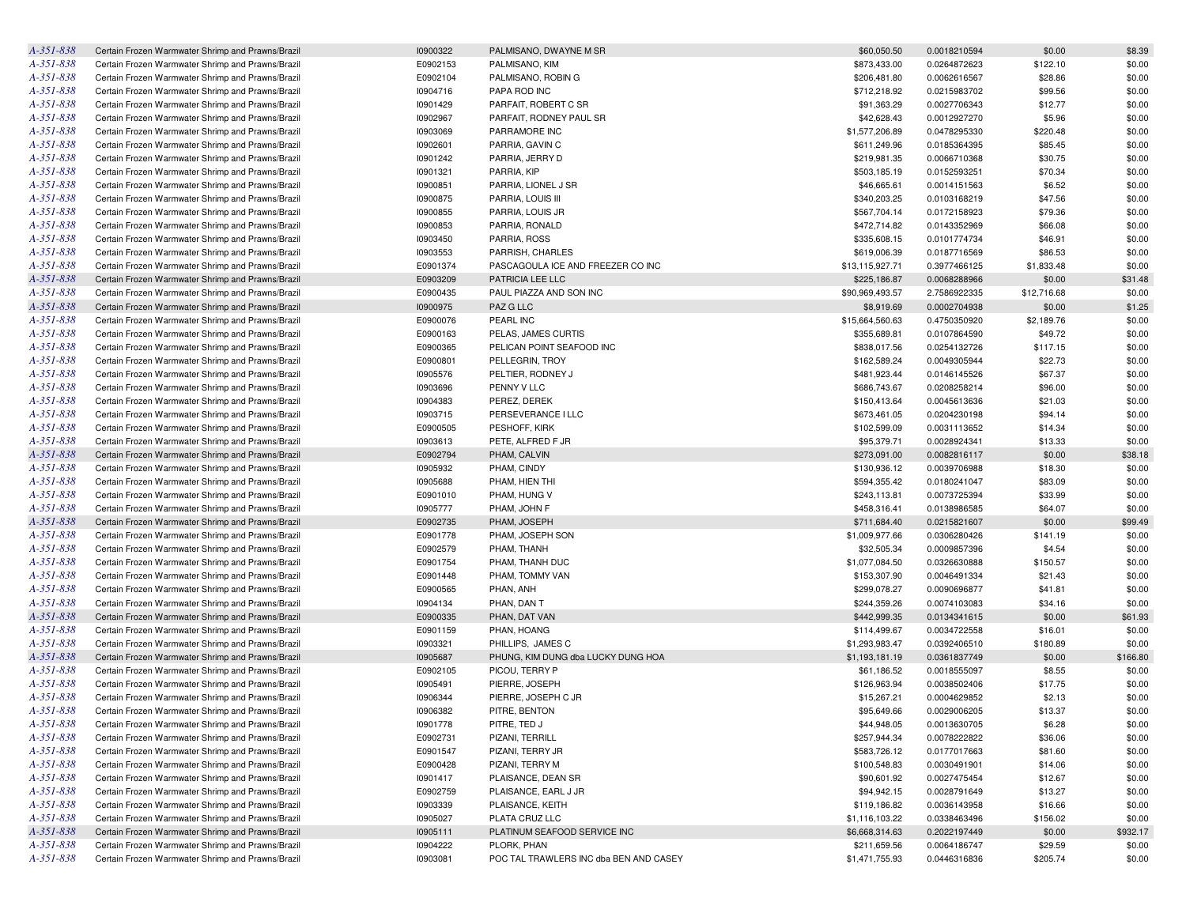| | | | | | | | |
|---|---|---|---|---|---|---|---|
| A-351-838 | Certain Frozen Warmwater Shrimp and Prawns/Brazil | I0900322 | PALMISANO, DWAYNE M SR | $60,050.50 | 0.0018210594 | $0.00 | $8.39 |
| A-351-838 | Certain Frozen Warmwater Shrimp and Prawns/Brazil | E0902153 | PALMISANO, KIM | $873,433.00 | 0.0264872623 | $122.10 | $0.00 |
| A-351-838 | Certain Frozen Warmwater Shrimp and Prawns/Brazil | E0902104 | PALMISANO, ROBIN G | $206,481.80 | 0.0062616567 | $28.86 | $0.00 |
| A-351-838 | Certain Frozen Warmwater Shrimp and Prawns/Brazil | I0904716 | PAPA ROD INC | $712,218.92 | 0.0215983702 | $99.56 | $0.00 |
| A-351-838 | Certain Frozen Warmwater Shrimp and Prawns/Brazil | I0901429 | PARFAIT, ROBERT C SR | $91,363.29 | 0.0027706343 | $12.77 | $0.00 |
| A-351-838 | Certain Frozen Warmwater Shrimp and Prawns/Brazil | I0902967 | PARFAIT, RODNEY PAUL SR | $42,628.43 | 0.0012927270 | $5.96 | $0.00 |
| A-351-838 | Certain Frozen Warmwater Shrimp and Prawns/Brazil | I0903069 | PARRAMORE INC | $1,577,206.89 | 0.0478295330 | $220.48 | $0.00 |
| A-351-838 | Certain Frozen Warmwater Shrimp and Prawns/Brazil | I0902601 | PARRIA, GAVIN C | $611,249.96 | 0.0185364395 | $85.45 | $0.00 |
| A-351-838 | Certain Frozen Warmwater Shrimp and Prawns/Brazil | I0901242 | PARRIA, JERRY D | $219,981.35 | 0.0066710368 | $30.75 | $0.00 |
| A-351-838 | Certain Frozen Warmwater Shrimp and Prawns/Brazil | I0901321 | PARRIA, KIP | $503,185.19 | 0.0152593251 | $70.34 | $0.00 |
| A-351-838 | Certain Frozen Warmwater Shrimp and Prawns/Brazil | I0900851 | PARRIA, LIONEL J SR | $46,665.61 | 0.0014151563 | $6.52 | $0.00 |
| A-351-838 | Certain Frozen Warmwater Shrimp and Prawns/Brazil | I0900875 | PARRIA, LOUIS III | $340,203.25 | 0.0103168219 | $47.56 | $0.00 |
| A-351-838 | Certain Frozen Warmwater Shrimp and Prawns/Brazil | I0900855 | PARRIA, LOUIS JR | $567,704.14 | 0.0172158923 | $79.36 | $0.00 |
| A-351-838 | Certain Frozen Warmwater Shrimp and Prawns/Brazil | I0900853 | PARRIA, RONALD | $472,714.82 | 0.0143352969 | $66.08 | $0.00 |
| A-351-838 | Certain Frozen Warmwater Shrimp and Prawns/Brazil | I0903450 | PARRIA, ROSS | $335,608.15 | 0.0101774734 | $46.91 | $0.00 |
| A-351-838 | Certain Frozen Warmwater Shrimp and Prawns/Brazil | I0903553 | PARRISH, CHARLES | $619,006.39 | 0.0187716569 | $86.53 | $0.00 |
| A-351-838 | Certain Frozen Warmwater Shrimp and Prawns/Brazil | E0901374 | PASCAGOULA ICE AND FREEZER CO INC | $13,115,927.71 | 0.3977466125 | $1,833.48 | $0.00 |
| A-351-838 | Certain Frozen Warmwater Shrimp and Prawns/Brazil | E0903209 | PATRICIA LEE LLC | $225,186.87 | 0.0068288966 | $0.00 | $31.48 |
| A-351-838 | Certain Frozen Warmwater Shrimp and Prawns/Brazil | E0900435 | PAUL PIAZZA AND SON INC | $90,969,493.57 | 2.7586922335 | $12,716.68 | $0.00 |
| A-351-838 | Certain Frozen Warmwater Shrimp and Prawns/Brazil | I0900975 | PAZ G LLC | $8,919.69 | 0.0002704938 | $0.00 | $1.25 |
| A-351-838 | Certain Frozen Warmwater Shrimp and Prawns/Brazil | E0900076 | PEARL INC | $15,664,560.63 | 0.4750350920 | $2,189.76 | $0.00 |
| A-351-838 | Certain Frozen Warmwater Shrimp and Prawns/Brazil | E0900163 | PELAS, JAMES CURTIS | $355,689.81 | 0.0107864590 | $49.72 | $0.00 |
| A-351-838 | Certain Frozen Warmwater Shrimp and Prawns/Brazil | E0900365 | PELICAN POINT SEAFOOD INC | $838,017.56 | 0.0254132726 | $117.15 | $0.00 |
| A-351-838 | Certain Frozen Warmwater Shrimp and Prawns/Brazil | E0900801 | PELLEGRIN, TROY | $162,589.24 | 0.0049305944 | $22.73 | $0.00 |
| A-351-838 | Certain Frozen Warmwater Shrimp and Prawns/Brazil | I0905576 | PELTIER, RODNEY J | $481,923.44 | 0.0146145526 | $67.37 | $0.00 |
| A-351-838 | Certain Frozen Warmwater Shrimp and Prawns/Brazil | I0903696 | PENNY V LLC | $686,743.67 | 0.0208258214 | $96.00 | $0.00 |
| A-351-838 | Certain Frozen Warmwater Shrimp and Prawns/Brazil | I0904383 | PEREZ, DEREK | $150,413.64 | 0.0045613636 | $21.03 | $0.00 |
| A-351-838 | Certain Frozen Warmwater Shrimp and Prawns/Brazil | I0903715 | PERSEVERANCE I LLC | $673,461.05 | 0.0204230198 | $94.14 | $0.00 |
| A-351-838 | Certain Frozen Warmwater Shrimp and Prawns/Brazil | E0900505 | PESHOFF, KIRK | $102,599.09 | 0.0031113652 | $14.34 | $0.00 |
| A-351-838 | Certain Frozen Warmwater Shrimp and Prawns/Brazil | I0903613 | PETE, ALFRED F JR | $95,379.71 | 0.0028924341 | $13.33 | $0.00 |
| A-351-838 | Certain Frozen Warmwater Shrimp and Prawns/Brazil | E0902794 | PHAM, CALVIN | $273,091.00 | 0.0082816117 | $0.00 | $38.18 |
| A-351-838 | Certain Frozen Warmwater Shrimp and Prawns/Brazil | I0905932 | PHAM, CINDY | $130,936.12 | 0.0039706988 | $18.30 | $0.00 |
| A-351-838 | Certain Frozen Warmwater Shrimp and Prawns/Brazil | I0905688 | PHAM, HIEN THI | $594,355.42 | 0.0180241047 | $83.09 | $0.00 |
| A-351-838 | Certain Frozen Warmwater Shrimp and Prawns/Brazil | E0901010 | PHAM, HUNG V | $243,113.81 | 0.0073725394 | $33.99 | $0.00 |
| A-351-838 | Certain Frozen Warmwater Shrimp and Prawns/Brazil | I0905777 | PHAM, JOHN F | $458,316.41 | 0.0138986585 | $64.07 | $0.00 |
| A-351-838 | Certain Frozen Warmwater Shrimp and Prawns/Brazil | E0902735 | PHAM, JOSEPH | $711,684.40 | 0.0215821607 | $0.00 | $99.49 |
| A-351-838 | Certain Frozen Warmwater Shrimp and Prawns/Brazil | E0901778 | PHAM, JOSEPH SON | $1,009,977.66 | 0.0306280426 | $141.19 | $0.00 |
| A-351-838 | Certain Frozen Warmwater Shrimp and Prawns/Brazil | E0902579 | PHAM, THANH | $32,505.34 | 0.0009857396 | $4.54 | $0.00 |
| A-351-838 | Certain Frozen Warmwater Shrimp and Prawns/Brazil | E0901754 | PHAM, THANH DUC | $1,077,084.50 | 0.0326630888 | $150.57 | $0.00 |
| A-351-838 | Certain Frozen Warmwater Shrimp and Prawns/Brazil | E0901448 | PHAM, TOMMY VAN | $153,307.90 | 0.0046491334 | $21.43 | $0.00 |
| A-351-838 | Certain Frozen Warmwater Shrimp and Prawns/Brazil | E0900565 | PHAN, ANH | $299,078.27 | 0.0090696877 | $41.81 | $0.00 |
| A-351-838 | Certain Frozen Warmwater Shrimp and Prawns/Brazil | I0904134 | PHAN, DAN T | $244,359.26 | 0.0074103083 | $34.16 | $0.00 |
| A-351-838 | Certain Frozen Warmwater Shrimp and Prawns/Brazil | E0900335 | PHAN, DAT VAN | $442,999.35 | 0.0134341615 | $0.00 | $61.93 |
| A-351-838 | Certain Frozen Warmwater Shrimp and Prawns/Brazil | E0901159 | PHAN, HOANG | $114,499.67 | 0.0034722558 | $16.01 | $0.00 |
| A-351-838 | Certain Frozen Warmwater Shrimp and Prawns/Brazil | I0903321 | PHILLIPS, JAMES C | $1,293,983.47 | 0.0392406510 | $180.89 | $0.00 |
| A-351-838 | Certain Frozen Warmwater Shrimp and Prawns/Brazil | I0905687 | PHUNG, KIM DUNG dba LUCKY DUNG HOA | $1,193,181.19 | 0.0361837749 | $0.00 | $166.80 |
| A-351-838 | Certain Frozen Warmwater Shrimp and Prawns/Brazil | E0902105 | PICOU, TERRY P | $61,186.52 | 0.0018555097 | $8.55 | $0.00 |
| A-351-838 | Certain Frozen Warmwater Shrimp and Prawns/Brazil | I0905491 | PIERRE, JOSEPH | $126,963.94 | 0.0038502406 | $17.75 | $0.00 |
| A-351-838 | Certain Frozen Warmwater Shrimp and Prawns/Brazil | I0906344 | PIERRE, JOSEPH C JR | $15,267.21 | 0.0004629852 | $2.13 | $0.00 |
| A-351-838 | Certain Frozen Warmwater Shrimp and Prawns/Brazil | I0906382 | PITRE, BENTON | $95,649.66 | 0.0029006205 | $13.37 | $0.00 |
| A-351-838 | Certain Frozen Warmwater Shrimp and Prawns/Brazil | I0901778 | PITRE, TED J | $44,948.05 | 0.0013630705 | $6.28 | $0.00 |
| A-351-838 | Certain Frozen Warmwater Shrimp and Prawns/Brazil | E0902731 | PIZANI, TERRILL | $257,944.34 | 0.0078222822 | $36.06 | $0.00 |
| A-351-838 | Certain Frozen Warmwater Shrimp and Prawns/Brazil | E0901547 | PIZANI, TERRY JR | $583,726.12 | 0.0177017663 | $81.60 | $0.00 |
| A-351-838 | Certain Frozen Warmwater Shrimp and Prawns/Brazil | E0900428 | PIZANI, TERRY M | $100,548.83 | 0.0030491901 | $14.06 | $0.00 |
| A-351-838 | Certain Frozen Warmwater Shrimp and Prawns/Brazil | I0901417 | PLAISANCE, DEAN SR | $90,601.92 | 0.0027475454 | $12.67 | $0.00 |
| A-351-838 | Certain Frozen Warmwater Shrimp and Prawns/Brazil | E0902759 | PLAISANCE, EARL J JR | $94,942.15 | 0.0028791649 | $13.27 | $0.00 |
| A-351-838 | Certain Frozen Warmwater Shrimp and Prawns/Brazil | I0903339 | PLAISANCE, KEITH | $119,186.82 | 0.0036143958 | $16.66 | $0.00 |
| A-351-838 | Certain Frozen Warmwater Shrimp and Prawns/Brazil | I0905027 | PLATA CRUZ LLC | $1,116,103.22 | 0.0338463496 | $156.02 | $0.00 |
| A-351-838 | Certain Frozen Warmwater Shrimp and Prawns/Brazil | I0905111 | PLATINUM SEAFOOD SERVICE INC | $6,668,314.63 | 0.2022197449 | $0.00 | $932.17 |
| A-351-838 | Certain Frozen Warmwater Shrimp and Prawns/Brazil | I0904222 | PLORK, PHAN | $211,659.56 | 0.0064186747 | $29.59 | $0.00 |
| A-351-838 | Certain Frozen Warmwater Shrimp and Prawns/Brazil | I0903081 | POC TAL TRAWLERS INC dba BEN AND CASEY | $1,471,755.93 | 0.0446316836 | $205.74 | $0.00 |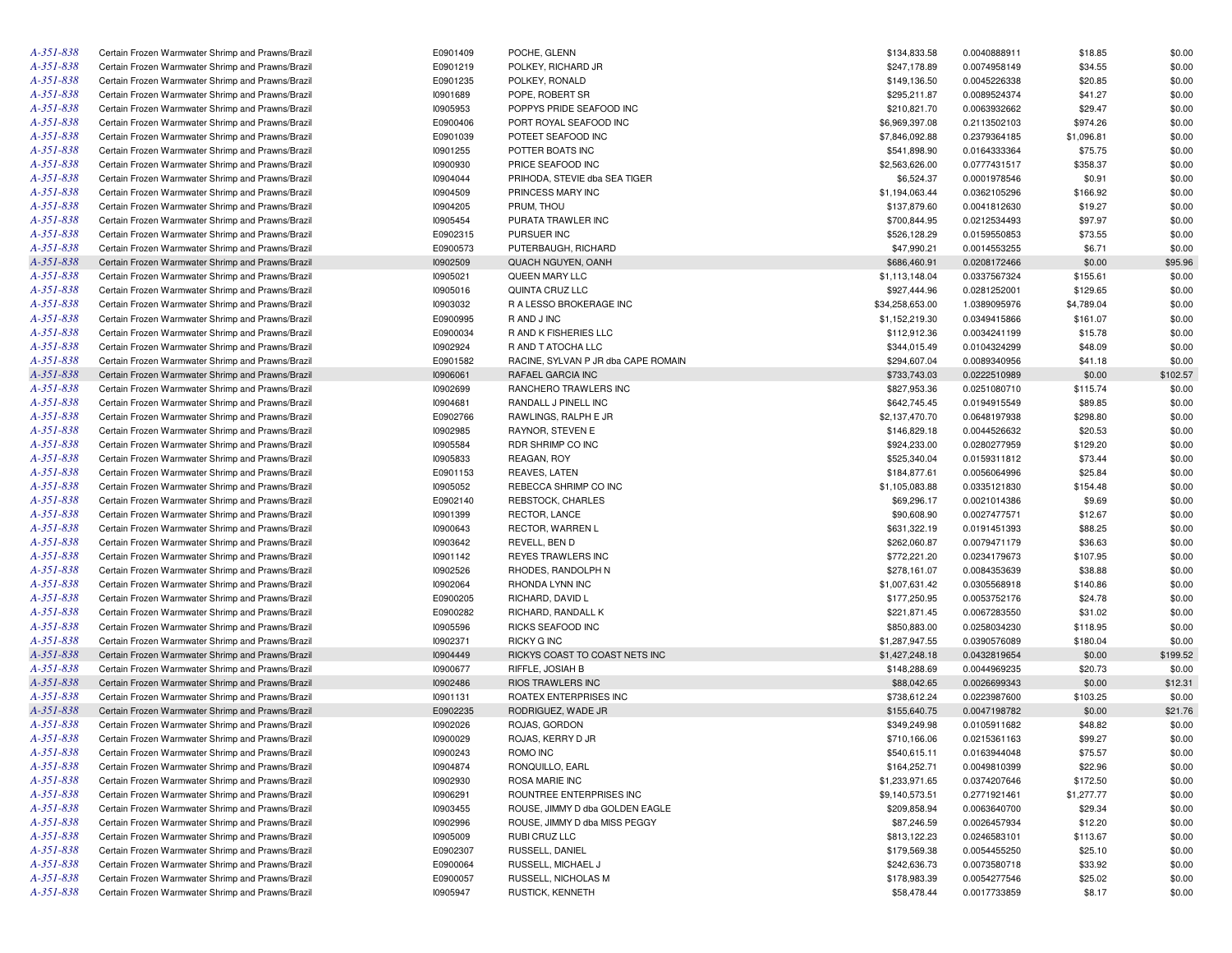| | | | | | | | |
|---|---|---|---|---|---|---|---|
| A-351-838 | Certain Frozen Warmwater Shrimp and Prawns/Brazil | E0901409 | POCHE, GLENN | $134,833.58 | 0.0040888911 | $18.85 | $0.00 |
| A-351-838 | Certain Frozen Warmwater Shrimp and Prawns/Brazil | E0901219 | POLKEY, RICHARD JR | $247,178.89 | 0.0074958149 | $34.55 | $0.00 |
| A-351-838 | Certain Frozen Warmwater Shrimp and Prawns/Brazil | E0901235 | POLKEY, RONALD | $149,136.50 | 0.0045226338 | $20.85 | $0.00 |
| A-351-838 | Certain Frozen Warmwater Shrimp and Prawns/Brazil | I0901689 | POPE, ROBERT SR | $295,211.87 | 0.0089524374 | $41.27 | $0.00 |
| A-351-838 | Certain Frozen Warmwater Shrimp and Prawns/Brazil | I0905953 | POPPYS PRIDE SEAFOOD INC | $210,821.70 | 0.0063932662 | $29.47 | $0.00 |
| A-351-838 | Certain Frozen Warmwater Shrimp and Prawns/Brazil | E0900406 | PORT ROYAL SEAFOOD INC | $6,969,397.08 | 0.2113502103 | $974.26 | $0.00 |
| A-351-838 | Certain Frozen Warmwater Shrimp and Prawns/Brazil | E0901039 | POTEET SEAFOOD INC | $7,846,092.88 | 0.2379364185 | $1,096.81 | $0.00 |
| A-351-838 | Certain Frozen Warmwater Shrimp and Prawns/Brazil | I0901255 | POTTER BOATS INC | $541,898.90 | 0.0164333364 | $75.75 | $0.00 |
| A-351-838 | Certain Frozen Warmwater Shrimp and Prawns/Brazil | I0900930 | PRICE SEAFOOD INC | $2,563,626.00 | 0.0777431517 | $358.37 | $0.00 |
| A-351-838 | Certain Frozen Warmwater Shrimp and Prawns/Brazil | I0904044 | PRIHODA, STEVIE dba SEA TIGER | $6,524.37 | 0.0001978546 | $0.91 | $0.00 |
| A-351-838 | Certain Frozen Warmwater Shrimp and Prawns/Brazil | I0904509 | PRINCESS MARY INC | $1,194,063.44 | 0.0362105296 | $166.92 | $0.00 |
| A-351-838 | Certain Frozen Warmwater Shrimp and Prawns/Brazil | I0904205 | PRUM, THOU | $137,879.60 | 0.0041812630 | $19.27 | $0.00 |
| A-351-838 | Certain Frozen Warmwater Shrimp and Prawns/Brazil | I0905454 | PURATA TRAWLER INC | $700,844.95 | 0.0212534493 | $97.97 | $0.00 |
| A-351-838 | Certain Frozen Warmwater Shrimp and Prawns/Brazil | E0902315 | PURSUER INC | $526,128.29 | 0.0159550853 | $73.55 | $0.00 |
| A-351-838 | Certain Frozen Warmwater Shrimp and Prawns/Brazil | E0900573 | PUTERBAUGH, RICHARD | $47,990.21 | 0.0014553255 | $6.71 | $0.00 |
| A-351-838 | Certain Frozen Warmwater Shrimp and Prawns/Brazil | I0902509 | QUACH NGUYEN, OANH | $686,460.91 | 0.0208172466 | $0.00 | $95.96 |
| A-351-838 | Certain Frozen Warmwater Shrimp and Prawns/Brazil | I0905021 | QUEEN MARY LLC | $1,113,148.04 | 0.0337567324 | $155.61 | $0.00 |
| A-351-838 | Certain Frozen Warmwater Shrimp and Prawns/Brazil | I0905016 | QUINTA CRUZ LLC | $927,444.96 | 0.0281252001 | $129.65 | $0.00 |
| A-351-838 | Certain Frozen Warmwater Shrimp and Prawns/Brazil | I0903032 | R A LESSO BROKERAGE INC | $34,258,653.00 | 1.0389095976 | $4,789.04 | $0.00 |
| A-351-838 | Certain Frozen Warmwater Shrimp and Prawns/Brazil | E0900995 | R AND J INC | $1,152,219.30 | 0.0349415866 | $161.07 | $0.00 |
| A-351-838 | Certain Frozen Warmwater Shrimp and Prawns/Brazil | E0900034 | R AND K FISHERIES LLC | $112,912.36 | 0.0034241199 | $15.78 | $0.00 |
| A-351-838 | Certain Frozen Warmwater Shrimp and Prawns/Brazil | I0902924 | R AND T ATOCHA LLC | $344,015.49 | 0.0104324299 | $48.09 | $0.00 |
| A-351-838 | Certain Frozen Warmwater Shrimp and Prawns/Brazil | E0901582 | RACINE, SYLVAN P JR dba CAPE ROMAIN | $294,607.04 | 0.0089340956 | $41.18 | $0.00 |
| A-351-838 | Certain Frozen Warmwater Shrimp and Prawns/Brazil | I0906061 | RAFAEL GARCIA INC | $733,743.03 | 0.0222510989 | $0.00 | $102.57 |
| A-351-838 | Certain Frozen Warmwater Shrimp and Prawns/Brazil | I0902699 | RANCHERO TRAWLERS INC | $827,953.36 | 0.0251080710 | $115.74 | $0.00 |
| A-351-838 | Certain Frozen Warmwater Shrimp and Prawns/Brazil | I0904681 | RANDALL J PINELL INC | $642,745.45 | 0.0194915549 | $89.85 | $0.00 |
| A-351-838 | Certain Frozen Warmwater Shrimp and Prawns/Brazil | E0902766 | RAWLINGS, RALPH E JR | $2,137,470.70 | 0.0648197938 | $298.80 | $0.00 |
| A-351-838 | Certain Frozen Warmwater Shrimp and Prawns/Brazil | I0902985 | RAYNOR, STEVEN E | $146,829.18 | 0.0044526632 | $20.53 | $0.00 |
| A-351-838 | Certain Frozen Warmwater Shrimp and Prawns/Brazil | I0905584 | RDR SHRIMP CO INC | $924,233.00 | 0.0280277959 | $129.20 | $0.00 |
| A-351-838 | Certain Frozen Warmwater Shrimp and Prawns/Brazil | I0905833 | REAGAN, ROY | $525,340.04 | 0.0159311812 | $73.44 | $0.00 |
| A-351-838 | Certain Frozen Warmwater Shrimp and Prawns/Brazil | E0901153 | REAVES, LATEN | $184,877.61 | 0.0056064996 | $25.84 | $0.00 |
| A-351-838 | Certain Frozen Warmwater Shrimp and Prawns/Brazil | I0905052 | REBECCA SHRIMP CO INC | $1,105,083.88 | 0.0335121830 | $154.48 | $0.00 |
| A-351-838 | Certain Frozen Warmwater Shrimp and Prawns/Brazil | E0902140 | REBSTOCK, CHARLES | $69,296.17 | 0.0021014386 | $9.69 | $0.00 |
| A-351-838 | Certain Frozen Warmwater Shrimp and Prawns/Brazil | I0901399 | RECTOR, LANCE | $90,608.90 | 0.0027477571 | $12.67 | $0.00 |
| A-351-838 | Certain Frozen Warmwater Shrimp and Prawns/Brazil | I0900643 | RECTOR, WARREN L | $631,322.19 | 0.0191451393 | $88.25 | $0.00 |
| A-351-838 | Certain Frozen Warmwater Shrimp and Prawns/Brazil | I0903642 | REVELL, BEN D | $262,060.87 | 0.0079471179 | $36.63 | $0.00 |
| A-351-838 | Certain Frozen Warmwater Shrimp and Prawns/Brazil | I0901142 | REYES TRAWLERS INC | $772,221.20 | 0.0234179673 | $107.95 | $0.00 |
| A-351-838 | Certain Frozen Warmwater Shrimp and Prawns/Brazil | I0902526 | RHODES, RANDOLPH N | $278,161.07 | 0.0084353639 | $38.88 | $0.00 |
| A-351-838 | Certain Frozen Warmwater Shrimp and Prawns/Brazil | I0902064 | RHONDA LYNN INC | $1,007,631.42 | 0.0305568918 | $140.86 | $0.00 |
| A-351-838 | Certain Frozen Warmwater Shrimp and Prawns/Brazil | E0900205 | RICHARD, DAVID L | $177,250.95 | 0.0053752176 | $24.78 | $0.00 |
| A-351-838 | Certain Frozen Warmwater Shrimp and Prawns/Brazil | E0900282 | RICHARD, RANDALL K | $221,871.45 | 0.0067283550 | $31.02 | $0.00 |
| A-351-838 | Certain Frozen Warmwater Shrimp and Prawns/Brazil | I0905596 | RICKS SEAFOOD INC | $850,883.00 | 0.0258034230 | $118.95 | $0.00 |
| A-351-838 | Certain Frozen Warmwater Shrimp and Prawns/Brazil | I0902371 | RICKY G INC | $1,287,947.55 | 0.0390576089 | $180.04 | $0.00 |
| A-351-838 | Certain Frozen Warmwater Shrimp and Prawns/Brazil | I0904449 | RICKYS COAST TO COAST NETS INC | $1,427,248.18 | 0.0432819654 | $0.00 | $199.52 |
| A-351-838 | Certain Frozen Warmwater Shrimp and Prawns/Brazil | I0900677 | RIFFLE, JOSIAH B | $148,288.69 | 0.0044969235 | $20.73 | $0.00 |
| A-351-838 | Certain Frozen Warmwater Shrimp and Prawns/Brazil | I0902486 | RIOS TRAWLERS INC | $88,042.65 | 0.0026699343 | $0.00 | $12.31 |
| A-351-838 | Certain Frozen Warmwater Shrimp and Prawns/Brazil | I0901131 | ROATEX ENTERPRISES INC | $738,612.24 | 0.0223987600 | $103.25 | $0.00 |
| A-351-838 | Certain Frozen Warmwater Shrimp and Prawns/Brazil | E0902235 | RODRIGUEZ, WADE JR | $155,640.75 | 0.0047198782 | $0.00 | $21.76 |
| A-351-838 | Certain Frozen Warmwater Shrimp and Prawns/Brazil | I0902026 | ROJAS, GORDON | $349,249.98 | 0.0105911682 | $48.82 | $0.00 |
| A-351-838 | Certain Frozen Warmwater Shrimp and Prawns/Brazil | I0900029 | ROJAS, KERRY D JR | $710,166.06 | 0.0215361163 | $99.27 | $0.00 |
| A-351-838 | Certain Frozen Warmwater Shrimp and Prawns/Brazil | I0900243 | ROMO INC | $540,615.11 | 0.0163944048 | $75.57 | $0.00 |
| A-351-838 | Certain Frozen Warmwater Shrimp and Prawns/Brazil | I0904874 | RONQUILLO, EARL | $164,252.71 | 0.0049810399 | $22.96 | $0.00 |
| A-351-838 | Certain Frozen Warmwater Shrimp and Prawns/Brazil | I0902930 | ROSA MARIE INC | $1,233,971.65 | 0.0374207646 | $172.50 | $0.00 |
| A-351-838 | Certain Frozen Warmwater Shrimp and Prawns/Brazil | I0906291 | ROUNTREE ENTERPRISES INC | $9,140,573.51 | 0.2771921461 | $1,277.77 | $0.00 |
| A-351-838 | Certain Frozen Warmwater Shrimp and Prawns/Brazil | I0903455 | ROUSE, JIMMY D dba GOLDEN EAGLE | $209,858.94 | 0.0063640700 | $29.34 | $0.00 |
| A-351-838 | Certain Frozen Warmwater Shrimp and Prawns/Brazil | I0902996 | ROUSE, JIMMY D dba MISS PEGGY | $87,246.59 | 0.0026457934 | $12.20 | $0.00 |
| A-351-838 | Certain Frozen Warmwater Shrimp and Prawns/Brazil | I0905009 | RUBI CRUZ LLC | $813,122.23 | 0.0246583101 | $113.67 | $0.00 |
| A-351-838 | Certain Frozen Warmwater Shrimp and Prawns/Brazil | E0902307 | RUSSELL, DANIEL | $179,569.38 | 0.0054455250 | $25.10 | $0.00 |
| A-351-838 | Certain Frozen Warmwater Shrimp and Prawns/Brazil | E0900064 | RUSSELL, MICHAEL J | $242,636.73 | 0.0073580718 | $33.92 | $0.00 |
| A-351-838 | Certain Frozen Warmwater Shrimp and Prawns/Brazil | E0900057 | RUSSELL, NICHOLAS M | $178,983.39 | 0.0054277546 | $25.02 | $0.00 |
| A-351-838 | Certain Frozen Warmwater Shrimp and Prawns/Brazil | I0905947 | RUSTICK, KENNETH | $58,478.44 | 0.0017733859 | $8.17 | $0.00 |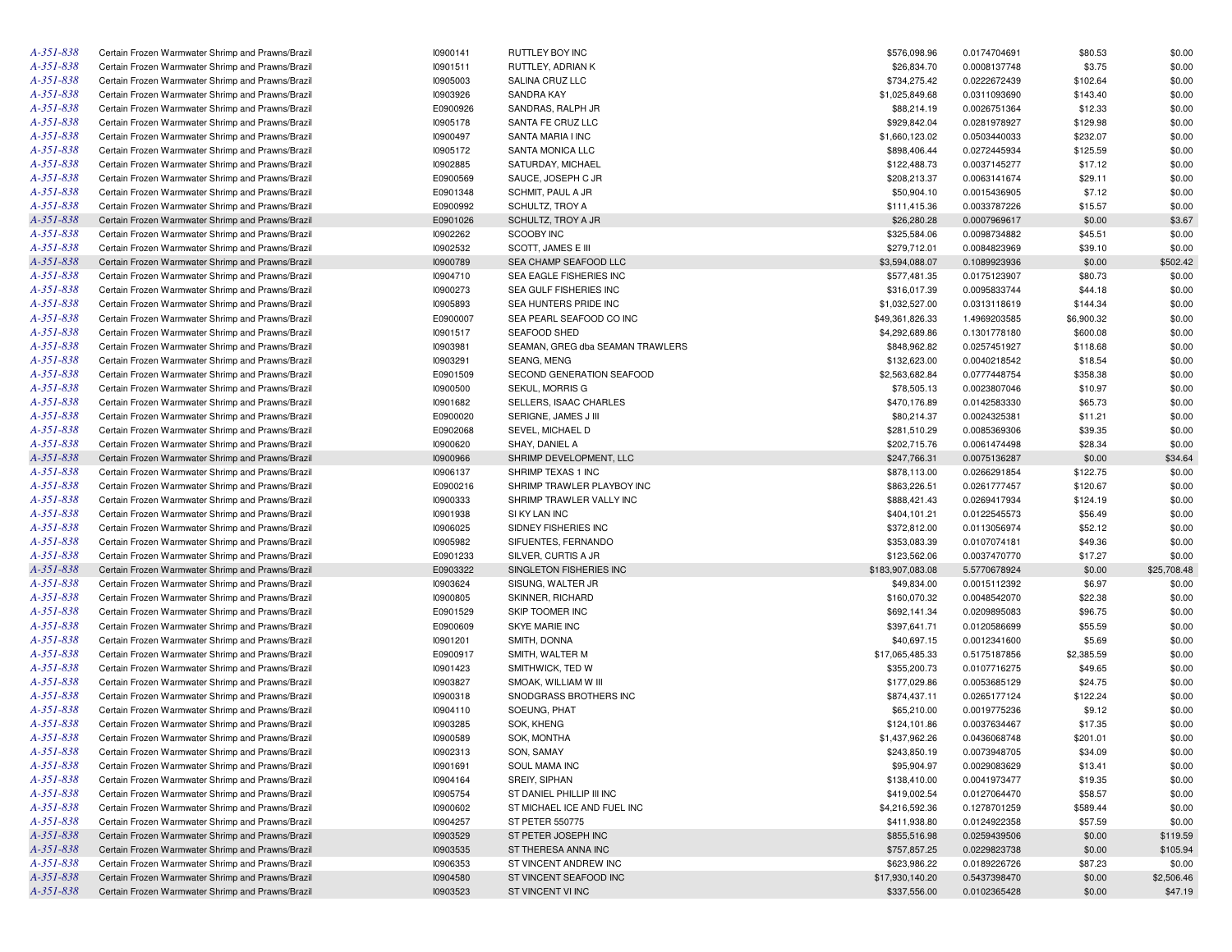| | | | | | | | |
|---|---|---|---|---|---|---|---|
| A-351-838 | Certain Frozen Warmwater Shrimp and Prawns/Brazil | I0900141 | RUTTLEY BOY INC | $576,098.96 | 0.0174704691 | $80.53 | $0.00 |
| A-351-838 | Certain Frozen Warmwater Shrimp and Prawns/Brazil | I0901511 | RUTTLEY, ADRIAN K | $26,834.70 | 0.0008137748 | $3.75 | $0.00 |
| A-351-838 | Certain Frozen Warmwater Shrimp and Prawns/Brazil | I0905003 | SALINA CRUZ LLC | $734,275.42 | 0.0222672439 | $102.64 | $0.00 |
| A-351-838 | Certain Frozen Warmwater Shrimp and Prawns/Brazil | I0903926 | SANDRA KAY | $1,025,849.68 | 0.0311093690 | $143.40 | $0.00 |
| A-351-838 | Certain Frozen Warmwater Shrimp and Prawns/Brazil | E0900926 | SANDRAS, RALPH JR | $88,214.19 | 0.0026751364 | $12.33 | $0.00 |
| A-351-838 | Certain Frozen Warmwater Shrimp and Prawns/Brazil | I0905178 | SANTA FE CRUZ LLC | $929,842.04 | 0.0281978927 | $129.98 | $0.00 |
| A-351-838 | Certain Frozen Warmwater Shrimp and Prawns/Brazil | I0900497 | SANTA MARIA I INC | $1,660,123.02 | 0.0503440033 | $232.07 | $0.00 |
| A-351-838 | Certain Frozen Warmwater Shrimp and Prawns/Brazil | I0905172 | SANTA MONICA LLC | $898,406.44 | 0.0272445934 | $125.59 | $0.00 |
| A-351-838 | Certain Frozen Warmwater Shrimp and Prawns/Brazil | I0902885 | SATURDAY, MICHAEL | $122,488.73 | 0.0037145277 | $17.12 | $0.00 |
| A-351-838 | Certain Frozen Warmwater Shrimp and Prawns/Brazil | E0900569 | SAUCE, JOSEPH C JR | $208,213.37 | 0.0063141674 | $29.11 | $0.00 |
| A-351-838 | Certain Frozen Warmwater Shrimp and Prawns/Brazil | E0901348 | SCHMIT, PAUL A JR | $50,904.10 | 0.0015436905 | $7.12 | $0.00 |
| A-351-838 | Certain Frozen Warmwater Shrimp and Prawns/Brazil | E0900992 | SCHULTZ, TROY A | $111,415.36 | 0.0033787226 | $15.57 | $0.00 |
| A-351-838 | Certain Frozen Warmwater Shrimp and Prawns/Brazil | E0901026 | SCHULTZ, TROY A JR | $26,280.28 | 0.0007969617 | $0.00 | $3.67 |
| A-351-838 | Certain Frozen Warmwater Shrimp and Prawns/Brazil | I0902262 | SCOOBY INC | $325,584.06 | 0.0098734882 | $45.51 | $0.00 |
| A-351-838 | Certain Frozen Warmwater Shrimp and Prawns/Brazil | I0902532 | SCOTT, JAMES E III | $279,712.01 | 0.0084823969 | $39.10 | $0.00 |
| A-351-838 | Certain Frozen Warmwater Shrimp and Prawns/Brazil | I0900789 | SEA CHAMP SEAFOOD LLC | $3,594,088.07 | 0.1089923936 | $0.00 | $502.42 |
| A-351-838 | Certain Frozen Warmwater Shrimp and Prawns/Brazil | I0904710 | SEA EAGLE FISHERIES INC | $577,481.35 | 0.0175123907 | $80.73 | $0.00 |
| A-351-838 | Certain Frozen Warmwater Shrimp and Prawns/Brazil | I0900273 | SEA GULF FISHERIES INC | $316,017.39 | 0.0095833744 | $44.18 | $0.00 |
| A-351-838 | Certain Frozen Warmwater Shrimp and Prawns/Brazil | I0905893 | SEA HUNTERS PRIDE INC | $1,032,527.00 | 0.0313118619 | $144.34 | $0.00 |
| A-351-838 | Certain Frozen Warmwater Shrimp and Prawns/Brazil | E0900007 | SEA PEARL SEAFOOD CO INC | $49,361,826.33 | 1.4969203585 | $6,900.32 | $0.00 |
| A-351-838 | Certain Frozen Warmwater Shrimp and Prawns/Brazil | I0901517 | SEAFOOD SHED | $4,292,689.86 | 0.1301778180 | $600.08 | $0.00 |
| A-351-838 | Certain Frozen Warmwater Shrimp and Prawns/Brazil | I0903981 | SEAMAN, GREG dba SEAMAN TRAWLERS | $848,962.82 | 0.0257451927 | $118.68 | $0.00 |
| A-351-838 | Certain Frozen Warmwater Shrimp and Prawns/Brazil | I0903291 | SEANG, MENG | $132,623.00 | 0.0040218542 | $18.54 | $0.00 |
| A-351-838 | Certain Frozen Warmwater Shrimp and Prawns/Brazil | E0901509 | SECOND GENERATION SEAFOOD | $2,563,682.84 | 0.0777448754 | $358.38 | $0.00 |
| A-351-838 | Certain Frozen Warmwater Shrimp and Prawns/Brazil | I0900500 | SEKUL, MORRIS G | $78,505.13 | 0.0023807046 | $10.97 | $0.00 |
| A-351-838 | Certain Frozen Warmwater Shrimp and Prawns/Brazil | I0901682 | SELLERS, ISAAC CHARLES | $470,176.89 | 0.0142583330 | $65.73 | $0.00 |
| A-351-838 | Certain Frozen Warmwater Shrimp and Prawns/Brazil | E0900020 | SERIGNE, JAMES J III | $80,214.37 | 0.0024325381 | $11.21 | $0.00 |
| A-351-838 | Certain Frozen Warmwater Shrimp and Prawns/Brazil | E0902068 | SEVEL, MICHAEL D | $281,510.29 | 0.0085369306 | $39.35 | $0.00 |
| A-351-838 | Certain Frozen Warmwater Shrimp and Prawns/Brazil | I0900620 | SHAY, DANIEL A | $202,715.76 | 0.0061474498 | $28.34 | $0.00 |
| A-351-838 | Certain Frozen Warmwater Shrimp and Prawns/Brazil | I0900966 | SHRIMP DEVELOPMENT, LLC | $247,766.31 | 0.0075136287 | $0.00 | $34.64 |
| A-351-838 | Certain Frozen Warmwater Shrimp and Prawns/Brazil | I0906137 | SHRIMP TEXAS 1 INC | $878,113.00 | 0.0266291854 | $122.75 | $0.00 |
| A-351-838 | Certain Frozen Warmwater Shrimp and Prawns/Brazil | E0900216 | SHRIMP TRAWLER PLAYBOY INC | $863,226.51 | 0.0261777457 | $120.67 | $0.00 |
| A-351-838 | Certain Frozen Warmwater Shrimp and Prawns/Brazil | I0900333 | SHRIMP TRAWLER VALLY INC | $888,421.43 | 0.0269417934 | $124.19 | $0.00 |
| A-351-838 | Certain Frozen Warmwater Shrimp and Prawns/Brazil | I0901938 | SI KY LAN INC | $404,101.21 | 0.0122545573 | $56.49 | $0.00 |
| A-351-838 | Certain Frozen Warmwater Shrimp and Prawns/Brazil | I0906025 | SIDNEY FISHERIES INC | $372,812.00 | 0.0113056974 | $52.12 | $0.00 |
| A-351-838 | Certain Frozen Warmwater Shrimp and Prawns/Brazil | I0905982 | SIFUENTES, FERNANDO | $353,083.39 | 0.0107074181 | $49.36 | $0.00 |
| A-351-838 | Certain Frozen Warmwater Shrimp and Prawns/Brazil | E0901233 | SILVER, CURTIS A JR | $123,562.06 | 0.0037470770 | $17.27 | $0.00 |
| A-351-838 | Certain Frozen Warmwater Shrimp and Prawns/Brazil | E0903322 | SINGLETON FISHERIES INC | $183,907,083.08 | 5.5770678924 | $0.00 | $25,708.48 |
| A-351-838 | Certain Frozen Warmwater Shrimp and Prawns/Brazil | I0903624 | SISUNG, WALTER JR | $49,834.00 | 0.0015112392 | $6.97 | $0.00 |
| A-351-838 | Certain Frozen Warmwater Shrimp and Prawns/Brazil | I0900805 | SKINNER, RICHARD | $160,070.32 | 0.0048542070 | $22.38 | $0.00 |
| A-351-838 | Certain Frozen Warmwater Shrimp and Prawns/Brazil | E0901529 | SKIP TOOMER INC | $692,141.34 | 0.0209895083 | $96.75 | $0.00 |
| A-351-838 | Certain Frozen Warmwater Shrimp and Prawns/Brazil | E0900609 | SKYE MARIE INC | $397,641.71 | 0.0120586699 | $55.59 | $0.00 |
| A-351-838 | Certain Frozen Warmwater Shrimp and Prawns/Brazil | I0901201 | SMITH, DONNA | $40,697.15 | 0.0012341600 | $5.69 | $0.00 |
| A-351-838 | Certain Frozen Warmwater Shrimp and Prawns/Brazil | E0900917 | SMITH, WALTER M | $17,065,485.33 | 0.5175187856 | $2,385.59 | $0.00 |
| A-351-838 | Certain Frozen Warmwater Shrimp and Prawns/Brazil | I0901423 | SMITHWICK, TED W | $355,200.73 | 0.0107716275 | $49.65 | $0.00 |
| A-351-838 | Certain Frozen Warmwater Shrimp and Prawns/Brazil | I0903827 | SMOAK, WILLIAM W III | $177,029.86 | 0.0053685129 | $24.75 | $0.00 |
| A-351-838 | Certain Frozen Warmwater Shrimp and Prawns/Brazil | I0900318 | SNODGRASS BROTHERS INC | $874,437.11 | 0.0265177124 | $122.24 | $0.00 |
| A-351-838 | Certain Frozen Warmwater Shrimp and Prawns/Brazil | I0904110 | SOEUNG, PHAT | $65,210.00 | 0.0019775236 | $9.12 | $0.00 |
| A-351-838 | Certain Frozen Warmwater Shrimp and Prawns/Brazil | I0903285 | SOK, KHENG | $124,101.86 | 0.0037634467 | $17.35 | $0.00 |
| A-351-838 | Certain Frozen Warmwater Shrimp and Prawns/Brazil | I0900589 | SOK, MONTHA | $1,437,962.26 | 0.0436068748 | $201.01 | $0.00 |
| A-351-838 | Certain Frozen Warmwater Shrimp and Prawns/Brazil | I0902313 | SON, SAMAY | $243,850.19 | 0.0073948705 | $34.09 | $0.00 |
| A-351-838 | Certain Frozen Warmwater Shrimp and Prawns/Brazil | I0901691 | SOUL MAMA INC | $95,904.97 | 0.0029083629 | $13.41 | $0.00 |
| A-351-838 | Certain Frozen Warmwater Shrimp and Prawns/Brazil | I0904164 | SREIY, SIPHAN | $138,410.00 | 0.0041973477 | $19.35 | $0.00 |
| A-351-838 | Certain Frozen Warmwater Shrimp and Prawns/Brazil | I0905754 | ST DANIEL PHILLIP III INC | $419,002.54 | 0.0127064470 | $58.57 | $0.00 |
| A-351-838 | Certain Frozen Warmwater Shrimp and Prawns/Brazil | I0900602 | ST MICHAEL ICE AND FUEL INC | $4,216,592.36 | 0.1278701259 | $589.44 | $0.00 |
| A-351-838 | Certain Frozen Warmwater Shrimp and Prawns/Brazil | I0904257 | ST PETER 550775 | $411,938.80 | 0.0124922358 | $57.59 | $0.00 |
| A-351-838 | Certain Frozen Warmwater Shrimp and Prawns/Brazil | I0903529 | ST PETER JOSEPH INC | $855,516.98 | 0.0259439506 | $0.00 | $119.59 |
| A-351-838 | Certain Frozen Warmwater Shrimp and Prawns/Brazil | I0903535 | ST THERESA ANNA INC | $757,857.25 | 0.0229823738 | $0.00 | $105.94 |
| A-351-838 | Certain Frozen Warmwater Shrimp and Prawns/Brazil | I0906353 | ST VINCENT ANDREW INC | $623,986.22 | 0.0189226726 | $87.23 | $0.00 |
| A-351-838 | Certain Frozen Warmwater Shrimp and Prawns/Brazil | I0904580 | ST VINCENT SEAFOOD INC | $17,930,140.20 | 0.5437398470 | $0.00 | $2,506.46 |
| A-351-838 | Certain Frozen Warmwater Shrimp and Prawns/Brazil | I0903523 | ST VINCENT VI INC | $337,556.00 | 0.0102365428 | $0.00 | $47.19 |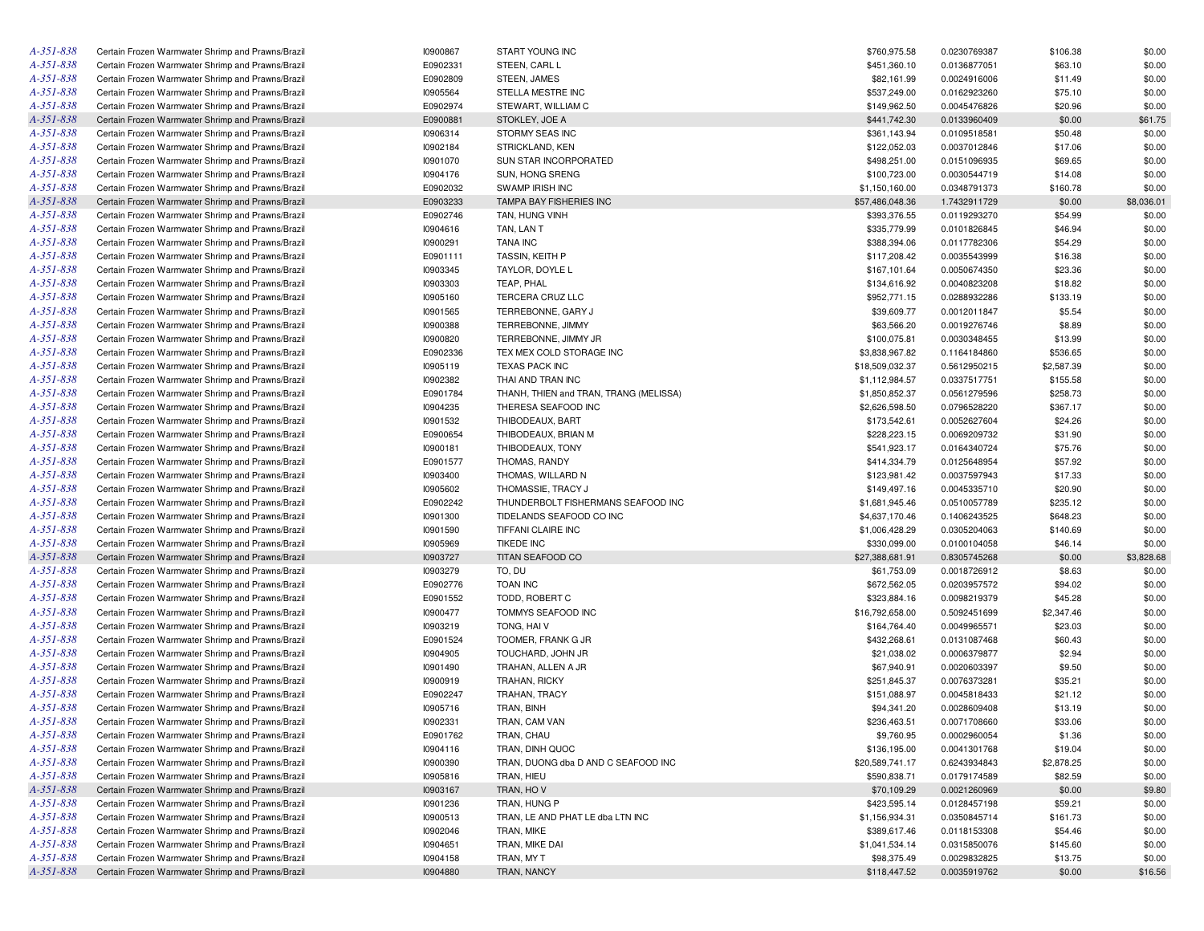| | | | | | | | |
|---|---|---|---|---|---|---|---|
| A-351-838 | Certain Frozen Warmwater Shrimp and Prawns/Brazil | I0900867 | START YOUNG INC | $760,975.58 | 0.0230769387 | $106.38 | $0.00 |
| A-351-838 | Certain Frozen Warmwater Shrimp and Prawns/Brazil | E0902331 | STEEN, CARL L | $451,360.10 | 0.0136877051 | $63.10 | $0.00 |
| A-351-838 | Certain Frozen Warmwater Shrimp and Prawns/Brazil | E0902809 | STEEN, JAMES | $82,161.99 | 0.0024916006 | $11.49 | $0.00 |
| A-351-838 | Certain Frozen Warmwater Shrimp and Prawns/Brazil | I0905564 | STELLA MESTRE INC | $537,249.00 | 0.0162923260 | $75.10 | $0.00 |
| A-351-838 | Certain Frozen Warmwater Shrimp and Prawns/Brazil | E0902974 | STEWART, WILLIAM C | $149,962.50 | 0.0045476826 | $20.96 | $0.00 |
| A-351-838 | Certain Frozen Warmwater Shrimp and Prawns/Brazil | E0900881 | STOKLEY, JOE A | $441,742.30 | 0.0133960409 | $0.00 | $61.75 |
| A-351-838 | Certain Frozen Warmwater Shrimp and Prawns/Brazil | I0906314 | STORMY SEAS INC | $361,143.94 | 0.0109518581 | $50.48 | $0.00 |
| A-351-838 | Certain Frozen Warmwater Shrimp and Prawns/Brazil | I0902184 | STRICKLAND, KEN | $122,052.03 | 0.0037012846 | $17.06 | $0.00 |
| A-351-838 | Certain Frozen Warmwater Shrimp and Prawns/Brazil | I0901070 | SUN STAR INCORPORATED | $498,251.00 | 0.0151096935 | $69.65 | $0.00 |
| A-351-838 | Certain Frozen Warmwater Shrimp and Prawns/Brazil | I0904176 | SUN, HONG SRENG | $100,723.00 | 0.0030544719 | $14.08 | $0.00 |
| A-351-838 | Certain Frozen Warmwater Shrimp and Prawns/Brazil | E0902032 | SWAMP IRISH INC | $1,150,160.00 | 0.0348791373 | $160.78 | $0.00 |
| A-351-838 | Certain Frozen Warmwater Shrimp and Prawns/Brazil | E0903233 | TAMPA BAY FISHERIES INC | $57,486,048.36 | 1.7432911729 | $0.00 | $8,036.01 |
| A-351-838 | Certain Frozen Warmwater Shrimp and Prawns/Brazil | E0902746 | TAN, HUNG VINH | $393,376.55 | 0.0119293270 | $54.99 | $0.00 |
| A-351-838 | Certain Frozen Warmwater Shrimp and Prawns/Brazil | I0904616 | TAN, LAN T | $335,779.99 | 0.0101826845 | $46.94 | $0.00 |
| A-351-838 | Certain Frozen Warmwater Shrimp and Prawns/Brazil | I0900291 | TANA INC | $388,394.06 | 0.0117782306 | $54.29 | $0.00 |
| A-351-838 | Certain Frozen Warmwater Shrimp and Prawns/Brazil | E0901111 | TASSIN, KEITH P | $117,208.42 | 0.0035543999 | $16.38 | $0.00 |
| A-351-838 | Certain Frozen Warmwater Shrimp and Prawns/Brazil | I0903345 | TAYLOR, DOYLE L | $167,101.64 | 0.0050674350 | $23.36 | $0.00 |
| A-351-838 | Certain Frozen Warmwater Shrimp and Prawns/Brazil | I0903303 | TEAP, PHAL | $134,616.92 | 0.0040823208 | $18.82 | $0.00 |
| A-351-838 | Certain Frozen Warmwater Shrimp and Prawns/Brazil | I0905160 | TERCERA CRUZ LLC | $952,771.15 | 0.0288932286 | $133.19 | $0.00 |
| A-351-838 | Certain Frozen Warmwater Shrimp and Prawns/Brazil | I0901565 | TERREBONNE, GARY J | $39,609.77 | 0.0012011847 | $5.54 | $0.00 |
| A-351-838 | Certain Frozen Warmwater Shrimp and Prawns/Brazil | I0900388 | TERREBONNE, JIMMY | $63,566.20 | 0.0019276746 | $8.89 | $0.00 |
| A-351-838 | Certain Frozen Warmwater Shrimp and Prawns/Brazil | I0900820 | TERREBONNE, JIMMY JR | $100,075.81 | 0.0030348455 | $13.99 | $0.00 |
| A-351-838 | Certain Frozen Warmwater Shrimp and Prawns/Brazil | E0902336 | TEX MEX COLD STORAGE INC | $3,838,967.82 | 0.1164184860 | $536.65 | $0.00 |
| A-351-838 | Certain Frozen Warmwater Shrimp and Prawns/Brazil | I0905119 | TEXAS PACK INC | $18,509,032.37 | 0.5612950215 | $2,587.39 | $0.00 |
| A-351-838 | Certain Frozen Warmwater Shrimp and Prawns/Brazil | I0902382 | THAI AND TRAN INC | $1,112,984.57 | 0.0337517751 | $155.58 | $0.00 |
| A-351-838 | Certain Frozen Warmwater Shrimp and Prawns/Brazil | E0901784 | THANH, THIEN and TRAN, TRANG (MELISSA) | $1,850,852.37 | 0.0561279596 | $258.73 | $0.00 |
| A-351-838 | Certain Frozen Warmwater Shrimp and Prawns/Brazil | I0904235 | THERESA SEAFOOD INC | $2,626,598.50 | 0.0796528220 | $367.17 | $0.00 |
| A-351-838 | Certain Frozen Warmwater Shrimp and Prawns/Brazil | I0901532 | THIBODEAUX, BART | $173,542.61 | 0.0052627604 | $24.26 | $0.00 |
| A-351-838 | Certain Frozen Warmwater Shrimp and Prawns/Brazil | E0900654 | THIBODEAUX, BRIAN M | $228,223.15 | 0.0069209732 | $31.90 | $0.00 |
| A-351-838 | Certain Frozen Warmwater Shrimp and Prawns/Brazil | I0900181 | THIBODEAUX, TONY | $541,923.17 | 0.0164340724 | $75.76 | $0.00 |
| A-351-838 | Certain Frozen Warmwater Shrimp and Prawns/Brazil | E0901577 | THOMAS, RANDY | $414,334.79 | 0.0125648954 | $57.92 | $0.00 |
| A-351-838 | Certain Frozen Warmwater Shrimp and Prawns/Brazil | I0903400 | THOMAS, WILLARD N | $123,981.42 | 0.0037597943 | $17.33 | $0.00 |
| A-351-838 | Certain Frozen Warmwater Shrimp and Prawns/Brazil | I0905602 | THOMASSIE, TRACY J | $149,497.16 | 0.0045335710 | $20.90 | $0.00 |
| A-351-838 | Certain Frozen Warmwater Shrimp and Prawns/Brazil | E0902242 | THUNDERBOLT FISHERMANS SEAFOOD INC | $1,681,945.46 | 0.0510057789 | $235.12 | $0.00 |
| A-351-838 | Certain Frozen Warmwater Shrimp and Prawns/Brazil | I0901300 | TIDELANDS SEAFOOD CO INC | $4,637,170.46 | 0.1406243525 | $648.23 | $0.00 |
| A-351-838 | Certain Frozen Warmwater Shrimp and Prawns/Brazil | I0901590 | TIFFANI CLAIRE INC | $1,006,428.29 | 0.0305204063 | $140.69 | $0.00 |
| A-351-838 | Certain Frozen Warmwater Shrimp and Prawns/Brazil | I0905969 | TIKEDE INC | $330,099.00 | 0.0100104058 | $46.14 | $0.00 |
| A-351-838 | Certain Frozen Warmwater Shrimp and Prawns/Brazil | I0903727 | TITAN SEAFOOD CO | $27,388,681.91 | 0.8305745268 | $0.00 | $3,828.68 |
| A-351-838 | Certain Frozen Warmwater Shrimp and Prawns/Brazil | I0903279 | TO, DU | $61,753.09 | 0.0018726912 | $8.63 | $0.00 |
| A-351-838 | Certain Frozen Warmwater Shrimp and Prawns/Brazil | E0902776 | TOAN INC | $672,562.05 | 0.0203957572 | $94.02 | $0.00 |
| A-351-838 | Certain Frozen Warmwater Shrimp and Prawns/Brazil | E0901552 | TODD, ROBERT C | $323,884.16 | 0.0098219379 | $45.28 | $0.00 |
| A-351-838 | Certain Frozen Warmwater Shrimp and Prawns/Brazil | I0900477 | TOMMYS SEAFOOD INC | $16,792,658.00 | 0.5092451699 | $2,347.46 | $0.00 |
| A-351-838 | Certain Frozen Warmwater Shrimp and Prawns/Brazil | I0903219 | TONG, HAI V | $164,764.40 | 0.0049965571 | $23.03 | $0.00 |
| A-351-838 | Certain Frozen Warmwater Shrimp and Prawns/Brazil | E0901524 | TOOMER, FRANK G JR | $432,268.61 | 0.0131087468 | $60.43 | $0.00 |
| A-351-838 | Certain Frozen Warmwater Shrimp and Prawns/Brazil | I0904905 | TOUCHARD, JOHN JR | $21,038.02 | 0.0006379877 | $2.94 | $0.00 |
| A-351-838 | Certain Frozen Warmwater Shrimp and Prawns/Brazil | I0901490 | TRAHAN, ALLEN A JR | $67,940.91 | 0.0020603397 | $9.50 | $0.00 |
| A-351-838 | Certain Frozen Warmwater Shrimp and Prawns/Brazil | I0900919 | TRAHAN, RICKY | $251,845.37 | 0.0076373281 | $35.21 | $0.00 |
| A-351-838 | Certain Frozen Warmwater Shrimp and Prawns/Brazil | E0902247 | TRAHAN, TRACY | $151,088.97 | 0.0045818433 | $21.12 | $0.00 |
| A-351-838 | Certain Frozen Warmwater Shrimp and Prawns/Brazil | I0905716 | TRAN, BINH | $94,341.20 | 0.0028609408 | $13.19 | $0.00 |
| A-351-838 | Certain Frozen Warmwater Shrimp and Prawns/Brazil | I0902331 | TRAN, CAM VAN | $236,463.51 | 0.0071708660 | $33.06 | $0.00 |
| A-351-838 | Certain Frozen Warmwater Shrimp and Prawns/Brazil | E0901762 | TRAN, CHAU | $9,760.95 | 0.0002960054 | $1.36 | $0.00 |
| A-351-838 | Certain Frozen Warmwater Shrimp and Prawns/Brazil | I0904116 | TRAN, DINH QUOC | $136,195.00 | 0.0041301768 | $19.04 | $0.00 |
| A-351-838 | Certain Frozen Warmwater Shrimp and Prawns/Brazil | I0900390 | TRAN, DUONG dba D AND C SEAFOOD INC | $20,589,741.17 | 0.6243934843 | $2,878.25 | $0.00 |
| A-351-838 | Certain Frozen Warmwater Shrimp and Prawns/Brazil | I0905816 | TRAN, HIEU | $590,838.71 | 0.0179174589 | $82.59 | $0.00 |
| A-351-838 | Certain Frozen Warmwater Shrimp and Prawns/Brazil | I0903167 | TRAN, HO V | $70,109.29 | 0.0021260969 | $0.00 | $9.80 |
| A-351-838 | Certain Frozen Warmwater Shrimp and Prawns/Brazil | I0901236 | TRAN, HUNG P | $423,595.14 | 0.0128457198 | $59.21 | $0.00 |
| A-351-838 | Certain Frozen Warmwater Shrimp and Prawns/Brazil | I0900513 | TRAN, LE AND PHAT LE dba LTN INC | $1,156,934.31 | 0.0350845714 | $161.73 | $0.00 |
| A-351-838 | Certain Frozen Warmwater Shrimp and Prawns/Brazil | I0902046 | TRAN, MIKE | $389,617.46 | 0.0118153308 | $54.46 | $0.00 |
| A-351-838 | Certain Frozen Warmwater Shrimp and Prawns/Brazil | I0904651 | TRAN, MIKE DAI | $1,041,534.14 | 0.0315850076 | $145.60 | $0.00 |
| A-351-838 | Certain Frozen Warmwater Shrimp and Prawns/Brazil | I0904158 | TRAN, MY T | $98,375.49 | 0.0029832825 | $13.75 | $0.00 |
| A-351-838 | Certain Frozen Warmwater Shrimp and Prawns/Brazil | I0904880 | TRAN, NANCY | $118,447.52 | 0.0035919762 | $0.00 | $16.56 |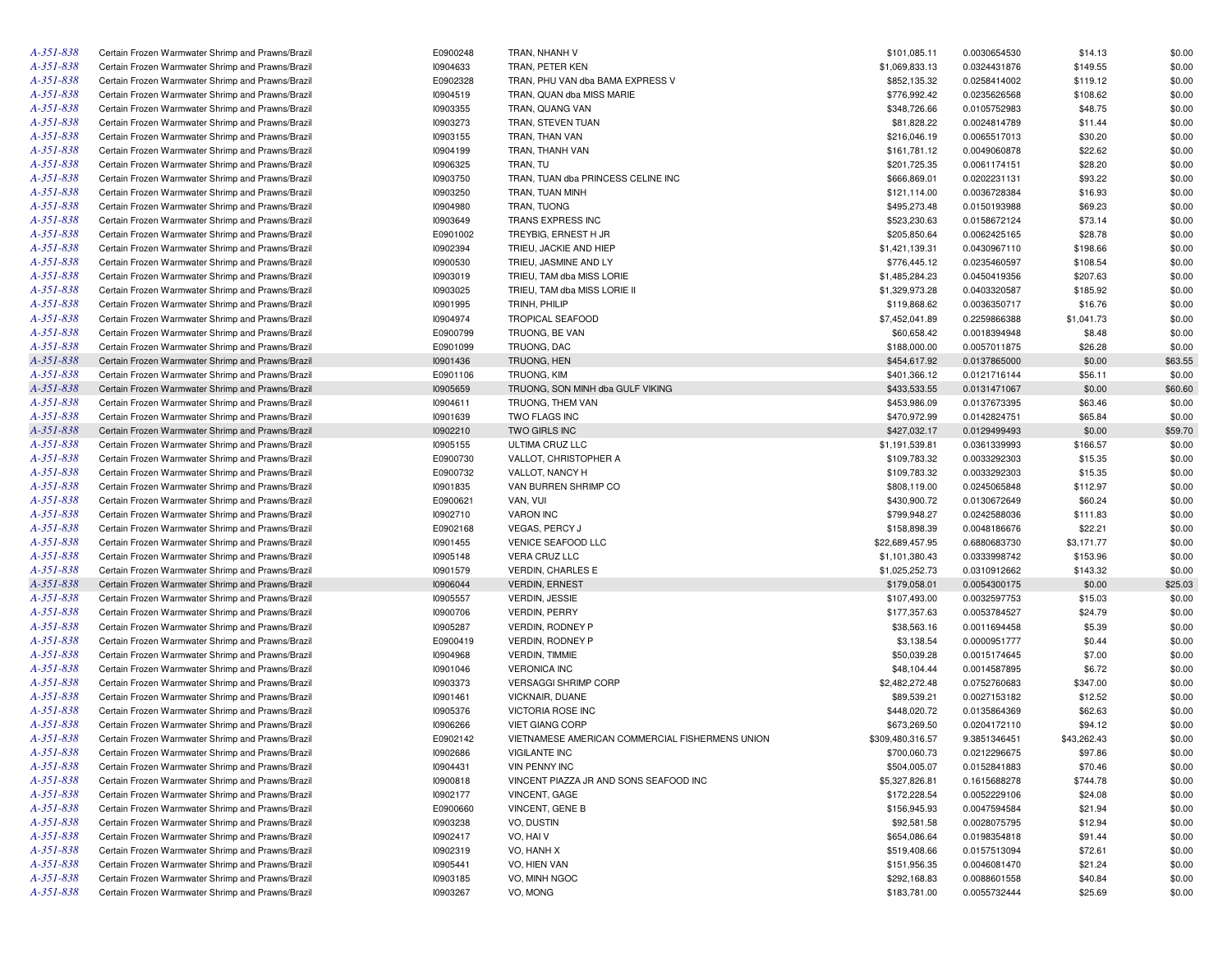| | | | | | | | |
|---|---|---|---|---|---|---|---|
| A-351-838 | Certain Frozen Warmwater Shrimp and Prawns/Brazil | E0900248 | TRAN, NHANH V | $101,085.11 | 0.0030654530 | $14.13 | $0.00 |
| A-351-838 | Certain Frozen Warmwater Shrimp and Prawns/Brazil | I0904633 | TRAN, PETER KEN | $1,069,833.13 | 0.0324431876 | $149.55 | $0.00 |
| A-351-838 | Certain Frozen Warmwater Shrimp and Prawns/Brazil | E0902328 | TRAN, PHU VAN dba BAMA EXPRESS V | $852,135.32 | 0.0258414002 | $119.12 | $0.00 |
| A-351-838 | Certain Frozen Warmwater Shrimp and Prawns/Brazil | I0904519 | TRAN, QUAN dba MISS MARIE | $776,992.42 | 0.0235626568 | $108.62 | $0.00 |
| A-351-838 | Certain Frozen Warmwater Shrimp and Prawns/Brazil | I0903355 | TRAN, QUANG VAN | $348,726.66 | 0.0105752983 | $48.75 | $0.00 |
| A-351-838 | Certain Frozen Warmwater Shrimp and Prawns/Brazil | I0903273 | TRAN, STEVEN TUAN | $81,828.22 | 0.0024814789 | $11.44 | $0.00 |
| A-351-838 | Certain Frozen Warmwater Shrimp and Prawns/Brazil | I0903155 | TRAN, THAN VAN | $216,046.19 | 0.0065517013 | $30.20 | $0.00 |
| A-351-838 | Certain Frozen Warmwater Shrimp and Prawns/Brazil | I0904199 | TRAN, THANH VAN | $161,781.12 | 0.0049060878 | $22.62 | $0.00 |
| A-351-838 | Certain Frozen Warmwater Shrimp and Prawns/Brazil | I0906325 | TRAN, TU | $201,725.35 | 0.0061174151 | $28.20 | $0.00 |
| A-351-838 | Certain Frozen Warmwater Shrimp and Prawns/Brazil | I0903750 | TRAN, TUAN dba PRINCESS CELINE INC | $666,869.01 | 0.0202231131 | $93.22 | $0.00 |
| A-351-838 | Certain Frozen Warmwater Shrimp and Prawns/Brazil | I0903250 | TRAN, TUAN MINH | $121,114.00 | 0.0036728384 | $16.93 | $0.00 |
| A-351-838 | Certain Frozen Warmwater Shrimp and Prawns/Brazil | I0904980 | TRAN, TUONG | $495,273.48 | 0.0150193988 | $69.23 | $0.00 |
| A-351-838 | Certain Frozen Warmwater Shrimp and Prawns/Brazil | I0903649 | TRANS EXPRESS INC | $523,230.63 | 0.0158672124 | $73.14 | $0.00 |
| A-351-838 | Certain Frozen Warmwater Shrimp and Prawns/Brazil | E0901002 | TREYBIG, ERNEST H JR | $205,850.64 | 0.0062425165 | $28.78 | $0.00 |
| A-351-838 | Certain Frozen Warmwater Shrimp and Prawns/Brazil | I0902394 | TRIEU, JACKIE AND HIEP | $1,421,139.31 | 0.0430967110 | $198.66 | $0.00 |
| A-351-838 | Certain Frozen Warmwater Shrimp and Prawns/Brazil | I0900530 | TRIEU, JASMINE AND LY | $776,445.12 | 0.0235460597 | $108.54 | $0.00 |
| A-351-838 | Certain Frozen Warmwater Shrimp and Prawns/Brazil | I0903019 | TRIEU, TAM dba MISS LORIE | $1,485,284.23 | 0.0450419356 | $207.63 | $0.00 |
| A-351-838 | Certain Frozen Warmwater Shrimp and Prawns/Brazil | I0903025 | TRIEU, TAM dba MISS LORIE II | $1,329,973.28 | 0.0403320587 | $185.92 | $0.00 |
| A-351-838 | Certain Frozen Warmwater Shrimp and Prawns/Brazil | I0901995 | TRINH, PHILIP | $119,868.62 | 0.0036350717 | $16.76 | $0.00 |
| A-351-838 | Certain Frozen Warmwater Shrimp and Prawns/Brazil | I0904974 | TROPICAL SEAFOOD | $7,452,041.89 | 0.2259866388 | $1,041.73 | $0.00 |
| A-351-838 | Certain Frozen Warmwater Shrimp and Prawns/Brazil | E0900799 | TRUONG, BE VAN | $60,658.42 | 0.0018394948 | $8.48 | $0.00 |
| A-351-838 | Certain Frozen Warmwater Shrimp and Prawns/Brazil | E0901099 | TRUONG, DAC | $188,000.00 | 0.0057011875 | $26.28 | $0.00 |
| A-351-838 | Certain Frozen Warmwater Shrimp and Prawns/Brazil | I0901436 | TRUONG, HEN | $454,617.92 | 0.0137865000 | $0.00 | $63.55 |
| A-351-838 | Certain Frozen Warmwater Shrimp and Prawns/Brazil | E0901106 | TRUONG, KIM | $401,366.12 | 0.0121716144 | $56.11 | $0.00 |
| A-351-838 | Certain Frozen Warmwater Shrimp and Prawns/Brazil | I0905659 | TRUONG, SON MINH dba GULF VIKING | $433,533.55 | 0.0131471067 | $0.00 | $60.60 |
| A-351-838 | Certain Frozen Warmwater Shrimp and Prawns/Brazil | I0904611 | TRUONG, THEM VAN | $453,986.09 | 0.0137673395 | $63.46 | $0.00 |
| A-351-838 | Certain Frozen Warmwater Shrimp and Prawns/Brazil | I0901639 | TWO FLAGS INC | $470,972.99 | 0.0142824751 | $65.84 | $0.00 |
| A-351-838 | Certain Frozen Warmwater Shrimp and Prawns/Brazil | I0902210 | TWO GIRLS INC | $427,032.17 | 0.0129499493 | $0.00 | $59.70 |
| A-351-838 | Certain Frozen Warmwater Shrimp and Prawns/Brazil | I0905155 | ULTIMA CRUZ LLC | $1,191,539.81 | 0.0361339993 | $166.57 | $0.00 |
| A-351-838 | Certain Frozen Warmwater Shrimp and Prawns/Brazil | E0900730 | VALLOT, CHRISTOPHER A | $109,783.32 | 0.0033292303 | $15.35 | $0.00 |
| A-351-838 | Certain Frozen Warmwater Shrimp and Prawns/Brazil | E0900732 | VALLOT, NANCY H | $109,783.32 | 0.0033292303 | $15.35 | $0.00 |
| A-351-838 | Certain Frozen Warmwater Shrimp and Prawns/Brazil | I0901835 | VAN BURREN SHRIMP CO | $808,119.00 | 0.0245065848 | $112.97 | $0.00 |
| A-351-838 | Certain Frozen Warmwater Shrimp and Prawns/Brazil | E0900621 | VAN, VUI | $430,900.72 | 0.0130672649 | $60.24 | $0.00 |
| A-351-838 | Certain Frozen Warmwater Shrimp and Prawns/Brazil | I0902710 | VARON INC | $799,948.27 | 0.0242588036 | $111.83 | $0.00 |
| A-351-838 | Certain Frozen Warmwater Shrimp and Prawns/Brazil | E0902168 | VEGAS, PERCY J | $158,898.39 | 0.0048186676 | $22.21 | $0.00 |
| A-351-838 | Certain Frozen Warmwater Shrimp and Prawns/Brazil | I0901455 | VENICE SEAFOOD LLC | $22,689,457.95 | 0.6880683730 | $3,171.77 | $0.00 |
| A-351-838 | Certain Frozen Warmwater Shrimp and Prawns/Brazil | I0905148 | VERA CRUZ LLC | $1,101,380.43 | 0.0333998742 | $153.96 | $0.00 |
| A-351-838 | Certain Frozen Warmwater Shrimp and Prawns/Brazil | I0901579 | VERDIN, CHARLES E | $1,025,252.73 | 0.0310912662 | $143.32 | $0.00 |
| A-351-838 | Certain Frozen Warmwater Shrimp and Prawns/Brazil | I0906044 | VERDIN, ERNEST | $179,058.01 | 0.0054300175 | $0.00 | $25.03 |
| A-351-838 | Certain Frozen Warmwater Shrimp and Prawns/Brazil | I0905557 | VERDIN, JESSIE | $107,493.00 | 0.0032597753 | $15.03 | $0.00 |
| A-351-838 | Certain Frozen Warmwater Shrimp and Prawns/Brazil | I0900706 | VERDIN, PERRY | $177,357.63 | 0.0053784527 | $24.79 | $0.00 |
| A-351-838 | Certain Frozen Warmwater Shrimp and Prawns/Brazil | I0905287 | VERDIN, RODNEY P | $38,563.16 | 0.0011694458 | $5.39 | $0.00 |
| A-351-838 | Certain Frozen Warmwater Shrimp and Prawns/Brazil | E0900419 | VERDIN, RODNEY P | $3,138.54 | 0.0000951777 | $0.44 | $0.00 |
| A-351-838 | Certain Frozen Warmwater Shrimp and Prawns/Brazil | I0904968 | VERDIN, TIMMIE | $50,039.28 | 0.0015174645 | $7.00 | $0.00 |
| A-351-838 | Certain Frozen Warmwater Shrimp and Prawns/Brazil | I0901046 | VERONICA INC | $48,104.44 | 0.0014587895 | $6.72 | $0.00 |
| A-351-838 | Certain Frozen Warmwater Shrimp and Prawns/Brazil | I0903373 | VERSAGGI SHRIMP CORP | $2,482,272.48 | 0.0752760683 | $347.00 | $0.00 |
| A-351-838 | Certain Frozen Warmwater Shrimp and Prawns/Brazil | I0901461 | VICKNAIR, DUANE | $89,539.21 | 0.0027153182 | $12.52 | $0.00 |
| A-351-838 | Certain Frozen Warmwater Shrimp and Prawns/Brazil | I0905376 | VICTORIA ROSE INC | $448,020.72 | 0.0135864369 | $62.63 | $0.00 |
| A-351-838 | Certain Frozen Warmwater Shrimp and Prawns/Brazil | I0906266 | VIET GIANG CORP | $673,269.50 | 0.0204172110 | $94.12 | $0.00 |
| A-351-838 | Certain Frozen Warmwater Shrimp and Prawns/Brazil | E0902142 | VIETNAMESE AMERICAN COMMERCIAL FISHERMENS UNION | $309,480,316.57 | 9.3851346451 | $43,262.43 | $0.00 |
| A-351-838 | Certain Frozen Warmwater Shrimp and Prawns/Brazil | I0902686 | VIGILANTE INC | $700,060.73 | 0.0212296675 | $97.86 | $0.00 |
| A-351-838 | Certain Frozen Warmwater Shrimp and Prawns/Brazil | I0904431 | VIN PENNY INC | $504,005.07 | 0.0152841883 | $70.46 | $0.00 |
| A-351-838 | Certain Frozen Warmwater Shrimp and Prawns/Brazil | I0900818 | VINCENT PIAZZA JR AND SONS SEAFOOD INC | $5,327,826.81 | 0.1615688278 | $744.78 | $0.00 |
| A-351-838 | Certain Frozen Warmwater Shrimp and Prawns/Brazil | I0902177 | VINCENT, GAGE | $172,228.54 | 0.0052229106 | $24.08 | $0.00 |
| A-351-838 | Certain Frozen Warmwater Shrimp and Prawns/Brazil | E0900660 | VINCENT, GENE B | $156,945.93 | 0.0047594584 | $21.94 | $0.00 |
| A-351-838 | Certain Frozen Warmwater Shrimp and Prawns/Brazil | I0903238 | VO, DUSTIN | $92,581.58 | 0.0028075795 | $12.94 | $0.00 |
| A-351-838 | Certain Frozen Warmwater Shrimp and Prawns/Brazil | I0902417 | VO, HAI V | $654,086.64 | 0.0198354818 | $91.44 | $0.00 |
| A-351-838 | Certain Frozen Warmwater Shrimp and Prawns/Brazil | I0902319 | VO, HANH X | $519,408.66 | 0.0157513094 | $72.61 | $0.00 |
| A-351-838 | Certain Frozen Warmwater Shrimp and Prawns/Brazil | I0905441 | VO, HIEN VAN | $151,956.35 | 0.0046081470 | $21.24 | $0.00 |
| A-351-838 | Certain Frozen Warmwater Shrimp and Prawns/Brazil | I0903185 | VO, MINH NGOC | $292,168.83 | 0.0088601558 | $40.84 | $0.00 |
| A-351-838 | Certain Frozen Warmwater Shrimp and Prawns/Brazil | I0903267 | VO, MONG | $183,781.00 | 0.0055732444 | $25.69 | $0.00 |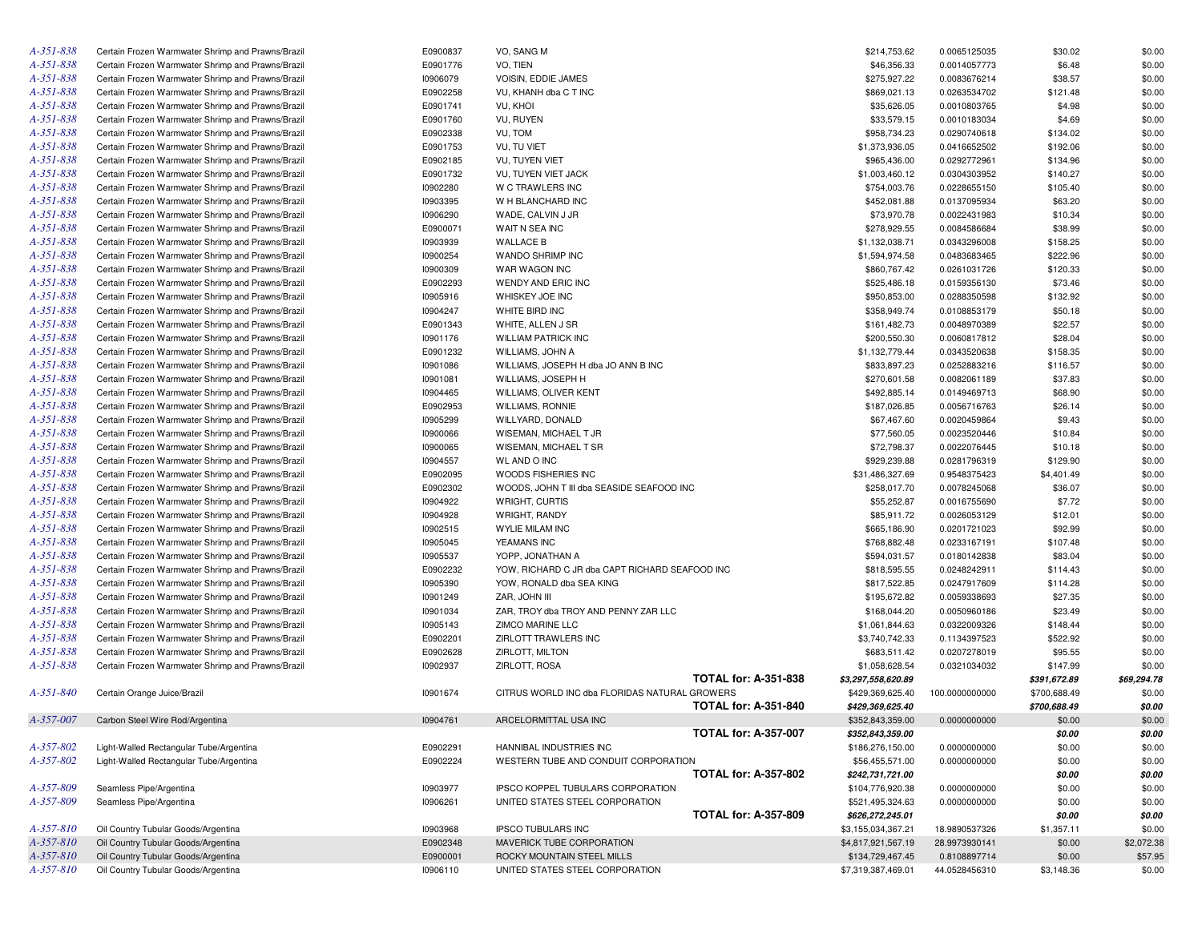| | | | | | | | |
|---|---|---|---|---|---|---|---|
| A-351-838 | Certain Frozen Warmwater Shrimp and Prawns/Brazil | E0900837 | VO, SANG M | $214,753.62 | 0.0065125035 | $30.02 | $0.00 |
| A-351-838 | Certain Frozen Warmwater Shrimp and Prawns/Brazil | E0901776 | VO, TIEN | $46,356.33 | 0.0014057773 | $6.48 | $0.00 |
| A-351-838 | Certain Frozen Warmwater Shrimp and Prawns/Brazil | I0906079 | VOISIN, EDDIE JAMES | $275,927.22 | 0.0083676214 | $38.57 | $0.00 |
| A-351-838 | Certain Frozen Warmwater Shrimp and Prawns/Brazil | E0902258 | VU, KHANH dba C T INC | $869,021.13 | 0.0263534702 | $121.48 | $0.00 |
| A-351-838 | Certain Frozen Warmwater Shrimp and Prawns/Brazil | E0901741 | VU, KHOI | $35,626.05 | 0.0010803765 | $4.98 | $0.00 |
| A-351-838 | Certain Frozen Warmwater Shrimp and Prawns/Brazil | E0901760 | VU, RUYEN | $33,579.15 | 0.0010183034 | $4.69 | $0.00 |
| A-351-838 | Certain Frozen Warmwater Shrimp and Prawns/Brazil | E0902338 | VU, TOM | $958,734.23 | 0.0290740618 | $134.02 | $0.00 |
| A-351-838 | Certain Frozen Warmwater Shrimp and Prawns/Brazil | E0901753 | VU, TU VIET | $1,373,936.05 | 0.0416652502 | $192.06 | $0.00 |
| A-351-838 | Certain Frozen Warmwater Shrimp and Prawns/Brazil | E0902185 | VU, TUYEN VIET | $965,436.00 | 0.0292772961 | $134.96 | $0.00 |
| A-351-838 | Certain Frozen Warmwater Shrimp and Prawns/Brazil | E0901732 | VU, TUYEN VIET JACK | $1,003,460.12 | 0.0304303952 | $140.27 | $0.00 |
| A-351-838 | Certain Frozen Warmwater Shrimp and Prawns/Brazil | I0902280 | W C TRAWLERS INC | $754,003.76 | 0.0228655150 | $105.40 | $0.00 |
| A-351-838 | Certain Frozen Warmwater Shrimp and Prawns/Brazil | I0903395 | W H BLANCHARD INC | $452,081.88 | 0.0137095934 | $63.20 | $0.00 |
| A-351-838 | Certain Frozen Warmwater Shrimp and Prawns/Brazil | I0906290 | WADE, CALVIN J JR | $73,970.78 | 0.0022431983 | $10.34 | $0.00 |
| A-351-838 | Certain Frozen Warmwater Shrimp and Prawns/Brazil | E0900071 | WAIT N SEA INC | $278,929.55 | 0.0084586684 | $38.99 | $0.00 |
| A-351-838 | Certain Frozen Warmwater Shrimp and Prawns/Brazil | I0903939 | WALLACE B | $1,132,038.71 | 0.0343296008 | $158.25 | $0.00 |
| A-351-838 | Certain Frozen Warmwater Shrimp and Prawns/Brazil | I0900254 | WANDO SHRIMP INC | $1,594,974.58 | 0.0483683465 | $222.96 | $0.00 |
| A-351-838 | Certain Frozen Warmwater Shrimp and Prawns/Brazil | I0900309 | WAR WAGON INC | $860,767.42 | 0.0261031726 | $120.33 | $0.00 |
| A-351-838 | Certain Frozen Warmwater Shrimp and Prawns/Brazil | E0902293 | WENDY AND ERIC INC | $525,486.18 | 0.0159356130 | $73.46 | $0.00 |
| A-351-838 | Certain Frozen Warmwater Shrimp and Prawns/Brazil | I0905916 | WHISKEY JOE INC | $950,853.00 | 0.0288350598 | $132.92 | $0.00 |
| A-351-838 | Certain Frozen Warmwater Shrimp and Prawns/Brazil | I0904247 | WHITE BIRD INC | $358,949.74 | 0.0108853179 | $50.18 | $0.00 |
| A-351-838 | Certain Frozen Warmwater Shrimp and Prawns/Brazil | E0901343 | WHITE, ALLEN J SR | $161,482.73 | 0.0048970389 | $22.57 | $0.00 |
| A-351-838 | Certain Frozen Warmwater Shrimp and Prawns/Brazil | I0901176 | WILLIAM PATRICK INC | $200,550.30 | 0.0060817812 | $28.04 | $0.00 |
| A-351-838 | Certain Frozen Warmwater Shrimp and Prawns/Brazil | E0901232 | WILLIAMS, JOHN A | $1,132,779.44 | 0.0343520638 | $158.35 | $0.00 |
| A-351-838 | Certain Frozen Warmwater Shrimp and Prawns/Brazil | I0901086 | WILLIAMS, JOSEPH H dba JO ANN B INC | $833,897.23 | 0.0252883216 | $116.57 | $0.00 |
| A-351-838 | Certain Frozen Warmwater Shrimp and Prawns/Brazil | I0901081 | WILLIAMS, JOSEPH H | $270,601.58 | 0.0082061189 | $37.83 | $0.00 |
| A-351-838 | Certain Frozen Warmwater Shrimp and Prawns/Brazil | I0904465 | WILLIAMS, OLIVER KENT | $492,885.14 | 0.0149469713 | $68.90 | $0.00 |
| A-351-838 | Certain Frozen Warmwater Shrimp and Prawns/Brazil | E0902953 | WILLIAMS, RONNIE | $187,026.85 | 0.0056716763 | $26.14 | $0.00 |
| A-351-838 | Certain Frozen Warmwater Shrimp and Prawns/Brazil | I0905299 | WILLYARD, DONALD | $67,467.60 | 0.0020459864 | $9.43 | $0.00 |
| A-351-838 | Certain Frozen Warmwater Shrimp and Prawns/Brazil | I0900066 | WISEMAN, MICHAEL T JR | $77,560.05 | 0.0023520446 | $10.84 | $0.00 |
| A-351-838 | Certain Frozen Warmwater Shrimp and Prawns/Brazil | I0900065 | WISEMAN, MICHAEL T SR | $72,798.37 | 0.0022076445 | $10.18 | $0.00 |
| A-351-838 | Certain Frozen Warmwater Shrimp and Prawns/Brazil | I0904557 | WL AND O INC | $929,239.88 | 0.0281796319 | $129.90 | $0.00 |
| A-351-838 | Certain Frozen Warmwater Shrimp and Prawns/Brazil | E0902095 | WOODS FISHERIES INC | $31,486,327.69 | 0.9548375423 | $4,401.49 | $0.00 |
| A-351-838 | Certain Frozen Warmwater Shrimp and Prawns/Brazil | E0902302 | WOODS, JOHN T III dba SEASIDE SEAFOOD INC | $258,017.70 | 0.0078245068 | $36.07 | $0.00 |
| A-351-838 | Certain Frozen Warmwater Shrimp and Prawns/Brazil | I0904922 | WRIGHT, CURTIS | $55,252.87 | 0.0016755690 | $7.72 | $0.00 |
| A-351-838 | Certain Frozen Warmwater Shrimp and Prawns/Brazil | I0904928 | WRIGHT, RANDY | $85,911.72 | 0.0026053129 | $12.01 | $0.00 |
| A-351-838 | Certain Frozen Warmwater Shrimp and Prawns/Brazil | I0902515 | WYLIE MILAM INC | $665,186.90 | 0.0201721023 | $92.99 | $0.00 |
| A-351-838 | Certain Frozen Warmwater Shrimp and Prawns/Brazil | I0905045 | YEAMANS INC | $768,882.48 | 0.0233167191 | $107.48 | $0.00 |
| A-351-838 | Certain Frozen Warmwater Shrimp and Prawns/Brazil | I0905537 | YOPP, JONATHAN A | $594,031.57 | 0.0180142838 | $83.04 | $0.00 |
| A-351-838 | Certain Frozen Warmwater Shrimp and Prawns/Brazil | E0902232 | YOW, RICHARD C JR dba CAPT RICHARD SEAFOOD INC | $818,595.55 | 0.0248242911 | $114.43 | $0.00 |
| A-351-838 | Certain Frozen Warmwater Shrimp and Prawns/Brazil | I0905390 | YOW, RONALD dba SEA KING | $817,522.85 | 0.0247917609 | $114.28 | $0.00 |
| A-351-838 | Certain Frozen Warmwater Shrimp and Prawns/Brazil | I0901249 | ZAR, JOHN III | $195,672.82 | 0.0059338693 | $27.35 | $0.00 |
| A-351-838 | Certain Frozen Warmwater Shrimp and Prawns/Brazil | I0901034 | ZAR, TROY dba TROY AND PENNY ZAR LLC | $168,044.20 | 0.0050960186 | $23.49 | $0.00 |
| A-351-838 | Certain Frozen Warmwater Shrimp and Prawns/Brazil | I0905143 | ZIMCO MARINE LLC | $1,061,844.63 | 0.0322009326 | $148.44 | $0.00 |
| A-351-838 | Certain Frozen Warmwater Shrimp and Prawns/Brazil | E0902201 | ZIRLOTT TRAWLERS INC | $3,740,742.33 | 0.1134397523 | $522.92 | $0.00 |
| A-351-838 | Certain Frozen Warmwater Shrimp and Prawns/Brazil | E0902628 | ZIRLOTT, MILTON | $683,511.42 | 0.0207278019 | $95.55 | $0.00 |
| A-351-838 | Certain Frozen Warmwater Shrimp and Prawns/Brazil | I0902937 | ZIRLOTT, ROSA | $1,058,628.54 | 0.0321034032 | $147.99 | $0.00 |
| | | | **TOTAL for: A-351-838** | ***$3,297,558,620.89*** | | ***$391,672.89*** | ***$69,294.78*** |
| A-351-840 | Certain Orange Juice/Brazil | I0901674 | CITRUS WORLD INC dba FLORIDAS NATURAL GROWERS | $429,369,625.40 | 100.0000000000 | $700,688.49 | $0.00 |
| | | | **TOTAL for: A-351-840** | ***$429,369,625.40*** | | ***$700,688.49*** | ***$0.00*** |
| A-357-007 | Carbon Steel Wire Rod/Argentina | I0904761 | ARCELORMITTAL USA INC | $352,843,359.00 | 0.0000000000 | $0.00 | $0.00 |
| | | | **TOTAL for: A-357-007** | ***$352,843,359.00*** | | ***$0.00*** | ***$0.00*** |
| A-357-802 | Light-Walled Rectangular Tube/Argentina | E0902291 | HANNIBAL INDUSTRIES INC | $186,276,150.00 | 0.0000000000 | $0.00 | $0.00 |
| A-357-802 | Light-Walled Rectangular Tube/Argentina | E0902224 | WESTERN TUBE AND CONDUIT CORPORATION | $56,455,571.00 | 0.0000000000 | $0.00 | $0.00 |
| | | | **TOTAL for: A-357-802** | ***$242,731,721.00*** | | ***$0.00*** | ***$0.00*** |
| A-357-809 | Seamless Pipe/Argentina | I0903977 | IPSCO KOPPEL TUBULARS CORPORATION | $104,776,920.38 | 0.0000000000 | $0.00 | $0.00 |
| A-357-809 | Seamless Pipe/Argentina | I0906261 | UNITED STATES STEEL CORPORATION | $521,495,324.63 | 0.0000000000 | $0.00 | $0.00 |
| | | | **TOTAL for: A-357-809** | ***$626,272,245.01*** | | ***$0.00*** | ***$0.00*** |
| A-357-810 | Oil Country Tubular Goods/Argentina | I0903968 | IPSCO TUBULARS INC | $3,155,034,367.21 | 18.9890537326 | $1,357.11 | $0.00 |
| A-357-810 | Oil Country Tubular Goods/Argentina | E0902348 | MAVERICK TUBE CORPORATION | $4,817,921,567.19 | 28.9973930141 | $0.00 | $2,072.38 |
| A-357-810 | Oil Country Tubular Goods/Argentina | E0900001 | ROCKY MOUNTAIN STEEL MILLS | $134,729,467.45 | 0.8108897714 | $0.00 | $57.95 |
| A-357-810 | Oil Country Tubular Goods/Argentina | I0906110 | UNITED STATES STEEL CORPORATION | $7,319,387,469.01 | 44.0528456310 | $3,148.36 | $0.00 |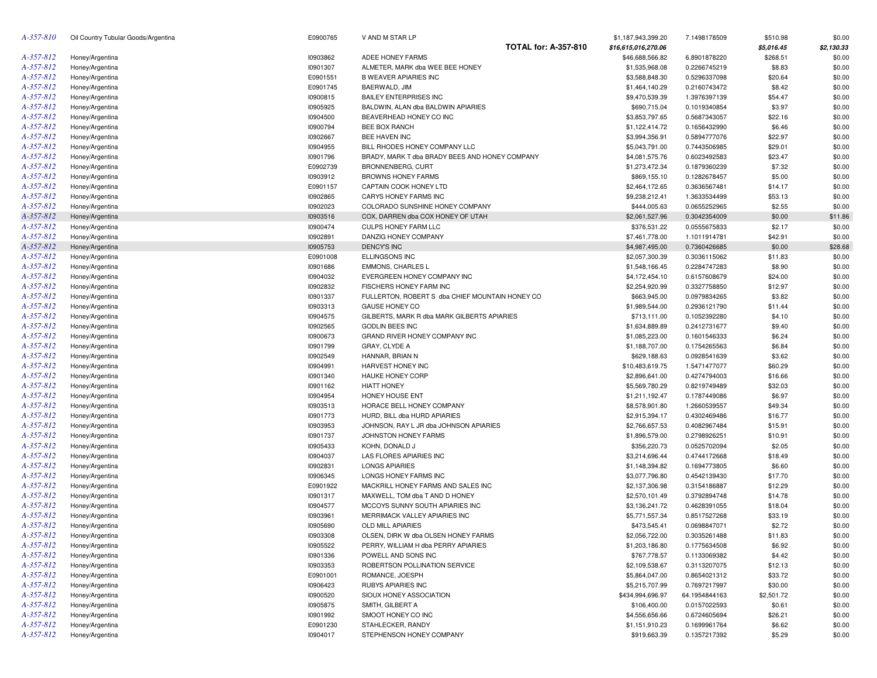| | | | | | | | |
|---|---|---|---|---|---|---|---|
| A-357-810 | Oil Country Tubular Goods/Argentina | E0900765 | V AND M STAR LP | $1,187,943,399.20 | 7.1498178509 | $510.98 | $0.00 |
| | | | **TOTAL for: A-357-810** | ***$16,615,016,270.06*** | | ***$5,016.45*** | ***$2,130.33*** |
| A-357-812 | Honey/Argentina | I0903862 | ADEE HONEY FARMS | $46,688,566.82 | 6.8901878220 | $268.51 | $0.00 |
| A-357-812 | Honey/Argentina | I0901307 | ALMETER, MARK dba WEE BEE HONEY | $1,535,968.08 | 0.2266745219 | $8.83 | $0.00 |
| A-357-812 | Honey/Argentina | E0901551 | B WEAVER APIARIES INC | $3,588,848.30 | 0.5296337098 | $20.64 | $0.00 |
| A-357-812 | Honey/Argentina | E0901745 | BAERWALD, JIM | $1,464,140.29 | 0.2160743472 | $8.42 | $0.00 |
| A-357-812 | Honey/Argentina | I0900815 | BAILEY ENTERPRISES INC | $9,470,539.39 | 1.3976397139 | $54.47 | $0.00 |
| A-357-812 | Honey/Argentina | I0905925 | BALDWIN, ALAN dba BALDWIN APIARIES | $690,715.04 | 0.1019340854 | $3.97 | $0.00 |
| A-357-812 | Honey/Argentina | I0904500 | BEAVERHEAD HONEY CO INC | $3,853,797.65 | 0.5687343057 | $22.16 | $0.00 |
| A-357-812 | Honey/Argentina | I0900794 | BEE BOX RANCH | $1,122,414.72 | 0.1656432990 | $6.46 | $0.00 |
| A-357-812 | Honey/Argentina | I0902667 | BEE HAVEN INC | $3,994,356.91 | 0.5894777076 | $22.97 | $0.00 |
| A-357-812 | Honey/Argentina | I0904955 | BILL RHODES HONEY COMPANY LLC | $5,043,791.00 | 0.7443506985 | $29.01 | $0.00 |
| A-357-812 | Honey/Argentina | I0901796 | BRADY, MARK T dba BRADY BEES AND HONEY COMPANY | $4,081,575.76 | 0.6023492583 | $23.47 | $0.00 |
| A-357-812 | Honey/Argentina | E0902739 | BRONNENBERG, CURT | $1,273,472.34 | 0.1879360239 | $7.32 | $0.00 |
| A-357-812 | Honey/Argentina | I0903912 | BROWNS HONEY FARMS | $869,155.10 | 0.1282678457 | $5.00 | $0.00 |
| A-357-812 | Honey/Argentina | E0901157 | CAPTAIN COOK HONEY LTD | $2,464,172.65 | 0.3636567481 | $14.17 | $0.00 |
| A-357-812 | Honey/Argentina | I0902865 | CARYS HONEY FARMS INC | $9,238,212.41 | 1.3633534499 | $53.13 | $0.00 |
| A-357-812 | Honey/Argentina | I0902023 | COLORADO SUNSHINE HONEY COMPANY | $444,005.63 | 0.0655252965 | $2.55 | $0.00 |
| A-357-812 | Honey/Argentina | I0903516 | COX, DARREN dba COX HONEY OF UTAH | $2,061,527.96 | 0.3042354009 | $0.00 | $11.86 |
| A-357-812 | Honey/Argentina | I0900474 | CULPS HONEY FARM LLC | $376,531.22 | 0.0555675833 | $2.17 | $0.00 |
| A-357-812 | Honey/Argentina | I0902891 | DANZIG HONEY COMPANY | $7,461,778.00 | 1.1011914781 | $42.91 | $0.00 |
| A-357-812 | Honey/Argentina | I0905753 | DENCY'S INC | $4,987,495.00 | 0.7360426685 | $0.00 | $28.68 |
| A-357-812 | Honey/Argentina | E0901008 | ELLINGSONS INC | $2,057,300.39 | 0.3036115062 | $11.83 | $0.00 |
| A-357-812 | Honey/Argentina | I0901686 | EMMONS, CHARLES L | $1,548,166.45 | 0.2284747283 | $8.90 | $0.00 |
| A-357-812 | Honey/Argentina | I0904032 | EVERGREEN HONEY COMPANY INC | $4,172,454.10 | 0.6157608679 | $24.00 | $0.00 |
| A-357-812 | Honey/Argentina | I0902832 | FISCHERS HONEY FARM INC | $2,254,920.99 | 0.3327758850 | $12.97 | $0.00 |
| A-357-812 | Honey/Argentina | I0901337 | FULLERTON, ROBERT S dba CHIEF MOUNTAIN HONEY CO | $663,945.00 | 0.0979834265 | $3.82 | $0.00 |
| A-357-812 | Honey/Argentina | I0903313 | GAUSE HONEY CO | $1,989,544.00 | 0.2936121790 | $11.44 | $0.00 |
| A-357-812 | Honey/Argentina | I0904575 | GILBERTS, MARK R dba MARK GILBERTS APIARIES | $713,111.00 | 0.1052392280 | $4.10 | $0.00 |
| A-357-812 | Honey/Argentina | I0902565 | GODLIN BEES INC | $1,634,889.89 | 0.2412731677 | $9.40 | $0.00 |
| A-357-812 | Honey/Argentina | I0900673 | GRAND RIVER HONEY COMPANY INC | $1,085,223.00 | 0.1601546333 | $6.24 | $0.00 |
| A-357-812 | Honey/Argentina | I0901799 | GRAY, CLYDE A | $1,188,707.00 | 0.1754265563 | $6.84 | $0.00 |
| A-357-812 | Honey/Argentina | I0902549 | HANNAR, BRIAN N | $629,188.63 | 0.0928541639 | $3.62 | $0.00 |
| A-357-812 | Honey/Argentina | I0904991 | HARVEST HONEY INC | $10,483,619.75 | 1.5471477077 | $60.29 | $0.00 |
| A-357-812 | Honey/Argentina | I0901340 | HAUKE HONEY CORP | $2,896,641.00 | 0.4274794003 | $16.66 | $0.00 |
| A-357-812 | Honey/Argentina | I0901162 | HIATT HONEY | $5,569,780.29 | 0.8219749489 | $32.03 | $0.00 |
| A-357-812 | Honey/Argentina | I0904954 | HONEY HOUSE ENT | $1,211,192.47 | 0.1787449086 | $6.97 | $0.00 |
| A-357-812 | Honey/Argentina | I0903513 | HORACE BELL HONEY COMPANY | $8,578,901.80 | 1.2660539557 | $49.34 | $0.00 |
| A-357-812 | Honey/Argentina | I0901773 | HURD, BILL dba HURD APIARIES | $2,915,394.17 | 0.4302469486 | $16.77 | $0.00 |
| A-357-812 | Honey/Argentina | I0903953 | JOHNSON, RAY L JR dba JOHNSON APIARIES | $2,766,657.53 | 0.4082967484 | $15.91 | $0.00 |
| A-357-812 | Honey/Argentina | I0901737 | JOHNSTON HONEY FARMS | $1,896,579.00 | 0.2798926251 | $10.91 | $0.00 |
| A-357-812 | Honey/Argentina | I0905433 | KOHN, DONALD J | $356,220.73 | 0.0525702094 | $2.05 | $0.00 |
| A-357-812 | Honey/Argentina | I0904037 | LAS FLORES APIARIES INC | $3,214,696.44 | 0.4744172668 | $18.49 | $0.00 |
| A-357-812 | Honey/Argentina | I0902831 | LONGS APIARIES | $1,148,394.82 | 0.1694773805 | $6.60 | $0.00 |
| A-357-812 | Honey/Argentina | I0906345 | LONGS HONEY FARMS INC | $3,077,796.80 | 0.4542139430 | $17.70 | $0.00 |
| A-357-812 | Honey/Argentina | E0901922 | MACKRILL HONEY FARMS AND SALES INC | $2,137,306.98 | 0.3154186887 | $12.29 | $0.00 |
| A-357-812 | Honey/Argentina | I0901317 | MAXWELL, TOM dba T AND D HONEY | $2,570,101.49 | 0.3792894748 | $14.78 | $0.00 |
| A-357-812 | Honey/Argentina | I0904577 | MCCOYS SUNNY SOUTH APIARIES INC | $3,136,241.72 | 0.4628391055 | $18.04 | $0.00 |
| A-357-812 | Honey/Argentina | I0903961 | MERRIMACK VALLEY APIARIES INC | $5,771,557.34 | 0.8517527268 | $33.19 | $0.00 |
| A-357-812 | Honey/Argentina | I0905690 | OLD MILL APIARIES | $473,545.41 | 0.0698847071 | $2.72 | $0.00 |
| A-357-812 | Honey/Argentina | I0903308 | OLSEN, DIRK W dba OLSEN HONEY FARMS | $2,056,722.00 | 0.3035261488 | $11.83 | $0.00 |
| A-357-812 | Honey/Argentina | I0905522 | PERRY, WILLIAM H dba PERRY APIARIES | $1,203,186.80 | 0.1775634508 | $6.92 | $0.00 |
| A-357-812 | Honey/Argentina | I0901336 | POWELL AND SONS INC | $767,778.57 | 0.1133069382 | $4.42 | $0.00 |
| A-357-812 | Honey/Argentina | I0903353 | ROBERTSON POLLINATION SERVICE | $2,109,538.67 | 0.3113207075 | $12.13 | $0.00 |
| A-357-812 | Honey/Argentina | E0901001 | ROMANCE, JOESPH | $5,864,047.00 | 0.8654021312 | $33.72 | $0.00 |
| A-357-812 | Honey/Argentina | I0906423 | RUBYS APIARIES INC | $5,215,707.99 | 0.7697217997 | $30.00 | $0.00 |
| A-357-812 | Honey/Argentina | I0900520 | SIOUX HONEY ASSOCIATION | $434,994,696.97 | 64.1954844163 | $2,501.72 | $0.00 |
| A-357-812 | Honey/Argentina | I0905875 | SMITH, GILBERT A | $106,400.00 | 0.0157022593 | $0.61 | $0.00 |
| A-357-812 | Honey/Argentina | I0901992 | SMOOT HONEY CO INC | $4,556,656.66 | 0.6724605694 | $26.21 | $0.00 |
| A-357-812 | Honey/Argentina | E0901230 | STAHLECKER, RANDY | $1,151,910.23 | 0.1699961764 | $6.62 | $0.00 |
| A-357-812 | Honey/Argentina | I0904017 | STEPHENSON HONEY COMPANY | $919,663.39 | 0.1357217392 | $5.29 | $0.00 |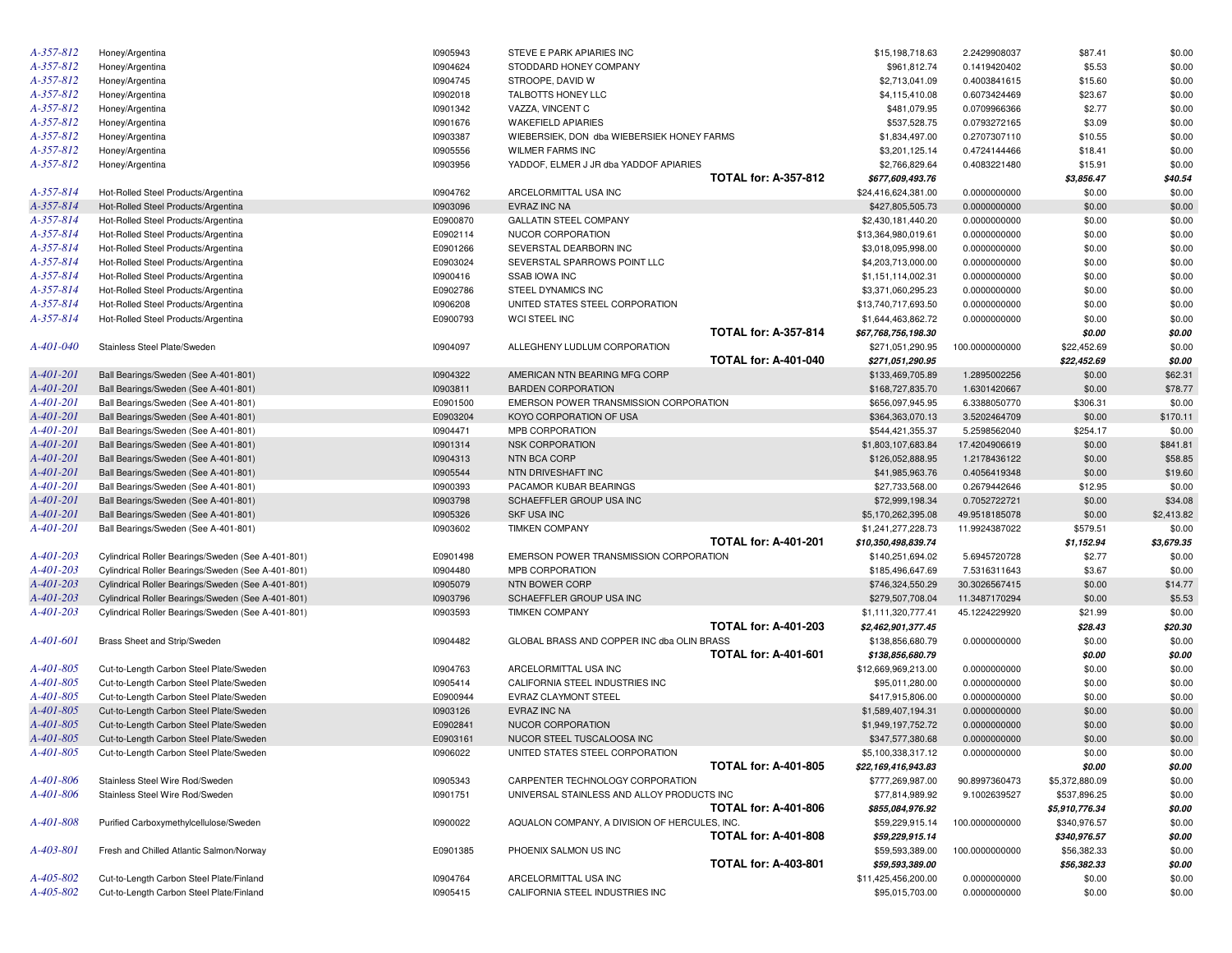| Case | Product/Country | Claimant ID | Claimant | Amount | Percentage | Col 7 | Col 8 |
|---|---|---|---|---|---|---|---|
| A-357-812 | Honey/Argentina | I0905943 | STEVE E PARK APIARIES INC | $15,198,718.63 | 2.2429908037 | $87.41 | $0.00 |
| A-357-812 | Honey/Argentina | I0904624 | STODDARD HONEY COMPANY | $961,812.74 | 0.1419420402 | $5.53 | $0.00 |
| A-357-812 | Honey/Argentina | I0904745 | STROOPE, DAVID W | $2,713,041.09 | 0.4003841615 | $15.60 | $0.00 |
| A-357-812 | Honey/Argentina | I0902018 | TALBOTTS HONEY LLC | $4,115,410.08 | 0.6073424469 | $23.67 | $0.00 |
| A-357-812 | Honey/Argentina | I0901342 | VAZZA, VINCENT C | $481,079.95 | 0.0709966366 | $2.77 | $0.00 |
| A-357-812 | Honey/Argentina | I0901676 | WAKEFIELD APIARIES | $537,528.75 | 0.0793272165 | $3.09 | $0.00 |
| A-357-812 | Honey/Argentina | I0903387 | WIEBERSIEK, DON dba WIEBERSIEK HONEY FARMS | $1,834,497.00 | 0.2707307110 | $10.55 | $0.00 |
| A-357-812 | Honey/Argentina | I0905556 | WILMER FARMS INC | $3,201,125.14 | 0.4724144466 | $18.41 | $0.00 |
| A-357-812 | Honey/Argentina | I0903956 | YADDOF, ELMER J JR dba YADDOF APIARIES | $2,766,829.64 | 0.4083221480 | $15.91 | $0.00 |
| | | | **TOTAL for: A-357-812** | ***$677,609,493.76*** | | ***$3,856.47*** | ***$40.54*** |
| A-357-814 | Hot-Rolled Steel Products/Argentina | I0904762 | ARCELORMITTAL USA INC | $24,416,624,381.00 | 0.0000000000 | $0.00 | $0.00 |
| A-357-814 | Hot-Rolled Steel Products/Argentina | I0903096 | EVRAZ INC NA | $427,805,505.73 | 0.0000000000 | $0.00 | $0.00 |
| A-357-814 | Hot-Rolled Steel Products/Argentina | E0900870 | GALLATIN STEEL COMPANY | $2,430,181,440.20 | 0.0000000000 | $0.00 | $0.00 |
| A-357-814 | Hot-Rolled Steel Products/Argentina | E0902114 | NUCOR CORPORATION | $13,364,980,019.61 | 0.0000000000 | $0.00 | $0.00 |
| A-357-814 | Hot-Rolled Steel Products/Argentina | E0901266 | SEVERSTAL DEARBORN INC | $3,018,095,998.00 | 0.0000000000 | $0.00 | $0.00 |
| A-357-814 | Hot-Rolled Steel Products/Argentina | E0903024 | SEVERSTAL SPARROWS POINT LLC | $4,203,713,000.00 | 0.0000000000 | $0.00 | $0.00 |
| A-357-814 | Hot-Rolled Steel Products/Argentina | I0900416 | SSAB IOWA INC | $1,151,114,002.31 | 0.0000000000 | $0.00 | $0.00 |
| A-357-814 | Hot-Rolled Steel Products/Argentina | E0902786 | STEEL DYNAMICS INC | $3,371,060,295.23 | 0.0000000000 | $0.00 | $0.00 |
| A-357-814 | Hot-Rolled Steel Products/Argentina | I0906208 | UNITED STATES STEEL CORPORATION | $13,740,717,693.50 | 0.0000000000 | $0.00 | $0.00 |
| A-357-814 | Hot-Rolled Steel Products/Argentina | E0900793 | WCI STEEL INC | $1,644,463,862.72 | 0.0000000000 | $0.00 | $0.00 |
| | | | **TOTAL for: A-357-814** | ***$67,768,756,198.30*** | | ***$0.00*** | ***$0.00*** |
| A-401-040 | Stainless Steel Plate/Sweden | I0904097 | ALLEGHENY LUDLUM CORPORATION | $271,051,290.95 | 100.0000000000 | $22,452.69 | $0.00 |
| | | | **TOTAL for: A-401-040** | ***$271,051,290.95*** | | ***$22,452.69*** | ***$0.00*** |
| A-401-201 | Ball Bearings/Sweden (See A-401-801) | I0904322 | AMERICAN NTN BEARING MFG CORP | $133,469,705.89 | 1.2895002256 | $0.00 | $62.31 |
| A-401-201 | Ball Bearings/Sweden (See A-401-801) | I0903811 | BARDEN CORPORATION | $168,727,835.70 | 1.6301420667 | $0.00 | $78.77 |
| A-401-201 | Ball Bearings/Sweden (See A-401-801) | E0901500 | EMERSON POWER TRANSMISSION CORPORATION | $656,097,945.95 | 6.3388050770 | $306.31 | $0.00 |
| A-401-201 | Ball Bearings/Sweden (See A-401-801) | E0903204 | KOYO CORPORATION OF USA | $364,363,070.13 | 3.5202464709 | $0.00 | $170.11 |
| A-401-201 | Ball Bearings/Sweden (See A-401-801) | I0904471 | MPB CORPORATION | $544,421,355.37 | 5.2598562040 | $254.17 | $0.00 |
| A-401-201 | Ball Bearings/Sweden (See A-401-801) | I0901314 | NSK CORPORATION | $1,803,107,683.84 | 17.4204906619 | $0.00 | $841.81 |
| A-401-201 | Ball Bearings/Sweden (See A-401-801) | I0904313 | NTN BCA CORP | $126,052,888.95 | 1.2178436122 | $0.00 | $58.85 |
| A-401-201 | Ball Bearings/Sweden (See A-401-801) | I0905544 | NTN DRIVESHAFT INC | $41,985,963.76 | 0.4056419348 | $0.00 | $19.60 |
| A-401-201 | Ball Bearings/Sweden (See A-401-801) | I0900393 | PACAMOR KUBAR BEARINGS | $27,733,568.00 | 0.2679442646 | $12.95 | $0.00 |
| A-401-201 | Ball Bearings/Sweden (See A-401-801) | I0903798 | SCHAEFFLER GROUP USA INC | $72,999,198.34 | 0.7052722721 | $0.00 | $34.08 |
| A-401-201 | Ball Bearings/Sweden (See A-401-801) | I0905326 | SKF USA INC | $5,170,262,395.08 | 49.9518185078 | $0.00 | $2,413.82 |
| A-401-201 | Ball Bearings/Sweden (See A-401-801) | I0903602 | TIMKEN COMPANY | $1,241,277,228.73 | 11.9924387022 | $579.51 | $0.00 |
| | | | **TOTAL for: A-401-201** | ***$10,350,498,839.74*** | | ***$1,152.94*** | ***$3,679.35*** |
| A-401-203 | Cylindrical Roller Bearings/Sweden (See A-401-801) | E0901498 | EMERSON POWER TRANSMISSION CORPORATION | $140,251,694.02 | 5.6945720728 | $2.77 | $0.00 |
| A-401-203 | Cylindrical Roller Bearings/Sweden (See A-401-801) | I0904480 | MPB CORPORATION | $185,496,647.69 | 7.5316311643 | $3.67 | $0.00 |
| A-401-203 | Cylindrical Roller Bearings/Sweden (See A-401-801) | I0905079 | NTN BOWER CORP | $746,324,550.29 | 30.3026567415 | $0.00 | $14.77 |
| A-401-203 | Cylindrical Roller Bearings/Sweden (See A-401-801) | I0903796 | SCHAEFFLER GROUP USA INC | $279,507,708.04 | 11.3487170294 | $0.00 | $5.53 |
| A-401-203 | Cylindrical Roller Bearings/Sweden (See A-401-801) | I0903593 | TIMKEN COMPANY | $1,111,320,777.41 | 45.1224229920 | $21.99 | $0.00 |
| | | | **TOTAL for: A-401-203** | ***$2,462,901,377.45*** | | ***$28.43*** | ***$20.30*** |
| A-401-601 | Brass Sheet and Strip/Sweden | I0904482 | GLOBAL BRASS AND COPPER INC dba OLIN BRASS | $138,856,680.79 | 0.0000000000 | $0.00 | $0.00 |
| | | | **TOTAL for: A-401-601** | ***$138,856,680.79*** | | ***$0.00*** | ***$0.00*** |
| A-401-805 | Cut-to-Length Carbon Steel Plate/Sweden | I0904763 | ARCELORMITTAL USA INC | $12,669,969,213.00 | 0.0000000000 | $0.00 | $0.00 |
| A-401-805 | Cut-to-Length Carbon Steel Plate/Sweden | I0905414 | CALIFORNIA STEEL INDUSTRIES INC | $95,011,280.00 | 0.0000000000 | $0.00 | $0.00 |
| A-401-805 | Cut-to-Length Carbon Steel Plate/Sweden | E0900944 | EVRAZ CLAYMONT STEEL | $417,915,806.00 | 0.0000000000 | $0.00 | $0.00 |
| A-401-805 | Cut-to-Length Carbon Steel Plate/Sweden | I0903126 | EVRAZ INC NA | $1,589,407,194.31 | 0.0000000000 | $0.00 | $0.00 |
| A-401-805 | Cut-to-Length Carbon Steel Plate/Sweden | E0902841 | NUCOR CORPORATION | $1,949,197,752.72 | 0.0000000000 | $0.00 | $0.00 |
| A-401-805 | Cut-to-Length Carbon Steel Plate/Sweden | E0903161 | NUCOR STEEL TUSCALOOSA INC | $347,577,380.68 | 0.0000000000 | $0.00 | $0.00 |
| A-401-805 | Cut-to-Length Carbon Steel Plate/Sweden | I0906022 | UNITED STATES STEEL CORPORATION | $5,100,338,317.12 | 0.0000000000 | $0.00 | $0.00 |
| | | | **TOTAL for: A-401-805** | ***$22,169,416,943.83*** | | ***$0.00*** | ***$0.00*** |
| A-401-806 | Stainless Steel Wire Rod/Sweden | I0905343 | CARPENTER TECHNOLOGY CORPORATION | $777,269,987.00 | 90.8997360473 | $5,372,880.09 | $0.00 |
| A-401-806 | Stainless Steel Wire Rod/Sweden | I0901751 | UNIVERSAL STAINLESS AND ALLOY PRODUCTS INC | $77,814,989.92 | 9.1002639527 | $537,896.25 | $0.00 |
| | | | **TOTAL for: A-401-806** | ***$855,084,976.92*** | | ***$5,910,776.34*** | ***$0.00*** |
| A-401-808 | Purified Carboxymethylcellulose/Sweden | I0900022 | AQUALON COMPANY, A DIVISION OF HERCULES, INC. | $59,229,915.14 | 100.0000000000 | $340,976.57 | $0.00 |
| | | | **TOTAL for: A-401-808** | ***$59,229,915.14*** | | ***$340,976.57*** | ***$0.00*** |
| A-403-801 | Fresh and Chilled Atlantic Salmon/Norway | E0901385 | PHOENIX SALMON US INC | $59,593,389.00 | 100.0000000000 | $56,382.33 | $0.00 |
| | | | **TOTAL for: A-403-801** | ***$59,593,389.00*** | | ***$56,382.33*** | ***$0.00*** |
| A-405-802 | Cut-to-Length Carbon Steel Plate/Finland | I0904764 | ARCELORMITTAL USA INC | $11,425,456,200.00 | 0.0000000000 | $0.00 | $0.00 |
| A-405-802 | Cut-to-Length Carbon Steel Plate/Finland | I0905415 | CALIFORNIA STEEL INDUSTRIES INC | $95,015,703.00 | 0.0000000000 | $0.00 | $0.00 |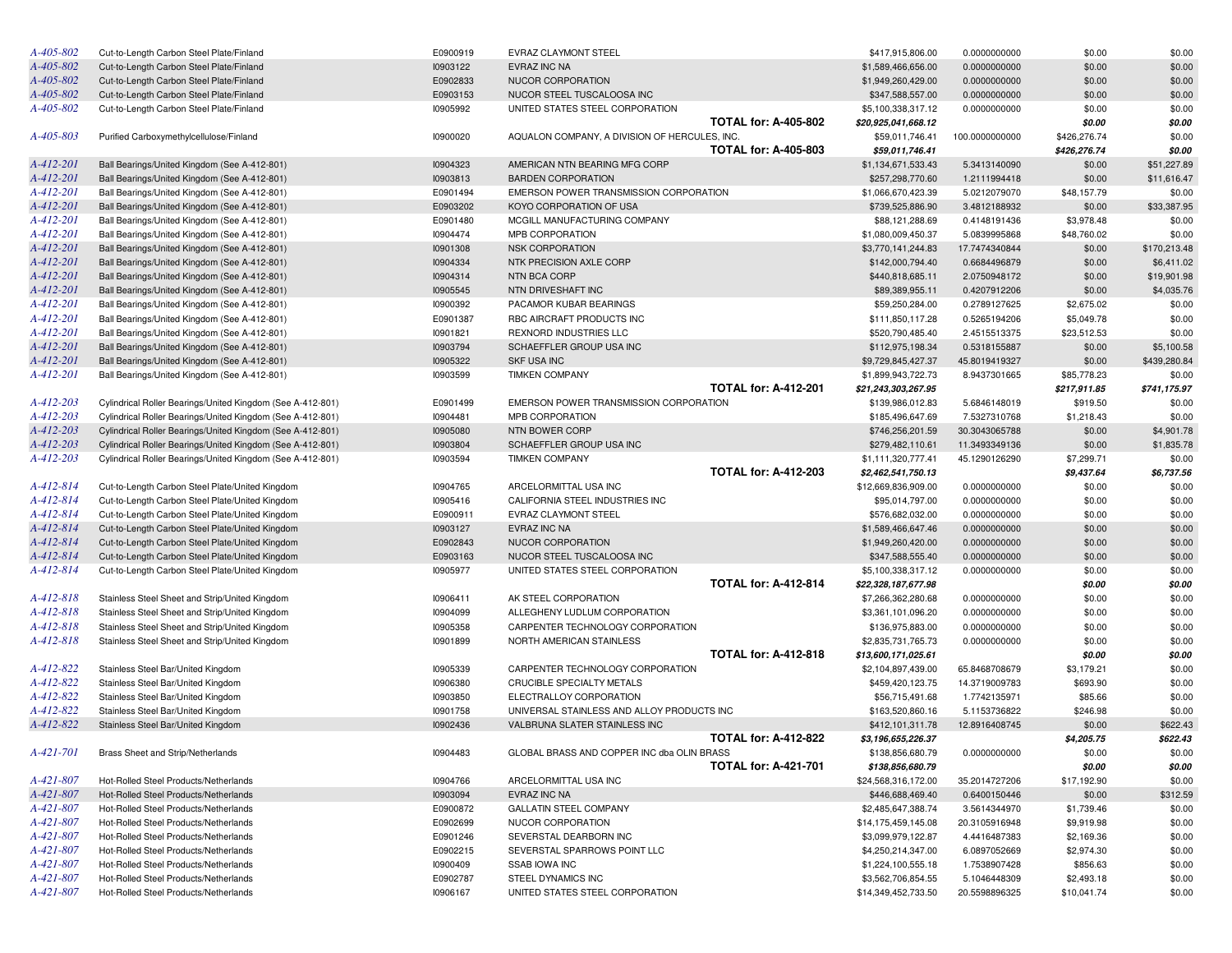| | | | | | | | |
|---|---|---|---|---|---|---|---|
| A-405-802 | Cut-to-Length Carbon Steel Plate/Finland | E0900919 | EVRAZ CLAYMONT STEEL | $417,915,806.00 | 0.0000000000 | $0.00 | $0.00 |
| A-405-802 | Cut-to-Length Carbon Steel Plate/Finland | I0903122 | EVRAZ INC NA | $1,589,466,656.00 | 0.0000000000 | $0.00 | $0.00 |
| A-405-802 | Cut-to-Length Carbon Steel Plate/Finland | E0902833 | NUCOR CORPORATION | $1,949,260,429.00 | 0.0000000000 | $0.00 | $0.00 |
| A-405-802 | Cut-to-Length Carbon Steel Plate/Finland | E0903153 | NUCOR STEEL TUSCALOOSA INC | $347,588,557.00 | 0.0000000000 | $0.00 | $0.00 |
| A-405-802 | Cut-to-Length Carbon Steel Plate/Finland | I0905992 | UNITED STATES STEEL CORPORATION | $5,100,338,317.12 | 0.0000000000 | $0.00 | $0.00 |
| | | | **TOTAL for: A-405-802** | ***$20,925,041,668.12*** | | ***$0.00*** | ***$0.00*** |
| A-405-803 | Purified Carboxymethylcellulose/Finland | I0900020 | AQUALON COMPANY, A DIVISION OF HERCULES, INC. | $59,011,746.41 | 100.0000000000 | $426,276.74 | $0.00 |
| | | | **TOTAL for: A-405-803** | ***$59,011,746.41*** | | ***$426,276.74*** | ***$0.00*** |
| A-412-201 | Ball Bearings/United Kingdom (See A-412-801) | I0904323 | AMERICAN NTN BEARING MFG CORP | $1,134,671,533.43 | 5.3413140090 | $0.00 | $51,227.89 |
| A-412-201 | Ball Bearings/United Kingdom (See A-412-801) | I0903813 | BARDEN CORPORATION | $257,298,770.60 | 1.2111994418 | $0.00 | $11,616.47 |
| A-412-201 | Ball Bearings/United Kingdom (See A-412-801) | E0901494 | EMERSON POWER TRANSMISSION CORPORATION | $1,066,670,423.39 | 5.0212079070 | $48,157.79 | $0.00 |
| A-412-201 | Ball Bearings/United Kingdom (See A-412-801) | E0903202 | KOYO CORPORATION OF USA | $739,525,886.90 | 3.4812188932 | $0.00 | $33,387.95 |
| A-412-201 | Ball Bearings/United Kingdom (See A-412-801) | E0901480 | MCGILL MANUFACTURING COMPANY | $88,121,288.69 | 0.4148191436 | $3,978.48 | $0.00 |
| A-412-201 | Ball Bearings/United Kingdom (See A-412-801) | I0904474 | MPB CORPORATION | $1,080,009,450.37 | 5.0839995868 | $48,760.02 | $0.00 |
| A-412-201 | Ball Bearings/United Kingdom (See A-412-801) | I0901308 | NSK CORPORATION | $3,770,141,244.83 | 17.7474340844 | $0.00 | $170,213.48 |
| A-412-201 | Ball Bearings/United Kingdom (See A-412-801) | I0904334 | NTK PRECISION AXLE CORP | $142,000,794.40 | 0.6684496879 | $0.00 | $6,411.02 |
| A-412-201 | Ball Bearings/United Kingdom (See A-412-801) | I0904314 | NTN BCA CORP | $440,818,685.11 | 2.0750948172 | $0.00 | $19,901.98 |
| A-412-201 | Ball Bearings/United Kingdom (See A-412-801) | I0905545 | NTN DRIVESHAFT INC | $89,389,955.11 | 0.4207912206 | $0.00 | $4,035.76 |
| A-412-201 | Ball Bearings/United Kingdom (See A-412-801) | I0900392 | PACAMOR KUBAR BEARINGS | $59,250,284.00 | 0.2789127625 | $2,675.02 | $0.00 |
| A-412-201 | Ball Bearings/United Kingdom (See A-412-801) | E0901387 | RBC AIRCRAFT PRODUCTS INC | $111,850,117.28 | 0.5265194206 | $5,049.78 | $0.00 |
| A-412-201 | Ball Bearings/United Kingdom (See A-412-801) | I0901821 | REXNORD INDUSTRIES LLC | $520,790,485.40 | 2.4515513375 | $23,512.53 | $0.00 |
| A-412-201 | Ball Bearings/United Kingdom (See A-412-801) | I0903794 | SCHAEFFLER GROUP USA INC | $112,975,198.34 | 0.5318155887 | $0.00 | $5,100.58 |
| A-412-201 | Ball Bearings/United Kingdom (See A-412-801) | I0905322 | SKF USA INC | $9,729,845,427.37 | 45.8019419327 | $0.00 | $439,280.84 |
| A-412-201 | Ball Bearings/United Kingdom (See A-412-801) | I0903599 | TIMKEN COMPANY | $1,899,943,722.73 | 8.9437301665 | $85,778.23 | $0.00 |
| | | | **TOTAL for: A-412-201** | ***$21,243,303,267.95*** | | ***$217,911.85*** | ***$741,175.97*** |
| A-412-203 | Cylindrical Roller Bearings/United Kingdom (See A-412-801) | E0901499 | EMERSON POWER TRANSMISSION CORPORATION | $139,986,012.83 | 5.6846148019 | $919.50 | $0.00 |
| A-412-203 | Cylindrical Roller Bearings/United Kingdom (See A-412-801) | I0904481 | MPB CORPORATION | $185,496,647.69 | 7.5327310768 | $1,218.43 | $0.00 |
| A-412-203 | Cylindrical Roller Bearings/United Kingdom (See A-412-801) | I0905080 | NTN BOWER CORP | $746,256,201.59 | 30.3043065788 | $0.00 | $4,901.78 |
| A-412-203 | Cylindrical Roller Bearings/United Kingdom (See A-412-801) | I0903804 | SCHAEFFLER GROUP USA INC | $279,482,110.61 | 11.3493349136 | $0.00 | $1,835.78 |
| A-412-203 | Cylindrical Roller Bearings/United Kingdom (See A-412-801) | I0903594 | TIMKEN COMPANY | $1,111,320,777.41 | 45.1290126290 | $7,299.71 | $0.00 |
| | | | **TOTAL for: A-412-203** | ***$2,462,541,750.13*** | | ***$9,437.64*** | ***$6,737.56*** |
| A-412-814 | Cut-to-Length Carbon Steel Plate/United Kingdom | I0904765 | ARCELORMITTAL USA INC | $12,669,836,909.00 | 0.0000000000 | $0.00 | $0.00 |
| A-412-814 | Cut-to-Length Carbon Steel Plate/United Kingdom | I0905416 | CALIFORNIA STEEL INDUSTRIES INC | $95,014,797.00 | 0.0000000000 | $0.00 | $0.00 |
| A-412-814 | Cut-to-Length Carbon Steel Plate/United Kingdom | E0900911 | EVRAZ CLAYMONT STEEL | $576,682,032.00 | 0.0000000000 | $0.00 | $0.00 |
| A-412-814 | Cut-to-Length Carbon Steel Plate/United Kingdom | I0903127 | EVRAZ INC NA | $1,589,466,647.46 | 0.0000000000 | $0.00 | $0.00 |
| A-412-814 | Cut-to-Length Carbon Steel Plate/United Kingdom | E0902843 | NUCOR CORPORATION | $1,949,260,420.00 | 0.0000000000 | $0.00 | $0.00 |
| A-412-814 | Cut-to-Length Carbon Steel Plate/United Kingdom | E0903163 | NUCOR STEEL TUSCALOOSA INC | $347,588,555.40 | 0.0000000000 | $0.00 | $0.00 |
| A-412-814 | Cut-to-Length Carbon Steel Plate/United Kingdom | I0905977 | UNITED STATES STEEL CORPORATION | $5,100,338,317.12 | 0.0000000000 | $0.00 | $0.00 |
| | | | **TOTAL for: A-412-814** | ***$22,328,187,677.98*** | | ***$0.00*** | ***$0.00*** |
| A-412-818 | Stainless Steel Sheet and Strip/United Kingdom | I0906411 | AK STEEL CORPORATION | $7,266,362,280.68 | 0.0000000000 | $0.00 | $0.00 |
| A-412-818 | Stainless Steel Sheet and Strip/United Kingdom | I0904099 | ALLEGHENY LUDLUM CORPORATION | $3,361,101,096.20 | 0.0000000000 | $0.00 | $0.00 |
| A-412-818 | Stainless Steel Sheet and Strip/United Kingdom | I0905358 | CARPENTER TECHNOLOGY CORPORATION | $136,975,883.00 | 0.0000000000 | $0.00 | $0.00 |
| A-412-818 | Stainless Steel Sheet and Strip/United Kingdom | I0901899 | NORTH AMERICAN STAINLESS | $2,835,731,765.73 | 0.0000000000 | $0.00 | $0.00 |
| | | | **TOTAL for: A-412-818** | ***$13,600,171,025.61*** | | ***$0.00*** | ***$0.00*** |
| A-412-822 | Stainless Steel Bar/United Kingdom | I0905339 | CARPENTER TECHNOLOGY CORPORATION | $2,104,897,439.00 | 65.8468708679 | $3,179.21 | $0.00 |
| A-412-822 | Stainless Steel Bar/United Kingdom | I0906380 | CRUCIBLE SPECIALTY METALS | $459,420,123.75 | 14.3719009783 | $693.90 | $0.00 |
| A-412-822 | Stainless Steel Bar/United Kingdom | I0903850 | ELECTRALLOY CORPORATION | $56,715,491.68 | 1.7742135971 | $85.66 | $0.00 |
| A-412-822 | Stainless Steel Bar/United Kingdom | I0901758 | UNIVERSAL STAINLESS AND ALLOY PRODUCTS INC | $163,520,860.16 | 5.1153736822 | $246.98 | $0.00 |
| A-412-822 | Stainless Steel Bar/United Kingdom | I0902436 | VALBRUNA SLATER STAINLESS INC | $412,101,311.78 | 12.8916408745 | $0.00 | $622.43 |
| | | | **TOTAL for: A-412-822** | ***$3,196,655,226.37*** | | ***$4,205.75*** | ***$622.43*** |
| A-421-701 | Brass Sheet and Strip/Netherlands | I0904483 | GLOBAL BRASS AND COPPER INC dba OLIN BRASS | $138,856,680.79 | 0.0000000000 | $0.00 | $0.00 |
| | | | **TOTAL for: A-421-701** | ***$138,856,680.79*** | | ***$0.00*** | ***$0.00*** |
| A-421-807 | Hot-Rolled Steel Products/Netherlands | I0904766 | ARCELORMITTAL USA INC | $24,568,316,172.00 | 35.2014727206 | $17,192.90 | $0.00 |
| A-421-807 | Hot-Rolled Steel Products/Netherlands | I0903094 | EVRAZ INC NA | $446,688,469.40 | 0.6400150446 | $0.00 | $312.59 |
| A-421-807 | Hot-Rolled Steel Products/Netherlands | E0900872 | GALLATIN STEEL COMPANY | $2,485,647,388.74 | 3.5614344970 | $1,739.46 | $0.00 |
| A-421-807 | Hot-Rolled Steel Products/Netherlands | E0902699 | NUCOR CORPORATION | $14,175,459,145.08 | 20.3105916948 | $9,919.98 | $0.00 |
| A-421-807 | Hot-Rolled Steel Products/Netherlands | E0901246 | SEVERSTAL DEARBORN INC | $3,099,979,122.87 | 4.4416487383 | $2,169.36 | $0.00 |
| A-421-807 | Hot-Rolled Steel Products/Netherlands | E0902215 | SEVERSTAL SPARROWS POINT LLC | $4,250,214,347.00 | 6.0897052669 | $2,974.30 | $0.00 |
| A-421-807 | Hot-Rolled Steel Products/Netherlands | I0900409 | SSAB IOWA INC | $1,224,100,555.18 | 1.7538907428 | $856.63 | $0.00 |
| A-421-807 | Hot-Rolled Steel Products/Netherlands | E0902787 | STEEL DYNAMICS INC | $3,562,706,854.55 | 5.1046448309 | $2,493.18 | $0.00 |
| A-421-807 | Hot-Rolled Steel Products/Netherlands | I0906167 | UNITED STATES STEEL CORPORATION | $14,349,452,733.50 | 20.5598896325 | $10,041.74 | $0.00 |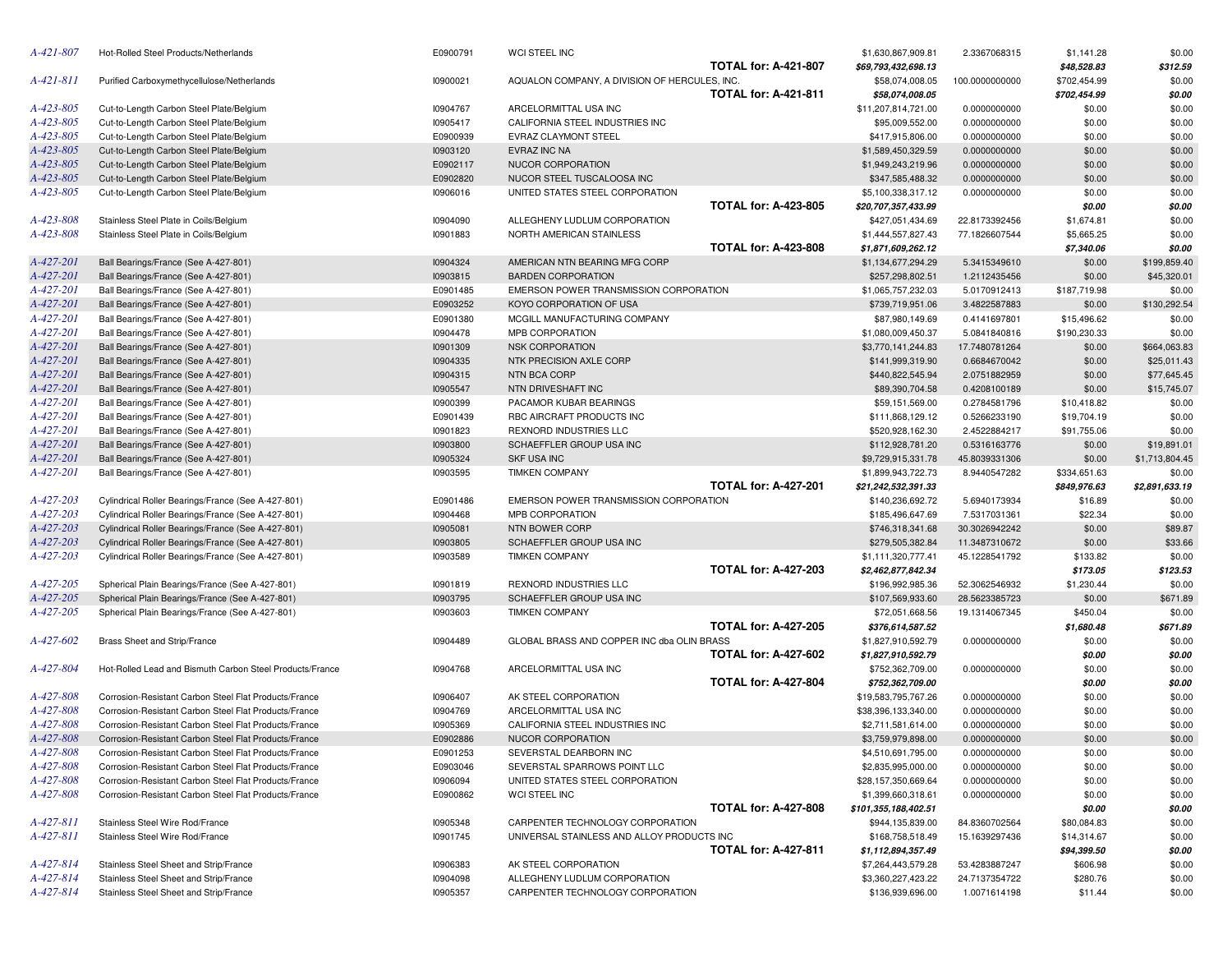| | | | | | | | |
|---|---|---|---|---|---|---|---|
| *A-421-807* | Hot-Rolled Steel Products/Netherlands | E0900791 | WCI STEEL INC | $1,630,867,909.81 | 2.3367068315 | $1,141.28 | $0.00 |
| | | | **TOTAL for: A-421-807** | ***$69,793,432,698.13*** | | ***$48,528.83*** | ***$312.59*** |
| *A-421-811* | Purified Carboxymethycellulose/Netherlands | I0900021 | AQUALON COMPANY, A DIVISION OF HERCULES, INC. | $58,074,008.05 | 100.0000000000 | $702,454.99 | $0.00 |
| | | | **TOTAL for: A-421-811** | ***$58,074,008.05*** | | ***$702,454.99*** | ***$0.00*** |
| *A-423-805* | Cut-to-Length Carbon Steel Plate/Belgium | I0904767 | ARCELORMITTAL USA INC | $11,207,814,721.00 | 0.0000000000 | $0.00 | $0.00 |
| *A-423-805* | Cut-to-Length Carbon Steel Plate/Belgium | I0905417 | CALIFORNIA STEEL INDUSTRIES INC | $95,009,552.00 | 0.0000000000 | $0.00 | $0.00 |
| *A-423-805* | Cut-to-Length Carbon Steel Plate/Belgium | E0900939 | EVRAZ CLAYMONT STEEL | $417,915,806.00 | 0.0000000000 | $0.00 | $0.00 |
| *A-423-805* | Cut-to-Length Carbon Steel Plate/Belgium | I0903120 | EVRAZ INC NA | $1,589,450,329.59 | 0.0000000000 | $0.00 | $0.00 |
| *A-423-805* | Cut-to-Length Carbon Steel Plate/Belgium | E0902117 | NUCOR CORPORATION | $1,949,243,219.96 | 0.0000000000 | $0.00 | $0.00 |
| *A-423-805* | Cut-to-Length Carbon Steel Plate/Belgium | E0902820 | NUCOR STEEL TUSCALOOSA INC | $347,585,488.32 | 0.0000000000 | $0.00 | $0.00 |
| *A-423-805* | Cut-to-Length Carbon Steel Plate/Belgium | I0906016 | UNITED STATES STEEL CORPORATION | $5,100,338,317.12 | 0.0000000000 | $0.00 | $0.00 |
| | | | **TOTAL for: A-423-805** | ***$20,707,357,433.99*** | | ***$0.00*** | ***$0.00*** |
| *A-423-808* | Stainless Steel Plate in Coils/Belgium | I0904090 | ALLEGHENY LUDLUM CORPORATION | $427,051,434.69 | 22.8173392456 | $1,674.81 | $0.00 |
| *A-423-808* | Stainless Steel Plate in Coils/Belgium | I0901883 | NORTH AMERICAN STAINLESS | $1,444,557,827.43 | 77.1826607544 | $5,665.25 | $0.00 |
| | | | **TOTAL for: A-423-808** | ***$1,871,609,262.12*** | | ***$7,340.06*** | ***$0.00*** |
| *A-427-201* | Ball Bearings/France (See A-427-801) | I0904324 | AMERICAN NTN BEARING MFG CORP | $1,134,677,294.29 | 5.3415349610 | $0.00 | $199,859.40 |
| *A-427-201* | Ball Bearings/France (See A-427-801) | I0903815 | BARDEN CORPORATION | $257,298,802.51 | 1.2112435456 | $0.00 | $45,320.01 |
| *A-427-201* | Ball Bearings/France (See A-427-801) | E0901485 | EMERSON POWER TRANSMISSION CORPORATION | $1,065,757,232.03 | 5.0170912413 | $187,719.98 | $0.00 |
| *A-427-201* | Ball Bearings/France (See A-427-801) | E0903252 | KOYO CORPORATION OF USA | $739,719,951.06 | 3.4822587883 | $0.00 | $130,292.54 |
| *A-427-201* | Ball Bearings/France (See A-427-801) | E0901380 | MCGILL MANUFACTURING COMPANY | $87,980,149.69 | 0.4141697801 | $15,496.62 | $0.00 |
| *A-427-201* | Ball Bearings/France (See A-427-801) | I0904478 | MPB CORPORATION | $1,080,009,450.37 | 5.0841840816 | $190,230.33 | $0.00 |
| *A-427-201* | Ball Bearings/France (See A-427-801) | I0901309 | NSK CORPORATION | $3,770,141,244.83 | 17.7480781264 | $0.00 | $664,063.83 |
| *A-427-201* | Ball Bearings/France (See A-427-801) | I0904335 | NTK PRECISION AXLE CORP | $141,999,319.90 | 0.6684670042 | $0.00 | $25,011.43 |
| *A-427-201* | Ball Bearings/France (See A-427-801) | I0904315 | NTN BCA CORP | $440,822,545.94 | 2.0751882959 | $0.00 | $77,645.45 |
| *A-427-201* | Ball Bearings/France (See A-427-801) | I0905547 | NTN DRIVESHAFT INC | $89,390,704.58 | 0.4208100189 | $0.00 | $15,745.07 |
| *A-427-201* | Ball Bearings/France (See A-427-801) | I0900399 | PACAMOR KUBAR BEARINGS | $59,151,569.00 | 0.2784581796 | $10,418.82 | $0.00 |
| *A-427-201* | Ball Bearings/France (See A-427-801) | E0901439 | RBC AIRCRAFT PRODUCTS INC | $111,868,129.12 | 0.5266233190 | $19,704.19 | $0.00 |
| *A-427-201* | Ball Bearings/France (See A-427-801) | I0901823 | REXNORD INDUSTRIES LLC | $520,928,162.30 | 2.4522884217 | $91,755.06 | $0.00 |
| *A-427-201* | Ball Bearings/France (See A-427-801) | I0903800 | SCHAEFFLER GROUP USA INC | $112,928,781.20 | 0.5316163776 | $0.00 | $19,891.01 |
| *A-427-201* | Ball Bearings/France (See A-427-801) | I0905324 | SKF USA INC | $9,729,915,331.78 | 45.8039331306 | $0.00 | $1,713,804.45 |
| *A-427-201* | Ball Bearings/France (See A-427-801) | I0903595 | TIMKEN COMPANY | $1,899,943,722.73 | 8.9440547282 | $334,651.63 | $0.00 |
| | | | **TOTAL for: A-427-201** | ***$21,242,532,391.33*** | | ***$849,976.63*** | ***$2,891,633.19*** |
| *A-427-203* | Cylindrical Roller Bearings/France (See A-427-801) | E0901486 | EMERSON POWER TRANSMISSION CORPORATION | $140,236,692.72 | 5.6940173934 | $16.89 | $0.00 |
| *A-427-203* | Cylindrical Roller Bearings/France (See A-427-801) | I0904468 | MPB CORPORATION | $185,496,627.69 | 7.5317031361 | $22.34 | $0.00 |
| *A-427-203* | Cylindrical Roller Bearings/France (See A-427-801) | I0905081 | NTN BOWER CORP | $746,318,341.68 | 30.3026942242 | $0.00 | $89.87 |
| *A-427-203* | Cylindrical Roller Bearings/France (See A-427-801) | I0903805 | SCHAEFFLER GROUP USA INC | $279,505,382.84 | 11.3487310672 | $0.00 | $33.66 |
| *A-427-203* | Cylindrical Roller Bearings/France (See A-427-801) | I0903589 | TIMKEN COMPANY | $1,111,320,777.41 | 45.1228541792 | $133.82 | $0.00 |
| | | | **TOTAL for: A-427-203** | ***$2,462,877,842.34*** | | ***$173.05*** | ***$123.53*** |
| *A-427-205* | Spherical Plain Bearings/France (See A-427-801) | I0901819 | REXNORD INDUSTRIES LLC | $196,992,985.36 | 52.3062546932 | $1,230.44 | $0.00 |
| *A-427-205* | Spherical Plain Bearings/France (See A-427-801) | I0903795 | SCHAEFFLER GROUP USA INC | $107,569,933.60 | 28.5623385723 | $0.00 | $671.89 |
| *A-427-205* | Spherical Plain Bearings/France (See A-427-801) | I0903603 | TIMKEN COMPANY | $72,051,668.56 | 19.1314067345 | $450.04 | $0.00 |
| | | | **TOTAL for: A-427-205** | ***$376,614,587.52*** | | ***$1,680.48*** | ***$671.89*** |
| *A-427-602* | Brass Sheet and Strip/France | I0904489 | GLOBAL BRASS AND COPPER INC dba OLIN BRASS | $1,827,910,592.79 | 0.0000000000 | $0.00 | $0.00 |
| | | | **TOTAL for: A-427-602** | ***$1,827,910,592.79*** | | ***$0.00*** | ***$0.00*** |
| *A-427-804* | Hot-Rolled Lead and Bismuth Carbon Steel Products/France | I0904768 | ARCELORMITTAL USA INC | $752,362,709.00 | 0.0000000000 | $0.00 | $0.00 |
| | | | **TOTAL for: A-427-804** | ***$752,362,709.00*** | | ***$0.00*** | ***$0.00*** |
| *A-427-808* | Corrosion-Resistant Carbon Steel Flat Products/France | I0906407 | AK STEEL CORPORATION | $19,583,795,767.26 | 0.0000000000 | $0.00 | $0.00 |
| *A-427-808* | Corrosion-Resistant Carbon Steel Flat Products/France | I0904769 | ARCELORMITTAL USA INC | $38,396,133,340.00 | 0.0000000000 | $0.00 | $0.00 |
| *A-427-808* | Corrosion-Resistant Carbon Steel Flat Products/France | I0905369 | CALIFORNIA STEEL INDUSTRIES INC | $2,711,581,614.00 | 0.0000000000 | $0.00 | $0.00 |
| *A-427-808* | Corrosion-Resistant Carbon Steel Flat Products/France | E0902886 | NUCOR CORPORATION | $3,759,979,898.00 | 0.0000000000 | $0.00 | $0.00 |
| *A-427-808* | Corrosion-Resistant Carbon Steel Flat Products/France | E0901253 | SEVERSTAL DEARBORN INC | $4,510,691,795.00 | 0.0000000000 | $0.00 | $0.00 |
| *A-427-808* | Corrosion-Resistant Carbon Steel Flat Products/France | E0903046 | SEVERSTAL SPARROWS POINT LLC | $2,835,995,000.00 | 0.0000000000 | $0.00 | $0.00 |
| *A-427-808* | Corrosion-Resistant Carbon Steel Flat Products/France | I0906094 | UNITED STATES STEEL CORPORATION | $28,157,350,669.64 | 0.0000000000 | $0.00 | $0.00 |
| *A-427-808* | Corrosion-Resistant Carbon Steel Flat Products/France | E0900862 | WCI STEEL INC | $1,399,660,318.61 | 0.0000000000 | $0.00 | $0.00 |
| | | | **TOTAL for: A-427-808** | ***$101,355,188,402.51*** | | ***$0.00*** | ***$0.00*** |
| *A-427-811* | Stainless Steel Wire Rod/France | I0905348 | CARPENTER TECHNOLOGY CORPORATION | $944,135,839.00 | 84.8360702564 | $80,084.83 | $0.00 |
| *A-427-811* | Stainless Steel Wire Rod/France | I0901745 | UNIVERSAL STAINLESS AND ALLOY PRODUCTS INC | $168,758,518.49 | 15.1639297436 | $14,314.67 | $0.00 |
| | | | **TOTAL for: A-427-811** | ***$1,112,894,357.49*** | | ***$94,399.50*** | ***$0.00*** |
| *A-427-814* | Stainless Steel Sheet and Strip/France | I0906383 | AK STEEL CORPORATION | $7,264,443,579.28 | 53.4283887247 | $606.98 | $0.00 |
| *A-427-814* | Stainless Steel Sheet and Strip/France | I0904098 | ALLEGHENY LUDLUM CORPORATION | $3,360,227,423.22 | 24.7137354722 | $280.76 | $0.00 |
| *A-427-814* | Stainless Steel Sheet and Strip/France | I0905357 | CARPENTER TECHNOLOGY CORPORATION | $136,939,696.00 | 1.0071614198 | $11.44 | $0.00 |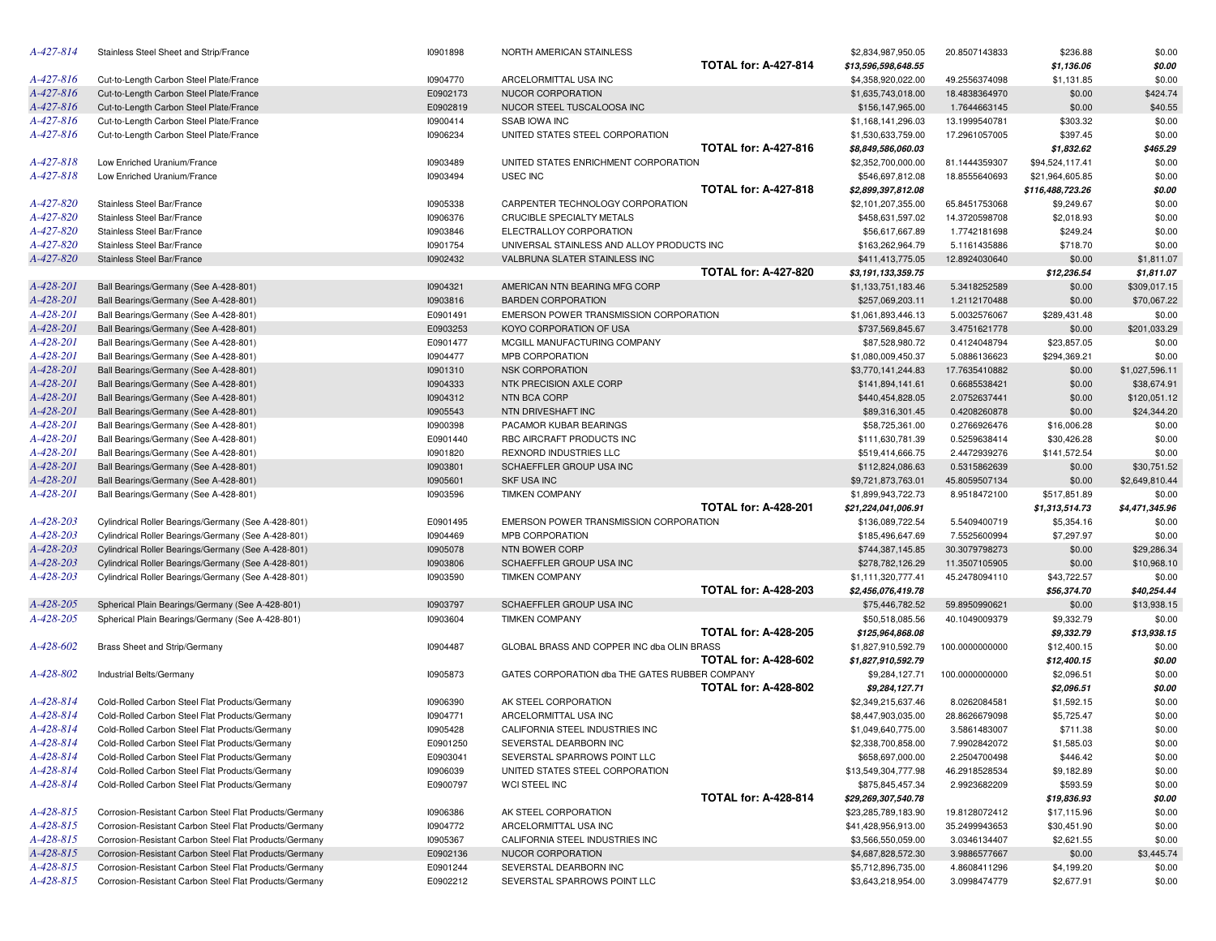| | | | | | | | |
|---|---|---|---|---|---|---|---|
| *A-427-814* | Stainless Steel Sheet and Strip/France | I0901898 | NORTH AMERICAN STAINLESS | $2,834,987,950.05 | 20.8507143833 | $236.88 | $0.00 |
| | | | **TOTAL for: A-427-814** | ***$13,596,598,648.55*** | | ***$1,136.06*** | ***$0.00*** |
| *A-427-816* | Cut-to-Length Carbon Steel Plate/France | I0904770 | ARCELORMITTAL USA INC | $4,358,920,022.00 | 49.2556374098 | $1,131.85 | $0.00 |
| *A-427-816* | Cut-to-Length Carbon Steel Plate/France | E0902173 | NUCOR CORPORATION | $1,635,743,018.00 | 18.4838364970 | $0.00 | $424.74 |
| *A-427-816* | Cut-to-Length Carbon Steel Plate/France | E0902819 | NUCOR STEEL TUSCALOOSA INC | $156,147,965.00 | 1.7644663145 | $0.00 | $40.55 |
| *A-427-816* | Cut-to-Length Carbon Steel Plate/France | I0900414 | SSAB IOWA INC | $1,168,141,296.03 | 13.1999540781 | $303.32 | $0.00 |
| *A-427-816* | Cut-to-Length Carbon Steel Plate/France | I0906234 | UNITED STATES STEEL CORPORATION | $1,530,633,759.00 | 17.2961057005 | $397.45 | $0.00 |
| | | | **TOTAL for: A-427-816** | ***$8,849,586,060.03*** | | ***$1,832.62*** | ***$465.29*** |
| *A-427-818* | Low Enriched Uranium/France | I0903489 | UNITED STATES ENRICHMENT CORPORATION | $2,352,700,000.00 | 81.1444359307 | $94,524,117.41 | $0.00 |
| *A-427-818* | Low Enriched Uranium/France | I0903494 | USEC INC | $546,697,812.08 | 18.8555640693 | $21,964,605.85 | $0.00 |
| | | | **TOTAL for: A-427-818** | ***$2,899,397,812.08*** | | ***$116,488,723.26*** | ***$0.00*** |
| *A-427-820* | Stainless Steel Bar/France | I0905338 | CARPENTER TECHNOLOGY CORPORATION | $2,101,207,355.00 | 65.8451753068 | $9,249.67 | $0.00 |
| *A-427-820* | Stainless Steel Bar/France | I0906376 | CRUCIBLE SPECIALTY METALS | $458,631,597.02 | 14.3720598708 | $2,018.93 | $0.00 |
| *A-427-820* | Stainless Steel Bar/France | I0903846 | ELECTRALLOY CORPORATION | $56,617,667.89 | 1.7742181698 | $249.24 | $0.00 |
| *A-427-820* | Stainless Steel Bar/France | I0901754 | UNIVERSAL STAINLESS AND ALLOY PRODUCTS INC | $163,262,964.79 | 5.1161435886 | $718.70 | $0.00 |
| *A-427-820* | Stainless Steel Bar/France | I0902432 | VALBRUNA SLATER STAINLESS INC | $411,413,775.05 | 12.8924030640 | $0.00 | $1,811.07 |
| | | | **TOTAL for: A-427-820** | ***$3,191,133,359.75*** | | ***$12,236.54*** | ***$1,811.07*** |
| *A-428-201* | Ball Bearings/Germany (See A-428-801) | I0904321 | AMERICAN NTN BEARING MFG CORP | $1,133,751,183.46 | 5.3418252589 | $0.00 | $309,017.15 |
| *A-428-201* | Ball Bearings/Germany (See A-428-801) | I0903816 | BARDEN CORPORATION | $257,069,203.11 | 1.2112170488 | $0.00 | $70,067.22 |
| *A-428-201* | Ball Bearings/Germany (See A-428-801) | E0901491 | EMERSON POWER TRANSMISSION CORPORATION | $1,061,893,446.13 | 5.0032576067 | $289,431.48 | $0.00 |
| *A-428-201* | Ball Bearings/Germany (See A-428-801) | E0903253 | KOYO CORPORATION OF USA | $737,569,845.67 | 3.4751621778 | $0.00 | $201,033.29 |
| *A-428-201* | Ball Bearings/Germany (See A-428-801) | E0901477 | MCGILL MANUFACTURING COMPANY | $87,528,980.72 | 0.4124048794 | $23,857.05 | $0.00 |
| *A-428-201* | Ball Bearings/Germany (See A-428-801) | I0904477 | MPB CORPORATION | $1,080,009,450.37 | 5.0886136623 | $294,369.21 | $0.00 |
| *A-428-201* | Ball Bearings/Germany (See A-428-801) | I0901310 | NSK CORPORATION | $3,770,141,244.83 | 17.7635410882 | $0.00 | $1,027,596.11 |
| *A-428-201* | Ball Bearings/Germany (See A-428-801) | I0904333 | NTK PRECISION AXLE CORP | $141,894,141.61 | 0.6685538421 | $0.00 | $38,674.91 |
| *A-428-201* | Ball Bearings/Germany (See A-428-801) | I0904312 | NTN BCA CORP | $440,454,828.05 | 2.0752637441 | $0.00 | $120,051.12 |
| *A-428-201* | Ball Bearings/Germany (See A-428-801) | I0905543 | NTN DRIVESHAFT INC | $89,316,301.45 | 0.4208260878 | $0.00 | $24,344.20 |
| *A-428-201* | Ball Bearings/Germany (See A-428-801) | I0900398 | PACAMOR KUBAR BEARINGS | $58,725,361.00 | 0.2766926476 | $16,006.28 | $0.00 |
| *A-428-201* | Ball Bearings/Germany (See A-428-801) | E0901440 | RBC AIRCRAFT PRODUCTS INC | $111,630,781.39 | 0.5259638414 | $30,426.28 | $0.00 |
| *A-428-201* | Ball Bearings/Germany (See A-428-801) | I0901820 | REXNORD INDUSTRIES LLC | $519,414,666.75 | 2.4472939276 | $141,572.54 | $0.00 |
| *A-428-201* | Ball Bearings/Germany (See A-428-801) | I0903801 | SCHAEFFLER GROUP USA INC | $112,824,086.63 | 0.5315862639 | $0.00 | $30,751.52 |
| *A-428-201* | Ball Bearings/Germany (See A-428-801) | I0905601 | SKF USA INC | $9,721,873,763.01 | 45.8059507134 | $0.00 | $2,649,810.44 |
| *A-428-201* | Ball Bearings/Germany (See A-428-801) | I0903596 | TIMKEN COMPANY | $1,899,943,722.73 | 8.9518472100 | $517,851.89 | $0.00 |
| | | | **TOTAL for: A-428-201** | ***$21,224,041,006.91*** | | ***$1,313,514.73*** | ***$4,471,345.96*** |
| *A-428-203* | Cylindrical Roller Bearings/Germany (See A-428-801) | E0901495 | EMERSON POWER TRANSMISSION CORPORATION | $136,089,722.54 | 5.5409400719 | $5,354.16 | $0.00 |
| *A-428-203* | Cylindrical Roller Bearings/Germany (See A-428-801) | I0904469 | MPB CORPORATION | $185,496,647.69 | 7.5525600994 | $7,297.97 | $0.00 |
| *A-428-203* | Cylindrical Roller Bearings/Germany (See A-428-801) | I0905078 | NTN BOWER CORP | $744,387,145.85 | 30.3079798273 | $0.00 | $29,286.34 |
| *A-428-203* | Cylindrical Roller Bearings/Germany (See A-428-801) | I0903806 | SCHAEFFLER GROUP USA INC | $278,782,126.29 | 11.3507105905 | $0.00 | $10,968.10 |
| *A-428-203* | Cylindrical Roller Bearings/Germany (See A-428-801) | I0903590 | TIMKEN COMPANY | $1,111,320,777.41 | 45.2478094110 | $43,722.57 | $0.00 |
| | | | **TOTAL for: A-428-203** | ***$2,456,076,419.78*** | | ***$56,374.70*** | ***$40,254.44*** |
| *A-428-205* | Spherical Plain Bearings/Germany (See A-428-801) | I0903797 | SCHAEFFLER GROUP USA INC | $75,446,782.52 | 59.8950990621 | $0.00 | $13,938.15 |
| *A-428-205* | Spherical Plain Bearings/Germany (See A-428-801) | I0903604 | TIMKEN COMPANY | $50,518,085.56 | 40.1049009379 | $9,332.79 | $0.00 |
| | | | **TOTAL for: A-428-205** | ***$125,964,868.08*** | | ***$9,332.79*** | ***$13,938.15*** |
| *A-428-602* | Brass Sheet and Strip/Germany | I0904487 | GLOBAL BRASS AND COPPER INC dba OLIN BRASS | $1,827,910,592.79 | 100.0000000000 | $12,400.15 | $0.00 |
| | | | **TOTAL for: A-428-602** | ***$1,827,910,592.79*** | | ***$12,400.15*** | ***$0.00*** |
| *A-428-802* | Industrial Belts/Germany | I0905873 | GATES CORPORATION dba THE GATES RUBBER COMPANY | $9,284,127.71 | 100.0000000000 | $2,096.51 | $0.00 |
| | | | **TOTAL for: A-428-802** | ***$9,284,127.71*** | | ***$2,096.51*** | ***$0.00*** |
| *A-428-814* | Cold-Rolled Carbon Steel Flat Products/Germany | I0906390 | AK STEEL CORPORATION | $2,349,215,637.46 | 8.0262084581 | $1,592.15 | $0.00 |
| *A-428-814* | Cold-Rolled Carbon Steel Flat Products/Germany | I0904771 | ARCELORMITTAL USA INC | $8,447,903,035.00 | 28.8626679098 | $5,725.47 | $0.00 |
| *A-428-814* | Cold-Rolled Carbon Steel Flat Products/Germany | I0905428 | CALIFORNIA STEEL INDUSTRIES INC | $1,049,640,775.00 | 3.5861483007 | $711.38 | $0.00 |
| *A-428-814* | Cold-Rolled Carbon Steel Flat Products/Germany | E0901250 | SEVERSTAL DEARBORN INC | $2,338,700,858.00 | 7.9902842072 | $1,585.03 | $0.00 |
| *A-428-814* | Cold-Rolled Carbon Steel Flat Products/Germany | E0903041 | SEVERSTAL SPARROWS POINT LLC | $658,697,000.00 | 2.2504700498 | $446.42 | $0.00 |
| *A-428-814* | Cold-Rolled Carbon Steel Flat Products/Germany | I0906039 | UNITED STATES STEEL CORPORATION | $13,549,304,777.98 | 46.2918528534 | $9,182.89 | $0.00 |
| *A-428-814* | Cold-Rolled Carbon Steel Flat Products/Germany | E0900797 | WCI STEEL INC | $875,845,457.34 | 2.9923682209 | $593.59 | $0.00 |
| | | | **TOTAL for: A-428-814** | ***$29,269,307,540.78*** | | ***$19,836.93*** | ***$0.00*** |
| *A-428-815* | Corrosion-Resistant Carbon Steel Flat Products/Germany | I0906386 | AK STEEL CORPORATION | $23,285,789,183.90 | 19.8128072412 | $17,115.96 | $0.00 |
| *A-428-815* | Corrosion-Resistant Carbon Steel Flat Products/Germany | I0904772 | ARCELORMITTAL USA INC | $41,428,956,913.00 | 35.2499943653 | $30,451.90 | $0.00 |
| *A-428-815* | Corrosion-Resistant Carbon Steel Flat Products/Germany | I0905367 | CALIFORNIA STEEL INDUSTRIES INC | $3,566,550,059.00 | 3.0346134407 | $2,621.55 | $0.00 |
| *A-428-815* | Corrosion-Resistant Carbon Steel Flat Products/Germany | E0902136 | NUCOR CORPORATION | $4,687,828,572.30 | 3.9886577667 | $0.00 | $3,445.74 |
| *A-428-815* | Corrosion-Resistant Carbon Steel Flat Products/Germany | E0901244 | SEVERSTAL DEARBORN INC | $5,712,896,735.00 | 4.8608411296 | $4,199.20 | $0.00 |
| *A-428-815* | Corrosion-Resistant Carbon Steel Flat Products/Germany | E0902212 | SEVERSTAL SPARROWS POINT LLC | $3,643,218,954.00 | 3.0998474779 | $2,677.91 | $0.00 |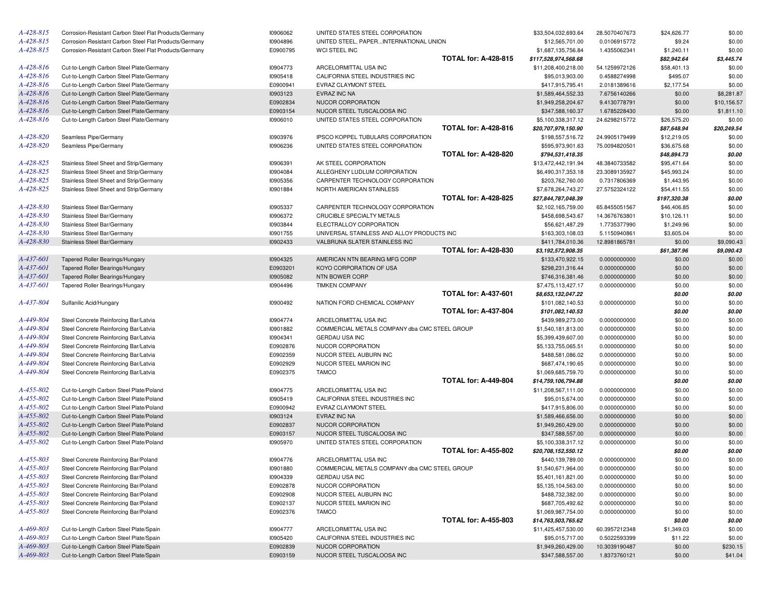| | | | | | | | |
|---|---|---|---|---|---|---|---|
| *A-428-815* | Corrosion-Resistant Carbon Steel Flat Products/Germany | I0906062 | UNITED STATES STEEL CORPORATION | $33,504,032,693.64 | 28.5070407673 | $24,626.77 | $0.00 |
| *A-428-815* | Corrosion-Resistant Carbon Steel Flat Products/Germany | I0904896 | UNITED STEEL, PAPER...INTERNATIONAL UNION | $12,565,701.00 | 0.0106915772 | $9.24 | $0.00 |
| *A-428-815* | Corrosion-Resistant Carbon Steel Flat Products/Germany | E0900795 | WCI STEEL INC | $1,687,135,756.84 | 1.4355062341 | $1,240.11 | $0.00 |
| | | | **TOTAL for: A-428-815** | ***$117,528,974,568.68*** | | ***$82,942.64*** | ***$3,445.74*** |
| *A-428-816* | Cut-to-Length Carbon Steel Plate/Germany | I0904773 | ARCELORMITTAL USA INC | $11,208,400,218.00 | 54.1259972126 | $58,401.13 | $0.00 |
| *A-428-816* | Cut-to-Length Carbon Steel Plate/Germany | I0905418 | CALIFORNIA STEEL INDUSTRIES INC | $95,013,903.00 | 0.4588274998 | $495.07 | $0.00 |
| *A-428-816* | Cut-to-Length Carbon Steel Plate/Germany | E0900941 | EVRAZ CLAYMONT STEEL | $417,915,795.41 | 2.0181389616 | $2,177.54 | $0.00 |
| *A-428-816* | Cut-to-Length Carbon Steel Plate/Germany | I0903123 | EVRAZ INC NA | $1,589,464,552.33 | 7.6756140266 | $0.00 | $8,281.87 |
| *A-428-816* | Cut-to-Length Carbon Steel Plate/Germany | E0902834 | NUCOR CORPORATION | $1,949,258,204.67 | 9.4130778791 | $0.00 | $10,156.57 |
| *A-428-816* | Cut-to-Length Carbon Steel Plate/Germany | E0903154 | NUCOR STEEL TUSCALOOSA INC | $347,588,160.37 | 1.6785228430 | $0.00 | $1,811.10 |
| *A-428-816* | Cut-to-Length Carbon Steel Plate/Germany | I0906010 | UNITED STATES STEEL CORPORATION | $5,100,338,317.12 | 24.6298215772 | $26,575.20 | $0.00 |
| | | | **TOTAL for: A-428-816** | ***$20,707,979,150.90*** | | ***$87,648.94*** | ***$20,249.54*** |
| *A-428-820* | Seamless Pipe/Germany | I0903976 | IPSCO KOPPEL TUBULARS CORPORATION | $198,557,516.72 | 24.9905179499 | $12,219.05 | $0.00 |
| *A-428-820* | Seamless Pipe/Germany | I0906236 | UNITED STATES STEEL CORPORATION | $595,973,901.63 | 75.0094820501 | $36,675.68 | $0.00 |
| | | | **TOTAL for: A-428-820** | ***$794,531,418.35*** | | ***$48,894.73*** | ***$0.00*** |
| *A-428-825* | Stainless Steel Sheet and Strip/Germany | I0906391 | AK STEEL CORPORATION | $13,472,442,191.94 | 48.3840733582 | $95,471.64 | $0.00 |
| *A-428-825* | Stainless Steel Sheet and Strip/Germany | I0904084 | ALLEGHENY LUDLUM CORPORATION | $6,490,317,353.18 | 23.3089135927 | $45,993.24 | $0.00 |
| *A-428-825* | Stainless Steel Sheet and Strip/Germany | I0905356 | CARPENTER TECHNOLOGY CORPORATION | $203,762,760.00 | 0.7317806369 | $1,443.95 | $0.00 |
| *A-428-825* | Stainless Steel Sheet and Strip/Germany | I0901884 | NORTH AMERICAN STAINLESS | $7,678,264,743.27 | 27.5752324122 | $54,411.55 | $0.00 |
| | | | **TOTAL for: A-428-825** | ***$27,844,787,048.39*** | | ***$197,320.38*** | ***$0.00*** |
| *A-428-830* | Stainless Steel Bar/Germany | I0905337 | CARPENTER TECHNOLOGY CORPORATION | $2,102,165,759.00 | 65.8455051567 | $46,406.85 | $0.00 |
| *A-428-830* | Stainless Steel Bar/Germany | I0906372 | CRUCIBLE SPECIALTY METALS | $458,698,543.67 | 14.3676763801 | $10,126.11 | $0.00 |
| *A-428-830* | Stainless Steel Bar/Germany | I0903844 | ELECTRALLOY CORPORATION | $56,621,487.29 | 1.7735377990 | $1,249.96 | $0.00 |
| *A-428-830* | Stainless Steel Bar/Germany | I0901755 | UNIVERSAL STAINLESS AND ALLOY PRODUCTS INC | $163,303,108.03 | 5.1150940861 | $3,605.04 | $0.00 |
| *A-428-830* | Stainless Steel Bar/Germany | I0902433 | VALBRUNA SLATER STAINLESS INC | $411,784,010.36 | 12.8981865781 | $0.00 | $9,090.43 |
| | | | **TOTAL for: A-428-830** | ***$3,192,572,908.35*** | | ***$61,387.96*** | ***$9,090.43*** |
| *A-437-601* | Tapered Roller Bearings/Hungary | I0904325 | AMERICAN NTN BEARING MFG CORP | $133,470,922.15 | 0.0000000000 | $0.00 | $0.00 |
| *A-437-601* | Tapered Roller Bearings/Hungary | E0903201 | KOYO CORPORATION OF USA | $298,231,316.44 | 0.0000000000 | $0.00 | $0.00 |
| *A-437-601* | Tapered Roller Bearings/Hungary | I0905082 | NTN BOWER CORP | $746,316,381.46 | 0.0000000000 | $0.00 | $0.00 |
| *A-437-601* | Tapered Roller Bearings/Hungary | I0904496 | TIMKEN COMPANY | $7,475,113,427.17 | 0.0000000000 | $0.00 | $0.00 |
| | | | **TOTAL for: A-437-601** | ***$8,653,132,047.22*** | | ***$0.00*** | ***$0.00*** |
| *A-437-804* | Sulfanilic Acid/Hungary | I0900492 | NATION FORD CHEMICAL COMPANY | $101,082,140.53 | 0.0000000000 | $0.00 | $0.00 |
| | | | **TOTAL for: A-437-804** | ***$101,082,140.53*** | | ***$0.00*** | ***$0.00*** |
| *A-449-804* | Steel Concrete Reinforcing Bar/Latvia | I0904774 | ARCELORMITTAL USA INC | $439,989,273.00 | 0.0000000000 | $0.00 | $0.00 |
| *A-449-804* | Steel Concrete Reinforcing Bar/Latvia | I0901882 | COMMERCIAL METALS COMPANY dba CMC STEEL GROUP | $1,540,181,813.00 | 0.0000000000 | $0.00 | $0.00 |
| *A-449-804* | Steel Concrete Reinforcing Bar/Latvia | I0904341 | GERDAU USA INC | $5,399,439,607.00 | 0.0000000000 | $0.00 | $0.00 |
| *A-449-804* | Steel Concrete Reinforcing Bar/Latvia | E0902876 | NUCOR CORPORATION | $5,133,755,065.51 | 0.0000000000 | $0.00 | $0.00 |
| *A-449-804* | Steel Concrete Reinforcing Bar/Latvia | E0902359 | NUCOR STEEL AUBURN INC | $488,581,086.02 | 0.0000000000 | $0.00 | $0.00 |
| *A-449-804* | Steel Concrete Reinforcing Bar/Latvia | E0902929 | NUCOR STEEL MARION INC | $687,474,190.65 | 0.0000000000 | $0.00 | $0.00 |
| *A-449-804* | Steel Concrete Reinforcing Bar/Latvia | E0902375 | TAMCO | $1,069,685,759.70 | 0.0000000000 | $0.00 | $0.00 |
| | | | **TOTAL for: A-449-804** | ***$14,759,106,794.88*** | | ***$0.00*** | ***$0.00*** |
| *A-455-802* | Cut-to-Length Carbon Steel Plate/Poland | I0904775 | ARCELORMITTAL USA INC | $11,208,567,111.00 | 0.0000000000 | $0.00 | $0.00 |
| *A-455-802* | Cut-to-Length Carbon Steel Plate/Poland | I0905419 | CALIFORNIA STEEL INDUSTRIES INC | $95,015,674.00 | 0.0000000000 | $0.00 | $0.00 |
| *A-455-802* | Cut-to-Length Carbon Steel Plate/Poland | E0900942 | EVRAZ CLAYMONT STEEL | $417,915,806.00 | 0.0000000000 | $0.00 | $0.00 |
| *A-455-802* | Cut-to-Length Carbon Steel Plate/Poland | I0903124 | EVRAZ INC NA | $1,589,466,656.00 | 0.0000000000 | $0.00 | $0.00 |
| *A-455-802* | Cut-to-Length Carbon Steel Plate/Poland | E0902837 | NUCOR CORPORATION | $1,949,260,429.00 | 0.0000000000 | $0.00 | $0.00 |
| *A-455-802* | Cut-to-Length Carbon Steel Plate/Poland | E0903157 | NUCOR STEEL TUSCALOOSA INC | $347,588,557.00 | 0.0000000000 | $0.00 | $0.00 |
| *A-455-802* | Cut-to-Length Carbon Steel Plate/Poland | I0905970 | UNITED STATES STEEL CORPORATION | $5,100,338,317.12 | 0.0000000000 | $0.00 | $0.00 |
| | | | **TOTAL for: A-455-802** | ***$20,708,152,550.12*** | | ***$0.00*** | ***$0.00*** |
| *A-455-803* | Steel Concrete Reinforcing Bar/Poland | I0904776 | ARCELORMITTAL USA INC | $440,139,789.00 | 0.0000000000 | $0.00 | $0.00 |
| *A-455-803* | Steel Concrete Reinforcing Bar/Poland | I0901880 | COMMERCIAL METALS COMPANY dba CMC STEEL GROUP | $1,540,671,964.00 | 0.0000000000 | $0.00 | $0.00 |
| *A-455-803* | Steel Concrete Reinforcing Bar/Poland | I0904339 | GERDAU USA INC | $5,401,161,821.00 | 0.0000000000 | $0.00 | $0.00 |
| *A-455-803* | Steel Concrete Reinforcing Bar/Poland | E0902878 | NUCOR CORPORATION | $5,135,104,563.00 | 0.0000000000 | $0.00 | $0.00 |
| *A-455-803* | Steel Concrete Reinforcing Bar/Poland | E0902908 | NUCOR STEEL AUBURN INC | $488,732,382.00 | 0.0000000000 | $0.00 | $0.00 |
| *A-455-803* | Steel Concrete Reinforcing Bar/Poland | E0902137 | NUCOR STEEL MARION INC | $687,705,492.62 | 0.0000000000 | $0.00 | $0.00 |
| *A-455-803* | Steel Concrete Reinforcing Bar/Poland | E0902376 | TAMCO | $1,069,987,754.00 | 0.0000000000 | $0.00 | $0.00 |
| | | | **TOTAL for: A-455-803** | ***$14,763,503,765.62*** | | ***$0.00*** | ***$0.00*** |
| *A-469-803* | Cut-to-Length Carbon Steel Plate/Spain | I0904777 | ARCELORMITTAL USA INC | $11,425,457,530.00 | 60.3957212348 | $1,349.03 | $0.00 |
| *A-469-803* | Cut-to-Length Carbon Steel Plate/Spain | I0905420 | CALIFORNIA STEEL INDUSTRIES INC | $95,015,717.00 | 0.5022593399 | $11.22 | $0.00 |
| *A-469-803* | Cut-to-Length Carbon Steel Plate/Spain | E0902839 | NUCOR CORPORATION | $1,949,260,429.00 | 10.3039190487 | $0.00 | $230.15 |
| *A-469-803* | Cut-to-Length Carbon Steel Plate/Spain | E0903159 | NUCOR STEEL TUSCALOOSA INC | $347,588,557.00 | 1.8373760121 | $0.00 | $41.04 |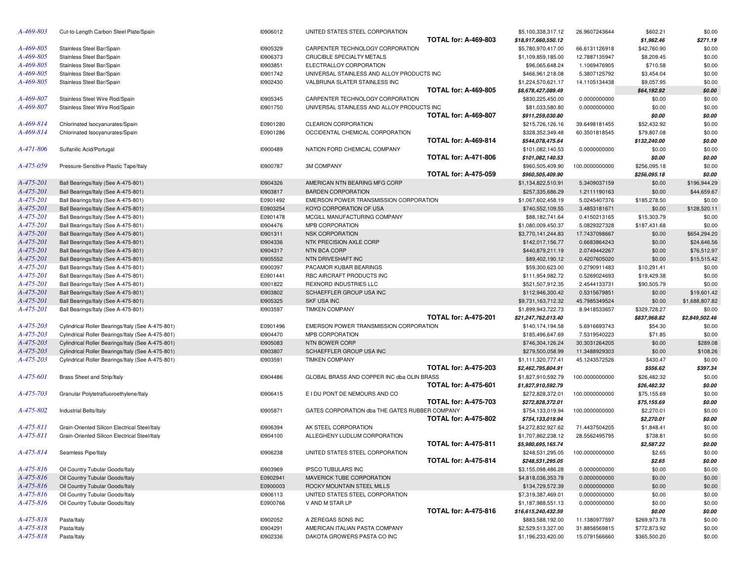| | | | | | | | |
|---|---|---|---|---|---|---|---|
| A-469-803 | Cut-to-Length Carbon Steel Plate/Spain | I0906012 | UNITED STATES STEEL CORPORATION | $5,100,338,317.12 | 26.9607243644 | $602.21 | $0.00 |
| | | | **TOTAL for: A-469-803** | ***$18,917,660,550.12*** | | ***$1,962.46*** | ***$271.19*** |
| A-469-805 | Stainless Steel Bar/Spain | I0905329 | CARPENTER TECHNOLOGY CORPORATION | $5,780,970,417.00 | 66.6131126918 | $42,760.90 | $0.00 |
| A-469-805 | Stainless Steel Bar/Spain | I0906373 | CRUCIBLE SPECIALTY METALS | $1,109,859,185.00 | 12.7887135947 | $8,209.45 | $0.00 |
| A-469-805 | Stainless Steel Bar/Spain | I0903851 | ELECTRALLOY CORPORATION | $96,065,648.24 | 1.1069476905 | $710.58 | $0.00 |
| A-469-805 | Stainless Steel Bar/Spain | I0901742 | UNIVERSAL STAINLESS AND ALLOY PRODUCTS INC | $466,961,218.08 | 5.3807125792 | $3,454.04 | $0.00 |
| A-469-805 | Stainless Steel Bar/Spain | I0902430 | VALBRUNA SLATER STAINLESS INC | $1,224,570,621.17 | 14.1105134438 | $9,057.95 | $0.00 |
| | | | **TOTAL for: A-469-805** | ***$8,678,427,089.49*** | | ***$64,192.92*** | ***$0.00*** |
| A-469-807 | Stainless Steel Wire Rod/Spain | I0905345 | CARPENTER TECHNOLOGY CORPORATION | $830,225,450.00 | 0.0000000000 | $0.00 | $0.00 |
| A-469-807 | Stainless Steel Wire Rod/Spain | I0901750 | UNIVERSAL STAINLESS AND ALLOY PRODUCTS INC | $81,033,580.80 | 0.0000000000 | $0.00 | $0.00 |
| | | | **TOTAL for: A-469-807** | ***$911,259,030.80*** | | ***$0.00*** | ***$0.00*** |
| A-469-814 | Chlorinated Isocyanurates/Spain | E0901280 | CLEARON CORPORATION | $215,726,126.16 | 39.6498181455 | $52,432.92 | $0.00 |
| A-469-814 | Chlorinated Isocyanurates/Spain | E0901286 | OCCIDENTAL CHEMICAL CORPORATION | $328,352,349.48 | 60.3501818545 | $79,807.08 | $0.00 |
| | | | **TOTAL for: A-469-814** | ***$544,078,475.64*** | | ***$132,240.00*** | ***$0.00*** |
| A-471-806 | Sulfanilic Acid/Portugal | I0900489 | NATION FORD CHEMICAL COMPANY | $101,082,140.53 | 0.0000000000 | $0.00 | $0.00 |
| | | | **TOTAL for: A-471-806** | ***$101,082,140.53*** | | ***$0.00*** | ***$0.00*** |
| A-475-059 | Pressure-Sensitive Plastic Tape/Italy | I0900787 | 3M COMPANY | $960,505,409.90 | 100.0000000000 | $256,095.18 | $0.00 |
| | | | **TOTAL for: A-475-059** | ***$960,505,409.90*** | | ***$256,095.18*** | ***$0.00*** |
| A-475-201 | Ball Bearings/Italy (See A-475-801) | I0904326 | AMERICAN NTN BEARING MFG CORP | $1,134,822,510.91 | 5.3409037159 | $0.00 | $196,944.29 |
| A-475-201 | Ball Bearings/Italy (See A-475-801) | I0903817 | BARDEN CORPORATION | $257,335,686.29 | 1.2111190163 | $0.00 | $44,659.67 |
| A-475-201 | Ball Bearings/Italy (See A-475-801) | E0901492 | EMERSON POWER TRANSMISSION CORPORATION | $1,067,602,458.19 | 5.0245407376 | $185,278.50 | $0.00 |
| A-475-201 | Ball Bearings/Italy (See A-475-801) | E0903254 | KOYO CORPORATION OF USA | $740,552,109.55 | 3.4853181671 | $0.00 | $128,520.11 |
| A-475-201 | Ball Bearings/Italy (See A-475-801) | E0901478 | MCGILL MANUFACTURING COMPANY | $88,182,741.64 | 0.4150213165 | $15,303.79 | $0.00 |
| A-475-201 | Ball Bearings/Italy (See A-475-801) | I0904476 | MPB CORPORATION | $1,080,009,450.37 | 5.0829327328 | $187,431.68 | $0.00 |
| A-475-201 | Ball Bearings/Italy (See A-475-801) | I0901311 | NSK CORPORATION | $3,770,141,244.83 | 17.7437098667 | $0.00 | $654,294.20 |
| A-475-201 | Ball Bearings/Italy (See A-475-801) | I0904336 | NTK PRECISION AXLE CORP | $142,017,156.77 | 0.6683864243 | $0.00 | $24,646.56 |
| A-475-201 | Ball Bearings/Italy (See A-475-801) | I0904317 | NTN BCA CORP | $440,879,211.19 | 2.0749442267 | $0.00 | $76,512.97 |
| A-475-201 | Ball Bearings/Italy (See A-475-801) | I0905552 | NTN DRIVESHAFT INC | $89,402,190.12 | 0.4207605020 | $0.00 | $15,515.42 |
| A-475-201 | Ball Bearings/Italy (See A-475-801) | I0900397 | PACAMOR KUBAR BEARINGS | $59,300,623.00 | 0.2790911483 | $10,291.41 | $0.00 |
| A-475-201 | Ball Bearings/Italy (See A-475-801) | E0901441 | RBC AIRCRAFT PRODUCTS INC | $111,954,982.72 | 0.5269024693 | $19,429.38 | $0.00 |
| A-475-201 | Ball Bearings/Italy (See A-475-801) | I0901822 | REXNORD INDUSTRIES LLC | $521,507,912.35 | 2.4544133731 | $90,505.79 | $0.00 |
| A-475-201 | Ball Bearings/Italy (See A-475-801) | I0903802 | SCHAEFFLER GROUP USA INC | $112,946,300.42 | 0.5315679851 | $0.00 | $19,601.42 |
| A-475-201 | Ball Bearings/Italy (See A-475-801) | I0905325 | SKF USA INC | $9,731,163,712.32 | 45.7985349524 | $0.00 | $1,688,807.82 |
| A-475-201 | Ball Bearings/Italy (See A-475-801) | I0903597 | TIMKEN COMPANY | $1,899,943,722.73 | 8.9418533657 | $329,728.27 | $0.00 |
| | | | **TOTAL for: A-475-201** | ***$21,247,762,013.40*** | | ***$837,968.82*** | ***$2,849,502.46*** |
| A-475-203 | Cylindrical Roller Bearings/Italy (See A-475-801) | E0901496 | EMERSON POWER TRANSMISSION CORPORATION | $140,174,194.58 | 5.6916693743 | $54.30 | $0.00 |
| A-475-203 | Cylindrical Roller Bearings/Italy (See A-475-801) | I0904470 | MPB CORPORATION | $185,496,647.69 | 7.5319540223 | $71.85 | $0.00 |
| A-475-203 | Cylindrical Roller Bearings/Italy (See A-475-801) | I0905083 | NTN BOWER CORP | $746,304,126.24 | 30.3031264205 | $0.00 | $289.08 |
| A-475-203 | Cylindrical Roller Bearings/Italy (See A-475-801) | I0903807 | SCHAEFFLER GROUP USA INC | $279,500,058.99 | 11.3488929303 | $0.00 | $108.26 |
| A-475-203 | Cylindrical Roller Bearings/Italy (See A-475-801) | I0903591 | TIMKEN COMPANY | $1,111,320,777.41 | 45.1243572526 | $430.47 | $0.00 |
| | | | **TOTAL for: A-475-203** | ***$2,462,795,804.91*** | | ***$556.62*** | ***$397.34*** |
| A-475-601 | Brass Sheet and Strip/Italy | I0904486 | GLOBAL BRASS AND COPPER INC dba OLIN BRASS | $1,827,910,592.79 | 100.0000000000 | $26,482.32 | $0.00 |
| | | | **TOTAL for: A-475-601** | ***$1,827,910,592.79*** | | ***$26,482.32*** | ***$0.00*** |
| A-475-703 | Granular Polytetrafluoroethylene/Italy | I0906415 | E I DU PONT DE NEMOURS AND CO | $272,828,372.01 | 100.0000000000 | $75,155.69 | $0.00 |
| | | | **TOTAL for: A-475-703** | ***$272,828,372.01*** | | ***$75,155.69*** | ***$0.00*** |
| A-475-802 | Industrial Belts/Italy | I0905871 | GATES CORPORATION dba THE GATES RUBBER COMPANY | $754,133,019.94 | 100.0000000000 | $2,270.01 | $0.00 |
| | | | **TOTAL for: A-475-802** | ***$754,133,019.94*** | | ***$2,270.01*** | ***$0.00*** |
| A-475-811 | Grain-Oriented Silicon Electrical Steel/Italy | I0906394 | AK STEEL CORPORATION | $4,272,832,927.62 | 71.4437504205 | $1,848.41 | $0.00 |
| A-475-811 | Grain-Oriented Silicon Electrical Steel/Italy | I0904100 | ALLEGHENY LUDLUM CORPORATION | $1,707,862,238.12 | 28.5562495795 | $738.81 | $0.00 |
| | | | **TOTAL for: A-475-811** | ***$5,980,695,165.74*** | | ***$2,587.22*** | ***$0.00*** |
| A-475-814 | Seamless Pipe/Italy | I0906238 | UNITED STATES STEEL CORPORATION | $248,531,295.05 | 100.0000000000 | $2.65 | $0.00 |
| | | | **TOTAL for: A-475-814** | ***$248,531,295.05*** | | ***$2.65*** | ***$0.00*** |
| A-475-816 | Oil Country Tubular Goods/Italy | I0903969 | IPSCO TUBULARS INC | $3,155,098,486.28 | 0.0000000000 | $0.00 | $0.00 |
| A-475-816 | Oil Country Tubular Goods/Italy | E0902941 | MAVERICK TUBE CORPORATION | $4,818,036,353.78 | 0.0000000000 | $0.00 | $0.00 |
| A-475-816 | Oil Country Tubular Goods/Italy | E0900003 | ROCKY MOUNTAIN STEEL MILLS | $134,729,572.39 | 0.0000000000 | $0.00 | $0.00 |
| A-475-816 | Oil Country Tubular Goods/Italy | I0906113 | UNITED STATES STEEL CORPORATION | $7,319,387,469.01 | 0.0000000000 | $0.00 | $0.00 |
| A-475-816 | Oil Country Tubular Goods/Italy | E0900766 | V AND M STAR LP | $1,187,988,551.13 | 0.0000000000 | $0.00 | $0.00 |
| | | | **TOTAL for: A-475-816** | ***$16,615,240,432.59*** | | ***$0.00*** | ***$0.00*** |
| A-475-818 | Pasta/Italy | I0902052 | A ZEREGAS SONS INC | $883,588,192.00 | 11.1380977597 | $269,973.78 | $0.00 |
| A-475-818 | Pasta/Italy | I0904291 | AMERICAN ITALIAN PASTA COMPANY | $2,529,513,327.00 | 31.8858569815 | $772,873.92 | $0.00 |
| A-475-818 | Pasta/Italy | I0902336 | DAKOTA GROWERS PASTA CO INC | $1,196,233,420.00 | 15.0791566660 | $365,500.20 | $0.00 |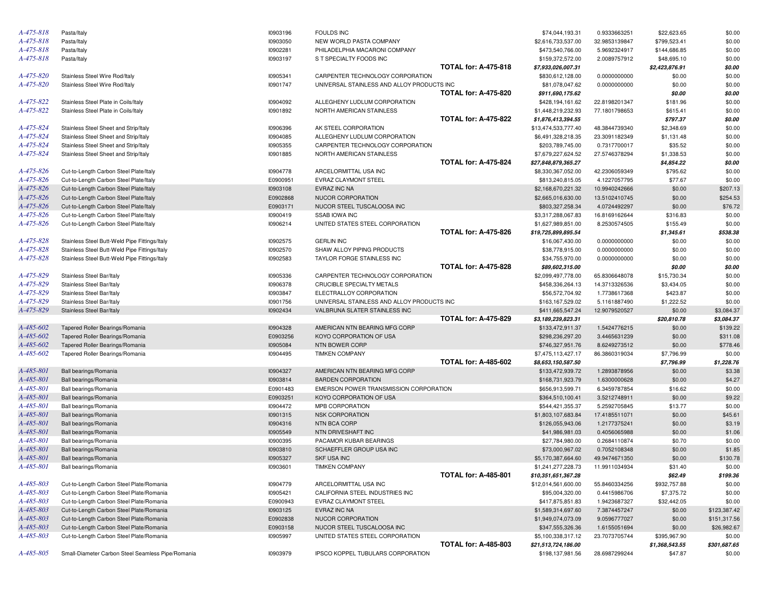| | | | | | | | |
|---|---|---|---|---|---|---|---|
| A-475-818 | Pasta/Italy | I0903196 | FOULDS INC | $74,044,193.31 | 0.9333663251 | $22,623.65 | $0.00 |
| A-475-818 | Pasta/Italy | I0903050 | NEW WORLD PASTA COMPANY | $2,616,733,537.00 | 32.9853139847 | $799,523.41 | $0.00 |
| A-475-818 | Pasta/Italy | I0902281 | PHILADELPHIA MACARONI COMPANY | $473,540,766.00 | 5.9692324917 | $144,686.85 | $0.00 |
| A-475-818 | Pasta/Italy | I0903197 | S T SPECIALTY FOODS INC | $159,372,572.00 | 2.0089757912 | $48,695.10 | $0.00 |
| | | | **TOTAL for: A-475-818** | ***$7,933,026,007.31*** | | ***$2,423,876.91*** | ***$0.00*** |
| A-475-820 | Stainless Steel Wire Rod/Italy | I0905341 | CARPENTER TECHNOLOGY CORPORATION | $830,612,128.00 | 0.0000000000 | $0.00 | $0.00 |
| A-475-820 | Stainless Steel Wire Rod/Italy | I0901747 | UNIVERSAL STAINLESS AND ALLOY PRODUCTS INC | $81,078,047.62 | 0.0000000000 | $0.00 | $0.00 |
| | | | **TOTAL for: A-475-820** | ***$911,690,175.62*** | | ***$0.00*** | ***$0.00*** |
| A-475-822 | Stainless Steel Plate in Coils/Italy | I0904092 | ALLEGHENY LUDLUM CORPORATION | $428,194,161.62 | 22.8198201347 | $181.96 | $0.00 |
| A-475-822 | Stainless Steel Plate in Coils/Italy | I0901892 | NORTH AMERICAN STAINLESS | $1,448,219,232.93 | 77.1801798653 | $615.41 | $0.00 |
| | | | **TOTAL for: A-475-822** | ***$1,876,413,394.55*** | | ***$797.37*** | ***$0.00*** |
| A-475-824 | Stainless Steel Sheet and Strip/Italy | I0906396 | AK STEEL CORPORATION | $13,474,533,777.40 | 48.3844739340 | $2,348.69 | $0.00 |
| A-475-824 | Stainless Steel Sheet and Strip/Italy | I0904085 | ALLEGHENY LUDLUM CORPORATION | $6,491,328,218.35 | 23.3091182349 | $1,131.48 | $0.00 |
| A-475-824 | Stainless Steel Sheet and Strip/Italy | I0905355 | CARPENTER TECHNOLOGY CORPORATION | $203,789,745.00 | 0.7317700017 | $35.52 | $0.00 |
| A-475-824 | Stainless Steel Sheet and Strip/Italy | I0901885 | NORTH AMERICAN STAINLESS | $7,679,227,624.52 | 27.5746378294 | $1,338.53 | $0.00 |
| | | | **TOTAL for: A-475-824** | ***$27,848,879,365.27*** | | ***$4,854.22*** | ***$0.00*** |
| A-475-826 | Cut-to-Length Carbon Steel Plate/Italy | I0904778 | ARCELORMITTAL USA INC | $8,330,367,052.00 | 42.2306059349 | $795.62 | $0.00 |
| A-475-826 | Cut-to-Length Carbon Steel Plate/Italy | E0900951 | EVRAZ CLAYMONT STEEL | $813,240,815.05 | 4.1227057795 | $77.67 | $0.00 |
| A-475-826 | Cut-to-Length Carbon Steel Plate/Italy | I0903108 | EVRAZ INC NA | $2,168,670,221.32 | 10.9940242666 | $0.00 | $207.13 |
| A-475-826 | Cut-to-Length Carbon Steel Plate/Italy | E0902868 | NUCOR CORPORATION | $2,665,016,630.00 | 13.5102410745 | $0.00 | $254.53 |
| A-475-826 | Cut-to-Length Carbon Steel Plate/Italy | E0903171 | NUCOR STEEL TUSCALOOSA INC | $803,327,258.34 | 4.0724492297 | $0.00 | $76.72 |
| A-475-826 | Cut-to-Length Carbon Steel Plate/Italy | I0900419 | SSAB IOWA INC | $3,317,288,067.83 | 16.8169162644 | $316.83 | $0.00 |
| A-475-826 | Cut-to-Length Carbon Steel Plate/Italy | I0906214 | UNITED STATES STEEL CORPORATION | $1,627,989,851.00 | 8.2530574505 | $155.49 | $0.00 |
| | | | **TOTAL for: A-475-826** | ***$19,725,899,895.54*** | | ***$1,345.61*** | ***$538.38*** |
| A-475-828 | Stainless Steel Butt-Weld Pipe Fittings/Italy | I0902575 | GERLIN INC | $16,067,430.00 | 0.0000000000 | $0.00 | $0.00 |
| A-475-828 | Stainless Steel Butt-Weld Pipe Fittings/Italy | I0902570 | SHAW ALLOY PIPING PRODUCTS | $38,778,915.00 | 0.0000000000 | $0.00 | $0.00 |
| A-475-828 | Stainless Steel Butt-Weld Pipe Fittings/Italy | I0902583 | TAYLOR FORGE STAINLESS INC | $34,755,970.00 | 0.0000000000 | $0.00 | $0.00 |
| | | | **TOTAL for: A-475-828** | ***$89,602,315.00*** | | ***$0.00*** | ***$0.00*** |
| A-475-829 | Stainless Steel Bar/Italy | I0905336 | CARPENTER TECHNOLOGY CORPORATION | $2,099,497,778.00 | 65.8306648078 | $15,730.34 | $0.00 |
| A-475-829 | Stainless Steel Bar/Italy | I0906378 | CRUCIBLE SPECIALTY METALS | $458,336,264.13 | 14.3713326536 | $3,434.05 | $0.00 |
| A-475-829 | Stainless Steel Bar/Italy | I0903847 | ELECTRALLOY CORPORATION | $56,572,704.92 | 1.7738617368 | $423.87 | $0.00 |
| A-475-829 | Stainless Steel Bar/Italy | I0901756 | UNIVERSAL STAINLESS AND ALLOY PRODUCTS INC | $163,167,529.02 | 5.1161887490 | $1,222.52 | $0.00 |
| A-475-829 | Stainless Steel Bar/Italy | I0902434 | VALBRUNA SLATER STAINLESS INC | $411,665,547.24 | 12.9079520527 | $0.00 | $3,084.37 |
| | | | **TOTAL for: A-475-829** | ***$3,189,239,823.31*** | | ***$20,810.78*** | ***$3,084.37*** |
| A-485-602 | Tapered Roller Bearings/Romania | I0904328 | AMERICAN NTN BEARING MFG CORP | $133,472,911.37 | 1.5424776215 | $0.00 | $139.22 |
| A-485-602 | Tapered Roller Bearings/Romania | E0903256 | KOYO CORPORATION OF USA | $298,236,297.20 | 3.4465631239 | $0.00 | $311.08 |
| A-485-602 | Tapered Roller Bearings/Romania | I0905084 | NTN BOWER CORP | $746,327,951.76 | 8.6249273512 | $0.00 | $778.46 |
| A-485-602 | Tapered Roller Bearings/Romania | I0904495 | TIMKEN COMPANY | $7,475,113,427.17 | 86.3860319034 | $7,796.99 | $0.00 |
| | | | **TOTAL for: A-485-602** | ***$8,653,150,587.50*** | | ***$7,796.99*** | ***$1,228.76*** |
| A-485-801 | Ball bearings/Romania | I0904327 | AMERICAN NTN BEARING MFG CORP | $133,472,939.72 | 1.2893878956 | $0.00 | $3.38 |
| A-485-801 | Ball bearings/Romania | I0903814 | BARDEN CORPORATION | $168,731,923.79 | 1.6300000628 | $0.00 | $4.27 |
| A-485-801 | Ball bearings/Romania | E0901483 | EMERSON POWER TRANSMISSION CORPORATION | $656,913,599.71 | 6.3459787854 | $16.62 | $0.00 |
| A-485-801 | Ball bearings/Romania | E0903251 | KOYO CORPORATION OF USA | $364,510,100.41 | 3.5212748911 | $0.00 | $9.22 |
| A-485-801 | Ball bearings/Romania | I0904472 | MPB CORPORATION | $544,421,355.37 | 5.2592705845 | $13.77 | $0.00 |
| A-485-801 | Ball bearings/Romania | I0901315 | NSK CORPORATION | $1,803,107,683.84 | 17.4185511071 | $0.00 | $45.61 |
| A-485-801 | Ball bearings/Romania | I0904316 | NTN BCA CORP | $126,055,943.06 | 1.2177375241 | $0.00 | $3.19 |
| A-485-801 | Ball bearings/Romania | I0905549 | NTN DRIVESHAFT INC | $41,986,981.03 | 0.4056065988 | $0.00 | $1.06 |
| A-485-801 | Ball bearings/Romania | I0900395 | PACAMOR KUBAR BEARINGS | $27,784,980.00 | 0.2684110874 | $0.70 | $0.00 |
| A-485-801 | Ball bearings/Romania | I0903810 | SCHAEFFLER GROUP USA INC | $73,000,967.02 | 0.7052108348 | $0.00 | $1.85 |
| A-485-801 | Ball bearings/Romania | I0905327 | SKF USA INC | $5,170,387,664.60 | 49.9474671350 | $0.00 | $130.78 |
| A-485-801 | Ball bearings/Romania | I0903601 | TIMKEN COMPANY | $1,241,277,228.73 | 11.9911034934 | $31.40 | $0.00 |
| | | | **TOTAL for: A-485-801** | ***$10,351,651,367.28*** | | ***$62.49*** | ***$199.36*** |
| A-485-803 | Cut-to-Length Carbon Steel Plate/Romania | I0904779 | ARCELORMITTAL USA INC | $12,014,561,600.00 | 55.8460334256 | $932,757.88 | $0.00 |
| A-485-803 | Cut-to-Length Carbon Steel Plate/Romania | I0905421 | CALIFORNIA STEEL INDUSTRIES INC | $95,004,320.00 | 0.4415986706 | $7,375.72 | $0.00 |
| A-485-803 | Cut-to-Length Carbon Steel Plate/Romania | E0900943 | EVRAZ CLAYMONT STEEL | $417,875,851.83 | 1.9423687327 | $32,442.05 | $0.00 |
| A-485-803 | Cut-to-Length Carbon Steel Plate/Romania | I0903125 | EVRAZ INC NA | $1,589,314,697.60 | 7.3874457247 | $0.00 | $123,387.42 |
| A-485-803 | Cut-to-Length Carbon Steel Plate/Romania | E0902838 | NUCOR CORPORATION | $1,949,074,073.09 | 9.0596777027 | $0.00 | $151,317.56 |
| A-485-803 | Cut-to-Length Carbon Steel Plate/Romania | E0903158 | NUCOR STEEL TUSCALOOSA INC | $347,555,326.36 | 1.6155051694 | $0.00 | $26,982.67 |
| A-485-803 | Cut-to-Length Carbon Steel Plate/Romania | I0905997 | UNITED STATES STEEL CORPORATION | $5,100,338,317.12 | 23.7073705744 | $395,967.90 | $0.00 |
| | | | **TOTAL for: A-485-803** | ***$21,513,724,186.00*** | | ***$1,368,543.55*** | ***$301,687.65*** |
| A-485-805 | Small-Diameter Carbon Steel Seamless Pipe/Romania | I0903979 | IPSCO KOPPEL TUBULARS CORPORATION | $198,137,981.56 | 28.6987299244 | $47.87 | $0.00 |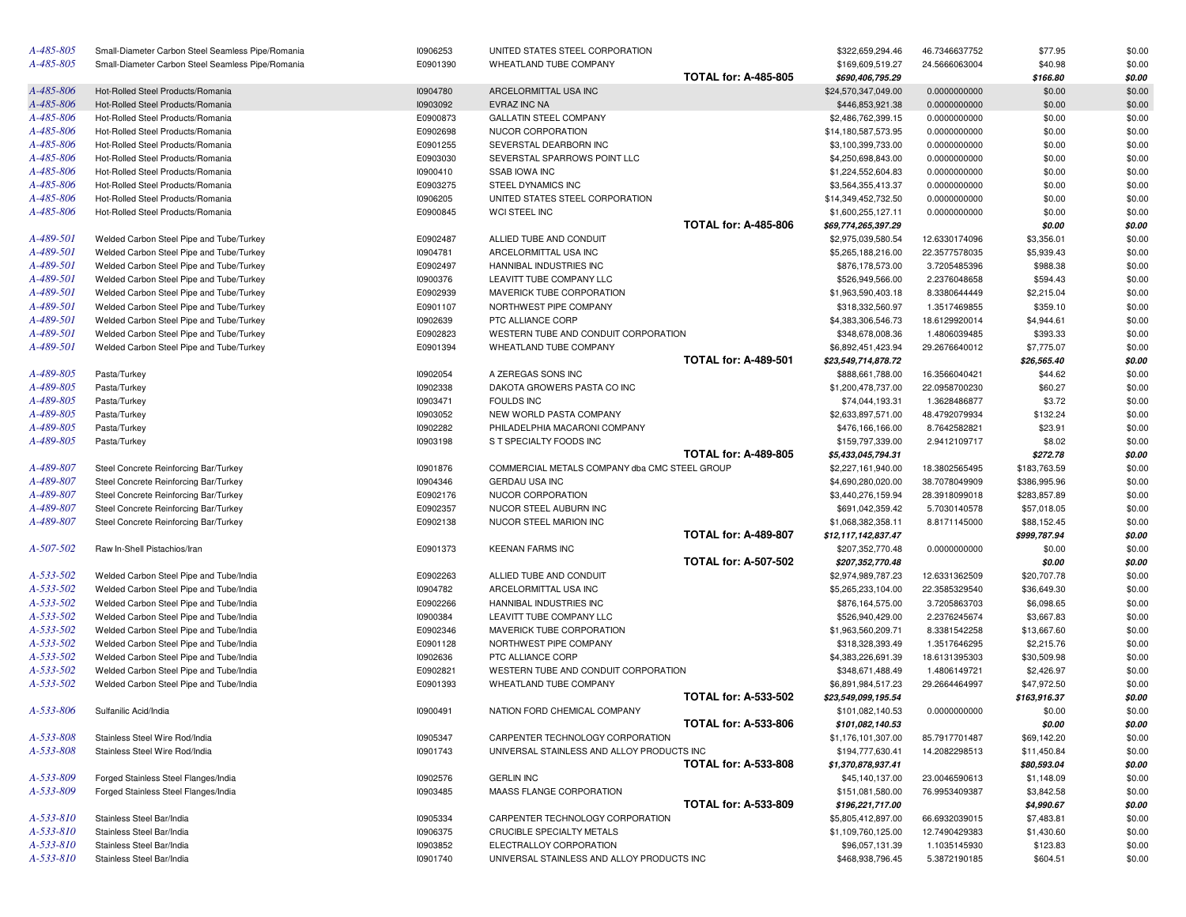| | | | | | | | |
|---|---|---|---|---|---|---|---|
| A-485-805 | Small-Diameter Carbon Steel Seamless Pipe/Romania | I0906253 | UNITED STATES STEEL CORPORATION | $322,659,294.46 | 46.7346637752 | $77.95 | $0.00 |
| A-485-805 | Small-Diameter Carbon Steel Seamless Pipe/Romania | E0901390 | WHEATLAND TUBE COMPANY | $169,609,519.27 | 24.5666063004 | $40.98 | $0.00 |
| | | | **TOTAL for: A-485-805** | ***$690,406,795.29*** | | ***$166.80*** | ***$0.00*** |
| A-485-806 | Hot-Rolled Steel Products/Romania | I0904780 | ARCELORMITTAL USA INC | $24,570,347,049.00 | 0.0000000000 | $0.00 | $0.00 |
| A-485-806 | Hot-Rolled Steel Products/Romania | I0903092 | EVRAZ INC NA | $446,853,921.38 | 0.0000000000 | $0.00 | $0.00 |
| A-485-806 | Hot-Rolled Steel Products/Romania | E0900873 | GALLATIN STEEL COMPANY | $2,486,762,399.15 | 0.0000000000 | $0.00 | $0.00 |
| A-485-806 | Hot-Rolled Steel Products/Romania | E0902698 | NUCOR CORPORATION | $14,180,587,573.95 | 0.0000000000 | $0.00 | $0.00 |
| A-485-806 | Hot-Rolled Steel Products/Romania | E0901255 | SEVERSTAL DEARBORN INC | $3,100,399,733.00 | 0.0000000000 | $0.00 | $0.00 |
| A-485-806 | Hot-Rolled Steel Products/Romania | E0903030 | SEVERSTAL SPARROWS POINT LLC | $4,250,698,843.00 | 0.0000000000 | $0.00 | $0.00 |
| A-485-806 | Hot-Rolled Steel Products/Romania | I0900410 | SSAB IOWA INC | $1,224,552,604.83 | 0.0000000000 | $0.00 | $0.00 |
| A-485-806 | Hot-Rolled Steel Products/Romania | E0903275 | STEEL DYNAMICS INC | $3,564,355,413.37 | 0.0000000000 | $0.00 | $0.00 |
| A-485-806 | Hot-Rolled Steel Products/Romania | I0906205 | UNITED STATES STEEL CORPORATION | $14,349,452,732.50 | 0.0000000000 | $0.00 | $0.00 |
| A-485-806 | Hot-Rolled Steel Products/Romania | E0900845 | WCI STEEL INC | $1,600,255,127.11 | 0.0000000000 | $0.00 | $0.00 |
| | | | **TOTAL for: A-485-806** | ***$69,774,265,397.29*** | | ***$0.00*** | ***$0.00*** |
| A-489-501 | Welded Carbon Steel Pipe and Tube/Turkey | E0902487 | ALLIED TUBE AND CONDUIT | $2,975,039,580.54 | 12.6330174096 | $3,356.01 | $0.00 |
| A-489-501 | Welded Carbon Steel Pipe and Tube/Turkey | I0904781 | ARCELORMITTAL USA INC | $5,265,188,216.00 | 22.3577578035 | $5,939.43 | $0.00 |
| A-489-501 | Welded Carbon Steel Pipe and Tube/Turkey | E0902497 | HANNIBAL INDUSTRIES INC | $876,178,573.00 | 3.7205485396 | $988.38 | $0.00 |
| A-489-501 | Welded Carbon Steel Pipe and Tube/Turkey | I0900376 | LEAVITT TUBE COMPANY LLC | $526,949,566.00 | 2.2376048658 | $594.43 | $0.00 |
| A-489-501 | Welded Carbon Steel Pipe and Tube/Turkey | E0902939 | MAVERICK TUBE CORPORATION | $1,963,590,403.18 | 8.3380644449 | $2,215.04 | $0.00 |
| A-489-501 | Welded Carbon Steel Pipe and Tube/Turkey | E0901107 | NORTHWEST PIPE COMPANY | $318,332,560.97 | 1.3517469855 | $359.10 | $0.00 |
| A-489-501 | Welded Carbon Steel Pipe and Tube/Turkey | I0902639 | PTC ALLIANCE CORP | $4,383,306,546.73 | 18.6129920014 | $4,944.61 | $0.00 |
| A-489-501 | Welded Carbon Steel Pipe and Tube/Turkey | E0902823 | WESTERN TUBE AND CONDUIT CORPORATION | $348,678,008.36 | 1.4806039485 | $393.33 | $0.00 |
| A-489-501 | Welded Carbon Steel Pipe and Tube/Turkey | E0901394 | WHEATLAND TUBE COMPANY | $6,892,451,423.94 | 29.2676640012 | $7,775.07 | $0.00 |
| | | | **TOTAL for: A-489-501** | ***$23,549,714,878.72*** | | ***$26,565.40*** | ***$0.00*** |
| A-489-805 | Pasta/Turkey | I0902054 | A ZEREGAS SONS INC | $888,661,788.00 | 16.3566040421 | $44.62 | $0.00 |
| A-489-805 | Pasta/Turkey | I0902338 | DAKOTA GROWERS PASTA CO INC | $1,200,478,737.00 | 22.0958700230 | $60.27 | $0.00 |
| A-489-805 | Pasta/Turkey | I0903471 | FOULDS INC | $74,044,193.31 | 1.3628486877 | $3.72 | $0.00 |
| A-489-805 | Pasta/Turkey | I0903052 | NEW WORLD PASTA COMPANY | $2,633,897,571.00 | 48.4792079934 | $132.24 | $0.00 |
| A-489-805 | Pasta/Turkey | I0902282 | PHILADELPHIA MACARONI COMPANY | $476,166,166.00 | 8.7642582821 | $23.91 | $0.00 |
| A-489-805 | Pasta/Turkey | I0903198 | S T SPECIALTY FOODS INC | $159,797,339.00 | 2.9412109717 | $8.02 | $0.00 |
| | | | **TOTAL for: A-489-805** | ***$5,433,045,794.31*** | | ***$272.78*** | ***$0.00*** |
| A-489-807 | Steel Concrete Reinforcing Bar/Turkey | I0901876 | COMMERCIAL METALS COMPANY dba CMC STEEL GROUP | $2,227,161,940.00 | 18.3802565495 | $183,763.59 | $0.00 |
| A-489-807 | Steel Concrete Reinforcing Bar/Turkey | I0904346 | GERDAU USA INC | $4,690,280,020.00 | 38.7078049909 | $386,995.96 | $0.00 |
| A-489-807 | Steel Concrete Reinforcing Bar/Turkey | E0902176 | NUCOR CORPORATION | $3,440,276,159.94 | 28.3918099018 | $283,857.89 | $0.00 |
| A-489-807 | Steel Concrete Reinforcing Bar/Turkey | E0902357 | NUCOR STEEL AUBURN INC | $691,042,359.42 | 5.7030140578 | $57,018.05 | $0.00 |
| A-489-807 | Steel Concrete Reinforcing Bar/Turkey | E0902138 | NUCOR STEEL MARION INC | $1,068,382,358.11 | 8.8171145000 | $88,152.45 | $0.00 |
| | | | **TOTAL for: A-489-807** | ***$12,117,142,837.47*** | | ***$999,787.94*** | ***$0.00*** |
| A-507-502 | Raw In-Shell Pistachios/Iran | E0901373 | KEENAN FARMS INC | $207,352,770.48 | 0.0000000000 | $0.00 | $0.00 |
| | | | **TOTAL for: A-507-502** | ***$207,352,770.48*** | | ***$0.00*** | ***$0.00*** |
| A-533-502 | Welded Carbon Steel Pipe and Tube/India | E0902263 | ALLIED TUBE AND CONDUIT | $2,974,989,787.23 | 12.6331362509 | $20,707.78 | $0.00 |
| A-533-502 | Welded Carbon Steel Pipe and Tube/India | I0904782 | ARCELORMITTAL USA INC | $5,265,233,104.00 | 22.3585329540 | $36,649.30 | $0.00 |
| A-533-502 | Welded Carbon Steel Pipe and Tube/India | E0902266 | HANNIBAL INDUSTRIES INC | $876,164,575.00 | 3.7205863703 | $6,098.65 | $0.00 |
| A-533-502 | Welded Carbon Steel Pipe and Tube/India | I0900384 | LEAVITT TUBE COMPANY LLC | $526,940,429.00 | 2.2376245674 | $3,667.83 | $0.00 |
| A-533-502 | Welded Carbon Steel Pipe and Tube/India | E0902346 | MAVERICK TUBE CORPORATION | $1,963,560,209.71 | 8.3381542258 | $13,667.60 | $0.00 |
| A-533-502 | Welded Carbon Steel Pipe and Tube/India | E0901128 | NORTHWEST PIPE COMPANY | $318,328,393.49 | 1.3517646295 | $2,215.76 | $0.00 |
| A-533-502 | Welded Carbon Steel Pipe and Tube/India | I0902636 | PTC ALLIANCE CORP | $4,383,226,691.39 | 18.6131395303 | $30,509.98 | $0.00 |
| A-533-502 | Welded Carbon Steel Pipe and Tube/India | E0902821 | WESTERN TUBE AND CONDUIT CORPORATION | $348,671,488.49 | 1.4806149721 | $2,426.97 | $0.00 |
| A-533-502 | Welded Carbon Steel Pipe and Tube/India | E0901393 | WHEATLAND TUBE COMPANY | $6,891,984,517.23 | 29.2664464997 | $47,972.50 | $0.00 |
| | | | **TOTAL for: A-533-502** | ***$23,549,099,195.54*** | | ***$163,916.37*** | ***$0.00*** |
| A-533-806 | Sulfanilic Acid/India | I0900491 | NATION FORD CHEMICAL COMPANY | $101,082,140.53 | 0.0000000000 | $0.00 | $0.00 |
| | | | **TOTAL for: A-533-806** | ***$101,082,140.53*** | | ***$0.00*** | ***$0.00*** |
| A-533-808 | Stainless Steel Wire Rod/India | I0905347 | CARPENTER TECHNOLOGY CORPORATION | $1,176,101,307.00 | 85.7917701487 | $69,142.20 | $0.00 |
| A-533-808 | Stainless Steel Wire Rod/India | I0901743 | UNIVERSAL STAINLESS AND ALLOY PRODUCTS INC | $194,777,630.41 | 14.2082298513 | $11,450.84 | $0.00 |
| | | | **TOTAL for: A-533-808** | ***$1,370,878,937.41*** | | ***$80,593.04*** | ***$0.00*** |
| A-533-809 | Forged Stainless Steel Flanges/India | I0902576 | GERLIN INC | $45,140,137.00 | 23.0046590613 | $1,148.09 | $0.00 |
| A-533-809 | Forged Stainless Steel Flanges/India | I0903485 | MAASS FLANGE CORPORATION | $151,081,580.00 | 76.9953409387 | $3,842.58 | $0.00 |
| | | | **TOTAL for: A-533-809** | ***$196,221,717.00*** | | ***$4,990.67*** | ***$0.00*** |
| A-533-810 | Stainless Steel Bar/India | I0905334 | CARPENTER TECHNOLOGY CORPORATION | $5,805,412,897.00 | 66.6932039015 | $7,483.81 | $0.00 |
| A-533-810 | Stainless Steel Bar/India | I0906375 | CRUCIBLE SPECIALTY METALS | $1,109,760,125.00 | 12.7490429383 | $1,430.60 | $0.00 |
| A-533-810 | Stainless Steel Bar/India | I0903852 | ELECTRALLOY CORPORATION | $96,057,131.39 | 1.1035145930 | $123.83 | $0.00 |
| A-533-810 | Stainless Steel Bar/India | I0901740 | UNIVERSAL STAINLESS AND ALLOY PRODUCTS INC | $468,938,796.45 | 5.3872190185 | $604.51 | $0.00 |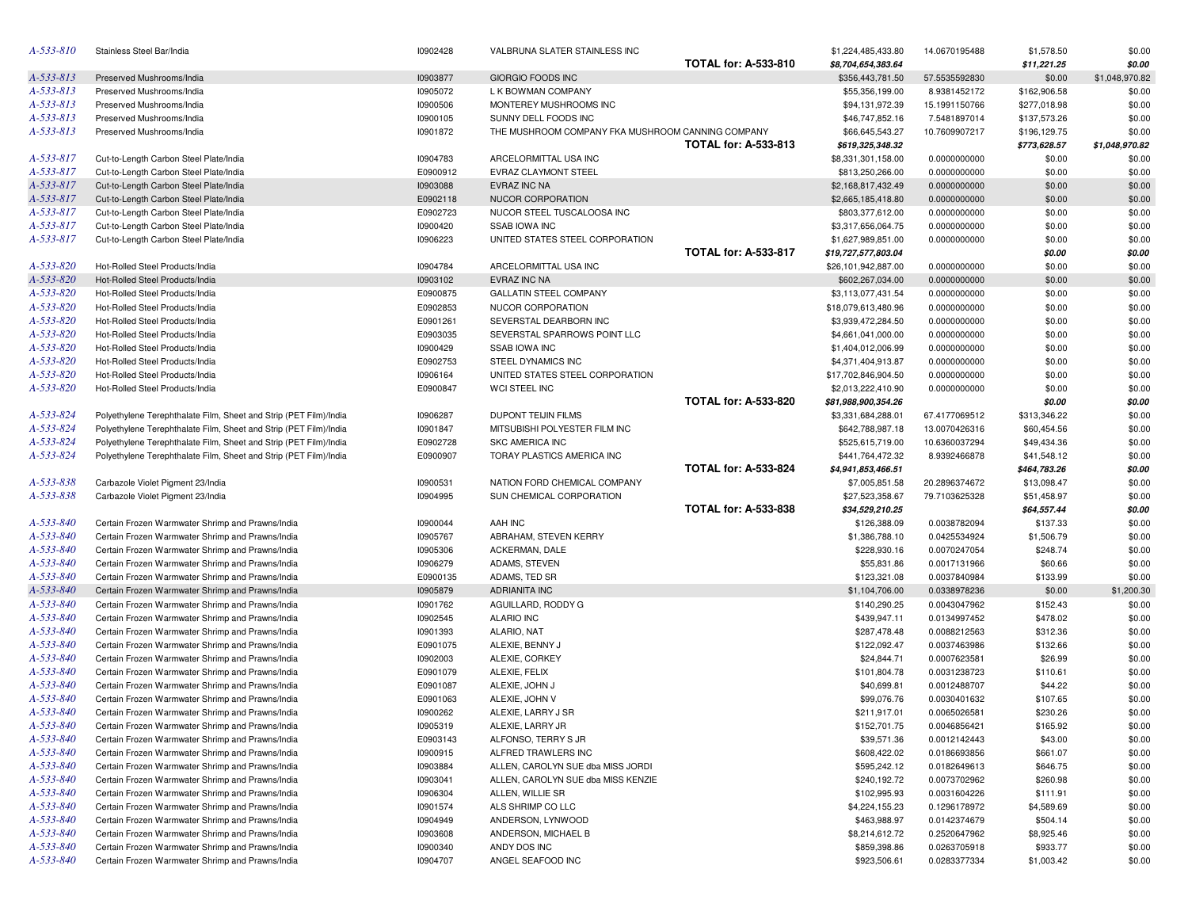| | | | | | | | | |
|---|---|---|---|---|---|---|---|---|
| A-533-810 | Stainless Steel Bar/India | I0902428 | VALBRUNA SLATER STAINLESS INC | | $1,224,485,433.80 | 14.0670195488 | $1,578.50 | $0.00 |
| | | | | **TOTAL for: A-533-810** | ***$8,704,654,383.64*** | | ***$11,221.25*** | ***$0.00*** |
| A-533-813 | Preserved Mushrooms/India | I0903877 | GIORGIO FOODS INC | | $356,443,781.50 | 57.5535592830 | $0.00 | $1,048,970.82 |
| A-533-813 | Preserved Mushrooms/India | I0905072 | L K BOWMAN COMPANY | | $55,356,199.00 | 8.9381452172 | $162,906.58 | $0.00 |
| A-533-813 | Preserved Mushrooms/India | I0900506 | MONTEREY MUSHROOMS INC | | $94,131,972.39 | 15.1991150766 | $277,018.98 | $0.00 |
| A-533-813 | Preserved Mushrooms/India | I0900105 | SUNNY DELL FOODS INC | | $46,747,852.16 | 7.5481897014 | $137,573.26 | $0.00 |
| A-533-813 | Preserved Mushrooms/India | I0901872 | THE MUSHROOM COMPANY FKA MUSHROOM CANNING COMPANY | | $66,645,543.27 | 10.7609907217 | $196,129.75 | $0.00 |
| | | | | **TOTAL for: A-533-813** | ***$619,325,348.32*** | | ***$773,628.57*** | ***$1,048,970.82*** |
| A-533-817 | Cut-to-Length Carbon Steel Plate/India | I0904783 | ARCELORMITTAL USA INC | | $8,331,301,158.00 | 0.0000000000 | $0.00 | $0.00 |
| A-533-817 | Cut-to-Length Carbon Steel Plate/India | E0900912 | EVRAZ CLAYMONT STEEL | | $813,250,266.00 | 0.0000000000 | $0.00 | $0.00 |
| A-533-817 | Cut-to-Length Carbon Steel Plate/India | I0903088 | EVRAZ INC NA | | $2,168,817,432.49 | 0.0000000000 | $0.00 | $0.00 |
| A-533-817 | Cut-to-Length Carbon Steel Plate/India | E0902118 | NUCOR CORPORATION | | $2,665,185,418.80 | 0.0000000000 | $0.00 | $0.00 |
| A-533-817 | Cut-to-Length Carbon Steel Plate/India | E0902723 | NUCOR STEEL TUSCALOOSA INC | | $803,377,612.00 | 0.0000000000 | $0.00 | $0.00 |
| A-533-817 | Cut-to-Length Carbon Steel Plate/India | I0900420 | SSAB IOWA INC | | $3,317,656,064.75 | 0.0000000000 | $0.00 | $0.00 |
| A-533-817 | Cut-to-Length Carbon Steel Plate/India | I0906223 | UNITED STATES STEEL CORPORATION | | $1,627,989,851.00 | 0.0000000000 | $0.00 | $0.00 |
| | | | | **TOTAL for: A-533-817** | ***$19,727,577,803.04*** | | ***$0.00*** | ***$0.00*** |
| A-533-820 | Hot-Rolled Steel Products/India | I0904784 | ARCELORMITTAL USA INC | | $26,101,942,887.00 | 0.0000000000 | $0.00 | $0.00 |
| A-533-820 | Hot-Rolled Steel Products/India | I0903102 | EVRAZ INC NA | | $602,267,034.00 | 0.0000000000 | $0.00 | $0.00 |
| A-533-820 | Hot-Rolled Steel Products/India | E0900875 | GALLATIN STEEL COMPANY | | $3,113,077,431.54 | 0.0000000000 | $0.00 | $0.00 |
| A-533-820 | Hot-Rolled Steel Products/India | E0902853 | NUCOR CORPORATION | | $18,079,613,480.96 | 0.0000000000 | $0.00 | $0.00 |
| A-533-820 | Hot-Rolled Steel Products/India | E0901261 | SEVERSTAL DEARBORN INC | | $3,939,472,284.50 | 0.0000000000 | $0.00 | $0.00 |
| A-533-820 | Hot-Rolled Steel Products/India | E0903035 | SEVERSTAL SPARROWS POINT LLC | | $4,661,041,000.00 | 0.0000000000 | $0.00 | $0.00 |
| A-533-820 | Hot-Rolled Steel Products/India | I0900429 | SSAB IOWA INC | | $1,404,012,006.99 | 0.0000000000 | $0.00 | $0.00 |
| A-533-820 | Hot-Rolled Steel Products/India | E0902753 | STEEL DYNAMICS INC | | $4,371,404,913.87 | 0.0000000000 | $0.00 | $0.00 |
| A-533-820 | Hot-Rolled Steel Products/India | I0906164 | UNITED STATES STEEL CORPORATION | | $17,702,846,904.50 | 0.0000000000 | $0.00 | $0.00 |
| A-533-820 | Hot-Rolled Steel Products/India | E0900847 | WCI STEEL INC | | $2,013,222,410.90 | 0.0000000000 | $0.00 | $0.00 |
| | | | | **TOTAL for: A-533-820** | ***$81,988,900,354.26*** | | ***$0.00*** | ***$0.00*** |
| A-533-824 | Polyethylene Terephthalate Film, Sheet and Strip (PET Film)/India | I0906287 | DUPONT TEIJIN FILMS | | $3,331,684,288.01 | 67.4177069512 | $313,346.22 | $0.00 |
| A-533-824 | Polyethylene Terephthalate Film, Sheet and Strip (PET Film)/India | I0901847 | MITSUBISHI POLYESTER FILM INC | | $642,788,987.18 | 13.0070426316 | $60,454.56 | $0.00 |
| A-533-824 | Polyethylene Terephthalate Film, Sheet and Strip (PET Film)/India | E0902728 | SKC AMERICA INC | | $525,615,719.00 | 10.6360037294 | $49,434.36 | $0.00 |
| A-533-824 | Polyethylene Terephthalate Film, Sheet and Strip (PET Film)/India | E0900907 | TORAY PLASTICS AMERICA INC | | $441,764,472.32 | 8.9392466878 | $41,548.12 | $0.00 |
| | | | | **TOTAL for: A-533-824** | ***$4,941,853,466.51*** | | ***$464,783.26*** | ***$0.00*** |
| A-533-838 | Carbazole Violet Pigment 23/India | I0900531 | NATION FORD CHEMICAL COMPANY | | $7,005,851.58 | 20.2896374672 | $13,098.47 | $0.00 |
| A-533-838 | Carbazole Violet Pigment 23/India | I0904995 | SUN CHEMICAL CORPORATION | | $27,523,358.67 | 79.7103625328 | $51,458.97 | $0.00 |
| | | | | **TOTAL for: A-533-838** | ***$34,529,210.25*** | | ***$64,557.44*** | ***$0.00*** |
| A-533-840 | Certain Frozen Warmwater Shrimp and Prawns/India | I0900044 | AAH INC | | $126,388.09 | 0.0038782094 | $137.33 | $0.00 |
| A-533-840 | Certain Frozen Warmwater Shrimp and Prawns/India | I0905767 | ABRAHAM, STEVEN KERRY | | $1,386,788.10 | 0.0425534924 | $1,506.79 | $0.00 |
| A-533-840 | Certain Frozen Warmwater Shrimp and Prawns/India | I0905306 | ACKERMAN, DALE | | $228,930.16 | 0.0070247054 | $248.74 | $0.00 |
| A-533-840 | Certain Frozen Warmwater Shrimp and Prawns/India | I0906279 | ADAMS, STEVEN | | $55,831.86 | 0.0017131966 | $60.66 | $0.00 |
| A-533-840 | Certain Frozen Warmwater Shrimp and Prawns/India | E0900135 | ADAMS, TED SR | | $123,321.08 | 0.0037840984 | $133.99 | $0.00 |
| A-533-840 | Certain Frozen Warmwater Shrimp and Prawns/India | I0905879 | ADRIANITA INC | | $1,104,706.00 | 0.0338978236 | $0.00 | $1,200.30 |
| A-533-840 | Certain Frozen Warmwater Shrimp and Prawns/India | I0901762 | AGUILLARD, RODDY G | | $140,290.25 | 0.0043047962 | $152.43 | $0.00 |
| A-533-840 | Certain Frozen Warmwater Shrimp and Prawns/India | I0902545 | ALARIO INC | | $439,947.11 | 0.0134997452 | $478.02 | $0.00 |
| A-533-840 | Certain Frozen Warmwater Shrimp and Prawns/India | I0901393 | ALARIO, NAT | | $287,478.48 | 0.0088212563 | $312.36 | $0.00 |
| A-533-840 | Certain Frozen Warmwater Shrimp and Prawns/India | E0901075 | ALEXIE, BENNY J | | $122,092.47 | 0.0037463986 | $132.66 | $0.00 |
| A-533-840 | Certain Frozen Warmwater Shrimp and Prawns/India | I0902003 | ALEXIE, CORKEY | | $24,844.71 | 0.0007623581 | $26.99 | $0.00 |
| A-533-840 | Certain Frozen Warmwater Shrimp and Prawns/India | E0901079 | ALEXIE, FELIX | | $101,804.78 | 0.0031238723 | $110.61 | $0.00 |
| A-533-840 | Certain Frozen Warmwater Shrimp and Prawns/India | E0901087 | ALEXIE, JOHN J | | $40,699.81 | 0.0012488707 | $44.22 | $0.00 |
| A-533-840 | Certain Frozen Warmwater Shrimp and Prawns/India | E0901063 | ALEXIE, JOHN V | | $99,076.76 | 0.0030401632 | $107.65 | $0.00 |
| A-533-840 | Certain Frozen Warmwater Shrimp and Prawns/India | I0900262 | ALEXIE, LARRY J SR | | $211,917.01 | 0.0065026581 | $230.26 | $0.00 |
| A-533-840 | Certain Frozen Warmwater Shrimp and Prawns/India | I0905319 | ALEXIE, LARRY JR | | $152,701.75 | 0.0046856421 | $165.92 | $0.00 |
| A-533-840 | Certain Frozen Warmwater Shrimp and Prawns/India | E0903143 | ALFONSO, TERRY S JR | | $39,571.36 | 0.0012142443 | $43.00 | $0.00 |
| A-533-840 | Certain Frozen Warmwater Shrimp and Prawns/India | I0900915 | ALFRED TRAWLERS INC | | $608,422.02 | 0.0186693856 | $661.07 | $0.00 |
| A-533-840 | Certain Frozen Warmwater Shrimp and Prawns/India | I0903884 | ALLEN, CAROLYN SUE dba MISS JORDI | | $595,242.12 | 0.0182649613 | $646.75 | $0.00 |
| A-533-840 | Certain Frozen Warmwater Shrimp and Prawns/India | I0903041 | ALLEN, CAROLYN SUE dba MISS KENZIE | | $240,192.72 | 0.0073702962 | $260.98 | $0.00 |
| A-533-840 | Certain Frozen Warmwater Shrimp and Prawns/India | I0906304 | ALLEN, WILLIE SR | | $102,995.93 | 0.0031604226 | $111.91 | $0.00 |
| A-533-840 | Certain Frozen Warmwater Shrimp and Prawns/India | I0901574 | ALS SHRIMP CO LLC | | $4,224,155.23 | 0.1296178972 | $4,589.69 | $0.00 |
| A-533-840 | Certain Frozen Warmwater Shrimp and Prawns/India | I0904949 | ANDERSON, LYNWOOD | | $463,988.97 | 0.0142374679 | $504.14 | $0.00 |
| A-533-840 | Certain Frozen Warmwater Shrimp and Prawns/India | I0903608 | ANDERSON, MICHAEL B | | $8,214,612.72 | 0.2520647962 | $8,925.46 | $0.00 |
| A-533-840 | Certain Frozen Warmwater Shrimp and Prawns/India | I0900340 | ANDY DOS INC | | $859,398.86 | 0.0263705918 | $933.77 | $0.00 |
| A-533-840 | Certain Frozen Warmwater Shrimp and Prawns/India | I0904707 | ANGEL SEAFOOD INC | | $923,506.61 | 0.0283377334 | $1,003.42 | $0.00 |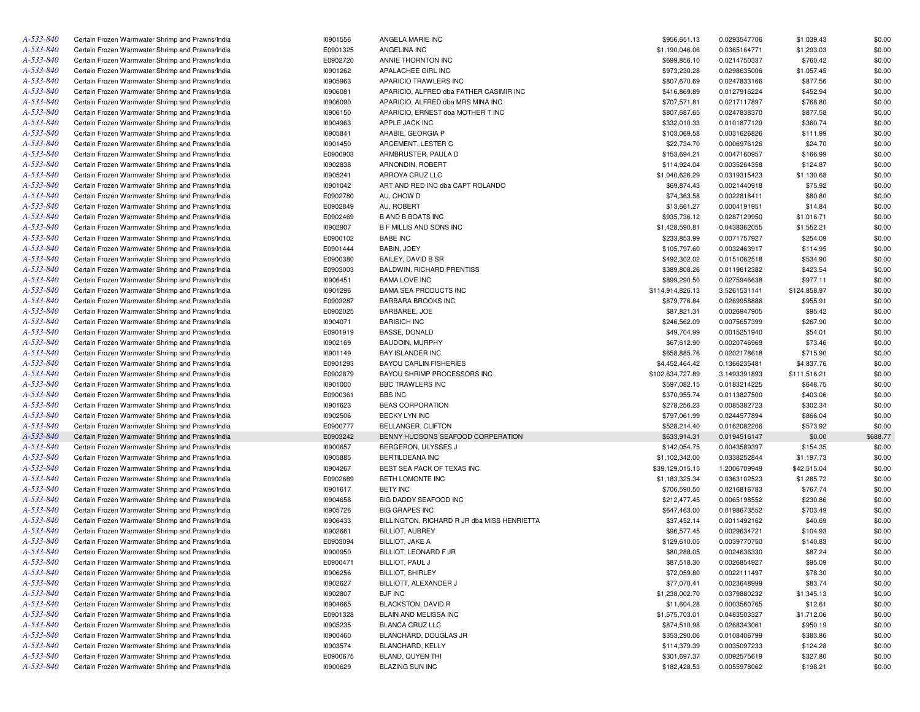| | | | | | | | |
|---|---|---|---|---|---|---|---|
| A-533-840 | Certain Frozen Warmwater Shrimp and Prawns/India | I0901556 | ANGELA MARIE INC | $956,651.13 | 0.0293547706 | $1,039.43 | $0.00 |
| A-533-840 | Certain Frozen Warmwater Shrimp and Prawns/India | E0901325 | ANGELINA INC | $1,190,046.06 | 0.0365164771 | $1,293.03 | $0.00 |
| A-533-840 | Certain Frozen Warmwater Shrimp and Prawns/India | E0902720 | ANNIE THORNTON INC | $699,856.10 | 0.0214750337 | $760.42 | $0.00 |
| A-533-840 | Certain Frozen Warmwater Shrimp and Prawns/India | I0901262 | APALACHEE GIRL INC | $973,230.28 | 0.0298635006 | $1,057.45 | $0.00 |
| A-533-840 | Certain Frozen Warmwater Shrimp and Prawns/India | I0905963 | APARICIO TRAWLERS INC | $807,670.69 | 0.0247833166 | $877.56 | $0.00 |
| A-533-840 | Certain Frozen Warmwater Shrimp and Prawns/India | I0906081 | APARICIO, ALFRED dba FATHER CASIMIR INC | $416,869.89 | 0.0127916224 | $452.94 | $0.00 |
| A-533-840 | Certain Frozen Warmwater Shrimp and Prawns/India | I0906090 | APARICIO, ALFRED dba MRS MINA INC | $707,571.81 | 0.0217117897 | $768.80 | $0.00 |
| A-533-840 | Certain Frozen Warmwater Shrimp and Prawns/India | I0906150 | APARICIO, ERNEST dba MOTHER T INC | $807,687.65 | 0.0247838370 | $877.58 | $0.00 |
| A-533-840 | Certain Frozen Warmwater Shrimp and Prawns/India | I0904963 | APPLE JACK INC | $332,010.33 | 0.0101877129 | $360.74 | $0.00 |
| A-533-840 | Certain Frozen Warmwater Shrimp and Prawns/India | I0905841 | ARABIE, GEORGIA P | $103,069.58 | 0.0031626826 | $111.99 | $0.00 |
| A-533-840 | Certain Frozen Warmwater Shrimp and Prawns/India | I0901450 | ARCEMENT, LESTER C | $22,734.70 | 0.0006976126 | $24.70 | $0.00 |
| A-533-840 | Certain Frozen Warmwater Shrimp and Prawns/India | E0900903 | ARMBRUSTER, PAULA D | $153,694.21 | 0.0047160957 | $166.99 | $0.00 |
| A-533-840 | Certain Frozen Warmwater Shrimp and Prawns/India | I0902838 | ARNONDIN, ROBERT | $114,924.04 | 0.0035264358 | $124.87 | $0.00 |
| A-533-840 | Certain Frozen Warmwater Shrimp and Prawns/India | I0905241 | ARROYA CRUZ LLC | $1,040,626.29 | 0.0319315423 | $1,130.68 | $0.00 |
| A-533-840 | Certain Frozen Warmwater Shrimp and Prawns/India | I0901042 | ART AND RED INC dba CAPT ROLANDO | $69,874.43 | 0.0021440918 | $75.92 | $0.00 |
| A-533-840 | Certain Frozen Warmwater Shrimp and Prawns/India | E0902780 | AU, CHOW D | $74,363.58 | 0.0022818411 | $80.80 | $0.00 |
| A-533-840 | Certain Frozen Warmwater Shrimp and Prawns/India | E0902849 | AU, ROBERT | $13,661.27 | 0.0004191951 | $14.84 | $0.00 |
| A-533-840 | Certain Frozen Warmwater Shrimp and Prawns/India | E0902469 | B AND B BOATS INC | $935,736.12 | 0.0287129950 | $1,016.71 | $0.00 |
| A-533-840 | Certain Frozen Warmwater Shrimp and Prawns/India | I0902907 | B F MILLIS AND SONS INC | $1,428,590.81 | 0.0438362055 | $1,552.21 | $0.00 |
| A-533-840 | Certain Frozen Warmwater Shrimp and Prawns/India | E0900102 | BABE INC | $233,853.99 | 0.0071757927 | $254.09 | $0.00 |
| A-533-840 | Certain Frozen Warmwater Shrimp and Prawns/India | E0901444 | BABIN, JOEY | $105,797.60 | 0.0032463917 | $114.95 | $0.00 |
| A-533-840 | Certain Frozen Warmwater Shrimp and Prawns/India | E0900380 | BAILEY, DAVID B SR | $492,302.02 | 0.0151062518 | $534.90 | $0.00 |
| A-533-840 | Certain Frozen Warmwater Shrimp and Prawns/India | E0903003 | BALDWIN, RICHARD PRENTISS | $389,808.26 | 0.0119612382 | $423.54 | $0.00 |
| A-533-840 | Certain Frozen Warmwater Shrimp and Prawns/India | I0906451 | BAMA LOVE INC | $899,290.50 | 0.0275946638 | $977.11 | $0.00 |
| A-533-840 | Certain Frozen Warmwater Shrimp and Prawns/India | I0901296 | BAMA SEA PRODUCTS INC | $114,914,826.13 | 3.5261531141 | $124,858.97 | $0.00 |
| A-533-840 | Certain Frozen Warmwater Shrimp and Prawns/India | E0903287 | BARBARA BROOKS INC | $879,776.84 | 0.0269958886 | $955.91 | $0.00 |
| A-533-840 | Certain Frozen Warmwater Shrimp and Prawns/India | E0902025 | BARBAREE, JOE | $87,821.31 | 0.0026947905 | $95.42 | $0.00 |
| A-533-840 | Certain Frozen Warmwater Shrimp and Prawns/India | I0904071 | BARISICH INC | $246,562.09 | 0.0075657399 | $267.90 | $0.00 |
| A-533-840 | Certain Frozen Warmwater Shrimp and Prawns/India | E0901919 | BASSE, DONALD | $49,704.99 | 0.0015251940 | $54.01 | $0.00 |
| A-533-840 | Certain Frozen Warmwater Shrimp and Prawns/India | I0902169 | BAUDOIN, MURPHY | $67,612.90 | 0.0020746969 | $73.46 | $0.00 |
| A-533-840 | Certain Frozen Warmwater Shrimp and Prawns/India | I0901149 | BAY ISLANDER INC | $658,885.76 | 0.0202178618 | $715.90 | $0.00 |
| A-533-840 | Certain Frozen Warmwater Shrimp and Prawns/India | E0901293 | BAYOU CARLIN FISHERIES | $4,452,464.42 | 0.1366235481 | $4,837.76 | $0.00 |
| A-533-840 | Certain Frozen Warmwater Shrimp and Prawns/India | E0902879 | BAYOU SHRIMP PROCESSORS INC | $102,634,727.89 | 3.1493391893 | $111,516.21 | $0.00 |
| A-533-840 | Certain Frozen Warmwater Shrimp and Prawns/India | I0901000 | BBC TRAWLERS INC | $597,082.15 | 0.0183214225 | $648.75 | $0.00 |
| A-533-840 | Certain Frozen Warmwater Shrimp and Prawns/India | E0900361 | BBS INC | $370,955.74 | 0.0113827500 | $403.06 | $0.00 |
| A-533-840 | Certain Frozen Warmwater Shrimp and Prawns/India | I0901623 | BEAS CORPORATION | $278,256.23 | 0.0085382723 | $302.34 | $0.00 |
| A-533-840 | Certain Frozen Warmwater Shrimp and Prawns/India | I0902506 | BECKY LYN INC | $797,061.99 | 0.0244577894 | $866.04 | $0.00 |
| A-533-840 | Certain Frozen Warmwater Shrimp and Prawns/India | E0900777 | BELLANGER, CLIFTON | $528,214.40 | 0.0162082206 | $573.92 | $0.00 |
| A-533-840 | Certain Frozen Warmwater Shrimp and Prawns/India | E0903242 | BENNY HUDSONS SEAFOOD CORPERATION | $633,914.31 | 0.0194516147 | $0.00 | $688.77 |
| A-533-840 | Certain Frozen Warmwater Shrimp and Prawns/India | I0900657 | BERGERON, ULYSSES J | $142,054.75 | 0.0043589397 | $154.35 | $0.00 |
| A-533-840 | Certain Frozen Warmwater Shrimp and Prawns/India | I0905885 | BERTILDEANA INC | $1,102,342.00 | 0.0338252844 | $1,197.73 | $0.00 |
| A-533-840 | Certain Frozen Warmwater Shrimp and Prawns/India | I0904267 | BEST SEA PACK OF TEXAS INC | $39,129,015.15 | 1.2006709949 | $42,515.04 | $0.00 |
| A-533-840 | Certain Frozen Warmwater Shrimp and Prawns/India | E0902689 | BETH LOMONTE INC | $1,183,325.34 | 0.0363102523 | $1,285.72 | $0.00 |
| A-533-840 | Certain Frozen Warmwater Shrimp and Prawns/India | I0901617 | BETY INC | $706,590.50 | 0.0216816783 | $767.74 | $0.00 |
| A-533-840 | Certain Frozen Warmwater Shrimp and Prawns/India | I0904658 | BIG DADDY SEAFOOD INC | $212,477.45 | 0.0065198552 | $230.86 | $0.00 |
| A-533-840 | Certain Frozen Warmwater Shrimp and Prawns/India | I0905726 | BIG GRAPES INC | $647,463.00 | 0.0198673552 | $703.49 | $0.00 |
| A-533-840 | Certain Frozen Warmwater Shrimp and Prawns/India | I0906433 | BILLINGTON, RICHARD R JR dba MISS HENRIETTA | $37,452.14 | 0.0011492162 | $40.69 | $0.00 |
| A-533-840 | Certain Frozen Warmwater Shrimp and Prawns/India | I0902661 | BILLIOT, AUBREY | $96,577.45 | 0.0029634721 | $104.93 | $0.00 |
| A-533-840 | Certain Frozen Warmwater Shrimp and Prawns/India | E0903094 | BILLIOT, JAKE A | $129,610.05 | 0.0039770750 | $140.83 | $0.00 |
| A-533-840 | Certain Frozen Warmwater Shrimp and Prawns/India | I0900950 | BILLIOT, LEONARD F JR | $80,288.05 | 0.0024636330 | $87.24 | $0.00 |
| A-533-840 | Certain Frozen Warmwater Shrimp and Prawns/India | E0900471 | BILLIOT, PAUL J | $87,518.30 | 0.0026854927 | $95.09 | $0.00 |
| A-533-840 | Certain Frozen Warmwater Shrimp and Prawns/India | I0906256 | BILLIOT, SHIRLEY | $72,059.80 | 0.0022111497 | $78.30 | $0.00 |
| A-533-840 | Certain Frozen Warmwater Shrimp and Prawns/India | I0902627 | BILLIOTT, ALEXANDER J | $77,070.41 | 0.0023648999 | $83.74 | $0.00 |
| A-533-840 | Certain Frozen Warmwater Shrimp and Prawns/India | I0902807 | BJF INC | $1,238,002.70 | 0.0379880232 | $1,345.13 | $0.00 |
| A-533-840 | Certain Frozen Warmwater Shrimp and Prawns/India | I0904665 | BLACKSTON, DAVID R | $11,604.28 | 0.0003560765 | $12.61 | $0.00 |
| A-533-840 | Certain Frozen Warmwater Shrimp and Prawns/India | E0901328 | BLAIN AND MELISSA INC | $1,575,703.01 | 0.0483503327 | $1,712.06 | $0.00 |
| A-533-840 | Certain Frozen Warmwater Shrimp and Prawns/India | I0905235 | BLANCA CRUZ LLC | $874,510.98 | 0.0268343061 | $950.19 | $0.00 |
| A-533-840 | Certain Frozen Warmwater Shrimp and Prawns/India | I0900460 | BLANCHARD, DOUGLAS JR | $353,290.06 | 0.0108406799 | $383.86 | $0.00 |
| A-533-840 | Certain Frozen Warmwater Shrimp and Prawns/India | I0903574 | BLANCHARD, KELLY | $114,379.39 | 0.0035097233 | $124.28 | $0.00 |
| A-533-840 | Certain Frozen Warmwater Shrimp and Prawns/India | E0900675 | BLAND, QUYEN THI | $301,697.37 | 0.0092575619 | $327.80 | $0.00 |
| A-533-840 | Certain Frozen Warmwater Shrimp and Prawns/India | I0900629 | BLAZING SUN INC | $182,428.53 | 0.0055978062 | $198.21 | $0.00 |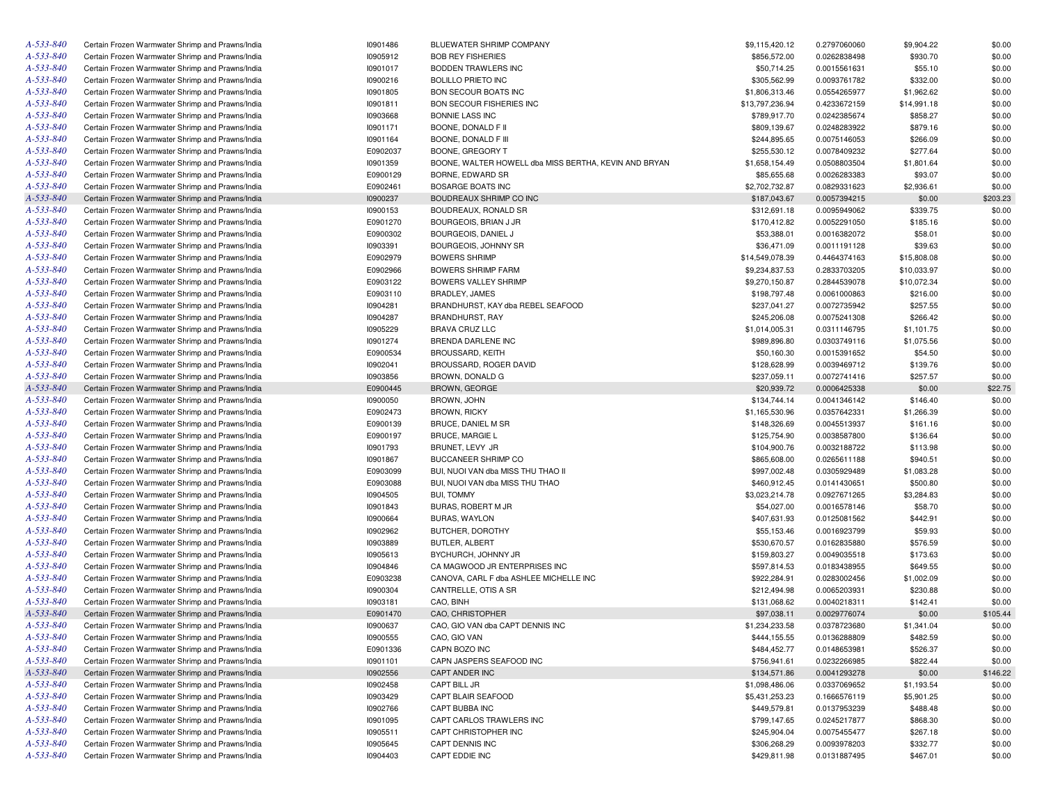| | | | | | | | |
|---|---|---|---|---|---|---|---|
| A-533-840 | Certain Frozen Warmwater Shrimp and Prawns/India | I0901486 | BLUEWATER SHRIMP COMPANY | $9,115,420.12 | 0.2797060060 | $9,904.22 | $0.00 |
| A-533-840 | Certain Frozen Warmwater Shrimp and Prawns/India | I0905912 | BOB REY FISHERIES | $856,572.00 | 0.0262838498 | $930.70 | $0.00 |
| A-533-840 | Certain Frozen Warmwater Shrimp and Prawns/India | I0901017 | BODDEN TRAWLERS INC | $50,714.25 | 0.0015561631 | $55.10 | $0.00 |
| A-533-840 | Certain Frozen Warmwater Shrimp and Prawns/India | I0900216 | BOLILLO PRIETO INC | $305,562.99 | 0.0093761782 | $332.00 | $0.00 |
| A-533-840 | Certain Frozen Warmwater Shrimp and Prawns/India | I0901805 | BON SECOUR BOATS INC | $1,806,313.46 | 0.0554265977 | $1,962.62 | $0.00 |
| A-533-840 | Certain Frozen Warmwater Shrimp and Prawns/India | I0901811 | BON SECOUR FISHERIES INC | $13,797,236.94 | 0.4233672159 | $14,991.18 | $0.00 |
| A-533-840 | Certain Frozen Warmwater Shrimp and Prawns/India | I0903668 | BONNIE LASS INC | $789,917.70 | 0.0242385674 | $858.27 | $0.00 |
| A-533-840 | Certain Frozen Warmwater Shrimp and Prawns/India | I0901171 | BOONE, DONALD F II | $809,139.67 | 0.0248283922 | $879.16 | $0.00 |
| A-533-840 | Certain Frozen Warmwater Shrimp and Prawns/India | I0901164 | BOONE, DONALD F III | $244,895.65 | 0.0075146053 | $266.09 | $0.00 |
| A-533-840 | Certain Frozen Warmwater Shrimp and Prawns/India | E0902037 | BOONE, GREGORY T | $255,530.12 | 0.0078409232 | $277.64 | $0.00 |
| A-533-840 | Certain Frozen Warmwater Shrimp and Prawns/India | I0901359 | BOONE, WALTER HOWELL dba MISS BERTHA, KEVIN AND BRYAN | $1,658,154.49 | 0.0508803504 | $1,801.64 | $0.00 |
| A-533-840 | Certain Frozen Warmwater Shrimp and Prawns/India | E0900129 | BORNE, EDWARD SR | $85,655.68 | 0.0026283383 | $93.07 | $0.00 |
| A-533-840 | Certain Frozen Warmwater Shrimp and Prawns/India | E0902461 | BOSARGE BOATS INC | $2,702,732.87 | 0.0829331623 | $2,936.61 | $0.00 |
| A-533-840 | Certain Frozen Warmwater Shrimp and Prawns/India | I0900237 | BOUDREAUX SHRIMP CO INC | $187,043.67 | 0.0057394215 | $0.00 | $203.23 |
| A-533-840 | Certain Frozen Warmwater Shrimp and Prawns/India | I0900153 | BOUDREAUX, RONALD SR | $312,691.18 | 0.0095949062 | $339.75 | $0.00 |
| A-533-840 | Certain Frozen Warmwater Shrimp and Prawns/India | E0901270 | BOURGEOIS, BRIAN J JR | $170,412.82 | 0.0052291050 | $185.16 | $0.00 |
| A-533-840 | Certain Frozen Warmwater Shrimp and Prawns/India | E0900302 | BOURGEOIS, DANIEL J | $53,388.01 | 0.0016382072 | $58.01 | $0.00 |
| A-533-840 | Certain Frozen Warmwater Shrimp and Prawns/India | I0903391 | BOURGEOIS, JOHNNY SR | $36,471.09 | 0.0011191128 | $39.63 | $0.00 |
| A-533-840 | Certain Frozen Warmwater Shrimp and Prawns/India | E0902979 | BOWERS SHRIMP | $14,549,078.39 | 0.4464374163 | $15,808.08 | $0.00 |
| A-533-840 | Certain Frozen Warmwater Shrimp and Prawns/India | E0902966 | BOWERS SHRIMP FARM | $9,234,837.53 | 0.2833703205 | $10,033.97 | $0.00 |
| A-533-840 | Certain Frozen Warmwater Shrimp and Prawns/India | E0903122 | BOWERS VALLEY SHRIMP | $9,270,150.87 | 0.2844539078 | $10,072.34 | $0.00 |
| A-533-840 | Certain Frozen Warmwater Shrimp and Prawns/India | E0903110 | BRADLEY, JAMES | $198,797.48 | 0.0061000863 | $216.00 | $0.00 |
| A-533-840 | Certain Frozen Warmwater Shrimp and Prawns/India | I0904281 | BRANDHURST, KAY dba REBEL SEAFOOD | $237,041.27 | 0.0072735942 | $257.55 | $0.00 |
| A-533-840 | Certain Frozen Warmwater Shrimp and Prawns/India | I0904287 | BRANDHURST, RAY | $245,206.08 | 0.0075241308 | $266.42 | $0.00 |
| A-533-840 | Certain Frozen Warmwater Shrimp and Prawns/India | I0905229 | BRAVA CRUZ LLC | $1,014,005.31 | 0.0311146795 | $1,101.75 | $0.00 |
| A-533-840 | Certain Frozen Warmwater Shrimp and Prawns/India | I0901274 | BRENDA DARLENE INC | $989,896.80 | 0.0303749116 | $1,075.56 | $0.00 |
| A-533-840 | Certain Frozen Warmwater Shrimp and Prawns/India | E0900534 | BROUSSARD, KEITH | $50,160.30 | 0.0015391652 | $54.50 | $0.00 |
| A-533-840 | Certain Frozen Warmwater Shrimp and Prawns/India | I0902041 | BROUSSARD, ROGER DAVID | $128,628.99 | 0.0039469712 | $139.76 | $0.00 |
| A-533-840 | Certain Frozen Warmwater Shrimp and Prawns/India | I0903856 | BROWN, DONALD G | $237,059.11 | 0.0072741416 | $257.57 | $0.00 |
| A-533-840 | Certain Frozen Warmwater Shrimp and Prawns/India | E0900445 | BROWN, GEORGE | $20,939.72 | 0.0006425338 | $0.00 | $22.75 |
| A-533-840 | Certain Frozen Warmwater Shrimp and Prawns/India | I0900050 | BROWN, JOHN | $134,744.14 | 0.0041346142 | $146.40 | $0.00 |
| A-533-840 | Certain Frozen Warmwater Shrimp and Prawns/India | E0902473 | BROWN, RICKY | $1,165,530.96 | 0.0357642331 | $1,266.39 | $0.00 |
| A-533-840 | Certain Frozen Warmwater Shrimp and Prawns/India | E0900139 | BRUCE, DANIEL M SR | $148,326.69 | 0.0045513937 | $161.16 | $0.00 |
| A-533-840 | Certain Frozen Warmwater Shrimp and Prawns/India | E0900197 | BRUCE, MARGIE L | $125,754.90 | 0.0038587800 | $136.64 | $0.00 |
| A-533-840 | Certain Frozen Warmwater Shrimp and Prawns/India | I0901793 | BRUNET, LEVY JR | $104,900.76 | 0.0032188722 | $113.98 | $0.00 |
| A-533-840 | Certain Frozen Warmwater Shrimp and Prawns/India | I0901867 | BUCCANEER SHRIMP CO | $865,608.00 | 0.0265611188 | $940.51 | $0.00 |
| A-533-840 | Certain Frozen Warmwater Shrimp and Prawns/India | E0903099 | BUI, NUOI VAN dba MISS THU THAO II | $997,002.48 | 0.0305929489 | $1,083.28 | $0.00 |
| A-533-840 | Certain Frozen Warmwater Shrimp and Prawns/India | E0903088 | BUI, NUOI VAN dba MISS THU THAO | $460,912.45 | 0.0141430651 | $500.80 | $0.00 |
| A-533-840 | Certain Frozen Warmwater Shrimp and Prawns/India | I0904505 | BUI, TOMMY | $3,023,214.78 | 0.0927671265 | $3,284.83 | $0.00 |
| A-533-840 | Certain Frozen Warmwater Shrimp and Prawns/India | I0901843 | BURAS, ROBERT M JR | $54,027.00 | 0.0016578146 | $58.70 | $0.00 |
| A-533-840 | Certain Frozen Warmwater Shrimp and Prawns/India | I0900664 | BURAS, WAYLON | $407,631.93 | 0.0125081562 | $442.91 | $0.00 |
| A-533-840 | Certain Frozen Warmwater Shrimp and Prawns/India | I0902962 | BUTCHER, DOROTHY | $55,153.46 | 0.0016923799 | $59.93 | $0.00 |
| A-533-840 | Certain Frozen Warmwater Shrimp and Prawns/India | I0903889 | BUTLER, ALBERT | $530,670.57 | 0.0162835880 | $576.59 | $0.00 |
| A-533-840 | Certain Frozen Warmwater Shrimp and Prawns/India | I0905613 | BYCHURCH, JOHNNY JR | $159,803.27 | 0.0049035518 | $173.63 | $0.00 |
| A-533-840 | Certain Frozen Warmwater Shrimp and Prawns/India | I0904846 | CA MAGWOOD JR ENTERPRISES INC | $597,814.53 | 0.0183438955 | $649.55 | $0.00 |
| A-533-840 | Certain Frozen Warmwater Shrimp and Prawns/India | E0903238 | CANOVA, CARL F dba ASHLEE MICHELLE INC | $922,284.91 | 0.0283002456 | $1,002.09 | $0.00 |
| A-533-840 | Certain Frozen Warmwater Shrimp and Prawns/India | I0900304 | CANTRELLE, OTIS A SR | $212,494.98 | 0.0065203931 | $230.88 | $0.00 |
| A-533-840 | Certain Frozen Warmwater Shrimp and Prawns/India | I0903181 | CAO, BINH | $131,068.62 | 0.0040218311 | $142.41 | $0.00 |
| A-533-840 | Certain Frozen Warmwater Shrimp and Prawns/India | E0901470 | CAO, CHRISTOPHER | $97,038.11 | 0.0029776074 | $0.00 | $105.44 |
| A-533-840 | Certain Frozen Warmwater Shrimp and Prawns/India | I0900637 | CAO, GIO VAN dba CAPT DENNIS INC | $1,234,233.58 | 0.0378723680 | $1,341.04 | $0.00 |
| A-533-840 | Certain Frozen Warmwater Shrimp and Prawns/India | I0900555 | CAO, GIO VAN | $444,155.55 | 0.0136288809 | $482.59 | $0.00 |
| A-533-840 | Certain Frozen Warmwater Shrimp and Prawns/India | E0901336 | CAPN BOZO INC | $484,452.77 | 0.0148653981 | $526.37 | $0.00 |
| A-533-840 | Certain Frozen Warmwater Shrimp and Prawns/India | I0901101 | CAPN JASPERS SEAFOOD INC | $756,941.61 | 0.0232266985 | $822.44 | $0.00 |
| A-533-840 | Certain Frozen Warmwater Shrimp and Prawns/India | I0902556 | CAPT ANDER INC | $134,571.86 | 0.0041293278 | $0.00 | $146.22 |
| A-533-840 | Certain Frozen Warmwater Shrimp and Prawns/India | I0902458 | CAPT BILL JR | $1,098,486.06 | 0.0337069652 | $1,193.54 | $0.00 |
| A-533-840 | Certain Frozen Warmwater Shrimp and Prawns/India | I0903429 | CAPT BLAIR SEAFOOD | $5,431,253.23 | 0.1666576119 | $5,901.25 | $0.00 |
| A-533-840 | Certain Frozen Warmwater Shrimp and Prawns/India | I0902766 | CAPT BUBBA INC | $449,579.81 | 0.0137953239 | $488.48 | $0.00 |
| A-533-840 | Certain Frozen Warmwater Shrimp and Prawns/India | I0901095 | CAPT CARLOS TRAWLERS INC | $799,147.65 | 0.0245217877 | $868.30 | $0.00 |
| A-533-840 | Certain Frozen Warmwater Shrimp and Prawns/India | I0905511 | CAPT CHRISTOPHER INC | $245,904.04 | 0.0075455477 | $267.18 | $0.00 |
| A-533-840 | Certain Frozen Warmwater Shrimp and Prawns/India | I0905645 | CAPT DENNIS INC | $306,268.29 | 0.0093978203 | $332.77 | $0.00 |
| A-533-840 | Certain Frozen Warmwater Shrimp and Prawns/India | I0904403 | CAPT EDDIE INC | $429,811.98 | 0.0131887495 | $467.01 | $0.00 |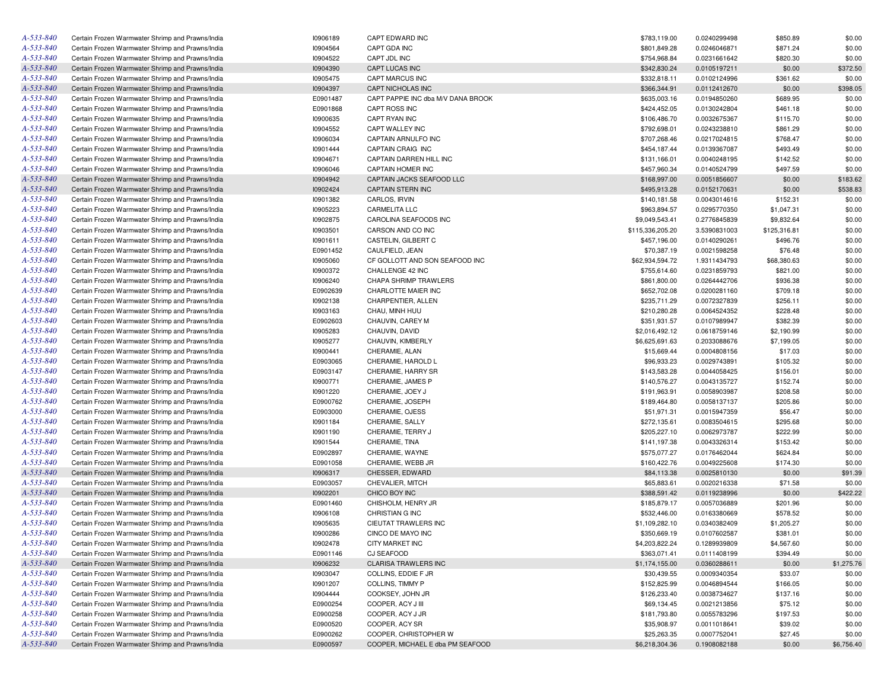| | | | | | | | |
|---|---|---|---|---|---|---|---|
| A-533-840 | Certain Frozen Warmwater Shrimp and Prawns/India | I0906189 | CAPT EDWARD INC | $783,119.00 | 0.0240299498 | $850.89 | $0.00 |
| A-533-840 | Certain Frozen Warmwater Shrimp and Prawns/India | I0904564 | CAPT GDA INC | $801,849.28 | 0.0246046871 | $871.24 | $0.00 |
| A-533-840 | Certain Frozen Warmwater Shrimp and Prawns/India | I0904522 | CAPT JDL INC | $754,968.84 | 0.0231661642 | $820.30 | $0.00 |
| A-533-840 | Certain Frozen Warmwater Shrimp and Prawns/India | I0904390 | CAPT LUCAS INC | $342,830.24 | 0.0105197211 | $0.00 | $372.50 |
| A-533-840 | Certain Frozen Warmwater Shrimp and Prawns/India | I0905475 | CAPT MARCUS INC | $332,818.11 | 0.0102124996 | $361.62 | $0.00 |
| A-533-840 | Certain Frozen Warmwater Shrimp and Prawns/India | I0904397 | CAPT NICHOLAS INC | $366,344.91 | 0.0112412670 | $0.00 | $398.05 |
| A-533-840 | Certain Frozen Warmwater Shrimp and Prawns/India | E0901487 | CAPT PAPPIE INC dba M/V DANA BROOK | $635,003.16 | 0.0194850260 | $689.95 | $0.00 |
| A-533-840 | Certain Frozen Warmwater Shrimp and Prawns/India | E0901868 | CAPT ROSS INC | $424,452.05 | 0.0130242804 | $461.18 | $0.00 |
| A-533-840 | Certain Frozen Warmwater Shrimp and Prawns/India | I0900635 | CAPT RYAN INC | $106,486.70 | 0.0032675367 | $115.70 | $0.00 |
| A-533-840 | Certain Frozen Warmwater Shrimp and Prawns/India | I0904552 | CAPT WALLEY INC | $792,698.01 | 0.0243238810 | $861.29 | $0.00 |
| A-533-840 | Certain Frozen Warmwater Shrimp and Prawns/India | I0906034 | CAPTAIN ARNULFO INC | $707,268.46 | 0.0217024815 | $768.47 | $0.00 |
| A-533-840 | Certain Frozen Warmwater Shrimp and Prawns/India | I0901444 | CAPTAIN CRAIG INC | $454,187.44 | 0.0139367087 | $493.49 | $0.00 |
| A-533-840 | Certain Frozen Warmwater Shrimp and Prawns/India | I0904671 | CAPTAIN DARREN HILL INC | $131,166.01 | 0.0040248195 | $142.52 | $0.00 |
| A-533-840 | Certain Frozen Warmwater Shrimp and Prawns/India | I0906046 | CAPTAIN HOMER INC | $457,960.34 | 0.0140524799 | $497.59 | $0.00 |
| A-533-840 | Certain Frozen Warmwater Shrimp and Prawns/India | I0904942 | CAPTAIN JACKS SEAFOOD LLC | $168,997.00 | 0.0051856607 | $0.00 | $183.62 |
| A-533-840 | Certain Frozen Warmwater Shrimp and Prawns/India | I0902424 | CAPTAIN STERN INC | $495,913.28 | 0.0152170631 | $0.00 | $538.83 |
| A-533-840 | Certain Frozen Warmwater Shrimp and Prawns/India | I0901382 | CARLOS, IRVIN | $140,181.58 | 0.0043014616 | $152.31 | $0.00 |
| A-533-840 | Certain Frozen Warmwater Shrimp and Prawns/India | I0905223 | CARMELITA LLC | $963,894.57 | 0.0295770350 | $1,047.31 | $0.00 |
| A-533-840 | Certain Frozen Warmwater Shrimp and Prawns/India | I0902875 | CAROLINA SEAFOODS INC | $9,049,543.41 | 0.2776845839 | $9,832.64 | $0.00 |
| A-533-840 | Certain Frozen Warmwater Shrimp and Prawns/India | I0903501 | CARSON AND CO INC | $115,336,205.20 | 3.5390831003 | $125,316.81 | $0.00 |
| A-533-840 | Certain Frozen Warmwater Shrimp and Prawns/India | I0901611 | CASTELIN, GILBERT C | $457,196.00 | 0.0140290261 | $496.76 | $0.00 |
| A-533-840 | Certain Frozen Warmwater Shrimp and Prawns/India | E0901452 | CAULFIELD, JEAN | $70,387.19 | 0.0021598258 | $76.48 | $0.00 |
| A-533-840 | Certain Frozen Warmwater Shrimp and Prawns/India | I0905060 | CF GOLLOTT AND SON SEAFOOD INC | $62,934,594.72 | 1.9311434793 | $68,380.63 | $0.00 |
| A-533-840 | Certain Frozen Warmwater Shrimp and Prawns/India | I0900372 | CHALLENGE 42 INC | $755,614.60 | 0.0231859793 | $821.00 | $0.00 |
| A-533-840 | Certain Frozen Warmwater Shrimp and Prawns/India | I0906240 | CHAPA SHRIMP TRAWLERS | $861,800.00 | 0.0264442706 | $936.38 | $0.00 |
| A-533-840 | Certain Frozen Warmwater Shrimp and Prawns/India | E0902639 | CHARLOTTE MAIER INC | $652,702.08 | 0.0200281160 | $709.18 | $0.00 |
| A-533-840 | Certain Frozen Warmwater Shrimp and Prawns/India | I0902138 | CHARPENTIER, ALLEN | $235,711.29 | 0.0072327839 | $256.11 | $0.00 |
| A-533-840 | Certain Frozen Warmwater Shrimp and Prawns/India | I0903163 | CHAU, MINH HUU | $210,280.28 | 0.0064524352 | $228.48 | $0.00 |
| A-533-840 | Certain Frozen Warmwater Shrimp and Prawns/India | E0902603 | CHAUVIN, CAREY M | $351,931.57 | 0.0107989947 | $382.39 | $0.00 |
| A-533-840 | Certain Frozen Warmwater Shrimp and Prawns/India | I0905283 | CHAUVIN, DAVID | $2,016,492.12 | 0.0618759146 | $2,190.99 | $0.00 |
| A-533-840 | Certain Frozen Warmwater Shrimp and Prawns/India | I0905277 | CHAUVIN, KIMBERLY | $6,625,691.63 | 0.2033088676 | $7,199.05 | $0.00 |
| A-533-840 | Certain Frozen Warmwater Shrimp and Prawns/India | I0900441 | CHERAMIE, ALAN | $15,669.44 | 0.0004808156 | $17.03 | $0.00 |
| A-533-840 | Certain Frozen Warmwater Shrimp and Prawns/India | E0903065 | CHERAMIE, HAROLD L | $96,933.23 | 0.0029743891 | $105.32 | $0.00 |
| A-533-840 | Certain Frozen Warmwater Shrimp and Prawns/India | E0903147 | CHERAMIE, HARRY SR | $143,583.28 | 0.0044058425 | $156.01 | $0.00 |
| A-533-840 | Certain Frozen Warmwater Shrimp and Prawns/India | I0900771 | CHERAMIE, JAMES P | $140,576.27 | 0.0043135727 | $152.74 | $0.00 |
| A-533-840 | Certain Frozen Warmwater Shrimp and Prawns/India | I0901220 | CHERAMIE, JOEY J | $191,963.91 | 0.0058903987 | $208.58 | $0.00 |
| A-533-840 | Certain Frozen Warmwater Shrimp and Prawns/India | E0900762 | CHERAMIE, JOSEPH | $189,464.80 | 0.0058137137 | $205.86 | $0.00 |
| A-533-840 | Certain Frozen Warmwater Shrimp and Prawns/India | E0903000 | CHERAMIE, OJESS | $51,971.31 | 0.0015947359 | $56.47 | $0.00 |
| A-533-840 | Certain Frozen Warmwater Shrimp and Prawns/India | I0901184 | CHERAMIE, SALLY | $272,135.61 | 0.0083504615 | $295.68 | $0.00 |
| A-533-840 | Certain Frozen Warmwater Shrimp and Prawns/India | I0901190 | CHERAMIE, TERRY J | $205,227.10 | 0.0062973787 | $222.99 | $0.00 |
| A-533-840 | Certain Frozen Warmwater Shrimp and Prawns/India | I0901544 | CHERAMIE, TINA | $141,197.38 | 0.0043326314 | $153.42 | $0.00 |
| A-533-840 | Certain Frozen Warmwater Shrimp and Prawns/India | E0902897 | CHERAMIE, WAYNE | $575,077.27 | 0.0176462044 | $624.84 | $0.00 |
| A-533-840 | Certain Frozen Warmwater Shrimp and Prawns/India | E0901058 | CHERAMIE, WEBB JR | $160,422.76 | 0.0049225608 | $174.30 | $0.00 |
| A-533-840 | Certain Frozen Warmwater Shrimp and Prawns/India | I0906317 | CHESSER, EDWARD | $84,113.38 | 0.0025810130 | $0.00 | $91.39 |
| A-533-840 | Certain Frozen Warmwater Shrimp and Prawns/India | E0903057 | CHEVALIER, MITCH | $65,883.61 | 0.0020216338 | $71.58 | $0.00 |
| A-533-840 | Certain Frozen Warmwater Shrimp and Prawns/India | I0902201 | CHICO BOY INC | $388,591.42 | 0.0119238996 | $0.00 | $422.22 |
| A-533-840 | Certain Frozen Warmwater Shrimp and Prawns/India | E0901460 | CHISHOLM, HENRY JR | $185,879.17 | 0.0057036889 | $201.96 | $0.00 |
| A-533-840 | Certain Frozen Warmwater Shrimp and Prawns/India | I0906108 | CHRISTIAN G INC | $532,446.00 | 0.0163380669 | $578.52 | $0.00 |
| A-533-840 | Certain Frozen Warmwater Shrimp and Prawns/India | I0905635 | CIEUTAT TRAWLERS INC | $1,109,282.10 | 0.0340382409 | $1,205.27 | $0.00 |
| A-533-840 | Certain Frozen Warmwater Shrimp and Prawns/India | I0900286 | CINCO DE MAYO INC | $350,669.19 | 0.0107602587 | $381.01 | $0.00 |
| A-533-840 | Certain Frozen Warmwater Shrimp and Prawns/India | I0902478 | CITY MARKET INC | $4,203,822.24 | 0.1289939809 | $4,567.60 | $0.00 |
| A-533-840 | Certain Frozen Warmwater Shrimp and Prawns/India | E0901146 | CJ SEAFOOD | $363,071.41 | 0.0111408199 | $394.49 | $0.00 |
| A-533-840 | Certain Frozen Warmwater Shrimp and Prawns/India | I0906232 | CLARISA TRAWLERS INC | $1,174,155.00 | 0.0360288611 | $0.00 | $1,275.76 |
| A-533-840 | Certain Frozen Warmwater Shrimp and Prawns/India | I0903047 | COLLINS, EDDIE F JR | $30,439.55 | 0.0009340354 | $33.07 | $0.00 |
| A-533-840 | Certain Frozen Warmwater Shrimp and Prawns/India | I0901207 | COLLINS, TIMMY P | $152,825.99 | 0.0046894544 | $166.05 | $0.00 |
| A-533-840 | Certain Frozen Warmwater Shrimp and Prawns/India | I0904444 | COOKSEY, JOHN JR | $126,233.40 | 0.0038734627 | $137.16 | $0.00 |
| A-533-840 | Certain Frozen Warmwater Shrimp and Prawns/India | E0900254 | COOPER, ACY J III | $69,134.45 | 0.0021213856 | $75.12 | $0.00 |
| A-533-840 | Certain Frozen Warmwater Shrimp and Prawns/India | E0900258 | COOPER, ACY J JR | $181,793.80 | 0.0055783296 | $197.53 | $0.00 |
| A-533-840 | Certain Frozen Warmwater Shrimp and Prawns/India | E0900520 | COOPER, ACY SR | $35,908.97 | 0.0011018641 | $39.02 | $0.00 |
| A-533-840 | Certain Frozen Warmwater Shrimp and Prawns/India | E0900262 | COOPER, CHRISTOPHER W | $25,263.35 | 0.0007752041 | $27.45 | $0.00 |
| A-533-840 | Certain Frozen Warmwater Shrimp and Prawns/India | E0900597 | COOPER, MICHAEL E dba PM SEAFOOD | $6,218,304.36 | 0.1908082188 | $0.00 | $6,756.40 |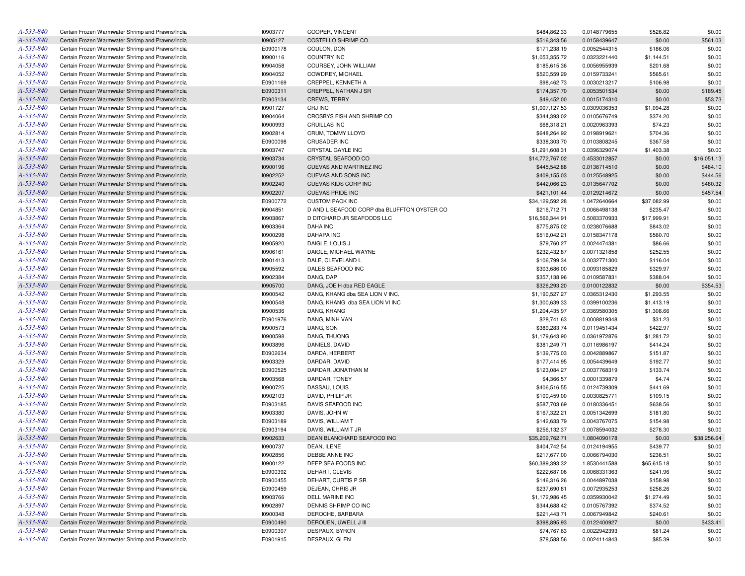| | | | | | | | |
|---|---|---|---|---|---|---|---|
| A-533-840 | Certain Frozen Warmwater Shrimp and Prawns/India | I0903777 | COOPER, VINCENT | $484,862.33 | 0.0148779655 | $526.82 | $0.00 |
| A-533-840 | Certain Frozen Warmwater Shrimp and Prawns/India | I0905127 | COSTELLO SHRIMP CO | $516,343.56 | 0.0158439647 | $0.00 | $561.03 |
| A-533-840 | Certain Frozen Warmwater Shrimp and Prawns/India | E0900178 | COULON, DON | $171,238.19 | 0.0052544315 | $186.06 | $0.00 |
| A-533-840 | Certain Frozen Warmwater Shrimp and Prawns/India | I0900116 | COUNTRY INC | $1,053,355.72 | 0.0323221440 | $1,144.51 | $0.00 |
| A-533-840 | Certain Frozen Warmwater Shrimp and Prawns/India | I0904058 | COURSEY, JOHN WILLIAM | $185,615.36 | 0.0056955939 | $201.68 | $0.00 |
| A-533-840 | Certain Frozen Warmwater Shrimp and Prawns/India | I0904052 | COWDREY, MICHAEL | $520,559.29 | 0.0159733241 | $565.61 | $0.00 |
| A-533-840 | Certain Frozen Warmwater Shrimp and Prawns/India | E0901169 | CREPPEL, KENNETH A | $98,462.73 | 0.0030213217 | $106.98 | $0.00 |
| A-533-840 | Certain Frozen Warmwater Shrimp and Prawns/India | E0900311 | CREPPEL, NATHAN J SR | $174,357.70 | 0.0053501534 | $0.00 | $189.45 |
| A-533-840 | Certain Frozen Warmwater Shrimp and Prawns/India | E0903134 | CREWS, TERRY | $49,452.00 | 0.0015174310 | $0.00 | $53.73 |
| A-533-840 | Certain Frozen Warmwater Shrimp and Prawns/India | I0901727 | CRJ INC | $1,007,127.53 | 0.0309036353 | $1,094.28 | $0.00 |
| A-533-840 | Certain Frozen Warmwater Shrimp and Prawns/India | I0904064 | CROSBYS FISH AND SHRIMP CO | $344,393.02 | 0.0105676749 | $374.20 | $0.00 |
| A-533-840 | Certain Frozen Warmwater Shrimp and Prawns/India | I0900993 | CRUILLAS INC | $68,318.21 | 0.0020963393 | $74.23 | $0.00 |
| A-533-840 | Certain Frozen Warmwater Shrimp and Prawns/India | I0902814 | CRUM, TOMMY LLOYD | $648,264.92 | 0.0198919621 | $704.36 | $0.00 |
| A-533-840 | Certain Frozen Warmwater Shrimp and Prawns/India | E0900098 | CRUSADER INC | $338,303.70 | 0.0103808245 | $367.58 | $0.00 |
| A-533-840 | Certain Frozen Warmwater Shrimp and Prawns/India | I0903747 | CRYSTAL GAYLE INC | $1,291,608.31 | 0.0396329074 | $1,403.38 | $0.00 |
| A-533-840 | Certain Frozen Warmwater Shrimp and Prawns/India | I0903734 | CRYSTAL SEAFOOD CO | $14,772,767.02 | 0.4533012857 | $0.00 | $16,051.13 |
| A-533-840 | Certain Frozen Warmwater Shrimp and Prawns/India | I0900196 | CUEVAS AND MARTINEZ INC | $445,542.88 | 0.0136714510 | $0.00 | $484.10 |
| A-533-840 | Certain Frozen Warmwater Shrimp and Prawns/India | I0902252 | CUEVAS AND SONS INC | $409,155.03 | 0.0125548925 | $0.00 | $444.56 |
| A-533-840 | Certain Frozen Warmwater Shrimp and Prawns/India | I0902240 | CUEVAS KIDS CORP INC | $442,066.23 | 0.0135647702 | $0.00 | $480.32 |
| A-533-840 | Certain Frozen Warmwater Shrimp and Prawns/India | I0902207 | CUEVAS PRIDE INC | $421,101.44 | 0.0129214672 | $0.00 | $457.54 |
| A-533-840 | Certain Frozen Warmwater Shrimp and Prawns/India | E0900772 | CUSTOM PACK INC | $34,129,592.28 | 1.0472640664 | $37,082.99 | $0.00 |
| A-533-840 | Certain Frozen Warmwater Shrimp and Prawns/India | I0904851 | D AND L SEAFOOD CORP dba BLUFFTON OYSTER CO | $216,712.71 | 0.0066498138 | $235.47 | $0.00 |
| A-533-840 | Certain Frozen Warmwater Shrimp and Prawns/India | I0903867 | D DITCHARO JR SEAFOODS LLC | $16,566,344.91 | 0.5083370933 | $17,999.91 | $0.00 |
| A-533-840 | Certain Frozen Warmwater Shrimp and Prawns/India | I0903364 | DAHA INC | $775,875.02 | 0.0238076688 | $843.02 | $0.00 |
| A-533-840 | Certain Frozen Warmwater Shrimp and Prawns/India | I0900298 | DAHAPA INC | $516,042.21 | 0.0158347178 | $560.70 | $0.00 |
| A-533-840 | Certain Frozen Warmwater Shrimp and Prawns/India | I0905920 | DAIGLE, LOUIS J | $79,760.27 | 0.0024474381 | $86.66 | $0.00 |
| A-533-840 | Certain Frozen Warmwater Shrimp and Prawns/India | I0906161 | DAIGLE, MICHAEL WAYNE | $232,432.87 | 0.0071321858 | $252.55 | $0.00 |
| A-533-840 | Certain Frozen Warmwater Shrimp and Prawns/India | I0901413 | DALE, CLEVELAND L | $106,799.34 | 0.0032771300 | $116.04 | $0.00 |
| A-533-840 | Certain Frozen Warmwater Shrimp and Prawns/India | I0905592 | DALES SEAFOOD INC | $303,686.00 | 0.0093185829 | $329.97 | $0.00 |
| A-533-840 | Certain Frozen Warmwater Shrimp and Prawns/India | I0902384 | DANG, DAP | $357,138.96 | 0.0109587831 | $388.04 | $0.00 |
| A-533-840 | Certain Frozen Warmwater Shrimp and Prawns/India | I0905700 | DANG, JOE H dba RED EAGLE | $326,293.20 | 0.0100122832 | $0.00 | $354.53 |
| A-533-840 | Certain Frozen Warmwater Shrimp and Prawns/India | I0900542 | DANG, KHANG dba SEA LION V INC. | $1,190,527.27 | 0.0365312430 | $1,293.55 | $0.00 |
| A-533-840 | Certain Frozen Warmwater Shrimp and Prawns/India | I0900548 | DANG, KHANG dba SEA LION VI INC | $1,300,639.33 | 0.0399100236 | $1,413.19 | $0.00 |
| A-533-840 | Certain Frozen Warmwater Shrimp and Prawns/India | I0900536 | DANG, KHANG | $1,204,435.97 | 0.0369580305 | $1,308.66 | $0.00 |
| A-533-840 | Certain Frozen Warmwater Shrimp and Prawns/India | E0901976 | DANG, MINH VAN | $28,741.63 | 0.0008819348 | $31.23 | $0.00 |
| A-533-840 | Certain Frozen Warmwater Shrimp and Prawns/India | I0900573 | DANG, SON | $389,283.74 | 0.0119451434 | $422.97 | $0.00 |
| A-533-840 | Certain Frozen Warmwater Shrimp and Prawns/India | I0900598 | DANG, THUONG | $1,179,643.90 | 0.0361972876 | $1,281.72 | $0.00 |
| A-533-840 | Certain Frozen Warmwater Shrimp and Prawns/India | I0903896 | DANIELS, DAVID | $381,249.71 | 0.0116986197 | $414.24 | $0.00 |
| A-533-840 | Certain Frozen Warmwater Shrimp and Prawns/India | E0902634 | DARDA, HERBERT | $139,775.03 | 0.0042889867 | $151.87 | $0.00 |
| A-533-840 | Certain Frozen Warmwater Shrimp and Prawns/India | I0903329 | DARDAR, DAVID | $177,414.95 | 0.0054439649 | $192.77 | $0.00 |
| A-533-840 | Certain Frozen Warmwater Shrimp and Prawns/India | E0900525 | DARDAR, JONATHAN M | $123,084.27 | 0.0037768319 | $133.74 | $0.00 |
| A-533-840 | Certain Frozen Warmwater Shrimp and Prawns/India | I0903568 | DARDAR, TONEY | $4,366.57 | 0.0001339879 | $4.74 | $0.00 |
| A-533-840 | Certain Frozen Warmwater Shrimp and Prawns/India | I0900725 | DASSAU, LOUIS | $406,516.55 | 0.0124739309 | $441.69 | $0.00 |
| A-533-840 | Certain Frozen Warmwater Shrimp and Prawns/India | I0902103 | DAVID, PHILIP JR | $100,459.00 | 0.0030825771 | $109.15 | $0.00 |
| A-533-840 | Certain Frozen Warmwater Shrimp and Prawns/India | E0903185 | DAVIS SEAFOOD INC | $587,703.69 | 0.0180336451 | $638.56 | $0.00 |
| A-533-840 | Certain Frozen Warmwater Shrimp and Prawns/India | I0903380 | DAVIS, JOHN W | $167,322.21 | 0.0051342699 | $181.80 | $0.00 |
| A-533-840 | Certain Frozen Warmwater Shrimp and Prawns/India | E0903189 | DAVIS, WILLIAM T | $142,633.79 | 0.0043767075 | $154.98 | $0.00 |
| A-533-840 | Certain Frozen Warmwater Shrimp and Prawns/India | E0903194 | DAVIS, WILLIAM T JR | $256,132.37 | 0.0078594032 | $278.30 | $0.00 |
| A-533-840 | Certain Frozen Warmwater Shrimp and Prawns/India | I0902633 | DEAN BLANCHARD SEAFOOD INC | $35,209,762.71 | 1.0804090178 | $0.00 | $38,256.64 |
| A-533-840 | Certain Frozen Warmwater Shrimp and Prawns/India | I0900737 | DEAN, ILENE | $404,742.54 | 0.0124194955 | $439.77 | $0.00 |
| A-533-840 | Certain Frozen Warmwater Shrimp and Prawns/India | I0902856 | DEBBE ANNE INC | $217,677.00 | 0.0066794030 | $236.51 | $0.00 |
| A-533-840 | Certain Frozen Warmwater Shrimp and Prawns/India | I0900122 | DEEP SEA FOODS INC | $60,389,393.32 | 1.8530441588 | $65,615.18 | $0.00 |
| A-533-840 | Certain Frozen Warmwater Shrimp and Prawns/India | E0900392 | DEHART, CLEVIS | $222,687.06 | 0.0068331363 | $241.96 | $0.00 |
| A-533-840 | Certain Frozen Warmwater Shrimp and Prawns/India | E0900455 | DEHART, CURTIS P SR | $146,316.26 | 0.0044897038 | $158.98 | $0.00 |
| A-533-840 | Certain Frozen Warmwater Shrimp and Prawns/India | E0900459 | DEJEAN, CHRIS JR | $237,690.81 | 0.0072935253 | $258.26 | $0.00 |
| A-533-840 | Certain Frozen Warmwater Shrimp and Prawns/India | I0903766 | DELL MARINE INC | $1,172,986.45 | 0.0359930042 | $1,274.49 | $0.00 |
| A-533-840 | Certain Frozen Warmwater Shrimp and Prawns/India | I0902897 | DENNIS SHRIMP CO INC | $344,688.42 | 0.0105767392 | $374.52 | $0.00 |
| A-533-840 | Certain Frozen Warmwater Shrimp and Prawns/India | I0900348 | DEROCHE, BARBARA | $221,443.71 | 0.0067949842 | $240.61 | $0.00 |
| A-533-840 | Certain Frozen Warmwater Shrimp and Prawns/India | E0900490 | DEROUEN, UWELL J III | $398,895.93 | 0.0122400927 | $0.00 | $433.41 |
| A-533-840 | Certain Frozen Warmwater Shrimp and Prawns/India | E0900307 | DESPAUX, BYRON | $74,767.63 | 0.0022942393 | $81.24 | $0.00 |
| A-533-840 | Certain Frozen Warmwater Shrimp and Prawns/India | E0901915 | DESPAUX, GLEN | $78,588.56 | 0.0024114843 | $85.39 | $0.00 |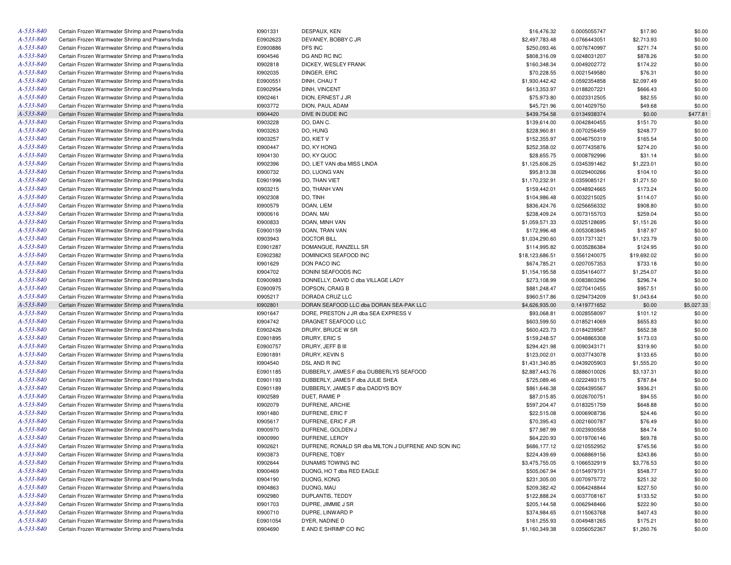| | | | | | | | |
|---|---|---|---|---|---|---|---|
| A-533-840 | Certain Frozen Warmwater Shrimp and Prawns/India | I0901331 | DESPAUX, KEN | $16,476.32 | 0.0005055747 | $17.90 | $0.00 |
| A-533-840 | Certain Frozen Warmwater Shrimp and Prawns/India | E0902623 | DEVANEY, BOBBY C JR | $2,497,783.48 | 0.0766443051 | $2,713.93 | $0.00 |
| A-533-840 | Certain Frozen Warmwater Shrimp and Prawns/India | E0900886 | DFS INC | $250,093.46 | 0.0076740997 | $271.74 | $0.00 |
| A-533-840 | Certain Frozen Warmwater Shrimp and Prawns/India | I0904546 | DG AND RC INC | $808,316.09 | 0.0248031207 | $878.26 | $0.00 |
| A-533-840 | Certain Frozen Warmwater Shrimp and Prawns/India | I0902818 | DICKEY, WESLEY FRANK | $160,348.34 | 0.0049202772 | $174.22 | $0.00 |
| A-533-840 | Certain Frozen Warmwater Shrimp and Prawns/India | I0902035 | DINGER, ERIC | $70,228.55 | 0.0021549580 | $76.31 | $0.00 |
| A-533-840 | Certain Frozen Warmwater Shrimp and Prawns/India | E0900551 | DINH, CHAU T | $1,930,442.42 | 0.0592354858 | $2,097.49 | $0.00 |
| A-533-840 | Certain Frozen Warmwater Shrimp and Prawns/India | E0902954 | DINH, VINCENT | $613,353.97 | 0.0188207221 | $666.43 | $0.00 |
| A-533-840 | Certain Frozen Warmwater Shrimp and Prawns/India | I0902461 | DION, ERNEST J JR | $75,973.80 | 0.0023312505 | $82.55 | $0.00 |
| A-533-840 | Certain Frozen Warmwater Shrimp and Prawns/India | I0903772 | DION, PAUL ADAM | $45,721.96 | 0.0014029750 | $49.68 | $0.00 |
| A-533-840 | Certain Frozen Warmwater Shrimp and Prawns/India | I0904420 | DIVE IN DUDE INC | $439,754.58 | 0.0134938374 | $0.00 | $477.81 |
| A-533-840 | Certain Frozen Warmwater Shrimp and Prawns/India | I0903228 | DO, DAN C. | $139,614.00 | 0.0042840455 | $151.70 | $0.00 |
| A-533-840 | Certain Frozen Warmwater Shrimp and Prawns/India | I0903263 | DO, HUNG | $228,960.81 | 0.0070256459 | $248.77 | $0.00 |
| A-533-840 | Certain Frozen Warmwater Shrimp and Prawns/India | I0903257 | DO, KIET V | $152,355.97 | 0.0046750319 | $165.54 | $0.00 |
| A-533-840 | Certain Frozen Warmwater Shrimp and Prawns/India | I0900447 | DO, KY HONG | $252,358.02 | 0.0077435876 | $274.20 | $0.00 |
| A-533-840 | Certain Frozen Warmwater Shrimp and Prawns/India | I0904130 | DO, KY QUOC | $28,655.75 | 0.0008792996 | $31.14 | $0.00 |
| A-533-840 | Certain Frozen Warmwater Shrimp and Prawns/India | I0902396 | DO, LIET VAN dba MISS LINDA | $1,125,606.25 | 0.0345391462 | $1,223.01 | $0.00 |
| A-533-840 | Certain Frozen Warmwater Shrimp and Prawns/India | I0900732 | DO, LUONG VAN | $95,813.38 | 0.0029400266 | $104.10 | $0.00 |
| A-533-840 | Certain Frozen Warmwater Shrimp and Prawns/India | E0901996 | DO, THAN VIET | $1,170,232.91 | 0.0359085121 | $1,271.50 | $0.00 |
| A-533-840 | Certain Frozen Warmwater Shrimp and Prawns/India | I0903215 | DO, THANH VAN | $159,442.01 | 0.0048924665 | $173.24 | $0.00 |
| A-533-840 | Certain Frozen Warmwater Shrimp and Prawns/India | I0902308 | DO, TINH | $104,986.48 | 0.0032215025 | $114.07 | $0.00 |
| A-533-840 | Certain Frozen Warmwater Shrimp and Prawns/India | I0900579 | DOAN, LIEM | $836,424.76 | 0.0256656332 | $908.80 | $0.00 |
| A-533-840 | Certain Frozen Warmwater Shrimp and Prawns/India | I0900616 | DOAN, MAI | $238,409.24 | 0.0073155703 | $259.04 | $0.00 |
| A-533-840 | Certain Frozen Warmwater Shrimp and Prawns/India | I0900833 | DOAN, MINH VAN | $1,059,571.33 | 0.0325128695 | $1,151.26 | $0.00 |
| A-533-840 | Certain Frozen Warmwater Shrimp and Prawns/India | E0900159 | DOAN, TRAN VAN | $172,996.48 | 0.0053083845 | $187.97 | $0.00 |
| A-533-840 | Certain Frozen Warmwater Shrimp and Prawns/India | I0903943 | DOCTOR BILL | $1,034,290.60 | 0.0317371321 | $1,123.79 | $0.00 |
| A-533-840 | Certain Frozen Warmwater Shrimp and Prawns/India | E0901287 | DOMANGUE, RANZELL SR | $114,995.82 | 0.0035286384 | $124.95 | $0.00 |
| A-533-840 | Certain Frozen Warmwater Shrimp and Prawns/India | E0902382 | DOMINICKS SEAFOOD INC | $18,123,686.51 | 0.5561240075 | $19,692.02 | $0.00 |
| A-533-840 | Certain Frozen Warmwater Shrimp and Prawns/India | I0901629 | DON PACO INC | $674,785.21 | 0.0207057353 | $733.18 | $0.00 |
| A-533-840 | Certain Frozen Warmwater Shrimp and Prawns/India | I0904702 | DONINI SEAFOODS INC | $1,154,195.58 | 0.0354164077 | $1,254.07 | $0.00 |
| A-533-840 | Certain Frozen Warmwater Shrimp and Prawns/India | E0900983 | DONNELLY, DAVID C dba VILLAGE LADY | $273,108.99 | 0.0083803296 | $296.74 | $0.00 |
| A-533-840 | Certain Frozen Warmwater Shrimp and Prawns/India | E0900975 | DOPSON, CRAIG B | $881,248.47 | 0.0270410455 | $957.51 | $0.00 |
| A-533-840 | Certain Frozen Warmwater Shrimp and Prawns/India | I0905217 | DORADA CRUZ LLC | $960,517.86 | 0.0294734209 | $1,043.64 | $0.00 |
| A-533-840 | Certain Frozen Warmwater Shrimp and Prawns/India | I0902801 | DORAN SEAFOOD LLC dba DORAN SEA-PAK LLC | $4,626,935.00 | 0.1419771652 | $0.00 | $5,027.33 |
| A-533-840 | Certain Frozen Warmwater Shrimp and Prawns/India | I0901647 | DORE, PRESTON J JR dba SEA EXPRESS V | $93,068.81 | 0.0028558097 | $101.12 | $0.00 |
| A-533-840 | Certain Frozen Warmwater Shrimp and Prawns/India | I0904742 | DRAGNET SEAFOOD LLC | $603,599.50 | 0.0185214069 | $655.83 | $0.00 |
| A-533-840 | Certain Frozen Warmwater Shrimp and Prawns/India | E0902426 | DRURY, BRUCE W SR | $600,423.73 | 0.0184239587 | $652.38 | $0.00 |
| A-533-840 | Certain Frozen Warmwater Shrimp and Prawns/India | E0901895 | DRURY, ERIC S | $159,248.57 | 0.0048865308 | $173.03 | $0.00 |
| A-533-840 | Certain Frozen Warmwater Shrimp and Prawns/India | E0900757 | DRURY, JEFF B III | $294,421.98 | 0.0090343171 | $319.90 | $0.00 |
| A-533-840 | Certain Frozen Warmwater Shrimp and Prawns/India | E0901891 | DRURY, KEVIN S | $123,002.01 | 0.0037743078 | $133.65 | $0.00 |
| A-533-840 | Certain Frozen Warmwater Shrimp and Prawns/India | I0904540 | DSL AND R INC | $1,431,340.85 | 0.0439205903 | $1,555.20 | $0.00 |
| A-533-840 | Certain Frozen Warmwater Shrimp and Prawns/India | E0901185 | DUBBERLY, JAMES F dba DUBBERLYS SEAFOOD | $2,887,443.76 | 0.0886010026 | $3,137.31 | $0.00 |
| A-533-840 | Certain Frozen Warmwater Shrimp and Prawns/India | E0901193 | DUBBERLY, JAMES F dba JULIE SHEA | $725,089.46 | 0.0222493175 | $787.84 | $0.00 |
| A-533-840 | Certain Frozen Warmwater Shrimp and Prawns/India | E0901189 | DUBBERLY, JAMES F dba DADDYS BOY | $861,646.38 | 0.0264395567 | $936.21 | $0.00 |
| A-533-840 | Certain Frozen Warmwater Shrimp and Prawns/India | I0902589 | DUET, RAMIE P | $87,015.85 | 0.0026700751 | $94.55 | $0.00 |
| A-533-840 | Certain Frozen Warmwater Shrimp and Prawns/India | I0902079 | DUFRENE, ARCHIE | $597,204.47 | 0.0183251759 | $648.88 | $0.00 |
| A-533-840 | Certain Frozen Warmwater Shrimp and Prawns/India | I0901480 | DUFRENE, ERIC F | $22,515.08 | 0.0006908736 | $24.46 | $0.00 |
| A-533-840 | Certain Frozen Warmwater Shrimp and Prawns/India | I0905617 | DUFRENE, ERIC F JR | $70,395.43 | 0.0021600787 | $76.49 | $0.00 |
| A-533-840 | Certain Frozen Warmwater Shrimp and Prawns/India | I0900970 | DUFRENE, GOLDEN J | $77,987.99 | 0.0023930558 | $84.74 | $0.00 |
| A-533-840 | Certain Frozen Warmwater Shrimp and Prawns/India | I0900990 | DUFRENE, LEROY | $64,220.93 | 0.0019706146 | $69.78 | $0.00 |
| A-533-840 | Certain Frozen Warmwater Shrimp and Prawns/India | I0902621 | DUFRENE, RONALD SR dba MILTON J DUFRENE AND SON INC | $686,177.12 | 0.0210552952 | $745.56 | $0.00 |
| A-533-840 | Certain Frozen Warmwater Shrimp and Prawns/India | I0903873 | DUFRENE, TOBY | $224,439.69 | 0.0068869156 | $243.86 | $0.00 |
| A-533-840 | Certain Frozen Warmwater Shrimp and Prawns/India | I0902644 | DUNAMIS TOWING INC | $3,475,755.05 | 0.1066532919 | $3,776.53 | $0.00 |
| A-533-840 | Certain Frozen Warmwater Shrimp and Prawns/India | I0900469 | DUONG, HO T dba RED EAGLE | $505,067.94 | 0.0154979731 | $548.77 | $0.00 |
| A-533-840 | Certain Frozen Warmwater Shrimp and Prawns/India | I0904190 | DUONG, KONG | $231,305.00 | 0.0070975772 | $251.32 | $0.00 |
| A-533-840 | Certain Frozen Warmwater Shrimp and Prawns/India | I0904863 | DUONG, MAU | $209,382.42 | 0.0064248844 | $227.50 | $0.00 |
| A-533-840 | Certain Frozen Warmwater Shrimp and Prawns/India | I0902980 | DUPLANTIS, TEDDY | $122,888.24 | 0.0037708167 | $133.52 | $0.00 |
| A-533-840 | Certain Frozen Warmwater Shrimp and Prawns/India | I0901703 | DUPRE, JIMMIE J SR | $205,144.58 | 0.0062948466 | $222.90 | $0.00 |
| A-533-840 | Certain Frozen Warmwater Shrimp and Prawns/India | I0900710 | DUPRE, LINWARD P | $374,984.65 | 0.0115063768 | $407.43 | $0.00 |
| A-533-840 | Certain Frozen Warmwater Shrimp and Prawns/India | E0901054 | DYER, NADINE D | $161,255.93 | 0.0049481265 | $175.21 | $0.00 |
| A-533-840 | Certain Frozen Warmwater Shrimp and Prawns/India | I0904690 | E AND E SHRIMP CO INC | $1,160,349.38 | 0.0356052367 | $1,260.76 | $0.00 |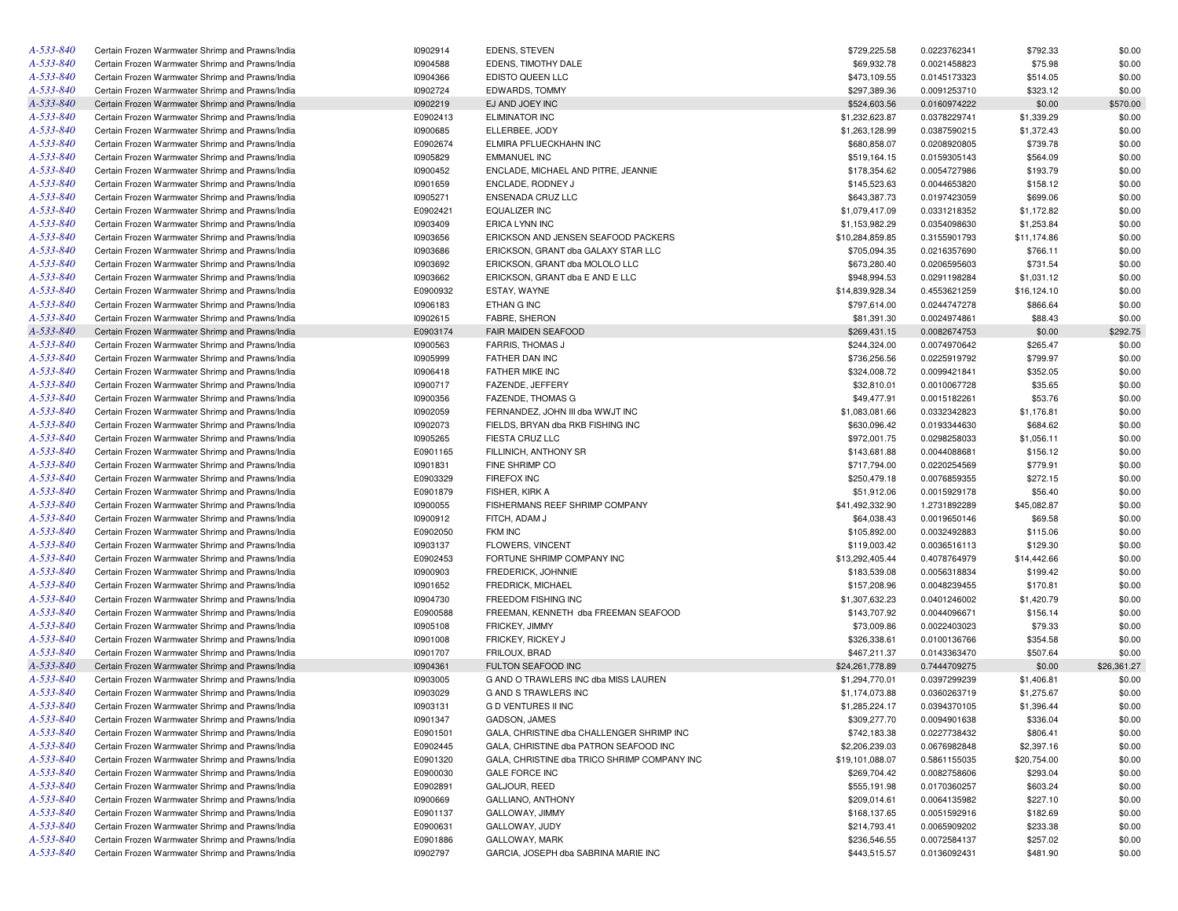| | | | | | | | |
|---|---|---|---|---|---|---|---|
| A-533-840 | Certain Frozen Warmwater Shrimp and Prawns/India | I0902914 | EDENS, STEVEN | $729,225.58 | 0.0223762341 | $792.33 | $0.00 |
| A-533-840 | Certain Frozen Warmwater Shrimp and Prawns/India | I0904588 | EDENS, TIMOTHY DALE | $69,932.78 | 0.0021458823 | $75.98 | $0.00 |
| A-533-840 | Certain Frozen Warmwater Shrimp and Prawns/India | I0904366 | EDISTO QUEEN LLC | $473,109.55 | 0.0145173323 | $514.05 | $0.00 |
| A-533-840 | Certain Frozen Warmwater Shrimp and Prawns/India | I0902724 | EDWARDS, TOMMY | $297,389.36 | 0.0091253710 | $323.12 | $0.00 |
| A-533-840 | Certain Frozen Warmwater Shrimp and Prawns/India | I0902219 | EJ AND JOEY INC | $524,603.56 | 0.0160974222 | $0.00 | $570.00 |
| A-533-840 | Certain Frozen Warmwater Shrimp and Prawns/India | E0902413 | ELIMINATOR INC | $1,232,623.87 | 0.0378229741 | $1,339.29 | $0.00 |
| A-533-840 | Certain Frozen Warmwater Shrimp and Prawns/India | I0900685 | ELLERBEE, JODY | $1,263,128.99 | 0.0387590215 | $1,372.43 | $0.00 |
| A-533-840 | Certain Frozen Warmwater Shrimp and Prawns/India | E0902674 | ELMIRA PFLUECKHAHN INC | $680,858.07 | 0.0208920805 | $739.78 | $0.00 |
| A-533-840 | Certain Frozen Warmwater Shrimp and Prawns/India | I0905829 | EMMANUEL INC | $519,164.15 | 0.0159305143 | $564.09 | $0.00 |
| A-533-840 | Certain Frozen Warmwater Shrimp and Prawns/India | I0900452 | ENCLADE, MICHAEL AND PITRE, JEANNIE | $178,354.62 | 0.0054727986 | $193.79 | $0.00 |
| A-533-840 | Certain Frozen Warmwater Shrimp and Prawns/India | I0901659 | ENCLADE, RODNEY J | $145,523.63 | 0.0044653820 | $158.12 | $0.00 |
| A-533-840 | Certain Frozen Warmwater Shrimp and Prawns/India | I0905271 | ENSENADA CRUZ LLC | $643,387.73 | 0.0197423059 | $699.06 | $0.00 |
| A-533-840 | Certain Frozen Warmwater Shrimp and Prawns/India | E0902421 | EQUALIZER INC | $1,079,417.09 | 0.0331218352 | $1,172.82 | $0.00 |
| A-533-840 | Certain Frozen Warmwater Shrimp and Prawns/India | I0903409 | ERICA LYNN INC | $1,153,982.29 | 0.0354098630 | $1,253.84 | $0.00 |
| A-533-840 | Certain Frozen Warmwater Shrimp and Prawns/India | I0903656 | ERICKSON AND JENSEN SEAFOOD PACKERS | $10,284,859.85 | 0.3155901793 | $11,174.86 | $0.00 |
| A-533-840 | Certain Frozen Warmwater Shrimp and Prawns/India | I0903686 | ERICKSON, GRANT dba GALAXY STAR LLC | $705,094.35 | 0.0216357690 | $766.11 | $0.00 |
| A-533-840 | Certain Frozen Warmwater Shrimp and Prawns/India | I0903692 | ERICKSON, GRANT dba MOLOLO LLC | $673,280.40 | 0.0206595603 | $731.54 | $0.00 |
| A-533-840 | Certain Frozen Warmwater Shrimp and Prawns/India | I0903662 | ERICKSON, GRANT dba E AND E LLC | $948,994.53 | 0.0291198284 | $1,031.12 | $0.00 |
| A-533-840 | Certain Frozen Warmwater Shrimp and Prawns/India | E0900932 | ESTAY, WAYNE | $14,839,928.34 | 0.4553621259 | $16,124.10 | $0.00 |
| A-533-840 | Certain Frozen Warmwater Shrimp and Prawns/India | I0906183 | ETHAN G INC | $797,614.00 | 0.0244747278 | $866.64 | $0.00 |
| A-533-840 | Certain Frozen Warmwater Shrimp and Prawns/India | I0902615 | FABRE, SHERON | $81,391.30 | 0.0024974861 | $88.43 | $0.00 |
| A-533-840 | Certain Frozen Warmwater Shrimp and Prawns/India | E0903174 | FAIR MAIDEN SEAFOOD | $269,431.15 | 0.0082674753 | $0.00 | $292.75 |
| A-533-840 | Certain Frozen Warmwater Shrimp and Prawns/India | I0900563 | FARRIS, THOMAS J | $244,324.00 | 0.0074970642 | $265.47 | $0.00 |
| A-533-840 | Certain Frozen Warmwater Shrimp and Prawns/India | I0905999 | FATHER DAN INC | $736,256.56 | 0.0225919792 | $799.97 | $0.00 |
| A-533-840 | Certain Frozen Warmwater Shrimp and Prawns/India | I0906418 | FATHER MIKE INC | $324,008.72 | 0.0099421841 | $352.05 | $0.00 |
| A-533-840 | Certain Frozen Warmwater Shrimp and Prawns/India | I0900717 | FAZENDE, JEFFERY | $32,810.01 | 0.0010067728 | $35.65 | $0.00 |
| A-533-840 | Certain Frozen Warmwater Shrimp and Prawns/India | I0900356 | FAZENDE, THOMAS G | $49,477.91 | 0.0015182261 | $53.76 | $0.00 |
| A-533-840 | Certain Frozen Warmwater Shrimp and Prawns/India | I0902059 | FERNANDEZ, JOHN III dba WWJT INC | $1,083,081.66 | 0.0332342823 | $1,176.81 | $0.00 |
| A-533-840 | Certain Frozen Warmwater Shrimp and Prawns/India | I0902073 | FIELDS, BRYAN dba RKB FISHING INC | $630,096.42 | 0.0193344630 | $684.62 | $0.00 |
| A-533-840 | Certain Frozen Warmwater Shrimp and Prawns/India | I0905265 | FIESTA CRUZ LLC | $972,001.75 | 0.0298258033 | $1,056.11 | $0.00 |
| A-533-840 | Certain Frozen Warmwater Shrimp and Prawns/India | E0901165 | FILLINICH, ANTHONY SR | $143,681.88 | 0.0044088681 | $156.12 | $0.00 |
| A-533-840 | Certain Frozen Warmwater Shrimp and Prawns/India | I0901831 | FINE SHRIMP CO | $717,794.00 | 0.0220254569 | $779.91 | $0.00 |
| A-533-840 | Certain Frozen Warmwater Shrimp and Prawns/India | E0903329 | FIREFOX INC | $250,479.18 | 0.0076859355 | $272.15 | $0.00 |
| A-533-840 | Certain Frozen Warmwater Shrimp and Prawns/India | E0901879 | FISHER, KIRK A | $51,912.06 | 0.0015929178 | $56.40 | $0.00 |
| A-533-840 | Certain Frozen Warmwater Shrimp and Prawns/India | I0900055 | FISHERMANS REEF SHRIMP COMPANY | $41,492,332.90 | 1.2731892289 | $45,082.87 | $0.00 |
| A-533-840 | Certain Frozen Warmwater Shrimp and Prawns/India | I0900912 | FITCH, ADAM J | $64,038.43 | 0.0019650146 | $69.58 | $0.00 |
| A-533-840 | Certain Frozen Warmwater Shrimp and Prawns/India | E0902050 | FKM INC | $105,892.00 | 0.0032492883 | $115.06 | $0.00 |
| A-533-840 | Certain Frozen Warmwater Shrimp and Prawns/India | I0903137 | FLOWERS, VINCENT | $119,003.42 | 0.0036516113 | $129.30 | $0.00 |
| A-533-840 | Certain Frozen Warmwater Shrimp and Prawns/India | E0902453 | FORTUNE SHRIMP COMPANY INC | $13,292,405.44 | 0.4078764979 | $14,442.66 | $0.00 |
| A-533-840 | Certain Frozen Warmwater Shrimp and Prawns/India | I0900903 | FREDERICK, JOHNNIE | $183,539.08 | 0.0056318834 | $199.42 | $0.00 |
| A-533-840 | Certain Frozen Warmwater Shrimp and Prawns/India | I0901652 | FREDRICK, MICHAEL | $157,208.96 | 0.0048239455 | $170.81 | $0.00 |
| A-533-840 | Certain Frozen Warmwater Shrimp and Prawns/India | I0904730 | FREEDOM FISHING INC | $1,307,632.23 | 0.0401246002 | $1,420.79 | $0.00 |
| A-533-840 | Certain Frozen Warmwater Shrimp and Prawns/India | E0900588 | FREEMAN, KENNETH dba FREEMAN SEAFOOD | $143,707.92 | 0.0044096671 | $156.14 | $0.00 |
| A-533-840 | Certain Frozen Warmwater Shrimp and Prawns/India | I0905108 | FRICKEY, JIMMY | $73,009.86 | 0.0022403023 | $79.33 | $0.00 |
| A-533-840 | Certain Frozen Warmwater Shrimp and Prawns/India | I0901008 | FRICKEY, RICKEY J | $326,338.61 | 0.0100136766 | $354.58 | $0.00 |
| A-533-840 | Certain Frozen Warmwater Shrimp and Prawns/India | I0901707 | FRILOUX, BRAD | $467,211.37 | 0.0143363470 | $507.64 | $0.00 |
| A-533-840 | Certain Frozen Warmwater Shrimp and Prawns/India | I0904361 | FULTON SEAFOOD INC | $24,261,778.89 | 0.7444709275 | $0.00 | $26,361.27 |
| A-533-840 | Certain Frozen Warmwater Shrimp and Prawns/India | I0903005 | G AND O TRAWLERS INC dba MISS LAUREN | $1,294,770.01 | 0.0397299239 | $1,406.81 | $0.00 |
| A-533-840 | Certain Frozen Warmwater Shrimp and Prawns/India | I0903029 | G AND S TRAWLERS INC | $1,174,073.88 | 0.0360263719 | $1,275.67 | $0.00 |
| A-533-840 | Certain Frozen Warmwater Shrimp and Prawns/India | I0903131 | G D VENTURES II INC | $1,285,224.17 | 0.0394370105 | $1,396.44 | $0.00 |
| A-533-840 | Certain Frozen Warmwater Shrimp and Prawns/India | I0901347 | GADSON, JAMES | $309,277.70 | 0.0094901638 | $336.04 | $0.00 |
| A-533-840 | Certain Frozen Warmwater Shrimp and Prawns/India | E0901501 | GALA, CHRISTINE dba CHALLENGER SHRIMP INC | $742,183.38 | 0.0227738432 | $806.41 | $0.00 |
| A-533-840 | Certain Frozen Warmwater Shrimp and Prawns/India | E0902445 | GALA, CHRISTINE dba PATRON SEAFOOD INC | $2,206,239.03 | 0.0676982848 | $2,397.16 | $0.00 |
| A-533-840 | Certain Frozen Warmwater Shrimp and Prawns/India | E0901320 | GALA, CHRISTINE dba TRICO SHRIMP COMPANY INC | $19,101,088.07 | 0.5861155035 | $20,754.00 | $0.00 |
| A-533-840 | Certain Frozen Warmwater Shrimp and Prawns/India | E0900030 | GALE FORCE INC | $269,704.42 | 0.0082758606 | $293.04 | $0.00 |
| A-533-840 | Certain Frozen Warmwater Shrimp and Prawns/India | E0902891 | GALJOUR, REED | $555,191.98 | 0.0170360257 | $603.24 | $0.00 |
| A-533-840 | Certain Frozen Warmwater Shrimp and Prawns/India | I0900669 | GALLIANO, ANTHONY | $209,014.61 | 0.0064135982 | $227.10 | $0.00 |
| A-533-840 | Certain Frozen Warmwater Shrimp and Prawns/India | E0901137 | GALLOWAY, JIMMY | $168,137.65 | 0.0051592916 | $182.69 | $0.00 |
| A-533-840 | Certain Frozen Warmwater Shrimp and Prawns/India | E0900631 | GALLOWAY, JUDY | $214,793.41 | 0.0065909202 | $233.38 | $0.00 |
| A-533-840 | Certain Frozen Warmwater Shrimp and Prawns/India | E0901886 | GALLOWAY, MARK | $236,546.55 | 0.0072584137 | $257.02 | $0.00 |
| A-533-840 | Certain Frozen Warmwater Shrimp and Prawns/India | I0902797 | GARCIA, JOSEPH dba SABRINA MARIE INC | $443,515.57 | 0.0136092431 | $481.90 | $0.00 |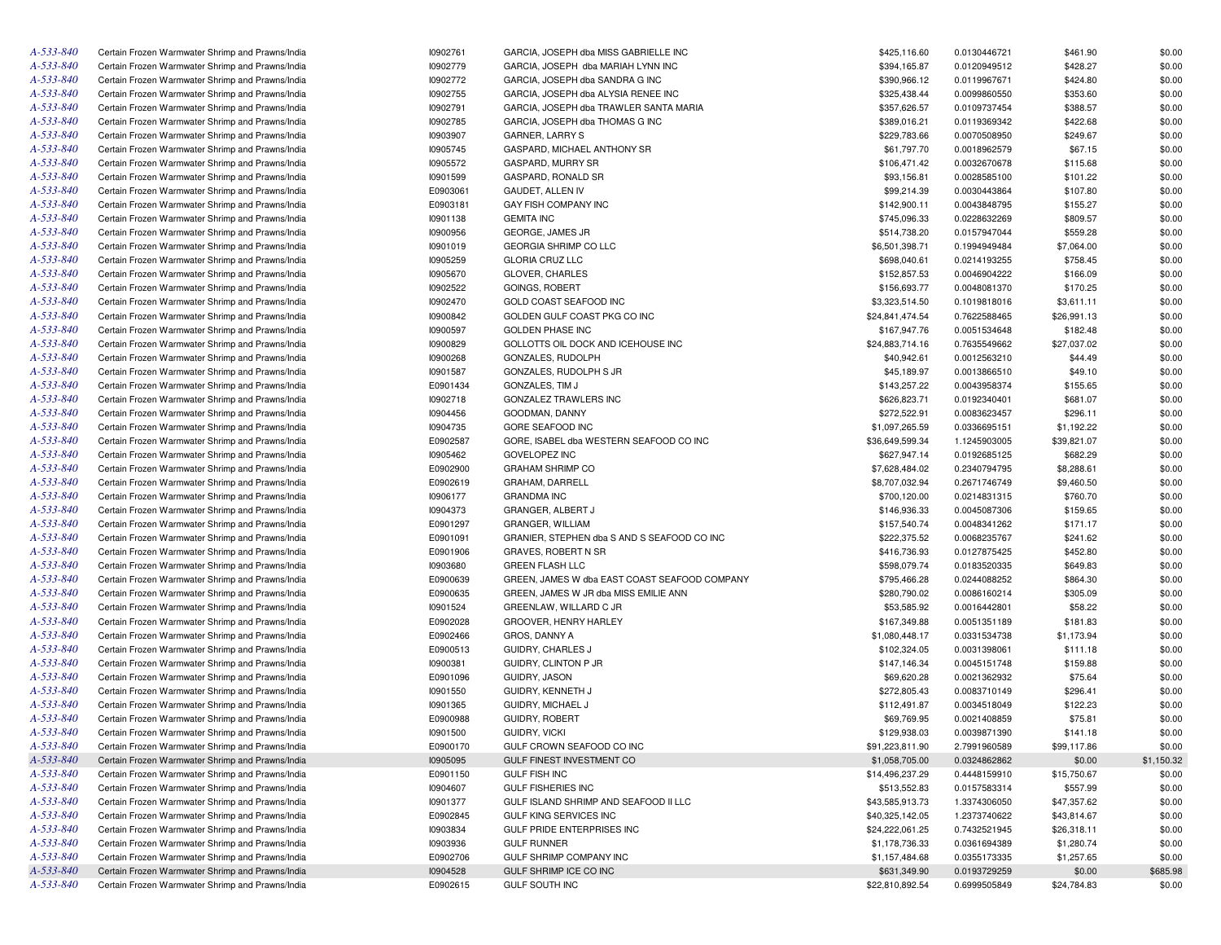| | | | | | | | |
|---|---|---|---|---|---|---|---|
| A-533-840 | Certain Frozen Warmwater Shrimp and Prawns/India | I0902761 | GARCIA, JOSEPH dba MISS GABRIELLE INC | $425,116.60 | 0.0130446721 | $461.90 | $0.00 |
| A-533-840 | Certain Frozen Warmwater Shrimp and Prawns/India | I0902779 | GARCIA, JOSEPH dba MARIAH LYNN INC | $394,165.87 | 0.0120949512 | $428.27 | $0.00 |
| A-533-840 | Certain Frozen Warmwater Shrimp and Prawns/India | I0902772 | GARCIA, JOSEPH dba SANDRA G INC | $390,966.12 | 0.0119967671 | $424.80 | $0.00 |
| A-533-840 | Certain Frozen Warmwater Shrimp and Prawns/India | I0902755 | GARCIA, JOSEPH dba ALYSIA RENEE INC | $325,438.44 | 0.0099860550 | $353.60 | $0.00 |
| A-533-840 | Certain Frozen Warmwater Shrimp and Prawns/India | I0902791 | GARCIA, JOSEPH dba TRAWLER SANTA MARIA | $357,626.57 | 0.0109737454 | $388.57 | $0.00 |
| A-533-840 | Certain Frozen Warmwater Shrimp and Prawns/India | I0902785 | GARCIA, JOSEPH dba THOMAS G INC | $389,016.21 | 0.0119369342 | $422.68 | $0.00 |
| A-533-840 | Certain Frozen Warmwater Shrimp and Prawns/India | I0903907 | GARNER, LARRY S | $229,783.66 | 0.0070508950 | $249.67 | $0.00 |
| A-533-840 | Certain Frozen Warmwater Shrimp and Prawns/India | I0905745 | GASPARD, MICHAEL ANTHONY SR | $61,797.70 | 0.0018962579 | $67.15 | $0.00 |
| A-533-840 | Certain Frozen Warmwater Shrimp and Prawns/India | I0905572 | GASPARD, MURRY SR | $106,471.42 | 0.0032670678 | $115.68 | $0.00 |
| A-533-840 | Certain Frozen Warmwater Shrimp and Prawns/India | I0901599 | GASPARD, RONALD SR | $93,156.81 | 0.0028585100 | $101.22 | $0.00 |
| A-533-840 | Certain Frozen Warmwater Shrimp and Prawns/India | E0903061 | GAUDET, ALLEN IV | $99,214.39 | 0.0030443864 | $107.80 | $0.00 |
| A-533-840 | Certain Frozen Warmwater Shrimp and Prawns/India | E0903181 | GAY FISH COMPANY INC | $142,900.11 | 0.0043848795 | $155.27 | $0.00 |
| A-533-840 | Certain Frozen Warmwater Shrimp and Prawns/India | I0901138 | GEMITA INC | $745,096.33 | 0.0228632269 | $809.57 | $0.00 |
| A-533-840 | Certain Frozen Warmwater Shrimp and Prawns/India | I0900956 | GEORGE, JAMES JR | $514,738.20 | 0.0157947044 | $559.28 | $0.00 |
| A-533-840 | Certain Frozen Warmwater Shrimp and Prawns/India | I0901019 | GEORGIA SHRIMP CO LLC | $6,501,398.71 | 0.1994949484 | $7,064.00 | $0.00 |
| A-533-840 | Certain Frozen Warmwater Shrimp and Prawns/India | I0905259 | GLORIA CRUZ LLC | $698,040.61 | 0.0214193255 | $758.45 | $0.00 |
| A-533-840 | Certain Frozen Warmwater Shrimp and Prawns/India | I0905670 | GLOVER, CHARLES | $152,857.53 | 0.0046904222 | $166.09 | $0.00 |
| A-533-840 | Certain Frozen Warmwater Shrimp and Prawns/India | I0902522 | GOINGS, ROBERT | $156,693.77 | 0.0048081370 | $170.25 | $0.00 |
| A-533-840 | Certain Frozen Warmwater Shrimp and Prawns/India | I0902470 | GOLD COAST SEAFOOD INC | $3,323,514.50 | 0.1019818016 | $3,611.11 | $0.00 |
| A-533-840 | Certain Frozen Warmwater Shrimp and Prawns/India | I0900842 | GOLDEN GULF COAST PKG CO INC | $24,841,474.54 | 0.7622588465 | $26,991.13 | $0.00 |
| A-533-840 | Certain Frozen Warmwater Shrimp and Prawns/India | I0900597 | GOLDEN PHASE INC | $167,947.76 | 0.0051534648 | $182.48 | $0.00 |
| A-533-840 | Certain Frozen Warmwater Shrimp and Prawns/India | I0900829 | GOLLOTTS OIL DOCK AND ICEHOUSE INC | $24,883,714.16 | 0.7635549662 | $27,037.02 | $0.00 |
| A-533-840 | Certain Frozen Warmwater Shrimp and Prawns/India | I0900268 | GONZALES, RUDOLPH | $40,942.61 | 0.0012563210 | $44.49 | $0.00 |
| A-533-840 | Certain Frozen Warmwater Shrimp and Prawns/India | I0901587 | GONZALES, RUDOLPH S JR | $45,189.97 | 0.0013866510 | $49.10 | $0.00 |
| A-533-840 | Certain Frozen Warmwater Shrimp and Prawns/India | E0901434 | GONZALES, TIM J | $143,257.22 | 0.0043958374 | $155.65 | $0.00 |
| A-533-840 | Certain Frozen Warmwater Shrimp and Prawns/India | I0902718 | GONZALEZ TRAWLERS INC | $626,823.71 | 0.0192340401 | $681.07 | $0.00 |
| A-533-840 | Certain Frozen Warmwater Shrimp and Prawns/India | I0904456 | GOODMAN, DANNY | $272,522.91 | 0.0083623457 | $296.11 | $0.00 |
| A-533-840 | Certain Frozen Warmwater Shrimp and Prawns/India | I0904735 | GORE SEAFOOD INC | $1,097,265.59 | 0.0336695151 | $1,192.22 | $0.00 |
| A-533-840 | Certain Frozen Warmwater Shrimp and Prawns/India | E0902587 | GORE, ISABEL dba WESTERN SEAFOOD CO INC | $36,649,599.34 | 1.1245903005 | $39,821.07 | $0.00 |
| A-533-840 | Certain Frozen Warmwater Shrimp and Prawns/India | I0905462 | GOVELOPEZ INC | $627,947.14 | 0.0192685125 | $682.29 | $0.00 |
| A-533-840 | Certain Frozen Warmwater Shrimp and Prawns/India | E0902900 | GRAHAM SHRIMP CO | $7,628,484.02 | 0.2340794795 | $8,288.61 | $0.00 |
| A-533-840 | Certain Frozen Warmwater Shrimp and Prawns/India | E0902619 | GRAHAM, DARRELL | $8,707,032.94 | 0.2671746749 | $9,460.50 | $0.00 |
| A-533-840 | Certain Frozen Warmwater Shrimp and Prawns/India | I0906177 | GRANDMA INC | $700,120.00 | 0.0214831315 | $760.70 | $0.00 |
| A-533-840 | Certain Frozen Warmwater Shrimp and Prawns/India | I0904373 | GRANGER, ALBERT J | $146,936.33 | 0.0045087306 | $159.65 | $0.00 |
| A-533-840 | Certain Frozen Warmwater Shrimp and Prawns/India | E0901297 | GRANGER, WILLIAM | $157,540.74 | 0.0048341262 | $171.17 | $0.00 |
| A-533-840 | Certain Frozen Warmwater Shrimp and Prawns/India | E0901091 | GRANIER, STEPHEN dba S AND S SEAFOOD CO INC | $222,375.52 | 0.0068235767 | $241.62 | $0.00 |
| A-533-840 | Certain Frozen Warmwater Shrimp and Prawns/India | E0901906 | GRAVES, ROBERT N SR | $416,736.93 | 0.0127875425 | $452.80 | $0.00 |
| A-533-840 | Certain Frozen Warmwater Shrimp and Prawns/India | I0903680 | GREEN FLASH LLC | $598,079.74 | 0.0183520335 | $649.83 | $0.00 |
| A-533-840 | Certain Frozen Warmwater Shrimp and Prawns/India | E0900639 | GREEN, JAMES W dba EAST COAST SEAFOOD COMPANY | $795,466.28 | 0.0244088252 | $864.30 | $0.00 |
| A-533-840 | Certain Frozen Warmwater Shrimp and Prawns/India | E0900635 | GREEN, JAMES W JR dba MISS EMILIE ANN | $280,790.02 | 0.0086160214 | $305.09 | $0.00 |
| A-533-840 | Certain Frozen Warmwater Shrimp and Prawns/India | I0901524 | GREENLAW, WILLARD C JR | $53,585.92 | 0.0016442801 | $58.22 | $0.00 |
| A-533-840 | Certain Frozen Warmwater Shrimp and Prawns/India | E0902028 | GROOVER, HENRY HARLEY | $167,349.88 | 0.0051351189 | $181.83 | $0.00 |
| A-533-840 | Certain Frozen Warmwater Shrimp and Prawns/India | E0902466 | GROS, DANNY A | $1,080,448.17 | 0.0331534738 | $1,173.94 | $0.00 |
| A-533-840 | Certain Frozen Warmwater Shrimp and Prawns/India | E0900513 | GUIDRY, CHARLES J | $102,324.05 | 0.0031398061 | $111.18 | $0.00 |
| A-533-840 | Certain Frozen Warmwater Shrimp and Prawns/India | I0900381 | GUIDRY, CLINTON P JR | $147,146.34 | 0.0045151748 | $159.88 | $0.00 |
| A-533-840 | Certain Frozen Warmwater Shrimp and Prawns/India | E0901096 | GUIDRY, JASON | $69,620.28 | 0.0021362932 | $75.64 | $0.00 |
| A-533-840 | Certain Frozen Warmwater Shrimp and Prawns/India | I0901550 | GUIDRY, KENNETH J | $272,805.43 | 0.0083710149 | $296.41 | $0.00 |
| A-533-840 | Certain Frozen Warmwater Shrimp and Prawns/India | I0901365 | GUIDRY, MICHAEL J | $112,491.87 | 0.0034518049 | $122.23 | $0.00 |
| A-533-840 | Certain Frozen Warmwater Shrimp and Prawns/India | E0900988 | GUIDRY, ROBERT | $69,769.95 | 0.0021408859 | $75.81 | $0.00 |
| A-533-840 | Certain Frozen Warmwater Shrimp and Prawns/India | I0901500 | GUIDRY, VICKI | $129,938.03 | 0.0039871390 | $141.18 | $0.00 |
| A-533-840 | Certain Frozen Warmwater Shrimp and Prawns/India | E0900170 | GULF CROWN SEAFOOD CO INC | $91,223,811.90 | 2.7991960589 | $99,117.86 | $0.00 |
| A-533-840 | Certain Frozen Warmwater Shrimp and Prawns/India | I0905095 | GULF FINEST INVESTMENT CO | $1,058,705.00 | 0.0324862862 | $0.00 | $1,150.32 |
| A-533-840 | Certain Frozen Warmwater Shrimp and Prawns/India | E0901150 | GULF FISH INC | $14,496,237.29 | 0.4448159910 | $15,750.67 | $0.00 |
| A-533-840 | Certain Frozen Warmwater Shrimp and Prawns/India | I0904607 | GULF FISHERIES INC | $513,552.83 | 0.0157583314 | $557.99 | $0.00 |
| A-533-840 | Certain Frozen Warmwater Shrimp and Prawns/India | I0901377 | GULF ISLAND SHRIMP AND SEAFOOD II LLC | $43,585,913.73 | 1.3374306050 | $47,357.62 | $0.00 |
| A-533-840 | Certain Frozen Warmwater Shrimp and Prawns/India | E0902845 | GULF KING SERVICES INC | $40,325,142.05 | 1.2373740622 | $43,814.67 | $0.00 |
| A-533-840 | Certain Frozen Warmwater Shrimp and Prawns/India | I0903834 | GULF PRIDE ENTERPRISES INC | $24,222,061.25 | 0.7432521945 | $26,318.11 | $0.00 |
| A-533-840 | Certain Frozen Warmwater Shrimp and Prawns/India | I0903936 | GULF RUNNER | $1,178,736.33 | 0.0361694389 | $1,280.74 | $0.00 |
| A-533-840 | Certain Frozen Warmwater Shrimp and Prawns/India | E0902706 | GULF SHRIMP COMPANY INC | $1,157,484.68 | 0.0355173335 | $1,257.65 | $0.00 |
| A-533-840 | Certain Frozen Warmwater Shrimp and Prawns/India | I0904528 | GULF SHRIMP ICE CO INC | $631,349.90 | 0.0193729259 | $0.00 | $685.98 |
| A-533-840 | Certain Frozen Warmwater Shrimp and Prawns/India | E0902615 | GULF SOUTH INC | $22,810,892.54 | 0.6999505849 | $24,784.83 | $0.00 |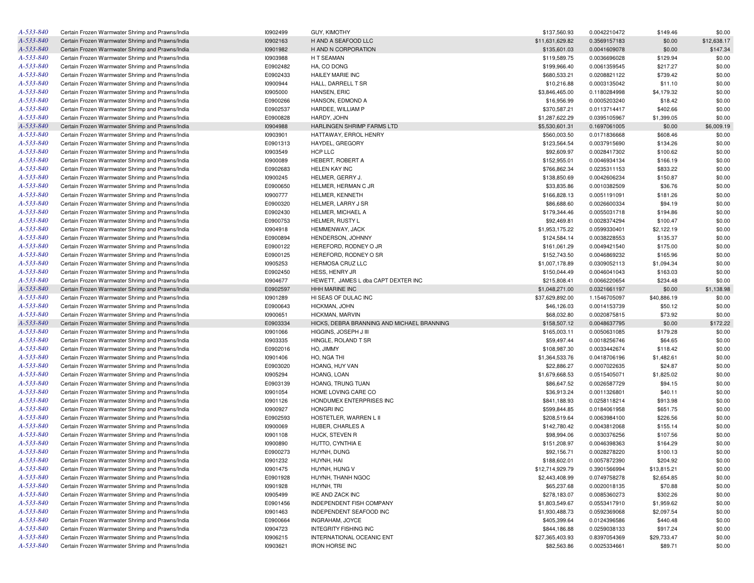| | | | | | | | |
|---|---|---|---|---|---|---|---|
| A-533-840 | Certain Frozen Warmwater Shrimp and Prawns/India | I0902499 | GUY, KIMOTHY | $137,560.93 | 0.0042210472 | $149.46 | $0.00 |
| A-533-840 | Certain Frozen Warmwater Shrimp and Prawns/India | I0902163 | H AND A SEAFOOD LLC | $11,631,629.82 | 0.3569157183 | $0.00 | $12,638.17 |
| A-533-840 | Certain Frozen Warmwater Shrimp and Prawns/India | I0901982 | H AND N CORPORATION | $135,601.03 | 0.0041609078 | $0.00 | $147.34 |
| A-533-840 | Certain Frozen Warmwater Shrimp and Prawns/India | I0903988 | H T SEAMAN | $119,589.75 | 0.0036696028 | $129.94 | $0.00 |
| A-533-840 | Certain Frozen Warmwater Shrimp and Prawns/India | E0902482 | HA, CO DONG | $199,966.40 | 0.0061359545 | $217.27 | $0.00 |
| A-533-840 | Certain Frozen Warmwater Shrimp and Prawns/India | E0902433 | HAILEY MARIE INC | $680,533.21 | 0.0208821122 | $739.42 | $0.00 |
| A-533-840 | Certain Frozen Warmwater Shrimp and Prawns/India | I0900944 | HALL, DARRELL T SR | $10,216.88 | 0.0003135042 | $11.10 | $0.00 |
| A-533-840 | Certain Frozen Warmwater Shrimp and Prawns/India | I0905000 | HANSEN, ERIC | $3,846,465.00 | 0.1180284998 | $4,179.32 | $0.00 |
| A-533-840 | Certain Frozen Warmwater Shrimp and Prawns/India | E0900266 | HANSON, EDMOND A | $16,956.99 | 0.0005203240 | $18.42 | $0.00 |
| A-533-840 | Certain Frozen Warmwater Shrimp and Prawns/India | E0902537 | HARDEE, WILLIAM P | $370,587.21 | 0.0113714417 | $402.66 | $0.00 |
| A-533-840 | Certain Frozen Warmwater Shrimp and Prawns/India | E0900828 | HARDY, JOHN | $1,287,622.29 | 0.0395105967 | $1,399.05 | $0.00 |
| A-533-840 | Certain Frozen Warmwater Shrimp and Prawns/India | I0904988 | HARLINGEN SHRIMP FARMS LTD | $5,530,601.31 | 0.1697061005 | $0.00 | $6,009.19 |
| A-533-840 | Certain Frozen Warmwater Shrimp and Prawns/India | I0903901 | HATTAWAY, ERROL HENRY | $560,003.50 | 0.0171836668 | $608.46 | $0.00 |
| A-533-840 | Certain Frozen Warmwater Shrimp and Prawns/India | E0901313 | HAYDEL, GREGORY | $123,564.54 | 0.0037915690 | $134.26 | $0.00 |
| A-533-840 | Certain Frozen Warmwater Shrimp and Prawns/India | I0903549 | HCP LLC | $92,609.97 | 0.0028417302 | $100.62 | $0.00 |
| A-533-840 | Certain Frozen Warmwater Shrimp and Prawns/India | I0900089 | HEBERT, ROBERT A | $152,955.01 | 0.0046934134 | $166.19 | $0.00 |
| A-533-840 | Certain Frozen Warmwater Shrimp and Prawns/India | E0902683 | HELEN KAY INC | $766,862.34 | 0.0235311153 | $833.22 | $0.00 |
| A-533-840 | Certain Frozen Warmwater Shrimp and Prawns/India | I0900245 | HELMER, GERRY J. | $138,850.69 | 0.0042606234 | $150.87 | $0.00 |
| A-533-840 | Certain Frozen Warmwater Shrimp and Prawns/India | E0900650 | HELMER, HERMAN C JR | $33,835.86 | 0.0010382509 | $36.76 | $0.00 |
| A-533-840 | Certain Frozen Warmwater Shrimp and Prawns/India | I0900777 | HELMER, KENNETH | $166,828.13 | 0.0051191091 | $181.26 | $0.00 |
| A-533-840 | Certain Frozen Warmwater Shrimp and Prawns/India | E0900320 | HELMER, LARRY J SR | $86,688.60 | 0.0026600334 | $94.19 | $0.00 |
| A-533-840 | Certain Frozen Warmwater Shrimp and Prawns/India | E0902430 | HELMER, MICHAEL A | $179,344.46 | 0.0055031718 | $194.86 | $0.00 |
| A-533-840 | Certain Frozen Warmwater Shrimp and Prawns/India | E0900753 | HELMER, RUSTY L | $92,469.81 | 0.0028374294 | $100.47 | $0.00 |
| A-533-840 | Certain Frozen Warmwater Shrimp and Prawns/India | I0904918 | HEMMENWAY, JACK | $1,953,175.22 | 0.0599330401 | $2,122.19 | $0.00 |
| A-533-840 | Certain Frozen Warmwater Shrimp and Prawns/India | E0900894 | HENDERSON, JOHNNY | $124,584.14 | 0.0038228553 | $135.37 | $0.00 |
| A-533-840 | Certain Frozen Warmwater Shrimp and Prawns/India | E0900122 | HEREFORD, RODNEY O JR | $161,061.29 | 0.0049421540 | $175.00 | $0.00 |
| A-533-840 | Certain Frozen Warmwater Shrimp and Prawns/India | E0900125 | HEREFORD, RODNEY O SR | $152,743.50 | 0.0046869232 | $165.96 | $0.00 |
| A-533-840 | Certain Frozen Warmwater Shrimp and Prawns/India | I0905253 | HERMOSA CRUZ LLC | $1,007,178.89 | 0.0309052113 | $1,094.34 | $0.00 |
| A-533-840 | Certain Frozen Warmwater Shrimp and Prawns/India | E0902450 | HESS, HENRY JR | $150,044.49 | 0.0046041043 | $163.03 | $0.00 |
| A-533-840 | Certain Frozen Warmwater Shrimp and Prawns/India | I0904677 | HEWETT, JAMES L dba CAPT DEXTER INC | $215,808.41 | 0.0066220654 | $234.48 | $0.00 |
| A-533-840 | Certain Frozen Warmwater Shrimp and Prawns/India | E0902597 | HHH MARINE INC | $1,048,271.00 | 0.0321661197 | $0.00 | $1,138.98 |
| A-533-840 | Certain Frozen Warmwater Shrimp and Prawns/India | I0901289 | HI SEAS OF DULAC INC | $37,629,892.00 | 1.1546705097 | $40,886.19 | $0.00 |
| A-533-840 | Certain Frozen Warmwater Shrimp and Prawns/India | E0900643 | HICKMAN, JOHN | $46,126.03 | 0.0014153739 | $50.12 | $0.00 |
| A-533-840 | Certain Frozen Warmwater Shrimp and Prawns/India | I0900651 | HICKMAN, MARVIN | $68,032.80 | 0.0020875815 | $73.92 | $0.00 |
| A-533-840 | Certain Frozen Warmwater Shrimp and Prawns/India | E0903334 | HICKS, DEBRA BRANNING AND MICHAEL BRANNING | $158,507.12 | 0.0048637795 | $0.00 | $172.22 |
| A-533-840 | Certain Frozen Warmwater Shrimp and Prawns/India | I0901066 | HIGGINS, JOSEPH J III | $165,003.11 | 0.0050631085 | $179.28 | $0.00 |
| A-533-840 | Certain Frozen Warmwater Shrimp and Prawns/India | I0903335 | HINGLE, ROLAND T SR | $59,497.44 | 0.0018256746 | $64.65 | $0.00 |
| A-533-840 | Certain Frozen Warmwater Shrimp and Prawns/India | E0902016 | HO, JIMMY | $108,987.30 | 0.0033442674 | $118.42 | $0.00 |
| A-533-840 | Certain Frozen Warmwater Shrimp and Prawns/India | I0901406 | HO, NGA THI | $1,364,533.76 | 0.0418706196 | $1,482.61 | $0.00 |
| A-533-840 | Certain Frozen Warmwater Shrimp and Prawns/India | E0903020 | HOANG, HUY VAN | $22,886.27 | 0.0007022635 | $24.87 | $0.00 |
| A-533-840 | Certain Frozen Warmwater Shrimp and Prawns/India | I0905294 | HOANG, LOAN | $1,679,668.53 | 0.0515405071 | $1,825.02 | $0.00 |
| A-533-840 | Certain Frozen Warmwater Shrimp and Prawns/India | E0903139 | HOANG, TRUNG TUAN | $86,647.52 | 0.0026587729 | $94.15 | $0.00 |
| A-533-840 | Certain Frozen Warmwater Shrimp and Prawns/India | I0901054 | HOME LOVING CARE CO | $36,913.24 | 0.0011326801 | $40.11 | $0.00 |
| A-533-840 | Certain Frozen Warmwater Shrimp and Prawns/India | I0901126 | HONDUMEX ENTERPRISES INC | $841,188.93 | 0.0258118214 | $913.98 | $0.00 |
| A-533-840 | Certain Frozen Warmwater Shrimp and Prawns/India | I0900927 | HONGRI INC | $599,844.85 | 0.0184061958 | $651.75 | $0.00 |
| A-533-840 | Certain Frozen Warmwater Shrimp and Prawns/India | E0902593 | HOSTETLER, WARREN L II | $208,519.64 | 0.0063984100 | $226.56 | $0.00 |
| A-533-840 | Certain Frozen Warmwater Shrimp and Prawns/India | I0900069 | HUBER, CHARLES A | $142,780.42 | 0.0043812068 | $155.14 | $0.00 |
| A-533-840 | Certain Frozen Warmwater Shrimp and Prawns/India | I0901108 | HUCK, STEVEN R | $98,994.06 | 0.0030376256 | $107.56 | $0.00 |
| A-533-840 | Certain Frozen Warmwater Shrimp and Prawns/India | I0900890 | HUTTO, CYNTHIA E | $151,208.97 | 0.0046398363 | $164.29 | $0.00 |
| A-533-840 | Certain Frozen Warmwater Shrimp and Prawns/India | E0900273 | HUYNH, DUNG | $92,156.71 | 0.0028278220 | $100.13 | $0.00 |
| A-533-840 | Certain Frozen Warmwater Shrimp and Prawns/India | I0901232 | HUYNH, HAI | $188,602.01 | 0.0057872390 | $204.92 | $0.00 |
| A-533-840 | Certain Frozen Warmwater Shrimp and Prawns/India | I0901475 | HUYNH, HUNG V | $12,714,929.79 | 0.3901566994 | $13,815.21 | $0.00 |
| A-533-840 | Certain Frozen Warmwater Shrimp and Prawns/India | E0901928 | HUYNH, THANH NGOC | $2,443,408.99 | 0.0749758278 | $2,654.85 | $0.00 |
| A-533-840 | Certain Frozen Warmwater Shrimp and Prawns/India | I0901928 | HUYNH, TRI | $65,237.68 | 0.0020018135 | $70.88 | $0.00 |
| A-533-840 | Certain Frozen Warmwater Shrimp and Prawns/India | I0905499 | IKE AND ZACK INC | $278,183.07 | 0.0085360273 | $302.26 | $0.00 |
| A-533-840 | Certain Frozen Warmwater Shrimp and Prawns/India | E0901456 | INDEPENDENT FISH COMPANY | $1,803,549.67 | 0.0553417910 | $1,959.62 | $0.00 |
| A-533-840 | Certain Frozen Warmwater Shrimp and Prawns/India | I0901463 | INDEPENDENT SEAFOOD INC | $1,930,488.73 | 0.0592369068 | $2,097.54 | $0.00 |
| A-533-840 | Certain Frozen Warmwater Shrimp and Prawns/India | E0900664 | INGRAHAM, JOYCE | $405,399.64 | 0.0124396586 | $440.48 | $0.00 |
| A-533-840 | Certain Frozen Warmwater Shrimp and Prawns/India | I0904723 | INTEGRITY FISHING INC | $844,186.88 | 0.0259038133 | $917.24 | $0.00 |
| A-533-840 | Certain Frozen Warmwater Shrimp and Prawns/India | I0906215 | INTERNATIONAL OCEANIC ENT | $27,365,403.93 | 0.8397054369 | $29,733.47 | $0.00 |
| A-533-840 | Certain Frozen Warmwater Shrimp and Prawns/India | I0903621 | IRON HORSE INC | $82,563.86 | 0.0025334661 | $89.71 | $0.00 |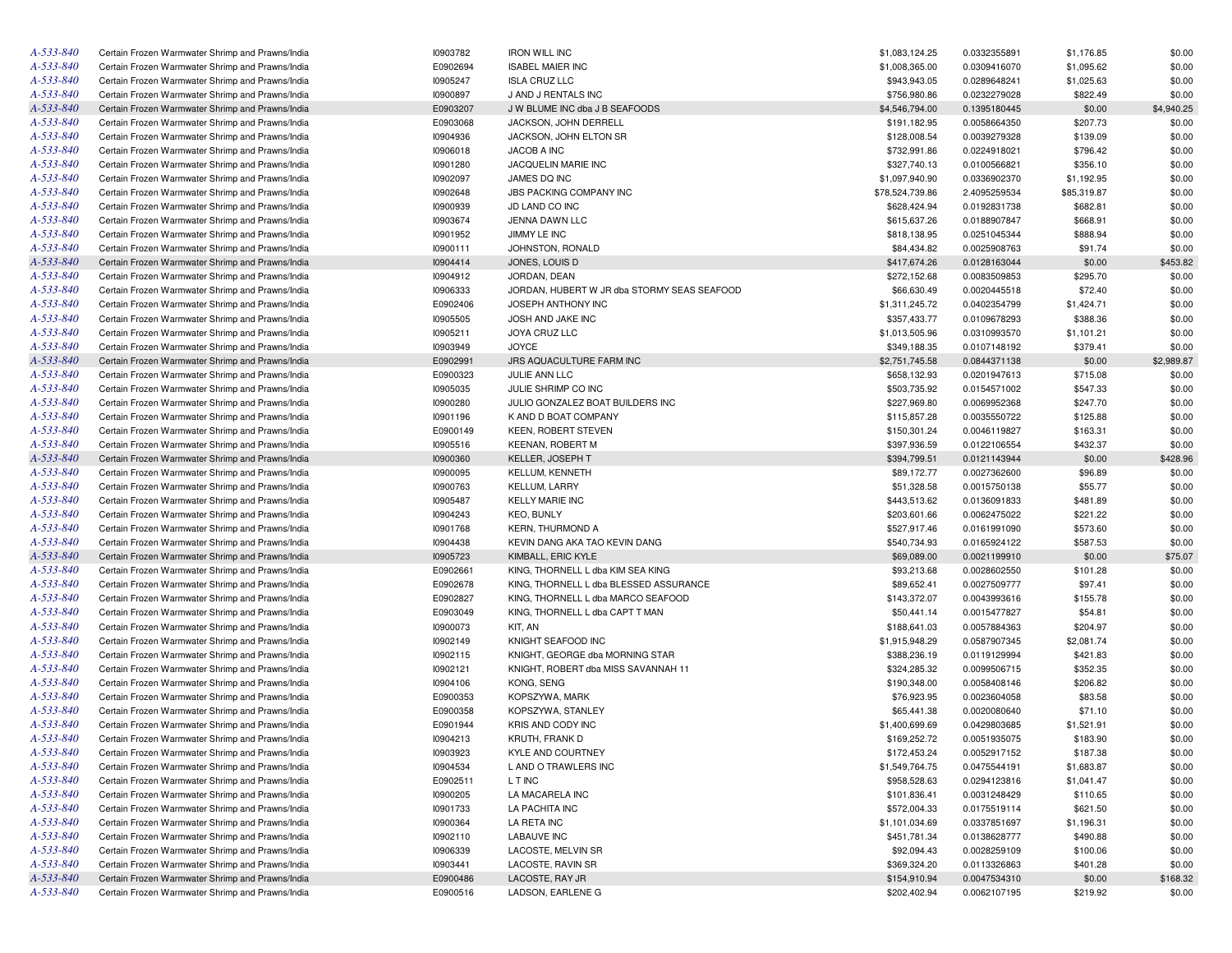| | | | | | | | |
|---|---|---|---|---|---|---|---|
| A-533-840 | Certain Frozen Warmwater Shrimp and Prawns/India | I0903782 | IRON WILL INC | $1,083,124.25 | 0.0332355891 | $1,176.85 | $0.00 |
| A-533-840 | Certain Frozen Warmwater Shrimp and Prawns/India | E0902694 | ISABEL MAIER INC | $1,008,365.00 | 0.0309416070 | $1,095.62 | $0.00 |
| A-533-840 | Certain Frozen Warmwater Shrimp and Prawns/India | I0905247 | ISLA CRUZ LLC | $943,943.05 | 0.0289648241 | $1,025.63 | $0.00 |
| A-533-840 | Certain Frozen Warmwater Shrimp and Prawns/India | I0900897 | J AND J RENTALS INC | $756,980.86 | 0.0232279028 | $822.49 | $0.00 |
| A-533-840 | Certain Frozen Warmwater Shrimp and Prawns/India | E0903207 | J W BLUME INC dba J B SEAFOODS | $4,546,794.00 | 0.1395180445 | $0.00 | $4,940.25 |
| A-533-840 | Certain Frozen Warmwater Shrimp and Prawns/India | E0903068 | JACKSON, JOHN DERRELL | $191,182.95 | 0.0058664350 | $207.73 | $0.00 |
| A-533-840 | Certain Frozen Warmwater Shrimp and Prawns/India | I0904936 | JACKSON, JOHN ELTON SR | $128,008.54 | 0.0039279328 | $139.09 | $0.00 |
| A-533-840 | Certain Frozen Warmwater Shrimp and Prawns/India | I0906018 | JACOB A INC | $732,991.86 | 0.0224918021 | $796.42 | $0.00 |
| A-533-840 | Certain Frozen Warmwater Shrimp and Prawns/India | I0901280 | JACQUELIN MARIE INC | $327,740.13 | 0.0100566821 | $356.10 | $0.00 |
| A-533-840 | Certain Frozen Warmwater Shrimp and Prawns/India | I0902097 | JAMES DQ INC | $1,097,940.90 | 0.0336902370 | $1,192.95 | $0.00 |
| A-533-840 | Certain Frozen Warmwater Shrimp and Prawns/India | I0902648 | JBS PACKING COMPANY INC | $78,524,739.86 | 2.4095259534 | $85,319.87 | $0.00 |
| A-533-840 | Certain Frozen Warmwater Shrimp and Prawns/India | I0900939 | JD LAND CO INC | $628,424.94 | 0.0192831738 | $682.81 | $0.00 |
| A-533-840 | Certain Frozen Warmwater Shrimp and Prawns/India | I0903674 | JENNA DAWN LLC | $615,637.26 | 0.0188907847 | $668.91 | $0.00 |
| A-533-840 | Certain Frozen Warmwater Shrimp and Prawns/India | I0901952 | JIMMY LE INC | $818,138.95 | 0.0251045344 | $888.94 | $0.00 |
| A-533-840 | Certain Frozen Warmwater Shrimp and Prawns/India | I0900111 | JOHNSTON, RONALD | $84,434.82 | 0.0025908763 | $91.74 | $0.00 |
| A-533-840 | Certain Frozen Warmwater Shrimp and Prawns/India | I0904414 | JONES, LOUIS D | $417,674.26 | 0.0128163044 | $0.00 | $453.82 |
| A-533-840 | Certain Frozen Warmwater Shrimp and Prawns/India | I0904912 | JORDAN, DEAN | $272,152.68 | 0.0083509853 | $295.70 | $0.00 |
| A-533-840 | Certain Frozen Warmwater Shrimp and Prawns/India | I0906333 | JORDAN, HUBERT W JR dba STORMY SEAS SEAFOOD | $66,630.49 | 0.0020445518 | $72.40 | $0.00 |
| A-533-840 | Certain Frozen Warmwater Shrimp and Prawns/India | E0902406 | JOSEPH ANTHONY INC | $1,311,245.72 | 0.0402354799 | $1,424.71 | $0.00 |
| A-533-840 | Certain Frozen Warmwater Shrimp and Prawns/India | I0905505 | JOSH AND JAKE INC | $357,433.77 | 0.0109678293 | $388.36 | $0.00 |
| A-533-840 | Certain Frozen Warmwater Shrimp and Prawns/India | I0905211 | JOYA CRUZ LLC | $1,013,505.96 | 0.0310993570 | $1,101.21 | $0.00 |
| A-533-840 | Certain Frozen Warmwater Shrimp and Prawns/India | I0903949 | JOYCE | $349,188.35 | 0.0107148192 | $379.41 | $0.00 |
| A-533-840 | Certain Frozen Warmwater Shrimp and Prawns/India | E0902991 | JRS AQUACULTURE FARM INC | $2,751,745.58 | 0.0844371138 | $0.00 | $2,989.87 |
| A-533-840 | Certain Frozen Warmwater Shrimp and Prawns/India | E0900323 | JULIE ANN LLC | $658,132.93 | 0.0201947613 | $715.08 | $0.00 |
| A-533-840 | Certain Frozen Warmwater Shrimp and Prawns/India | I0905035 | JULIE SHRIMP CO INC | $503,735.92 | 0.0154571002 | $547.33 | $0.00 |
| A-533-840 | Certain Frozen Warmwater Shrimp and Prawns/India | I0900280 | JULIO GONZALEZ BOAT BUILDERS INC | $227,969.80 | 0.0069952368 | $247.70 | $0.00 |
| A-533-840 | Certain Frozen Warmwater Shrimp and Prawns/India | I0901196 | K AND D BOAT COMPANY | $115,857.28 | 0.0035550722 | $125.88 | $0.00 |
| A-533-840 | Certain Frozen Warmwater Shrimp and Prawns/India | E0900149 | KEEN, ROBERT STEVEN | $150,301.24 | 0.0046119827 | $163.31 | $0.00 |
| A-533-840 | Certain Frozen Warmwater Shrimp and Prawns/India | I0905516 | KEENAN, ROBERT M | $397,936.59 | 0.0122106554 | $432.37 | $0.00 |
| A-533-840 | Certain Frozen Warmwater Shrimp and Prawns/India | I0900360 | KELLER, JOSEPH T | $394,799.51 | 0.0121143944 | $0.00 | $428.96 |
| A-533-840 | Certain Frozen Warmwater Shrimp and Prawns/India | I0900095 | KELLUM, KENNETH | $89,172.77 | 0.0027362600 | $96.89 | $0.00 |
| A-533-840 | Certain Frozen Warmwater Shrimp and Prawns/India | I0900763 | KELLUM, LARRY | $51,328.58 | 0.0015750138 | $55.77 | $0.00 |
| A-533-840 | Certain Frozen Warmwater Shrimp and Prawns/India | I0905487 | KELLY MARIE INC | $443,513.62 | 0.0136091833 | $481.89 | $0.00 |
| A-533-840 | Certain Frozen Warmwater Shrimp and Prawns/India | I0904243 | KEO, BUNLY | $203,601.66 | 0.0062475022 | $221.22 | $0.00 |
| A-533-840 | Certain Frozen Warmwater Shrimp and Prawns/India | I0901768 | KERN, THURMOND A | $527,917.46 | 0.0161991090 | $573.60 | $0.00 |
| A-533-840 | Certain Frozen Warmwater Shrimp and Prawns/India | I0904438 | KEVIN DANG AKA TAO KEVIN DANG | $540,734.93 | 0.0165924122 | $587.53 | $0.00 |
| A-533-840 | Certain Frozen Warmwater Shrimp and Prawns/India | I0905723 | KIMBALL, ERIC KYLE | $69,089.00 | 0.0021199910 | $0.00 | $75.07 |
| A-533-840 | Certain Frozen Warmwater Shrimp and Prawns/India | E0902661 | KING, THORNELL L dba KIM SEA KING | $93,213.68 | 0.0028602550 | $101.28 | $0.00 |
| A-533-840 | Certain Frozen Warmwater Shrimp and Prawns/India | E0902678 | KING, THORNELL L dba BLESSED ASSURANCE | $89,652.41 | 0.0027509777 | $97.41 | $0.00 |
| A-533-840 | Certain Frozen Warmwater Shrimp and Prawns/India | E0902827 | KING, THORNELL L dba MARCO SEAFOOD | $143,372.07 | 0.0043993616 | $155.78 | $0.00 |
| A-533-840 | Certain Frozen Warmwater Shrimp and Prawns/India | E0903049 | KING, THORNELL L dba CAPT T MAN | $50,441.14 | 0.0015477827 | $54.81 | $0.00 |
| A-533-840 | Certain Frozen Warmwater Shrimp and Prawns/India | I0900073 | KIT, AN | $188,641.03 | 0.0057884363 | $204.97 | $0.00 |
| A-533-840 | Certain Frozen Warmwater Shrimp and Prawns/India | I0902149 | KNIGHT SEAFOOD INC | $1,915,948.29 | 0.0587907345 | $2,081.74 | $0.00 |
| A-533-840 | Certain Frozen Warmwater Shrimp and Prawns/India | I0902115 | KNIGHT, GEORGE dba MORNING STAR | $388,236.19 | 0.0119129994 | $421.83 | $0.00 |
| A-533-840 | Certain Frozen Warmwater Shrimp and Prawns/India | I0902121 | KNIGHT, ROBERT dba MISS SAVANNAH 11 | $324,285.32 | 0.0099506715 | $352.35 | $0.00 |
| A-533-840 | Certain Frozen Warmwater Shrimp and Prawns/India | I0904106 | KONG, SENG | $190,348.00 | 0.0058408146 | $206.82 | $0.00 |
| A-533-840 | Certain Frozen Warmwater Shrimp and Prawns/India | E0900353 | KOPSZYWA, MARK | $76,923.95 | 0.0023604058 | $83.58 | $0.00 |
| A-533-840 | Certain Frozen Warmwater Shrimp and Prawns/India | E0900358 | KOPSZYWA, STANLEY | $65,441.38 | 0.0020080640 | $71.10 | $0.00 |
| A-533-840 | Certain Frozen Warmwater Shrimp and Prawns/India | E0901944 | KRIS AND CODY INC | $1,400,699.69 | 0.0429803685 | $1,521.91 | $0.00 |
| A-533-840 | Certain Frozen Warmwater Shrimp and Prawns/India | I0904213 | KRUTH, FRANK D | $169,252.72 | 0.0051935075 | $183.90 | $0.00 |
| A-533-840 | Certain Frozen Warmwater Shrimp and Prawns/India | I0903923 | KYLE AND COURTNEY | $172,453.24 | 0.0052917152 | $187.38 | $0.00 |
| A-533-840 | Certain Frozen Warmwater Shrimp and Prawns/India | I0904534 | L AND O TRAWLERS INC | $1,549,764.75 | 0.0475544191 | $1,683.87 | $0.00 |
| A-533-840 | Certain Frozen Warmwater Shrimp and Prawns/India | E0902511 | L T INC | $958,528.63 | 0.0294123816 | $1,041.47 | $0.00 |
| A-533-840 | Certain Frozen Warmwater Shrimp and Prawns/India | I0900205 | LA MACARELA INC | $101,836.41 | 0.0031248429 | $110.65 | $0.00 |
| A-533-840 | Certain Frozen Warmwater Shrimp and Prawns/India | I0901733 | LA PACHITA INC | $572,004.33 | 0.0175519114 | $621.50 | $0.00 |
| A-533-840 | Certain Frozen Warmwater Shrimp and Prawns/India | I0900364 | LA RETA INC | $1,101,034.69 | 0.0337851697 | $1,196.31 | $0.00 |
| A-533-840 | Certain Frozen Warmwater Shrimp and Prawns/India | I0902110 | LABAUVE INC | $451,781.34 | 0.0138628777 | $490.88 | $0.00 |
| A-533-840 | Certain Frozen Warmwater Shrimp and Prawns/India | I0906339 | LACOSTE, MELVIN SR | $92,094.43 | 0.0028259109 | $100.06 | $0.00 |
| A-533-840 | Certain Frozen Warmwater Shrimp and Prawns/India | I0903441 | LACOSTE, RAVIN SR | $369,324.20 | 0.0113326863 | $401.28 | $0.00 |
| A-533-840 | Certain Frozen Warmwater Shrimp and Prawns/India | E0900486 | LACOSTE, RAY JR | $154,910.94 | 0.0047534310 | $0.00 | $168.32 |
| A-533-840 | Certain Frozen Warmwater Shrimp and Prawns/India | E0900516 | LADSON, EARLENE G | $202,402.94 | 0.0062107195 | $219.92 | $0.00 |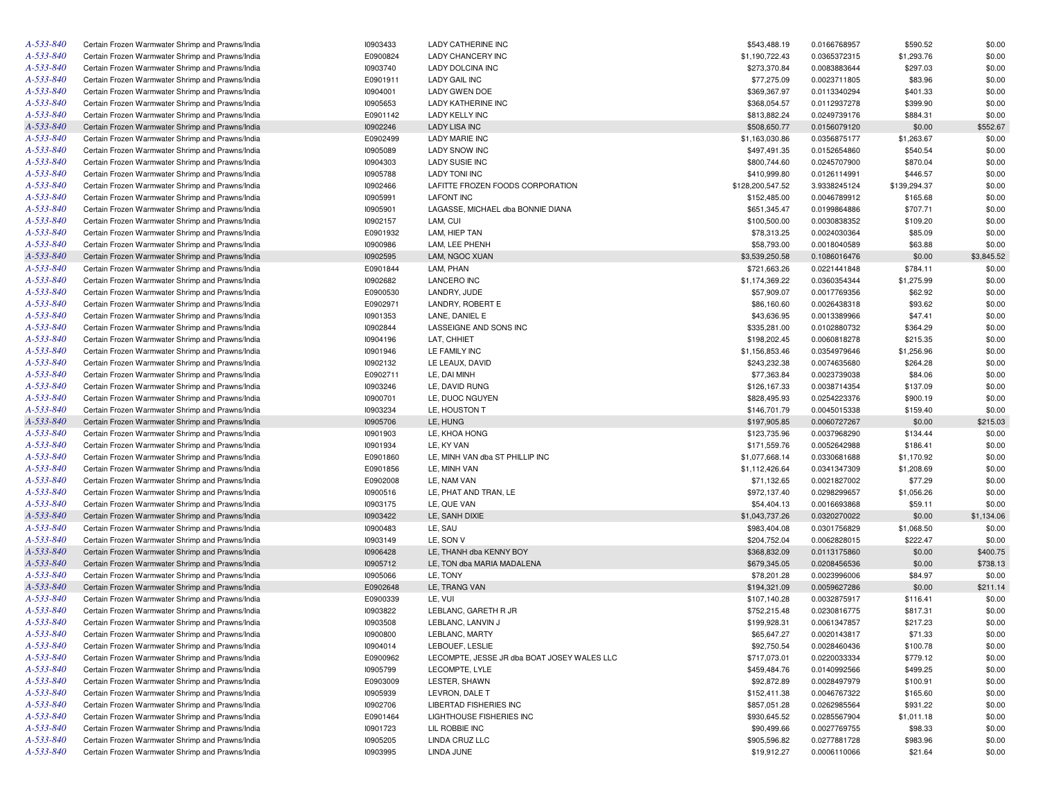| | | | | | | | |
|---|---|---|---|---|---|---|---|
| A-533-840 | Certain Frozen Warmwater Shrimp and Prawns/India | I0903433 | LADY CATHERINE INC | $543,488.19 | 0.0166768957 | $590.52 | $0.00 |
| A-533-840 | Certain Frozen Warmwater Shrimp and Prawns/India | E0900824 | LADY CHANCERY INC | $1,190,722.43 | 0.0365372315 | $1,293.76 | $0.00 |
| A-533-840 | Certain Frozen Warmwater Shrimp and Prawns/India | I0903740 | LADY DOLCINA INC | $273,370.84 | 0.0083883644 | $297.03 | $0.00 |
| A-533-840 | Certain Frozen Warmwater Shrimp and Prawns/India | E0901911 | LADY GAIL INC | $77,275.09 | 0.0023711805 | $83.96 | $0.00 |
| A-533-840 | Certain Frozen Warmwater Shrimp and Prawns/India | I0904001 | LADY GWEN DOE | $369,367.97 | 0.0113340294 | $401.33 | $0.00 |
| A-533-840 | Certain Frozen Warmwater Shrimp and Prawns/India | I0905653 | LADY KATHERINE INC | $368,054.57 | 0.0112937278 | $399.90 | $0.00 |
| A-533-840 | Certain Frozen Warmwater Shrimp and Prawns/India | E0901142 | LADY KELLY INC | $813,882.24 | 0.0249739176 | $884.31 | $0.00 |
| A-533-840 | Certain Frozen Warmwater Shrimp and Prawns/India | I0902246 | LADY LISA INC | $508,650.77 | 0.0156079120 | $0.00 | $552.67 |
| A-533-840 | Certain Frozen Warmwater Shrimp and Prawns/India | E0902499 | LADY MARIE INC | $1,163,030.86 | 0.0356875177 | $1,263.67 | $0.00 |
| A-533-840 | Certain Frozen Warmwater Shrimp and Prawns/India | I0905089 | LADY SNOW INC | $497,491.35 | 0.0152654860 | $540.54 | $0.00 |
| A-533-840 | Certain Frozen Warmwater Shrimp and Prawns/India | I0904303 | LADY SUSIE INC | $800,744.60 | 0.0245707900 | $870.04 | $0.00 |
| A-533-840 | Certain Frozen Warmwater Shrimp and Prawns/India | I0905788 | LADY TONI INC | $410,999.80 | 0.0126114991 | $446.57 | $0.00 |
| A-533-840 | Certain Frozen Warmwater Shrimp and Prawns/India | I0902466 | LAFITTE FROZEN FOODS CORPORATION | $128,200,547.52 | 3.9338245124 | $139,294.37 | $0.00 |
| A-533-840 | Certain Frozen Warmwater Shrimp and Prawns/India | I0905991 | LAFONT INC | $152,485.00 | 0.0046789912 | $165.68 | $0.00 |
| A-533-840 | Certain Frozen Warmwater Shrimp and Prawns/India | I0905901 | LAGASSE, MICHAEL dba BONNIE DIANA | $651,345.47 | 0.0199864886 | $707.71 | $0.00 |
| A-533-840 | Certain Frozen Warmwater Shrimp and Prawns/India | I0902157 | LAM, CUI | $100,500.00 | 0.0030838352 | $109.20 | $0.00 |
| A-533-840 | Certain Frozen Warmwater Shrimp and Prawns/India | E0901932 | LAM, HIEP TAN | $78,313.25 | 0.0024030364 | $85.09 | $0.00 |
| A-533-840 | Certain Frozen Warmwater Shrimp and Prawns/India | I0900986 | LAM, LEE PHENH | $58,793.00 | 0.0018040589 | $63.88 | $0.00 |
| A-533-840 | Certain Frozen Warmwater Shrimp and Prawns/India | I0902595 | LAM, NGOC XUAN | $3,539,250.58 | 0.1086016476 | $0.00 | $3,845.52 |
| A-533-840 | Certain Frozen Warmwater Shrimp and Prawns/India | E0901844 | LAM, PHAN | $721,663.26 | 0.0221441848 | $784.11 | $0.00 |
| A-533-840 | Certain Frozen Warmwater Shrimp and Prawns/India | I0902682 | LANCERO INC | $1,174,369.22 | 0.0360354344 | $1,275.99 | $0.00 |
| A-533-840 | Certain Frozen Warmwater Shrimp and Prawns/India | E0900530 | LANDRY, JUDE | $57,909.07 | 0.0017769356 | $62.92 | $0.00 |
| A-533-840 | Certain Frozen Warmwater Shrimp and Prawns/India | E0902971 | LANDRY, ROBERT E | $86,160.60 | 0.0026438318 | $93.62 | $0.00 |
| A-533-840 | Certain Frozen Warmwater Shrimp and Prawns/India | I0901353 | LANE, DANIEL E | $43,636.95 | 0.0013389966 | $47.41 | $0.00 |
| A-533-840 | Certain Frozen Warmwater Shrimp and Prawns/India | I0902844 | LASSEIGNE AND SONS INC | $335,281.00 | 0.0102880732 | $364.29 | $0.00 |
| A-533-840 | Certain Frozen Warmwater Shrimp and Prawns/India | I0904196 | LAT, CHHIET | $198,202.45 | 0.0060818278 | $215.35 | $0.00 |
| A-533-840 | Certain Frozen Warmwater Shrimp and Prawns/India | I0901946 | LE FAMILY INC | $1,156,853.46 | 0.0354979646 | $1,256.96 | $0.00 |
| A-533-840 | Certain Frozen Warmwater Shrimp and Prawns/India | I0902132 | LE LEAUX, DAVID | $243,232.38 | 0.0074635680 | $264.28 | $0.00 |
| A-533-840 | Certain Frozen Warmwater Shrimp and Prawns/India | E0902711 | LE, DAI MINH | $77,363.84 | 0.0023739038 | $84.06 | $0.00 |
| A-533-840 | Certain Frozen Warmwater Shrimp and Prawns/India | I0903246 | LE, DAVID RUNG | $126,167.33 | 0.0038714354 | $137.09 | $0.00 |
| A-533-840 | Certain Frozen Warmwater Shrimp and Prawns/India | I0900701 | LE, DUOC NGUYEN | $828,495.93 | 0.0254223376 | $900.19 | $0.00 |
| A-533-840 | Certain Frozen Warmwater Shrimp and Prawns/India | I0903234 | LE, HOUSTON T | $146,701.79 | 0.0045015338 | $159.40 | $0.00 |
| A-533-840 | Certain Frozen Warmwater Shrimp and Prawns/India | I0905706 | LE, HUNG | $197,905.85 | 0.0060727267 | $0.00 | $215.03 |
| A-533-840 | Certain Frozen Warmwater Shrimp and Prawns/India | I0901903 | LE, KHOA HONG | $123,735.96 | 0.0037968290 | $134.44 | $0.00 |
| A-533-840 | Certain Frozen Warmwater Shrimp and Prawns/India | I0901934 | LE, KY VAN | $171,559.76 | 0.0052642988 | $186.41 | $0.00 |
| A-533-840 | Certain Frozen Warmwater Shrimp and Prawns/India | E0901860 | LE, MINH VAN dba ST PHILLIP INC | $1,077,668.14 | 0.0330681688 | $1,170.92 | $0.00 |
| A-533-840 | Certain Frozen Warmwater Shrimp and Prawns/India | E0901856 | LE, MINH VAN | $1,112,426.64 | 0.0341347309 | $1,208.69 | $0.00 |
| A-533-840 | Certain Frozen Warmwater Shrimp and Prawns/India | E0902008 | LE, NAM VAN | $71,132.65 | 0.0021827002 | $77.29 | $0.00 |
| A-533-840 | Certain Frozen Warmwater Shrimp and Prawns/India | I0900516 | LE, PHAT AND TRAN, LE | $972,137.40 | 0.0298299657 | $1,056.26 | $0.00 |
| A-533-840 | Certain Frozen Warmwater Shrimp and Prawns/India | I0903175 | LE, QUE VAN | $54,404.13 | 0.0016693868 | $59.11 | $0.00 |
| A-533-840 | Certain Frozen Warmwater Shrimp and Prawns/India | I0903422 | LE, SANH DIXIE | $1,043,737.26 | 0.0320270022 | $0.00 | $1,134.06 |
| A-533-840 | Certain Frozen Warmwater Shrimp and Prawns/India | I0900483 | LE, SAU | $983,404.08 | 0.0301756829 | $1,068.50 | $0.00 |
| A-533-840 | Certain Frozen Warmwater Shrimp and Prawns/India | I0903149 | LE, SON V | $204,752.04 | 0.0062828015 | $222.47 | $0.00 |
| A-533-840 | Certain Frozen Warmwater Shrimp and Prawns/India | I0906428 | LE, THANH dba KENNY BOY | $368,832.09 | 0.0113175860 | $0.00 | $400.75 |
| A-533-840 | Certain Frozen Warmwater Shrimp and Prawns/India | I0905712 | LE, TON dba MARIA MADALENA | $679,345.05 | 0.0208456536 | $0.00 | $738.13 |
| A-533-840 | Certain Frozen Warmwater Shrimp and Prawns/India | I0905066 | LE, TONY | $78,201.28 | 0.0023996006 | $84.97 | $0.00 |
| A-533-840 | Certain Frozen Warmwater Shrimp and Prawns/India | E0902648 | LE, TRANG VAN | $194,321.09 | 0.0059627286 | $0.00 | $211.14 |
| A-533-840 | Certain Frozen Warmwater Shrimp and Prawns/India | E0900339 | LE, VUI | $107,140.28 | 0.0032875917 | $116.41 | $0.00 |
| A-533-840 | Certain Frozen Warmwater Shrimp and Prawns/India | I0903822 | LEBLANC, GARETH R JR | $752,215.48 | 0.0230816775 | $817.31 | $0.00 |
| A-533-840 | Certain Frozen Warmwater Shrimp and Prawns/India | I0903508 | LEBLANC, LANVIN J | $199,928.31 | 0.0061347857 | $217.23 | $0.00 |
| A-533-840 | Certain Frozen Warmwater Shrimp and Prawns/India | I0900800 | LEBLANC, MARTY | $65,647.27 | 0.0020143817 | $71.33 | $0.00 |
| A-533-840 | Certain Frozen Warmwater Shrimp and Prawns/India | I0904014 | LEBOUEF, LESLIE | $92,750.54 | 0.0028460436 | $100.78 | $0.00 |
| A-533-840 | Certain Frozen Warmwater Shrimp and Prawns/India | E0900962 | LECOMPTE, JESSE JR dba BOAT JOSEY WALES LLC | $717,073.01 | 0.0220033334 | $779.12 | $0.00 |
| A-533-840 | Certain Frozen Warmwater Shrimp and Prawns/India | I0905799 | LECOMPTE, LYLE | $459,484.76 | 0.0140992566 | $499.25 | $0.00 |
| A-533-840 | Certain Frozen Warmwater Shrimp and Prawns/India | E0903009 | LESTER, SHAWN | $92,872.89 | 0.0028497979 | $100.91 | $0.00 |
| A-533-840 | Certain Frozen Warmwater Shrimp and Prawns/India | I0905939 | LEVRON, DALE T | $152,411.38 | 0.0046767322 | $165.60 | $0.00 |
| A-533-840 | Certain Frozen Warmwater Shrimp and Prawns/India | I0902706 | LIBERTAD FISHERIES INC | $857,051.28 | 0.0262985564 | $931.22 | $0.00 |
| A-533-840 | Certain Frozen Warmwater Shrimp and Prawns/India | E0901464 | LIGHTHOUSE FISHERIES INC | $930,645.52 | 0.0285567904 | $1,011.18 | $0.00 |
| A-533-840 | Certain Frozen Warmwater Shrimp and Prawns/India | I0901723 | LIL ROBBIE INC | $90,499.66 | 0.0027769755 | $98.33 | $0.00 |
| A-533-840 | Certain Frozen Warmwater Shrimp and Prawns/India | I0905205 | LINDA CRUZ LLC | $905,596.82 | 0.0277881728 | $983.96 | $0.00 |
| A-533-840 | Certain Frozen Warmwater Shrimp and Prawns/India | I0903995 | LINDA JUNE | $19,912.27 | 0.0006110066 | $21.64 | $0.00 |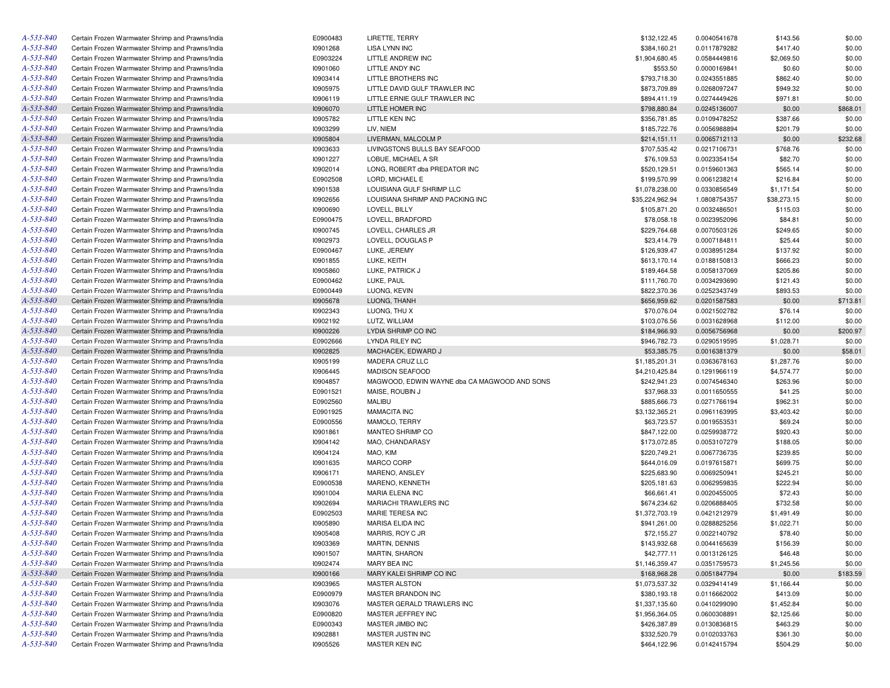| | | | | | | | |
|---|---|---|---|---|---|---|---|
| A-533-840 | Certain Frozen Warmwater Shrimp and Prawns/India | E0900483 | LIRETTE, TERRY | $132,122.45 | 0.0040541678 | $143.56 | $0.00 |
| A-533-840 | Certain Frozen Warmwater Shrimp and Prawns/India | I0901268 | LISA LYNN INC | $384,160.21 | 0.0117879282 | $417.40 | $0.00 |
| A-533-840 | Certain Frozen Warmwater Shrimp and Prawns/India | E0903224 | LITTLE ANDREW INC | $1,904,680.45 | 0.0584449816 | $2,069.50 | $0.00 |
| A-533-840 | Certain Frozen Warmwater Shrimp and Prawns/India | I0901060 | LITTLE ANDY INC | $553.50 | 0.0000169841 | $0.60 | $0.00 |
| A-533-840 | Certain Frozen Warmwater Shrimp and Prawns/India | I0903414 | LITTLE BROTHERS INC | $793,718.30 | 0.0243551885 | $862.40 | $0.00 |
| A-533-840 | Certain Frozen Warmwater Shrimp and Prawns/India | I0905975 | LITTLE DAVID GULF TRAWLER INC | $873,709.89 | 0.0268097247 | $949.32 | $0.00 |
| A-533-840 | Certain Frozen Warmwater Shrimp and Prawns/India | I0906119 | LITTLE ERNIE GULF TRAWLER INC | $894,411.19 | 0.0274449426 | $971.81 | $0.00 |
| A-533-840 | Certain Frozen Warmwater Shrimp and Prawns/India | I0906070 | LITTLE HOMER INC | $798,880.84 | 0.0245136007 | $0.00 | $868.01 |
| A-533-840 | Certain Frozen Warmwater Shrimp and Prawns/India | I0905782 | LITTLE KEN INC | $356,781.85 | 0.0109478252 | $387.66 | $0.00 |
| A-533-840 | Certain Frozen Warmwater Shrimp and Prawns/India | I0903299 | LIV, NIEM | $185,722.76 | 0.0056988894 | $201.79 | $0.00 |
| A-533-840 | Certain Frozen Warmwater Shrimp and Prawns/India | I0905804 | LIVERMAN, MALCOLM P | $214,151.11 | 0.0065712113 | $0.00 | $232.68 |
| A-533-840 | Certain Frozen Warmwater Shrimp and Prawns/India | I0903633 | LIVINGSTONS BULLS BAY SEAFOOD | $707,535.42 | 0.0217106731 | $768.76 | $0.00 |
| A-533-840 | Certain Frozen Warmwater Shrimp and Prawns/India | I0901227 | LOBUE, MICHAEL A SR | $76,109.53 | 0.0023354154 | $82.70 | $0.00 |
| A-533-840 | Certain Frozen Warmwater Shrimp and Prawns/India | I0902014 | LONG, ROBERT dba PREDATOR INC | $520,129.51 | 0.0159601363 | $565.14 | $0.00 |
| A-533-840 | Certain Frozen Warmwater Shrimp and Prawns/India | E0902508 | LORD, MICHAEL E | $199,570.99 | 0.0061238214 | $216.84 | $0.00 |
| A-533-840 | Certain Frozen Warmwater Shrimp and Prawns/India | I0901538 | LOUISIANA GULF SHRIMP LLC | $1,078,238.00 | 0.0330856549 | $1,171.54 | $0.00 |
| A-533-840 | Certain Frozen Warmwater Shrimp and Prawns/India | I0902656 | LOUISIANA SHRIMP AND PACKING INC | $35,224,962.94 | 1.0808754357 | $38,273.15 | $0.00 |
| A-533-840 | Certain Frozen Warmwater Shrimp and Prawns/India | I0900690 | LOVELL, BILLY | $105,871.20 | 0.0032486501 | $115.03 | $0.00 |
| A-533-840 | Certain Frozen Warmwater Shrimp and Prawns/India | E0900475 | LOVELL, BRADFORD | $78,058.18 | 0.0023952096 | $84.81 | $0.00 |
| A-533-840 | Certain Frozen Warmwater Shrimp and Prawns/India | I0900745 | LOVELL, CHARLES JR | $229,764.68 | 0.0070503126 | $249.65 | $0.00 |
| A-533-840 | Certain Frozen Warmwater Shrimp and Prawns/India | I0902973 | LOVELL, DOUGLAS P | $23,414.79 | 0.0007184811 | $25.44 | $0.00 |
| A-533-840 | Certain Frozen Warmwater Shrimp and Prawns/India | E0900467 | LUKE, JEREMY | $126,939.47 | 0.0038951284 | $137.92 | $0.00 |
| A-533-840 | Certain Frozen Warmwater Shrimp and Prawns/India | I0901855 | LUKE, KEITH | $613,170.14 | 0.0188150813 | $666.23 | $0.00 |
| A-533-840 | Certain Frozen Warmwater Shrimp and Prawns/India | I0905860 | LUKE, PATRICK J | $189,464.58 | 0.0058137069 | $205.86 | $0.00 |
| A-533-840 | Certain Frozen Warmwater Shrimp and Prawns/India | E0900462 | LUKE, PAUL | $111,760.70 | 0.0034293690 | $121.43 | $0.00 |
| A-533-840 | Certain Frozen Warmwater Shrimp and Prawns/India | E0900449 | LUONG, KEVIN | $822,370.36 | 0.0252343749 | $893.53 | $0.00 |
| A-533-840 | Certain Frozen Warmwater Shrimp and Prawns/India | I0905678 | LUONG, THANH | $656,959.62 | 0.0201587583 | $0.00 | $713.81 |
| A-533-840 | Certain Frozen Warmwater Shrimp and Prawns/India | I0902343 | LUONG, THU X | $70,076.04 | 0.0021502782 | $76.14 | $0.00 |
| A-533-840 | Certain Frozen Warmwater Shrimp and Prawns/India | I0902192 | LUTZ, WILLIAM | $103,076.56 | 0.0031628968 | $112.00 | $0.00 |
| A-533-840 | Certain Frozen Warmwater Shrimp and Prawns/India | I0900226 | LYDIA SHRIMP CO INC | $184,966.93 | 0.0056756968 | $0.00 | $200.97 |
| A-533-840 | Certain Frozen Warmwater Shrimp and Prawns/India | E0902666 | LYNDA RILEY INC | $946,782.73 | 0.0290519595 | $1,028.71 | $0.00 |
| A-533-840 | Certain Frozen Warmwater Shrimp and Prawns/India | I0902825 | MACHACEK, EDWARD J | $53,385.75 | 0.0016381379 | $0.00 | $58.01 |
| A-533-840 | Certain Frozen Warmwater Shrimp and Prawns/India | I0905199 | MADERA CRUZ LLC | $1,185,201.31 | 0.0363678163 | $1,287.76 | $0.00 |
| A-533-840 | Certain Frozen Warmwater Shrimp and Prawns/India | I0906445 | MADISON SEAFOOD | $4,210,425.84 | 0.1291966119 | $4,574.77 | $0.00 |
| A-533-840 | Certain Frozen Warmwater Shrimp and Prawns/India | I0904857 | MAGWOOD, EDWIN WAYNE dba CA MAGWOOD AND SONS | $242,941.23 | 0.0074546340 | $263.96 | $0.00 |
| A-533-840 | Certain Frozen Warmwater Shrimp and Prawns/India | E0901521 | MAISE, ROUBIN J | $37,968.33 | 0.0011650555 | $41.25 | $0.00 |
| A-533-840 | Certain Frozen Warmwater Shrimp and Prawns/India | E0902560 | MALIBU | $885,666.73 | 0.0271766194 | $962.31 | $0.00 |
| A-533-840 | Certain Frozen Warmwater Shrimp and Prawns/India | E0901925 | MAMACITA INC | $3,132,365.21 | 0.0961163995 | $3,403.42 | $0.00 |
| A-533-840 | Certain Frozen Warmwater Shrimp and Prawns/India | E0900556 | MAMOLO, TERRY | $63,723.57 | 0.0019553531 | $69.24 | $0.00 |
| A-533-840 | Certain Frozen Warmwater Shrimp and Prawns/India | I0901861 | MANTEO SHRIMP CO | $847,122.00 | 0.0259938772 | $920.43 | $0.00 |
| A-533-840 | Certain Frozen Warmwater Shrimp and Prawns/India | I0904142 | MAO, CHANDARASY | $173,072.85 | 0.0053107279 | $188.05 | $0.00 |
| A-533-840 | Certain Frozen Warmwater Shrimp and Prawns/India | I0904124 | MAO, KIM | $220,749.21 | 0.0067736735 | $239.85 | $0.00 |
| A-533-840 | Certain Frozen Warmwater Shrimp and Prawns/India | I0901635 | MARCO CORP | $644,016.09 | 0.0197615871 | $699.75 | $0.00 |
| A-533-840 | Certain Frozen Warmwater Shrimp and Prawns/India | I0906171 | MARENO, ANSLEY | $225,683.90 | 0.0069250941 | $245.21 | $0.00 |
| A-533-840 | Certain Frozen Warmwater Shrimp and Prawns/India | E0900538 | MARENO, KENNETH | $205,181.63 | 0.0062959835 | $222.94 | $0.00 |
| A-533-840 | Certain Frozen Warmwater Shrimp and Prawns/India | I0901004 | MARIA ELENA INC | $66,661.41 | 0.0020455005 | $72.43 | $0.00 |
| A-533-840 | Certain Frozen Warmwater Shrimp and Prawns/India | I0902694 | MARIACHI TRAWLERS INC | $674,234.62 | 0.0206888405 | $732.58 | $0.00 |
| A-533-840 | Certain Frozen Warmwater Shrimp and Prawns/India | E0902503 | MARIE TERESA INC | $1,372,703.19 | 0.0421212979 | $1,491.49 | $0.00 |
| A-533-840 | Certain Frozen Warmwater Shrimp and Prawns/India | I0905890 | MARISA ELIDA INC | $941,261.00 | 0.0288825256 | $1,022.71 | $0.00 |
| A-533-840 | Certain Frozen Warmwater Shrimp and Prawns/India | I0905408 | MARRIS, ROY C JR | $72,155.27 | 0.0022140792 | $78.40 | $0.00 |
| A-533-840 | Certain Frozen Warmwater Shrimp and Prawns/India | I0903369 | MARTIN, DENNIS | $143,932.68 | 0.0044165639 | $156.39 | $0.00 |
| A-533-840 | Certain Frozen Warmwater Shrimp and Prawns/India | I0901507 | MARTIN, SHARON | $42,777.11 | 0.0013126125 | $46.48 | $0.00 |
| A-533-840 | Certain Frozen Warmwater Shrimp and Prawns/India | I0902474 | MARY BEA INC | $1,146,359.47 | 0.0351759573 | $1,245.56 | $0.00 |
| A-533-840 | Certain Frozen Warmwater Shrimp and Prawns/India | I0900166 | MARY KALEI SHRIMP CO INC | $168,968.28 | 0.0051847794 | $0.00 | $183.59 |
| A-533-840 | Certain Frozen Warmwater Shrimp and Prawns/India | I0903965 | MASTER ALSTON | $1,073,537.32 | 0.0329414149 | $1,166.44 | $0.00 |
| A-533-840 | Certain Frozen Warmwater Shrimp and Prawns/India | E0900979 | MASTER BRANDON INC | $380,193.18 | 0.0116662002 | $413.09 | $0.00 |
| A-533-840 | Certain Frozen Warmwater Shrimp and Prawns/India | I0903076 | MASTER GERALD TRAWLERS INC | $1,337,135.60 | 0.0410299090 | $1,452.84 | $0.00 |
| A-533-840 | Certain Frozen Warmwater Shrimp and Prawns/India | E0900820 | MASTER JEFFREY INC | $1,956,364.05 | 0.0600308891 | $2,125.66 | $0.00 |
| A-533-840 | Certain Frozen Warmwater Shrimp and Prawns/India | E0900343 | MASTER JIMBO INC | $426,387.89 | 0.0130836815 | $463.29 | $0.00 |
| A-533-840 | Certain Frozen Warmwater Shrimp and Prawns/India | I0902881 | MASTER JUSTIN INC | $332,520.79 | 0.0102033763 | $361.30 | $0.00 |
| A-533-840 | Certain Frozen Warmwater Shrimp and Prawns/India | I0905526 | MASTER KEN INC | $464,122.96 | 0.0142415794 | $504.29 | $0.00 |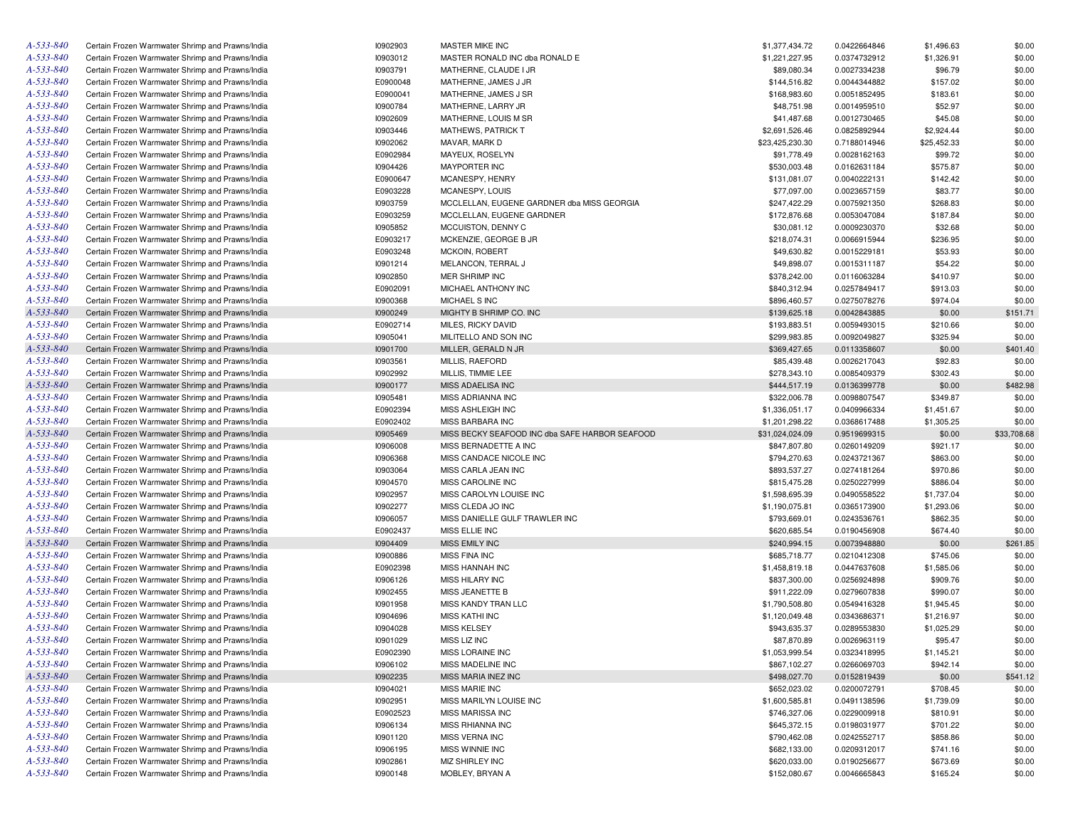| | | | | | | | |
|---|---|---|---|---|---|---|---|
| A-533-840 | Certain Frozen Warmwater Shrimp and Prawns/India | I0902903 | MASTER MIKE INC | $1,377,434.72 | 0.0422664846 | $1,496.63 | $0.00 |
| A-533-840 | Certain Frozen Warmwater Shrimp and Prawns/India | I0903012 | MASTER RONALD INC dba RONALD E | $1,221,227.95 | 0.0374732912 | $1,326.91 | $0.00 |
| A-533-840 | Certain Frozen Warmwater Shrimp and Prawns/India | I0903791 | MATHERNE, CLAUDE I JR | $89,080.34 | 0.0027334238 | $96.79 | $0.00 |
| A-533-840 | Certain Frozen Warmwater Shrimp and Prawns/India | E0900048 | MATHERNE, JAMES J JR | $144,516.82 | 0.0044344882 | $157.02 | $0.00 |
| A-533-840 | Certain Frozen Warmwater Shrimp and Prawns/India | E0900041 | MATHERNE, JAMES J SR | $168,983.60 | 0.0051852495 | $183.61 | $0.00 |
| A-533-840 | Certain Frozen Warmwater Shrimp and Prawns/India | I0900784 | MATHERNE, LARRY JR | $48,751.98 | 0.0014959510 | $52.97 | $0.00 |
| A-533-840 | Certain Frozen Warmwater Shrimp and Prawns/India | I0902609 | MATHERNE, LOUIS M SR | $41,487.68 | 0.0012730465 | $45.08 | $0.00 |
| A-533-840 | Certain Frozen Warmwater Shrimp and Prawns/India | I0903446 | MATHEWS, PATRICK T | $2,691,526.46 | 0.0825892944 | $2,924.44 | $0.00 |
| A-533-840 | Certain Frozen Warmwater Shrimp and Prawns/India | I0902062 | MAVAR, MARK D | $23,425,230.30 | 0.7188014946 | $25,452.33 | $0.00 |
| A-533-840 | Certain Frozen Warmwater Shrimp and Prawns/India | E0902984 | MAYEUX, ROSELYN | $91,778.49 | 0.0028162163 | $99.72 | $0.00 |
| A-533-840 | Certain Frozen Warmwater Shrimp and Prawns/India | I0904426 | MAYPORTER INC | $530,003.48 | 0.0162631184 | $575.87 | $0.00 |
| A-533-840 | Certain Frozen Warmwater Shrimp and Prawns/India | E0900647 | MCANESPY, HENRY | $131,081.07 | 0.0040222131 | $142.42 | $0.00 |
| A-533-840 | Certain Frozen Warmwater Shrimp and Prawns/India | E0903228 | MCANESPY, LOUIS | $77,097.00 | 0.0023657159 | $83.77 | $0.00 |
| A-533-840 | Certain Frozen Warmwater Shrimp and Prawns/India | I0903759 | MCCLELLAN, EUGENE GARDNER dba MISS GEORGIA | $247,422.29 | 0.0075921350 | $268.83 | $0.00 |
| A-533-840 | Certain Frozen Warmwater Shrimp and Prawns/India | E0903259 | MCCLELLAN, EUGENE GARDNER | $172,876.68 | 0.0053047084 | $187.84 | $0.00 |
| A-533-840 | Certain Frozen Warmwater Shrimp and Prawns/India | I0905852 | MCCUISTON, DENNY C | $30,081.12 | 0.0009230370 | $32.68 | $0.00 |
| A-533-840 | Certain Frozen Warmwater Shrimp and Prawns/India | E0903217 | MCKENZIE, GEORGE B JR | $218,074.31 | 0.0066915944 | $236.95 | $0.00 |
| A-533-840 | Certain Frozen Warmwater Shrimp and Prawns/India | E0903248 | MCKOIN, ROBERT | $49,630.82 | 0.0015229181 | $53.93 | $0.00 |
| A-533-840 | Certain Frozen Warmwater Shrimp and Prawns/India | I0901214 | MELANCON, TERRAL J | $49,898.07 | 0.0015311187 | $54.22 | $0.00 |
| A-533-840 | Certain Frozen Warmwater Shrimp and Prawns/India | I0902850 | MER SHRIMP INC | $378,242.00 | 0.0116063284 | $410.97 | $0.00 |
| A-533-840 | Certain Frozen Warmwater Shrimp and Prawns/India | E0902091 | MICHAEL ANTHONY INC | $840,312.94 | 0.0257849417 | $913.03 | $0.00 |
| A-533-840 | Certain Frozen Warmwater Shrimp and Prawns/India | I0900368 | MICHAEL S INC | $896,460.57 | 0.0275078276 | $974.04 | $0.00 |
| A-533-840 | Certain Frozen Warmwater Shrimp and Prawns/India | I0900249 | MIGHTY B SHRIMP CO. INC | $139,625.18 | 0.0042843885 | $0.00 | $151.71 |
| A-533-840 | Certain Frozen Warmwater Shrimp and Prawns/India | E0902714 | MILES, RICKY DAVID | $193,883.51 | 0.0059493015 | $210.66 | $0.00 |
| A-533-840 | Certain Frozen Warmwater Shrimp and Prawns/India | I0905041 | MILITELLO AND SON INC | $299,983.85 | 0.0092049827 | $325.94 | $0.00 |
| A-533-840 | Certain Frozen Warmwater Shrimp and Prawns/India | I0901700 | MILLER, GERALD N JR | $369,427.65 | 0.0113358607 | $0.00 | $401.40 |
| A-533-840 | Certain Frozen Warmwater Shrimp and Prawns/India | I0903561 | MILLIS, RAEFORD | $85,439.48 | 0.0026217043 | $92.83 | $0.00 |
| A-533-840 | Certain Frozen Warmwater Shrimp and Prawns/India | I0902992 | MILLIS, TIMMIE LEE | $278,343.10 | 0.0085409379 | $302.43 | $0.00 |
| A-533-840 | Certain Frozen Warmwater Shrimp and Prawns/India | I0900177 | MISS ADAELISA INC | $444,517.19 | 0.0136399778 | $0.00 | $482.98 |
| A-533-840 | Certain Frozen Warmwater Shrimp and Prawns/India | I0905481 | MISS ADRIANNA INC | $322,006.78 | 0.0098807547 | $349.87 | $0.00 |
| A-533-840 | Certain Frozen Warmwater Shrimp and Prawns/India | E0902394 | MISS ASHLEIGH INC | $1,336,051.17 | 0.0409966334 | $1,451.67 | $0.00 |
| A-533-840 | Certain Frozen Warmwater Shrimp and Prawns/India | E0902402 | MISS BARBARA INC | $1,201,298.22 | 0.0368617488 | $1,305.25 | $0.00 |
| A-533-840 | Certain Frozen Warmwater Shrimp and Prawns/India | I0905469 | MISS BECKY SEAFOOD INC dba SAFE HARBOR SEAFOOD | $31,024,024.09 | 0.9519699315 | $0.00 | $33,708.68 |
| A-533-840 | Certain Frozen Warmwater Shrimp and Prawns/India | I0906008 | MISS BERNADETTE A INC | $847,807.80 | 0.0260149209 | $921.17 | $0.00 |
| A-533-840 | Certain Frozen Warmwater Shrimp and Prawns/India | I0906368 | MISS CANDACE NICOLE INC | $794,270.63 | 0.0243721367 | $863.00 | $0.00 |
| A-533-840 | Certain Frozen Warmwater Shrimp and Prawns/India | I0903064 | MISS CARLA JEAN INC | $893,537.27 | 0.0274181264 | $970.86 | $0.00 |
| A-533-840 | Certain Frozen Warmwater Shrimp and Prawns/India | I0904570 | MISS CAROLINE INC | $815,475.28 | 0.0250227999 | $886.04 | $0.00 |
| A-533-840 | Certain Frozen Warmwater Shrimp and Prawns/India | I0902957 | MISS CAROLYN LOUISE INC | $1,598,695.39 | 0.0490558522 | $1,737.04 | $0.00 |
| A-533-840 | Certain Frozen Warmwater Shrimp and Prawns/India | I0902277 | MISS CLEDA JO INC | $1,190,075.81 | 0.0365173900 | $1,293.06 | $0.00 |
| A-533-840 | Certain Frozen Warmwater Shrimp and Prawns/India | I0906057 | MISS DANIELLE GULF TRAWLER INC | $793,669.01 | 0.0243536761 | $862.35 | $0.00 |
| A-533-840 | Certain Frozen Warmwater Shrimp and Prawns/India | E0902437 | MISS ELLIE INC | $620,685.54 | 0.0190456908 | $674.40 | $0.00 |
| A-533-840 | Certain Frozen Warmwater Shrimp and Prawns/India | I0904409 | MISS EMILY INC | $240,994.15 | 0.0073948880 | $0.00 | $261.85 |
| A-533-840 | Certain Frozen Warmwater Shrimp and Prawns/India | I0900886 | MISS FINA INC | $685,718.77 | 0.0210412308 | $745.06 | $0.00 |
| A-533-840 | Certain Frozen Warmwater Shrimp and Prawns/India | E0902398 | MISS HANNAH INC | $1,458,819.18 | 0.0447637608 | $1,585.06 | $0.00 |
| A-533-840 | Certain Frozen Warmwater Shrimp and Prawns/India | I0906126 | MISS HILARY INC | $837,300.00 | 0.0256924898 | $909.76 | $0.00 |
| A-533-840 | Certain Frozen Warmwater Shrimp and Prawns/India | I0902455 | MISS JEANETTE B | $911,222.09 | 0.0279607838 | $990.07 | $0.00 |
| A-533-840 | Certain Frozen Warmwater Shrimp and Prawns/India | I0901958 | MISS KANDY TRAN LLC | $1,790,508.80 | 0.0549416328 | $1,945.45 | $0.00 |
| A-533-840 | Certain Frozen Warmwater Shrimp and Prawns/India | I0904696 | MISS KATHI INC | $1,120,049.48 | 0.0343686371 | $1,216.97 | $0.00 |
| A-533-840 | Certain Frozen Warmwater Shrimp and Prawns/India | I0904028 | MISS KELSEY | $943,635.37 | 0.0289553830 | $1,025.29 | $0.00 |
| A-533-840 | Certain Frozen Warmwater Shrimp and Prawns/India | I0901029 | MISS LIZ INC | $87,870.89 | 0.0026963119 | $95.47 | $0.00 |
| A-533-840 | Certain Frozen Warmwater Shrimp and Prawns/India | E0902390 | MISS LORAINE INC | $1,053,999.54 | 0.0323418995 | $1,145.21 | $0.00 |
| A-533-840 | Certain Frozen Warmwater Shrimp and Prawns/India | I0906102 | MISS MADELINE INC | $867,102.27 | 0.0266069703 | $942.14 | $0.00 |
| A-533-840 | Certain Frozen Warmwater Shrimp and Prawns/India | I0902235 | MISS MARIA INEZ INC | $498,027.70 | 0.0152819439 | $0.00 | $541.12 |
| A-533-840 | Certain Frozen Warmwater Shrimp and Prawns/India | I0904021 | MISS MARIE INC | $652,023.02 | 0.0200072791 | $708.45 | $0.00 |
| A-533-840 | Certain Frozen Warmwater Shrimp and Prawns/India | I0902951 | MISS MARILYN LOUISE INC | $1,600,585.81 | 0.0491138596 | $1,739.09 | $0.00 |
| A-533-840 | Certain Frozen Warmwater Shrimp and Prawns/India | E0902523 | MISS MARISSA INC | $746,327.06 | 0.0229009918 | $810.91 | $0.00 |
| A-533-840 | Certain Frozen Warmwater Shrimp and Prawns/India | I0906134 | MISS RHIANNA INC | $645,372.15 | 0.0198031977 | $701.22 | $0.00 |
| A-533-840 | Certain Frozen Warmwater Shrimp and Prawns/India | I0901120 | MISS VERNA INC | $790,462.08 | 0.0242552717 | $858.86 | $0.00 |
| A-533-840 | Certain Frozen Warmwater Shrimp and Prawns/India | I0906195 | MISS WINNIE INC | $682,133.00 | 0.0209312017 | $741.16 | $0.00 |
| A-533-840 | Certain Frozen Warmwater Shrimp and Prawns/India | I0902861 | MIZ SHIRLEY INC | $620,033.00 | 0.0190256677 | $673.69 | $0.00 |
| A-533-840 | Certain Frozen Warmwater Shrimp and Prawns/India | I0900148 | MOBLEY, BRYAN A | $152,080.67 | 0.0046665843 | $165.24 | $0.00 |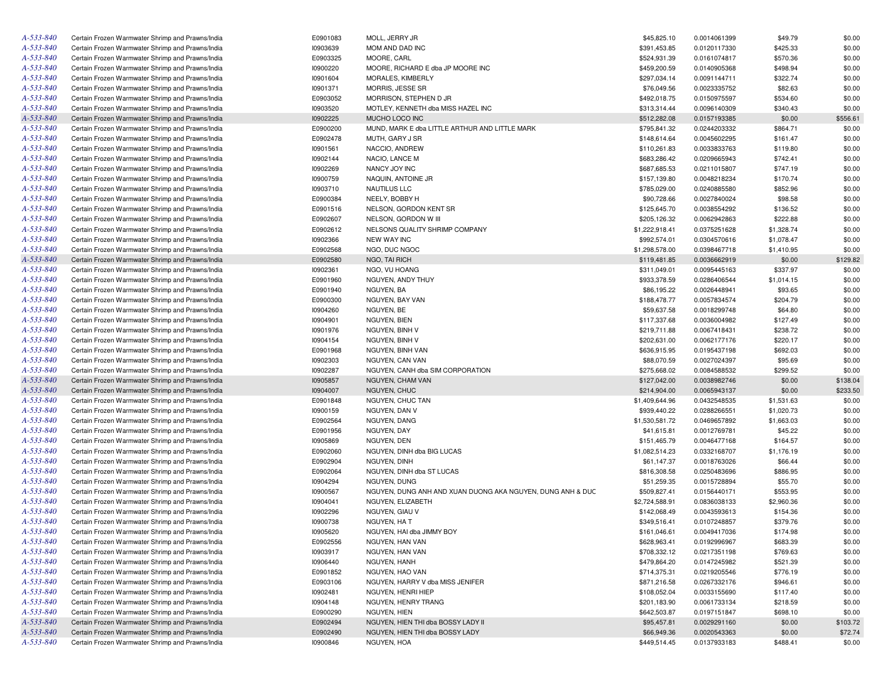| | | | | | | | |
|---|---|---|---|---|---|---|---|
| A-533-840 | Certain Frozen Warmwater Shrimp and Prawns/India | E0901083 | MOLL, JERRY JR | $45,825.10 | 0.0014061399 | $49.79 | $0.00 |
| A-533-840 | Certain Frozen Warmwater Shrimp and Prawns/India | I0903639 | MOM AND DAD INC | $391,453.85 | 0.0120117330 | $425.33 | $0.00 |
| A-533-840 | Certain Frozen Warmwater Shrimp and Prawns/India | E0903325 | MOORE, CARL | $524,931.39 | 0.0161074817 | $570.36 | $0.00 |
| A-533-840 | Certain Frozen Warmwater Shrimp and Prawns/India | I0900220 | MOORE, RICHARD E dba JP MOORE INC | $459,200.59 | 0.0140905368 | $498.94 | $0.00 |
| A-533-840 | Certain Frozen Warmwater Shrimp and Prawns/India | I0901604 | MORALES, KIMBERLY | $297,034.14 | 0.0091144711 | $322.74 | $0.00 |
| A-533-840 | Certain Frozen Warmwater Shrimp and Prawns/India | I0901371 | MORRIS, JESSE SR | $76,049.56 | 0.0023335752 | $82.63 | $0.00 |
| A-533-840 | Certain Frozen Warmwater Shrimp and Prawns/India | E0903052 | MORRISON, STEPHEN D JR | $492,018.75 | 0.0150975597 | $534.60 | $0.00 |
| A-533-840 | Certain Frozen Warmwater Shrimp and Prawns/India | I0903520 | MOTLEY, KENNETH dba MISS HAZEL INC | $313,314.44 | 0.0096140309 | $340.43 | $0.00 |
| A-533-840 | Certain Frozen Warmwater Shrimp and Prawns/India | I0902225 | MUCHO LOCO INC | $512,282.08 | 0.0157193385 | $0.00 | $556.61 |
| A-533-840 | Certain Frozen Warmwater Shrimp and Prawns/India | E0900200 | MUND, MARK E dba LITTLE ARTHUR AND LITTLE MARK | $795,841.32 | 0.0244203332 | $864.71 | $0.00 |
| A-533-840 | Certain Frozen Warmwater Shrimp and Prawns/India | E0902478 | MUTH, GARY J SR | $148,614.64 | 0.0045602295 | $161.47 | $0.00 |
| A-533-840 | Certain Frozen Warmwater Shrimp and Prawns/India | I0901561 | NACCIO, ANDREW | $110,261.83 | 0.0033833763 | $119.80 | $0.00 |
| A-533-840 | Certain Frozen Warmwater Shrimp and Prawns/India | I0902144 | NACIO, LANCE M | $683,286.42 | 0.0209665943 | $742.41 | $0.00 |
| A-533-840 | Certain Frozen Warmwater Shrimp and Prawns/India | I0902269 | NANCY JOY INC | $687,685.53 | 0.0211015807 | $747.19 | $0.00 |
| A-533-840 | Certain Frozen Warmwater Shrimp and Prawns/India | I0900759 | NAQUIN, ANTOINE JR | $157,139.80 | 0.0048218234 | $170.74 | $0.00 |
| A-533-840 | Certain Frozen Warmwater Shrimp and Prawns/India | I0903710 | NAUTILUS LLC | $785,029.00 | 0.0240885580 | $852.96 | $0.00 |
| A-533-840 | Certain Frozen Warmwater Shrimp and Prawns/India | E0900384 | NEELY, BOBBY H | $90,728.66 | 0.0027840024 | $98.58 | $0.00 |
| A-533-840 | Certain Frozen Warmwater Shrimp and Prawns/India | E0901516 | NELSON, GORDON KENT SR | $125,645.70 | 0.0038554292 | $136.52 | $0.00 |
| A-533-840 | Certain Frozen Warmwater Shrimp and Prawns/India | E0902607 | NELSON, GORDON W III | $205,126.32 | 0.0062942863 | $222.88 | $0.00 |
| A-533-840 | Certain Frozen Warmwater Shrimp and Prawns/India | E0902612 | NELSONS QUALITY SHRIMP COMPANY | $1,222,918.41 | 0.0375251628 | $1,328.74 | $0.00 |
| A-533-840 | Certain Frozen Warmwater Shrimp and Prawns/India | I0902366 | NEW WAY INC | $992,574.01 | 0.0304570616 | $1,078.47 | $0.00 |
| A-533-840 | Certain Frozen Warmwater Shrimp and Prawns/India | E0902568 | NGO, DUC NGOC | $1,298,578.00 | 0.0398467718 | $1,410.95 | $0.00 |
| A-533-840 | Certain Frozen Warmwater Shrimp and Prawns/India | E0902580 | NGO, TAI RICH | $119,481.85 | 0.0036662919 | $0.00 | $129.82 |
| A-533-840 | Certain Frozen Warmwater Shrimp and Prawns/India | I0902361 | NGO, VU HOANG | $311,049.01 | 0.0095445163 | $337.97 | $0.00 |
| A-533-840 | Certain Frozen Warmwater Shrimp and Prawns/India | E0901960 | NGUYEN, ANDY THUY | $933,378.59 | 0.0286406544 | $1,014.15 | $0.00 |
| A-533-840 | Certain Frozen Warmwater Shrimp and Prawns/India | E0901940 | NGUYEN, BA | $86,195.22 | 0.0026448941 | $93.65 | $0.00 |
| A-533-840 | Certain Frozen Warmwater Shrimp and Prawns/India | E0900300 | NGUYEN, BAY VAN | $188,478.77 | 0.0057834574 | $204.79 | $0.00 |
| A-533-840 | Certain Frozen Warmwater Shrimp and Prawns/India | I0904260 | NGUYEN, BE | $59,637.58 | 0.0018299748 | $64.80 | $0.00 |
| A-533-840 | Certain Frozen Warmwater Shrimp and Prawns/India | I0904901 | NGUYEN, BIEN | $117,337.68 | 0.0036004982 | $127.49 | $0.00 |
| A-533-840 | Certain Frozen Warmwater Shrimp and Prawns/India | I0901976 | NGUYEN, BINH V | $219,711.88 | 0.0067418431 | $238.72 | $0.00 |
| A-533-840 | Certain Frozen Warmwater Shrimp and Prawns/India | I0904154 | NGUYEN, BINH V | $202,631.00 | 0.0062177176 | $220.17 | $0.00 |
| A-533-840 | Certain Frozen Warmwater Shrimp and Prawns/India | E0901968 | NGUYEN, BINH VAN | $636,915.95 | 0.0195437198 | $692.03 | $0.00 |
| A-533-840 | Certain Frozen Warmwater Shrimp and Prawns/India | I0902303 | NGUYEN, CAN VAN | $88,070.59 | 0.0027024397 | $95.69 | $0.00 |
| A-533-840 | Certain Frozen Warmwater Shrimp and Prawns/India | I0902287 | NGUYEN, CANH dba SIM CORPORATION | $275,668.02 | 0.0084588532 | $299.52 | $0.00 |
| A-533-840 | Certain Frozen Warmwater Shrimp and Prawns/India | I0905857 | NGUYEN, CHAM VAN | $127,042.00 | 0.0038982746 | $0.00 | $138.04 |
| A-533-840 | Certain Frozen Warmwater Shrimp and Prawns/India | I0904007 | NGUYEN, CHUC | $214,904.00 | 0.0065943137 | $0.00 | $233.50 |
| A-533-840 | Certain Frozen Warmwater Shrimp and Prawns/India | E0901848 | NGUYEN, CHUC TAN | $1,409,646.96 | 0.0432548535 | $1,531.63 | $0.00 |
| A-533-840 | Certain Frozen Warmwater Shrimp and Prawns/India | I0900159 | NGUYEN, DAN V | $939,440.22 | 0.0288266551 | $1,020.73 | $0.00 |
| A-533-840 | Certain Frozen Warmwater Shrimp and Prawns/India | E0902564 | NGUYEN, DANG | $1,530,581.72 | 0.0469657892 | $1,663.03 | $0.00 |
| A-533-840 | Certain Frozen Warmwater Shrimp and Prawns/India | E0901956 | NGUYEN, DAY | $41,615.81 | 0.0012769781 | $45.22 | $0.00 |
| A-533-840 | Certain Frozen Warmwater Shrimp and Prawns/India | I0905869 | NGUYEN, DEN | $151,465.79 | 0.0046477168 | $164.57 | $0.00 |
| A-533-840 | Certain Frozen Warmwater Shrimp and Prawns/India | E0902060 | NGUYEN, DINH dba BIG LUCAS | $1,082,514.23 | 0.0332168707 | $1,176.19 | $0.00 |
| A-533-840 | Certain Frozen Warmwater Shrimp and Prawns/India | E0902904 | NGUYEN, DINH | $61,147.37 | 0.0018763026 | $66.44 | $0.00 |
| A-533-840 | Certain Frozen Warmwater Shrimp and Prawns/India | E0902064 | NGUYEN, DINH dba ST LUCAS | $816,308.58 | 0.0250483696 | $886.95 | $0.00 |
| A-533-840 | Certain Frozen Warmwater Shrimp and Prawns/India | I0904294 | NGUYEN, DUNG | $51,259.35 | 0.0015728894 | $55.70 | $0.00 |
| A-533-840 | Certain Frozen Warmwater Shrimp and Prawns/India | I0900567 | NGUYEN, DUNG ANH AND XUAN DUONG AKA NGUYEN, DUNG ANH & DUC | $509,827.41 | 0.0156440171 | $553.95 | $0.00 |
| A-533-840 | Certain Frozen Warmwater Shrimp and Prawns/India | I0904041 | NGUYEN, ELIZABETH | $2,724,588.91 | 0.0836038133 | $2,960.36 | $0.00 |
| A-533-840 | Certain Frozen Warmwater Shrimp and Prawns/India | I0902296 | NGUYEN, GIAU V | $142,068.49 | 0.0043593613 | $154.36 | $0.00 |
| A-533-840 | Certain Frozen Warmwater Shrimp and Prawns/India | I0900738 | NGUYEN, HA T | $349,516.41 | 0.0107248857 | $379.76 | $0.00 |
| A-533-840 | Certain Frozen Warmwater Shrimp and Prawns/India | I0905620 | NGUYEN, HAI dba JIMMY BOY | $161,046.61 | 0.0049417036 | $174.98 | $0.00 |
| A-533-840 | Certain Frozen Warmwater Shrimp and Prawns/India | E0902556 | NGUYEN, HAN VAN | $628,963.41 | 0.0192996967 | $683.39 | $0.00 |
| A-533-840 | Certain Frozen Warmwater Shrimp and Prawns/India | I0903917 | NGUYEN, HAN VAN | $708,332.12 | 0.0217351198 | $769.63 | $0.00 |
| A-533-840 | Certain Frozen Warmwater Shrimp and Prawns/India | I0906440 | NGUYEN, HANH | $479,864.20 | 0.0147245982 | $521.39 | $0.00 |
| A-533-840 | Certain Frozen Warmwater Shrimp and Prawns/India | E0901852 | NGUYEN, HAO VAN | $714,375.31 | 0.0219205546 | $776.19 | $0.00 |
| A-533-840 | Certain Frozen Warmwater Shrimp and Prawns/India | E0903106 | NGUYEN, HARRY V dba MISS JENIFER | $871,216.58 | 0.0267332176 | $946.61 | $0.00 |
| A-533-840 | Certain Frozen Warmwater Shrimp and Prawns/India | I0902481 | NGUYEN, HENRI HIEP | $108,052.04 | 0.0033155690 | $117.40 | $0.00 |
| A-533-840 | Certain Frozen Warmwater Shrimp and Prawns/India | I0904148 | NGUYEN, HENRY TRANG | $201,183.90 | 0.0061733134 | $218.59 | $0.00 |
| A-533-840 | Certain Frozen Warmwater Shrimp and Prawns/India | E0900290 | NGUYEN, HIEN | $642,503.87 | 0.0197151847 | $698.10 | $0.00 |
| A-533-840 | Certain Frozen Warmwater Shrimp and Prawns/India | E0902494 | NGUYEN, HIEN THI dba BOSSY LADY II | $95,457.81 | 0.0029291160 | $0.00 | $103.72 |
| A-533-840 | Certain Frozen Warmwater Shrimp and Prawns/India | E0902490 | NGUYEN, HIEN THI dba BOSSY LADY | $66,949.36 | 0.0020543363 | $0.00 | $72.74 |
| A-533-840 | Certain Frozen Warmwater Shrimp and Prawns/India | I0900846 | NGUYEN, HOA | $449,514.45 | 0.0137933183 | $488.41 | $0.00 |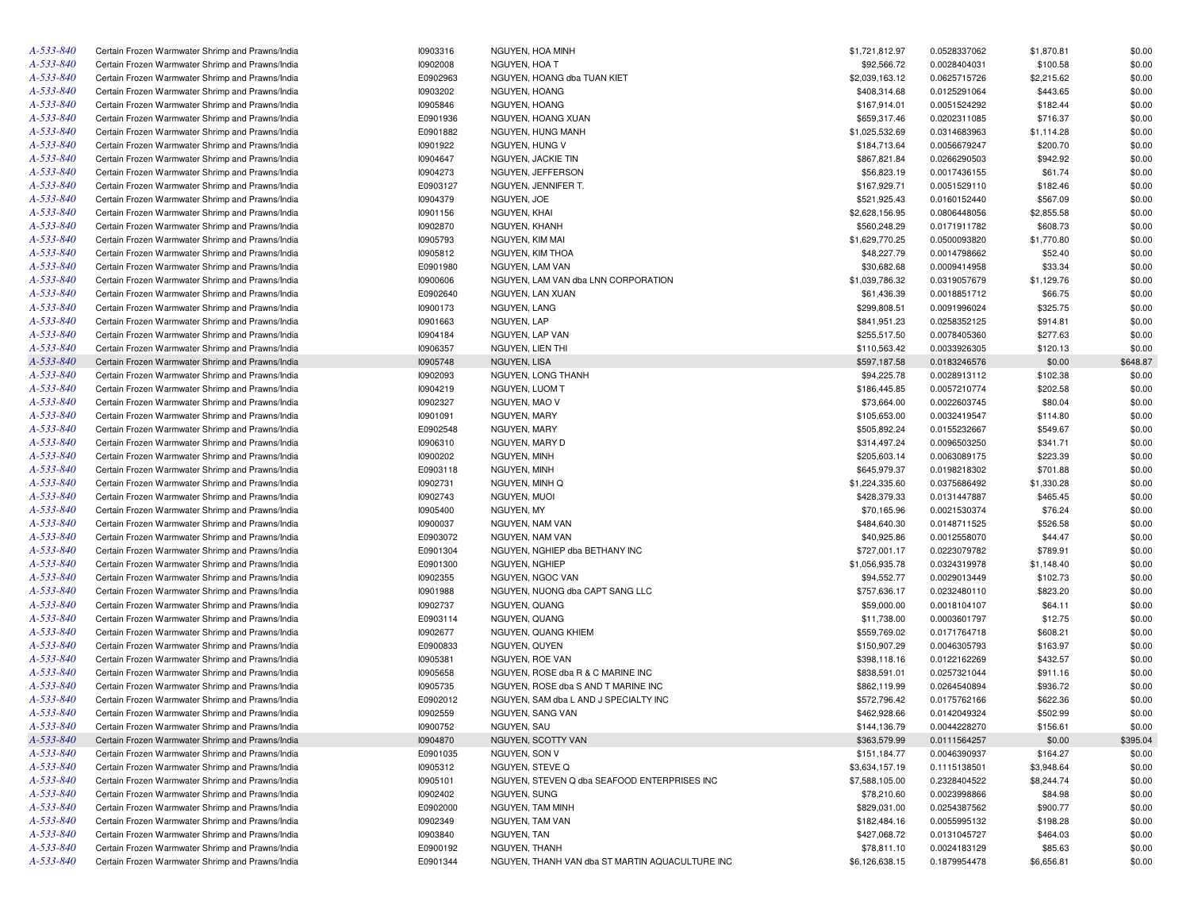| | | | | | | | |
|---|---|---|---|---|---|---|---|
| A-533-840 | Certain Frozen Warmwater Shrimp and Prawns/India | I0903316 | NGUYEN, HOA MINH | $1,721,812.97 | 0.0528337062 | $1,870.81 | $0.00 |
| A-533-840 | Certain Frozen Warmwater Shrimp and Prawns/India | I0902008 | NGUYEN, HOA T | $92,566.72 | 0.0028404031 | $100.58 | $0.00 |
| A-533-840 | Certain Frozen Warmwater Shrimp and Prawns/India | E0902963 | NGUYEN, HOANG dba TUAN KIET | $2,039,163.12 | 0.0625715726 | $2,215.62 | $0.00 |
| A-533-840 | Certain Frozen Warmwater Shrimp and Prawns/India | I0903202 | NGUYEN, HOANG | $408,314.68 | 0.0125291064 | $443.65 | $0.00 |
| A-533-840 | Certain Frozen Warmwater Shrimp and Prawns/India | I0905846 | NGUYEN, HOANG | $167,914.01 | 0.0051524292 | $182.44 | $0.00 |
| A-533-840 | Certain Frozen Warmwater Shrimp and Prawns/India | E0901936 | NGUYEN, HOANG XUAN | $659,317.46 | 0.0202311085 | $716.37 | $0.00 |
| A-533-840 | Certain Frozen Warmwater Shrimp and Prawns/India | E0901882 | NGUYEN, HUNG MANH | $1,025,532.69 | 0.0314683963 | $1,114.28 | $0.00 |
| A-533-840 | Certain Frozen Warmwater Shrimp and Prawns/India | I0901922 | NGUYEN, HUNG V | $184,713.64 | 0.0056679247 | $200.70 | $0.00 |
| A-533-840 | Certain Frozen Warmwater Shrimp and Prawns/India | I0904647 | NGUYEN, JACKIE TIN | $867,821.84 | 0.0266290503 | $942.92 | $0.00 |
| A-533-840 | Certain Frozen Warmwater Shrimp and Prawns/India | I0904273 | NGUYEN, JEFFERSON | $56,823.19 | 0.0017436155 | $61.74 | $0.00 |
| A-533-840 | Certain Frozen Warmwater Shrimp and Prawns/India | E0903127 | NGUYEN, JENNIFER T. | $167,929.71 | 0.0051529110 | $182.46 | $0.00 |
| A-533-840 | Certain Frozen Warmwater Shrimp and Prawns/India | I0904379 | NGUYEN, JOE | $521,925.43 | 0.0160152440 | $567.09 | $0.00 |
| A-533-840 | Certain Frozen Warmwater Shrimp and Prawns/India | I0901156 | NGUYEN, KHAI | $2,628,156.95 | 0.0806448056 | $2,855.58 | $0.00 |
| A-533-840 | Certain Frozen Warmwater Shrimp and Prawns/India | I0902870 | NGUYEN, KHANH | $560,248.29 | 0.0171911782 | $608.73 | $0.00 |
| A-533-840 | Certain Frozen Warmwater Shrimp and Prawns/India | I0905793 | NGUYEN, KIM MAI | $1,629,770.25 | 0.0500093820 | $1,770.80 | $0.00 |
| A-533-840 | Certain Frozen Warmwater Shrimp and Prawns/India | I0905812 | NGUYEN, KIM THOA | $48,227.79 | 0.0014798662 | $52.40 | $0.00 |
| A-533-840 | Certain Frozen Warmwater Shrimp and Prawns/India | E0901980 | NGUYEN, LAM VAN | $30,682.68 | 0.0009414958 | $33.34 | $0.00 |
| A-533-840 | Certain Frozen Warmwater Shrimp and Prawns/India | I0900606 | NGUYEN, LAM VAN dba LNN CORPORATION | $1,039,786.32 | 0.0319057679 | $1,129.76 | $0.00 |
| A-533-840 | Certain Frozen Warmwater Shrimp and Prawns/India | E0902640 | NGUYEN, LAN XUAN | $61,436.39 | 0.0018851712 | $66.75 | $0.00 |
| A-533-840 | Certain Frozen Warmwater Shrimp and Prawns/India | I0900173 | NGUYEN, LANG | $299,808.51 | 0.0091996024 | $325.75 | $0.00 |
| A-533-840 | Certain Frozen Warmwater Shrimp and Prawns/India | I0901663 | NGUYEN, LAP | $841,951.23 | 0.0258352125 | $914.81 | $0.00 |
| A-533-840 | Certain Frozen Warmwater Shrimp and Prawns/India | I0904184 | NGUYEN, LAP VAN | $255,517.50 | 0.0078405360 | $277.63 | $0.00 |
| A-533-840 | Certain Frozen Warmwater Shrimp and Prawns/India | I0906357 | NGUYEN, LIEN THI | $110,563.42 | 0.0033926305 | $120.13 | $0.00 |
| A-533-840 | Certain Frozen Warmwater Shrimp and Prawns/India | I0905748 | NGUYEN, LISA | $597,187.58 | 0.0183246576 | $0.00 | $648.87 |
| A-533-840 | Certain Frozen Warmwater Shrimp and Prawns/India | I0902093 | NGUYEN, LONG THANH | $94,225.78 | 0.0028913112 | $102.38 | $0.00 |
| A-533-840 | Certain Frozen Warmwater Shrimp and Prawns/India | I0904219 | NGUYEN, LUOM T | $186,445.85 | 0.0057210774 | $202.58 | $0.00 |
| A-533-840 | Certain Frozen Warmwater Shrimp and Prawns/India | I0902327 | NGUYEN, MAO V | $73,664.00 | 0.0022603745 | $80.04 | $0.00 |
| A-533-840 | Certain Frozen Warmwater Shrimp and Prawns/India | I0901091 | NGUYEN, MARY | $105,653.00 | 0.0032419547 | $114.80 | $0.00 |
| A-533-840 | Certain Frozen Warmwater Shrimp and Prawns/India | E0902548 | NGUYEN, MARY | $505,892.24 | 0.0155232667 | $549.67 | $0.00 |
| A-533-840 | Certain Frozen Warmwater Shrimp and Prawns/India | I0906310 | NGUYEN, MARY D | $314,497.24 | 0.0096503250 | $341.71 | $0.00 |
| A-533-840 | Certain Frozen Warmwater Shrimp and Prawns/India | I0900202 | NGUYEN, MINH | $205,603.14 | 0.0063089175 | $223.39 | $0.00 |
| A-533-840 | Certain Frozen Warmwater Shrimp and Prawns/India | E0903118 | NGUYEN, MINH | $645,979.37 | 0.0198218302 | $701.88 | $0.00 |
| A-533-840 | Certain Frozen Warmwater Shrimp and Prawns/India | I0902731 | NGUYEN, MINH Q | $1,224,335.60 | 0.0375686492 | $1,330.28 | $0.00 |
| A-533-840 | Certain Frozen Warmwater Shrimp and Prawns/India | I0902743 | NGUYEN, MUOI | $428,379.33 | 0.0131447887 | $465.45 | $0.00 |
| A-533-840 | Certain Frozen Warmwater Shrimp and Prawns/India | I0905400 | NGUYEN, MY | $70,165.96 | 0.0021530374 | $76.24 | $0.00 |
| A-533-840 | Certain Frozen Warmwater Shrimp and Prawns/India | I0900037 | NGUYEN, NAM VAN | $484,640.30 | 0.0148711525 | $526.58 | $0.00 |
| A-533-840 | Certain Frozen Warmwater Shrimp and Prawns/India | E0903072 | NGUYEN, NAM VAN | $40,925.86 | 0.0012558070 | $44.47 | $0.00 |
| A-533-840 | Certain Frozen Warmwater Shrimp and Prawns/India | E0901304 | NGUYEN, NGHIEP dba BETHANY INC | $727,001.17 | 0.0223079782 | $789.91 | $0.00 |
| A-533-840 | Certain Frozen Warmwater Shrimp and Prawns/India | E0901300 | NGUYEN, NGHIEP | $1,056,935.78 | 0.0324319978 | $1,148.40 | $0.00 |
| A-533-840 | Certain Frozen Warmwater Shrimp and Prawns/India | I0902355 | NGUYEN, NGOC VAN | $94,552.77 | 0.0029013449 | $102.73 | $0.00 |
| A-533-840 | Certain Frozen Warmwater Shrimp and Prawns/India | I0901988 | NGUYEN, NUONG dba CAPT SANG LLC | $757,636.17 | 0.0232480110 | $823.20 | $0.00 |
| A-533-840 | Certain Frozen Warmwater Shrimp and Prawns/India | I0902737 | NGUYEN, QUANG | $59,000.00 | 0.0018104107 | $64.11 | $0.00 |
| A-533-840 | Certain Frozen Warmwater Shrimp and Prawns/India | E0903114 | NGUYEN, QUANG | $11,738.00 | 0.0003601797 | $12.75 | $0.00 |
| A-533-840 | Certain Frozen Warmwater Shrimp and Prawns/India | I0902677 | NGUYEN, QUANG KHIEM | $559,769.02 | 0.0171764718 | $608.21 | $0.00 |
| A-533-840 | Certain Frozen Warmwater Shrimp and Prawns/India | E0900833 | NGUYEN, QUYEN | $150,907.29 | 0.0046305793 | $163.97 | $0.00 |
| A-533-840 | Certain Frozen Warmwater Shrimp and Prawns/India | I0905381 | NGUYEN, ROE VAN | $398,118.16 | 0.0122162269 | $432.57 | $0.00 |
| A-533-840 | Certain Frozen Warmwater Shrimp and Prawns/India | I0905658 | NGUYEN, ROSE dba R & C MARINE INC | $838,591.01 | 0.0257321044 | $911.16 | $0.00 |
| A-533-840 | Certain Frozen Warmwater Shrimp and Prawns/India | I0905735 | NGUYEN, ROSE dba S AND T MARINE INC | $862,119.99 | 0.0264540894 | $936.72 | $0.00 |
| A-533-840 | Certain Frozen Warmwater Shrimp and Prawns/India | E0902012 | NGUYEN, SAM dba L AND J SPECIALTY INC | $572,796.42 | 0.0175762166 | $622.36 | $0.00 |
| A-533-840 | Certain Frozen Warmwater Shrimp and Prawns/India | I0902559 | NGUYEN, SANG VAN | $462,928.66 | 0.0142049324 | $502.99 | $0.00 |
| A-533-840 | Certain Frozen Warmwater Shrimp and Prawns/India | I0900752 | NGUYEN, SAU | $144,136.79 | 0.0044228270 | $156.61 | $0.00 |
| A-533-840 | Certain Frozen Warmwater Shrimp and Prawns/India | I0904870 | NGUYEN, SCOTTY VAN | $363,579.99 | 0.0111564257 | $0.00 | $395.04 |
| A-533-840 | Certain Frozen Warmwater Shrimp and Prawns/India | E0901035 | NGUYEN, SON V | $151,184.77 | 0.0046390937 | $164.27 | $0.00 |
| A-533-840 | Certain Frozen Warmwater Shrimp and Prawns/India | I0905312 | NGUYEN, STEVE Q | $3,634,157.19 | 0.1115138501 | $3,948.64 | $0.00 |
| A-533-840 | Certain Frozen Warmwater Shrimp and Prawns/India | I0905101 | NGUYEN, STEVEN Q dba SEAFOOD ENTERPRISES INC | $7,588,105.00 | 0.2328404522 | $8,244.74 | $0.00 |
| A-533-840 | Certain Frozen Warmwater Shrimp and Prawns/India | I0902402 | NGUYEN, SUNG | $78,210.60 | 0.0023998866 | $84.98 | $0.00 |
| A-533-840 | Certain Frozen Warmwater Shrimp and Prawns/India | E0902000 | NGUYEN, TAM MINH | $829,031.00 | 0.0254387562 | $900.77 | $0.00 |
| A-533-840 | Certain Frozen Warmwater Shrimp and Prawns/India | I0902349 | NGUYEN, TAM VAN | $182,484.16 | 0.0055995132 | $198.28 | $0.00 |
| A-533-840 | Certain Frozen Warmwater Shrimp and Prawns/India | I0903840 | NGUYEN, TAN | $427,068.72 | 0.0131045727 | $464.03 | $0.00 |
| A-533-840 | Certain Frozen Warmwater Shrimp and Prawns/India | E0900192 | NGUYEN, THANH | $78,811.10 | 0.0024183129 | $85.63 | $0.00 |
| A-533-840 | Certain Frozen Warmwater Shrimp and Prawns/India | E0901344 | NGUYEN, THANH VAN dba ST MARTIN AQUACULTURE INC | $6,126,638.15 | 0.1879954478 | $6,656.81 | $0.00 |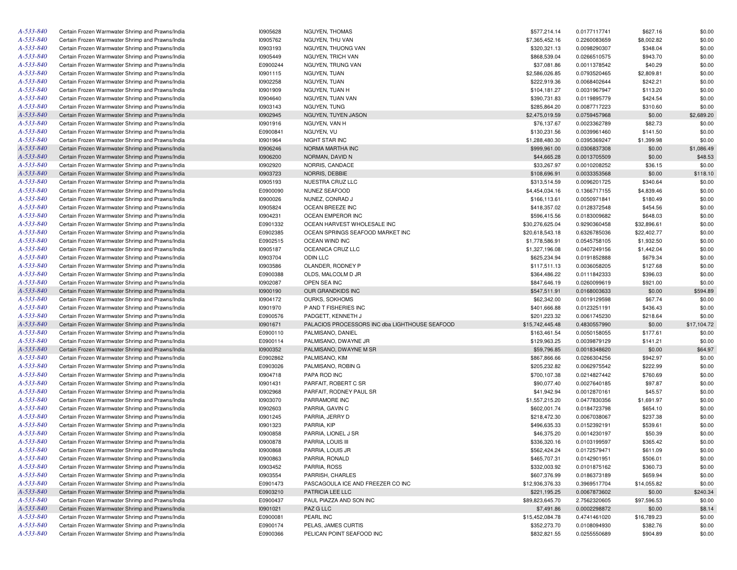| | | | | | | | |
|---|---|---|---|---|---|---|---|
| A-533-840 | Certain Frozen Warmwater Shrimp and Prawns/India | I0905628 | NGUYEN, THOMAS | $577,214.14 | 0.0177117741 | $627.16 | $0.00 |
| A-533-840 | Certain Frozen Warmwater Shrimp and Prawns/India | I0905762 | NGUYEN, THU VAN | $7,365,452.16 | 0.2260083659 | $8,002.82 | $0.00 |
| A-533-840 | Certain Frozen Warmwater Shrimp and Prawns/India | I0903193 | NGUYEN, THUONG VAN | $320,321.13 | 0.0098290307 | $348.04 | $0.00 |
| A-533-840 | Certain Frozen Warmwater Shrimp and Prawns/India | I0905449 | NGUYEN, TRICH VAN | $868,539.04 | 0.0266510575 | $943.70 | $0.00 |
| A-533-840 | Certain Frozen Warmwater Shrimp and Prawns/India | E0900244 | NGUYEN, TRUNG VAN | $37,081.86 | 0.0011378542 | $40.29 | $0.00 |
| A-533-840 | Certain Frozen Warmwater Shrimp and Prawns/India | I0901115 | NGUYEN, TUAN | $2,586,026.85 | 0.0793520465 | $2,809.81 | $0.00 |
| A-533-840 | Certain Frozen Warmwater Shrimp and Prawns/India | I0902258 | NGUYEN, TUAN | $222,919.36 | 0.0068402644 | $242.21 | $0.00 |
| A-533-840 | Certain Frozen Warmwater Shrimp and Prawns/India | I0901909 | NGUYEN, TUAN H | $104,181.27 | 0.0031967947 | $113.20 | $0.00 |
| A-533-840 | Certain Frozen Warmwater Shrimp and Prawns/India | I0904640 | NGUYEN, TUAN VAN | $390,731.83 | 0.0119895779 | $424.54 | $0.00 |
| A-533-840 | Certain Frozen Warmwater Shrimp and Prawns/India | I0903143 | NGUYEN, TUNG | $285,864.20 | 0.0087717223 | $310.60 | $0.00 |
| A-533-840 | Certain Frozen Warmwater Shrimp and Prawns/India | I0902945 | NGUYEN, TUYEN JASON | $2,475,019.59 | 0.0759457968 | $0.00 | $2,689.20 |
| A-533-840 | Certain Frozen Warmwater Shrimp and Prawns/India | I0901916 | NGUYEN, VAN H | $76,137.67 | 0.0023362789 | $82.73 | $0.00 |
| A-533-840 | Certain Frozen Warmwater Shrimp and Prawns/India | E0900841 | NGUYEN, VU | $130,231.56 | 0.0039961460 | $141.50 | $0.00 |
| A-533-840 | Certain Frozen Warmwater Shrimp and Prawns/India | I0901964 | NIGHT STAR INC | $1,288,480.30 | 0.0395369247 | $1,399.98 | $0.00 |
| A-533-840 | Certain Frozen Warmwater Shrimp and Prawns/India | I0906246 | NORMA MARTHA INC | $999,961.00 | 0.0306837308 | $0.00 | $1,086.49 |
| A-533-840 | Certain Frozen Warmwater Shrimp and Prawns/India | I0906200 | NORMAN, DAVID N | $44,665.28 | 0.0013705509 | $0.00 | $48.53 |
| A-533-840 | Certain Frozen Warmwater Shrimp and Prawns/India | I0902920 | NORRIS, CANDACE | $33,267.97 | 0.0010208252 | $36.15 | $0.00 |
| A-533-840 | Certain Frozen Warmwater Shrimp and Prawns/India | I0903723 | NORRIS, DEBBIE | $108,696.91 | 0.0033353568 | $0.00 | $118.10 |
| A-533-840 | Certain Frozen Warmwater Shrimp and Prawns/India | I0905193 | NUESTRA CRUZ LLC | $313,514.59 | 0.0096201725 | $340.64 | $0.00 |
| A-533-840 | Certain Frozen Warmwater Shrimp and Prawns/India | E0900090 | NUNEZ SEAFOOD | $4,454,034.16 | 0.1366717155 | $4,839.46 | $0.00 |
| A-533-840 | Certain Frozen Warmwater Shrimp and Prawns/India | I0900026 | NUNEZ, CONRAD J | $166,113.61 | 0.0050971841 | $180.49 | $0.00 |
| A-533-840 | Certain Frozen Warmwater Shrimp and Prawns/India | I0905824 | OCEAN BREEZE INC | $418,357.02 | 0.0128372548 | $454.56 | $0.00 |
| A-533-840 | Certain Frozen Warmwater Shrimp and Prawns/India | I0904231 | OCEAN EMPEROR INC | $596,415.56 | 0.0183009682 | $648.03 | $0.00 |
| A-533-840 | Certain Frozen Warmwater Shrimp and Prawns/India | E0901332 | OCEAN HARVEST WHOLESALE INC | $30,276,625.04 | 0.9290360458 | $32,896.61 | $0.00 |
| A-533-840 | Certain Frozen Warmwater Shrimp and Prawns/India | E0902385 | OCEAN SPRINGS SEAFOOD MARKET INC | $20,618,543.18 | 0.6326785036 | $22,402.77 | $0.00 |
| A-533-840 | Certain Frozen Warmwater Shrimp and Prawns/India | E0902515 | OCEAN WIND INC | $1,778,586.91 | 0.0545758105 | $1,932.50 | $0.00 |
| A-533-840 | Certain Frozen Warmwater Shrimp and Prawns/India | I0905187 | OCEANICA CRUZ LLC | $1,327,196.08 | 0.0407249156 | $1,442.04 | $0.00 |
| A-533-840 | Certain Frozen Warmwater Shrimp and Prawns/India | I0903704 | ODIN LLC | $625,234.94 | 0.0191852888 | $679.34 | $0.00 |
| A-533-840 | Certain Frozen Warmwater Shrimp and Prawns/India | I0903586 | OLANDER, RODNEY P | $117,511.13 | 0.0036058205 | $127.68 | $0.00 |
| A-533-840 | Certain Frozen Warmwater Shrimp and Prawns/India | E0900388 | OLDS, MALCOLM D JR | $364,486.22 | 0.0111842333 | $396.03 | $0.00 |
| A-533-840 | Certain Frozen Warmwater Shrimp and Prawns/India | I0902087 | OPEN SEA INC | $847,646.19 | 0.0260099619 | $921.00 | $0.00 |
| A-533-840 | Certain Frozen Warmwater Shrimp and Prawns/India | I0900190 | OUR GRANDKIDS INC | $547,511.91 | 0.0168003633 | $0.00 | $594.89 |
| A-533-840 | Certain Frozen Warmwater Shrimp and Prawns/India | I0904172 | OURKS, SOKHOMS | $62,342.00 | 0.0019129598 | $67.74 | $0.00 |
| A-533-840 | Certain Frozen Warmwater Shrimp and Prawns/India | I0901970 | P AND T FISHERIES INC | $401,666.88 | 0.0123251191 | $436.43 | $0.00 |
| A-533-840 | Certain Frozen Warmwater Shrimp and Prawns/India | E0900576 | PADGETT, KENNETH J | $201,223.32 | 0.0061745230 | $218.64 | $0.00 |
| A-533-840 | Certain Frozen Warmwater Shrimp and Prawns/India | I0901671 | PALACIOS PROCESSORS INC dba LIGHTHOUSE SEAFOOD | $15,742,445.48 | 0.4830557990 | $0.00 | $17,104.72 |
| A-533-840 | Certain Frozen Warmwater Shrimp and Prawns/India | E0900110 | PALMISANO, DANIEL | $163,461.54 | 0.0050158055 | $177.61 | $0.00 |
| A-533-840 | Certain Frozen Warmwater Shrimp and Prawns/India | E0900114 | PALMISANO, DWAYNE JR | $129,963.25 | 0.0039879129 | $141.21 | $0.00 |
| A-533-840 | Certain Frozen Warmwater Shrimp and Prawns/India | I0900352 | PALMISANO, DWAYNE M SR | $59,796.85 | 0.0018348620 | $0.00 | $64.97 |
| A-533-840 | Certain Frozen Warmwater Shrimp and Prawns/India | E0902862 | PALMISANO, KIM | $867,866.66 | 0.0266304256 | $942.97 | $0.00 |
| A-533-840 | Certain Frozen Warmwater Shrimp and Prawns/India | E0903026 | PALMISANO, ROBIN G | $205,232.82 | 0.0062975542 | $222.99 | $0.00 |
| A-533-840 | Certain Frozen Warmwater Shrimp and Prawns/India | I0904718 | PAPA ROD INC | $700,107.38 | 0.0214827442 | $760.69 | $0.00 |
| A-533-840 | Certain Frozen Warmwater Shrimp and Prawns/India | I0901431 | PARFAIT, ROBERT C SR | $90,077.40 | 0.0027640185 | $97.87 | $0.00 |
| A-533-840 | Certain Frozen Warmwater Shrimp and Prawns/India | I0902968 | PARFAIT, RODNEY PAUL SR | $41,942.94 | 0.0012870161 | $45.57 | $0.00 |
| A-533-840 | Certain Frozen Warmwater Shrimp and Prawns/India | I0903070 | PARRAMORE INC | $1,557,215.20 | 0.0477830356 | $1,691.97 | $0.00 |
| A-533-840 | Certain Frozen Warmwater Shrimp and Prawns/India | I0902603 | PARRIA, GAVIN C | $602,001.74 | 0.0184723798 | $654.10 | $0.00 |
| A-533-840 | Certain Frozen Warmwater Shrimp and Prawns/India | I0901245 | PARRIA, JERRY D | $218,472.30 | 0.0067038067 | $237.38 | $0.00 |
| A-533-840 | Certain Frozen Warmwater Shrimp and Prawns/India | I0901323 | PARRIA, KIP | $496,635.33 | 0.0152392191 | $539.61 | $0.00 |
| A-533-840 | Certain Frozen Warmwater Shrimp and Prawns/India | I0900858 | PARRIA, LIONEL J SR | $46,375.20 | 0.0014230197 | $50.39 | $0.00 |
| A-533-840 | Certain Frozen Warmwater Shrimp and Prawns/India | I0900878 | PARRIA, LOUIS III | $336,320.16 | 0.0103199597 | $365.42 | $0.00 |
| A-533-840 | Certain Frozen Warmwater Shrimp and Prawns/India | I0900868 | PARRIA, LOUIS JR | $562,424.24 | 0.0172579471 | $611.09 | $0.00 |
| A-533-840 | Certain Frozen Warmwater Shrimp and Prawns/India | I0900863 | PARRIA, RONALD | $465,707.31 | 0.0142901951 | $506.01 | $0.00 |
| A-533-840 | Certain Frozen Warmwater Shrimp and Prawns/India | I0903452 | PARRIA, ROSS | $332,003.92 | 0.0101875162 | $360.73 | $0.00 |
| A-533-840 | Certain Frozen Warmwater Shrimp and Prawns/India | I0903554 | PARRISH, CHARLES | $607,376.99 | 0.0186373189 | $659.94 | $0.00 |
| A-533-840 | Certain Frozen Warmwater Shrimp and Prawns/India | E0901473 | PASCAGOULA ICE AND FREEZER CO INC | $12,936,376.33 | 0.3969517704 | $14,055.82 | $0.00 |
| A-533-840 | Certain Frozen Warmwater Shrimp and Prawns/India | E0903210 | PATRICIA LEE LLC | $221,195.25 | 0.0067873602 | $0.00 | $240.34 |
| A-533-840 | Certain Frozen Warmwater Shrimp and Prawns/India | E0900437 | PAUL PIAZZA AND SON INC | $89,823,645.70 | 2.7562320605 | $97,596.53 | $0.00 |
| A-533-840 | Certain Frozen Warmwater Shrimp and Prawns/India | I0901021 | PAZ G LLC | $7,491.86 | 0.0002298872 | $0.00 | $8.14 |
| A-533-840 | Certain Frozen Warmwater Shrimp and Prawns/India | E0900081 | PEARL INC | $15,452,084.78 | 0.4741461020 | $16,789.23 | $0.00 |
| A-533-840 | Certain Frozen Warmwater Shrimp and Prawns/India | E0900174 | PELAS, JAMES CURTIS | $352,273.70 | 0.0108094930 | $382.76 | $0.00 |
| A-533-840 | Certain Frozen Warmwater Shrimp and Prawns/India | E0900366 | PELICAN POINT SEAFOOD INC | $832,821.55 | 0.0255550689 | $904.89 | $0.00 |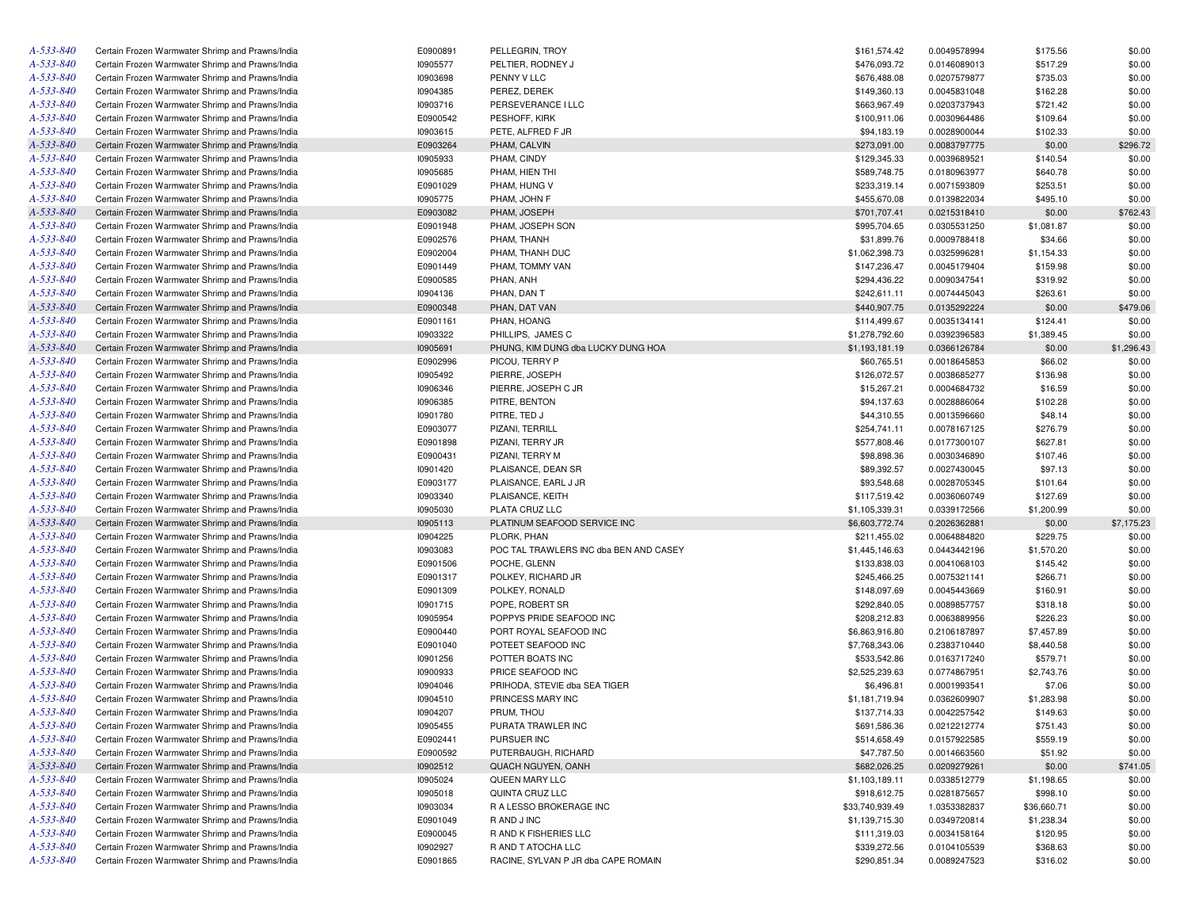| | | | | | | | |
|---|---|---|---|---|---|---|---|
| A-533-840 | Certain Frozen Warmwater Shrimp and Prawns/India | E0900891 | PELLEGRIN, TROY | $161,574.42 | 0.0049578994 | $175.56 | $0.00 |
| A-533-840 | Certain Frozen Warmwater Shrimp and Prawns/India | I0905577 | PELTIER, RODNEY J | $476,093.72 | 0.0146089013 | $517.29 | $0.00 |
| A-533-840 | Certain Frozen Warmwater Shrimp and Prawns/India | I0903698 | PENNY V LLC | $676,488.08 | 0.0207579877 | $735.03 | $0.00 |
| A-533-840 | Certain Frozen Warmwater Shrimp and Prawns/India | I0904385 | PEREZ, DEREK | $149,360.13 | 0.0045831048 | $162.28 | $0.00 |
| A-533-840 | Certain Frozen Warmwater Shrimp and Prawns/India | I0903716 | PERSEVERANCE I LLC | $663,967.49 | 0.0203737943 | $721.42 | $0.00 |
| A-533-840 | Certain Frozen Warmwater Shrimp and Prawns/India | E0900542 | PESHOFF, KIRK | $100,911.06 | 0.0030964486 | $109.64 | $0.00 |
| A-533-840 | Certain Frozen Warmwater Shrimp and Prawns/India | I0903615 | PETE, ALFRED F JR | $94,183.19 | 0.0028900044 | $102.33 | $0.00 |
| A-533-840 | Certain Frozen Warmwater Shrimp and Prawns/India | E0903264 | PHAM, CALVIN | $273,091.00 | 0.0083797775 | $0.00 | $296.72 |
| A-533-840 | Certain Frozen Warmwater Shrimp and Prawns/India | I0905933 | PHAM, CINDY | $129,345.33 | 0.0039689521 | $140.54 | $0.00 |
| A-533-840 | Certain Frozen Warmwater Shrimp and Prawns/India | I0905685 | PHAM, HIEN THI | $589,748.75 | 0.0180963977 | $640.78 | $0.00 |
| A-533-840 | Certain Frozen Warmwater Shrimp and Prawns/India | E0901029 | PHAM, HUNG V | $233,319.14 | 0.0071593809 | $253.51 | $0.00 |
| A-533-840 | Certain Frozen Warmwater Shrimp and Prawns/India | I0905775 | PHAM, JOHN F | $455,670.08 | 0.0139822034 | $495.10 | $0.00 |
| A-533-840 | Certain Frozen Warmwater Shrimp and Prawns/India | E0903082 | PHAM, JOSEPH | $701,707.41 | 0.0215318410 | $0.00 | $762.43 |
| A-533-840 | Certain Frozen Warmwater Shrimp and Prawns/India | E0901948 | PHAM, JOSEPH SON | $995,704.65 | 0.0305531250 | $1,081.87 | $0.00 |
| A-533-840 | Certain Frozen Warmwater Shrimp and Prawns/India | E0902576 | PHAM, THANH | $31,899.76 | 0.0009788418 | $34.66 | $0.00 |
| A-533-840 | Certain Frozen Warmwater Shrimp and Prawns/India | E0902004 | PHAM, THANH DUC | $1,062,398.73 | 0.0325996281 | $1,154.33 | $0.00 |
| A-533-840 | Certain Frozen Warmwater Shrimp and Prawns/India | E0901449 | PHAM, TOMMY VAN | $147,236.47 | 0.0045179404 | $159.98 | $0.00 |
| A-533-840 | Certain Frozen Warmwater Shrimp and Prawns/India | E0900585 | PHAN, ANH | $294,436.22 | 0.0090347541 | $319.92 | $0.00 |
| A-533-840 | Certain Frozen Warmwater Shrimp and Prawns/India | I0904136 | PHAN, DAN T | $242,611.11 | 0.0074445043 | $263.61 | $0.00 |
| A-533-840 | Certain Frozen Warmwater Shrimp and Prawns/India | E0900348 | PHAN, DAT VAN | $440,907.75 | 0.0135292224 | $0.00 | $479.06 |
| A-533-840 | Certain Frozen Warmwater Shrimp and Prawns/India | E0901161 | PHAN, HOANG | $114,499.67 | 0.0035134141 | $124.41 | $0.00 |
| A-533-840 | Certain Frozen Warmwater Shrimp and Prawns/India | I0903322 | PHILLIPS, JAMES C | $1,278,792.60 | 0.0392396583 | $1,389.45 | $0.00 |
| A-533-840 | Certain Frozen Warmwater Shrimp and Prawns/India | I0905691 | PHUNG, KIM DUNG dba LUCKY DUNG HOA | $1,193,181.19 | 0.0366126784 | $0.00 | $1,296.43 |
| A-533-840 | Certain Frozen Warmwater Shrimp and Prawns/India | E0902996 | PICOU, TERRY P | $60,765.51 | 0.0018645853 | $66.02 | $0.00 |
| A-533-840 | Certain Frozen Warmwater Shrimp and Prawns/India | I0905492 | PIERRE, JOSEPH | $126,072.57 | 0.0038685277 | $136.98 | $0.00 |
| A-533-840 | Certain Frozen Warmwater Shrimp and Prawns/India | I0906346 | PIERRE, JOSEPH C JR | $15,267.21 | 0.0004684732 | $16.59 | $0.00 |
| A-533-840 | Certain Frozen Warmwater Shrimp and Prawns/India | I0906385 | PITRE, BENTON | $94,137.63 | 0.0028886064 | $102.28 | $0.00 |
| A-533-840 | Certain Frozen Warmwater Shrimp and Prawns/India | I0901780 | PITRE, TED J | $44,310.55 | 0.0013596660 | $48.14 | $0.00 |
| A-533-840 | Certain Frozen Warmwater Shrimp and Prawns/India | E0903077 | PIZANI, TERRILL | $254,741.11 | 0.0078167125 | $276.79 | $0.00 |
| A-533-840 | Certain Frozen Warmwater Shrimp and Prawns/India | E0901898 | PIZANI, TERRY JR | $577,808.46 | 0.0177300107 | $627.81 | $0.00 |
| A-533-840 | Certain Frozen Warmwater Shrimp and Prawns/India | E0900431 | PIZANI, TERRY M | $98,898.36 | 0.0030346890 | $107.46 | $0.00 |
| A-533-840 | Certain Frozen Warmwater Shrimp and Prawns/India | I0901420 | PLAISANCE, DEAN SR | $89,392.57 | 0.0027430045 | $97.13 | $0.00 |
| A-533-840 | Certain Frozen Warmwater Shrimp and Prawns/India | E0903177 | PLAISANCE, EARL J JR | $93,548.68 | 0.0028705345 | $101.64 | $0.00 |
| A-533-840 | Certain Frozen Warmwater Shrimp and Prawns/India | I0903340 | PLAISANCE, KEITH | $117,519.42 | 0.0036060749 | $127.69 | $0.00 |
| A-533-840 | Certain Frozen Warmwater Shrimp and Prawns/India | I0905030 | PLATA CRUZ LLC | $1,105,339.31 | 0.0339172566 | $1,200.99 | $0.00 |
| A-533-840 | Certain Frozen Warmwater Shrimp and Prawns/India | I0905113 | PLATINUM SEAFOOD SERVICE INC | $6,603,772.74 | 0.2026362881 | $0.00 | $7,175.23 |
| A-533-840 | Certain Frozen Warmwater Shrimp and Prawns/India | I0904225 | PLORK, PHAN | $211,455.02 | 0.0064884820 | $229.75 | $0.00 |
| A-533-840 | Certain Frozen Warmwater Shrimp and Prawns/India | I0903083 | POC TAL TRAWLERS INC dba BEN AND CASEY | $1,445,146.63 | 0.0443442196 | $1,570.20 | $0.00 |
| A-533-840 | Certain Frozen Warmwater Shrimp and Prawns/India | E0901506 | POCHE, GLENN | $133,838.03 | 0.0041068103 | $145.42 | $0.00 |
| A-533-840 | Certain Frozen Warmwater Shrimp and Prawns/India | E0901317 | POLKEY, RICHARD JR | $245,466.25 | 0.0075321141 | $266.71 | $0.00 |
| A-533-840 | Certain Frozen Warmwater Shrimp and Prawns/India | E0901309 | POLKEY, RONALD | $148,097.69 | 0.0045443669 | $160.91 | $0.00 |
| A-533-840 | Certain Frozen Warmwater Shrimp and Prawns/India | I0901715 | POPE, ROBERT SR | $292,840.05 | 0.0089857757 | $318.18 | $0.00 |
| A-533-840 | Certain Frozen Warmwater Shrimp and Prawns/India | I0905954 | POPPYS PRIDE SEAFOOD INC | $208,212.83 | 0.0063889956 | $226.23 | $0.00 |
| A-533-840 | Certain Frozen Warmwater Shrimp and Prawns/India | E0900440 | PORT ROYAL SEAFOOD INC | $6,863,916.80 | 0.2106187897 | $7,457.89 | $0.00 |
| A-533-840 | Certain Frozen Warmwater Shrimp and Prawns/India | E0901040 | POTEET SEAFOOD INC | $7,768,343.06 | 0.2383710440 | $8,440.58 | $0.00 |
| A-533-840 | Certain Frozen Warmwater Shrimp and Prawns/India | I0901256 | POTTER BOATS INC | $533,542.86 | 0.0163717240 | $579.71 | $0.00 |
| A-533-840 | Certain Frozen Warmwater Shrimp and Prawns/India | I0900933 | PRICE SEAFOOD INC | $2,525,239.63 | 0.0774867951 | $2,743.76 | $0.00 |
| A-533-840 | Certain Frozen Warmwater Shrimp and Prawns/India | I0904046 | PRIHODA, STEVIE dba SEA TIGER | $6,496.81 | 0.0001993541 | $7.06 | $0.00 |
| A-533-840 | Certain Frozen Warmwater Shrimp and Prawns/India | I0904510 | PRINCESS MARY INC | $1,181,719.94 | 0.0362609907 | $1,283.98 | $0.00 |
| A-533-840 | Certain Frozen Warmwater Shrimp and Prawns/India | I0904207 | PRUM, THOU | $137,714.33 | 0.0042257542 | $149.63 | $0.00 |
| A-533-840 | Certain Frozen Warmwater Shrimp and Prawns/India | I0905455 | PURATA TRAWLER INC | $691,586.36 | 0.0212212774 | $751.43 | $0.00 |
| A-533-840 | Certain Frozen Warmwater Shrimp and Prawns/India | E0902441 | PURSUER INC | $514,658.49 | 0.0157922585 | $559.19 | $0.00 |
| A-533-840 | Certain Frozen Warmwater Shrimp and Prawns/India | E0900592 | PUTERBAUGH, RICHARD | $47,787.50 | 0.0014663560 | $51.92 | $0.00 |
| A-533-840 | Certain Frozen Warmwater Shrimp and Prawns/India | I0902512 | QUACH NGUYEN, OANH | $682,026.25 | 0.0209279261 | $0.00 | $741.05 |
| A-533-840 | Certain Frozen Warmwater Shrimp and Prawns/India | I0905024 | QUEEN MARY LLC | $1,103,189.11 | 0.0338512779 | $1,198.65 | $0.00 |
| A-533-840 | Certain Frozen Warmwater Shrimp and Prawns/India | I0905018 | QUINTA CRUZ LLC | $918,612.75 | 0.0281875657 | $998.10 | $0.00 |
| A-533-840 | Certain Frozen Warmwater Shrimp and Prawns/India | I0903034 | R A LESSO BROKERAGE INC | $33,740,939.49 | 1.0353382837 | $36,660.71 | $0.00 |
| A-533-840 | Certain Frozen Warmwater Shrimp and Prawns/India | E0901049 | R AND J INC | $1,139,715.30 | 0.0349720814 | $1,238.34 | $0.00 |
| A-533-840 | Certain Frozen Warmwater Shrimp and Prawns/India | E0900045 | R AND K FISHERIES LLC | $111,319.03 | 0.0034158164 | $120.95 | $0.00 |
| A-533-840 | Certain Frozen Warmwater Shrimp and Prawns/India | I0902927 | R AND T ATOCHA LLC | $339,272.56 | 0.0104105539 | $368.63 | $0.00 |
| A-533-840 | Certain Frozen Warmwater Shrimp and Prawns/India | E0901865 | RACINE, SYLVAN P JR dba CAPE ROMAIN | $290,851.34 | 0.0089247523 | $316.02 | $0.00 |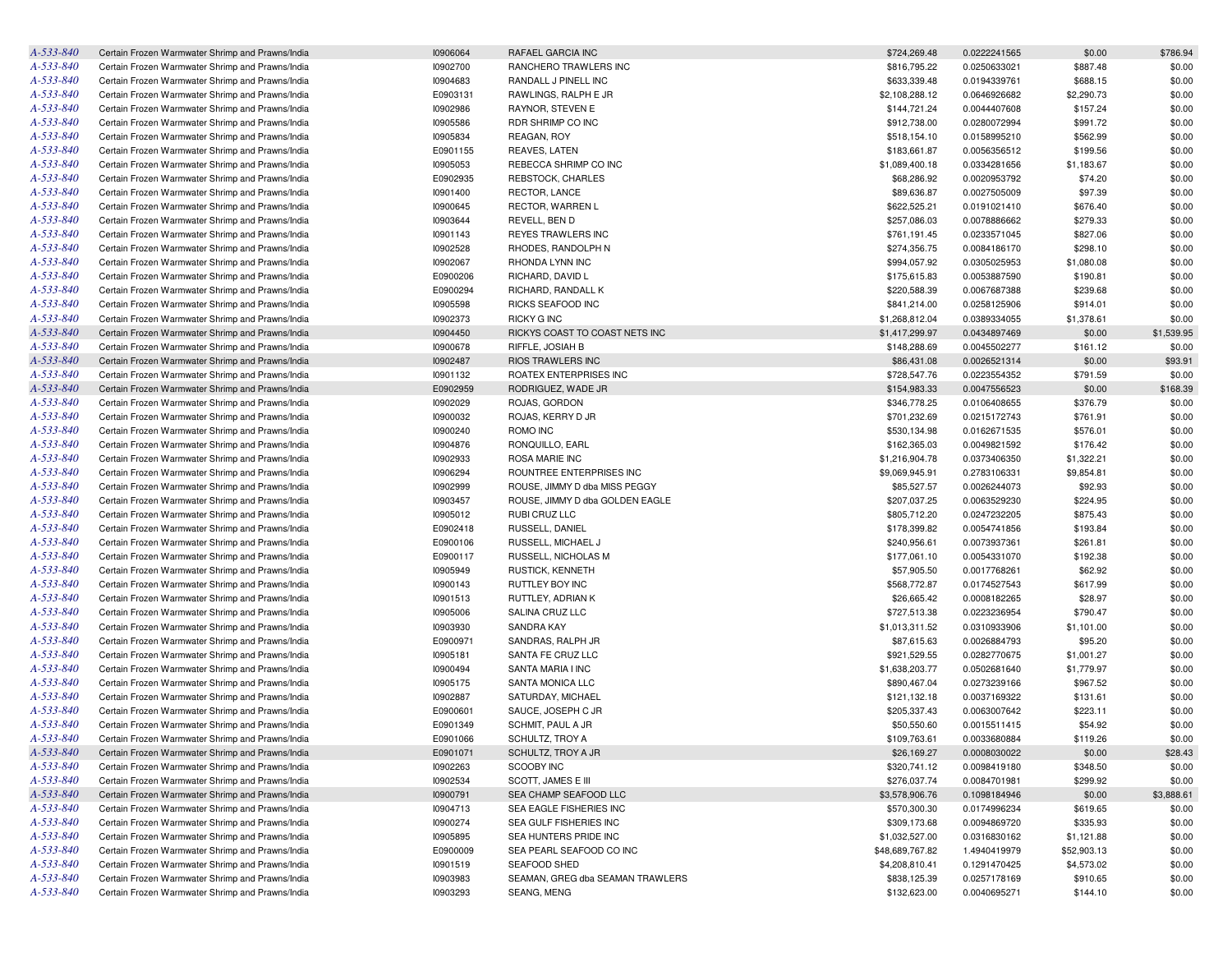| | | | | | | | |
|---|---|---|---|---|---|---|---|
| A-533-840 | Certain Frozen Warmwater Shrimp and Prawns/India | I0906064 | RAFAEL GARCIA INC | $724,269.48 | 0.0222241565 | $0.00 | $786.94 |
| A-533-840 | Certain Frozen Warmwater Shrimp and Prawns/India | I0902700 | RANCHERO TRAWLERS INC | $816,795.22 | 0.0250633021 | $887.48 | $0.00 |
| A-533-840 | Certain Frozen Warmwater Shrimp and Prawns/India | I0904683 | RANDALL J PINELL INC | $633,339.48 | 0.0194339761 | $688.15 | $0.00 |
| A-533-840 | Certain Frozen Warmwater Shrimp and Prawns/India | E0903131 | RAWLINGS, RALPH E JR | $2,108,288.12 | 0.0646926682 | $2,290.73 | $0.00 |
| A-533-840 | Certain Frozen Warmwater Shrimp and Prawns/India | I0902986 | RAYNOR, STEVEN E | $144,721.24 | 0.0044407608 | $157.24 | $0.00 |
| A-533-840 | Certain Frozen Warmwater Shrimp and Prawns/India | I0905586 | RDR SHRIMP CO INC | $912,738.00 | 0.0280072994 | $991.72 | $0.00 |
| A-533-840 | Certain Frozen Warmwater Shrimp and Prawns/India | I0905834 | REAGAN, ROY | $518,154.10 | 0.0158995210 | $562.99 | $0.00 |
| A-533-840 | Certain Frozen Warmwater Shrimp and Prawns/India | E0901155 | REAVES, LATEN | $183,661.87 | 0.0056356512 | $199.56 | $0.00 |
| A-533-840 | Certain Frozen Warmwater Shrimp and Prawns/India | I0905053 | REBECCA SHRIMP CO INC | $1,089,400.18 | 0.0334281656 | $1,183.67 | $0.00 |
| A-533-840 | Certain Frozen Warmwater Shrimp and Prawns/India | E0902935 | REBSTOCK, CHARLES | $68,286.92 | 0.0020953792 | $74.20 | $0.00 |
| A-533-840 | Certain Frozen Warmwater Shrimp and Prawns/India | I0901400 | RECTOR, LANCE | $89,636.87 | 0.0027505009 | $97.39 | $0.00 |
| A-533-840 | Certain Frozen Warmwater Shrimp and Prawns/India | I0900645 | RECTOR, WARREN L | $622,525.21 | 0.0191021410 | $676.40 | $0.00 |
| A-533-840 | Certain Frozen Warmwater Shrimp and Prawns/India | I0903644 | REVELL, BEN D | $257,086.03 | 0.0078886662 | $279.33 | $0.00 |
| A-533-840 | Certain Frozen Warmwater Shrimp and Prawns/India | I0901143 | REYES TRAWLERS INC | $761,191.45 | 0.0233571045 | $827.06 | $0.00 |
| A-533-840 | Certain Frozen Warmwater Shrimp and Prawns/India | I0902528 | RHODES, RANDOLPH N | $274,356.75 | 0.0084186170 | $298.10 | $0.00 |
| A-533-840 | Certain Frozen Warmwater Shrimp and Prawns/India | I0902067 | RHONDA LYNN INC | $994,057.92 | 0.0305025953 | $1,080.08 | $0.00 |
| A-533-840 | Certain Frozen Warmwater Shrimp and Prawns/India | E0900206 | RICHARD, DAVID L | $175,615.83 | 0.0053887590 | $190.81 | $0.00 |
| A-533-840 | Certain Frozen Warmwater Shrimp and Prawns/India | E0900294 | RICHARD, RANDALL K | $220,588.39 | 0.0067687388 | $239.68 | $0.00 |
| A-533-840 | Certain Frozen Warmwater Shrimp and Prawns/India | I0905598 | RICKS SEAFOOD INC | $841,214.00 | 0.0258125906 | $914.01 | $0.00 |
| A-533-840 | Certain Frozen Warmwater Shrimp and Prawns/India | I0902373 | RICKY G INC | $1,268,812.04 | 0.0389334055 | $1,378.61 | $0.00 |
| A-533-840 | Certain Frozen Warmwater Shrimp and Prawns/India | I0904450 | RICKYS COAST TO COAST NETS INC | $1,417,299.97 | 0.0434897469 | $0.00 | $1,539.95 |
| A-533-840 | Certain Frozen Warmwater Shrimp and Prawns/India | I0900678 | RIFFLE, JOSIAH B | $148,288.69 | 0.0045502277 | $161.12 | $0.00 |
| A-533-840 | Certain Frozen Warmwater Shrimp and Prawns/India | I0902487 | RIOS TRAWLERS INC | $86,431.08 | 0.0026521314 | $0.00 | $93.91 |
| A-533-840 | Certain Frozen Warmwater Shrimp and Prawns/India | I0901132 | ROATEX ENTERPRISES INC | $728,547.76 | 0.0223554352 | $791.59 | $0.00 |
| A-533-840 | Certain Frozen Warmwater Shrimp and Prawns/India | E0902959 | RODRIGUEZ, WADE JR | $154,983.33 | 0.0047556523 | $0.00 | $168.39 |
| A-533-840 | Certain Frozen Warmwater Shrimp and Prawns/India | I0902029 | ROJAS, GORDON | $346,778.25 | 0.0106408655 | $376.79 | $0.00 |
| A-533-840 | Certain Frozen Warmwater Shrimp and Prawns/India | I0900032 | ROJAS, KERRY D JR | $701,232.69 | 0.0215172743 | $761.91 | $0.00 |
| A-533-840 | Certain Frozen Warmwater Shrimp and Prawns/India | I0900240 | ROMO INC | $530,134.98 | 0.0162671535 | $576.01 | $0.00 |
| A-533-840 | Certain Frozen Warmwater Shrimp and Prawns/India | I0904876 | RONQUILLO, EARL | $162,365.03 | 0.0049821592 | $176.42 | $0.00 |
| A-533-840 | Certain Frozen Warmwater Shrimp and Prawns/India | I0902933 | ROSA MARIE INC | $1,216,904.78 | 0.0373406350 | $1,322.21 | $0.00 |
| A-533-840 | Certain Frozen Warmwater Shrimp and Prawns/India | I0906294 | ROUNTREE ENTERPRISES INC | $9,069,945.91 | 0.2783106331 | $9,854.81 | $0.00 |
| A-533-840 | Certain Frozen Warmwater Shrimp and Prawns/India | I0902999 | ROUSE, JIMMY D dba MISS PEGGY | $85,527.57 | 0.0026244073 | $92.93 | $0.00 |
| A-533-840 | Certain Frozen Warmwater Shrimp and Prawns/India | I0903457 | ROUSE, JIMMY D dba GOLDEN EAGLE | $207,037.25 | 0.0063529230 | $224.95 | $0.00 |
| A-533-840 | Certain Frozen Warmwater Shrimp and Prawns/India | I0905012 | RUBI CRUZ LLC | $805,712.20 | 0.0247232205 | $875.43 | $0.00 |
| A-533-840 | Certain Frozen Warmwater Shrimp and Prawns/India | E0902418 | RUSSELL, DANIEL | $178,399.82 | 0.0054741856 | $193.84 | $0.00 |
| A-533-840 | Certain Frozen Warmwater Shrimp and Prawns/India | E0900106 | RUSSELL, MICHAEL J | $240,956.61 | 0.0073937361 | $261.81 | $0.00 |
| A-533-840 | Certain Frozen Warmwater Shrimp and Prawns/India | E0900117 | RUSSELL, NICHOLAS M | $177,061.10 | 0.0054331070 | $192.38 | $0.00 |
| A-533-840 | Certain Frozen Warmwater Shrimp and Prawns/India | I0905949 | RUSTICK, KENNETH | $57,905.50 | 0.0017768261 | $62.92 | $0.00 |
| A-533-840 | Certain Frozen Warmwater Shrimp and Prawns/India | I0900143 | RUTTLEY BOY INC | $568,772.87 | 0.0174527543 | $617.99 | $0.00 |
| A-533-840 | Certain Frozen Warmwater Shrimp and Prawns/India | I0901513 | RUTTLEY, ADRIAN K | $26,665.42 | 0.0008182265 | $28.97 | $0.00 |
| A-533-840 | Certain Frozen Warmwater Shrimp and Prawns/India | I0905006 | SALINA CRUZ LLC | $727,513.38 | 0.0223236954 | $790.47 | $0.00 |
| A-533-840 | Certain Frozen Warmwater Shrimp and Prawns/India | I0903930 | SANDRA KAY | $1,013,311.52 | 0.0310933906 | $1,101.00 | $0.00 |
| A-533-840 | Certain Frozen Warmwater Shrimp and Prawns/India | E0900971 | SANDRAS, RALPH JR | $87,615.63 | 0.0026884793 | $95.20 | $0.00 |
| A-533-840 | Certain Frozen Warmwater Shrimp and Prawns/India | I0905181 | SANTA FE CRUZ LLC | $921,529.55 | 0.0282770675 | $1,001.27 | $0.00 |
| A-533-840 | Certain Frozen Warmwater Shrimp and Prawns/India | I0900494 | SANTA MARIA I INC | $1,638,203.77 | 0.0502681640 | $1,779.97 | $0.00 |
| A-533-840 | Certain Frozen Warmwater Shrimp and Prawns/India | I0905175 | SANTA MONICA LLC | $890,467.04 | 0.0273239166 | $967.52 | $0.00 |
| A-533-840 | Certain Frozen Warmwater Shrimp and Prawns/India | I0902887 | SATURDAY, MICHAEL | $121,132.18 | 0.0037169322 | $131.61 | $0.00 |
| A-533-840 | Certain Frozen Warmwater Shrimp and Prawns/India | E0900601 | SAUCE, JOSEPH C JR | $205,337.43 | 0.0063007642 | $223.11 | $0.00 |
| A-533-840 | Certain Frozen Warmwater Shrimp and Prawns/India | E0901349 | SCHMIT, PAUL A JR | $50,550.60 | 0.0015511415 | $54.92 | $0.00 |
| A-533-840 | Certain Frozen Warmwater Shrimp and Prawns/India | E0901066 | SCHULTZ, TROY A | $109,763.61 | 0.0033680884 | $119.26 | $0.00 |
| A-533-840 | Certain Frozen Warmwater Shrimp and Prawns/India | E0901071 | SCHULTZ, TROY A JR | $26,169.27 | 0.0008030022 | $0.00 | $28.43 |
| A-533-840 | Certain Frozen Warmwater Shrimp and Prawns/India | I0902263 | SCOOBY INC | $320,741.12 | 0.0098419180 | $348.50 | $0.00 |
| A-533-840 | Certain Frozen Warmwater Shrimp and Prawns/India | I0902534 | SCOTT, JAMES E III | $276,037.74 | 0.0084701981 | $299.92 | $0.00 |
| A-533-840 | Certain Frozen Warmwater Shrimp and Prawns/India | I0900791 | SEA CHAMP SEAFOOD LLC | $3,578,906.76 | 0.1098184946 | $0.00 | $3,888.61 |
| A-533-840 | Certain Frozen Warmwater Shrimp and Prawns/India | I0904713 | SEA EAGLE FISHERIES INC | $570,300.30 | 0.0174996234 | $619.65 | $0.00 |
| A-533-840 | Certain Frozen Warmwater Shrimp and Prawns/India | I0900274 | SEA GULF FISHERIES INC | $309,173.68 | 0.0094869720 | $335.93 | $0.00 |
| A-533-840 | Certain Frozen Warmwater Shrimp and Prawns/India | I0905895 | SEA HUNTERS PRIDE INC | $1,032,527.00 | 0.0316830162 | $1,121.88 | $0.00 |
| A-533-840 | Certain Frozen Warmwater Shrimp and Prawns/India | E0900009 | SEA PEARL SEAFOOD CO INC | $48,689,767.82 | 1.4940419979 | $52,903.13 | $0.00 |
| A-533-840 | Certain Frozen Warmwater Shrimp and Prawns/India | I0901519 | SEAFOOD SHED | $4,208,810.41 | 0.1291470425 | $4,573.02 | $0.00 |
| A-533-840 | Certain Frozen Warmwater Shrimp and Prawns/India | I0903983 | SEAMAN, GREG dba SEAMAN TRAWLERS | $838,125.39 | 0.0257178169 | $910.65 | $0.00 |
| A-533-840 | Certain Frozen Warmwater Shrimp and Prawns/India | I0903293 | SEANG, MENG | $132,623.00 | 0.0040695271 | $144.10 | $0.00 |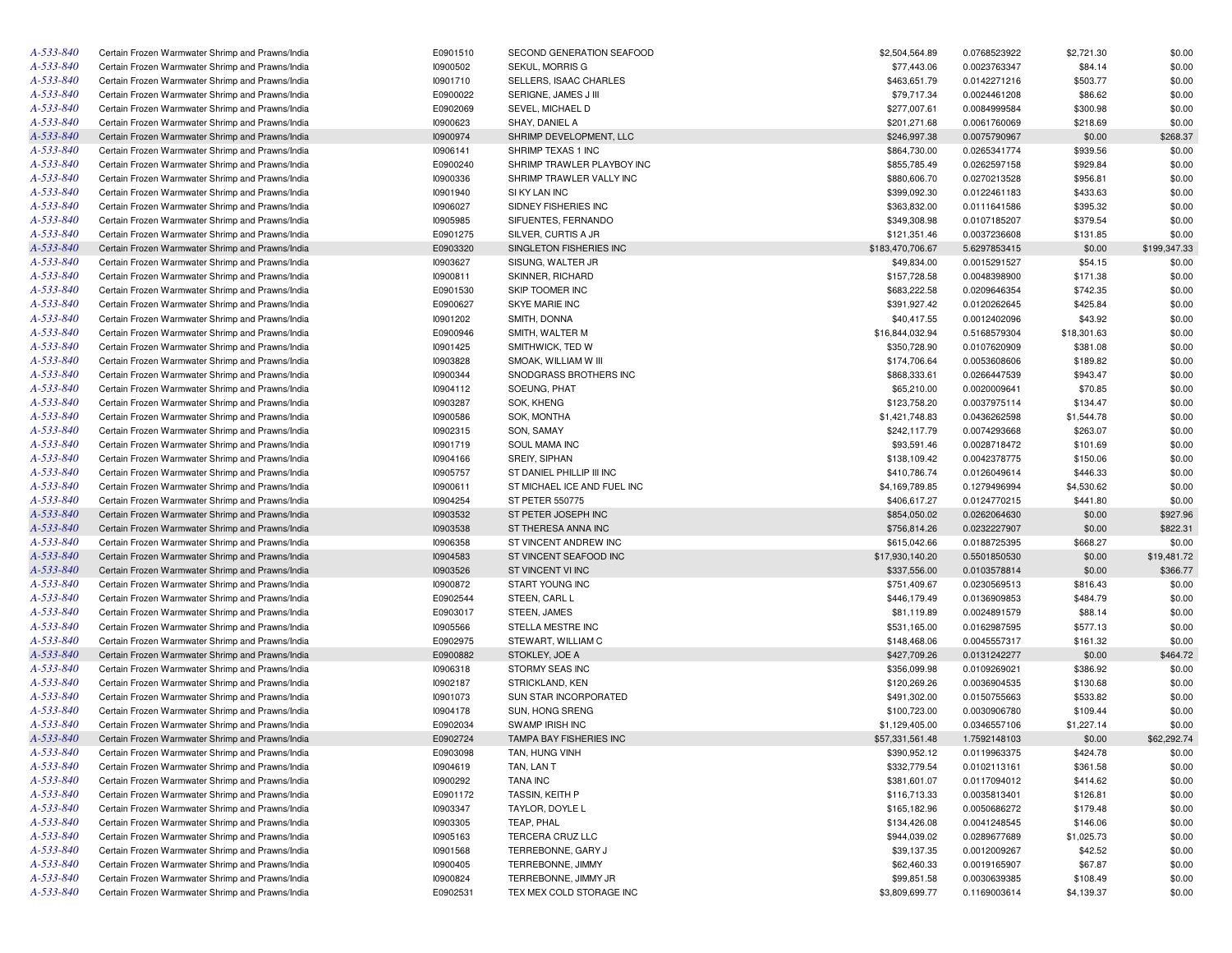| | | | | | | | |
|---|---|---|---|---|---|---|---|
| A-533-840 | Certain Frozen Warmwater Shrimp and Prawns/India | E0901510 | SECOND GENERATION SEAFOOD | $2,504,564.89 | 0.0768523922 | $2,721.30 | $0.00 |
| A-533-840 | Certain Frozen Warmwater Shrimp and Prawns/India | I0900502 | SEKUL, MORRIS G | $77,443.06 | 0.0023763347 | $84.14 | $0.00 |
| A-533-840 | Certain Frozen Warmwater Shrimp and Prawns/India | I0901710 | SELLERS, ISAAC CHARLES | $463,651.79 | 0.0142271216 | $503.77 | $0.00 |
| A-533-840 | Certain Frozen Warmwater Shrimp and Prawns/India | E0900022 | SERIGNE, JAMES J III | $79,717.34 | 0.0024461208 | $86.62 | $0.00 |
| A-533-840 | Certain Frozen Warmwater Shrimp and Prawns/India | E0902069 | SEVEL, MICHAEL D | $277,007.61 | 0.0084999584 | $300.98 | $0.00 |
| A-533-840 | Certain Frozen Warmwater Shrimp and Prawns/India | I0900623 | SHAY, DANIEL A | $201,271.68 | 0.0061760069 | $218.69 | $0.00 |
| A-533-840 | Certain Frozen Warmwater Shrimp and Prawns/India | I0900974 | SHRIMP DEVELOPMENT, LLC | $246,997.38 | 0.0075790967 | $0.00 | $268.37 |
| A-533-840 | Certain Frozen Warmwater Shrimp and Prawns/India | I0906141 | SHRIMP TEXAS 1 INC | $864,730.00 | 0.0265341774 | $939.56 | $0.00 |
| A-533-840 | Certain Frozen Warmwater Shrimp and Prawns/India | E0900240 | SHRIMP TRAWLER PLAYBOY INC | $855,785.49 | 0.0262597158 | $929.84 | $0.00 |
| A-533-840 | Certain Frozen Warmwater Shrimp and Prawns/India | I0900336 | SHRIMP TRAWLER VALLY INC | $880,606.70 | 0.0270213528 | $956.81 | $0.00 |
| A-533-840 | Certain Frozen Warmwater Shrimp and Prawns/India | I0901940 | SI KY LAN INC | $399,092.30 | 0.0122461183 | $433.63 | $0.00 |
| A-533-840 | Certain Frozen Warmwater Shrimp and Prawns/India | I0906027 | SIDNEY FISHERIES INC | $363,832.00 | 0.0111641586 | $395.32 | $0.00 |
| A-533-840 | Certain Frozen Warmwater Shrimp and Prawns/India | I0905985 | SIFUENTES, FERNANDO | $349,308.98 | 0.0107185207 | $379.54 | $0.00 |
| A-533-840 | Certain Frozen Warmwater Shrimp and Prawns/India | E0901275 | SILVER, CURTIS A JR | $121,351.46 | 0.0037236608 | $131.85 | $0.00 |
| A-533-840 | Certain Frozen Warmwater Shrimp and Prawns/India | E0903320 | SINGLETON FISHERIES INC | $183,470,706.67 | 5.6297853415 | $0.00 | $199,347.33 |
| A-533-840 | Certain Frozen Warmwater Shrimp and Prawns/India | I0903627 | SISUNG, WALTER JR | $49,834.00 | 0.0015291527 | $54.15 | $0.00 |
| A-533-840 | Certain Frozen Warmwater Shrimp and Prawns/India | I0900811 | SKINNER, RICHARD | $157,728.58 | 0.0048398900 | $171.38 | $0.00 |
| A-533-840 | Certain Frozen Warmwater Shrimp and Prawns/India | E0901530 | SKIP TOOMER INC | $683,222.58 | 0.0209646354 | $742.35 | $0.00 |
| A-533-840 | Certain Frozen Warmwater Shrimp and Prawns/India | E0900627 | SKYE MARIE INC | $391,927.42 | 0.0120262645 | $425.84 | $0.00 |
| A-533-840 | Certain Frozen Warmwater Shrimp and Prawns/India | I0901202 | SMITH, DONNA | $40,417.55 | 0.0012402096 | $43.92 | $0.00 |
| A-533-840 | Certain Frozen Warmwater Shrimp and Prawns/India | E0900946 | SMITH, WALTER M | $16,844,032.94 | 0.5168579304 | $18,301.63 | $0.00 |
| A-533-840 | Certain Frozen Warmwater Shrimp and Prawns/India | I0901425 | SMITHWICK, TED W | $350,728.90 | 0.0107620909 | $381.08 | $0.00 |
| A-533-840 | Certain Frozen Warmwater Shrimp and Prawns/India | I0903828 | SMOAK, WILLIAM W III | $174,706.64 | 0.0053608606 | $189.82 | $0.00 |
| A-533-840 | Certain Frozen Warmwater Shrimp and Prawns/India | I0900344 | SNODGRASS BROTHERS INC | $868,333.61 | 0.0266447539 | $943.47 | $0.00 |
| A-533-840 | Certain Frozen Warmwater Shrimp and Prawns/India | I0904112 | SOEUNG, PHAT | $65,210.00 | 0.0020009641 | $70.85 | $0.00 |
| A-533-840 | Certain Frozen Warmwater Shrimp and Prawns/India | I0903287 | SOK, KHENG | $123,758.20 | 0.0037975114 | $134.47 | $0.00 |
| A-533-840 | Certain Frozen Warmwater Shrimp and Prawns/India | I0900586 | SOK, MONTHA | $1,421,748.83 | 0.0436262598 | $1,544.78 | $0.00 |
| A-533-840 | Certain Frozen Warmwater Shrimp and Prawns/India | I0902315 | SON, SAMAY | $242,117.79 | 0.0074293668 | $263.07 | $0.00 |
| A-533-840 | Certain Frozen Warmwater Shrimp and Prawns/India | I0901719 | SOUL MAMA INC | $93,591.46 | 0.0028718472 | $101.69 | $0.00 |
| A-533-840 | Certain Frozen Warmwater Shrimp and Prawns/India | I0904166 | SREIY, SIPHAN | $138,109.42 | 0.0042378775 | $150.06 | $0.00 |
| A-533-840 | Certain Frozen Warmwater Shrimp and Prawns/India | I0905757 | ST DANIEL PHILLIP III INC | $410,786.74 | 0.0126049614 | $446.33 | $0.00 |
| A-533-840 | Certain Frozen Warmwater Shrimp and Prawns/India | I0900611 | ST MICHAEL ICE AND FUEL INC | $4,169,789.85 | 0.1279496994 | $4,530.62 | $0.00 |
| A-533-840 | Certain Frozen Warmwater Shrimp and Prawns/India | I0904254 | ST PETER 550775 | $406,617.27 | 0.0124770215 | $441.80 | $0.00 |
| A-533-840 | Certain Frozen Warmwater Shrimp and Prawns/India | I0903532 | ST PETER JOSEPH INC | $854,050.02 | 0.0262064630 | $0.00 | $927.96 |
| A-533-840 | Certain Frozen Warmwater Shrimp and Prawns/India | I0903538 | ST THERESA ANNA INC | $756,814.26 | 0.0232227907 | $0.00 | $822.31 |
| A-533-840 | Certain Frozen Warmwater Shrimp and Prawns/India | I0906358 | ST VINCENT ANDREW INC | $615,042.66 | 0.0188725395 | $668.27 | $0.00 |
| A-533-840 | Certain Frozen Warmwater Shrimp and Prawns/India | I0904583 | ST VINCENT SEAFOOD INC | $17,930,140.20 | 0.5501850530 | $0.00 | $19,481.72 |
| A-533-840 | Certain Frozen Warmwater Shrimp and Prawns/India | I0903526 | ST VINCENT VI INC | $337,556.00 | 0.0103578814 | $0.00 | $366.77 |
| A-533-840 | Certain Frozen Warmwater Shrimp and Prawns/India | I0900872 | START YOUNG INC | $751,409.67 | 0.0230569513 | $816.43 | $0.00 |
| A-533-840 | Certain Frozen Warmwater Shrimp and Prawns/India | E0902544 | STEEN, CARL L | $446,179.49 | 0.0136909853 | $484.79 | $0.00 |
| A-533-840 | Certain Frozen Warmwater Shrimp and Prawns/India | E0903017 | STEEN, JAMES | $81,119.89 | 0.0024891579 | $88.14 | $0.00 |
| A-533-840 | Certain Frozen Warmwater Shrimp and Prawns/India | I0905566 | STELLA MESTRE INC | $531,165.00 | 0.0162987595 | $577.13 | $0.00 |
| A-533-840 | Certain Frozen Warmwater Shrimp and Prawns/India | E0902975 | STEWART, WILLIAM C | $148,468.06 | 0.0045557317 | $161.32 | $0.00 |
| A-533-840 | Certain Frozen Warmwater Shrimp and Prawns/India | E0900882 | STOKLEY, JOE A | $427,709.26 | 0.0131242277 | $0.00 | $464.72 |
| A-533-840 | Certain Frozen Warmwater Shrimp and Prawns/India | I0906318 | STORMY SEAS INC | $356,099.98 | 0.0109269021 | $386.92 | $0.00 |
| A-533-840 | Certain Frozen Warmwater Shrimp and Prawns/India | I0902187 | STRICKLAND, KEN | $120,269.26 | 0.0036904535 | $130.68 | $0.00 |
| A-533-840 | Certain Frozen Warmwater Shrimp and Prawns/India | I0901073 | SUN STAR INCORPORATED | $491,302.00 | 0.0150755663 | $533.82 | $0.00 |
| A-533-840 | Certain Frozen Warmwater Shrimp and Prawns/India | I0904178 | SUN, HONG SRENG | $100,723.00 | 0.0030906780 | $109.44 | $0.00 |
| A-533-840 | Certain Frozen Warmwater Shrimp and Prawns/India | E0902034 | SWAMP IRISH INC | $1,129,405.00 | 0.0346557106 | $1,227.14 | $0.00 |
| A-533-840 | Certain Frozen Warmwater Shrimp and Prawns/India | E0902724 | TAMPA BAY FISHERIES INC | $57,331,561.48 | 1.7592148103 | $0.00 | $62,292.74 |
| A-533-840 | Certain Frozen Warmwater Shrimp and Prawns/India | E0903098 | TAN, HUNG VINH | $390,952.12 | 0.0119963375 | $424.78 | $0.00 |
| A-533-840 | Certain Frozen Warmwater Shrimp and Prawns/India | I0904619 | TAN, LAN T | $332,779.54 | 0.0102113161 | $361.58 | $0.00 |
| A-533-840 | Certain Frozen Warmwater Shrimp and Prawns/India | I0900292 | TANA INC | $381,601.07 | 0.0117094012 | $414.62 | $0.00 |
| A-533-840 | Certain Frozen Warmwater Shrimp and Prawns/India | E0901172 | TASSIN, KEITH P | $116,713.33 | 0.0035813401 | $126.81 | $0.00 |
| A-533-840 | Certain Frozen Warmwater Shrimp and Prawns/India | I0903347 | TAYLOR, DOYLE L | $165,182.96 | 0.0050686272 | $179.48 | $0.00 |
| A-533-840 | Certain Frozen Warmwater Shrimp and Prawns/India | I0903305 | TEAP, PHAL | $134,426.08 | 0.0041248545 | $146.06 | $0.00 |
| A-533-840 | Certain Frozen Warmwater Shrimp and Prawns/India | I0905163 | TERCERA CRUZ LLC | $944,039.02 | 0.0289677689 | $1,025.73 | $0.00 |
| A-533-840 | Certain Frozen Warmwater Shrimp and Prawns/India | I0901568 | TERREBONNE, GARY J | $39,137.35 | 0.0012009267 | $42.52 | $0.00 |
| A-533-840 | Certain Frozen Warmwater Shrimp and Prawns/India | I0900405 | TERREBONNE, JIMMY | $62,460.33 | 0.0019165907 | $67.87 | $0.00 |
| A-533-840 | Certain Frozen Warmwater Shrimp and Prawns/India | I0900824 | TERREBONNE, JIMMY JR | $99,851.58 | 0.0030639385 | $108.49 | $0.00 |
| A-533-840 | Certain Frozen Warmwater Shrimp and Prawns/India | E0902531 | TEX MEX COLD STORAGE INC | $3,809,699.77 | 0.1169003614 | $4,139.37 | $0.00 |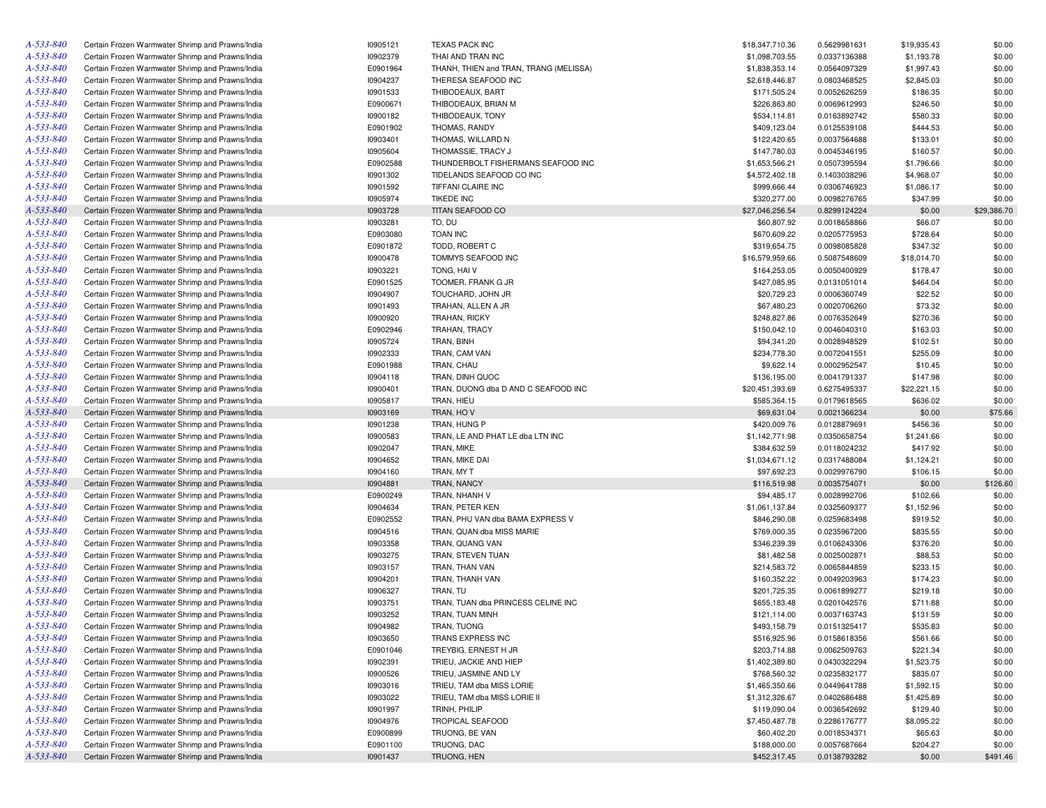| | | | | | | | |
|---|---|---|---|---|---|---|---|
| A-533-840 | Certain Frozen Warmwater Shrimp and Prawns/India | I0905121 | TEXAS PACK INC | $18,347,710.36 | 0.5629981631 | $19,935.43 | $0.00 |
| A-533-840 | Certain Frozen Warmwater Shrimp and Prawns/India | I0902379 | THAI AND TRAN INC | $1,098,703.55 | 0.0337136388 | $1,193.78 | $0.00 |
| A-533-840 | Certain Frozen Warmwater Shrimp and Prawns/India | E0901964 | THANH, THIEN and TRAN, TRANG (MELISSA) | $1,838,353.14 | 0.0564097329 | $1,997.43 | $0.00 |
| A-533-840 | Certain Frozen Warmwater Shrimp and Prawns/India | I0904237 | THERESA SEAFOOD INC | $2,618,446.87 | 0.0803468525 | $2,845.03 | $0.00 |
| A-533-840 | Certain Frozen Warmwater Shrimp and Prawns/India | I0901533 | THIBODEAUX, BART | $171,505.24 | 0.0052626259 | $186.35 | $0.00 |
| A-533-840 | Certain Frozen Warmwater Shrimp and Prawns/India | E0900671 | THIBODEAUX, BRIAN M | $226,863.80 | 0.0069612993 | $246.50 | $0.00 |
| A-533-840 | Certain Frozen Warmwater Shrimp and Prawns/India | I0900182 | THIBODEAUX, TONY | $534,114.81 | 0.0163892742 | $580.33 | $0.00 |
| A-533-840 | Certain Frozen Warmwater Shrimp and Prawns/India | E0901902 | THOMAS, RANDY | $409,123.04 | 0.0125539108 | $444.53 | $0.00 |
| A-533-840 | Certain Frozen Warmwater Shrimp and Prawns/India | I0903401 | THOMAS, WILLARD N | $122,420.65 | 0.0037564688 | $133.01 | $0.00 |
| A-533-840 | Certain Frozen Warmwater Shrimp and Prawns/India | I0905604 | THOMASSIE, TRACY J | $147,780.03 | 0.0045346195 | $160.57 | $0.00 |
| A-533-840 | Certain Frozen Warmwater Shrimp and Prawns/India | E0902588 | THUNDERBOLT FISHERMANS SEAFOOD INC | $1,653,566.21 | 0.0507395594 | $1,796.66 | $0.00 |
| A-533-840 | Certain Frozen Warmwater Shrimp and Prawns/India | I0901302 | TIDELANDS SEAFOOD CO INC | $4,572,402.18 | 0.1403038296 | $4,968.07 | $0.00 |
| A-533-840 | Certain Frozen Warmwater Shrimp and Prawns/India | I0901592 | TIFFANI CLAIRE INC | $999,666.44 | 0.0306746923 | $1,086.17 | $0.00 |
| A-533-840 | Certain Frozen Warmwater Shrimp and Prawns/India | I0905974 | TIKEDE INC | $320,277.00 | 0.0098276765 | $347.99 | $0.00 |
| A-533-840 | Certain Frozen Warmwater Shrimp and Prawns/India | I0903728 | TITAN SEAFOOD CO | $27,046,256.54 | 0.8299124224 | $0.00 | $29,386.70 |
| A-533-840 | Certain Frozen Warmwater Shrimp and Prawns/India | I0903281 | TO, DU | $60,807.92 | 0.0018658866 | $66.07 | $0.00 |
| A-533-840 | Certain Frozen Warmwater Shrimp and Prawns/India | E0903080 | TOAN INC | $670,609.22 | 0.0205775953 | $728.64 | $0.00 |
| A-533-840 | Certain Frozen Warmwater Shrimp and Prawns/India | E0901872 | TODD, ROBERT C | $319,654.75 | 0.0098085828 | $347.32 | $0.00 |
| A-533-840 | Certain Frozen Warmwater Shrimp and Prawns/India | I0900478 | TOMMYS SEAFOOD INC | $16,579,959.66 | 0.5087548609 | $18,014.70 | $0.00 |
| A-533-840 | Certain Frozen Warmwater Shrimp and Prawns/India | I0903221 | TONG, HAI V | $164,253.05 | 0.0050400929 | $178.47 | $0.00 |
| A-533-840 | Certain Frozen Warmwater Shrimp and Prawns/India | E0901525 | TOOMER, FRANK G JR | $427,085.95 | 0.0131051014 | $464.04 | $0.00 |
| A-533-840 | Certain Frozen Warmwater Shrimp and Prawns/India | I0904907 | TOUCHARD, JOHN JR | $20,729.23 | 0.0006360749 | $22.52 | $0.00 |
| A-533-840 | Certain Frozen Warmwater Shrimp and Prawns/India | I0901493 | TRAHAN, ALLEN A JR | $67,480.23 | 0.0020706260 | $73.32 | $0.00 |
| A-533-840 | Certain Frozen Warmwater Shrimp and Prawns/India | I0900920 | TRAHAN, RICKY | $248,827.86 | 0.0076352649 | $270.36 | $0.00 |
| A-533-840 | Certain Frozen Warmwater Shrimp and Prawns/India | E0902946 | TRAHAN, TRACY | $150,042.10 | 0.0046040310 | $163.03 | $0.00 |
| A-533-840 | Certain Frozen Warmwater Shrimp and Prawns/India | I0905724 | TRAN, BINH | $94,341.20 | 0.0028948529 | $102.51 | $0.00 |
| A-533-840 | Certain Frozen Warmwater Shrimp and Prawns/India | I0902333 | TRAN, CAM VAN | $234,778.30 | 0.0072041551 | $255.09 | $0.00 |
| A-533-840 | Certain Frozen Warmwater Shrimp and Prawns/India | E0901988 | TRAN, CHAU | $9,622.14 | 0.0002952547 | $10.45 | $0.00 |
| A-533-840 | Certain Frozen Warmwater Shrimp and Prawns/India | I0904118 | TRAN, DINH QUOC | $136,195.00 | 0.0041791337 | $147.98 | $0.00 |
| A-533-840 | Certain Frozen Warmwater Shrimp and Prawns/India | I0900401 | TRAN, DUONG dba D AND C SEAFOOD INC | $20,451,393.69 | 0.6275495337 | $22,221.15 | $0.00 |
| A-533-840 | Certain Frozen Warmwater Shrimp and Prawns/India | I0905817 | TRAN, HIEU | $585,364.15 | 0.0179618565 | $636.02 | $0.00 |
| A-533-840 | Certain Frozen Warmwater Shrimp and Prawns/India | I0903169 | TRAN, HO V | $69,631.04 | 0.0021366234 | $0.00 | $75.66 |
| A-533-840 | Certain Frozen Warmwater Shrimp and Prawns/India | I0901238 | TRAN, HUNG P | $420,009.76 | 0.0128879691 | $456.36 | $0.00 |
| A-533-840 | Certain Frozen Warmwater Shrimp and Prawns/India | I0900583 | TRAN, LE AND PHAT LE dba LTN INC | $1,142,771.98 | 0.0350658754 | $1,241.66 | $0.00 |
| A-533-840 | Certain Frozen Warmwater Shrimp and Prawns/India | I0902047 | TRAN, MIKE | $384,632.59 | 0.0118024232 | $417.92 | $0.00 |
| A-533-840 | Certain Frozen Warmwater Shrimp and Prawns/India | I0904652 | TRAN, MIKE DAI | $1,034,671.12 | 0.0317488084 | $1,124.21 | $0.00 |
| A-533-840 | Certain Frozen Warmwater Shrimp and Prawns/India | I0904160 | TRAN, MY T | $97,692.23 | 0.0029976790 | $106.15 | $0.00 |
| A-533-840 | Certain Frozen Warmwater Shrimp and Prawns/India | I0904881 | TRAN, NANCY | $116,519.98 | 0.0035754071 | $0.00 | $126.60 |
| A-533-840 | Certain Frozen Warmwater Shrimp and Prawns/India | E0900249 | TRAN, NHANH V | $94,485.17 | 0.0028992706 | $102.66 | $0.00 |
| A-533-840 | Certain Frozen Warmwater Shrimp and Prawns/India | I0904634 | TRAN, PETER KEN | $1,061,137.84 | 0.0325609377 | $1,152.96 | $0.00 |
| A-533-840 | Certain Frozen Warmwater Shrimp and Prawns/India | E0902552 | TRAN, PHU VAN dba BAMA EXPRESS V | $846,290.08 | 0.0259683498 | $919.52 | $0.00 |
| A-533-840 | Certain Frozen Warmwater Shrimp and Prawns/India | I0904516 | TRAN, QUAN dba MISS MARIE | $769,000.35 | 0.0235967200 | $835.55 | $0.00 |
| A-533-840 | Certain Frozen Warmwater Shrimp and Prawns/India | I0903358 | TRAN, QUANG VAN | $346,239.39 | 0.0106243306 | $376.20 | $0.00 |
| A-533-840 | Certain Frozen Warmwater Shrimp and Prawns/India | I0903275 | TRAN, STEVEN TUAN | $81,482.58 | 0.0025002871 | $88.53 | $0.00 |
| A-533-840 | Certain Frozen Warmwater Shrimp and Prawns/India | I0903157 | TRAN, THAN VAN | $214,583.72 | 0.0065844859 | $233.15 | $0.00 |
| A-533-840 | Certain Frozen Warmwater Shrimp and Prawns/India | I0904201 | TRAN, THANH VAN | $160,352.22 | 0.0049203963 | $174.23 | $0.00 |
| A-533-840 | Certain Frozen Warmwater Shrimp and Prawns/India | I0906327 | TRAN, TU | $201,725.35 | 0.0061899277 | $219.18 | $0.00 |
| A-533-840 | Certain Frozen Warmwater Shrimp and Prawns/India | I0903751 | TRAN, TUAN dba PRINCESS CELINE INC | $655,183.48 | 0.0201042576 | $711.88 | $0.00 |
| A-533-840 | Certain Frozen Warmwater Shrimp and Prawns/India | I0903252 | TRAN, TUAN MINH | $121,114.00 | 0.0037163743 | $131.59 | $0.00 |
| A-533-840 | Certain Frozen Warmwater Shrimp and Prawns/India | I0904982 | TRAN, TUONG | $493,158.79 | 0.0151325417 | $535.83 | $0.00 |
| A-533-840 | Certain Frozen Warmwater Shrimp and Prawns/India | I0903650 | TRANS EXPRESS INC | $516,925.96 | 0.0158618356 | $561.66 | $0.00 |
| A-533-840 | Certain Frozen Warmwater Shrimp and Prawns/India | E0901046 | TREYBIG, ERNEST H JR | $203,714.88 | 0.0062509763 | $221.34 | $0.00 |
| A-533-840 | Certain Frozen Warmwater Shrimp and Prawns/India | I0902391 | TRIEU, JACKIE AND HIEP | $1,402,389.80 | 0.0430322294 | $1,523.75 | $0.00 |
| A-533-840 | Certain Frozen Warmwater Shrimp and Prawns/India | I0900526 | TRIEU, JASMINE AND LY | $768,560.32 | 0.0235832177 | $835.07 | $0.00 |
| A-533-840 | Certain Frozen Warmwater Shrimp and Prawns/India | I0903016 | TRIEU, TAM dba MISS LORIE | $1,465,350.66 | 0.0449641788 | $1,592.15 | $0.00 |
| A-533-840 | Certain Frozen Warmwater Shrimp and Prawns/India | I0903022 | TRIEU, TAM dba MISS LORIE II | $1,312,326.67 | 0.0402686488 | $1,425.89 | $0.00 |
| A-533-840 | Certain Frozen Warmwater Shrimp and Prawns/India | I0901997 | TRINH, PHILIP | $119,090.04 | 0.0036542692 | $129.40 | $0.00 |
| A-533-840 | Certain Frozen Warmwater Shrimp and Prawns/India | I0904976 | TROPICAL SEAFOOD | $7,450,487.78 | 0.2286176777 | $8,095.22 | $0.00 |
| A-533-840 | Certain Frozen Warmwater Shrimp and Prawns/India | E0900899 | TRUONG, BE VAN | $60,402.20 | 0.0018534371 | $65.63 | $0.00 |
| A-533-840 | Certain Frozen Warmwater Shrimp and Prawns/India | E0901100 | TRUONG, DAC | $188,000.00 | 0.0057687664 | $204.27 | $0.00 |
| A-533-840 | Certain Frozen Warmwater Shrimp and Prawns/India | I0901437 | TRUONG, HEN | $452,317.45 | 0.0138793282 | $0.00 | $491.46 |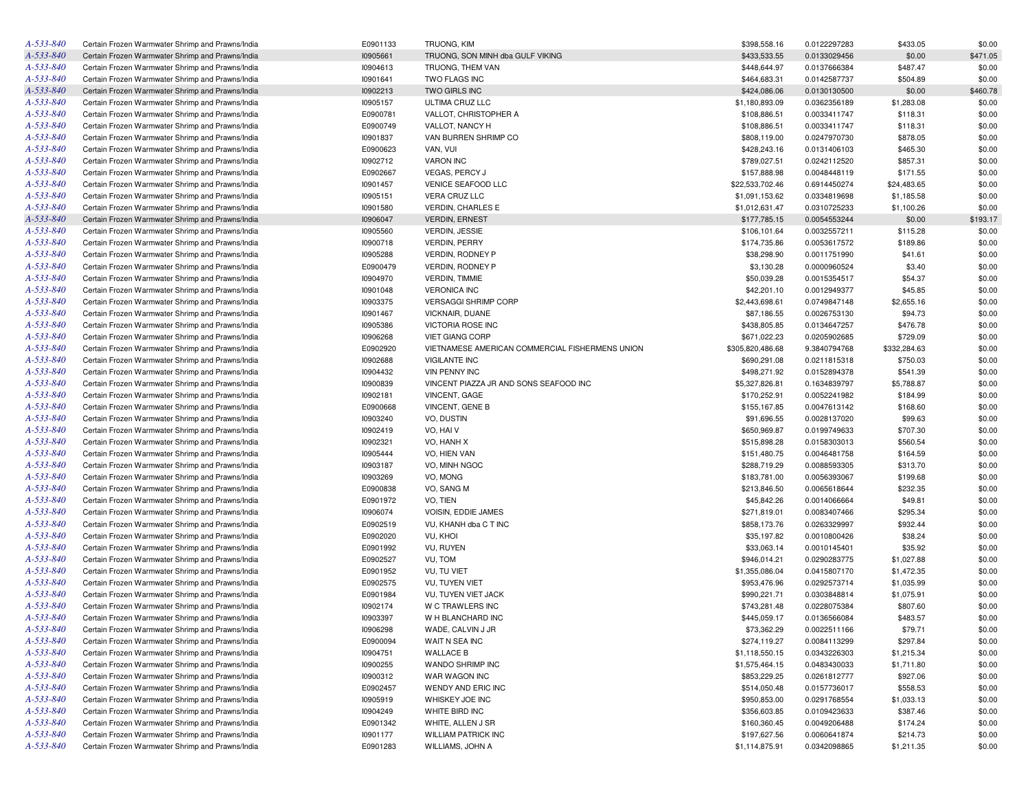| | | | | | | | |
|---|---|---|---|---|---|---|---|
| A-533-840 | Certain Frozen Warmwater Shrimp and Prawns/India | E0901133 | TRUONG, KIM | $398,558.16 | 0.0122297283 | $433.05 | $0.00 |
| A-533-840 | Certain Frozen Warmwater Shrimp and Prawns/India | I0905661 | TRUONG, SON MINH dba GULF VIKING | $433,533.55 | 0.0133029456 | $0.00 | $471.05 |
| A-533-840 | Certain Frozen Warmwater Shrimp and Prawns/India | I0904613 | TRUONG, THEM VAN | $448,644.97 | 0.0137666384 | $487.47 | $0.00 |
| A-533-840 | Certain Frozen Warmwater Shrimp and Prawns/India | I0901641 | TWO FLAGS INC | $464,683.31 | 0.0142587737 | $504.89 | $0.00 |
| A-533-840 | Certain Frozen Warmwater Shrimp and Prawns/India | I0902213 | TWO GIRLS INC | $424,086.06 | 0.0130130500 | $0.00 | $460.78 |
| A-533-840 | Certain Frozen Warmwater Shrimp and Prawns/India | I0905157 | ULTIMA CRUZ LLC | $1,180,893.09 | 0.0362356189 | $1,283.08 | $0.00 |
| A-533-840 | Certain Frozen Warmwater Shrimp and Prawns/India | E0900781 | VALLOT, CHRISTOPHER A | $108,886.51 | 0.0033411747 | $118.31 | $0.00 |
| A-533-840 | Certain Frozen Warmwater Shrimp and Prawns/India | E0900749 | VALLOT, NANCY H | $108,886.51 | 0.0033411747 | $118.31 | $0.00 |
| A-533-840 | Certain Frozen Warmwater Shrimp and Prawns/India | I0901837 | VAN BURREN SHRIMP CO | $808,119.00 | 0.0247970730 | $878.05 | $0.00 |
| A-533-840 | Certain Frozen Warmwater Shrimp and Prawns/India | E0900623 | VAN, VUI | $428,243.16 | 0.0131406103 | $465.30 | $0.00 |
| A-533-840 | Certain Frozen Warmwater Shrimp and Prawns/India | I0902712 | VARON INC | $789,027.51 | 0.0242112520 | $857.31 | $0.00 |
| A-533-840 | Certain Frozen Warmwater Shrimp and Prawns/India | E0902667 | VEGAS, PERCY J | $157,888.98 | 0.0048448119 | $171.55 | $0.00 |
| A-533-840 | Certain Frozen Warmwater Shrimp and Prawns/India | I0901457 | VENICE SEAFOOD LLC | $22,533,702.46 | 0.6914450274 | $24,483.65 | $0.00 |
| A-533-840 | Certain Frozen Warmwater Shrimp and Prawns/India | I0905151 | VERA CRUZ LLC | $1,091,153.62 | 0.0334819698 | $1,185.58 | $0.00 |
| A-533-840 | Certain Frozen Warmwater Shrimp and Prawns/India | I0901580 | VERDIN, CHARLES E | $1,012,631.47 | 0.0310725233 | $1,100.26 | $0.00 |
| A-533-840 | Certain Frozen Warmwater Shrimp and Prawns/India | I0906047 | VERDIN, ERNEST | $177,785.15 | 0.0054553244 | $0.00 | $193.17 |
| A-533-840 | Certain Frozen Warmwater Shrimp and Prawns/India | I0905560 | VERDIN, JESSIE | $106,101.64 | 0.0032557211 | $115.28 | $0.00 |
| A-533-840 | Certain Frozen Warmwater Shrimp and Prawns/India | I0900718 | VERDIN, PERRY | $174,735.86 | 0.0053617572 | $189.86 | $0.00 |
| A-533-840 | Certain Frozen Warmwater Shrimp and Prawns/India | I0905288 | VERDIN, RODNEY P | $38,298.90 | 0.0011751990 | $41.61 | $0.00 |
| A-533-840 | Certain Frozen Warmwater Shrimp and Prawns/India | E0900479 | VERDIN, RODNEY P | $3,130.28 | 0.0000960524 | $3.40 | $0.00 |
| A-533-840 | Certain Frozen Warmwater Shrimp and Prawns/India | I0904970 | VERDIN, TIMMIE | $50,039.28 | 0.0015354517 | $54.37 | $0.00 |
| A-533-840 | Certain Frozen Warmwater Shrimp and Prawns/India | I0901048 | VERONICA INC | $42,201.10 | 0.0012949377 | $45.85 | $0.00 |
| A-533-840 | Certain Frozen Warmwater Shrimp and Prawns/India | I0903375 | VERSAGGI SHRIMP CORP | $2,443,698.61 | 0.0749847148 | $2,655.16 | $0.00 |
| A-533-840 | Certain Frozen Warmwater Shrimp and Prawns/India | I0901467 | VICKNAIR, DUANE | $87,186.55 | 0.0026753130 | $94.73 | $0.00 |
| A-533-840 | Certain Frozen Warmwater Shrimp and Prawns/India | I0905386 | VICTORIA ROSE INC | $438,805.85 | 0.0134647257 | $476.78 | $0.00 |
| A-533-840 | Certain Frozen Warmwater Shrimp and Prawns/India | I0906268 | VIET GIANG CORP | $671,022.23 | 0.0205902685 | $729.09 | $0.00 |
| A-533-840 | Certain Frozen Warmwater Shrimp and Prawns/India | E0902920 | VIETNAMESE AMERICAN COMMERCIAL FISHERMENS UNION | $305,820,486.68 | 9.3840794768 | $332,284.63 | $0.00 |
| A-533-840 | Certain Frozen Warmwater Shrimp and Prawns/India | I0902688 | VIGILANTE INC | $690,291.08 | 0.0211815318 | $750.03 | $0.00 |
| A-533-840 | Certain Frozen Warmwater Shrimp and Prawns/India | I0904432 | VIN PENNY INC | $498,271.92 | 0.0152894378 | $541.39 | $0.00 |
| A-533-840 | Certain Frozen Warmwater Shrimp and Prawns/India | I0900839 | VINCENT PIAZZA JR AND SONS SEAFOOD INC | $5,327,826.81 | 0.1634839797 | $5,788.87 | $0.00 |
| A-533-840 | Certain Frozen Warmwater Shrimp and Prawns/India | I0902181 | VINCENT, GAGE | $170,252.91 | 0.0052241982 | $184.99 | $0.00 |
| A-533-840 | Certain Frozen Warmwater Shrimp and Prawns/India | E0900668 | VINCENT, GENE B | $155,167.85 | 0.0047613142 | $168.60 | $0.00 |
| A-533-840 | Certain Frozen Warmwater Shrimp and Prawns/India | I0903240 | VO, DUSTIN | $91,696.55 | 0.0028137020 | $99.63 | $0.00 |
| A-533-840 | Certain Frozen Warmwater Shrimp and Prawns/India | I0902419 | VO, HAI V | $650,969.87 | 0.0199749633 | $707.30 | $0.00 |
| A-533-840 | Certain Frozen Warmwater Shrimp and Prawns/India | I0902321 | VO, HANH X | $515,898.28 | 0.0158303013 | $560.54 | $0.00 |
| A-533-840 | Certain Frozen Warmwater Shrimp and Prawns/India | I0905444 | VO, HIEN VAN | $151,480.75 | 0.0046481758 | $164.59 | $0.00 |
| A-533-840 | Certain Frozen Warmwater Shrimp and Prawns/India | I0903187 | VO, MINH NGOC | $288,719.29 | 0.0088593305 | $313.70 | $0.00 |
| A-533-840 | Certain Frozen Warmwater Shrimp and Prawns/India | I0903269 | VO, MONG | $183,781.00 | 0.0056393067 | $199.68 | $0.00 |
| A-533-840 | Certain Frozen Warmwater Shrimp and Prawns/India | E0900838 | VO, SANG M | $213,846.50 | 0.0065618644 | $232.35 | $0.00 |
| A-533-840 | Certain Frozen Warmwater Shrimp and Prawns/India | E0901972 | VO, TIEN | $45,842.26 | 0.0014066664 | $49.81 | $0.00 |
| A-533-840 | Certain Frozen Warmwater Shrimp and Prawns/India | I0906074 | VOISIN, EDDIE JAMES | $271,819.01 | 0.0083407466 | $295.34 | $0.00 |
| A-533-840 | Certain Frozen Warmwater Shrimp and Prawns/India | E0902519 | VU, KHANH dba C T INC | $858,173.76 | 0.0263329997 | $932.44 | $0.00 |
| A-533-840 | Certain Frozen Warmwater Shrimp and Prawns/India | E0902020 | VU, KHOI | $35,197.82 | 0.0010800426 | $38.24 | $0.00 |
| A-533-840 | Certain Frozen Warmwater Shrimp and Prawns/India | E0901992 | VU, RUYEN | $33,063.14 | 0.0010145401 | $35.92 | $0.00 |
| A-533-840 | Certain Frozen Warmwater Shrimp and Prawns/India | E0902527 | VU, TOM | $946,014.21 | 0.0290283775 | $1,027.88 | $0.00 |
| A-533-840 | Certain Frozen Warmwater Shrimp and Prawns/India | E0901952 | VU, TU VIET | $1,355,086.04 | 0.0415807170 | $1,472.35 | $0.00 |
| A-533-840 | Certain Frozen Warmwater Shrimp and Prawns/India | E0902575 | VU, TUYEN VIET | $953,476.96 | 0.0292573714 | $1,035.99 | $0.00 |
| A-533-840 | Certain Frozen Warmwater Shrimp and Prawns/India | E0901984 | VU, TUYEN VIET JACK | $990,221.71 | 0.0303848814 | $1,075.91 | $0.00 |
| A-533-840 | Certain Frozen Warmwater Shrimp and Prawns/India | I0902174 | W C TRAWLERS INC | $743,281.48 | 0.0228075384 | $807.60 | $0.00 |
| A-533-840 | Certain Frozen Warmwater Shrimp and Prawns/India | I0903397 | W H BLANCHARD INC | $445,059.17 | 0.0136566084 | $483.57 | $0.00 |
| A-533-840 | Certain Frozen Warmwater Shrimp and Prawns/India | I0906298 | WADE, CALVIN J JR | $73,362.29 | 0.0022511166 | $79.71 | $0.00 |
| A-533-840 | Certain Frozen Warmwater Shrimp and Prawns/India | E0900094 | WAIT N SEA INC | $274,119.27 | 0.0084113299 | $297.84 | $0.00 |
| A-533-840 | Certain Frozen Warmwater Shrimp and Prawns/India | I0904751 | WALLACE B | $1,118,550.15 | 0.0343226303 | $1,215.34 | $0.00 |
| A-533-840 | Certain Frozen Warmwater Shrimp and Prawns/India | I0900255 | WANDO SHRIMP INC | $1,575,464.15 | 0.0483430033 | $1,711.80 | $0.00 |
| A-533-840 | Certain Frozen Warmwater Shrimp and Prawns/India | I0900312 | WAR WAGON INC | $853,229.25 | 0.0261812777 | $927.06 | $0.00 |
| A-533-840 | Certain Frozen Warmwater Shrimp and Prawns/India | E0902457 | WENDY AND ERIC INC | $514,050.48 | 0.0157736017 | $558.53 | $0.00 |
| A-533-840 | Certain Frozen Warmwater Shrimp and Prawns/India | I0905919 | WHISKEY JOE INC | $950,853.00 | 0.0291768554 | $1,033.13 | $0.00 |
| A-533-840 | Certain Frozen Warmwater Shrimp and Prawns/India | I0904249 | WHITE BIRD INC | $356,603.85 | 0.0109423633 | $387.46 | $0.00 |
| A-533-840 | Certain Frozen Warmwater Shrimp and Prawns/India | E0901342 | WHITE, ALLEN J SR | $160,360.45 | 0.0049206488 | $174.24 | $0.00 |
| A-533-840 | Certain Frozen Warmwater Shrimp and Prawns/India | I0901177 | WILLIAM PATRICK INC | $197,627.56 | 0.0060641874 | $214.73 | $0.00 |
| A-533-840 | Certain Frozen Warmwater Shrimp and Prawns/India | E0901283 | WILLIAMS, JOHN A | $1,114,875.91 | 0.0342098865 | $1,211.35 | $0.00 |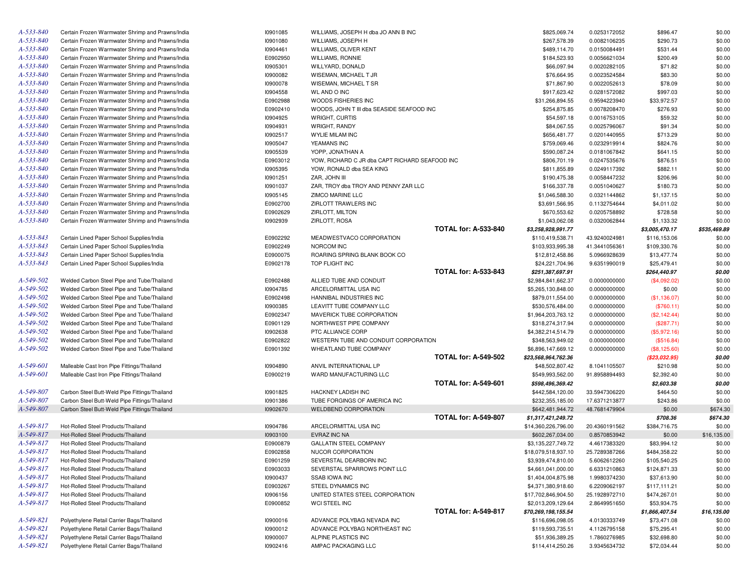| | | | | | | | | |
|---|---|---|---|---|---|---|---|---|
| A-533-840 | Certain Frozen Warmwater Shrimp and Prawns/India | I0901085 | WILLIAMS, JOSEPH H dba JO ANN B INC | | $825,069.74 | 0.0253172052 | $896.47 | $0.00 |
| A-533-840 | Certain Frozen Warmwater Shrimp and Prawns/India | I0901080 | WILLIAMS, JOSEPH H | | $267,578.39 | 0.0082106235 | $290.73 | $0.00 |
| A-533-840 | Certain Frozen Warmwater Shrimp and Prawns/India | I0904461 | WILLIAMS, OLIVER KENT | | $489,114.70 | 0.0150084491 | $531.44 | $0.00 |
| A-533-840 | Certain Frozen Warmwater Shrimp and Prawns/India | E0902950 | WILLIAMS, RONNIE | | $184,523.93 | 0.0056621034 | $200.49 | $0.00 |
| A-533-840 | Certain Frozen Warmwater Shrimp and Prawns/India | I0905301 | WILLYARD, DONALD | | $66,097.94 | 0.0020282105 | $71.82 | $0.00 |
| A-533-840 | Certain Frozen Warmwater Shrimp and Prawns/India | I0900082 | WISEMAN, MICHAEL T JR | | $76,664.95 | 0.0023524584 | $83.30 | $0.00 |
| A-533-840 | Certain Frozen Warmwater Shrimp and Prawns/India | I0900078 | WISEMAN, MICHAEL T SR | | $71,867.90 | 0.0022052613 | $78.09 | $0.00 |
| A-533-840 | Certain Frozen Warmwater Shrimp and Prawns/India | I0904558 | WL AND O INC | | $917,623.42 | 0.0281572082 | $997.03 | $0.00 |
| A-533-840 | Certain Frozen Warmwater Shrimp and Prawns/India | E0902988 | WOODS FISHERIES INC | | $31,266,894.55 | 0.9594223940 | $33,972.57 | $0.00 |
| A-533-840 | Certain Frozen Warmwater Shrimp and Prawns/India | E0902410 | WOODS, JOHN T III dba SEASIDE SEAFOOD INC | | $254,875.85 | 0.0078208470 | $276.93 | $0.00 |
| A-533-840 | Certain Frozen Warmwater Shrimp and Prawns/India | I0904925 | WRIGHT, CURTIS | | $54,597.18 | 0.0016753105 | $59.32 | $0.00 |
| A-533-840 | Certain Frozen Warmwater Shrimp and Prawns/India | I0904931 | WRIGHT, RANDY | | $84,067.55 | 0.0025796067 | $91.34 | $0.00 |
| A-533-840 | Certain Frozen Warmwater Shrimp and Prawns/India | I0902517 | WYLIE MILAM INC | | $656,481.77 | 0.0201440955 | $713.29 | $0.00 |
| A-533-840 | Certain Frozen Warmwater Shrimp and Prawns/India | I0905047 | YEAMANS INC | | $759,069.46 | 0.0232919914 | $824.76 | $0.00 |
| A-533-840 | Certain Frozen Warmwater Shrimp and Prawns/India | I0905539 | YOPP, JONATHAN A | | $590,087.24 | 0.0181067842 | $641.15 | $0.00 |
| A-533-840 | Certain Frozen Warmwater Shrimp and Prawns/India | E0903012 | YOW, RICHARD C JR dba CAPT RICHARD SEAFOOD INC | | $806,701.19 | 0.0247535676 | $876.51 | $0.00 |
| A-533-840 | Certain Frozen Warmwater Shrimp and Prawns/India | I0905395 | YOW, RONALD dba SEA KING | | $811,855.89 | 0.0249117392 | $882.11 | $0.00 |
| A-533-840 | Certain Frozen Warmwater Shrimp and Prawns/India | I0901251 | ZAR, JOHN III | | $190,475.38 | 0.0058447232 | $206.96 | $0.00 |
| A-533-840 | Certain Frozen Warmwater Shrimp and Prawns/India | I0901037 | ZAR, TROY dba TROY AND PENNY ZAR LLC | | $166,337.78 | 0.0051040627 | $180.73 | $0.00 |
| A-533-840 | Certain Frozen Warmwater Shrimp and Prawns/India | I0905145 | ZIMCO MARINE LLC | | $1,046,588.30 | 0.0321144862 | $1,137.15 | $0.00 |
| A-533-840 | Certain Frozen Warmwater Shrimp and Prawns/India | E0902700 | ZIRLOTT TRAWLERS INC | | $3,691,566.95 | 0.1132754644 | $4,011.02 | $0.00 |
| A-533-840 | Certain Frozen Warmwater Shrimp and Prawns/India | E0902629 | ZIRLOTT, MILTON | | $670,553.62 | 0.0205758892 | $728.58 | $0.00 |
| A-533-840 | Certain Frozen Warmwater Shrimp and Prawns/India | I0902939 | ZIRLOTT, ROSA | | $1,043,062.08 | 0.0320062844 | $1,133.32 | $0.00 |
| | | | | **TOTAL for: A-533-840** | ***$3,258,928,991.77*** | | ***$3,005,470.17*** | ***$535,469.89*** |
| A-533-843 | Certain Lined Paper School Supplies/India | E0902292 | MEADWESTVACO CORPORATION | | $110,419,538.71 | 43.9240024981 | $116,153.06 | $0.00 |
| A-533-843 | Certain Lined Paper School Supplies/India | E0902249 | NORCOM INC | | $103,933,995.38 | 41.3441056361 | $109,330.76 | $0.00 |
| A-533-843 | Certain Lined Paper School Supplies/India | E0900075 | ROARING SPRING BLANK BOOK CO | | $12,812,458.86 | 5.0966928639 | $13,477.74 | $0.00 |
| A-533-843 | Certain Lined Paper School Supplies/India | E0902178 | TOP FLIGHT INC | | $24,221,704.96 | 9.6351990019 | $25,479.41 | $0.00 |
| | | | | **TOTAL for: A-533-843** | ***$251,387,697.91*** | | ***$264,440.97*** | ***$0.00*** |
| A-549-502 | Welded Carbon Steel Pipe and Tube/Thailand | E0902488 | ALLIED TUBE AND CONDUIT | | $2,984,841,662.37 | 0.0000000000 | ($4,092.02) | $0.00 |
| A-549-502 | Welded Carbon Steel Pipe and Tube/Thailand | I0904785 | ARCELORMITTAL USA INC | | $5,265,130,848.00 | 0.0000000000 | $0.00 | $0.00 |
| A-549-502 | Welded Carbon Steel Pipe and Tube/Thailand | E0902498 | HANNIBAL INDUSTRIES INC | | $879,011,554.00 | 0.0000000000 | ($1,136.07) | $0.00 |
| A-549-502 | Welded Carbon Steel Pipe and Tube/Thailand | I0900385 | LEAVITT TUBE COMPANY LLC | | $530,576,484.00 | 0.0000000000 | ($760.11) | $0.00 |
| A-549-502 | Welded Carbon Steel Pipe and Tube/Thailand | E0902347 | MAVERICK TUBE CORPORATION | | $1,964,203,763.12 | 0.0000000000 | ($2,142.44) | $0.00 |
| A-549-502 | Welded Carbon Steel Pipe and Tube/Thailand | E0901129 | NORTHWEST PIPE COMPANY | | $318,274,317.94 | 0.0000000000 | ($287.71) | $0.00 |
| A-549-502 | Welded Carbon Steel Pipe and Tube/Thailand | I0902638 | PTC ALLIANCE CORP | | $4,382,214,514.79 | 0.0000000000 | ($5,972.16) | $0.00 |
| A-549-502 | Welded Carbon Steel Pipe and Tube/Thailand | E0902822 | WESTERN TUBE AND CONDUIT CORPORATION | | $348,563,949.02 | 0.0000000000 | ($516.84) | $0.00 |
| A-549-502 | Welded Carbon Steel Pipe and Tube/Thailand | E0901392 | WHEATLAND TUBE COMPANY | | $6,896,147,669.12 | 0.0000000000 | ($8,125.60) | $0.00 |
| | | | | **TOTAL for: A-549-502** | ***$23,568,964,762.36*** | | ***($23,032.95)*** | ***$0.00*** |
| A-549-601 | Malleable Cast Iron Pipe Fittings/Thailand | I0904890 | ANVIL INTERNATIONAL LP | | $48,502,807.42 | 8.1041105507 | $210.98 | $0.00 |
| A-549-601 | Malleable Cast Iron Pipe Fittings/Thailand | E0900219 | WARD MANUFACTURING LLC | | $549,993,562.00 | 91.8958894493 | $2,392.40 | $0.00 |
| | | | | **TOTAL for: A-549-601** | ***$598,496,369.42*** | | ***$2,603.38*** | ***$0.00*** |
| A-549-807 | Carbon Steel Butt-Weld Pipe Fittings/Thailand | I0901825 | HACKNEY LADISH INC | | $442,584,120.00 | 33.5947306220 | $464.50 | $0.00 |
| A-549-807 | Carbon Steel Butt-Weld Pipe Fittings/Thailand | I0901386 | TUBE FORGINGS OF AMERICA INC | | $232,355,185.00 | 17.6371213877 | $243.86 | $0.00 |
| A-549-807 | Carbon Steel Butt-Weld Pipe Fittings/Thailand | I0902670 | WELDBEND CORPORATION | | $642,481,944.72 | 48.7681479904 | $0.00 | $674.30 |
| | | | | **TOTAL for: A-549-807** | ***$1,317,421,249.72*** | | ***$708.36*** | ***$674.30*** |
| A-549-817 | Hot-Rolled Steel Products/Thailand | I0904786 | ARCELORMITTAL USA INC | | $14,360,226,796.00 | 20.4360191562 | $384,716.75 | $0.00 |
| A-549-817 | Hot-Rolled Steel Products/Thailand | I0903100 | EVRAZ INC NA | | $602,267,034.00 | 0.8570853942 | $0.00 | $16,135.00 |
| A-549-817 | Hot-Rolled Steel Products/Thailand | E0900879 | GALLATIN STEEL COMPANY | | $3,135,227,749.72 | 4.4617383320 | $83,994.12 | $0.00 |
| A-549-817 | Hot-Rolled Steel Products/Thailand | E0902858 | NUCOR CORPORATION | | $18,079,518,937.10 | 25.7289387266 | $484,358.22 | $0.00 |
| A-549-817 | Hot-Rolled Steel Products/Thailand | E0901259 | SEVERSTAL DEARBORN INC | | $3,939,474,810.00 | 5.6062612260 | $105,540.25 | $0.00 |
| A-549-817 | Hot-Rolled Steel Products/Thailand | E0903033 | SEVERSTAL SPARROWS POINT LLC | | $4,661,041,000.00 | 6.6331210863 | $124,871.33 | $0.00 |
| A-549-817 | Hot-Rolled Steel Products/Thailand | I0900437 | SSAB IOWA INC | | $1,404,004,875.98 | 1.9980374230 | $37,613.90 | $0.00 |
| A-549-817 | Hot-Rolled Steel Products/Thailand | E0903267 | STEEL DYNAMICS INC | | $4,371,380,918.60 | 6.2209062197 | $117,111.21 | $0.00 |
| A-549-817 | Hot-Rolled Steel Products/Thailand | I0906156 | UNITED STATES STEEL CORPORATION | | $17,702,846,904.50 | 25.1928972710 | $474,267.01 | $0.00 |
| A-549-817 | Hot-Rolled Steel Products/Thailand | E0900852 | WCI STEEL INC | | $2,013,209,129.64 | 2.8649951650 | $53,934.75 | $0.00 |
| | | | | **TOTAL for: A-549-817** | ***$70,269,198,155.54*** | | ***$1,866,407.54*** | ***$16,135.00*** |
| A-549-821 | Polyethylene Retail Carrier Bags/Thailand | I0900016 | ADVANCE POLYBAG NEVADA INC | | $116,696,098.05 | 4.0130333749 | $73,471.08 | $0.00 |
| A-549-821 | Polyethylene Retail Carrier Bags/Thailand | I0900012 | ADVANCE POLYBAG NORTHEAST INC | | $119,593,735.51 | 4.1126795158 | $75,295.41 | $0.00 |
| A-549-821 | Polyethylene Retail Carrier Bags/Thailand | I0900007 | ALPINE PLASTICS INC | | $51,936,389.25 | 1.7860276985 | $32,698.80 | $0.00 |
| A-549-821 | Polyethylene Retail Carrier Bags/Thailand | I0902416 | AMPAC PACKAGING LLC | | $114,414,250.26 | 3.9345634732 | $72,034.44 | $0.00 |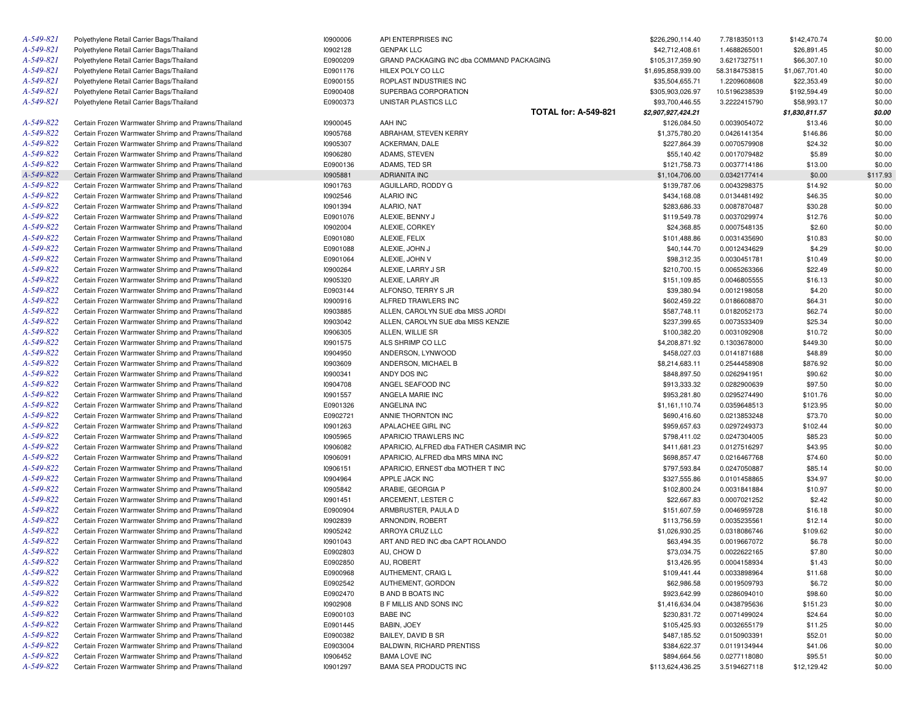| | | | | | | | |
|---|---|---|---|---|---|---|---|
| A-549-821 | Polyethylene Retail Carrier Bags/Thailand | I0900006 | API ENTERPRISES INC | $226,290,114.40 | 7.7818350113 | $142,470.74 | $0.00 |
| A-549-821 | Polyethylene Retail Carrier Bags/Thailand | I0902128 | GENPAK LLC | $42,712,408.61 | 1.4688265001 | $26,891.45 | $0.00 |
| A-549-821 | Polyethylene Retail Carrier Bags/Thailand | E0900209 | GRAND PACKAGING INC dba COMMAND PACKAGING | $105,317,359.90 | 3.6217327511 | $66,307.10 | $0.00 |
| A-549-821 | Polyethylene Retail Carrier Bags/Thailand | E0901176 | HILEX POLY CO LLC | $1,695,858,939.00 | 58.3184753815 | $1,067,701.40 | $0.00 |
| A-549-821 | Polyethylene Retail Carrier Bags/Thailand | E0900155 | ROPLAST INDUSTRIES INC | $35,504,655.71 | 1.2209608608 | $22,353.49 | $0.00 |
| A-549-821 | Polyethylene Retail Carrier Bags/Thailand | E0900408 | SUPERBAG CORPORATION | $305,903,026.97 | 10.5196238539 | $192,594.49 | $0.00 |
| A-549-821 | Polyethylene Retail Carrier Bags/Thailand | E0900373 | UNISTAR PLASTICS LLC | $93,700,446.55 | 3.2222415790 | $58,993.17 | $0.00 |
| | | | **TOTAL for: A-549-821** | ***$2,907,927,424.21*** | | ***$1,830,811.57*** | ***$0.00*** |
| A-549-822 | Certain Frozen Warmwater Shrimp and Prawns/Thailand | I0900045 | AAH INC | $126,084.50 | 0.0039054072 | $13.46 | $0.00 |
| A-549-822 | Certain Frozen Warmwater Shrimp and Prawns/Thailand | I0905768 | ABRAHAM, STEVEN KERRY | $1,375,780.20 | 0.0426141354 | $146.86 | $0.00 |
| A-549-822 | Certain Frozen Warmwater Shrimp and Prawns/Thailand | I0905307 | ACKERMAN, DALE | $227,864.39 | 0.0070579908 | $24.32 | $0.00 |
| A-549-822 | Certain Frozen Warmwater Shrimp and Prawns/Thailand | I0906280 | ADAMS, STEVEN | $55,140.42 | 0.0017079482 | $5.89 | $0.00 |
| A-549-822 | Certain Frozen Warmwater Shrimp and Prawns/Thailand | E0900136 | ADAMS, TED SR | $121,758.73 | 0.0037714186 | $13.00 | $0.00 |
| A-549-822 | Certain Frozen Warmwater Shrimp and Prawns/Thailand | I0905881 | ADRIANITA INC | $1,104,706.00 | 0.0342177414 | $0.00 | $117.93 |
| A-549-822 | Certain Frozen Warmwater Shrimp and Prawns/Thailand | I0901763 | AGUILLARD, RODDY G | $139,787.06 | 0.0043298375 | $14.92 | $0.00 |
| A-549-822 | Certain Frozen Warmwater Shrimp and Prawns/Thailand | I0902546 | ALARIO INC | $434,168.08 | 0.0134481492 | $46.35 | $0.00 |
| A-549-822 | Certain Frozen Warmwater Shrimp and Prawns/Thailand | I0901394 | ALARIO, NAT | $283,686.33 | 0.0087870487 | $30.28 | $0.00 |
| A-549-822 | Certain Frozen Warmwater Shrimp and Prawns/Thailand | E0901076 | ALEXIE, BENNY J | $119,549.78 | 0.0037029974 | $12.76 | $0.00 |
| A-549-822 | Certain Frozen Warmwater Shrimp and Prawns/Thailand | I0902004 | ALEXIE, CORKEY | $24,368.85 | 0.0007548135 | $2.60 | $0.00 |
| A-549-822 | Certain Frozen Warmwater Shrimp and Prawns/Thailand | E0901080 | ALEXIE, FELIX | $101,488.86 | 0.0031435690 | $10.83 | $0.00 |
| A-549-822 | Certain Frozen Warmwater Shrimp and Prawns/Thailand | E0901088 | ALEXIE, JOHN J | $40,144.70 | 0.0012434629 | $4.29 | $0.00 |
| A-549-822 | Certain Frozen Warmwater Shrimp and Prawns/Thailand | E0901064 | ALEXIE, JOHN V | $98,312.35 | 0.0030451781 | $10.49 | $0.00 |
| A-549-822 | Certain Frozen Warmwater Shrimp and Prawns/Thailand | I0900264 | ALEXIE, LARRY J SR | $210,700.15 | 0.0065263366 | $22.49 | $0.00 |
| A-549-822 | Certain Frozen Warmwater Shrimp and Prawns/Thailand | I0905320 | ALEXIE, LARRY JR | $151,109.85 | 0.0046805555 | $16.13 | $0.00 |
| A-549-822 | Certain Frozen Warmwater Shrimp and Prawns/Thailand | E0903144 | ALFONSO, TERRY S JR | $39,380.94 | 0.0012198058 | $4.20 | $0.00 |
| A-549-822 | Certain Frozen Warmwater Shrimp and Prawns/Thailand | I0900916 | ALFRED TRAWLERS INC | $602,459.22 | 0.0186608870 | $64.31 | $0.00 |
| A-549-822 | Certain Frozen Warmwater Shrimp and Prawns/Thailand | I0903885 | ALLEN, CAROLYN SUE dba MISS JORDI | $587,748.11 | 0.0182052173 | $62.74 | $0.00 |
| A-549-822 | Certain Frozen Warmwater Shrimp and Prawns/Thailand | I0903042 | ALLEN, CAROLYN SUE dba MISS KENZIE | $237,399.65 | 0.0073533409 | $25.34 | $0.00 |
| A-549-822 | Certain Frozen Warmwater Shrimp and Prawns/Thailand | I0906305 | ALLEN, WILLIE SR | $100,382.20 | 0.0031092908 | $10.72 | $0.00 |
| A-549-822 | Certain Frozen Warmwater Shrimp and Prawns/Thailand | I0901575 | ALS SHRIMP CO LLC | $4,208,871.92 | 0.1303678000 | $449.30 | $0.00 |
| A-549-822 | Certain Frozen Warmwater Shrimp and Prawns/Thailand | I0904950 | ANDERSON, LYNWOOD | $458,027.03 | 0.0141871688 | $48.89 | $0.00 |
| A-549-822 | Certain Frozen Warmwater Shrimp and Prawns/Thailand | I0903609 | ANDERSON, MICHAEL B | $8,214,683.11 | 0.2544458908 | $876.92 | $0.00 |
| A-549-822 | Certain Frozen Warmwater Shrimp and Prawns/Thailand | I0900341 | ANDY DOS INC | $848,897.50 | 0.0262941951 | $90.62 | $0.00 |
| A-549-822 | Certain Frozen Warmwater Shrimp and Prawns/Thailand | I0904708 | ANGEL SEAFOOD INC | $913,333.32 | 0.0282900639 | $97.50 | $0.00 |
| A-549-822 | Certain Frozen Warmwater Shrimp and Prawns/Thailand | I0901557 | ANGELA MARIE INC | $953,281.80 | 0.0295274490 | $101.76 | $0.00 |
| A-549-822 | Certain Frozen Warmwater Shrimp and Prawns/Thailand | E0901326 | ANGELINA INC | $1,161,110.74 | 0.0359648513 | $123.95 | $0.00 |
| A-549-822 | Certain Frozen Warmwater Shrimp and Prawns/Thailand | E0902721 | ANNIE THORNTON INC | $690,416.60 | 0.0213853248 | $73.70 | $0.00 |
| A-549-822 | Certain Frozen Warmwater Shrimp and Prawns/Thailand | I0901263 | APALACHEE GIRL INC | $959,657.63 | 0.0297249373 | $102.44 | $0.00 |
| A-549-822 | Certain Frozen Warmwater Shrimp and Prawns/Thailand | I0905965 | APARICIO TRAWLERS INC | $798,411.02 | 0.0247304005 | $85.23 | $0.00 |
| A-549-822 | Certain Frozen Warmwater Shrimp and Prawns/Thailand | I0906082 | APARICIO, ALFRED dba FATHER CASIMIR INC | $411,681.23 | 0.0127516297 | $43.95 | $0.00 |
| A-549-822 | Certain Frozen Warmwater Shrimp and Prawns/Thailand | I0906091 | APARICIO, ALFRED dba MRS MINA INC | $698,857.47 | 0.0216467768 | $74.60 | $0.00 |
| A-549-822 | Certain Frozen Warmwater Shrimp and Prawns/Thailand | I0906151 | APARICIO, ERNEST dba MOTHER T INC | $797,593.84 | 0.0247050887 | $85.14 | $0.00 |
| A-549-822 | Certain Frozen Warmwater Shrimp and Prawns/Thailand | I0904964 | APPLE JACK INC | $327,555.86 | 0.0101458865 | $34.97 | $0.00 |
| A-549-822 | Certain Frozen Warmwater Shrimp and Prawns/Thailand | I0905842 | ARABIE, GEORGIA P | $102,800.24 | 0.0031841884 | $10.97 | $0.00 |
| A-549-822 | Certain Frozen Warmwater Shrimp and Prawns/Thailand | I0901451 | ARCEMENT, LESTER C | $22,667.83 | 0.0007021252 | $2.42 | $0.00 |
| A-549-822 | Certain Frozen Warmwater Shrimp and Prawns/Thailand | E0900904 | ARMBRUSTER, PAULA D | $151,607.59 | 0.0046959728 | $16.18 | $0.00 |
| A-549-822 | Certain Frozen Warmwater Shrimp and Prawns/Thailand | I0902839 | ARNONDIN, ROBERT | $113,756.59 | 0.0035235561 | $12.14 | $0.00 |
| A-549-822 | Certain Frozen Warmwater Shrimp and Prawns/Thailand | I0905242 | ARROYA CRUZ LLC | $1,026,930.25 | 0.0318086746 | $109.62 | $0.00 |
| A-549-822 | Certain Frozen Warmwater Shrimp and Prawns/Thailand | I0901043 | ART AND RED INC dba CAPT ROLANDO | $63,494.35 | 0.0019667072 | $6.78 | $0.00 |
| A-549-822 | Certain Frozen Warmwater Shrimp and Prawns/Thailand | E0902803 | AU, CHOW D | $73,034.75 | 0.0022622165 | $7.80 | $0.00 |
| A-549-822 | Certain Frozen Warmwater Shrimp and Prawns/Thailand | E0902850 | AU, ROBERT | $13,426.95 | 0.0004158934 | $1.43 | $0.00 |
| A-549-822 | Certain Frozen Warmwater Shrimp and Prawns/Thailand | E0900968 | AUTHEMENT, CRAIG L | $109,441.44 | 0.0033898964 | $11.68 | $0.00 |
| A-549-822 | Certain Frozen Warmwater Shrimp and Prawns/Thailand | E0902542 | AUTHEMENT, GORDON | $62,986.58 | 0.0019509793 | $6.72 | $0.00 |
| A-549-822 | Certain Frozen Warmwater Shrimp and Prawns/Thailand | E0902470 | B AND B BOATS INC | $923,642.99 | 0.0286094010 | $98.60 | $0.00 |
| A-549-822 | Certain Frozen Warmwater Shrimp and Prawns/Thailand | I0902908 | B F MILLIS AND SONS INC | $1,416,634.04 | 0.0438795636 | $151.23 | $0.00 |
| A-549-822 | Certain Frozen Warmwater Shrimp and Prawns/Thailand | E0900103 | BABE INC | $230,831.72 | 0.0071499024 | $24.64 | $0.00 |
| A-549-822 | Certain Frozen Warmwater Shrimp and Prawns/Thailand | E0901445 | BABIN, JOEY | $105,425.93 | 0.0032655179 | $11.25 | $0.00 |
| A-549-822 | Certain Frozen Warmwater Shrimp and Prawns/Thailand | E0900382 | BAILEY, DAVID B SR | $487,185.52 | 0.0150903391 | $52.01 | $0.00 |
| A-549-822 | Certain Frozen Warmwater Shrimp and Prawns/Thailand | E0903004 | BALDWIN, RICHARD PRENTISS | $384,622.37 | 0.0119134944 | $41.06 | $0.00 |
| A-549-822 | Certain Frozen Warmwater Shrimp and Prawns/Thailand | I0906452 | BAMA LOVE INC | $894,664.56 | 0.0277118080 | $95.51 | $0.00 |
| A-549-822 | Certain Frozen Warmwater Shrimp and Prawns/Thailand | I0901297 | BAMA SEA PRODUCTS INC | $113,624,436.25 | 3.5194627118 | $12,129.42 | $0.00 |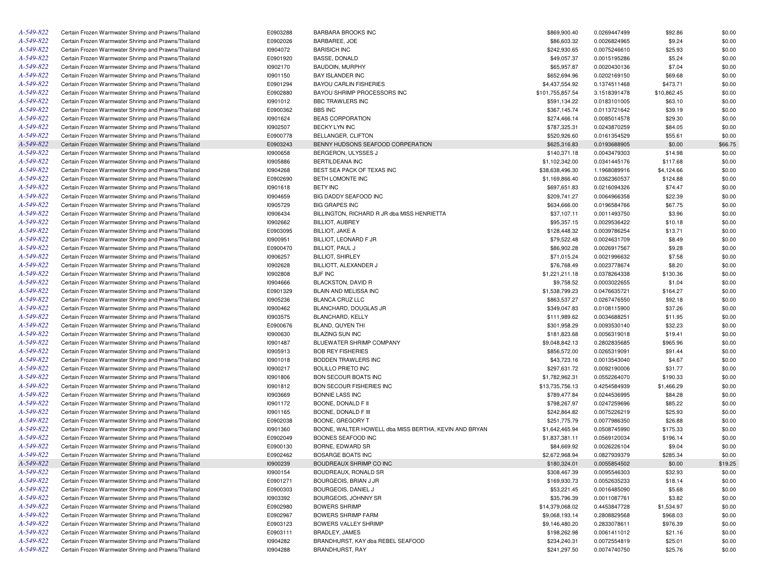| | | | | | | | |
|---|---|---|---|---|---|---|---|
| A-549-822 | Certain Frozen Warmwater Shrimp and Prawns/Thailand | E0903288 | BARBARA BROOKS INC | $869,900.40 | 0.0269447499 | $92.86 | $0.00 |
| A-549-822 | Certain Frozen Warmwater Shrimp and Prawns/Thailand | E0902026 | BARBAREE, JOE | $86,603.32 | 0.0026824965 | $9.24 | $0.00 |
| A-549-822 | Certain Frozen Warmwater Shrimp and Prawns/Thailand | I0904072 | BARISICH INC | $242,930.65 | 0.0075246610 | $25.93 | $0.00 |
| A-549-822 | Certain Frozen Warmwater Shrimp and Prawns/Thailand | E0901920 | BASSE, DONALD | $49,057.37 | 0.0015195286 | $5.24 | $0.00 |
| A-549-822 | Certain Frozen Warmwater Shrimp and Prawns/Thailand | I0902170 | BAUDOIN, MURPHY | $65,957.87 | 0.0020430136 | $7.04 | $0.00 |
| A-549-822 | Certain Frozen Warmwater Shrimp and Prawns/Thailand | I0901150 | BAY ISLANDER INC | $652,694.96 | 0.0202169150 | $69.68 | $0.00 |
| A-549-822 | Certain Frozen Warmwater Shrimp and Prawns/Thailand | E0901294 | BAYOU CARLIN FISHERIES | $4,437,554.92 | 0.1374511468 | $473.71 | $0.00 |
| A-549-822 | Certain Frozen Warmwater Shrimp and Prawns/Thailand | E0902880 | BAYOU SHRIMP PROCESSORS INC | $101,755,857.54 | 3.1518391478 | $10,862.45 | $0.00 |
| A-549-822 | Certain Frozen Warmwater Shrimp and Prawns/Thailand | I0901012 | BBC TRAWLERS INC | $591,134.22 | 0.0183101005 | $63.10 | $0.00 |
| A-549-822 | Certain Frozen Warmwater Shrimp and Prawns/Thailand | E0900362 | BBS INC | $367,145.74 | 0.0113721642 | $39.19 | $0.00 |
| A-549-822 | Certain Frozen Warmwater Shrimp and Prawns/Thailand | I0901624 | BEAS CORPORATION | $274,466.14 | 0.0085014578 | $29.30 | $0.00 |
| A-549-822 | Certain Frozen Warmwater Shrimp and Prawns/Thailand | I0902507 | BECKY LYN INC | $787,325.31 | 0.0243870259 | $84.05 | $0.00 |
| A-549-822 | Certain Frozen Warmwater Shrimp and Prawns/Thailand | E0900778 | BELLANGER, CLIFTON | $520,926.60 | 0.0161354529 | $55.61 | $0.00 |
| A-549-822 | Certain Frozen Warmwater Shrimp and Prawns/Thailand | E0903243 | BENNY HUDSONS SEAFOOD CORPERATION | $625,316.83 | 0.0193688905 | $0.00 | $66.75 |
| A-549-822 | Certain Frozen Warmwater Shrimp and Prawns/Thailand | I0900658 | BERGERON, ULYSSES J | $140,371.18 | 0.0043479303 | $14.98 | $0.00 |
| A-549-822 | Certain Frozen Warmwater Shrimp and Prawns/Thailand | I0905886 | BERTILDEANA INC | $1,102,342.00 | 0.0341445176 | $117.68 | $0.00 |
| A-549-822 | Certain Frozen Warmwater Shrimp and Prawns/Thailand | I0904268 | BEST SEA PACK OF TEXAS INC | $38,638,496.30 | 1.1968089916 | $4,124.66 | $0.00 |
| A-549-822 | Certain Frozen Warmwater Shrimp and Prawns/Thailand | E0902690 | BETH LOMONTE INC | $1,169,866.40 | 0.0362360537 | $124.88 | $0.00 |
| A-549-822 | Certain Frozen Warmwater Shrimp and Prawns/Thailand | I0901618 | BETY INC | $697,651.83 | 0.0216094326 | $74.47 | $0.00 |
| A-549-822 | Certain Frozen Warmwater Shrimp and Prawns/Thailand | I0904659 | BIG DADDY SEAFOOD INC | $209,741.27 | 0.0064966358 | $22.39 | $0.00 |
| A-549-822 | Certain Frozen Warmwater Shrimp and Prawns/Thailand | I0905729 | BIG GRAPES INC | $634,666.00 | 0.0196584766 | $67.75 | $0.00 |
| A-549-822 | Certain Frozen Warmwater Shrimp and Prawns/Thailand | I0906434 | BILLINGTON, RICHARD R JR dba MISS HENRIETTA | $37,107.11 | 0.0011493750 | $3.96 | $0.00 |
| A-549-822 | Certain Frozen Warmwater Shrimp and Prawns/Thailand | I0902662 | BILLIOT, AUBREY | $95,357.15 | 0.0029536422 | $10.18 | $0.00 |
| A-549-822 | Certain Frozen Warmwater Shrimp and Prawns/Thailand | E0903095 | BILLIOT, JAKE A | $128,448.32 | 0.0039786254 | $13.71 | $0.00 |
| A-549-822 | Certain Frozen Warmwater Shrimp and Prawns/Thailand | I0900951 | BILLIOT, LEONARD F JR | $79,522.48 | 0.0024631709 | $8.49 | $0.00 |
| A-549-822 | Certain Frozen Warmwater Shrimp and Prawns/Thailand | E0900470 | BILLIOT, PAUL J | $86,902.28 | 0.0026917567 | $9.28 | $0.00 |
| A-549-822 | Certain Frozen Warmwater Shrimp and Prawns/Thailand | I0906257 | BILLIOT, SHIRLEY | $71,015.24 | 0.0021996632 | $7.58 | $0.00 |
| A-549-822 | Certain Frozen Warmwater Shrimp and Prawns/Thailand | I0902628 | BILLIOTT, ALEXANDER J | $76,768.49 | 0.0023778674 | $8.20 | $0.00 |
| A-549-822 | Certain Frozen Warmwater Shrimp and Prawns/Thailand | I0902808 | BJF INC | $1,221,211.18 | 0.0378264338 | $130.36 | $0.00 |
| A-549-822 | Certain Frozen Warmwater Shrimp and Prawns/Thailand | I0904666 | BLACKSTON, DAVID R | $9,758.52 | 0.0003022655 | $1.04 | $0.00 |
| A-549-822 | Certain Frozen Warmwater Shrimp and Prawns/Thailand | E0901329 | BLAIN AND MELISSA INC | $1,538,799.23 | 0.0476635721 | $164.27 | $0.00 |
| A-549-822 | Certain Frozen Warmwater Shrimp and Prawns/Thailand | I0905236 | BLANCA CRUZ LLC | $863,537.27 | 0.0267476550 | $92.18 | $0.00 |
| A-549-822 | Certain Frozen Warmwater Shrimp and Prawns/Thailand | I0900462 | BLANCHARD, DOUGLAS JR | $349,047.83 | 0.0108115900 | $37.26 | $0.00 |
| A-549-822 | Certain Frozen Warmwater Shrimp and Prawns/Thailand | I0903575 | BLANCHARD, KELLY | $111,989.62 | 0.0034688251 | $11.95 | $0.00 |
| A-549-822 | Certain Frozen Warmwater Shrimp and Prawns/Thailand | E0900676 | BLAND, QUYEN THI | $301,958.29 | 0.0093530140 | $32.23 | $0.00 |
| A-549-822 | Certain Frozen Warmwater Shrimp and Prawns/Thailand | I0900630 | BLAZING SUN INC | $181,823.68 | 0.0056319018 | $19.41 | $0.00 |
| A-549-822 | Certain Frozen Warmwater Shrimp and Prawns/Thailand | I0901487 | BLUEWATER SHRIMP COMPANY | $9,048,842.13 | 0.2802835685 | $965.96 | $0.00 |
| A-549-822 | Certain Frozen Warmwater Shrimp and Prawns/Thailand | I0905913 | BOB REY FISHERIES | $856,572.00 | 0.0265319091 | $91.44 | $0.00 |
| A-549-822 | Certain Frozen Warmwater Shrimp and Prawns/Thailand | I0901018 | BODDEN TRAWLERS INC | $43,723.16 | 0.0013543040 | $4.67 | $0.00 |
| A-549-822 | Certain Frozen Warmwater Shrimp and Prawns/Thailand | I0900217 | BOLILLO PRIETO INC | $297,631.72 | 0.0092190006 | $31.77 | $0.00 |
| A-549-822 | Certain Frozen Warmwater Shrimp and Prawns/Thailand | I0901806 | BON SECOUR BOATS INC | $1,782,962.31 | 0.0552264070 | $190.33 | $0.00 |
| A-549-822 | Certain Frozen Warmwater Shrimp and Prawns/Thailand | I0901812 | BON SECOUR FISHERIES INC | $13,735,756.13 | 0.4254584939 | $1,466.29 | $0.00 |
| A-549-822 | Certain Frozen Warmwater Shrimp and Prawns/Thailand | I0903669 | BONNIE LASS INC | $789,477.84 | 0.0244536995 | $84.28 | $0.00 |
| A-549-822 | Certain Frozen Warmwater Shrimp and Prawns/Thailand | I0901172 | BOONE, DONALD F II | $798,267.97 | 0.0247259696 | $85.22 | $0.00 |
| A-549-822 | Certain Frozen Warmwater Shrimp and Prawns/Thailand | I0901165 | BOONE, DONALD F III | $242,864.82 | 0.0075226219 | $25.93 | $0.00 |
| A-549-822 | Certain Frozen Warmwater Shrimp and Prawns/Thailand | E0902038 | BOONE, GREGORY T | $251,775.79 | 0.0077986350 | $26.88 | $0.00 |
| A-549-822 | Certain Frozen Warmwater Shrimp and Prawns/Thailand | I0901360 | BOONE, WALTER HOWELL dba MISS BERTHA, KEVIN AND BRYAN | $1,642,465.94 | 0.0508745990 | $175.33 | $0.00 |
| A-549-822 | Certain Frozen Warmwater Shrimp and Prawns/Thailand | E0902049 | BOONES SEAFOOD INC | $1,837,381.11 | 0.0569120034 | $196.14 | $0.00 |
| A-549-822 | Certain Frozen Warmwater Shrimp and Prawns/Thailand | E0900130 | BORNE, EDWARD SR | $84,669.92 | 0.0026226104 | $9.04 | $0.00 |
| A-549-822 | Certain Frozen Warmwater Shrimp and Prawns/Thailand | E0902462 | BOSARGE BOATS INC | $2,672,968.94 | 0.0827939379 | $285.34 | $0.00 |
| A-549-822 | Certain Frozen Warmwater Shrimp and Prawns/Thailand | I0900239 | BOUDREAUX SHRIMP CO INC | $180,324.01 | 0.0055854502 | $0.00 | $19.25 |
| A-549-822 | Certain Frozen Warmwater Shrimp and Prawns/Thailand | I0900154 | BOUDREAUX, RONALD SR | $308,467.39 | 0.0095546303 | $32.93 | $0.00 |
| A-549-822 | Certain Frozen Warmwater Shrimp and Prawns/Thailand | E0901271 | BOURGEOIS, BRIAN J JR | $169,930.73 | 0.0052635233 | $18.14 | $0.00 |
| A-549-822 | Certain Frozen Warmwater Shrimp and Prawns/Thailand | E0900303 | BOURGEOIS, DANIEL J | $53,221.45 | 0.0016485090 | $5.68 | $0.00 |
| A-549-822 | Certain Frozen Warmwater Shrimp and Prawns/Thailand | I0903392 | BOURGEOIS, JOHNNY SR | $35,796.39 | 0.0011087761 | $3.82 | $0.00 |
| A-549-822 | Certain Frozen Warmwater Shrimp and Prawns/Thailand | E0902980 | BOWERS SHRIMP | $14,379,068.02 | 0.4453847728 | $1,534.97 | $0.00 |
| A-549-822 | Certain Frozen Warmwater Shrimp and Prawns/Thailand | E0902967 | BOWERS SHRIMP FARM | $9,068,193.14 | 0.2808829568 | $968.03 | $0.00 |
| A-549-822 | Certain Frozen Warmwater Shrimp and Prawns/Thailand | E0903123 | BOWERS VALLEY SHRIMP | $9,146,480.20 | 0.2833078611 | $976.39 | $0.00 |
| A-549-822 | Certain Frozen Warmwater Shrimp and Prawns/Thailand | E0903111 | BRADLEY, JAMES | $198,262.98 | 0.0061411012 | $21.16 | $0.00 |
| A-549-822 | Certain Frozen Warmwater Shrimp and Prawns/Thailand | I0904282 | BRANDHURST, KAY dba REBEL SEAFOOD | $234,240.31 | 0.0072554819 | $25.01 | $0.00 |
| A-549-822 | Certain Frozen Warmwater Shrimp and Prawns/Thailand | I0904288 | BRANDHURST, RAY | $241,297.50 | 0.0074740750 | $25.76 | $0.00 |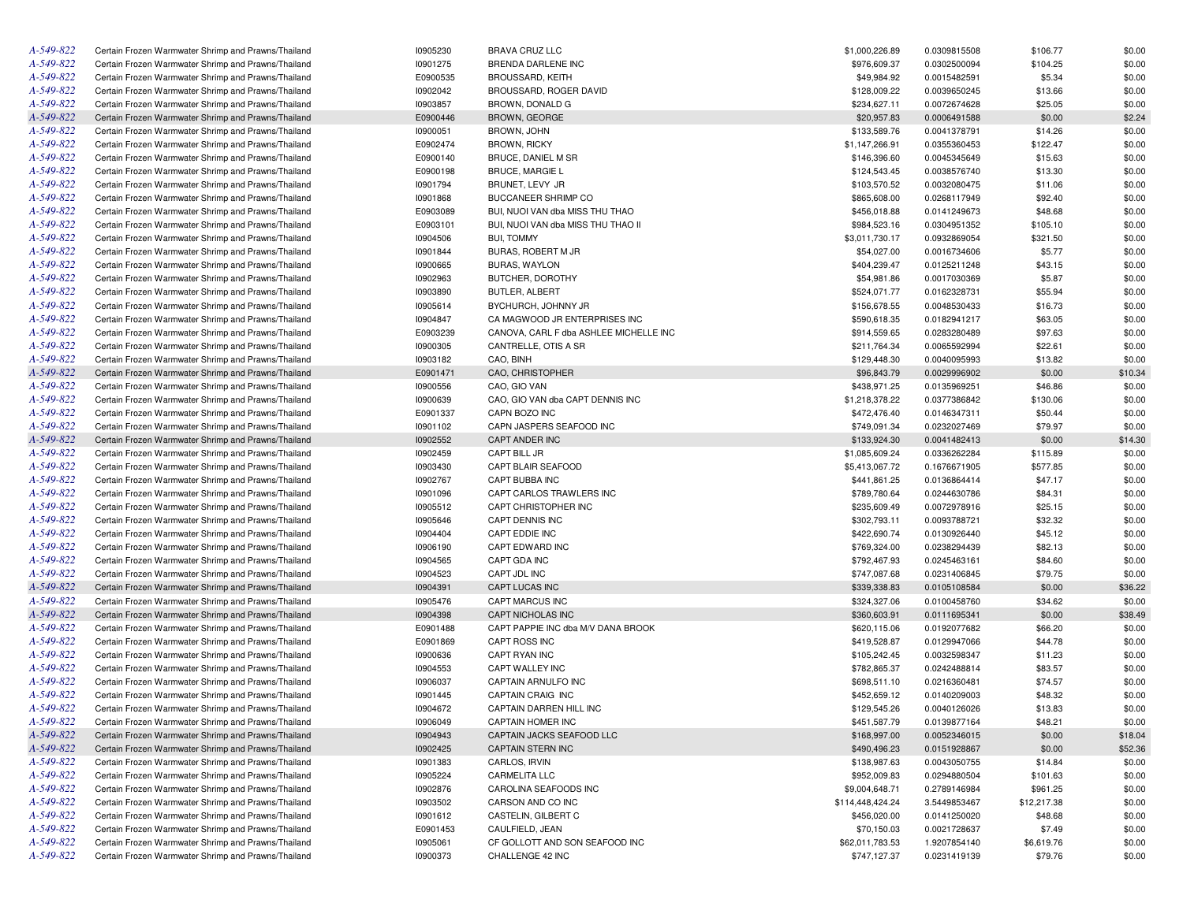| | | | | | | | |
|---|---|---|---|---|---|---|---|
| A-549-822 | Certain Frozen Warmwater Shrimp and Prawns/Thailand | I0905230 | BRAVA CRUZ LLC | $1,000,226.89 | 0.0309815508 | $106.77 | $0.00 |
| A-549-822 | Certain Frozen Warmwater Shrimp and Prawns/Thailand | I0901275 | BRENDA DARLENE INC | $976,609.37 | 0.0302500094 | $104.25 | $0.00 |
| A-549-822 | Certain Frozen Warmwater Shrimp and Prawns/Thailand | E0900535 | BROUSSARD, KEITH | $49,984.92 | 0.0015482591 | $5.34 | $0.00 |
| A-549-822 | Certain Frozen Warmwater Shrimp and Prawns/Thailand | I0902042 | BROUSSARD, ROGER DAVID | $128,009.22 | 0.0039650245 | $13.66 | $0.00 |
| A-549-822 | Certain Frozen Warmwater Shrimp and Prawns/Thailand | I0903857 | BROWN, DONALD G | $234,627.11 | 0.0072674628 | $25.05 | $0.00 |
| A-549-822 | Certain Frozen Warmwater Shrimp and Prawns/Thailand | E0900446 | BROWN, GEORGE | $20,957.83 | 0.0006491588 | $0.00 | $2.24 |
| A-549-822 | Certain Frozen Warmwater Shrimp and Prawns/Thailand | I0900051 | BROWN, JOHN | $133,589.76 | 0.0041378791 | $14.26 | $0.00 |
| A-549-822 | Certain Frozen Warmwater Shrimp and Prawns/Thailand | E0902474 | BROWN, RICKY | $1,147,266.91 | 0.0355360453 | $122.47 | $0.00 |
| A-549-822 | Certain Frozen Warmwater Shrimp and Prawns/Thailand | E0900140 | BRUCE, DANIEL M SR | $146,396.60 | 0.0045345649 | $15.63 | $0.00 |
| A-549-822 | Certain Frozen Warmwater Shrimp and Prawns/Thailand | E0900198 | BRUCE, MARGIE L | $124,543.45 | 0.0038576740 | $13.30 | $0.00 |
| A-549-822 | Certain Frozen Warmwater Shrimp and Prawns/Thailand | I0901794 | BRUNET, LEVY JR | $103,570.52 | 0.0032080475 | $11.06 | $0.00 |
| A-549-822 | Certain Frozen Warmwater Shrimp and Prawns/Thailand | I0901868 | BUCCANEER SHRIMP CO | $865,608.00 | 0.0268117949 | $92.40 | $0.00 |
| A-549-822 | Certain Frozen Warmwater Shrimp and Prawns/Thailand | E0903089 | BUI, NUOI VAN dba MISS THU THAO | $456,018.88 | 0.0141249673 | $48.68 | $0.00 |
| A-549-822 | Certain Frozen Warmwater Shrimp and Prawns/Thailand | E0903101 | BUI, NUOI VAN dba MISS THU THAO II | $984,523.16 | 0.0304951352 | $105.10 | $0.00 |
| A-549-822 | Certain Frozen Warmwater Shrimp and Prawns/Thailand | I0904506 | BUI, TOMMY | $3,011,730.17 | 0.0932869054 | $321.50 | $0.00 |
| A-549-822 | Certain Frozen Warmwater Shrimp and Prawns/Thailand | I0901844 | BURAS, ROBERT M JR | $54,027.00 | 0.0016734606 | $5.77 | $0.00 |
| A-549-822 | Certain Frozen Warmwater Shrimp and Prawns/Thailand | I0900665 | BURAS, WAYLON | $404,239.47 | 0.0125211248 | $43.15 | $0.00 |
| A-549-822 | Certain Frozen Warmwater Shrimp and Prawns/Thailand | I0902963 | BUTCHER, DOROTHY | $54,981.86 | 0.0017030369 | $5.87 | $0.00 |
| A-549-822 | Certain Frozen Warmwater Shrimp and Prawns/Thailand | I0903890 | BUTLER, ALBERT | $524,071.77 | 0.0162328731 | $55.94 | $0.00 |
| A-549-822 | Certain Frozen Warmwater Shrimp and Prawns/Thailand | I0905614 | BYCHURCH, JOHNNY JR | $156,678.55 | 0.0048530433 | $16.73 | $0.00 |
| A-549-822 | Certain Frozen Warmwater Shrimp and Prawns/Thailand | I0904847 | CA MAGWOOD JR ENTERPRISES INC | $590,618.35 | 0.0182941217 | $63.05 | $0.00 |
| A-549-822 | Certain Frozen Warmwater Shrimp and Prawns/Thailand | E0903239 | CANOVA, CARL F dba ASHLEE MICHELLE INC | $914,559.65 | 0.0283280489 | $97.63 | $0.00 |
| A-549-822 | Certain Frozen Warmwater Shrimp and Prawns/Thailand | I0900305 | CANTRELLE, OTIS A SR | $211,764.34 | 0.0065592994 | $22.61 | $0.00 |
| A-549-822 | Certain Frozen Warmwater Shrimp and Prawns/Thailand | I0903182 | CAO, BINH | $129,448.30 | 0.0040095993 | $13.82 | $0.00 |
| A-549-822 | Certain Frozen Warmwater Shrimp and Prawns/Thailand | E0901471 | CAO, CHRISTOPHER | $96,843.79 | 0.0029996902 | $0.00 | $10.34 |
| A-549-822 | Certain Frozen Warmwater Shrimp and Prawns/Thailand | I0900556 | CAO, GIO VAN | $438,971.25 | 0.0135969251 | $46.86 | $0.00 |
| A-549-822 | Certain Frozen Warmwater Shrimp and Prawns/Thailand | I0900639 | CAO, GIO VAN dba CAPT DENNIS INC | $1,218,378.22 | 0.0377386842 | $130.06 | $0.00 |
| A-549-822 | Certain Frozen Warmwater Shrimp and Prawns/Thailand | E0901337 | CAPN BOZO INC | $472,476.40 | 0.0146347311 | $50.44 | $0.00 |
| A-549-822 | Certain Frozen Warmwater Shrimp and Prawns/Thailand | I0901102 | CAPN JASPERS SEAFOOD INC | $749,091.34 | 0.0232027469 | $79.97 | $0.00 |
| A-549-822 | Certain Frozen Warmwater Shrimp and Prawns/Thailand | I0902552 | CAPT ANDER INC | $133,924.30 | 0.0041482413 | $0.00 | $14.30 |
| A-549-822 | Certain Frozen Warmwater Shrimp and Prawns/Thailand | I0902459 | CAPT BILL JR | $1,085,609.24 | 0.0336262284 | $115.89 | $0.00 |
| A-549-822 | Certain Frozen Warmwater Shrimp and Prawns/Thailand | I0903430 | CAPT BLAIR SEAFOOD | $5,413,067.72 | 0.1676671905 | $577.85 | $0.00 |
| A-549-822 | Certain Frozen Warmwater Shrimp and Prawns/Thailand | I0902767 | CAPT BUBBA INC | $441,861.25 | 0.0136864414 | $47.17 | $0.00 |
| A-549-822 | Certain Frozen Warmwater Shrimp and Prawns/Thailand | I0901096 | CAPT CARLOS TRAWLERS INC | $789,780.64 | 0.0244630786 | $84.31 | $0.00 |
| A-549-822 | Certain Frozen Warmwater Shrimp and Prawns/Thailand | I0905512 | CAPT CHRISTOPHER INC | $235,609.49 | 0.0072978916 | $25.15 | $0.00 |
| A-549-822 | Certain Frozen Warmwater Shrimp and Prawns/Thailand | I0905646 | CAPT DENNIS INC | $302,793.11 | 0.0093788721 | $32.32 | $0.00 |
| A-549-822 | Certain Frozen Warmwater Shrimp and Prawns/Thailand | I0904404 | CAPT EDDIE INC | $422,690.74 | 0.0130926440 | $45.12 | $0.00 |
| A-549-822 | Certain Frozen Warmwater Shrimp and Prawns/Thailand | I0906190 | CAPT EDWARD INC | $769,324.00 | 0.0238294439 | $82.13 | $0.00 |
| A-549-822 | Certain Frozen Warmwater Shrimp and Prawns/Thailand | I0904565 | CAPT GDA INC | $792,467.93 | 0.0245463161 | $84.60 | $0.00 |
| A-549-822 | Certain Frozen Warmwater Shrimp and Prawns/Thailand | I0904523 | CAPT JDL INC | $747,087.68 | 0.0231406845 | $79.75 | $0.00 |
| A-549-822 | Certain Frozen Warmwater Shrimp and Prawns/Thailand | I0904391 | CAPT LUCAS INC | $339,338.83 | 0.0105108584 | $0.00 | $36.22 |
| A-549-822 | Certain Frozen Warmwater Shrimp and Prawns/Thailand | I0905476 | CAPT MARCUS INC | $324,327.06 | 0.0100458760 | $34.62 | $0.00 |
| A-549-822 | Certain Frozen Warmwater Shrimp and Prawns/Thailand | I0904398 | CAPT NICHOLAS INC | $360,603.91 | 0.0111695341 | $0.00 | $38.49 |
| A-549-822 | Certain Frozen Warmwater Shrimp and Prawns/Thailand | E0901488 | CAPT PAPPIE INC dba M/V DANA BROOK | $620,115.06 | 0.0192077682 | $66.20 | $0.00 |
| A-549-822 | Certain Frozen Warmwater Shrimp and Prawns/Thailand | E0901869 | CAPT ROSS INC | $419,528.87 | 0.0129947066 | $44.78 | $0.00 |
| A-549-822 | Certain Frozen Warmwater Shrimp and Prawns/Thailand | I0900636 | CAPT RYAN INC | $105,242.45 | 0.0032598347 | $11.23 | $0.00 |
| A-549-822 | Certain Frozen Warmwater Shrimp and Prawns/Thailand | I0904553 | CAPT WALLEY INC | $782,865.37 | 0.0242488814 | $83.57 | $0.00 |
| A-549-822 | Certain Frozen Warmwater Shrimp and Prawns/Thailand | I0906037 | CAPTAIN ARNULFO INC | $698,511.10 | 0.0216360481 | $74.57 | $0.00 |
| A-549-822 | Certain Frozen Warmwater Shrimp and Prawns/Thailand | I0901445 | CAPTAIN CRAIG INC | $452,659.12 | 0.0140209003 | $48.32 | $0.00 |
| A-549-822 | Certain Frozen Warmwater Shrimp and Prawns/Thailand | I0904672 | CAPTAIN DARREN HILL INC | $129,545.26 | 0.0040126026 | $13.83 | $0.00 |
| A-549-822 | Certain Frozen Warmwater Shrimp and Prawns/Thailand | I0906049 | CAPTAIN HOMER INC | $451,587.79 | 0.0139877164 | $48.21 | $0.00 |
| A-549-822 | Certain Frozen Warmwater Shrimp and Prawns/Thailand | I0904943 | CAPTAIN JACKS SEAFOOD LLC | $168,997.00 | 0.0052346015 | $0.00 | $18.04 |
| A-549-822 | Certain Frozen Warmwater Shrimp and Prawns/Thailand | I0902425 | CAPTAIN STERN INC | $490,496.23 | 0.0151928867 | $0.00 | $52.36 |
| A-549-822 | Certain Frozen Warmwater Shrimp and Prawns/Thailand | I0901383 | CARLOS, IRVIN | $138,987.63 | 0.0043050755 | $14.84 | $0.00 |
| A-549-822 | Certain Frozen Warmwater Shrimp and Prawns/Thailand | I0905224 | CARMELITA LLC | $952,009.83 | 0.0294880504 | $101.63 | $0.00 |
| A-549-822 | Certain Frozen Warmwater Shrimp and Prawns/Thailand | I0902876 | CAROLINA SEAFOODS INC | $9,004,648.71 | 0.2789146984 | $961.25 | $0.00 |
| A-549-822 | Certain Frozen Warmwater Shrimp and Prawns/Thailand | I0903502 | CARSON AND CO INC | $114,448,424.24 | 3.5449853467 | $12,217.38 | $0.00 |
| A-549-822 | Certain Frozen Warmwater Shrimp and Prawns/Thailand | I0901612 | CASTELIN, GILBERT C | $456,020.00 | 0.0141250020 | $48.68 | $0.00 |
| A-549-822 | Certain Frozen Warmwater Shrimp and Prawns/Thailand | E0901453 | CAULFIELD, JEAN | $70,150.03 | 0.0021728637 | $7.49 | $0.00 |
| A-549-822 | Certain Frozen Warmwater Shrimp and Prawns/Thailand | I0905061 | CF GOLLOTT AND SON SEAFOOD INC | $62,011,783.53 | 1.9207854140 | $6,619.76 | $0.00 |
| A-549-822 | Certain Frozen Warmwater Shrimp and Prawns/Thailand | I0900373 | CHALLENGE 42 INC | $747,127.37 | 0.0231419139 | $79.76 | $0.00 |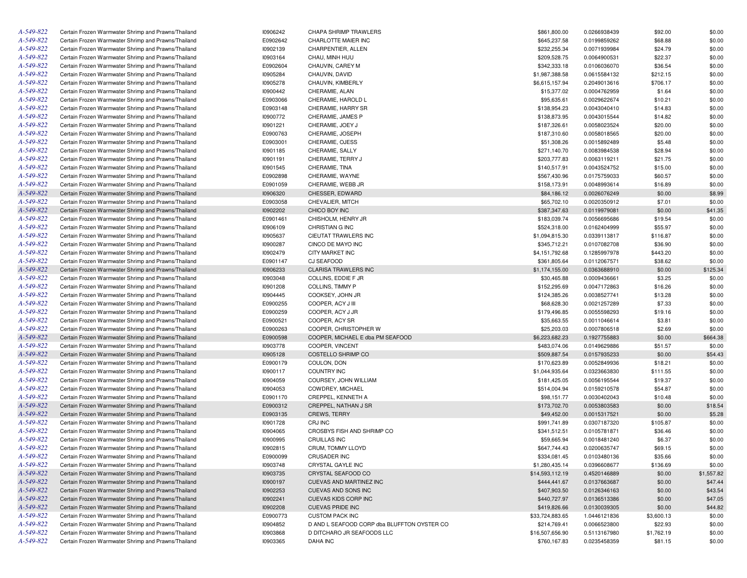| | | | | | | | |
|---|---|---|---|---|---|---|---|
| A-549-822 | Certain Frozen Warmwater Shrimp and Prawns/Thailand | I0906242 | CHAPA SHRIMP TRAWLERS | $861,800.00 | 0.0266938439 | $92.00 | $0.00 |
| A-549-822 | Certain Frozen Warmwater Shrimp and Prawns/Thailand | E0902642 | CHARLOTTE MAIER INC | $645,237.58 | 0.0199859262 | $68.88 | $0.00 |
| A-549-822 | Certain Frozen Warmwater Shrimp and Prawns/Thailand | I0902139 | CHARPENTIER, ALLEN | $232,255.34 | 0.0071939984 | $24.79 | $0.00 |
| A-549-822 | Certain Frozen Warmwater Shrimp and Prawns/Thailand | I0903164 | CHAU, MINH HUU | $209,528.75 | 0.0064900531 | $22.37 | $0.00 |
| A-549-822 | Certain Frozen Warmwater Shrimp and Prawns/Thailand | E0902604 | CHAUVIN, CAREY M | $342,333.18 | 0.0106036070 | $36.54 | $0.00 |
| A-549-822 | Certain Frozen Warmwater Shrimp and Prawns/Thailand | I0905284 | CHAUVIN, DAVID | $1,987,388.58 | 0.0615584132 | $212.15 | $0.00 |
| A-549-822 | Certain Frozen Warmwater Shrimp and Prawns/Thailand | I0905278 | CHAUVIN, KIMBERLY | $6,615,157.94 | 0.2049013616 | $706.17 | $0.00 |
| A-549-822 | Certain Frozen Warmwater Shrimp and Prawns/Thailand | I0900442 | CHERAMIE, ALAN | $15,377.02 | 0.0004762959 | $1.64 | $0.00 |
| A-549-822 | Certain Frozen Warmwater Shrimp and Prawns/Thailand | E0903066 | CHERAMIE, HAROLD L | $95,635.61 | 0.0029622674 | $10.21 | $0.00 |
| A-549-822 | Certain Frozen Warmwater Shrimp and Prawns/Thailand | E0903148 | CHERAMIE, HARRY SR | $138,954.23 | 0.0043040410 | $14.83 | $0.00 |
| A-549-822 | Certain Frozen Warmwater Shrimp and Prawns/Thailand | I0900772 | CHERAMIE, JAMES P | $138,873.95 | 0.0043015544 | $14.82 | $0.00 |
| A-549-822 | Certain Frozen Warmwater Shrimp and Prawns/Thailand | I0901221 | CHERAMIE, JOEY J | $187,326.61 | 0.0058023524 | $20.00 | $0.00 |
| A-549-822 | Certain Frozen Warmwater Shrimp and Prawns/Thailand | E0900763 | CHERAMIE, JOSEPH | $187,310.60 | 0.0058018565 | $20.00 | $0.00 |
| A-549-822 | Certain Frozen Warmwater Shrimp and Prawns/Thailand | E0903001 | CHERAMIE, OJESS | $51,308.26 | 0.0015892489 | $5.48 | $0.00 |
| A-549-822 | Certain Frozen Warmwater Shrimp and Prawns/Thailand | I0901185 | CHERAMIE, SALLY | $271,140.70 | 0.0083984538 | $28.94 | $0.00 |
| A-549-822 | Certain Frozen Warmwater Shrimp and Prawns/Thailand | I0901191 | CHERAMIE, TERRY J | $203,777.83 | 0.0063119211 | $21.75 | $0.00 |
| A-549-822 | Certain Frozen Warmwater Shrimp and Prawns/Thailand | I0901545 | CHERAMIE, TINA | $140,517.91 | 0.0043524752 | $15.00 | $0.00 |
| A-549-822 | Certain Frozen Warmwater Shrimp and Prawns/Thailand | E0902898 | CHERAMIE, WAYNE | $567,430.96 | 0.0175759033 | $60.57 | $0.00 |
| A-549-822 | Certain Frozen Warmwater Shrimp and Prawns/Thailand | E0901059 | CHERAMIE, WEBB JR | $158,173.91 | 0.0048993614 | $16.89 | $0.00 |
| A-549-822 | Certain Frozen Warmwater Shrimp and Prawns/Thailand | I0906320 | CHESSER, EDWARD | $84,186.12 | 0.0026076249 | $0.00 | $8.99 |
| A-549-822 | Certain Frozen Warmwater Shrimp and Prawns/Thailand | E0903058 | CHEVALIER, MITCH | $65,702.10 | 0.0020350912 | $7.01 | $0.00 |
| A-549-822 | Certain Frozen Warmwater Shrimp and Prawns/Thailand | I0902202 | CHICO BOY INC | $387,347.63 | 0.0119979081 | $0.00 | $41.35 |
| A-549-822 | Certain Frozen Warmwater Shrimp and Prawns/Thailand | E0901461 | CHISHOLM, HENRY JR | $183,039.74 | 0.0056695686 | $19.54 | $0.00 |
| A-549-822 | Certain Frozen Warmwater Shrimp and Prawns/Thailand | I0906109 | CHRISTIAN G INC | $524,318.00 | 0.0162404999 | $55.97 | $0.00 |
| A-549-822 | Certain Frozen Warmwater Shrimp and Prawns/Thailand | I0905637 | CIEUTAT TRAWLERS INC | $1,094,815.30 | 0.0339113817 | $116.87 | $0.00 |
| A-549-822 | Certain Frozen Warmwater Shrimp and Prawns/Thailand | I0900287 | CINCO DE MAYO INC | $345,712.21 | 0.0107082708 | $36.90 | $0.00 |
| A-549-822 | Certain Frozen Warmwater Shrimp and Prawns/Thailand | I0902479 | CITY MARKET INC | $4,151,792.68 | 0.1285997978 | $443.20 | $0.00 |
| A-549-822 | Certain Frozen Warmwater Shrimp and Prawns/Thailand | E0901147 | CJ SEAFOOD | $361,805.64 | 0.0112067571 | $38.62 | $0.00 |
| A-549-822 | Certain Frozen Warmwater Shrimp and Prawns/Thailand | I0906233 | CLARISA TRAWLERS INC | $1,174,155.00 | 0.0363688910 | $0.00 | $125.34 |
| A-549-822 | Certain Frozen Warmwater Shrimp and Prawns/Thailand | I0903048 | COLLINS, EDDIE F JR | $30,465.88 | 0.0009436661 | $3.25 | $0.00 |
| A-549-822 | Certain Frozen Warmwater Shrimp and Prawns/Thailand | I0901208 | COLLINS, TIMMY P | $152,295.69 | 0.0047172863 | $16.26 | $0.00 |
| A-549-822 | Certain Frozen Warmwater Shrimp and Prawns/Thailand | I0904445 | COOKSEY, JOHN JR | $124,385.26 | 0.0038527741 | $13.28 | $0.00 |
| A-549-822 | Certain Frozen Warmwater Shrimp and Prawns/Thailand | E0900255 | COOPER, ACY J III | $68,628.30 | 0.0021257289 | $7.33 | $0.00 |
| A-549-822 | Certain Frozen Warmwater Shrimp and Prawns/Thailand | E0900259 | COOPER, ACY J JR | $179,496.85 | 0.0055598293 | $19.16 | $0.00 |
| A-549-822 | Certain Frozen Warmwater Shrimp and Prawns/Thailand | E0900521 | COOPER, ACY SR | $35,663.55 | 0.0011046614 | $3.81 | $0.00 |
| A-549-822 | Certain Frozen Warmwater Shrimp and Prawns/Thailand | E0900263 | COOPER, CHRISTOPHER W | $25,203.03 | 0.0007806518 | $2.69 | $0.00 |
| A-549-822 | Certain Frozen Warmwater Shrimp and Prawns/Thailand | E0900598 | COOPER, MICHAEL E dba PM SEAFOOD | $6,223,682.23 | 0.1927755883 | $0.00 | $664.38 |
| A-549-822 | Certain Frozen Warmwater Shrimp and Prawns/Thailand | I0903778 | COOPER, VINCENT | $483,074.06 | 0.0149629886 | $51.57 | $0.00 |
| A-549-822 | Certain Frozen Warmwater Shrimp and Prawns/Thailand | I0905128 | COSTELLO SHRIMP CO | $509,887.54 | 0.0157935233 | $0.00 | $54.43 |
| A-549-822 | Certain Frozen Warmwater Shrimp and Prawns/Thailand | E0900179 | COULON, DON | $170,623.89 | 0.0052849936 | $18.21 | $0.00 |
| A-549-822 | Certain Frozen Warmwater Shrimp and Prawns/Thailand | I0900117 | COUNTRY INC | $1,044,935.64 | 0.0323663830 | $111.55 | $0.00 |
| A-549-822 | Certain Frozen Warmwater Shrimp and Prawns/Thailand | I0904059 | COURSEY, JOHN WILLIAM | $181,425.05 | 0.0056195544 | $19.37 | $0.00 |
| A-549-822 | Certain Frozen Warmwater Shrimp and Prawns/Thailand | I0904053 | COWDREY, MICHAEL | $514,004.94 | 0.0159210578 | $54.87 | $0.00 |
| A-549-822 | Certain Frozen Warmwater Shrimp and Prawns/Thailand | E0901170 | CREPPEL, KENNETH A | $98,151.77 | 0.0030402043 | $10.48 | $0.00 |
| A-549-822 | Certain Frozen Warmwater Shrimp and Prawns/Thailand | E0900312 | CREPPEL, NATHAN J SR | $173,702.70 | 0.0053803583 | $0.00 | $18.54 |
| A-549-822 | Certain Frozen Warmwater Shrimp and Prawns/Thailand | E0903135 | CREWS, TERRY | $49,452.00 | 0.0015317521 | $0.00 | $5.28 |
| A-549-822 | Certain Frozen Warmwater Shrimp and Prawns/Thailand | I0901728 | CRJ INC | $991,741.89 | 0.0307187320 | $105.87 | $0.00 |
| A-549-822 | Certain Frozen Warmwater Shrimp and Prawns/Thailand | I0904065 | CROSBYS FISH AND SHRIMP CO | $341,512.51 | 0.0105781871 | $36.46 | $0.00 |
| A-549-822 | Certain Frozen Warmwater Shrimp and Prawns/Thailand | I0900995 | CRUILLAS INC | $59,665.94 | 0.0018481240 | $6.37 | $0.00 |
| A-549-822 | Certain Frozen Warmwater Shrimp and Prawns/Thailand | I0902815 | CRUM, TOMMY LLOYD | $647,744.43 | 0.0200635747 | $69.15 | $0.00 |
| A-549-822 | Certain Frozen Warmwater Shrimp and Prawns/Thailand | E0900099 | CRUSADER INC | $334,081.45 | 0.0103480136 | $35.66 | $0.00 |
| A-549-822 | Certain Frozen Warmwater Shrimp and Prawns/Thailand | I0903748 | CRYSTAL GAYLE INC | $1,280,435.14 | 0.0396608677 | $136.69 | $0.00 |
| A-549-822 | Certain Frozen Warmwater Shrimp and Prawns/Thailand | I0903735 | CRYSTAL SEAFOOD CO | $14,593,112.19 | 0.4520146889 | $0.00 | $1,557.82 |
| A-549-822 | Certain Frozen Warmwater Shrimp and Prawns/Thailand | I0900197 | CUEVAS AND MARTINEZ INC | $444,441.67 | 0.0137663687 | $0.00 | $47.44 |
| A-549-822 | Certain Frozen Warmwater Shrimp and Prawns/Thailand | I0902253 | CUEVAS AND SONS INC | $407,903.50 | 0.0126346163 | $0.00 | $43.54 |
| A-549-822 | Certain Frozen Warmwater Shrimp and Prawns/Thailand | I0902241 | CUEVAS KIDS CORP INC | $440,727.97 | 0.0136513386 | $0.00 | $47.05 |
| A-549-822 | Certain Frozen Warmwater Shrimp and Prawns/Thailand | I0902208 | CUEVAS PRIDE INC | $419,826.66 | 0.0130039305 | $0.00 | $44.82 |
| A-549-822 | Certain Frozen Warmwater Shrimp and Prawns/Thailand | E0900773 | CUSTOM PACK INC | $33,724,883.65 | 1.0446121836 | $3,600.13 | $0.00 |
| A-549-822 | Certain Frozen Warmwater Shrimp and Prawns/Thailand | I0904852 | D AND L SEAFOOD CORP dba BLUFFTON OYSTER CO | $214,769.41 | 0.0066523800 | $22.93 | $0.00 |
| A-549-822 | Certain Frozen Warmwater Shrimp and Prawns/Thailand | I0903868 | D DITCHARO JR SEAFOODS LLC | $16,507,656.90 | 0.5113167980 | $1,762.19 | $0.00 |
| A-549-822 | Certain Frozen Warmwater Shrimp and Prawns/Thailand | I0903365 | DAHA INC | $760,167.83 | 0.0235458359 | $81.15 | $0.00 |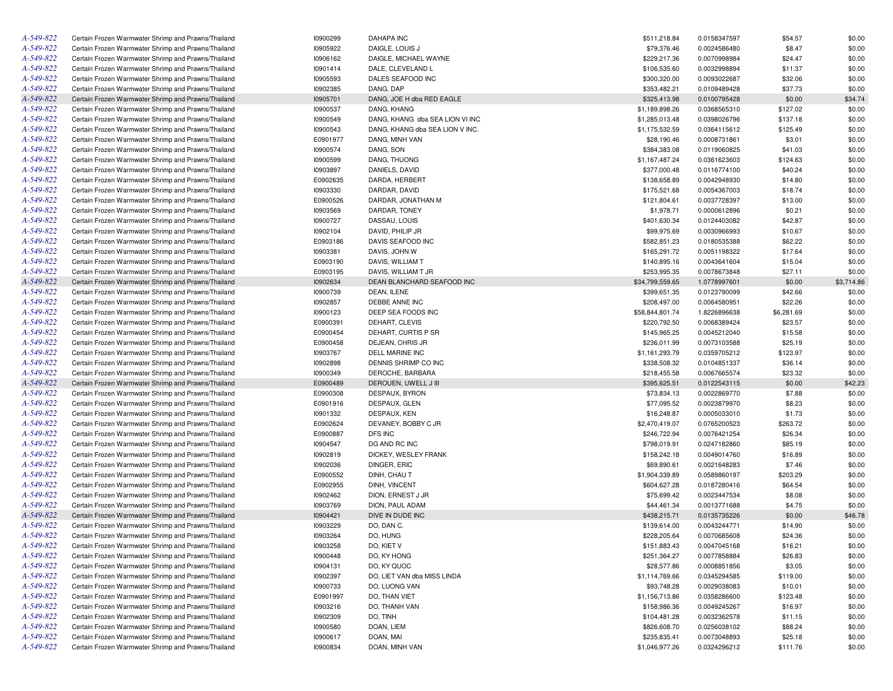| | | | | | | | |
|---|---|---|---|---|---|---|---|
| A-549-822 | Certain Frozen Warmwater Shrimp and Prawns/Thailand | I0900299 | DAHAPA INC | $511,218.84 | 0.0158347597 | $54.57 | $0.00 |
| A-549-822 | Certain Frozen Warmwater Shrimp and Prawns/Thailand | I0905922 | DAIGLE, LOUIS J | $79,376.46 | 0.0024586480 | $8.47 | $0.00 |
| A-549-822 | Certain Frozen Warmwater Shrimp and Prawns/Thailand | I0906162 | DAIGLE, MICHAEL WAYNE | $229,217.36 | 0.0070998984 | $24.47 | $0.00 |
| A-549-822 | Certain Frozen Warmwater Shrimp and Prawns/Thailand | I0901414 | DALE, CLEVELAND L | $106,535.60 | 0.0032998894 | $11.37 | $0.00 |
| A-549-822 | Certain Frozen Warmwater Shrimp and Prawns/Thailand | I0905593 | DALES SEAFOOD INC | $300,320.00 | 0.0093022687 | $32.06 | $0.00 |
| A-549-822 | Certain Frozen Warmwater Shrimp and Prawns/Thailand | I0902385 | DANG, DAP | $353,482.21 | 0.0109489428 | $37.73 | $0.00 |
| A-549-822 | Certain Frozen Warmwater Shrimp and Prawns/Thailand | I0905701 | DANG, JOE H dba RED EAGLE | $325,413.98 | 0.0100795428 | $0.00 | $34.74 |
| A-549-822 | Certain Frozen Warmwater Shrimp and Prawns/Thailand | I0900537 | DANG, KHANG | $1,189,898.26 | 0.0368565310 | $127.02 | $0.00 |
| A-549-822 | Certain Frozen Warmwater Shrimp and Prawns/Thailand | I0900549 | DANG, KHANG dba SEA LION VI INC | $1,285,013.48 | 0.0398026796 | $137.18 | $0.00 |
| A-549-822 | Certain Frozen Warmwater Shrimp and Prawns/Thailand | I0900543 | DANG, KHANG dba SEA LION V INC. | $1,175,532.59 | 0.0364115612 | $125.49 | $0.00 |
| A-549-822 | Certain Frozen Warmwater Shrimp and Prawns/Thailand | E0901977 | DANG, MINH VAN | $28,190.46 | 0.0008731861 | $3.01 | $0.00 |
| A-549-822 | Certain Frozen Warmwater Shrimp and Prawns/Thailand | I0900574 | DANG, SON | $384,383.08 | 0.0119060825 | $41.03 | $0.00 |
| A-549-822 | Certain Frozen Warmwater Shrimp and Prawns/Thailand | I0900599 | DANG, THUONG | $1,167,487.24 | 0.0361623603 | $124.63 | $0.00 |
| A-549-822 | Certain Frozen Warmwater Shrimp and Prawns/Thailand | I0903897 | DANIELS, DAVID | $377,000.48 | 0.0116774100 | $40.24 | $0.00 |
| A-549-822 | Certain Frozen Warmwater Shrimp and Prawns/Thailand | E0902635 | DARDA, HERBERT | $138,658.89 | 0.0042948930 | $14.80 | $0.00 |
| A-549-822 | Certain Frozen Warmwater Shrimp and Prawns/Thailand | I0903330 | DARDAR, DAVID | $175,521.68 | 0.0054367003 | $18.74 | $0.00 |
| A-549-822 | Certain Frozen Warmwater Shrimp and Prawns/Thailand | E0900526 | DARDAR, JONATHAN M | $121,804.61 | 0.0037728397 | $13.00 | $0.00 |
| A-549-822 | Certain Frozen Warmwater Shrimp and Prawns/Thailand | I0903569 | DARDAR, TONEY | $1,978.71 | 0.0000612896 | $0.21 | $0.00 |
| A-549-822 | Certain Frozen Warmwater Shrimp and Prawns/Thailand | I0900727 | DASSAU, LOUIS | $401,630.34 | 0.0124403082 | $42.87 | $0.00 |
| A-549-822 | Certain Frozen Warmwater Shrimp and Prawns/Thailand | I0902104 | DAVID, PHILIP JR | $99,975.69 | 0.0030966993 | $10.67 | $0.00 |
| A-549-822 | Certain Frozen Warmwater Shrimp and Prawns/Thailand | E0903186 | DAVIS SEAFOOD INC | $582,851.23 | 0.0180535388 | $62.22 | $0.00 |
| A-549-822 | Certain Frozen Warmwater Shrimp and Prawns/Thailand | I0903381 | DAVIS, JOHN W | $165,291.72 | 0.0051198322 | $17.64 | $0.00 |
| A-549-822 | Certain Frozen Warmwater Shrimp and Prawns/Thailand | E0903190 | DAVIS, WILLIAM T | $140,895.16 | 0.0043641604 | $15.04 | $0.00 |
| A-549-822 | Certain Frozen Warmwater Shrimp and Prawns/Thailand | E0903195 | DAVIS, WILLIAM T JR | $253,995.35 | 0.0078673848 | $27.11 | $0.00 |
| A-549-822 | Certain Frozen Warmwater Shrimp and Prawns/Thailand | I0902634 | DEAN BLANCHARD SEAFOOD INC | $34,799,559.65 | 1.0778997601 | $0.00 | $3,714.86 |
| A-549-822 | Certain Frozen Warmwater Shrimp and Prawns/Thailand | I0900739 | DEAN, ILENE | $399,651.35 | 0.0123790099 | $42.66 | $0.00 |
| A-549-822 | Certain Frozen Warmwater Shrimp and Prawns/Thailand | I0902857 | DEBBE ANNE INC | $208,497.00 | 0.0064580951 | $22.26 | $0.00 |
| A-549-822 | Certain Frozen Warmwater Shrimp and Prawns/Thailand | I0900123 | DEEP SEA FOODS INC | $58,844,801.74 | 1.8226896638 | $6,281.69 | $0.00 |
| A-549-822 | Certain Frozen Warmwater Shrimp and Prawns/Thailand | E0900391 | DEHART, CLEVIS | $220,792.50 | 0.0068389424 | $23.57 | $0.00 |
| A-549-822 | Certain Frozen Warmwater Shrimp and Prawns/Thailand | E0900454 | DEHART, CURTIS P SR | $145,965.25 | 0.0045212040 | $15.58 | $0.00 |
| A-549-822 | Certain Frozen Warmwater Shrimp and Prawns/Thailand | E0900458 | DEJEAN, CHRIS JR | $236,011.99 | 0.0073103588 | $25.19 | $0.00 |
| A-549-822 | Certain Frozen Warmwater Shrimp and Prawns/Thailand | I0903767 | DELL MARINE INC | $1,161,293.79 | 0.0359705212 | $123.97 | $0.00 |
| A-549-822 | Certain Frozen Warmwater Shrimp and Prawns/Thailand | I0902898 | DENNIS SHRIMP CO INC | $338,508.32 | 0.0104851337 | $36.14 | $0.00 |
| A-549-822 | Certain Frozen Warmwater Shrimp and Prawns/Thailand | I0900349 | DEROCHE, BARBARA | $218,455.58 | 0.0067665574 | $23.32 | $0.00 |
| A-549-822 | Certain Frozen Warmwater Shrimp and Prawns/Thailand | E0900489 | DEROUEN, UWELL J III | $395,625.51 | 0.0122543115 | $0.00 | $42.23 |
| A-549-822 | Certain Frozen Warmwater Shrimp and Prawns/Thailand | E0900308 | DESPAUX, BYRON | $73,834.13 | 0.0022869770 | $7.88 | $0.00 |
| A-549-822 | Certain Frozen Warmwater Shrimp and Prawns/Thailand | E0901916 | DESPAUX, GLEN | $77,095.52 | 0.0023879970 | $8.23 | $0.00 |
| A-549-822 | Certain Frozen Warmwater Shrimp and Prawns/Thailand | I0901332 | DESPAUX, KEN | $16,248.87 | 0.0005033010 | $1.73 | $0.00 |
| A-549-822 | Certain Frozen Warmwater Shrimp and Prawns/Thailand | E0902624 | DEVANEY, BOBBY C JR | $2,470,419.07 | 0.0765200523 | $263.72 | $0.00 |
| A-549-822 | Certain Frozen Warmwater Shrimp and Prawns/Thailand | E0900887 | DFS INC | $246,722.94 | 0.0076421254 | $26.34 | $0.00 |
| A-549-822 | Certain Frozen Warmwater Shrimp and Prawns/Thailand | I0904547 | DG AND RC INC | $798,019.91 | 0.0247182860 | $85.19 | $0.00 |
| A-549-822 | Certain Frozen Warmwater Shrimp and Prawns/Thailand | I0902819 | DICKEY, WESLEY FRANK | $158,242.18 | 0.0049014760 | $16.89 | $0.00 |
| A-549-822 | Certain Frozen Warmwater Shrimp and Prawns/Thailand | I0902036 | DINGER, ERIC | $69,890.61 | 0.0021648283 | $7.46 | $0.00 |
| A-549-822 | Certain Frozen Warmwater Shrimp and Prawns/Thailand | E0900552 | DINH, CHAU T | $1,904,339.89 | 0.0589860197 | $203.29 | $0.00 |
| A-549-822 | Certain Frozen Warmwater Shrimp and Prawns/Thailand | E0902955 | DINH, VINCENT | $604,627.28 | 0.0187280416 | $64.54 | $0.00 |
| A-549-822 | Certain Frozen Warmwater Shrimp and Prawns/Thailand | I0902462 | DION, ERNEST J JR | $75,699.42 | 0.0023447534 | $8.08 | $0.00 |
| A-549-822 | Certain Frozen Warmwater Shrimp and Prawns/Thailand | I0903769 | DION, PAUL ADAM | $44,461.34 | 0.0013771688 | $4.75 | $0.00 |
| A-549-822 | Certain Frozen Warmwater Shrimp and Prawns/Thailand | I0904421 | DIVE IN DUDE INC | $438,215.71 | 0.0135735226 | $0.00 | $46.78 |
| A-549-822 | Certain Frozen Warmwater Shrimp and Prawns/Thailand | I0903229 | DO, DAN C. | $139,614.00 | 0.0043244771 | $14.90 | $0.00 |
| A-549-822 | Certain Frozen Warmwater Shrimp and Prawns/Thailand | I0903264 | DO, HUNG | $228,205.64 | 0.0070685608 | $24.36 | $0.00 |
| A-549-822 | Certain Frozen Warmwater Shrimp and Prawns/Thailand | I0903258 | DO, KIET V | $151,883.43 | 0.0047045168 | $16.21 | $0.00 |
| A-549-822 | Certain Frozen Warmwater Shrimp and Prawns/Thailand | I0900448 | DO, KY HONG | $251,364.27 | 0.0077858884 | $26.83 | $0.00 |
| A-549-822 | Certain Frozen Warmwater Shrimp and Prawns/Thailand | I0904131 | DO, KY QUOC | $28,577.86 | 0.0008851856 | $3.05 | $0.00 |
| A-549-822 | Certain Frozen Warmwater Shrimp and Prawns/Thailand | I0902397 | DO, LIET VAN dba MISS LINDA | $1,114,769.66 | 0.0345294585 | $119.00 | $0.00 |
| A-549-822 | Certain Frozen Warmwater Shrimp and Prawns/Thailand | I0900733 | DO, LUONG VAN | $93,748.28 | 0.0029038083 | $10.01 | $0.00 |
| A-549-822 | Certain Frozen Warmwater Shrimp and Prawns/Thailand | E0901997 | DO, THAN VIET | $1,156,713.86 | 0.0358286600 | $123.48 | $0.00 |
| A-549-822 | Certain Frozen Warmwater Shrimp and Prawns/Thailand | I0903216 | DO, THANH VAN | $158,986.36 | 0.0049245267 | $16.97 | $0.00 |
| A-549-822 | Certain Frozen Warmwater Shrimp and Prawns/Thailand | I0902309 | DO, TINH | $104,481.28 | 0.0032362578 | $11.15 | $0.00 |
| A-549-822 | Certain Frozen Warmwater Shrimp and Prawns/Thailand | I0900580 | DOAN, LIEM | $826,608.70 | 0.0256038102 | $88.24 | $0.00 |
| A-549-822 | Certain Frozen Warmwater Shrimp and Prawns/Thailand | I0900617 | DOAN, MAI | $235,835.41 | 0.0073048893 | $25.18 | $0.00 |
| A-549-822 | Certain Frozen Warmwater Shrimp and Prawns/Thailand | I0900834 | DOAN, MINH VAN | $1,046,977.26 | 0.0324296212 | $111.76 | $0.00 |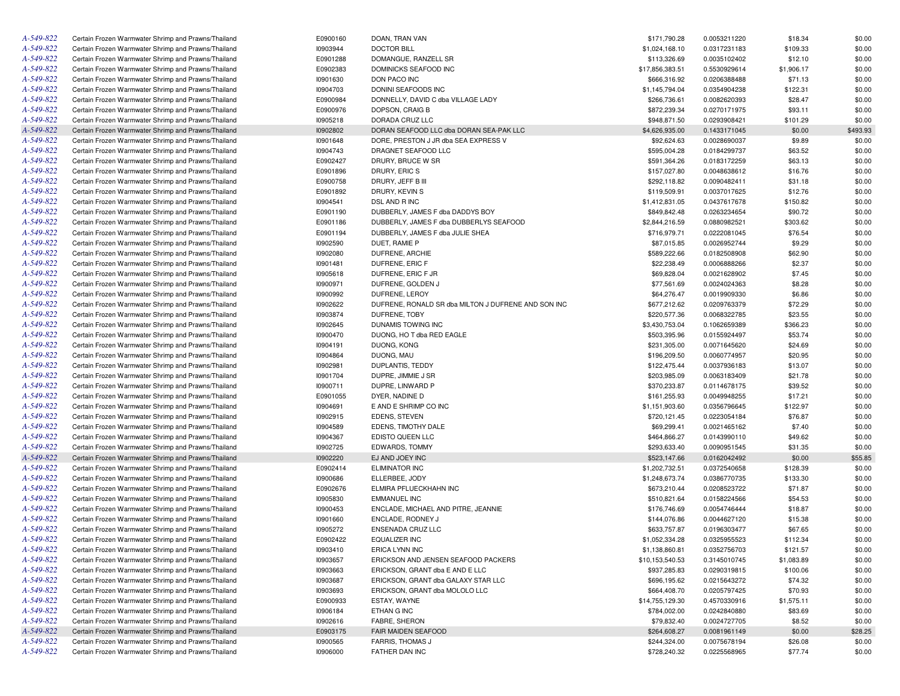| | | | | | | | |
|---|---|---|---|---|---|---|---|
| A-549-822 | Certain Frozen Warmwater Shrimp and Prawns/Thailand | E0900160 | DOAN, TRAN VAN | $171,790.28 | 0.0053211220 | $18.34 | $0.00 |
| A-549-822 | Certain Frozen Warmwater Shrimp and Prawns/Thailand | I0903944 | DOCTOR BILL | $1,024,168.10 | 0.0317231183 | $109.33 | $0.00 |
| A-549-822 | Certain Frozen Warmwater Shrimp and Prawns/Thailand | E0901288 | DOMANGUE, RANZELL SR | $113,326.69 | 0.0035102402 | $12.10 | $0.00 |
| A-549-822 | Certain Frozen Warmwater Shrimp and Prawns/Thailand | E0902383 | DOMINICKS SEAFOOD INC | $17,856,383.51 | 0.5530929614 | $1,906.17 | $0.00 |
| A-549-822 | Certain Frozen Warmwater Shrimp and Prawns/Thailand | I0901630 | DON PACO INC | $666,316.92 | 0.0206388488 | $71.13 | $0.00 |
| A-549-822 | Certain Frozen Warmwater Shrimp and Prawns/Thailand | I0904703 | DONINI SEAFOODS INC | $1,145,794.04 | 0.0354904238 | $122.31 | $0.00 |
| A-549-822 | Certain Frozen Warmwater Shrimp and Prawns/Thailand | E0900984 | DONNELLY, DAVID C dba VILLAGE LADY | $266,736.61 | 0.0082620393 | $28.47 | $0.00 |
| A-549-822 | Certain Frozen Warmwater Shrimp and Prawns/Thailand | E0900976 | DOPSON, CRAIG B | $872,239.34 | 0.0270171975 | $93.11 | $0.00 |
| A-549-822 | Certain Frozen Warmwater Shrimp and Prawns/Thailand | I0905218 | DORADA CRUZ LLC | $948,871.50 | 0.0293908421 | $101.29 | $0.00 |
| A-549-822 | Certain Frozen Warmwater Shrimp and Prawns/Thailand | I0902802 | DORAN SEAFOOD LLC dba DORAN SEA-PAK LLC | $4,626,935.00 | 0.1433171045 | $0.00 | $493.93 |
| A-549-822 | Certain Frozen Warmwater Shrimp and Prawns/Thailand | I0901648 | DORE, PRESTON J JR dba SEA EXPRESS V | $92,624.63 | 0.0028690037 | $9.89 | $0.00 |
| A-549-822 | Certain Frozen Warmwater Shrimp and Prawns/Thailand | I0904743 | DRAGNET SEAFOOD LLC | $595,004.28 | 0.0184299737 | $63.52 | $0.00 |
| A-549-822 | Certain Frozen Warmwater Shrimp and Prawns/Thailand | E0902427 | DRURY, BRUCE W SR | $591,364.26 | 0.0183172259 | $63.13 | $0.00 |
| A-549-822 | Certain Frozen Warmwater Shrimp and Prawns/Thailand | E0901896 | DRURY, ERIC S | $157,027.80 | 0.0048638612 | $16.76 | $0.00 |
| A-549-822 | Certain Frozen Warmwater Shrimp and Prawns/Thailand | E0900758 | DRURY, JEFF B III | $292,118.82 | 0.0090482411 | $31.18 | $0.00 |
| A-549-822 | Certain Frozen Warmwater Shrimp and Prawns/Thailand | E0901892 | DRURY, KEVIN S | $119,509.91 | 0.0037017625 | $12.76 | $0.00 |
| A-549-822 | Certain Frozen Warmwater Shrimp and Prawns/Thailand | I0904541 | DSL AND R INC | $1,412,831.05 | 0.0437617678 | $150.82 | $0.00 |
| A-549-822 | Certain Frozen Warmwater Shrimp and Prawns/Thailand | E0901190 | DUBBERLY, JAMES F dba DADDYS BOY | $849,842.48 | 0.0263234654 | $90.72 | $0.00 |
| A-549-822 | Certain Frozen Warmwater Shrimp and Prawns/Thailand | E0901186 | DUBBERLY, JAMES F dba DUBBERLYS SEAFOOD | $2,844,216.59 | 0.0880982521 | $303.62 | $0.00 |
| A-549-822 | Certain Frozen Warmwater Shrimp and Prawns/Thailand | E0901194 | DUBBERLY, JAMES F dba JULIE SHEA | $716,979.71 | 0.0222081045 | $76.54 | $0.00 |
| A-549-822 | Certain Frozen Warmwater Shrimp and Prawns/Thailand | I0902590 | DUET, RAMIE P | $87,015.85 | 0.0026952744 | $9.29 | $0.00 |
| A-549-822 | Certain Frozen Warmwater Shrimp and Prawns/Thailand | I0902080 | DUFRENE, ARCHIE | $589,222.66 | 0.0182508908 | $62.90 | $0.00 |
| A-549-822 | Certain Frozen Warmwater Shrimp and Prawns/Thailand | I0901481 | DUFRENE, ERIC F | $22,238.49 | 0.0006888266 | $2.37 | $0.00 |
| A-549-822 | Certain Frozen Warmwater Shrimp and Prawns/Thailand | I0905618 | DUFRENE, ERIC F JR | $69,828.04 | 0.0021628902 | $7.45 | $0.00 |
| A-549-822 | Certain Frozen Warmwater Shrimp and Prawns/Thailand | I0900971 | DUFRENE, GOLDEN J | $77,561.69 | 0.0024024363 | $8.28 | $0.00 |
| A-549-822 | Certain Frozen Warmwater Shrimp and Prawns/Thailand | I0900992 | DUFRENE, LEROY | $64,276.47 | 0.0019909330 | $6.86 | $0.00 |
| A-549-822 | Certain Frozen Warmwater Shrimp and Prawns/Thailand | I0902622 | DUFRENE, RONALD SR dba MILTON J DUFRENE AND SON INC | $677,212.62 | 0.0209763379 | $72.29 | $0.00 |
| A-549-822 | Certain Frozen Warmwater Shrimp and Prawns/Thailand | I0903874 | DUFRENE, TOBY | $220,577.36 | 0.0068322785 | $23.55 | $0.00 |
| A-549-822 | Certain Frozen Warmwater Shrimp and Prawns/Thailand | I0902645 | DUNAMIS TOWING INC | $3,430,753.04 | 0.1062659389 | $366.23 | $0.00 |
| A-549-822 | Certain Frozen Warmwater Shrimp and Prawns/Thailand | I0900470 | DUONG, HO T dba RED EAGLE | $503,395.96 | 0.0155924497 | $53.74 | $0.00 |
| A-549-822 | Certain Frozen Warmwater Shrimp and Prawns/Thailand | I0904191 | DUONG, KONG | $231,305.00 | 0.0071645620 | $24.69 | $0.00 |
| A-549-822 | Certain Frozen Warmwater Shrimp and Prawns/Thailand | I0904864 | DUONG, MAU | $196,209.50 | 0.0060774957 | $20.95 | $0.00 |
| A-549-822 | Certain Frozen Warmwater Shrimp and Prawns/Thailand | I0902981 | DUPLANTIS, TEDDY | $122,475.44 | 0.0037936183 | $13.07 | $0.00 |
| A-549-822 | Certain Frozen Warmwater Shrimp and Prawns/Thailand | I0901704 | DUPRE, JIMMIE J SR | $203,985.09 | 0.0063183409 | $21.78 | $0.00 |
| A-549-822 | Certain Frozen Warmwater Shrimp and Prawns/Thailand | I0900711 | DUPRE, LINWARD P | $370,233.87 | 0.0114678175 | $39.52 | $0.00 |
| A-549-822 | Certain Frozen Warmwater Shrimp and Prawns/Thailand | E0901055 | DYER, NADINE D | $161,255.93 | 0.0049948255 | $17.21 | $0.00 |
| A-549-822 | Certain Frozen Warmwater Shrimp and Prawns/Thailand | I0904691 | E AND E SHRIMP CO INC | $1,151,903.60 | 0.0356796645 | $122.97 | $0.00 |
| A-549-822 | Certain Frozen Warmwater Shrimp and Prawns/Thailand | I0902915 | EDENS, STEVEN | $720,121.45 | 0.0223054184 | $76.87 | $0.00 |
| A-549-822 | Certain Frozen Warmwater Shrimp and Prawns/Thailand | I0904589 | EDENS, TIMOTHY DALE | $69,299.41 | 0.0021465162 | $7.40 | $0.00 |
| A-549-822 | Certain Frozen Warmwater Shrimp and Prawns/Thailand | I0904367 | EDISTO QUEEN LLC | $464,866.27 | 0.0143990110 | $49.62 | $0.00 |
| A-549-822 | Certain Frozen Warmwater Shrimp and Prawns/Thailand | I0902725 | EDWARDS, TOMMY | $293,633.40 | 0.0090951545 | $31.35 | $0.00 |
| A-549-822 | Certain Frozen Warmwater Shrimp and Prawns/Thailand | I0902220 | EJ AND JOEY INC | $523,147.66 | 0.0162042492 | $0.00 | $55.85 |
| A-549-822 | Certain Frozen Warmwater Shrimp and Prawns/Thailand | E0902414 | ELIMINATOR INC | $1,202,732.51 | 0.0372540658 | $128.39 | $0.00 |
| A-549-822 | Certain Frozen Warmwater Shrimp and Prawns/Thailand | I0900686 | ELLERBEE, JODY | $1,248,673.74 | 0.0386770735 | $133.30 | $0.00 |
| A-549-822 | Certain Frozen Warmwater Shrimp and Prawns/Thailand | E0902676 | ELMIRA PFLUECKHAHN INC | $673,210.44 | 0.0208523722 | $71.87 | $0.00 |
| A-549-822 | Certain Frozen Warmwater Shrimp and Prawns/Thailand | I0905830 | EMMANUEL INC | $510,821.64 | 0.0158224566 | $54.53 | $0.00 |
| A-549-822 | Certain Frozen Warmwater Shrimp and Prawns/Thailand | I0900453 | ENCLADE, MICHAEL AND PITRE, JEANNIE | $176,746.69 | 0.0054746444 | $18.87 | $0.00 |
| A-549-822 | Certain Frozen Warmwater Shrimp and Prawns/Thailand | I0901660 | ENCLADE, RODNEY J | $144,076.86 | 0.0044627120 | $15.38 | $0.00 |
| A-549-822 | Certain Frozen Warmwater Shrimp and Prawns/Thailand | I0905272 | ENSENADA CRUZ LLC | $633,757.87 | 0.0196303477 | $67.65 | $0.00 |
| A-549-822 | Certain Frozen Warmwater Shrimp and Prawns/Thailand | E0902422 | EQUALIZER INC | $1,052,334.28 | 0.0325955523 | $112.34 | $0.00 |
| A-549-822 | Certain Frozen Warmwater Shrimp and Prawns/Thailand | I0903410 | ERICA LYNN INC | $1,138,860.81 | 0.0352756703 | $121.57 | $0.00 |
| A-549-822 | Certain Frozen Warmwater Shrimp and Prawns/Thailand | I0903657 | ERICKSON AND JENSEN SEAFOOD PACKERS | $10,153,540.53 | 0.3145010745 | $1,083.89 | $0.00 |
| A-549-822 | Certain Frozen Warmwater Shrimp and Prawns/Thailand | I0903663 | ERICKSON, GRANT dba E AND E LLC | $937,285.83 | 0.0290319815 | $100.06 | $0.00 |
| A-549-822 | Certain Frozen Warmwater Shrimp and Prawns/Thailand | I0903687 | ERICKSON, GRANT dba GALAXY STAR LLC | $696,195.62 | 0.0215643272 | $74.32 | $0.00 |
| A-549-822 | Certain Frozen Warmwater Shrimp and Prawns/Thailand | I0903693 | ERICKSON, GRANT dba MOLOLO LLC | $664,408.70 | 0.0205797425 | $70.93 | $0.00 |
| A-549-822 | Certain Frozen Warmwater Shrimp and Prawns/Thailand | E0900933 | ESTAY, WAYNE | $14,755,129.30 | 0.4570330916 | $1,575.11 | $0.00 |
| A-549-822 | Certain Frozen Warmwater Shrimp and Prawns/Thailand | I0906184 | ETHAN G INC | $784,002.00 | 0.0242840880 | $83.69 | $0.00 |
| A-549-822 | Certain Frozen Warmwater Shrimp and Prawns/Thailand | I0902616 | FABRE, SHERON | $79,832.40 | 0.0024727705 | $8.52 | $0.00 |
| A-549-822 | Certain Frozen Warmwater Shrimp and Prawns/Thailand | E0903175 | FAIR MAIDEN SEAFOOD | $264,608.27 | 0.0081961149 | $0.00 | $28.25 |
| A-549-822 | Certain Frozen Warmwater Shrimp and Prawns/Thailand | I0900565 | FARRIS, THOMAS J | $244,324.00 | 0.0075678194 | $26.08 | $0.00 |
| A-549-822 | Certain Frozen Warmwater Shrimp and Prawns/Thailand | I0906000 | FATHER DAN INC | $728,240.32 | 0.0225568965 | $77.74 | $0.00 |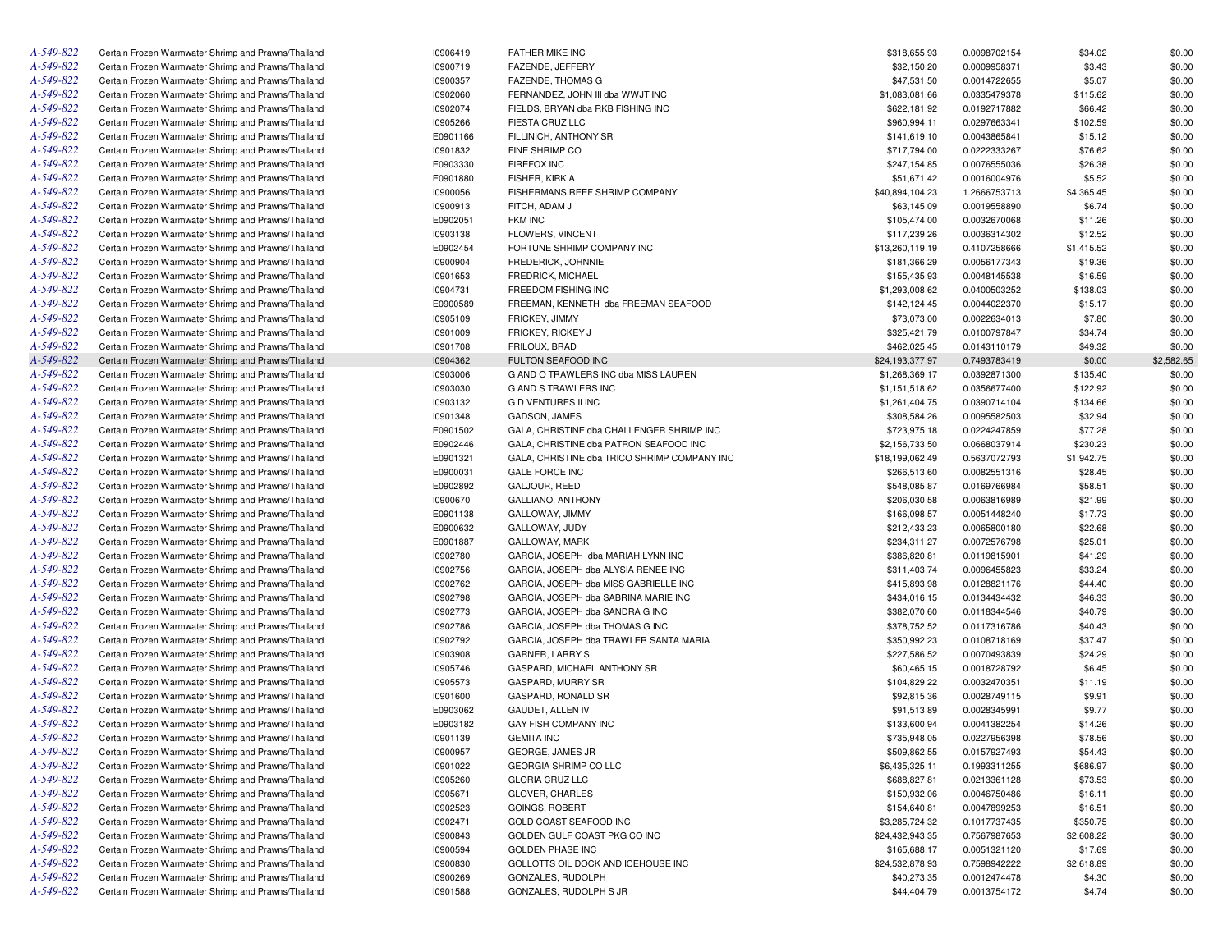| | | | | | | | |
|---|---|---|---|---|---|---|---|
| A-549-822 | Certain Frozen Warmwater Shrimp and Prawns/Thailand | I0906419 | FATHER MIKE INC | $318,655.93 | 0.0098702154 | $34.02 | $0.00 |
| A-549-822 | Certain Frozen Warmwater Shrimp and Prawns/Thailand | I0900719 | FAZENDE, JEFFERY | $32,150.20 | 0.0009958371 | $3.43 | $0.00 |
| A-549-822 | Certain Frozen Warmwater Shrimp and Prawns/Thailand | I0900357 | FAZENDE, THOMAS G | $47,531.50 | 0.0014722655 | $5.07 | $0.00 |
| A-549-822 | Certain Frozen Warmwater Shrimp and Prawns/Thailand | I0902060 | FERNANDEZ, JOHN III dba WWJT INC | $1,083,081.66 | 0.0335479378 | $115.62 | $0.00 |
| A-549-822 | Certain Frozen Warmwater Shrimp and Prawns/Thailand | I0902074 | FIELDS, BRYAN dba RKB FISHING INC | $622,181.92 | 0.0192717882 | $66.42 | $0.00 |
| A-549-822 | Certain Frozen Warmwater Shrimp and Prawns/Thailand | I0905266 | FIESTA CRUZ LLC | $960,994.11 | 0.0297663341 | $102.59 | $0.00 |
| A-549-822 | Certain Frozen Warmwater Shrimp and Prawns/Thailand | E0901166 | FILLINICH, ANTHONY SR | $141,619.10 | 0.0043865841 | $15.12 | $0.00 |
| A-549-822 | Certain Frozen Warmwater Shrimp and Prawns/Thailand | I0901832 | FINE SHRIMP CO | $717,794.00 | 0.0222333267 | $76.62 | $0.00 |
| A-549-822 | Certain Frozen Warmwater Shrimp and Prawns/Thailand | E0903330 | FIREFOX INC | $247,154.85 | 0.0076555036 | $26.38 | $0.00 |
| A-549-822 | Certain Frozen Warmwater Shrimp and Prawns/Thailand | E0901880 | FISHER, KIRK A | $51,671.42 | 0.0016004976 | $5.52 | $0.00 |
| A-549-822 | Certain Frozen Warmwater Shrimp and Prawns/Thailand | I0900056 | FISHERMANS REEF SHRIMP COMPANY | $40,894,104.23 | 1.2666753713 | $4,365.45 | $0.00 |
| A-549-822 | Certain Frozen Warmwater Shrimp and Prawns/Thailand | I0900913 | FITCH, ADAM J | $63,145.09 | 0.0019558890 | $6.74 | $0.00 |
| A-549-822 | Certain Frozen Warmwater Shrimp and Prawns/Thailand | E0902051 | FKM INC | $105,474.00 | 0.0032670068 | $11.26 | $0.00 |
| A-549-822 | Certain Frozen Warmwater Shrimp and Prawns/Thailand | I0903138 | FLOWERS, VINCENT | $117,239.26 | 0.0036314302 | $12.52 | $0.00 |
| A-549-822 | Certain Frozen Warmwater Shrimp and Prawns/Thailand | E0902454 | FORTUNE SHRIMP COMPANY INC | $13,260,119.19 | 0.4107258666 | $1,415.52 | $0.00 |
| A-549-822 | Certain Frozen Warmwater Shrimp and Prawns/Thailand | I0900904 | FREDERICK, JOHNNIE | $181,366.29 | 0.0056177343 | $19.36 | $0.00 |
| A-549-822 | Certain Frozen Warmwater Shrimp and Prawns/Thailand | I0901653 | FREDRICK, MICHAEL | $155,435.93 | 0.0048145538 | $16.59 | $0.00 |
| A-549-822 | Certain Frozen Warmwater Shrimp and Prawns/Thailand | I0904731 | FREEDOM FISHING INC | $1,293,008.62 | 0.0400503252 | $138.03 | $0.00 |
| A-549-822 | Certain Frozen Warmwater Shrimp and Prawns/Thailand | E0900589 | FREEMAN, KENNETH dba FREEMAN SEAFOOD | $142,124.45 | 0.0044022370 | $15.17 | $0.00 |
| A-549-822 | Certain Frozen Warmwater Shrimp and Prawns/Thailand | I0905109 | FRICKEY, JIMMY | $73,073.00 | 0.0022634013 | $7.80 | $0.00 |
| A-549-822 | Certain Frozen Warmwater Shrimp and Prawns/Thailand | I0901009 | FRICKEY, RICKEY J | $325,421.79 | 0.0100797847 | $34.74 | $0.00 |
| A-549-822 | Certain Frozen Warmwater Shrimp and Prawns/Thailand | I0901708 | FRILOUX, BRAD | $462,025.45 | 0.0143110179 | $49.32 | $0.00 |
| A-549-822 | Certain Frozen Warmwater Shrimp and Prawns/Thailand | I0904362 | FULTON SEAFOOD INC | $24,193,377.97 | 0.7493783419 | $0.00 | $2,582.65 |
| A-549-822 | Certain Frozen Warmwater Shrimp and Prawns/Thailand | I0903006 | G AND O TRAWLERS INC dba MISS LAUREN | $1,268,369.17 | 0.0392871300 | $135.40 | $0.00 |
| A-549-822 | Certain Frozen Warmwater Shrimp and Prawns/Thailand | I0903030 | G AND S TRAWLERS INC | $1,151,518.62 | 0.0356677400 | $122.92 | $0.00 |
| A-549-822 | Certain Frozen Warmwater Shrimp and Prawns/Thailand | I0903132 | G D VENTURES II INC | $1,261,404.75 | 0.0390714104 | $134.66 | $0.00 |
| A-549-822 | Certain Frozen Warmwater Shrimp and Prawns/Thailand | I0901348 | GADSON, JAMES | $308,584.26 | 0.0095582503 | $32.94 | $0.00 |
| A-549-822 | Certain Frozen Warmwater Shrimp and Prawns/Thailand | E0901502 | GALA, CHRISTINE dba CHALLENGER SHRIMP INC | $723,975.18 | 0.0224247859 | $77.28 | $0.00 |
| A-549-822 | Certain Frozen Warmwater Shrimp and Prawns/Thailand | E0902446 | GALA, CHRISTINE dba PATRON SEAFOOD INC | $2,156,733.50 | 0.0668037914 | $230.23 | $0.00 |
| A-549-822 | Certain Frozen Warmwater Shrimp and Prawns/Thailand | E0901321 | GALA, CHRISTINE dba TRICO SHRIMP COMPANY INC | $18,199,062.49 | 0.5637072793 | $1,942.75 | $0.00 |
| A-549-822 | Certain Frozen Warmwater Shrimp and Prawns/Thailand | E0900031 | GALE FORCE INC | $266,513.60 | 0.0082551316 | $28.45 | $0.00 |
| A-549-822 | Certain Frozen Warmwater Shrimp and Prawns/Thailand | E0902892 | GALJOUR, REED | $548,085.87 | 0.0169766984 | $58.51 | $0.00 |
| A-549-822 | Certain Frozen Warmwater Shrimp and Prawns/Thailand | I0900670 | GALLIANO, ANTHONY | $206,030.58 | 0.0063816989 | $21.99 | $0.00 |
| A-549-822 | Certain Frozen Warmwater Shrimp and Prawns/Thailand | E0901138 | GALLOWAY, JIMMY | $166,098.57 | 0.0051448240 | $17.73 | $0.00 |
| A-549-822 | Certain Frozen Warmwater Shrimp and Prawns/Thailand | E0900632 | GALLOWAY, JUDY | $212,433.23 | 0.0065800180 | $22.68 | $0.00 |
| A-549-822 | Certain Frozen Warmwater Shrimp and Prawns/Thailand | E0901887 | GALLOWAY, MARK | $234,311.27 | 0.0072576798 | $25.01 | $0.00 |
| A-549-822 | Certain Frozen Warmwater Shrimp and Prawns/Thailand | I0902780 | GARCIA, JOSEPH dba MARIAH LYNN INC | $386,820.81 | 0.0119815901 | $41.29 | $0.00 |
| A-549-822 | Certain Frozen Warmwater Shrimp and Prawns/Thailand | I0902756 | GARCIA, JOSEPH dba ALYSIA RENEE INC | $311,403.74 | 0.0096455823 | $33.24 | $0.00 |
| A-549-822 | Certain Frozen Warmwater Shrimp and Prawns/Thailand | I0902762 | GARCIA, JOSEPH dba MISS GABRIELLE INC | $415,893.98 | 0.0128821176 | $44.40 | $0.00 |
| A-549-822 | Certain Frozen Warmwater Shrimp and Prawns/Thailand | I0902798 | GARCIA, JOSEPH dba SABRINA MARIE INC | $434,016.15 | 0.0134434432 | $46.33 | $0.00 |
| A-549-822 | Certain Frozen Warmwater Shrimp and Prawns/Thailand | I0902773 | GARCIA, JOSEPH dba SANDRA G INC | $382,070.60 | 0.0118344546 | $40.79 | $0.00 |
| A-549-822 | Certain Frozen Warmwater Shrimp and Prawns/Thailand | I0902786 | GARCIA, JOSEPH dba THOMAS G INC | $378,752.52 | 0.0117316786 | $40.43 | $0.00 |
| A-549-822 | Certain Frozen Warmwater Shrimp and Prawns/Thailand | I0902792 | GARCIA, JOSEPH dba TRAWLER SANTA MARIA | $350,992.23 | 0.0108718169 | $37.47 | $0.00 |
| A-549-822 | Certain Frozen Warmwater Shrimp and Prawns/Thailand | I0903908 | GARNER, LARRY S | $227,586.52 | 0.0070493839 | $24.29 | $0.00 |
| A-549-822 | Certain Frozen Warmwater Shrimp and Prawns/Thailand | I0905746 | GASPARD, MICHAEL ANTHONY SR | $60,465.15 | 0.0018728792 | $6.45 | $0.00 |
| A-549-822 | Certain Frozen Warmwater Shrimp and Prawns/Thailand | I0905573 | GASPARD, MURRY SR | $104,829.22 | 0.0032470351 | $11.19 | $0.00 |
| A-549-822 | Certain Frozen Warmwater Shrimp and Prawns/Thailand | I0901600 | GASPARD, RONALD SR | $92,815.36 | 0.0028749115 | $9.91 | $0.00 |
| A-549-822 | Certain Frozen Warmwater Shrimp and Prawns/Thailand | E0903062 | GAUDET, ALLEN IV | $91,513.89 | 0.0028345991 | $9.77 | $0.00 |
| A-549-822 | Certain Frozen Warmwater Shrimp and Prawns/Thailand | E0903182 | GAY FISH COMPANY INC | $133,600.94 | 0.0041382254 | $14.26 | $0.00 |
| A-549-822 | Certain Frozen Warmwater Shrimp and Prawns/Thailand | I0901139 | GEMITA INC | $735,948.05 | 0.0227956398 | $78.56 | $0.00 |
| A-549-822 | Certain Frozen Warmwater Shrimp and Prawns/Thailand | I0900957 | GEORGE, JAMES JR | $509,862.55 | 0.0157927493 | $54.43 | $0.00 |
| A-549-822 | Certain Frozen Warmwater Shrimp and Prawns/Thailand | I0901022 | GEORGIA SHRIMP CO LLC | $6,435,325.11 | 0.1993311255 | $686.97 | $0.00 |
| A-549-822 | Certain Frozen Warmwater Shrimp and Prawns/Thailand | I0905260 | GLORIA CRUZ LLC | $688,827.81 | 0.0213361128 | $73.53 | $0.00 |
| A-549-822 | Certain Frozen Warmwater Shrimp and Prawns/Thailand | I0905671 | GLOVER, CHARLES | $150,932.06 | 0.0046750486 | $16.11 | $0.00 |
| A-549-822 | Certain Frozen Warmwater Shrimp and Prawns/Thailand | I0902523 | GOINGS, ROBERT | $154,640.81 | 0.0047899253 | $16.51 | $0.00 |
| A-549-822 | Certain Frozen Warmwater Shrimp and Prawns/Thailand | I0902471 | GOLD COAST SEAFOOD INC | $3,285,724.32 | 0.1017737435 | $350.75 | $0.00 |
| A-549-822 | Certain Frozen Warmwater Shrimp and Prawns/Thailand | I0900843 | GOLDEN GULF COAST PKG CO INC | $24,432,943.35 | 0.7567987653 | $2,608.22 | $0.00 |
| A-549-822 | Certain Frozen Warmwater Shrimp and Prawns/Thailand | I0900594 | GOLDEN PHASE INC | $165,688.17 | 0.0051321120 | $17.69 | $0.00 |
| A-549-822 | Certain Frozen Warmwater Shrimp and Prawns/Thailand | I0900830 | GOLLOTTS OIL DOCK AND ICEHOUSE INC | $24,532,878.93 | 0.7598942222 | $2,618.89 | $0.00 |
| A-549-822 | Certain Frozen Warmwater Shrimp and Prawns/Thailand | I0900269 | GONZALES, RUDOLPH | $40,273.35 | 0.0012474478 | $4.30 | $0.00 |
| A-549-822 | Certain Frozen Warmwater Shrimp and Prawns/Thailand | I0901588 | GONZALES, RUDOLPH S JR | $44,404.79 | 0.0013754172 | $4.74 | $0.00 |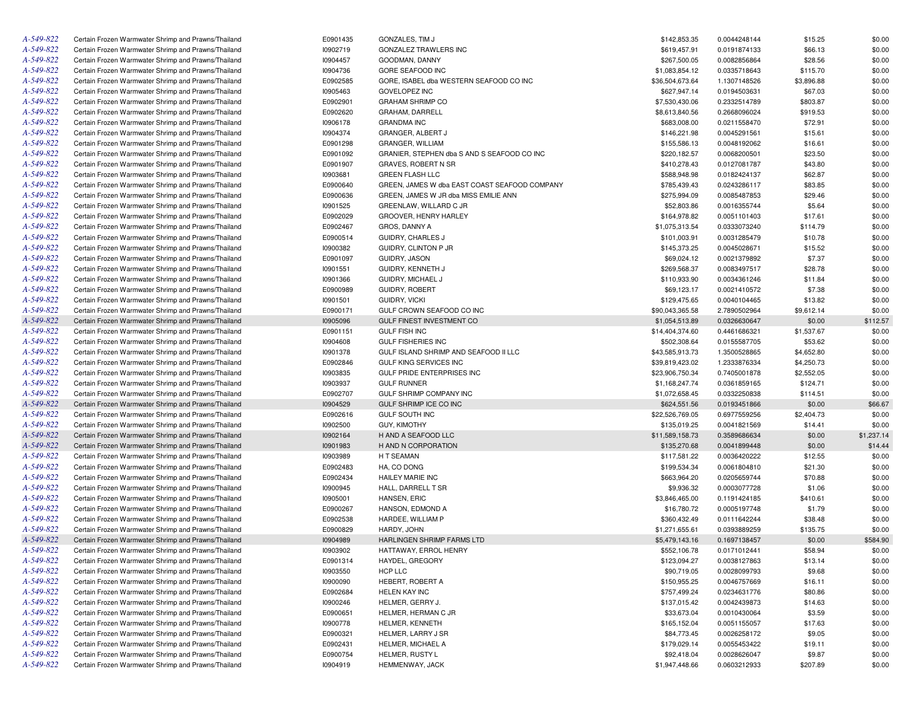| | | | | | | | |
|---|---|---|---|---|---|---|---|
| A-549-822 | Certain Frozen Warmwater Shrimp and Prawns/Thailand | E0901435 | GONZALES, TIM J | $142,853.35 | 0.0044248144 | $15.25 | $0.00 |
| A-549-822 | Certain Frozen Warmwater Shrimp and Prawns/Thailand | I0902719 | GONZALEZ TRAWLERS INC | $619,457.91 | 0.0191874133 | $66.13 | $0.00 |
| A-549-822 | Certain Frozen Warmwater Shrimp and Prawns/Thailand | I0904457 | GOODMAN, DANNY | $267,500.05 | 0.0082856864 | $28.56 | $0.00 |
| A-549-822 | Certain Frozen Warmwater Shrimp and Prawns/Thailand | I0904736 | GORE SEAFOOD INC | $1,083,854.12 | 0.0335718643 | $115.70 | $0.00 |
| A-549-822 | Certain Frozen Warmwater Shrimp and Prawns/Thailand | E0902585 | GORE, ISABEL dba WESTERN SEAFOOD CO INC | $36,504,673.64 | 1.1307148526 | $3,896.88 | $0.00 |
| A-549-822 | Certain Frozen Warmwater Shrimp and Prawns/Thailand | I0905463 | GOVELOPEZ INC | $627,947.14 | 0.0194503631 | $67.03 | $0.00 |
| A-549-822 | Certain Frozen Warmwater Shrimp and Prawns/Thailand | E0902901 | GRAHAM SHRIMP CO | $7,530,430.06 | 0.2332514789 | $803.87 | $0.00 |
| A-549-822 | Certain Frozen Warmwater Shrimp and Prawns/Thailand | E0902620 | GRAHAM, DARRELL | $8,613,840.56 | 0.2668096024 | $919.53 | $0.00 |
| A-549-822 | Certain Frozen Warmwater Shrimp and Prawns/Thailand | I0906178 | GRANDMA INC | $683,008.00 | 0.0211558470 | $72.91 | $0.00 |
| A-549-822 | Certain Frozen Warmwater Shrimp and Prawns/Thailand | I0904374 | GRANGER, ALBERT J | $146,221.98 | 0.0045291561 | $15.61 | $0.00 |
| A-549-822 | Certain Frozen Warmwater Shrimp and Prawns/Thailand | E0901298 | GRANGER, WILLIAM | $155,586.13 | 0.0048192062 | $16.61 | $0.00 |
| A-549-822 | Certain Frozen Warmwater Shrimp and Prawns/Thailand | E0901092 | GRANIER, STEPHEN dba S AND S SEAFOOD CO INC | $220,182.57 | 0.0068200501 | $23.50 | $0.00 |
| A-549-822 | Certain Frozen Warmwater Shrimp and Prawns/Thailand | E0901907 | GRAVES, ROBERT N SR | $410,278.43 | 0.0127081787 | $43.80 | $0.00 |
| A-549-822 | Certain Frozen Warmwater Shrimp and Prawns/Thailand | I0903681 | GREEN FLASH LLC | $588,948.98 | 0.0182424137 | $62.87 | $0.00 |
| A-549-822 | Certain Frozen Warmwater Shrimp and Prawns/Thailand | E0900640 | GREEN, JAMES W dba EAST COAST SEAFOOD COMPANY | $785,439.43 | 0.0243286117 | $83.85 | $0.00 |
| A-549-822 | Certain Frozen Warmwater Shrimp and Prawns/Thailand | E0900636 | GREEN, JAMES W JR dba MISS EMILIE ANN | $275,994.09 | 0.0085487853 | $29.46 | $0.00 |
| A-549-822 | Certain Frozen Warmwater Shrimp and Prawns/Thailand | I0901525 | GREENLAW, WILLARD C JR | $52,803.86 | 0.0016355744 | $5.64 | $0.00 |
| A-549-822 | Certain Frozen Warmwater Shrimp and Prawns/Thailand | E0902029 | GROOVER, HENRY HARLEY | $164,978.82 | 0.0051101403 | $17.61 | $0.00 |
| A-549-822 | Certain Frozen Warmwater Shrimp and Prawns/Thailand | E0902467 | GROS, DANNY A | $1,075,313.54 | 0.0333073240 | $114.79 | $0.00 |
| A-549-822 | Certain Frozen Warmwater Shrimp and Prawns/Thailand | E0900514 | GUIDRY, CHARLES J | $101,003.91 | 0.0031285479 | $10.78 | $0.00 |
| A-549-822 | Certain Frozen Warmwater Shrimp and Prawns/Thailand | I0900382 | GUIDRY, CLINTON P JR | $145,373.25 | 0.0045028671 | $15.52 | $0.00 |
| A-549-822 | Certain Frozen Warmwater Shrimp and Prawns/Thailand | E0901097 | GUIDRY, JASON | $69,024.12 | 0.0021379892 | $7.37 | $0.00 |
| A-549-822 | Certain Frozen Warmwater Shrimp and Prawns/Thailand | I0901551 | GUIDRY, KENNETH J | $269,568.37 | 0.0083497517 | $28.78 | $0.00 |
| A-549-822 | Certain Frozen Warmwater Shrimp and Prawns/Thailand | I0901366 | GUIDRY, MICHAEL J | $110,933.90 | 0.0034361246 | $11.84 | $0.00 |
| A-549-822 | Certain Frozen Warmwater Shrimp and Prawns/Thailand | E0900989 | GUIDRY, ROBERT | $69,123.17 | 0.0021410572 | $7.38 | $0.00 |
| A-549-822 | Certain Frozen Warmwater Shrimp and Prawns/Thailand | I0901501 | GUIDRY, VICKI | $129,475.65 | 0.0040104465 | $13.82 | $0.00 |
| A-549-822 | Certain Frozen Warmwater Shrimp and Prawns/Thailand | E0900171 | GULF CROWN SEAFOOD CO INC | $90,043,365.58 | 2.7890502964 | $9,612.14 | $0.00 |
| A-549-822 | Certain Frozen Warmwater Shrimp and Prawns/Thailand | I0905096 | GULF FINEST INVESTMENT CO | $1,054,513.89 | 0.0326630647 | $0.00 | $112.57 |
| A-549-822 | Certain Frozen Warmwater Shrimp and Prawns/Thailand | E0901151 | GULF FISH INC | $14,404,374.60 | 0.4461686321 | $1,537.67 | $0.00 |
| A-549-822 | Certain Frozen Warmwater Shrimp and Prawns/Thailand | I0904608 | GULF FISHERIES INC | $502,308.64 | 0.0155587705 | $53.62 | $0.00 |
| A-549-822 | Certain Frozen Warmwater Shrimp and Prawns/Thailand | I0901378 | GULF ISLAND SHRIMP AND SEAFOOD II LLC | $43,585,913.73 | 1.3500528865 | $4,652.80 | $0.00 |
| A-549-822 | Certain Frozen Warmwater Shrimp and Prawns/Thailand | E0902846 | GULF KING SERVICES INC | $39,819,423.02 | 1.2333876334 | $4,250.73 | $0.00 |
| A-549-822 | Certain Frozen Warmwater Shrimp and Prawns/Thailand | I0903835 | GULF PRIDE ENTERPRISES INC | $23,906,750.34 | 0.7405001878 | $2,552.05 | $0.00 |
| A-549-822 | Certain Frozen Warmwater Shrimp and Prawns/Thailand | I0903937 | GULF RUNNER | $1,168,247.74 | 0.0361859165 | $124.71 | $0.00 |
| A-549-822 | Certain Frozen Warmwater Shrimp and Prawns/Thailand | E0902707 | GULF SHRIMP COMPANY INC | $1,072,658.45 | 0.0332250838 | $114.51 | $0.00 |
| A-549-822 | Certain Frozen Warmwater Shrimp and Prawns/Thailand | I0904529 | GULF SHRIMP ICE CO INC | $624,551.56 | 0.0193451866 | $0.00 | $66.67 |
| A-549-822 | Certain Frozen Warmwater Shrimp and Prawns/Thailand | E0902616 | GULF SOUTH INC | $22,526,769.05 | 0.6977559256 | $2,404.73 | $0.00 |
| A-549-822 | Certain Frozen Warmwater Shrimp and Prawns/Thailand | I0902500 | GUY, KIMOTHY | $135,019.25 | 0.0041821569 | $14.41 | $0.00 |
| A-549-822 | Certain Frozen Warmwater Shrimp and Prawns/Thailand | I0902164 | H AND A SEAFOOD LLC | $11,589,158.73 | 0.3589686634 | $0.00 | $1,237.14 |
| A-549-822 | Certain Frozen Warmwater Shrimp and Prawns/Thailand | I0901983 | H AND N CORPORATION | $135,270.68 | 0.0041899448 | $0.00 | $14.44 |
| A-549-822 | Certain Frozen Warmwater Shrimp and Prawns/Thailand | I0903989 | H T SEAMAN | $117,581.22 | 0.0036420222 | $12.55 | $0.00 |
| A-549-822 | Certain Frozen Warmwater Shrimp and Prawns/Thailand | E0902483 | HA, CO DONG | $199,534.34 | 0.0061804810 | $21.30 | $0.00 |
| A-549-822 | Certain Frozen Warmwater Shrimp and Prawns/Thailand | E0902434 | HAILEY MARIE INC | $663,964.20 | 0.0205659744 | $70.88 | $0.00 |
| A-549-822 | Certain Frozen Warmwater Shrimp and Prawns/Thailand | I0900945 | HALL, DARRELL T SR | $9,936.32 | 0.0003077728 | $1.06 | $0.00 |
| A-549-822 | Certain Frozen Warmwater Shrimp and Prawns/Thailand | I0905001 | HANSEN, ERIC | $3,846,465.00 | 0.1191424185 | $410.61 | $0.00 |
| A-549-822 | Certain Frozen Warmwater Shrimp and Prawns/Thailand | E0900267 | HANSON, EDMOND A | $16,780.72 | 0.0005197748 | $1.79 | $0.00 |
| A-549-822 | Certain Frozen Warmwater Shrimp and Prawns/Thailand | E0902538 | HARDEE, WILLIAM P | $360,432.49 | 0.0111642244 | $38.48 | $0.00 |
| A-549-822 | Certain Frozen Warmwater Shrimp and Prawns/Thailand | E0900829 | HARDY, JOHN | $1,271,655.61 | 0.0393889259 | $135.75 | $0.00 |
| A-549-822 | Certain Frozen Warmwater Shrimp and Prawns/Thailand | I0904989 | HARLINGEN SHRIMP FARMS LTD | $5,479,143.16 | 0.1697138457 | $0.00 | $584.90 |
| A-549-822 | Certain Frozen Warmwater Shrimp and Prawns/Thailand | I0903902 | HATTAWAY, ERROL HENRY | $552,106.78 | 0.0171012441 | $58.94 | $0.00 |
| A-549-822 | Certain Frozen Warmwater Shrimp and Prawns/Thailand | E0901314 | HAYDEL, GREGORY | $123,094.27 | 0.0038127863 | $13.14 | $0.00 |
| A-549-822 | Certain Frozen Warmwater Shrimp and Prawns/Thailand | I0903550 | HCP LLC | $90,719.05 | 0.0028099793 | $9.68 | $0.00 |
| A-549-822 | Certain Frozen Warmwater Shrimp and Prawns/Thailand | I0900090 | HEBERT, ROBERT A | $150,955.25 | 0.0046757669 | $16.11 | $0.00 |
| A-549-822 | Certain Frozen Warmwater Shrimp and Prawns/Thailand | E0902684 | HELEN KAY INC | $757,499.24 | 0.0234631776 | $80.86 | $0.00 |
| A-549-822 | Certain Frozen Warmwater Shrimp and Prawns/Thailand | I0900246 | HELMER, GERRY J. | $137,015.42 | 0.0042439873 | $14.63 | $0.00 |
| A-549-822 | Certain Frozen Warmwater Shrimp and Prawns/Thailand | E0900651 | HELMER, HERMAN C JR | $33,673.04 | 0.0010430064 | $3.59 | $0.00 |
| A-549-822 | Certain Frozen Warmwater Shrimp and Prawns/Thailand | I0900778 | HELMER, KENNETH | $165,152.04 | 0.0051155057 | $17.63 | $0.00 |
| A-549-822 | Certain Frozen Warmwater Shrimp and Prawns/Thailand | E0900321 | HELMER, LARRY J SR | $84,773.45 | 0.0026258172 | $9.05 | $0.00 |
| A-549-822 | Certain Frozen Warmwater Shrimp and Prawns/Thailand | E0902431 | HELMER, MICHAEL A | $179,029.14 | 0.0055453422 | $19.11 | $0.00 |
| A-549-822 | Certain Frozen Warmwater Shrimp and Prawns/Thailand | E0900754 | HELMER, RUSTY L | $92,418.04 | 0.0028626047 | $9.87 | $0.00 |
| A-549-822 | Certain Frozen Warmwater Shrimp and Prawns/Thailand | I0904919 | HEMMENWAY, JACK | $1,947,448.66 | 0.0603212933 | $207.89 | $0.00 |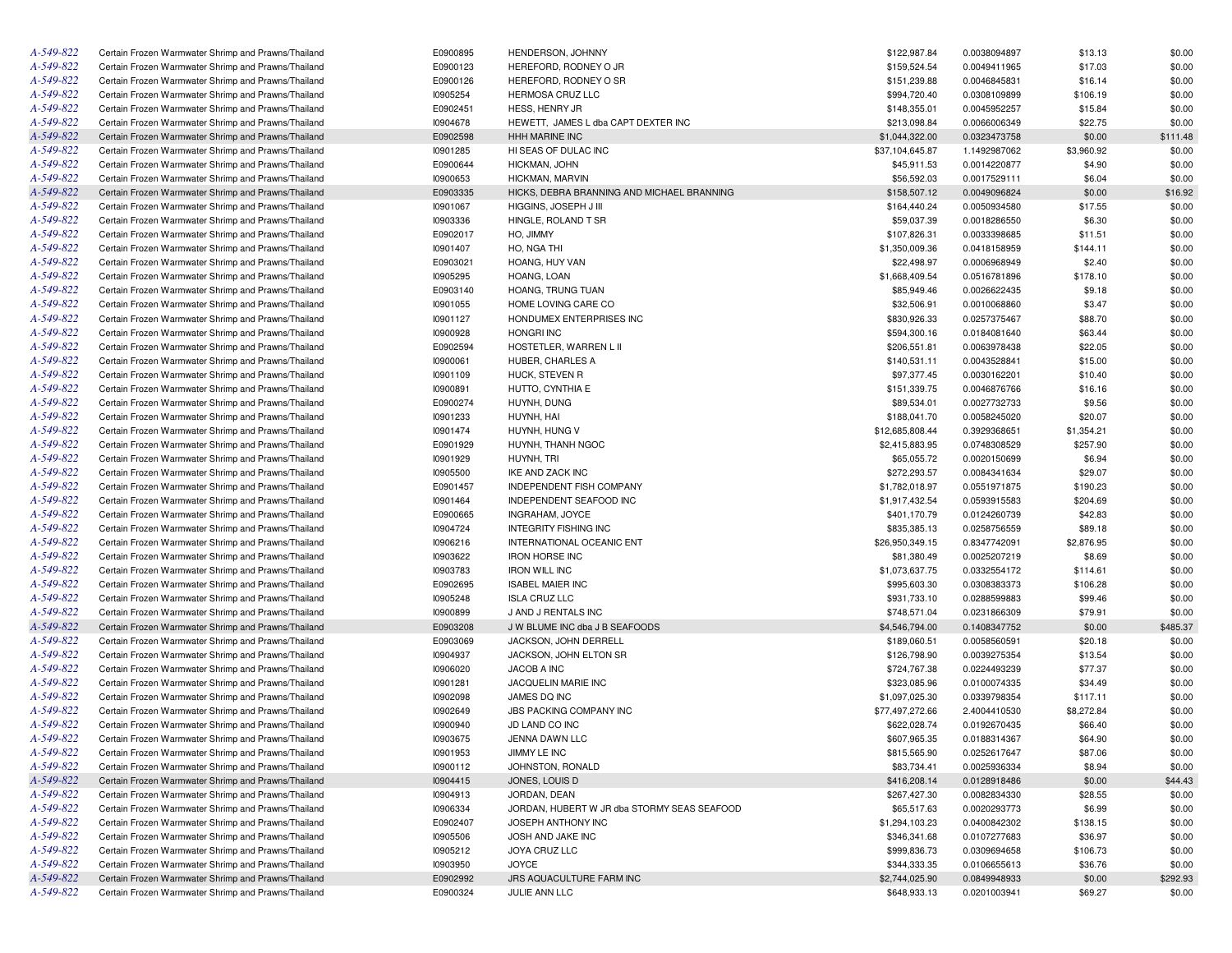| | | | | | | | |
|---|---|---|---|---|---|---|---|
| A-549-822 | Certain Frozen Warmwater Shrimp and Prawns/Thailand | E0900895 | HENDERSON, JOHNNY | $122,987.84 | 0.0038094897 | $13.13 | $0.00 |
| A-549-822 | Certain Frozen Warmwater Shrimp and Prawns/Thailand | E0900123 | HEREFORD, RODNEY O JR | $159,524.54 | 0.0049411965 | $17.03 | $0.00 |
| A-549-822 | Certain Frozen Warmwater Shrimp and Prawns/Thailand | E0900126 | HEREFORD, RODNEY O SR | $151,239.88 | 0.0046845831 | $16.14 | $0.00 |
| A-549-822 | Certain Frozen Warmwater Shrimp and Prawns/Thailand | I0905254 | HERMOSA CRUZ LLC | $994,720.40 | 0.0308109899 | $106.19 | $0.00 |
| A-549-822 | Certain Frozen Warmwater Shrimp and Prawns/Thailand | E0902451 | HESS, HENRY JR | $148,355.01 | 0.0045952257 | $15.84 | $0.00 |
| A-549-822 | Certain Frozen Warmwater Shrimp and Prawns/Thailand | I0904678 | HEWETT, JAMES L dba CAPT DEXTER INC | $213,098.84 | 0.0066006349 | $22.75 | $0.00 |
| A-549-822 | Certain Frozen Warmwater Shrimp and Prawns/Thailand | E0902598 | HHH MARINE INC | $1,044,322.00 | 0.0323473758 | $0.00 | $111.48 |
| A-549-822 | Certain Frozen Warmwater Shrimp and Prawns/Thailand | I0901285 | HI SEAS OF DULAC INC | $37,104,645.87 | 1.1492987062 | $3,960.92 | $0.00 |
| A-549-822 | Certain Frozen Warmwater Shrimp and Prawns/Thailand | E0900644 | HICKMAN, JOHN | $45,911.53 | 0.0014220877 | $4.90 | $0.00 |
| A-549-822 | Certain Frozen Warmwater Shrimp and Prawns/Thailand | I0900653 | HICKMAN, MARVIN | $56,592.03 | 0.0017529111 | $6.04 | $0.00 |
| A-549-822 | Certain Frozen Warmwater Shrimp and Prawns/Thailand | E0903335 | HICKS, DEBRA BRANNING AND MICHAEL BRANNING | $158,507.12 | 0.0049096824 | $0.00 | $16.92 |
| A-549-822 | Certain Frozen Warmwater Shrimp and Prawns/Thailand | I0901067 | HIGGINS, JOSEPH J III | $164,440.24 | 0.0050934580 | $17.55 | $0.00 |
| A-549-822 | Certain Frozen Warmwater Shrimp and Prawns/Thailand | I0903336 | HINGLE, ROLAND T SR | $59,037.39 | 0.0018286550 | $6.30 | $0.00 |
| A-549-822 | Certain Frozen Warmwater Shrimp and Prawns/Thailand | E0902017 | HO, JIMMY | $107,826.31 | 0.0033398685 | $11.51 | $0.00 |
| A-549-822 | Certain Frozen Warmwater Shrimp and Prawns/Thailand | I0901407 | HO, NGA THI | $1,350,009.36 | 0.0418158959 | $144.11 | $0.00 |
| A-549-822 | Certain Frozen Warmwater Shrimp and Prawns/Thailand | E0903021 | HOANG, HUY VAN | $22,498.97 | 0.0006968949 | $2.40 | $0.00 |
| A-549-822 | Certain Frozen Warmwater Shrimp and Prawns/Thailand | I0905295 | HOANG, LOAN | $1,668,409.54 | 0.0516781896 | $178.10 | $0.00 |
| A-549-822 | Certain Frozen Warmwater Shrimp and Prawns/Thailand | E0903140 | HOANG, TRUNG TUAN | $85,949.46 | 0.0026622435 | $9.18 | $0.00 |
| A-549-822 | Certain Frozen Warmwater Shrimp and Prawns/Thailand | I0901055 | HOME LOVING CARE CO | $32,506.91 | 0.0010068860 | $3.47 | $0.00 |
| A-549-822 | Certain Frozen Warmwater Shrimp and Prawns/Thailand | I0901127 | HONDUMEX ENTERPRISES INC | $830,926.33 | 0.0257375467 | $88.70 | $0.00 |
| A-549-822 | Certain Frozen Warmwater Shrimp and Prawns/Thailand | I0900928 | HONGRI INC | $594,300.16 | 0.0184081640 | $63.44 | $0.00 |
| A-549-822 | Certain Frozen Warmwater Shrimp and Prawns/Thailand | E0902594 | HOSTETLER, WARREN L II | $206,551.81 | 0.0063978438 | $22.05 | $0.00 |
| A-549-822 | Certain Frozen Warmwater Shrimp and Prawns/Thailand | I0900061 | HUBER, CHARLES A | $140,531.11 | 0.0043528841 | $15.00 | $0.00 |
| A-549-822 | Certain Frozen Warmwater Shrimp and Prawns/Thailand | I0901109 | HUCK, STEVEN R | $97,377.45 | 0.0030162201 | $10.40 | $0.00 |
| A-549-822 | Certain Frozen Warmwater Shrimp and Prawns/Thailand | I0900891 | HUTTO, CYNTHIA E | $151,339.75 | 0.0046876766 | $16.16 | $0.00 |
| A-549-822 | Certain Frozen Warmwater Shrimp and Prawns/Thailand | E0900274 | HUYNH, DUNG | $89,534.01 | 0.0027732733 | $9.56 | $0.00 |
| A-549-822 | Certain Frozen Warmwater Shrimp and Prawns/Thailand | I0901233 | HUYNH, HAI | $188,041.70 | 0.0058245020 | $20.07 | $0.00 |
| A-549-822 | Certain Frozen Warmwater Shrimp and Prawns/Thailand | I0901474 | HUYNH, HUNG V | $12,685,808.44 | 0.3929368651 | $1,354.21 | $0.00 |
| A-549-822 | Certain Frozen Warmwater Shrimp and Prawns/Thailand | E0901929 | HUYNH, THANH NGOC | $2,415,883.95 | 0.0748308529 | $257.90 | $0.00 |
| A-549-822 | Certain Frozen Warmwater Shrimp and Prawns/Thailand | I0901929 | HUYNH, TRI | $65,055.72 | 0.0020150699 | $6.94 | $0.00 |
| A-549-822 | Certain Frozen Warmwater Shrimp and Prawns/Thailand | I0905500 | IKE AND ZACK INC | $272,293.57 | 0.0084341634 | $29.07 | $0.00 |
| A-549-822 | Certain Frozen Warmwater Shrimp and Prawns/Thailand | E0901457 | INDEPENDENT FISH COMPANY | $1,782,018.97 | 0.0551971875 | $190.23 | $0.00 |
| A-549-822 | Certain Frozen Warmwater Shrimp and Prawns/Thailand | I0901464 | INDEPENDENT SEAFOOD INC | $1,917,432.54 | 0.0593915583 | $204.69 | $0.00 |
| A-549-822 | Certain Frozen Warmwater Shrimp and Prawns/Thailand | E0900665 | INGRAHAM, JOYCE | $401,170.79 | 0.0124260739 | $42.83 | $0.00 |
| A-549-822 | Certain Frozen Warmwater Shrimp and Prawns/Thailand | I0904724 | INTEGRITY FISHING INC | $835,385.13 | 0.0258756559 | $89.18 | $0.00 |
| A-549-822 | Certain Frozen Warmwater Shrimp and Prawns/Thailand | I0906216 | INTERNATIONAL OCEANIC ENT | $26,950,349.15 | 0.8347742091 | $2,876.95 | $0.00 |
| A-549-822 | Certain Frozen Warmwater Shrimp and Prawns/Thailand | I0903622 | IRON HORSE INC | $81,380.49 | 0.0025207219 | $8.69 | $0.00 |
| A-549-822 | Certain Frozen Warmwater Shrimp and Prawns/Thailand | I0903783 | IRON WILL INC | $1,073,637.75 | 0.0332554172 | $114.61 | $0.00 |
| A-549-822 | Certain Frozen Warmwater Shrimp and Prawns/Thailand | E0902695 | ISABEL MAIER INC | $995,603.30 | 0.0308383373 | $106.28 | $0.00 |
| A-549-822 | Certain Frozen Warmwater Shrimp and Prawns/Thailand | I0905248 | ISLA CRUZ LLC | $931,733.10 | 0.0288599883 | $99.46 | $0.00 |
| A-549-822 | Certain Frozen Warmwater Shrimp and Prawns/Thailand | I0900899 | J AND J RENTALS INC | $748,571.04 | 0.0231866309 | $79.91 | $0.00 |
| A-549-822 | Certain Frozen Warmwater Shrimp and Prawns/Thailand | E0903208 | J W BLUME INC dba J B SEAFOODS | $4,546,794.00 | 0.1408347752 | $0.00 | $485.37 |
| A-549-822 | Certain Frozen Warmwater Shrimp and Prawns/Thailand | E0903069 | JACKSON, JOHN DERRELL | $189,060.51 | 0.0058560591 | $20.18 | $0.00 |
| A-549-822 | Certain Frozen Warmwater Shrimp and Prawns/Thailand | I0904937 | JACKSON, JOHN ELTON SR | $126,798.90 | 0.0039275354 | $13.54 | $0.00 |
| A-549-822 | Certain Frozen Warmwater Shrimp and Prawns/Thailand | I0906020 | JACOB A INC | $724,767.38 | 0.0224493239 | $77.37 | $0.00 |
| A-549-822 | Certain Frozen Warmwater Shrimp and Prawns/Thailand | I0901281 | JACQUELIN MARIE INC | $323,085.96 | 0.0100074335 | $34.49 | $0.00 |
| A-549-822 | Certain Frozen Warmwater Shrimp and Prawns/Thailand | I0902098 | JAMES DQ INC | $1,097,025.30 | 0.0339798354 | $117.11 | $0.00 |
| A-549-822 | Certain Frozen Warmwater Shrimp and Prawns/Thailand | I0902649 | JBS PACKING COMPANY INC | $77,497,272.66 | 2.4004410530 | $8,272.84 | $0.00 |
| A-549-822 | Certain Frozen Warmwater Shrimp and Prawns/Thailand | I0900940 | JD LAND CO INC | $622,028.74 | 0.0192670435 | $66.40 | $0.00 |
| A-549-822 | Certain Frozen Warmwater Shrimp and Prawns/Thailand | I0903675 | JENNA DAWN LLC | $607,965.35 | 0.0188314367 | $64.90 | $0.00 |
| A-549-822 | Certain Frozen Warmwater Shrimp and Prawns/Thailand | I0901953 | JIMMY LE INC | $815,565.90 | 0.0252617647 | $87.06 | $0.00 |
| A-549-822 | Certain Frozen Warmwater Shrimp and Prawns/Thailand | I0900112 | JOHNSTON, RONALD | $83,734.41 | 0.0025936334 | $8.94 | $0.00 |
| A-549-822 | Certain Frozen Warmwater Shrimp and Prawns/Thailand | I0904415 | JONES, LOUIS D | $416,208.14 | 0.0128918486 | $0.00 | $44.43 |
| A-549-822 | Certain Frozen Warmwater Shrimp and Prawns/Thailand | I0904913 | JORDAN, DEAN | $267,427.30 | 0.0082834330 | $28.55 | $0.00 |
| A-549-822 | Certain Frozen Warmwater Shrimp and Prawns/Thailand | I0906334 | JORDAN, HUBERT W JR dba STORMY SEAS SEAFOOD | $65,517.63 | 0.0020293773 | $6.99 | $0.00 |
| A-549-822 | Certain Frozen Warmwater Shrimp and Prawns/Thailand | E0902407 | JOSEPH ANTHONY INC | $1,294,103.23 | 0.0400842302 | $138.15 | $0.00 |
| A-549-822 | Certain Frozen Warmwater Shrimp and Prawns/Thailand | I0905506 | JOSH AND JAKE INC | $346,341.68 | 0.0107277683 | $36.97 | $0.00 |
| A-549-822 | Certain Frozen Warmwater Shrimp and Prawns/Thailand | I0905212 | JOYA CRUZ LLC | $999,836.73 | 0.0309694658 | $106.73 | $0.00 |
| A-549-822 | Certain Frozen Warmwater Shrimp and Prawns/Thailand | I0903950 | JOYCE | $344,333.35 | 0.0106655613 | $36.76 | $0.00 |
| A-549-822 | Certain Frozen Warmwater Shrimp and Prawns/Thailand | E0902992 | JRS AQUACULTURE FARM INC | $2,744,025.90 | 0.0849948933 | $0.00 | $292.93 |
| A-549-822 | Certain Frozen Warmwater Shrimp and Prawns/Thailand | E0900324 | JULIE ANN LLC | $648,933.13 | 0.0201003941 | $69.27 | $0.00 |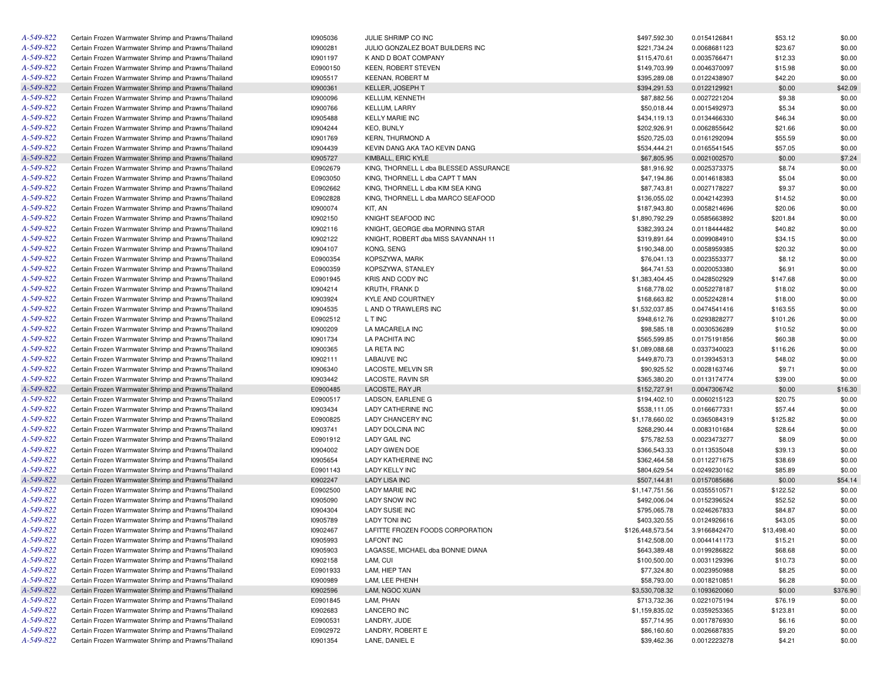| | | | | | | | |
|---|---|---|---|---|---|---|---|
| A-549-822 | Certain Frozen Warmwater Shrimp and Prawns/Thailand | I0905036 | JULIE SHRIMP CO INC | $497,592.30 | 0.0154126841 | $53.12 | $0.00 |
| A-549-822 | Certain Frozen Warmwater Shrimp and Prawns/Thailand | I0900281 | JULIO GONZALEZ BOAT BUILDERS INC | $221,734.24 | 0.0068681123 | $23.67 | $0.00 |
| A-549-822 | Certain Frozen Warmwater Shrimp and Prawns/Thailand | I0901197 | K AND D BOAT COMPANY | $115,470.61 | 0.0035766471 | $12.33 | $0.00 |
| A-549-822 | Certain Frozen Warmwater Shrimp and Prawns/Thailand | E0900150 | KEEN, ROBERT STEVEN | $149,703.99 | 0.0046370097 | $15.98 | $0.00 |
| A-549-822 | Certain Frozen Warmwater Shrimp and Prawns/Thailand | I0905517 | KEENAN, ROBERT M | $395,289.08 | 0.0122438907 | $42.20 | $0.00 |
| A-549-822 | Certain Frozen Warmwater Shrimp and Prawns/Thailand | I0900361 | KELLER, JOSEPH T | $394,291.53 | 0.0122129921 | $0.00 | $42.09 |
| A-549-822 | Certain Frozen Warmwater Shrimp and Prawns/Thailand | I0900096 | KELLUM, KENNETH | $87,882.56 | 0.0027221204 | $9.38 | $0.00 |
| A-549-822 | Certain Frozen Warmwater Shrimp and Prawns/Thailand | I0900766 | KELLUM, LARRY | $50,018.44 | 0.0015492973 | $5.34 | $0.00 |
| A-549-822 | Certain Frozen Warmwater Shrimp and Prawns/Thailand | I0905488 | KELLY MARIE INC | $434,119.13 | 0.0134466330 | $46.34 | $0.00 |
| A-549-822 | Certain Frozen Warmwater Shrimp and Prawns/Thailand | I0904244 | KEO, BUNLY | $202,926.91 | 0.0062855642 | $21.66 | $0.00 |
| A-549-822 | Certain Frozen Warmwater Shrimp and Prawns/Thailand | I0901769 | KERN, THURMOND A | $520,725.03 | 0.0161292094 | $55.59 | $0.00 |
| A-549-822 | Certain Frozen Warmwater Shrimp and Prawns/Thailand | I0904439 | KEVIN DANG AKA TAO KEVIN DANG | $534,444.21 | 0.0165541545 | $57.05 | $0.00 |
| A-549-822 | Certain Frozen Warmwater Shrimp and Prawns/Thailand | I0905727 | KIMBALL, ERIC KYLE | $67,805.95 | 0.0021002570 | $0.00 | $7.24 |
| A-549-822 | Certain Frozen Warmwater Shrimp and Prawns/Thailand | E0902679 | KING, THORNELL L dba BLESSED ASSURANCE | $81,916.92 | 0.0025373375 | $8.74 | $0.00 |
| A-549-822 | Certain Frozen Warmwater Shrimp and Prawns/Thailand | E0903050 | KING, THORNELL L dba CAPT T MAN | $47,194.86 | 0.0014618383 | $5.04 | $0.00 |
| A-549-822 | Certain Frozen Warmwater Shrimp and Prawns/Thailand | E0902662 | KING, THORNELL L dba KIM SEA KING | $87,743.81 | 0.0027178227 | $9.37 | $0.00 |
| A-549-822 | Certain Frozen Warmwater Shrimp and Prawns/Thailand | E0902828 | KING, THORNELL L dba MARCO SEAFOOD | $136,055.02 | 0.0042142393 | $14.52 | $0.00 |
| A-549-822 | Certain Frozen Warmwater Shrimp and Prawns/Thailand | I0900074 | KIT, AN | $187,943.80 | 0.0058214696 | $20.06 | $0.00 |
| A-549-822 | Certain Frozen Warmwater Shrimp and Prawns/Thailand | I0902150 | KNIGHT SEAFOOD INC | $1,890,792.29 | 0.0585663892 | $201.84 | $0.00 |
| A-549-822 | Certain Frozen Warmwater Shrimp and Prawns/Thailand | I0902116 | KNIGHT, GEORGE dba MORNING STAR | $382,393.24 | 0.0118444482 | $40.82 | $0.00 |
| A-549-822 | Certain Frozen Warmwater Shrimp and Prawns/Thailand | I0902122 | KNIGHT, ROBERT dba MISS SAVANNAH 11 | $319,891.64 | 0.0099084910 | $34.15 | $0.00 |
| A-549-822 | Certain Frozen Warmwater Shrimp and Prawns/Thailand | I0904107 | KONG, SENG | $190,348.00 | 0.0058959385 | $20.32 | $0.00 |
| A-549-822 | Certain Frozen Warmwater Shrimp and Prawns/Thailand | E0900354 | KOPSZYWA, MARK | $76,041.13 | 0.0023553377 | $8.12 | $0.00 |
| A-549-822 | Certain Frozen Warmwater Shrimp and Prawns/Thailand | E0900359 | KOPSZYWA, STANLEY | $64,741.53 | 0.0020053380 | $6.91 | $0.00 |
| A-549-822 | Certain Frozen Warmwater Shrimp and Prawns/Thailand | E0901945 | KRIS AND CODY INC | $1,383,404.45 | 0.0428502929 | $147.68 | $0.00 |
| A-549-822 | Certain Frozen Warmwater Shrimp and Prawns/Thailand | I0904214 | KRUTH, FRANK D | $168,778.02 | 0.0052278187 | $18.02 | $0.00 |
| A-549-822 | Certain Frozen Warmwater Shrimp and Prawns/Thailand | I0903924 | KYLE AND COURTNEY | $168,663.82 | 0.0052242814 | $18.00 | $0.00 |
| A-549-822 | Certain Frozen Warmwater Shrimp and Prawns/Thailand | I0904535 | L AND O TRAWLERS INC | $1,532,037.85 | 0.0474541416 | $163.55 | $0.00 |
| A-549-822 | Certain Frozen Warmwater Shrimp and Prawns/Thailand | E0902512 | L T INC | $948,612.76 | 0.0293828277 | $101.26 | $0.00 |
| A-549-822 | Certain Frozen Warmwater Shrimp and Prawns/Thailand | I0900209 | LA MACARELA INC | $98,585.18 | 0.0030536289 | $10.52 | $0.00 |
| A-549-822 | Certain Frozen Warmwater Shrimp and Prawns/Thailand | I0901734 | LA PACHITA INC | $565,599.85 | 0.0175191856 | $60.38 | $0.00 |
| A-549-822 | Certain Frozen Warmwater Shrimp and Prawns/Thailand | I0900365 | LA RETA INC | $1,089,088.68 | 0.0337340023 | $116.26 | $0.00 |
| A-549-822 | Certain Frozen Warmwater Shrimp and Prawns/Thailand | I0902111 | LABAUVE INC | $449,870.73 | 0.0139345313 | $48.02 | $0.00 |
| A-549-822 | Certain Frozen Warmwater Shrimp and Prawns/Thailand | I0906340 | LACOSTE, MELVIN SR | $90,925.52 | 0.0028163746 | $9.71 | $0.00 |
| A-549-822 | Certain Frozen Warmwater Shrimp and Prawns/Thailand | I0903442 | LACOSTE, RAVIN SR | $365,380.20 | 0.0113174774 | $39.00 | $0.00 |
| A-549-822 | Certain Frozen Warmwater Shrimp and Prawns/Thailand | E0900485 | LACOSTE, RAY JR | $152,727.91 | 0.0047306742 | $0.00 | $16.30 |
| A-549-822 | Certain Frozen Warmwater Shrimp and Prawns/Thailand | E0900517 | LADSON, EARLENE G | $194,402.10 | 0.0060215123 | $20.75 | $0.00 |
| A-549-822 | Certain Frozen Warmwater Shrimp and Prawns/Thailand | I0903434 | LADY CATHERINE INC | $538,111.05 | 0.0166677331 | $57.44 | $0.00 |
| A-549-822 | Certain Frozen Warmwater Shrimp and Prawns/Thailand | E0900825 | LADY CHANCERY INC | $1,178,660.02 | 0.0365084319 | $125.82 | $0.00 |
| A-549-822 | Certain Frozen Warmwater Shrimp and Prawns/Thailand | I0903741 | LADY DOLCINA INC | $268,290.44 | 0.0083101684 | $28.64 | $0.00 |
| A-549-822 | Certain Frozen Warmwater Shrimp and Prawns/Thailand | E0901912 | LADY GAIL INC | $75,782.53 | 0.0023473277 | $8.09 | $0.00 |
| A-549-822 | Certain Frozen Warmwater Shrimp and Prawns/Thailand | I0904002 | LADY GWEN DOE | $366,543.33 | 0.0113535048 | $39.13 | $0.00 |
| A-549-822 | Certain Frozen Warmwater Shrimp and Prawns/Thailand | I0905654 | LADY KATHERINE INC | $362,464.58 | 0.0112271675 | $38.69 | $0.00 |
| A-549-822 | Certain Frozen Warmwater Shrimp and Prawns/Thailand | E0901143 | LADY KELLY INC | $804,629.54 | 0.0249230162 | $85.89 | $0.00 |
| A-549-822 | Certain Frozen Warmwater Shrimp and Prawns/Thailand | I0902247 | LADY LISA INC | $507,144.81 | 0.0157085686 | $0.00 | $54.14 |
| A-549-822 | Certain Frozen Warmwater Shrimp and Prawns/Thailand | E0902500 | LADY MARIE INC | $1,147,751.56 | 0.0355510571 | $122.52 | $0.00 |
| A-549-822 | Certain Frozen Warmwater Shrimp and Prawns/Thailand | I0905090 | LADY SNOW INC | $492,006.04 | 0.0152396524 | $52.52 | $0.00 |
| A-549-822 | Certain Frozen Warmwater Shrimp and Prawns/Thailand | I0904304 | LADY SUSIE INC | $795,065.78 | 0.0246267833 | $84.87 | $0.00 |
| A-549-822 | Certain Frozen Warmwater Shrimp and Prawns/Thailand | I0905789 | LADY TONI INC | $403,320.55 | 0.0124926616 | $43.05 | $0.00 |
| A-549-822 | Certain Frozen Warmwater Shrimp and Prawns/Thailand | I0902467 | LAFITTE FROZEN FOODS CORPORATION | $126,448,573.54 | 3.9166842470 | $13,498.40 | $0.00 |
| A-549-822 | Certain Frozen Warmwater Shrimp and Prawns/Thailand | I0905993 | LAFONT INC | $142,508.00 | 0.0044141173 | $15.21 | $0.00 |
| A-549-822 | Certain Frozen Warmwater Shrimp and Prawns/Thailand | I0905903 | LAGASSE, MICHAEL dba BONNIE DIANA | $643,389.48 | 0.0199286822 | $68.68 | $0.00 |
| A-549-822 | Certain Frozen Warmwater Shrimp and Prawns/Thailand | I0902158 | LAM, CUI | $100,500.00 | 0.0031129396 | $10.73 | $0.00 |
| A-549-822 | Certain Frozen Warmwater Shrimp and Prawns/Thailand | E0901933 | LAM, HIEP TAN | $77,324.80 | 0.0023950988 | $8.25 | $0.00 |
| A-549-822 | Certain Frozen Warmwater Shrimp and Prawns/Thailand | I0900989 | LAM, LEE PHENH | $58,793.00 | 0.0018210851 | $6.28 | $0.00 |
| A-549-822 | Certain Frozen Warmwater Shrimp and Prawns/Thailand | I0902596 | LAM, NGOC XUAN | $3,530,708.32 | 0.1093620060 | $0.00 | $376.90 |
| A-549-822 | Certain Frozen Warmwater Shrimp and Prawns/Thailand | E0901845 | LAM, PHAN | $713,732.36 | 0.0221075194 | $76.19 | $0.00 |
| A-549-822 | Certain Frozen Warmwater Shrimp and Prawns/Thailand | I0902683 | LANCERO INC | $1,159,835.02 | 0.0359253365 | $123.81 | $0.00 |
| A-549-822 | Certain Frozen Warmwater Shrimp and Prawns/Thailand | E0900531 | LANDRY, JUDE | $57,714.95 | 0.0017876930 | $6.16 | $0.00 |
| A-549-822 | Certain Frozen Warmwater Shrimp and Prawns/Thailand | E0902972 | LANDRY, ROBERT E | $86,160.60 | 0.0026687835 | $9.20 | $0.00 |
| A-549-822 | Certain Frozen Warmwater Shrimp and Prawns/Thailand | I0901354 | LANE, DANIEL E | $39,462.36 | 0.0012223278 | $4.21 | $0.00 |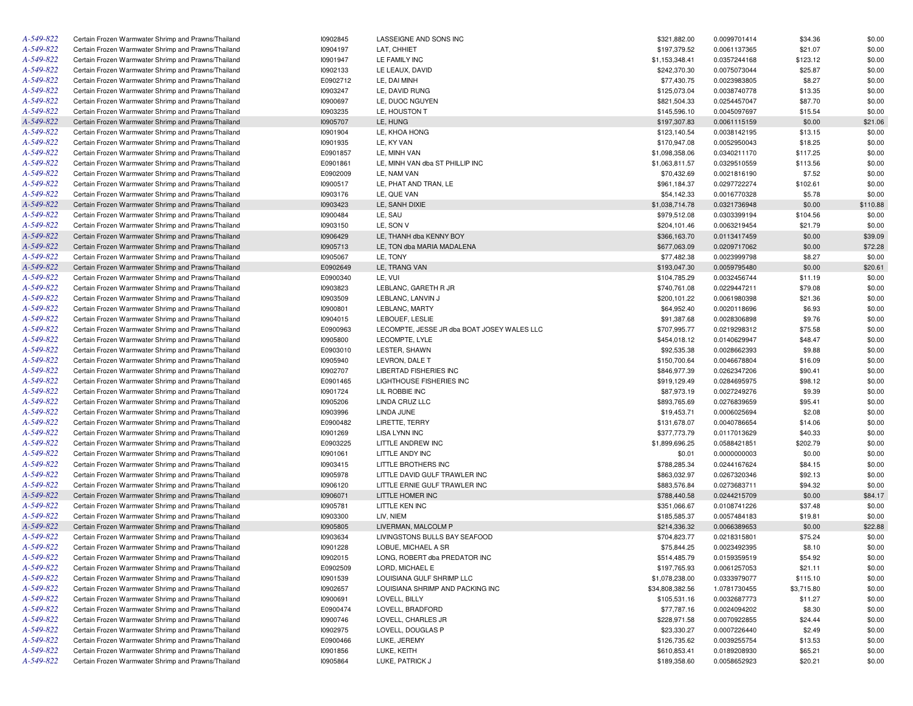| | | | | | | | |
|---|---|---|---|---|---|---|---|
| A-549-822 | Certain Frozen Warmwater Shrimp and Prawns/Thailand | I0902845 | LASSEIGNE AND SONS INC | $321,882.00 | 0.0099701414 | $34.36 | $0.00 |
| A-549-822 | Certain Frozen Warmwater Shrimp and Prawns/Thailand | I0904197 | LAT, CHHIET | $197,379.52 | 0.0061137365 | $21.07 | $0.00 |
| A-549-822 | Certain Frozen Warmwater Shrimp and Prawns/Thailand | I0901947 | LE FAMILY INC | $1,153,348.41 | 0.0357244168 | $123.12 | $0.00 |
| A-549-822 | Certain Frozen Warmwater Shrimp and Prawns/Thailand | I0902133 | LE LEAUX, DAVID | $242,370.30 | 0.0075073044 | $25.87 | $0.00 |
| A-549-822 | Certain Frozen Warmwater Shrimp and Prawns/Thailand | E0902712 | LE, DAI MINH | $77,430.75 | 0.0023983805 | $8.27 | $0.00 |
| A-549-822 | Certain Frozen Warmwater Shrimp and Prawns/Thailand | I0903247 | LE, DAVID RUNG | $125,073.04 | 0.0038740778 | $13.35 | $0.00 |
| A-549-822 | Certain Frozen Warmwater Shrimp and Prawns/Thailand | I0900697 | LE, DUOC NGUYEN | $821,504.33 | 0.0254457047 | $87.70 | $0.00 |
| A-549-822 | Certain Frozen Warmwater Shrimp and Prawns/Thailand | I0903235 | LE, HOUSTON T | $145,596.10 | 0.0045097697 | $15.54 | $0.00 |
| A-549-822 | Certain Frozen Warmwater Shrimp and Prawns/Thailand | I0905707 | LE, HUNG | $197,307.83 | 0.0061115159 | $0.00 | $21.06 |
| A-549-822 | Certain Frozen Warmwater Shrimp and Prawns/Thailand | I0901904 | LE, KHOA HONG | $123,140.54 | 0.0038142195 | $13.15 | $0.00 |
| A-549-822 | Certain Frozen Warmwater Shrimp and Prawns/Thailand | I0901935 | LE, KY VAN | $170,947.08 | 0.0052950043 | $18.25 | $0.00 |
| A-549-822 | Certain Frozen Warmwater Shrimp and Prawns/Thailand | E0901857 | LE, MINH VAN | $1,098,358.06 | 0.0340211170 | $117.25 | $0.00 |
| A-549-822 | Certain Frozen Warmwater Shrimp and Prawns/Thailand | E0901861 | LE, MINH VAN dba ST PHILLIP INC | $1,063,811.57 | 0.0329510559 | $113.56 | $0.00 |
| A-549-822 | Certain Frozen Warmwater Shrimp and Prawns/Thailand | E0902009 | LE, NAM VAN | $70,432.69 | 0.0021816190 | $7.52 | $0.00 |
| A-549-822 | Certain Frozen Warmwater Shrimp and Prawns/Thailand | I0900517 | LE, PHAT AND TRAN, LE | $961,184.37 | 0.0297722274 | $102.61 | $0.00 |
| A-549-822 | Certain Frozen Warmwater Shrimp and Prawns/Thailand | I0903176 | LE, QUE VAN | $54,142.33 | 0.0016770328 | $5.78 | $0.00 |
| A-549-822 | Certain Frozen Warmwater Shrimp and Prawns/Thailand | I0903423 | LE, SANH DIXIE | $1,038,714.78 | 0.0321736948 | $0.00 | $110.88 |
| A-549-822 | Certain Frozen Warmwater Shrimp and Prawns/Thailand | I0900484 | LE, SAU | $979,512.08 | 0.0303399194 | $104.56 | $0.00 |
| A-549-822 | Certain Frozen Warmwater Shrimp and Prawns/Thailand | I0903150 | LE, SON V | $204,101.46 | 0.0063219454 | $21.79 | $0.00 |
| A-549-822 | Certain Frozen Warmwater Shrimp and Prawns/Thailand | I0906429 | LE, THANH dba KENNY BOY | $366,163.70 | 0.0113417459 | $0.00 | $39.09 |
| A-549-822 | Certain Frozen Warmwater Shrimp and Prawns/Thailand | I0905713 | LE, TON dba MARIA MADALENA | $677,063.09 | 0.0209717062 | $0.00 | $72.28 |
| A-549-822 | Certain Frozen Warmwater Shrimp and Prawns/Thailand | I0905067 | LE, TONY | $77,482.38 | 0.0023999798 | $8.27 | $0.00 |
| A-549-822 | Certain Frozen Warmwater Shrimp and Prawns/Thailand | E0902649 | LE, TRANG VAN | $193,047.30 | 0.0059795480 | $0.00 | $20.61 |
| A-549-822 | Certain Frozen Warmwater Shrimp and Prawns/Thailand | E0900340 | LE, VUI | $104,785.29 | 0.0032456744 | $11.19 | $0.00 |
| A-549-822 | Certain Frozen Warmwater Shrimp and Prawns/Thailand | I0903823 | LEBLANC, GARETH R JR | $740,761.08 | 0.0229447211 | $79.08 | $0.00 |
| A-549-822 | Certain Frozen Warmwater Shrimp and Prawns/Thailand | I0903509 | LEBLANC, LANVIN J | $200,101.22 | 0.0061980398 | $21.36 | $0.00 |
| A-549-822 | Certain Frozen Warmwater Shrimp and Prawns/Thailand | I0900801 | LEBLANC, MARTY | $64,952.40 | 0.0020118696 | $6.93 | $0.00 |
| A-549-822 | Certain Frozen Warmwater Shrimp and Prawns/Thailand | I0904015 | LEBOUEF, LESLIE | $91,387.68 | 0.0028306898 | $9.76 | $0.00 |
| A-549-822 | Certain Frozen Warmwater Shrimp and Prawns/Thailand | E0900963 | LECOMPTE, JESSE JR dba BOAT JOSEY WALES LLC | $707,995.77 | 0.0219298312 | $75.58 | $0.00 |
| A-549-822 | Certain Frozen Warmwater Shrimp and Prawns/Thailand | I0905800 | LECOMPTE, LYLE | $454,018.12 | 0.0140629947 | $48.47 | $0.00 |
| A-549-822 | Certain Frozen Warmwater Shrimp and Prawns/Thailand | E0903010 | LESTER, SHAWN | $92,535.38 | 0.0028662393 | $9.88 | $0.00 |
| A-549-822 | Certain Frozen Warmwater Shrimp and Prawns/Thailand | I0905940 | LEVRON, DALE T | $150,700.64 | 0.0046678804 | $16.09 | $0.00 |
| A-549-822 | Certain Frozen Warmwater Shrimp and Prawns/Thailand | I0902707 | LIBERTAD FISHERIES INC | $846,977.39 | 0.0262347206 | $90.41 | $0.00 |
| A-549-822 | Certain Frozen Warmwater Shrimp and Prawns/Thailand | E0901465 | LIGHTHOUSE FISHERIES INC | $919,129.49 | 0.0284695975 | $98.12 | $0.00 |
| A-549-822 | Certain Frozen Warmwater Shrimp and Prawns/Thailand | I0901724 | LIL ROBBIE INC | $87,973.19 | 0.0027249276 | $9.39 | $0.00 |
| A-549-822 | Certain Frozen Warmwater Shrimp and Prawns/Thailand | I0905206 | LINDA CRUZ LLC | $893,765.69 | 0.0276839659 | $95.41 | $0.00 |
| A-549-822 | Certain Frozen Warmwater Shrimp and Prawns/Thailand | I0903996 | LINDA JUNE | $19,453.71 | 0.0006025694 | $2.08 | $0.00 |
| A-549-822 | Certain Frozen Warmwater Shrimp and Prawns/Thailand | E0900482 | LIRETTE, TERRY | $131,678.07 | 0.0040786654 | $14.06 | $0.00 |
| A-549-822 | Certain Frozen Warmwater Shrimp and Prawns/Thailand | I0901269 | LISA LYNN INC | $377,773.79 | 0.0117013629 | $40.33 | $0.00 |
| A-549-822 | Certain Frozen Warmwater Shrimp and Prawns/Thailand | E0903225 | LITTLE ANDREW INC | $1,899,696.25 | 0.0588421851 | $202.79 | $0.00 |
| A-549-822 | Certain Frozen Warmwater Shrimp and Prawns/Thailand | I0901061 | LITTLE ANDY INC | $0.01 | 0.0000000003 | $0.00 | $0.00 |
| A-549-822 | Certain Frozen Warmwater Shrimp and Prawns/Thailand | I0903415 | LITTLE BROTHERS INC | $788,285.34 | 0.0244167624 | $84.15 | $0.00 |
| A-549-822 | Certain Frozen Warmwater Shrimp and Prawns/Thailand | I0905978 | LITTLE DAVID GULF TRAWLER INC | $863,032.97 | 0.0267320346 | $92.13 | $0.00 |
| A-549-822 | Certain Frozen Warmwater Shrimp and Prawns/Thailand | I0906120 | LITTLE ERNIE GULF TRAWLER INC | $883,576.84 | 0.0273683711 | $94.32 | $0.00 |
| A-549-822 | Certain Frozen Warmwater Shrimp and Prawns/Thailand | I0906071 | LITTLE HOMER INC | $788,440.58 | 0.0244215709 | $0.00 | $84.17 |
| A-549-822 | Certain Frozen Warmwater Shrimp and Prawns/Thailand | I0905781 | LITTLE KEN INC | $351,066.67 | 0.0108741226 | $37.48 | $0.00 |
| A-549-822 | Certain Frozen Warmwater Shrimp and Prawns/Thailand | I0903300 | LIV, NIEM | $185,585.37 | 0.0057484183 | $19.81 | $0.00 |
| A-549-822 | Certain Frozen Warmwater Shrimp and Prawns/Thailand | I0905805 | LIVERMAN, MALCOLM P | $214,336.32 | 0.0066389653 | $0.00 | $22.88 |
| A-549-822 | Certain Frozen Warmwater Shrimp and Prawns/Thailand | I0903634 | LIVINGSTONS BULLS BAY SEAFOOD | $704,823.77 | 0.0218315801 | $75.24 | $0.00 |
| A-549-822 | Certain Frozen Warmwater Shrimp and Prawns/Thailand | I0901228 | LOBUE, MICHAEL A SR | $75,844.25 | 0.0023492395 | $8.10 | $0.00 |
| A-549-822 | Certain Frozen Warmwater Shrimp and Prawns/Thailand | I0902015 | LONG, ROBERT dba PREDATOR INC | $514,485.79 | 0.0159359519 | $54.92 | $0.00 |
| A-549-822 | Certain Frozen Warmwater Shrimp and Prawns/Thailand | E0902509 | LORD, MICHAEL E | $197,765.93 | 0.0061257053 | $21.11 | $0.00 |
| A-549-822 | Certain Frozen Warmwater Shrimp and Prawns/Thailand | I0901539 | LOUISIANA GULF SHRIMP LLC | $1,078,238.00 | 0.0333979077 | $115.10 | $0.00 |
| A-549-822 | Certain Frozen Warmwater Shrimp and Prawns/Thailand | I0902657 | LOUISIANA SHRIMP AND PACKING INC | $34,808,382.56 | 1.0781730455 | $3,715.80 | $0.00 |
| A-549-822 | Certain Frozen Warmwater Shrimp and Prawns/Thailand | I0900691 | LOVELL, BILLY | $105,531.16 | 0.0032687773 | $11.27 | $0.00 |
| A-549-822 | Certain Frozen Warmwater Shrimp and Prawns/Thailand | E0900474 | LOVELL, BRADFORD | $77,787.16 | 0.0024094202 | $8.30 | $0.00 |
| A-549-822 | Certain Frozen Warmwater Shrimp and Prawns/Thailand | I0900746 | LOVELL, CHARLES JR | $228,971.58 | 0.0070922855 | $24.44 | $0.00 |
| A-549-822 | Certain Frozen Warmwater Shrimp and Prawns/Thailand | I0902975 | LOVELL, DOUGLAS P | $23,330.27 | 0.0007226440 | $2.49 | $0.00 |
| A-549-822 | Certain Frozen Warmwater Shrimp and Prawns/Thailand | E0900466 | LUKE, JEREMY | $126,735.62 | 0.0039255754 | $13.53 | $0.00 |
| A-549-822 | Certain Frozen Warmwater Shrimp and Prawns/Thailand | I0901856 | LUKE, KEITH | $610,853.41 | 0.0189208930 | $65.21 | $0.00 |
| A-549-822 | Certain Frozen Warmwater Shrimp and Prawns/Thailand | I0905864 | LUKE, PATRICK J | $189,358.60 | 0.0058652923 | $20.21 | $0.00 |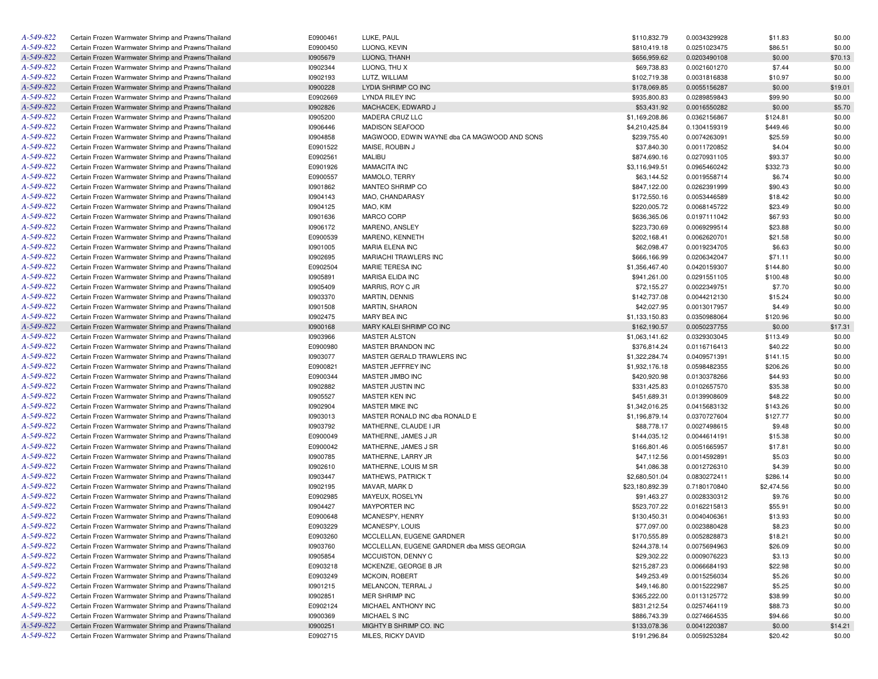| | | | | | | | |
|---|---|---|---|---|---|---|---|
| A-549-822 | Certain Frozen Warmwater Shrimp and Prawns/Thailand | E0900461 | LUKE, PAUL | $110,832.79 | 0.0034329928 | $11.83 | $0.00 |
| A-549-822 | Certain Frozen Warmwater Shrimp and Prawns/Thailand | E0900450 | LUONG, KEVIN | $810,419.18 | 0.0251023475 | $86.51 | $0.00 |
| A-549-822 | Certain Frozen Warmwater Shrimp and Prawns/Thailand | I0905679 | LUONG, THANH | $656,959.62 | 0.0203490108 | $0.00 | $70.13 |
| A-549-822 | Certain Frozen Warmwater Shrimp and Prawns/Thailand | I0902344 | LUONG, THU X | $69,738.83 | 0.0021601270 | $7.44 | $0.00 |
| A-549-822 | Certain Frozen Warmwater Shrimp and Prawns/Thailand | I0902193 | LUTZ, WILLIAM | $102,719.38 | 0.0031816838 | $10.97 | $0.00 |
| A-549-822 | Certain Frozen Warmwater Shrimp and Prawns/Thailand | I0900228 | LYDIA SHRIMP CO INC | $178,069.85 | 0.0055156287 | $0.00 | $19.01 |
| A-549-822 | Certain Frozen Warmwater Shrimp and Prawns/Thailand | E0902669 | LYNDA RILEY INC | $935,800.83 | 0.0289859843 | $99.90 | $0.00 |
| A-549-822 | Certain Frozen Warmwater Shrimp and Prawns/Thailand | I0902826 | MACHACEK, EDWARD J | $53,431.92 | 0.0016550282 | $0.00 | $5.70 |
| A-549-822 | Certain Frozen Warmwater Shrimp and Prawns/Thailand | I0905200 | MADERA CRUZ LLC | $1,169,208.86 | 0.0362156867 | $124.81 | $0.00 |
| A-549-822 | Certain Frozen Warmwater Shrimp and Prawns/Thailand | I0906446 | MADISON SEAFOOD | $4,210,425.84 | 0.1304159319 | $449.46 | $0.00 |
| A-549-822 | Certain Frozen Warmwater Shrimp and Prawns/Thailand | I0904858 | MAGWOOD, EDWIN WAYNE dba CA MAGWOOD AND SONS | $239,755.40 | 0.0074263091 | $25.59 | $0.00 |
| A-549-822 | Certain Frozen Warmwater Shrimp and Prawns/Thailand | E0901522 | MAISE, ROUBIN J | $37,840.30 | 0.0011720852 | $4.04 | $0.00 |
| A-549-822 | Certain Frozen Warmwater Shrimp and Prawns/Thailand | E0902561 | MALIBU | $874,690.16 | 0.0270931105 | $93.37 | $0.00 |
| A-549-822 | Certain Frozen Warmwater Shrimp and Prawns/Thailand | E0901926 | MAMACITA INC | $3,116,949.51 | 0.0965460242 | $332.73 | $0.00 |
| A-549-822 | Certain Frozen Warmwater Shrimp and Prawns/Thailand | E0900557 | MAMOLO, TERRY | $63,144.52 | 0.0019558714 | $6.74 | $0.00 |
| A-549-822 | Certain Frozen Warmwater Shrimp and Prawns/Thailand | I0901862 | MANTEO SHRIMP CO | $847,122.00 | 0.0262391999 | $90.43 | $0.00 |
| A-549-822 | Certain Frozen Warmwater Shrimp and Prawns/Thailand | I0904143 | MAO, CHANDARASY | $172,550.16 | 0.0053446589 | $18.42 | $0.00 |
| A-549-822 | Certain Frozen Warmwater Shrimp and Prawns/Thailand | I0904125 | MAO, KIM | $220,005.72 | 0.0068145722 | $23.49 | $0.00 |
| A-549-822 | Certain Frozen Warmwater Shrimp and Prawns/Thailand | I0901636 | MARCO CORP | $636,365.06 | 0.0197111042 | $67.93 | $0.00 |
| A-549-822 | Certain Frozen Warmwater Shrimp and Prawns/Thailand | I0906172 | MARENO, ANSLEY | $223,730.69 | 0.0069299514 | $23.88 | $0.00 |
| A-549-822 | Certain Frozen Warmwater Shrimp and Prawns/Thailand | E0900539 | MARENO, KENNETH | $202,168.41 | 0.0062620701 | $21.58 | $0.00 |
| A-549-822 | Certain Frozen Warmwater Shrimp and Prawns/Thailand | I0901005 | MARIA ELENA INC | $62,098.47 | 0.0019234705 | $6.63 | $0.00 |
| A-549-822 | Certain Frozen Warmwater Shrimp and Prawns/Thailand | I0902695 | MARIACHI TRAWLERS INC | $666,166.99 | 0.0206342047 | $71.11 | $0.00 |
| A-549-822 | Certain Frozen Warmwater Shrimp and Prawns/Thailand | E0902504 | MARIE TERESA INC | $1,356,467.40 | 0.0420159307 | $144.80 | $0.00 |
| A-549-822 | Certain Frozen Warmwater Shrimp and Prawns/Thailand | I0905891 | MARISA ELIDA INC | $941,261.00 | 0.0291551105 | $100.48 | $0.00 |
| A-549-822 | Certain Frozen Warmwater Shrimp and Prawns/Thailand | I0905409 | MARRIS, ROY C JR | $72,155.27 | 0.0022349751 | $7.70 | $0.00 |
| A-549-822 | Certain Frozen Warmwater Shrimp and Prawns/Thailand | I0903370 | MARTIN, DENNIS | $142,737.08 | 0.0044212130 | $15.24 | $0.00 |
| A-549-822 | Certain Frozen Warmwater Shrimp and Prawns/Thailand | I0901508 | MARTIN, SHARON | $42,027.95 | 0.0013017957 | $4.49 | $0.00 |
| A-549-822 | Certain Frozen Warmwater Shrimp and Prawns/Thailand | I0902475 | MARY BEA INC | $1,133,150.83 | 0.0350988064 | $120.96 | $0.00 |
| A-549-822 | Certain Frozen Warmwater Shrimp and Prawns/Thailand | I0900168 | MARY KALEI SHRIMP CO INC | $162,190.57 | 0.0050237755 | $0.00 | $17.31 |
| A-549-822 | Certain Frozen Warmwater Shrimp and Prawns/Thailand | I0903966 | MASTER ALSTON | $1,063,141.62 | 0.0329303045 | $113.49 | $0.00 |
| A-549-822 | Certain Frozen Warmwater Shrimp and Prawns/Thailand | E0900980 | MASTER BRANDON INC | $376,814.24 | 0.0116716413 | $40.22 | $0.00 |
| A-549-822 | Certain Frozen Warmwater Shrimp and Prawns/Thailand | I0903077 | MASTER GERALD TRAWLERS INC | $1,322,284.74 | 0.0409571391 | $141.15 | $0.00 |
| A-549-822 | Certain Frozen Warmwater Shrimp and Prawns/Thailand | E0900821 | MASTER JEFFREY INC | $1,932,176.18 | 0.0598482355 | $206.26 | $0.00 |
| A-549-822 | Certain Frozen Warmwater Shrimp and Prawns/Thailand | E0900344 | MASTER JIMBO INC | $420,920.98 | 0.0130378266 | $44.93 | $0.00 |
| A-549-822 | Certain Frozen Warmwater Shrimp and Prawns/Thailand | I0902882 | MASTER JUSTIN INC | $331,425.83 | 0.0102657570 | $35.38 | $0.00 |
| A-549-822 | Certain Frozen Warmwater Shrimp and Prawns/Thailand | I0905527 | MASTER KEN INC | $451,689.31 | 0.0139908609 | $48.22 | $0.00 |
| A-549-822 | Certain Frozen Warmwater Shrimp and Prawns/Thailand | I0902904 | MASTER MIKE INC | $1,342,016.25 | 0.0415683132 | $143.26 | $0.00 |
| A-549-822 | Certain Frozen Warmwater Shrimp and Prawns/Thailand | I0903013 | MASTER RONALD INC dba RONALD E | $1,196,879.14 | 0.0370727604 | $127.77 | $0.00 |
| A-549-822 | Certain Frozen Warmwater Shrimp and Prawns/Thailand | I0903792 | MATHERNE, CLAUDE I JR | $88,778.17 | 0.0027498615 | $9.48 | $0.00 |
| A-549-822 | Certain Frozen Warmwater Shrimp and Prawns/Thailand | E0900049 | MATHERNE, JAMES J JR | $144,035.12 | 0.0044614191 | $15.38 | $0.00 |
| A-549-822 | Certain Frozen Warmwater Shrimp and Prawns/Thailand | E0900042 | MATHERNE, JAMES J SR | $166,801.46 | 0.0051665957 | $17.81 | $0.00 |
| A-549-822 | Certain Frozen Warmwater Shrimp and Prawns/Thailand | I0900785 | MATHERNE, LARRY JR | $47,112.56 | 0.0014592891 | $5.03 | $0.00 |
| A-549-822 | Certain Frozen Warmwater Shrimp and Prawns/Thailand | I0902610 | MATHERNE, LOUIS M SR | $41,086.38 | 0.0012726310 | $4.39 | $0.00 |
| A-549-822 | Certain Frozen Warmwater Shrimp and Prawns/Thailand | I0903447 | MATHEWS, PATRICK T | $2,680,501.04 | 0.0830272411 | $286.14 | $0.00 |
| A-549-822 | Certain Frozen Warmwater Shrimp and Prawns/Thailand | I0902195 | MAVAR, MARK D | $23,180,892.39 | 0.7180170840 | $2,474.56 | $0.00 |
| A-549-822 | Certain Frozen Warmwater Shrimp and Prawns/Thailand | E0902985 | MAYEUX, ROSELYN | $91,463.27 | 0.0028330312 | $9.76 | $0.00 |
| A-549-822 | Certain Frozen Warmwater Shrimp and Prawns/Thailand | I0904427 | MAYPORTER INC | $523,707.22 | 0.0162215813 | $55.91 | $0.00 |
| A-549-822 | Certain Frozen Warmwater Shrimp and Prawns/Thailand | E0900648 | MCANESPY, HENRY | $130,450.31 | 0.0040406361 | $13.93 | $0.00 |
| A-549-822 | Certain Frozen Warmwater Shrimp and Prawns/Thailand | E0903229 | MCANESPY, LOUIS | $77,097.00 | 0.0023880428 | $8.23 | $0.00 |
| A-549-822 | Certain Frozen Warmwater Shrimp and Prawns/Thailand | E0903260 | MCCLELLAN, EUGENE GARDNER | $170,555.89 | 0.0052828873 | $18.21 | $0.00 |
| A-549-822 | Certain Frozen Warmwater Shrimp and Prawns/Thailand | I0903760 | MCCLELLAN, EUGENE GARDNER dba MISS GEORGIA | $244,378.14 | 0.0075694963 | $26.09 | $0.00 |
| A-549-822 | Certain Frozen Warmwater Shrimp and Prawns/Thailand | I0905854 | MCCUISTON, DENNY C | $29,302.22 | 0.0009076223 | $3.13 | $0.00 |
| A-549-822 | Certain Frozen Warmwater Shrimp and Prawns/Thailand | E0903218 | MCKENZIE, GEORGE B JR | $215,287.23 | 0.0066684193 | $22.98 | $0.00 |
| A-549-822 | Certain Frozen Warmwater Shrimp and Prawns/Thailand | E0903249 | MCKOIN, ROBERT | $49,253.49 | 0.0015256034 | $5.26 | $0.00 |
| A-549-822 | Certain Frozen Warmwater Shrimp and Prawns/Thailand | I0901215 | MELANCON, TERRAL J | $49,146.80 | 0.0015222987 | $5.25 | $0.00 |
| A-549-822 | Certain Frozen Warmwater Shrimp and Prawns/Thailand | I0902851 | MER SHRIMP INC | $365,222.00 | 0.0113125772 | $38.99 | $0.00 |
| A-549-822 | Certain Frozen Warmwater Shrimp and Prawns/Thailand | E0902124 | MICHAEL ANTHONY INC | $831,212.54 | 0.0257464119 | $88.73 | $0.00 |
| A-549-822 | Certain Frozen Warmwater Shrimp and Prawns/Thailand | I0900369 | MICHAEL S INC | $886,743.39 | 0.0274664535 | $94.66 | $0.00 |
| A-549-822 | Certain Frozen Warmwater Shrimp and Prawns/Thailand | I0900251 | MIGHTY B SHRIMP CO. INC | $133,078.36 | 0.0041220387 | $0.00 | $14.21 |
| A-549-822 | Certain Frozen Warmwater Shrimp and Prawns/Thailand | E0902715 | MILES, RICKY DAVID | $191,296.84 | 0.0059253284 | $20.42 | $0.00 |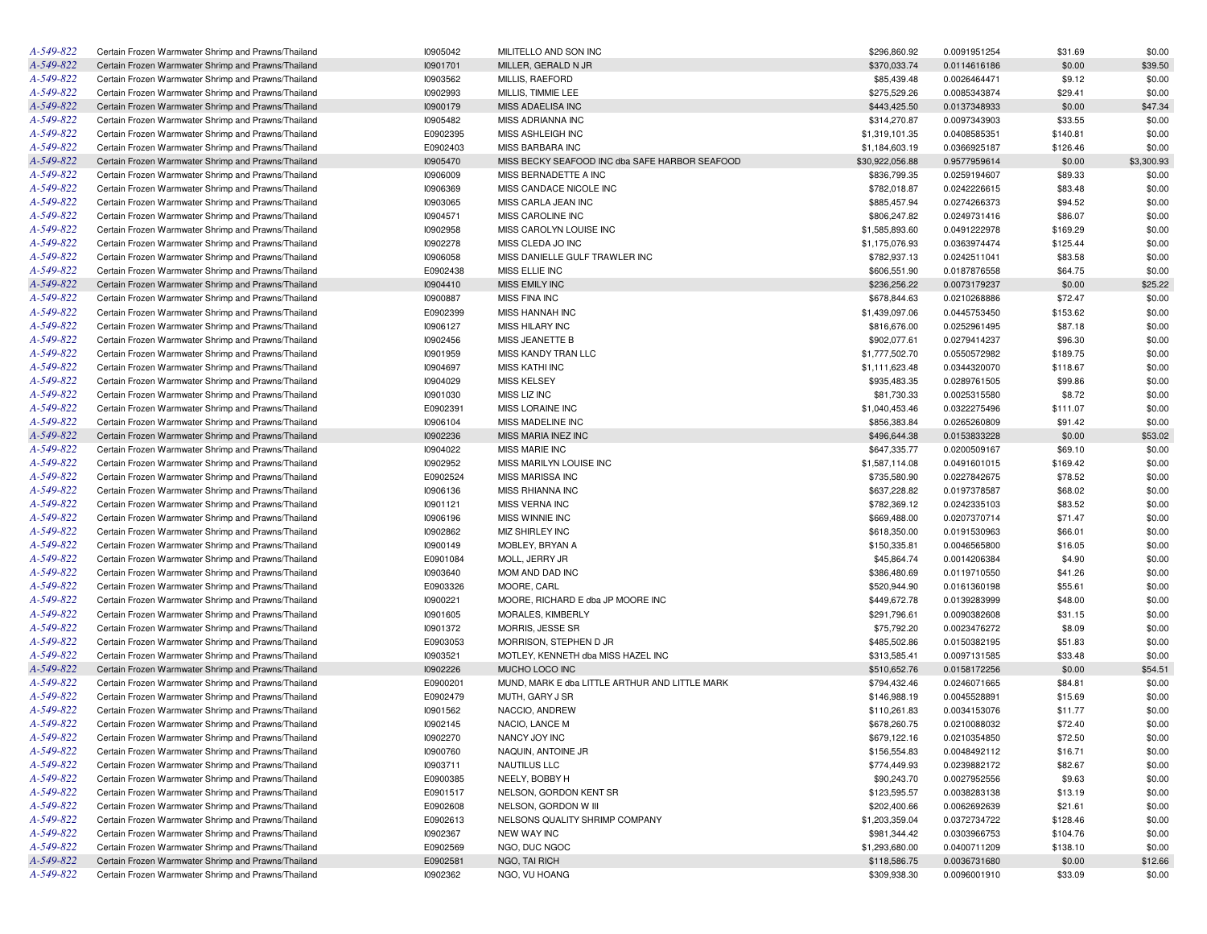| | | | | | | | |
|---|---|---|---|---|---|---|---|
| A-549-822 | Certain Frozen Warmwater Shrimp and Prawns/Thailand | I0905042 | MILITELLO AND SON INC | $296,860.92 | 0.0091951254 | $31.69 | $0.00 |
| A-549-822 | Certain Frozen Warmwater Shrimp and Prawns/Thailand | I0901701 | MILLER, GERALD N JR | $370,033.74 | 0.0114616186 | $0.00 | $39.50 |
| A-549-822 | Certain Frozen Warmwater Shrimp and Prawns/Thailand | I0903562 | MILLIS, RAEFORD | $85,439.48 | 0.0026464471 | $9.12 | $0.00 |
| A-549-822 | Certain Frozen Warmwater Shrimp and Prawns/Thailand | I0902993 | MILLIS, TIMMIE LEE | $275,529.26 | 0.0085343874 | $29.41 | $0.00 |
| A-549-822 | Certain Frozen Warmwater Shrimp and Prawns/Thailand | I0900179 | MISS ADAELISA INC | $443,425.50 | 0.0137348933 | $0.00 | $47.34 |
| A-549-822 | Certain Frozen Warmwater Shrimp and Prawns/Thailand | I0905482 | MISS ADRIANNA INC | $314,270.87 | 0.0097343903 | $33.55 | $0.00 |
| A-549-822 | Certain Frozen Warmwater Shrimp and Prawns/Thailand | E0902395 | MISS ASHLEIGH INC | $1,319,101.35 | 0.0408585351 | $140.81 | $0.00 |
| A-549-822 | Certain Frozen Warmwater Shrimp and Prawns/Thailand | E0902403 | MISS BARBARA INC | $1,184,603.19 | 0.0366925187 | $126.46 | $0.00 |
| A-549-822 | Certain Frozen Warmwater Shrimp and Prawns/Thailand | I0905470 | MISS BECKY SEAFOOD INC dba SAFE HARBOR SEAFOOD | $30,922,056.88 | 0.9577959614 | $0.00 | $3,300.93 |
| A-549-822 | Certain Frozen Warmwater Shrimp and Prawns/Thailand | I0906009 | MISS BERNADETTE A INC | $836,799.35 | 0.0259194607 | $89.33 | $0.00 |
| A-549-822 | Certain Frozen Warmwater Shrimp and Prawns/Thailand | I0906369 | MISS CANDACE NICOLE INC | $782,018.87 | 0.0242226615 | $83.48 | $0.00 |
| A-549-822 | Certain Frozen Warmwater Shrimp and Prawns/Thailand | I0903065 | MISS CARLA JEAN INC | $885,457.94 | 0.0274266373 | $94.52 | $0.00 |
| A-549-822 | Certain Frozen Warmwater Shrimp and Prawns/Thailand | I0904571 | MISS CAROLINE INC | $806,247.82 | 0.0249731416 | $86.07 | $0.00 |
| A-549-822 | Certain Frozen Warmwater Shrimp and Prawns/Thailand | I0902958 | MISS CAROLYN LOUISE INC | $1,585,893.60 | 0.0491222978 | $169.29 | $0.00 |
| A-549-822 | Certain Frozen Warmwater Shrimp and Prawns/Thailand | I0902278 | MISS CLEDA JO INC | $1,175,076.93 | 0.0363974474 | $125.44 | $0.00 |
| A-549-822 | Certain Frozen Warmwater Shrimp and Prawns/Thailand | I0906058 | MISS DANIELLE GULF TRAWLER INC | $782,937.13 | 0.0242511041 | $83.58 | $0.00 |
| A-549-822 | Certain Frozen Warmwater Shrimp and Prawns/Thailand | E0902438 | MISS ELLIE INC | $606,551.90 | 0.0187876558 | $64.75 | $0.00 |
| A-549-822 | Certain Frozen Warmwater Shrimp and Prawns/Thailand | I0904410 | MISS EMILY INC | $236,256.22 | 0.0073179237 | $0.00 | $25.22 |
| A-549-822 | Certain Frozen Warmwater Shrimp and Prawns/Thailand | I0900887 | MISS FINA INC | $678,844.63 | 0.0210268886 | $72.47 | $0.00 |
| A-549-822 | Certain Frozen Warmwater Shrimp and Prawns/Thailand | E0902399 | MISS HANNAH INC | $1,439,097.06 | 0.0445753450 | $153.62 | $0.00 |
| A-549-822 | Certain Frozen Warmwater Shrimp and Prawns/Thailand | I0906127 | MISS HILARY INC | $816,676.00 | 0.0252961495 | $87.18 | $0.00 |
| A-549-822 | Certain Frozen Warmwater Shrimp and Prawns/Thailand | I0902456 | MISS JEANETTE B | $902,077.61 | 0.0279414237 | $96.30 | $0.00 |
| A-549-822 | Certain Frozen Warmwater Shrimp and Prawns/Thailand | I0901959 | MISS KANDY TRAN LLC | $1,777,502.70 | 0.0550572982 | $189.75 | $0.00 |
| A-549-822 | Certain Frozen Warmwater Shrimp and Prawns/Thailand | I0904697 | MISS KATHI INC | $1,111,623.48 | 0.0344320070 | $118.67 | $0.00 |
| A-549-822 | Certain Frozen Warmwater Shrimp and Prawns/Thailand | I0904029 | MISS KELSEY | $935,483.35 | 0.0289761505 | $99.86 | $0.00 |
| A-549-822 | Certain Frozen Warmwater Shrimp and Prawns/Thailand | I0901030 | MISS LIZ INC | $81,730.33 | 0.0025315580 | $8.72 | $0.00 |
| A-549-822 | Certain Frozen Warmwater Shrimp and Prawns/Thailand | E0902391 | MISS LORAINE INC | $1,040,453.46 | 0.0322275496 | $111.07 | $0.00 |
| A-549-822 | Certain Frozen Warmwater Shrimp and Prawns/Thailand | I0906104 | MISS MADELINE INC | $856,383.84 | 0.0265260809 | $91.42 | $0.00 |
| A-549-822 | Certain Frozen Warmwater Shrimp and Prawns/Thailand | I0902236 | MISS MARIA INEZ INC | $496,644.38 | 0.0153833228 | $0.00 | $53.02 |
| A-549-822 | Certain Frozen Warmwater Shrimp and Prawns/Thailand | I0904022 | MISS MARIE INC | $647,335.77 | 0.0200509167 | $69.10 | $0.00 |
| A-549-822 | Certain Frozen Warmwater Shrimp and Prawns/Thailand | I0902952 | MISS MARILYN LOUISE INC | $1,587,114.08 | 0.0491601015 | $169.42 | $0.00 |
| A-549-822 | Certain Frozen Warmwater Shrimp and Prawns/Thailand | E0902524 | MISS MARISSA INC | $735,580.90 | 0.0227842675 | $78.52 | $0.00 |
| A-549-822 | Certain Frozen Warmwater Shrimp and Prawns/Thailand | I0906136 | MISS RHIANNA INC | $637,228.82 | 0.0197378587 | $68.02 | $0.00 |
| A-549-822 | Certain Frozen Warmwater Shrimp and Prawns/Thailand | I0901121 | MISS VERNA INC | $782,369.12 | 0.0242335103 | $83.52 | $0.00 |
| A-549-822 | Certain Frozen Warmwater Shrimp and Prawns/Thailand | I0906196 | MISS WINNIE INC | $669,488.00 | 0.0207370714 | $71.47 | $0.00 |
| A-549-822 | Certain Frozen Warmwater Shrimp and Prawns/Thailand | I0902862 | MIZ SHIRLEY INC | $618,350.00 | 0.0191530963 | $66.01 | $0.00 |
| A-549-822 | Certain Frozen Warmwater Shrimp and Prawns/Thailand | I0900149 | MOBLEY, BRYAN A | $150,335.81 | 0.0046565800 | $16.05 | $0.00 |
| A-549-822 | Certain Frozen Warmwater Shrimp and Prawns/Thailand | E0901084 | MOLL, JERRY JR | $45,864.74 | 0.0014206384 | $4.90 | $0.00 |
| A-549-822 | Certain Frozen Warmwater Shrimp and Prawns/Thailand | I0903640 | MOM AND DAD INC | $386,480.69 | 0.0119710550 | $41.26 | $0.00 |
| A-549-822 | Certain Frozen Warmwater Shrimp and Prawns/Thailand | E0903326 | MOORE, CARL | $520,944.90 | 0.0161360198 | $55.61 | $0.00 |
| A-549-822 | Certain Frozen Warmwater Shrimp and Prawns/Thailand | I0900221 | MOORE, RICHARD E dba JP MOORE INC | $449,672.78 | 0.0139283999 | $48.00 | $0.00 |
| A-549-822 | Certain Frozen Warmwater Shrimp and Prawns/Thailand | I0901605 | MORALES, KIMBERLY | $291,796.61 | 0.0090382608 | $31.15 | $0.00 |
| A-549-822 | Certain Frozen Warmwater Shrimp and Prawns/Thailand | I0901372 | MORRIS, JESSE SR | $75,792.20 | 0.0023476272 | $8.09 | $0.00 |
| A-549-822 | Certain Frozen Warmwater Shrimp and Prawns/Thailand | E0903053 | MORRISON, STEPHEN D JR | $485,502.86 | 0.0150382195 | $51.83 | $0.00 |
| A-549-822 | Certain Frozen Warmwater Shrimp and Prawns/Thailand | I0903521 | MOTLEY, KENNETH dba MISS HAZEL INC | $313,585.41 | 0.0097131585 | $33.48 | $0.00 |
| A-549-822 | Certain Frozen Warmwater Shrimp and Prawns/Thailand | I0902226 | MUCHO LOCO INC | $510,652.76 | 0.0158172256 | $0.00 | $54.51 |
| A-549-822 | Certain Frozen Warmwater Shrimp and Prawns/Thailand | E0900201 | MUND, MARK E dba LITTLE ARTHUR AND LITTLE MARK | $794,432.46 | 0.0246071665 | $84.81 | $0.00 |
| A-549-822 | Certain Frozen Warmwater Shrimp and Prawns/Thailand | E0902479 | MUTH, GARY J SR | $146,988.19 | 0.0045528891 | $15.69 | $0.00 |
| A-549-822 | Certain Frozen Warmwater Shrimp and Prawns/Thailand | I0901562 | NACCIO, ANDREW | $110,261.83 | 0.0034153076 | $11.77 | $0.00 |
| A-549-822 | Certain Frozen Warmwater Shrimp and Prawns/Thailand | I0902145 | NACIO, LANCE M | $678,260.75 | 0.0210088032 | $72.40 | $0.00 |
| A-549-822 | Certain Frozen Warmwater Shrimp and Prawns/Thailand | I0902270 | NANCY JOY INC | $679,122.16 | 0.0210354850 | $72.50 | $0.00 |
| A-549-822 | Certain Frozen Warmwater Shrimp and Prawns/Thailand | I0900760 | NAQUIN, ANTOINE JR | $156,554.83 | 0.0048492112 | $16.71 | $0.00 |
| A-549-822 | Certain Frozen Warmwater Shrimp and Prawns/Thailand | I0903711 | NAUTILUS LLC | $774,449.93 | 0.0239882172 | $82.67 | $0.00 |
| A-549-822 | Certain Frozen Warmwater Shrimp and Prawns/Thailand | E0900385 | NEELY, BOBBY H | $90,243.70 | 0.0027952556 | $9.63 | $0.00 |
| A-549-822 | Certain Frozen Warmwater Shrimp and Prawns/Thailand | E0901517 | NELSON, GORDON KENT SR | $123,595.57 | 0.0038283138 | $13.19 | $0.00 |
| A-549-822 | Certain Frozen Warmwater Shrimp and Prawns/Thailand | E0902608 | NELSON, GORDON W III | $202,400.66 | 0.0062692639 | $21.61 | $0.00 |
| A-549-822 | Certain Frozen Warmwater Shrimp and Prawns/Thailand | E0902613 | NELSONS QUALITY SHRIMP COMPANY | $1,203,359.04 | 0.0372734722 | $128.46 | $0.00 |
| A-549-822 | Certain Frozen Warmwater Shrimp and Prawns/Thailand | I0902367 | NEW WAY INC | $981,344.42 | 0.0303966753 | $104.76 | $0.00 |
| A-549-822 | Certain Frozen Warmwater Shrimp and Prawns/Thailand | E0902569 | NGO, DUC NGOC | $1,293,680.00 | 0.0400711209 | $138.10 | $0.00 |
| A-549-822 | Certain Frozen Warmwater Shrimp and Prawns/Thailand | E0902581 | NGO, TAI RICH | $118,586.75 | 0.0036731680 | $0.00 | $12.66 |
| A-549-822 | Certain Frozen Warmwater Shrimp and Prawns/Thailand | I0902362 | NGO, VU HOANG | $309,938.30 | 0.0096001910 | $33.09 | $0.00 |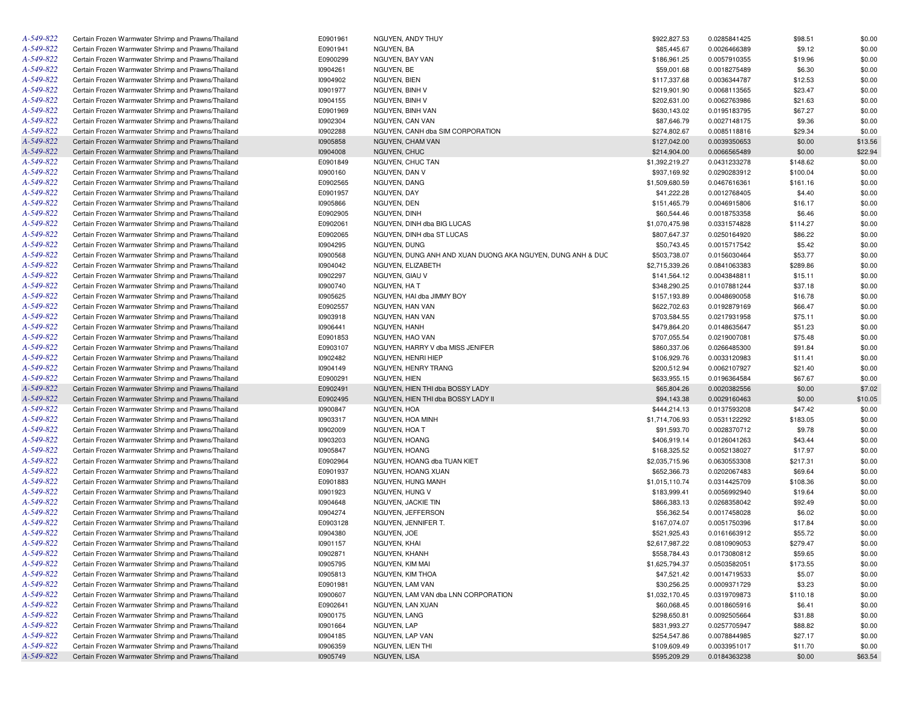| | | | | | | | |
|---|---|---|---|---|---|---|---|
| A-549-822 | Certain Frozen Warmwater Shrimp and Prawns/Thailand | E0901961 | NGUYEN, ANDY THUY | $922,827.53 | 0.0285841425 | $98.51 | $0.00 |
| A-549-822 | Certain Frozen Warmwater Shrimp and Prawns/Thailand | E0901941 | NGUYEN, BA | $85,445.67 | 0.0026466389 | $9.12 | $0.00 |
| A-549-822 | Certain Frozen Warmwater Shrimp and Prawns/Thailand | E0900299 | NGUYEN, BAY VAN | $186,961.25 | 0.0057910355 | $19.96 | $0.00 |
| A-549-822 | Certain Frozen Warmwater Shrimp and Prawns/Thailand | I0904261 | NGUYEN, BE | $59,001.68 | 0.0018275489 | $6.30 | $0.00 |
| A-549-822 | Certain Frozen Warmwater Shrimp and Prawns/Thailand | I0904902 | NGUYEN, BIEN | $117,337.68 | 0.0036344787 | $12.53 | $0.00 |
| A-549-822 | Certain Frozen Warmwater Shrimp and Prawns/Thailand | I0901977 | NGUYEN, BINH V | $219,901.90 | 0.0068113565 | $23.47 | $0.00 |
| A-549-822 | Certain Frozen Warmwater Shrimp and Prawns/Thailand | I0904155 | NGUYEN, BINH V | $202,631.00 | 0.0062763986 | $21.63 | $0.00 |
| A-549-822 | Certain Frozen Warmwater Shrimp and Prawns/Thailand | E0901969 | NGUYEN, BINH VAN | $630,143.02 | 0.0195183795 | $67.27 | $0.00 |
| A-549-822 | Certain Frozen Warmwater Shrimp and Prawns/Thailand | I0902304 | NGUYEN, CAN VAN | $87,646.79 | 0.0027148175 | $9.36 | $0.00 |
| A-549-822 | Certain Frozen Warmwater Shrimp and Prawns/Thailand | I0902288 | NGUYEN, CANH dba SIM CORPORATION | $274,802.67 | 0.0085118816 | $29.34 | $0.00 |
| A-549-822 | Certain Frozen Warmwater Shrimp and Prawns/Thailand | I0905858 | NGUYEN, CHAM VAN | $127,042.00 | 0.0039350653 | $0.00 | $13.56 |
| A-549-822 | Certain Frozen Warmwater Shrimp and Prawns/Thailand | I0904008 | NGUYEN, CHUC | $214,904.00 | 0.0066565489 | $0.00 | $22.94 |
| A-549-822 | Certain Frozen Warmwater Shrimp and Prawns/Thailand | E0901849 | NGUYEN, CHUC TAN | $1,392,219.27 | 0.0431233278 | $148.62 | $0.00 |
| A-549-822 | Certain Frozen Warmwater Shrimp and Prawns/Thailand | I0900160 | NGUYEN, DAN V | $937,169.92 | 0.0290283912 | $100.04 | $0.00 |
| A-549-822 | Certain Frozen Warmwater Shrimp and Prawns/Thailand | E0902565 | NGUYEN, DANG | $1,509,680.59 | 0.0467616361 | $161.16 | $0.00 |
| A-549-822 | Certain Frozen Warmwater Shrimp and Prawns/Thailand | E0901957 | NGUYEN, DAY | $41,222.28 | 0.0012768405 | $4.40 | $0.00 |
| A-549-822 | Certain Frozen Warmwater Shrimp and Prawns/Thailand | I0905866 | NGUYEN, DEN | $151,465.79 | 0.0046915806 | $16.17 | $0.00 |
| A-549-822 | Certain Frozen Warmwater Shrimp and Prawns/Thailand | E0902905 | NGUYEN, DINH | $60,544.46 | 0.0018753358 | $6.46 | $0.00 |
| A-549-822 | Certain Frozen Warmwater Shrimp and Prawns/Thailand | E0902061 | NGUYEN, DINH dba BIG LUCAS | $1,070,475.98 | 0.0331574828 | $114.27 | $0.00 |
| A-549-822 | Certain Frozen Warmwater Shrimp and Prawns/Thailand | E0902065 | NGUYEN, DINH dba ST LUCAS | $807,647.37 | 0.0250164920 | $86.22 | $0.00 |
| A-549-822 | Certain Frozen Warmwater Shrimp and Prawns/Thailand | I0904295 | NGUYEN, DUNG | $50,743.45 | 0.0015717542 | $5.42 | $0.00 |
| A-549-822 | Certain Frozen Warmwater Shrimp and Prawns/Thailand | I0900568 | NGUYEN, DUNG ANH AND XUAN DUONG AKA NGUYEN, DUNG ANH & DUC | $503,738.07 | 0.0156030464 | $53.77 | $0.00 |
| A-549-822 | Certain Frozen Warmwater Shrimp and Prawns/Thailand | I0904042 | NGUYEN, ELIZABETH | $2,715,339.26 | 0.0841063383 | $289.86 | $0.00 |
| A-549-822 | Certain Frozen Warmwater Shrimp and Prawns/Thailand | I0902297 | NGUYEN, GIAU V | $141,564.12 | 0.0043848811 | $15.11 | $0.00 |
| A-549-822 | Certain Frozen Warmwater Shrimp and Prawns/Thailand | I0900740 | NGUYEN, HA T | $348,290.25 | 0.0107881244 | $37.18 | $0.00 |
| A-549-822 | Certain Frozen Warmwater Shrimp and Prawns/Thailand | I0905625 | NGUYEN, HAI dba JIMMY BOY | $157,193.89 | 0.0048690058 | $16.78 | $0.00 |
| A-549-822 | Certain Frozen Warmwater Shrimp and Prawns/Thailand | E0902557 | NGUYEN, HAN VAN | $622,702.63 | 0.0192879169 | $66.47 | $0.00 |
| A-549-822 | Certain Frozen Warmwater Shrimp and Prawns/Thailand | I0903918 | NGUYEN, HAN VAN | $703,584.55 | 0.0217931958 | $75.11 | $0.00 |
| A-549-822 | Certain Frozen Warmwater Shrimp and Prawns/Thailand | I0906441 | NGUYEN, HANH | $479,864.20 | 0.0148635647 | $51.23 | $0.00 |
| A-549-822 | Certain Frozen Warmwater Shrimp and Prawns/Thailand | E0901853 | NGUYEN, HAO VAN | $707,055.54 | 0.0219007081 | $75.48 | $0.00 |
| A-549-822 | Certain Frozen Warmwater Shrimp and Prawns/Thailand | E0903107 | NGUYEN, HARRY V dba MISS JENIFER | $860,337.06 | 0.0266485300 | $91.84 | $0.00 |
| A-549-822 | Certain Frozen Warmwater Shrimp and Prawns/Thailand | I0902482 | NGUYEN, HENRI HIEP | $106,929.76 | 0.0033120983 | $11.41 | $0.00 |
| A-549-822 | Certain Frozen Warmwater Shrimp and Prawns/Thailand | I0904149 | NGUYEN, HENRY TRANG | $200,512.94 | 0.0062107927 | $21.40 | $0.00 |
| A-549-822 | Certain Frozen Warmwater Shrimp and Prawns/Thailand | E0900291 | NGUYEN, HIEN | $633,955.15 | 0.0196364584 | $67.67 | $0.00 |
| A-549-822 | Certain Frozen Warmwater Shrimp and Prawns/Thailand | E0902491 | NGUYEN, HIEN THI dba BOSSY LADY | $65,804.26 | 0.0020382556 | $0.00 | $7.02 |
| A-549-822 | Certain Frozen Warmwater Shrimp and Prawns/Thailand | E0902495 | NGUYEN, HIEN THI dba BOSSY LADY II | $94,143.38 | 0.0029160463 | $0.00 | $10.05 |
| A-549-822 | Certain Frozen Warmwater Shrimp and Prawns/Thailand | I0900847 | NGUYEN, HOA | $444,214.13 | 0.0137593208 | $47.42 | $0.00 |
| A-549-822 | Certain Frozen Warmwater Shrimp and Prawns/Thailand | I0903317 | NGUYEN, HOA MINH | $1,714,706.93 | 0.0531122292 | $183.05 | $0.00 |
| A-549-822 | Certain Frozen Warmwater Shrimp and Prawns/Thailand | I0902009 | NGUYEN, HOA T | $91,593.70 | 0.0028370712 | $9.78 | $0.00 |
| A-549-822 | Certain Frozen Warmwater Shrimp and Prawns/Thailand | I0903203 | NGUYEN, HOANG | $406,919.14 | 0.0126041263 | $43.44 | $0.00 |
| A-549-822 | Certain Frozen Warmwater Shrimp and Prawns/Thailand | I0905847 | NGUYEN, HOANG | $168,325.52 | 0.0052138027 | $17.97 | $0.00 |
| A-549-822 | Certain Frozen Warmwater Shrimp and Prawns/Thailand | E0902964 | NGUYEN, HOANG dba TUAN KIET | $2,035,715.96 | 0.0630553308 | $217.31 | $0.00 |
| A-549-822 | Certain Frozen Warmwater Shrimp and Prawns/Thailand | E0901937 | NGUYEN, HOANG XUAN | $652,366.73 | 0.0202067483 | $69.64 | $0.00 |
| A-549-822 | Certain Frozen Warmwater Shrimp and Prawns/Thailand | E0901883 | NGUYEN, HUNG MANH | $1,015,110.74 | 0.0314425709 | $108.36 | $0.00 |
| A-549-822 | Certain Frozen Warmwater Shrimp and Prawns/Thailand | I0901923 | NGUYEN, HUNG V | $183,999.41 | 0.0056992940 | $19.64 | $0.00 |
| A-549-822 | Certain Frozen Warmwater Shrimp and Prawns/Thailand | I0904648 | NGUYEN, JACKIE TIN | $866,383.13 | 0.0268358042 | $92.49 | $0.00 |
| A-549-822 | Certain Frozen Warmwater Shrimp and Prawns/Thailand | I0904274 | NGUYEN, JEFFERSON | $56,362.54 | 0.0017458028 | $6.02 | $0.00 |
| A-549-822 | Certain Frozen Warmwater Shrimp and Prawns/Thailand | E0903128 | NGUYEN, JENNIFER T. | $167,074.07 | 0.0051750396 | $17.84 | $0.00 |
| A-549-822 | Certain Frozen Warmwater Shrimp and Prawns/Thailand | I0904380 | NGUYEN, JOE | $521,925.43 | 0.0161663912 | $55.72 | $0.00 |
| A-549-822 | Certain Frozen Warmwater Shrimp and Prawns/Thailand | I0901157 | NGUYEN, KHAI | $2,617,987.22 | 0.0810909053 | $279.47 | $0.00 |
| A-549-822 | Certain Frozen Warmwater Shrimp and Prawns/Thailand | I0902871 | NGUYEN, KHANH | $558,784.43 | 0.0173080812 | $59.65 | $0.00 |
| A-549-822 | Certain Frozen Warmwater Shrimp and Prawns/Thailand | I0905795 | NGUYEN, KIM MAI | $1,625,794.37 | 0.0503582051 | $173.55 | $0.00 |
| A-549-822 | Certain Frozen Warmwater Shrimp and Prawns/Thailand | I0905813 | NGUYEN, KIM THOA | $47,521.42 | 0.0014719533 | $5.07 | $0.00 |
| A-549-822 | Certain Frozen Warmwater Shrimp and Prawns/Thailand | E0901981 | NGUYEN, LAM VAN | $30,256.25 | 0.0009371729 | $3.23 | $0.00 |
| A-549-822 | Certain Frozen Warmwater Shrimp and Prawns/Thailand | I0900607 | NGUYEN, LAM VAN dba LNN CORPORATION | $1,032,170.45 | 0.0319709873 | $110.18 | $0.00 |
| A-549-822 | Certain Frozen Warmwater Shrimp and Prawns/Thailand | E0902641 | NGUYEN, LAN XUAN | $60,068.45 | 0.0018605916 | $6.41 | $0.00 |
| A-549-822 | Certain Frozen Warmwater Shrimp and Prawns/Thailand | I0900175 | NGUYEN, LANG | $298,650.81 | 0.0092505664 | $31.88 | $0.00 |
| A-549-822 | Certain Frozen Warmwater Shrimp and Prawns/Thailand | I0901664 | NGUYEN, LAP | $831,993.27 | 0.0257705947 | $88.82 | $0.00 |
| A-549-822 | Certain Frozen Warmwater Shrimp and Prawns/Thailand | I0904185 | NGUYEN, LAP VAN | $254,547.86 | 0.0078844985 | $27.17 | $0.00 |
| A-549-822 | Certain Frozen Warmwater Shrimp and Prawns/Thailand | I0906359 | NGUYEN, LIEN THI | $109,609.49 | 0.0033951017 | $11.70 | $0.00 |
| A-549-822 | Certain Frozen Warmwater Shrimp and Prawns/Thailand | I0905749 | NGUYEN, LISA | $595,209.29 | 0.0184363238 | $0.00 | $63.54 |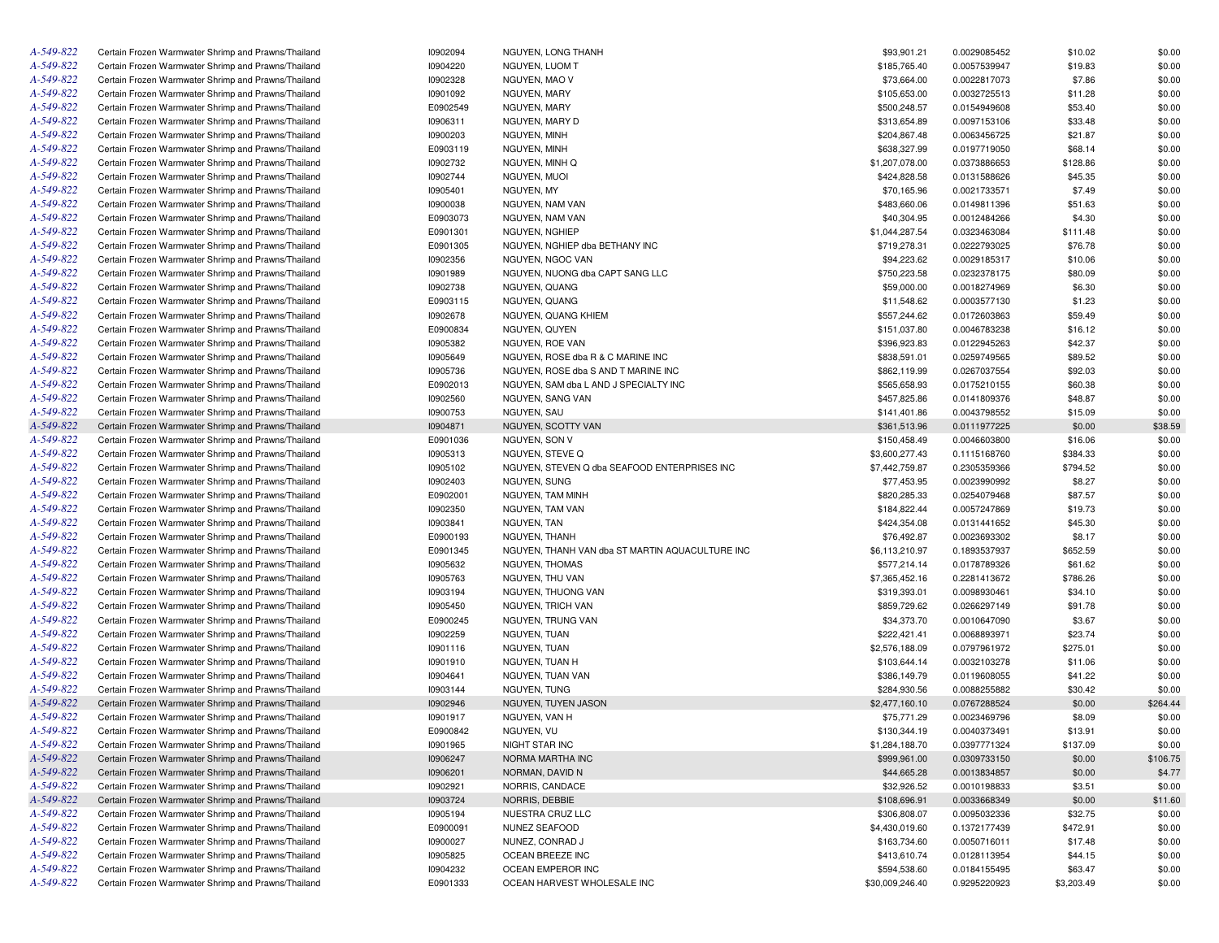| | | | | | | | |
|---|---|---|---|---|---|---|---|
| A-549-822 | Certain Frozen Warmwater Shrimp and Prawns/Thailand | I0902094 | NGUYEN, LONG THANH | $93,901.21 | 0.0029085452 | $10.02 | $0.00 |
| A-549-822 | Certain Frozen Warmwater Shrimp and Prawns/Thailand | I0904220 | NGUYEN, LUOM T | $185,765.40 | 0.0057539947 | $19.83 | $0.00 |
| A-549-822 | Certain Frozen Warmwater Shrimp and Prawns/Thailand | I0902328 | NGUYEN, MAO V | $73,664.00 | 0.0022817073 | $7.86 | $0.00 |
| A-549-822 | Certain Frozen Warmwater Shrimp and Prawns/Thailand | I0901092 | NGUYEN, MARY | $105,653.00 | 0.0032725513 | $11.28 | $0.00 |
| A-549-822 | Certain Frozen Warmwater Shrimp and Prawns/Thailand | E0902549 | NGUYEN, MARY | $500,248.57 | 0.0154949608 | $53.40 | $0.00 |
| A-549-822 | Certain Frozen Warmwater Shrimp and Prawns/Thailand | I0906311 | NGUYEN, MARY D | $313,654.89 | 0.0097153106 | $33.48 | $0.00 |
| A-549-822 | Certain Frozen Warmwater Shrimp and Prawns/Thailand | I0900203 | NGUYEN, MINH | $204,867.48 | 0.0063456725 | $21.87 | $0.00 |
| A-549-822 | Certain Frozen Warmwater Shrimp and Prawns/Thailand | E0903119 | NGUYEN, MINH | $638,327.99 | 0.0197719050 | $68.14 | $0.00 |
| A-549-822 | Certain Frozen Warmwater Shrimp and Prawns/Thailand | I0902732 | NGUYEN, MINH Q | $1,207,078.00 | 0.0373886653 | $128.86 | $0.00 |
| A-549-822 | Certain Frozen Warmwater Shrimp and Prawns/Thailand | I0902744 | NGUYEN, MUOI | $424,828.58 | 0.0131588626 | $45.35 | $0.00 |
| A-549-822 | Certain Frozen Warmwater Shrimp and Prawns/Thailand | I0905401 | NGUYEN, MY | $70,165.96 | 0.0021733571 | $7.49 | $0.00 |
| A-549-822 | Certain Frozen Warmwater Shrimp and Prawns/Thailand | I0900038 | NGUYEN, NAM VAN | $483,660.06 | 0.0149811396 | $51.63 | $0.00 |
| A-549-822 | Certain Frozen Warmwater Shrimp and Prawns/Thailand | E0903073 | NGUYEN, NAM VAN | $40,304.95 | 0.0012484266 | $4.30 | $0.00 |
| A-549-822 | Certain Frozen Warmwater Shrimp and Prawns/Thailand | E0901301 | NGUYEN, NGHIEP | $1,044,287.54 | 0.0323463084 | $111.48 | $0.00 |
| A-549-822 | Certain Frozen Warmwater Shrimp and Prawns/Thailand | E0901305 | NGUYEN, NGHIEP dba BETHANY INC | $719,278.31 | 0.0222793025 | $76.78 | $0.00 |
| A-549-822 | Certain Frozen Warmwater Shrimp and Prawns/Thailand | I0902356 | NGUYEN, NGOC VAN | $94,223.62 | 0.0029185317 | $10.06 | $0.00 |
| A-549-822 | Certain Frozen Warmwater Shrimp and Prawns/Thailand | I0901989 | NGUYEN, NUONG dba CAPT SANG LLC | $750,223.58 | 0.0232378175 | $80.09 | $0.00 |
| A-549-822 | Certain Frozen Warmwater Shrimp and Prawns/Thailand | I0902738 | NGUYEN, QUANG | $59,000.00 | 0.0018274969 | $6.30 | $0.00 |
| A-549-822 | Certain Frozen Warmwater Shrimp and Prawns/Thailand | E0903115 | NGUYEN, QUANG | $11,548.62 | 0.0003577130 | $1.23 | $0.00 |
| A-549-822 | Certain Frozen Warmwater Shrimp and Prawns/Thailand | I0902678 | NGUYEN, QUANG KHIEM | $557,244.62 | 0.0172603863 | $59.49 | $0.00 |
| A-549-822 | Certain Frozen Warmwater Shrimp and Prawns/Thailand | E0900834 | NGUYEN, QUYEN | $151,037.80 | 0.0046783238 | $16.12 | $0.00 |
| A-549-822 | Certain Frozen Warmwater Shrimp and Prawns/Thailand | I0905382 | NGUYEN, ROE VAN | $396,923.83 | 0.0122945263 | $42.37 | $0.00 |
| A-549-822 | Certain Frozen Warmwater Shrimp and Prawns/Thailand | I0905649 | NGUYEN, ROSE dba R & C MARINE INC | $838,591.01 | 0.0259749565 | $89.52 | $0.00 |
| A-549-822 | Certain Frozen Warmwater Shrimp and Prawns/Thailand | I0905736 | NGUYEN, ROSE dba S AND T MARINE INC | $862,119.99 | 0.0267037554 | $92.03 | $0.00 |
| A-549-822 | Certain Frozen Warmwater Shrimp and Prawns/Thailand | E0902013 | NGUYEN, SAM dba L AND J SPECIALTY INC | $565,658.93 | 0.0175210155 | $60.38 | $0.00 |
| A-549-822 | Certain Frozen Warmwater Shrimp and Prawns/Thailand | I0902560 | NGUYEN, SANG VAN | $457,825.86 | 0.0141809376 | $48.87 | $0.00 |
| A-549-822 | Certain Frozen Warmwater Shrimp and Prawns/Thailand | I0900753 | NGUYEN, SAU | $141,401.86 | 0.0043798552 | $15.09 | $0.00 |
| A-549-822 | Certain Frozen Warmwater Shrimp and Prawns/Thailand | I0904871 | NGUYEN, SCOTTY VAN | $361,513.96 | 0.0111977225 | $0.00 | $38.59 |
| A-549-822 | Certain Frozen Warmwater Shrimp and Prawns/Thailand | E0901036 | NGUYEN, SON V | $150,458.49 | 0.0046603800 | $16.06 | $0.00 |
| A-549-822 | Certain Frozen Warmwater Shrimp and Prawns/Thailand | I0905313 | NGUYEN, STEVE Q | $3,600,277.43 | 0.1115168760 | $384.33 | $0.00 |
| A-549-822 | Certain Frozen Warmwater Shrimp and Prawns/Thailand | I0905102 | NGUYEN, STEVEN Q dba SEAFOOD ENTERPRISES INC | $7,442,759.87 | 0.2305359366 | $794.52 | $0.00 |
| A-549-822 | Certain Frozen Warmwater Shrimp and Prawns/Thailand | I0902403 | NGUYEN, SUNG | $77,453.95 | 0.0023990992 | $8.27 | $0.00 |
| A-549-822 | Certain Frozen Warmwater Shrimp and Prawns/Thailand | E0902001 | NGUYEN, TAM MINH | $820,285.33 | 0.0254079468 | $87.57 | $0.00 |
| A-549-822 | Certain Frozen Warmwater Shrimp and Prawns/Thailand | I0902350 | NGUYEN, TAM VAN | $184,822.44 | 0.0057247869 | $19.73 | $0.00 |
| A-549-822 | Certain Frozen Warmwater Shrimp and Prawns/Thailand | I0903841 | NGUYEN, TAN | $424,354.08 | 0.0131441652 | $45.30 | $0.00 |
| A-549-822 | Certain Frozen Warmwater Shrimp and Prawns/Thailand | E0900193 | NGUYEN, THANH | $76,492.87 | 0.0023693302 | $8.17 | $0.00 |
| A-549-822 | Certain Frozen Warmwater Shrimp and Prawns/Thailand | E0901345 | NGUYEN, THANH VAN dba ST MARTIN AQUACULTURE INC | $6,113,210.97 | 0.1893537937 | $652.59 | $0.00 |
| A-549-822 | Certain Frozen Warmwater Shrimp and Prawns/Thailand | I0905632 | NGUYEN, THOMAS | $577,214.14 | 0.0178789326 | $61.62 | $0.00 |
| A-549-822 | Certain Frozen Warmwater Shrimp and Prawns/Thailand | I0905763 | NGUYEN, THU VAN | $7,365,452.16 | 0.2281413672 | $786.26 | $0.00 |
| A-549-822 | Certain Frozen Warmwater Shrimp and Prawns/Thailand | I0903194 | NGUYEN, THUONG VAN | $319,393.01 | 0.0098930461 | $34.10 | $0.00 |
| A-549-822 | Certain Frozen Warmwater Shrimp and Prawns/Thailand | I0905450 | NGUYEN, TRICH VAN | $859,729.62 | 0.0266297149 | $91.78 | $0.00 |
| A-549-822 | Certain Frozen Warmwater Shrimp and Prawns/Thailand | E0900245 | NGUYEN, TRUNG VAN | $34,373.70 | 0.0010647090 | $3.67 | $0.00 |
| A-549-822 | Certain Frozen Warmwater Shrimp and Prawns/Thailand | I0902259 | NGUYEN, TUAN | $222,421.41 | 0.0068893971 | $23.74 | $0.00 |
| A-549-822 | Certain Frozen Warmwater Shrimp and Prawns/Thailand | I0901116 | NGUYEN, TUAN | $2,576,188.09 | 0.0797961972 | $275.01 | $0.00 |
| A-549-822 | Certain Frozen Warmwater Shrimp and Prawns/Thailand | I0901910 | NGUYEN, TUAN H | $103,644.14 | 0.0032103278 | $11.06 | $0.00 |
| A-549-822 | Certain Frozen Warmwater Shrimp and Prawns/Thailand | I0904641 | NGUYEN, TUAN VAN | $386,149.79 | 0.0119608055 | $41.22 | $0.00 |
| A-549-822 | Certain Frozen Warmwater Shrimp and Prawns/Thailand | I0903144 | NGUYEN, TUNG | $284,930.56 | 0.0088255882 | $30.42 | $0.00 |
| A-549-822 | Certain Frozen Warmwater Shrimp and Prawns/Thailand | I0902946 | NGUYEN, TUYEN JASON | $2,477,160.10 | 0.0767288524 | $0.00 | $264.44 |
| A-549-822 | Certain Frozen Warmwater Shrimp and Prawns/Thailand | I0901917 | NGUYEN, VAN H | $75,771.29 | 0.0023469796 | $8.09 | $0.00 |
| A-549-822 | Certain Frozen Warmwater Shrimp and Prawns/Thailand | E0900842 | NGUYEN, VU | $130,344.19 | 0.0040373491 | $13.91 | $0.00 |
| A-549-822 | Certain Frozen Warmwater Shrimp and Prawns/Thailand | I0901965 | NIGHT STAR INC | $1,284,188.70 | 0.0397771324 | $137.09 | $0.00 |
| A-549-822 | Certain Frozen Warmwater Shrimp and Prawns/Thailand | I0906247 | NORMA MARTHA INC | $999,961.00 | 0.0309733150 | $0.00 | $106.75 |
| A-549-822 | Certain Frozen Warmwater Shrimp and Prawns/Thailand | I0906201 | NORMAN, DAVID N | $44,665.28 | 0.0013834857 | $0.00 | $4.77 |
| A-549-822 | Certain Frozen Warmwater Shrimp and Prawns/Thailand | I0902921 | NORRIS, CANDACE | $32,926.52 | 0.0010198833 | $3.51 | $0.00 |
| A-549-822 | Certain Frozen Warmwater Shrimp and Prawns/Thailand | I0903724 | NORRIS, DEBBIE | $108,696.91 | 0.0033668349 | $0.00 | $11.60 |
| A-549-822 | Certain Frozen Warmwater Shrimp and Prawns/Thailand | I0905194 | NUESTRA CRUZ LLC | $306,808.07 | 0.0095032336 | $32.75 | $0.00 |
| A-549-822 | Certain Frozen Warmwater Shrimp and Prawns/Thailand | E0900091 | NUNEZ SEAFOOD | $4,430,019.60 | 0.1372177439 | $472.91 | $0.00 |
| A-549-822 | Certain Frozen Warmwater Shrimp and Prawns/Thailand | I0900027 | NUNEZ, CONRAD J | $163,734.60 | 0.0050716011 | $17.48 | $0.00 |
| A-549-822 | Certain Frozen Warmwater Shrimp and Prawns/Thailand | I0905825 | OCEAN BREEZE INC | $413,610.74 | 0.0128113954 | $44.15 | $0.00 |
| A-549-822 | Certain Frozen Warmwater Shrimp and Prawns/Thailand | I0904232 | OCEAN EMPEROR INC | $594,538.60 | 0.0184155495 | $63.47 | $0.00 |
| A-549-822 | Certain Frozen Warmwater Shrimp and Prawns/Thailand | E0901333 | OCEAN HARVEST WHOLESALE INC | $30,009,246.40 | 0.9295220923 | $3,203.49 | $0.00 |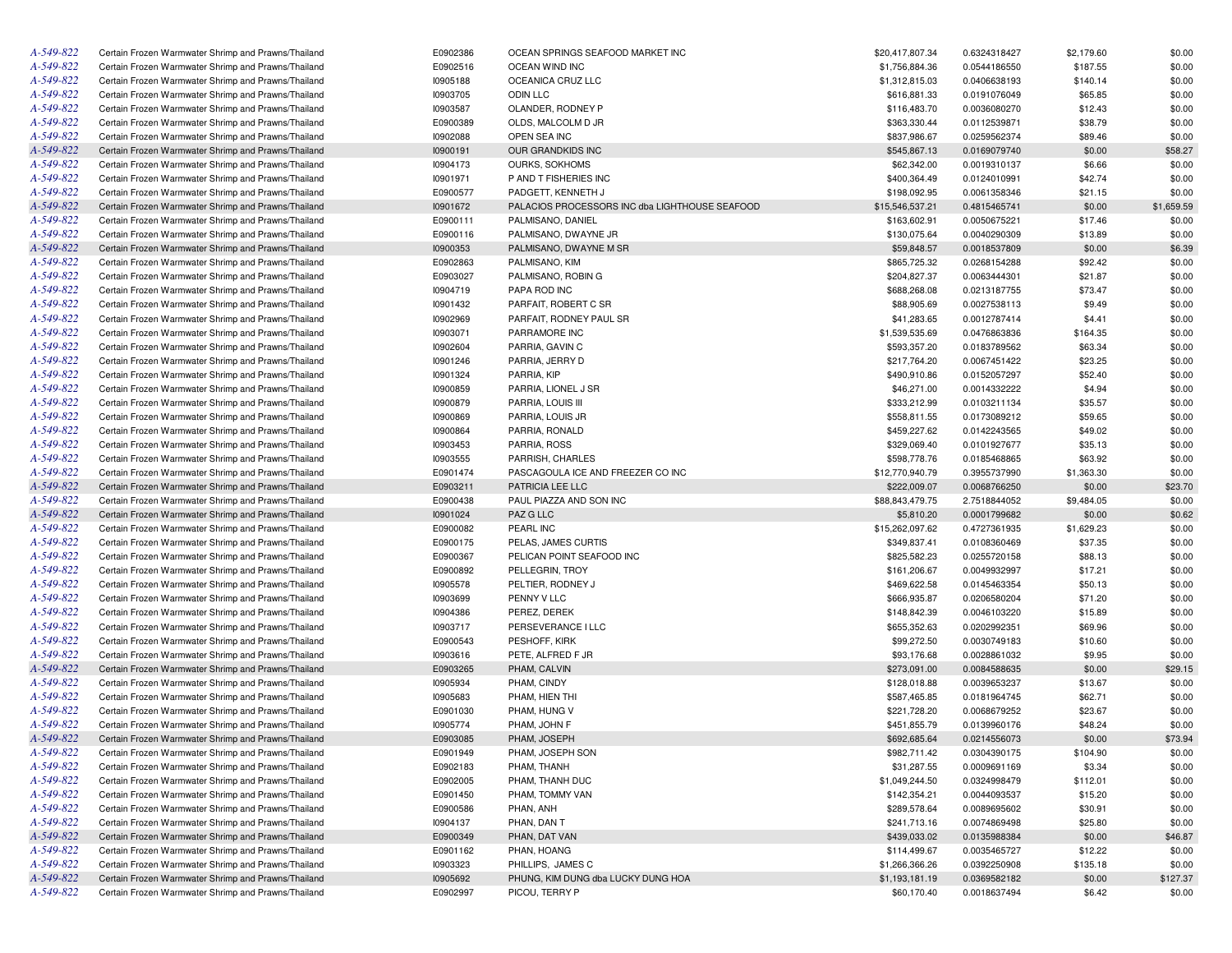| | | | | | | | |
|---|---|---|---|---|---|---|---|
| A-549-822 | Certain Frozen Warmwater Shrimp and Prawns/Thailand | E0902386 | OCEAN SPRINGS SEAFOOD MARKET INC | $20,417,807.34 | 0.6324318427 | $2,179.60 | $0.00 |
| A-549-822 | Certain Frozen Warmwater Shrimp and Prawns/Thailand | E0902516 | OCEAN WIND INC | $1,756,884.36 | 0.0544186550 | $187.55 | $0.00 |
| A-549-822 | Certain Frozen Warmwater Shrimp and Prawns/Thailand | I0905188 | OCEANICA CRUZ LLC | $1,312,815.03 | 0.0406638193 | $140.14 | $0.00 |
| A-549-822 | Certain Frozen Warmwater Shrimp and Prawns/Thailand | I0903705 | ODIN LLC | $616,881.33 | 0.0191076049 | $65.85 | $0.00 |
| A-549-822 | Certain Frozen Warmwater Shrimp and Prawns/Thailand | I0903587 | OLANDER, RODNEY P | $116,483.70 | 0.0036080270 | $12.43 | $0.00 |
| A-549-822 | Certain Frozen Warmwater Shrimp and Prawns/Thailand | E0900389 | OLDS, MALCOLM D JR | $363,330.44 | 0.0112539871 | $38.79 | $0.00 |
| A-549-822 | Certain Frozen Warmwater Shrimp and Prawns/Thailand | I0902088 | OPEN SEA INC | $837,986.67 | 0.0259562374 | $89.46 | $0.00 |
| A-549-822 | Certain Frozen Warmwater Shrimp and Prawns/Thailand | I0900191 | OUR GRANDKIDS INC | $545,867.13 | 0.0169079740 | $0.00 | $58.27 |
| A-549-822 | Certain Frozen Warmwater Shrimp and Prawns/Thailand | I0904173 | OURKS, SOKHOMS | $62,342.00 | 0.0019310137 | $6.66 | $0.00 |
| A-549-822 | Certain Frozen Warmwater Shrimp and Prawns/Thailand | I0901971 | P AND T FISHERIES INC | $400,364.49 | 0.0124010991 | $42.74 | $0.00 |
| A-549-822 | Certain Frozen Warmwater Shrimp and Prawns/Thailand | E0900577 | PADGETT, KENNETH J | $198,092.95 | 0.0061358346 | $21.15 | $0.00 |
| A-549-822 | Certain Frozen Warmwater Shrimp and Prawns/Thailand | I0901672 | PALACIOS PROCESSORS INC dba LIGHTHOUSE SEAFOOD | $15,546,537.21 | 0.4815465741 | $0.00 | $1,659.59 |
| A-549-822 | Certain Frozen Warmwater Shrimp and Prawns/Thailand | E0900111 | PALMISANO, DANIEL | $163,602.91 | 0.0050675221 | $17.46 | $0.00 |
| A-549-822 | Certain Frozen Warmwater Shrimp and Prawns/Thailand | E0900116 | PALMISANO, DWAYNE JR | $130,075.64 | 0.0040290309 | $13.89 | $0.00 |
| A-549-822 | Certain Frozen Warmwater Shrimp and Prawns/Thailand | I0900353 | PALMISANO, DWAYNE M SR | $59,848.57 | 0.0018537809 | $0.00 | $6.39 |
| A-549-822 | Certain Frozen Warmwater Shrimp and Prawns/Thailand | E0902863 | PALMISANO, KIM | $865,725.32 | 0.0268154288 | $92.42 | $0.00 |
| A-549-822 | Certain Frozen Warmwater Shrimp and Prawns/Thailand | E0903027 | PALMISANO, ROBIN G | $204,827.37 | 0.0063444301 | $21.87 | $0.00 |
| A-549-822 | Certain Frozen Warmwater Shrimp and Prawns/Thailand | I0904719 | PAPA ROD INC | $688,268.08 | 0.0213187755 | $73.47 | $0.00 |
| A-549-822 | Certain Frozen Warmwater Shrimp and Prawns/Thailand | I0901432 | PARFAIT, ROBERT C SR | $88,905.69 | 0.0027538113 | $9.49 | $0.00 |
| A-549-822 | Certain Frozen Warmwater Shrimp and Prawns/Thailand | I0902969 | PARFAIT, RODNEY PAUL SR | $41,283.65 | 0.0012787414 | $4.41 | $0.00 |
| A-549-822 | Certain Frozen Warmwater Shrimp and Prawns/Thailand | I0903071 | PARRAMORE INC | $1,539,535.69 | 0.0476863836 | $164.35 | $0.00 |
| A-549-822 | Certain Frozen Warmwater Shrimp and Prawns/Thailand | I0902604 | PARRIA, GAVIN C | $593,357.20 | 0.0183789562 | $63.34 | $0.00 |
| A-549-822 | Certain Frozen Warmwater Shrimp and Prawns/Thailand | I0901246 | PARRIA, JERRY D | $217,764.20 | 0.0067451422 | $23.25 | $0.00 |
| A-549-822 | Certain Frozen Warmwater Shrimp and Prawns/Thailand | I0901324 | PARRIA, KIP | $490,910.86 | 0.0152057297 | $52.40 | $0.00 |
| A-549-822 | Certain Frozen Warmwater Shrimp and Prawns/Thailand | I0900859 | PARRIA, LIONEL J SR | $46,271.00 | 0.0014332222 | $4.94 | $0.00 |
| A-549-822 | Certain Frozen Warmwater Shrimp and Prawns/Thailand | I0900879 | PARRIA, LOUIS III | $333,212.99 | 0.0103211134 | $35.57 | $0.00 |
| A-549-822 | Certain Frozen Warmwater Shrimp and Prawns/Thailand | I0900869 | PARRIA, LOUIS JR | $558,811.55 | 0.0173089212 | $59.65 | $0.00 |
| A-549-822 | Certain Frozen Warmwater Shrimp and Prawns/Thailand | I0900864 | PARRIA, RONALD | $459,227.62 | 0.0142243565 | $49.02 | $0.00 |
| A-549-822 | Certain Frozen Warmwater Shrimp and Prawns/Thailand | I0903453 | PARRIA, ROSS | $329,069.40 | 0.0101927677 | $35.13 | $0.00 |
| A-549-822 | Certain Frozen Warmwater Shrimp and Prawns/Thailand | I0903555 | PARRISH, CHARLES | $598,778.76 | 0.0185468865 | $63.92 | $0.00 |
| A-549-822 | Certain Frozen Warmwater Shrimp and Prawns/Thailand | E0901474 | PASCAGOULA ICE AND FREEZER CO INC | $12,770,940.79 | 0.3955737990 | $1,363.30 | $0.00 |
| A-549-822 | Certain Frozen Warmwater Shrimp and Prawns/Thailand | E0903211 | PATRICIA LEE LLC | $222,009.07 | 0.0068766250 | $0.00 | $23.70 |
| A-549-822 | Certain Frozen Warmwater Shrimp and Prawns/Thailand | E0900438 | PAUL PIAZZA AND SON INC | $88,843,479.75 | 2.7518844052 | $9,484.05 | $0.00 |
| A-549-822 | Certain Frozen Warmwater Shrimp and Prawns/Thailand | I0901024 | PAZ G LLC | $5,810.20 | 0.0001799682 | $0.00 | $0.62 |
| A-549-822 | Certain Frozen Warmwater Shrimp and Prawns/Thailand | E0900082 | PEARL INC | $15,262,097.62 | 0.4727361935 | $1,629.23 | $0.00 |
| A-549-822 | Certain Frozen Warmwater Shrimp and Prawns/Thailand | E0900175 | PELAS, JAMES CURTIS | $349,837.41 | 0.0108360469 | $37.35 | $0.00 |
| A-549-822 | Certain Frozen Warmwater Shrimp and Prawns/Thailand | E0900367 | PELICAN POINT SEAFOOD INC | $825,582.23 | 0.0255720158 | $88.13 | $0.00 |
| A-549-822 | Certain Frozen Warmwater Shrimp and Prawns/Thailand | E0900892 | PELLEGRIN, TROY | $161,206.67 | 0.0049932997 | $17.21 | $0.00 |
| A-549-822 | Certain Frozen Warmwater Shrimp and Prawns/Thailand | I0905578 | PELTIER, RODNEY J | $469,622.58 | 0.0145463354 | $50.13 | $0.00 |
| A-549-822 | Certain Frozen Warmwater Shrimp and Prawns/Thailand | I0903699 | PENNY V LLC | $666,935.87 | 0.0206580204 | $71.20 | $0.00 |
| A-549-822 | Certain Frozen Warmwater Shrimp and Prawns/Thailand | I0904386 | PEREZ, DEREK | $148,842.39 | 0.0046103220 | $15.89 | $0.00 |
| A-549-822 | Certain Frozen Warmwater Shrimp and Prawns/Thailand | I0903717 | PERSEVERANCE I LLC | $655,352.63 | 0.0202992351 | $69.96 | $0.00 |
| A-549-822 | Certain Frozen Warmwater Shrimp and Prawns/Thailand | E0900543 | PESHOFF, KIRK | $99,272.50 | 0.0030749183 | $10.60 | $0.00 |
| A-549-822 | Certain Frozen Warmwater Shrimp and Prawns/Thailand | I0903616 | PETE, ALFRED F JR | $93,176.68 | 0.0028861032 | $9.95 | $0.00 |
| A-549-822 | Certain Frozen Warmwater Shrimp and Prawns/Thailand | E0903265 | PHAM, CALVIN | $273,091.00 | 0.0084588635 | $0.00 | $29.15 |
| A-549-822 | Certain Frozen Warmwater Shrimp and Prawns/Thailand | I0905934 | PHAM, CINDY | $128,018.88 | 0.0039653237 | $13.67 | $0.00 |
| A-549-822 | Certain Frozen Warmwater Shrimp and Prawns/Thailand | I0905683 | PHAM, HIEN THI | $587,465.85 | 0.0181964745 | $62.71 | $0.00 |
| A-549-822 | Certain Frozen Warmwater Shrimp and Prawns/Thailand | E0901030 | PHAM, HUNG V | $221,728.20 | 0.0068679252 | $23.67 | $0.00 |
| A-549-822 | Certain Frozen Warmwater Shrimp and Prawns/Thailand | I0905774 | PHAM, JOHN F | $451,855.79 | 0.0139960176 | $48.24 | $0.00 |
| A-549-822 | Certain Frozen Warmwater Shrimp and Prawns/Thailand | E0903085 | PHAM, JOSEPH | $692,685.64 | 0.0214556073 | $0.00 | $73.94 |
| A-549-822 | Certain Frozen Warmwater Shrimp and Prawns/Thailand | E0901949 | PHAM, JOSEPH SON | $982,711.42 | 0.0304390175 | $104.90 | $0.00 |
| A-549-822 | Certain Frozen Warmwater Shrimp and Prawns/Thailand | E0902183 | PHAM, THANH | $31,287.55 | 0.0009691169 | $3.34 | $0.00 |
| A-549-822 | Certain Frozen Warmwater Shrimp and Prawns/Thailand | E0902005 | PHAM, THANH DUC | $1,049,244.50 | 0.0324998479 | $112.01 | $0.00 |
| A-549-822 | Certain Frozen Warmwater Shrimp and Prawns/Thailand | E0901450 | PHAM, TOMMY VAN | $142,354.21 | 0.0044093537 | $15.20 | $0.00 |
| A-549-822 | Certain Frozen Warmwater Shrimp and Prawns/Thailand | E0900586 | PHAN, ANH | $289,578.64 | 0.0089695602 | $30.91 | $0.00 |
| A-549-822 | Certain Frozen Warmwater Shrimp and Prawns/Thailand | I0904137 | PHAN, DAN T | $241,713.16 | 0.0074869498 | $25.80 | $0.00 |
| A-549-822 | Certain Frozen Warmwater Shrimp and Prawns/Thailand | E0900349 | PHAN, DAT VAN | $439,033.02 | 0.0135988384 | $0.00 | $46.87 |
| A-549-822 | Certain Frozen Warmwater Shrimp and Prawns/Thailand | E0901162 | PHAN, HOANG | $114,499.67 | 0.0035465727 | $12.22 | $0.00 |
| A-549-822 | Certain Frozen Warmwater Shrimp and Prawns/Thailand | I0903323 | PHILLIPS, JAMES C | $1,266,366.26 | 0.0392250908 | $135.18 | $0.00 |
| A-549-822 | Certain Frozen Warmwater Shrimp and Prawns/Thailand | I0905692 | PHUNG, KIM DUNG dba LUCKY DUNG HOA | $1,193,181.19 | 0.0369582182 | $0.00 | $127.37 |
| A-549-822 | Certain Frozen Warmwater Shrimp and Prawns/Thailand | E0902997 | PICOU, TERRY P | $60,170.40 | 0.0018637494 | $6.42 | $0.00 |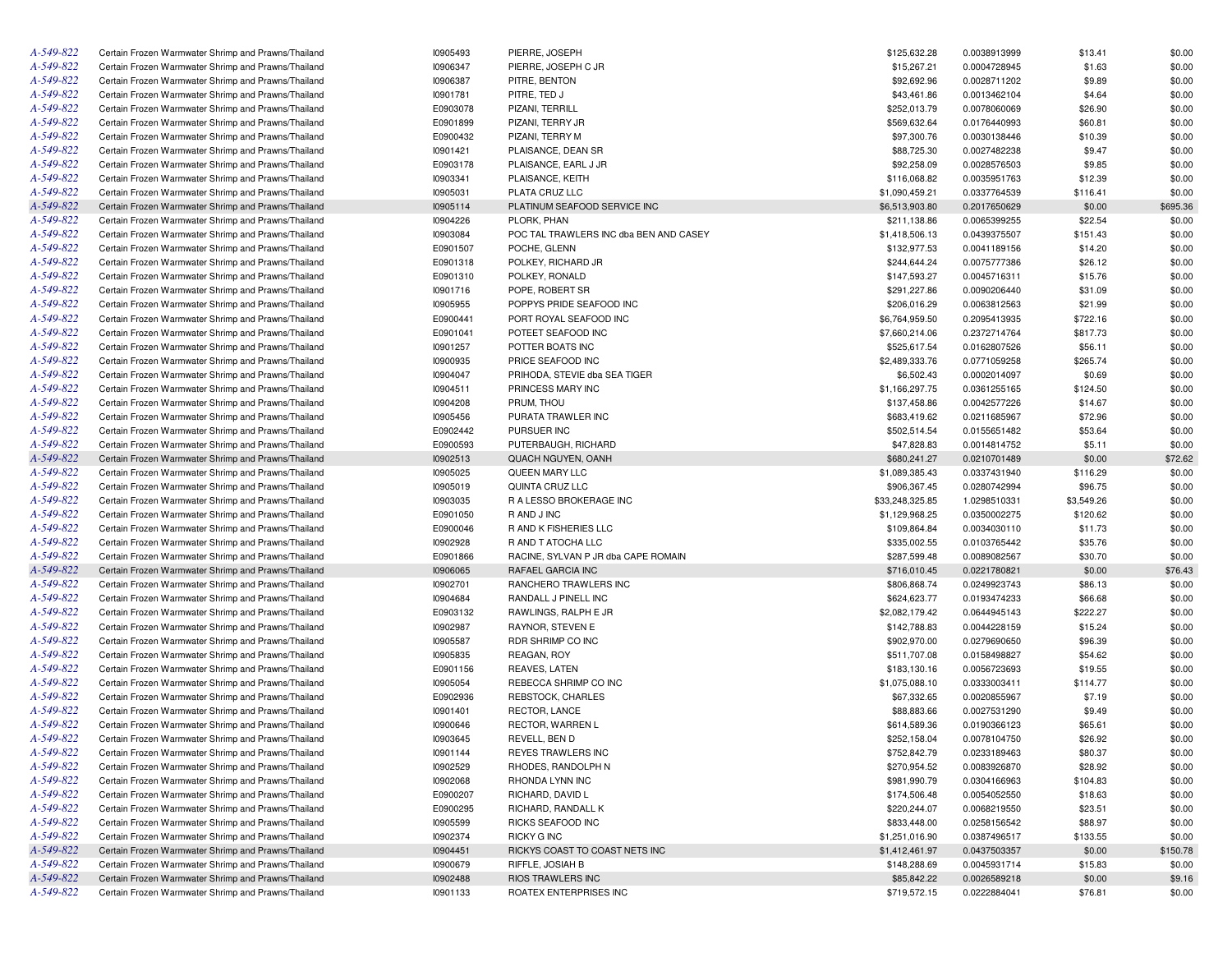| | | | | | | | |
|---|---|---|---|---|---|---|---|
| A-549-822 | Certain Frozen Warmwater Shrimp and Prawns/Thailand | I0905493 | PIERRE, JOSEPH | $125,632.28 | 0.0038913999 | $13.41 | $0.00 |
| A-549-822 | Certain Frozen Warmwater Shrimp and Prawns/Thailand | I0906347 | PIERRE, JOSEPH C JR | $15,267.21 | 0.0004728945 | $1.63 | $0.00 |
| A-549-822 | Certain Frozen Warmwater Shrimp and Prawns/Thailand | I0906387 | PITRE, BENTON | $92,692.96 | 0.0028711202 | $9.89 | $0.00 |
| A-549-822 | Certain Frozen Warmwater Shrimp and Prawns/Thailand | I0901781 | PITRE, TED J | $43,461.86 | 0.0013462104 | $4.64 | $0.00 |
| A-549-822 | Certain Frozen Warmwater Shrimp and Prawns/Thailand | E0903078 | PIZANI, TERRILL | $252,013.79 | 0.0078060069 | $26.90 | $0.00 |
| A-549-822 | Certain Frozen Warmwater Shrimp and Prawns/Thailand | E0901899 | PIZANI, TERRY JR | $569,632.64 | 0.0176440993 | $60.81 | $0.00 |
| A-549-822 | Certain Frozen Warmwater Shrimp and Prawns/Thailand | E0900432 | PIZANI, TERRY M | $97,300.76 | 0.0030138446 | $10.39 | $0.00 |
| A-549-822 | Certain Frozen Warmwater Shrimp and Prawns/Thailand | I0901421 | PLAISANCE, DEAN SR | $88,725.30 | 0.0027482238 | $9.47 | $0.00 |
| A-549-822 | Certain Frozen Warmwater Shrimp and Prawns/Thailand | E0903178 | PLAISANCE, EARL J JR | $92,258.09 | 0.0028576503 | $9.85 | $0.00 |
| A-549-822 | Certain Frozen Warmwater Shrimp and Prawns/Thailand | I0903341 | PLAISANCE, KEITH | $116,068.82 | 0.0035951763 | $12.39 | $0.00 |
| A-549-822 | Certain Frozen Warmwater Shrimp and Prawns/Thailand | I0905031 | PLATA CRUZ LLC | $1,090,459.21 | 0.0337764539 | $116.41 | $0.00 |
| A-549-822 | Certain Frozen Warmwater Shrimp and Prawns/Thailand | I0905114 | PLATINUM SEAFOOD SERVICE INC | $6,513,903.80 | 0.2017650629 | $0.00 | $695.36 |
| A-549-822 | Certain Frozen Warmwater Shrimp and Prawns/Thailand | I0904226 | PLORK, PHAN | $211,138.86 | 0.0065399255 | $22.54 | $0.00 |
| A-549-822 | Certain Frozen Warmwater Shrimp and Prawns/Thailand | I0903084 | POC TAL TRAWLERS INC dba BEN AND CASEY | $1,418,506.13 | 0.0439375507 | $151.43 | $0.00 |
| A-549-822 | Certain Frozen Warmwater Shrimp and Prawns/Thailand | E0901507 | POCHE, GLENN | $132,977.53 | 0.0041189156 | $14.20 | $0.00 |
| A-549-822 | Certain Frozen Warmwater Shrimp and Prawns/Thailand | E0901318 | POLKEY, RICHARD JR | $244,644.24 | 0.0075777386 | $26.12 | $0.00 |
| A-549-822 | Certain Frozen Warmwater Shrimp and Prawns/Thailand | E0901310 | POLKEY, RONALD | $147,593.27 | 0.0045716311 | $15.76 | $0.00 |
| A-549-822 | Certain Frozen Warmwater Shrimp and Prawns/Thailand | I0901716 | POPE, ROBERT SR | $291,227.86 | 0.0090206440 | $31.09 | $0.00 |
| A-549-822 | Certain Frozen Warmwater Shrimp and Prawns/Thailand | I0905955 | POPPYS PRIDE SEAFOOD INC | $206,016.29 | 0.0063812563 | $21.99 | $0.00 |
| A-549-822 | Certain Frozen Warmwater Shrimp and Prawns/Thailand | E0900441 | PORT ROYAL SEAFOOD INC | $6,764,959.50 | 0.2095413935 | $722.16 | $0.00 |
| A-549-822 | Certain Frozen Warmwater Shrimp and Prawns/Thailand | E0901041 | POTEET SEAFOOD INC | $7,660,214.06 | 0.2372714764 | $817.73 | $0.00 |
| A-549-822 | Certain Frozen Warmwater Shrimp and Prawns/Thailand | I0901257 | POTTER BOATS INC | $525,617.54 | 0.0162807526 | $56.11 | $0.00 |
| A-549-822 | Certain Frozen Warmwater Shrimp and Prawns/Thailand | I0900935 | PRICE SEAFOOD INC | $2,489,333.76 | 0.0771059258 | $265.74 | $0.00 |
| A-549-822 | Certain Frozen Warmwater Shrimp and Prawns/Thailand | I0904047 | PRIHODA, STEVIE dba SEA TIGER | $6,502.43 | 0.0002014097 | $0.69 | $0.00 |
| A-549-822 | Certain Frozen Warmwater Shrimp and Prawns/Thailand | I0904511 | PRINCESS MARY INC | $1,166,297.75 | 0.0361255165 | $124.50 | $0.00 |
| A-549-822 | Certain Frozen Warmwater Shrimp and Prawns/Thailand | I0904208 | PRUM, THOU | $137,458.86 | 0.0042577226 | $14.67 | $0.00 |
| A-549-822 | Certain Frozen Warmwater Shrimp and Prawns/Thailand | I0905456 | PURATA TRAWLER INC | $683,419.62 | 0.0211685967 | $72.96 | $0.00 |
| A-549-822 | Certain Frozen Warmwater Shrimp and Prawns/Thailand | E0902442 | PURSUER INC | $502,514.54 | 0.0155651482 | $53.64 | $0.00 |
| A-549-822 | Certain Frozen Warmwater Shrimp and Prawns/Thailand | E0900593 | PUTERBAUGH, RICHARD | $47,828.83 | 0.0014814752 | $5.11 | $0.00 |
| A-549-822 | Certain Frozen Warmwater Shrimp and Prawns/Thailand | I0902513 | QUACH NGUYEN, OANH | $680,241.27 | 0.0210701489 | $0.00 | $72.62 |
| A-549-822 | Certain Frozen Warmwater Shrimp and Prawns/Thailand | I0905025 | QUEEN MARY LLC | $1,089,385.43 | 0.0337431940 | $116.29 | $0.00 |
| A-549-822 | Certain Frozen Warmwater Shrimp and Prawns/Thailand | I0905019 | QUINTA CRUZ LLC | $906,367.45 | 0.0280742994 | $96.75 | $0.00 |
| A-549-822 | Certain Frozen Warmwater Shrimp and Prawns/Thailand | I0903035 | R A LESSO BROKERAGE INC | $33,248,325.85 | 1.0298510331 | $3,549.26 | $0.00 |
| A-549-822 | Certain Frozen Warmwater Shrimp and Prawns/Thailand | E0901050 | R AND J INC | $1,129,968.25 | 0.0350002275 | $120.62 | $0.00 |
| A-549-822 | Certain Frozen Warmwater Shrimp and Prawns/Thailand | E0900046 | R AND K FISHERIES LLC | $109,864.84 | 0.0034030110 | $11.73 | $0.00 |
| A-549-822 | Certain Frozen Warmwater Shrimp and Prawns/Thailand | I0902928 | R AND T ATOCHA LLC | $335,002.55 | 0.0103765442 | $35.76 | $0.00 |
| A-549-822 | Certain Frozen Warmwater Shrimp and Prawns/Thailand | E0901866 | RACINE, SYLVAN P JR dba CAPE ROMAIN | $287,599.48 | 0.0089082567 | $30.70 | $0.00 |
| A-549-822 | Certain Frozen Warmwater Shrimp and Prawns/Thailand | I0906065 | RAFAEL GARCIA INC | $716,010.45 | 0.0221780821 | $0.00 | $76.43 |
| A-549-822 | Certain Frozen Warmwater Shrimp and Prawns/Thailand | I0902701 | RANCHERO TRAWLERS INC | $806,868.74 | 0.0249923743 | $86.13 | $0.00 |
| A-549-822 | Certain Frozen Warmwater Shrimp and Prawns/Thailand | I0904684 | RANDALL J PINELL INC | $624,623.77 | 0.0193474233 | $66.68 | $0.00 |
| A-549-822 | Certain Frozen Warmwater Shrimp and Prawns/Thailand | E0903132 | RAWLINGS, RALPH E JR | $2,082,179.42 | 0.0644945143 | $222.27 | $0.00 |
| A-549-822 | Certain Frozen Warmwater Shrimp and Prawns/Thailand | I0902987 | RAYNOR, STEVEN E | $142,788.83 | 0.0044228159 | $15.24 | $0.00 |
| A-549-822 | Certain Frozen Warmwater Shrimp and Prawns/Thailand | I0905587 | RDR SHRIMP CO INC | $902,970.00 | 0.0279690650 | $96.39 | $0.00 |
| A-549-822 | Certain Frozen Warmwater Shrimp and Prawns/Thailand | I0905835 | REAGAN, ROY | $511,707.08 | 0.0158498827 | $54.62 | $0.00 |
| A-549-822 | Certain Frozen Warmwater Shrimp and Prawns/Thailand | E0901156 | REAVES, LATEN | $183,130.16 | 0.0056723693 | $19.55 | $0.00 |
| A-549-822 | Certain Frozen Warmwater Shrimp and Prawns/Thailand | I0905054 | REBECCA SHRIMP CO INC | $1,075,088.10 | 0.0333003411 | $114.77 | $0.00 |
| A-549-822 | Certain Frozen Warmwater Shrimp and Prawns/Thailand | E0902936 | REBSTOCK, CHARLES | $67,332.65 | 0.0020855967 | $7.19 | $0.00 |
| A-549-822 | Certain Frozen Warmwater Shrimp and Prawns/Thailand | I0901401 | RECTOR, LANCE | $88,883.66 | 0.0027531290 | $9.49 | $0.00 |
| A-549-822 | Certain Frozen Warmwater Shrimp and Prawns/Thailand | I0900646 | RECTOR, WARREN L | $614,589.36 | 0.0190366123 | $65.61 | $0.00 |
| A-549-822 | Certain Frozen Warmwater Shrimp and Prawns/Thailand | I0903645 | REVELL, BEN D | $252,158.04 | 0.0078104750 | $26.92 | $0.00 |
| A-549-822 | Certain Frozen Warmwater Shrimp and Prawns/Thailand | I0901144 | REYES TRAWLERS INC | $752,842.79 | 0.0233189463 | $80.37 | $0.00 |
| A-549-822 | Certain Frozen Warmwater Shrimp and Prawns/Thailand | I0902529 | RHODES, RANDOLPH N | $270,954.52 | 0.0083926870 | $28.92 | $0.00 |
| A-549-822 | Certain Frozen Warmwater Shrimp and Prawns/Thailand | I0902068 | RHONDA LYNN INC | $981,990.79 | 0.0304166963 | $104.83 | $0.00 |
| A-549-822 | Certain Frozen Warmwater Shrimp and Prawns/Thailand | E0900207 | RICHARD, DAVID L | $174,506.48 | 0.0054052550 | $18.63 | $0.00 |
| A-549-822 | Certain Frozen Warmwater Shrimp and Prawns/Thailand | E0900295 | RICHARD, RANDALL K | $220,244.07 | 0.0068219550 | $23.51 | $0.00 |
| A-549-822 | Certain Frozen Warmwater Shrimp and Prawns/Thailand | I0905599 | RICKS SEAFOOD INC | $833,448.00 | 0.0258156542 | $88.97 | $0.00 |
| A-549-822 | Certain Frozen Warmwater Shrimp and Prawns/Thailand | I0902374 | RICKY G INC | $1,251,016.90 | 0.0387496517 | $133.55 | $0.00 |
| A-549-822 | Certain Frozen Warmwater Shrimp and Prawns/Thailand | I0904451 | RICKYS COAST TO COAST NETS INC | $1,412,461.97 | 0.0437503357 | $0.00 | $150.78 |
| A-549-822 | Certain Frozen Warmwater Shrimp and Prawns/Thailand | I0900679 | RIFFLE, JOSIAH B | $148,288.69 | 0.0045931714 | $15.83 | $0.00 |
| A-549-822 | Certain Frozen Warmwater Shrimp and Prawns/Thailand | I0902488 | RIOS TRAWLERS INC | $85,842.22 | 0.0026589218 | $0.00 | $9.16 |
| A-549-822 | Certain Frozen Warmwater Shrimp and Prawns/Thailand | I0901133 | ROATEX ENTERPRISES INC | $719,572.15 | 0.0222884041 | $76.81 | $0.00 |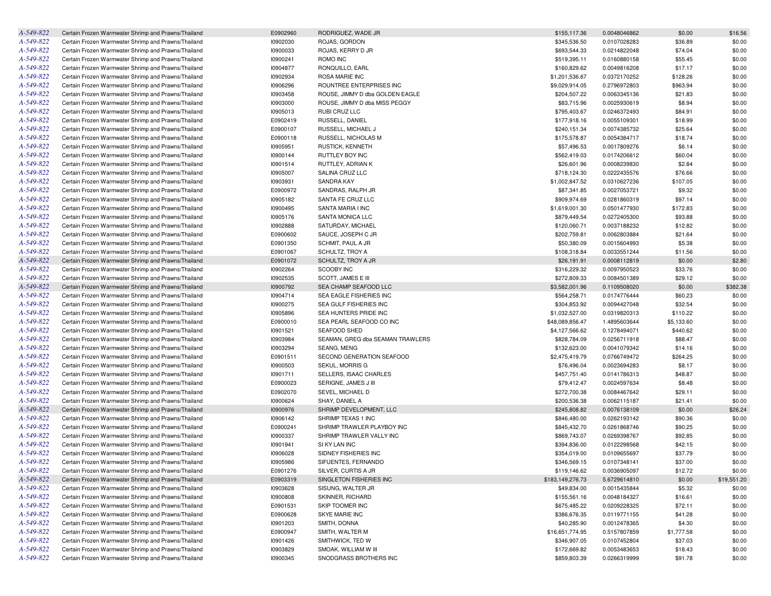| | | | | | | | |
|---|---|---|---|---|---|---|---|
| A-549-822 | Certain Frozen Warmwater Shrimp and Prawns/Thailand | E0902960 | RODRIGUEZ, WADE JR | $155,117.36 | 0.0048046862 | $0.00 | $16.56 |
| A-549-822 | Certain Frozen Warmwater Shrimp and Prawns/Thailand | I0902030 | ROJAS, GORDON | $345,536.50 | 0.0107028283 | $36.89 | $0.00 |
| A-549-822 | Certain Frozen Warmwater Shrimp and Prawns/Thailand | I0900033 | ROJAS, KERRY D JR | $693,544.33 | 0.0214822048 | $74.04 | $0.00 |
| A-549-822 | Certain Frozen Warmwater Shrimp and Prawns/Thailand | I0900241 | ROMO INC | $519,395.11 | 0.0160880158 | $55.45 | $0.00 |
| A-549-822 | Certain Frozen Warmwater Shrimp and Prawns/Thailand | I0904877 | RONQUILLO, EARL | $160,829.62 | 0.0049816208 | $17.17 | $0.00 |
| A-549-822 | Certain Frozen Warmwater Shrimp and Prawns/Thailand | I0902934 | ROSA MARIE INC | $1,201,536.67 | 0.0372170252 | $128.26 | $0.00 |
| A-549-822 | Certain Frozen Warmwater Shrimp and Prawns/Thailand | I0906296 | ROUNTREE ENTERPRISES INC | $9,029,914.05 | 0.2796972803 | $963.94 | $0.00 |
| A-549-822 | Certain Frozen Warmwater Shrimp and Prawns/Thailand | I0903458 | ROUSE, JIMMY D dba GOLDEN EAGLE | $204,507.22 | 0.0063345136 | $21.83 | $0.00 |
| A-549-822 | Certain Frozen Warmwater Shrimp and Prawns/Thailand | I0903000 | ROUSE, JIMMY D dba MISS PEGGY | $83,715.96 | 0.0025930619 | $8.94 | $0.00 |
| A-549-822 | Certain Frozen Warmwater Shrimp and Prawns/Thailand | I0905013 | RUBI CRUZ LLC | $795,403.67 | 0.0246372493 | $84.91 | $0.00 |
| A-549-822 | Certain Frozen Warmwater Shrimp and Prawns/Thailand | E0902419 | RUSSELL, DANIEL | $177,918.16 | 0.0055109301 | $18.99 | $0.00 |
| A-549-822 | Certain Frozen Warmwater Shrimp and Prawns/Thailand | E0900107 | RUSSELL, MICHAEL J | $240,151.34 | 0.0074385732 | $25.64 | $0.00 |
| A-549-822 | Certain Frozen Warmwater Shrimp and Prawns/Thailand | E0900118 | RUSSELL, NICHOLAS M | $175,578.87 | 0.0054384717 | $18.74 | $0.00 |
| A-549-822 | Certain Frozen Warmwater Shrimp and Prawns/Thailand | I0905951 | RUSTICK, KENNETH | $57,496.53 | 0.0017809276 | $6.14 | $0.00 |
| A-549-822 | Certain Frozen Warmwater Shrimp and Prawns/Thailand | I0900144 | RUTTLEY BOY INC | $562,419.03 | 0.0174206612 | $60.04 | $0.00 |
| A-549-822 | Certain Frozen Warmwater Shrimp and Prawns/Thailand | I0901514 | RUTTLEY, ADRIAN K | $26,601.96 | 0.0008239830 | $2.84 | $0.00 |
| A-549-822 | Certain Frozen Warmwater Shrimp and Prawns/Thailand | I0905007 | SALINA CRUZ LLC | $718,124.30 | 0.0222435576 | $76.66 | $0.00 |
| A-549-822 | Certain Frozen Warmwater Shrimp and Prawns/Thailand | I0903931 | SANDRA KAY | $1,002,847.52 | 0.0310627236 | $107.05 | $0.00 |
| A-549-822 | Certain Frozen Warmwater Shrimp and Prawns/Thailand | E0900972 | SANDRAS, RALPH JR | $87,341.85 | 0.0027053721 | $9.32 | $0.00 |
| A-549-822 | Certain Frozen Warmwater Shrimp and Prawns/Thailand | I0905182 | SANTA FE CRUZ LLC | $909,974.69 | 0.0281860319 | $97.14 | $0.00 |
| A-549-822 | Certain Frozen Warmwater Shrimp and Prawns/Thailand | I0900495 | SANTA MARIA I INC | $1,619,001.30 | 0.0501477930 | $172.83 | $0.00 |
| A-549-822 | Certain Frozen Warmwater Shrimp and Prawns/Thailand | I0905176 | SANTA MONICA LLC | $879,449.54 | 0.0272405300 | $93.88 | $0.00 |
| A-549-822 | Certain Frozen Warmwater Shrimp and Prawns/Thailand | I0902888 | SATURDAY, MICHAEL | $120,060.71 | 0.0037188232 | $12.82 | $0.00 |
| A-549-822 | Certain Frozen Warmwater Shrimp and Prawns/Thailand | E0900602 | SAUCE, JOSEPH C JR | $202,759.81 | 0.0062803884 | $21.64 | $0.00 |
| A-549-822 | Certain Frozen Warmwater Shrimp and Prawns/Thailand | E0901350 | SCHMIT, PAUL A JR | $50,380.09 | 0.0015604993 | $5.38 | $0.00 |
| A-549-822 | Certain Frozen Warmwater Shrimp and Prawns/Thailand | E0901067 | SCHULTZ, TROY A | $108,318.84 | 0.0033551244 | $11.56 | $0.00 |
| A-549-822 | Certain Frozen Warmwater Shrimp and Prawns/Thailand | E0901072 | SCHULTZ, TROY A JR | $26,191.91 | 0.0008112819 | $0.00 | $2.80 |
| A-549-822 | Certain Frozen Warmwater Shrimp and Prawns/Thailand | I0902264 | SCOOBY INC | $316,229.32 | 0.0097950523 | $33.76 | $0.00 |
| A-549-822 | Certain Frozen Warmwater Shrimp and Prawns/Thailand | I0902535 | SCOTT, JAMES E III | $272,809.33 | 0.0084501389 | $29.12 | $0.00 |
| A-549-822 | Certain Frozen Warmwater Shrimp and Prawns/Thailand | I0900792 | SEA CHAMP SEAFOOD LLC | $3,582,001.96 | 0.1109508020 | $0.00 | $382.38 |
| A-549-822 | Certain Frozen Warmwater Shrimp and Prawns/Thailand | I0904714 | SEA EAGLE FISHERIES INC | $564,258.71 | 0.0174776444 | $60.23 | $0.00 |
| A-549-822 | Certain Frozen Warmwater Shrimp and Prawns/Thailand | I0900275 | SEA GULF FISHERIES INC | $304,853.92 | 0.0094427048 | $32.54 | $0.00 |
| A-549-822 | Certain Frozen Warmwater Shrimp and Prawns/Thailand | I0905896 | SEA HUNTERS PRIDE INC | $1,032,527.00 | 0.0319820313 | $110.22 | $0.00 |
| A-549-822 | Certain Frozen Warmwater Shrimp and Prawns/Thailand | E0900010 | SEA PEARL SEAFOOD CO INC | $48,089,856.47 | 1.4895603644 | $5,133.60 | $0.00 |
| A-549-822 | Certain Frozen Warmwater Shrimp and Prawns/Thailand | I0901521 | SEAFOOD SHED | $4,127,566.62 | 0.1278494071 | $440.62 | $0.00 |
| A-549-822 | Certain Frozen Warmwater Shrimp and Prawns/Thailand | I0903984 | SEAMAN, GREG dba SEAMAN TRAWLERS | $828,784.09 | 0.0256711918 | $88.47 | $0.00 |
| A-549-822 | Certain Frozen Warmwater Shrimp and Prawns/Thailand | I0903294 | SEANG, MENG | $132,623.00 | 0.0041079342 | $14.16 | $0.00 |
| A-549-822 | Certain Frozen Warmwater Shrimp and Prawns/Thailand | E0901511 | SECOND GENERATION SEAFOOD | $2,475,419.79 | 0.0766749472 | $264.25 | $0.00 |
| A-549-822 | Certain Frozen Warmwater Shrimp and Prawns/Thailand | I0900503 | SEKUL, MORRIS G | $76,496.04 | 0.0023694283 | $8.17 | $0.00 |
| A-549-822 | Certain Frozen Warmwater Shrimp and Prawns/Thailand | I0901711 | SELLERS, ISAAC CHARLES | $457,751.40 | 0.0141786313 | $48.87 | $0.00 |
| A-549-822 | Certain Frozen Warmwater Shrimp and Prawns/Thailand | E0900023 | SERIGNE, JAMES J III | $79,412.47 | 0.0024597634 | $8.48 | $0.00 |
| A-549-822 | Certain Frozen Warmwater Shrimp and Prawns/Thailand | E0902070 | SEVEL, MICHAEL D | $272,700.38 | 0.0084467642 | $29.11 | $0.00 |
| A-549-822 | Certain Frozen Warmwater Shrimp and Prawns/Thailand | I0900624 | SHAY, DANIEL A | $200,536.38 | 0.0062115187 | $21.41 | $0.00 |
| A-549-822 | Certain Frozen Warmwater Shrimp and Prawns/Thailand | I0900976 | SHRIMP DEVELOPMENT, LLC | $245,808.82 | 0.0076138109 | $0.00 | $26.24 |
| A-549-822 | Certain Frozen Warmwater Shrimp and Prawns/Thailand | I0906142 | SHRIMP TEXAS 1 INC | $846,480.00 | 0.0262193142 | $90.36 | $0.00 |
| A-549-822 | Certain Frozen Warmwater Shrimp and Prawns/Thailand | E0900241 | SHRIMP TRAWLER PLAYBOY INC | $845,432.70 | 0.0261868746 | $90.25 | $0.00 |
| A-549-822 | Certain Frozen Warmwater Shrimp and Prawns/Thailand | I0900337 | SHRIMP TRAWLER VALLY INC | $869,743.07 | 0.0269398767 | $92.85 | $0.00 |
| A-549-822 | Certain Frozen Warmwater Shrimp and Prawns/Thailand | I0901941 | SI KY LAN INC | $394,836.00 | 0.0122298568 | $42.15 | $0.00 |
| A-549-822 | Certain Frozen Warmwater Shrimp and Prawns/Thailand | I0906028 | SIDNEY FISHERIES INC | $354,019.00 | 0.0109655697 | $37.79 | $0.00 |
| A-549-822 | Certain Frozen Warmwater Shrimp and Prawns/Thailand | I0905986 | SIFUENTES, FERNANDO | $346,569.15 | 0.0107348141 | $37.00 | $0.00 |
| A-549-822 | Certain Frozen Warmwater Shrimp and Prawns/Thailand | E0901276 | SILVER, CURTIS A JR | $119,146.62 | 0.0036905097 | $12.72 | $0.00 |
| A-549-822 | Certain Frozen Warmwater Shrimp and Prawns/Thailand | E0903319 | SINGLETON FISHERIES INC | $183,149,276.73 | 5.6729614810 | $0.00 | $19,551.20 |
| A-549-822 | Certain Frozen Warmwater Shrimp and Prawns/Thailand | I0903628 | SISUNG, WALTER JR | $49,834.00 | 0.0015435844 | $5.32 | $0.00 |
| A-549-822 | Certain Frozen Warmwater Shrimp and Prawns/Thailand | I0900808 | SKINNER, RICHARD | $155,561.16 | 0.0048184327 | $16.61 | $0.00 |
| A-549-822 | Certain Frozen Warmwater Shrimp and Prawns/Thailand | E0901531 | SKIP TOOMER INC | $675,485.22 | 0.0209228325 | $72.11 | $0.00 |
| A-549-822 | Certain Frozen Warmwater Shrimp and Prawns/Thailand | E0900628 | SKYE MARIE INC | $386,676.35 | 0.0119771155 | $41.28 | $0.00 |
| A-549-822 | Certain Frozen Warmwater Shrimp and Prawns/Thailand | I0901203 | SMITH, DONNA | $40,285.90 | 0.0012478365 | $4.30 | $0.00 |
| A-549-822 | Certain Frozen Warmwater Shrimp and Prawns/Thailand | E0900947 | SMITH, WALTER M | $16,651,774.95 | 0.5157807859 | $1,777.58 | $0.00 |
| A-549-822 | Certain Frozen Warmwater Shrimp and Prawns/Thailand | I0901426 | SMITHWICK, TED W | $346,907.05 | 0.0107452804 | $37.03 | $0.00 |
| A-549-822 | Certain Frozen Warmwater Shrimp and Prawns/Thailand | I0903829 | SMOAK, WILLIAM W III | $172,669.82 | 0.0053483653 | $18.43 | $0.00 |
| A-549-822 | Certain Frozen Warmwater Shrimp and Prawns/Thailand | I0900345 | SNODGRASS BROTHERS INC | $859,803.39 | 0.0266319999 | $91.78 | $0.00 |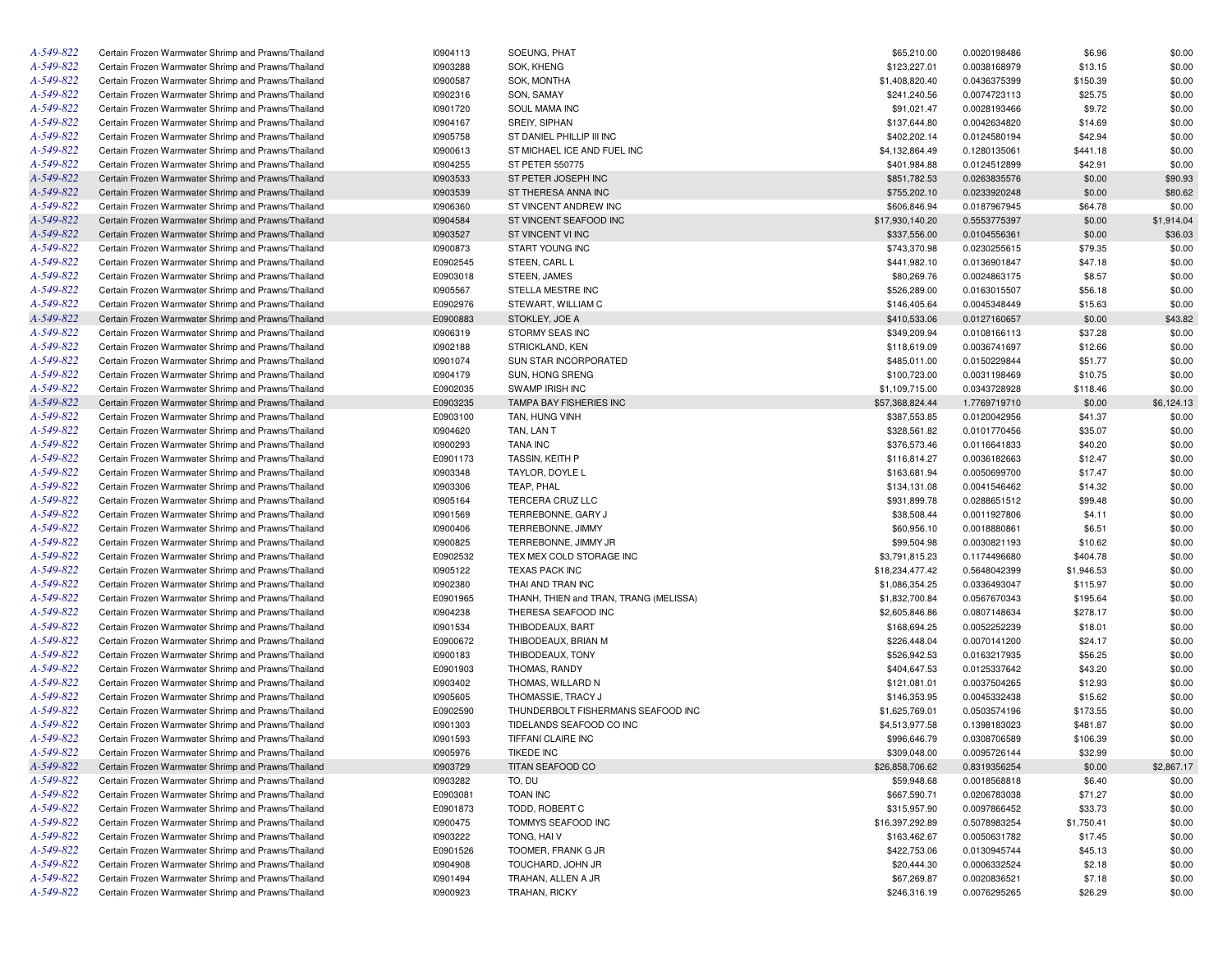| | | | | | | | |
|---|---|---|---|---|---|---|---|
| A-549-822 | Certain Frozen Warmwater Shrimp and Prawns/Thailand | I0904113 | SOEUNG, PHAT | $65,210.00 | 0.0020198486 | $6.96 | $0.00 |
| A-549-822 | Certain Frozen Warmwater Shrimp and Prawns/Thailand | I0903288 | SOK, KHENG | $123,227.01 | 0.0038168979 | $13.15 | $0.00 |
| A-549-822 | Certain Frozen Warmwater Shrimp and Prawns/Thailand | I0900587 | SOK, MONTHA | $1,408,820.40 | 0.0436375399 | $150.39 | $0.00 |
| A-549-822 | Certain Frozen Warmwater Shrimp and Prawns/Thailand | I0902316 | SON, SAMAY | $241,240.56 | 0.0074723113 | $25.75 | $0.00 |
| A-549-822 | Certain Frozen Warmwater Shrimp and Prawns/Thailand | I0901720 | SOUL MAMA INC | $91,021.47 | 0.0028193466 | $9.72 | $0.00 |
| A-549-822 | Certain Frozen Warmwater Shrimp and Prawns/Thailand | I0904167 | SREIY, SIPHAN | $137,644.80 | 0.0042634820 | $14.69 | $0.00 |
| A-549-822 | Certain Frozen Warmwater Shrimp and Prawns/Thailand | I0905758 | ST DANIEL PHILLIP III INC | $402,202.14 | 0.0124580194 | $42.94 | $0.00 |
| A-549-822 | Certain Frozen Warmwater Shrimp and Prawns/Thailand | I0900613 | ST MICHAEL ICE AND FUEL INC | $4,132,864.49 | 0.1280135061 | $441.18 | $0.00 |
| A-549-822 | Certain Frozen Warmwater Shrimp and Prawns/Thailand | I0904255 | ST PETER 550775 | $401,984.88 | 0.0124512899 | $42.91 | $0.00 |
| A-549-822 | Certain Frozen Warmwater Shrimp and Prawns/Thailand | I0903533 | ST PETER JOSEPH INC | $851,782.53 | 0.0263835576 | $0.00 | $90.93 |
| A-549-822 | Certain Frozen Warmwater Shrimp and Prawns/Thailand | I0903539 | ST THERESA ANNA INC | $755,202.10 | 0.0233920248 | $0.00 | $80.62 |
| A-549-822 | Certain Frozen Warmwater Shrimp and Prawns/Thailand | I0906360 | ST VINCENT ANDREW INC | $606,846.94 | 0.0187967945 | $64.78 | $0.00 |
| A-549-822 | Certain Frozen Warmwater Shrimp and Prawns/Thailand | I0904584 | ST VINCENT SEAFOOD INC | $17,930,140.20 | 0.5553775397 | $0.00 | $1,914.04 |
| A-549-822 | Certain Frozen Warmwater Shrimp and Prawns/Thailand | I0903527 | ST VINCENT VI INC | $337,556.00 | 0.0104556361 | $0.00 | $36.03 |
| A-549-822 | Certain Frozen Warmwater Shrimp and Prawns/Thailand | I0900873 | START YOUNG INC | $743,370.98 | 0.0230255615 | $79.35 | $0.00 |
| A-549-822 | Certain Frozen Warmwater Shrimp and Prawns/Thailand | E0902545 | STEEN, CARL L | $441,982.10 | 0.0136901847 | $47.18 | $0.00 |
| A-549-822 | Certain Frozen Warmwater Shrimp and Prawns/Thailand | E0903018 | STEEN, JAMES | $80,269.76 | 0.0024863175 | $8.57 | $0.00 |
| A-549-822 | Certain Frozen Warmwater Shrimp and Prawns/Thailand | I0905567 | STELLA MESTRE INC | $526,289.00 | 0.0163015507 | $56.18 | $0.00 |
| A-549-822 | Certain Frozen Warmwater Shrimp and Prawns/Thailand | E0902976 | STEWART, WILLIAM C | $146,405.64 | 0.0045348449 | $15.63 | $0.00 |
| A-549-822 | Certain Frozen Warmwater Shrimp and Prawns/Thailand | E0900883 | STOKLEY, JOE A | $410,533.06 | 0.0127160657 | $0.00 | $43.82 |
| A-549-822 | Certain Frozen Warmwater Shrimp and Prawns/Thailand | I0906319 | STORMY SEAS INC | $349,209.94 | 0.0108166113 | $37.28 | $0.00 |
| A-549-822 | Certain Frozen Warmwater Shrimp and Prawns/Thailand | I0902188 | STRICKLAND, KEN | $118,619.09 | 0.0036741697 | $12.66 | $0.00 |
| A-549-822 | Certain Frozen Warmwater Shrimp and Prawns/Thailand | I0901074 | SUN STAR INCORPORATED | $485,011.00 | 0.0150229844 | $51.77 | $0.00 |
| A-549-822 | Certain Frozen Warmwater Shrimp and Prawns/Thailand | I0904179 | SUN, HONG SRENG | $100,723.00 | 0.0031198469 | $10.75 | $0.00 |
| A-549-822 | Certain Frozen Warmwater Shrimp and Prawns/Thailand | E0902035 | SWAMP IRISH INC | $1,109,715.00 | 0.0343728928 | $118.46 | $0.00 |
| A-549-822 | Certain Frozen Warmwater Shrimp and Prawns/Thailand | E0903235 | TAMPA BAY FISHERIES INC | $57,368,824.44 | 1.7769719710 | $0.00 | $6,124.13 |
| A-549-822 | Certain Frozen Warmwater Shrimp and Prawns/Thailand | E0903100 | TAN, HUNG VINH | $387,553.85 | 0.0120042956 | $41.37 | $0.00 |
| A-549-822 | Certain Frozen Warmwater Shrimp and Prawns/Thailand | I0904620 | TAN, LAN T | $328,561.82 | 0.0101770456 | $35.07 | $0.00 |
| A-549-822 | Certain Frozen Warmwater Shrimp and Prawns/Thailand | I0900293 | TANA INC | $376,573.46 | 0.0116641833 | $40.20 | $0.00 |
| A-549-822 | Certain Frozen Warmwater Shrimp and Prawns/Thailand | E0901173 | TASSIN, KEITH P | $116,814.27 | 0.0036182663 | $12.47 | $0.00 |
| A-549-822 | Certain Frozen Warmwater Shrimp and Prawns/Thailand | I0903348 | TAYLOR, DOYLE L | $163,681.94 | 0.0050699700 | $17.47 | $0.00 |
| A-549-822 | Certain Frozen Warmwater Shrimp and Prawns/Thailand | I0903306 | TEAP, PHAL | $134,131.08 | 0.0041546462 | $14.32 | $0.00 |
| A-549-822 | Certain Frozen Warmwater Shrimp and Prawns/Thailand | I0905164 | TERCERA CRUZ LLC | $931,899.78 | 0.0288651512 | $99.48 | $0.00 |
| A-549-822 | Certain Frozen Warmwater Shrimp and Prawns/Thailand | I0901569 | TERREBONNE, GARY J | $38,508.44 | 0.0011927806 | $4.11 | $0.00 |
| A-549-822 | Certain Frozen Warmwater Shrimp and Prawns/Thailand | I0900406 | TERREBONNE, JIMMY | $60,956.10 | 0.0018880861 | $6.51 | $0.00 |
| A-549-822 | Certain Frozen Warmwater Shrimp and Prawns/Thailand | I0900825 | TERREBONNE, JIMMY JR | $99,504.98 | 0.0030821193 | $10.62 | $0.00 |
| A-549-822 | Certain Frozen Warmwater Shrimp and Prawns/Thailand | E0902532 | TEX MEX COLD STORAGE INC | $3,791,815.23 | 0.1174496680 | $404.78 | $0.00 |
| A-549-822 | Certain Frozen Warmwater Shrimp and Prawns/Thailand | I0905122 | TEXAS PACK INC | $18,234,477.42 | 0.5648042399 | $1,946.53 | $0.00 |
| A-549-822 | Certain Frozen Warmwater Shrimp and Prawns/Thailand | I0902380 | THAI AND TRAN INC | $1,086,354.25 | 0.0336493047 | $115.97 | $0.00 |
| A-549-822 | Certain Frozen Warmwater Shrimp and Prawns/Thailand | E0901965 | THANH, THIEN and TRAN, TRANG (MELISSA) | $1,832,700.84 | 0.0567670343 | $195.64 | $0.00 |
| A-549-822 | Certain Frozen Warmwater Shrimp and Prawns/Thailand | I0904238 | THERESA SEAFOOD INC | $2,605,846.86 | 0.0807148634 | $278.17 | $0.00 |
| A-549-822 | Certain Frozen Warmwater Shrimp and Prawns/Thailand | I0901534 | THIBODEAUX, BART | $168,694.25 | 0.0052252239 | $18.01 | $0.00 |
| A-549-822 | Certain Frozen Warmwater Shrimp and Prawns/Thailand | E0900672 | THIBODEAUX, BRIAN M | $226,448.04 | 0.0070141200 | $24.17 | $0.00 |
| A-549-822 | Certain Frozen Warmwater Shrimp and Prawns/Thailand | I0900183 | THIBODEAUX, TONY | $526,942.53 | 0.0163217935 | $56.25 | $0.00 |
| A-549-822 | Certain Frozen Warmwater Shrimp and Prawns/Thailand | E0901903 | THOMAS, RANDY | $404,647.53 | 0.0125337642 | $43.20 | $0.00 |
| A-549-822 | Certain Frozen Warmwater Shrimp and Prawns/Thailand | I0903402 | THOMAS, WILLARD N | $121,081.01 | 0.0037504265 | $12.93 | $0.00 |
| A-549-822 | Certain Frozen Warmwater Shrimp and Prawns/Thailand | I0905605 | THOMASSIE, TRACY J | $146,353.95 | 0.0045332438 | $15.62 | $0.00 |
| A-549-822 | Certain Frozen Warmwater Shrimp and Prawns/Thailand | E0902590 | THUNDERBOLT FISHERMANS SEAFOOD INC | $1,625,769.01 | 0.0503574196 | $173.55 | $0.00 |
| A-549-822 | Certain Frozen Warmwater Shrimp and Prawns/Thailand | I0901303 | TIDELANDS SEAFOOD CO INC | $4,513,977.58 | 0.1398183023 | $481.87 | $0.00 |
| A-549-822 | Certain Frozen Warmwater Shrimp and Prawns/Thailand | I0901593 | TIFFANI CLAIRE INC | $996,646.79 | 0.0308706589 | $106.39 | $0.00 |
| A-549-822 | Certain Frozen Warmwater Shrimp and Prawns/Thailand | I0905976 | TIKEDE INC | $309,048.00 | 0.0095726144 | $32.99 | $0.00 |
| A-549-822 | Certain Frozen Warmwater Shrimp and Prawns/Thailand | I0903729 | TITAN SEAFOOD CO | $26,858,706.62 | 0.8319356254 | $0.00 | $2,867.17 |
| A-549-822 | Certain Frozen Warmwater Shrimp and Prawns/Thailand | I0903282 | TO, DU | $59,948.68 | 0.0018568818 | $6.40 | $0.00 |
| A-549-822 | Certain Frozen Warmwater Shrimp and Prawns/Thailand | E0903081 | TOAN INC | $667,590.71 | 0.0206783038 | $71.27 | $0.00 |
| A-549-822 | Certain Frozen Warmwater Shrimp and Prawns/Thailand | E0901873 | TODD, ROBERT C | $315,957.90 | 0.0097866452 | $33.73 | $0.00 |
| A-549-822 | Certain Frozen Warmwater Shrimp and Prawns/Thailand | I0900475 | TOMMYS SEAFOOD INC | $16,397,292.89 | 0.5078983254 | $1,750.41 | $0.00 |
| A-549-822 | Certain Frozen Warmwater Shrimp and Prawns/Thailand | I0903222 | TONG, HAI V | $163,462.67 | 0.0050631782 | $17.45 | $0.00 |
| A-549-822 | Certain Frozen Warmwater Shrimp and Prawns/Thailand | E0901526 | TOOMER, FRANK G JR | $422,753.06 | 0.0130945744 | $45.13 | $0.00 |
| A-549-822 | Certain Frozen Warmwater Shrimp and Prawns/Thailand | I0904908 | TOUCHARD, JOHN JR | $20,444.30 | 0.0006332524 | $2.18 | $0.00 |
| A-549-822 | Certain Frozen Warmwater Shrimp and Prawns/Thailand | I0901494 | TRAHAN, ALLEN A JR | $67,269.87 | 0.0020836521 | $7.18 | $0.00 |
| A-549-822 | Certain Frozen Warmwater Shrimp and Prawns/Thailand | I0900923 | TRAHAN, RICKY | $246,316.19 | 0.0076295265 | $26.29 | $0.00 |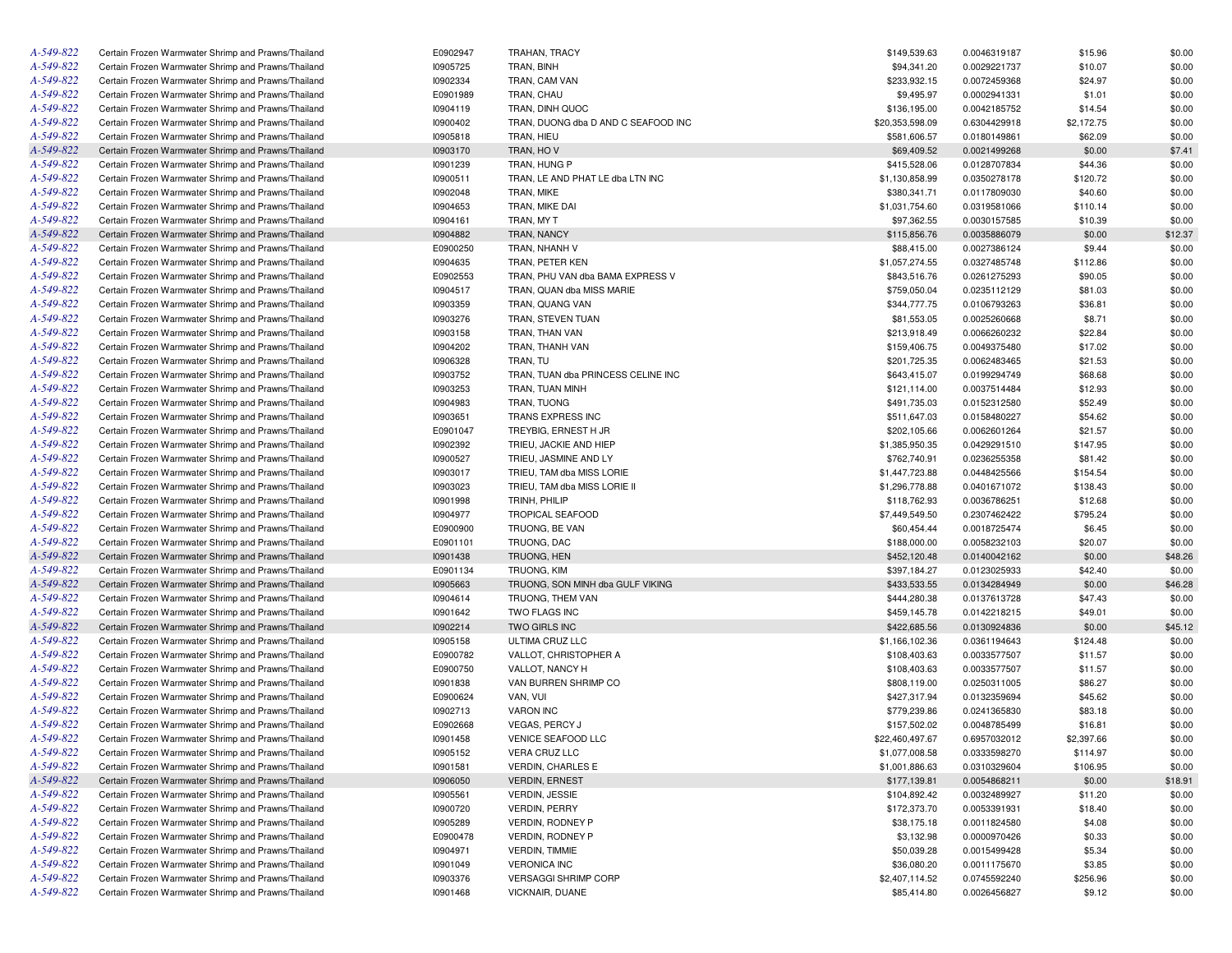| | | | | | | | |
|---|---|---|---|---|---|---|---|
| A-549-822 | Certain Frozen Warmwater Shrimp and Prawns/Thailand | E0902947 | TRAHAN, TRACY | $149,539.63 | 0.0046319187 | $15.96 | $0.00 |
| A-549-822 | Certain Frozen Warmwater Shrimp and Prawns/Thailand | I0905725 | TRAN, BINH | $94,341.20 | 0.0029221737 | $10.07 | $0.00 |
| A-549-822 | Certain Frozen Warmwater Shrimp and Prawns/Thailand | I0902334 | TRAN, CAM VAN | $233,932.15 | 0.0072459368 | $24.97 | $0.00 |
| A-549-822 | Certain Frozen Warmwater Shrimp and Prawns/Thailand | E0901989 | TRAN, CHAU | $9,495.97 | 0.0002941331 | $1.01 | $0.00 |
| A-549-822 | Certain Frozen Warmwater Shrimp and Prawns/Thailand | I0904119 | TRAN, DINH QUOC | $136,195.00 | 0.0042185752 | $14.54 | $0.00 |
| A-549-822 | Certain Frozen Warmwater Shrimp and Prawns/Thailand | I0900402 | TRAN, DUONG dba D AND C SEAFOOD INC | $20,353,598.09 | 0.6304429918 | $2,172.75 | $0.00 |
| A-549-822 | Certain Frozen Warmwater Shrimp and Prawns/Thailand | I0905818 | TRAN, HIEU | $581,606.57 | 0.0180149861 | $62.09 | $0.00 |
| A-549-822 | Certain Frozen Warmwater Shrimp and Prawns/Thailand | I0903170 | TRAN, HO V | $69,409.52 | 0.0021499268 | $0.00 | $7.41 |
| A-549-822 | Certain Frozen Warmwater Shrimp and Prawns/Thailand | I0901239 | TRAN, HUNG P | $415,528.06 | 0.0128707834 | $44.36 | $0.00 |
| A-549-822 | Certain Frozen Warmwater Shrimp and Prawns/Thailand | I0900511 | TRAN, LE AND PHAT LE dba LTN INC | $1,130,858.99 | 0.0350278178 | $120.72 | $0.00 |
| A-549-822 | Certain Frozen Warmwater Shrimp and Prawns/Thailand | I0902048 | TRAN, MIKE | $380,341.71 | 0.0117809030 | $40.60 | $0.00 |
| A-549-822 | Certain Frozen Warmwater Shrimp and Prawns/Thailand | I0904653 | TRAN, MIKE DAI | $1,031,754.60 | 0.0319581066 | $110.14 | $0.00 |
| A-549-822 | Certain Frozen Warmwater Shrimp and Prawns/Thailand | I0904161 | TRAN, MY T | $97,362.55 | 0.0030157585 | $10.39 | $0.00 |
| A-549-822 | Certain Frozen Warmwater Shrimp and Prawns/Thailand | I0904882 | TRAN, NANCY | $115,856.76 | 0.0035886079 | $0.00 | $12.37 |
| A-549-822 | Certain Frozen Warmwater Shrimp and Prawns/Thailand | E0900250 | TRAN, NHANH V | $88,415.00 | 0.0027386124 | $9.44 | $0.00 |
| A-549-822 | Certain Frozen Warmwater Shrimp and Prawns/Thailand | I0904635 | TRAN, PETER KEN | $1,057,274.55 | 0.0327485748 | $112.86 | $0.00 |
| A-549-822 | Certain Frozen Warmwater Shrimp and Prawns/Thailand | E0902553 | TRAN, PHU VAN dba BAMA EXPRESS V | $843,516.76 | 0.0261275293 | $90.05 | $0.00 |
| A-549-822 | Certain Frozen Warmwater Shrimp and Prawns/Thailand | I0904517 | TRAN, QUAN dba MISS MARIE | $759,050.04 | 0.0235112129 | $81.03 | $0.00 |
| A-549-822 | Certain Frozen Warmwater Shrimp and Prawns/Thailand | I0903359 | TRAN, QUANG VAN | $344,777.75 | 0.0106793263 | $36.81 | $0.00 |
| A-549-822 | Certain Frozen Warmwater Shrimp and Prawns/Thailand | I0903276 | TRAN, STEVEN TUAN | $81,553.05 | 0.0025260668 | $8.71 | $0.00 |
| A-549-822 | Certain Frozen Warmwater Shrimp and Prawns/Thailand | I0903158 | TRAN, THAN VAN | $213,918.49 | 0.0066260232 | $22.84 | $0.00 |
| A-549-822 | Certain Frozen Warmwater Shrimp and Prawns/Thailand | I0904202 | TRAN, THANH VAN | $159,406.75 | 0.0049375480 | $17.02 | $0.00 |
| A-549-822 | Certain Frozen Warmwater Shrimp and Prawns/Thailand | I0906328 | TRAN, TU | $201,725.35 | 0.0062483465 | $21.53 | $0.00 |
| A-549-822 | Certain Frozen Warmwater Shrimp and Prawns/Thailand | I0903752 | TRAN, TUAN dba PRINCESS CELINE INC | $643,415.07 | 0.0199294749 | $68.68 | $0.00 |
| A-549-822 | Certain Frozen Warmwater Shrimp and Prawns/Thailand | I0903253 | TRAN, TUAN MINH | $121,114.00 | 0.0037514484 | $12.93 | $0.00 |
| A-549-822 | Certain Frozen Warmwater Shrimp and Prawns/Thailand | I0904983 | TRAN, TUONG | $491,735.03 | 0.0152312580 | $52.49 | $0.00 |
| A-549-822 | Certain Frozen Warmwater Shrimp and Prawns/Thailand | I0903651 | TRANS EXPRESS INC | $511,647.03 | 0.0158480227 | $54.62 | $0.00 |
| A-549-822 | Certain Frozen Warmwater Shrimp and Prawns/Thailand | E0901047 | TREYBIG, ERNEST H JR | $202,105.66 | 0.0062601264 | $21.57 | $0.00 |
| A-549-822 | Certain Frozen Warmwater Shrimp and Prawns/Thailand | I0902392 | TRIEU, JACKIE AND HIEP | $1,385,950.35 | 0.0429291510 | $147.95 | $0.00 |
| A-549-822 | Certain Frozen Warmwater Shrimp and Prawns/Thailand | I0900527 | TRIEU, JASMINE AND LY | $762,740.91 | 0.0236255358 | $81.42 | $0.00 |
| A-549-822 | Certain Frozen Warmwater Shrimp and Prawns/Thailand | I0903017 | TRIEU, TAM dba MISS LORIE | $1,447,723.88 | 0.0448425566 | $154.54 | $0.00 |
| A-549-822 | Certain Frozen Warmwater Shrimp and Prawns/Thailand | I0903023 | TRIEU, TAM dba MISS LORIE II | $1,296,778.88 | 0.0401671072 | $138.43 | $0.00 |
| A-549-822 | Certain Frozen Warmwater Shrimp and Prawns/Thailand | I0901998 | TRINH, PHILIP | $118,762.93 | 0.0036786251 | $12.68 | $0.00 |
| A-549-822 | Certain Frozen Warmwater Shrimp and Prawns/Thailand | I0904977 | TROPICAL SEAFOOD | $7,449,549.50 | 0.2307462422 | $795.24 | $0.00 |
| A-549-822 | Certain Frozen Warmwater Shrimp and Prawns/Thailand | E0900900 | TRUONG, BE VAN | $60,454.44 | 0.0018725474 | $6.45 | $0.00 |
| A-549-822 | Certain Frozen Warmwater Shrimp and Prawns/Thailand | E0901101 | TRUONG, DAC | $188,000.00 | 0.0058232103 | $20.07 | $0.00 |
| A-549-822 | Certain Frozen Warmwater Shrimp and Prawns/Thailand | I0901438 | TRUONG, HEN | $452,120.48 | 0.0140042162 | $0.00 | $48.26 |
| A-549-822 | Certain Frozen Warmwater Shrimp and Prawns/Thailand | E0901134 | TRUONG, KIM | $397,184.27 | 0.0123025933 | $42.40 | $0.00 |
| A-549-822 | Certain Frozen Warmwater Shrimp and Prawns/Thailand | I0905663 | TRUONG, SON MINH dba GULF VIKING | $433,533.55 | 0.0134284949 | $0.00 | $46.28 |
| A-549-822 | Certain Frozen Warmwater Shrimp and Prawns/Thailand | I0904614 | TRUONG, THEM VAN | $444,280.38 | 0.0137613728 | $47.43 | $0.00 |
| A-549-822 | Certain Frozen Warmwater Shrimp and Prawns/Thailand | I0901642 | TWO FLAGS INC | $459,145.78 | 0.0142218215 | $49.01 | $0.00 |
| A-549-822 | Certain Frozen Warmwater Shrimp and Prawns/Thailand | I0902214 | TWO GIRLS INC | $422,685.56 | 0.0130924836 | $0.00 | $45.12 |
| A-549-822 | Certain Frozen Warmwater Shrimp and Prawns/Thailand | I0905158 | ULTIMA CRUZ LLC | $1,166,102.36 | 0.0361194643 | $124.48 | $0.00 |
| A-549-822 | Certain Frozen Warmwater Shrimp and Prawns/Thailand | E0900782 | VALLOT, CHRISTOPHER A | $108,403.63 | 0.0033577507 | $11.57 | $0.00 |
| A-549-822 | Certain Frozen Warmwater Shrimp and Prawns/Thailand | E0900750 | VALLOT, NANCY H | $108,403.63 | 0.0033577507 | $11.57 | $0.00 |
| A-549-822 | Certain Frozen Warmwater Shrimp and Prawns/Thailand | I0901838 | VAN BURREN SHRIMP CO | $808,119.00 | 0.0250311005 | $86.27 | $0.00 |
| A-549-822 | Certain Frozen Warmwater Shrimp and Prawns/Thailand | E0900624 | VAN, VUI | $427,317.94 | 0.0132359694 | $45.62 | $0.00 |
| A-549-822 | Certain Frozen Warmwater Shrimp and Prawns/Thailand | I0902713 | VARON INC | $779,239.86 | 0.0241365830 | $83.18 | $0.00 |
| A-549-822 | Certain Frozen Warmwater Shrimp and Prawns/Thailand | E0902668 | VEGAS, PERCY J | $157,502.02 | 0.0048785499 | $16.81 | $0.00 |
| A-549-822 | Certain Frozen Warmwater Shrimp and Prawns/Thailand | I0901458 | VENICE SEAFOOD LLC | $22,460,497.67 | 0.6957032012 | $2,397.66 | $0.00 |
| A-549-822 | Certain Frozen Warmwater Shrimp and Prawns/Thailand | I0905152 | VERA CRUZ LLC | $1,077,008.58 | 0.0333598270 | $114.97 | $0.00 |
| A-549-822 | Certain Frozen Warmwater Shrimp and Prawns/Thailand | I0901581 | VERDIN, CHARLES E | $1,001,886.63 | 0.0310329604 | $106.95 | $0.00 |
| A-549-822 | Certain Frozen Warmwater Shrimp and Prawns/Thailand | I0906050 | VERDIN, ERNEST | $177,139.81 | 0.0054868211 | $0.00 | $18.91 |
| A-549-822 | Certain Frozen Warmwater Shrimp and Prawns/Thailand | I0905561 | VERDIN, JESSIE | $104,892.42 | 0.0032489927 | $11.20 | $0.00 |
| A-549-822 | Certain Frozen Warmwater Shrimp and Prawns/Thailand | I0900720 | VERDIN, PERRY | $172,373.70 | 0.0053391931 | $18.40 | $0.00 |
| A-549-822 | Certain Frozen Warmwater Shrimp and Prawns/Thailand | I0905289 | VERDIN, RODNEY P | $38,175.18 | 0.0011824580 | $4.08 | $0.00 |
| A-549-822 | Certain Frozen Warmwater Shrimp and Prawns/Thailand | E0900478 | VERDIN, RODNEY P | $3,132.98 | 0.0000970426 | $0.33 | $0.00 |
| A-549-822 | Certain Frozen Warmwater Shrimp and Prawns/Thailand | I0904971 | VERDIN, TIMMIE | $50,039.28 | 0.0015499428 | $5.34 | $0.00 |
| A-549-822 | Certain Frozen Warmwater Shrimp and Prawns/Thailand | I0901049 | VERONICA INC | $36,080.20 | 0.0011175670 | $3.85 | $0.00 |
| A-549-822 | Certain Frozen Warmwater Shrimp and Prawns/Thailand | I0903376 | VERSAGGI SHRIMP CORP | $2,407,114.52 | 0.0745592240 | $256.96 | $0.00 |
| A-549-822 | Certain Frozen Warmwater Shrimp and Prawns/Thailand | I0901468 | VICKNAIR, DUANE | $85,414.80 | 0.0026456827 | $9.12 | $0.00 |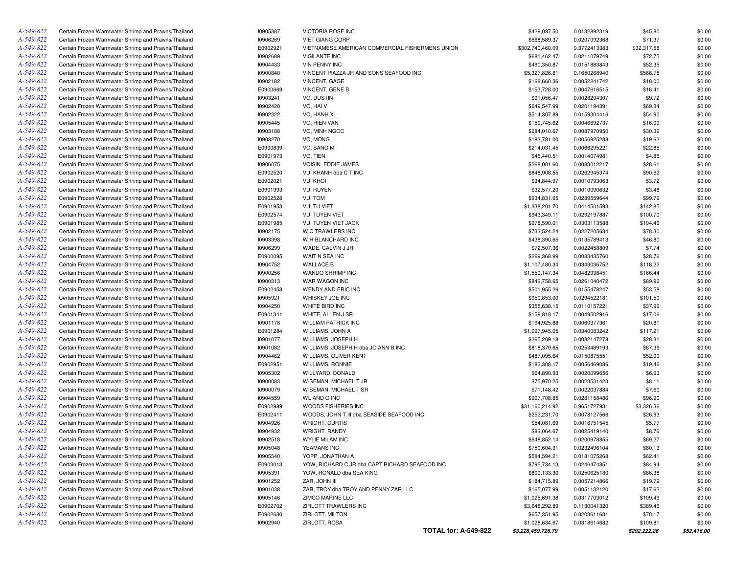| | | | | | | | |
|---|---|---|---|---|---|---|---|
| A-549-822 | Certain Frozen Warmwater Shrimp and Prawns/Thailand | I0905387 | VICTORIA ROSE INC | $429,037.50 | 0.0132892319 | $45.80 | $0.00 |
| A-549-822 | Certain Frozen Warmwater Shrimp and Prawns/Thailand | I0906269 | VIET GIANG CORP | $668,589.37 | 0.0207092368 | $71.37 | $0.00 |
| A-549-822 | Certain Frozen Warmwater Shrimp and Prawns/Thailand | E0902921 | VIETNAMESE AMERICAN COMMERCIAL FISHERMENS UNION | $302,740,460.09 | 9.3772413383 | $32,317.58 | $0.00 |
| A-549-822 | Certain Frozen Warmwater Shrimp and Prawns/Thailand | I0902689 | VIGILANTE INC | $681,462.47 | 0.0211079749 | $72.75 | $0.00 |
| A-549-822 | Certain Frozen Warmwater Shrimp and Prawns/Thailand | I0904433 | VIN PENNY INC | $490,350.87 | 0.0151883843 | $52.35 | $0.00 |
| A-549-822 | Certain Frozen Warmwater Shrimp and Prawns/Thailand | I0900840 | VINCENT PIAZZA JR AND SONS SEAFOOD INC | $5,327,826.81 | 0.1650268940 | $568.75 | $0.00 |
| A-549-822 | Certain Frozen Warmwater Shrimp and Prawns/Thailand | I0902182 | VINCENT, GAGE | $168,660.36 | 0.0052241742 | $18.00 | $0.00 |
| A-549-822 | Certain Frozen Warmwater Shrimp and Prawns/Thailand | E0900669 | VINCENT, GENE B | $153,728.00 | 0.0047616515 | $16.41 | $0.00 |
| A-549-822 | Certain Frozen Warmwater Shrimp and Prawns/Thailand | I0903241 | VO, DUSTIN | $91,056.47 | 0.0028204307 | $9.72 | $0.00 |
| A-549-822 | Certain Frozen Warmwater Shrimp and Prawns/Thailand | I0902420 | VO, HAI V | $649,547.99 | 0.0201194391 | $69.34 | $0.00 |
| A-549-822 | Certain Frozen Warmwater Shrimp and Prawns/Thailand | I0902322 | VO, HANH X | $514,307.89 | 0.0159304416 | $54.90 | $0.00 |
| A-549-822 | Certain Frozen Warmwater Shrimp and Prawns/Thailand | I0905445 | VO, HIEN VAN | $150,745.62 | 0.0046692737 | $16.09 | $0.00 |
| A-549-822 | Certain Frozen Warmwater Shrimp and Prawns/Thailand | I0903188 | VO, MINH NGOC | $284,010.67 | 0.0087970950 | $30.32 | $0.00 |
| A-549-822 | Certain Frozen Warmwater Shrimp and Prawns/Thailand | I0903270 | VO, MONG | $183,781.00 | 0.0056925288 | $19.62 | $0.00 |
| A-549-822 | Certain Frozen Warmwater Shrimp and Prawns/Thailand | E0900839 | VO, SANG M | $214,031.45 | 0.0066295221 | $22.85 | $0.00 |
| A-549-822 | Certain Frozen Warmwater Shrimp and Prawns/Thailand | E0901973 | VO, TIEN | $45,440.51 | 0.0014074981 | $4.85 | $0.00 |
| A-549-822 | Certain Frozen Warmwater Shrimp and Prawns/Thailand | I0906075 | VOISIN, EDDIE JAMES | $268,001.60 | 0.0083012217 | $28.61 | $0.00 |
| A-549-822 | Certain Frozen Warmwater Shrimp and Prawns/Thailand | E0902520 | VU, KHANH dba C T INC | $848,908.55 | 0.0262945374 | $90.62 | $0.00 |
| A-549-822 | Certain Frozen Warmwater Shrimp and Prawns/Thailand | E0902021 | VU, KHOI | $34,844.97 | 0.0010793063 | $3.72 | $0.00 |
| A-549-822 | Certain Frozen Warmwater Shrimp and Prawns/Thailand | E0901993 | VU, RUYEN | $32,577.20 | 0.0010090632 | $3.48 | $0.00 |
| A-549-822 | Certain Frozen Warmwater Shrimp and Prawns/Thailand | E0902528 | VU, TOM | $934,831.65 | 0.0289559644 | $99.79 | $0.00 |
| A-549-822 | Certain Frozen Warmwater Shrimp and Prawns/Thailand | E0901953 | VU, TU VIET | $1,338,201.70 | 0.0414501593 | $142.85 | $0.00 |
| A-549-822 | Certain Frozen Warmwater Shrimp and Prawns/Thailand | E0902574 | VU, TUYEN VIET | $943,349.11 | 0.0292197887 | $100.70 | $0.00 |
| A-549-822 | Certain Frozen Warmwater Shrimp and Prawns/Thailand | E0901985 | VU, TUYEN VIET JACK | $978,590.01 | 0.0303113588 | $104.46 | $0.00 |
| A-549-822 | Certain Frozen Warmwater Shrimp and Prawns/Thailand | I0902175 | W C TRAWLERS INC | $733,524.24 | 0.0227205634 | $78.30 | $0.00 |
| A-549-822 | Certain Frozen Warmwater Shrimp and Prawns/Thailand | I0903398 | W H BLANCHARD INC | $438,390.65 | 0.0135789413 | $46.80 | $0.00 |
| A-549-822 | Certain Frozen Warmwater Shrimp and Prawns/Thailand | I0906299 | WADE, CALVIN J JR | $72,507.36 | 0.0022458809 | $7.74 | $0.00 |
| A-549-822 | Certain Frozen Warmwater Shrimp and Prawns/Thailand | E0900095 | WAIT N SEA INC | $269,368.99 | 0.0083435760 | $28.76 | $0.00 |
| A-549-822 | Certain Frozen Warmwater Shrimp and Prawns/Thailand | I0904752 | WALLACE B | $1,107,480.34 | 0.0343036752 | $118.22 | $0.00 |
| A-549-822 | Certain Frozen Warmwater Shrimp and Prawns/Thailand | I0900256 | WANDO SHRIMP INC | $1,559,147.34 | 0.0482938451 | $166.44 | $0.00 |
| A-549-822 | Certain Frozen Warmwater Shrimp and Prawns/Thailand | I0900313 | WAR WAGON INC | $842,758.65 | 0.0261040472 | $89.96 | $0.00 |
| A-549-822 | Certain Frozen Warmwater Shrimp and Prawns/Thailand | E0902458 | WENDY AND ERIC INC | $501,955.26 | 0.0155478247 | $53.58 | $0.00 |
| A-549-822 | Certain Frozen Warmwater Shrimp and Prawns/Thailand | I0905921 | WHISKEY JOE INC | $950,853.00 | 0.0294522181 | $101.50 | $0.00 |
| A-549-822 | Certain Frozen Warmwater Shrimp and Prawns/Thailand | I0904250 | WHITE BIRD INC | $355,638.15 | 0.0110157221 | $37.96 | $0.00 |
| A-549-822 | Certain Frozen Warmwater Shrimp and Prawns/Thailand | E0901341 | WHITE, ALLEN J SR | $159,818.17 | 0.0049502916 | $17.06 | $0.00 |
| A-549-822 | Certain Frozen Warmwater Shrimp and Prawns/Thailand | I0901178 | WILLIAM PATRICK INC | $194,925.88 | 0.0060377361 | $20.81 | $0.00 |
| A-549-822 | Certain Frozen Warmwater Shrimp and Prawns/Thailand | E0901284 | WILLIAMS, JOHN A | $1,097,945.05 | 0.0340083242 | $117.21 | $0.00 |
| A-549-822 | Certain Frozen Warmwater Shrimp and Prawns/Thailand | I0901077 | WILLIAMS, JOSEPH H | $265,209.18 | 0.0082147278 | $28.31 | $0.00 |
| A-549-822 | Certain Frozen Warmwater Shrimp and Prawns/Thailand | I0901082 | WILLIAMS, JOSEPH H dba JO ANN B INC | $818,379.65 | 0.0253489193 | $87.36 | $0.00 |
| A-549-822 | Certain Frozen Warmwater Shrimp and Prawns/Thailand | I0904462 | WILLIAMS, OLIVER KENT | $487,095.64 | 0.0150875551 | $52.00 | $0.00 |
| A-549-822 | Certain Frozen Warmwater Shrimp and Prawns/Thailand | E0902951 | WILLIAMS, RONNIE | $182,308.17 | 0.0056469086 | $19.46 | $0.00 |
| A-549-822 | Certain Frozen Warmwater Shrimp and Prawns/Thailand | I0905302 | WILLYARD, DONALD | $64,890.93 | 0.0020099656 | $6.93 | $0.00 |
| A-549-822 | Certain Frozen Warmwater Shrimp and Prawns/Thailand | I0900083 | WISEMAN, MICHAEL T JR | $75,970.25 | 0.0023531423 | $8.11 | $0.00 |
| A-549-822 | Certain Frozen Warmwater Shrimp and Prawns/Thailand | I0900079 | WISEMAN, MICHAEL T SR | $71,148.42 | 0.0022037884 | $7.60 | $0.00 |
| A-549-822 | Certain Frozen Warmwater Shrimp and Prawns/Thailand | I0904559 | WL AND O INC | $907,708.85 | 0.0281158486 | $96.90 | $0.00 |
| A-549-822 | Certain Frozen Warmwater Shrimp and Prawns/Thailand | E0902989 | WOODS FISHERIES INC | $31,160,214.92 | 0.9651727931 | $3,326.36 | $0.00 |
| A-549-822 | Certain Frozen Warmwater Shrimp and Prawns/Thailand | E0902411 | WOODS, JOHN T III dba SEASIDE SEAFOOD INC | $252,231.70 | 0.0078127566 | $26.93 | $0.00 |
| A-549-822 | Certain Frozen Warmwater Shrimp and Prawns/Thailand | I0904926 | WRIGHT, CURTIS | $54,081.69 | 0.0016751545 | $5.77 | $0.00 |
| A-549-822 | Certain Frozen Warmwater Shrimp and Prawns/Thailand | I0904932 | WRIGHT, RANDY | $82,064.67 | 0.0025419140 | $8.76 | $0.00 |
| A-549-822 | Certain Frozen Warmwater Shrimp and Prawns/Thailand | I0902518 | WYLIE MILAM INC | $648,852.14 | 0.0200978855 | $69.27 | $0.00 |
| A-549-822 | Certain Frozen Warmwater Shrimp and Prawns/Thailand | I0905048 | YEAMANS INC | $750,604.31 | 0.0232496104 | $80.13 | $0.00 |
| A-549-822 | Certain Frozen Warmwater Shrimp and Prawns/Thailand | I0905540 | YOPP, JONATHAN A | $584,594.21 | 0.0181075268 | $62.41 | $0.00 |
| A-549-822 | Certain Frozen Warmwater Shrimp and Prawns/Thailand | E0903013 | YOW, RICHARD C JR dba CAPT RICHARD SEAFOOD INC | $795,734.13 | 0.0246474851 | $84.94 | $0.00 |
| A-549-822 | Certain Frozen Warmwater Shrimp and Prawns/Thailand | I0905391 | YOW, RONALD dba SEA KING | $809,133.30 | 0.0250625180 | $86.38 | $0.00 |
| A-549-822 | Certain Frozen Warmwater Shrimp and Prawns/Thailand | I0901252 | ZAR, JOHN III | $184,715.89 | 0.0057214866 | $19.72 | $0.00 |
| A-549-822 | Certain Frozen Warmwater Shrimp and Prawns/Thailand | I0901038 | ZAR, TROY dba TROY AND PENNY ZAR LLC | $165,077.99 | 0.0051132120 | $17.62 | $0.00 |
| A-549-822 | Certain Frozen Warmwater Shrimp and Prawns/Thailand | I0905146 | ZIMCO MARINE LLC | $1,025,691.38 | 0.0317703012 | $109.49 | $0.00 |
| A-549-822 | Certain Frozen Warmwater Shrimp and Prawns/Thailand | E0902702 | ZIRLOTT TRAWLERS INC | $3,648,292.89 | 0.1130041320 | $389.46 | $0.00 |
| A-549-822 | Certain Frozen Warmwater Shrimp and Prawns/Thailand | E0902630 | ZIRLOTT, MILTON | $657,351.95 | 0.0203611631 | $70.17 | $0.00 |
| A-549-822 | Certain Frozen Warmwater Shrimp and Prawns/Thailand | I0902940 | ZIRLOTT, ROSA | $1,028,634.67 | 0.0318614682 | $109.81 | $0.00 |
| | | | **TOTAL for: A-549-822** | ***$3,228,459,726.79*** | | ***$292,222.26*** | ***$52,416.00*** |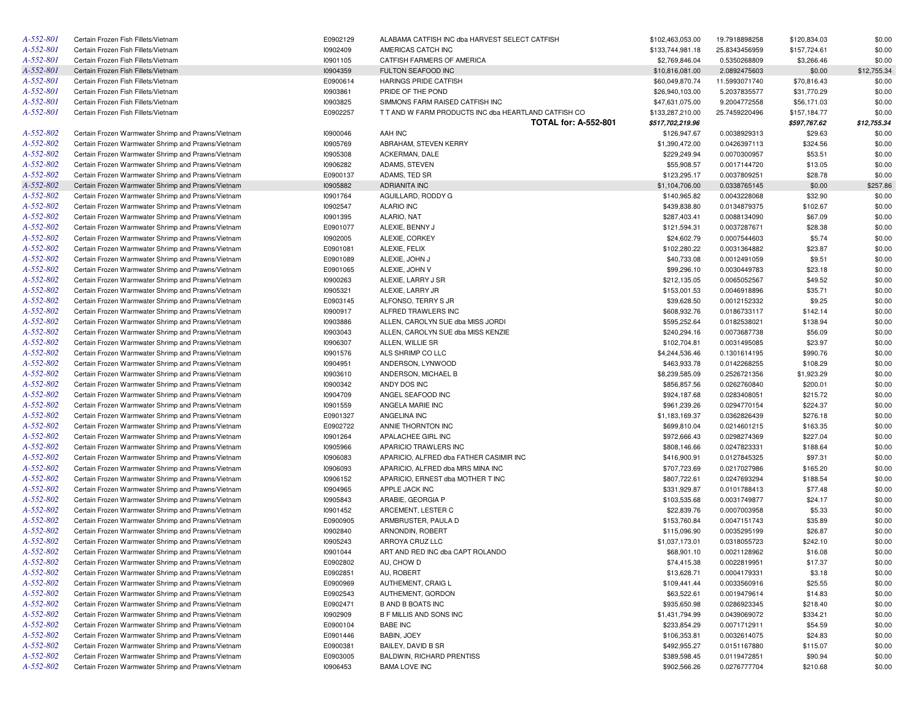| | | | | | | | |
|---|---|---|---|---|---|---|---|
| A-552-801 | Certain Frozen Fish Fillets/Vietnam | E0902129 | ALABAMA CATFISH INC dba HARVEST SELECT CATFISH | $102,463,053.00 | 19.7918898258 | $120,834.03 | $0.00 |
| A-552-801 | Certain Frozen Fish Fillets/Vietnam | I0902409 | AMERICAS CATCH INC | $133,744,981.18 | 25.8343456959 | $157,724.61 | $0.00 |
| A-552-801 | Certain Frozen Fish Fillets/Vietnam | I0901105 | CATFISH FARMERS OF AMERICA | $2,769,846.04 | 0.5350268809 | $3,266.46 | $0.00 |
| A-552-801 | Certain Frozen Fish Fillets/Vietnam | I0904359 | FULTON SEAFOOD INC | $10,816,081.00 | 2.0892475603 | $0.00 | $12,755.34 |
| A-552-801 | Certain Frozen Fish Fillets/Vietnam | E0900614 | HARINGS PRIDE CATFISH | $60,049,870.74 | 11.5993071740 | $70,816.43 | $0.00 |
| A-552-801 | Certain Frozen Fish Fillets/Vietnam | I0903861 | PRIDE OF THE POND | $26,940,103.00 | 5.2037835577 | $31,770.29 | $0.00 |
| A-552-801 | Certain Frozen Fish Fillets/Vietnam | I0903825 | SIMMONS FARM RAISED CATFISH INC | $47,631,075.00 | 9.2004772558 | $56,171.03 | $0.00 |
| A-552-801 | Certain Frozen Fish Fillets/Vietnam | E0902257 | T T AND W FARM PRODUCTS INC dba HEARTLAND CATFISH CO | $133,287,210.00 | 25.7459220496 | $157,184.77 | $0.00 |
| | | | **TOTAL for: A-552-801** | *$517,702,219.96* | | *$597,767.62* | *$12,755.34* |
| A-552-802 | Certain Frozen Warmwater Shrimp and Prawns/Vietnam | I0900046 | AAH INC | $126,947.67 | 0.0038929313 | $29.63 | $0.00 |
| A-552-802 | Certain Frozen Warmwater Shrimp and Prawns/Vietnam | I0905769 | ABRAHAM, STEVEN KERRY | $1,390,472.00 | 0.0426397113 | $324.56 | $0.00 |
| A-552-802 | Certain Frozen Warmwater Shrimp and Prawns/Vietnam | I0905308 | ACKERMAN, DALE | $229,249.94 | 0.0070300957 | $53.51 | $0.00 |
| A-552-802 | Certain Frozen Warmwater Shrimp and Prawns/Vietnam | I0906282 | ADAMS, STEVEN | $55,908.57 | 0.0017144720 | $13.05 | $0.00 |
| A-552-802 | Certain Frozen Warmwater Shrimp and Prawns/Vietnam | E0900137 | ADAMS, TED SR | $123,295.17 | 0.0037809251 | $28.78 | $0.00 |
| A-552-802 | Certain Frozen Warmwater Shrimp and Prawns/Vietnam | I0905882 | ADRIANITA INC | $1,104,706.00 | 0.0338765145 | $0.00 | $257.86 |
| A-552-802 | Certain Frozen Warmwater Shrimp and Prawns/Vietnam | I0901764 | AGUILLARD, RODDY G | $140,965.82 | 0.0043228068 | $32.90 | $0.00 |
| A-552-802 | Certain Frozen Warmwater Shrimp and Prawns/Vietnam | I0902547 | ALARIO INC | $439,838.80 | 0.0134879375 | $102.67 | $0.00 |
| A-552-802 | Certain Frozen Warmwater Shrimp and Prawns/Vietnam | I0901395 | ALARIO, NAT | $287,403.41 | 0.0088134090 | $67.09 | $0.00 |
| A-552-802 | Certain Frozen Warmwater Shrimp and Prawns/Vietnam | E0901077 | ALEXIE, BENNY J | $121,594.31 | 0.0037287671 | $28.38 | $0.00 |
| A-552-802 | Certain Frozen Warmwater Shrimp and Prawns/Vietnam | I0902005 | ALEXIE, CORKEY | $24,602.79 | 0.0007544603 | $5.74 | $0.00 |
| A-552-802 | Certain Frozen Warmwater Shrimp and Prawns/Vietnam | E0901081 | ALEXIE, FELIX | $102,280.22 | 0.0031364882 | $23.87 | $0.00 |
| A-552-802 | Certain Frozen Warmwater Shrimp and Prawns/Vietnam | E0901089 | ALEXIE, JOHN J | $40,733.08 | 0.0012491059 | $9.51 | $0.00 |
| A-552-802 | Certain Frozen Warmwater Shrimp and Prawns/Vietnam | E0901065 | ALEXIE, JOHN V | $99,296.10 | 0.0030449783 | $23.18 | $0.00 |
| A-552-802 | Certain Frozen Warmwater Shrimp and Prawns/Vietnam | I0900263 | ALEXIE, LARRY J SR | $212,135.05 | 0.0065052567 | $49.52 | $0.00 |
| A-552-802 | Certain Frozen Warmwater Shrimp and Prawns/Vietnam | I0905321 | ALEXIE, LARRY JR | $153,001.53 | 0.0046918896 | $35.71 | $0.00 |
| A-552-802 | Certain Frozen Warmwater Shrimp and Prawns/Vietnam | E0903145 | ALFONSO, TERRY S JR | $39,628.50 | 0.0012152332 | $9.25 | $0.00 |
| A-552-802 | Certain Frozen Warmwater Shrimp and Prawns/Vietnam | I0900917 | ALFRED TRAWLERS INC | $608,932.76 | 0.0186733117 | $142.14 | $0.00 |
| A-552-802 | Certain Frozen Warmwater Shrimp and Prawns/Vietnam | I0903886 | ALLEN, CAROLYN SUE dba MISS JORDI | $595,252.64 | 0.0182538021 | $138.94 | $0.00 |
| A-552-802 | Certain Frozen Warmwater Shrimp and Prawns/Vietnam | I0903043 | ALLEN, CAROLYN SUE dba MISS KENZIE | $240,294.16 | 0.0073687738 | $56.09 | $0.00 |
| A-552-802 | Certain Frozen Warmwater Shrimp and Prawns/Vietnam | I0906307 | ALLEN, WILLIE SR | $102,704.81 | 0.0031495085 | $23.97 | $0.00 |
| A-552-802 | Certain Frozen Warmwater Shrimp and Prawns/Vietnam | I0901576 | ALS SHRIMP CO LLC | $4,244,536.46 | 0.1301614195 | $990.76 | $0.00 |
| A-552-802 | Certain Frozen Warmwater Shrimp and Prawns/Vietnam | I0904951 | ANDERSON, LYNWOOD | $463,933.78 | 0.0142268255 | $108.29 | $0.00 |
| A-552-802 | Certain Frozen Warmwater Shrimp and Prawns/Vietnam | I0903610 | ANDERSON, MICHAEL B | $8,239,585.09 | 0.2526721356 | $1,923.29 | $0.00 |
| A-552-802 | Certain Frozen Warmwater Shrimp and Prawns/Vietnam | I0900342 | ANDY DOS INC | $856,857.56 | 0.0262760840 | $200.01 | $0.00 |
| A-552-802 | Certain Frozen Warmwater Shrimp and Prawns/Vietnam | I0904709 | ANGEL SEAFOOD INC | $924,187.68 | 0.0283408051 | $215.72 | $0.00 |
| A-552-802 | Certain Frozen Warmwater Shrimp and Prawns/Vietnam | I0901559 | ANGELA MARIE INC | $961,239.26 | 0.0294770154 | $224.37 | $0.00 |
| A-552-802 | Certain Frozen Warmwater Shrimp and Prawns/Vietnam | E0901327 | ANGELINA INC | $1,183,169.37 | 0.0362826439 | $276.18 | $0.00 |
| A-552-802 | Certain Frozen Warmwater Shrimp and Prawns/Vietnam | E0902722 | ANNIE THORNTON INC | $699,810.04 | 0.0214601215 | $163.35 | $0.00 |
| A-552-802 | Certain Frozen Warmwater Shrimp and Prawns/Vietnam | I0901264 | APALACHEE GIRL INC | $972,666.43 | 0.0298274369 | $227.04 | $0.00 |
| A-552-802 | Certain Frozen Warmwater Shrimp and Prawns/Vietnam | I0905966 | APARICIO TRAWLERS INC | $808,146.66 | 0.0247823331 | $188.64 | $0.00 |
| A-552-802 | Certain Frozen Warmwater Shrimp and Prawns/Vietnam | I0906083 | APARICIO, ALFRED dba FATHER CASIMIR INC | $416,900.91 | 0.0127845325 | $97.31 | $0.00 |
| A-552-802 | Certain Frozen Warmwater Shrimp and Prawns/Vietnam | I0906093 | APARICIO, ALFRED dba MRS MINA INC | $707,723.69 | 0.0217027986 | $165.20 | $0.00 |
| A-552-802 | Certain Frozen Warmwater Shrimp and Prawns/Vietnam | I0906152 | APARICIO, ERNEST dba MOTHER T INC | $807,722.61 | 0.0247693294 | $188.54 | $0.00 |
| A-552-802 | Certain Frozen Warmwater Shrimp and Prawns/Vietnam | I0904965 | APPLE JACK INC | $331,929.87 | 0.0101788413 | $77.48 | $0.00 |
| A-552-802 | Certain Frozen Warmwater Shrimp and Prawns/Vietnam | I0905843 | ARABIE, GEORGIA P | $103,535.68 | 0.0031749877 | $24.17 | $0.00 |
| A-552-802 | Certain Frozen Warmwater Shrimp and Prawns/Vietnam | I0901452 | ARCEMENT, LESTER C | $22,839.76 | 0.0007003958 | $5.33 | $0.00 |
| A-552-802 | Certain Frozen Warmwater Shrimp and Prawns/Vietnam | E0900905 | ARMBRUSTER, PAULA D | $153,760.84 | 0.0047151743 | $35.89 | $0.00 |
| A-552-802 | Certain Frozen Warmwater Shrimp and Prawns/Vietnam | I0902840 | ARNONDIN, ROBERT | $115,096.90 | 0.0035295199 | $26.87 | $0.00 |
| A-552-802 | Certain Frozen Warmwater Shrimp and Prawns/Vietnam | I0905243 | ARROYA CRUZ LLC | $1,037,173.01 | 0.0318055723 | $242.10 | $0.00 |
| A-552-802 | Certain Frozen Warmwater Shrimp and Prawns/Vietnam | I0901044 | ART AND RED INC dba CAPT ROLANDO | $68,901.10 | 0.0021128962 | $16.08 | $0.00 |
| A-552-802 | Certain Frozen Warmwater Shrimp and Prawns/Vietnam | E0902802 | AU, CHOW D | $74,415.38 | 0.0022819951 | $17.37 | $0.00 |
| A-552-802 | Certain Frozen Warmwater Shrimp and Prawns/Vietnam | E0902851 | AU, ROBERT | $13,628.71 | 0.0004179331 | $3.18 | $0.00 |
| A-552-802 | Certain Frozen Warmwater Shrimp and Prawns/Vietnam | E0900969 | AUTHEMENT, CRAIG L | $109,441.44 | 0.0033560916 | $25.55 | $0.00 |
| A-552-802 | Certain Frozen Warmwater Shrimp and Prawns/Vietnam | E0902543 | AUTHEMENT, GORDON | $63,522.61 | 0.0019479614 | $14.83 | $0.00 |
| A-552-802 | Certain Frozen Warmwater Shrimp and Prawns/Vietnam | E0902471 | B AND B BOATS INC | $935,650.98 | 0.0286923345 | $218.40 | $0.00 |
| A-552-802 | Certain Frozen Warmwater Shrimp and Prawns/Vietnam | I0902909 | B F MILLIS AND SONS INC | $1,431,794.99 | 0.0439069072 | $334.21 | $0.00 |
| A-552-802 | Certain Frozen Warmwater Shrimp and Prawns/Vietnam | E0900104 | BABE INC | $233,854.29 | 0.0071712911 | $54.59 | $0.00 |
| A-552-802 | Certain Frozen Warmwater Shrimp and Prawns/Vietnam | E0901446 | BABIN, JOEY | $106,353.81 | 0.0032614075 | $24.83 | $0.00 |
| A-552-802 | Certain Frozen Warmwater Shrimp and Prawns/Vietnam | E0900381 | BAILEY, DAVID B SR | $492,955.27 | 0.0151167880 | $115.07 | $0.00 |
| A-552-802 | Certain Frozen Warmwater Shrimp and Prawns/Vietnam | E0903005 | BALDWIN, RICHARD PRENTISS | $389,598.45 | 0.0119472851 | $90.94 | $0.00 |
| A-552-802 | Certain Frozen Warmwater Shrimp and Prawns/Vietnam | I0906453 | BAMA LOVE INC | $902,566.26 | 0.0276777704 | $210.68 | $0.00 |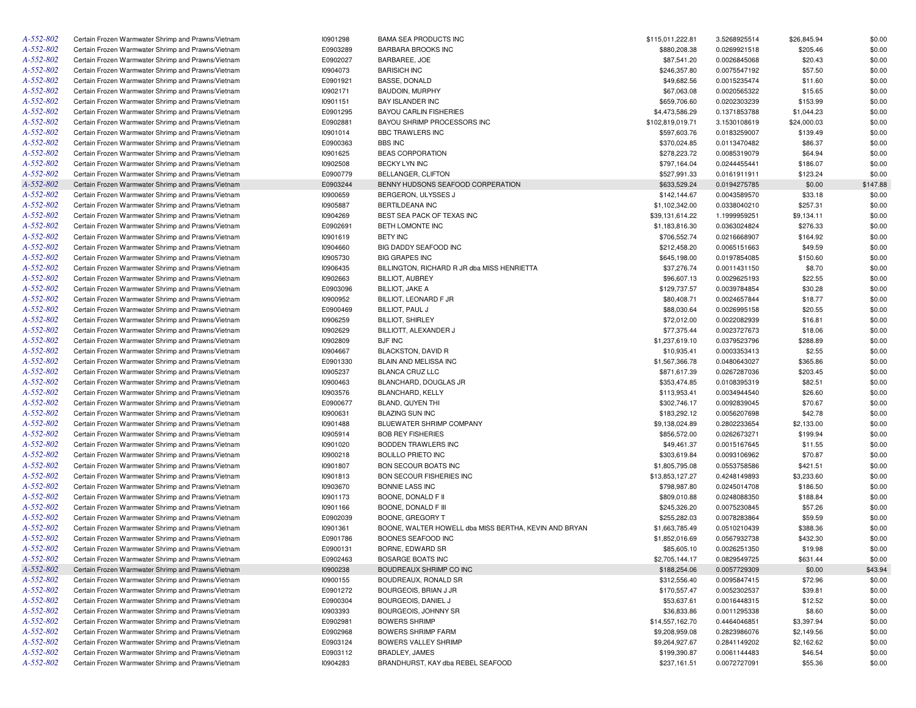| | | | | | | | |
|---|---|---|---|---|---|---|---|
| A-552-802 | Certain Frozen Warmwater Shrimp and Prawns/Vietnam | I0901298 | BAMA SEA PRODUCTS INC | $115,011,222.81 | 3.5268925514 | $26,845.94 | $0.00 |
| A-552-802 | Certain Frozen Warmwater Shrimp and Prawns/Vietnam | E0903289 | BARBARA BROOKS INC | $880,208.38 | 0.0269921518 | $205.46 | $0.00 |
| A-552-802 | Certain Frozen Warmwater Shrimp and Prawns/Vietnam | E0902027 | BARBAREE, JOE | $87,541.20 | 0.0026845068 | $20.43 | $0.00 |
| A-552-802 | Certain Frozen Warmwater Shrimp and Prawns/Vietnam | I0904073 | BARISICH INC | $246,357.80 | 0.0075547192 | $57.50 | $0.00 |
| A-552-802 | Certain Frozen Warmwater Shrimp and Prawns/Vietnam | E0901921 | BASSE, DONALD | $49,682.56 | 0.0015235474 | $11.60 | $0.00 |
| A-552-802 | Certain Frozen Warmwater Shrimp and Prawns/Vietnam | I0902171 | BAUDOIN, MURPHY | $67,063.08 | 0.0020565322 | $15.65 | $0.00 |
| A-552-802 | Certain Frozen Warmwater Shrimp and Prawns/Vietnam | I0901151 | BAY ISLANDER INC | $659,706.60 | 0.0202303239 | $153.99 | $0.00 |
| A-552-802 | Certain Frozen Warmwater Shrimp and Prawns/Vietnam | E0901295 | BAYOU CARLIN FISHERIES | $4,473,586.29 | 0.1371853788 | $1,044.23 | $0.00 |
| A-552-802 | Certain Frozen Warmwater Shrimp and Prawns/Vietnam | E0902881 | BAYOU SHRIMP PROCESSORS INC | $102,819,019.71 | 3.1530108619 | $24,000.03 | $0.00 |
| A-552-802 | Certain Frozen Warmwater Shrimp and Prawns/Vietnam | I0901014 | BBC TRAWLERS INC | $597,603.76 | 0.0183259007 | $139.49 | $0.00 |
| A-552-802 | Certain Frozen Warmwater Shrimp and Prawns/Vietnam | E0900363 | BBS INC | $370,024.85 | 0.0113470482 | $86.37 | $0.00 |
| A-552-802 | Certain Frozen Warmwater Shrimp and Prawns/Vietnam | I0901625 | BEAS CORPORATION | $278,223.72 | 0.0085319079 | $64.94 | $0.00 |
| A-552-802 | Certain Frozen Warmwater Shrimp and Prawns/Vietnam | I0902508 | BECKY LYN INC | $797,164.04 | 0.0244455441 | $186.07 | $0.00 |
| A-552-802 | Certain Frozen Warmwater Shrimp and Prawns/Vietnam | E0900779 | BELLANGER, CLIFTON | $527,991.33 | 0.0161911911 | $123.24 | $0.00 |
| A-552-802 | Certain Frozen Warmwater Shrimp and Prawns/Vietnam | E0903244 | BENNY HUDSONS SEAFOOD CORPERATION | $633,529.24 | 0.0194275785 | $0.00 | $147.88 |
| A-552-802 | Certain Frozen Warmwater Shrimp and Prawns/Vietnam | I0900659 | BERGERON, ULYSSES J | $142,144.67 | 0.0043589570 | $33.18 | $0.00 |
| A-552-802 | Certain Frozen Warmwater Shrimp and Prawns/Vietnam | I0905887 | BERTILDEANA INC | $1,102,342.00 | 0.0338040210 | $257.31 | $0.00 |
| A-552-802 | Certain Frozen Warmwater Shrimp and Prawns/Vietnam | I0904269 | BEST SEA PACK OF TEXAS INC | $39,131,614.22 | 1.1999959251 | $9,134.11 | $0.00 |
| A-552-802 | Certain Frozen Warmwater Shrimp and Prawns/Vietnam | E0902691 | BETH LOMONTE INC | $1,183,816.30 | 0.0363024824 | $276.33 | $0.00 |
| A-552-802 | Certain Frozen Warmwater Shrimp and Prawns/Vietnam | I0901619 | BETY INC | $706,552.74 | 0.0216668907 | $164.92 | $0.00 |
| A-552-802 | Certain Frozen Warmwater Shrimp and Prawns/Vietnam | I0904660 | BIG DADDY SEAFOOD INC | $212,458.20 | 0.0065151663 | $49.59 | $0.00 |
| A-552-802 | Certain Frozen Warmwater Shrimp and Prawns/Vietnam | I0905730 | BIG GRAPES INC | $645,198.00 | 0.0197854085 | $150.60 | $0.00 |
| A-552-802 | Certain Frozen Warmwater Shrimp and Prawns/Vietnam | I0906435 | BILLINGTON, RICHARD R JR dba MISS HENRIETTA | $37,276.74 | 0.0011431150 | $8.70 | $0.00 |
| A-552-802 | Certain Frozen Warmwater Shrimp and Prawns/Vietnam | I0902663 | BILLIOT, AUBREY | $96,607.13 | 0.0029625193 | $22.55 | $0.00 |
| A-552-802 | Certain Frozen Warmwater Shrimp and Prawns/Vietnam | E0903096 | BILLIOT, JAKE A | $129,737.57 | 0.0039784854 | $30.28 | $0.00 |
| A-552-802 | Certain Frozen Warmwater Shrimp and Prawns/Vietnam | I0900952 | BILLIOT, LEONARD F JR | $80,408.71 | 0.0024657844 | $18.77 | $0.00 |
| A-552-802 | Certain Frozen Warmwater Shrimp and Prawns/Vietnam | E0900469 | BILLIOT, PAUL J | $88,030.64 | 0.0026995158 | $20.55 | $0.00 |
| A-552-802 | Certain Frozen Warmwater Shrimp and Prawns/Vietnam | I0906259 | BILLIOT, SHIRLEY | $72,012.00 | 0.0022082939 | $16.81 | $0.00 |
| A-552-802 | Certain Frozen Warmwater Shrimp and Prawns/Vietnam | I0902629 | BILLIOTT, ALEXANDER J | $77,375.44 | 0.0023727673 | $18.06 | $0.00 |
| A-552-802 | Certain Frozen Warmwater Shrimp and Prawns/Vietnam | I0902809 | BJF INC | $1,237,619.10 | 0.0379523796 | $288.89 | $0.00 |
| A-552-802 | Certain Frozen Warmwater Shrimp and Prawns/Vietnam | I0904667 | BLACKSTON, DAVID R | $10,935.41 | 0.0003353413 | $2.55 | $0.00 |
| A-552-802 | Certain Frozen Warmwater Shrimp and Prawns/Vietnam | E0901330 | BLAIN AND MELISSA INC | $1,567,366.78 | 0.0480643027 | $365.86 | $0.00 |
| A-552-802 | Certain Frozen Warmwater Shrimp and Prawns/Vietnam | I0905237 | BLANCA CRUZ LLC | $871,617.39 | 0.0267287036 | $203.45 | $0.00 |
| A-552-802 | Certain Frozen Warmwater Shrimp and Prawns/Vietnam | I0900463 | BLANCHARD, DOUGLAS JR | $353,474.85 | 0.0108395319 | $82.51 | $0.00 |
| A-552-802 | Certain Frozen Warmwater Shrimp and Prawns/Vietnam | I0903576 | BLANCHARD, KELLY | $113,953.41 | 0.0034944540 | $26.60 | $0.00 |
| A-552-802 | Certain Frozen Warmwater Shrimp and Prawns/Vietnam | E0900677 | BLAND, QUYEN THI | $302,746.17 | 0.0092839045 | $70.67 | $0.00 |
| A-552-802 | Certain Frozen Warmwater Shrimp and Prawns/Vietnam | I0900631 | BLAZING SUN INC | $183,292.12 | 0.0056207698 | $42.78 | $0.00 |
| A-552-802 | Certain Frozen Warmwater Shrimp and Prawns/Vietnam | I0901488 | BLUEWATER SHRIMP COMPANY | $9,138,024.89 | 0.2802233654 | $2,133.00 | $0.00 |
| A-552-802 | Certain Frozen Warmwater Shrimp and Prawns/Vietnam | I0905914 | BOB REY FISHERIES | $856,572.00 | 0.0262673271 | $199.94 | $0.00 |
| A-552-802 | Certain Frozen Warmwater Shrimp and Prawns/Vietnam | I0901020 | BODDEN TRAWLERS INC | $49,461.37 | 0.0015167645 | $11.55 | $0.00 |
| A-552-802 | Certain Frozen Warmwater Shrimp and Prawns/Vietnam | I0900218 | BOLILLO PRIETO INC | $303,619.84 | 0.0093106962 | $70.87 | $0.00 |
| A-552-802 | Certain Frozen Warmwater Shrimp and Prawns/Vietnam | I0901807 | BON SECOUR BOATS INC | $1,805,795.08 | 0.0553758586 | $421.51 | $0.00 |
| A-552-802 | Certain Frozen Warmwater Shrimp and Prawns/Vietnam | I0901813 | BON SECOUR FISHERIES INC | $13,853,127.27 | 0.4248149893 | $3,233.60 | $0.00 |
| A-552-802 | Certain Frozen Warmwater Shrimp and Prawns/Vietnam | I0903670 | BONNIE LASS INC | $798,987.80 | 0.0245014708 | $186.50 | $0.00 |
| A-552-802 | Certain Frozen Warmwater Shrimp and Prawns/Vietnam | I0901173 | BOONE, DONALD F II | $809,010.88 | 0.0248088350 | $188.84 | $0.00 |
| A-552-802 | Certain Frozen Warmwater Shrimp and Prawns/Vietnam | I0901166 | BOONE, DONALD F III | $245,326.20 | 0.0075230845 | $57.26 | $0.00 |
| A-552-802 | Certain Frozen Warmwater Shrimp and Prawns/Vietnam | E0902039 | BOONE, GREGORY T | $255,282.03 | 0.0078283864 | $59.59 | $0.00 |
| A-552-802 | Certain Frozen Warmwater Shrimp and Prawns/Vietnam | I0901361 | BOONE, WALTER HOWELL dba MISS BERTHA, KEVIN AND BRYAN | $1,663,785.49 | 0.0510210439 | $388.36 | $0.00 |
| A-552-802 | Certain Frozen Warmwater Shrimp and Prawns/Vietnam | E0901786 | BOONES SEAFOOD INC | $1,852,016.69 | 0.0567932738 | $432.30 | $0.00 |
| A-552-802 | Certain Frozen Warmwater Shrimp and Prawns/Vietnam | E0900131 | BORNE, EDWARD SR | $85,605.10 | 0.0026251350 | $19.98 | $0.00 |
| A-552-802 | Certain Frozen Warmwater Shrimp and Prawns/Vietnam | E0902463 | BOSARGE BOATS INC | $2,705,144.17 | 0.0829549725 | $631.44 | $0.00 |
| A-552-802 | Certain Frozen Warmwater Shrimp and Prawns/Vietnam | I0900238 | BOUDREAUX SHRIMP CO INC | $188,254.06 | 0.0057729309 | $0.00 | $43.94 |
| A-552-802 | Certain Frozen Warmwater Shrimp and Prawns/Vietnam | I0900155 | BOUDREAUX, RONALD SR | $312,556.40 | 0.0095847415 | $72.96 | $0.00 |
| A-552-802 | Certain Frozen Warmwater Shrimp and Prawns/Vietnam | E0901272 | BOURGEOIS, BRIAN J JR | $170,557.47 | 0.0052302537 | $39.81 | $0.00 |
| A-552-802 | Certain Frozen Warmwater Shrimp and Prawns/Vietnam | E0900304 | BOURGEOIS, DANIEL J | $53,637.61 | 0.0016448315 | $12.52 | $0.00 |
| A-552-802 | Certain Frozen Warmwater Shrimp and Prawns/Vietnam | I0903393 | BOURGEOIS, JOHNNY SR | $36,833.86 | 0.0011295338 | $8.60 | $0.00 |
| A-552-802 | Certain Frozen Warmwater Shrimp and Prawns/Vietnam | E0902981 | BOWERS SHRIMP | $14,557,162.70 | 0.4464046851 | $3,397.94 | $0.00 |
| A-552-802 | Certain Frozen Warmwater Shrimp and Prawns/Vietnam | E0902968 | BOWERS SHRIMP FARM | $9,208,959.08 | 0.2823986076 | $2,149.56 | $0.00 |
| A-552-802 | Certain Frozen Warmwater Shrimp and Prawns/Vietnam | E0903124 | BOWERS VALLEY SHRIMP | $9,264,927.67 | 0.2841149202 | $2,162.62 | $0.00 |
| A-552-802 | Certain Frozen Warmwater Shrimp and Prawns/Vietnam | E0903112 | BRADLEY, JAMES | $199,390.87 | 0.0061144483 | $46.54 | $0.00 |
| A-552-802 | Certain Frozen Warmwater Shrimp and Prawns/Vietnam | I0904283 | BRANDHURST, KAY dba REBEL SEAFOOD | $237,161.51 | 0.0072727091 | $55.36 | $0.00 |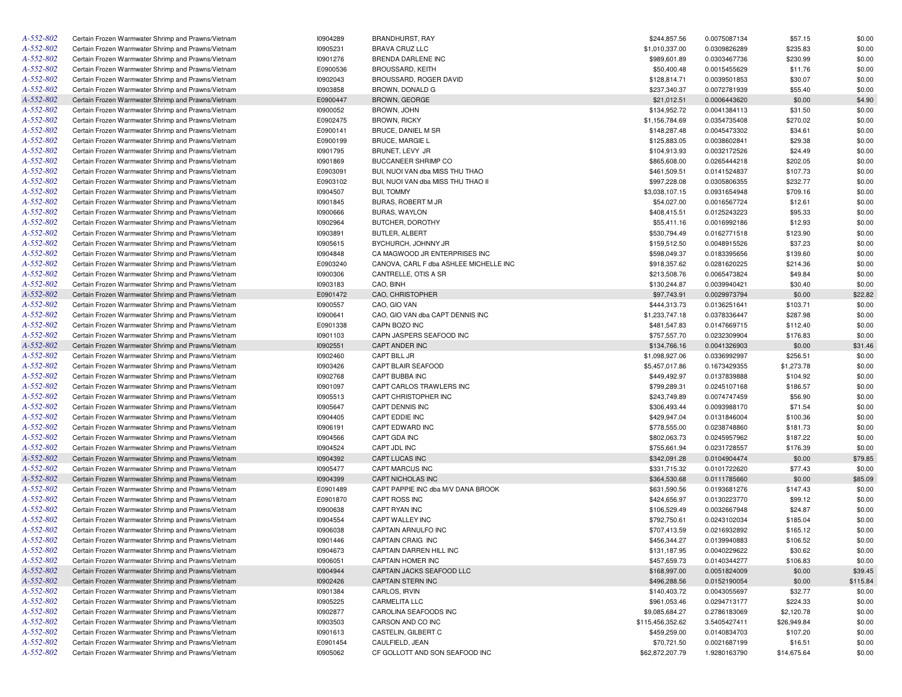| | | | | | | | |
|---|---|---|---|---|---|---|---|
| A-552-802 | Certain Frozen Warmwater Shrimp and Prawns/Vietnam | I0904289 | BRANDHURST, RAY | $244,857.56 | 0.0075087134 | $57.15 | $0.00 |
| A-552-802 | Certain Frozen Warmwater Shrimp and Prawns/Vietnam | I0905231 | BRAVA CRUZ LLC | $1,010,337.00 | 0.0309826289 | $235.83 | $0.00 |
| A-552-802 | Certain Frozen Warmwater Shrimp and Prawns/Vietnam | I0901276 | BRENDA DARLENE INC | $989,601.89 | 0.0303467736 | $230.99 | $0.00 |
| A-552-802 | Certain Frozen Warmwater Shrimp and Prawns/Vietnam | E0900536 | BROUSSARD, KEITH | $50,400.48 | 0.0015455629 | $11.76 | $0.00 |
| A-552-802 | Certain Frozen Warmwater Shrimp and Prawns/Vietnam | I0902043 | BROUSSARD, ROGER DAVID | $128,814.71 | 0.0039501853 | $30.07 | $0.00 |
| A-552-802 | Certain Frozen Warmwater Shrimp and Prawns/Vietnam | I0903858 | BROWN, DONALD G | $237,340.37 | 0.0072781939 | $55.40 | $0.00 |
| A-552-802 | Certain Frozen Warmwater Shrimp and Prawns/Vietnam | E0900447 | BROWN, GEORGE | $21,012.51 | 0.0006443620 | $0.00 | $4.90 |
| A-552-802 | Certain Frozen Warmwater Shrimp and Prawns/Vietnam | I0900052 | BROWN, JOHN | $134,952.72 | 0.0041384113 | $31.50 | $0.00 |
| A-552-802 | Certain Frozen Warmwater Shrimp and Prawns/Vietnam | E0902475 | BROWN, RICKY | $1,156,784.69 | 0.0354735408 | $270.02 | $0.00 |
| A-552-802 | Certain Frozen Warmwater Shrimp and Prawns/Vietnam | E0900141 | BRUCE, DANIEL M SR | $148,287.48 | 0.0045473302 | $34.61 | $0.00 |
| A-552-802 | Certain Frozen Warmwater Shrimp and Prawns/Vietnam | E0900199 | BRUCE, MARGIE L | $125,883.05 | 0.0038602841 | $29.38 | $0.00 |
| A-552-802 | Certain Frozen Warmwater Shrimp and Prawns/Vietnam | I0901795 | BRUNET, LEVY JR | $104,913.93 | 0.0032172526 | $24.49 | $0.00 |
| A-552-802 | Certain Frozen Warmwater Shrimp and Prawns/Vietnam | I0901869 | BUCCANEER SHRIMP CO | $865,608.00 | 0.0265444218 | $202.05 | $0.00 |
| A-552-802 | Certain Frozen Warmwater Shrimp and Prawns/Vietnam | E0903091 | BUI, NUOI VAN dba MISS THU THAO | $461,509.51 | 0.0141524837 | $107.73 | $0.00 |
| A-552-802 | Certain Frozen Warmwater Shrimp and Prawns/Vietnam | E0903102 | BUI, NUOI VAN dba MISS THU THAO II | $997,228.08 | 0.0305806355 | $232.77 | $0.00 |
| A-552-802 | Certain Frozen Warmwater Shrimp and Prawns/Vietnam | I0904507 | BUI, TOMMY | $3,038,107.15 | 0.0931654948 | $709.16 | $0.00 |
| A-552-802 | Certain Frozen Warmwater Shrimp and Prawns/Vietnam | I0901845 | BURAS, ROBERT M JR | $54,027.00 | 0.0016567724 | $12.61 | $0.00 |
| A-552-802 | Certain Frozen Warmwater Shrimp and Prawns/Vietnam | I0900666 | BURAS, WAYLON | $408,415.51 | 0.0125243223 | $95.33 | $0.00 |
| A-552-802 | Certain Frozen Warmwater Shrimp and Prawns/Vietnam | I0902964 | BUTCHER, DOROTHY | $55,411.16 | 0.0016992186 | $12.93 | $0.00 |
| A-552-802 | Certain Frozen Warmwater Shrimp and Prawns/Vietnam | I0903891 | BUTLER, ALBERT | $530,794.49 | 0.0162771518 | $123.90 | $0.00 |
| A-552-802 | Certain Frozen Warmwater Shrimp and Prawns/Vietnam | I0905615 | BYCHURCH, JOHNNY JR | $159,512.50 | 0.0048915526 | $37.23 | $0.00 |
| A-552-802 | Certain Frozen Warmwater Shrimp and Prawns/Vietnam | I0904848 | CA MAGWOOD JR ENTERPRISES INC | $598,049.37 | 0.0183395656 | $139.60 | $0.00 |
| A-552-802 | Certain Frozen Warmwater Shrimp and Prawns/Vietnam | E0903240 | CANOVA, CARL F dba ASHLEE MICHELLE INC | $918,357.62 | 0.0281620225 | $214.36 | $0.00 |
| A-552-802 | Certain Frozen Warmwater Shrimp and Prawns/Vietnam | I0900306 | CANTRELLE, OTIS A SR | $213,508.76 | 0.0065473824 | $49.84 | $0.00 |
| A-552-802 | Certain Frozen Warmwater Shrimp and Prawns/Vietnam | I0903183 | CAO, BINH | $130,244.87 | 0.0039940421 | $30.40 | $0.00 |
| A-552-802 | Certain Frozen Warmwater Shrimp and Prawns/Vietnam | E0901472 | CAO, CHRISTOPHER | $97,743.91 | 0.0029973794 | $0.00 | $22.82 |
| A-552-802 | Certain Frozen Warmwater Shrimp and Prawns/Vietnam | I0900557 | CAO, GIO VAN | $444,313.73 | 0.0136251641 | $103.71 | $0.00 |
| A-552-802 | Certain Frozen Warmwater Shrimp and Prawns/Vietnam | I0900641 | CAO, GIO VAN dba CAPT DENNIS INC | $1,233,747.18 | 0.0378336447 | $287.98 | $0.00 |
| A-552-802 | Certain Frozen Warmwater Shrimp and Prawns/Vietnam | E0901338 | CAPN BOZO INC | $481,547.83 | 0.0147669715 | $112.40 | $0.00 |
| A-552-802 | Certain Frozen Warmwater Shrimp and Prawns/Vietnam | I0901103 | CAPN JASPERS SEAFOOD INC | $757,557.70 | 0.0232309904 | $176.83 | $0.00 |
| A-552-802 | Certain Frozen Warmwater Shrimp and Prawns/Vietnam | I0902551 | CAPT ANDER INC | $134,766.16 | 0.0041326903 | $0.00 | $31.46 |
| A-552-802 | Certain Frozen Warmwater Shrimp and Prawns/Vietnam | I0902460 | CAPT BILL JR | $1,098,927.06 | 0.0336992997 | $256.51 | $0.00 |
| A-552-802 | Certain Frozen Warmwater Shrimp and Prawns/Vietnam | I0903426 | CAPT BLAIR SEAFOOD | $5,457,017.86 | 0.1673429355 | $1,273.78 | $0.00 |
| A-552-802 | Certain Frozen Warmwater Shrimp and Prawns/Vietnam | I0902768 | CAPT BUBBA INC | $449,492.97 | 0.0137839888 | $104.92 | $0.00 |
| A-552-802 | Certain Frozen Warmwater Shrimp and Prawns/Vietnam | I0901097 | CAPT CARLOS TRAWLERS INC | $799,289.31 | 0.0245107168 | $186.57 | $0.00 |
| A-552-802 | Certain Frozen Warmwater Shrimp and Prawns/Vietnam | I0905513 | CAPT CHRISTOPHER INC | $243,749.89 | 0.0074747459 | $56.90 | $0.00 |
| A-552-802 | Certain Frozen Warmwater Shrimp and Prawns/Vietnam | I0905647 | CAPT DENNIS INC | $306,493.44 | 0.0093988170 | $71.54 | $0.00 |
| A-552-802 | Certain Frozen Warmwater Shrimp and Prawns/Vietnam | I0904405 | CAPT EDDIE INC | $429,947.04 | 0.0131846004 | $100.36 | $0.00 |
| A-552-802 | Certain Frozen Warmwater Shrimp and Prawns/Vietnam | I0906191 | CAPT EDWARD INC | $778,555.00 | 0.0238748860 | $181.73 | $0.00 |
| A-552-802 | Certain Frozen Warmwater Shrimp and Prawns/Vietnam | I0904566 | CAPT GDA INC | $802,063.73 | 0.0245957962 | $187.22 | $0.00 |
| A-552-802 | Certain Frozen Warmwater Shrimp and Prawns/Vietnam | I0904524 | CAPT JDL INC | $755,661.94 | 0.0231728557 | $176.39 | $0.00 |
| A-552-802 | Certain Frozen Warmwater Shrimp and Prawns/Vietnam | I0904392 | CAPT LUCAS INC | $342,091.28 | 0.0104904474 | $0.00 | $79.85 |
| A-552-802 | Certain Frozen Warmwater Shrimp and Prawns/Vietnam | I0905477 | CAPT MARCUS INC | $331,715.32 | 0.0101722620 | $77.43 | $0.00 |
| A-552-802 | Certain Frozen Warmwater Shrimp and Prawns/Vietnam | I0904399 | CAPT NICHOLAS INC | $364,530.68 | 0.0111785660 | $0.00 | $85.09 |
| A-552-802 | Certain Frozen Warmwater Shrimp and Prawns/Vietnam | E0901489 | CAPT PAPPIE INC dba M/V DANA BROOK | $631,590.56 | 0.0193681276 | $147.43 | $0.00 |
| A-552-802 | Certain Frozen Warmwater Shrimp and Prawns/Vietnam | E0901870 | CAPT ROSS INC | $424,656.97 | 0.0130223770 | $99.12 | $0.00 |
| A-552-802 | Certain Frozen Warmwater Shrimp and Prawns/Vietnam | I0900638 | CAPT RYAN INC | $106,529.49 | 0.0032667948 | $24.87 | $0.00 |
| A-552-802 | Certain Frozen Warmwater Shrimp and Prawns/Vietnam | I0904554 | CAPT WALLEY INC | $792,750.61 | 0.0243102034 | $185.04 | $0.00 |
| A-552-802 | Certain Frozen Warmwater Shrimp and Prawns/Vietnam | I0906038 | CAPTAIN ARNULFO INC | $707,413.59 | 0.0216932892 | $165.12 | $0.00 |
| A-552-802 | Certain Frozen Warmwater Shrimp and Prawns/Vietnam | I0901446 | CAPTAIN CRAIG INC | $456,344.27 | 0.0139940883 | $106.52 | $0.00 |
| A-552-802 | Certain Frozen Warmwater Shrimp and Prawns/Vietnam | I0904673 | CAPTAIN DARREN HILL INC | $131,187.95 | 0.0040229622 | $30.62 | $0.00 |
| A-552-802 | Certain Frozen Warmwater Shrimp and Prawns/Vietnam | I0906051 | CAPTAIN HOMER INC | $457,659.73 | 0.0140344277 | $106.83 | $0.00 |
| A-552-802 | Certain Frozen Warmwater Shrimp and Prawns/Vietnam | I0904944 | CAPTAIN JACKS SEAFOOD LLC | $168,997.00 | 0.0051824009 | $0.00 | $39.45 |
| A-552-802 | Certain Frozen Warmwater Shrimp and Prawns/Vietnam | I0902426 | CAPTAIN STERN INC | $496,288.56 | 0.0152190054 | $0.00 | $115.84 |
| A-552-802 | Certain Frozen Warmwater Shrimp and Prawns/Vietnam | I0901384 | CARLOS, IRVIN | $140,403.72 | 0.0043055697 | $32.77 | $0.00 |
| A-552-802 | Certain Frozen Warmwater Shrimp and Prawns/Vietnam | I0905225 | CARMELITA LLC | $961,053.46 | 0.0294713177 | $224.33 | $0.00 |
| A-552-802 | Certain Frozen Warmwater Shrimp and Prawns/Vietnam | I0902877 | CAROLINA SEAFOODS INC | $9,085,684.27 | 0.2786183069 | $2,120.78 | $0.00 |
| A-552-802 | Certain Frozen Warmwater Shrimp and Prawns/Vietnam | I0903503 | CARSON AND CO INC | $115,456,352.62 | 3.5405427411 | $26,949.84 | $0.00 |
| A-552-802 | Certain Frozen Warmwater Shrimp and Prawns/Vietnam | I0901613 | CASTELIN, GILBERT C | $459,259.00 | 0.0140834703 | $107.20 | $0.00 |
| A-552-802 | Certain Frozen Warmwater Shrimp and Prawns/Vietnam | E0901454 | CAULFIELD, JEAN | $70,721.50 | 0.0021687199 | $16.51 | $0.00 |
| A-552-802 | Certain Frozen Warmwater Shrimp and Prawns/Vietnam | I0905062 | CF GOLLOTT AND SON SEAFOOD INC | $62,872,207.79 | 1.9280163790 | $14,675.64 | $0.00 |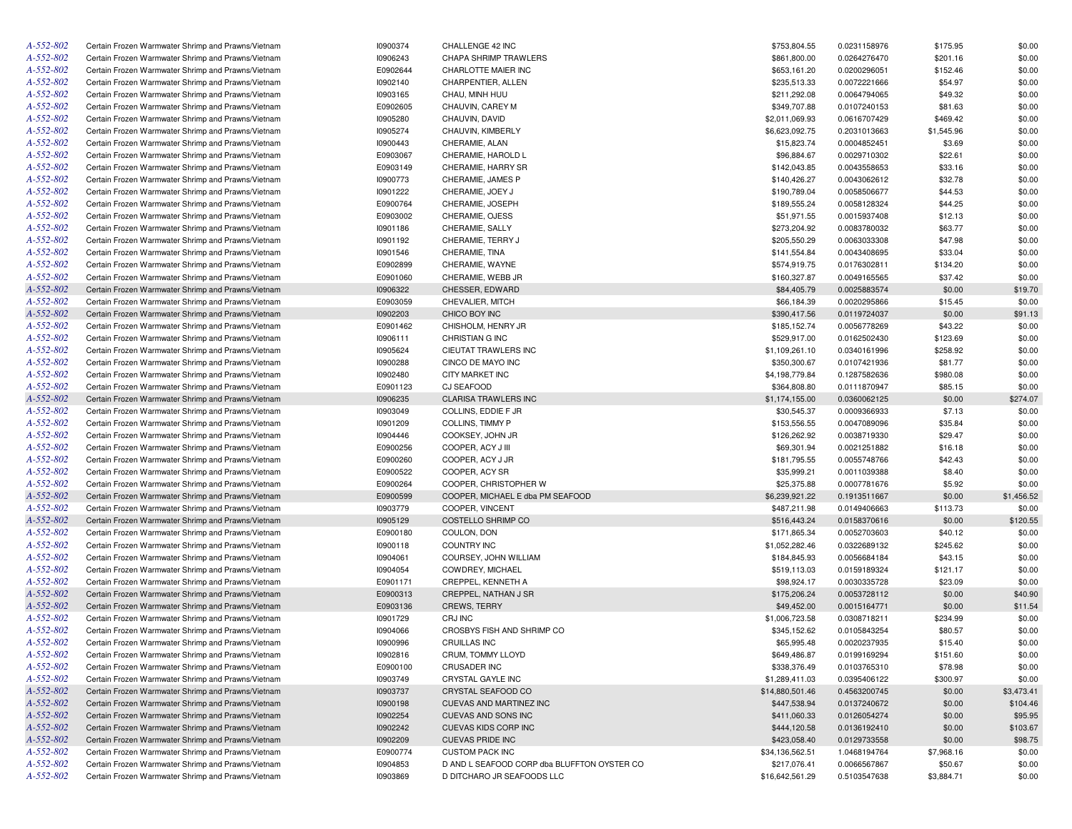| | | | | | | | |
|---|---|---|---|---|---|---|---|
| A-552-802 | Certain Frozen Warmwater Shrimp and Prawns/Vietnam | I0900374 | CHALLENGE 42 INC | $753,804.55 | 0.0231158976 | $175.95 | $0.00 |
| A-552-802 | Certain Frozen Warmwater Shrimp and Prawns/Vietnam | I0906243 | CHAPA SHRIMP TRAWLERS | $861,800.00 | 0.0264276470 | $201.16 | $0.00 |
| A-552-802 | Certain Frozen Warmwater Shrimp and Prawns/Vietnam | E0902644 | CHARLOTTE MAIER INC | $653,161.20 | 0.0200296051 | $152.46 | $0.00 |
| A-552-802 | Certain Frozen Warmwater Shrimp and Prawns/Vietnam | I0902140 | CHARPENTIER, ALLEN | $235,513.33 | 0.0072221666 | $54.97 | $0.00 |
| A-552-802 | Certain Frozen Warmwater Shrimp and Prawns/Vietnam | I0903165 | CHAU, MINH HUU | $211,292.08 | 0.0064794065 | $49.32 | $0.00 |
| A-552-802 | Certain Frozen Warmwater Shrimp and Prawns/Vietnam | E0902605 | CHAUVIN, CAREY M | $349,707.88 | 0.0107240153 | $81.63 | $0.00 |
| A-552-802 | Certain Frozen Warmwater Shrimp and Prawns/Vietnam | I0905280 | CHAUVIN, DAVID | $2,011,069.93 | 0.0616707429 | $469.42 | $0.00 |
| A-552-802 | Certain Frozen Warmwater Shrimp and Prawns/Vietnam | I0905274 | CHAUVIN, KIMBERLY | $6,623,092.75 | 0.2031013663 | $1,545.96 | $0.00 |
| A-552-802 | Certain Frozen Warmwater Shrimp and Prawns/Vietnam | I0900443 | CHERAMIE, ALAN | $15,823.74 | 0.0004852451 | $3.69 | $0.00 |
| A-552-802 | Certain Frozen Warmwater Shrimp and Prawns/Vietnam | E0903067 | CHERAMIE, HAROLD L | $96,884.67 | 0.0029710302 | $22.61 | $0.00 |
| A-552-802 | Certain Frozen Warmwater Shrimp and Prawns/Vietnam | E0903149 | CHERAMIE, HARRY SR | $142,043.85 | 0.0043558653 | $33.16 | $0.00 |
| A-552-802 | Certain Frozen Warmwater Shrimp and Prawns/Vietnam | I0900773 | CHERAMIE, JAMES P | $140,426.27 | 0.0043062612 | $32.78 | $0.00 |
| A-552-802 | Certain Frozen Warmwater Shrimp and Prawns/Vietnam | I0901222 | CHERAMIE, JOEY J | $190,789.04 | 0.0058506677 | $44.53 | $0.00 |
| A-552-802 | Certain Frozen Warmwater Shrimp and Prawns/Vietnam | E0900764 | CHERAMIE, JOSEPH | $189,555.24 | 0.0058128324 | $44.25 | $0.00 |
| A-552-802 | Certain Frozen Warmwater Shrimp and Prawns/Vietnam | E0903002 | CHERAMIE, OJESS | $51,971.55 | 0.0015937408 | $12.13 | $0.00 |
| A-552-802 | Certain Frozen Warmwater Shrimp and Prawns/Vietnam | I0901186 | CHERAMIE, SALLY | $273,204.92 | 0.0083780032 | $63.77 | $0.00 |
| A-552-802 | Certain Frozen Warmwater Shrimp and Prawns/Vietnam | I0901192 | CHERAMIE, TERRY J | $205,550.29 | 0.0063033308 | $47.98 | $0.00 |
| A-552-802 | Certain Frozen Warmwater Shrimp and Prawns/Vietnam | I0901546 | CHERAMIE, TINA | $141,554.84 | 0.0043408695 | $33.04 | $0.00 |
| A-552-802 | Certain Frozen Warmwater Shrimp and Prawns/Vietnam | E0902899 | CHERAMIE, WAYNE | $574,919.75 | 0.0176302811 | $134.20 | $0.00 |
| A-552-802 | Certain Frozen Warmwater Shrimp and Prawns/Vietnam | E0901060 | CHERAMIE, WEBB JR | $160,327.87 | 0.0049165565 | $37.42 | $0.00 |
| A-552-802 | Certain Frozen Warmwater Shrimp and Prawns/Vietnam | I0906322 | CHESSER, EDWARD | $84,405.79 | 0.0025883574 | $0.00 | $19.70 |
| A-552-802 | Certain Frozen Warmwater Shrimp and Prawns/Vietnam | E0903059 | CHEVALIER, MITCH | $66,184.39 | 0.0020295866 | $15.45 | $0.00 |
| A-552-802 | Certain Frozen Warmwater Shrimp and Prawns/Vietnam | I0902203 | CHICO BOY INC | $390,417.56 | 0.0119724037 | $0.00 | $91.13 |
| A-552-802 | Certain Frozen Warmwater Shrimp and Prawns/Vietnam | E0901462 | CHISHOLM, HENRY JR | $185,152.74 | 0.0056778269 | $43.22 | $0.00 |
| A-552-802 | Certain Frozen Warmwater Shrimp and Prawns/Vietnam | I0906111 | CHRISTIAN G INC | $529,917.00 | 0.0162502430 | $123.69 | $0.00 |
| A-552-802 | Certain Frozen Warmwater Shrimp and Prawns/Vietnam | I0905624 | CIEUTAT TRAWLERS INC | $1,109,261.10 | 0.0340161996 | $258.92 | $0.00 |
| A-552-802 | Certain Frozen Warmwater Shrimp and Prawns/Vietnam | I0900288 | CINCO DE MAYO INC | $350,300.67 | 0.0107421936 | $81.77 | $0.00 |
| A-552-802 | Certain Frozen Warmwater Shrimp and Prawns/Vietnam | I0902480 | CITY MARKET INC | $4,198,779.84 | 0.1287582636 | $980.08 | $0.00 |
| A-552-802 | Certain Frozen Warmwater Shrimp and Prawns/Vietnam | E0901123 | CJ SEAFOOD | $364,808.80 | 0.0111870947 | $85.15 | $0.00 |
| A-552-802 | Certain Frozen Warmwater Shrimp and Prawns/Vietnam | I0906235 | CLARISA TRAWLERS INC | $1,174,155.00 | 0.0360062125 | $0.00 | $274.07 |
| A-552-802 | Certain Frozen Warmwater Shrimp and Prawns/Vietnam | I0903049 | COLLINS, EDDIE F JR | $30,545.37 | 0.0009366933 | $7.13 | $0.00 |
| A-552-802 | Certain Frozen Warmwater Shrimp and Prawns/Vietnam | I0901209 | COLLINS, TIMMY P | $153,556.55 | 0.0047089096 | $35.84 | $0.00 |
| A-552-802 | Certain Frozen Warmwater Shrimp and Prawns/Vietnam | I0904446 | COOKSEY, JOHN JR | $126,262.92 | 0.0038719330 | $29.47 | $0.00 |
| A-552-802 | Certain Frozen Warmwater Shrimp and Prawns/Vietnam | E0900256 | COOPER, ACY J III | $69,301.94 | 0.0021251882 | $16.18 | $0.00 |
| A-552-802 | Certain Frozen Warmwater Shrimp and Prawns/Vietnam | E0900260 | COOPER, ACY J JR | $181,795.55 | 0.0055748766 | $42.43 | $0.00 |
| A-552-802 | Certain Frozen Warmwater Shrimp and Prawns/Vietnam | E0900522 | COOPER, ACY SR | $35,999.21 | 0.0011039388 | $8.40 | $0.00 |
| A-552-802 | Certain Frozen Warmwater Shrimp and Prawns/Vietnam | E0900264 | COOPER, CHRISTOPHER W | $25,375.88 | 0.0007781676 | $5.92 | $0.00 |
| A-552-802 | Certain Frozen Warmwater Shrimp and Prawns/Vietnam | E0900599 | COOPER, MICHAEL E dba PM SEAFOOD | $6,239,921.22 | 0.1913511667 | $0.00 | $1,456.52 |
| A-552-802 | Certain Frozen Warmwater Shrimp and Prawns/Vietnam | I0903779 | COOPER, VINCENT | $487,211.98 | 0.0149406663 | $113.73 | $0.00 |
| A-552-802 | Certain Frozen Warmwater Shrimp and Prawns/Vietnam | I0905129 | COSTELLO SHRIMP CO | $516,443.24 | 0.0158370616 | $0.00 | $120.55 |
| A-552-802 | Certain Frozen Warmwater Shrimp and Prawns/Vietnam | E0900180 | COULON, DON | $171,865.34 | 0.0052703603 | $40.12 | $0.00 |
| A-552-802 | Certain Frozen Warmwater Shrimp and Prawns/Vietnam | I0900118 | COUNTRY INC | $1,052,282.46 | 0.0322689132 | $245.62 | $0.00 |
| A-552-802 | Certain Frozen Warmwater Shrimp and Prawns/Vietnam | I0904061 | COURSEY, JOHN WILLIAM | $184,845.93 | 0.0056684184 | $43.15 | $0.00 |
| A-552-802 | Certain Frozen Warmwater Shrimp and Prawns/Vietnam | I0904054 | COWDREY, MICHAEL | $519,113.03 | 0.0159189324 | $121.17 | $0.00 |
| A-552-802 | Certain Frozen Warmwater Shrimp and Prawns/Vietnam | E0901171 | CREPPEL, KENNETH A | $98,924.17 | 0.0030335728 | $23.09 | $0.00 |
| A-552-802 | Certain Frozen Warmwater Shrimp and Prawns/Vietnam | E0900313 | CREPPEL, NATHAN J SR | $175,206.24 | 0.0053728112 | $0.00 | $40.90 |
| A-552-802 | Certain Frozen Warmwater Shrimp and Prawns/Vietnam | E0903136 | CREWS, TERRY | $49,452.00 | 0.0015164771 | $0.00 | $11.54 |
| A-552-802 | Certain Frozen Warmwater Shrimp and Prawns/Vietnam | I0901729 | CRJ INC | $1,006,723.58 | 0.0308718211 | $234.99 | $0.00 |
| A-552-802 | Certain Frozen Warmwater Shrimp and Prawns/Vietnam | I0904066 | CROSBYS FISH AND SHRIMP CO | $345,152.62 | 0.0105843254 | $80.57 | $0.00 |
| A-552-802 | Certain Frozen Warmwater Shrimp and Prawns/Vietnam | I0900996 | CRUILLAS INC | $65,995.48 | 0.0020237935 | $15.40 | $0.00 |
| A-552-802 | Certain Frozen Warmwater Shrimp and Prawns/Vietnam | I0902816 | CRUM, TOMMY LLOYD | $649,486.87 | 0.0199169294 | $151.60 | $0.00 |
| A-552-802 | Certain Frozen Warmwater Shrimp and Prawns/Vietnam | E0900100 | CRUSADER INC | $338,376.49 | 0.0103765310 | $78.98 | $0.00 |
| A-552-802 | Certain Frozen Warmwater Shrimp and Prawns/Vietnam | I0903749 | CRYSTAL GAYLE INC | $1,289,411.03 | 0.0395406122 | $300.97 | $0.00 |
| A-552-802 | Certain Frozen Warmwater Shrimp and Prawns/Vietnam | I0903737 | CRYSTAL SEAFOOD CO | $14,880,501.46 | 0.4563200745 | $0.00 | $3,473.41 |
| A-552-802 | Certain Frozen Warmwater Shrimp and Prawns/Vietnam | I0900198 | CUEVAS AND MARTINEZ INC | $447,538.94 | 0.0137240672 | $0.00 | $104.46 |
| A-552-802 | Certain Frozen Warmwater Shrimp and Prawns/Vietnam | I0902254 | CUEVAS AND SONS INC | $411,060.33 | 0.0126054274 | $0.00 | $95.95 |
| A-552-802 | Certain Frozen Warmwater Shrimp and Prawns/Vietnam | I0902242 | CUEVAS KIDS CORP INC | $444,120.58 | 0.0136192410 | $0.00 | $103.67 |
| A-552-802 | Certain Frozen Warmwater Shrimp and Prawns/Vietnam | I0902209 | CUEVAS PRIDE INC | $423,058.40 | 0.0129733558 | $0.00 | $98.75 |
| A-552-802 | Certain Frozen Warmwater Shrimp and Prawns/Vietnam | E0900774 | CUSTOM PACK INC | $34,136,562.51 | 1.0468194764 | $7,968.16 | $0.00 |
| A-552-802 | Certain Frozen Warmwater Shrimp and Prawns/Vietnam | I0904853 | D AND L SEAFOOD CORP dba BLUFFTON OYSTER CO | $217,076.41 | 0.0066567867 | $50.67 | $0.00 |
| A-552-802 | Certain Frozen Warmwater Shrimp and Prawns/Vietnam | I0903869 | D DITCHARO JR SEAFOODS LLC | $16,642,561.29 | 0.5103547638 | $3,884.71 | $0.00 |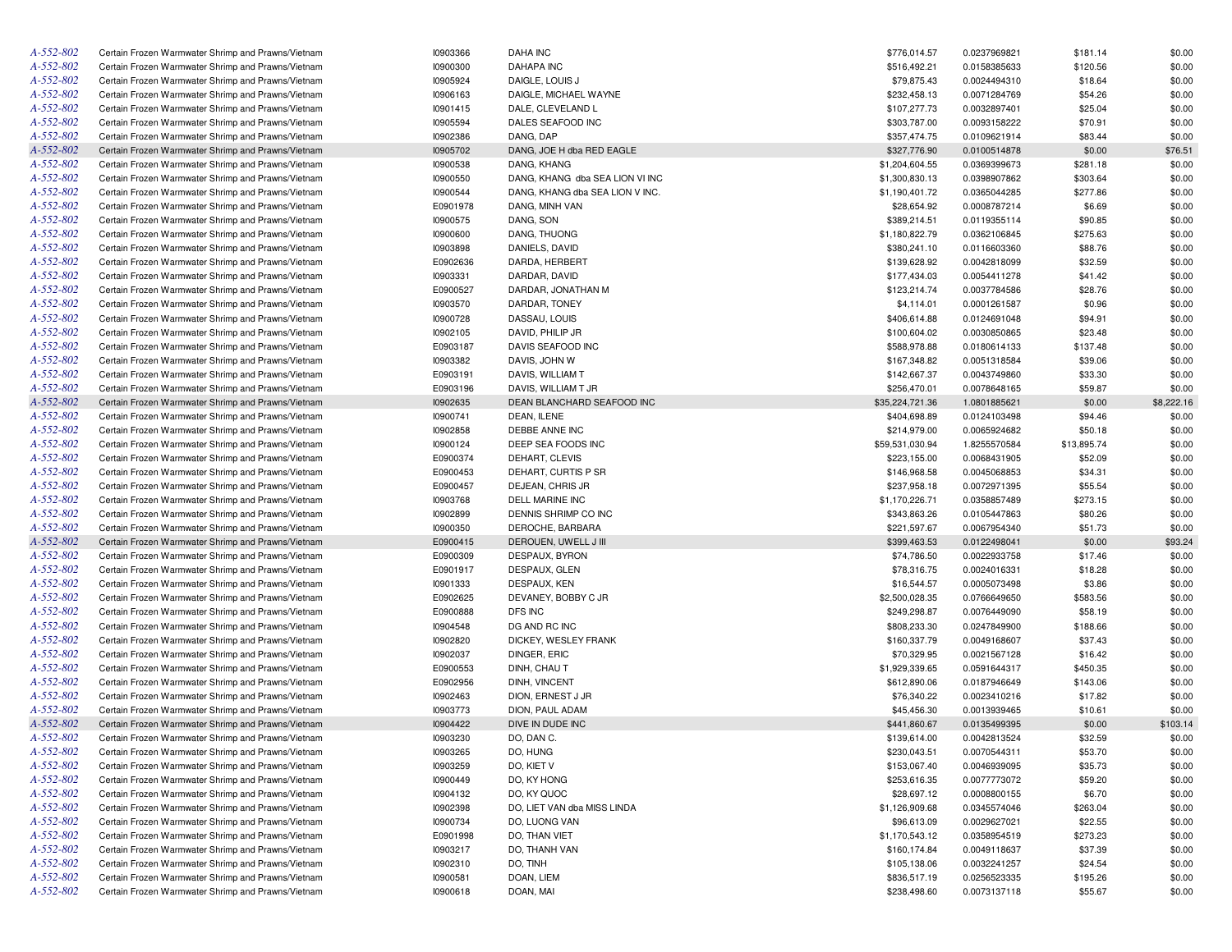| | | | | | | | |
|---|---|---|---|---|---|---|---|
| A-552-802 | Certain Frozen Warmwater Shrimp and Prawns/Vietnam | I0903366 | DAHA INC | $776,014.57 | 0.0237969821 | $181.14 | $0.00 |
| A-552-802 | Certain Frozen Warmwater Shrimp and Prawns/Vietnam | I0900300 | DAHAPA INC | $516,492.21 | 0.0158385633 | $120.56 | $0.00 |
| A-552-802 | Certain Frozen Warmwater Shrimp and Prawns/Vietnam | I0905924 | DAIGLE, LOUIS J | $79,875.43 | 0.0024494310 | $18.64 | $0.00 |
| A-552-802 | Certain Frozen Warmwater Shrimp and Prawns/Vietnam | I0906163 | DAIGLE, MICHAEL WAYNE | $232,458.13 | 0.0071284769 | $54.26 | $0.00 |
| A-552-802 | Certain Frozen Warmwater Shrimp and Prawns/Vietnam | I0901415 | DALE, CLEVELAND L | $107,277.73 | 0.0032897401 | $25.04 | $0.00 |
| A-552-802 | Certain Frozen Warmwater Shrimp and Prawns/Vietnam | I0905594 | DALES SEAFOOD INC | $303,787.00 | 0.0093158222 | $70.91 | $0.00 |
| A-552-802 | Certain Frozen Warmwater Shrimp and Prawns/Vietnam | I0902386 | DANG, DAP | $357,474.75 | 0.0109621914 | $83.44 | $0.00 |
| A-552-802 | Certain Frozen Warmwater Shrimp and Prawns/Vietnam | I0905702 | DANG, JOE H dba RED EAGLE | $327,776.90 | 0.0100514878 | $0.00 | $76.51 |
| A-552-802 | Certain Frozen Warmwater Shrimp and Prawns/Vietnam | I0900538 | DANG, KHANG | $1,204,604.55 | 0.0369399673 | $281.18 | $0.00 |
| A-552-802 | Certain Frozen Warmwater Shrimp and Prawns/Vietnam | I0900550 | DANG, KHANG dba SEA LION VI INC | $1,300,830.13 | 0.0398907862 | $303.64 | $0.00 |
| A-552-802 | Certain Frozen Warmwater Shrimp and Prawns/Vietnam | I0900544 | DANG, KHANG dba SEA LION V INC. | $1,190,401.72 | 0.0365044285 | $277.86 | $0.00 |
| A-552-802 | Certain Frozen Warmwater Shrimp and Prawns/Vietnam | E0901978 | DANG, MINH VAN | $28,654.92 | 0.0008787214 | $6.69 | $0.00 |
| A-552-802 | Certain Frozen Warmwater Shrimp and Prawns/Vietnam | I0900575 | DANG, SON | $389,214.51 | 0.0119355114 | $90.85 | $0.00 |
| A-552-802 | Certain Frozen Warmwater Shrimp and Prawns/Vietnam | I0900600 | DANG, THUONG | $1,180,822.79 | 0.0362106845 | $275.63 | $0.00 |
| A-552-802 | Certain Frozen Warmwater Shrimp and Prawns/Vietnam | I0903898 | DANIELS, DAVID | $380,241.10 | 0.0116603360 | $88.76 | $0.00 |
| A-552-802 | Certain Frozen Warmwater Shrimp and Prawns/Vietnam | E0902636 | DARDA, HERBERT | $139,628.92 | 0.0042818099 | $32.59 | $0.00 |
| A-552-802 | Certain Frozen Warmwater Shrimp and Prawns/Vietnam | I0903331 | DARDAR, DAVID | $177,434.03 | 0.0054411278 | $41.42 | $0.00 |
| A-552-802 | Certain Frozen Warmwater Shrimp and Prawns/Vietnam | E0900527 | DARDAR, JONATHAN M | $123,214.74 | 0.0037784586 | $28.76 | $0.00 |
| A-552-802 | Certain Frozen Warmwater Shrimp and Prawns/Vietnam | I0903570 | DARDAR, TONEY | $4,114.01 | 0.0001261587 | $0.96 | $0.00 |
| A-552-802 | Certain Frozen Warmwater Shrimp and Prawns/Vietnam | I0900728 | DASSAU, LOUIS | $406,614.88 | 0.0124691048 | $94.91 | $0.00 |
| A-552-802 | Certain Frozen Warmwater Shrimp and Prawns/Vietnam | I0902105 | DAVID, PHILIP JR | $100,604.02 | 0.0030850865 | $23.48 | $0.00 |
| A-552-802 | Certain Frozen Warmwater Shrimp and Prawns/Vietnam | E0903187 | DAVIS SEAFOOD INC | $588,978.88 | 0.0180614133 | $137.48 | $0.00 |
| A-552-802 | Certain Frozen Warmwater Shrimp and Prawns/Vietnam | I0903382 | DAVIS, JOHN W | $167,348.82 | 0.0051318584 | $39.06 | $0.00 |
| A-552-802 | Certain Frozen Warmwater Shrimp and Prawns/Vietnam | E0903191 | DAVIS, WILLIAM T | $142,667.37 | 0.0043749860 | $33.30 | $0.00 |
| A-552-802 | Certain Frozen Warmwater Shrimp and Prawns/Vietnam | E0903196 | DAVIS, WILLIAM T JR | $256,470.01 | 0.0078648165 | $59.87 | $0.00 |
| A-552-802 | Certain Frozen Warmwater Shrimp and Prawns/Vietnam | I0902635 | DEAN BLANCHARD SEAFOOD INC | $35,224,721.36 | 1.0801885621 | $0.00 | $8,222.16 |
| A-552-802 | Certain Frozen Warmwater Shrimp and Prawns/Vietnam | I0900741 | DEAN, ILENE | $404,698.89 | 0.0124103498 | $94.46 | $0.00 |
| A-552-802 | Certain Frozen Warmwater Shrimp and Prawns/Vietnam | I0902858 | DEBBE ANNE INC | $214,979.00 | 0.0065924682 | $50.18 | $0.00 |
| A-552-802 | Certain Frozen Warmwater Shrimp and Prawns/Vietnam | I0900124 | DEEP SEA FOODS INC | $59,531,030.94 | 1.8255570584 | $13,895.74 | $0.00 |
| A-552-802 | Certain Frozen Warmwater Shrimp and Prawns/Vietnam | E0900374 | DEHART, CLEVIS | $223,155.00 | 0.0068431905 | $52.09 | $0.00 |
| A-552-802 | Certain Frozen Warmwater Shrimp and Prawns/Vietnam | E0900453 | DEHART, CURTIS P SR | $146,968.58 | 0.0045068853 | $34.31 | $0.00 |
| A-552-802 | Certain Frozen Warmwater Shrimp and Prawns/Vietnam | E0900457 | DEJEAN, CHRIS JR | $237,958.18 | 0.0072971395 | $55.54 | $0.00 |
| A-552-802 | Certain Frozen Warmwater Shrimp and Prawns/Vietnam | I0903768 | DELL MARINE INC | $1,170,226.71 | 0.0358857489 | $273.15 | $0.00 |
| A-552-802 | Certain Frozen Warmwater Shrimp and Prawns/Vietnam | I0902899 | DENNIS SHRIMP CO INC | $343,863.26 | 0.0105447863 | $80.26 | $0.00 |
| A-552-802 | Certain Frozen Warmwater Shrimp and Prawns/Vietnam | I0900350 | DEROCHE, BARBARA | $221,597.67 | 0.0067954340 | $51.73 | $0.00 |
| A-552-802 | Certain Frozen Warmwater Shrimp and Prawns/Vietnam | E0900415 | DEROUEN, UWELL J III | $399,463.53 | 0.0122498041 | $0.00 | $93.24 |
| A-552-802 | Certain Frozen Warmwater Shrimp and Prawns/Vietnam | E0900309 | DESPAUX, BYRON | $74,786.50 | 0.0022933758 | $17.46 | $0.00 |
| A-552-802 | Certain Frozen Warmwater Shrimp and Prawns/Vietnam | E0901917 | DESPAUX, GLEN | $78,316.75 | 0.0024016331 | $18.28 | $0.00 |
| A-552-802 | Certain Frozen Warmwater Shrimp and Prawns/Vietnam | I0901333 | DESPAUX, KEN | $16,544.57 | 0.0005073498 | $3.86 | $0.00 |
| A-552-802 | Certain Frozen Warmwater Shrimp and Prawns/Vietnam | E0902625 | DEVANEY, BOBBY C JR | $2,500,028.35 | 0.0766649650 | $583.56 | $0.00 |
| A-552-802 | Certain Frozen Warmwater Shrimp and Prawns/Vietnam | E0900888 | DFS INC | $249,298.87 | 0.0076449090 | $58.19 | $0.00 |
| A-552-802 | Certain Frozen Warmwater Shrimp and Prawns/Vietnam | I0904548 | DG AND RC INC | $808,233.30 | 0.0247849900 | $188.66 | $0.00 |
| A-552-802 | Certain Frozen Warmwater Shrimp and Prawns/Vietnam | I0902820 | DICKEY, WESLEY FRANK | $160,337.79 | 0.0049168607 | $37.43 | $0.00 |
| A-552-802 | Certain Frozen Warmwater Shrimp and Prawns/Vietnam | I0902037 | DINGER, ERIC | $70,329.95 | 0.0021567128 | $16.42 | $0.00 |
| A-552-802 | Certain Frozen Warmwater Shrimp and Prawns/Vietnam | E0900553 | DINH, CHAU T | $1,929,339.65 | 0.0591644317 | $450.35 | $0.00 |
| A-552-802 | Certain Frozen Warmwater Shrimp and Prawns/Vietnam | E0902956 | DINH, VINCENT | $612,890.06 | 0.0187946649 | $143.06 | $0.00 |
| A-552-802 | Certain Frozen Warmwater Shrimp and Prawns/Vietnam | I0902463 | DION, ERNEST J JR | $76,340.22 | 0.0023410216 | $17.82 | $0.00 |
| A-552-802 | Certain Frozen Warmwater Shrimp and Prawns/Vietnam | I0903773 | DION, PAUL ADAM | $45,456.30 | 0.0013939465 | $10.61 | $0.00 |
| A-552-802 | Certain Frozen Warmwater Shrimp and Prawns/Vietnam | I0904422 | DIVE IN DUDE INC | $441,860.67 | 0.0135499395 | $0.00 | $103.14 |
| A-552-802 | Certain Frozen Warmwater Shrimp and Prawns/Vietnam | I0903230 | DO, DAN C. | $139,614.00 | 0.0042813524 | $32.59 | $0.00 |
| A-552-802 | Certain Frozen Warmwater Shrimp and Prawns/Vietnam | I0903265 | DO, HUNG | $230,043.51 | 0.0070544311 | $53.70 | $0.00 |
| A-552-802 | Certain Frozen Warmwater Shrimp and Prawns/Vietnam | I0903259 | DO, KIET V | $153,067.40 | 0.0046939095 | $35.73 | $0.00 |
| A-552-802 | Certain Frozen Warmwater Shrimp and Prawns/Vietnam | I0900449 | DO, KY HONG | $253,616.35 | 0.0077773072 | $59.20 | $0.00 |
| A-552-802 | Certain Frozen Warmwater Shrimp and Prawns/Vietnam | I0904132 | DO, KY QUOC | $28,697.12 | 0.0008800155 | $6.70 | $0.00 |
| A-552-802 | Certain Frozen Warmwater Shrimp and Prawns/Vietnam | I0902398 | DO, LIET VAN dba MISS LINDA | $1,126,909.68 | 0.0345574046 | $263.04 | $0.00 |
| A-552-802 | Certain Frozen Warmwater Shrimp and Prawns/Vietnam | I0900734 | DO, LUONG VAN | $96,613.09 | 0.0029627021 | $22.55 | $0.00 |
| A-552-802 | Certain Frozen Warmwater Shrimp and Prawns/Vietnam | E0901998 | DO, THAN VIET | $1,170,543.12 | 0.0358954519 | $273.23 | $0.00 |
| A-552-802 | Certain Frozen Warmwater Shrimp and Prawns/Vietnam | I0903217 | DO, THANH VAN | $160,174.84 | 0.0049118637 | $37.39 | $0.00 |
| A-552-802 | Certain Frozen Warmwater Shrimp and Prawns/Vietnam | I0902310 | DO, TINH | $105,138.06 | 0.0032241257 | $24.54 | $0.00 |
| A-552-802 | Certain Frozen Warmwater Shrimp and Prawns/Vietnam | I0900581 | DOAN, LIEM | $836,517.19 | 0.0256523335 | $195.26 | $0.00 |
| A-552-802 | Certain Frozen Warmwater Shrimp and Prawns/Vietnam | I0900618 | DOAN, MAI | $238,498.60 | 0.0073137118 | $55.67 | $0.00 |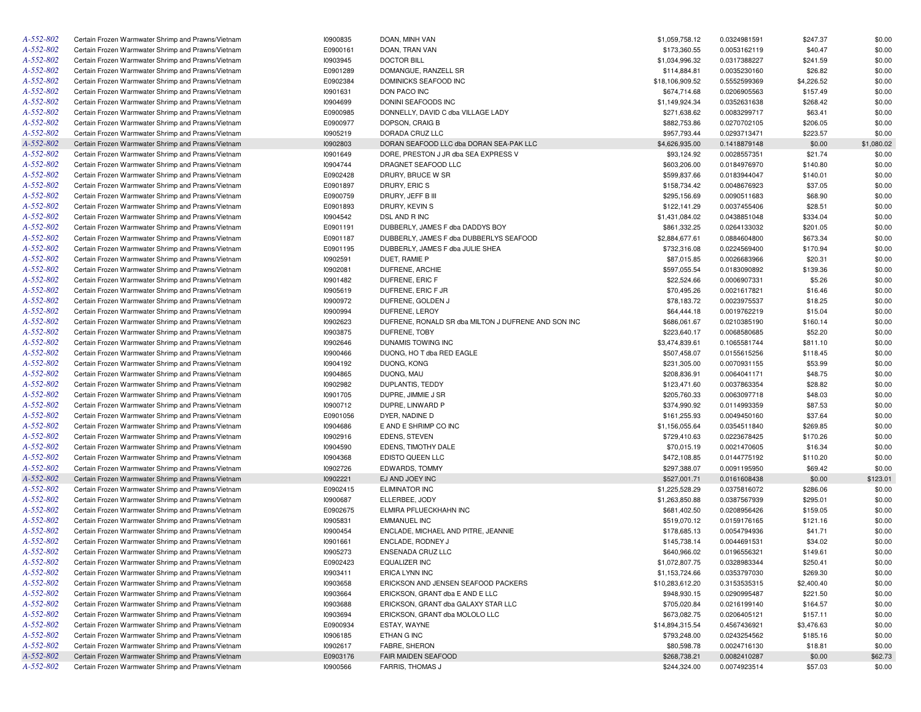| | | | | | | | |
|---|---|---|---|---|---|---|---|
| A-552-802 | Certain Frozen Warmwater Shrimp and Prawns/Vietnam | I0900835 | DOAN, MINH VAN | $1,059,758.12 | 0.0324981591 | $247.37 | $0.00 |
| A-552-802 | Certain Frozen Warmwater Shrimp and Prawns/Vietnam | E0900161 | DOAN, TRAN VAN | $173,360.55 | 0.0053162119 | $40.47 | $0.00 |
| A-552-802 | Certain Frozen Warmwater Shrimp and Prawns/Vietnam | I0903945 | DOCTOR BILL | $1,034,996.32 | 0.0317388227 | $241.59 | $0.00 |
| A-552-802 | Certain Frozen Warmwater Shrimp and Prawns/Vietnam | E0901289 | DOMANGUE, RANZELL SR | $114,884.81 | 0.0035230160 | $26.82 | $0.00 |
| A-552-802 | Certain Frozen Warmwater Shrimp and Prawns/Vietnam | E0902384 | DOMINICKS SEAFOOD INC | $18,106,909.52 | 0.5552599369 | $4,226.52 | $0.00 |
| A-552-802 | Certain Frozen Warmwater Shrimp and Prawns/Vietnam | I0901631 | DON PACO INC | $674,714.68 | 0.0206905563 | $157.49 | $0.00 |
| A-552-802 | Certain Frozen Warmwater Shrimp and Prawns/Vietnam | I0904699 | DONINI SEAFOODS INC | $1,149,924.34 | 0.0352631638 | $268.42 | $0.00 |
| A-552-802 | Certain Frozen Warmwater Shrimp and Prawns/Vietnam | E0900985 | DONNELLY, DAVID C dba VILLAGE LADY | $271,638.62 | 0.0083299717 | $63.41 | $0.00 |
| A-552-802 | Certain Frozen Warmwater Shrimp and Prawns/Vietnam | E0900977 | DOPSON, CRAIG B | $882,753.86 | 0.0270702105 | $206.05 | $0.00 |
| A-552-802 | Certain Frozen Warmwater Shrimp and Prawns/Vietnam | I0905219 | DORADA CRUZ LLC | $957,793.44 | 0.0293713471 | $223.57 | $0.00 |
| A-552-802 | Certain Frozen Warmwater Shrimp and Prawns/Vietnam | I0902803 | DORAN SEAFOOD LLC dba DORAN SEA-PAK LLC | $4,626,935.00 | 0.1418879148 | $0.00 | $1,080.02 |
| A-552-802 | Certain Frozen Warmwater Shrimp and Prawns/Vietnam | I0901649 | DORE, PRESTON J JR dba SEA EXPRESS V | $93,124.92 | 0.0028557351 | $21.74 | $0.00 |
| A-552-802 | Certain Frozen Warmwater Shrimp and Prawns/Vietnam | I0904744 | DRAGNET SEAFOOD LLC | $603,206.00 | 0.0184976970 | $140.80 | $0.00 |
| A-552-802 | Certain Frozen Warmwater Shrimp and Prawns/Vietnam | E0902428 | DRURY, BRUCE W SR | $599,837.66 | 0.0183944047 | $140.01 | $0.00 |
| A-552-802 | Certain Frozen Warmwater Shrimp and Prawns/Vietnam | E0901897 | DRURY, ERIC S | $158,734.42 | 0.0048676923 | $37.05 | $0.00 |
| A-552-802 | Certain Frozen Warmwater Shrimp and Prawns/Vietnam | E0900759 | DRURY, JEFF B III | $295,156.69 | 0.0090511683 | $68.90 | $0.00 |
| A-552-802 | Certain Frozen Warmwater Shrimp and Prawns/Vietnam | E0901893 | DRURY, KEVIN S | $122,141.29 | 0.0037455406 | $28.51 | $0.00 |
| A-552-802 | Certain Frozen Warmwater Shrimp and Prawns/Vietnam | I0904542 | DSL AND R INC | $1,431,084.02 | 0.0438851048 | $334.04 | $0.00 |
| A-552-802 | Certain Frozen Warmwater Shrimp and Prawns/Vietnam | E0901191 | DUBBERLY, JAMES F dba DADDYS BOY | $861,332.25 | 0.0264133032 | $201.05 | $0.00 |
| A-552-802 | Certain Frozen Warmwater Shrimp and Prawns/Vietnam | E0901187 | DUBBERLY, JAMES F dba DUBBERLYS SEAFOOD | $2,884,677.61 | 0.0884604800 | $673.34 | $0.00 |
| A-552-802 | Certain Frozen Warmwater Shrimp and Prawns/Vietnam | E0901195 | DUBBERLY, JAMES F dba JULIE SHEA | $732,316.08 | 0.0224569400 | $170.94 | $0.00 |
| A-552-802 | Certain Frozen Warmwater Shrimp and Prawns/Vietnam | I0902591 | DUET, RAMIE P | $87,015.85 | 0.0026683966 | $20.31 | $0.00 |
| A-552-802 | Certain Frozen Warmwater Shrimp and Prawns/Vietnam | I0902081 | DUFRENE, ARCHIE | $597,055.54 | 0.0183090892 | $139.36 | $0.00 |
| A-552-802 | Certain Frozen Warmwater Shrimp and Prawns/Vietnam | I0901482 | DUFRENE, ERIC F | $22,524.66 | 0.0006907331 | $5.26 | $0.00 |
| A-552-802 | Certain Frozen Warmwater Shrimp and Prawns/Vietnam | I0905619 | DUFRENE, ERIC F JR | $70,495.26 | 0.0021617821 | $16.46 | $0.00 |
| A-552-802 | Certain Frozen Warmwater Shrimp and Prawns/Vietnam | I0900972 | DUFRENE, GOLDEN J | $78,183.72 | 0.0023975537 | $18.25 | $0.00 |
| A-552-802 | Certain Frozen Warmwater Shrimp and Prawns/Vietnam | I0900994 | DUFRENE, LEROY | $64,444.18 | 0.0019762219 | $15.04 | $0.00 |
| A-552-802 | Certain Frozen Warmwater Shrimp and Prawns/Vietnam | I0902623 | DUFRENE, RONALD SR dba MILTON J DUFRENE AND SON INC | $686,061.67 | 0.0210385190 | $160.14 | $0.00 |
| A-552-802 | Certain Frozen Warmwater Shrimp and Prawns/Vietnam | I0903875 | DUFRENE, TOBY | $223,640.17 | 0.0068580685 | $52.20 | $0.00 |
| A-552-802 | Certain Frozen Warmwater Shrimp and Prawns/Vietnam | I0902646 | DUNAMIS TOWING INC | $3,474,839.61 | 0.1065581744 | $811.10 | $0.00 |
| A-552-802 | Certain Frozen Warmwater Shrimp and Prawns/Vietnam | I0900466 | DUONG, HO T dba RED EAGLE | $507,458.07 | 0.0155615256 | $118.45 | $0.00 |
| A-552-802 | Certain Frozen Warmwater Shrimp and Prawns/Vietnam | I0904192 | DUONG, KONG | $231,305.00 | 0.0070931155 | $53.99 | $0.00 |
| A-552-802 | Certain Frozen Warmwater Shrimp and Prawns/Vietnam | I0904865 | DUONG, MAU | $208,836.91 | 0.0064041171 | $48.75 | $0.00 |
| A-552-802 | Certain Frozen Warmwater Shrimp and Prawns/Vietnam | I0902982 | DUPLANTIS, TEDDY | $123,471.60 | 0.0037863354 | $28.82 | $0.00 |
| A-552-802 | Certain Frozen Warmwater Shrimp and Prawns/Vietnam | I0901705 | DUPRE, JIMMIE J SR | $205,760.33 | 0.0063097718 | $48.03 | $0.00 |
| A-552-802 | Certain Frozen Warmwater Shrimp and Prawns/Vietnam | I0900712 | DUPRE, LINWARD P | $374,990.92 | 0.0114993359 | $87.53 | $0.00 |
| A-552-802 | Certain Frozen Warmwater Shrimp and Prawns/Vietnam | E0901056 | DYER, NADINE D | $161,255.93 | 0.0049450160 | $37.64 | $0.00 |
| A-552-802 | Certain Frozen Warmwater Shrimp and Prawns/Vietnam | I0904686 | E AND E SHRIMP CO INC | $1,156,055.64 | 0.0354511840 | $269.85 | $0.00 |
| A-552-802 | Certain Frozen Warmwater Shrimp and Prawns/Vietnam | I0902916 | EDENS, STEVEN | $729,410.63 | 0.0223678425 | $170.26 | $0.00 |
| A-552-802 | Certain Frozen Warmwater Shrimp and Prawns/Vietnam | I0904590 | EDENS, TIMOTHY DALE | $70,015.19 | 0.0021470605 | $16.34 | $0.00 |
| A-552-802 | Certain Frozen Warmwater Shrimp and Prawns/Vietnam | I0904368 | EDISTO QUEEN LLC | $472,108.85 | 0.0144775192 | $110.20 | $0.00 |
| A-552-802 | Certain Frozen Warmwater Shrimp and Prawns/Vietnam | I0902726 | EDWARDS, TOMMY | $297,388.07 | 0.0091195950 | $69.42 | $0.00 |
| A-552-802 | Certain Frozen Warmwater Shrimp and Prawns/Vietnam | I0902221 | EJ AND JOEY INC | $527,001.71 | 0.0161608438 | $0.00 | $123.01 |
| A-552-802 | Certain Frozen Warmwater Shrimp and Prawns/Vietnam | E0902415 | ELIMINATOR INC | $1,225,528.29 | 0.0375816072 | $286.06 | $0.00 |
| A-552-802 | Certain Frozen Warmwater Shrimp and Prawns/Vietnam | I0900687 | ELLERBEE, JODY | $1,263,850.88 | 0.0387567939 | $295.01 | $0.00 |
| A-552-802 | Certain Frozen Warmwater Shrimp and Prawns/Vietnam | E0902675 | ELMIRA PFLUECKHAHN INC | $681,402.50 | 0.0208956426 | $159.05 | $0.00 |
| A-552-802 | Certain Frozen Warmwater Shrimp and Prawns/Vietnam | I0905831 | EMMANUEL INC | $519,070.12 | 0.0159176165 | $121.16 | $0.00 |
| A-552-802 | Certain Frozen Warmwater Shrimp and Prawns/Vietnam | I0900454 | ENCLADE, MICHAEL AND PITRE, JEANNIE | $178,685.13 | 0.0054794936 | $41.71 | $0.00 |
| A-552-802 | Certain Frozen Warmwater Shrimp and Prawns/Vietnam | I0901661 | ENCLADE, RODNEY J | $145,738.14 | 0.0044691531 | $34.02 | $0.00 |
| A-552-802 | Certain Frozen Warmwater Shrimp and Prawns/Vietnam | I0905273 | ENSENADA CRUZ LLC | $640,966.02 | 0.0196556321 | $149.61 | $0.00 |
| A-552-802 | Certain Frozen Warmwater Shrimp and Prawns/Vietnam | E0902423 | EQUALIZER INC | $1,072,807.75 | 0.0328983344 | $250.41 | $0.00 |
| A-552-802 | Certain Frozen Warmwater Shrimp and Prawns/Vietnam | I0903411 | ERICA LYNN INC | $1,153,724.66 | 0.0353797030 | $269.30 | $0.00 |
| A-552-802 | Certain Frozen Warmwater Shrimp and Prawns/Vietnam | I0903658 | ERICKSON AND JENSEN SEAFOOD PACKERS | $10,283,612.20 | 0.3153535315 | $2,400.40 | $0.00 |
| A-552-802 | Certain Frozen Warmwater Shrimp and Prawns/Vietnam | I0903664 | ERICKSON, GRANT dba E AND E LLC | $948,930.15 | 0.0290995487 | $221.50 | $0.00 |
| A-552-802 | Certain Frozen Warmwater Shrimp and Prawns/Vietnam | I0903688 | ERICKSON, GRANT dba GALAXY STAR LLC | $705,020.84 | 0.0216199140 | $164.57 | $0.00 |
| A-552-802 | Certain Frozen Warmwater Shrimp and Prawns/Vietnam | I0903694 | ERICKSON, GRANT dba MOLOLO LLC | $673,082.75 | 0.0206405121 | $157.11 | $0.00 |
| A-552-802 | Certain Frozen Warmwater Shrimp and Prawns/Vietnam | E0900934 | ESTAY, WAYNE | $14,894,315.54 | 0.4567436921 | $3,476.63 | $0.00 |
| A-552-802 | Certain Frozen Warmwater Shrimp and Prawns/Vietnam | I0906185 | ETHAN G INC | $793,248.00 | 0.0243254562 | $185.16 | $0.00 |
| A-552-802 | Certain Frozen Warmwater Shrimp and Prawns/Vietnam | I0902617 | FABRE, SHERON | $80,598.78 | 0.0024716130 | $18.81 | $0.00 |
| A-552-802 | Certain Frozen Warmwater Shrimp and Prawns/Vietnam | E0903176 | FAIR MAIDEN SEAFOOD | $268,738.21 | 0.0082410287 | $0.00 | $62.73 |
| A-552-802 | Certain Frozen Warmwater Shrimp and Prawns/Vietnam | I0900566 | FARRIS, THOMAS J | $244,324.00 | 0.0074923514 | $57.03 | $0.00 |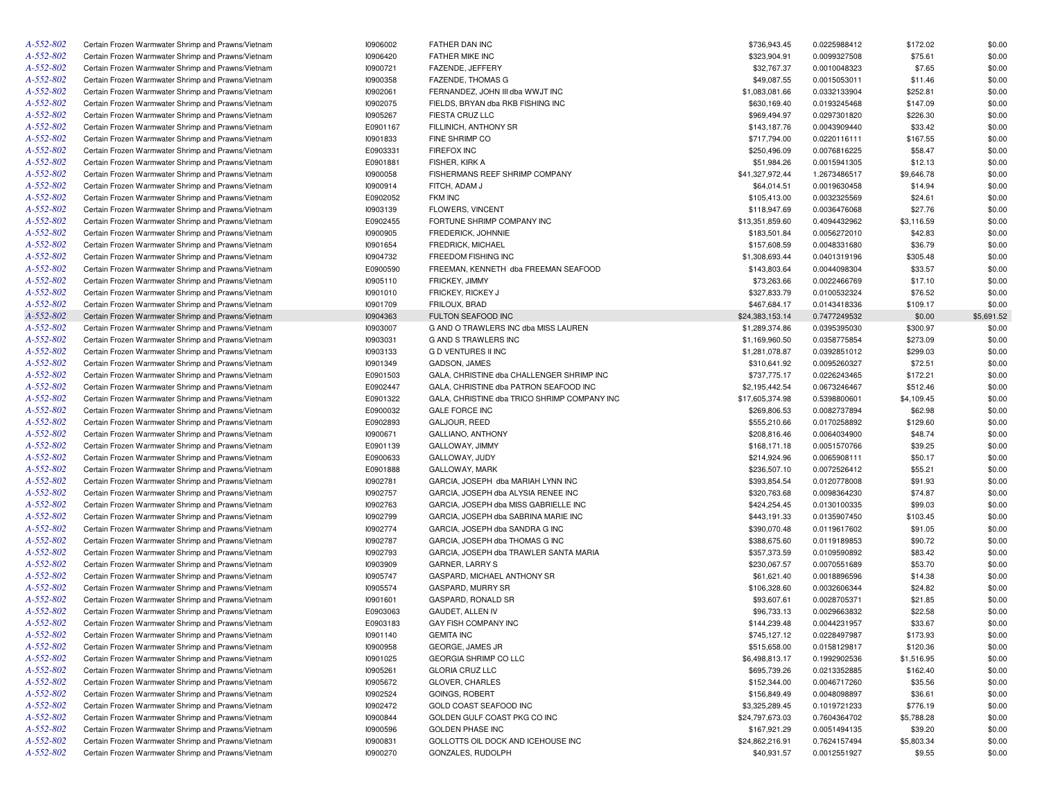| | | | | | | | |
|---|---|---|---|---|---|---|---|
| A-552-802 | Certain Frozen Warmwater Shrimp and Prawns/Vietnam | I0906002 | FATHER DAN INC | $736,943.45 | 0.0225988412 | $172.02 | $0.00 |
| A-552-802 | Certain Frozen Warmwater Shrimp and Prawns/Vietnam | I0906420 | FATHER MIKE INC | $323,904.91 | 0.0099327508 | $75.61 | $0.00 |
| A-552-802 | Certain Frozen Warmwater Shrimp and Prawns/Vietnam | I0900721 | FAZENDE, JEFFERY | $32,767.37 | 0.0010048323 | $7.65 | $0.00 |
| A-552-802 | Certain Frozen Warmwater Shrimp and Prawns/Vietnam | I0900358 | FAZENDE, THOMAS G | $49,087.55 | 0.0015053011 | $11.46 | $0.00 |
| A-552-802 | Certain Frozen Warmwater Shrimp and Prawns/Vietnam | I0902061 | FERNANDEZ, JOHN III dba WWJT INC | $1,083,081.66 | 0.0332133904 | $252.81 | $0.00 |
| A-552-802 | Certain Frozen Warmwater Shrimp and Prawns/Vietnam | I0902075 | FIELDS, BRYAN dba RKB FISHING INC | $630,169.40 | 0.0193245468 | $147.09 | $0.00 |
| A-552-802 | Certain Frozen Warmwater Shrimp and Prawns/Vietnam | I0905267 | FIESTA CRUZ LLC | $969,494.97 | 0.0297301820 | $226.30 | $0.00 |
| A-552-802 | Certain Frozen Warmwater Shrimp and Prawns/Vietnam | E0901167 | FILLINICH, ANTHONY SR | $143,187.76 | 0.0043909440 | $33.42 | $0.00 |
| A-552-802 | Certain Frozen Warmwater Shrimp and Prawns/Vietnam | I0901833 | FINE SHRIMP CO | $717,794.00 | 0.0220116111 | $167.55 | $0.00 |
| A-552-802 | Certain Frozen Warmwater Shrimp and Prawns/Vietnam | E0903331 | FIREFOX INC | $250,496.09 | 0.0076816225 | $58.47 | $0.00 |
| A-552-802 | Certain Frozen Warmwater Shrimp and Prawns/Vietnam | E0901881 | FISHER, KIRK A | $51,984.26 | 0.0015941305 | $12.13 | $0.00 |
| A-552-802 | Certain Frozen Warmwater Shrimp and Prawns/Vietnam | I0900058 | FISHERMANS REEF SHRIMP COMPANY | $41,327,972.44 | 1.2673486517 | $9,646.78 | $0.00 |
| A-552-802 | Certain Frozen Warmwater Shrimp and Prawns/Vietnam | I0900914 | FITCH, ADAM J | $64,014.51 | 0.0019630458 | $14.94 | $0.00 |
| A-552-802 | Certain Frozen Warmwater Shrimp and Prawns/Vietnam | E0902052 | FKM INC | $105,413.00 | 0.0032325569 | $24.61 | $0.00 |
| A-552-802 | Certain Frozen Warmwater Shrimp and Prawns/Vietnam | I0903139 | FLOWERS, VINCENT | $118,947.69 | 0.0036476068 | $27.76 | $0.00 |
| A-552-802 | Certain Frozen Warmwater Shrimp and Prawns/Vietnam | E0902455 | FORTUNE SHRIMP COMPANY INC | $13,351,859.60 | 0.4094432962 | $3,116.59 | $0.00 |
| A-552-802 | Certain Frozen Warmwater Shrimp and Prawns/Vietnam | I0900905 | FREDERICK, JOHNNIE | $183,501.84 | 0.0056272010 | $42.83 | $0.00 |
| A-552-802 | Certain Frozen Warmwater Shrimp and Prawns/Vietnam | I0901654 | FREDRICK, MICHAEL | $157,608.59 | 0.0048331680 | $36.79 | $0.00 |
| A-552-802 | Certain Frozen Warmwater Shrimp and Prawns/Vietnam | I0904732 | FREEDOM FISHING INC | $1,308,693.44 | 0.0401319196 | $305.48 | $0.00 |
| A-552-802 | Certain Frozen Warmwater Shrimp and Prawns/Vietnam | E0900590 | FREEMAN, KENNETH dba FREEMAN SEAFOOD | $143,803.64 | 0.0044098304 | $33.57 | $0.00 |
| A-552-802 | Certain Frozen Warmwater Shrimp and Prawns/Vietnam | I0905110 | FRICKEY, JIMMY | $73,263.66 | 0.0022466769 | $17.10 | $0.00 |
| A-552-802 | Certain Frozen Warmwater Shrimp and Prawns/Vietnam | I0901010 | FRICKEY, RICKEY J | $327,833.79 | 0.0100532324 | $76.52 | $0.00 |
| A-552-802 | Certain Frozen Warmwater Shrimp and Prawns/Vietnam | I0901709 | FRILOUX, BRAD | $467,684.17 | 0.0143418336 | $109.17 | $0.00 |
| A-552-802 | Certain Frozen Warmwater Shrimp and Prawns/Vietnam | I0904363 | FULTON SEAFOOD INC | $24,383,153.14 | 0.7477249532 | $0.00 | $5,691.52 |
| A-552-802 | Certain Frozen Warmwater Shrimp and Prawns/Vietnam | I0903007 | G AND O TRAWLERS INC dba MISS LAUREN | $1,289,374.86 | 0.0395395030 | $300.97 | $0.00 |
| A-552-802 | Certain Frozen Warmwater Shrimp and Prawns/Vietnam | I0903031 | G AND S TRAWLERS INC | $1,169,960.50 | 0.0358775854 | $273.09 | $0.00 |
| A-552-802 | Certain Frozen Warmwater Shrimp and Prawns/Vietnam | I0903133 | G D VENTURES II INC | $1,281,078.87 | 0.0392851012 | $299.03 | $0.00 |
| A-552-802 | Certain Frozen Warmwater Shrimp and Prawns/Vietnam | I0901349 | GADSON, JAMES | $310,641.92 | 0.0095260327 | $72.51 | $0.00 |
| A-552-802 | Certain Frozen Warmwater Shrimp and Prawns/Vietnam | E0901503 | GALA, CHRISTINE dba CHALLENGER SHRIMP INC | $737,775.17 | 0.0226243465 | $172.21 | $0.00 |
| A-552-802 | Certain Frozen Warmwater Shrimp and Prawns/Vietnam | E0902447 | GALA, CHRISTINE dba PATRON SEAFOOD INC | $2,195,442.54 | 0.0673246467 | $512.46 | $0.00 |
| A-552-802 | Certain Frozen Warmwater Shrimp and Prawns/Vietnam | E0901322 | GALA, CHRISTINE dba TRICO SHRIMP COMPANY INC | $17,605,374.98 | 0.5398800601 | $4,109.45 | $0.00 |
| A-552-802 | Certain Frozen Warmwater Shrimp and Prawns/Vietnam | E0900032 | GALE FORCE INC | $269,806.53 | 0.0082737894 | $62.98 | $0.00 |
| A-552-802 | Certain Frozen Warmwater Shrimp and Prawns/Vietnam | E0902893 | GALJOUR, REED | $555,210.66 | 0.0170258892 | $129.60 | $0.00 |
| A-552-802 | Certain Frozen Warmwater Shrimp and Prawns/Vietnam | I0900671 | GALLIANO, ANTHONY | $208,816.46 | 0.0064034900 | $48.74 | $0.00 |
| A-552-802 | Certain Frozen Warmwater Shrimp and Prawns/Vietnam | E0901139 | GALLOWAY, JIMMY | $168,171.18 | 0.0051570766 | $39.25 | $0.00 |
| A-552-802 | Certain Frozen Warmwater Shrimp and Prawns/Vietnam | E0900633 | GALLOWAY, JUDY | $214,924.96 | 0.0065908111 | $50.17 | $0.00 |
| A-552-802 | Certain Frozen Warmwater Shrimp and Prawns/Vietnam | E0901888 | GALLOWAY, MARK | $236,507.10 | 0.0072526412 | $55.21 | $0.00 |
| A-552-802 | Certain Frozen Warmwater Shrimp and Prawns/Vietnam | I0902781 | GARCIA, JOSEPH dba MARIAH LYNN INC | $393,854.54 | 0.0120778008 | $91.93 | $0.00 |
| A-552-802 | Certain Frozen Warmwater Shrimp and Prawns/Vietnam | I0902757 | GARCIA, JOSEPH dba ALYSIA RENEE INC | $320,763.68 | 0.0098364230 | $74.87 | $0.00 |
| A-552-802 | Certain Frozen Warmwater Shrimp and Prawns/Vietnam | I0902763 | GARCIA, JOSEPH dba MISS GABRIELLE INC | $424,254.45 | 0.0130100335 | $99.03 | $0.00 |
| A-552-802 | Certain Frozen Warmwater Shrimp and Prawns/Vietnam | I0902799 | GARCIA, JOSEPH dba SABRINA MARIE INC | $443,191.33 | 0.0135907450 | $103.45 | $0.00 |
| A-552-802 | Certain Frozen Warmwater Shrimp and Prawns/Vietnam | I0902774 | GARCIA, JOSEPH dba SANDRA G INC | $390,070.48 | 0.0119617602 | $91.05 | $0.00 |
| A-552-802 | Certain Frozen Warmwater Shrimp and Prawns/Vietnam | I0902787 | GARCIA, JOSEPH dba THOMAS G INC | $388,675.60 | 0.0119189853 | $90.72 | $0.00 |
| A-552-802 | Certain Frozen Warmwater Shrimp and Prawns/Vietnam | I0902793 | GARCIA, JOSEPH dba TRAWLER SANTA MARIA | $357,373.59 | 0.0109590892 | $83.42 | $0.00 |
| A-552-802 | Certain Frozen Warmwater Shrimp and Prawns/Vietnam | I0903909 | GARNER, LARRY S | $230,067.57 | 0.0070551689 | $53.70 | $0.00 |
| A-552-802 | Certain Frozen Warmwater Shrimp and Prawns/Vietnam | I0905747 | GASPARD, MICHAEL ANTHONY SR | $61,621.40 | 0.0018896596 | $14.38 | $0.00 |
| A-552-802 | Certain Frozen Warmwater Shrimp and Prawns/Vietnam | I0905574 | GASPARD, MURRY SR | $106,328.60 | 0.0032606344 | $24.82 | $0.00 |
| A-552-802 | Certain Frozen Warmwater Shrimp and Prawns/Vietnam | I0901601 | GASPARD, RONALD SR | $93,607.61 | 0.0028705371 | $21.85 | $0.00 |
| A-552-802 | Certain Frozen Warmwater Shrimp and Prawns/Vietnam | E0903063 | GAUDET, ALLEN IV | $96,733.13 | 0.0029663832 | $22.58 | $0.00 |
| A-552-802 | Certain Frozen Warmwater Shrimp and Prawns/Vietnam | E0903183 | GAY FISH COMPANY INC | $144,239.48 | 0.0044231957 | $33.67 | $0.00 |
| A-552-802 | Certain Frozen Warmwater Shrimp and Prawns/Vietnam | I0901140 | GEMITA INC | $745,127.12 | 0.0228497987 | $173.93 | $0.00 |
| A-552-802 | Certain Frozen Warmwater Shrimp and Prawns/Vietnam | I0900958 | GEORGE, JAMES JR | $515,658.00 | 0.0158129817 | $120.36 | $0.00 |
| A-552-802 | Certain Frozen Warmwater Shrimp and Prawns/Vietnam | I0901025 | GEORGIA SHRIMP CO LLC | $6,498,813.17 | 0.1992902536 | $1,516.95 | $0.00 |
| A-552-802 | Certain Frozen Warmwater Shrimp and Prawns/Vietnam | I0905261 | GLORIA CRUZ LLC | $695,739.26 | 0.0213352885 | $162.40 | $0.00 |
| A-552-802 | Certain Frozen Warmwater Shrimp and Prawns/Vietnam | I0905672 | GLOVER, CHARLES | $152,344.00 | 0.0046717260 | $35.56 | $0.00 |
| A-552-802 | Certain Frozen Warmwater Shrimp and Prawns/Vietnam | I0902524 | GOINGS, ROBERT | $156,849.49 | 0.0048098897 | $36.61 | $0.00 |
| A-552-802 | Certain Frozen Warmwater Shrimp and Prawns/Vietnam | I0902472 | GOLD COAST SEAFOOD INC | $3,325,289.45 | 0.1019721233 | $776.19 | $0.00 |
| A-552-802 | Certain Frozen Warmwater Shrimp and Prawns/Vietnam | I0900844 | GOLDEN GULF COAST PKG CO INC | $24,797,673.03 | 0.7604364702 | $5,788.28 | $0.00 |
| A-552-802 | Certain Frozen Warmwater Shrimp and Prawns/Vietnam | I0900596 | GOLDEN PHASE INC | $167,921.29 | 0.0051494135 | $39.20 | $0.00 |
| A-552-802 | Certain Frozen Warmwater Shrimp and Prawns/Vietnam | I0900831 | GOLLOTTS OIL DOCK AND ICEHOUSE INC | $24,862,216.91 | 0.7624157494 | $5,803.34 | $0.00 |
| A-552-802 | Certain Frozen Warmwater Shrimp and Prawns/Vietnam | I0900270 | GONZALES, RUDOLPH | $40,931.57 | 0.0012551927 | $9.55 | $0.00 |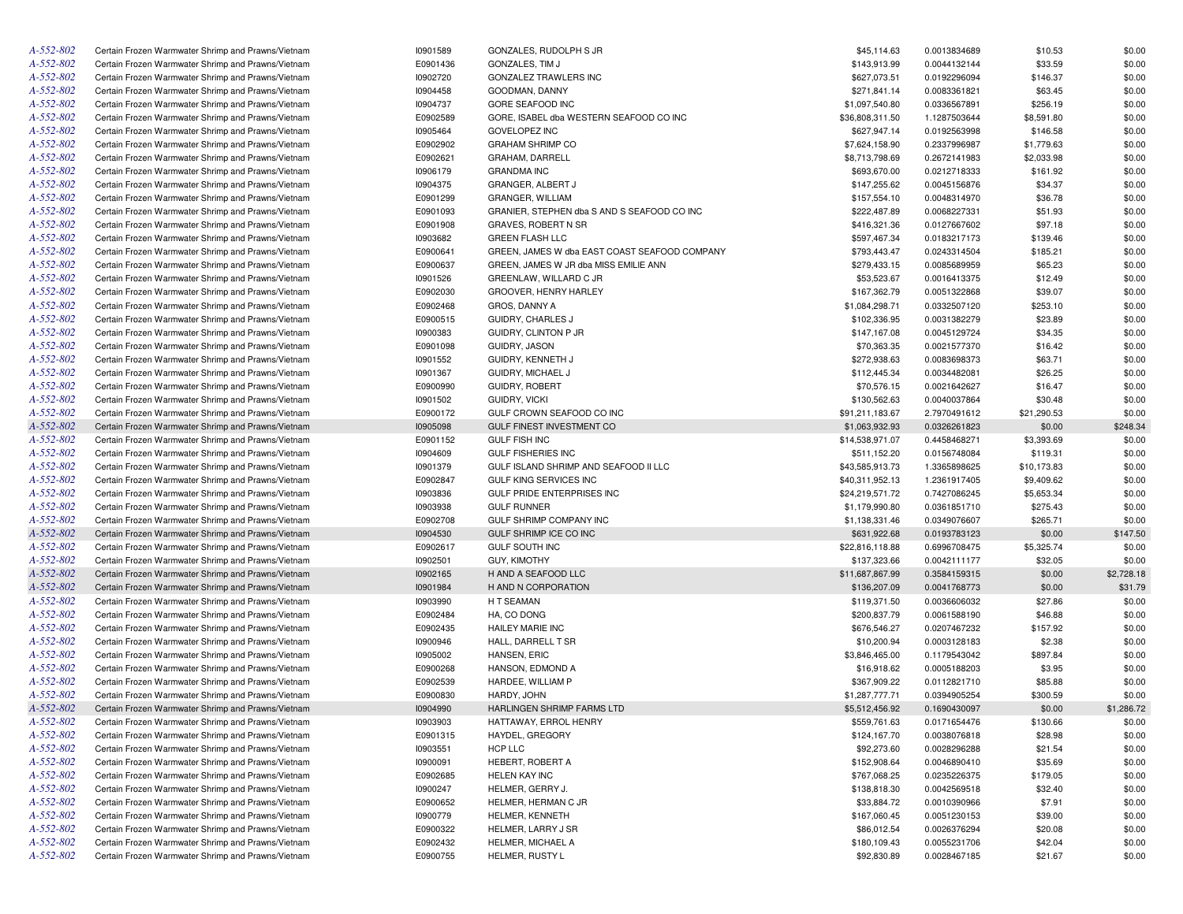| | | | | | | | |
|---|---|---|---|---|---|---|---|
| A-552-802 | Certain Frozen Warmwater Shrimp and Prawns/Vietnam | I0901589 | GONZALES, RUDOLPH S JR | $45,114.63 | 0.0013834689 | $10.53 | $0.00 |
| A-552-802 | Certain Frozen Warmwater Shrimp and Prawns/Vietnam | E0901436 | GONZALES, TIM J | $143,913.99 | 0.0044132144 | $33.59 | $0.00 |
| A-552-802 | Certain Frozen Warmwater Shrimp and Prawns/Vietnam | I0902720 | GONZALEZ TRAWLERS INC | $627,073.51 | 0.0192296094 | $146.37 | $0.00 |
| A-552-802 | Certain Frozen Warmwater Shrimp and Prawns/Vietnam | I0904458 | GOODMAN, DANNY | $271,841.14 | 0.0083361821 | $63.45 | $0.00 |
| A-552-802 | Certain Frozen Warmwater Shrimp and Prawns/Vietnam | I0904737 | GORE SEAFOOD INC | $1,097,540.80 | 0.0336567891 | $256.19 | $0.00 |
| A-552-802 | Certain Frozen Warmwater Shrimp and Prawns/Vietnam | E0902589 | GORE, ISABEL dba WESTERN SEAFOOD CO INC | $36,808,311.50 | 1.1287503644 | $8,591.80 | $0.00 |
| A-552-802 | Certain Frozen Warmwater Shrimp and Prawns/Vietnam | I0905464 | GOVELOPEZ INC | $627,947.14 | 0.0192563998 | $146.58 | $0.00 |
| A-552-802 | Certain Frozen Warmwater Shrimp and Prawns/Vietnam | E0902902 | GRAHAM SHRIMP CO | $7,624,158.90 | 0.2337996987 | $1,779.63 | $0.00 |
| A-552-802 | Certain Frozen Warmwater Shrimp and Prawns/Vietnam | E0902621 | GRAHAM, DARRELL | $8,713,798.69 | 0.2672141983 | $2,033.98 | $0.00 |
| A-552-802 | Certain Frozen Warmwater Shrimp and Prawns/Vietnam | I0906179 | GRANDMA INC | $693,670.00 | 0.0212718333 | $161.92 | $0.00 |
| A-552-802 | Certain Frozen Warmwater Shrimp and Prawns/Vietnam | I0904375 | GRANGER, ALBERT J | $147,255.62 | 0.0045156876 | $34.37 | $0.00 |
| A-552-802 | Certain Frozen Warmwater Shrimp and Prawns/Vietnam | E0901299 | GRANGER, WILLIAM | $157,554.10 | 0.0048314970 | $36.78 | $0.00 |
| A-552-802 | Certain Frozen Warmwater Shrimp and Prawns/Vietnam | E0901093 | GRANIER, STEPHEN dba S AND S SEAFOOD CO INC | $222,487.89 | 0.0068227331 | $51.93 | $0.00 |
| A-552-802 | Certain Frozen Warmwater Shrimp and Prawns/Vietnam | E0901908 | GRAVES, ROBERT N SR | $416,321.36 | 0.0127667602 | $97.18 | $0.00 |
| A-552-802 | Certain Frozen Warmwater Shrimp and Prawns/Vietnam | I0903682 | GREEN FLASH LLC | $597,467.34 | 0.0183217173 | $139.46 | $0.00 |
| A-552-802 | Certain Frozen Warmwater Shrimp and Prawns/Vietnam | E0900641 | GREEN, JAMES W dba EAST COAST SEAFOOD COMPANY | $793,443.47 | 0.0243314504 | $185.21 | $0.00 |
| A-552-802 | Certain Frozen Warmwater Shrimp and Prawns/Vietnam | E0900637 | GREEN, JAMES W JR dba MISS EMILIE ANN | $279,433.15 | 0.0085689959 | $65.23 | $0.00 |
| A-552-802 | Certain Frozen Warmwater Shrimp and Prawns/Vietnam | I0901526 | GREENLAW, WILLARD C JR | $53,523.67 | 0.0016413375 | $12.49 | $0.00 |
| A-552-802 | Certain Frozen Warmwater Shrimp and Prawns/Vietnam | E0902030 | GROOVER, HENRY HARLEY | $167,362.79 | 0.0051322868 | $39.07 | $0.00 |
| A-552-802 | Certain Frozen Warmwater Shrimp and Prawns/Vietnam | E0902468 | GROS, DANNY A | $1,084,298.71 | 0.0332507120 | $253.10 | $0.00 |
| A-552-802 | Certain Frozen Warmwater Shrimp and Prawns/Vietnam | E0900515 | GUIDRY, CHARLES J | $102,336.95 | 0.0031382279 | $23.89 | $0.00 |
| A-552-802 | Certain Frozen Warmwater Shrimp and Prawns/Vietnam | I0900383 | GUIDRY, CLINTON P JR | $147,167.08 | 0.0045129724 | $34.35 | $0.00 |
| A-552-802 | Certain Frozen Warmwater Shrimp and Prawns/Vietnam | E0901098 | GUIDRY, JASON | $70,363.35 | 0.0021577370 | $16.42 | $0.00 |
| A-552-802 | Certain Frozen Warmwater Shrimp and Prawns/Vietnam | I0901552 | GUIDRY, KENNETH J | $272,938.63 | 0.0083698373 | $63.71 | $0.00 |
| A-552-802 | Certain Frozen Warmwater Shrimp and Prawns/Vietnam | I0901367 | GUIDRY, MICHAEL J | $112,445.34 | 0.0034482081 | $26.25 | $0.00 |
| A-552-802 | Certain Frozen Warmwater Shrimp and Prawns/Vietnam | E0900990 | GUIDRY, ROBERT | $70,576.15 | 0.0021642627 | $16.47 | $0.00 |
| A-552-802 | Certain Frozen Warmwater Shrimp and Prawns/Vietnam | I0901502 | GUIDRY, VICKI | $130,562.63 | 0.0040037864 | $30.48 | $0.00 |
| A-552-802 | Certain Frozen Warmwater Shrimp and Prawns/Vietnam | E0900172 | GULF CROWN SEAFOOD CO INC | $91,211,183.67 | 2.7970491612 | $21,290.53 | $0.00 |
| A-552-802 | Certain Frozen Warmwater Shrimp and Prawns/Vietnam | I0905098 | GULF FINEST INVESTMENT CO | $1,063,932.93 | 0.0326261823 | $0.00 | $248.34 |
| A-552-802 | Certain Frozen Warmwater Shrimp and Prawns/Vietnam | E0901152 | GULF FISH INC | $14,538,971.07 | 0.4458468271 | $3,393.69 | $0.00 |
| A-552-802 | Certain Frozen Warmwater Shrimp and Prawns/Vietnam | I0904609 | GULF FISHERIES INC | $511,152.20 | 0.0156748084 | $119.31 | $0.00 |
| A-552-802 | Certain Frozen Warmwater Shrimp and Prawns/Vietnam | I0901379 | GULF ISLAND SHRIMP AND SEAFOOD II LLC | $43,585,913.73 | 1.3365898625 | $10,173.83 | $0.00 |
| A-552-802 | Certain Frozen Warmwater Shrimp and Prawns/Vietnam | E0902847 | GULF KING SERVICES INC | $40,311,952.13 | 1.2361917405 | $9,409.62 | $0.00 |
| A-552-802 | Certain Frozen Warmwater Shrimp and Prawns/Vietnam | I0903836 | GULF PRIDE ENTERPRISES INC | $24,219,571.72 | 0.7427086245 | $5,653.34 | $0.00 |
| A-552-802 | Certain Frozen Warmwater Shrimp and Prawns/Vietnam | I0903938 | GULF RUNNER | $1,179,990.80 | 0.0361851710 | $275.43 | $0.00 |
| A-552-802 | Certain Frozen Warmwater Shrimp and Prawns/Vietnam | E0902708 | GULF SHRIMP COMPANY INC | $1,138,331.46 | 0.0349076607 | $265.71 | $0.00 |
| A-552-802 | Certain Frozen Warmwater Shrimp and Prawns/Vietnam | I0904530 | GULF SHRIMP ICE CO INC | $631,922.68 | 0.0193783123 | $0.00 | $147.50 |
| A-552-802 | Certain Frozen Warmwater Shrimp and Prawns/Vietnam | E0902617 | GULF SOUTH INC | $22,816,118.88 | 0.6996708475 | $5,325.74 | $0.00 |
| A-552-802 | Certain Frozen Warmwater Shrimp and Prawns/Vietnam | I0902501 | GUY, KIMOTHY | $137,323.66 | 0.0042111177 | $32.05 | $0.00 |
| A-552-802 | Certain Frozen Warmwater Shrimp and Prawns/Vietnam | I0902165 | H AND A SEAFOOD LLC | $11,687,867.99 | 0.3584159315 | $0.00 | $2,728.18 |
| A-552-802 | Certain Frozen Warmwater Shrimp and Prawns/Vietnam | I0901984 | H AND N CORPORATION | $136,207.09 | 0.0041768773 | $0.00 | $31.79 |
| A-552-802 | Certain Frozen Warmwater Shrimp and Prawns/Vietnam | I0903990 | H T SEAMAN | $119,371.50 | 0.0036606032 | $27.86 | $0.00 |
| A-552-802 | Certain Frozen Warmwater Shrimp and Prawns/Vietnam | E0902484 | HA, CO DONG | $200,837.79 | 0.0061588190 | $46.88 | $0.00 |
| A-552-802 | Certain Frozen Warmwater Shrimp and Prawns/Vietnam | E0902435 | HAILEY MARIE INC | $676,546.27 | 0.0207467232 | $157.92 | $0.00 |
| A-552-802 | Certain Frozen Warmwater Shrimp and Prawns/Vietnam | I0900946 | HALL, DARRELL T SR | $10,200.94 | 0.0003128183 | $2.38 | $0.00 |
| A-552-802 | Certain Frozen Warmwater Shrimp and Prawns/Vietnam | I0905002 | HANSEN, ERIC | $3,846,465.00 | 0.1179543042 | $897.84 | $0.00 |
| A-552-802 | Certain Frozen Warmwater Shrimp and Prawns/Vietnam | E0900268 | HANSON, EDMOND A | $16,918.62 | 0.0005188203 | $3.95 | $0.00 |
| A-552-802 | Certain Frozen Warmwater Shrimp and Prawns/Vietnam | E0902539 | HARDEE, WILLIAM P | $367,909.22 | 0.0112821710 | $85.88 | $0.00 |
| A-552-802 | Certain Frozen Warmwater Shrimp and Prawns/Vietnam | E0900830 | HARDY, JOHN | $1,287,777.71 | 0.0394905254 | $300.59 | $0.00 |
| A-552-802 | Certain Frozen Warmwater Shrimp and Prawns/Vietnam | I0904990 | HARLINGEN SHRIMP FARMS LTD | $5,512,456.92 | 0.1690430097 | $0.00 | $1,286.72 |
| A-552-802 | Certain Frozen Warmwater Shrimp and Prawns/Vietnam | I0903903 | HATTAWAY, ERROL HENRY | $559,761.63 | 0.0171654476 | $130.66 | $0.00 |
| A-552-802 | Certain Frozen Warmwater Shrimp and Prawns/Vietnam | E0901315 | HAYDEL, GREGORY | $124,167.70 | 0.0038076818 | $28.98 | $0.00 |
| A-552-802 | Certain Frozen Warmwater Shrimp and Prawns/Vietnam | I0903551 | HCP LLC | $92,273.60 | 0.0028296288 | $21.54 | $0.00 |
| A-552-802 | Certain Frozen Warmwater Shrimp and Prawns/Vietnam | I0900091 | HEBERT, ROBERT A | $152,908.64 | 0.0046890410 | $35.69 | $0.00 |
| A-552-802 | Certain Frozen Warmwater Shrimp and Prawns/Vietnam | E0902685 | HELEN KAY INC | $767,068.25 | 0.0235226375 | $179.05 | $0.00 |
| A-552-802 | Certain Frozen Warmwater Shrimp and Prawns/Vietnam | I0900247 | HELMER, GERRY J. | $138,818.30 | 0.0042569518 | $32.40 | $0.00 |
| A-552-802 | Certain Frozen Warmwater Shrimp and Prawns/Vietnam | E0900652 | HELMER, HERMAN C JR | $33,884.72 | 0.0010390966 | $7.91 | $0.00 |
| A-552-802 | Certain Frozen Warmwater Shrimp and Prawns/Vietnam | I0900779 | HELMER, KENNETH | $167,060.45 | 0.0051230153 | $39.00 | $0.00 |
| A-552-802 | Certain Frozen Warmwater Shrimp and Prawns/Vietnam | E0900322 | HELMER, LARRY J SR | $86,012.54 | 0.0026376294 | $20.08 | $0.00 |
| A-552-802 | Certain Frozen Warmwater Shrimp and Prawns/Vietnam | E0902432 | HELMER, MICHAEL A | $180,109.43 | 0.0055231706 | $42.04 | $0.00 |
| A-552-802 | Certain Frozen Warmwater Shrimp and Prawns/Vietnam | E0900755 | HELMER, RUSTY L | $92,830.89 | 0.0028467185 | $21.67 | $0.00 |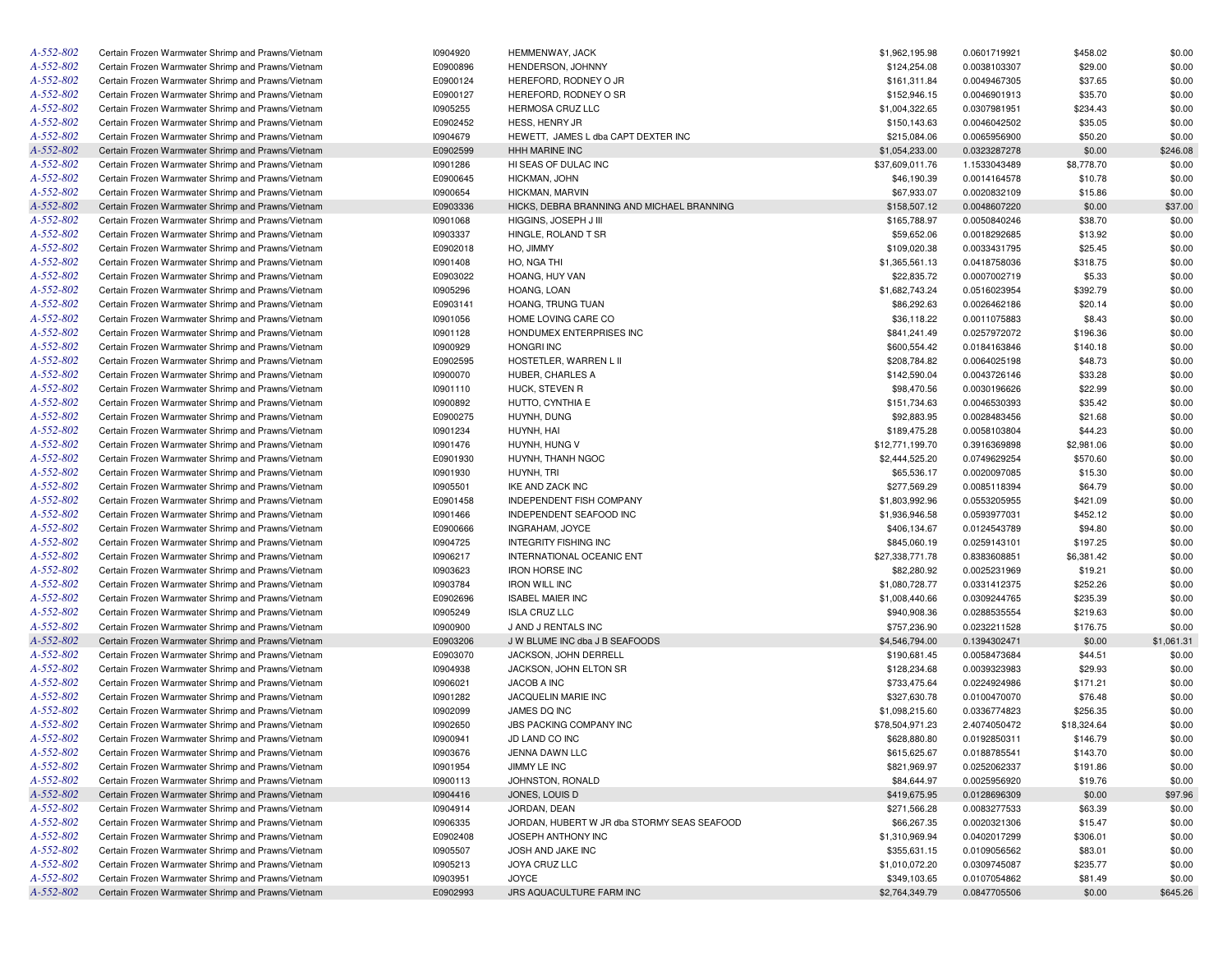| | | | | | | | |
|---|---|---|---|---|---|---|---|
| A-552-802 | Certain Frozen Warmwater Shrimp and Prawns/Vietnam | I0904920 | HEMMENWAY, JACK | $1,962,195.98 | 0.0601719921 | $458.02 | $0.00 |
| A-552-802 | Certain Frozen Warmwater Shrimp and Prawns/Vietnam | E0900896 | HENDERSON, JOHNNY | $124,254.08 | 0.0038103307 | $29.00 | $0.00 |
| A-552-802 | Certain Frozen Warmwater Shrimp and Prawns/Vietnam | E0900124 | HEREFORD, RODNEY O JR | $161,311.84 | 0.0049467305 | $37.65 | $0.00 |
| A-552-802 | Certain Frozen Warmwater Shrimp and Prawns/Vietnam | E0900127 | HEREFORD, RODNEY O SR | $152,946.15 | 0.0046901913 | $35.70 | $0.00 |
| A-552-802 | Certain Frozen Warmwater Shrimp and Prawns/Vietnam | I0905255 | HERMOSA CRUZ LLC | $1,004,322.65 | 0.0307981951 | $234.43 | $0.00 |
| A-552-802 | Certain Frozen Warmwater Shrimp and Prawns/Vietnam | E0902452 | HESS, HENRY JR | $150,143.63 | 0.0046042502 | $35.05 | $0.00 |
| A-552-802 | Certain Frozen Warmwater Shrimp and Prawns/Vietnam | I0904679 | HEWETT, JAMES L dba CAPT DEXTER INC | $215,084.06 | 0.0065956900 | $50.20 | $0.00 |
| A-552-802 | Certain Frozen Warmwater Shrimp and Prawns/Vietnam | E0902599 | HHH MARINE INC | $1,054,233.00 | 0.0323287278 | $0.00 | $246.08 |
| A-552-802 | Certain Frozen Warmwater Shrimp and Prawns/Vietnam | I0901286 | HI SEAS OF DULAC INC | $37,609,011.76 | 1.1533043489 | $8,778.70 | $0.00 |
| A-552-802 | Certain Frozen Warmwater Shrimp and Prawns/Vietnam | E0900645 | HICKMAN, JOHN | $46,190.39 | 0.0014164578 | $10.78 | $0.00 |
| A-552-802 | Certain Frozen Warmwater Shrimp and Prawns/Vietnam | I0900654 | HICKMAN, MARVIN | $67,933.07 | 0.0020832109 | $15.86 | $0.00 |
| A-552-802 | Certain Frozen Warmwater Shrimp and Prawns/Vietnam | E0903336 | HICKS, DEBRA BRANNING AND MICHAEL BRANNING | $158,507.12 | 0.0048607220 | $0.00 | $37.00 |
| A-552-802 | Certain Frozen Warmwater Shrimp and Prawns/Vietnam | I0901068 | HIGGINS, JOSEPH J III | $165,788.97 | 0.0050840246 | $38.70 | $0.00 |
| A-552-802 | Certain Frozen Warmwater Shrimp and Prawns/Vietnam | I0903337 | HINGLE, ROLAND T SR | $59,652.06 | 0.0018292685 | $13.92 | $0.00 |
| A-552-802 | Certain Frozen Warmwater Shrimp and Prawns/Vietnam | E0902018 | HO, JIMMY | $109,020.38 | 0.0033431795 | $25.45 | $0.00 |
| A-552-802 | Certain Frozen Warmwater Shrimp and Prawns/Vietnam | I0901408 | HO, NGA THI | $1,365,561.13 | 0.0418758036 | $318.75 | $0.00 |
| A-552-802 | Certain Frozen Warmwater Shrimp and Prawns/Vietnam | E0903022 | HOANG, HUY VAN | $22,835.72 | 0.0007002719 | $5.33 | $0.00 |
| A-552-802 | Certain Frozen Warmwater Shrimp and Prawns/Vietnam | I0905296 | HOANG, LOAN | $1,682,743.24 | 0.0516023954 | $392.79 | $0.00 |
| A-552-802 | Certain Frozen Warmwater Shrimp and Prawns/Vietnam | E0903141 | HOANG, TRUNG TUAN | $86,292.63 | 0.0026462186 | $20.14 | $0.00 |
| A-552-802 | Certain Frozen Warmwater Shrimp and Prawns/Vietnam | I0901056 | HOME LOVING CARE CO | $36,118.22 | 0.0011075883 | $8.43 | $0.00 |
| A-552-802 | Certain Frozen Warmwater Shrimp and Prawns/Vietnam | I0901128 | HONDUMEX ENTERPRISES INC | $841,241.49 | 0.0257972072 | $196.36 | $0.00 |
| A-552-802 | Certain Frozen Warmwater Shrimp and Prawns/Vietnam | I0900929 | HONGRI INC | $600,554.42 | 0.0184163846 | $140.18 | $0.00 |
| A-552-802 | Certain Frozen Warmwater Shrimp and Prawns/Vietnam | E0902595 | HOSTETLER, WARREN L II | $208,784.82 | 0.0064025198 | $48.73 | $0.00 |
| A-552-802 | Certain Frozen Warmwater Shrimp and Prawns/Vietnam | I0900070 | HUBER, CHARLES A | $142,590.04 | 0.0043726146 | $33.28 | $0.00 |
| A-552-802 | Certain Frozen Warmwater Shrimp and Prawns/Vietnam | I0901110 | HUCK, STEVEN R | $98,470.56 | 0.0030196626 | $22.99 | $0.00 |
| A-552-802 | Certain Frozen Warmwater Shrimp and Prawns/Vietnam | I0900892 | HUTTO, CYNTHIA E | $151,734.63 | 0.0046530393 | $35.42 | $0.00 |
| A-552-802 | Certain Frozen Warmwater Shrimp and Prawns/Vietnam | E0900275 | HUYNH, DUNG | $92,883.95 | 0.0028483456 | $21.68 | $0.00 |
| A-552-802 | Certain Frozen Warmwater Shrimp and Prawns/Vietnam | I0901234 | HUYNH, HAI | $189,475.28 | 0.0058103804 | $44.23 | $0.00 |
| A-552-802 | Certain Frozen Warmwater Shrimp and Prawns/Vietnam | I0901476 | HUYNH, HUNG V | $12,771,199.70 | 0.3916369898 | $2,981.06 | $0.00 |
| A-552-802 | Certain Frozen Warmwater Shrimp and Prawns/Vietnam | E0901930 | HUYNH, THANH NGOC | $2,444,525.20 | 0.0749629254 | $570.60 | $0.00 |
| A-552-802 | Certain Frozen Warmwater Shrimp and Prawns/Vietnam | I0901930 | HUYNH, TRI | $65,536.17 | 0.0020097085 | $15.30 | $0.00 |
| A-552-802 | Certain Frozen Warmwater Shrimp and Prawns/Vietnam | I0905501 | IKE AND ZACK INC | $277,569.29 | 0.0085118394 | $64.79 | $0.00 |
| A-552-802 | Certain Frozen Warmwater Shrimp and Prawns/Vietnam | E0901458 | INDEPENDENT FISH COMPANY | $1,803,992.96 | 0.0553205955 | $421.09 | $0.00 |
| A-552-802 | Certain Frozen Warmwater Shrimp and Prawns/Vietnam | I0901466 | INDEPENDENT SEAFOOD INC | $1,936,946.58 | 0.0593977031 | $452.12 | $0.00 |
| A-552-802 | Certain Frozen Warmwater Shrimp and Prawns/Vietnam | E0900666 | INGRAHAM, JOYCE | $406,134.67 | 0.0124543789 | $94.80 | $0.00 |
| A-552-802 | Certain Frozen Warmwater Shrimp and Prawns/Vietnam | I0904725 | INTEGRITY FISHING INC | $845,060.19 | 0.0259143101 | $197.25 | $0.00 |
| A-552-802 | Certain Frozen Warmwater Shrimp and Prawns/Vietnam | I0906217 | INTERNATIONAL OCEANIC ENT | $27,338,771.78 | 0.8383608851 | $6,381.42 | $0.00 |
| A-552-802 | Certain Frozen Warmwater Shrimp and Prawns/Vietnam | I0903623 | IRON HORSE INC | $82,280.92 | 0.0025231969 | $19.21 | $0.00 |
| A-552-802 | Certain Frozen Warmwater Shrimp and Prawns/Vietnam | I0903784 | IRON WILL INC | $1,080,728.77 | 0.0331412375 | $252.26 | $0.00 |
| A-552-802 | Certain Frozen Warmwater Shrimp and Prawns/Vietnam | E0902696 | ISABEL MAIER INC | $1,008,440.66 | 0.0309244765 | $235.39 | $0.00 |
| A-552-802 | Certain Frozen Warmwater Shrimp and Prawns/Vietnam | I0905249 | ISLA CRUZ LLC | $940,908.36 | 0.0288535554 | $219.63 | $0.00 |
| A-552-802 | Certain Frozen Warmwater Shrimp and Prawns/Vietnam | I0900900 | J AND J RENTALS INC | $757,236.90 | 0.0232211528 | $176.75 | $0.00 |
| A-552-802 | Certain Frozen Warmwater Shrimp and Prawns/Vietnam | E0903206 | J W BLUME INC dba J B SEAFOODS | $4,546,794.00 | 0.1394302471 | $0.00 | $1,061.31 |
| A-552-802 | Certain Frozen Warmwater Shrimp and Prawns/Vietnam | E0903070 | JACKSON, JOHN DERRELL | $190,681.45 | 0.0058473684 | $44.51 | $0.00 |
| A-552-802 | Certain Frozen Warmwater Shrimp and Prawns/Vietnam | I0904938 | JACKSON, JOHN ELTON SR | $128,234.68 | 0.0039323983 | $29.93 | $0.00 |
| A-552-802 | Certain Frozen Warmwater Shrimp and Prawns/Vietnam | I0906021 | JACOB A INC | $733,475.64 | 0.0224924986 | $171.21 | $0.00 |
| A-552-802 | Certain Frozen Warmwater Shrimp and Prawns/Vietnam | I0901282 | JACQUELIN MARIE INC | $327,630.78 | 0.0100470070 | $76.48 | $0.00 |
| A-552-802 | Certain Frozen Warmwater Shrimp and Prawns/Vietnam | I0902099 | JAMES DQ INC | $1,098,215.60 | 0.0336774823 | $256.35 | $0.00 |
| A-552-802 | Certain Frozen Warmwater Shrimp and Prawns/Vietnam | I0902650 | JBS PACKING COMPANY INC | $78,504,971.23 | 2.4074050472 | $18,324.64 | $0.00 |
| A-552-802 | Certain Frozen Warmwater Shrimp and Prawns/Vietnam | I0900941 | JD LAND CO INC | $628,880.80 | 0.0192850311 | $146.79 | $0.00 |
| A-552-802 | Certain Frozen Warmwater Shrimp and Prawns/Vietnam | I0903676 | JENNA DAWN LLC | $615,625.67 | 0.0188785541 | $143.70 | $0.00 |
| A-552-802 | Certain Frozen Warmwater Shrimp and Prawns/Vietnam | I0901954 | JIMMY LE INC | $821,969.97 | 0.0252062337 | $191.86 | $0.00 |
| A-552-802 | Certain Frozen Warmwater Shrimp and Prawns/Vietnam | I0900113 | JOHNSTON, RONALD | $84,644.97 | 0.0025956920 | $19.76 | $0.00 |
| A-552-802 | Certain Frozen Warmwater Shrimp and Prawns/Vietnam | I0904416 | JONES, LOUIS D | $419,675.95 | 0.0128696309 | $0.00 | $97.96 |
| A-552-802 | Certain Frozen Warmwater Shrimp and Prawns/Vietnam | I0904914 | JORDAN, DEAN | $271,566.28 | 0.0083277533 | $63.39 | $0.00 |
| A-552-802 | Certain Frozen Warmwater Shrimp and Prawns/Vietnam | I0906335 | JORDAN, HUBERT W JR dba STORMY SEAS SEAFOOD | $66,267.35 | 0.0020321306 | $15.47 | $0.00 |
| A-552-802 | Certain Frozen Warmwater Shrimp and Prawns/Vietnam | E0902408 | JOSEPH ANTHONY INC | $1,310,969.94 | 0.0402017299 | $306.01 | $0.00 |
| A-552-802 | Certain Frozen Warmwater Shrimp and Prawns/Vietnam | I0905507 | JOSH AND JAKE INC | $355,631.15 | 0.0109056562 | $83.01 | $0.00 |
| A-552-802 | Certain Frozen Warmwater Shrimp and Prawns/Vietnam | I0905213 | JOYA CRUZ LLC | $1,010,072.20 | 0.0309745087 | $235.77 | $0.00 |
| A-552-802 | Certain Frozen Warmwater Shrimp and Prawns/Vietnam | I0903951 | JOYCE | $349,103.65 | 0.0107054862 | $81.49 | $0.00 |
| A-552-802 | Certain Frozen Warmwater Shrimp and Prawns/Vietnam | E0902993 | JRS AQUACULTURE FARM INC | $2,764,349.79 | 0.0847705506 | $0.00 | $645.26 |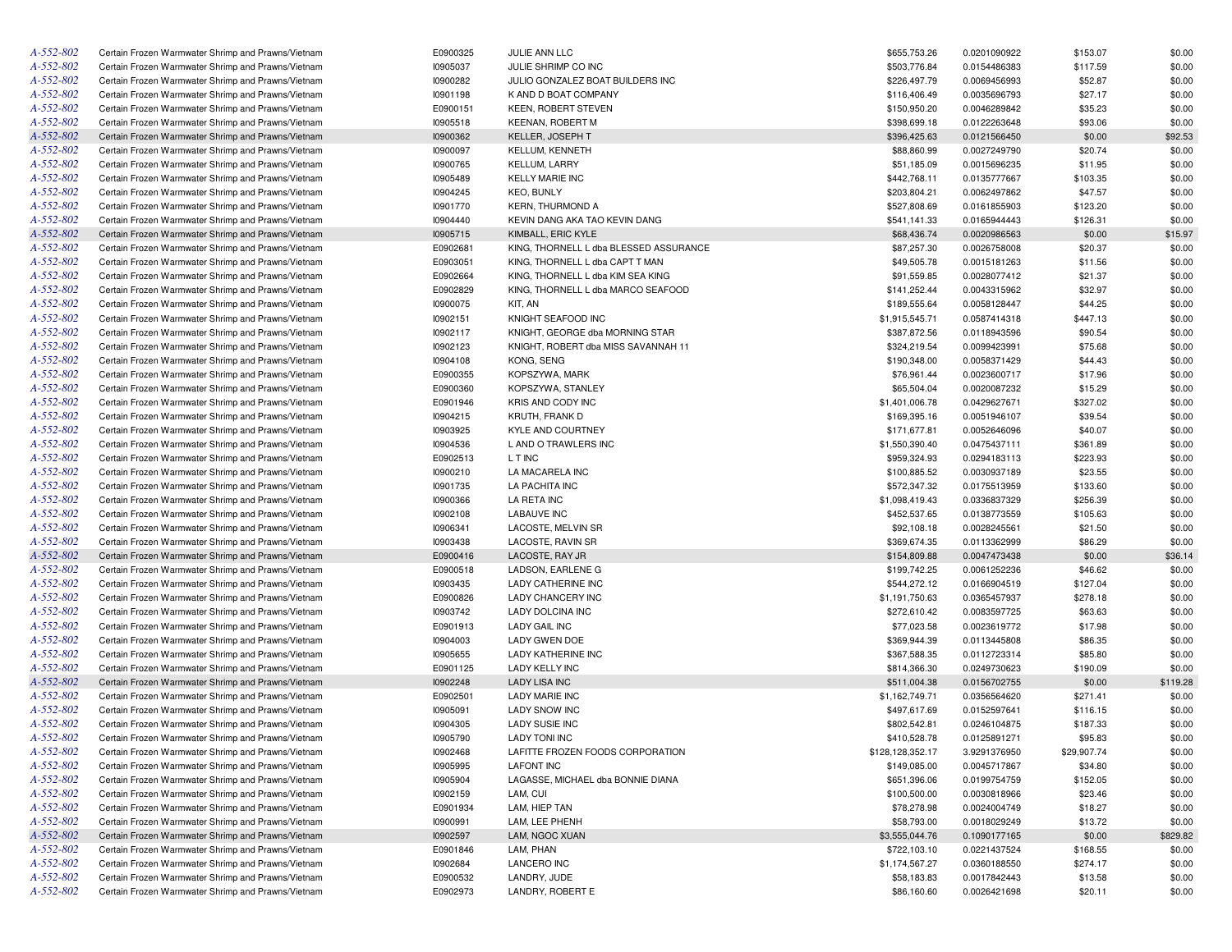| | | | | | | | |
|---|---|---|---|---|---|---|---|
| A-552-802 | Certain Frozen Warmwater Shrimp and Prawns/Vietnam | E0900325 | JULIE ANN LLC | $655,753.26 | 0.0201090922 | $153.07 | $0.00 |
| A-552-802 | Certain Frozen Warmwater Shrimp and Prawns/Vietnam | I0905037 | JULIE SHRIMP CO INC | $503,776.84 | 0.0154486383 | $117.59 | $0.00 |
| A-552-802 | Certain Frozen Warmwater Shrimp and Prawns/Vietnam | I0900282 | JULIO GONZALEZ BOAT BUILDERS INC | $226,497.79 | 0.0069456993 | $52.87 | $0.00 |
| A-552-802 | Certain Frozen Warmwater Shrimp and Prawns/Vietnam | I0901198 | K AND D BOAT COMPANY | $116,406.49 | 0.0035696793 | $27.17 | $0.00 |
| A-552-802 | Certain Frozen Warmwater Shrimp and Prawns/Vietnam | E0900151 | KEEN, ROBERT STEVEN | $150,950.20 | 0.0046289842 | $35.23 | $0.00 |
| A-552-802 | Certain Frozen Warmwater Shrimp and Prawns/Vietnam | I0905518 | KEENAN, ROBERT M | $398,699.18 | 0.0122263648 | $93.06 | $0.00 |
| A-552-802 | Certain Frozen Warmwater Shrimp and Prawns/Vietnam | I0900362 | KELLER, JOSEPH T | $396,425.63 | 0.0121566450 | $0.00 | $92.53 |
| A-552-802 | Certain Frozen Warmwater Shrimp and Prawns/Vietnam | I0900097 | KELLUM, KENNETH | $88,860.99 | 0.0027249790 | $20.74 | $0.00 |
| A-552-802 | Certain Frozen Warmwater Shrimp and Prawns/Vietnam | I0900765 | KELLUM, LARRY | $51,185.09 | 0.0015696235 | $11.95 | $0.00 |
| A-552-802 | Certain Frozen Warmwater Shrimp and Prawns/Vietnam | I0905489 | KELLY MARIE INC | $442,768.11 | 0.0135777667 | $103.35 | $0.00 |
| A-552-802 | Certain Frozen Warmwater Shrimp and Prawns/Vietnam | I0904245 | KEO, BUNLY | $203,804.21 | 0.0062497862 | $47.57 | $0.00 |
| A-552-802 | Certain Frozen Warmwater Shrimp and Prawns/Vietnam | I0901770 | KERN, THURMOND A | $527,808.69 | 0.0161855903 | $123.20 | $0.00 |
| A-552-802 | Certain Frozen Warmwater Shrimp and Prawns/Vietnam | I0904440 | KEVIN DANG AKA TAO KEVIN DANG | $541,141.33 | 0.0165944443 | $126.31 | $0.00 |
| A-552-802 | Certain Frozen Warmwater Shrimp and Prawns/Vietnam | I0905715 | KIMBALL, ERIC KYLE | $68,436.74 | 0.0020986563 | $0.00 | $15.97 |
| A-552-802 | Certain Frozen Warmwater Shrimp and Prawns/Vietnam | E0902681 | KING, THORNELL L dba BLESSED ASSURANCE | $87,257.30 | 0.0026758008 | $20.37 | $0.00 |
| A-552-802 | Certain Frozen Warmwater Shrimp and Prawns/Vietnam | E0903051 | KING, THORNELL L dba CAPT T MAN | $49,505.78 | 0.0015181263 | $11.56 | $0.00 |
| A-552-802 | Certain Frozen Warmwater Shrimp and Prawns/Vietnam | E0902664 | KING, THORNELL L dba KIM SEA KING | $91,559.85 | 0.0028077412 | $21.37 | $0.00 |
| A-552-802 | Certain Frozen Warmwater Shrimp and Prawns/Vietnam | E0902829 | KING, THORNELL L dba MARCO SEAFOOD | $141,252.44 | 0.0043315962 | $32.97 | $0.00 |
| A-552-802 | Certain Frozen Warmwater Shrimp and Prawns/Vietnam | I0900075 | KIT, AN | $189,555.64 | 0.0058128447 | $44.25 | $0.00 |
| A-552-802 | Certain Frozen Warmwater Shrimp and Prawns/Vietnam | I0902151 | KNIGHT SEAFOOD INC | $1,915,545.71 | 0.0587414318 | $447.13 | $0.00 |
| A-552-802 | Certain Frozen Warmwater Shrimp and Prawns/Vietnam | I0902117 | KNIGHT, GEORGE dba MORNING STAR | $387,872.56 | 0.0118943596 | $90.54 | $0.00 |
| A-552-802 | Certain Frozen Warmwater Shrimp and Prawns/Vietnam | I0902123 | KNIGHT, ROBERT dba MISS SAVANNAH 11 | $324,219.54 | 0.0099423991 | $75.68 | $0.00 |
| A-552-802 | Certain Frozen Warmwater Shrimp and Prawns/Vietnam | I0904108 | KONG, SENG | $190,348.00 | 0.0058371429 | $44.43 | $0.00 |
| A-552-802 | Certain Frozen Warmwater Shrimp and Prawns/Vietnam | E0900355 | KOPSZYWA, MARK | $76,961.44 | 0.0023600717 | $17.96 | $0.00 |
| A-552-802 | Certain Frozen Warmwater Shrimp and Prawns/Vietnam | E0900360 | KOPSZYWA, STANLEY | $65,504.04 | 0.0020087232 | $15.29 | $0.00 |
| A-552-802 | Certain Frozen Warmwater Shrimp and Prawns/Vietnam | E0901946 | KRIS AND CODY INC | $1,401,006.78 | 0.0429627671 | $327.02 | $0.00 |
| A-552-802 | Certain Frozen Warmwater Shrimp and Prawns/Vietnam | I0904215 | KRUTH, FRANK D | $169,395.16 | 0.0051946107 | $39.54 | $0.00 |
| A-552-802 | Certain Frozen Warmwater Shrimp and Prawns/Vietnam | I0903925 | KYLE AND COURTNEY | $171,677.81 | 0.0052646096 | $40.07 | $0.00 |
| A-552-802 | Certain Frozen Warmwater Shrimp and Prawns/Vietnam | I0904536 | L AND O TRAWLERS INC | $1,550,390.40 | 0.0475437111 | $361.89 | $0.00 |
| A-552-802 | Certain Frozen Warmwater Shrimp and Prawns/Vietnam | E0902513 | L T INC | $959,324.93 | 0.0294183113 | $223.93 | $0.00 |
| A-552-802 | Certain Frozen Warmwater Shrimp and Prawns/Vietnam | I0900210 | LA MACARELA INC | $100,885.52 | 0.0030937189 | $23.55 | $0.00 |
| A-552-802 | Certain Frozen Warmwater Shrimp and Prawns/Vietnam | I0901735 | LA PACHITA INC | $572,347.32 | 0.0175513959 | $133.60 | $0.00 |
| A-552-802 | Certain Frozen Warmwater Shrimp and Prawns/Vietnam | I0900366 | LA RETA INC | $1,098,419.43 | 0.0336837329 | $256.39 | $0.00 |
| A-552-802 | Certain Frozen Warmwater Shrimp and Prawns/Vietnam | I0902108 | LABAUVE INC | $452,537.65 | 0.0138773559 | $105.63 | $0.00 |
| A-552-802 | Certain Frozen Warmwater Shrimp and Prawns/Vietnam | I0906341 | LACOSTE, MELVIN SR | $92,108.18 | 0.0028245561 | $21.50 | $0.00 |
| A-552-802 | Certain Frozen Warmwater Shrimp and Prawns/Vietnam | I0903438 | LACOSTE, RAVIN SR | $369,674.35 | 0.0113362999 | $86.29 | $0.00 |
| A-552-802 | Certain Frozen Warmwater Shrimp and Prawns/Vietnam | E0900416 | LACOSTE, RAY JR | $154,809.88 | 0.0047473438 | $0.00 | $36.14 |
| A-552-802 | Certain Frozen Warmwater Shrimp and Prawns/Vietnam | E0900518 | LADSON, EARLENE G | $199,742.25 | 0.0061252236 | $46.62 | $0.00 |
| A-552-802 | Certain Frozen Warmwater Shrimp and Prawns/Vietnam | I0903435 | LADY CATHERINE INC | $544,272.12 | 0.0166904519 | $127.04 | $0.00 |
| A-552-802 | Certain Frozen Warmwater Shrimp and Prawns/Vietnam | E0900826 | LADY CHANCERY INC | $1,191,750.63 | 0.0365457937 | $278.18 | $0.00 |
| A-552-802 | Certain Frozen Warmwater Shrimp and Prawns/Vietnam | I0903742 | LADY DOLCINA INC | $272,610.42 | 0.0083597725 | $63.63 | $0.00 |
| A-552-802 | Certain Frozen Warmwater Shrimp and Prawns/Vietnam | E0901913 | LADY GAIL INC | $77,023.58 | 0.0023619772 | $17.98 | $0.00 |
| A-552-802 | Certain Frozen Warmwater Shrimp and Prawns/Vietnam | I0904003 | LADY GWEN DOE | $369,944.39 | 0.0113445808 | $86.35 | $0.00 |
| A-552-802 | Certain Frozen Warmwater Shrimp and Prawns/Vietnam | I0905655 | LADY KATHERINE INC | $367,588.35 | 0.0112723314 | $85.80 | $0.00 |
| A-552-802 | Certain Frozen Warmwater Shrimp and Prawns/Vietnam | E0901125 | LADY KELLY INC | $814,366.30 | 0.0249730623 | $190.09 | $0.00 |
| A-552-802 | Certain Frozen Warmwater Shrimp and Prawns/Vietnam | I0902248 | LADY LISA INC | $511,004.38 | 0.0156702755 | $0.00 | $119.28 |
| A-552-802 | Certain Frozen Warmwater Shrimp and Prawns/Vietnam | E0902501 | LADY MARIE INC | $1,162,749.71 | 0.0356564620 | $271.41 | $0.00 |
| A-552-802 | Certain Frozen Warmwater Shrimp and Prawns/Vietnam | I0905091 | LADY SNOW INC | $497,617.69 | 0.0152597641 | $116.15 | $0.00 |
| A-552-802 | Certain Frozen Warmwater Shrimp and Prawns/Vietnam | I0904305 | LADY SUSIE INC | $802,542.81 | 0.0246104875 | $187.33 | $0.00 |
| A-552-802 | Certain Frozen Warmwater Shrimp and Prawns/Vietnam | I0905790 | LADY TONI INC | $410,528.78 | 0.0125891271 | $95.83 | $0.00 |
| A-552-802 | Certain Frozen Warmwater Shrimp and Prawns/Vietnam | I0902468 | LAFITTE FROZEN FOODS CORPORATION | $128,128,352.17 | 3.9291376950 | $29,907.74 | $0.00 |
| A-552-802 | Certain Frozen Warmwater Shrimp and Prawns/Vietnam | I0905995 | LAFONT INC | $149,085.00 | 0.0045717867 | $34.80 | $0.00 |
| A-552-802 | Certain Frozen Warmwater Shrimp and Prawns/Vietnam | I0905904 | LAGASSE, MICHAEL dba BONNIE DIANA | $651,396.06 | 0.0199754759 | $152.05 | $0.00 |
| A-552-802 | Certain Frozen Warmwater Shrimp and Prawns/Vietnam | I0902159 | LAM, CUI | $100,500.00 | 0.0030818966 | $23.46 | $0.00 |
| A-552-802 | Certain Frozen Warmwater Shrimp and Prawns/Vietnam | E0901934 | LAM, HIEP TAN | $78,278.98 | 0.0024004749 | $18.27 | $0.00 |
| A-552-802 | Certain Frozen Warmwater Shrimp and Prawns/Vietnam | I0900991 | LAM, LEE PHENH | $58,793.00 | 0.0018029249 | $13.72 | $0.00 |
| A-552-802 | Certain Frozen Warmwater Shrimp and Prawns/Vietnam | I0902597 | LAM, NGOC XUAN | $3,555,044.76 | 0.1090177165 | $0.00 | $829.82 |
| A-552-802 | Certain Frozen Warmwater Shrimp and Prawns/Vietnam | E0901846 | LAM, PHAN | $722,103.10 | 0.0221437524 | $168.55 | $0.00 |
| A-552-802 | Certain Frozen Warmwater Shrimp and Prawns/Vietnam | I0902684 | LANCERO INC | $1,174,567.27 | 0.0360188550 | $274.17 | $0.00 |
| A-552-802 | Certain Frozen Warmwater Shrimp and Prawns/Vietnam | E0900532 | LANDRY, JUDE | $58,183.83 | 0.0017842443 | $13.58 | $0.00 |
| A-552-802 | Certain Frozen Warmwater Shrimp and Prawns/Vietnam | E0902973 | LANDRY, ROBERT E | $86,160.60 | 0.0026421698 | $20.11 | $0.00 |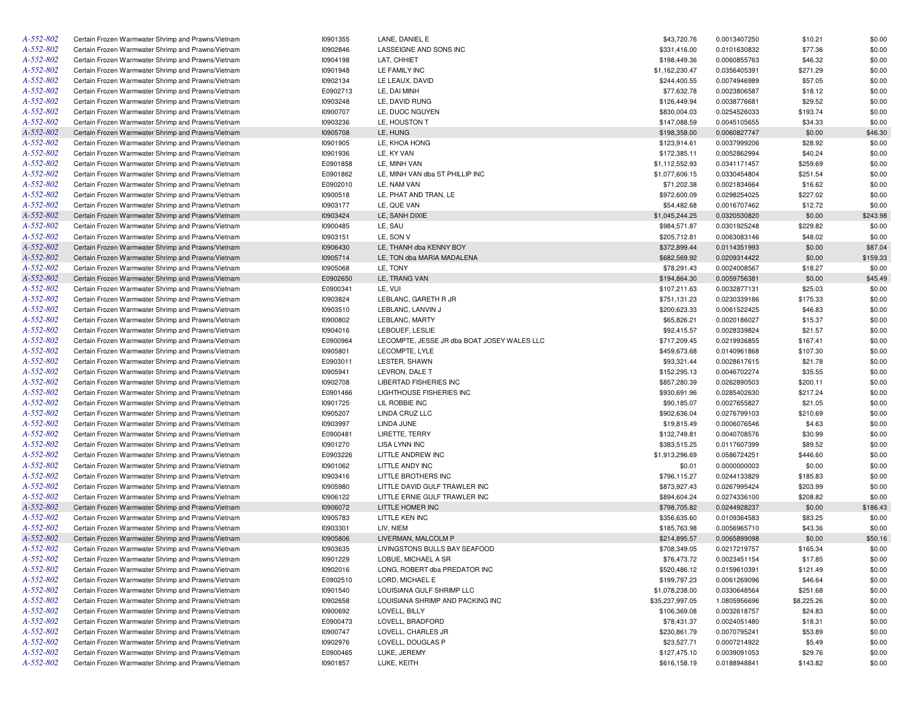| | | | | | | | |
|---|---|---|---|---|---|---|---|
| A-552-802 | Certain Frozen Warmwater Shrimp and Prawns/Vietnam | I0901355 | LANE, DANIEL E | $43,720.76 | 0.0013407250 | $10.21 | $0.00 |
| A-552-802 | Certain Frozen Warmwater Shrimp and Prawns/Vietnam | I0902846 | LASSEIGNE AND SONS INC | $331,416.00 | 0.0101630832 | $77.36 | $0.00 |
| A-552-802 | Certain Frozen Warmwater Shrimp and Prawns/Vietnam | I0904198 | LAT, CHHIET | $198,449.36 | 0.0060855763 | $46.32 | $0.00 |
| A-552-802 | Certain Frozen Warmwater Shrimp and Prawns/Vietnam | I0901948 | LE FAMILY INC | $1,162,230.47 | 0.0356405391 | $271.29 | $0.00 |
| A-552-802 | Certain Frozen Warmwater Shrimp and Prawns/Vietnam | I0902134 | LE LEAUX, DAVID | $244,400.55 | 0.0074946989 | $57.05 | $0.00 |
| A-552-802 | Certain Frozen Warmwater Shrimp and Prawns/Vietnam | E0902713 | LE, DAI MINH | $77,632.78 | 0.0023806587 | $18.12 | $0.00 |
| A-552-802 | Certain Frozen Warmwater Shrimp and Prawns/Vietnam | I0903248 | LE, DAVID RUNG | $126,449.94 | 0.0038776681 | $29.52 | $0.00 |
| A-552-802 | Certain Frozen Warmwater Shrimp and Prawns/Vietnam | I0900707 | LE, DUOC NGUYEN | $830,004.03 | 0.0254526033 | $193.74 | $0.00 |
| A-552-802 | Certain Frozen Warmwater Shrimp and Prawns/Vietnam | I0903236 | LE, HOUSTON T | $147,088.59 | 0.0045105655 | $34.33 | $0.00 |
| A-552-802 | Certain Frozen Warmwater Shrimp and Prawns/Vietnam | I0905708 | LE, HUNG | $198,358.00 | 0.0060827747 | $0.00 | $46.30 |
| A-552-802 | Certain Frozen Warmwater Shrimp and Prawns/Vietnam | I0901905 | LE, KHOA HONG | $123,914.61 | 0.0037999206 | $28.92 | $0.00 |
| A-552-802 | Certain Frozen Warmwater Shrimp and Prawns/Vietnam | I0901936 | LE, KY VAN | $172,385.11 | 0.0052862994 | $40.24 | $0.00 |
| A-552-802 | Certain Frozen Warmwater Shrimp and Prawns/Vietnam | E0901858 | LE, MINH VAN | $1,112,552.93 | 0.0341171457 | $259.69 | $0.00 |
| A-552-802 | Certain Frozen Warmwater Shrimp and Prawns/Vietnam | E0901862 | LE, MINH VAN dba ST PHILLIP INC | $1,077,606.15 | 0.0330454804 | $251.54 | $0.00 |
| A-552-802 | Certain Frozen Warmwater Shrimp and Prawns/Vietnam | E0902010 | LE, NAM VAN | $71,202.38 | 0.0021834664 | $16.62 | $0.00 |
| A-552-802 | Certain Frozen Warmwater Shrimp and Prawns/Vietnam | I0900518 | LE, PHAT AND TRAN, LE | $972,600.09 | 0.0298254025 | $227.02 | $0.00 |
| A-552-802 | Certain Frozen Warmwater Shrimp and Prawns/Vietnam | I0903177 | LE, QUE VAN | $54,482.68 | 0.0016707462 | $12.72 | $0.00 |
| A-552-802 | Certain Frozen Warmwater Shrimp and Prawns/Vietnam | I0903424 | LE, SANH DIXIE | $1,045,244.25 | 0.0320530820 | $0.00 | $243.98 |
| A-552-802 | Certain Frozen Warmwater Shrimp and Prawns/Vietnam | I0900485 | LE, SAU | $984,571.87 | 0.0301925248 | $229.82 | $0.00 |
| A-552-802 | Certain Frozen Warmwater Shrimp and Prawns/Vietnam | I0903151 | LE, SON V | $205,712.81 | 0.0063083146 | $48.02 | $0.00 |
| A-552-802 | Certain Frozen Warmwater Shrimp and Prawns/Vietnam | I0906430 | LE, THANH dba KENNY BOY | $372,899.44 | 0.0114351993 | $0.00 | $87.04 |
| A-552-802 | Certain Frozen Warmwater Shrimp and Prawns/Vietnam | I0905714 | LE, TON dba MARIA MADALENA | $682,569.92 | 0.0209314422 | $0.00 | $159.33 |
| A-552-802 | Certain Frozen Warmwater Shrimp and Prawns/Vietnam | I0905068 | LE, TONY | $78,291.43 | 0.0024008567 | $18.27 | $0.00 |
| A-552-802 | Certain Frozen Warmwater Shrimp and Prawns/Vietnam | E0902650 | LE, TRANG VAN | $194,864.30 | 0.0059756381 | $0.00 | $45.49 |
| A-552-802 | Certain Frozen Warmwater Shrimp and Prawns/Vietnam | E0900341 | LE, VUI | $107,211.63 | 0.0032877131 | $25.03 | $0.00 |
| A-552-802 | Certain Frozen Warmwater Shrimp and Prawns/Vietnam | I0903824 | LEBLANC, GARETH R JR | $751,131.23 | 0.0230339186 | $175.33 | $0.00 |
| A-552-802 | Certain Frozen Warmwater Shrimp and Prawns/Vietnam | I0903510 | LEBLANC, LANVIN J | $200,623.33 | 0.0061522425 | $46.83 | $0.00 |
| A-552-802 | Certain Frozen Warmwater Shrimp and Prawns/Vietnam | I0900802 | LEBLANC, MARTY | $65,826.21 | 0.0020186027 | $15.37 | $0.00 |
| A-552-802 | Certain Frozen Warmwater Shrimp and Prawns/Vietnam | I0904016 | LEBOUEF, LESLIE | $92,415.57 | 0.0028339824 | $21.57 | $0.00 |
| A-552-802 | Certain Frozen Warmwater Shrimp and Prawns/Vietnam | E0900964 | LECOMPTE, JESSE JR dba BOAT JOSEY WALES LLC | $717,209.45 | 0.0219936855 | $167.41 | $0.00 |
| A-552-802 | Certain Frozen Warmwater Shrimp and Prawns/Vietnam | I0905801 | LECOMPTE, LYLE | $459,673.68 | 0.0140961868 | $107.30 | $0.00 |
| A-552-802 | Certain Frozen Warmwater Shrimp and Prawns/Vietnam | E0903011 | LESTER, SHAWN | $93,321.44 | 0.0028617615 | $21.78 | $0.00 |
| A-552-802 | Certain Frozen Warmwater Shrimp and Prawns/Vietnam | I0905941 | LEVRON, DALE T | $152,295.13 | 0.0046702274 | $35.55 | $0.00 |
| A-552-802 | Certain Frozen Warmwater Shrimp and Prawns/Vietnam | I0902708 | LIBERTAD FISHERIES INC | $857,280.39 | 0.0262890503 | $200.11 | $0.00 |
| A-552-802 | Certain Frozen Warmwater Shrimp and Prawns/Vietnam | E0901466 | LIGHTHOUSE FISHERIES INC | $930,691.96 | 0.0285402630 | $217.24 | $0.00 |
| A-552-802 | Certain Frozen Warmwater Shrimp and Prawns/Vietnam | I0901725 | LIL ROBBIE INC | $90,185.07 | 0.0027655827 | $21.05 | $0.00 |
| A-552-802 | Certain Frozen Warmwater Shrimp and Prawns/Vietnam | I0905207 | LINDA CRUZ LLC | $902,636.04 | 0.0276799103 | $210.69 | $0.00 |
| A-552-802 | Certain Frozen Warmwater Shrimp and Prawns/Vietnam | I0903997 | LINDA JUNE | $19,815.49 | 0.0006076546 | $4.63 | $0.00 |
| A-552-802 | Certain Frozen Warmwater Shrimp and Prawns/Vietnam | E0900481 | LIRETTE, TERRY | $132,749.81 | 0.0040708576 | $30.99 | $0.00 |
| A-552-802 | Certain Frozen Warmwater Shrimp and Prawns/Vietnam | I0901270 | LISA LYNN INC | $383,515.25 | 0.0117607399 | $89.52 | $0.00 |
| A-552-802 | Certain Frozen Warmwater Shrimp and Prawns/Vietnam | E0903226 | LITTLE ANDREW INC | $1,913,296.69 | 0.0586724251 | $446.60 | $0.00 |
| A-552-802 | Certain Frozen Warmwater Shrimp and Prawns/Vietnam | I0901062 | LITTLE ANDY INC | $0.01 | 0.0000000003 | $0.00 | $0.00 |
| A-552-802 | Certain Frozen Warmwater Shrimp and Prawns/Vietnam | I0903416 | LITTLE BROTHERS INC | $796,115.27 | 0.0244133829 | $185.83 | $0.00 |
| A-552-802 | Certain Frozen Warmwater Shrimp and Prawns/Vietnam | I0905980 | LITTLE DAVID GULF TRAWLER INC | $873,927.43 | 0.0267995424 | $203.99 | $0.00 |
| A-552-802 | Certain Frozen Warmwater Shrimp and Prawns/Vietnam | I0906122 | LITTLE ERNIE GULF TRAWLER INC | $894,604.24 | 0.0274336100 | $208.82 | $0.00 |
| A-552-802 | Certain Frozen Warmwater Shrimp and Prawns/Vietnam | I0906072 | LITTLE HOMER INC | $798,705.82 | 0.0244928237 | $0.00 | $186.43 |
| A-552-802 | Certain Frozen Warmwater Shrimp and Prawns/Vietnam | I0905783 | LITTLE KEN INC | $356,635.60 | 0.0109364583 | $83.25 | $0.00 |
| A-552-802 | Certain Frozen Warmwater Shrimp and Prawns/Vietnam | I0903301 | LIV, NIEM | $185,763.98 | 0.0056965710 | $43.36 | $0.00 |
| A-552-802 | Certain Frozen Warmwater Shrimp and Prawns/Vietnam | I0905806 | LIVERMAN, MALCOLM P | $214,895.57 | 0.0065899098 | $0.00 | $50.16 |
| A-552-802 | Certain Frozen Warmwater Shrimp and Prawns/Vietnam | I0903635 | LIVINGSTONS BULLS BAY SEAFOOD | $708,349.05 | 0.0217219757 | $165.34 | $0.00 |
| A-552-802 | Certain Frozen Warmwater Shrimp and Prawns/Vietnam | I0901229 | LOBUE, MICHAEL A SR | $76,473.72 | 0.0023451154 | $17.85 | $0.00 |
| A-552-802 | Certain Frozen Warmwater Shrimp and Prawns/Vietnam | I0902016 | LONG, ROBERT dba PREDATOR INC | $520,486.12 | 0.0159610391 | $121.49 | $0.00 |
| A-552-802 | Certain Frozen Warmwater Shrimp and Prawns/Vietnam | E0902510 | LORD, MICHAEL E | $199,797.23 | 0.0061269096 | $46.64 | $0.00 |
| A-552-802 | Certain Frozen Warmwater Shrimp and Prawns/Vietnam | I0901540 | LOUISIANA GULF SHRIMP LLC | $1,078,238.00 | 0.0330648564 | $251.68 | $0.00 |
| A-552-802 | Certain Frozen Warmwater Shrimp and Prawns/Vietnam | I0902658 | LOUISIANA SHRIMP AND PACKING INC | $35,237,997.05 | 1.0805956696 | $8,225.26 | $0.00 |
| A-552-802 | Certain Frozen Warmwater Shrimp and Prawns/Vietnam | I0900692 | LOVELL, BILLY | $106,369.08 | 0.0032618757 | $24.83 | $0.00 |
| A-552-802 | Certain Frozen Warmwater Shrimp and Prawns/Vietnam | E0900473 | LOVELL, BRADFORD | $78,431.37 | 0.0024051480 | $18.31 | $0.00 |
| A-552-802 | Certain Frozen Warmwater Shrimp and Prawns/Vietnam | I0900747 | LOVELL, CHARLES JR | $230,861.79 | 0.0070795241 | $53.89 | $0.00 |
| A-552-802 | Certain Frozen Warmwater Shrimp and Prawns/Vietnam | I0902976 | LOVELL, DOUGLAS P | $23,527.71 | 0.0007214922 | $5.49 | $0.00 |
| A-552-802 | Certain Frozen Warmwater Shrimp and Prawns/Vietnam | E0900465 | LUKE, JEREMY | $127,475.10 | 0.0039091053 | $29.76 | $0.00 |
| A-552-802 | Certain Frozen Warmwater Shrimp and Prawns/Vietnam | I0901857 | LUKE, KEITH | $616,158.19 | 0.0188948841 | $143.82 | $0.00 |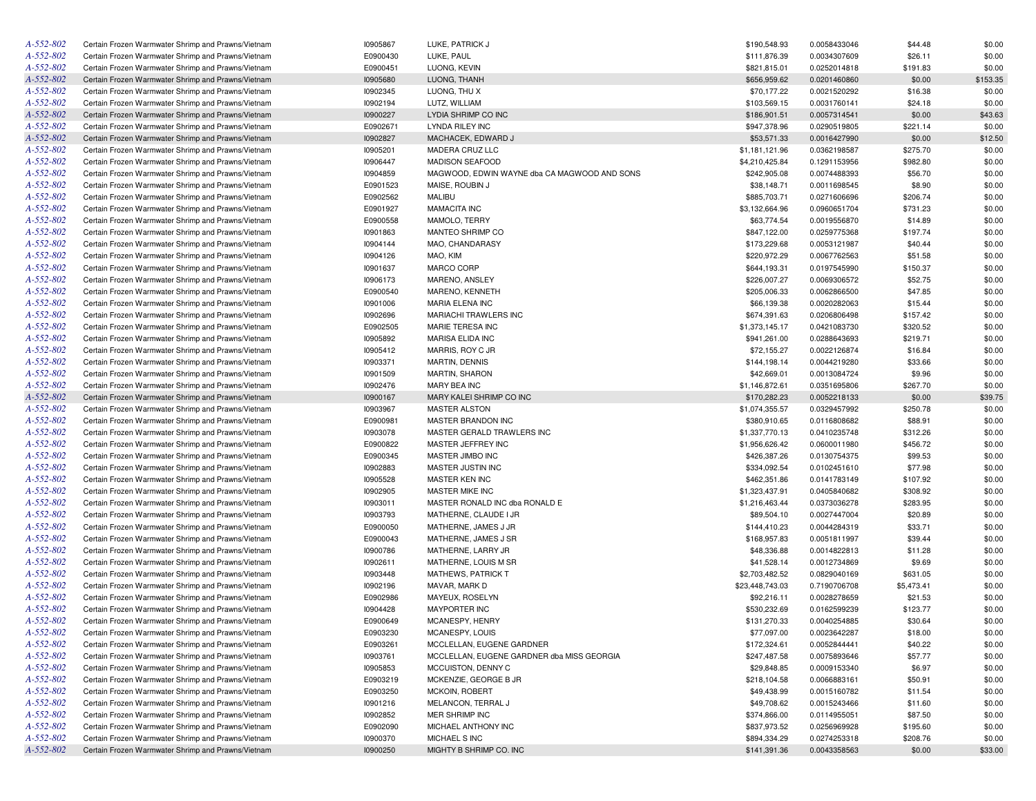| | | | | | | | |
|---|---|---|---|---|---|---|---|
| A-552-802 | Certain Frozen Warmwater Shrimp and Prawns/Vietnam | I0905867 | LUKE, PATRICK J | $190,548.93 | 0.0058433046 | $44.48 | $0.00 |
| A-552-802 | Certain Frozen Warmwater Shrimp and Prawns/Vietnam | E0900430 | LUKE, PAUL | $111,876.39 | 0.0034307609 | $26.11 | $0.00 |
| A-552-802 | Certain Frozen Warmwater Shrimp and Prawns/Vietnam | E0900451 | LUONG, KEVIN | $821,815.01 | 0.0252014818 | $191.83 | $0.00 |
| A-552-802 | Certain Frozen Warmwater Shrimp and Prawns/Vietnam | I0905680 | LUONG, THANH | $656,959.62 | 0.0201460860 | $0.00 | $153.35 |
| A-552-802 | Certain Frozen Warmwater Shrimp and Prawns/Vietnam | I0902345 | LUONG, THU X | $70,177.22 | 0.0021520292 | $16.38 | $0.00 |
| A-552-802 | Certain Frozen Warmwater Shrimp and Prawns/Vietnam | I0902194 | LUTZ, WILLIAM | $103,569.15 | 0.0031760141 | $24.18 | $0.00 |
| A-552-802 | Certain Frozen Warmwater Shrimp and Prawns/Vietnam | I0900227 | LYDIA SHRIMP CO INC | $186,901.51 | 0.0057314541 | $0.00 | $43.63 |
| A-552-802 | Certain Frozen Warmwater Shrimp and Prawns/Vietnam | E0902671 | LYNDA RILEY INC | $947,378.96 | 0.0290519805 | $221.14 | $0.00 |
| A-552-802 | Certain Frozen Warmwater Shrimp and Prawns/Vietnam | I0902827 | MACHACEK, EDWARD J | $53,571.33 | 0.0016427990 | $0.00 | $12.50 |
| A-552-802 | Certain Frozen Warmwater Shrimp and Prawns/Vietnam | I0905201 | MADERA CRUZ LLC | $1,181,121.96 | 0.0362198587 | $275.70 | $0.00 |
| A-552-802 | Certain Frozen Warmwater Shrimp and Prawns/Vietnam | I0906447 | MADISON SEAFOOD | $4,210,425.84 | 0.1291153956 | $982.80 | $0.00 |
| A-552-802 | Certain Frozen Warmwater Shrimp and Prawns/Vietnam | I0904859 | MAGWOOD, EDWIN WAYNE dba CA MAGWOOD AND SONS | $242,905.08 | 0.0074488393 | $56.70 | $0.00 |
| A-552-802 | Certain Frozen Warmwater Shrimp and Prawns/Vietnam | E0901523 | MAISE, ROUBIN J | $38,148.71 | 0.0011698545 | $8.90 | $0.00 |
| A-552-802 | Certain Frozen Warmwater Shrimp and Prawns/Vietnam | E0902562 | MALIBU | $885,703.71 | 0.0271606696 | $206.74 | $0.00 |
| A-552-802 | Certain Frozen Warmwater Shrimp and Prawns/Vietnam | E0901927 | MAMACITA INC | $3,132,664.96 | 0.0960651704 | $731.23 | $0.00 |
| A-552-802 | Certain Frozen Warmwater Shrimp and Prawns/Vietnam | E0900558 | MAMOLO, TERRY | $63,774.54 | 0.0019556870 | $14.89 | $0.00 |
| A-552-802 | Certain Frozen Warmwater Shrimp and Prawns/Vietnam | I0901863 | MANTEO SHRIMP CO | $847,122.00 | 0.0259775368 | $197.74 | $0.00 |
| A-552-802 | Certain Frozen Warmwater Shrimp and Prawns/Vietnam | I0904144 | MAO, CHANDARASY | $173,229.68 | 0.0053121987 | $40.44 | $0.00 |
| A-552-802 | Certain Frozen Warmwater Shrimp and Prawns/Vietnam | I0904126 | MAO, KIM | $220,972.29 | 0.0067762563 | $51.58 | $0.00 |
| A-552-802 | Certain Frozen Warmwater Shrimp and Prawns/Vietnam | I0901637 | MARCO CORP | $644,193.31 | 0.0197545990 | $150.37 | $0.00 |
| A-552-802 | Certain Frozen Warmwater Shrimp and Prawns/Vietnam | I0906173 | MARENO, ANSLEY | $226,007.27 | 0.0069306572 | $52.75 | $0.00 |
| A-552-802 | Certain Frozen Warmwater Shrimp and Prawns/Vietnam | E0900540 | MARENO, KENNETH | $205,006.33 | 0.0062866500 | $47.85 | $0.00 |
| A-552-802 | Certain Frozen Warmwater Shrimp and Prawns/Vietnam | I0901006 | MARIA ELENA INC | $66,139.38 | 0.0020282063 | $15.44 | $0.00 |
| A-552-802 | Certain Frozen Warmwater Shrimp and Prawns/Vietnam | I0902696 | MARIACHI TRAWLERS INC | $674,391.63 | 0.0206806498 | $157.42 | $0.00 |
| A-552-802 | Certain Frozen Warmwater Shrimp and Prawns/Vietnam | E0902505 | MARIE TERESA INC | $1,373,145.17 | 0.0421083730 | $320.52 | $0.00 |
| A-552-802 | Certain Frozen Warmwater Shrimp and Prawns/Vietnam | I0905892 | MARISA ELIDA INC | $941,261.00 | 0.0288643693 | $219.71 | $0.00 |
| A-552-802 | Certain Frozen Warmwater Shrimp and Prawns/Vietnam | I0905412 | MARRIS, ROY C JR | $72,155.27 | 0.0022126874 | $16.84 | $0.00 |
| A-552-802 | Certain Frozen Warmwater Shrimp and Prawns/Vietnam | I0903371 | MARTIN, DENNIS | $144,198.14 | 0.0044219280 | $33.66 | $0.00 |
| A-552-802 | Certain Frozen Warmwater Shrimp and Prawns/Vietnam | I0901509 | MARTIN, SHARON | $42,669.01 | 0.0013084724 | $9.96 | $0.00 |
| A-552-802 | Certain Frozen Warmwater Shrimp and Prawns/Vietnam | I0902476 | MARY BEA INC | $1,146,872.61 | 0.0351695806 | $267.70 | $0.00 |
| A-552-802 | Certain Frozen Warmwater Shrimp and Prawns/Vietnam | I0900167 | MARY KALEI SHRIMP CO INC | $170,282.23 | 0.0052218133 | $0.00 | $39.75 |
| A-552-802 | Certain Frozen Warmwater Shrimp and Prawns/Vietnam | I0903967 | MASTER ALSTON | $1,074,355.57 | 0.0329457992 | $250.78 | $0.00 |
| A-552-802 | Certain Frozen Warmwater Shrimp and Prawns/Vietnam | E0900981 | MASTER BRANDON INC | $380,910.65 | 0.0116808682 | $88.91 | $0.00 |
| A-552-802 | Certain Frozen Warmwater Shrimp and Prawns/Vietnam | I0903078 | MASTER GERALD TRAWLERS INC | $1,337,770.13 | 0.0410235748 | $312.26 | $0.00 |
| A-552-802 | Certain Frozen Warmwater Shrimp and Prawns/Vietnam | E0900822 | MASTER JEFFREY INC | $1,956,626.42 | 0.0600011980 | $456.72 | $0.00 |
| A-552-802 | Certain Frozen Warmwater Shrimp and Prawns/Vietnam | E0900345 | MASTER JIMBO INC | $426,387.26 | 0.0130754375 | $99.53 | $0.00 |
| A-552-802 | Certain Frozen Warmwater Shrimp and Prawns/Vietnam | I0902883 | MASTER JUSTIN INC | $334,092.54 | 0.0102451610 | $77.98 | $0.00 |
| A-552-802 | Certain Frozen Warmwater Shrimp and Prawns/Vietnam | I0905528 | MASTER KEN INC | $462,351.86 | 0.0141783149 | $107.92 | $0.00 |
| A-552-802 | Certain Frozen Warmwater Shrimp and Prawns/Vietnam | I0902905 | MASTER MIKE INC | $1,323,437.91 | 0.0405840682 | $308.92 | $0.00 |
| A-552-802 | Certain Frozen Warmwater Shrimp and Prawns/Vietnam | I0903011 | MASTER RONALD INC dba RONALD E | $1,216,463.44 | 0.0373036278 | $283.95 | $0.00 |
| A-552-802 | Certain Frozen Warmwater Shrimp and Prawns/Vietnam | I0903793 | MATHERNE, CLAUDE I JR | $89,504.10 | 0.0027447004 | $20.89 | $0.00 |
| A-552-802 | Certain Frozen Warmwater Shrimp and Prawns/Vietnam | E0900050 | MATHERNE, JAMES J JR | $144,410.23 | 0.0044284319 | $33.71 | $0.00 |
| A-552-802 | Certain Frozen Warmwater Shrimp and Prawns/Vietnam | E0900043 | MATHERNE, JAMES J SR | $168,957.83 | 0.0051811997 | $39.44 | $0.00 |
| A-552-802 | Certain Frozen Warmwater Shrimp and Prawns/Vietnam | I0900786 | MATHERNE, LARRY JR | $48,336.88 | 0.0014822813 | $11.28 | $0.00 |
| A-552-802 | Certain Frozen Warmwater Shrimp and Prawns/Vietnam | I0902611 | MATHERNE, LOUIS M SR | $41,528.14 | 0.0012734869 | $9.69 | $0.00 |
| A-552-802 | Certain Frozen Warmwater Shrimp and Prawns/Vietnam | I0903448 | MATHEWS, PATRICK T | $2,703,482.52 | 0.0829040169 | $631.05 | $0.00 |
| A-552-802 | Certain Frozen Warmwater Shrimp and Prawns/Vietnam | I0902196 | MAVAR, MARK D | $23,448,743.03 | 0.7190706708 | $5,473.41 | $0.00 |
| A-552-802 | Certain Frozen Warmwater Shrimp and Prawns/Vietnam | E0902986 | MAYEUX, ROSELYN | $92,216.11 | 0.0028278659 | $21.53 | $0.00 |
| A-552-802 | Certain Frozen Warmwater Shrimp and Prawns/Vietnam | I0904428 | MAYPORTER INC | $530,232.69 | 0.0162599239 | $123.77 | $0.00 |
| A-552-802 | Certain Frozen Warmwater Shrimp and Prawns/Vietnam | E0900649 | MCANESPY, HENRY | $131,270.33 | 0.0040254885 | $30.64 | $0.00 |
| A-552-802 | Certain Frozen Warmwater Shrimp and Prawns/Vietnam | E0903230 | MCANESPY, LOUIS | $77,097.00 | 0.0023642287 | $18.00 | $0.00 |
| A-552-802 | Certain Frozen Warmwater Shrimp and Prawns/Vietnam | E0903261 | MCCLELLAN, EUGENE GARDNER | $172,324.61 | 0.0052844441 | $40.22 | $0.00 |
| A-552-802 | Certain Frozen Warmwater Shrimp and Prawns/Vietnam | I0903761 | MCCLELLAN, EUGENE GARDNER dba MISS GEORGIA | $247,487.58 | 0.0075893646 | $57.77 | $0.00 |
| A-552-802 | Certain Frozen Warmwater Shrimp and Prawns/Vietnam | I0905853 | MCCUISTON, DENNY C | $29,848.85 | 0.0009153340 | $6.97 | $0.00 |
| A-552-802 | Certain Frozen Warmwater Shrimp and Prawns/Vietnam | E0903219 | MCKENZIE, GEORGE B JR | $218,104.58 | 0.0066883161 | $50.91 | $0.00 |
| A-552-802 | Certain Frozen Warmwater Shrimp and Prawns/Vietnam | E0903250 | MCKOIN, ROBERT | $49,438.99 | 0.0015160782 | $11.54 | $0.00 |
| A-552-802 | Certain Frozen Warmwater Shrimp and Prawns/Vietnam | I0901216 | MELANCON, TERRAL J | $49,708.62 | 0.0015243466 | $11.60 | $0.00 |
| A-552-802 | Certain Frozen Warmwater Shrimp and Prawns/Vietnam | I0902852 | MER SHRIMP INC | $374,866.00 | 0.0114955051 | $87.50 | $0.00 |
| A-552-802 | Certain Frozen Warmwater Shrimp and Prawns/Vietnam | E0902090 | MICHAEL ANTHONY INC | $837,973.52 | 0.0256969928 | $195.60 | $0.00 |
| A-552-802 | Certain Frozen Warmwater Shrimp and Prawns/Vietnam | I0900370 | MICHAEL S INC | $894,334.29 | 0.0274253318 | $208.76 | $0.00 |
| A-552-802 | Certain Frozen Warmwater Shrimp and Prawns/Vietnam | I0900250 | MIGHTY B SHRIMP CO. INC | $141,391.36 | 0.0043358563 | $0.00 | $33.00 |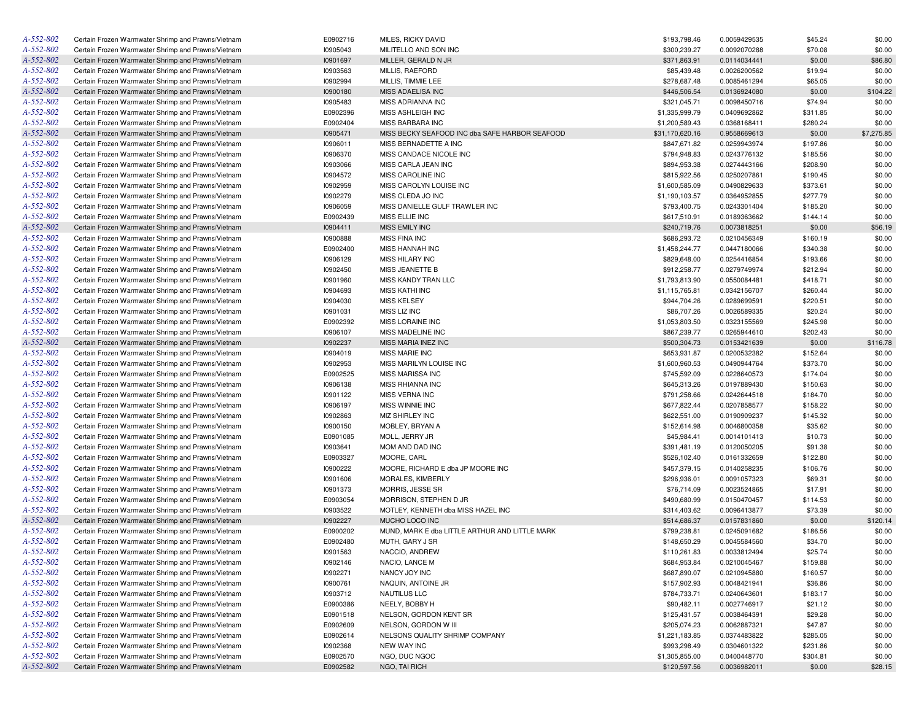| | | | | | | | |
|---|---|---|---|---|---|---|---|
| A-552-802 | Certain Frozen Warmwater Shrimp and Prawns/Vietnam | E0902716 | MILES, RICKY DAVID | $193,798.46 | 0.0059429535 | $45.24 | $0.00 |
| A-552-802 | Certain Frozen Warmwater Shrimp and Prawns/Vietnam | I0905043 | MILITELLO AND SON INC | $300,239.27 | 0.0092070288 | $70.08 | $0.00 |
| A-552-802 | Certain Frozen Warmwater Shrimp and Prawns/Vietnam | I0901697 | MILLER, GERALD N JR | $371,863.91 | 0.0114034441 | $0.00 | $86.80 |
| A-552-802 | Certain Frozen Warmwater Shrimp and Prawns/Vietnam | I0903563 | MILLIS, RAEFORD | $85,439.48 | 0.0026200562 | $19.94 | $0.00 |
| A-552-802 | Certain Frozen Warmwater Shrimp and Prawns/Vietnam | I0902994 | MILLIS, TIMMIE LEE | $278,687.48 | 0.0085461294 | $65.05 | $0.00 |
| A-552-802 | Certain Frozen Warmwater Shrimp and Prawns/Vietnam | I0900180 | MISS ADAELISA INC | $446,506.54 | 0.0136924080 | $0.00 | $104.22 |
| A-552-802 | Certain Frozen Warmwater Shrimp and Prawns/Vietnam | I0905483 | MISS ADRIANNA INC | $321,045.71 | 0.0098450716 | $74.94 | $0.00 |
| A-552-802 | Certain Frozen Warmwater Shrimp and Prawns/Vietnam | E0902396 | MISS ASHLEIGH INC | $1,335,999.79 | 0.0409692862 | $311.85 | $0.00 |
| A-552-802 | Certain Frozen Warmwater Shrimp and Prawns/Vietnam | E0902404 | MISS BARBARA INC | $1,200,589.43 | 0.0368168411 | $280.24 | $0.00 |
| A-552-802 | Certain Frozen Warmwater Shrimp and Prawns/Vietnam | I0905471 | MISS BECKY SEAFOOD INC dba SAFE HARBOR SEAFOOD | $31,170,620.16 | 0.9558669613 | $0.00 | $7,275.85 |
| A-552-802 | Certain Frozen Warmwater Shrimp and Prawns/Vietnam | I0906011 | MISS BERNADETTE A INC | $847,671.82 | 0.0259943974 | $197.86 | $0.00 |
| A-552-802 | Certain Frozen Warmwater Shrimp and Prawns/Vietnam | I0906370 | MISS CANDACE NICOLE INC | $794,948.83 | 0.0243776132 | $185.56 | $0.00 |
| A-552-802 | Certain Frozen Warmwater Shrimp and Prawns/Vietnam | I0903066 | MISS CARLA JEAN INC | $894,953.38 | 0.0274443166 | $208.90 | $0.00 |
| A-552-802 | Certain Frozen Warmwater Shrimp and Prawns/Vietnam | I0904572 | MISS CAROLINE INC | $815,922.56 | 0.0250207861 | $190.45 | $0.00 |
| A-552-802 | Certain Frozen Warmwater Shrimp and Prawns/Vietnam | I0902959 | MISS CAROLYN LOUISE INC | $1,600,585.09 | 0.0490829633 | $373.61 | $0.00 |
| A-552-802 | Certain Frozen Warmwater Shrimp and Prawns/Vietnam | I0902279 | MISS CLEDA JO INC | $1,190,103.57 | 0.0364952855 | $277.79 | $0.00 |
| A-552-802 | Certain Frozen Warmwater Shrimp and Prawns/Vietnam | I0906059 | MISS DANIELLE GULF TRAWLER INC | $793,400.75 | 0.0243301404 | $185.20 | $0.00 |
| A-552-802 | Certain Frozen Warmwater Shrimp and Prawns/Vietnam | E0902439 | MISS ELLIE INC | $617,510.91 | 0.0189363662 | $144.14 | $0.00 |
| A-552-802 | Certain Frozen Warmwater Shrimp and Prawns/Vietnam | I0904411 | MISS EMILY INC | $240,719.76 | 0.0073818251 | $0.00 | $56.19 |
| A-552-802 | Certain Frozen Warmwater Shrimp and Prawns/Vietnam | I0900888 | MISS FINA INC | $686,293.72 | 0.0210456349 | $160.19 | $0.00 |
| A-552-802 | Certain Frozen Warmwater Shrimp and Prawns/Vietnam | E0902400 | MISS HANNAH INC | $1,458,244.77 | 0.0447180066 | $340.38 | $0.00 |
| A-552-802 | Certain Frozen Warmwater Shrimp and Prawns/Vietnam | I0906129 | MISS HILARY INC | $829,648.00 | 0.0254416854 | $193.66 | $0.00 |
| A-552-802 | Certain Frozen Warmwater Shrimp and Prawns/Vietnam | I0902450 | MISS JEANETTE B | $912,258.77 | 0.0279749974 | $212.94 | $0.00 |
| A-552-802 | Certain Frozen Warmwater Shrimp and Prawns/Vietnam | I0901960 | MISS KANDY TRAN LLC | $1,793,813.90 | 0.0550084481 | $418.71 | $0.00 |
| A-552-802 | Certain Frozen Warmwater Shrimp and Prawns/Vietnam | I0904693 | MISS KATHI INC | $1,115,765.81 | 0.0342156707 | $260.44 | $0.00 |
| A-552-802 | Certain Frozen Warmwater Shrimp and Prawns/Vietnam | I0904030 | MISS KELSEY | $944,704.26 | 0.0289699591 | $220.51 | $0.00 |
| A-552-802 | Certain Frozen Warmwater Shrimp and Prawns/Vietnam | I0901031 | MISS LIZ INC | $86,707.26 | 0.0026589335 | $20.24 | $0.00 |
| A-552-802 | Certain Frozen Warmwater Shrimp and Prawns/Vietnam | E0902392 | MISS LORAINE INC | $1,053,803.50 | 0.0323155569 | $245.98 | $0.00 |
| A-552-802 | Certain Frozen Warmwater Shrimp and Prawns/Vietnam | I0906107 | MISS MADELINE INC | $867,239.77 | 0.0265944610 | $202.43 | $0.00 |
| A-552-802 | Certain Frozen Warmwater Shrimp and Prawns/Vietnam | I0902237 | MISS MARIA INEZ INC | $500,304.73 | 0.0153421639 | $0.00 | $116.78 |
| A-552-802 | Certain Frozen Warmwater Shrimp and Prawns/Vietnam | I0904019 | MISS MARIE INC | $653,931.87 | 0.0200532382 | $152.64 | $0.00 |
| A-552-802 | Certain Frozen Warmwater Shrimp and Prawns/Vietnam | I0902953 | MISS MARILYN LOUISE INC | $1,600,960.53 | 0.0490944764 | $373.70 | $0.00 |
| A-552-802 | Certain Frozen Warmwater Shrimp and Prawns/Vietnam | E0902525 | MISS MARISSA INC | $745,592.09 | 0.0228640573 | $174.04 | $0.00 |
| A-552-802 | Certain Frozen Warmwater Shrimp and Prawns/Vietnam | I0906138 | MISS RHIANNA INC | $645,313.26 | 0.0197889430 | $150.63 | $0.00 |
| A-552-802 | Certain Frozen Warmwater Shrimp and Prawns/Vietnam | I0901122 | MISS VERNA INC | $791,258.66 | 0.0242644518 | $184.70 | $0.00 |
| A-552-802 | Certain Frozen Warmwater Shrimp and Prawns/Vietnam | I0906197 | MISS WINNIE INC | $677,822.44 | 0.0207858577 | $158.22 | $0.00 |
| A-552-802 | Certain Frozen Warmwater Shrimp and Prawns/Vietnam | I0902863 | MIZ SHIRLEY INC | $622,551.00 | 0.0190909237 | $145.32 | $0.00 |
| A-552-802 | Certain Frozen Warmwater Shrimp and Prawns/Vietnam | I0900150 | MOBLEY, BRYAN A | $152,614.98 | 0.0046800358 | $35.62 | $0.00 |
| A-552-802 | Certain Frozen Warmwater Shrimp and Prawns/Vietnam | E0901085 | MOLL, JERRY JR | $45,984.41 | 0.0014101413 | $10.73 | $0.00 |
| A-552-802 | Certain Frozen Warmwater Shrimp and Prawns/Vietnam | I0903641 | MOM AND DAD INC | $391,481.19 | 0.0120050205 | $91.38 | $0.00 |
| A-552-802 | Certain Frozen Warmwater Shrimp and Prawns/Vietnam | E0903327 | MOORE, CARL | $526,102.40 | 0.0161332659 | $122.80 | $0.00 |
| A-552-802 | Certain Frozen Warmwater Shrimp and Prawns/Vietnam | I0900222 | MOORE, RICHARD E dba JP MOORE INC | $457,379.15 | 0.0140258235 | $106.76 | $0.00 |
| A-552-802 | Certain Frozen Warmwater Shrimp and Prawns/Vietnam | I0901606 | MORALES, KIMBERLY | $296,936.01 | 0.0091057323 | $69.31 | $0.00 |
| A-552-802 | Certain Frozen Warmwater Shrimp and Prawns/Vietnam | I0901373 | MORRIS, JESSE SR | $76,714.09 | 0.0023524865 | $17.91 | $0.00 |
| A-552-802 | Certain Frozen Warmwater Shrimp and Prawns/Vietnam | E0903054 | MORRISON, STEPHEN D JR | $490,680.99 | 0.0150470457 | $114.53 | $0.00 |
| A-552-802 | Certain Frozen Warmwater Shrimp and Prawns/Vietnam | I0903522 | MOTLEY, KENNETH dba MISS HAZEL INC | $314,403.62 | 0.0096413877 | $73.39 | $0.00 |
| A-552-802 | Certain Frozen Warmwater Shrimp and Prawns/Vietnam | I0902227 | MUCHO LOCO INC | $514,686.37 | 0.0157831860 | $0.00 | $120.14 |
| A-552-802 | Certain Frozen Warmwater Shrimp and Prawns/Vietnam | E0900202 | MUND, MARK E dba LITTLE ARTHUR AND LITTLE MARK | $799,238.81 | 0.0245091682 | $186.56 | $0.00 |
| A-552-802 | Certain Frozen Warmwater Shrimp and Prawns/Vietnam | E0902480 | MUTH, GARY J SR | $148,650.29 | 0.0045584560 | $34.70 | $0.00 |
| A-552-802 | Certain Frozen Warmwater Shrimp and Prawns/Vietnam | I0901563 | NACCIO, ANDREW | $110,261.83 | 0.0033812494 | $25.74 | $0.00 |
| A-552-802 | Certain Frozen Warmwater Shrimp and Prawns/Vietnam | I0902146 | NACIO, LANCE M | $684,953.84 | 0.0210045467 | $159.88 | $0.00 |
| A-552-802 | Certain Frozen Warmwater Shrimp and Prawns/Vietnam | I0902271 | NANCY JOY INC | $687,890.07 | 0.0210945880 | $160.57 | $0.00 |
| A-552-802 | Certain Frozen Warmwater Shrimp and Prawns/Vietnam | I0900761 | NAQUIN, ANTOINE JR | $157,902.93 | 0.0048421941 | $36.86 | $0.00 |
| A-552-802 | Certain Frozen Warmwater Shrimp and Prawns/Vietnam | I0903712 | NAUTILUS LLC | $784,733.71 | 0.0240643601 | $183.17 | $0.00 |
| A-552-802 | Certain Frozen Warmwater Shrimp and Prawns/Vietnam | E0900386 | NEELY, BOBBY H | $90,482.11 | 0.0027746917 | $21.12 | $0.00 |
| A-552-802 | Certain Frozen Warmwater Shrimp and Prawns/Vietnam | E0901518 | NELSON, GORDON KENT SR | $125,431.57 | 0.0038464391 | $29.28 | $0.00 |
| A-552-802 | Certain Frozen Warmwater Shrimp and Prawns/Vietnam | E0902609 | NELSON, GORDON W III | $205,074.23 | 0.0062887321 | $47.87 | $0.00 |
| A-552-802 | Certain Frozen Warmwater Shrimp and Prawns/Vietnam | E0902614 | NELSONS QUALITY SHRIMP COMPANY | $1,221,183.85 | 0.0374483822 | $285.05 | $0.00 |
| A-552-802 | Certain Frozen Warmwater Shrimp and Prawns/Vietnam | I0902368 | NEW WAY INC | $993,298.49 | 0.0304601322 | $231.86 | $0.00 |
| A-552-802 | Certain Frozen Warmwater Shrimp and Prawns/Vietnam | E0902570 | NGO, DUC NGOC | $1,305,855.00 | 0.0400448770 | $304.81 | $0.00 |
| A-552-802 | Certain Frozen Warmwater Shrimp and Prawns/Vietnam | E0902582 | NGO, TAI RICH | $120,597.56 | 0.0036982011 | $0.00 | $28.15 |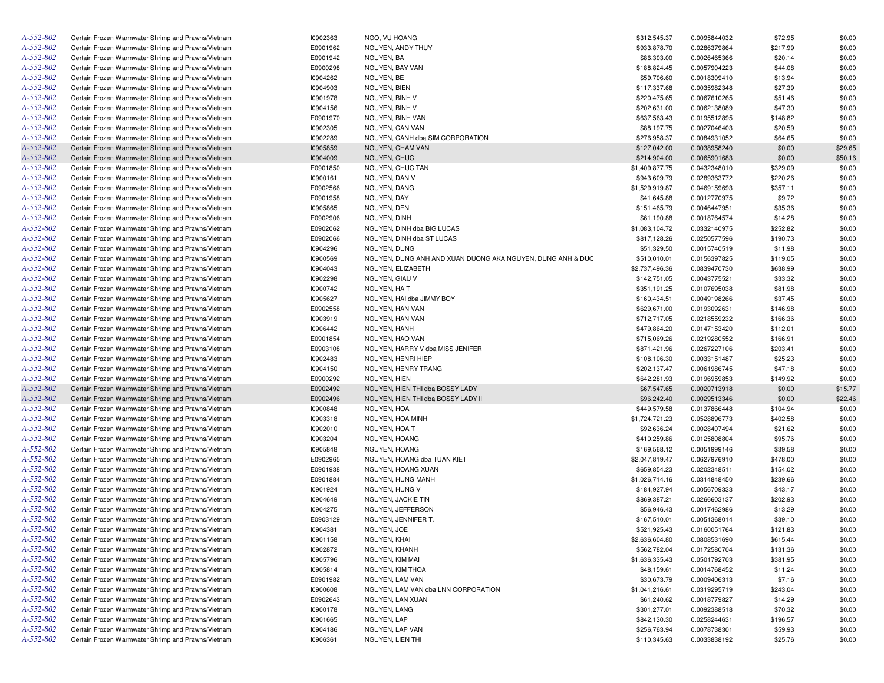| | | | | | | | |
|---|---|---|---|---|---|---|---|
| A-552-802 | Certain Frozen Warmwater Shrimp and Prawns/Vietnam | I0902363 | NGO, VU HOANG | $312,545.37 | 0.0095844032 | $72.95 | $0.00 |
| A-552-802 | Certain Frozen Warmwater Shrimp and Prawns/Vietnam | E0901962 | NGUYEN, ANDY THUY | $933,878.70 | 0.0286379864 | $217.99 | $0.00 |
| A-552-802 | Certain Frozen Warmwater Shrimp and Prawns/Vietnam | E0901942 | NGUYEN, BA | $86,303.00 | 0.0026465366 | $20.14 | $0.00 |
| A-552-802 | Certain Frozen Warmwater Shrimp and Prawns/Vietnam | E0900298 | NGUYEN, BAY VAN | $188,824.45 | 0.0057904223 | $44.08 | $0.00 |
| A-552-802 | Certain Frozen Warmwater Shrimp and Prawns/Vietnam | I0904262 | NGUYEN, BE | $59,706.60 | 0.0018309410 | $13.94 | $0.00 |
| A-552-802 | Certain Frozen Warmwater Shrimp and Prawns/Vietnam | I0904903 | NGUYEN, BIEN | $117,337.68 | 0.0035982348 | $27.39 | $0.00 |
| A-552-802 | Certain Frozen Warmwater Shrimp and Prawns/Vietnam | I0901978 | NGUYEN, BINH V | $220,475.65 | 0.0067610265 | $51.46 | $0.00 |
| A-552-802 | Certain Frozen Warmwater Shrimp and Prawns/Vietnam | I0904156 | NGUYEN, BINH V | $202,631.00 | 0.0062138089 | $47.30 | $0.00 |
| A-552-802 | Certain Frozen Warmwater Shrimp and Prawns/Vietnam | E0901970 | NGUYEN, BINH VAN | $637,563.43 | 0.0195512895 | $148.82 | $0.00 |
| A-552-802 | Certain Frozen Warmwater Shrimp and Prawns/Vietnam | I0902305 | NGUYEN, CAN VAN | $88,197.75 | 0.0027046403 | $20.59 | $0.00 |
| A-552-802 | Certain Frozen Warmwater Shrimp and Prawns/Vietnam | I0902289 | NGUYEN, CANH dba SIM CORPORATION | $276,958.37 | 0.0084931052 | $64.65 | $0.00 |
| A-552-802 | Certain Frozen Warmwater Shrimp and Prawns/Vietnam | I0905859 | NGUYEN, CHAM VAN | $127,042.00 | 0.0038958240 | $0.00 | $29.65 |
| A-552-802 | Certain Frozen Warmwater Shrimp and Prawns/Vietnam | I0904009 | NGUYEN, CHUC | $214,904.00 | 0.0065901683 | $0.00 | $50.16 |
| A-552-802 | Certain Frozen Warmwater Shrimp and Prawns/Vietnam | E0901850 | NGUYEN, CHUC TAN | $1,409,877.75 | 0.0432348010 | $329.09 | $0.00 |
| A-552-802 | Certain Frozen Warmwater Shrimp and Prawns/Vietnam | I0900161 | NGUYEN, DAN V | $943,609.79 | 0.0289363772 | $220.26 | $0.00 |
| A-552-802 | Certain Frozen Warmwater Shrimp and Prawns/Vietnam | E0902566 | NGUYEN, DANG | $1,529,919.87 | 0.0469159693 | $357.11 | $0.00 |
| A-552-802 | Certain Frozen Warmwater Shrimp and Prawns/Vietnam | E0901958 | NGUYEN, DAY | $41,645.88 | 0.0012770975 | $9.72 | $0.00 |
| A-552-802 | Certain Frozen Warmwater Shrimp and Prawns/Vietnam | I0905865 | NGUYEN, DEN | $151,465.79 | 0.0046447951 | $35.36 | $0.00 |
| A-552-802 | Certain Frozen Warmwater Shrimp and Prawns/Vietnam | E0902906 | NGUYEN, DINH | $61,190.88 | 0.0018764574 | $14.28 | $0.00 |
| A-552-802 | Certain Frozen Warmwater Shrimp and Prawns/Vietnam | E0902062 | NGUYEN, DINH dba BIG LUCAS | $1,083,104.72 | 0.0332140975 | $252.82 | $0.00 |
| A-552-802 | Certain Frozen Warmwater Shrimp and Prawns/Vietnam | E0902066 | NGUYEN, DINH dba ST LUCAS | $817,128.26 | 0.0250577596 | $190.73 | $0.00 |
| A-552-802 | Certain Frozen Warmwater Shrimp and Prawns/Vietnam | I0904296 | NGUYEN, DUNG | $51,329.50 | 0.0015740519 | $11.98 | $0.00 |
| A-552-802 | Certain Frozen Warmwater Shrimp and Prawns/Vietnam | I0900569 | NGUYEN, DUNG ANH AND XUAN DUONG AKA NGUYEN, DUNG ANH & DUC | $510,010.01 | 0.0156397825 | $119.05 | $0.00 |
| A-552-802 | Certain Frozen Warmwater Shrimp and Prawns/Vietnam | I0904043 | NGUYEN, ELIZABETH | $2,737,496.36 | 0.0839470730 | $638.99 | $0.00 |
| A-552-802 | Certain Frozen Warmwater Shrimp and Prawns/Vietnam | I0902298 | NGUYEN, GIAU V | $142,751.05 | 0.0043775521 | $33.32 | $0.00 |
| A-552-802 | Certain Frozen Warmwater Shrimp and Prawns/Vietnam | I0900742 | NGUYEN, HA T | $351,191.25 | 0.0107695038 | $81.98 | $0.00 |
| A-552-802 | Certain Frozen Warmwater Shrimp and Prawns/Vietnam | I0905627 | NGUYEN, HAI dba JIMMY BOY | $160,434.51 | 0.0049198266 | $37.45 | $0.00 |
| A-552-802 | Certain Frozen Warmwater Shrimp and Prawns/Vietnam | E0902558 | NGUYEN, HAN VAN | $629,671.00 | 0.0193092631 | $146.98 | $0.00 |
| A-552-802 | Certain Frozen Warmwater Shrimp and Prawns/Vietnam | I0903919 | NGUYEN, HAN VAN | $712,717.05 | 0.0218559232 | $166.36 | $0.00 |
| A-552-802 | Certain Frozen Warmwater Shrimp and Prawns/Vietnam | I0906442 | NGUYEN, HANH | $479,864.20 | 0.0147153420 | $112.01 | $0.00 |
| A-552-802 | Certain Frozen Warmwater Shrimp and Prawns/Vietnam | E0901854 | NGUYEN, HAO VAN | $715,069.26 | 0.0219280552 | $166.91 | $0.00 |
| A-552-802 | Certain Frozen Warmwater Shrimp and Prawns/Vietnam | E0903108 | NGUYEN, HARRY V dba MISS JENIFER | $871,421.96 | 0.0267227106 | $203.41 | $0.00 |
| A-552-802 | Certain Frozen Warmwater Shrimp and Prawns/Vietnam | I0902483 | NGUYEN, HENRI HIEP | $108,106.30 | 0.0033151487 | $25.23 | $0.00 |
| A-552-802 | Certain Frozen Warmwater Shrimp and Prawns/Vietnam | I0904150 | NGUYEN, HENRY TRANG | $202,137.47 | 0.0061986745 | $47.18 | $0.00 |
| A-552-802 | Certain Frozen Warmwater Shrimp and Prawns/Vietnam | E0900292 | NGUYEN, HIEN | $642,281.93 | 0.0196959853 | $149.92 | $0.00 |
| A-552-802 | Certain Frozen Warmwater Shrimp and Prawns/Vietnam | E0902492 | NGUYEN, HIEN THI dba BOSSY LADY | $67,547.65 | 0.0020713918 | $0.00 | $15.77 |
| A-552-802 | Certain Frozen Warmwater Shrimp and Prawns/Vietnam | E0902496 | NGUYEN, HIEN THI dba BOSSY LADY II | $96,242.40 | 0.0029513346 | $0.00 | $22.46 |
| A-552-802 | Certain Frozen Warmwater Shrimp and Prawns/Vietnam | I0900848 | NGUYEN, HOA | $449,579.58 | 0.0137866448 | $104.94 | $0.00 |
| A-552-802 | Certain Frozen Warmwater Shrimp and Prawns/Vietnam | I0903318 | NGUYEN, HOA MINH | $1,724,721.23 | 0.0528896773 | $402.58 | $0.00 |
| A-552-802 | Certain Frozen Warmwater Shrimp and Prawns/Vietnam | I0902010 | NGUYEN, HOA T | $92,636.24 | 0.0028407494 | $21.62 | $0.00 |
| A-552-802 | Certain Frozen Warmwater Shrimp and Prawns/Vietnam | I0903204 | NGUYEN, HOANG | $410,259.86 | 0.0125808804 | $95.76 | $0.00 |
| A-552-802 | Certain Frozen Warmwater Shrimp and Prawns/Vietnam | I0905848 | NGUYEN, HOANG | $169,568.12 | 0.0051999146 | $39.58 | $0.00 |
| A-552-802 | Certain Frozen Warmwater Shrimp and Prawns/Vietnam | E0902965 | NGUYEN, HOANG dba TUAN KIET | $2,047,819.47 | 0.0627976910 | $478.00 | $0.00 |
| A-552-802 | Certain Frozen Warmwater Shrimp and Prawns/Vietnam | E0901938 | NGUYEN, HOANG XUAN | $659,854.23 | 0.0202348511 | $154.02 | $0.00 |
| A-552-802 | Certain Frozen Warmwater Shrimp and Prawns/Vietnam | E0901884 | NGUYEN, HUNG MANH | $1,026,714.16 | 0.0314848450 | $239.66 | $0.00 |
| A-552-802 | Certain Frozen Warmwater Shrimp and Prawns/Vietnam | I0901924 | NGUYEN, HUNG V | $184,927.94 | 0.0056709333 | $43.17 | $0.00 |
| A-552-802 | Certain Frozen Warmwater Shrimp and Prawns/Vietnam | I0904649 | NGUYEN, JACKIE TIN | $869,387.21 | 0.0266603137 | $202.93 | $0.00 |
| A-552-802 | Certain Frozen Warmwater Shrimp and Prawns/Vietnam | I0904275 | NGUYEN, JEFFERSON | $56,946.43 | 0.0017462986 | $13.29 | $0.00 |
| A-552-802 | Certain Frozen Warmwater Shrimp and Prawns/Vietnam | E0903129 | NGUYEN, JENNIFER T. | $167,510.01 | 0.0051368014 | $39.10 | $0.00 |
| A-552-802 | Certain Frozen Warmwater Shrimp and Prawns/Vietnam | I0904381 | NGUYEN, JOE | $521,925.43 | 0.0160051764 | $121.83 | $0.00 |
| A-552-802 | Certain Frozen Warmwater Shrimp and Prawns/Vietnam | I0901158 | NGUYEN, KHAI | $2,636,604.80 | 0.0808531690 | $615.44 | $0.00 |
| A-552-802 | Certain Frozen Warmwater Shrimp and Prawns/Vietnam | I0902872 | NGUYEN, KHANH | $562,782.04 | 0.0172580704 | $131.36 | $0.00 |
| A-552-802 | Certain Frozen Warmwater Shrimp and Prawns/Vietnam | I0905796 | NGUYEN, KIM MAI | $1,636,335.43 | 0.0501792703 | $381.95 | $0.00 |
| A-552-802 | Certain Frozen Warmwater Shrimp and Prawns/Vietnam | I0905814 | NGUYEN, KIM THOA | $48,159.61 | 0.0014768452 | $11.24 | $0.00 |
| A-552-802 | Certain Frozen Warmwater Shrimp and Prawns/Vietnam | E0901982 | NGUYEN, LAM VAN | $30,673.79 | 0.0009406313 | $7.16 | $0.00 |
| A-552-802 | Certain Frozen Warmwater Shrimp and Prawns/Vietnam | I0900608 | NGUYEN, LAM VAN dba LNN CORPORATION | $1,041,216.61 | 0.0319295719 | $243.04 | $0.00 |
| A-552-802 | Certain Frozen Warmwater Shrimp and Prawns/Vietnam | E0902643 | NGUYEN, LAN XUAN | $61,240.62 | 0.0018779827 | $14.29 | $0.00 |
| A-552-802 | Certain Frozen Warmwater Shrimp and Prawns/Vietnam | I0900178 | NGUYEN, LANG | $301,277.01 | 0.0092388518 | $70.32 | $0.00 |
| A-552-802 | Certain Frozen Warmwater Shrimp and Prawns/Vietnam | I0901665 | NGUYEN, LAP | $842,130.30 | 0.0258244631 | $196.57 | $0.00 |
| A-552-802 | Certain Frozen Warmwater Shrimp and Prawns/Vietnam | I0904186 | NGUYEN, LAP VAN | $256,763.94 | 0.0078738301 | $59.93 | $0.00 |
| A-552-802 | Certain Frozen Warmwater Shrimp and Prawns/Vietnam | I0906361 | NGUYEN, LIEN THI | $110,345.63 | 0.0033838192 | $25.76 | $0.00 |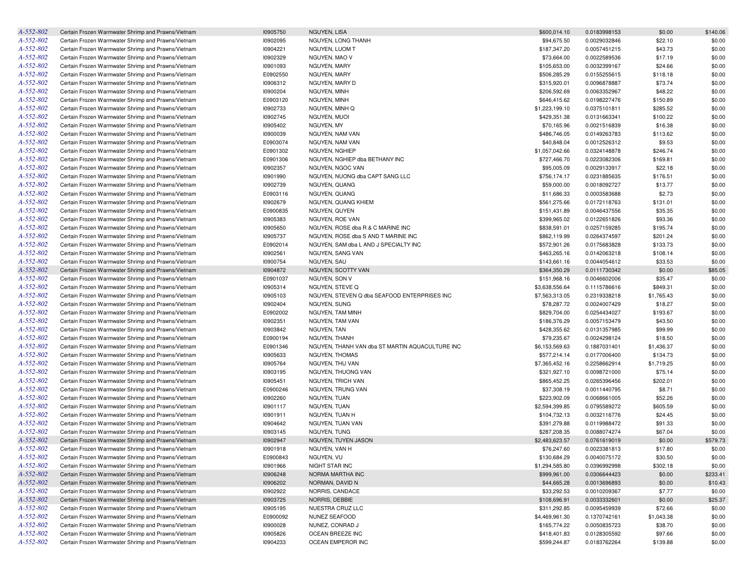| | | | | | | | |
|---|---|---|---|---|---|---|---|
| A-552-802 | Certain Frozen Warmwater Shrimp and Prawns/Vietnam | I0905750 | NGUYEN, LISA | $600,014.10 | 0.0183998153 | $0.00 | $140.06 |
| A-552-802 | Certain Frozen Warmwater Shrimp and Prawns/Vietnam | I0902095 | NGUYEN, LONG THANH | $94,675.50 | 0.0029032846 | $22.10 | $0.00 |
| A-552-802 | Certain Frozen Warmwater Shrimp and Prawns/Vietnam | I0904221 | NGUYEN, LUOM T | $187,347.20 | 0.0057451215 | $43.73 | $0.00 |
| A-552-802 | Certain Frozen Warmwater Shrimp and Prawns/Vietnam | I0902329 | NGUYEN, MAO V | $73,664.00 | 0.0022589536 | $17.19 | $0.00 |
| A-552-802 | Certain Frozen Warmwater Shrimp and Prawns/Vietnam | I0901093 | NGUYEN, MARY | $105,653.00 | 0.0032399167 | $24.66 | $0.00 |
| A-552-802 | Certain Frozen Warmwater Shrimp and Prawns/Vietnam | E0902550 | NGUYEN, MARY | $506,285.29 | 0.0155255615 | $118.18 | $0.00 |
| A-552-802 | Certain Frozen Warmwater Shrimp and Prawns/Vietnam | I0906312 | NGUYEN, MARY D | $315,920.01 | 0.0096878887 | $73.74 | $0.00 |
| A-552-802 | Certain Frozen Warmwater Shrimp and Prawns/Vietnam | I0900204 | NGUYEN, MINH | $206,592.69 | 0.0063352967 | $48.22 | $0.00 |
| A-552-802 | Certain Frozen Warmwater Shrimp and Prawns/Vietnam | E0903120 | NGUYEN, MINH | $646,415.62 | 0.0198227476 | $150.89 | $0.00 |
| A-552-802 | Certain Frozen Warmwater Shrimp and Prawns/Vietnam | I0902733 | NGUYEN, MINH Q | $1,223,199.10 | 0.0375101811 | $285.52 | $0.00 |
| A-552-802 | Certain Frozen Warmwater Shrimp and Prawns/Vietnam | I0902745 | NGUYEN, MUOI | $429,351.38 | 0.0131663341 | $100.22 | $0.00 |
| A-552-802 | Certain Frozen Warmwater Shrimp and Prawns/Vietnam | I0905402 | NGUYEN, MY | $70,165.96 | 0.0021516839 | $16.38 | $0.00 |
| A-552-802 | Certain Frozen Warmwater Shrimp and Prawns/Vietnam | I0900039 | NGUYEN, NAM VAN | $486,746.05 | 0.0149263783 | $113.62 | $0.00 |
| A-552-802 | Certain Frozen Warmwater Shrimp and Prawns/Vietnam | E0903074 | NGUYEN, NAM VAN | $40,848.04 | 0.0012526312 | $9.53 | $0.00 |
| A-552-802 | Certain Frozen Warmwater Shrimp and Prawns/Vietnam | E0901302 | NGUYEN, NGHIEP | $1,057,042.66 | 0.0324148878 | $246.74 | $0.00 |
| A-552-802 | Certain Frozen Warmwater Shrimp and Prawns/Vietnam | E0901306 | NGUYEN, NGHIEP dba BETHANY INC | $727,466.70 | 0.0223082306 | $169.81 | $0.00 |
| A-552-802 | Certain Frozen Warmwater Shrimp and Prawns/Vietnam | I0902357 | NGUYEN, NGOC VAN | $95,005.09 | 0.0029133917 | $22.18 | $0.00 |
| A-552-802 | Certain Frozen Warmwater Shrimp and Prawns/Vietnam | I0901990 | NGUYEN, NUONG dba CAPT SANG LLC | $756,174.17 | 0.0231885635 | $176.51 | $0.00 |
| A-552-802 | Certain Frozen Warmwater Shrimp and Prawns/Vietnam | I0902739 | NGUYEN, QUANG | $59,000.00 | 0.0018092727 | $13.77 | $0.00 |
| A-552-802 | Certain Frozen Warmwater Shrimp and Prawns/Vietnam | E0903116 | NGUYEN, QUANG | $11,686.33 | 0.0003583688 | $2.73 | $0.00 |
| A-552-802 | Certain Frozen Warmwater Shrimp and Prawns/Vietnam | I0902679 | NGUYEN, QUANG KHIEM | $561,275.66 | 0.0172118763 | $131.01 | $0.00 |
| A-552-802 | Certain Frozen Warmwater Shrimp and Prawns/Vietnam | E0900835 | NGUYEN, QUYEN | $151,431.89 | 0.0046437556 | $35.35 | $0.00 |
| A-552-802 | Certain Frozen Warmwater Shrimp and Prawns/Vietnam | I0905383 | NGUYEN, ROE VAN | $399,965.02 | 0.0122651826 | $93.36 | $0.00 |
| A-552-802 | Certain Frozen Warmwater Shrimp and Prawns/Vietnam | I0905650 | NGUYEN, ROSE dba R & C MARINE INC | $838,591.01 | 0.0257159285 | $195.74 | $0.00 |
| A-552-802 | Certain Frozen Warmwater Shrimp and Prawns/Vietnam | I0905737 | NGUYEN, ROSE dba S AND T MARINE INC | $862,119.99 | 0.0264374597 | $201.24 | $0.00 |
| A-552-802 | Certain Frozen Warmwater Shrimp and Prawns/Vietnam | E0902014 | NGUYEN, SAM dba L AND J SPECIALTY INC | $572,901.26 | 0.0175683828 | $133.73 | $0.00 |
| A-552-802 | Certain Frozen Warmwater Shrimp and Prawns/Vietnam | I0902561 | NGUYEN, SANG VAN | $463,265.16 | 0.0142063218 | $108.14 | $0.00 |
| A-552-802 | Certain Frozen Warmwater Shrimp and Prawns/Vietnam | I0900754 | NGUYEN, SAU | $143,661.16 | 0.0044054612 | $33.53 | $0.00 |
| A-552-802 | Certain Frozen Warmwater Shrimp and Prawns/Vietnam | I0904872 | NGUYEN, SCOTTY VAN | $364,350.29 | 0.0111730342 | $0.00 | $85.05 |
| A-552-802 | Certain Frozen Warmwater Shrimp and Prawns/Vietnam | E0901037 | NGUYEN, SON V | $151,968.16 | 0.0046602006 | $35.47 | $0.00 |
| A-552-802 | Certain Frozen Warmwater Shrimp and Prawns/Vietnam | I0905314 | NGUYEN, STEVE Q | $3,638,556.64 | 0.1115786616 | $849.31 | $0.00 |
| A-552-802 | Certain Frozen Warmwater Shrimp and Prawns/Vietnam | I0905103 | NGUYEN, STEVEN Q dba SEAFOOD ENTERPRISES INC | $7,563,313.05 | 0.2319338218 | $1,765.43 | $0.00 |
| A-552-802 | Certain Frozen Warmwater Shrimp and Prawns/Vietnam | I0902404 | NGUYEN, SUNG | $78,287.72 | 0.0024007429 | $18.27 | $0.00 |
| A-552-802 | Certain Frozen Warmwater Shrimp and Prawns/Vietnam | E0902002 | NGUYEN, TAM MINH | $829,704.00 | 0.0254434027 | $193.67 | $0.00 |
| A-552-802 | Certain Frozen Warmwater Shrimp and Prawns/Vietnam | I0902351 | NGUYEN, TAM VAN | $186,376.29 | 0.0057153479 | $43.50 | $0.00 |
| A-552-802 | Certain Frozen Warmwater Shrimp and Prawns/Vietnam | I0903842 | NGUYEN, TAN | $428,355.62 | 0.0131357985 | $99.99 | $0.00 |
| A-552-802 | Certain Frozen Warmwater Shrimp and Prawns/Vietnam | E0900194 | NGUYEN, THANH | $79,235.67 | 0.0024298124 | $18.50 | $0.00 |
| A-552-802 | Certain Frozen Warmwater Shrimp and Prawns/Vietnam | E0901346 | NGUYEN, THANH VAN dba ST MARTIN AQUACULTURE INC | $6,153,569.63 | 0.1887031401 | $1,436.37 | $0.00 |
| A-552-802 | Certain Frozen Warmwater Shrimp and Prawns/Vietnam | I0905633 | NGUYEN, THOMAS | $577,214.14 | 0.0177006400 | $134.73 | $0.00 |
| A-552-802 | Certain Frozen Warmwater Shrimp and Prawns/Vietnam | I0905764 | NGUYEN, THU VAN | $7,365,452.16 | 0.2258662914 | $1,719.25 | $0.00 |
| A-552-802 | Certain Frozen Warmwater Shrimp and Prawns/Vietnam | I0903195 | NGUYEN, THUONG VAN | $321,927.10 | 0.0098721000 | $75.14 | $0.00 |
| A-552-802 | Certain Frozen Warmwater Shrimp and Prawns/Vietnam | I0905451 | NGUYEN, TRICH VAN | $865,452.25 | 0.0265396456 | $202.01 | $0.00 |
| A-552-802 | Certain Frozen Warmwater Shrimp and Prawns/Vietnam | E0900246 | NGUYEN, TRUNG VAN | $37,308.19 | 0.0011440795 | $8.71 | $0.00 |
| A-552-802 | Certain Frozen Warmwater Shrimp and Prawns/Vietnam | I0902260 | NGUYEN, TUAN | $223,902.09 | 0.0068661005 | $52.26 | $0.00 |
| A-552-802 | Certain Frozen Warmwater Shrimp and Prawns/Vietnam | I0901117 | NGUYEN, TUAN | $2,594,399.85 | 0.0795589272 | $605.59 | $0.00 |
| A-552-802 | Certain Frozen Warmwater Shrimp and Prawns/Vietnam | I0901911 | NGUYEN, TUAN H | $104,732.13 | 0.0032116776 | $24.45 | $0.00 |
| A-552-802 | Certain Frozen Warmwater Shrimp and Prawns/Vietnam | I0904642 | NGUYEN, TUAN VAN | $391,279.88 | 0.0119988472 | $91.33 | $0.00 |
| A-552-802 | Certain Frozen Warmwater Shrimp and Prawns/Vietnam | I0903145 | NGUYEN, TUNG | $287,208.35 | 0.0088074274 | $67.04 | $0.00 |
| A-552-802 | Certain Frozen Warmwater Shrimp and Prawns/Vietnam | I0902947 | NGUYEN, TUYEN JASON | $2,483,623.57 | 0.0761619019 | $0.00 | $579.73 |
| A-552-802 | Certain Frozen Warmwater Shrimp and Prawns/Vietnam | I0901918 | NGUYEN, VAN H | $76,247.60 | 0.0023381813 | $17.80 | $0.00 |
| A-552-802 | Certain Frozen Warmwater Shrimp and Prawns/Vietnam | E0900843 | NGUYEN, VU | $130,684.29 | 0.0040075172 | $30.50 | $0.00 |
| A-552-802 | Certain Frozen Warmwater Shrimp and Prawns/Vietnam | I0901966 | NIGHT STAR INC | $1,294,585.80 | 0.0396992998 | $302.18 | $0.00 |
| A-552-802 | Certain Frozen Warmwater Shrimp and Prawns/Vietnam | I0906248 | NORMA MARTHA INC | $999,961.00 | 0.0306644423 | $0.00 | $233.41 |
| A-552-802 | Certain Frozen Warmwater Shrimp and Prawns/Vietnam | I0906202 | NORMAN, DAVID N | $44,665.28 | 0.0013696893 | $0.00 | $10.43 |
| A-552-802 | Certain Frozen Warmwater Shrimp and Prawns/Vietnam | I0902922 | NORRIS, CANDACE | $33,292.53 | 0.0010209367 | $7.77 | $0.00 |
| A-552-802 | Certain Frozen Warmwater Shrimp and Prawns/Vietnam | I0903725 | NORRIS, DEBBIE | $108,696.91 | 0.0033332601 | $0.00 | $25.37 |
| A-552-802 | Certain Frozen Warmwater Shrimp and Prawns/Vietnam | I0905195 | NUESTRA CRUZ LLC | $311,292.85 | 0.0095459939 | $72.66 | $0.00 |
| A-552-802 | Certain Frozen Warmwater Shrimp and Prawns/Vietnam | E0900092 | NUNEZ SEAFOOD | $4,469,961.30 | 0.1370742161 | $1,043.38 | $0.00 |
| A-552-802 | Certain Frozen Warmwater Shrimp and Prawns/Vietnam | I0900028 | NUNEZ, CONRAD J | $165,774.22 | 0.0050835723 | $38.70 | $0.00 |
| A-552-802 | Certain Frozen Warmwater Shrimp and Prawns/Vietnam | I0905826 | OCEAN BREEZE INC | $418,401.83 | 0.0128305592 | $97.66 | $0.00 |
| A-552-802 | Certain Frozen Warmwater Shrimp and Prawns/Vietnam | I0904233 | OCEAN EMPEROR INC | $599,244.87 | 0.0183762264 | $139.88 | $0.00 |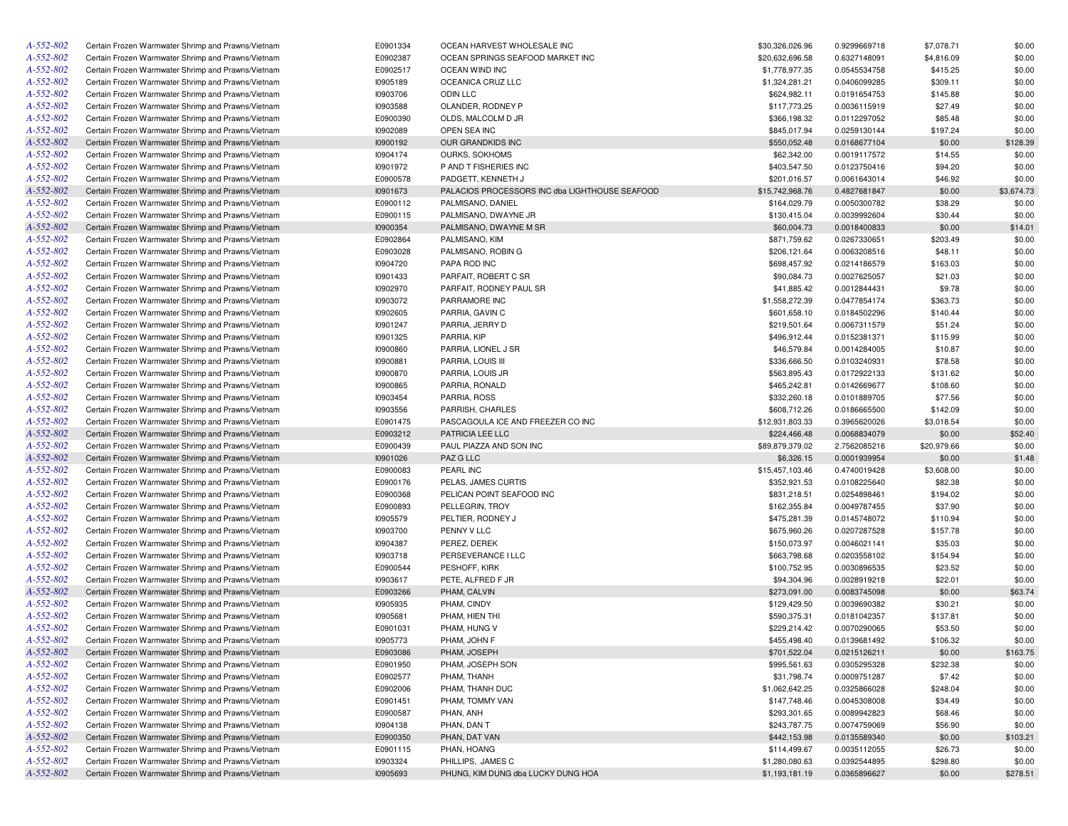| | | | | | | | |
|---|---|---|---|---|---|---|---|
| A-552-802 | Certain Frozen Warmwater Shrimp and Prawns/Vietnam | E0901334 | OCEAN HARVEST WHOLESALE INC | $30,326,026.96 | 0.9299669718 | $7,078.71 | $0.00 |
| A-552-802 | Certain Frozen Warmwater Shrimp and Prawns/Vietnam | E0902387 | OCEAN SPRINGS SEAFOOD MARKET INC | $20,632,696.58 | 0.6327148091 | $4,816.09 | $0.00 |
| A-552-802 | Certain Frozen Warmwater Shrimp and Prawns/Vietnam | E0902517 | OCEAN WIND INC | $1,778,977.35 | 0.0545534758 | $415.25 | $0.00 |
| A-552-802 | Certain Frozen Warmwater Shrimp and Prawns/Vietnam | I0905189 | OCEANICA CRUZ LLC | $1,324,281.21 | 0.0406099285 | $309.11 | $0.00 |
| A-552-802 | Certain Frozen Warmwater Shrimp and Prawns/Vietnam | I0903706 | ODIN LLC | $624,982.11 | 0.0191654753 | $145.88 | $0.00 |
| A-552-802 | Certain Frozen Warmwater Shrimp and Prawns/Vietnam | I0903588 | OLANDER, RODNEY P | $117,773.25 | 0.0036115919 | $27.49 | $0.00 |
| A-552-802 | Certain Frozen Warmwater Shrimp and Prawns/Vietnam | E0900390 | OLDS, MALCOLM D JR | $366,198.32 | 0.0112297052 | $85.48 | $0.00 |
| A-552-802 | Certain Frozen Warmwater Shrimp and Prawns/Vietnam | I0902089 | OPEN SEA INC | $845,017.94 | 0.0259130144 | $197.24 | $0.00 |
| A-552-802 | Certain Frozen Warmwater Shrimp and Prawns/Vietnam | I0900192 | OUR GRANDKIDS INC | $550,052.48 | 0.0168677104 | $0.00 | $128.39 |
| A-552-802 | Certain Frozen Warmwater Shrimp and Prawns/Vietnam | I0904174 | OURKS, SOKHOMS | $62,342.00 | 0.0019117572 | $14.55 | $0.00 |
| A-552-802 | Certain Frozen Warmwater Shrimp and Prawns/Vietnam | I0901972 | P AND T FISHERIES INC | $403,547.50 | 0.0123750416 | $94.20 | $0.00 |
| A-552-802 | Certain Frozen Warmwater Shrimp and Prawns/Vietnam | E0900578 | PADGETT, KENNETH J | $201,016.57 | 0.0061643014 | $46.92 | $0.00 |
| A-552-802 | Certain Frozen Warmwater Shrimp and Prawns/Vietnam | I0901673 | PALACIOS PROCESSORS INC dba LIGHTHOUSE SEAFOOD | $15,742,968.76 | 0.4827681847 | $0.00 | $3,674.73 |
| A-552-802 | Certain Frozen Warmwater Shrimp and Prawns/Vietnam | E0900112 | PALMISANO, DANIEL | $164,029.79 | 0.0050300782 | $38.29 | $0.00 |
| A-552-802 | Certain Frozen Warmwater Shrimp and Prawns/Vietnam | E0900115 | PALMISANO, DWAYNE JR | $130,415.04 | 0.0039992604 | $30.44 | $0.00 |
| A-552-802 | Certain Frozen Warmwater Shrimp and Prawns/Vietnam | I0900354 | PALMISANO, DWAYNE M SR | $60,004.73 | 0.0018400833 | $0.00 | $14.01 |
| A-552-802 | Certain Frozen Warmwater Shrimp and Prawns/Vietnam | E0902864 | PALMISANO, KIM | $871,759.62 | 0.0267330651 | $203.49 | $0.00 |
| A-552-802 | Certain Frozen Warmwater Shrimp and Prawns/Vietnam | E0903028 | PALMISANO, ROBIN G | $206,121.64 | 0.0063208516 | $48.11 | $0.00 |
| A-552-802 | Certain Frozen Warmwater Shrimp and Prawns/Vietnam | I0904720 | PAPA ROD INC | $698,457.92 | 0.0214186579 | $163.03 | $0.00 |
| A-552-802 | Certain Frozen Warmwater Shrimp and Prawns/Vietnam | I0901433 | PARFAIT, ROBERT C SR | $90,084.73 | 0.0027625057 | $21.03 | $0.00 |
| A-552-802 | Certain Frozen Warmwater Shrimp and Prawns/Vietnam | I0902970 | PARFAIT, RODNEY PAUL SR | $41,885.42 | 0.0012844431 | $9.78 | $0.00 |
| A-552-802 | Certain Frozen Warmwater Shrimp and Prawns/Vietnam | I0903072 | PARRAMORE INC | $1,558,272.39 | 0.0477854174 | $363.73 | $0.00 |
| A-552-802 | Certain Frozen Warmwater Shrimp and Prawns/Vietnam | I0902605 | PARRIA, GAVIN C | $601,658.10 | 0.0184502296 | $140.44 | $0.00 |
| A-552-802 | Certain Frozen Warmwater Shrimp and Prawns/Vietnam | I0901247 | PARRIA, JERRY D | $219,501.64 | 0.0067311579 | $51.24 | $0.00 |
| A-552-802 | Certain Frozen Warmwater Shrimp and Prawns/Vietnam | I0901325 | PARRIA, KIP | $496,912.44 | 0.0152381371 | $115.99 | $0.00 |
| A-552-802 | Certain Frozen Warmwater Shrimp and Prawns/Vietnam | I0900860 | PARRIA, LIONEL J SR | $46,579.84 | 0.0014284005 | $10.87 | $0.00 |
| A-552-802 | Certain Frozen Warmwater Shrimp and Prawns/Vietnam | I0900881 | PARRIA, LOUIS III | $336,666.50 | 0.0103240931 | $78.58 | $0.00 |
| A-552-802 | Certain Frozen Warmwater Shrimp and Prawns/Vietnam | I0900870 | PARRIA, LOUIS JR | $563,895.43 | 0.0172922133 | $131.62 | $0.00 |
| A-552-802 | Certain Frozen Warmwater Shrimp and Prawns/Vietnam | I0900865 | PARRIA, RONALD | $465,242.81 | 0.0142669677 | $108.60 | $0.00 |
| A-552-802 | Certain Frozen Warmwater Shrimp and Prawns/Vietnam | I0903454 | PARRIA, ROSS | $332,260.18 | 0.0101889705 | $77.56 | $0.00 |
| A-552-802 | Certain Frozen Warmwater Shrimp and Prawns/Vietnam | I0903556 | PARRISH, CHARLES | $608,712.26 | 0.0186665500 | $142.09 | $0.00 |
| A-552-802 | Certain Frozen Warmwater Shrimp and Prawns/Vietnam | E0901475 | PASCAGOULA ICE AND FREEZER CO INC | $12,931,803.33 | 0.3965620026 | $3,018.54 | $0.00 |
| A-552-802 | Certain Frozen Warmwater Shrimp and Prawns/Vietnam | E0903212 | PATRICIA LEE LLC | $224,466.48 | 0.0068834079 | $0.00 | $52.40 |
| A-552-802 | Certain Frozen Warmwater Shrimp and Prawns/Vietnam | E0900439 | PAUL PIAZZA AND SON INC | $89,879,379.02 | 2.7562085216 | $20,979.66 | $0.00 |
| A-552-802 | Certain Frozen Warmwater Shrimp and Prawns/Vietnam | I0901026 | PAZ G LLC | $6,326.15 | 0.0001939954 | $0.00 | $1.48 |
| A-552-802 | Certain Frozen Warmwater Shrimp and Prawns/Vietnam | E0900083 | PEARL INC | $15,457,103.46 | 0.4740019428 | $3,608.00 | $0.00 |
| A-552-802 | Certain Frozen Warmwater Shrimp and Prawns/Vietnam | E0900176 | PELAS, JAMES CURTIS | $352,921.53 | 0.0108225640 | $82.38 | $0.00 |
| A-552-802 | Certain Frozen Warmwater Shrimp and Prawns/Vietnam | E0900368 | PELICAN POINT SEAFOOD INC | $831,218.51 | 0.0254898461 | $194.02 | $0.00 |
| A-552-802 | Certain Frozen Warmwater Shrimp and Prawns/Vietnam | E0900893 | PELLEGRIN, TROY | $162,355.84 | 0.0049787455 | $37.90 | $0.00 |
| A-552-802 | Certain Frozen Warmwater Shrimp and Prawns/Vietnam | I0905579 | PELTIER, RODNEY J | $475,281.39 | 0.0145748072 | $110.94 | $0.00 |
| A-552-802 | Certain Frozen Warmwater Shrimp and Prawns/Vietnam | I0903700 | PENNY V LLC | $675,960.26 | 0.0207287528 | $157.78 | $0.00 |
| A-552-802 | Certain Frozen Warmwater Shrimp and Prawns/Vietnam | I0904387 | PEREZ, DEREK | $150,073.97 | 0.0046021141 | $35.03 | $0.00 |
| A-552-802 | Certain Frozen Warmwater Shrimp and Prawns/Vietnam | I0903718 | PERSEVERANCE I LLC | $663,798.68 | 0.0203558102 | $154.94 | $0.00 |
| A-552-802 | Certain Frozen Warmwater Shrimp and Prawns/Vietnam | E0900544 | PESHOFF, KIRK | $100,752.95 | 0.0030896535 | $23.52 | $0.00 |
| A-552-802 | Certain Frozen Warmwater Shrimp and Prawns/Vietnam | I0903617 | PETE, ALFRED F JR | $94,304.96 | 0.0028919218 | $22.01 | $0.00 |
| A-552-802 | Certain Frozen Warmwater Shrimp and Prawns/Vietnam | E0903266 | PHAM, CALVIN | $273,091.00 | 0.0083745098 | $0.00 | $63.74 |
| A-552-802 | Certain Frozen Warmwater Shrimp and Prawns/Vietnam | I0905935 | PHAM, CINDY | $129,429.50 | 0.0039690382 | $30.21 | $0.00 |
| A-552-802 | Certain Frozen Warmwater Shrimp and Prawns/Vietnam | I0905681 | PHAM, HIEN THI | $590,375.31 | 0.0181042357 | $137.81 | $0.00 |
| A-552-802 | Certain Frozen Warmwater Shrimp and Prawns/Vietnam | E0901031 | PHAM, HUNG V | $229,214.42 | 0.0070290065 | $53.50 | $0.00 |
| A-552-802 | Certain Frozen Warmwater Shrimp and Prawns/Vietnam | I0905773 | PHAM, JOHN F | $455,498.40 | 0.0139681492 | $106.32 | $0.00 |
| A-552-802 | Certain Frozen Warmwater Shrimp and Prawns/Vietnam | E0903086 | PHAM, JOSEPH | $701,522.04 | 0.0215126211 | $0.00 | $163.75 |
| A-552-802 | Certain Frozen Warmwater Shrimp and Prawns/Vietnam | E0901950 | PHAM, JOSEPH SON | $995,561.63 | 0.0305295328 | $232.38 | $0.00 |
| A-552-802 | Certain Frozen Warmwater Shrimp and Prawns/Vietnam | E0902577 | PHAM, THANH | $31,798.74 | 0.0009751287 | $7.42 | $0.00 |
| A-552-802 | Certain Frozen Warmwater Shrimp and Prawns/Vietnam | E0902006 | PHAM, THANH DUC | $1,062,642.25 | 0.0325866028 | $248.04 | $0.00 |
| A-552-802 | Certain Frozen Warmwater Shrimp and Prawns/Vietnam | E0901451 | PHAM, TOMMY VAN | $147,748.46 | 0.0045308008 | $34.49 | $0.00 |
| A-552-802 | Certain Frozen Warmwater Shrimp and Prawns/Vietnam | E0900587 | PHAN, ANH | $293,301.65 | 0.0089942823 | $68.46 | $0.00 |
| A-552-802 | Certain Frozen Warmwater Shrimp and Prawns/Vietnam | I0904138 | PHAN, DAN T | $243,787.75 | 0.0074759069 | $56.90 | $0.00 |
| A-552-802 | Certain Frozen Warmwater Shrimp and Prawns/Vietnam | E0900350 | PHAN, DAT VAN | $442,153.98 | 0.0135589340 | $0.00 | $103.21 |
| A-552-802 | Certain Frozen Warmwater Shrimp and Prawns/Vietnam | E0901115 | PHAN, HOANG | $114,499.67 | 0.0035112055 | $26.73 | $0.00 |
| A-552-802 | Certain Frozen Warmwater Shrimp and Prawns/Vietnam | I0903324 | PHILLIPS, JAMES C | $1,280,080.63 | 0.0392544895 | $298.80 | $0.00 |
| A-552-802 | Certain Frozen Warmwater Shrimp and Prawns/Vietnam | I0905693 | PHUNG, KIM DUNG dba LUCKY DUNG HOA | $1,193,181.19 | 0.0365896627 | $0.00 | $278.51 |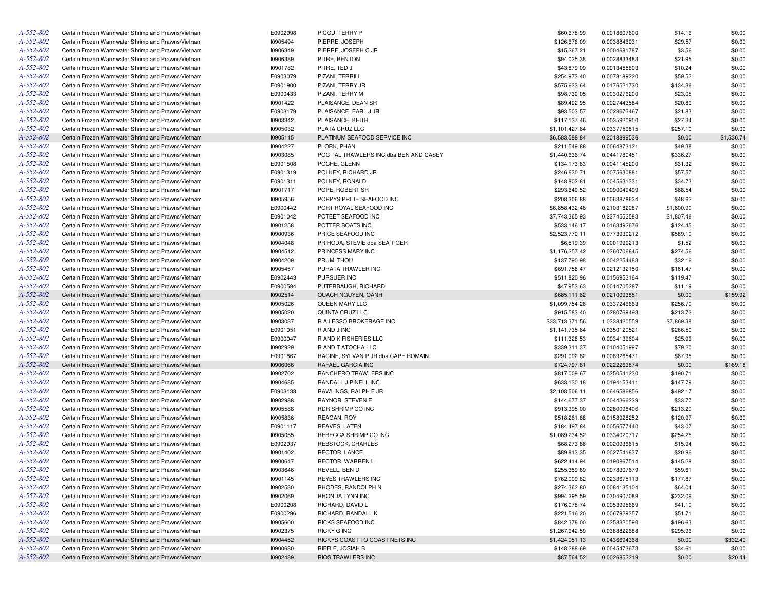| | | | | | | | |
|---|---|---|---|---|---|---|---|
| A-552-802 | Certain Frozen Warmwater Shrimp and Prawns/Vietnam | E0902998 | PICOU, TERRY P | $60,678.99 | 0.0018607600 | $14.16 | $0.00 |
| A-552-802 | Certain Frozen Warmwater Shrimp and Prawns/Vietnam | I0905494 | PIERRE, JOSEPH | $126,676.09 | 0.0038846031 | $29.57 | $0.00 |
| A-552-802 | Certain Frozen Warmwater Shrimp and Prawns/Vietnam | I0906349 | PIERRE, JOSEPH C JR | $15,267.21 | 0.0004681787 | $3.56 | $0.00 |
| A-552-802 | Certain Frozen Warmwater Shrimp and Prawns/Vietnam | I0906389 | PITRE, BENTON | $94,025.38 | 0.0028833483 | $21.95 | $0.00 |
| A-552-802 | Certain Frozen Warmwater Shrimp and Prawns/Vietnam | I0901782 | PITRE, TED J | $43,879.09 | 0.0013455803 | $10.24 | $0.00 |
| A-552-802 | Certain Frozen Warmwater Shrimp and Prawns/Vietnam | E0903079 | PIZANI, TERRILL | $254,973.40 | 0.0078189220 | $59.52 | $0.00 |
| A-552-802 | Certain Frozen Warmwater Shrimp and Prawns/Vietnam | E0901900 | PIZANI, TERRY JR | $575,633.64 | 0.0176521730 | $134.36 | $0.00 |
| A-552-802 | Certain Frozen Warmwater Shrimp and Prawns/Vietnam | E0900433 | PIZANI, TERRY M | $98,730.05 | 0.0030276200 | $23.05 | $0.00 |
| A-552-802 | Certain Frozen Warmwater Shrimp and Prawns/Vietnam | I0901422 | PLAISANCE, DEAN SR | $89,492.95 | 0.0027443584 | $20.89 | $0.00 |
| A-552-802 | Certain Frozen Warmwater Shrimp and Prawns/Vietnam | E0903179 | PLAISANCE, EARL J JR | $93,503.57 | 0.0028673467 | $21.83 | $0.00 |
| A-552-802 | Certain Frozen Warmwater Shrimp and Prawns/Vietnam | I0903342 | PLAISANCE, KEITH | $117,137.46 | 0.0035920950 | $27.34 | $0.00 |
| A-552-802 | Certain Frozen Warmwater Shrimp and Prawns/Vietnam | I0905032 | PLATA CRUZ LLC | $1,101,427.64 | 0.0337759815 | $257.10 | $0.00 |
| A-552-802 | Certain Frozen Warmwater Shrimp and Prawns/Vietnam | I0905115 | PLATINUM SEAFOOD SERVICE INC | $6,583,588.84 | 0.2018899536 | $0.00 | $1,536.74 |
| A-552-802 | Certain Frozen Warmwater Shrimp and Prawns/Vietnam | I0904227 | PLORK, PHAN | $211,549.88 | 0.0064873121 | $49.38 | $0.00 |
| A-552-802 | Certain Frozen Warmwater Shrimp and Prawns/Vietnam | I0903085 | POC TAL TRAWLERS INC dba BEN AND CASEY | $1,440,636.74 | 0.0441780451 | $336.27 | $0.00 |
| A-552-802 | Certain Frozen Warmwater Shrimp and Prawns/Vietnam | E0901508 | POCHE, GLENN | $134,173.63 | 0.0041145200 | $31.32 | $0.00 |
| A-552-802 | Certain Frozen Warmwater Shrimp and Prawns/Vietnam | E0901319 | POLKEY, RICHARD JR | $246,630.71 | 0.0075630881 | $57.57 | $0.00 |
| A-552-802 | Certain Frozen Warmwater Shrimp and Prawns/Vietnam | E0901311 | POLKEY, RONALD | $148,802.81 | 0.0045631331 | $34.73 | $0.00 |
| A-552-802 | Certain Frozen Warmwater Shrimp and Prawns/Vietnam | I0901717 | POPE, ROBERT SR | $293,649.52 | 0.0090049499 | $68.54 | $0.00 |
| A-552-802 | Certain Frozen Warmwater Shrimp and Prawns/Vietnam | I0905956 | POPPYS PRIDE SEAFOOD INC | $208,306.88 | 0.0063878634 | $48.62 | $0.00 |
| A-552-802 | Certain Frozen Warmwater Shrimp and Prawns/Vietnam | E0900442 | PORT ROYAL SEAFOOD INC | $6,858,432.46 | 0.2103182087 | $1,600.90 | $0.00 |
| A-552-802 | Certain Frozen Warmwater Shrimp and Prawns/Vietnam | E0901042 | POTEET SEAFOOD INC | $7,743,365.93 | 0.2374552583 | $1,807.46 | $0.00 |
| A-552-802 | Certain Frozen Warmwater Shrimp and Prawns/Vietnam | I0901258 | POTTER BOATS INC | $533,146.17 | 0.0163492676 | $124.45 | $0.00 |
| A-552-802 | Certain Frozen Warmwater Shrimp and Prawns/Vietnam | I0900936 | PRICE SEAFOOD INC | $2,523,770.11 | 0.0773930212 | $589.10 | $0.00 |
| A-552-802 | Certain Frozen Warmwater Shrimp and Prawns/Vietnam | I0904048 | PRIHODA, STEVIE dba SEA TIGER | $6,519.39 | 0.0001999213 | $1.52 | $0.00 |
| A-552-802 | Certain Frozen Warmwater Shrimp and Prawns/Vietnam | I0904512 | PRINCESS MARY INC | $1,176,257.42 | 0.0360706845 | $274.56 | $0.00 |
| A-552-802 | Certain Frozen Warmwater Shrimp and Prawns/Vietnam | I0904209 | PRUM, THOU | $137,790.98 | 0.0042254483 | $32.16 | $0.00 |
| A-552-802 | Certain Frozen Warmwater Shrimp and Prawns/Vietnam | I0905457 | PURATA TRAWLER INC | $691,758.47 | 0.0212132150 | $161.47 | $0.00 |
| A-552-802 | Certain Frozen Warmwater Shrimp and Prawns/Vietnam | E0902443 | PURSUER INC | $511,820.96 | 0.0156953164 | $119.47 | $0.00 |
| A-552-802 | Certain Frozen Warmwater Shrimp and Prawns/Vietnam | E0900594 | PUTERBAUGH, RICHARD | $47,953.63 | 0.0014705287 | $11.19 | $0.00 |
| A-552-802 | Certain Frozen Warmwater Shrimp and Prawns/Vietnam | I0902514 | QUACH NGUYEN, OANH | $685,111.62 | 0.0210093851 | $0.00 | $159.92 |
| A-552-802 | Certain Frozen Warmwater Shrimp and Prawns/Vietnam | I0905026 | QUEEN MARY LLC | $1,099,754.26 | 0.0337246663 | $256.70 | $0.00 |
| A-552-802 | Certain Frozen Warmwater Shrimp and Prawns/Vietnam | I0905020 | QUINTA CRUZ LLC | $915,583.40 | 0.0280769493 | $213.72 | $0.00 |
| A-552-802 | Certain Frozen Warmwater Shrimp and Prawns/Vietnam | I0903037 | R A LESSO BROKERAGE INC | $33,713,371.56 | 1.0338420559 | $7,869.38 | $0.00 |
| A-552-802 | Certain Frozen Warmwater Shrimp and Prawns/Vietnam | E0901051 | R AND J INC | $1,141,735.64 | 0.0350120521 | $266.50 | $0.00 |
| A-552-802 | Certain Frozen Warmwater Shrimp and Prawns/Vietnam | E0900047 | R AND K FISHERIES LLC | $111,328.53 | 0.0034139604 | $25.99 | $0.00 |
| A-552-802 | Certain Frozen Warmwater Shrimp and Prawns/Vietnam | I0902929 | R AND T ATOCHA LLC | $339,311.37 | 0.0104051997 | $79.20 | $0.00 |
| A-552-802 | Certain Frozen Warmwater Shrimp and Prawns/Vietnam | E0901867 | RACINE, SYLVAN P JR dba CAPE ROMAIN | $291,092.82 | 0.0089265471 | $67.95 | $0.00 |
| A-552-802 | Certain Frozen Warmwater Shrimp and Prawns/Vietnam | I0906066 | RAFAEL GARCIA INC | $724,797.81 | 0.0222263874 | $0.00 | $169.18 |
| A-552-802 | Certain Frozen Warmwater Shrimp and Prawns/Vietnam | I0902702 | RANCHERO TRAWLERS INC | $817,009.67 | 0.0250541230 | $190.71 | $0.00 |
| A-552-802 | Certain Frozen Warmwater Shrimp and Prawns/Vietnam | I0904685 | RANDALL J PINELL INC | $633,130.18 | 0.0194153411 | $147.79 | $0.00 |
| A-552-802 | Certain Frozen Warmwater Shrimp and Prawns/Vietnam | E0903133 | RAWLINGS, RALPH E JR | $2,108,506.11 | 0.0646586856 | $492.17 | $0.00 |
| A-552-802 | Certain Frozen Warmwater Shrimp and Prawns/Vietnam | I0902988 | RAYNOR, STEVEN E | $144,677.37 | 0.0044366239 | $33.77 | $0.00 |
| A-552-802 | Certain Frozen Warmwater Shrimp and Prawns/Vietnam | I0905588 | RDR SHRIMP CO INC | $913,395.00 | 0.0280098406 | $213.20 | $0.00 |
| A-552-802 | Certain Frozen Warmwater Shrimp and Prawns/Vietnam | I0905836 | REAGAN, ROY | $518,261.68 | 0.0158928252 | $120.97 | $0.00 |
| A-552-802 | Certain Frozen Warmwater Shrimp and Prawns/Vietnam | E0901117 | REAVES, LATEN | $184,497.84 | 0.0056577440 | $43.07 | $0.00 |
| A-552-802 | Certain Frozen Warmwater Shrimp and Prawns/Vietnam | I0905055 | REBECCA SHRIMP CO INC | $1,089,234.52 | 0.0334020717 | $254.25 | $0.00 |
| A-552-802 | Certain Frozen Warmwater Shrimp and Prawns/Vietnam | E0902937 | REBSTOCK, CHARLES | $68,273.86 | 0.0020936615 | $15.94 | $0.00 |
| A-552-802 | Certain Frozen Warmwater Shrimp and Prawns/Vietnam | I0901402 | RECTOR, LANCE | $89,813.35 | 0.0027541837 | $20.96 | $0.00 |
| A-552-802 | Certain Frozen Warmwater Shrimp and Prawns/Vietnam | I0900647 | RECTOR, WARREN L | $622,414.94 | 0.0190867514 | $145.28 | $0.00 |
| A-552-802 | Certain Frozen Warmwater Shrimp and Prawns/Vietnam | I0903646 | REVELL, BEN D | $255,359.69 | 0.0078307679 | $59.61 | $0.00 |
| A-552-802 | Certain Frozen Warmwater Shrimp and Prawns/Vietnam | I0901145 | REYES TRAWLERS INC | $762,009.62 | 0.0233675113 | $177.87 | $0.00 |
| A-552-802 | Certain Frozen Warmwater Shrimp and Prawns/Vietnam | I0902530 | RHODES, RANDOLPH N | $274,362.80 | 0.0084135104 | $64.04 | $0.00 |
| A-552-802 | Certain Frozen Warmwater Shrimp and Prawns/Vietnam | I0902069 | RHONDA LYNN INC | $994,295.59 | 0.0304907089 | $232.09 | $0.00 |
| A-552-802 | Certain Frozen Warmwater Shrimp and Prawns/Vietnam | E0900208 | RICHARD, DAVID L | $176,078.74 | 0.0053995669 | $41.10 | $0.00 |
| A-552-802 | Certain Frozen Warmwater Shrimp and Prawns/Vietnam | E0900296 | RICHARD, RANDALL K | $221,516.20 | 0.0067929357 | $51.71 | $0.00 |
| A-552-802 | Certain Frozen Warmwater Shrimp and Prawns/Vietnam | I0905600 | RICKS SEAFOOD INC | $842,378.00 | 0.0258320590 | $196.63 | $0.00 |
| A-552-802 | Certain Frozen Warmwater Shrimp and Prawns/Vietnam | I0902375 | RICKY G INC | $1,267,942.59 | 0.0388822688 | $295.96 | $0.00 |
| A-552-802 | Certain Frozen Warmwater Shrimp and Prawns/Vietnam | I0904452 | RICKYS COAST TO COAST NETS INC | $1,424,051.13 | 0.0436694368 | $0.00 | $332.40 |
| A-552-802 | Certain Frozen Warmwater Shrimp and Prawns/Vietnam | I0900680 | RIFFLE, JOSIAH B | $148,288.69 | 0.0045473673 | $34.61 | $0.00 |
| A-552-802 | Certain Frozen Warmwater Shrimp and Prawns/Vietnam | I0902489 | RIOS TRAWLERS INC | $87,564.52 | 0.0026852219 | $0.00 | $20.44 |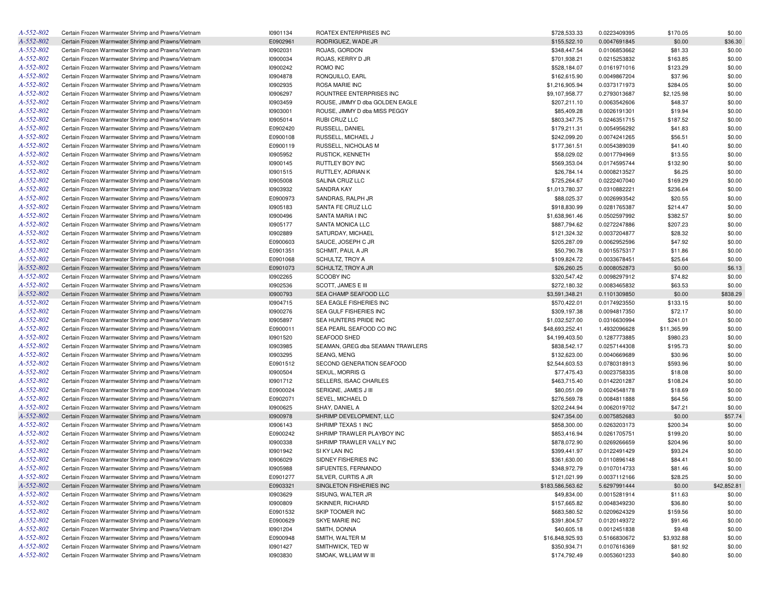| | | | | | | | |
|---|---|---|---|---|---|---|---|
| A-552-802 | Certain Frozen Warmwater Shrimp and Prawns/Vietnam | I0901134 | ROATEX ENTERPRISES INC | $728,533.33 | 0.0223409395 | $170.05 | $0.00 |
| A-552-802 | Certain Frozen Warmwater Shrimp and Prawns/Vietnam | E0902961 | RODRIGUEZ, WADE JR | $155,522.10 | 0.0047691845 | $0.00 | $36.30 |
| A-552-802 | Certain Frozen Warmwater Shrimp and Prawns/Vietnam | I0902031 | ROJAS, GORDON | $348,447.54 | 0.0106853662 | $81.33 | $0.00 |
| A-552-802 | Certain Frozen Warmwater Shrimp and Prawns/Vietnam | I0900034 | ROJAS, KERRY D JR | $701,938.21 | 0.0215253832 | $163.85 | $0.00 |
| A-552-802 | Certain Frozen Warmwater Shrimp and Prawns/Vietnam | I0900242 | ROMO INC | $528,184.07 | 0.0161971016 | $123.29 | $0.00 |
| A-552-802 | Certain Frozen Warmwater Shrimp and Prawns/Vietnam | I0904878 | RONQUILLO, EARL | $162,615.90 | 0.0049867204 | $37.96 | $0.00 |
| A-552-802 | Certain Frozen Warmwater Shrimp and Prawns/Vietnam | I0902935 | ROSA MARIE INC | $1,216,905.94 | 0.0373171973 | $284.05 | $0.00 |
| A-552-802 | Certain Frozen Warmwater Shrimp and Prawns/Vietnam | I0906297 | ROUNTREE ENTERPRISES INC | $9,107,958.77 | 0.2793013687 | $2,125.98 | $0.00 |
| A-552-802 | Certain Frozen Warmwater Shrimp and Prawns/Vietnam | I0903459 | ROUSE, JIMMY D dba GOLDEN EAGLE | $207,211.10 | 0.0063542606 | $48.37 | $0.00 |
| A-552-802 | Certain Frozen Warmwater Shrimp and Prawns/Vietnam | I0903001 | ROUSE, JIMMY D dba MISS PEGGY | $85,409.28 | 0.0026191301 | $19.94 | $0.00 |
| A-552-802 | Certain Frozen Warmwater Shrimp and Prawns/Vietnam | I0905014 | RUBI CRUZ LLC | $803,347.75 | 0.0246351715 | $187.52 | $0.00 |
| A-552-802 | Certain Frozen Warmwater Shrimp and Prawns/Vietnam | E0902420 | RUSSELL, DANIEL | $179,211.31 | 0.0054956292 | $41.83 | $0.00 |
| A-552-802 | Certain Frozen Warmwater Shrimp and Prawns/Vietnam | E0900108 | RUSSELL, MICHAEL J | $242,099.20 | 0.0074241265 | $56.51 | $0.00 |
| A-552-802 | Certain Frozen Warmwater Shrimp and Prawns/Vietnam | E0900119 | RUSSELL, NICHOLAS M | $177,361.51 | 0.0054389039 | $41.40 | $0.00 |
| A-552-802 | Certain Frozen Warmwater Shrimp and Prawns/Vietnam | I0905952 | RUSTICK, KENNETH | $58,029.02 | 0.0017794969 | $13.55 | $0.00 |
| A-552-802 | Certain Frozen Warmwater Shrimp and Prawns/Vietnam | I0900145 | RUTTLEY BOY INC | $569,353.04 | 0.0174595744 | $132.90 | $0.00 |
| A-552-802 | Certain Frozen Warmwater Shrimp and Prawns/Vietnam | I0901515 | RUTTLEY, ADRIAN K | $26,784.14 | 0.0008213527 | $6.25 | $0.00 |
| A-552-802 | Certain Frozen Warmwater Shrimp and Prawns/Vietnam | I0905008 | SALINA CRUZ LLC | $725,264.67 | 0.0222407040 | $169.29 | $0.00 |
| A-552-802 | Certain Frozen Warmwater Shrimp and Prawns/Vietnam | I0903932 | SANDRA KAY | $1,013,780.37 | 0.0310882221 | $236.64 | $0.00 |
| A-552-802 | Certain Frozen Warmwater Shrimp and Prawns/Vietnam | E0900973 | SANDRAS, RALPH JR | $88,025.37 | 0.0026993542 | $20.55 | $0.00 |
| A-552-802 | Certain Frozen Warmwater Shrimp and Prawns/Vietnam | I0905183 | SANTA FE CRUZ LLC | $918,830.99 | 0.0281765387 | $214.47 | $0.00 |
| A-552-802 | Certain Frozen Warmwater Shrimp and Prawns/Vietnam | I0900496 | SANTA MARIA I INC | $1,638,961.46 | 0.0502597992 | $382.57 | $0.00 |
| A-552-802 | Certain Frozen Warmwater Shrimp and Prawns/Vietnam | I0905177 | SANTA MONICA LLC | $887,794.62 | 0.0272247886 | $207.23 | $0.00 |
| A-552-802 | Certain Frozen Warmwater Shrimp and Prawns/Vietnam | I0902889 | SATURDAY, MICHAEL | $121,324.32 | 0.0037204877 | $28.32 | $0.00 |
| A-552-802 | Certain Frozen Warmwater Shrimp and Prawns/Vietnam | E0900603 | SAUCE, JOSEPH C JR | $205,287.09 | 0.0062952596 | $47.92 | $0.00 |
| A-552-802 | Certain Frozen Warmwater Shrimp and Prawns/Vietnam | E0901351 | SCHMIT, PAUL A JR | $50,790.78 | 0.0015575317 | $11.86 | $0.00 |
| A-552-802 | Certain Frozen Warmwater Shrimp and Prawns/Vietnam | E0901068 | SCHULTZ, TROY A | $109,824.72 | 0.0033678451 | $25.64 | $0.00 |
| A-552-802 | Certain Frozen Warmwater Shrimp and Prawns/Vietnam | E0901073 | SCHULTZ, TROY A JR | $26,260.25 | 0.0008052873 | $0.00 | $6.13 |
| A-552-802 | Certain Frozen Warmwater Shrimp and Prawns/Vietnam | I0902265 | SCOOBY INC | $320,547.42 | 0.0098297912 | $74.82 | $0.00 |
| A-552-802 | Certain Frozen Warmwater Shrimp and Prawns/Vietnam | I0902536 | SCOTT, JAMES E III | $272,180.32 | 0.0083465832 | $63.53 | $0.00 |
| A-552-802 | Certain Frozen Warmwater Shrimp and Prawns/Vietnam | I0900793 | SEA CHAMP SEAFOOD LLC | $3,591,348.21 | 0.1101309850 | $0.00 | $838.29 |
| A-552-802 | Certain Frozen Warmwater Shrimp and Prawns/Vietnam | I0904715 | SEA EAGLE FISHERIES INC | $570,422.01 | 0.0174923550 | $133.15 | $0.00 |
| A-552-802 | Certain Frozen Warmwater Shrimp and Prawns/Vietnam | I0900276 | SEA GULF FISHERIES INC | $309,197.38 | 0.0094817350 | $72.17 | $0.00 |
| A-552-802 | Certain Frozen Warmwater Shrimp and Prawns/Vietnam | I0905897 | SEA HUNTERS PRIDE INC | $1,032,527.00 | 0.0316630994 | $241.01 | $0.00 |
| A-552-802 | Certain Frozen Warmwater Shrimp and Prawns/Vietnam | E0900011 | SEA PEARL SEAFOOD CO INC | $48,693,252.41 | 1.4932096628 | $11,365.99 | $0.00 |
| A-552-802 | Certain Frozen Warmwater Shrimp and Prawns/Vietnam | I0901520 | SEAFOOD SHED | $4,199,403.50 | 0.1287773885 | $980.23 | $0.00 |
| A-552-802 | Certain Frozen Warmwater Shrimp and Prawns/Vietnam | I0903985 | SEAMAN, GREG dba SEAMAN TRAWLERS | $838,542.17 | 0.0257144308 | $195.73 | $0.00 |
| A-552-802 | Certain Frozen Warmwater Shrimp and Prawns/Vietnam | I0903295 | SEANG, MENG | $132,623.00 | 0.0040669689 | $30.96 | $0.00 |
| A-552-802 | Certain Frozen Warmwater Shrimp and Prawns/Vietnam | E0901512 | SECOND GENERATION SEAFOOD | $2,544,603.53 | 0.0780318913 | $593.96 | $0.00 |
| A-552-802 | Certain Frozen Warmwater Shrimp and Prawns/Vietnam | I0900504 | SEKUL, MORRIS G | $77,475.43 | 0.0023758335 | $18.08 | $0.00 |
| A-552-802 | Certain Frozen Warmwater Shrimp and Prawns/Vietnam | I0901712 | SELLERS, ISAAC CHARLES | $463,715.40 | 0.0142201287 | $108.24 | $0.00 |
| A-552-802 | Certain Frozen Warmwater Shrimp and Prawns/Vietnam | E0900024 | SERIGNE, JAMES J III | $80,051.09 | 0.0024548178 | $18.69 | $0.00 |
| A-552-802 | Certain Frozen Warmwater Shrimp and Prawns/Vietnam | E0902071 | SEVEL, MICHAEL D | $276,569.78 | 0.0084811888 | $64.56 | $0.00 |
| A-552-802 | Certain Frozen Warmwater Shrimp and Prawns/Vietnam | I0900625 | SHAY, DANIEL A | $202,244.94 | 0.0062019702 | $47.21 | $0.00 |
| A-552-802 | Certain Frozen Warmwater Shrimp and Prawns/Vietnam | I0900978 | SHRIMP DEVELOPMENT, LLC | $247,354.00 | 0.0075852683 | $0.00 | $57.74 |
| A-552-802 | Certain Frozen Warmwater Shrimp and Prawns/Vietnam | I0906143 | SHRIMP TEXAS 1 INC | $858,300.00 | 0.0263203173 | $200.34 | $0.00 |
| A-552-802 | Certain Frozen Warmwater Shrimp and Prawns/Vietnam | E0900242 | SHRIMP TRAWLER PLAYBOY INC | $853,416.94 | 0.0261705751 | $199.20 | $0.00 |
| A-552-802 | Certain Frozen Warmwater Shrimp and Prawns/Vietnam | I0900338 | SHRIMP TRAWLER VALLY INC | $878,072.90 | 0.0269266659 | $204.96 | $0.00 |
| A-552-802 | Certain Frozen Warmwater Shrimp and Prawns/Vietnam | I0901942 | SI KY LAN INC | $399,441.97 | 0.0122491429 | $93.24 | $0.00 |
| A-552-802 | Certain Frozen Warmwater Shrimp and Prawns/Vietnam | I0906029 | SIDNEY FISHERIES INC | $361,630.00 | 0.0110896148 | $84.41 | $0.00 |
| A-552-802 | Certain Frozen Warmwater Shrimp and Prawns/Vietnam | I0905988 | SIFUENTES, FERNANDO | $348,972.79 | 0.0107014733 | $81.46 | $0.00 |
| A-552-802 | Certain Frozen Warmwater Shrimp and Prawns/Vietnam | E0901277 | SILVER, CURTIS A JR | $121,021.99 | 0.0037112166 | $28.25 | $0.00 |
| A-552-802 | Certain Frozen Warmwater Shrimp and Prawns/Vietnam | E0903321 | SINGLETON FISHERIES INC | $183,586,563.62 | 5.6297991444 | $0.00 | $42,852.81 |
| A-552-802 | Certain Frozen Warmwater Shrimp and Prawns/Vietnam | I0903629 | SISUNG, WALTER JR | $49,834.00 | 0.0015281914 | $11.63 | $0.00 |
| A-552-802 | Certain Frozen Warmwater Shrimp and Prawns/Vietnam | I0900809 | SKINNER, RICHARD | $157,665.82 | 0.0048349230 | $36.80 | $0.00 |
| A-552-802 | Certain Frozen Warmwater Shrimp and Prawns/Vietnam | E0901532 | SKIP TOOMER INC | $683,580.52 | 0.0209624329 | $159.56 | $0.00 |
| A-552-802 | Certain Frozen Warmwater Shrimp and Prawns/Vietnam | E0900629 | SKYE MARIE INC | $391,804.57 | 0.0120149372 | $91.46 | $0.00 |
| A-552-802 | Certain Frozen Warmwater Shrimp and Prawns/Vietnam | I0901204 | SMITH, DONNA | $40,605.18 | 0.0012451838 | $9.48 | $0.00 |
| A-552-802 | Certain Frozen Warmwater Shrimp and Prawns/Vietnam | E0900948 | SMITH, WALTER M | $16,848,925.93 | 0.5166830672 | $3,932.88 | $0.00 |
| A-552-802 | Certain Frozen Warmwater Shrimp and Prawns/Vietnam | I0901427 | SMITHWICK, TED W | $350,934.71 | 0.0107616369 | $81.92 | $0.00 |
| A-552-802 | Certain Frozen Warmwater Shrimp and Prawns/Vietnam | I0903830 | SMOAK, WILLIAM W III | $174,792.49 | 0.0053601233 | $40.80 | $0.00 |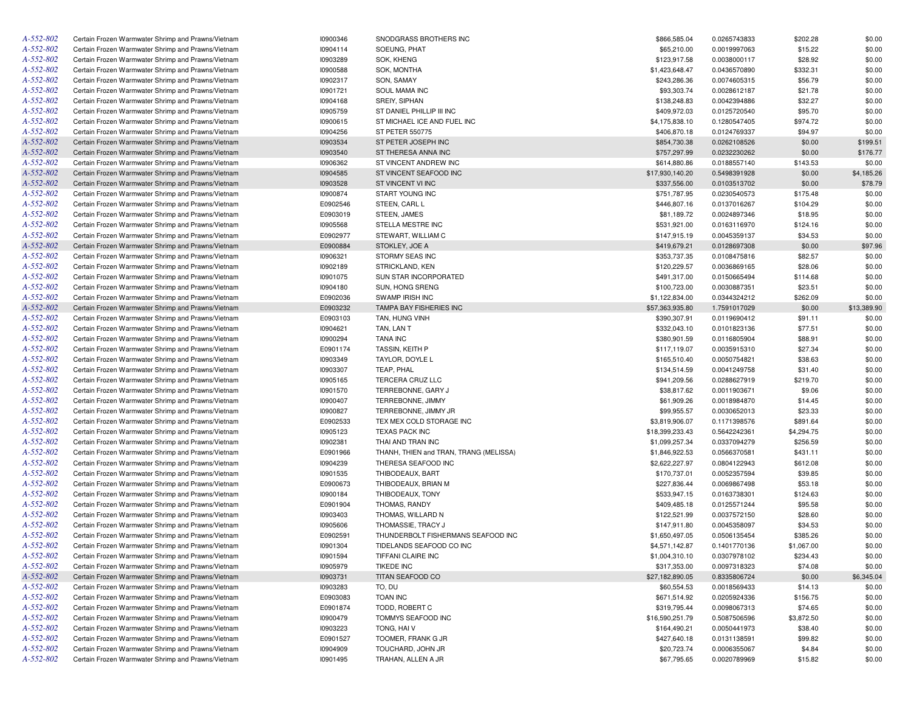| | | | | | | | |
|---|---|---|---|---|---|---|---|
| A-552-802 | Certain Frozen Warmwater Shrimp and Prawns/Vietnam | I0900346 | SNODGRASS BROTHERS INC | $866,585.04 | 0.0265743833 | $202.28 | $0.00 |
| A-552-802 | Certain Frozen Warmwater Shrimp and Prawns/Vietnam | I0904114 | SOEUNG, PHAT | $65,210.00 | 0.0019997063 | $15.22 | $0.00 |
| A-552-802 | Certain Frozen Warmwater Shrimp and Prawns/Vietnam | I0903289 | SOK, KHENG | $123,917.58 | 0.0038000117 | $28.92 | $0.00 |
| A-552-802 | Certain Frozen Warmwater Shrimp and Prawns/Vietnam | I0900588 | SOK, MONTHA | $1,423,648.47 | 0.0436570890 | $332.31 | $0.00 |
| A-552-802 | Certain Frozen Warmwater Shrimp and Prawns/Vietnam | I0902317 | SON, SAMAY | $243,286.36 | 0.0074605315 | $56.79 | $0.00 |
| A-552-802 | Certain Frozen Warmwater Shrimp and Prawns/Vietnam | I0901721 | SOUL MAMA INC | $93,303.74 | 0.0028612187 | $21.78 | $0.00 |
| A-552-802 | Certain Frozen Warmwater Shrimp and Prawns/Vietnam | I0904168 | SREIY, SIPHAN | $138,248.83 | 0.0042394886 | $32.27 | $0.00 |
| A-552-802 | Certain Frozen Warmwater Shrimp and Prawns/Vietnam | I0905759 | ST DANIEL PHILLIP III INC | $409,972.03 | 0.0125720540 | $95.70 | $0.00 |
| A-552-802 | Certain Frozen Warmwater Shrimp and Prawns/Vietnam | I0900615 | ST MICHAEL ICE AND FUEL INC | $4,175,838.10 | 0.1280547405 | $974.72 | $0.00 |
| A-552-802 | Certain Frozen Warmwater Shrimp and Prawns/Vietnam | I0904256 | ST PETER 550775 | $406,870.18 | 0.0124769337 | $94.97 | $0.00 |
| A-552-802 | Certain Frozen Warmwater Shrimp and Prawns/Vietnam | I0903534 | ST PETER JOSEPH INC | $854,730.38 | 0.0262108526 | $0.00 | $199.51 |
| A-552-802 | Certain Frozen Warmwater Shrimp and Prawns/Vietnam | I0903540 | ST THERESA ANNA INC | $757,297.99 | 0.0232230262 | $0.00 | $176.77 |
| A-552-802 | Certain Frozen Warmwater Shrimp and Prawns/Vietnam | I0906362 | ST VINCENT ANDREW INC | $614,880.86 | 0.0188557140 | $143.53 | $0.00 |
| A-552-802 | Certain Frozen Warmwater Shrimp and Prawns/Vietnam | I0904585 | ST VINCENT SEAFOOD INC | $17,930,140.20 | 0.5498391928 | $0.00 | $4,185.26 |
| A-552-802 | Certain Frozen Warmwater Shrimp and Prawns/Vietnam | I0903528 | ST VINCENT VI INC | $337,556.00 | 0.0103513702 | $0.00 | $78.79 |
| A-552-802 | Certain Frozen Warmwater Shrimp and Prawns/Vietnam | I0900874 | START YOUNG INC | $751,787.95 | 0.0230540573 | $175.48 | $0.00 |
| A-552-802 | Certain Frozen Warmwater Shrimp and Prawns/Vietnam | E0902546 | STEEN, CARL L | $446,807.16 | 0.0137016267 | $104.29 | $0.00 |
| A-552-802 | Certain Frozen Warmwater Shrimp and Prawns/Vietnam | E0903019 | STEEN, JAMES | $81,189.72 | 0.0024897346 | $18.95 | $0.00 |
| A-552-802 | Certain Frozen Warmwater Shrimp and Prawns/Vietnam | I0905568 | STELLA MESTRE INC | $531,921.00 | 0.0163116970 | $124.16 | $0.00 |
| A-552-802 | Certain Frozen Warmwater Shrimp and Prawns/Vietnam | E0902977 | STEWART, WILLIAM C | $147,915.19 | 0.0045359137 | $34.53 | $0.00 |
| A-552-802 | Certain Frozen Warmwater Shrimp and Prawns/Vietnam | E0900884 | STOKLEY, JOE A | $419,679.21 | 0.0128697308 | $0.00 | $97.96 |
| A-552-802 | Certain Frozen Warmwater Shrimp and Prawns/Vietnam | I0906321 | STORMY SEAS INC | $353,737.35 | 0.0108475816 | $82.57 | $0.00 |
| A-552-802 | Certain Frozen Warmwater Shrimp and Prawns/Vietnam | I0902189 | STRICKLAND, KEN | $120,229.57 | 0.0036869165 | $28.06 | $0.00 |
| A-552-802 | Certain Frozen Warmwater Shrimp and Prawns/Vietnam | I0901075 | SUN STAR INCORPORATED | $491,317.00 | 0.0150665494 | $114.68 | $0.00 |
| A-552-802 | Certain Frozen Warmwater Shrimp and Prawns/Vietnam | I0904180 | SUN, HONG SRENG | $100,723.00 | 0.0030887351 | $23.51 | $0.00 |
| A-552-802 | Certain Frozen Warmwater Shrimp and Prawns/Vietnam | E0902036 | SWAMP IRISH INC | $1,122,834.00 | 0.0344324212 | $262.09 | $0.00 |
| A-552-802 | Certain Frozen Warmwater Shrimp and Prawns/Vietnam | E0903232 | TAMPA BAY FISHERIES INC | $57,363,935.80 | 1.7591017029 | $0.00 | $13,389.90 |
| A-552-802 | Certain Frozen Warmwater Shrimp and Prawns/Vietnam | E0903103 | TAN, HUNG VINH | $390,307.91 | 0.0119690412 | $91.11 | $0.00 |
| A-552-802 | Certain Frozen Warmwater Shrimp and Prawns/Vietnam | I0904621 | TAN, LAN T | $332,043.10 | 0.0101823136 | $77.51 | $0.00 |
| A-552-802 | Certain Frozen Warmwater Shrimp and Prawns/Vietnam | I0900294 | TANA INC | $380,901.59 | 0.0116805904 | $88.91 | $0.00 |
| A-552-802 | Certain Frozen Warmwater Shrimp and Prawns/Vietnam | E0901174 | TASSIN, KEITH P | $117,119.07 | 0.0035915310 | $27.34 | $0.00 |
| A-552-802 | Certain Frozen Warmwater Shrimp and Prawns/Vietnam | I0903349 | TAYLOR, DOYLE L | $165,510.40 | 0.0050754821 | $38.63 | $0.00 |
| A-552-802 | Certain Frozen Warmwater Shrimp and Prawns/Vietnam | I0903307 | TEAP, PHAL | $134,514.59 | 0.0041249758 | $31.40 | $0.00 |
| A-552-802 | Certain Frozen Warmwater Shrimp and Prawns/Vietnam | I0905165 | TERCERA CRUZ LLC | $941,209.56 | 0.0288627919 | $219.70 | $0.00 |
| A-552-802 | Certain Frozen Warmwater Shrimp and Prawns/Vietnam | I0901570 | TERREBONNE, GARY J | $38,817.62 | 0.0011903671 | $9.06 | $0.00 |
| A-552-802 | Certain Frozen Warmwater Shrimp and Prawns/Vietnam | I0900407 | TERREBONNE, JIMMY | $61,909.26 | 0.0018984870 | $14.45 | $0.00 |
| A-552-802 | Certain Frozen Warmwater Shrimp and Prawns/Vietnam | I0900827 | TERREBONNE, JIMMY JR | $99,955.57 | 0.0030652013 | $23.33 | $0.00 |
| A-552-802 | Certain Frozen Warmwater Shrimp and Prawns/Vietnam | E0902533 | TEX MEX COLD STORAGE INC | $3,819,906.07 | 0.1171398576 | $891.64 | $0.00 |
| A-552-802 | Certain Frozen Warmwater Shrimp and Prawns/Vietnam | I0905123 | TEXAS PACK INC | $18,399,233.43 | 0.5642242361 | $4,294.75 | $0.00 |
| A-552-802 | Certain Frozen Warmwater Shrimp and Prawns/Vietnam | I0902381 | THAI AND TRAN INC | $1,099,257.34 | 0.0337094279 | $256.59 | $0.00 |
| A-552-802 | Certain Frozen Warmwater Shrimp and Prawns/Vietnam | E0901966 | THANH, THIEN and TRAN, TRANG (MELISSA) | $1,846,922.53 | 0.0566370581 | $431.11 | $0.00 |
| A-552-802 | Certain Frozen Warmwater Shrimp and Prawns/Vietnam | I0904239 | THERESA SEAFOOD INC | $2,622,227.97 | 0.0804122943 | $612.08 | $0.00 |
| A-552-802 | Certain Frozen Warmwater Shrimp and Prawns/Vietnam | I0901535 | THIBODEAUX, BART | $170,737.01 | 0.0052357594 | $39.85 | $0.00 |
| A-552-802 | Certain Frozen Warmwater Shrimp and Prawns/Vietnam | E0900673 | THIBODEAUX, BRIAN M | $227,836.44 | 0.0069867498 | $53.18 | $0.00 |
| A-552-802 | Certain Frozen Warmwater Shrimp and Prawns/Vietnam | I0900184 | THIBODEAUX, TONY | $533,947.15 | 0.0163738301 | $124.63 | $0.00 |
| A-552-802 | Certain Frozen Warmwater Shrimp and Prawns/Vietnam | E0901904 | THOMAS, RANDY | $409,485.18 | 0.0125571244 | $95.58 | $0.00 |
| A-552-802 | Certain Frozen Warmwater Shrimp and Prawns/Vietnam | I0903403 | THOMAS, WILLARD N | $122,521.99 | 0.0037572150 | $28.60 | $0.00 |
| A-552-802 | Certain Frozen Warmwater Shrimp and Prawns/Vietnam | I0905606 | THOMASSIE, TRACY J | $147,911.80 | 0.0045358097 | $34.53 | $0.00 |
| A-552-802 | Certain Frozen Warmwater Shrimp and Prawns/Vietnam | E0902591 | THUNDERBOLT FISHERMANS SEAFOOD INC | $1,650,497.05 | 0.0506135454 | $385.26 | $0.00 |
| A-552-802 | Certain Frozen Warmwater Shrimp and Prawns/Vietnam | I0901304 | TIDELANDS SEAFOOD CO INC | $4,571,142.87 | 0.1401770136 | $1,067.00 | $0.00 |
| A-552-802 | Certain Frozen Warmwater Shrimp and Prawns/Vietnam | I0901594 | TIFFANI CLAIRE INC | $1,004,310.10 | 0.0307978102 | $234.43 | $0.00 |
| A-552-802 | Certain Frozen Warmwater Shrimp and Prawns/Vietnam | I0905979 | TIKEDE INC | $317,353.00 | 0.0097318323 | $74.08 | $0.00 |
| A-552-802 | Certain Frozen Warmwater Shrimp and Prawns/Vietnam | I0903731 | TITAN SEAFOOD CO | $27,182,890.05 | 0.8335806724 | $0.00 | $6,345.04 |
| A-552-802 | Certain Frozen Warmwater Shrimp and Prawns/Vietnam | I0903283 | TO, DU | $60,554.53 | 0.0018569433 | $14.13 | $0.00 |
| A-552-802 | Certain Frozen Warmwater Shrimp and Prawns/Vietnam | E0903083 | TOAN INC | $671,514.92 | 0.0205924336 | $156.75 | $0.00 |
| A-552-802 | Certain Frozen Warmwater Shrimp and Prawns/Vietnam | E0901874 | TODD, ROBERT C | $319,795.44 | 0.0098067313 | $74.65 | $0.00 |
| A-552-802 | Certain Frozen Warmwater Shrimp and Prawns/Vietnam | I0900479 | TOMMYS SEAFOOD INC | $16,590,251.79 | 0.5087506596 | $3,872.50 | $0.00 |
| A-552-802 | Certain Frozen Warmwater Shrimp and Prawns/Vietnam | I0903223 | TONG, HAI V | $164,490.21 | 0.0050441973 | $38.40 | $0.00 |
| A-552-802 | Certain Frozen Warmwater Shrimp and Prawns/Vietnam | E0901527 | TOOMER, FRANK G JR | $427,640.18 | 0.0131138591 | $99.82 | $0.00 |
| A-552-802 | Certain Frozen Warmwater Shrimp and Prawns/Vietnam | I0904909 | TOUCHARD, JOHN JR | $20,723.74 | 0.0006355067 | $4.84 | $0.00 |
| A-552-802 | Certain Frozen Warmwater Shrimp and Prawns/Vietnam | I0901495 | TRAHAN, ALLEN A JR | $67,795.65 | 0.0020789969 | $15.82 | $0.00 |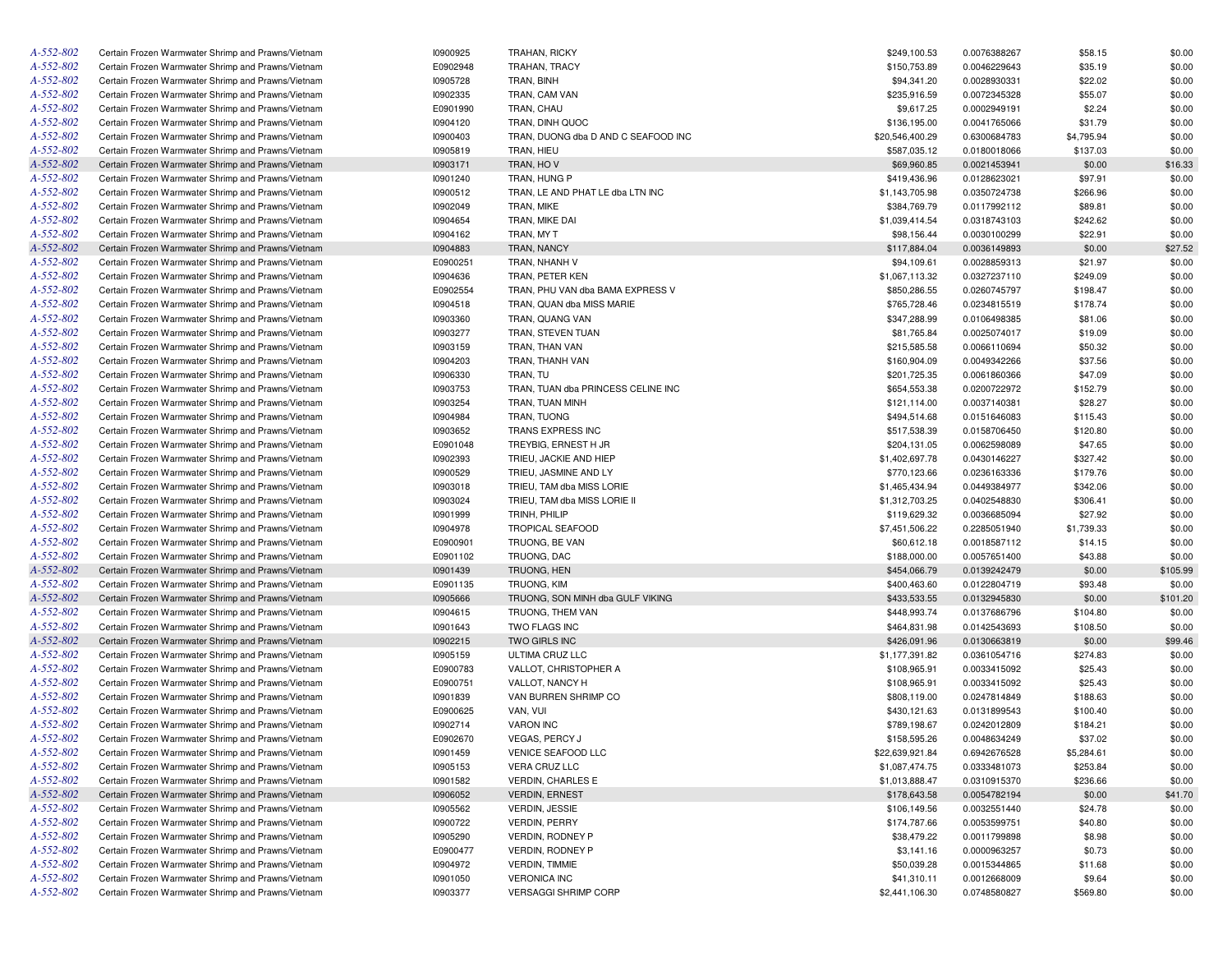| | | | | | | | |
|---|---|---|---|---|---|---|---|
| A-552-802 | Certain Frozen Warmwater Shrimp and Prawns/Vietnam | I0900925 | TRAHAN, RICKY | $249,100.53 | 0.0076388267 | $58.15 | $0.00 |
| A-552-802 | Certain Frozen Warmwater Shrimp and Prawns/Vietnam | E0902948 | TRAHAN, TRACY | $150,753.89 | 0.0046229643 | $35.19 | $0.00 |
| A-552-802 | Certain Frozen Warmwater Shrimp and Prawns/Vietnam | I0905728 | TRAN, BINH | $94,341.20 | 0.0028930331 | $22.02 | $0.00 |
| A-552-802 | Certain Frozen Warmwater Shrimp and Prawns/Vietnam | I0902335 | TRAN, CAM VAN | $235,916.59 | 0.0072345328 | $55.07 | $0.00 |
| A-552-802 | Certain Frozen Warmwater Shrimp and Prawns/Vietnam | E0901990 | TRAN, CHAU | $9,617.25 | 0.0002949191 | $2.24 | $0.00 |
| A-552-802 | Certain Frozen Warmwater Shrimp and Prawns/Vietnam | I0904120 | TRAN, DINH QUOC | $136,195.00 | 0.0041765066 | $31.79 | $0.00 |
| A-552-802 | Certain Frozen Warmwater Shrimp and Prawns/Vietnam | I0900403 | TRAN, DUONG dba D AND C SEAFOOD INC | $20,546,400.29 | 0.6300684783 | $4,795.94 | $0.00 |
| A-552-802 | Certain Frozen Warmwater Shrimp and Prawns/Vietnam | I0905819 | TRAN, HIEU | $587,035.12 | 0.0180018066 | $137.03 | $0.00 |
| A-552-802 | Certain Frozen Warmwater Shrimp and Prawns/Vietnam | I0903171 | TRAN, HO V | $69,960.85 | 0.0021453941 | $0.00 | $16.33 |
| A-552-802 | Certain Frozen Warmwater Shrimp and Prawns/Vietnam | I0901240 | TRAN, HUNG P | $419,436.96 | 0.0128623021 | $97.91 | $0.00 |
| A-552-802 | Certain Frozen Warmwater Shrimp and Prawns/Vietnam | I0900512 | TRAN, LE AND PHAT LE dba LTN INC | $1,143,705.98 | 0.0350724738 | $266.96 | $0.00 |
| A-552-802 | Certain Frozen Warmwater Shrimp and Prawns/Vietnam | I0902049 | TRAN, MIKE | $384,769.79 | 0.0117992112 | $89.81 | $0.00 |
| A-552-802 | Certain Frozen Warmwater Shrimp and Prawns/Vietnam | I0904654 | TRAN, MIKE DAI | $1,039,414.54 | 0.0318743103 | $242.62 | $0.00 |
| A-552-802 | Certain Frozen Warmwater Shrimp and Prawns/Vietnam | I0904162 | TRAN, MY T | $98,156.44 | 0.0030100299 | $22.91 | $0.00 |
| A-552-802 | Certain Frozen Warmwater Shrimp and Prawns/Vietnam | I0904883 | TRAN, NANCY | $117,884.04 | 0.0036149893 | $0.00 | $27.52 |
| A-552-802 | Certain Frozen Warmwater Shrimp and Prawns/Vietnam | E0900251 | TRAN, NHANH V | $94,109.61 | 0.0028859313 | $21.97 | $0.00 |
| A-552-802 | Certain Frozen Warmwater Shrimp and Prawns/Vietnam | I0904636 | TRAN, PETER KEN | $1,067,113.32 | 0.0327237110 | $249.09 | $0.00 |
| A-552-802 | Certain Frozen Warmwater Shrimp and Prawns/Vietnam | E0902554 | TRAN, PHU VAN dba BAMA EXPRESS V | $850,286.55 | 0.0260745797 | $198.47 | $0.00 |
| A-552-802 | Certain Frozen Warmwater Shrimp and Prawns/Vietnam | I0904518 | TRAN, QUAN dba MISS MARIE | $765,728.46 | 0.0234815519 | $178.74 | $0.00 |
| A-552-802 | Certain Frozen Warmwater Shrimp and Prawns/Vietnam | I0903360 | TRAN, QUANG VAN | $347,288.99 | 0.0106498385 | $81.06 | $0.00 |
| A-552-802 | Certain Frozen Warmwater Shrimp and Prawns/Vietnam | I0903277 | TRAN, STEVEN TUAN | $81,765.84 | 0.0025074017 | $19.09 | $0.00 |
| A-552-802 | Certain Frozen Warmwater Shrimp and Prawns/Vietnam | I0903159 | TRAN, THAN VAN | $215,585.58 | 0.0066110694 | $50.32 | $0.00 |
| A-552-802 | Certain Frozen Warmwater Shrimp and Prawns/Vietnam | I0904203 | TRAN, THANH VAN | $160,904.09 | 0.0049342266 | $37.56 | $0.00 |
| A-552-802 | Certain Frozen Warmwater Shrimp and Prawns/Vietnam | I0906330 | TRAN, TU | $201,725.35 | 0.0061860366 | $47.09 | $0.00 |
| A-552-802 | Certain Frozen Warmwater Shrimp and Prawns/Vietnam | I0903753 | TRAN, TUAN dba PRINCESS CELINE INC | $654,553.38 | 0.0200722972 | $152.79 | $0.00 |
| A-552-802 | Certain Frozen Warmwater Shrimp and Prawns/Vietnam | I0903254 | TRAN, TUAN MINH | $121,114.00 | 0.0037140381 | $28.27 | $0.00 |
| A-552-802 | Certain Frozen Warmwater Shrimp and Prawns/Vietnam | I0904984 | TRAN, TUONG | $494,514.68 | 0.0151646083 | $115.43 | $0.00 |
| A-552-802 | Certain Frozen Warmwater Shrimp and Prawns/Vietnam | I0903652 | TRANS EXPRESS INC | $517,538.39 | 0.0158706450 | $120.80 | $0.00 |
| A-552-802 | Certain Frozen Warmwater Shrimp and Prawns/Vietnam | E0901048 | TREYBIG, ERNEST H JR | $204,131.05 | 0.0062598089 | $47.65 | $0.00 |
| A-552-802 | Certain Frozen Warmwater Shrimp and Prawns/Vietnam | I0902393 | TRIEU, JACKIE AND HIEP | $1,402,697.78 | 0.0430146227 | $327.42 | $0.00 |
| A-552-802 | Certain Frozen Warmwater Shrimp and Prawns/Vietnam | I0900529 | TRIEU, JASMINE AND LY | $770,123.66 | 0.0236163336 | $179.76 | $0.00 |
| A-552-802 | Certain Frozen Warmwater Shrimp and Prawns/Vietnam | I0903018 | TRIEU, TAM dba MISS LORIE | $1,465,434.94 | 0.0449384977 | $342.06 | $0.00 |
| A-552-802 | Certain Frozen Warmwater Shrimp and Prawns/Vietnam | I0903024 | TRIEU, TAM dba MISS LORIE II | $1,312,703.25 | 0.0402548830 | $306.41 | $0.00 |
| A-552-802 | Certain Frozen Warmwater Shrimp and Prawns/Vietnam | I0901999 | TRINH, PHILIP | $119,629.32 | 0.0036685094 | $27.92 | $0.00 |
| A-552-802 | Certain Frozen Warmwater Shrimp and Prawns/Vietnam | I0904978 | TROPICAL SEAFOOD | $7,451,506.22 | 0.2285051940 | $1,739.33 | $0.00 |
| A-552-802 | Certain Frozen Warmwater Shrimp and Prawns/Vietnam | E0900901 | TRUONG, BE VAN | $60,612.18 | 0.0018587112 | $14.15 | $0.00 |
| A-552-802 | Certain Frozen Warmwater Shrimp and Prawns/Vietnam | E0901102 | TRUONG, DAC | $188,000.00 | 0.0057651400 | $43.88 | $0.00 |
| A-552-802 | Certain Frozen Warmwater Shrimp and Prawns/Vietnam | I0901439 | TRUONG, HEN | $454,066.79 | 0.0139242479 | $0.00 | $105.99 |
| A-552-802 | Certain Frozen Warmwater Shrimp and Prawns/Vietnam | E0901135 | TRUONG, KIM | $400,463.60 | 0.0122804719 | $93.48 | $0.00 |
| A-552-802 | Certain Frozen Warmwater Shrimp and Prawns/Vietnam | I0905666 | TRUONG, SON MINH dba GULF VIKING | $433,533.55 | 0.0132945830 | $0.00 | $101.20 |
| A-552-802 | Certain Frozen Warmwater Shrimp and Prawns/Vietnam | I0904615 | TRUONG, THEM VAN | $448,993.74 | 0.0137686796 | $104.80 | $0.00 |
| A-552-802 | Certain Frozen Warmwater Shrimp and Prawns/Vietnam | I0901643 | TWO FLAGS INC | $464,831.98 | 0.0142543693 | $108.50 | $0.00 |
| A-552-802 | Certain Frozen Warmwater Shrimp and Prawns/Vietnam | I0902215 | TWO GIRLS INC | $426,091.96 | 0.0130663819 | $0.00 | $99.46 |
| A-552-802 | Certain Frozen Warmwater Shrimp and Prawns/Vietnam | I0905159 | ULTIMA CRUZ LLC | $1,177,391.82 | 0.0361054716 | $274.83 | $0.00 |
| A-552-802 | Certain Frozen Warmwater Shrimp and Prawns/Vietnam | E0900783 | VALLOT, CHRISTOPHER A | $108,965.91 | 0.0033415092 | $25.43 | $0.00 |
| A-552-802 | Certain Frozen Warmwater Shrimp and Prawns/Vietnam | E0900751 | VALLOT, NANCY H | $108,965.91 | 0.0033415092 | $25.43 | $0.00 |
| A-552-802 | Certain Frozen Warmwater Shrimp and Prawns/Vietnam | I0901839 | VAN BURREN SHRIMP CO | $808,119.00 | 0.0247814849 | $188.63 | $0.00 |
| A-552-802 | Certain Frozen Warmwater Shrimp and Prawns/Vietnam | E0900625 | VAN, VUI | $430,121.63 | 0.0131899543 | $100.40 | $0.00 |
| A-552-802 | Certain Frozen Warmwater Shrimp and Prawns/Vietnam | I0902714 | VARON INC | $789,198.67 | 0.0242012809 | $184.21 | $0.00 |
| A-552-802 | Certain Frozen Warmwater Shrimp and Prawns/Vietnam | E0902670 | VEGAS, PERCY J | $158,595.26 | 0.0048634249 | $37.02 | $0.00 |
| A-552-802 | Certain Frozen Warmwater Shrimp and Prawns/Vietnam | I0901459 | VENICE SEAFOOD LLC | $22,639,921.84 | 0.6942676528 | $5,284.61 | $0.00 |
| A-552-802 | Certain Frozen Warmwater Shrimp and Prawns/Vietnam | I0905153 | VERA CRUZ LLC | $1,087,474.75 | 0.0333481073 | $253.84 | $0.00 |
| A-552-802 | Certain Frozen Warmwater Shrimp and Prawns/Vietnam | I0901582 | VERDIN, CHARLES E | $1,013,888.47 | 0.0310915370 | $236.66 | $0.00 |
| A-552-802 | Certain Frozen Warmwater Shrimp and Prawns/Vietnam | I0906052 | VERDIN, ERNEST | $178,643.58 | 0.0054782194 | $0.00 | $41.70 |
| A-552-802 | Certain Frozen Warmwater Shrimp and Prawns/Vietnam | I0905562 | VERDIN, JESSIE | $106,149.56 | 0.0032551440 | $24.78 | $0.00 |
| A-552-802 | Certain Frozen Warmwater Shrimp and Prawns/Vietnam | I0900722 | VERDIN, PERRY | $174,787.66 | 0.0053599751 | $40.80 | $0.00 |
| A-552-802 | Certain Frozen Warmwater Shrimp and Prawns/Vietnam | I0905290 | VERDIN, RODNEY P | $38,479.22 | 0.0011799898 | $8.98 | $0.00 |
| A-552-802 | Certain Frozen Warmwater Shrimp and Prawns/Vietnam | E0900477 | VERDIN, RODNEY P | $3,141.16 | 0.0000963257 | $0.73 | $0.00 |
| A-552-802 | Certain Frozen Warmwater Shrimp and Prawns/Vietnam | I0904972 | VERDIN, TIMMIE | $50,039.28 | 0.0015344865 | $11.68 | $0.00 |
| A-552-802 | Certain Frozen Warmwater Shrimp and Prawns/Vietnam | I0901050 | VERONICA INC | $41,310.11 | 0.0012668009 | $9.64 | $0.00 |
| A-552-802 | Certain Frozen Warmwater Shrimp and Prawns/Vietnam | I0903377 | VERSAGGI SHRIMP CORP | $2,441,106.30 | 0.0748580827 | $569.80 | $0.00 |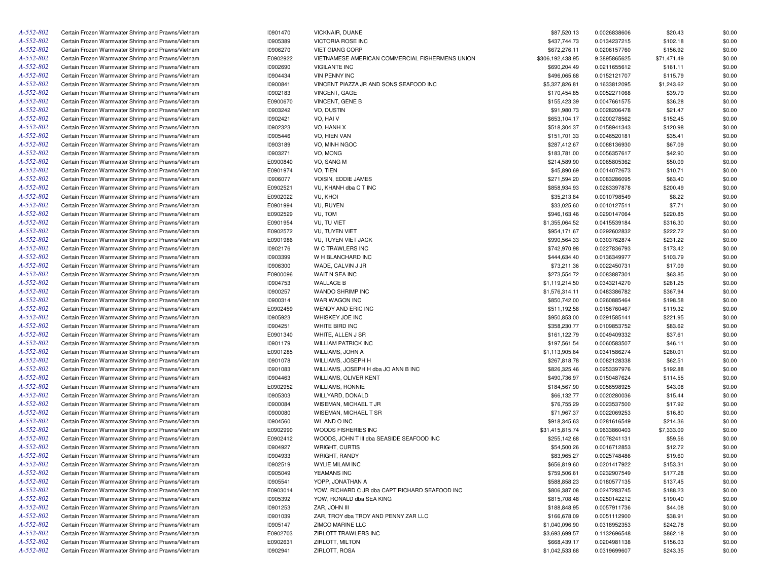| | | | | | | | |
|---|---|---|---|---|---|---|---|
| A-552-802 | Certain Frozen Warmwater Shrimp and Prawns/Vietnam | I0901470 | VICKNAIR, DUANE | $87,520.13 | 0.0026838606 | $20.43 | $0.00 |
| A-552-802 | Certain Frozen Warmwater Shrimp and Prawns/Vietnam | I0905389 | VICTORIA ROSE INC | $437,744.73 | 0.0134237215 | $102.18 | $0.00 |
| A-552-802 | Certain Frozen Warmwater Shrimp and Prawns/Vietnam | I0906270 | VIET GIANG CORP | $672,276.11 | 0.0206157760 | $156.92 | $0.00 |
| A-552-802 | Certain Frozen Warmwater Shrimp and Prawns/Vietnam | E0902922 | VIETNAMESE AMERICAN COMMERCIAL FISHERMENS UNION | $306,192,438.95 | 9.3895865625 | $71,471.49 | $0.00 |
| A-552-802 | Certain Frozen Warmwater Shrimp and Prawns/Vietnam | I0902690 | VIGILANTE INC | $690,204.49 | 0.0211655612 | $161.11 | $0.00 |
| A-552-802 | Certain Frozen Warmwater Shrimp and Prawns/Vietnam | I0904434 | VIN PENNY INC | $496,065.68 | 0.0152121707 | $115.79 | $0.00 |
| A-552-802 | Certain Frozen Warmwater Shrimp and Prawns/Vietnam | I0900841 | VINCENT PIAZZA JR AND SONS SEAFOOD INC | $5,327,826.81 | 0.1633812095 | $1,243.62 | $0.00 |
| A-552-802 | Certain Frozen Warmwater Shrimp and Prawns/Vietnam | I0902183 | VINCENT, GAGE | $170,454.85 | 0.0052271068 | $39.79 | $0.00 |
| A-552-802 | Certain Frozen Warmwater Shrimp and Prawns/Vietnam | E0900670 | VINCENT, GENE B | $155,423.39 | 0.0047661575 | $36.28 | $0.00 |
| A-552-802 | Certain Frozen Warmwater Shrimp and Prawns/Vietnam | I0903242 | VO, DUSTIN | $91,980.73 | 0.0028206478 | $21.47 | $0.00 |
| A-552-802 | Certain Frozen Warmwater Shrimp and Prawns/Vietnam | I0902421 | VO, HAI V | $653,104.17 | 0.0200278562 | $152.45 | $0.00 |
| A-552-802 | Certain Frozen Warmwater Shrimp and Prawns/Vietnam | I0902323 | VO, HANH X | $518,304.37 | 0.0158941343 | $120.98 | $0.00 |
| A-552-802 | Certain Frozen Warmwater Shrimp and Prawns/Vietnam | I0905446 | VO, HIEN VAN | $151,701.33 | 0.0046520181 | $35.41 | $0.00 |
| A-552-802 | Certain Frozen Warmwater Shrimp and Prawns/Vietnam | I0903189 | VO, MINH NGOC | $287,412.67 | 0.0088136930 | $67.09 | $0.00 |
| A-552-802 | Certain Frozen Warmwater Shrimp and Prawns/Vietnam | I0903271 | VO, MONG | $183,781.00 | 0.0056357617 | $42.90 | $0.00 |
| A-552-802 | Certain Frozen Warmwater Shrimp and Prawns/Vietnam | E0900840 | VO, SANG M | $214,589.90 | 0.0065805362 | $50.09 | $0.00 |
| A-552-802 | Certain Frozen Warmwater Shrimp and Prawns/Vietnam | E0901974 | VO, TIEN | $45,890.69 | 0.0014072673 | $10.71 | $0.00 |
| A-552-802 | Certain Frozen Warmwater Shrimp and Prawns/Vietnam | I0906077 | VOISIN, EDDIE JAMES | $271,594.20 | 0.0083286095 | $63.40 | $0.00 |
| A-552-802 | Certain Frozen Warmwater Shrimp and Prawns/Vietnam | E0902521 | VU, KHANH dba C T INC | $858,934.93 | 0.0263397878 | $200.49 | $0.00 |
| A-552-802 | Certain Frozen Warmwater Shrimp and Prawns/Vietnam | E0902022 | VU, KHOI | $35,213.84 | 0.0010798549 | $8.22 | $0.00 |
| A-552-802 | Certain Frozen Warmwater Shrimp and Prawns/Vietnam | E0901994 | VU, RUYEN | $33,025.60 | 0.0010127511 | $7.71 | $0.00 |
| A-552-802 | Certain Frozen Warmwater Shrimp and Prawns/Vietnam | E0902529 | VU, TOM | $946,163.46 | 0.0290147064 | $220.85 | $0.00 |
| A-552-802 | Certain Frozen Warmwater Shrimp and Prawns/Vietnam | E0901954 | VU, TU VIET | $1,355,064.52 | 0.0415539184 | $316.30 | $0.00 |
| A-552-802 | Certain Frozen Warmwater Shrimp and Prawns/Vietnam | E0902572 | VU, TUYEN VIET | $954,171.67 | 0.0292602832 | $222.72 | $0.00 |
| A-552-802 | Certain Frozen Warmwater Shrimp and Prawns/Vietnam | E0901986 | VU, TUYEN VIET JACK | $990,564.33 | 0.0303762874 | $231.22 | $0.00 |
| A-552-802 | Certain Frozen Warmwater Shrimp and Prawns/Vietnam | I0902176 | W C TRAWLERS INC | $742,970.98 | 0.0227836793 | $173.42 | $0.00 |
| A-552-802 | Certain Frozen Warmwater Shrimp and Prawns/Vietnam | I0903399 | W H BLANCHARD INC | $444,634.40 | 0.0136349977 | $103.79 | $0.00 |
| A-552-802 | Certain Frozen Warmwater Shrimp and Prawns/Vietnam | I0906300 | WADE, CALVIN J JR | $73,211.36 | 0.0022450731 | $17.09 | $0.00 |
| A-552-802 | Certain Frozen Warmwater Shrimp and Prawns/Vietnam | E0900096 | WAIT N SEA INC | $273,554.72 | 0.0083887301 | $63.85 | $0.00 |
| A-552-802 | Certain Frozen Warmwater Shrimp and Prawns/Vietnam | I0904753 | WALLACE B | $1,119,214.50 | 0.0343214270 | $261.25 | $0.00 |
| A-552-802 | Certain Frozen Warmwater Shrimp and Prawns/Vietnam | I0900257 | WANDO SHRIMP INC | $1,576,314.11 | 0.0483386782 | $367.94 | $0.00 |
| A-552-802 | Certain Frozen Warmwater Shrimp and Prawns/Vietnam | I0900314 | WAR WAGON INC | $850,742.00 | 0.0260885464 | $198.58 | $0.00 |
| A-552-802 | Certain Frozen Warmwater Shrimp and Prawns/Vietnam | E0902459 | WENDY AND ERIC INC | $511,192.58 | 0.0156760467 | $119.32 | $0.00 |
| A-552-802 | Certain Frozen Warmwater Shrimp and Prawns/Vietnam | I0905923 | WHISKEY JOE INC | $950,853.00 | 0.0291585141 | $221.95 | $0.00 |
| A-552-802 | Certain Frozen Warmwater Shrimp and Prawns/Vietnam | I0904251 | WHITE BIRD INC | $358,230.77 | 0.0109853752 | $83.62 | $0.00 |
| A-552-802 | Certain Frozen Warmwater Shrimp and Prawns/Vietnam | E0901340 | WHITE, ALLEN J SR | $161,122.79 | 0.0049409332 | $37.61 | $0.00 |
| A-552-802 | Certain Frozen Warmwater Shrimp and Prawns/Vietnam | I0901179 | WILLIAM PATRICK INC | $197,561.54 | 0.0060583507 | $46.11 | $0.00 |
| A-552-802 | Certain Frozen Warmwater Shrimp and Prawns/Vietnam | E0901285 | WILLIAMS, JOHN A | $1,113,905.64 | 0.0341586274 | $260.01 | $0.00 |
| A-552-802 | Certain Frozen Warmwater Shrimp and Prawns/Vietnam | I0901078 | WILLIAMS, JOSEPH H | $267,818.78 | 0.0082128338 | $62.51 | $0.00 |
| A-552-802 | Certain Frozen Warmwater Shrimp and Prawns/Vietnam | I0901083 | WILLIAMS, JOSEPH H dba JO ANN B INC | $826,325.46 | 0.0253397976 | $192.88 | $0.00 |
| A-552-802 | Certain Frozen Warmwater Shrimp and Prawns/Vietnam | I0904463 | WILLIAMS, OLIVER KENT | $490,736.97 | 0.0150487624 | $114.55 | $0.00 |
| A-552-802 | Certain Frozen Warmwater Shrimp and Prawns/Vietnam | E0902952 | WILLIAMS, RONNIE | $184,567.90 | 0.0056598925 | $43.08 | $0.00 |
| A-552-802 | Certain Frozen Warmwater Shrimp and Prawns/Vietnam | I0905303 | WILLYARD, DONALD | $66,132.77 | 0.0020280036 | $15.44 | $0.00 |
| A-552-802 | Certain Frozen Warmwater Shrimp and Prawns/Vietnam | I0900084 | WISEMAN, MICHAEL T JR | $76,755.29 | 0.0023537500 | $17.92 | $0.00 |
| A-552-802 | Certain Frozen Warmwater Shrimp and Prawns/Vietnam | I0900080 | WISEMAN, MICHAEL T SR | $71,967.37 | 0.0022069253 | $16.80 | $0.00 |
| A-552-802 | Certain Frozen Warmwater Shrimp and Prawns/Vietnam | I0904560 | WL AND O INC | $918,345.63 | 0.0281616549 | $214.36 | $0.00 |
| A-552-802 | Certain Frozen Warmwater Shrimp and Prawns/Vietnam | E0902990 | WOODS FISHERIES INC | $31,415,815.74 | 0.9633860403 | $7,333.09 | $0.00 |
| A-552-802 | Certain Frozen Warmwater Shrimp and Prawns/Vietnam | E0902412 | WOODS, JOHN T III dba SEASIDE SEAFOOD INC | $255,142.68 | 0.0078241131 | $59.56 | $0.00 |
| A-552-802 | Certain Frozen Warmwater Shrimp and Prawns/Vietnam | I0904927 | WRIGHT, CURTIS | $54,500.26 | 0.0016712853 | $12.72 | $0.00 |
| A-552-802 | Certain Frozen Warmwater Shrimp and Prawns/Vietnam | I0904933 | WRIGHT, RANDY | $83,965.27 | 0.0025748486 | $19.60 | $0.00 |
| A-552-802 | Certain Frozen Warmwater Shrimp and Prawns/Vietnam | I0902519 | WYLIE MILAM INC | $656,819.60 | 0.0201417922 | $153.31 | $0.00 |
| A-552-802 | Certain Frozen Warmwater Shrimp and Prawns/Vietnam | I0905049 | YEAMANS INC | $759,506.61 | 0.0232907549 | $177.28 | $0.00 |
| A-552-802 | Certain Frozen Warmwater Shrimp and Prawns/Vietnam | I0905541 | YOPP, JONATHAN A | $588,858.23 | 0.0180577135 | $137.45 | $0.00 |
| A-552-802 | Certain Frozen Warmwater Shrimp and Prawns/Vietnam | E0903014 | YOW, RICHARD C JR dba CAPT RICHARD SEAFOOD INC | $806,387.08 | 0.0247283745 | $188.23 | $0.00 |
| A-552-802 | Certain Frozen Warmwater Shrimp and Prawns/Vietnam | I0905392 | YOW, RONALD dba SEA KING | $815,708.48 | 0.0250142212 | $190.40 | $0.00 |
| A-552-802 | Certain Frozen Warmwater Shrimp and Prawns/Vietnam | I0901253 | ZAR, JOHN III | $188,848.95 | 0.0057911736 | $44.08 | $0.00 |
| A-552-802 | Certain Frozen Warmwater Shrimp and Prawns/Vietnam | I0901039 | ZAR, TROY dba TROY AND PENNY ZAR LLC | $166,678.09 | 0.0051112900 | $38.91 | $0.00 |
| A-552-802 | Certain Frozen Warmwater Shrimp and Prawns/Vietnam | I0905147 | ZIMCO MARINE LLC | $1,040,096.90 | 0.0318952353 | $242.78 | $0.00 |
| A-552-802 | Certain Frozen Warmwater Shrimp and Prawns/Vietnam | E0902703 | ZIRLOTT TRAWLERS INC | $3,693,699.57 | 0.1132696548 | $862.18 | $0.00 |
| A-552-802 | Certain Frozen Warmwater Shrimp and Prawns/Vietnam | E0902631 | ZIRLOTT, MILTON | $668,439.17 | 0.0204981138 | $156.03 | $0.00 |
| A-552-802 | Certain Frozen Warmwater Shrimp and Prawns/Vietnam | I0902941 | ZIRLOTT, ROSA | $1,042,533.68 | 0.0319699607 | $243.35 | $0.00 |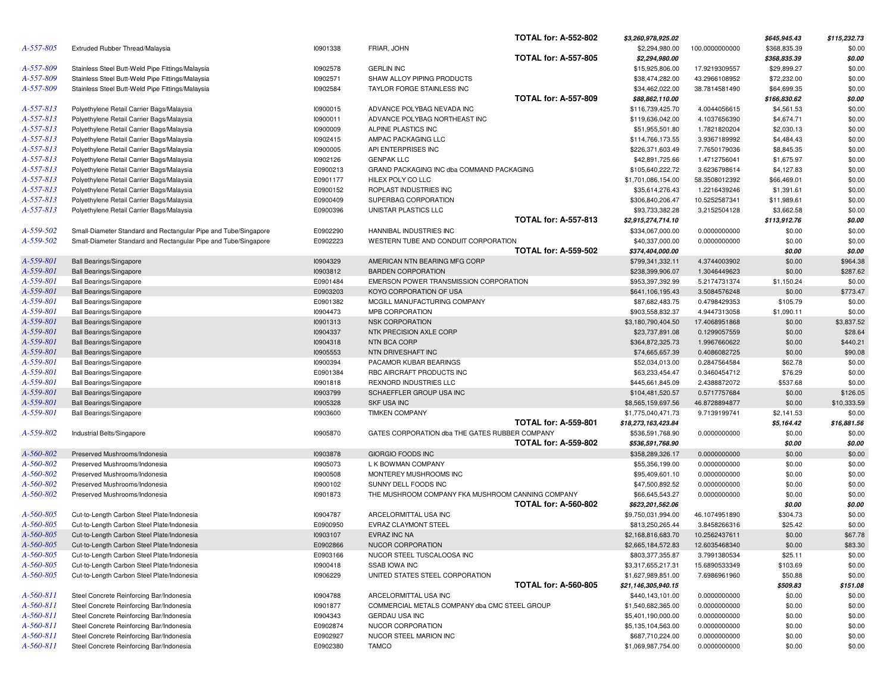| | | | | | | | |
|---|---|---|---|---|---|---|---|
| | | | TOTAL for: A-552-802 | $3,260,978,925.02 | | $645,945.43 | $115,232.73 |
| A-557-805 | Extruded Rubber Thread/Malaysia | I0901338 | FRIAR, JOHN | $2,294,980.00 | 100.0000000000 | $368,835.39 | $0.00 |
| | | | TOTAL for: A-557-805 | $2,294,980.00 | | $368,835.39 | $0.00 |
| A-557-809 | Stainless Steel Butt-Weld Pipe Fittings/Malaysia | I0902578 | GERLIN INC | $15,925,806.00 | 17.9219309557 | $29,899.27 | $0.00 |
| A-557-809 | Stainless Steel Butt-Weld Pipe Fittings/Malaysia | I0902571 | SHAW ALLOY PIPING PRODUCTS | $38,474,282.00 | 43.2966108952 | $72,232.00 | $0.00 |
| A-557-809 | Stainless Steel Butt-Weld Pipe Fittings/Malaysia | I0902584 | TAYLOR FORGE STAINLESS INC | $34,462,022.00 | 38.7814581490 | $64,699.35 | $0.00 |
| | | | TOTAL for: A-557-809 | $88,862,110.00 | | $166,830.62 | $0.00 |
| A-557-813 | Polyethylene Retail Carrier Bags/Malaysia | I0900015 | ADVANCE POLYBAG NEVADA INC | $116,739,425.70 | 4.0044056615 | $4,561.53 | $0.00 |
| A-557-813 | Polyethylene Retail Carrier Bags/Malaysia | I0900011 | ADVANCE POLYBAG NORTHEAST INC | $119,636,042.00 | 4.1037656390 | $4,674.71 | $0.00 |
| A-557-813 | Polyethylene Retail Carrier Bags/Malaysia | I0900009 | ALPINE PLASTICS INC | $51,955,501.80 | 1.7821820204 | $2,030.13 | $0.00 |
| A-557-813 | Polyethylene Retail Carrier Bags/Malaysia | I0902415 | AMPAC PACKAGING LLC | $114,766,173.55 | 3.9367189992 | $4,484.43 | $0.00 |
| A-557-813 | Polyethylene Retail Carrier Bags/Malaysia | I0900005 | API ENTERPRISES INC | $226,371,603.49 | 7.7650179036 | $8,845.35 | $0.00 |
| A-557-813 | Polyethylene Retail Carrier Bags/Malaysia | I0902126 | GENPAK LLC | $42,891,725.66 | 1.4712756041 | $1,675.97 | $0.00 |
| A-557-813 | Polyethylene Retail Carrier Bags/Malaysia | E0900213 | GRAND PACKAGING INC dba COMMAND PACKAGING | $105,640,222.72 | 3.6236798614 | $4,127.83 | $0.00 |
| A-557-813 | Polyethylene Retail Carrier Bags/Malaysia | E0901177 | HILEX POLY CO LLC | $1,701,086,154.00 | 58.3508012392 | $66,469.01 | $0.00 |
| A-557-813 | Polyethylene Retail Carrier Bags/Malaysia | E0900152 | ROPLAST INDUSTRIES INC | $35,614,276.43 | 1.2216439246 | $1,391.61 | $0.00 |
| A-557-813 | Polyethylene Retail Carrier Bags/Malaysia | E0900409 | SUPERBAG CORPORATION | $306,840,206.47 | 10.5252587341 | $11,989.61 | $0.00 |
| A-557-813 | Polyethylene Retail Carrier Bags/Malaysia | E0900396 | UNISTAR PLASTICS LLC | $93,733,382.28 | 3.2152504128 | $3,662.58 | $0.00 |
| | | | TOTAL for: A-557-813 | $2,915,274,714.10 | | $113,912.76 | $0.00 |
| A-559-502 | Small-Diameter Standard and Rectangular Pipe and Tube/Singapore | E0902290 | HANNIBAL INDUSTRIES INC | $334,067,000.00 | 0.0000000000 | $0.00 | $0.00 |
| A-559-502 | Small-Diameter Standard and Rectangular Pipe and Tube/Singapore | E0902223 | WESTERN TUBE AND CONDUIT CORPORATION | $40,337,000.00 | 0.0000000000 | $0.00 | $0.00 |
| | | | TOTAL for: A-559-502 | $374,404,000.00 | | $0.00 | $0.00 |
| A-559-801 | Ball Bearings/Singapore | I0904329 | AMERICAN NTN BEARING MFG CORP | $799,341,332.11 | 4.3744003902 | $0.00 | $964.38 |
| A-559-801 | Ball Bearings/Singapore | I0903812 | BARDEN CORPORATION | $238,399,906.07 | 1.3046449623 | $0.00 | $287.62 |
| A-559-801 | Ball Bearings/Singapore | E0901484 | EMERSON POWER TRANSMISSION CORPORATION | $953,397,392.99 | 5.2174731374 | $1,150.24 | $0.00 |
| A-559-801 | Ball Bearings/Singapore | E0903203 | KOYO CORPORATION OF USA | $641,106,195.43 | 3.5084576248 | $0.00 | $773.47 |
| A-559-801 | Ball Bearings/Singapore | E0901382 | MCGILL MANUFACTURING COMPANY | $87,682,483.75 | 0.4798429353 | $105.79 | $0.00 |
| A-559-801 | Ball Bearings/Singapore | I0904473 | MPB CORPORATION | $903,558,832.37 | 4.9447313058 | $1,090.11 | $0.00 |
| A-559-801 | Ball Bearings/Singapore | I0901313 | NSK CORPORATION | $3,180,790,404.50 | 17.4068951868 | $0.00 | $3,837.52 |
| A-559-801 | Ball Bearings/Singapore | I0904337 | NTK PRECISION AXLE CORP | $23,737,891.08 | 0.1299057559 | $0.00 | $28.64 |
| A-559-801 | Ball Bearings/Singapore | I0904318 | NTN BCA CORP | $364,872,325.73 | 1.9967660622 | $0.00 | $440.21 |
| A-559-801 | Ball Bearings/Singapore | I0905553 | NTN DRIVESHAFT INC | $74,665,657.39 | 0.4086082725 | $0.00 | $90.08 |
| A-559-801 | Ball Bearings/Singapore | I0900394 | PACAMOR KUBAR BEARINGS | $52,034,013.00 | 0.2847564584 | $62.78 | $0.00 |
| A-559-801 | Ball Bearings/Singapore | E0901384 | RBC AIRCRAFT PRODUCTS INC | $63,233,454.47 | 0.3460454712 | $76.29 | $0.00 |
| A-559-801 | Ball Bearings/Singapore | I0901818 | REXNORD INDUSTRIES LLC | $445,661,845.09 | 2.4388872072 | $537.68 | $0.00 |
| A-559-801 | Ball Bearings/Singapore | I0903799 | SCHAEFFLER GROUP USA INC | $104,481,520.57 | 0.5717757684 | $0.00 | $126.05 |
| A-559-801 | Ball Bearings/Singapore | I0905328 | SKF USA INC | $8,565,159,697.56 | 46.8728894877 | $0.00 | $10,333.59 |
| A-559-801 | Ball Bearings/Singapore | I0903600 | TIMKEN COMPANY | $1,775,040,471.73 | 9.7139199741 | $2,141.53 | $0.00 |
| | | | TOTAL for: A-559-801 | $18,273,163,423.84 | | $5,164.42 | $16,881.56 |
| A-559-802 | Industrial Belts/Singapore | I0905870 | GATES CORPORATION dba THE GATES RUBBER COMPANY | $536,591,768.90 | 0.0000000000 | $0.00 | $0.00 |
| | | | TOTAL for: A-559-802 | $536,591,768.90 | | $0.00 | $0.00 |
| A-560-802 | Preserved Mushrooms/Indonesia | I0903878 | GIORGIO FOODS INC | $358,289,326.17 | 0.0000000000 | $0.00 | $0.00 |
| A-560-802 | Preserved Mushrooms/Indonesia | I0905073 | L K BOWMAN COMPANY | $55,356,199.00 | 0.0000000000 | $0.00 | $0.00 |
| A-560-802 | Preserved Mushrooms/Indonesia | I0900508 | MONTEREY MUSHROOMS INC | $95,409,601.10 | 0.0000000000 | $0.00 | $0.00 |
| A-560-802 | Preserved Mushrooms/Indonesia | I0900102 | SUNNY DELL FOODS INC | $47,500,892.52 | 0.0000000000 | $0.00 | $0.00 |
| A-560-802 | Preserved Mushrooms/Indonesia | I0901873 | THE MUSHROOM COMPANY FKA MUSHROOM CANNING COMPANY | $66,645,543.27 | 0.0000000000 | $0.00 | $0.00 |
| | | | TOTAL for: A-560-802 | $623,201,562.06 | | $0.00 | $0.00 |
| A-560-805 | Cut-to-Length Carbon Steel Plate/Indonesia | I0904787 | ARCELORMITTAL USA INC | $9,750,031,994.00 | 46.1074951890 | $304.73 | $0.00 |
| A-560-805 | Cut-to-Length Carbon Steel Plate/Indonesia | E0900950 | EVRAZ CLAYMONT STEEL | $813,250,265.44 | 3.8458266316 | $25.42 | $0.00 |
| A-560-805 | Cut-to-Length Carbon Steel Plate/Indonesia | I0903107 | EVRAZ INC NA | $2,168,816,683.70 | 10.2562437611 | $0.00 | $67.78 |
| A-560-805 | Cut-to-Length Carbon Steel Plate/Indonesia | E0902866 | NUCOR CORPORATION | $2,665,184,572.83 | 12.6035468340 | $0.00 | $83.30 |
| A-560-805 | Cut-to-Length Carbon Steel Plate/Indonesia | E0903166 | NUCOR STEEL TUSCALOOSA INC | $803,377,355.87 | 3.7991380534 | $25.11 | $0.00 |
| A-560-805 | Cut-to-Length Carbon Steel Plate/Indonesia | I0900418 | SSAB IOWA INC | $3,317,655,217.31 | 15.6890533349 | $103.69 | $0.00 |
| A-560-805 | Cut-to-Length Carbon Steel Plate/Indonesia | I0906229 | UNITED STATES STEEL CORPORATION | $1,627,989,851.00 | 7.6986961960 | $50.88 | $0.00 |
| | | | TOTAL for: A-560-805 | $21,146,305,940.15 | | $509.83 | $151.08 |
| A-560-811 | Steel Concrete Reinforcing Bar/Indonesia | I0904788 | ARCELORMITTAL USA INC | $440,143,101.00 | 0.0000000000 | $0.00 | $0.00 |
| A-560-811 | Steel Concrete Reinforcing Bar/Indonesia | I0901877 | COMMERCIAL METALS COMPANY dba CMC STEEL GROUP | $1,540,682,365.00 | 0.0000000000 | $0.00 | $0.00 |
| A-560-811 | Steel Concrete Reinforcing Bar/Indonesia | I0904343 | GERDAU USA INC | $5,401,190,000.00 | 0.0000000000 | $0.00 | $0.00 |
| A-560-811 | Steel Concrete Reinforcing Bar/Indonesia | E0902874 | NUCOR CORPORATION | $5,135,104,563.00 | 0.0000000000 | $0.00 | $0.00 |
| A-560-811 | Steel Concrete Reinforcing Bar/Indonesia | E0902927 | NUCOR STEEL MARION INC | $687,710,224.00 | 0.0000000000 | $0.00 | $0.00 |
| A-560-811 | Steel Concrete Reinforcing Bar/Indonesia | E0902380 | TAMCO | $1,069,987,754.00 | 0.0000000000 | $0.00 | $0.00 |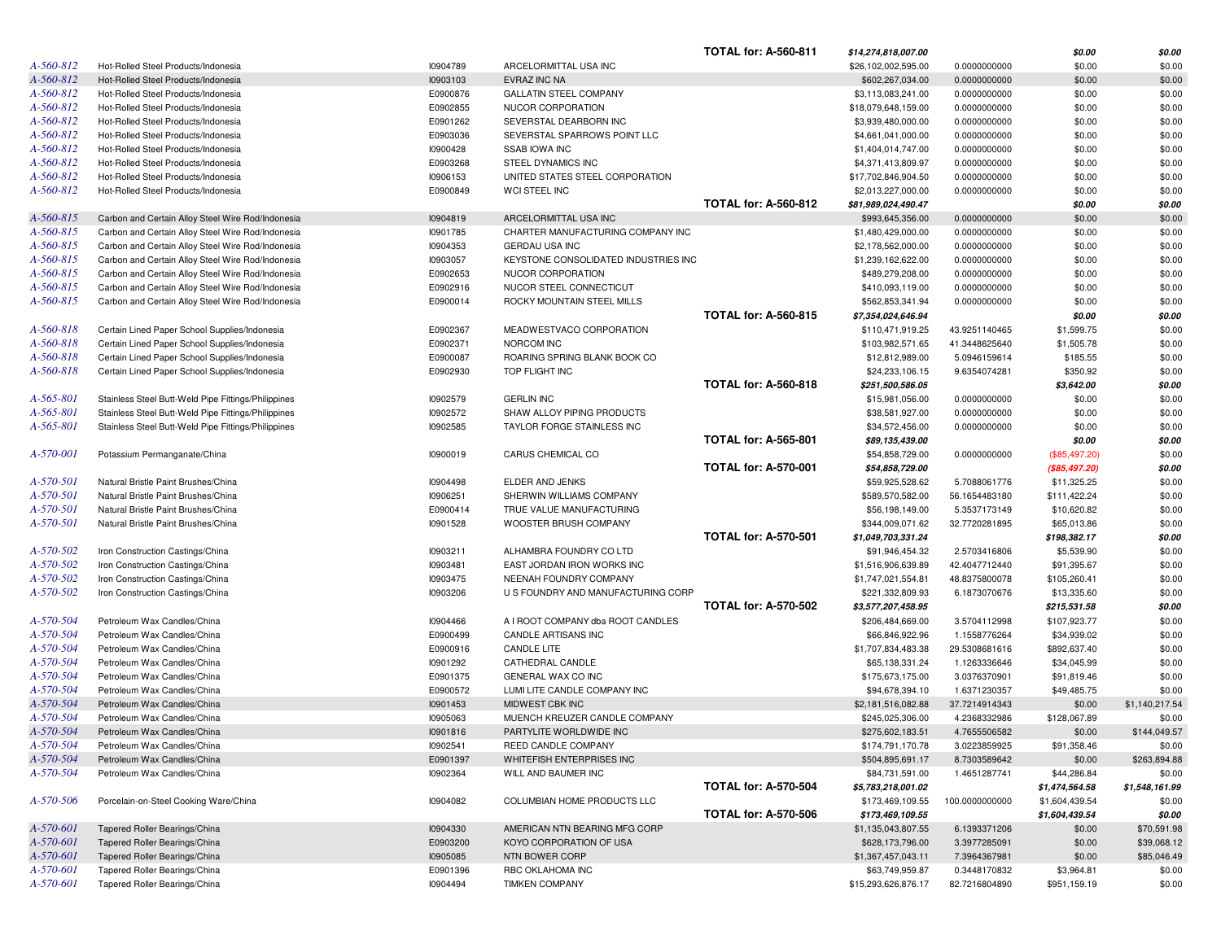| | | | | | | | | |
|---|---|---|---|---|---|---|---|---|
| | | | | TOTAL for: A-560-811 | *$14,274,818,007.00* | | *$0.00* | *$0.00* |
| A-560-812 | Hot-Rolled Steel Products/Indonesia | I0904789 | ARCELORMITTAL USA INC | | $26,102,002,595.00 | 0.0000000000 | $0.00 | $0.00 |
| A-560-812 | Hot-Rolled Steel Products/Indonesia | I0903103 | EVRAZ INC NA | | $602,267,034.00 | 0.0000000000 | $0.00 | $0.00 |
| A-560-812 | Hot-Rolled Steel Products/Indonesia | E0900876 | GALLATIN STEEL COMPANY | | $3,113,083,241.00 | 0.0000000000 | $0.00 | $0.00 |
| A-560-812 | Hot-Rolled Steel Products/Indonesia | E0902855 | NUCOR CORPORATION | | $18,079,648,159.00 | 0.0000000000 | $0.00 | $0.00 |
| A-560-812 | Hot-Rolled Steel Products/Indonesia | E0901262 | SEVERSTAL DEARBORN INC | | $3,939,480,000.00 | 0.0000000000 | $0.00 | $0.00 |
| A-560-812 | Hot-Rolled Steel Products/Indonesia | E0903036 | SEVERSTAL SPARROWS POINT LLC | | $4,661,041,000.00 | 0.0000000000 | $0.00 | $0.00 |
| A-560-812 | Hot-Rolled Steel Products/Indonesia | I0900428 | SSAB IOWA INC | | $1,404,014,747.00 | 0.0000000000 | $0.00 | $0.00 |
| A-560-812 | Hot-Rolled Steel Products/Indonesia | E0903268 | STEEL DYNAMICS INC | | $4,371,413,809.97 | 0.0000000000 | $0.00 | $0.00 |
| A-560-812 | Hot-Rolled Steel Products/Indonesia | I0906153 | UNITED STATES STEEL CORPORATION | | $17,702,846,904.50 | 0.0000000000 | $0.00 | $0.00 |
| A-560-812 | Hot-Rolled Steel Products/Indonesia | E0900849 | WCI STEEL INC | | $2,013,227,000.00 | 0.0000000000 | $0.00 | $0.00 |
| | | | | TOTAL for: A-560-812 | *$81,989,024,490.47* | | *$0.00* | *$0.00* |
| A-560-815 | Carbon and Certain Alloy Steel Wire Rod/Indonesia | I0904819 | ARCELORMITTAL USA INC | | $993,645,356.00 | 0.0000000000 | $0.00 | $0.00 |
| A-560-815 | Carbon and Certain Alloy Steel Wire Rod/Indonesia | I0901785 | CHARTER MANUFACTURING COMPANY INC | | $1,480,429,000.00 | 0.0000000000 | $0.00 | $0.00 |
| A-560-815 | Carbon and Certain Alloy Steel Wire Rod/Indonesia | I0904353 | GERDAU USA INC | | $2,178,562,000.00 | 0.0000000000 | $0.00 | $0.00 |
| A-560-815 | Carbon and Certain Alloy Steel Wire Rod/Indonesia | I0903057 | KEYSTONE CONSOLIDATED INDUSTRIES INC | | $1,239,162,622.00 | 0.0000000000 | $0.00 | $0.00 |
| A-560-815 | Carbon and Certain Alloy Steel Wire Rod/Indonesia | E0902653 | NUCOR CORPORATION | | $489,279,208.00 | 0.0000000000 | $0.00 | $0.00 |
| A-560-815 | Carbon and Certain Alloy Steel Wire Rod/Indonesia | E0902916 | NUCOR STEEL CONNECTICUT | | $410,093,119.00 | 0.0000000000 | $0.00 | $0.00 |
| A-560-815 | Carbon and Certain Alloy Steel Wire Rod/Indonesia | E0900014 | ROCKY MOUNTAIN STEEL MILLS | | $562,853,341.94 | 0.0000000000 | $0.00 | $0.00 |
| | | | | TOTAL for: A-560-815 | *$7,354,024,646.94* | | *$0.00* | *$0.00* |
| A-560-818 | Certain Lined Paper School Supplies/Indonesia | E0902367 | MEADWESTVACO CORPORATION | | $110,471,919.25 | 43.9251140465 | $1,599.75 | $0.00 |
| A-560-818 | Certain Lined Paper School Supplies/Indonesia | E0902371 | NORCOM INC | | $103,982,571.65 | 41.3448625640 | $1,505.78 | $0.00 |
| A-560-818 | Certain Lined Paper School Supplies/Indonesia | E0900087 | ROARING SPRING BLANK BOOK CO | | $12,812,989.00 | 5.0946159614 | $185.55 | $0.00 |
| A-560-818 | Certain Lined Paper School Supplies/Indonesia | E0902930 | TOP FLIGHT INC | | $24,233,106.15 | 9.6354074281 | $350.92 | $0.00 |
| | | | | TOTAL for: A-560-818 | *$251,500,586.05* | | *$3,642.00* | *$0.00* |
| A-565-801 | Stainless Steel Butt-Weld Pipe Fittings/Philippines | I0902579 | GERLIN INC | | $15,981,056.00 | 0.0000000000 | $0.00 | $0.00 |
| A-565-801 | Stainless Steel Butt-Weld Pipe Fittings/Philippines | I0902572 | SHAW ALLOY PIPING PRODUCTS | | $38,581,927.00 | 0.0000000000 | $0.00 | $0.00 |
| A-565-801 | Stainless Steel Butt-Weld Pipe Fittings/Philippines | I0902585 | TAYLOR FORGE STAINLESS INC | | $34,572,456.00 | 0.0000000000 | $0.00 | $0.00 |
| | | | | TOTAL for: A-565-801 | *$89,135,439.00* | | *$0.00* | *$0.00* |
| A-570-001 | Potassium Permanganate/China | I0900019 | CARUS CHEMICAL CO | | $54,858,729.00 | 0.0000000000 | ($85,497.20) | $0.00 |
| | | | | TOTAL for: A-570-001 | *$54,858,729.00* | | *($85,497.20)* | *$0.00* |
| A-570-501 | Natural Bristle Paint Brushes/China | I0904498 | ELDER AND JENKS | | $59,925,528.62 | 5.7088061776 | $11,325.25 | $0.00 |
| A-570-501 | Natural Bristle Paint Brushes/China | I0906251 | SHERWIN WILLIAMS COMPANY | | $589,570,582.00 | 56.1654483180 | $111,422.24 | $0.00 |
| A-570-501 | Natural Bristle Paint Brushes/China | E0900414 | TRUE VALUE MANUFACTURING | | $56,198,149.00 | 5.3537173149 | $10,620.82 | $0.00 |
| A-570-501 | Natural Bristle Paint Brushes/China | I0901528 | WOOSTER BRUSH COMPANY | | $344,009,071.62 | 32.7720281895 | $65,013.86 | $0.00 |
| | | | | TOTAL for: A-570-501 | *$1,049,703,331.24* | | *$198,382.17* | *$0.00* |
| A-570-502 | Iron Construction Castings/China | I0903211 | ALHAMBRA FOUNDRY CO LTD | | $91,946,454.32 | 2.5703416806 | $5,539.90 | $0.00 |
| A-570-502 | Iron Construction Castings/China | I0903481 | EAST JORDAN IRON WORKS INC | | $1,516,906,639.89 | 42.4047712440 | $91,395.67 | $0.00 |
| A-570-502 | Iron Construction Castings/China | I0903475 | NEENAH FOUNDRY COMPANY | | $1,747,021,554.81 | 48.8375800078 | $105,260.41 | $0.00 |
| A-570-502 | Iron Construction Castings/China | I0903206 | U S FOUNDRY AND MANUFACTURING CORP | | $221,332,809.93 | 6.1873070676 | $13,335.60 | $0.00 |
| | | | | TOTAL for: A-570-502 | *$3,577,207,458.95* | | *$215,531.58* | *$0.00* |
| A-570-504 | Petroleum Wax Candles/China | I0904466 | A I ROOT COMPANY dba ROOT CANDLES | | $206,484,669.00 | 3.5704112998 | $107,923.77 | $0.00 |
| A-570-504 | Petroleum Wax Candles/China | E0900499 | CANDLE ARTISANS INC | | $66,846,922.96 | 1.1558776264 | $34,939.02 | $0.00 |
| A-570-504 | Petroleum Wax Candles/China | E0900916 | CANDLE LITE | | $1,707,834,483.38 | 29.5308681616 | $892,637.40 | $0.00 |
| A-570-504 | Petroleum Wax Candles/China | I0901292 | CATHEDRAL CANDLE | | $65,138,331.24 | 1.1263336646 | $34,045.99 | $0.00 |
| A-570-504 | Petroleum Wax Candles/China | E0901375 | GENERAL WAX CO INC | | $175,673,175.00 | 3.0376370901 | $91,819.46 | $0.00 |
| A-570-504 | Petroleum Wax Candles/China | E0900572 | LUMI LITE CANDLE COMPANY INC | | $94,678,394.10 | 1.6371230357 | $49,485.75 | $0.00 |
| A-570-504 | Petroleum Wax Candles/China | I0901453 | MIDWEST CBK INC | | $2,181,516,082.88 | 37.7214914343 | $0.00 | $1,140,217.54 |
| A-570-504 | Petroleum Wax Candles/China | I0905063 | MUENCH KREUZER CANDLE COMPANY | | $245,025,306.00 | 4.2368332986 | $128,067.89 | $0.00 |
| A-570-504 | Petroleum Wax Candles/China | I0901816 | PARTYLITE WORLDWIDE INC | | $275,602,183.51 | 4.7655506582 | $0.00 | $144,049.57 |
| A-570-504 | Petroleum Wax Candles/China | I0902541 | REED CANDLE COMPANY | | $174,791,170.78 | 3.0223859925 | $91,358.46 | $0.00 |
| A-570-504 | Petroleum Wax Candles/China | E0901397 | WHITEFISH ENTERPRISES INC | | $504,895,691.17 | 8.7303589642 | $0.00 | $263,894.88 |
| A-570-504 | Petroleum Wax Candles/China | I0902364 | WILL AND BAUMER INC | | $84,731,591.00 | 1.4651287741 | $44,286.84 | $0.00 |
| | | | | TOTAL for: A-570-504 | *$5,783,218,001.02* | | *$1,474,564.58* | *$1,548,161.99* |
| A-570-506 | Porcelain-on-Steel Cooking Ware/China | I0904082 | COLUMBIAN HOME PRODUCTS LLC | | $173,469,109.55 | 100.0000000000 | $1,604,439.54 | $0.00 |
| | | | | TOTAL for: A-570-506 | *$173,469,109.55* | | *$1,604,439.54* | *$0.00* |
| A-570-601 | Tapered Roller Bearings/China | I0904330 | AMERICAN NTN BEARING MFG CORP | | $1,135,043,807.55 | 6.1393371206 | $0.00 | $70,591.98 |
| A-570-601 | Tapered Roller Bearings/China | E0903200 | KOYO CORPORATION OF USA | | $628,173,796.00 | 3.3977285091 | $0.00 | $39,068.12 |
| A-570-601 | Tapered Roller Bearings/China | I0905085 | NTN BOWER CORP | | $1,367,457,043.11 | 7.3964367981 | $0.00 | $85,046.49 |
| A-570-601 | Tapered Roller Bearings/China | E0901396 | RBC OKLAHOMA INC | | $63,749,959.87 | 0.3448170832 | $3,964.81 | $0.00 |
| A-570-601 | Tapered Roller Bearings/China | I0904494 | TIMKEN COMPANY | | $15,293,626,876.17 | 82.7216804890 | $951,159.19 | $0.00 |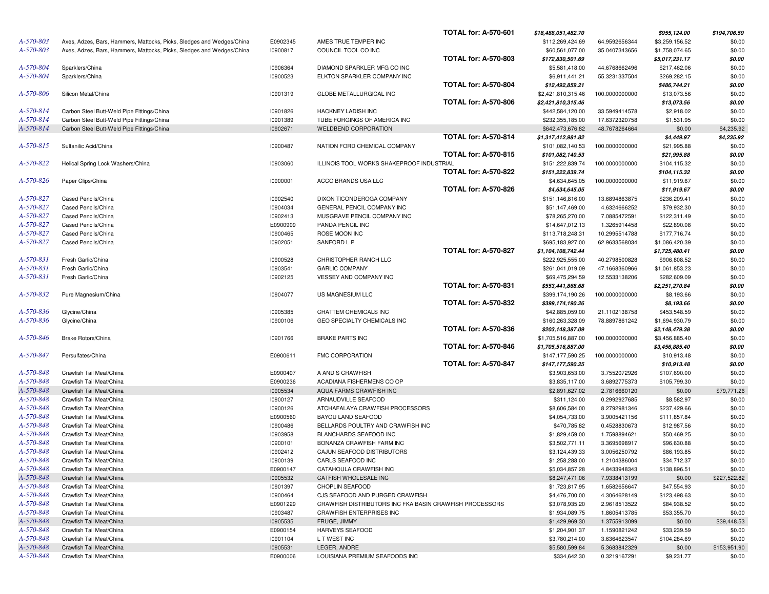| | | | | | | | |
|---|---|---|---|---|---|---|---|
| | | | TOTAL for: A-570-601 | *$18,488,051,482.70* | | *$955,124.00* | *$194,706.59* |
| A-570-803 | Axes, Adzes, Bars, Hammers, Mattocks, Picks, Sledges and Wedges/China | E0902345 | AMES TRUE TEMPER INC | $112,269,424.69 | 64.9592656344 | $3,259,156.52 | $0.00 |
| A-570-803 | Axes, Adzes, Bars, Hammers, Mattocks, Picks, Sledges and Wedges/China | I0900817 | COUNCIL TOOL CO INC | $60,561,077.00 | 35.0407343656 | $1,758,074.65 | $0.00 |
| | | | TOTAL for: A-570-803 | *$172,830,501.69* | | *$5,017,231.17* | *$0.00* |
| A-570-804 | Sparklers/China | I0906364 | DIAMOND SPARKLER MFG CO INC | $5,581,418.00 | 44.6768662496 | $217,462.06 | $0.00 |
| A-570-804 | Sparklers/China | I0900523 | ELKTON SPARKLER COMPANY INC | $6,911,441.21 | 55.3231337504 | $269,282.15 | $0.00 |
| | | | TOTAL for: A-570-804 | *$12,492,859.21* | | *$486,744.21* | *$0.00* |
| A-570-806 | Silicon Metal/China | I0901319 | GLOBE METALLURGICAL INC | $2,421,810,315.46 | 100.0000000000 | $13,073.56 | $0.00 |
| | | | TOTAL for: A-570-806 | *$2,421,810,315.46* | | *$13,073.56* | *$0.00* |
| A-570-814 | Carbon Steel Butt-Weld Pipe Fittings/China | I0901826 | HACKNEY LADISH INC | $442,584,120.00 | 33.5949414578 | $2,918.02 | $0.00 |
| A-570-814 | Carbon Steel Butt-Weld Pipe Fittings/China | I0901389 | TUBE FORGINGS OF AMERICA INC | $232,355,185.00 | 17.6372320758 | $1,531.95 | $0.00 |
| A-570-814 | Carbon Steel Butt-Weld Pipe Fittings/China | I0902671 | WELDBEND CORPORATION | $642,473,676.82 | 48.7678264664 | $0.00 | $4,235.92 |
| | | | TOTAL for: A-570-814 | *$1,317,412,981.82* | | *$4,449.97* | *$4,235.92* |
| A-570-815 | Sulfanilic Acid/China | I0900487 | NATION FORD CHEMICAL COMPANY | $101,082,140.53 | 100.0000000000 | $21,995.88 | $0.00 |
| | | | TOTAL for: A-570-815 | *$101,082,140.53* | | *$21,995.88* | *$0.00* |
| A-570-822 | Helical Spring Lock Washers/China | I0903060 | ILLINOIS TOOL WORKS SHAKEPROOF INDUSTRIAL | $151,222,839.74 | 100.0000000000 | $104,115.32 | $0.00 |
| | | | TOTAL for: A-570-822 | *$151,222,839.74* | | *$104,115.32* | *$0.00* |
| A-570-826 | Paper Clips/China | I0900001 | ACCO BRANDS USA LLC | $4,634,645.05 | 100.0000000000 | $11,919.67 | $0.00 |
| | | | TOTAL for: A-570-826 | *$4,634,645.05* | | *$11,919.67* | *$0.00* |
| A-570-827 | Cased Pencils/China | I0902540 | DIXON TICONDEROGA COMPANY | $151,146,816.00 | 13.6894863875 | $236,209.41 | $0.00 |
| A-570-827 | Cased Pencils/China | I0904034 | GENERAL PENCIL COMPANY INC | $51,147,469.00 | 4.6324666252 | $79,932.30 | $0.00 |
| A-570-827 | Cased Pencils/China | I0902413 | MUSGRAVE PENCIL COMPANY INC | $78,265,270.00 | 7.0885472591 | $122,311.49 | $0.00 |
| A-570-827 | Cased Pencils/China | E0900909 | PANDA PENCIL INC | $14,647,012.13 | 1.3265914458 | $22,890.08 | $0.00 |
| A-570-827 | Cased Pencils/China | I0900465 | ROSE MOON INC | $113,718,248.31 | 10.2995514788 | $177,716.74 | $0.00 |
| A-570-827 | Cased Pencils/China | I0902051 | SANFORD L P | $695,183,927.00 | 62.9633568034 | $1,086,420.39 | $0.00 |
| | | | TOTAL for: A-570-827 | *$1,104,108,742.44* | | *$1,725,480.41* | *$0.00* |
| A-570-831 | Fresh Garlic/China | I0900528 | CHRISTOPHER RANCH LLC | $222,925,555.00 | 40.2798500828 | $906,808.52 | $0.00 |
| A-570-831 | Fresh Garlic/China | I0903541 | GARLIC COMPANY | $261,041,019.09 | 47.1668360966 | $1,061,853.23 | $0.00 |
| A-570-831 | Fresh Garlic/China | I0902125 | VESSEY AND COMPANY INC | $69,475,294.59 | 12.5533138206 | $282,609.09 | $0.00 |
| | | | TOTAL for: A-570-831 | *$553,441,868.68* | | *$2,251,270.84* | *$0.00* |
| A-570-832 | Pure Magnesium/China | I0904077 | US MAGNESIUM LLC | $399,174,190.26 | 100.0000000000 | $8,193.66 | $0.00 |
| | | | TOTAL for: A-570-832 | *$399,174,190.26* | | *$8,193.66* | *$0.00* |
| A-570-836 | Glycine/China | I0905385 | CHATTEM CHEMICALS INC | $42,885,059.00 | 21.1102138758 | $453,548.59 | $0.00 |
| A-570-836 | Glycine/China | I0900106 | GEO SPECIALTY CHEMICALS INC | $160,263,328.09 | 78.8897861242 | $1,694,930.79 | $0.00 |
| | | | TOTAL for: A-570-836 | *$203,148,387.09* | | *$2,148,479.38* | *$0.00* |
| A-570-846 | Brake Rotors/China | I0901766 | BRAKE PARTS INC | $1,705,516,887.00 | 100.0000000000 | $3,456,885.40 | $0.00 |
| | | | TOTAL for: A-570-846 | *$1,705,516,887.00* | | *$3,456,885.40* | *$0.00* |
| A-570-847 | Persulfates/China | E0900611 | FMC CORPORATION | $147,177,590.25 | 100.0000000000 | $10,913.48 | $0.00 |
| | | | TOTAL for: A-570-847 | *$147,177,590.25* | | *$10,913.48* | *$0.00* |
| A-570-848 | Crawfish Tail Meat/China | E0900407 | A AND S CRAWFISH | $3,903,653.00 | 3.7552072926 | $107,690.00 | $0.00 |
| A-570-848 | Crawfish Tail Meat/China | E0900236 | ACADIANA FISHERMENS CO OP | $3,835,117.00 | 3.6892775373 | $105,799.30 | $0.00 |
| A-570-848 | Crawfish Tail Meat/China | I0905534 | AQUA FARMS CRAWFISH INC | $2,891,627.02 | 2.7816660120 | $0.00 | $79,771.26 |
| A-570-848 | Crawfish Tail Meat/China | I0900127 | ARNAUDVILLE SEAFOOD | $311,124.00 | 0.2992927685 | $8,582.97 | $0.00 |
| A-570-848 | Crawfish Tail Meat/China | I0900126 | ATCHAFALAYA CRAWFISH PROCESSORS | $8,606,584.00 | 8.2792981346 | $237,429.66 | $0.00 |
| A-570-848 | Crawfish Tail Meat/China | E0900560 | BAYOU LAND SEAFOOD | $4,054,733.00 | 3.9005421156 | $111,857.84 | $0.00 |
| A-570-848 | Crawfish Tail Meat/China | I0900486 | BELLARDS POULTRY AND CRAWFISH INC | $470,785.82 | 0.4528830673 | $12,987.56 | $0.00 |
| A-570-848 | Crawfish Tail Meat/China | I0903958 | BLANCHARDS SEAFOOD INC | $1,829,459.00 | 1.7598894621 | $50,469.25 | $0.00 |
| A-570-848 | Crawfish Tail Meat/China | I0900101 | BONANZA CRAWFISH FARM INC | $3,502,771.11 | 3.3695698917 | $96,630.88 | $0.00 |
| A-570-848 | Crawfish Tail Meat/China | I0902412 | CAJUN SEAFOOD DISTRIBUTORS | $3,124,439.33 | 3.0056250792 | $86,193.85 | $0.00 |
| A-570-848 | Crawfish Tail Meat/China | I0900139 | CARLS SEAFOOD INC | $1,258,288.00 | 1.2104386004 | $34,712.37 | $0.00 |
| A-570-848 | Crawfish Tail Meat/China | E0900147 | CATAHOULA CRAWFISH INC | $5,034,857.28 | 4.8433948343 | $138,896.51 | $0.00 |
| A-570-848 | Crawfish Tail Meat/China | I0905532 | CATFISH WHOLESALE INC | $8,247,471.06 | 7.9338413199 | $0.00 | $227,522.82 |
| A-570-848 | Crawfish Tail Meat/China | I0901397 | CHOPLIN SEAFOOD | $1,723,817.95 | 1.6582656647 | $47,554.93 | $0.00 |
| A-570-848 | Crawfish Tail Meat/China | I0900464 | CJS SEAFOOD AND PURGED CRAWFISH | $4,476,700.00 | 4.3064628149 | $123,498.63 | $0.00 |
| A-570-848 | Crawfish Tail Meat/China | E0901229 | CRAWFISH DISTRIBUTORS INC FKA BASIN CRAWFISH PROCESSORS | $3,078,935.20 | 2.9618513522 | $84,938.52 | $0.00 |
| A-570-848 | Crawfish Tail Meat/China | I0903487 | CRAWFISH ENTERPRISES INC | $1,934,089.75 | 1.8605413785 | $53,355.70 | $0.00 |
| A-570-848 | Crawfish Tail Meat/China | I0905535 | FRUGE, JIMMY | $1,429,969.30 | 1.3755913099 | $0.00 | $39,448.53 |
| A-570-848 | Crawfish Tail Meat/China | E0900154 | HARVEYS SEAFOOD | $1,204,901.37 | 1.1590821242 | $33,239.59 | $0.00 |
| A-570-848 | Crawfish Tail Meat/China | I0901104 | L T WEST INC | $3,780,214.00 | 3.6364623547 | $104,284.69 | $0.00 |
| A-570-848 | Crawfish Tail Meat/China | I0905531 | LEGER, ANDRE | $5,580,599.84 | 5.3683842329 | $0.00 | $153,951.90 |
| A-570-848 | Crawfish Tail Meat/China | E0900006 | LOUISIANA PREMIUM SEAFOODS INC | $334,642.30 | 0.3219167291 | $9,231.77 | $0.00 |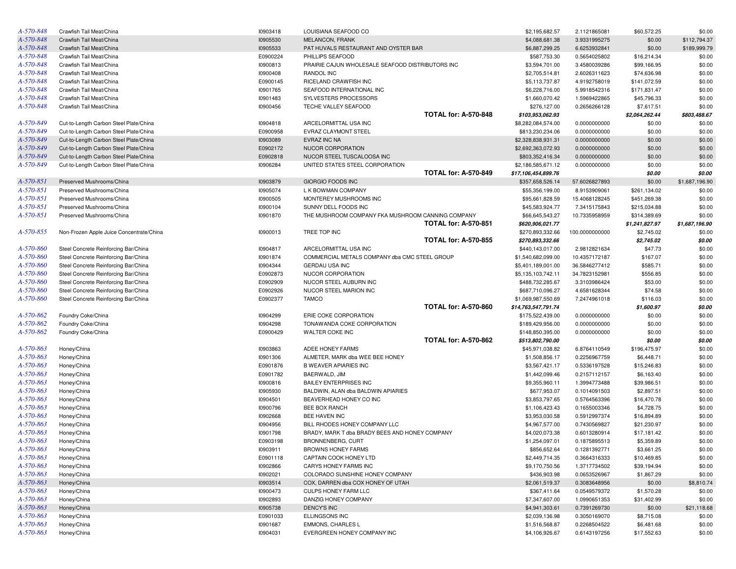| | | | | | | | |
|---|---|---|---|---|---|---|---|
| A-570-848 | Crawfish Tail Meat/China | I0903418 | LOUISIANA SEAFOOD CO | $2,195,682.57 | 2.1121865081 | $60,572.25 | $0.00 |
| A-570-848 | Crawfish Tail Meat/China | I0905530 | MELANCON, FRANK | $4,088,681.38 | 3.9331995275 | $0.00 | $112,794.37 |
| A-570-848 | Crawfish Tail Meat/China | I0905533 | PAT HUVALS RESTAURANT AND OYSTER BAR | $6,887,299.25 | 6.6253932841 | $0.00 | $189,999.79 |
| A-570-848 | Crawfish Tail Meat/China | E0900224 | PHILLIPS SEAFOOD | $587,753.30 | 0.5654025802 | $16,214.34 | $0.00 |
| A-570-848 | Crawfish Tail Meat/China | I0900813 | PRAIRIE CAJUN WHOLESALE SEAFOOD DISTRIBUTORS INC | $3,594,701.00 | 3.4580039286 | $99,166.95 | $0.00 |
| A-570-848 | Crawfish Tail Meat/China | I0900408 | RANDOL INC | $2,705,514.81 | 2.6026311623 | $74,636.98 | $0.00 |
| A-570-848 | Crawfish Tail Meat/China | E0900145 | RICELAND CRAWFISH INC | $5,113,737.87 | 4.9192758019 | $141,072.59 | $0.00 |
| A-570-848 | Crawfish Tail Meat/China | I0901765 | SEAFOOD INTERNATIONAL INC | $6,228,716.00 | 5.9918542316 | $171,831.47 | $0.00 |
| A-570-848 | Crawfish Tail Meat/China | I0901483 | SYLVESTERS PROCESSORS | $1,660,070.42 | 1.5969422865 | $45,796.33 | $0.00 |
| A-570-848 | Crawfish Tail Meat/China | I0900456 | TECHE VALLEY SEAFOOD | $276,127.00 | 0.2656266128 | $7,617.51 | $0.00 |
| | | | **TOTAL for: A-570-848** | ***$103,953,062.93*** | | ***$2,064,262.44*** | ***$803,488.67*** |
| A-570-849 | Cut-to-Length Carbon Steel Plate/China | I0904818 | ARCELORMITTAL USA INC | $8,282,084,574.00 | 0.0000000000 | $0.00 | $0.00 |
| A-570-849 | Cut-to-Length Carbon Steel Plate/China | E0900958 | EVRAZ CLAYMONT STEEL | $813,230,234.06 | 0.0000000000 | $0.00 | $0.00 |
| A-570-849 | Cut-to-Length Carbon Steel Plate/China | I0903089 | EVRAZ INC NA | $2,328,838,931.31 | 0.0000000000 | $0.00 | $0.00 |
| A-570-849 | Cut-to-Length Carbon Steel Plate/China | E0902172 | NUCOR CORPORATION | $2,692,363,072.93 | 0.0000000000 | $0.00 | $0.00 |
| A-570-849 | Cut-to-Length Carbon Steel Plate/China | E0902818 | NUCOR STEEL TUSCALOOSA INC | $803,352,416.34 | 0.0000000000 | $0.00 | $0.00 |
| A-570-849 | Cut-to-Length Carbon Steel Plate/China | I0906284 | UNITED STATES STEEL CORPORATION | $2,186,585,671.12 | 0.0000000000 | $0.00 | $0.00 |
| | | | **TOTAL for: A-570-849** | ***$17,106,454,899.76*** | | ***$0.00*** | ***$0.00*** |
| A-570-851 | Preserved Mushrooms/China | I0903879 | GIORGIO FOODS INC | $357,658,526.14 | 57.6026827893 | $0.00 | $1,687,196.90 |
| A-570-851 | Preserved Mushrooms/China | I0905074 | L K BOWMAN COMPANY | $55,356,199.00 | 8.9153909061 | $261,134.02 | $0.00 |
| A-570-851 | Preserved Mushrooms/China | I0900505 | MONTEREY MUSHROOMS INC | $95,661,828.59 | 15.4068128245 | $451,269.38 | $0.00 |
| A-570-851 | Preserved Mushrooms/China | I0900104 | SUNNY DELL FOODS INC | $45,583,924.77 | 7.3415175843 | $215,034.88 | $0.00 |
| A-570-851 | Preserved Mushrooms/China | I0901870 | THE MUSHROOM COMPANY FKA MUSHROOM CANNING COMPANY | $66,645,543.27 | 10.7335958959 | $314,389.69 | $0.00 |
| | | | **TOTAL for: A-570-851** | ***$620,906,021.77*** | | ***$1,241,827.97*** | ***$1,687,196.90*** |
| A-570-855 | Non-Frozen Apple Juice Concentrate/China | I0900013 | TREE TOP INC | $270,893,332.66 | 100.0000000000 | $2,745.02 | $0.00 |
| | | | **TOTAL for: A-570-855** | ***$270,893,332.66*** | | ***$2,745.02*** | ***$0.00*** |
| A-570-860 | Steel Concrete Reinforcing Bar/China | I0904817 | ARCELORMITTAL USA INC | $440,143,017.00 | 2.9812821634 | $47.73 | $0.00 |
| A-570-860 | Steel Concrete Reinforcing Bar/China | I0901874 | COMMERCIAL METALS COMPANY dba CMC STEEL GROUP | $1,540,682,099.00 | 10.4357172187 | $167.07 | $0.00 |
| A-570-860 | Steel Concrete Reinforcing Bar/China | I0904344 | GERDAU USA INC | $5,401,189,001.00 | 36.5846277412 | $585.71 | $0.00 |
| A-570-860 | Steel Concrete Reinforcing Bar/China | E0902873 | NUCOR CORPORATION | $5,135,103,742.11 | 34.7823152981 | $556.85 | $0.00 |
| A-570-860 | Steel Concrete Reinforcing Bar/China | E0902909 | NUCOR STEEL AUBURN INC | $488,732,285.67 | 3.3103986424 | $53.00 | $0.00 |
| A-570-860 | Steel Concrete Reinforcing Bar/China | E0902926 | NUCOR STEEL MARION INC | $687,710,096.27 | 4.6581628344 | $74.58 | $0.00 |
| A-570-860 | Steel Concrete Reinforcing Bar/China | E0902377 | TAMCO | $1,069,987,550.69 | 7.2474961018 | $116.03 | $0.00 |
| | | | **TOTAL for: A-570-860** | ***$14,763,547,791.74*** | | ***$1,600.97*** | ***$0.00*** |
| A-570-862 | Foundry Coke/China | I0904299 | ERIE COKE CORPORATION | $175,522,439.00 | 0.0000000000 | $0.00 | $0.00 |
| A-570-862 | Foundry Coke/China | I0904298 | TONAWANDA COKE CORPORATION | $189,429,956.00 | 0.0000000000 | $0.00 | $0.00 |
| A-570-862 | Foundry Coke/China | E0900429 | WALTER COKE INC | $148,850,395.00 | 0.0000000000 | $0.00 | $0.00 |
| | | | **TOTAL for: A-570-862** | ***$513,802,790.00*** | | ***$0.00*** | ***$0.00*** |
| A-570-863 | Honey/China | I0903863 | ADEE HONEY FARMS | $45,971,038.82 | 6.8764110549 | $196,475.97 | $0.00 |
| A-570-863 | Honey/China | I0901306 | ALMETER, MARK dba WEE BEE HONEY | $1,508,856.17 | 0.2256967759 | $6,448.71 | $0.00 |
| A-570-863 | Honey/China | E0901876 | B WEAVER APIARIES INC | $3,567,421.17 | 0.5336197528 | $15,246.83 | $0.00 |
| A-570-863 | Honey/China | E0901782 | BAERWALD, JIM | $1,442,099.46 | 0.2157112157 | $6,163.40 | $0.00 |
| A-570-863 | Honey/China | I0900816 | BAILEY ENTERPRISES INC | $9,355,960.11 | 1.3994773488 | $39,986.51 | $0.00 |
| A-570-863 | Honey/China | I0905930 | BALDWIN, ALAN dba BALDWIN APIARIES | $677,953.07 | 0.1014091503 | $2,897.51 | $0.00 |
| A-570-863 | Honey/China | I0904501 | BEAVERHEAD HONEY CO INC | $3,853,797.65 | 0.5764563396 | $16,470.78 | $0.00 |
| A-570-863 | Honey/China | I0900796 | BEE BOX RANCH | $1,106,423.43 | 0.1655003346 | $4,728.75 | $0.00 |
| A-570-863 | Honey/China | I0902668 | BEE HAVEN INC | $3,953,030.58 | 0.5912997374 | $16,894.89 | $0.00 |
| A-570-863 | Honey/China | I0904956 | BILL RHODES HONEY COMPANY LLC | $4,967,577.00 | 0.7430569827 | $21,230.97 | $0.00 |
| A-570-863 | Honey/China | I0901798 | BRADY, MARK T dba BRADY BEES AND HONEY COMPANY | $4,020,073.38 | 0.6013280914 | $17,181.42 | $0.00 |
| A-570-863 | Honey/China | E0903198 | BRONNENBERG, CURT | $1,254,097.01 | 0.1875895513 | $5,359.89 | $0.00 |
| A-570-863 | Honey/China | I0903911 | BROWNS HONEY FARMS | $856,652.64 | 0.1281392771 | $3,661.25 | $0.00 |
| A-570-863 | Honey/China | E0901118 | CAPTAIN COOK HONEY LTD | $2,449,714.35 | 0.3664316333 | $10,469.85 | $0.00 |
| A-570-863 | Honey/China | I0902866 | CARYS HONEY FARMS INC | $9,170,750.56 | 1.3717734502 | $39,194.94 | $0.00 |
| A-570-863 | Honey/China | I0902021 | COLORADO SUNSHINE HONEY COMPANY | $436,903.98 | 0.0653526967 | $1,867.29 | $0.00 |
| A-570-863 | Honey/China | I0903514 | COX, DARREN dba COX HONEY OF UTAH | $2,061,519.37 | 0.3083648956 | $0.00 | $8,810.74 |
| A-570-863 | Honey/China | I0900473 | CULPS HONEY FARM LLC | $367,411.64 | 0.0549579372 | $1,570.28 | $0.00 |
| A-570-863 | Honey/China | I0902893 | DANZIG HONEY COMPANY | $7,347,607.00 | 1.0990651353 | $31,402.99 | $0.00 |
| A-570-863 | Honey/China | I0905738 | DENCY'S INC | $4,941,303.61 | 0.7391269730 | $0.00 | $21,118.68 |
| A-570-863 | Honey/China | E0901033 | ELLINGSONS INC | $2,039,136.98 | 0.3050169070 | $8,715.08 | $0.00 |
| A-570-863 | Honey/China | I0901687 | EMMONS, CHARLES L | $1,516,568.87 | 0.2268504522 | $6,481.68 | $0.00 |
| A-570-863 | Honey/China | I0904031 | EVERGREEN HONEY COMPANY INC | $4,106,926.67 | 0.6143197256 | $17,552.63 | $0.00 |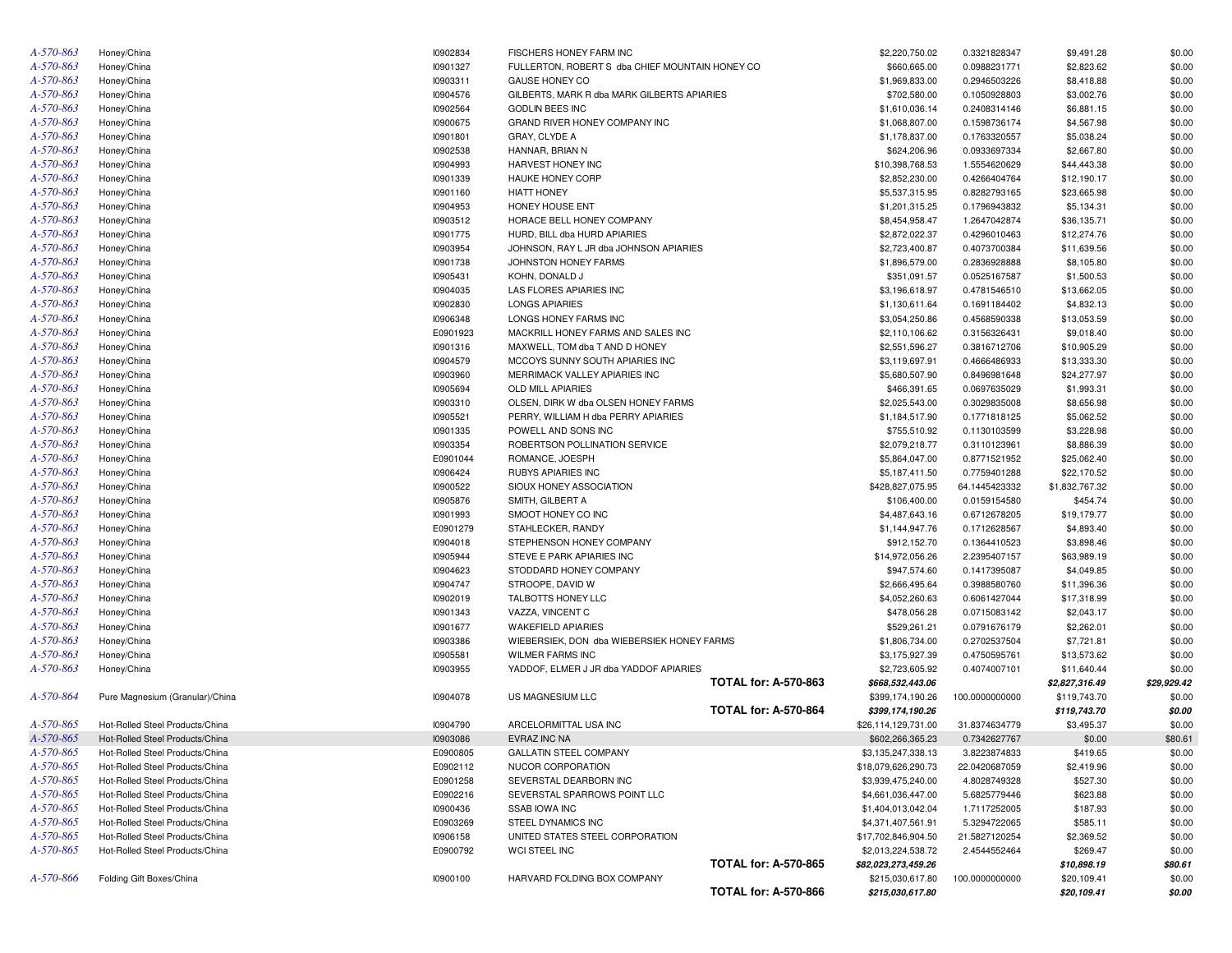| | | | | | | | |
|---|---|---|---|---|---|---|---|
| *A-570-863* | Honey/China | I0902834 | FISCHERS HONEY FARM INC | $2,220,750.02 | 0.3321828347 | $9,491.28 | $0.00 |
| *A-570-863* | Honey/China | I0901327 | FULLERTON, ROBERT S dba CHIEF MOUNTAIN HONEY CO | $660,665.00 | 0.0988231771 | $2,823.62 | $0.00 |
| *A-570-863* | Honey/China | I0903311 | GAUSE HONEY CO | $1,969,833.00 | 0.2946503226 | $8,418.88 | $0.00 |
| *A-570-863* | Honey/China | I0904576 | GILBERTS, MARK R dba MARK GILBERTS APIARIES | $702,580.00 | 0.1050928803 | $3,002.76 | $0.00 |
| *A-570-863* | Honey/China | I0902564 | GODLIN BEES INC | $1,610,036.14 | 0.2408314146 | $6,881.15 | $0.00 |
| *A-570-863* | Honey/China | I0900675 | GRAND RIVER HONEY COMPANY INC | $1,068,807.00 | 0.1598736174 | $4,567.98 | $0.00 |
| *A-570-863* | Honey/China | I0901801 | GRAY, CLYDE A | $1,178,837.00 | 0.1763320557 | $5,038.24 | $0.00 |
| *A-570-863* | Honey/China | I0902538 | HANNAR, BRIAN N | $624,206.96 | 0.0933697334 | $2,667.80 | $0.00 |
| *A-570-863* | Honey/China | I0904993 | HARVEST HONEY INC | $10,398,768.53 | 1.5554620629 | $44,443.38 | $0.00 |
| *A-570-863* | Honey/China | I0901339 | HAUKE HONEY CORP | $2,852,230.00 | 0.4266404764 | $12,190.17 | $0.00 |
| *A-570-863* | Honey/China | I0901160 | HIATT HONEY | $5,537,315.95 | 0.8282793165 | $23,665.98 | $0.00 |
| *A-570-863* | Honey/China | I0904953 | HONEY HOUSE ENT | $1,201,315.25 | 0.1796943832 | $5,134.31 | $0.00 |
| *A-570-863* | Honey/China | I0903512 | HORACE BELL HONEY COMPANY | $8,454,958.47 | 1.2647042874 | $36,135.71 | $0.00 |
| *A-570-863* | Honey/China | I0901775 | HURD, BILL dba HURD APIARIES | $2,872,022.37 | 0.4296010463 | $12,274.76 | $0.00 |
| *A-570-863* | Honey/China | I0903954 | JOHNSON, RAY L JR dba JOHNSON APIARIES | $2,723,400.87 | 0.4073700384 | $11,639.56 | $0.00 |
| *A-570-863* | Honey/China | I0901738 | JOHNSTON HONEY FARMS | $1,896,579.00 | 0.2836928888 | $8,105.80 | $0.00 |
| *A-570-863* | Honey/China | I0905431 | KOHN, DONALD J | $351,091.57 | 0.0525167587 | $1,500.53 | $0.00 |
| *A-570-863* | Honey/China | I0904035 | LAS FLORES APIARIES INC | $3,196,618.97 | 0.4781546510 | $13,662.05 | $0.00 |
| *A-570-863* | Honey/China | I0902830 | LONGS APIARIES | $1,130,611.64 | 0.1691184402 | $4,832.13 | $0.00 |
| *A-570-863* | Honey/China | I0906348 | LONGS HONEY FARMS INC | $3,054,250.86 | 0.4568590338 | $13,053.59 | $0.00 |
| *A-570-863* | Honey/China | E0901923 | MACKRILL HONEY FARMS AND SALES INC | $2,110,106.62 | 0.3156326431 | $9,018.40 | $0.00 |
| *A-570-863* | Honey/China | I0901316 | MAXWELL, TOM dba T AND D HONEY | $2,551,596.27 | 0.3816712706 | $10,905.29 | $0.00 |
| *A-570-863* | Honey/China | I0904579 | MCCOYS SUNNY SOUTH APIARIES INC | $3,119,697.91 | 0.4666486933 | $13,333.30 | $0.00 |
| *A-570-863* | Honey/China | I0903960 | MERRIMACK VALLEY APIARIES INC | $5,680,507.90 | 0.8496981648 | $24,277.97 | $0.00 |
| *A-570-863* | Honey/China | I0905694 | OLD MILL APIARIES | $466,391.65 | 0.0697635029 | $1,993.31 | $0.00 |
| *A-570-863* | Honey/China | I0903310 | OLSEN, DIRK W dba OLSEN HONEY FARMS | $2,025,543.00 | 0.3029835008 | $8,656.98 | $0.00 |
| *A-570-863* | Honey/China | I0905521 | PERRY, WILLIAM H dba PERRY APIARIES | $1,184,517.90 | 0.1771818125 | $5,062.52 | $0.00 |
| *A-570-863* | Honey/China | I0901335 | POWELL AND SONS INC | $755,510.92 | 0.1130103599 | $3,228.98 | $0.00 |
| *A-570-863* | Honey/China | I0903354 | ROBERTSON POLLINATION SERVICE | $2,079,218.77 | 0.3110123961 | $8,886.39 | $0.00 |
| *A-570-863* | Honey/China | E0901044 | ROMANCE, JOESPH | $5,864,047.00 | 0.8771521952 | $25,062.40 | $0.00 |
| *A-570-863* | Honey/China | I0906424 | RUBYS APIARIES INC | $5,187,411.50 | 0.7759401288 | $22,170.52 | $0.00 |
| *A-570-863* | Honey/China | I0900522 | SIOUX HONEY ASSOCIATION | $428,827,075.95 | 64.1445423332 | $1,832,767.32 | $0.00 |
| *A-570-863* | Honey/China | I0905876 | SMITH, GILBERT A | $106,400.00 | 0.0159154580 | $454.74 | $0.00 |
| *A-570-863* | Honey/China | I0901993 | SMOOT HONEY CO INC | $4,487,643.16 | 0.6712678205 | $19,179.77 | $0.00 |
| *A-570-863* | Honey/China | E0901279 | STAHLECKER, RANDY | $1,144,947.76 | 0.1712628567 | $4,893.40 | $0.00 |
| *A-570-863* | Honey/China | I0904018 | STEPHENSON HONEY COMPANY | $912,152.70 | 0.1364410523 | $3,898.46 | $0.00 |
| *A-570-863* | Honey/China | I0905944 | STEVE E PARK APIARIES INC | $14,972,056.26 | 2.2395407157 | $63,989.19 | $0.00 |
| *A-570-863* | Honey/China | I0904623 | STODDARD HONEY COMPANY | $947,574.60 | 0.1417395087 | $4,049.85 | $0.00 |
| *A-570-863* | Honey/China | I0904747 | STROOPE, DAVID W | $2,666,495.64 | 0.3988580760 | $11,396.36 | $0.00 |
| *A-570-863* | Honey/China | I0902019 | TALBOTTS HONEY LLC | $4,052,260.63 | 0.6061427044 | $17,318.99 | $0.00 |
| *A-570-863* | Honey/China | I0901343 | VAZZA, VINCENT C | $478,056.28 | 0.0715083142 | $2,043.17 | $0.00 |
| *A-570-863* | Honey/China | I0901677 | WAKEFIELD APIARIES | $529,261.21 | 0.0791676179 | $2,262.01 | $0.00 |
| *A-570-863* | Honey/China | I0903386 | WIEBERSIEK, DON dba WIEBERSIEK HONEY FARMS | $1,806,734.00 | 0.2702537504 | $7,721.81 | $0.00 |
| *A-570-863* | Honey/China | I0905581 | WILMER FARMS INC | $3,175,927.39 | 0.4750595761 | $13,573.62 | $0.00 |
| *A-570-863* | Honey/China | I0903955 | YADDOF, ELMER J JR dba YADDOF APIARIES | $2,723,605.92 | 0.4074007101 | $11,640.44 | $0.00 |
| | | | **TOTAL for: A-570-863** | ***$668,532,443.06*** | | ***$2,827,316.49*** | ***$29,929.42*** |
| *A-570-864* | Pure Magnesium (Granular)/China | I0904078 | US MAGNESIUM LLC | $399,174,190.26 | 100.0000000000 | $119,743.70 | $0.00 |
| | | | **TOTAL for: A-570-864** | ***$399,174,190.26*** | | ***$119,743.70*** | ***$0.00*** |
| *A-570-865* | Hot-Rolled Steel Products/China | I0904790 | ARCELORMITTAL USA INC | $26,114,129,731.00 | 31.8374634779 | $3,495.37 | $0.00 |
| *A-570-865* | Hot-Rolled Steel Products/China | I0903086 | EVRAZ INC NA | $602,266,365.23 | 0.7342627767 | $0.00 | $80.61 |
| *A-570-865* | Hot-Rolled Steel Products/China | E0900805 | GALLATIN STEEL COMPANY | $3,135,247,338.13 | 3.8223874833 | $419.65 | $0.00 |
| *A-570-865* | Hot-Rolled Steel Products/China | E0902112 | NUCOR CORPORATION | $18,079,626,290.73 | 22.0420687059 | $2,419.96 | $0.00 |
| *A-570-865* | Hot-Rolled Steel Products/China | E0901258 | SEVERSTAL DEARBORN INC | $3,939,475,240.00 | 4.8028749328 | $527.30 | $0.00 |
| *A-570-865* | Hot-Rolled Steel Products/China | E0902216 | SEVERSTAL SPARROWS POINT LLC | $4,661,036,447.00 | 5.6825779446 | $623.88 | $0.00 |
| *A-570-865* | Hot-Rolled Steel Products/China | I0900436 | SSAB IOWA INC | $1,404,013,042.04 | 1.7117252005 | $187.93 | $0.00 |
| *A-570-865* | Hot-Rolled Steel Products/China | E0903269 | STEEL DYNAMICS INC | $4,371,407,561.91 | 5.3294722065 | $585.11 | $0.00 |
| *A-570-865* | Hot-Rolled Steel Products/China | I0906158 | UNITED STATES STEEL CORPORATION | $17,702,846,904.50 | 21.5827120254 | $2,369.52 | $0.00 |
| *A-570-865* | Hot-Rolled Steel Products/China | E0900792 | WCI STEEL INC | $2,013,224,538.72 | 2.4544552464 | $269.47 | $0.00 |
| | | | **TOTAL for: A-570-865** | ***$82,023,273,459.26*** | | ***$10,898.19*** | ***$80.61*** |
| *A-570-866* | Folding Gift Boxes/China | I0900100 | HARVARD FOLDING BOX COMPANY | $215,030,617.80 | 100.0000000000 | $20,109.41 | $0.00 |
| | | | **TOTAL for: A-570-866** | ***$215,030,617.80*** | | ***$20,109.41*** | ***$0.00*** |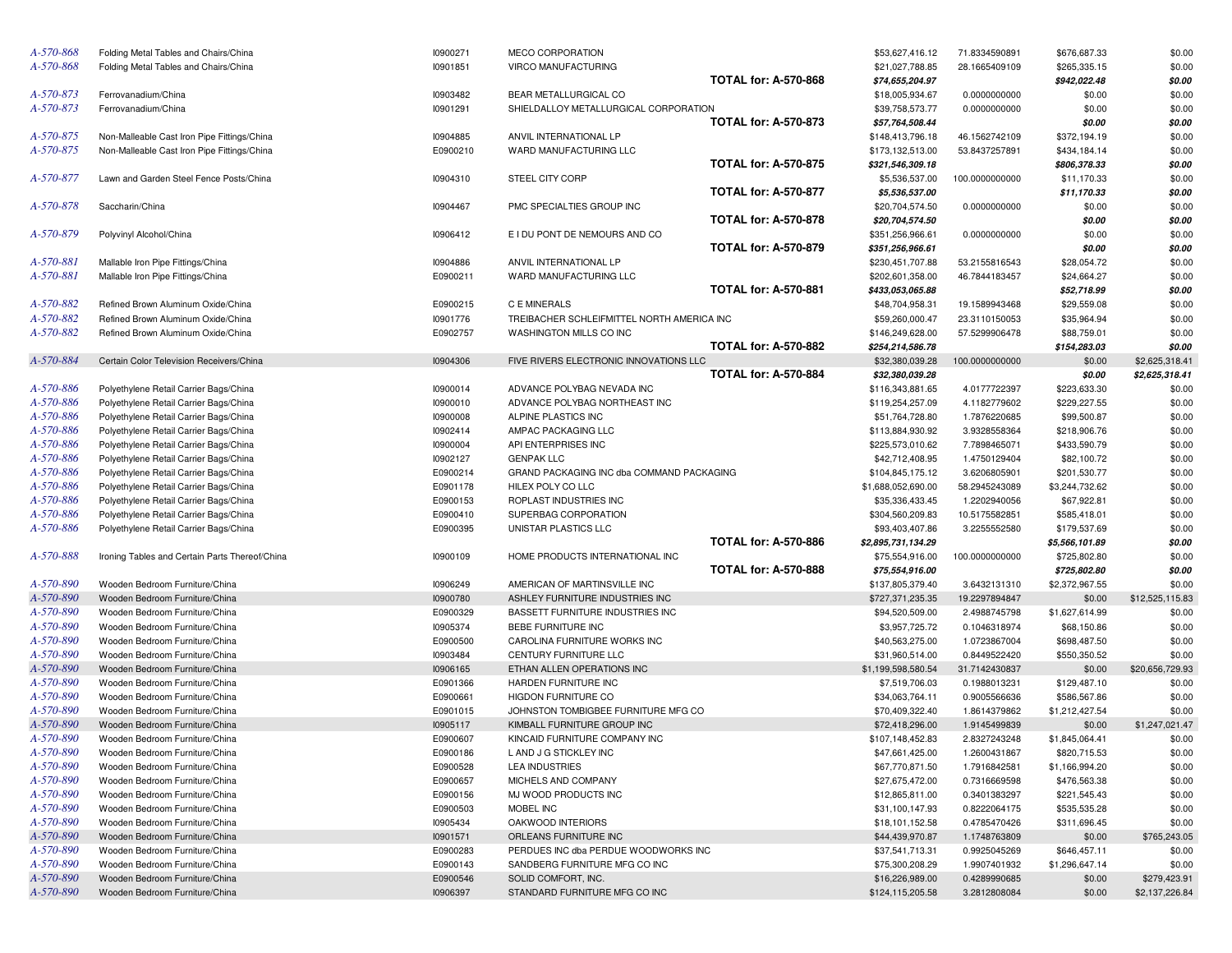| | | | | | | | | |
|---|---|---|---|---|---|---|---|---|
| *A-570-868* | Folding Metal Tables and Chairs/China | I0900271 | MECO CORPORATION | | $53,627,416.12 | 71.8334590891 | $676,687.33 | $0.00 |
| *A-570-868* | Folding Metal Tables and Chairs/China | I0901851 | VIRCO MANUFACTURING | | $21,027,788.85 | 28.1665409109 | $265,335.15 | $0.00 |
| | | | | **TOTAL for: A-570-868** | ***$74,655,204.97*** | | ***$942,022.48*** | ***$0.00*** |
| *A-570-873* | Ferrovanadium/China | I0903482 | BEAR METALLURGICAL CO | | $18,005,934.67 | 0.0000000000 | $0.00 | $0.00 |
| *A-570-873* | Ferrovanadium/China | I0901291 | SHIELDALLOY METALLURGICAL CORPORATION | | $39,758,573.77 | 0.0000000000 | $0.00 | $0.00 |
| | | | | **TOTAL for: A-570-873** | ***$57,764,508.44*** | | ***$0.00*** | ***$0.00*** |
| *A-570-875* | Non-Malleable Cast Iron Pipe Fittings/China | I0904885 | ANVIL INTERNATIONAL LP | | $148,413,796.18 | 46.1562742109 | $372,194.19 | $0.00 |
| *A-570-875* | Non-Malleable Cast Iron Pipe Fittings/China | E0900210 | WARD MANUFACTURING LLC | | $173,132,513.00 | 53.8437257891 | $434,184.14 | $0.00 |
| | | | | **TOTAL for: A-570-875** | ***$321,546,309.18*** | | ***$806,378.33*** | ***$0.00*** |
| *A-570-877* | Lawn and Garden Steel Fence Posts/China | I0904310 | STEEL CITY CORP | | $5,536,537.00 | 100.0000000000 | $11,170.33 | $0.00 |
| | | | | **TOTAL for: A-570-877** | ***$5,536,537.00*** | | ***$11,170.33*** | ***$0.00*** |
| *A-570-878* | Saccharin/China | I0904467 | PMC SPECIALTIES GROUP INC | | $20,704,574.50 | 0.0000000000 | $0.00 | $0.00 |
| | | | | **TOTAL for: A-570-878** | ***$20,704,574.50*** | | ***$0.00*** | ***$0.00*** |
| *A-570-879* | Polyvinyl Alcohol/China | I0906412 | E I DU PONT DE NEMOURS AND CO | | $351,256,966.61 | 0.0000000000 | $0.00 | $0.00 |
| | | | | **TOTAL for: A-570-879** | ***$351,256,966.61*** | | ***$0.00*** | ***$0.00*** |
| *A-570-881* | Mallable Iron Pipe Fittings/China | I0904886 | ANVIL INTERNATIONAL LP | | $230,451,707.88 | 53.2155816543 | $28,054.72 | $0.00 |
| *A-570-881* | Mallable Iron Pipe Fittings/China | E0900211 | WARD MANUFACTURING LLC | | $202,601,358.00 | 46.7844183457 | $24,664.27 | $0.00 |
| | | | | **TOTAL for: A-570-881** | ***$433,053,065.88*** | | ***$52,718.99*** | ***$0.00*** |
| *A-570-882* | Refined Brown Aluminum Oxide/China | E0900215 | C E MINERALS | | $48,704,958.31 | 19.1589943468 | $29,559.08 | $0.00 |
| *A-570-882* | Refined Brown Aluminum Oxide/China | I0901776 | TREIBACHER SCHLEIFMITTEL NORTH AMERICA INC | | $59,260,000.47 | 23.3110150053 | $35,964.94 | $0.00 |
| *A-570-882* | Refined Brown Aluminum Oxide/China | E0902757 | WASHINGTON MILLS CO INC | | $146,249,628.00 | 57.5299906478 | $88,759.01 | $0.00 |
| | | | | **TOTAL for: A-570-882** | ***$254,214,586.78*** | | ***$154,283.03*** | ***$0.00*** |
| *A-570-884* | Certain Color Television Receivers/China | I0904306 | FIVE RIVERS ELECTRONIC INNOVATIONS LLC | | $32,380,039.28 | 100.0000000000 | $0.00 | $2,625,318.41 |
| | | | | **TOTAL for: A-570-884** | ***$32,380,039.28*** | | ***$0.00*** | ***$2,625,318.41*** |
| *A-570-886* | Polyethylene Retail Carrier Bags/China | I0900014 | ADVANCE POLYBAG NEVADA INC | | $116,343,881.65 | 4.0177722397 | $223,633.30 | $0.00 |
| *A-570-886* | Polyethylene Retail Carrier Bags/China | I0900010 | ADVANCE POLYBAG NORTHEAST INC | | $119,254,257.09 | 4.1182779602 | $229,227.55 | $0.00 |
| *A-570-886* | Polyethylene Retail Carrier Bags/China | I0900008 | ALPINE PLASTICS INC | | $51,764,728.80 | 1.7876220685 | $99,500.87 | $0.00 |
| *A-570-886* | Polyethylene Retail Carrier Bags/China | I0902414 | AMPAC PACKAGING LLC | | $113,884,930.92 | 3.9328558364 | $218,906.76 | $0.00 |
| *A-570-886* | Polyethylene Retail Carrier Bags/China | I0900004 | API ENTERPRISES INC | | $225,573,010.62 | 7.7898465071 | $433,590.79 | $0.00 |
| *A-570-886* | Polyethylene Retail Carrier Bags/China | I0902127 | GENPAK LLC | | $42,712,408.95 | 1.4750129404 | $82,100.72 | $0.00 |
| *A-570-886* | Polyethylene Retail Carrier Bags/China | E0900214 | GRAND PACKAGING INC dba COMMAND PACKAGING | | $104,845,175.12 | 3.6206805901 | $201,530.77 | $0.00 |
| *A-570-886* | Polyethylene Retail Carrier Bags/China | E0901178 | HILEX POLY CO LLC | | $1,688,052,690.00 | 58.2945243089 | $3,244,732.62 | $0.00 |
| *A-570-886* | Polyethylene Retail Carrier Bags/China | E0900153 | ROPLAST INDUSTRIES INC | | $35,336,433.45 | 1.2202940056 | $67,922.81 | $0.00 |
| *A-570-886* | Polyethylene Retail Carrier Bags/China | E0900410 | SUPERBAG CORPORATION | | $304,560,209.83 | 10.5175582851 | $585,418.01 | $0.00 |
| *A-570-886* | Polyethylene Retail Carrier Bags/China | E0900395 | UNISTAR PLASTICS LLC | | $93,403,407.86 | 3.2255552580 | $179,537.69 | $0.00 |
| | | | | **TOTAL for: A-570-886** | ***$2,895,731,134.29*** | | ***$5,566,101.89*** | ***$0.00*** |
| *A-570-888* | Ironing Tables and Certain Parts Thereof/China | I0900109 | HOME PRODUCTS INTERNATIONAL INC | | $75,554,916.00 | 100.0000000000 | $725,802.80 | $0.00 |
| | | | | **TOTAL for: A-570-888** | ***$75,554,916.00*** | | ***$725,802.80*** | ***$0.00*** |
| *A-570-890* | Wooden Bedroom Furniture/China | I0906249 | AMERICAN OF MARTINSVILLE INC | | $137,805,379.40 | 3.6432131310 | $2,372,967.55 | $0.00 |
| *A-570-890* | Wooden Bedroom Furniture/China | I0900780 | ASHLEY FURNITURE INDUSTRIES INC | | $727,371,235.35 | 19.2297894847 | $0.00 | $12,525,115.83 |
| *A-570-890* | Wooden Bedroom Furniture/China | E0900329 | BASSETT FURNITURE INDUSTRIES INC | | $94,520,509.00 | 2.4988745798 | $1,627,614.99 | $0.00 |
| *A-570-890* | Wooden Bedroom Furniture/China | I0905374 | BEBE FURNITURE INC | | $3,957,725.72 | 0.1046318974 | $68,150.86 | $0.00 |
| *A-570-890* | Wooden Bedroom Furniture/China | E0900500 | CAROLINA FURNITURE WORKS INC | | $40,563,275.00 | 1.0723867004 | $698,487.50 | $0.00 |
| *A-570-890* | Wooden Bedroom Furniture/China | I0903484 | CENTURY FURNITURE LLC | | $31,960,514.00 | 0.8449522420 | $550,350.52 | $0.00 |
| *A-570-890* | Wooden Bedroom Furniture/China | I0906165 | ETHAN ALLEN OPERATIONS INC | | $1,199,598,580.54 | 31.7142430837 | $0.00 | $20,656,729.93 |
| *A-570-890* | Wooden Bedroom Furniture/China | E0901366 | HARDEN FURNITURE INC | | $7,519,706.03 | 0.1988013231 | $129,487.10 | $0.00 |
| *A-570-890* | Wooden Bedroom Furniture/China | E0900661 | HIGDON FURNITURE CO | | $34,063,764.11 | 0.9005566636 | $586,567.86 | $0.00 |
| *A-570-890* | Wooden Bedroom Furniture/China | E0901015 | JOHNSTON TOMBIGBEE FURNITURE MFG CO | | $70,409,322.40 | 1.8614379862 | $1,212,427.54 | $0.00 |
| *A-570-890* | Wooden Bedroom Furniture/China | I0905117 | KIMBALL FURNITURE GROUP INC | | $72,418,296.00 | 1.9145499839 | $0.00 | $1,247,021.47 |
| *A-570-890* | Wooden Bedroom Furniture/China | E0900607 | KINCAID FURNITURE COMPANY INC | | $107,148,452.83 | 2.8327243248 | $1,845,064.41 | $0.00 |
| *A-570-890* | Wooden Bedroom Furniture/China | E0900186 | L AND J G STICKLEY INC | | $47,661,425.00 | 1.2600431867 | $820,715.53 | $0.00 |
| *A-570-890* | Wooden Bedroom Furniture/China | E0900528 | LEA INDUSTRIES | | $67,770,871.50 | 1.7916842581 | $1,166,994.20 | $0.00 |
| *A-570-890* | Wooden Bedroom Furniture/China | E0900657 | MICHELS AND COMPANY | | $27,675,472.00 | 0.7316669598 | $476,563.38 | $0.00 |
| *A-570-890* | Wooden Bedroom Furniture/China | E0900156 | MJ WOOD PRODUCTS INC | | $12,865,811.00 | 0.3401383297 | $221,545.43 | $0.00 |
| *A-570-890* | Wooden Bedroom Furniture/China | E0900503 | MOBEL INC | | $31,100,147.93 | 0.8222064175 | $535,535.28 | $0.00 |
| *A-570-890* | Wooden Bedroom Furniture/China | I0905434 | OAKWOOD INTERIORS | | $18,101,152.58 | 0.4785470426 | $311,696.45 | $0.00 |
| *A-570-890* | Wooden Bedroom Furniture/China | I0901571 | ORLEANS FURNITURE INC | | $44,439,970.87 | 1.1748763809 | $0.00 | $765,243.05 |
| *A-570-890* | Wooden Bedroom Furniture/China | E0900283 | PERDUES INC dba PERDUE WOODWORKS INC | | $37,541,713.31 | 0.9925045269 | $646,457.11 | $0.00 |
| *A-570-890* | Wooden Bedroom Furniture/China | E0900143 | SANDBERG FURNITURE MFG CO INC | | $75,300,208.29 | 1.9907401932 | $1,296,647.14 | $0.00 |
| *A-570-890* | Wooden Bedroom Furniture/China | E0900546 | SOLID COMFORT, INC. | | $16,226,989.00 | 0.4289990685 | $0.00 | $279,423.91 |
| *A-570-890* | Wooden Bedroom Furniture/China | I0906397 | STANDARD FURNITURE MFG CO INC | | $124,115,205.58 | 3.2812808084 | $0.00 | $2,137,226.84 |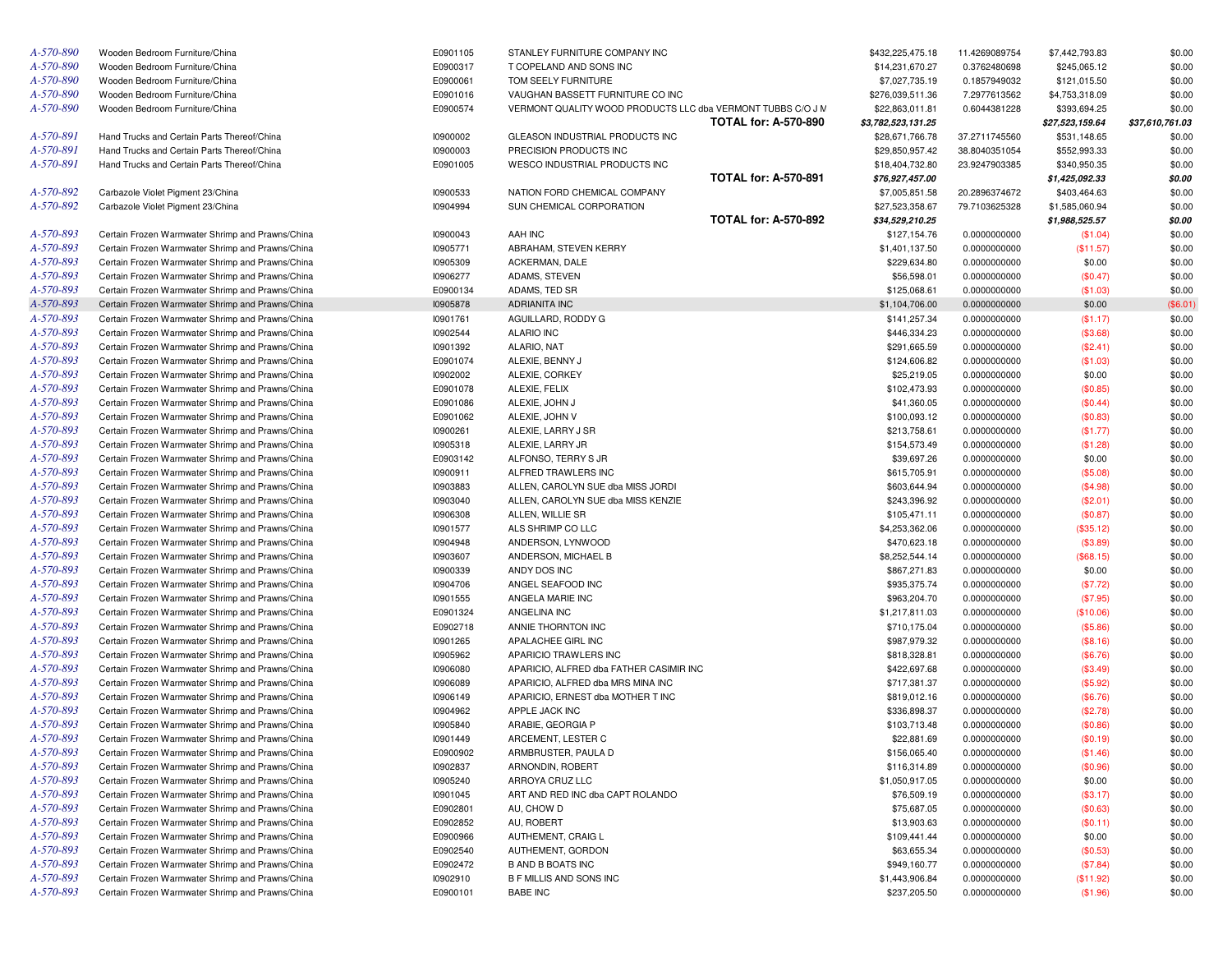| | | | | | | | |
|---|---|---|---|---|---|---|---|
| A-570-890 | Wooden Bedroom Furniture/China | E0901105 | STANLEY FURNITURE COMPANY INC | $432,225,475.18 | 11.4269089754 | $7,442,793.83 | $0.00 |
| A-570-890 | Wooden Bedroom Furniture/China | E0900317 | T COPELAND AND SONS INC | $14,231,670.27 | 0.3762480698 | $245,065.12 | $0.00 |
| A-570-890 | Wooden Bedroom Furniture/China | E0900061 | TOM SEELY FURNITURE | $7,027,735.19 | 0.1857949032 | $121,015.50 | $0.00 |
| A-570-890 | Wooden Bedroom Furniture/China | E0901016 | VAUGHAN BASSETT FURNITURE CO INC | $276,039,511.36 | 7.2977613562 | $4,753,318.09 | $0.00 |
| A-570-890 | Wooden Bedroom Furniture/China | E0900574 | VERMONT QUALITY WOOD PRODUCTS LLC dba VERMONT TUBBS C/O J M | $22,863,011.81 | 0.6044381228 | $393,694.25 | $0.00 |
| | | | **TOTAL for: A-570-890** | ***$3,782,523,131.25*** | | ***$27,523,159.64*** | ***$37,610,761.03*** |
| A-570-891 | Hand Trucks and Certain Parts Thereof/China | I0900002 | GLEASON INDUSTRIAL PRODUCTS INC | $28,671,766.78 | 37.2711745560 | $531,148.65 | $0.00 |
| A-570-891 | Hand Trucks and Certain Parts Thereof/China | I0900003 | PRECISION PRODUCTS INC | $29,850,957.42 | 38.8040351054 | $552,993.33 | $0.00 |
| A-570-891 | Hand Trucks and Certain Parts Thereof/China | E0901005 | WESCO INDUSTRIAL PRODUCTS INC | $18,404,732.80 | 23.9247903385 | $340,950.35 | $0.00 |
| | | | **TOTAL for: A-570-891** | ***$76,927,457.00*** | | ***$1,425,092.33*** | ***$0.00*** |
| A-570-892 | Carbazole Violet Pigment 23/China | I0900533 | NATION FORD CHEMICAL COMPANY | $7,005,851.58 | 20.2896374672 | $403,464.63 | $0.00 |
| A-570-892 | Carbazole Violet Pigment 23/China | I0904994 | SUN CHEMICAL CORPORATION | $27,523,358.67 | 79.7103625328 | $1,585,060.94 | $0.00 |
| | | | **TOTAL for: A-570-892** | ***$34,529,210.25*** | | ***$1,988,525.57*** | ***$0.00*** |
| A-570-893 | Certain Frozen Warmwater Shrimp and Prawns/China | I0900043 | AAH INC | $127,154.76 | 0.0000000000 | ($1.04) | $0.00 |
| A-570-893 | Certain Frozen Warmwater Shrimp and Prawns/China | I0905771 | ABRAHAM, STEVEN KERRY | $1,401,137.50 | 0.0000000000 | ($11.57) | $0.00 |
| A-570-893 | Certain Frozen Warmwater Shrimp and Prawns/China | I0905309 | ACKERMAN, DALE | $229,634.80 | 0.0000000000 | $0.00 | $0.00 |
| A-570-893 | Certain Frozen Warmwater Shrimp and Prawns/China | I0906277 | ADAMS, STEVEN | $56,598.01 | 0.0000000000 | ($0.47) | $0.00 |
| A-570-893 | Certain Frozen Warmwater Shrimp and Prawns/China | E0900134 | ADAMS, TED SR | $125,068.61 | 0.0000000000 | ($1.03) | $0.00 |
| A-570-893 | Certain Frozen Warmwater Shrimp and Prawns/China | I0905878 | ADRIANITA INC | $1,104,706.00 | 0.0000000000 | $0.00 | ($6.01) |
| A-570-893 | Certain Frozen Warmwater Shrimp and Prawns/China | I0901761 | AGUILLARD, RODDY G | $141,257.34 | 0.0000000000 | ($1.17) | $0.00 |
| A-570-893 | Certain Frozen Warmwater Shrimp and Prawns/China | I0902544 | ALARIO INC | $446,334.23 | 0.0000000000 | ($3.68) | $0.00 |
| A-570-893 | Certain Frozen Warmwater Shrimp and Prawns/China | I0901392 | ALARIO, NAT | $291,665.59 | 0.0000000000 | ($2.41) | $0.00 |
| A-570-893 | Certain Frozen Warmwater Shrimp and Prawns/China | E0901074 | ALEXIE, BENNY J | $124,606.82 | 0.0000000000 | ($1.03) | $0.00 |
| A-570-893 | Certain Frozen Warmwater Shrimp and Prawns/China | I0902002 | ALEXIE, CORKEY | $25,219.05 | 0.0000000000 | $0.00 | $0.00 |
| A-570-893 | Certain Frozen Warmwater Shrimp and Prawns/China | E0901078 | ALEXIE, FELIX | $102,473.93 | 0.0000000000 | ($0.85) | $0.00 |
| A-570-893 | Certain Frozen Warmwater Shrimp and Prawns/China | E0901086 | ALEXIE, JOHN J | $41,360.05 | 0.0000000000 | ($0.44) | $0.00 |
| A-570-893 | Certain Frozen Warmwater Shrimp and Prawns/China | E0901062 | ALEXIE, JOHN V | $100,093.12 | 0.0000000000 | ($0.83) | $0.00 |
| A-570-893 | Certain Frozen Warmwater Shrimp and Prawns/China | I0900261 | ALEXIE, LARRY J SR | $213,758.61 | 0.0000000000 | ($1.77) | $0.00 |
| A-570-893 | Certain Frozen Warmwater Shrimp and Prawns/China | I0905318 | ALEXIE, LARRY JR | $154,573.49 | 0.0000000000 | ($1.28) | $0.00 |
| A-570-893 | Certain Frozen Warmwater Shrimp and Prawns/China | E0903142 | ALFONSO, TERRY S JR | $39,697.26 | 0.0000000000 | $0.00 | $0.00 |
| A-570-893 | Certain Frozen Warmwater Shrimp and Prawns/China | I0900911 | ALFRED TRAWLERS INC | $615,705.91 | 0.0000000000 | ($5.08) | $0.00 |
| A-570-893 | Certain Frozen Warmwater Shrimp and Prawns/China | I0903883 | ALLEN, CAROLYN SUE dba MISS JORDI | $603,644.94 | 0.0000000000 | ($4.98) | $0.00 |
| A-570-893 | Certain Frozen Warmwater Shrimp and Prawns/China | I0903040 | ALLEN, CAROLYN SUE dba MISS KENZIE | $243,396.92 | 0.0000000000 | ($2.01) | $0.00 |
| A-570-893 | Certain Frozen Warmwater Shrimp and Prawns/China | I0906308 | ALLEN, WILLIE SR | $105,471.11 | 0.0000000000 | ($0.87) | $0.00 |
| A-570-893 | Certain Frozen Warmwater Shrimp and Prawns/China | I0901577 | ALS SHRIMP CO LLC | $4,253,362.06 | 0.0000000000 | ($35.12) | $0.00 |
| A-570-893 | Certain Frozen Warmwater Shrimp and Prawns/China | I0904948 | ANDERSON, LYNWOOD | $470,623.18 | 0.0000000000 | ($3.89) | $0.00 |
| A-570-893 | Certain Frozen Warmwater Shrimp and Prawns/China | I0903607 | ANDERSON, MICHAEL B | $8,252,544.14 | 0.0000000000 | ($68.15) | $0.00 |
| A-570-893 | Certain Frozen Warmwater Shrimp and Prawns/China | I0900339 | ANDY DOS INC | $867,271.83 | 0.0000000000 | $0.00 | $0.00 |
| A-570-893 | Certain Frozen Warmwater Shrimp and Prawns/China | I0904706 | ANGEL SEAFOOD INC | $935,375.74 | 0.0000000000 | ($7.72) | $0.00 |
| A-570-893 | Certain Frozen Warmwater Shrimp and Prawns/China | I0901555 | ANGELA MARIE INC | $963,204.70 | 0.0000000000 | ($7.95) | $0.00 |
| A-570-893 | Certain Frozen Warmwater Shrimp and Prawns/China | E0901324 | ANGELINA INC | $1,217,811.03 | 0.0000000000 | ($10.06) | $0.00 |
| A-570-893 | Certain Frozen Warmwater Shrimp and Prawns/China | E0902718 | ANNIE THORNTON INC | $710,175.04 | 0.0000000000 | ($5.86) | $0.00 |
| A-570-893 | Certain Frozen Warmwater Shrimp and Prawns/China | I0901265 | APALACHEE GIRL INC | $987,979.32 | 0.0000000000 | ($8.16) | $0.00 |
| A-570-893 | Certain Frozen Warmwater Shrimp and Prawns/China | I0905962 | APARICIO TRAWLERS INC | $818,328.81 | 0.0000000000 | ($6.76) | $0.00 |
| A-570-893 | Certain Frozen Warmwater Shrimp and Prawns/China | I0906080 | APARICIO, ALFRED dba FATHER CASIMIR INC | $422,697.68 | 0.0000000000 | ($3.49) | $0.00 |
| A-570-893 | Certain Frozen Warmwater Shrimp and Prawns/China | I0906089 | APARICIO, ALFRED dba MRS MINA INC | $717,381.37 | 0.0000000000 | ($5.92) | $0.00 |
| A-570-893 | Certain Frozen Warmwater Shrimp and Prawns/China | I0906149 | APARICIO, ERNEST dba MOTHER T INC | $819,012.16 | 0.0000000000 | ($6.76) | $0.00 |
| A-570-893 | Certain Frozen Warmwater Shrimp and Prawns/China | I0904962 | APPLE JACK INC | $336,898.37 | 0.0000000000 | ($2.78) | $0.00 |
| A-570-893 | Certain Frozen Warmwater Shrimp and Prawns/China | I0905840 | ARABIE, GEORGIA P | $103,713.48 | 0.0000000000 | ($0.86) | $0.00 |
| A-570-893 | Certain Frozen Warmwater Shrimp and Prawns/China | I0901449 | ARCEMENT, LESTER C | $22,881.69 | 0.0000000000 | ($0.19) | $0.00 |
| A-570-893 | Certain Frozen Warmwater Shrimp and Prawns/China | E0900902 | ARMBRUSTER, PAULA D | $156,065.40 | 0.0000000000 | ($1.46) | $0.00 |
| A-570-893 | Certain Frozen Warmwater Shrimp and Prawns/China | I0902837 | ARNONDIN, ROBERT | $116,314.89 | 0.0000000000 | ($0.96) | $0.00 |
| A-570-893 | Certain Frozen Warmwater Shrimp and Prawns/China | I0905240 | ARROYA CRUZ LLC | $1,050,917.05 | 0.0000000000 | $0.00 | $0.00 |
| A-570-893 | Certain Frozen Warmwater Shrimp and Prawns/China | I0901045 | ART AND RED INC dba CAPT ROLANDO | $76,509.19 | 0.0000000000 | ($3.17) | $0.00 |
| A-570-893 | Certain Frozen Warmwater Shrimp and Prawns/China | E0902801 | AU, CHOW D | $75,687.05 | 0.0000000000 | ($0.63) | $0.00 |
| A-570-893 | Certain Frozen Warmwater Shrimp and Prawns/China | E0902852 | AU, ROBERT | $13,903.63 | 0.0000000000 | ($0.11) | $0.00 |
| A-570-893 | Certain Frozen Warmwater Shrimp and Prawns/China | E0900966 | AUTHEMENT, CRAIG L | $109,441.44 | 0.0000000000 | $0.00 | $0.00 |
| A-570-893 | Certain Frozen Warmwater Shrimp and Prawns/China | E0902540 | AUTHEMENT, GORDON | $63,655.34 | 0.0000000000 | ($0.53) | $0.00 |
| A-570-893 | Certain Frozen Warmwater Shrimp and Prawns/China | E0902472 | B AND B BOATS INC | $949,160.77 | 0.0000000000 | ($7.84) | $0.00 |
| A-570-893 | Certain Frozen Warmwater Shrimp and Prawns/China | I0902910 | B F MILLIS AND SONS INC | $1,443,906.84 | 0.0000000000 | ($11.92) | $0.00 |
| A-570-893 | Certain Frozen Warmwater Shrimp and Prawns/China | E0900101 | BABE INC | $237,205.50 | 0.0000000000 | ($1.96) | $0.00 |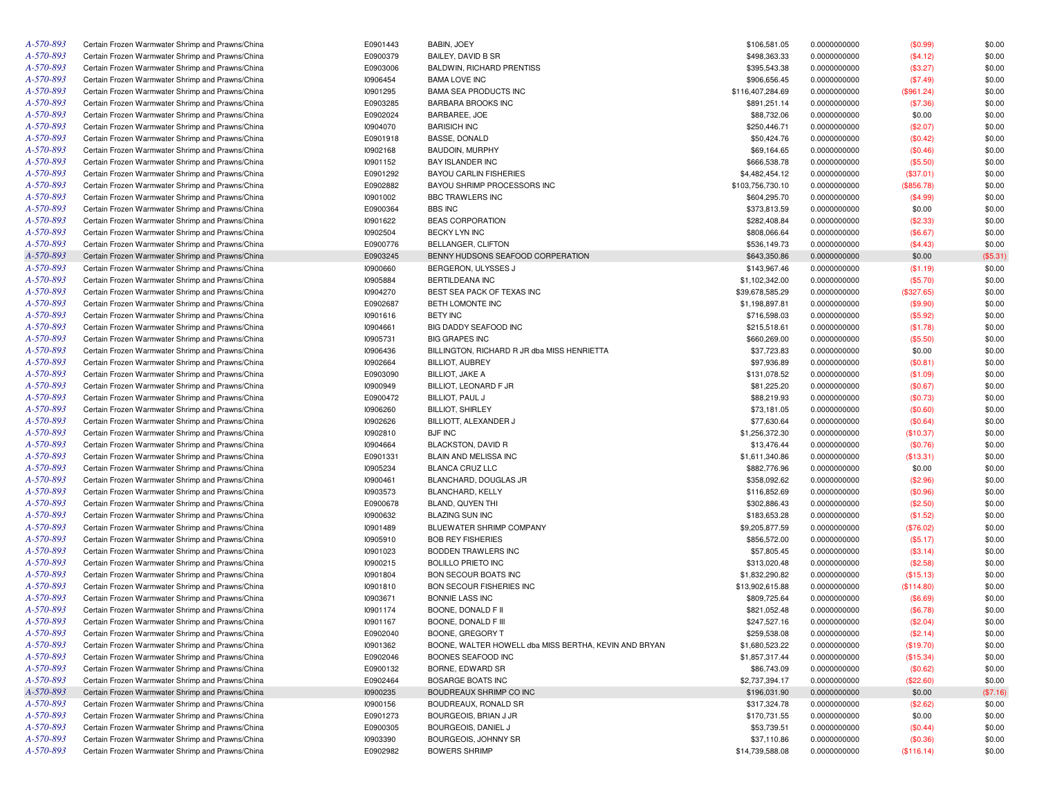| A-570-893 | Certain Frozen Warmwater Shrimp and Prawns/China | E0901443 | BABIN, JOEY | $106,581.05 | 0.0000000000 | ($0.99) | $0.00 |
|---|---|---|---|---|---|---|---|
| A-570-893 | Certain Frozen Warmwater Shrimp and Prawns/China | E0900379 | BAILEY, DAVID B SR | $498,363.33 | 0.0000000000 | ($4.12) | $0.00 |
| A-570-893 | Certain Frozen Warmwater Shrimp and Prawns/China | E0903006 | BALDWIN, RICHARD PRENTISS | $395,543.38 | 0.0000000000 | ($3.27) | $0.00 |
| A-570-893 | Certain Frozen Warmwater Shrimp and Prawns/China | I0906454 | BAMA LOVE INC | $906,656.45 | 0.0000000000 | ($7.49) | $0.00 |
| A-570-893 | Certain Frozen Warmwater Shrimp and Prawns/China | I0901295 | BAMA SEA PRODUCTS INC | $116,407,284.69 | 0.0000000000 | ($961.24) | $0.00 |
| A-570-893 | Certain Frozen Warmwater Shrimp and Prawns/China | E0903285 | BARBARA BROOKS INC | $891,251.14 | 0.0000000000 | ($7.36) | $0.00 |
| A-570-893 | Certain Frozen Warmwater Shrimp and Prawns/China | E0902024 | BARBAREE, JOE | $88,732.06 | 0.0000000000 | $0.00 | $0.00 |
| A-570-893 | Certain Frozen Warmwater Shrimp and Prawns/China | I0904070 | BARISICH INC | $250,446.71 | 0.0000000000 | ($2.07) | $0.00 |
| A-570-893 | Certain Frozen Warmwater Shrimp and Prawns/China | E0901918 | BASSE, DONALD | $50,424.76 | 0.0000000000 | ($0.42) | $0.00 |
| A-570-893 | Certain Frozen Warmwater Shrimp and Prawns/China | I0902168 | BAUDOIN, MURPHY | $69,164.65 | 0.0000000000 | ($0.46) | $0.00 |
| A-570-893 | Certain Frozen Warmwater Shrimp and Prawns/China | I0901152 | BAY ISLANDER INC | $666,538.78 | 0.0000000000 | ($5.50) | $0.00 |
| A-570-893 | Certain Frozen Warmwater Shrimp and Prawns/China | E0901292 | BAYOU CARLIN FISHERIES | $4,482,454.12 | 0.0000000000 | ($37.01) | $0.00 |
| A-570-893 | Certain Frozen Warmwater Shrimp and Prawns/China | E0902882 | BAYOU SHRIMP PROCESSORS INC | $103,756,730.10 | 0.0000000000 | ($856.78) | $0.00 |
| A-570-893 | Certain Frozen Warmwater Shrimp and Prawns/China | I0901002 | BBC TRAWLERS INC | $604,295.70 | 0.0000000000 | ($4.99) | $0.00 |
| A-570-893 | Certain Frozen Warmwater Shrimp and Prawns/China | E0900364 | BBS INC | $373,813.59 | 0.0000000000 | $0.00 | $0.00 |
| A-570-893 | Certain Frozen Warmwater Shrimp and Prawns/China | I0901622 | BEAS CORPORATION | $282,408.84 | 0.0000000000 | ($2.33) | $0.00 |
| A-570-893 | Certain Frozen Warmwater Shrimp and Prawns/China | I0902504 | BECKY LYN INC | $808,066.64 | 0.0000000000 | ($6.67) | $0.00 |
| A-570-893 | Certain Frozen Warmwater Shrimp and Prawns/China | E0900776 | BELLANGER, CLIFTON | $536,149.73 | 0.0000000000 | ($4.43) | $0.00 |
| A-570-893 | Certain Frozen Warmwater Shrimp and Prawns/China | E0903245 | BENNY HUDSONS SEAFOOD CORPERATION | $643,350.86 | 0.0000000000 | $0.00 | ($5.31) |
| A-570-893 | Certain Frozen Warmwater Shrimp and Prawns/China | I0900660 | BERGERON, ULYSSES J | $143,967.46 | 0.0000000000 | ($1.19) | $0.00 |
| A-570-893 | Certain Frozen Warmwater Shrimp and Prawns/China | I0905884 | BERTILDEANA INC | $1,102,342.00 | 0.0000000000 | ($5.70) | $0.00 |
| A-570-893 | Certain Frozen Warmwater Shrimp and Prawns/China | I0904270 | BEST SEA PACK OF TEXAS INC | $39,678,585.29 | 0.0000000000 | ($327.65) | $0.00 |
| A-570-893 | Certain Frozen Warmwater Shrimp and Prawns/China | E0902687 | BETH LOMONTE INC | $1,198,897.81 | 0.0000000000 | ($9.90) | $0.00 |
| A-570-893 | Certain Frozen Warmwater Shrimp and Prawns/China | I0901616 | BETY INC | $716,598.03 | 0.0000000000 | ($5.92) | $0.00 |
| A-570-893 | Certain Frozen Warmwater Shrimp and Prawns/China | I0904661 | BIG DADDY SEAFOOD INC | $215,518.61 | 0.0000000000 | ($1.78) | $0.00 |
| A-570-893 | Certain Frozen Warmwater Shrimp and Prawns/China | I0905731 | BIG GRAPES INC | $660,269.00 | 0.0000000000 | ($5.50) | $0.00 |
| A-570-893 | Certain Frozen Warmwater Shrimp and Prawns/China | I0906436 | BILLINGTON, RICHARD R JR dba MISS HENRIETTA | $37,723.83 | 0.0000000000 | $0.00 | $0.00 |
| A-570-893 | Certain Frozen Warmwater Shrimp and Prawns/China | I0902664 | BILLIOT, AUBREY | $97,936.89 | 0.0000000000 | ($0.81) | $0.00 |
| A-570-893 | Certain Frozen Warmwater Shrimp and Prawns/China | E0903090 | BILLIOT, JAKE A | $131,078.52 | 0.0000000000 | ($1.09) | $0.00 |
| A-570-893 | Certain Frozen Warmwater Shrimp and Prawns/China | I0900949 | BILLIOT, LEONARD F JR | $81,225.20 | 0.0000000000 | ($0.67) | $0.00 |
| A-570-893 | Certain Frozen Warmwater Shrimp and Prawns/China | E0900472 | BILLIOT, PAUL J | $88,219.93 | 0.0000000000 | ($0.73) | $0.00 |
| A-570-893 | Certain Frozen Warmwater Shrimp and Prawns/China | I0906260 | BILLIOT, SHIRLEY | $73,181.05 | 0.0000000000 | ($0.60) | $0.00 |
| A-570-893 | Certain Frozen Warmwater Shrimp and Prawns/China | I0902626 | BILLIOTT, ALEXANDER J | $77,630.64 | 0.0000000000 | ($0.64) | $0.00 |
| A-570-893 | Certain Frozen Warmwater Shrimp and Prawns/China | I0902810 | BJF INC | $1,256,372.30 | 0.0000000000 | ($10.37) | $0.00 |
| A-570-893 | Certain Frozen Warmwater Shrimp and Prawns/China | I0904664 | BLACKSTON, DAVID R | $13,476.44 | 0.0000000000 | ($0.76) | $0.00 |
| A-570-893 | Certain Frozen Warmwater Shrimp and Prawns/China | E0901331 | BLAIN AND MELISSA INC | $1,611,340.86 | 0.0000000000 | ($13.31) | $0.00 |
| A-570-893 | Certain Frozen Warmwater Shrimp and Prawns/China | I0905234 | BLANCA CRUZ LLC | $882,776.96 | 0.0000000000 | $0.00 | $0.00 |
| A-570-893 | Certain Frozen Warmwater Shrimp and Prawns/China | I0900461 | BLANCHARD, DOUGLAS JR | $358,092.62 | 0.0000000000 | ($2.96) | $0.00 |
| A-570-893 | Certain Frozen Warmwater Shrimp and Prawns/China | I0903573 | BLANCHARD, KELLY | $116,852.69 | 0.0000000000 | ($0.96) | $0.00 |
| A-570-893 | Certain Frozen Warmwater Shrimp and Prawns/China | E0900678 | BLAND, QUYEN THI | $302,886.43 | 0.0000000000 | ($2.50) | $0.00 |
| A-570-893 | Certain Frozen Warmwater Shrimp and Prawns/China | I0900632 | BLAZING SUN INC | $183,653.28 | 0.0000000000 | ($1.52) | $0.00 |
| A-570-893 | Certain Frozen Warmwater Shrimp and Prawns/China | I0901489 | BLUEWATER SHRIMP COMPANY | $9,205,877.59 | 0.0000000000 | ($76.02) | $0.00 |
| A-570-893 | Certain Frozen Warmwater Shrimp and Prawns/China | I0905910 | BOB REY FISHERIES | $856,572.00 | 0.0000000000 | ($5.17) | $0.00 |
| A-570-893 | Certain Frozen Warmwater Shrimp and Prawns/China | I0901023 | BODDEN TRAWLERS INC | $57,805.45 | 0.0000000000 | ($3.14) | $0.00 |
| A-570-893 | Certain Frozen Warmwater Shrimp and Prawns/China | I0900215 | BOLILLO PRIETO INC | $313,020.48 | 0.0000000000 | ($2.58) | $0.00 |
| A-570-893 | Certain Frozen Warmwater Shrimp and Prawns/China | I0901804 | BON SECOUR BOATS INC | $1,832,290.82 | 0.0000000000 | ($15.13) | $0.00 |
| A-570-893 | Certain Frozen Warmwater Shrimp and Prawns/China | I0901810 | BON SECOUR FISHERIES INC | $13,902,615.88 | 0.0000000000 | ($114.80) | $0.00 |
| A-570-893 | Certain Frozen Warmwater Shrimp and Prawns/China | I0903671 | BONNIE LASS INC | $809,725.64 | 0.0000000000 | ($6.69) | $0.00 |
| A-570-893 | Certain Frozen Warmwater Shrimp and Prawns/China | I0901174 | BOONE, DONALD F II | $821,052.48 | 0.0000000000 | ($6.78) | $0.00 |
| A-570-893 | Certain Frozen Warmwater Shrimp and Prawns/China | I0901167 | BOONE, DONALD F III | $247,527.16 | 0.0000000000 | ($2.04) | $0.00 |
| A-570-893 | Certain Frozen Warmwater Shrimp and Prawns/China | E0902040 | BOONE, GREGORY T | $259,538.08 | 0.0000000000 | ($2.14) | $0.00 |
| A-570-893 | Certain Frozen Warmwater Shrimp and Prawns/China | I0901362 | BOONE, WALTER HOWELL dba MISS BERTHA, KEVIN AND BRYAN | $1,680,523.22 | 0.0000000000 | ($19.70) | $0.00 |
| A-570-893 | Certain Frozen Warmwater Shrimp and Prawns/China | E0902046 | BOONES SEAFOOD INC | $1,857,317.44 | 0.0000000000 | ($15.34) | $0.00 |
| A-570-893 | Certain Frozen Warmwater Shrimp and Prawns/China | E0900132 | BORNE, EDWARD SR | $86,743.09 | 0.0000000000 | ($0.62) | $0.00 |
| A-570-893 | Certain Frozen Warmwater Shrimp and Prawns/China | E0902464 | BOSARGE BOATS INC | $2,737,394.17 | 0.0000000000 | ($22.60) | $0.00 |
| A-570-893 | Certain Frozen Warmwater Shrimp and Prawns/China | I0900235 | BOUDREAUX SHRIMP CO INC | $196,031.90 | 0.0000000000 | $0.00 | ($7.16) |
| A-570-893 | Certain Frozen Warmwater Shrimp and Prawns/China | I0900156 | BOUDREAUX, RONALD SR | $317,324.78 | 0.0000000000 | ($2.62) | $0.00 |
| A-570-893 | Certain Frozen Warmwater Shrimp and Prawns/China | E0901273 | BOURGEOIS, BRIAN J JR | $170,731.55 | 0.0000000000 | $0.00 | $0.00 |
| A-570-893 | Certain Frozen Warmwater Shrimp and Prawns/China | E0900305 | BOURGEOIS, DANIEL J | $53,739.51 | 0.0000000000 | ($0.44) | $0.00 |
| A-570-893 | Certain Frozen Warmwater Shrimp and Prawns/China | I0903390 | BOURGEOIS, JOHNNY SR | $37,110.86 | 0.0000000000 | ($0.36) | $0.00 |
| A-570-893 | Certain Frozen Warmwater Shrimp and Prawns/China | E0902982 | BOWERS SHRIMP | $14,739,588.08 | 0.0000000000 | ($116.14) | $0.00 |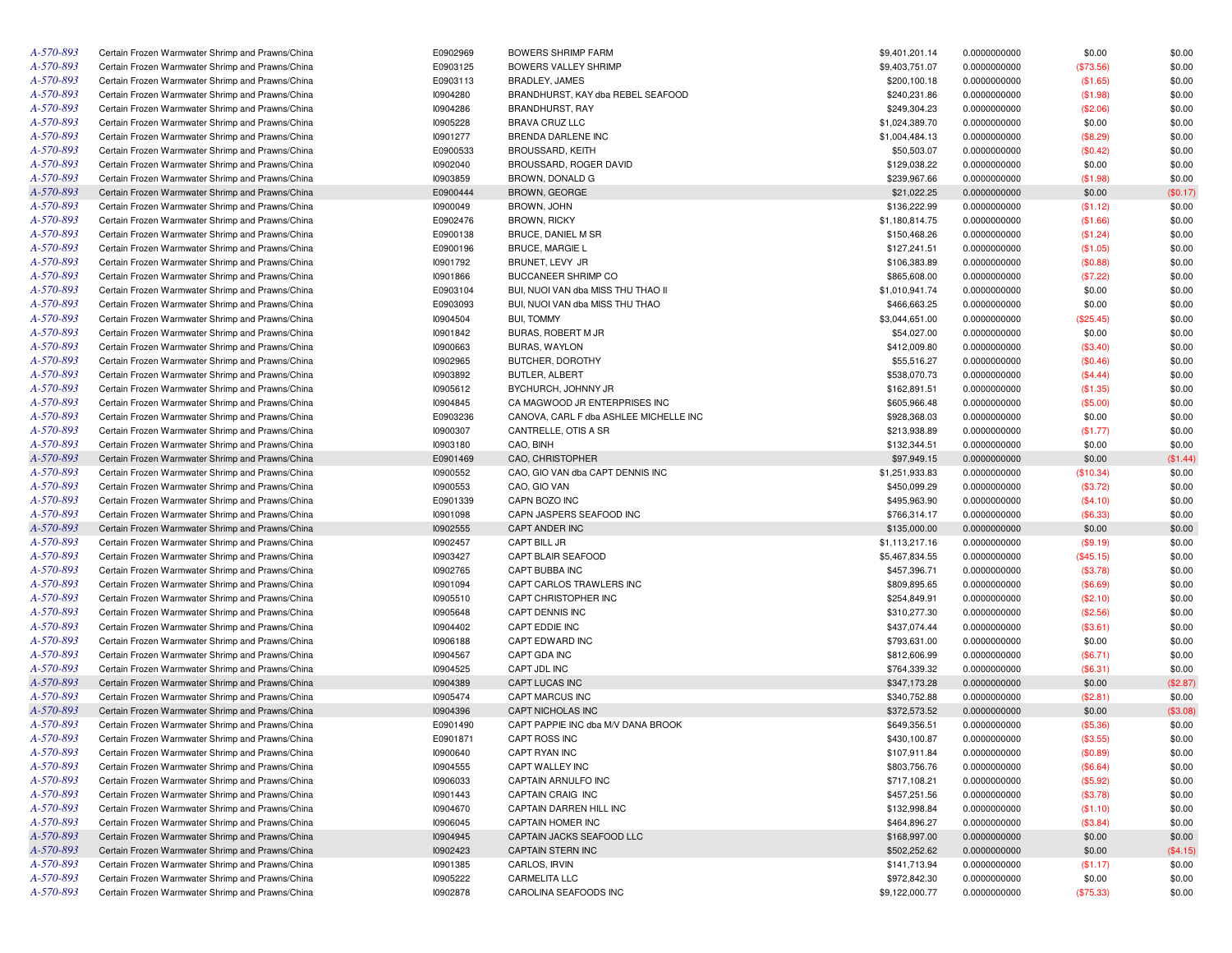| | | | | | | | |
|---|---|---|---|---|---|---|---|
| A-570-893 | Certain Frozen Warmwater Shrimp and Prawns/China | E0902969 | BOWERS SHRIMP FARM | $9,401,201.14 | 0.0000000000 | $0.00 | $0.00 |
| A-570-893 | Certain Frozen Warmwater Shrimp and Prawns/China | E0903125 | BOWERS VALLEY SHRIMP | $9,403,751.07 | 0.0000000000 | ($73.56) | $0.00 |
| A-570-893 | Certain Frozen Warmwater Shrimp and Prawns/China | E0903113 | BRADLEY, JAMES | $200,100.18 | 0.0000000000 | ($1.65) | $0.00 |
| A-570-893 | Certain Frozen Warmwater Shrimp and Prawns/China | I0904280 | BRANDHURST, KAY dba REBEL SEAFOOD | $240,231.86 | 0.0000000000 | ($1.98) | $0.00 |
| A-570-893 | Certain Frozen Warmwater Shrimp and Prawns/China | I0904286 | BRANDHURST, RAY | $249,304.23 | 0.0000000000 | ($2.06) | $0.00 |
| A-570-893 | Certain Frozen Warmwater Shrimp and Prawns/China | I0905228 | BRAVA CRUZ LLC | $1,024,389.70 | 0.0000000000 | $0.00 | $0.00 |
| A-570-893 | Certain Frozen Warmwater Shrimp and Prawns/China | I0901277 | BRENDA DARLENE INC | $1,004,484.13 | 0.0000000000 | ($8.29) | $0.00 |
| A-570-893 | Certain Frozen Warmwater Shrimp and Prawns/China | E0900533 | BROUSSARD, KEITH | $50,503.07 | 0.0000000000 | ($0.42) | $0.00 |
| A-570-893 | Certain Frozen Warmwater Shrimp and Prawns/China | I0902040 | BROUSSARD, ROGER DAVID | $129,038.22 | 0.0000000000 | $0.00 | $0.00 |
| A-570-893 | Certain Frozen Warmwater Shrimp and Prawns/China | I0903859 | BROWN, DONALD G | $239,967.66 | 0.0000000000 | ($1.98) | $0.00 |
| A-570-893 | Certain Frozen Warmwater Shrimp and Prawns/China | E0900444 | BROWN, GEORGE | $21,022.25 | 0.0000000000 | $0.00 | ($0.17) |
| A-570-893 | Certain Frozen Warmwater Shrimp and Prawns/China | I0900049 | BROWN, JOHN | $136,222.99 | 0.0000000000 | ($1.12) | $0.00 |
| A-570-893 | Certain Frozen Warmwater Shrimp and Prawns/China | E0902476 | BROWN, RICKY | $1,180,814.75 | 0.0000000000 | ($1.66) | $0.00 |
| A-570-893 | Certain Frozen Warmwater Shrimp and Prawns/China | E0900138 | BRUCE, DANIEL M SR | $150,468.26 | 0.0000000000 | ($1.24) | $0.00 |
| A-570-893 | Certain Frozen Warmwater Shrimp and Prawns/China | E0900196 | BRUCE, MARGIE L | $127,241.51 | 0.0000000000 | ($1.05) | $0.00 |
| A-570-893 | Certain Frozen Warmwater Shrimp and Prawns/China | I0901792 | BRUNET, LEVY JR | $106,383.89 | 0.0000000000 | ($0.88) | $0.00 |
| A-570-893 | Certain Frozen Warmwater Shrimp and Prawns/China | I0901866 | BUCCANEER SHRIMP CO | $865,608.00 | 0.0000000000 | ($7.22) | $0.00 |
| A-570-893 | Certain Frozen Warmwater Shrimp and Prawns/China | E0903104 | BUI, NUOI VAN dba MISS THU THAO II | $1,010,941.74 | 0.0000000000 | $0.00 | $0.00 |
| A-570-893 | Certain Frozen Warmwater Shrimp and Prawns/China | E0903093 | BUI, NUOI VAN dba MISS THU THAO | $466,663.25 | 0.0000000000 | $0.00 | $0.00 |
| A-570-893 | Certain Frozen Warmwater Shrimp and Prawns/China | I0904504 | BUI, TOMMY | $3,044,651.00 | 0.0000000000 | ($25.45) | $0.00 |
| A-570-893 | Certain Frozen Warmwater Shrimp and Prawns/China | I0901842 | BURAS, ROBERT M JR | $54,027.00 | 0.0000000000 | $0.00 | $0.00 |
| A-570-893 | Certain Frozen Warmwater Shrimp and Prawns/China | I0900663 | BURAS, WAYLON | $412,009.80 | 0.0000000000 | ($3.40) | $0.00 |
| A-570-893 | Certain Frozen Warmwater Shrimp and Prawns/China | I0902965 | BUTCHER, DOROTHY | $55,516.27 | 0.0000000000 | ($0.46) | $0.00 |
| A-570-893 | Certain Frozen Warmwater Shrimp and Prawns/China | I0903892 | BUTLER, ALBERT | $538,070.73 | 0.0000000000 | ($4.44) | $0.00 |
| A-570-893 | Certain Frozen Warmwater Shrimp and Prawns/China | I0905612 | BYCHURCH, JOHNNY JR | $162,891.51 | 0.0000000000 | ($1.35) | $0.00 |
| A-570-893 | Certain Frozen Warmwater Shrimp and Prawns/China | I0904845 | CA MAGWOOD JR ENTERPRISES INC | $605,966.48 | 0.0000000000 | ($5.00) | $0.00 |
| A-570-893 | Certain Frozen Warmwater Shrimp and Prawns/China | E0903236 | CANOVA, CARL F dba ASHLEE MICHELLE INC | $928,368.03 | 0.0000000000 | $0.00 | $0.00 |
| A-570-893 | Certain Frozen Warmwater Shrimp and Prawns/China | I0900307 | CANTRELLE, OTIS A SR | $213,938.89 | 0.0000000000 | ($1.77) | $0.00 |
| A-570-893 | Certain Frozen Warmwater Shrimp and Prawns/China | I0903180 | CAO, BINH | $132,344.51 | 0.0000000000 | $0.00 | $0.00 |
| A-570-893 | Certain Frozen Warmwater Shrimp and Prawns/China | E0901469 | CAO, CHRISTOPHER | $97,949.15 | 0.0000000000 | $0.00 | ($1.44) |
| A-570-893 | Certain Frozen Warmwater Shrimp and Prawns/China | I0900552 | CAO, GIO VAN dba CAPT DENNIS INC | $1,251,933.83 | 0.0000000000 | ($10.34) | $0.00 |
| A-570-893 | Certain Frozen Warmwater Shrimp and Prawns/China | I0900553 | CAO, GIO VAN | $450,099.29 | 0.0000000000 | ($3.72) | $0.00 |
| A-570-893 | Certain Frozen Warmwater Shrimp and Prawns/China | E0901339 | CAPN BOZO INC | $495,963.90 | 0.0000000000 | ($4.10) | $0.00 |
| A-570-893 | Certain Frozen Warmwater Shrimp and Prawns/China | I0901098 | CAPN JASPERS SEAFOOD INC | $766,314.17 | 0.0000000000 | ($6.33) | $0.00 |
| A-570-893 | Certain Frozen Warmwater Shrimp and Prawns/China | I0902555 | CAPT ANDER INC | $135,000.00 | 0.0000000000 | $0.00 | $0.00 |
| A-570-893 | Certain Frozen Warmwater Shrimp and Prawns/China | I0902457 | CAPT BILL JR | $1,113,217.16 | 0.0000000000 | ($9.19) | $0.00 |
| A-570-893 | Certain Frozen Warmwater Shrimp and Prawns/China | I0903427 | CAPT BLAIR SEAFOOD | $5,467,834.55 | 0.0000000000 | ($45.15) | $0.00 |
| A-570-893 | Certain Frozen Warmwater Shrimp and Prawns/China | I0902765 | CAPT BUBBA INC | $457,396.71 | 0.0000000000 | ($3.78) | $0.00 |
| A-570-893 | Certain Frozen Warmwater Shrimp and Prawns/China | I0901094 | CAPT CARLOS TRAWLERS INC | $809,895.65 | 0.0000000000 | ($6.69) | $0.00 |
| A-570-893 | Certain Frozen Warmwater Shrimp and Prawns/China | I0905510 | CAPT CHRISTOPHER INC | $254,849.91 | 0.0000000000 | ($2.10) | $0.00 |
| A-570-893 | Certain Frozen Warmwater Shrimp and Prawns/China | I0905648 | CAPT DENNIS INC | $310,277.30 | 0.0000000000 | ($2.56) | $0.00 |
| A-570-893 | Certain Frozen Warmwater Shrimp and Prawns/China | I0904402 | CAPT EDDIE INC | $437,074.44 | 0.0000000000 | ($3.61) | $0.00 |
| A-570-893 | Certain Frozen Warmwater Shrimp and Prawns/China | I0906188 | CAPT EDWARD INC | $793,631.00 | 0.0000000000 | $0.00 | $0.00 |
| A-570-893 | Certain Frozen Warmwater Shrimp and Prawns/China | I0904567 | CAPT GDA INC | $812,606.99 | 0.0000000000 | ($6.71) | $0.00 |
| A-570-893 | Certain Frozen Warmwater Shrimp and Prawns/China | I0904525 | CAPT JDL INC | $764,339.32 | 0.0000000000 | ($6.31) | $0.00 |
| A-570-893 | Certain Frozen Warmwater Shrimp and Prawns/China | I0904389 | CAPT LUCAS INC | $347,173.28 | 0.0000000000 | $0.00 | ($2.87) |
| A-570-893 | Certain Frozen Warmwater Shrimp and Prawns/China | I0905474 | CAPT MARCUS INC | $340,752.88 | 0.0000000000 | ($2.81) | $0.00 |
| A-570-893 | Certain Frozen Warmwater Shrimp and Prawns/China | I0904396 | CAPT NICHOLAS INC | $372,573.52 | 0.0000000000 | $0.00 | ($3.08) |
| A-570-893 | Certain Frozen Warmwater Shrimp and Prawns/China | E0901490 | CAPT PAPPIE INC dba M/V DANA BROOK | $649,356.51 | 0.0000000000 | ($5.36) | $0.00 |
| A-570-893 | Certain Frozen Warmwater Shrimp and Prawns/China | E0901871 | CAPT ROSS INC | $430,100.87 | 0.0000000000 | ($3.55) | $0.00 |
| A-570-893 | Certain Frozen Warmwater Shrimp and Prawns/China | I0900640 | CAPT RYAN INC | $107,911.84 | 0.0000000000 | ($0.89) | $0.00 |
| A-570-893 | Certain Frozen Warmwater Shrimp and Prawns/China | I0904555 | CAPT WALLEY INC | $803,756.76 | 0.0000000000 | ($6.64) | $0.00 |
| A-570-893 | Certain Frozen Warmwater Shrimp and Prawns/China | I0906033 | CAPTAIN ARNULFO INC | $717,108.21 | 0.0000000000 | ($5.92) | $0.00 |
| A-570-893 | Certain Frozen Warmwater Shrimp and Prawns/China | I0901443 | CAPTAIN CRAIG INC | $457,251.56 | 0.0000000000 | ($3.78) | $0.00 |
| A-570-893 | Certain Frozen Warmwater Shrimp and Prawns/China | I0904670 | CAPTAIN DARREN HILL INC | $132,998.84 | 0.0000000000 | ($1.10) | $0.00 |
| A-570-893 | Certain Frozen Warmwater Shrimp and Prawns/China | I0906045 | CAPTAIN HOMER INC | $464,896.27 | 0.0000000000 | ($3.84) | $0.00 |
| A-570-893 | Certain Frozen Warmwater Shrimp and Prawns/China | I0904945 | CAPTAIN JACKS SEAFOOD LLC | $168,997.00 | 0.0000000000 | $0.00 | $0.00 |
| A-570-893 | Certain Frozen Warmwater Shrimp and Prawns/China | I0902423 | CAPTAIN STERN INC | $502,252.62 | 0.0000000000 | $0.00 | ($4.15) |
| A-570-893 | Certain Frozen Warmwater Shrimp and Prawns/China | I0901385 | CARLOS, IRVIN | $141,713.94 | 0.0000000000 | ($1.17) | $0.00 |
| A-570-893 | Certain Frozen Warmwater Shrimp and Prawns/China | I0905222 | CARMELITA LLC | $972,842.30 | 0.0000000000 | $0.00 | $0.00 |
| A-570-893 | Certain Frozen Warmwater Shrimp and Prawns/China | I0902878 | CAROLINA SEAFOODS INC | $9,122,000.77 | 0.0000000000 | ($75.33) | $0.00 |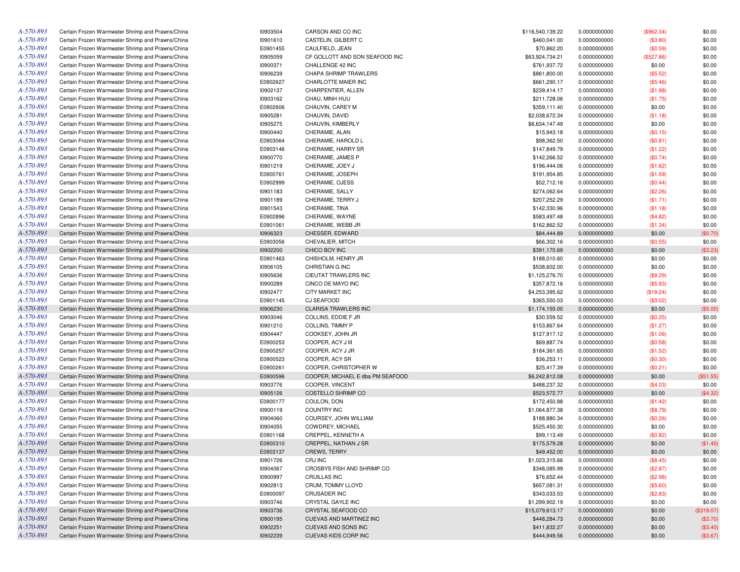| | | | | | | | |
|---|---|---|---|---|---|---|---|
| A-570-893 | Certain Frozen Warmwater Shrimp and Prawns/China | I0903504 | CARSON AND CO INC | $116,540,139.22 | 0.0000000000 | ($962.34) | $0.00 |
| A-570-893 | Certain Frozen Warmwater Shrimp and Prawns/China | I0901610 | CASTELIN, GILBERT C | $460,041.00 | 0.0000000000 | ($3.80) | $0.00 |
| A-570-893 | Certain Frozen Warmwater Shrimp and Prawns/China | E0901455 | CAULFIELD, JEAN | $70,862.20 | 0.0000000000 | ($0.59) | $0.00 |
| A-570-893 | Certain Frozen Warmwater Shrimp and Prawns/China | I0905059 | CF GOLLOTT AND SON SEAFOOD INC | $63,924,734.21 | 0.0000000000 | ($527.86) | $0.00 |
| A-570-893 | Certain Frozen Warmwater Shrimp and Prawns/China | I0900371 | CHALLENGE 42 INC | $761,937.72 | 0.0000000000 | $0.00 | $0.00 |
| A-570-893 | Certain Frozen Warmwater Shrimp and Prawns/China | I0906239 | CHAPA SHRIMP TRAWLERS | $861,800.00 | 0.0000000000 | ($5.52) | $0.00 |
| A-570-893 | Certain Frozen Warmwater Shrimp and Prawns/China | E0902627 | CHARLOTTE MAIER INC | $661,290.17 | 0.0000000000 | ($5.46) | $0.00 |
| A-570-893 | Certain Frozen Warmwater Shrimp and Prawns/China | I0902137 | CHARPENTIER, ALLEN | $239,414.17 | 0.0000000000 | ($1.98) | $0.00 |
| A-570-893 | Certain Frozen Warmwater Shrimp and Prawns/China | I0903162 | CHAU, MINH HUU | $211,728.06 | 0.0000000000 | ($1.75) | $0.00 |
| A-570-893 | Certain Frozen Warmwater Shrimp and Prawns/China | E0902606 | CHAUVIN, CAREY M | $359,111.40 | 0.0000000000 | $0.00 | $0.00 |
| A-570-893 | Certain Frozen Warmwater Shrimp and Prawns/China | I0905281 | CHAUVIN, DAVID | $2,038,672.34 | 0.0000000000 | ($1.18) | $0.00 |
| A-570-893 | Certain Frozen Warmwater Shrimp and Prawns/China | I0905275 | CHAUVIN, KIMBERLY | $6,634,147.49 | 0.0000000000 | $0.00 | $0.00 |
| A-570-893 | Certain Frozen Warmwater Shrimp and Prawns/China | I0900440 | CHERAMIE, ALAN | $15,943.18 | 0.0000000000 | ($0.15) | $0.00 |
| A-570-893 | Certain Frozen Warmwater Shrimp and Prawns/China | E0903064 | CHERAMIE, HAROLD L | $98,362.50 | 0.0000000000 | ($0.81) | $0.00 |
| A-570-893 | Certain Frozen Warmwater Shrimp and Prawns/China | E0903146 | CHERAMIE, HARRY SR | $147,849.79 | 0.0000000000 | ($1.22) | $0.00 |
| A-570-893 | Certain Frozen Warmwater Shrimp and Prawns/China | I0900770 | CHERAMIE, JAMES P | $142,266.52 | 0.0000000000 | ($0.74) | $0.00 |
| A-570-893 | Certain Frozen Warmwater Shrimp and Prawns/China | I0901219 | CHERAMIE, JOEY J | $196,444.06 | 0.0000000000 | ($1.62) | $0.00 |
| A-570-893 | Certain Frozen Warmwater Shrimp and Prawns/China | E0900761 | CHERAMIE, JOSEPH | $191,954.85 | 0.0000000000 | ($1.59) | $0.00 |
| A-570-893 | Certain Frozen Warmwater Shrimp and Prawns/China | E0902999 | CHERAMIE, OJESS | $52,712.16 | 0.0000000000 | ($0.44) | $0.00 |
| A-570-893 | Certain Frozen Warmwater Shrimp and Prawns/China | I0901183 | CHERAMIE, SALLY | $274,062.64 | 0.0000000000 | ($2.26) | $0.00 |
| A-570-893 | Certain Frozen Warmwater Shrimp and Prawns/China | I0901189 | CHERAMIE, TERRY J | $207,252.29 | 0.0000000000 | ($1.71) | $0.00 |
| A-570-893 | Certain Frozen Warmwater Shrimp and Prawns/China | I0901543 | CHERAMIE, TINA | $142,330.96 | 0.0000000000 | ($1.18) | $0.00 |
| A-570-893 | Certain Frozen Warmwater Shrimp and Prawns/China | E0902896 | CHERAMIE, WAYNE | $583,497.48 | 0.0000000000 | ($4.82) | $0.00 |
| A-570-893 | Certain Frozen Warmwater Shrimp and Prawns/China | E0901061 | CHERAMIE, WEBB JR | $162,862.52 | 0.0000000000 | ($1.34) | $0.00 |
| A-570-893 | Certain Frozen Warmwater Shrimp and Prawns/China | I0906323 | CHESSER, EDWARD | $84,444.89 | 0.0000000000 | $0.00 | ($0.70) |
| A-570-893 | Certain Frozen Warmwater Shrimp and Prawns/China | E0903056 | CHEVALIER, MITCH | $66,302.16 | 0.0000000000 | ($0.55) | $0.00 |
| A-570-893 | Certain Frozen Warmwater Shrimp and Prawns/China | I0902200 | CHICO BOY INC | $391,170.69 | 0.0000000000 | $0.00 | ($3.23) |
| A-570-893 | Certain Frozen Warmwater Shrimp and Prawns/China | E0901463 | CHISHOLM, HENRY JR | $188,010.60 | 0.0000000000 | $0.00 | $0.00 |
| A-570-893 | Certain Frozen Warmwater Shrimp and Prawns/China | I0906105 | CHRISTIAN G INC | $538,602.00 | 0.0000000000 | $0.00 | $0.00 |
| A-570-893 | Certain Frozen Warmwater Shrimp and Prawns/China | I0905636 | CIEUTAT TRAWLERS INC | $1,125,276.70 | 0.0000000000 | ($9.29) | $0.00 |
| A-570-893 | Certain Frozen Warmwater Shrimp and Prawns/China | I0900289 | CINCO DE MAYO INC | $357,872.16 | 0.0000000000 | ($5.93) | $0.00 |
| A-570-893 | Certain Frozen Warmwater Shrimp and Prawns/China | I0902477 | CITY MARKET INC | $4,253,395.62 | 0.0000000000 | ($19.24) | $0.00 |
| A-570-893 | Certain Frozen Warmwater Shrimp and Prawns/China | E0901145 | CJ SEAFOOD | $365,550.03 | 0.0000000000 | ($3.02) | $0.00 |
| A-570-893 | Certain Frozen Warmwater Shrimp and Prawns/China | I0906230 | CLARISA TRAWLERS INC | $1,174,155.00 | 0.0000000000 | $0.00 | ($5.00) |
| A-570-893 | Certain Frozen Warmwater Shrimp and Prawns/China | I0903046 | COLLINS, EDDIE F JR | $30,559.52 | 0.0000000000 | ($0.25) | $0.00 |
| A-570-893 | Certain Frozen Warmwater Shrimp and Prawns/China | I0901210 | COLLINS, TIMMY P | $153,867.64 | 0.0000000000 | ($1.27) | $0.00 |
| A-570-893 | Certain Frozen Warmwater Shrimp and Prawns/China | I0904447 | COOKSEY, JOHN JR | $127,917.12 | 0.0000000000 | ($1.06) | $0.00 |
| A-570-893 | Certain Frozen Warmwater Shrimp and Prawns/China | E0900253 | COOPER, ACY J III | $69,887.74 | 0.0000000000 | ($0.58) | $0.00 |
| A-570-893 | Certain Frozen Warmwater Shrimp and Prawns/China | E0900257 | COOPER, ACY J JR | $184,361.65 | 0.0000000000 | ($1.52) | $0.00 |
| A-570-893 | Certain Frozen Warmwater Shrimp and Prawns/China | E0900523 | COOPER, ACY SR | $36,253.11 | 0.0000000000 | ($0.30) | $0.00 |
| A-570-893 | Certain Frozen Warmwater Shrimp and Prawns/China | E0900261 | COOPER, CHRISTOPHER W | $25,417.39 | 0.0000000000 | ($0.21) | $0.00 |
| A-570-893 | Certain Frozen Warmwater Shrimp and Prawns/China | E0900596 | COOPER, MICHAEL E dba PM SEAFOOD | $6,242,812.08 | 0.0000000000 | $0.00 | ($51.55) |
| A-570-893 | Certain Frozen Warmwater Shrimp and Prawns/China | I0903776 | COOPER, VINCENT | $488,237.32 | 0.0000000000 | ($4.03) | $0.00 |
| A-570-893 | Certain Frozen Warmwater Shrimp and Prawns/China | I0905126 | COSTELLO SHRIMP CO | $523,572.77 | 0.0000000000 | $0.00 | ($4.32) |
| A-570-893 | Certain Frozen Warmwater Shrimp and Prawns/China | E0900177 | COULON, DON | $172,450.88 | 0.0000000000 | ($1.42) | $0.00 |
| A-570-893 | Certain Frozen Warmwater Shrimp and Prawns/China | I0900119 | COUNTRY INC | $1,064,877.38 | 0.0000000000 | ($8.79) | $0.00 |
| A-570-893 | Certain Frozen Warmwater Shrimp and Prawns/China | I0904060 | COURSEY, JOHN WILLIAM | $188,880.34 | 0.0000000000 | ($0.26) | $0.00 |
| A-570-893 | Certain Frozen Warmwater Shrimp and Prawns/China | I0904055 | COWDREY, MICHAEL | $525,450.30 | 0.0000000000 | $0.00 | $0.00 |
| A-570-893 | Certain Frozen Warmwater Shrimp and Prawns/China | E0901168 | CREPPEL, KENNETH A | $99,113.49 | 0.0000000000 | ($0.82) | $0.00 |
| A-570-893 | Certain Frozen Warmwater Shrimp and Prawns/China | E0900310 | CREPPEL, NATHAN J SR | $175,579.28 | 0.0000000000 | $0.00 | ($1.45) |
| A-570-893 | Certain Frozen Warmwater Shrimp and Prawns/China | E0903137 | CREWS, TERRY | $49,452.00 | 0.0000000000 | $0.00 | $0.00 |
| A-570-893 | Certain Frozen Warmwater Shrimp and Prawns/China | I0901726 | CRJ INC | $1,023,315.66 | 0.0000000000 | ($8.45) | $0.00 |
| A-570-893 | Certain Frozen Warmwater Shrimp and Prawns/China | I0904067 | CROSBYS FISH AND SHRIMP CO | $348,085.99 | 0.0000000000 | ($2.87) | $0.00 |
| A-570-893 | Certain Frozen Warmwater Shrimp and Prawns/China | I0900997 | CRUILLAS INC | $76,652.44 | 0.0000000000 | ($2.98) | $0.00 |
| A-570-893 | Certain Frozen Warmwater Shrimp and Prawns/China | I0902813 | CRUM, TOMMY LLOYD | $657,081.31 | 0.0000000000 | ($5.60) | $0.00 |
| A-570-893 | Certain Frozen Warmwater Shrimp and Prawns/China | E0900097 | CRUSADER INC | $343,033.53 | 0.0000000000 | ($2.83) | $0.00 |
| A-570-893 | Certain Frozen Warmwater Shrimp and Prawns/China | I0903746 | CRYSTAL GAYLE INC | $1,299,902.19 | 0.0000000000 | $0.00 | $0.00 |
| A-570-893 | Certain Frozen Warmwater Shrimp and Prawns/China | I0903736 | CRYSTAL SEAFOOD CO | $15,079,613.17 | 0.0000000000 | $0.00 | ($319.07) |
| A-570-893 | Certain Frozen Warmwater Shrimp and Prawns/China | I0900195 | CUEVAS AND MARTINEZ INC | $448,284.73 | 0.0000000000 | $0.00 | ($3.70) |
| A-570-893 | Certain Frozen Warmwater Shrimp and Prawns/China | I0902251 | CUEVAS AND SONS INC | $411,832.27 | 0.0000000000 | $0.00 | ($3.40) |
| A-570-893 | Certain Frozen Warmwater Shrimp and Prawns/China | I0902239 | CUEVAS KIDS CORP INC | $444,949.56 | 0.0000000000 | $0.00 | ($3.67) |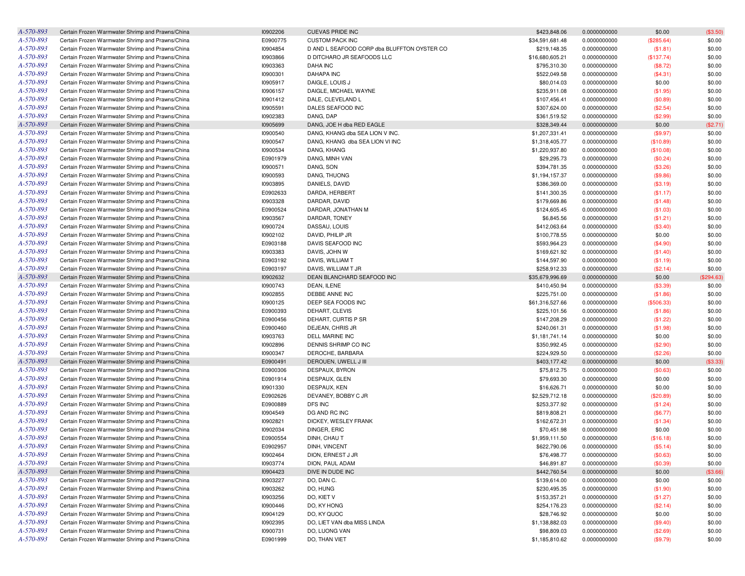| | | | | | | | |
|---|---|---|---|---|---|---|---|
| A-570-893 | Certain Frozen Warmwater Shrimp and Prawns/China | I0902206 | CUEVAS PRIDE INC | $423,848.06 | 0.0000000000 | $0.00 | ($3.50) |
| A-570-893 | Certain Frozen Warmwater Shrimp and Prawns/China | E0900775 | CUSTOM PACK INC | $34,591,681.48 | 0.0000000000 | ($285.64) | $0.00 |
| A-570-893 | Certain Frozen Warmwater Shrimp and Prawns/China | I0904854 | D AND L SEAFOOD CORP dba BLUFFTON OYSTER CO | $219,148.35 | 0.0000000000 | ($1.81) | $0.00 |
| A-570-893 | Certain Frozen Warmwater Shrimp and Prawns/China | I0903866 | D DITCHARO JR SEAFOODS LLC | $16,680,605.21 | 0.0000000000 | ($137.74) | $0.00 |
| A-570-893 | Certain Frozen Warmwater Shrimp and Prawns/China | I0903363 | DAHA INC | $795,310.30 | 0.0000000000 | ($8.72) | $0.00 |
| A-570-893 | Certain Frozen Warmwater Shrimp and Prawns/China | I0900301 | DAHAPA INC | $522,049.58 | 0.0000000000 | ($4.31) | $0.00 |
| A-570-893 | Certain Frozen Warmwater Shrimp and Prawns/China | I0905917 | DAIGLE, LOUIS J | $80,014.03 | 0.0000000000 | $0.00 | $0.00 |
| A-570-893 | Certain Frozen Warmwater Shrimp and Prawns/China | I0906157 | DAIGLE, MICHAEL WAYNE | $235,911.08 | 0.0000000000 | ($1.95) | $0.00 |
| A-570-893 | Certain Frozen Warmwater Shrimp and Prawns/China | I0901412 | DALE, CLEVELAND L | $107,456.41 | 0.0000000000 | ($0.89) | $0.00 |
| A-570-893 | Certain Frozen Warmwater Shrimp and Prawns/China | I0905591 | DALES SEAFOOD INC | $307,624.00 | 0.0000000000 | ($2.54) | $0.00 |
| A-570-893 | Certain Frozen Warmwater Shrimp and Prawns/China | I0902383 | DANG, DAP | $361,519.52 | 0.0000000000 | ($2.99) | $0.00 |
| A-570-893 | Certain Frozen Warmwater Shrimp and Prawns/China | I0905699 | DANG, JOE H dba RED EAGLE | $328,349.44 | 0.0000000000 | $0.00 | ($2.71) |
| A-570-893 | Certain Frozen Warmwater Shrimp and Prawns/China | I0900540 | DANG, KHANG dba SEA LION V INC. | $1,207,331.41 | 0.0000000000 | ($9.97) | $0.00 |
| A-570-893 | Certain Frozen Warmwater Shrimp and Prawns/China | I0900547 | DANG, KHANG dba SEA LION VI INC | $1,318,405.77 | 0.0000000000 | ($10.89) | $0.00 |
| A-570-893 | Certain Frozen Warmwater Shrimp and Prawns/China | I0900534 | DANG, KHANG | $1,220,937.80 | 0.0000000000 | ($10.08) | $0.00 |
| A-570-893 | Certain Frozen Warmwater Shrimp and Prawns/China | E0901979 | DANG, MINH VAN | $29,295.73 | 0.0000000000 | ($0.24) | $0.00 |
| A-570-893 | Certain Frozen Warmwater Shrimp and Prawns/China | I0900571 | DANG, SON | $394,781.35 | 0.0000000000 | ($3.26) | $0.00 |
| A-570-893 | Certain Frozen Warmwater Shrimp and Prawns/China | I0900593 | DANG, THUONG | $1,194,157.37 | 0.0000000000 | ($9.86) | $0.00 |
| A-570-893 | Certain Frozen Warmwater Shrimp and Prawns/China | I0903895 | DANIELS, DAVID | $386,369.00 | 0.0000000000 | ($3.19) | $0.00 |
| A-570-893 | Certain Frozen Warmwater Shrimp and Prawns/China | E0902633 | DARDA, HERBERT | $141,300.35 | 0.0000000000 | ($1.17) | $0.00 |
| A-570-893 | Certain Frozen Warmwater Shrimp and Prawns/China | I0903328 | DARDAR, DAVID | $179,669.86 | 0.0000000000 | ($1.48) | $0.00 |
| A-570-893 | Certain Frozen Warmwater Shrimp and Prawns/China | E0900524 | DARDAR, JONATHAN M | $124,605.45 | 0.0000000000 | ($1.03) | $0.00 |
| A-570-893 | Certain Frozen Warmwater Shrimp and Prawns/China | I0903567 | DARDAR, TONEY | $6,845.56 | 0.0000000000 | ($1.21) | $0.00 |
| A-570-893 | Certain Frozen Warmwater Shrimp and Prawns/China | I0900724 | DASSAU, LOUIS | $412,063.64 | 0.0000000000 | ($3.40) | $0.00 |
| A-570-893 | Certain Frozen Warmwater Shrimp and Prawns/China | I0902102 | DAVID, PHILIP JR | $100,778.55 | 0.0000000000 | $0.00 | $0.00 |
| A-570-893 | Certain Frozen Warmwater Shrimp and Prawns/China | E0903188 | DAVIS SEAFOOD INC | $593,964.23 | 0.0000000000 | ($4.90) | $0.00 |
| A-570-893 | Certain Frozen Warmwater Shrimp and Prawns/China | I0903383 | DAVIS, JOHN W | $169,621.92 | 0.0000000000 | ($1.40) | $0.00 |
| A-570-893 | Certain Frozen Warmwater Shrimp and Prawns/China | E0903192 | DAVIS, WILLIAM T | $144,597.90 | 0.0000000000 | ($1.19) | $0.00 |
| A-570-893 | Certain Frozen Warmwater Shrimp and Prawns/China | E0903197 | DAVIS, WILLIAM T JR | $258,912.33 | 0.0000000000 | ($2.14) | $0.00 |
| A-570-893 | Certain Frozen Warmwater Shrimp and Prawns/China | I0902632 | DEAN BLANCHARD SEAFOOD INC | $35,679,996.69 | 0.0000000000 | $0.00 | ($294.63) |
| A-570-893 | Certain Frozen Warmwater Shrimp and Prawns/China | I0900743 | DEAN, ILENE | $410,450.94 | 0.0000000000 | ($3.39) | $0.00 |
| A-570-893 | Certain Frozen Warmwater Shrimp and Prawns/China | I0902855 | DEBBE ANNE INC | $225,751.00 | 0.0000000000 | ($1.86) | $0.00 |
| A-570-893 | Certain Frozen Warmwater Shrimp and Prawns/China | I0900125 | DEEP SEA FOODS INC | $61,316,527.66 | 0.0000000000 | ($506.33) | $0.00 |
| A-570-893 | Certain Frozen Warmwater Shrimp and Prawns/China | E0900393 | DEHART, CLEVIS | $225,101.56 | 0.0000000000 | ($1.86) | $0.00 |
| A-570-893 | Certain Frozen Warmwater Shrimp and Prawns/China | E0900456 | DEHART, CURTIS P SR | $147,208.29 | 0.0000000000 | ($1.22) | $0.00 |
| A-570-893 | Certain Frozen Warmwater Shrimp and Prawns/China | E0900460 | DEJEAN, CHRIS JR | $240,061.31 | 0.0000000000 | ($1.98) | $0.00 |
| A-570-893 | Certain Frozen Warmwater Shrimp and Prawns/China | I0903763 | DELL MARINE INC | $1,181,741.14 | 0.0000000000 | $0.00 | $0.00 |
| A-570-893 | Certain Frozen Warmwater Shrimp and Prawns/China | I0902896 | DENNIS SHRIMP CO INC | $350,992.45 | 0.0000000000 | ($2.90) | $0.00 |
| A-570-893 | Certain Frozen Warmwater Shrimp and Prawns/China | I0900347 | DEROCHE, BARBARA | $224,929.50 | 0.0000000000 | ($2.26) | $0.00 |
| A-570-893 | Certain Frozen Warmwater Shrimp and Prawns/China | E0900491 | DEROUEN, UWELL J III | $403,177.42 | 0.0000000000 | $0.00 | ($3.33) |
| A-570-893 | Certain Frozen Warmwater Shrimp and Prawns/China | E0900306 | DESPAUX, BYRON | $75,812.75 | 0.0000000000 | ($0.63) | $0.00 |
| A-570-893 | Certain Frozen Warmwater Shrimp and Prawns/China | E0901914 | DESPAUX, GLEN | $79,693.30 | 0.0000000000 | $0.00 | $0.00 |
| A-570-893 | Certain Frozen Warmwater Shrimp and Prawns/China | I0901330 | DESPAUX, KEN | $16,626.71 | 0.0000000000 | $0.00 | $0.00 |
| A-570-893 | Certain Frozen Warmwater Shrimp and Prawns/China | E0902626 | DEVANEY, BOBBY C JR | $2,529,712.18 | 0.0000000000 | ($20.89) | $0.00 |
| A-570-893 | Certain Frozen Warmwater Shrimp and Prawns/China | E0900889 | DFS INC | $253,377.92 | 0.0000000000 | ($1.24) | $0.00 |
| A-570-893 | Certain Frozen Warmwater Shrimp and Prawns/China | I0904549 | DG AND RC INC | $819,808.21 | 0.0000000000 | ($6.77) | $0.00 |
| A-570-893 | Certain Frozen Warmwater Shrimp and Prawns/China | I0902821 | DICKEY, WESLEY FRANK | $162,672.31 | 0.0000000000 | ($1.34) | $0.00 |
| A-570-893 | Certain Frozen Warmwater Shrimp and Prawns/China | I0902034 | DINGER, ERIC | $70,451.98 | 0.0000000000 | $0.00 | $0.00 |
| A-570-893 | Certain Frozen Warmwater Shrimp and Prawns/China | E0900554 | DINH, CHAU T | $1,959,111.50 | 0.0000000000 | ($16.18) | $0.00 |
| A-570-893 | Certain Frozen Warmwater Shrimp and Prawns/China | E0902957 | DINH, VINCENT | $622,790.06 | 0.0000000000 | ($5.14) | $0.00 |
| A-570-893 | Certain Frozen Warmwater Shrimp and Prawns/China | I0902464 | DION, ERNEST J JR | $76,498.77 | 0.0000000000 | ($0.63) | $0.00 |
| A-570-893 | Certain Frozen Warmwater Shrimp and Prawns/China | I0903774 | DION, PAUL ADAM | $46,891.87 | 0.0000000000 | ($0.39) | $0.00 |
| A-570-893 | Certain Frozen Warmwater Shrimp and Prawns/China | I0904423 | DIVE IN DUDE INC | $442,760.54 | 0.0000000000 | $0.00 | ($3.66) |
| A-570-893 | Certain Frozen Warmwater Shrimp and Prawns/China | I0903227 | DO, DAN C. | $139,614.00 | 0.0000000000 | $0.00 | $0.00 |
| A-570-893 | Certain Frozen Warmwater Shrimp and Prawns/China | I0903262 | DO, HUNG | $230,495.35 | 0.0000000000 | ($1.90) | $0.00 |
| A-570-893 | Certain Frozen Warmwater Shrimp and Prawns/China | I0903256 | DO, KIET V | $153,357.21 | 0.0000000000 | ($1.27) | $0.00 |
| A-570-893 | Certain Frozen Warmwater Shrimp and Prawns/China | I0900446 | DO, KY HONG | $254,176.23 | 0.0000000000 | ($2.14) | $0.00 |
| A-570-893 | Certain Frozen Warmwater Shrimp and Prawns/China | I0904129 | DO, KY QUOC | $28,746.92 | 0.0000000000 | $0.00 | $0.00 |
| A-570-893 | Certain Frozen Warmwater Shrimp and Prawns/China | I0902395 | DO, LIET VAN dba MISS LINDA | $1,138,882.03 | 0.0000000000 | ($9.40) | $0.00 |
| A-570-893 | Certain Frozen Warmwater Shrimp and Prawns/China | I0900731 | DO, LUONG VAN | $98,809.03 | 0.0000000000 | ($2.69) | $0.00 |
| A-570-893 | Certain Frozen Warmwater Shrimp and Prawns/China | E0901999 | DO, THAN VIET | $1,185,810.62 | 0.0000000000 | ($9.79) | $0.00 |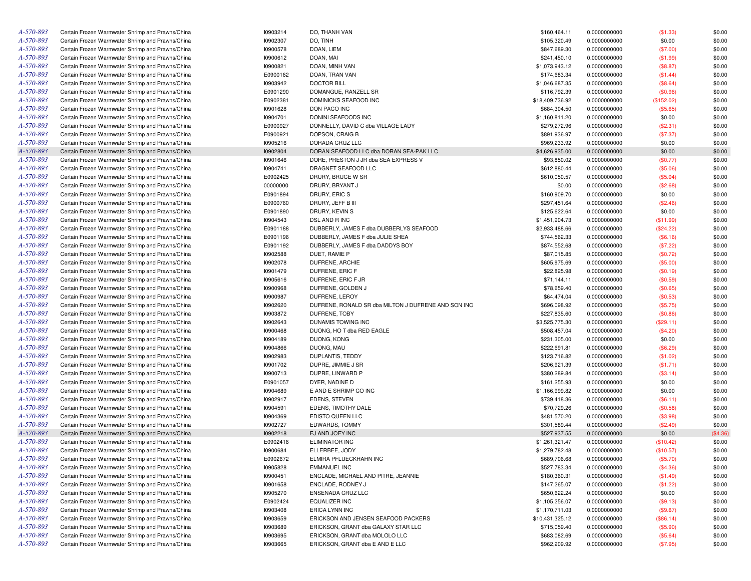| | | | | | | | |
|---|---|---|---|---|---|---|---|
| A-570-893 | Certain Frozen Warmwater Shrimp and Prawns/China | I0903214 | DO, THANH VAN | $160,464.11 | 0.0000000000 | ($1.33) | $0.00 |
| A-570-893 | Certain Frozen Warmwater Shrimp and Prawns/China | I0902307 | DO, TINH | $105,320.49 | 0.0000000000 | $0.00 | $0.00 |
| A-570-893 | Certain Frozen Warmwater Shrimp and Prawns/China | I0900578 | DOAN, LIEM | $847,689.30 | 0.0000000000 | ($7.00) | $0.00 |
| A-570-893 | Certain Frozen Warmwater Shrimp and Prawns/China | I0900612 | DOAN, MAI | $241,450.10 | 0.0000000000 | ($1.99) | $0.00 |
| A-570-893 | Certain Frozen Warmwater Shrimp and Prawns/China | I0900821 | DOAN, MINH VAN | $1,073,943.12 | 0.0000000000 | ($8.87) | $0.00 |
| A-570-893 | Certain Frozen Warmwater Shrimp and Prawns/China | E0900162 | DOAN, TRAN VAN | $174,683.34 | 0.0000000000 | ($1.44) | $0.00 |
| A-570-893 | Certain Frozen Warmwater Shrimp and Prawns/China | I0903942 | DOCTOR BILL | $1,046,687.35 | 0.0000000000 | ($8.64) | $0.00 |
| A-570-893 | Certain Frozen Warmwater Shrimp and Prawns/China | E0901290 | DOMANGUE, RANZELL SR | $116,792.39 | 0.0000000000 | ($0.96) | $0.00 |
| A-570-893 | Certain Frozen Warmwater Shrimp and Prawns/China | E0902381 | DOMINICKS SEAFOOD INC | $18,409,736.92 | 0.0000000000 | ($152.02) | $0.00 |
| A-570-893 | Certain Frozen Warmwater Shrimp and Prawns/China | I0901628 | DON PACO INC | $684,304.50 | 0.0000000000 | ($5.65) | $0.00 |
| A-570-893 | Certain Frozen Warmwater Shrimp and Prawns/China | I0904701 | DONINI SEAFOODS INC | $1,160,811.20 | 0.0000000000 | $0.00 | $0.00 |
| A-570-893 | Certain Frozen Warmwater Shrimp and Prawns/China | E0900927 | DONNELLY, DAVID C dba VILLAGE LADY | $279,272.96 | 0.0000000000 | ($2.31) | $0.00 |
| A-570-893 | Certain Frozen Warmwater Shrimp and Prawns/China | E0900921 | DOPSON, CRAIG B | $891,936.97 | 0.0000000000 | ($7.37) | $0.00 |
| A-570-893 | Certain Frozen Warmwater Shrimp and Prawns/China | I0905216 | DORADA CRUZ LLC | $969,233.92 | 0.0000000000 | $0.00 | $0.00 |
| A-570-893 | Certain Frozen Warmwater Shrimp and Prawns/China | I0902804 | DORAN SEAFOOD LLC dba DORAN SEA-PAK LLC | $4,626,935.00 | 0.0000000000 | $0.00 | $0.00 |
| A-570-893 | Certain Frozen Warmwater Shrimp and Prawns/China | I0901646 | DORE, PRESTON J JR dba SEA EXPRESS V | $93,850.02 | 0.0000000000 | ($0.77) | $0.00 |
| A-570-893 | Certain Frozen Warmwater Shrimp and Prawns/China | I0904741 | DRAGNET SEAFOOD LLC | $612,880.44 | 0.0000000000 | ($5.06) | $0.00 |
| A-570-893 | Certain Frozen Warmwater Shrimp and Prawns/China | E0902425 | DRURY, BRUCE W SR | $610,050.57 | 0.0000000000 | ($5.04) | $0.00 |
| A-570-893 | Certain Frozen Warmwater Shrimp and Prawns/China | 00000000 | DRURY, BRYANT J | $0.00 | 0.0000000000 | ($2.68) | $0.00 |
| A-570-893 | Certain Frozen Warmwater Shrimp and Prawns/China | E0901894 | DRURY, ERIC S | $160,909.70 | 0.0000000000 | $0.00 | $0.00 |
| A-570-893 | Certain Frozen Warmwater Shrimp and Prawns/China | E0900760 | DRURY, JEFF B III | $297,451.64 | 0.0000000000 | ($2.46) | $0.00 |
| A-570-893 | Certain Frozen Warmwater Shrimp and Prawns/China | E0901890 | DRURY, KEVIN S | $125,622.64 | 0.0000000000 | $0.00 | $0.00 |
| A-570-893 | Certain Frozen Warmwater Shrimp and Prawns/China | I0904543 | DSL AND R INC | $1,451,904.73 | 0.0000000000 | ($11.99) | $0.00 |
| A-570-893 | Certain Frozen Warmwater Shrimp and Prawns/China | E0901188 | DUBBERLY, JAMES F dba DUBBERLYS SEAFOOD | $2,933,488.66 | 0.0000000000 | ($24.22) | $0.00 |
| A-570-893 | Certain Frozen Warmwater Shrimp and Prawns/China | E0901196 | DUBBERLY, JAMES F dba JULIE SHEA | $744,562.33 | 0.0000000000 | ($6.16) | $0.00 |
| A-570-893 | Certain Frozen Warmwater Shrimp and Prawns/China | E0901192 | DUBBERLY, JAMES F dba DADDYS BOY | $874,552.68 | 0.0000000000 | ($7.22) | $0.00 |
| A-570-893 | Certain Frozen Warmwater Shrimp and Prawns/China | I0902588 | DUET, RAMIE P | $87,015.85 | 0.0000000000 | ($0.72) | $0.00 |
| A-570-893 | Certain Frozen Warmwater Shrimp and Prawns/China | I0902078 | DUFRENE, ARCHIE | $605,975.69 | 0.0000000000 | ($5.00) | $0.00 |
| A-570-893 | Certain Frozen Warmwater Shrimp and Prawns/China | I0901479 | DUFRENE, ERIC F | $22,825.98 | 0.0000000000 | ($0.19) | $0.00 |
| A-570-893 | Certain Frozen Warmwater Shrimp and Prawns/China | I0905616 | DUFRENE, ERIC F JR | $71,144.11 | 0.0000000000 | ($0.59) | $0.00 |
| A-570-893 | Certain Frozen Warmwater Shrimp and Prawns/China | I0900968 | DUFRENE, GOLDEN J | $78,659.40 | 0.0000000000 | ($0.65) | $0.00 |
| A-570-893 | Certain Frozen Warmwater Shrimp and Prawns/China | I0900987 | DUFRENE, LEROY | $64,474.04 | 0.0000000000 | ($0.53) | $0.00 |
| A-570-893 | Certain Frozen Warmwater Shrimp and Prawns/China | I0902620 | DUFRENE, RONALD SR dba MILTON J DUFRENE AND SON INC | $696,098.92 | 0.0000000000 | ($5.75) | $0.00 |
| A-570-893 | Certain Frozen Warmwater Shrimp and Prawns/China | I0903872 | DUFRENE, TOBY | $227,835.60 | 0.0000000000 | ($0.86) | $0.00 |
| A-570-893 | Certain Frozen Warmwater Shrimp and Prawns/China | I0902643 | DUNAMIS TOWING INC | $3,525,775.30 | 0.0000000000 | ($29.11) | $0.00 |
| A-570-893 | Certain Frozen Warmwater Shrimp and Prawns/China | I0900468 | DUONG, HO T dba RED EAGLE | $508,457.04 | 0.0000000000 | ($4.20) | $0.00 |
| A-570-893 | Certain Frozen Warmwater Shrimp and Prawns/China | I0904189 | DUONG, KONG | $231,305.00 | 0.0000000000 | $0.00 | $0.00 |
| A-570-893 | Certain Frozen Warmwater Shrimp and Prawns/China | I0904866 | DUONG, MAU | $222,691.81 | 0.0000000000 | ($6.29) | $0.00 |
| A-570-893 | Certain Frozen Warmwater Shrimp and Prawns/China | I0902983 | DUPLANTIS, TEDDY | $123,716.82 | 0.0000000000 | ($1.02) | $0.00 |
| A-570-893 | Certain Frozen Warmwater Shrimp and Prawns/China | I0901702 | DUPRE, JIMMIE J SR | $206,921.39 | 0.0000000000 | ($1.71) | $0.00 |
| A-570-893 | Certain Frozen Warmwater Shrimp and Prawns/China | I0900713 | DUPRE, LINWARD P | $380,289.84 | 0.0000000000 | ($3.14) | $0.00 |
| A-570-893 | Certain Frozen Warmwater Shrimp and Prawns/China | E0901057 | DYER, NADINE D | $161,255.93 | 0.0000000000 | $0.00 | $0.00 |
| A-570-893 | Certain Frozen Warmwater Shrimp and Prawns/China | I0904689 | E AND E SHRIMP CO INC | $1,166,999.82 | 0.0000000000 | $0.00 | $0.00 |
| A-570-893 | Certain Frozen Warmwater Shrimp and Prawns/China | I0902917 | EDENS, STEVEN | $739,418.36 | 0.0000000000 | ($6.11) | $0.00 |
| A-570-893 | Certain Frozen Warmwater Shrimp and Prawns/China | I0904591 | EDENS, TIMOTHY DALE | $70,729.26 | 0.0000000000 | ($0.58) | $0.00 |
| A-570-893 | Certain Frozen Warmwater Shrimp and Prawns/China | I0904369 | EDISTO QUEEN LLC | $481,570.20 | 0.0000000000 | ($3.98) | $0.00 |
| A-570-893 | Certain Frozen Warmwater Shrimp and Prawns/China | I0902727 | EDWARDS, TOMMY | $301,589.44 | 0.0000000000 | ($2.49) | $0.00 |
| A-570-893 | Certain Frozen Warmwater Shrimp and Prawns/China | I0902218 | EJ AND JOEY INC | $527,937.55 | 0.0000000000 | $0.00 | ($4.36) |
| A-570-893 | Certain Frozen Warmwater Shrimp and Prawns/China | E0902416 | ELIMINATOR INC | $1,261,321.47 | 0.0000000000 | ($10.42) | $0.00 |
| A-570-893 | Certain Frozen Warmwater Shrimp and Prawns/China | I0900684 | ELLERBEE, JODY | $1,279,782.48 | 0.0000000000 | ($10.57) | $0.00 |
| A-570-893 | Certain Frozen Warmwater Shrimp and Prawns/China | E0902672 | ELMIRA PFLUECKHAHN INC | $689,706.68 | 0.0000000000 | ($5.70) | $0.00 |
| A-570-893 | Certain Frozen Warmwater Shrimp and Prawns/China | I0905828 | EMMANUEL INC | $527,783.34 | 0.0000000000 | ($4.36) | $0.00 |
| A-570-893 | Certain Frozen Warmwater Shrimp and Prawns/China | I0900451 | ENCLADE, MICHAEL AND PITRE, JEANNIE | $180,360.31 | 0.0000000000 | ($1.49) | $0.00 |
| A-570-893 | Certain Frozen Warmwater Shrimp and Prawns/China | I0901658 | ENCLADE, RODNEY J | $147,265.07 | 0.0000000000 | ($1.22) | $0.00 |
| A-570-893 | Certain Frozen Warmwater Shrimp and Prawns/China | I0905270 | ENSENADA CRUZ LLC | $650,622.24 | 0.0000000000 | $0.00 | $0.00 |
| A-570-893 | Certain Frozen Warmwater Shrimp and Prawns/China | E0902424 | EQUALIZER INC | $1,105,256.07 | 0.0000000000 | ($9.13) | $0.00 |
| A-570-893 | Certain Frozen Warmwater Shrimp and Prawns/China | I0903408 | ERICA LYNN INC | $1,170,711.03 | 0.0000000000 | ($9.67) | $0.00 |
| A-570-893 | Certain Frozen Warmwater Shrimp and Prawns/China | I0903659 | ERICKSON AND JENSEN SEAFOOD PACKERS | $10,431,325.12 | 0.0000000000 | ($86.14) | $0.00 |
| A-570-893 | Certain Frozen Warmwater Shrimp and Prawns/China | I0903689 | ERICKSON, GRANT dba GALAXY STAR LLC | $715,059.40 | 0.0000000000 | ($5.90) | $0.00 |
| A-570-893 | Certain Frozen Warmwater Shrimp and Prawns/China | I0903695 | ERICKSON, GRANT dba MOLOLO LLC | $683,082.69 | 0.0000000000 | ($5.64) | $0.00 |
| A-570-893 | Certain Frozen Warmwater Shrimp and Prawns/China | I0903665 | ERICKSON, GRANT dba E AND E LLC | $962,209.92 | 0.0000000000 | ($7.95) | $0.00 |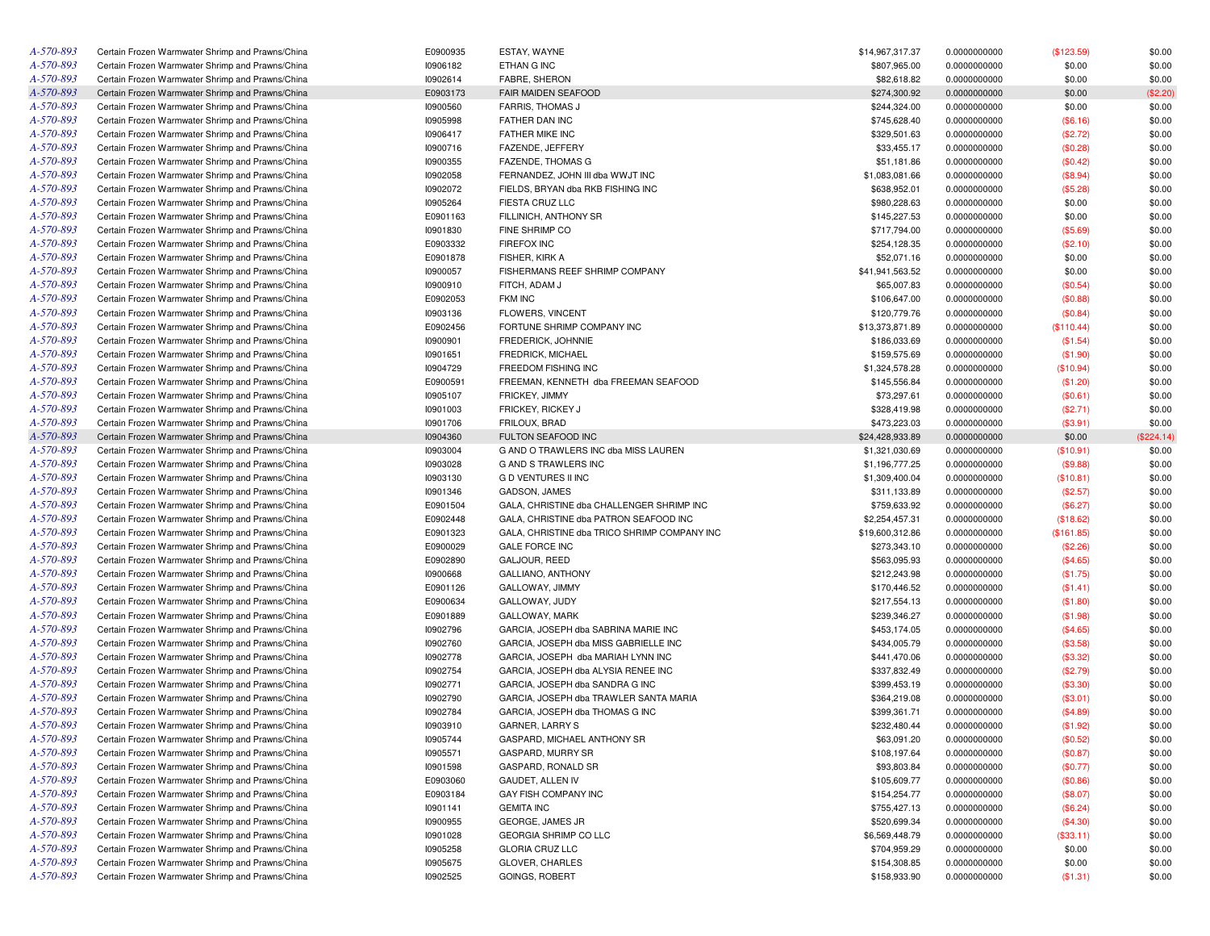| | | | | | | | |
|---|---|---|---|---|---|---|---|
| A-570-893 | Certain Frozen Warmwater Shrimp and Prawns/China | E0900935 | ESTAY, WAYNE | $14,967,317.37 | 0.0000000000 | ($123.59) | $0.00 |
| A-570-893 | Certain Frozen Warmwater Shrimp and Prawns/China | I0906182 | ETHAN G INC | $807,965.00 | 0.0000000000 | $0.00 | $0.00 |
| A-570-893 | Certain Frozen Warmwater Shrimp and Prawns/China | I0902614 | FABRE, SHERON | $82,618.82 | 0.0000000000 | $0.00 | $0.00 |
| A-570-893 | Certain Frozen Warmwater Shrimp and Prawns/China | E0903173 | FAIR MAIDEN SEAFOOD | $274,300.92 | 0.0000000000 | $0.00 | ($2.20) |
| A-570-893 | Certain Frozen Warmwater Shrimp and Prawns/China | I0900560 | FARRIS, THOMAS J | $244,324.00 | 0.0000000000 | $0.00 | $0.00 |
| A-570-893 | Certain Frozen Warmwater Shrimp and Prawns/China | I0905998 | FATHER DAN INC | $745,628.40 | 0.0000000000 | ($6.16) | $0.00 |
| A-570-893 | Certain Frozen Warmwater Shrimp and Prawns/China | I0906417 | FATHER MIKE INC | $329,501.63 | 0.0000000000 | ($2.72) | $0.00 |
| A-570-893 | Certain Frozen Warmwater Shrimp and Prawns/China | I0900716 | FAZENDE, JEFFERY | $33,455.17 | 0.0000000000 | ($0.28) | $0.00 |
| A-570-893 | Certain Frozen Warmwater Shrimp and Prawns/China | I0900355 | FAZENDE, THOMAS G | $51,181.86 | 0.0000000000 | ($0.42) | $0.00 |
| A-570-893 | Certain Frozen Warmwater Shrimp and Prawns/China | I0902058 | FERNANDEZ, JOHN III dba WWJT INC | $1,083,081.66 | 0.0000000000 | ($8.94) | $0.00 |
| A-570-893 | Certain Frozen Warmwater Shrimp and Prawns/China | I0902072 | FIELDS, BRYAN dba RKB FISHING INC | $638,952.01 | 0.0000000000 | ($5.28) | $0.00 |
| A-570-893 | Certain Frozen Warmwater Shrimp and Prawns/China | I0905264 | FIESTA CRUZ LLC | $980,228.63 | 0.0000000000 | $0.00 | $0.00 |
| A-570-893 | Certain Frozen Warmwater Shrimp and Prawns/China | E0901163 | FILLINICH, ANTHONY SR | $145,227.53 | 0.0000000000 | $0.00 | $0.00 |
| A-570-893 | Certain Frozen Warmwater Shrimp and Prawns/China | I0901830 | FINE SHRIMP CO | $717,794.00 | 0.0000000000 | ($5.69) | $0.00 |
| A-570-893 | Certain Frozen Warmwater Shrimp and Prawns/China | E0903332 | FIREFOX INC | $254,128.35 | 0.0000000000 | ($2.10) | $0.00 |
| A-570-893 | Certain Frozen Warmwater Shrimp and Prawns/China | E0901878 | FISHER, KIRK A | $52,071.16 | 0.0000000000 | $0.00 | $0.00 |
| A-570-893 | Certain Frozen Warmwater Shrimp and Prawns/China | I0900057 | FISHERMANS REEF SHRIMP COMPANY | $41,941,563.52 | 0.0000000000 | $0.00 | $0.00 |
| A-570-893 | Certain Frozen Warmwater Shrimp and Prawns/China | I0900910 | FITCH, ADAM J | $65,007.83 | 0.0000000000 | ($0.54) | $0.00 |
| A-570-893 | Certain Frozen Warmwater Shrimp and Prawns/China | E0902053 | FKM INC | $106,647.00 | 0.0000000000 | ($0.88) | $0.00 |
| A-570-893 | Certain Frozen Warmwater Shrimp and Prawns/China | I0903136 | FLOWERS, VINCENT | $120,779.76 | 0.0000000000 | ($0.84) | $0.00 |
| A-570-893 | Certain Frozen Warmwater Shrimp and Prawns/China | E0902456 | FORTUNE SHRIMP COMPANY INC | $13,373,871.89 | 0.0000000000 | ($110.44) | $0.00 |
| A-570-893 | Certain Frozen Warmwater Shrimp and Prawns/China | I0900901 | FREDERICK, JOHNNIE | $186,033.69 | 0.0000000000 | ($1.54) | $0.00 |
| A-570-893 | Certain Frozen Warmwater Shrimp and Prawns/China | I0901651 | FREDRICK, MICHAEL | $159,575.69 | 0.0000000000 | ($1.90) | $0.00 |
| A-570-893 | Certain Frozen Warmwater Shrimp and Prawns/China | I0904729 | FREEDOM FISHING INC | $1,324,578.28 | 0.0000000000 | ($10.94) | $0.00 |
| A-570-893 | Certain Frozen Warmwater Shrimp and Prawns/China | E0900591 | FREEMAN, KENNETH dba FREEMAN SEAFOOD | $145,556.84 | 0.0000000000 | ($1.20) | $0.00 |
| A-570-893 | Certain Frozen Warmwater Shrimp and Prawns/China | I0905107 | FRICKEY, JIMMY | $73,297.61 | 0.0000000000 | ($0.61) | $0.00 |
| A-570-893 | Certain Frozen Warmwater Shrimp and Prawns/China | I0901003 | FRICKEY, RICKEY J | $328,419.98 | 0.0000000000 | ($2.71) | $0.00 |
| A-570-893 | Certain Frozen Warmwater Shrimp and Prawns/China | I0901706 | FRILOUX, BRAD | $473,223.03 | 0.0000000000 | ($3.91) | $0.00 |
| A-570-893 | Certain Frozen Warmwater Shrimp and Prawns/China | I0904360 | FULTON SEAFOOD INC | $24,428,933.89 | 0.0000000000 | $0.00 | ($224.14) |
| A-570-893 | Certain Frozen Warmwater Shrimp and Prawns/China | I0903004 | G AND O TRAWLERS INC dba MISS LAUREN | $1,321,030.69 | 0.0000000000 | ($10.91) | $0.00 |
| A-570-893 | Certain Frozen Warmwater Shrimp and Prawns/China | I0903028 | G AND S TRAWLERS INC | $1,196,777.25 | 0.0000000000 | ($9.88) | $0.00 |
| A-570-893 | Certain Frozen Warmwater Shrimp and Prawns/China | I0903130 | G D VENTURES II INC | $1,309,400.04 | 0.0000000000 | ($10.81) | $0.00 |
| A-570-893 | Certain Frozen Warmwater Shrimp and Prawns/China | I0901346 | GADSON, JAMES | $311,133.89 | 0.0000000000 | ($2.57) | $0.00 |
| A-570-893 | Certain Frozen Warmwater Shrimp and Prawns/China | E0901504 | GALA, CHRISTINE dba CHALLENGER SHRIMP INC | $759,633.92 | 0.0000000000 | ($6.27) | $0.00 |
| A-570-893 | Certain Frozen Warmwater Shrimp and Prawns/China | E0902448 | GALA, CHRISTINE dba PATRON SEAFOOD INC | $2,254,457.31 | 0.0000000000 | ($18.62) | $0.00 |
| A-570-893 | Certain Frozen Warmwater Shrimp and Prawns/China | E0901323 | GALA, CHRISTINE dba TRICO SHRIMP COMPANY INC | $19,600,312.86 | 0.0000000000 | ($161.85) | $0.00 |
| A-570-893 | Certain Frozen Warmwater Shrimp and Prawns/China | E0900029 | GALE FORCE INC | $273,343.10 | 0.0000000000 | ($2.26) | $0.00 |
| A-570-893 | Certain Frozen Warmwater Shrimp and Prawns/China | E0902890 | GALJOUR, REED | $563,095.93 | 0.0000000000 | ($4.65) | $0.00 |
| A-570-893 | Certain Frozen Warmwater Shrimp and Prawns/China | I0900668 | GALLIANO, ANTHONY | $212,243.98 | 0.0000000000 | ($1.75) | $0.00 |
| A-570-893 | Certain Frozen Warmwater Shrimp and Prawns/China | E0901126 | GALLOWAY, JIMMY | $170,446.52 | 0.0000000000 | ($1.41) | $0.00 |
| A-570-893 | Certain Frozen Warmwater Shrimp and Prawns/China | E0900634 | GALLOWAY, JUDY | $217,554.13 | 0.0000000000 | ($1.80) | $0.00 |
| A-570-893 | Certain Frozen Warmwater Shrimp and Prawns/China | E0901889 | GALLOWAY, MARK | $239,346.27 | 0.0000000000 | ($1.98) | $0.00 |
| A-570-893 | Certain Frozen Warmwater Shrimp and Prawns/China | I0902796 | GARCIA, JOSEPH dba SABRINA MARIE INC | $453,174.05 | 0.0000000000 | ($4.65) | $0.00 |
| A-570-893 | Certain Frozen Warmwater Shrimp and Prawns/China | I0902760 | GARCIA, JOSEPH dba MISS GABRIELLE INC | $434,005.79 | 0.0000000000 | ($3.58) | $0.00 |
| A-570-893 | Certain Frozen Warmwater Shrimp and Prawns/China | I0902778 | GARCIA, JOSEPH dba MARIAH LYNN INC | $441,470.06 | 0.0000000000 | ($3.32) | $0.00 |
| A-570-893 | Certain Frozen Warmwater Shrimp and Prawns/China | I0902754 | GARCIA, JOSEPH dba ALYSIA RENEE INC | $337,832.49 | 0.0000000000 | ($2.79) | $0.00 |
| A-570-893 | Certain Frozen Warmwater Shrimp and Prawns/China | I0902771 | GARCIA, JOSEPH dba SANDRA G INC | $399,453.19 | 0.0000000000 | ($3.30) | $0.00 |
| A-570-893 | Certain Frozen Warmwater Shrimp and Prawns/China | I0902790 | GARCIA, JOSEPH dba TRAWLER SANTA MARIA | $364,219.08 | 0.0000000000 | ($3.01) | $0.00 |
| A-570-893 | Certain Frozen Warmwater Shrimp and Prawns/China | I0902784 | GARCIA, JOSEPH dba THOMAS G INC | $399,361.71 | 0.0000000000 | ($4.89) | $0.00 |
| A-570-893 | Certain Frozen Warmwater Shrimp and Prawns/China | I0903910 | GARNER, LARRY S | $232,480.44 | 0.0000000000 | ($1.92) | $0.00 |
| A-570-893 | Certain Frozen Warmwater Shrimp and Prawns/China | I0905744 | GASPARD, MICHAEL ANTHONY SR | $63,091.20 | 0.0000000000 | ($0.52) | $0.00 |
| A-570-893 | Certain Frozen Warmwater Shrimp and Prawns/China | I0905571 | GASPARD, MURRY SR | $108,197.64 | 0.0000000000 | ($0.87) | $0.00 |
| A-570-893 | Certain Frozen Warmwater Shrimp and Prawns/China | I0901598 | GASPARD, RONALD SR | $93,803.84 | 0.0000000000 | ($0.77) | $0.00 |
| A-570-893 | Certain Frozen Warmwater Shrimp and Prawns/China | E0903060 | GAUDET, ALLEN IV | $105,609.77 | 0.0000000000 | ($0.86) | $0.00 |
| A-570-893 | Certain Frozen Warmwater Shrimp and Prawns/China | E0903184 | GAY FISH COMPANY INC | $154,254.77 | 0.0000000000 | ($8.07) | $0.00 |
| A-570-893 | Certain Frozen Warmwater Shrimp and Prawns/China | I0901141 | GEMITA INC | $755,427.13 | 0.0000000000 | ($6.24) | $0.00 |
| A-570-893 | Certain Frozen Warmwater Shrimp and Prawns/China | I0900955 | GEORGE, JAMES JR | $520,699.34 | 0.0000000000 | ($4.30) | $0.00 |
| A-570-893 | Certain Frozen Warmwater Shrimp and Prawns/China | I0901028 | GEORGIA SHRIMP CO LLC | $6,569,448.79 | 0.0000000000 | ($33.11) | $0.00 |
| A-570-893 | Certain Frozen Warmwater Shrimp and Prawns/China | I0905258 | GLORIA CRUZ LLC | $704,959.29 | 0.0000000000 | $0.00 | $0.00 |
| A-570-893 | Certain Frozen Warmwater Shrimp and Prawns/China | I0905675 | GLOVER, CHARLES | $154,308.85 | 0.0000000000 | $0.00 | $0.00 |
| A-570-893 | Certain Frozen Warmwater Shrimp and Prawns/China | I0902525 | GOINGS, ROBERT | $158,933.90 | 0.0000000000 | ($1.31) | $0.00 |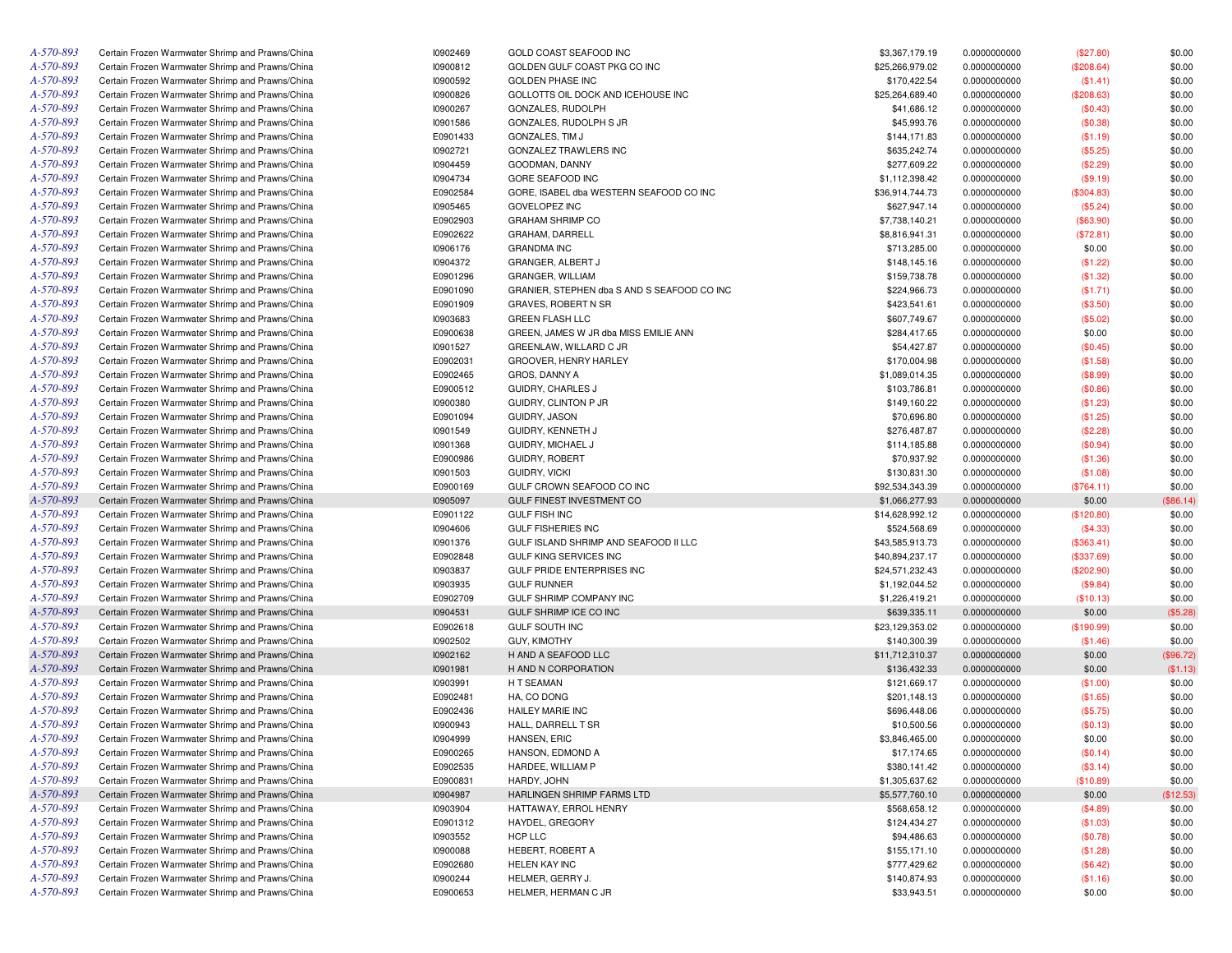| | | | | | | | |
|---|---|---|---|---|---|---|---|
| A-570-893 | Certain Frozen Warmwater Shrimp and Prawns/China | I0902469 | GOLD COAST SEAFOOD INC | $3,367,179.19 | 0.0000000000 | ($27.80) | $0.00 |
| A-570-893 | Certain Frozen Warmwater Shrimp and Prawns/China | I0900812 | GOLDEN GULF COAST PKG CO INC | $25,266,979.02 | 0.0000000000 | ($208.64) | $0.00 |
| A-570-893 | Certain Frozen Warmwater Shrimp and Prawns/China | I0900592 | GOLDEN PHASE INC | $170,422.54 | 0.0000000000 | ($1.41) | $0.00 |
| A-570-893 | Certain Frozen Warmwater Shrimp and Prawns/China | I0900826 | GOLLOTTS OIL DOCK AND ICEHOUSE INC | $25,264,689.40 | 0.0000000000 | ($208.63) | $0.00 |
| A-570-893 | Certain Frozen Warmwater Shrimp and Prawns/China | I0900267 | GONZALES, RUDOLPH | $41,686.12 | 0.0000000000 | ($0.43) | $0.00 |
| A-570-893 | Certain Frozen Warmwater Shrimp and Prawns/China | I0901586 | GONZALES, RUDOLPH S JR | $45,993.76 | 0.0000000000 | ($0.38) | $0.00 |
| A-570-893 | Certain Frozen Warmwater Shrimp and Prawns/China | E0901433 | GONZALES, TIM J | $144,171.83 | 0.0000000000 | ($1.19) | $0.00 |
| A-570-893 | Certain Frozen Warmwater Shrimp and Prawns/China | I0902721 | GONZALEZ TRAWLERS INC | $635,242.74 | 0.0000000000 | ($5.25) | $0.00 |
| A-570-893 | Certain Frozen Warmwater Shrimp and Prawns/China | I0904459 | GOODMAN, DANNY | $277,609.22 | 0.0000000000 | ($2.29) | $0.00 |
| A-570-893 | Certain Frozen Warmwater Shrimp and Prawns/China | I0904734 | GORE SEAFOOD INC | $1,112,398.42 | 0.0000000000 | ($9.19) | $0.00 |
| A-570-893 | Certain Frozen Warmwater Shrimp and Prawns/China | E0902584 | GORE, ISABEL dba WESTERN SEAFOOD CO INC | $36,914,744.73 | 0.0000000000 | ($304.83) | $0.00 |
| A-570-893 | Certain Frozen Warmwater Shrimp and Prawns/China | I0905465 | GOVELOPEZ INC | $627,947.14 | 0.0000000000 | ($5.24) | $0.00 |
| A-570-893 | Certain Frozen Warmwater Shrimp and Prawns/China | E0902903 | GRAHAM SHRIMP CO | $7,738,140.21 | 0.0000000000 | ($63.90) | $0.00 |
| A-570-893 | Certain Frozen Warmwater Shrimp and Prawns/China | E0902622 | GRAHAM, DARRELL | $8,816,941.31 | 0.0000000000 | ($72.81) | $0.00 |
| A-570-893 | Certain Frozen Warmwater Shrimp and Prawns/China | I0906176 | GRANDMA INC | $713,285.00 | 0.0000000000 | $0.00 | $0.00 |
| A-570-893 | Certain Frozen Warmwater Shrimp and Prawns/China | I0904372 | GRANGER, ALBERT J | $148,145.16 | 0.0000000000 | ($1.22) | $0.00 |
| A-570-893 | Certain Frozen Warmwater Shrimp and Prawns/China | E0901296 | GRANGER, WILLIAM | $159,738.78 | 0.0000000000 | ($1.32) | $0.00 |
| A-570-893 | Certain Frozen Warmwater Shrimp and Prawns/China | E0901090 | GRANIER, STEPHEN dba S AND S SEAFOOD CO INC | $224,966.73 | 0.0000000000 | ($1.71) | $0.00 |
| A-570-893 | Certain Frozen Warmwater Shrimp and Prawns/China | E0901909 | GRAVES, ROBERT N SR | $423,541.61 | 0.0000000000 | ($3.50) | $0.00 |
| A-570-893 | Certain Frozen Warmwater Shrimp and Prawns/China | I0903683 | GREEN FLASH LLC | $607,749.67 | 0.0000000000 | ($5.02) | $0.00 |
| A-570-893 | Certain Frozen Warmwater Shrimp and Prawns/China | E0900638 | GREEN, JAMES W JR dba MISS EMILIE ANN | $284,417.65 | 0.0000000000 | $0.00 | $0.00 |
| A-570-893 | Certain Frozen Warmwater Shrimp and Prawns/China | I0901527 | GREENLAW, WILLARD C JR | $54,427.87 | 0.0000000000 | ($0.45) | $0.00 |
| A-570-893 | Certain Frozen Warmwater Shrimp and Prawns/China | E0902031 | GROOVER, HENRY HARLEY | $170,004.98 | 0.0000000000 | ($1.58) | $0.00 |
| A-570-893 | Certain Frozen Warmwater Shrimp and Prawns/China | E0902465 | GROS, DANNY A | $1,089,014.35 | 0.0000000000 | ($8.99) | $0.00 |
| A-570-893 | Certain Frozen Warmwater Shrimp and Prawns/China | E0900512 | GUIDRY, CHARLES J | $103,786.81 | 0.0000000000 | ($0.86) | $0.00 |
| A-570-893 | Certain Frozen Warmwater Shrimp and Prawns/China | I0900380 | GUIDRY, CLINTON P JR | $149,160.22 | 0.0000000000 | ($1.23) | $0.00 |
| A-570-893 | Certain Frozen Warmwater Shrimp and Prawns/China | E0901094 | GUIDRY, JASON | $70,696.80 | 0.0000000000 | ($1.25) | $0.00 |
| A-570-893 | Certain Frozen Warmwater Shrimp and Prawns/China | I0901549 | GUIDRY, KENNETH J | $276,487.87 | 0.0000000000 | ($2.28) | $0.00 |
| A-570-893 | Certain Frozen Warmwater Shrimp and Prawns/China | I0901368 | GUIDRY, MICHAEL J | $114,185.88 | 0.0000000000 | ($0.94) | $0.00 |
| A-570-893 | Certain Frozen Warmwater Shrimp and Prawns/China | E0900986 | GUIDRY, ROBERT | $70,937.92 | 0.0000000000 | ($1.36) | $0.00 |
| A-570-893 | Certain Frozen Warmwater Shrimp and Prawns/China | I0901503 | GUIDRY, VICKI | $130,831.30 | 0.0000000000 | ($1.08) | $0.00 |
| A-570-893 | Certain Frozen Warmwater Shrimp and Prawns/China | E0900169 | GULF CROWN SEAFOOD CO INC | $92,534,343.39 | 0.0000000000 | ($764.11) | $0.00 |
| A-570-893 | Certain Frozen Warmwater Shrimp and Prawns/China | I0905097 | GULF FINEST INVESTMENT CO | $1,066,277.93 | 0.0000000000 | $0.00 | ($86.14) |
| A-570-893 | Certain Frozen Warmwater Shrimp and Prawns/China | E0901122 | GULF FISH INC | $14,628,992.12 | 0.0000000000 | ($120.80) | $0.00 |
| A-570-893 | Certain Frozen Warmwater Shrimp and Prawns/China | I0904606 | GULF FISHERIES INC | $524,568.69 | 0.0000000000 | ($4.33) | $0.00 |
| A-570-893 | Certain Frozen Warmwater Shrimp and Prawns/China | I0901376 | GULF ISLAND SHRIMP AND SEAFOOD II LLC | $43,585,913.73 | 0.0000000000 | ($363.41) | $0.00 |
| A-570-893 | Certain Frozen Warmwater Shrimp and Prawns/China | E0902848 | GULF KING SERVICES INC | $40,894,237.17 | 0.0000000000 | ($337.69) | $0.00 |
| A-570-893 | Certain Frozen Warmwater Shrimp and Prawns/China | I0903837 | GULF PRIDE ENTERPRISES INC | $24,571,232.43 | 0.0000000000 | ($202.90) | $0.00 |
| A-570-893 | Certain Frozen Warmwater Shrimp and Prawns/China | I0903935 | GULF RUNNER | $1,192,044.52 | 0.0000000000 | ($9.84) | $0.00 |
| A-570-893 | Certain Frozen Warmwater Shrimp and Prawns/China | E0902709 | GULF SHRIMP COMPANY INC | $1,226,419.21 | 0.0000000000 | ($10.13) | $0.00 |
| A-570-893 | Certain Frozen Warmwater Shrimp and Prawns/China | I0904531 | GULF SHRIMP ICE CO INC | $639,335.11 | 0.0000000000 | $0.00 | ($5.28) |
| A-570-893 | Certain Frozen Warmwater Shrimp and Prawns/China | E0902618 | GULF SOUTH INC | $23,129,353.02 | 0.0000000000 | ($190.99) | $0.00 |
| A-570-893 | Certain Frozen Warmwater Shrimp and Prawns/China | I0902502 | GUY, KIMOTHY | $140,300.39 | 0.0000000000 | ($1.46) | $0.00 |
| A-570-893 | Certain Frozen Warmwater Shrimp and Prawns/China | I0902162 | H AND A SEAFOOD LLC | $11,712,310.37 | 0.0000000000 | $0.00 | ($96.72) |
| A-570-893 | Certain Frozen Warmwater Shrimp and Prawns/China | I0901981 | H AND N CORPORATION | $136,432.33 | 0.0000000000 | $0.00 | ($1.13) |
| A-570-893 | Certain Frozen Warmwater Shrimp and Prawns/China | I0903991 | H T SEAMAN | $121,669.17 | 0.0000000000 | ($1.00) | $0.00 |
| A-570-893 | Certain Frozen Warmwater Shrimp and Prawns/China | E0902481 | HA, CO DONG | $201,148.13 | 0.0000000000 | ($1.65) | $0.00 |
| A-570-893 | Certain Frozen Warmwater Shrimp and Prawns/China | E0902436 | HAILEY MARIE INC | $696,448.06 | 0.0000000000 | ($5.75) | $0.00 |
| A-570-893 | Certain Frozen Warmwater Shrimp and Prawns/China | I0900943 | HALL, DARRELL T SR | $10,500.56 | 0.0000000000 | ($0.13) | $0.00 |
| A-570-893 | Certain Frozen Warmwater Shrimp and Prawns/China | I0904999 | HANSEN, ERIC | $3,846,465.00 | 0.0000000000 | $0.00 | $0.00 |
| A-570-893 | Certain Frozen Warmwater Shrimp and Prawns/China | E0900265 | HANSON, EDMOND A | $17,174.65 | 0.0000000000 | ($0.14) | $0.00 |
| A-570-893 | Certain Frozen Warmwater Shrimp and Prawns/China | E0902535 | HARDEE, WILLIAM P | $380,141.42 | 0.0000000000 | ($3.14) | $0.00 |
| A-570-893 | Certain Frozen Warmwater Shrimp and Prawns/China | E0900831 | HARDY, JOHN | $1,305,637.62 | 0.0000000000 | ($10.89) | $0.00 |
| A-570-893 | Certain Frozen Warmwater Shrimp and Prawns/China | I0904987 | HARLINGEN SHRIMP FARMS LTD | $5,577,760.10 | 0.0000000000 | $0.00 | ($12.53) |
| A-570-893 | Certain Frozen Warmwater Shrimp and Prawns/China | I0903904 | HATTAWAY, ERROL HENRY | $568,658.12 | 0.0000000000 | ($4.89) | $0.00 |
| A-570-893 | Certain Frozen Warmwater Shrimp and Prawns/China | E0901312 | HAYDEL, GREGORY | $124,434.27 | 0.0000000000 | ($1.03) | $0.00 |
| A-570-893 | Certain Frozen Warmwater Shrimp and Prawns/China | I0903552 | HCP LLC | $94,486.63 | 0.0000000000 | ($0.78) | $0.00 |
| A-570-893 | Certain Frozen Warmwater Shrimp and Prawns/China | I0900088 | HEBERT, ROBERT A | $155,171.10 | 0.0000000000 | ($1.28) | $0.00 |
| A-570-893 | Certain Frozen Warmwater Shrimp and Prawns/China | E0902680 | HELEN KAY INC | $777,429.62 | 0.0000000000 | ($6.42) | $0.00 |
| A-570-893 | Certain Frozen Warmwater Shrimp and Prawns/China | I0900244 | HELMER, GERRY J. | $140,874.93 | 0.0000000000 | ($1.16) | $0.00 |
| A-570-893 | Certain Frozen Warmwater Shrimp and Prawns/China | E0900653 | HELMER, HERMAN C JR | $33,943.51 | 0.0000000000 | $0.00 | $0.00 |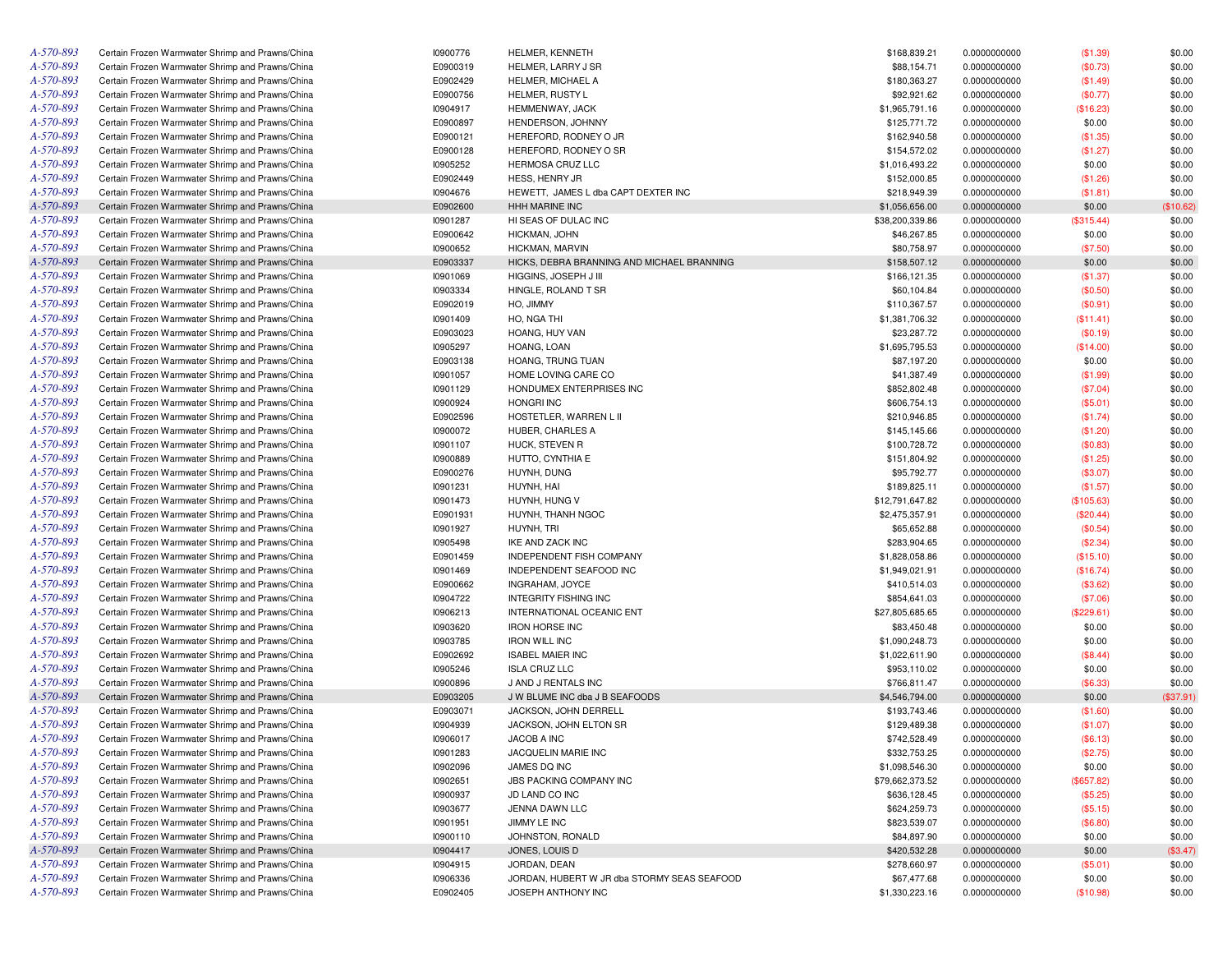| | | | | | | | |
|---|---|---|---|---|---|---|---|
| A-570-893 | Certain Frozen Warmwater Shrimp and Prawns/China | I0900776 | HELMER, KENNETH | $168,839.21 | 0.0000000000 | ($1.39) | $0.00 |
| A-570-893 | Certain Frozen Warmwater Shrimp and Prawns/China | E0900319 | HELMER, LARRY J SR | $88,154.71 | 0.0000000000 | ($0.73) | $0.00 |
| A-570-893 | Certain Frozen Warmwater Shrimp and Prawns/China | E0902429 | HELMER, MICHAEL A | $180,363.27 | 0.0000000000 | ($1.49) | $0.00 |
| A-570-893 | Certain Frozen Warmwater Shrimp and Prawns/China | E0900756 | HELMER, RUSTY L | $92,921.62 | 0.0000000000 | ($0.77) | $0.00 |
| A-570-893 | Certain Frozen Warmwater Shrimp and Prawns/China | I0904917 | HEMMENWAY, JACK | $1,965,791.16 | 0.0000000000 | ($16.23) | $0.00 |
| A-570-893 | Certain Frozen Warmwater Shrimp and Prawns/China | E0900897 | HENDERSON, JOHNNY | $125,771.72 | 0.0000000000 | $0.00 | $0.00 |
| A-570-893 | Certain Frozen Warmwater Shrimp and Prawns/China | E0900121 | HEREFORD, RODNEY O JR | $162,940.58 | 0.0000000000 | ($1.35) | $0.00 |
| A-570-893 | Certain Frozen Warmwater Shrimp and Prawns/China | E0900128 | HEREFORD, RODNEY O SR | $154,572.02 | 0.0000000000 | ($1.27) | $0.00 |
| A-570-893 | Certain Frozen Warmwater Shrimp and Prawns/China | I0905252 | HERMOSA CRUZ LLC | $1,016,493.22 | 0.0000000000 | $0.00 | $0.00 |
| A-570-893 | Certain Frozen Warmwater Shrimp and Prawns/China | E0902449 | HESS, HENRY JR | $152,000.85 | 0.0000000000 | ($1.26) | $0.00 |
| A-570-893 | Certain Frozen Warmwater Shrimp and Prawns/China | I0904676 | HEWETT, JAMES L dba CAPT DEXTER INC | $218,949.39 | 0.0000000000 | ($1.81) | $0.00 |
| A-570-893 | Certain Frozen Warmwater Shrimp and Prawns/China | E0902600 | HHH MARINE INC | $1,056,656.00 | 0.0000000000 | $0.00 | ($10.62) |
| A-570-893 | Certain Frozen Warmwater Shrimp and Prawns/China | I0901287 | HI SEAS OF DULAC INC | $38,200,339.86 | 0.0000000000 | ($315.44) | $0.00 |
| A-570-893 | Certain Frozen Warmwater Shrimp and Prawns/China | E0900642 | HICKMAN, JOHN | $46,267.85 | 0.0000000000 | $0.00 | $0.00 |
| A-570-893 | Certain Frozen Warmwater Shrimp and Prawns/China | I0900652 | HICKMAN, MARVIN | $80,758.97 | 0.0000000000 | ($7.50) | $0.00 |
| A-570-893 | Certain Frozen Warmwater Shrimp and Prawns/China | E0903337 | HICKS, DEBRA BRANNING AND MICHAEL BRANNING | $158,507.12 | 0.0000000000 | $0.00 | $0.00 |
| A-570-893 | Certain Frozen Warmwater Shrimp and Prawns/China | I0901069 | HIGGINS, JOSEPH J III | $166,121.35 | 0.0000000000 | ($1.37) | $0.00 |
| A-570-893 | Certain Frozen Warmwater Shrimp and Prawns/China | I0903334 | HINGLE, ROLAND T SR | $60,104.84 | 0.0000000000 | ($0.50) | $0.00 |
| A-570-893 | Certain Frozen Warmwater Shrimp and Prawns/China | E0902019 | HO, JIMMY | $110,367.57 | 0.0000000000 | ($0.91) | $0.00 |
| A-570-893 | Certain Frozen Warmwater Shrimp and Prawns/China | I0901409 | HO, NGA THI | $1,381,706.32 | 0.0000000000 | ($11.41) | $0.00 |
| A-570-893 | Certain Frozen Warmwater Shrimp and Prawns/China | E0903023 | HOANG, HUY VAN | $23,287.72 | 0.0000000000 | ($0.19) | $0.00 |
| A-570-893 | Certain Frozen Warmwater Shrimp and Prawns/China | I0905297 | HOANG, LOAN | $1,695,795.53 | 0.0000000000 | ($14.00) | $0.00 |
| A-570-893 | Certain Frozen Warmwater Shrimp and Prawns/China | E0903138 | HOANG, TRUNG TUAN | $87,197.20 | 0.0000000000 | $0.00 | $0.00 |
| A-570-893 | Certain Frozen Warmwater Shrimp and Prawns/China | I0901057 | HOME LOVING CARE CO | $41,387.49 | 0.0000000000 | ($1.99) | $0.00 |
| A-570-893 | Certain Frozen Warmwater Shrimp and Prawns/China | I0901129 | HONDUMEX ENTERPRISES INC | $852,802.48 | 0.0000000000 | ($7.04) | $0.00 |
| A-570-893 | Certain Frozen Warmwater Shrimp and Prawns/China | I0900924 | HONGRI INC | $606,754.13 | 0.0000000000 | ($5.01) | $0.00 |
| A-570-893 | Certain Frozen Warmwater Shrimp and Prawns/China | E0902596 | HOSTETLER, WARREN L II | $210,946.85 | 0.0000000000 | ($1.74) | $0.00 |
| A-570-893 | Certain Frozen Warmwater Shrimp and Prawns/China | I0900072 | HUBER, CHARLES A | $145,145.66 | 0.0000000000 | ($1.20) | $0.00 |
| A-570-893 | Certain Frozen Warmwater Shrimp and Prawns/China | I0901107 | HUCK, STEVEN R | $100,728.72 | 0.0000000000 | ($0.83) | $0.00 |
| A-570-893 | Certain Frozen Warmwater Shrimp and Prawns/China | I0900889 | HUTTO, CYNTHIA E | $151,804.92 | 0.0000000000 | ($1.25) | $0.00 |
| A-570-893 | Certain Frozen Warmwater Shrimp and Prawns/China | E0900276 | HUYNH, DUNG | $95,792.77 | 0.0000000000 | ($3.07) | $0.00 |
| A-570-893 | Certain Frozen Warmwater Shrimp and Prawns/China | I0901231 | HUYNH, HAI | $189,825.11 | 0.0000000000 | ($1.57) | $0.00 |
| A-570-893 | Certain Frozen Warmwater Shrimp and Prawns/China | I0901473 | HUYNH, HUNG V | $12,791,647.82 | 0.0000000000 | ($105.63) | $0.00 |
| A-570-893 | Certain Frozen Warmwater Shrimp and Prawns/China | E0901931 | HUYNH, THANH NGOC | $2,475,357.91 | 0.0000000000 | ($20.44) | $0.00 |
| A-570-893 | Certain Frozen Warmwater Shrimp and Prawns/China | I0901927 | HUYNH, TRI | $65,652.88 | 0.0000000000 | ($0.54) | $0.00 |
| A-570-893 | Certain Frozen Warmwater Shrimp and Prawns/China | I0905498 | IKE AND ZACK INC | $283,904.65 | 0.0000000000 | ($2.34) | $0.00 |
| A-570-893 | Certain Frozen Warmwater Shrimp and Prawns/China | E0901459 | INDEPENDENT FISH COMPANY | $1,828,058.86 | 0.0000000000 | ($15.10) | $0.00 |
| A-570-893 | Certain Frozen Warmwater Shrimp and Prawns/China | I0901469 | INDEPENDENT SEAFOOD INC | $1,949,021.91 | 0.0000000000 | ($16.74) | $0.00 |
| A-570-893 | Certain Frozen Warmwater Shrimp and Prawns/China | E0900662 | INGRAHAM, JOYCE | $410,514.03 | 0.0000000000 | ($3.62) | $0.00 |
| A-570-893 | Certain Frozen Warmwater Shrimp and Prawns/China | I0904722 | INTEGRITY FISHING INC | $854,641.03 | 0.0000000000 | ($7.06) | $0.00 |
| A-570-893 | Certain Frozen Warmwater Shrimp and Prawns/China | I0906213 | INTERNATIONAL OCEANIC ENT | $27,805,685.65 | 0.0000000000 | ($229.61) | $0.00 |
| A-570-893 | Certain Frozen Warmwater Shrimp and Prawns/China | I0903620 | IRON HORSE INC | $83,450.48 | 0.0000000000 | $0.00 | $0.00 |
| A-570-893 | Certain Frozen Warmwater Shrimp and Prawns/China | I0903785 | IRON WILL INC | $1,090,248.73 | 0.0000000000 | $0.00 | $0.00 |
| A-570-893 | Certain Frozen Warmwater Shrimp and Prawns/China | E0902692 | ISABEL MAIER INC | $1,022,611.90 | 0.0000000000 | ($8.44) | $0.00 |
| A-570-893 | Certain Frozen Warmwater Shrimp and Prawns/China | I0905246 | ISLA CRUZ LLC | $953,110.02 | 0.0000000000 | $0.00 | $0.00 |
| A-570-893 | Certain Frozen Warmwater Shrimp and Prawns/China | I0900896 | J AND J RENTALS INC | $766,811.47 | 0.0000000000 | ($6.33) | $0.00 |
| A-570-893 | Certain Frozen Warmwater Shrimp and Prawns/China | E0903205 | J W BLUME INC dba J B SEAFOODS | $4,546,794.00 | 0.0000000000 | $0.00 | ($37.91) |
| A-570-893 | Certain Frozen Warmwater Shrimp and Prawns/China | E0903071 | JACKSON, JOHN DERRELL | $193,743.46 | 0.0000000000 | ($1.60) | $0.00 |
| A-570-893 | Certain Frozen Warmwater Shrimp and Prawns/China | I0904939 | JACKSON, JOHN ELTON SR | $129,489.38 | 0.0000000000 | ($1.07) | $0.00 |
| A-570-893 | Certain Frozen Warmwater Shrimp and Prawns/China | I0906017 | JACOB A INC | $742,528.49 | 0.0000000000 | ($6.13) | $0.00 |
| A-570-893 | Certain Frozen Warmwater Shrimp and Prawns/China | I0901283 | JACQUELIN MARIE INC | $332,753.25 | 0.0000000000 | ($2.75) | $0.00 |
| A-570-893 | Certain Frozen Warmwater Shrimp and Prawns/China | I0902096 | JAMES DQ INC | $1,098,546.30 | 0.0000000000 | $0.00 | $0.00 |
| A-570-893 | Certain Frozen Warmwater Shrimp and Prawns/China | I0902651 | JBS PACKING COMPANY INC | $79,662,373.52 | 0.0000000000 | ($657.82) | $0.00 |
| A-570-893 | Certain Frozen Warmwater Shrimp and Prawns/China | I0900937 | JD LAND CO INC | $636,128.45 | 0.0000000000 | ($5.25) | $0.00 |
| A-570-893 | Certain Frozen Warmwater Shrimp and Prawns/China | I0903677 | JENNA DAWN LLC | $624,259.73 | 0.0000000000 | ($5.15) | $0.00 |
| A-570-893 | Certain Frozen Warmwater Shrimp and Prawns/China | I0901951 | JIMMY LE INC | $823,539.07 | 0.0000000000 | ($6.80) | $0.00 |
| A-570-893 | Certain Frozen Warmwater Shrimp and Prawns/China | I0900110 | JOHNSTON, RONALD | $84,897.90 | 0.0000000000 | $0.00 | $0.00 |
| A-570-893 | Certain Frozen Warmwater Shrimp and Prawns/China | I0904417 | JONES, LOUIS D | $420,532.28 | 0.0000000000 | $0.00 | ($3.47) |
| A-570-893 | Certain Frozen Warmwater Shrimp and Prawns/China | I0904915 | JORDAN, DEAN | $278,660.97 | 0.0000000000 | ($5.01) | $0.00 |
| A-570-893 | Certain Frozen Warmwater Shrimp and Prawns/China | I0906336 | JORDAN, HUBERT W JR dba STORMY SEAS SEAFOOD | $67,477.68 | 0.0000000000 | $0.00 | $0.00 |
| A-570-893 | Certain Frozen Warmwater Shrimp and Prawns/China | E0902405 | JOSEPH ANTHONY INC | $1,330,223.16 | 0.0000000000 | ($10.98) | $0.00 |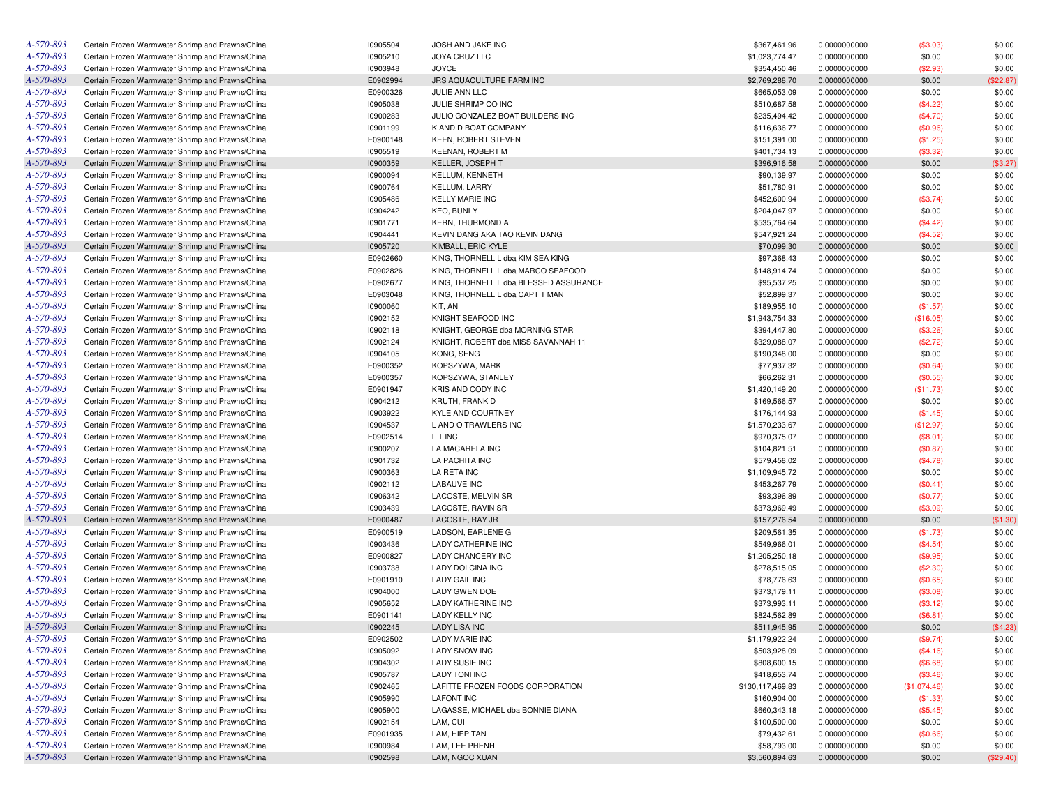| | | | | | | | |
|---|---|---|---|---|---|---|---|
| A-570-893 | Certain Frozen Warmwater Shrimp and Prawns/China | I0905504 | JOSH AND JAKE INC | $367,461.96 | 0.0000000000 | ($3.03) | $0.00 |
| A-570-893 | Certain Frozen Warmwater Shrimp and Prawns/China | I0905210 | JOYA CRUZ LLC | $1,023,774.47 | 0.0000000000 | $0.00 | $0.00 |
| A-570-893 | Certain Frozen Warmwater Shrimp and Prawns/China | I0903948 | JOYCE | $354,450.46 | 0.0000000000 | ($2.93) | $0.00 |
| A-570-893 | Certain Frozen Warmwater Shrimp and Prawns/China | E0902994 | JRS AQUACULTURE FARM INC | $2,769,288.70 | 0.0000000000 | $0.00 | ($22.87) |
| A-570-893 | Certain Frozen Warmwater Shrimp and Prawns/China | E0900326 | JULIE ANN LLC | $665,053.09 | 0.0000000000 | $0.00 | $0.00 |
| A-570-893 | Certain Frozen Warmwater Shrimp and Prawns/China | I0905038 | JULIE SHRIMP CO INC | $510,687.58 | 0.0000000000 | ($4.22) | $0.00 |
| A-570-893 | Certain Frozen Warmwater Shrimp and Prawns/China | I0900283 | JULIO GONZALEZ BOAT BUILDERS INC | $235,494.42 | 0.0000000000 | ($4.70) | $0.00 |
| A-570-893 | Certain Frozen Warmwater Shrimp and Prawns/China | I0901199 | K AND D BOAT COMPANY | $116,636.77 | 0.0000000000 | ($0.96) | $0.00 |
| A-570-893 | Certain Frozen Warmwater Shrimp and Prawns/China | E0900148 | KEEN, ROBERT STEVEN | $151,391.00 | 0.0000000000 | ($1.25) | $0.00 |
| A-570-893 | Certain Frozen Warmwater Shrimp and Prawns/China | I0905519 | KEENAN, ROBERT M | $401,734.13 | 0.0000000000 | ($3.32) | $0.00 |
| A-570-893 | Certain Frozen Warmwater Shrimp and Prawns/China | I0900359 | KELLER, JOSEPH T | $396,916.58 | 0.0000000000 | $0.00 | ($3.27) |
| A-570-893 | Certain Frozen Warmwater Shrimp and Prawns/China | I0900094 | KELLUM, KENNETH | $90,139.97 | 0.0000000000 | $0.00 | $0.00 |
| A-570-893 | Certain Frozen Warmwater Shrimp and Prawns/China | I0900764 | KELLUM, LARRY | $51,780.91 | 0.0000000000 | $0.00 | $0.00 |
| A-570-893 | Certain Frozen Warmwater Shrimp and Prawns/China | I0905486 | KELLY MARIE INC | $452,600.94 | 0.0000000000 | ($3.74) | $0.00 |
| A-570-893 | Certain Frozen Warmwater Shrimp and Prawns/China | I0904242 | KEO, BUNLY | $204,047.97 | 0.0000000000 | $0.00 | $0.00 |
| A-570-893 | Certain Frozen Warmwater Shrimp and Prawns/China | I0901771 | KERN, THURMOND A | $535,764.64 | 0.0000000000 | ($4.42) | $0.00 |
| A-570-893 | Certain Frozen Warmwater Shrimp and Prawns/China | I0904441 | KEVIN DANG AKA TAO KEVIN DANG | $547,921.24 | 0.0000000000 | ($4.52) | $0.00 |
| A-570-893 | Certain Frozen Warmwater Shrimp and Prawns/China | I0905720 | KIMBALL, ERIC KYLE | $70,099.30 | 0.0000000000 | $0.00 | $0.00 |
| A-570-893 | Certain Frozen Warmwater Shrimp and Prawns/China | E0902660 | KING, THORNELL L dba KIM SEA KING | $97,368.43 | 0.0000000000 | $0.00 | $0.00 |
| A-570-893 | Certain Frozen Warmwater Shrimp and Prawns/China | E0902826 | KING, THORNELL L dba MARCO SEAFOOD | $148,914.74 | 0.0000000000 | $0.00 | $0.00 |
| A-570-893 | Certain Frozen Warmwater Shrimp and Prawns/China | E0902677 | KING, THORNELL L dba BLESSED ASSURANCE | $95,537.25 | 0.0000000000 | $0.00 | $0.00 |
| A-570-893 | Certain Frozen Warmwater Shrimp and Prawns/China | E0903048 | KING, THORNELL L dba CAPT T MAN | $52,899.37 | 0.0000000000 | $0.00 | $0.00 |
| A-570-893 | Certain Frozen Warmwater Shrimp and Prawns/China | I0900060 | KIT, AN | $189,955.10 | 0.0000000000 | ($1.57) | $0.00 |
| A-570-893 | Certain Frozen Warmwater Shrimp and Prawns/China | I0902152 | KNIGHT SEAFOOD INC | $1,943,754.33 | 0.0000000000 | ($16.05) | $0.00 |
| A-570-893 | Certain Frozen Warmwater Shrimp and Prawns/China | I0902118 | KNIGHT, GEORGE dba MORNING STAR | $394,447.80 | 0.0000000000 | ($3.26) | $0.00 |
| A-570-893 | Certain Frozen Warmwater Shrimp and Prawns/China | I0902124 | KNIGHT, ROBERT dba MISS SAVANNAH 11 | $329,088.07 | 0.0000000000 | ($2.72) | $0.00 |
| A-570-893 | Certain Frozen Warmwater Shrimp and Prawns/China | I0904105 | KONG, SENG | $190,348.00 | 0.0000000000 | $0.00 | $0.00 |
| A-570-893 | Certain Frozen Warmwater Shrimp and Prawns/China | E0900352 | KOPSZYWA, MARK | $77,937.32 | 0.0000000000 | ($0.64) | $0.00 |
| A-570-893 | Certain Frozen Warmwater Shrimp and Prawns/China | E0900357 | KOPSZYWA, STANLEY | $66,262.31 | 0.0000000000 | ($0.55) | $0.00 |
| A-570-893 | Certain Frozen Warmwater Shrimp and Prawns/China | E0901947 | KRIS AND CODY INC | $1,420,149.20 | 0.0000000000 | ($11.73) | $0.00 |
| A-570-893 | Certain Frozen Warmwater Shrimp and Prawns/China | I0904212 | KRUTH, FRANK D | $169,566.57 | 0.0000000000 | $0.00 | $0.00 |
| A-570-893 | Certain Frozen Warmwater Shrimp and Prawns/China | I0903922 | KYLE AND COURTNEY | $176,144.93 | 0.0000000000 | ($1.45) | $0.00 |
| A-570-893 | Certain Frozen Warmwater Shrimp and Prawns/China | I0904537 | L AND O TRAWLERS INC | $1,570,233.67 | 0.0000000000 | ($12.97) | $0.00 |
| A-570-893 | Certain Frozen Warmwater Shrimp and Prawns/China | E0902514 | L T INC | $970,375.07 | 0.0000000000 | ($8.01) | $0.00 |
| A-570-893 | Certain Frozen Warmwater Shrimp and Prawns/China | I0900207 | LA MACARELA INC | $104,821.51 | 0.0000000000 | ($0.87) | $0.00 |
| A-570-893 | Certain Frozen Warmwater Shrimp and Prawns/China | I0901732 | LA PACHITA INC | $579,458.02 | 0.0000000000 | ($4.78) | $0.00 |
| A-570-893 | Certain Frozen Warmwater Shrimp and Prawns/China | I0900363 | LA RETA INC | $1,109,945.72 | 0.0000000000 | $0.00 | $0.00 |
| A-570-893 | Certain Frozen Warmwater Shrimp and Prawns/China | I0902112 | LABAUVE INC | $453,267.79 | 0.0000000000 | ($0.41) | $0.00 |
| A-570-893 | Certain Frozen Warmwater Shrimp and Prawns/China | I0906342 | LACOSTE, MELVIN SR | $93,396.89 | 0.0000000000 | ($0.77) | $0.00 |
| A-570-893 | Certain Frozen Warmwater Shrimp and Prawns/China | I0903439 | LACOSTE, RAVIN SR | $373,969.49 | 0.0000000000 | ($3.09) | $0.00 |
| A-570-893 | Certain Frozen Warmwater Shrimp and Prawns/China | E0900487 | LACOSTE, RAY JR | $157,276.54 | 0.0000000000 | $0.00 | ($1.30) |
| A-570-893 | Certain Frozen Warmwater Shrimp and Prawns/China | E0900519 | LADSON, EARLENE G | $209,561.35 | 0.0000000000 | ($1.73) | $0.00 |
| A-570-893 | Certain Frozen Warmwater Shrimp and Prawns/China | I0903436 | LADY CATHERINE INC | $549,966.01 | 0.0000000000 | ($4.54) | $0.00 |
| A-570-893 | Certain Frozen Warmwater Shrimp and Prawns/China | E0900827 | LADY CHANCERY INC | $1,205,250.18 | 0.0000000000 | ($9.95) | $0.00 |
| A-570-893 | Certain Frozen Warmwater Shrimp and Prawns/China | I0903738 | LADY DOLCINA INC | $278,515.05 | 0.0000000000 | ($2.30) | $0.00 |
| A-570-893 | Certain Frozen Warmwater Shrimp and Prawns/China | E0901910 | LADY GAIL INC | $78,776.63 | 0.0000000000 | ($0.65) | $0.00 |
| A-570-893 | Certain Frozen Warmwater Shrimp and Prawns/China | I0904000 | LADY GWEN DOE | $373,179.11 | 0.0000000000 | ($3.08) | $0.00 |
| A-570-893 | Certain Frozen Warmwater Shrimp and Prawns/China | I0905652 | LADY KATHERINE INC | $373,993.11 | 0.0000000000 | ($3.12) | $0.00 |
| A-570-893 | Certain Frozen Warmwater Shrimp and Prawns/China | E0901141 | LADY KELLY INC | $824,562.89 | 0.0000000000 | ($6.81) | $0.00 |
| A-570-893 | Certain Frozen Warmwater Shrimp and Prawns/China | I0902245 | LADY LISA INC | $511,945.95 | 0.0000000000 | $0.00 | ($4.23) |
| A-570-893 | Certain Frozen Warmwater Shrimp and Prawns/China | E0902502 | LADY MARIE INC | $1,179,922.24 | 0.0000000000 | ($9.74) | $0.00 |
| A-570-893 | Certain Frozen Warmwater Shrimp and Prawns/China | I0905092 | LADY SNOW INC | $503,928.09 | 0.0000000000 | ($4.16) | $0.00 |
| A-570-893 | Certain Frozen Warmwater Shrimp and Prawns/China | I0904302 | LADY SUSIE INC | $808,600.15 | 0.0000000000 | ($6.68) | $0.00 |
| A-570-893 | Certain Frozen Warmwater Shrimp and Prawns/China | I0905787 | LADY TONI INC | $418,653.74 | 0.0000000000 | ($3.46) | $0.00 |
| A-570-893 | Certain Frozen Warmwater Shrimp and Prawns/China | I0902465 | LAFITTE FROZEN FOODS CORPORATION | $130,117,469.83 | 0.0000000000 | ($1,074.46) | $0.00 |
| A-570-893 | Certain Frozen Warmwater Shrimp and Prawns/China | I0905990 | LAFONT INC | $160,904.00 | 0.0000000000 | ($1.33) | $0.00 |
| A-570-893 | Certain Frozen Warmwater Shrimp and Prawns/China | I0905900 | LAGASSE, MICHAEL dba BONNIE DIANA | $660,343.18 | 0.0000000000 | ($5.45) | $0.00 |
| A-570-893 | Certain Frozen Warmwater Shrimp and Prawns/China | I0902154 | LAM, CUI | $100,500.00 | 0.0000000000 | $0.00 | $0.00 |
| A-570-893 | Certain Frozen Warmwater Shrimp and Prawns/China | E0901935 | LAM, HIEP TAN | $79,432.61 | 0.0000000000 | ($0.66) | $0.00 |
| A-570-893 | Certain Frozen Warmwater Shrimp and Prawns/China | I0900984 | LAM, LEE PHENH | $58,793.00 | 0.0000000000 | $0.00 | $0.00 |
| A-570-893 | Certain Frozen Warmwater Shrimp and Prawns/China | I0902598 | LAM, NGOC XUAN | $3,560,894.63 | 0.0000000000 | $0.00 | ($29.40) |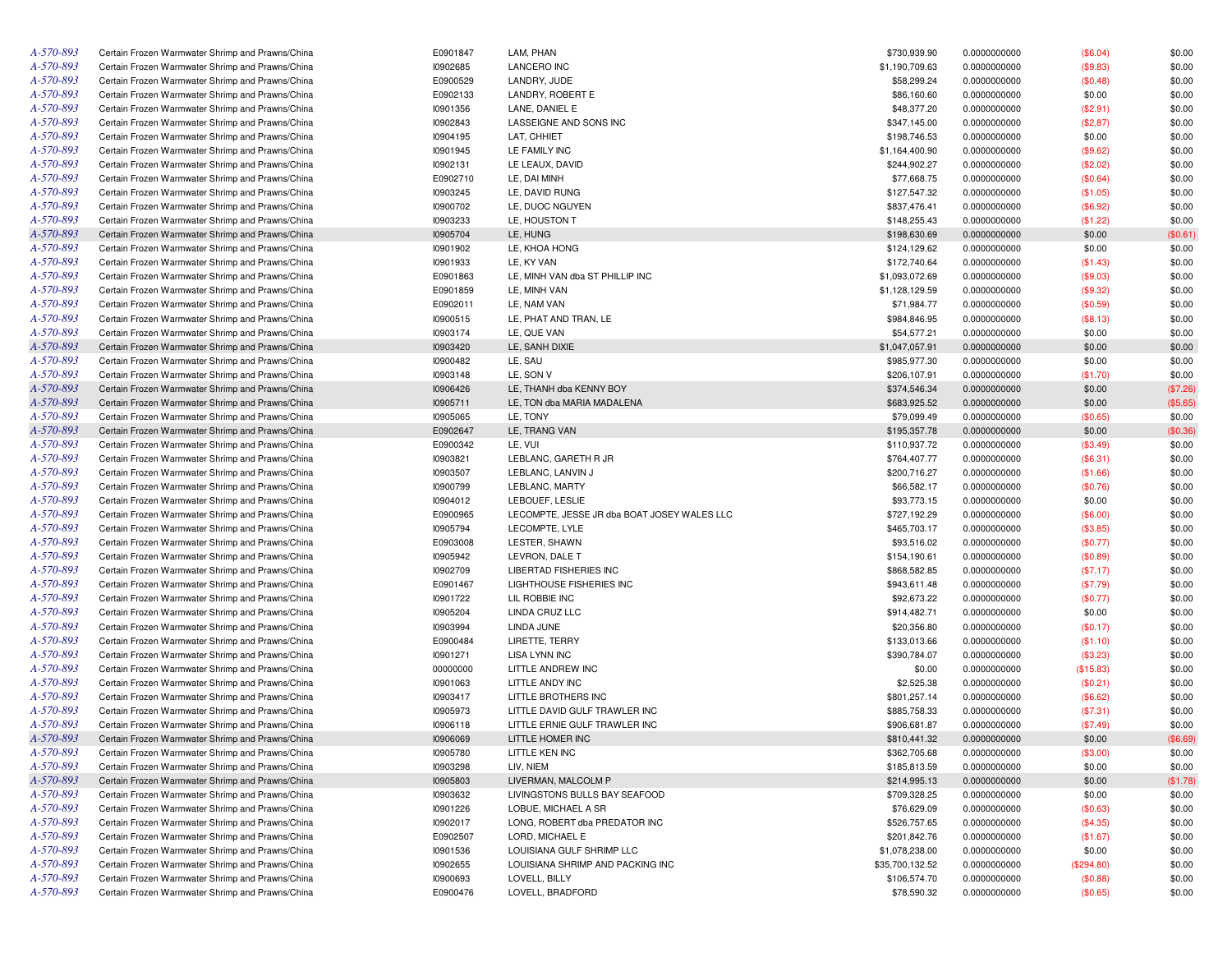| | | | | | | | |
|---|---|---|---|---|---|---|---|
| A-570-893 | Certain Frozen Warmwater Shrimp and Prawns/China | E0901847 | LAM, PHAN | $730,939.90 | 0.0000000000 | ($6.04) | $0.00 |
| A-570-893 | Certain Frozen Warmwater Shrimp and Prawns/China | I0902685 | LANCERO INC | $1,190,709.63 | 0.0000000000 | ($9.83) | $0.00 |
| A-570-893 | Certain Frozen Warmwater Shrimp and Prawns/China | E0900529 | LANDRY, JUDE | $58,299.24 | 0.0000000000 | ($0.48) | $0.00 |
| A-570-893 | Certain Frozen Warmwater Shrimp and Prawns/China | E0902133 | LANDRY, ROBERT E | $86,160.60 | 0.0000000000 | $0.00 | $0.00 |
| A-570-893 | Certain Frozen Warmwater Shrimp and Prawns/China | I0901356 | LANE, DANIEL E | $48,377.20 | 0.0000000000 | ($2.91) | $0.00 |
| A-570-893 | Certain Frozen Warmwater Shrimp and Prawns/China | I0902843 | LASSEIGNE AND SONS INC | $347,145.00 | 0.0000000000 | ($2.87) | $0.00 |
| A-570-893 | Certain Frozen Warmwater Shrimp and Prawns/China | I0904195 | LAT, CHHIET | $198,746.53 | 0.0000000000 | $0.00 | $0.00 |
| A-570-893 | Certain Frozen Warmwater Shrimp and Prawns/China | I0901945 | LE FAMILY INC | $1,164,400.90 | 0.0000000000 | ($9.62) | $0.00 |
| A-570-893 | Certain Frozen Warmwater Shrimp and Prawns/China | I0902131 | LE LEAUX, DAVID | $244,902.27 | 0.0000000000 | ($2.02) | $0.00 |
| A-570-893 | Certain Frozen Warmwater Shrimp and Prawns/China | E0902710 | LE, DAI MINH | $77,668.75 | 0.0000000000 | ($0.64) | $0.00 |
| A-570-893 | Certain Frozen Warmwater Shrimp and Prawns/China | I0903245 | LE, DAVID RUNG | $127,547.32 | 0.0000000000 | ($1.05) | $0.00 |
| A-570-893 | Certain Frozen Warmwater Shrimp and Prawns/China | I0900702 | LE, DUOC NGUYEN | $837,476.41 | 0.0000000000 | ($6.92) | $0.00 |
| A-570-893 | Certain Frozen Warmwater Shrimp and Prawns/China | I0903233 | LE, HOUSTON T | $148,255.43 | 0.0000000000 | ($1.22) | $0.00 |
| A-570-893 | Certain Frozen Warmwater Shrimp and Prawns/China | I0905704 | LE, HUNG | $198,630.69 | 0.0000000000 | $0.00 | ($0.61) |
| A-570-893 | Certain Frozen Warmwater Shrimp and Prawns/China | I0901902 | LE, KHOA HONG | $124,129.62 | 0.0000000000 | $0.00 | $0.00 |
| A-570-893 | Certain Frozen Warmwater Shrimp and Prawns/China | I0901933 | LE, KY VAN | $172,740.64 | 0.0000000000 | ($1.43) | $0.00 |
| A-570-893 | Certain Frozen Warmwater Shrimp and Prawns/China | E0901863 | LE, MINH VAN dba ST PHILLIP INC | $1,093,072.69 | 0.0000000000 | ($9.03) | $0.00 |
| A-570-893 | Certain Frozen Warmwater Shrimp and Prawns/China | E0901859 | LE, MINH VAN | $1,128,129.59 | 0.0000000000 | ($9.32) | $0.00 |
| A-570-893 | Certain Frozen Warmwater Shrimp and Prawns/China | E0902011 | LE, NAM VAN | $71,984.77 | 0.0000000000 | ($0.59) | $0.00 |
| A-570-893 | Certain Frozen Warmwater Shrimp and Prawns/China | I0900515 | LE, PHAT AND TRAN, LE | $984,846.95 | 0.0000000000 | ($8.13) | $0.00 |
| A-570-893 | Certain Frozen Warmwater Shrimp and Prawns/China | I0903174 | LE, QUE VAN | $54,577.21 | 0.0000000000 | $0.00 | $0.00 |
| A-570-893 | Certain Frozen Warmwater Shrimp and Prawns/China | I0903420 | LE, SANH DIXIE | $1,047,057.91 | 0.0000000000 | $0.00 | $0.00 |
| A-570-893 | Certain Frozen Warmwater Shrimp and Prawns/China | I0900482 | LE, SAU | $985,977.30 | 0.0000000000 | $0.00 | $0.00 |
| A-570-893 | Certain Frozen Warmwater Shrimp and Prawns/China | I0903148 | LE, SON V | $206,107.91 | 0.0000000000 | ($1.70) | $0.00 |
| A-570-893 | Certain Frozen Warmwater Shrimp and Prawns/China | I0906426 | LE, THANH dba KENNY BOY | $374,546.34 | 0.0000000000 | $0.00 | ($7.26) |
| A-570-893 | Certain Frozen Warmwater Shrimp and Prawns/China | I0905711 | LE, TON dba MARIA MADALENA | $683,925.52 | 0.0000000000 | $0.00 | ($5.65) |
| A-570-893 | Certain Frozen Warmwater Shrimp and Prawns/China | I0905065 | LE, TONY | $79,099.49 | 0.0000000000 | ($0.65) | $0.00 |
| A-570-893 | Certain Frozen Warmwater Shrimp and Prawns/China | E0902647 | LE, TRANG VAN | $195,357.78 | 0.0000000000 | $0.00 | ($0.36) |
| A-570-893 | Certain Frozen Warmwater Shrimp and Prawns/China | E0900342 | LE, VUI | $110,937.72 | 0.0000000000 | ($3.49) | $0.00 |
| A-570-893 | Certain Frozen Warmwater Shrimp and Prawns/China | I0903821 | LEBLANC, GARETH R JR | $764,407.77 | 0.0000000000 | ($6.31) | $0.00 |
| A-570-893 | Certain Frozen Warmwater Shrimp and Prawns/China | I0903507 | LEBLANC, LANVIN J | $200,716.27 | 0.0000000000 | ($1.66) | $0.00 |
| A-570-893 | Certain Frozen Warmwater Shrimp and Prawns/China | I0900799 | LEBLANC, MARTY | $66,582.17 | 0.0000000000 | ($0.76) | $0.00 |
| A-570-893 | Certain Frozen Warmwater Shrimp and Prawns/China | I0904012 | LEBOUEF, LESLIE | $93,773.15 | 0.0000000000 | $0.00 | $0.00 |
| A-570-893 | Certain Frozen Warmwater Shrimp and Prawns/China | E0900965 | LECOMPTE, JESSE JR dba BOAT JOSEY WALES LLC | $727,192.29 | 0.0000000000 | ($6.00) | $0.00 |
| A-570-893 | Certain Frozen Warmwater Shrimp and Prawns/China | I0905794 | LECOMPTE, LYLE | $465,703.17 | 0.0000000000 | ($3.85) | $0.00 |
| A-570-893 | Certain Frozen Warmwater Shrimp and Prawns/China | E0903008 | LESTER, SHAWN | $93,516.02 | 0.0000000000 | ($0.77) | $0.00 |
| A-570-893 | Certain Frozen Warmwater Shrimp and Prawns/China | I0905942 | LEVRON, DALE T | $154,190.61 | 0.0000000000 | ($0.89) | $0.00 |
| A-570-893 | Certain Frozen Warmwater Shrimp and Prawns/China | I0902709 | LIBERTAD FISHERIES INC | $868,582.85 | 0.0000000000 | ($7.17) | $0.00 |
| A-570-893 | Certain Frozen Warmwater Shrimp and Prawns/China | E0901467 | LIGHTHOUSE FISHERIES INC | $943,611.48 | 0.0000000000 | ($7.79) | $0.00 |
| A-570-893 | Certain Frozen Warmwater Shrimp and Prawns/China | I0901722 | LIL ROBBIE INC | $92,673.22 | 0.0000000000 | ($0.77) | $0.00 |
| A-570-893 | Certain Frozen Warmwater Shrimp and Prawns/China | I0905204 | LINDA CRUZ LLC | $914,482.71 | 0.0000000000 | $0.00 | $0.00 |
| A-570-893 | Certain Frozen Warmwater Shrimp and Prawns/China | I0903994 | LINDA JUNE | $20,356.80 | 0.0000000000 | ($0.17) | $0.00 |
| A-570-893 | Certain Frozen Warmwater Shrimp and Prawns/China | E0900484 | LIRETTE, TERRY | $133,013.66 | 0.0000000000 | ($1.10) | $0.00 |
| A-570-893 | Certain Frozen Warmwater Shrimp and Prawns/China | I0901271 | LISA LYNN INC | $390,784.07 | 0.0000000000 | ($3.23) | $0.00 |
| A-570-893 | Certain Frozen Warmwater Shrimp and Prawns/China | 00000000 | LITTLE ANDREW INC | $0.00 | 0.0000000000 | ($15.83) | $0.00 |
| A-570-893 | Certain Frozen Warmwater Shrimp and Prawns/China | I0901063 | LITTLE ANDY INC | $2,525.38 | 0.0000000000 | ($0.21) | $0.00 |
| A-570-893 | Certain Frozen Warmwater Shrimp and Prawns/China | I0903417 | LITTLE BROTHERS INC | $801,257.14 | 0.0000000000 | ($6.62) | $0.00 |
| A-570-893 | Certain Frozen Warmwater Shrimp and Prawns/China | I0905973 | LITTLE DAVID GULF TRAWLER INC | $885,758.33 | 0.0000000000 | ($7.31) | $0.00 |
| A-570-893 | Certain Frozen Warmwater Shrimp and Prawns/China | I0906118 | LITTLE ERNIE GULF TRAWLER INC | $906,681.87 | 0.0000000000 | ($7.49) | $0.00 |
| A-570-893 | Certain Frozen Warmwater Shrimp and Prawns/China | I0906069 | LITTLE HOMER INC | $810,441.32 | 0.0000000000 | $0.00 | ($6.69) |
| A-570-893 | Certain Frozen Warmwater Shrimp and Prawns/China | I0905780 | LITTLE KEN INC | $362,705.68 | 0.0000000000 | ($3.00) | $0.00 |
| A-570-893 | Certain Frozen Warmwater Shrimp and Prawns/China | I0903298 | LIV, NIEM | $185,813.59 | 0.0000000000 | $0.00 | $0.00 |
| A-570-893 | Certain Frozen Warmwater Shrimp and Prawns/China | I0905803 | LIVERMAN, MALCOLM P | $214,995.13 | 0.0000000000 | $0.00 | ($1.78) |
| A-570-893 | Certain Frozen Warmwater Shrimp and Prawns/China | I0903632 | LIVINGSTONS BULLS BAY SEAFOOD | $709,328.25 | 0.0000000000 | $0.00 | $0.00 |
| A-570-893 | Certain Frozen Warmwater Shrimp and Prawns/China | I0901226 | LOBUE, MICHAEL A SR | $76,629.09 | 0.0000000000 | ($0.63) | $0.00 |
| A-570-893 | Certain Frozen Warmwater Shrimp and Prawns/China | I0902017 | LONG, ROBERT dba PREDATOR INC | $526,757.65 | 0.0000000000 | ($4.35) | $0.00 |
| A-570-893 | Certain Frozen Warmwater Shrimp and Prawns/China | E0902507 | LORD, MICHAEL E | $201,842.76 | 0.0000000000 | ($1.67) | $0.00 |
| A-570-893 | Certain Frozen Warmwater Shrimp and Prawns/China | I0901536 | LOUISIANA GULF SHRIMP LLC | $1,078,238.00 | 0.0000000000 | $0.00 | $0.00 |
| A-570-893 | Certain Frozen Warmwater Shrimp and Prawns/China | I0902655 | LOUISIANA SHRIMP AND PACKING INC | $35,700,132.52 | 0.0000000000 | ($294.80) | $0.00 |
| A-570-893 | Certain Frozen Warmwater Shrimp and Prawns/China | I0900693 | LOVELL, BILLY | $106,574.70 | 0.0000000000 | ($0.88) | $0.00 |
| A-570-893 | Certain Frozen Warmwater Shrimp and Prawns/China | E0900476 | LOVELL, BRADFORD | $78,590.32 | 0.0000000000 | ($0.65) | $0.00 |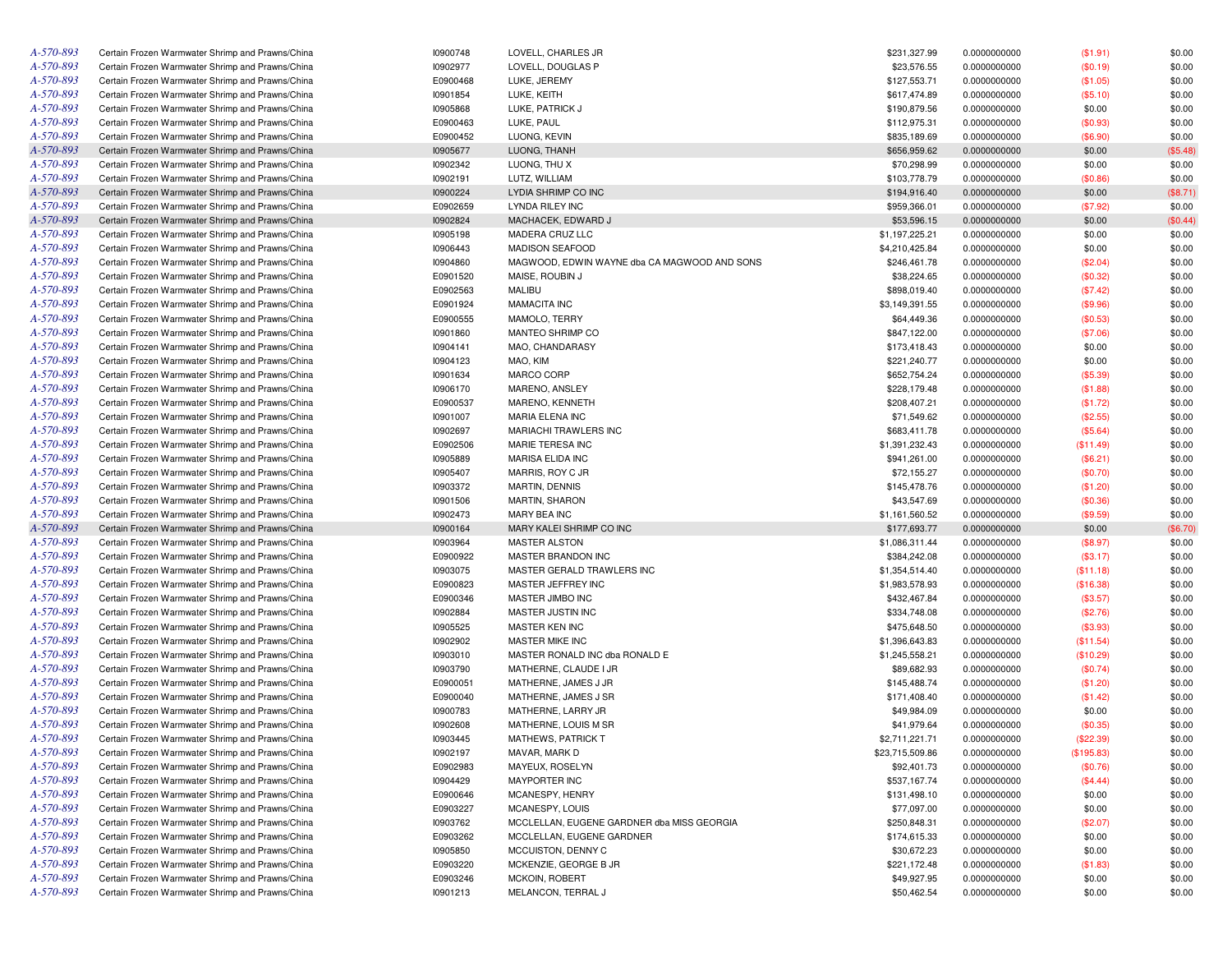| | | | | | | | |
|---|---|---|---|---|---|---|---|
| A-570-893 | Certain Frozen Warmwater Shrimp and Prawns/China | I0900748 | LOVELL, CHARLES JR | $231,327.99 | 0.0000000000 | ($1.91) | $0.00 |
| A-570-893 | Certain Frozen Warmwater Shrimp and Prawns/China | I0902977 | LOVELL, DOUGLAS P | $23,576.55 | 0.0000000000 | ($0.19) | $0.00 |
| A-570-893 | Certain Frozen Warmwater Shrimp and Prawns/China | E0900468 | LUKE, JEREMY | $127,553.71 | 0.0000000000 | ($1.05) | $0.00 |
| A-570-893 | Certain Frozen Warmwater Shrimp and Prawns/China | I0901854 | LUKE, KEITH | $617,474.89 | 0.0000000000 | ($5.10) | $0.00 |
| A-570-893 | Certain Frozen Warmwater Shrimp and Prawns/China | I0905868 | LUKE, PATRICK J | $190,879.56 | 0.0000000000 | $0.00 | $0.00 |
| A-570-893 | Certain Frozen Warmwater Shrimp and Prawns/China | E0900463 | LUKE, PAUL | $112,975.31 | 0.0000000000 | ($0.93) | $0.00 |
| A-570-893 | Certain Frozen Warmwater Shrimp and Prawns/China | E0900452 | LUONG, KEVIN | $835,189.69 | 0.0000000000 | ($6.90) | $0.00 |
| A-570-893 | Certain Frozen Warmwater Shrimp and Prawns/China | I0905677 | LUONG, THANH | $656,959.62 | 0.0000000000 | $0.00 | ($5.48) |
| A-570-893 | Certain Frozen Warmwater Shrimp and Prawns/China | I0902342 | LUONG, THU X | $70,298.99 | 0.0000000000 | $0.00 | $0.00 |
| A-570-893 | Certain Frozen Warmwater Shrimp and Prawns/China | I0902191 | LUTZ, WILLIAM | $103,778.79 | 0.0000000000 | ($0.86) | $0.00 |
| A-570-893 | Certain Frozen Warmwater Shrimp and Prawns/China | I0900224 | LYDIA SHRIMP CO INC | $194,916.40 | 0.0000000000 | $0.00 | ($8.71) |
| A-570-893 | Certain Frozen Warmwater Shrimp and Prawns/China | E0902659 | LYNDA RILEY INC | $959,366.01 | 0.0000000000 | ($7.92) | $0.00 |
| A-570-893 | Certain Frozen Warmwater Shrimp and Prawns/China | I0902824 | MACHACEK, EDWARD J | $53,596.15 | 0.0000000000 | $0.00 | ($0.44) |
| A-570-893 | Certain Frozen Warmwater Shrimp and Prawns/China | I0905198 | MADERA CRUZ LLC | $1,197,225.21 | 0.0000000000 | $0.00 | $0.00 |
| A-570-893 | Certain Frozen Warmwater Shrimp and Prawns/China | I0906443 | MADISON SEAFOOD | $4,210,425.84 | 0.0000000000 | $0.00 | $0.00 |
| A-570-893 | Certain Frozen Warmwater Shrimp and Prawns/China | I0904860 | MAGWOOD, EDWIN WAYNE dba CA MAGWOOD AND SONS | $246,461.78 | 0.0000000000 | ($2.04) | $0.00 |
| A-570-893 | Certain Frozen Warmwater Shrimp and Prawns/China | E0901520 | MAISE, ROUBIN J | $38,224.65 | 0.0000000000 | ($0.32) | $0.00 |
| A-570-893 | Certain Frozen Warmwater Shrimp and Prawns/China | E0902563 | MALIBU | $898,019.40 | 0.0000000000 | ($7.42) | $0.00 |
| A-570-893 | Certain Frozen Warmwater Shrimp and Prawns/China | E0901924 | MAMACITA INC | $3,149,391.55 | 0.0000000000 | ($9.96) | $0.00 |
| A-570-893 | Certain Frozen Warmwater Shrimp and Prawns/China | E0900555 | MAMOLO, TERRY | $64,449.36 | 0.0000000000 | ($0.53) | $0.00 |
| A-570-893 | Certain Frozen Warmwater Shrimp and Prawns/China | I0901860 | MANTEO SHRIMP CO | $847,122.00 | 0.0000000000 | ($7.06) | $0.00 |
| A-570-893 | Certain Frozen Warmwater Shrimp and Prawns/China | I0904141 | MAO, CHANDARASY | $173,418.43 | 0.0000000000 | $0.00 | $0.00 |
| A-570-893 | Certain Frozen Warmwater Shrimp and Prawns/China | I0904123 | MAO, KIM | $221,240.77 | 0.0000000000 | $0.00 | $0.00 |
| A-570-893 | Certain Frozen Warmwater Shrimp and Prawns/China | I0901634 | MARCO CORP | $652,754.24 | 0.0000000000 | ($5.39) | $0.00 |
| A-570-893 | Certain Frozen Warmwater Shrimp and Prawns/China | I0906170 | MARENO, ANSLEY | $228,179.48 | 0.0000000000 | ($1.88) | $0.00 |
| A-570-893 | Certain Frozen Warmwater Shrimp and Prawns/China | E0900537 | MARENO, KENNETH | $208,407.21 | 0.0000000000 | ($1.72) | $0.00 |
| A-570-893 | Certain Frozen Warmwater Shrimp and Prawns/China | I0901007 | MARIA ELENA INC | $71,549.62 | 0.0000000000 | ($2.55) | $0.00 |
| A-570-893 | Certain Frozen Warmwater Shrimp and Prawns/China | I0902697 | MARIACHI TRAWLERS INC | $683,411.78 | 0.0000000000 | ($5.64) | $0.00 |
| A-570-893 | Certain Frozen Warmwater Shrimp and Prawns/China | E0902506 | MARIE TERESA INC | $1,391,232.43 | 0.0000000000 | ($11.49) | $0.00 |
| A-570-893 | Certain Frozen Warmwater Shrimp and Prawns/China | I0905889 | MARISA ELIDA INC | $941,261.00 | 0.0000000000 | ($6.21) | $0.00 |
| A-570-893 | Certain Frozen Warmwater Shrimp and Prawns/China | I0905407 | MARRIS, ROY C JR | $72,155.27 | 0.0000000000 | ($0.70) | $0.00 |
| A-570-893 | Certain Frozen Warmwater Shrimp and Prawns/China | I0903372 | MARTIN, DENNIS | $145,478.76 | 0.0000000000 | ($1.20) | $0.00 |
| A-570-893 | Certain Frozen Warmwater Shrimp and Prawns/China | I0901506 | MARTIN, SHARON | $43,547.69 | 0.0000000000 | ($0.36) | $0.00 |
| A-570-893 | Certain Frozen Warmwater Shrimp and Prawns/China | I0902473 | MARY BEA INC | $1,161,560.52 | 0.0000000000 | ($9.59) | $0.00 |
| A-570-893 | Certain Frozen Warmwater Shrimp and Prawns/China | I0900164 | MARY KALEI SHRIMP CO INC | $177,693.77 | 0.0000000000 | $0.00 | ($6.70) |
| A-570-893 | Certain Frozen Warmwater Shrimp and Prawns/China | I0903964 | MASTER ALSTON | $1,086,311.44 | 0.0000000000 | ($8.97) | $0.00 |
| A-570-893 | Certain Frozen Warmwater Shrimp and Prawns/China | E0900922 | MASTER BRANDON INC | $384,242.08 | 0.0000000000 | ($3.17) | $0.00 |
| A-570-893 | Certain Frozen Warmwater Shrimp and Prawns/China | I0903075 | MASTER GERALD TRAWLERS INC | $1,354,514.40 | 0.0000000000 | ($11.18) | $0.00 |
| A-570-893 | Certain Frozen Warmwater Shrimp and Prawns/China | E0900823 | MASTER JEFFREY INC | $1,983,578.93 | 0.0000000000 | ($16.38) | $0.00 |
| A-570-893 | Certain Frozen Warmwater Shrimp and Prawns/China | E0900346 | MASTER JIMBO INC | $432,467.84 | 0.0000000000 | ($3.57) | $0.00 |
| A-570-893 | Certain Frozen Warmwater Shrimp and Prawns/China | I0902884 | MASTER JUSTIN INC | $334,748.08 | 0.0000000000 | ($2.76) | $0.00 |
| A-570-893 | Certain Frozen Warmwater Shrimp and Prawns/China | I0905525 | MASTER KEN INC | $475,648.50 | 0.0000000000 | ($3.93) | $0.00 |
| A-570-893 | Certain Frozen Warmwater Shrimp and Prawns/China | I0902902 | MASTER MIKE INC | $1,396,643.83 | 0.0000000000 | ($11.54) | $0.00 |
| A-570-893 | Certain Frozen Warmwater Shrimp and Prawns/China | I0903010 | MASTER RONALD INC dba RONALD E | $1,245,558.21 | 0.0000000000 | ($10.29) | $0.00 |
| A-570-893 | Certain Frozen Warmwater Shrimp and Prawns/China | I0903790 | MATHERNE, CLAUDE I JR | $89,682.93 | 0.0000000000 | ($0.74) | $0.00 |
| A-570-893 | Certain Frozen Warmwater Shrimp and Prawns/China | E0900051 | MATHERNE, JAMES J JR | $145,488.74 | 0.0000000000 | ($1.20) | $0.00 |
| A-570-893 | Certain Frozen Warmwater Shrimp and Prawns/China | E0900040 | MATHERNE, JAMES J SR | $171,408.40 | 0.0000000000 | ($1.42) | $0.00 |
| A-570-893 | Certain Frozen Warmwater Shrimp and Prawns/China | I0900783 | MATHERNE, LARRY JR | $49,984.09 | 0.0000000000 | $0.00 | $0.00 |
| A-570-893 | Certain Frozen Warmwater Shrimp and Prawns/China | I0902608 | MATHERNE, LOUIS M SR | $41,979.64 | 0.0000000000 | ($0.35) | $0.00 |
| A-570-893 | Certain Frozen Warmwater Shrimp and Prawns/China | I0903445 | MATHEWS, PATRICK T | $2,711,221.71 | 0.0000000000 | ($22.39) | $0.00 |
| A-570-893 | Certain Frozen Warmwater Shrimp and Prawns/China | I0902197 | MAVAR, MARK D | $23,715,509.86 | 0.0000000000 | ($195.83) | $0.00 |
| A-570-893 | Certain Frozen Warmwater Shrimp and Prawns/China | E0902983 | MAYEUX, ROSELYN | $92,401.73 | 0.0000000000 | ($0.76) | $0.00 |
| A-570-893 | Certain Frozen Warmwater Shrimp and Prawns/China | I0904429 | MAYPORTER INC | $537,167.74 | 0.0000000000 | ($4.44) | $0.00 |
| A-570-893 | Certain Frozen Warmwater Shrimp and Prawns/China | E0900646 | MCANESPY, HENRY | $131,498.10 | 0.0000000000 | $0.00 | $0.00 |
| A-570-893 | Certain Frozen Warmwater Shrimp and Prawns/China | E0903227 | MCANESPY, LOUIS | $77,097.00 | 0.0000000000 | $0.00 | $0.00 |
| A-570-893 | Certain Frozen Warmwater Shrimp and Prawns/China | I0903762 | MCCLELLAN, EUGENE GARDNER dba MISS GEORGIA | $250,848.31 | 0.0000000000 | ($2.07) | $0.00 |
| A-570-893 | Certain Frozen Warmwater Shrimp and Prawns/China | E0903262 | MCCLELLAN, EUGENE GARDNER | $174,615.33 | 0.0000000000 | $0.00 | $0.00 |
| A-570-893 | Certain Frozen Warmwater Shrimp and Prawns/China | I0905850 | MCCUISTON, DENNY C | $30,672.23 | 0.0000000000 | $0.00 | $0.00 |
| A-570-893 | Certain Frozen Warmwater Shrimp and Prawns/China | E0903220 | MCKENZIE, GEORGE B JR | $221,172.48 | 0.0000000000 | ($1.83) | $0.00 |
| A-570-893 | Certain Frozen Warmwater Shrimp and Prawns/China | E0903246 | MCKOIN, ROBERT | $49,927.95 | 0.0000000000 | $0.00 | $0.00 |
| A-570-893 | Certain Frozen Warmwater Shrimp and Prawns/China | I0901213 | MELANCON, TERRAL J | $50,462.54 | 0.0000000000 | $0.00 | $0.00 |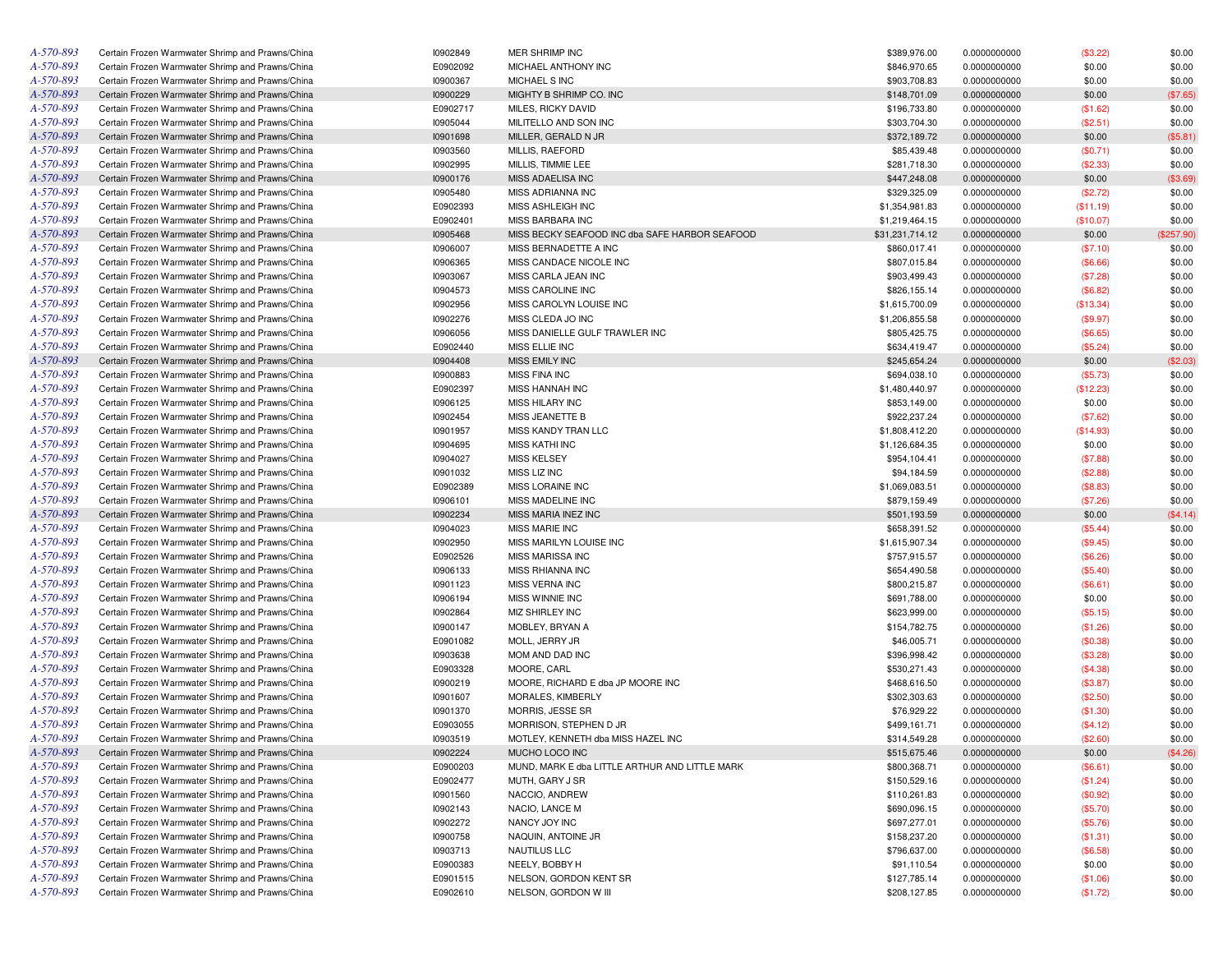| | | | | | | | |
|---|---|---|---|---|---|---|---|
| A-570-893 | Certain Frozen Warmwater Shrimp and Prawns/China | I0902849 | MER SHRIMP INC | $389,976.00 | 0.0000000000 | ($3.22) | $0.00 |
| A-570-893 | Certain Frozen Warmwater Shrimp and Prawns/China | E0902092 | MICHAEL ANTHONY INC | $846,970.65 | 0.0000000000 | $0.00 | $0.00 |
| A-570-893 | Certain Frozen Warmwater Shrimp and Prawns/China | I0900367 | MICHAEL S INC | $903,708.83 | 0.0000000000 | $0.00 | $0.00 |
| A-570-893 | Certain Frozen Warmwater Shrimp and Prawns/China | I0900229 | MIGHTY B SHRIMP CO. INC | $148,701.09 | 0.0000000000 | $0.00 | ($7.65) |
| A-570-893 | Certain Frozen Warmwater Shrimp and Prawns/China | E0902717 | MILES, RICKY DAVID | $196,733.80 | 0.0000000000 | ($1.62) | $0.00 |
| A-570-893 | Certain Frozen Warmwater Shrimp and Prawns/China | I0905044 | MILITELLO AND SON INC | $303,704.30 | 0.0000000000 | ($2.51) | $0.00 |
| A-570-893 | Certain Frozen Warmwater Shrimp and Prawns/China | I0901698 | MILLER, GERALD N JR | $372,189.72 | 0.0000000000 | $0.00 | ($5.81) |
| A-570-893 | Certain Frozen Warmwater Shrimp and Prawns/China | I0903560 | MILLIS, RAEFORD | $85,439.48 | 0.0000000000 | ($0.71) | $0.00 |
| A-570-893 | Certain Frozen Warmwater Shrimp and Prawns/China | I0902995 | MILLIS, TIMMIE LEE | $281,718.30 | 0.0000000000 | ($2.33) | $0.00 |
| A-570-893 | Certain Frozen Warmwater Shrimp and Prawns/China | I0900176 | MISS ADAELISA INC | $447,248.08 | 0.0000000000 | $0.00 | ($3.69) |
| A-570-893 | Certain Frozen Warmwater Shrimp and Prawns/China | I0905480 | MISS ADRIANNA INC | $329,325.09 | 0.0000000000 | ($2.72) | $0.00 |
| A-570-893 | Certain Frozen Warmwater Shrimp and Prawns/China | E0902393 | MISS ASHLEIGH INC | $1,354,981.83 | 0.0000000000 | ($11.19) | $0.00 |
| A-570-893 | Certain Frozen Warmwater Shrimp and Prawns/China | E0902401 | MISS BARBARA INC | $1,219,464.15 | 0.0000000000 | ($10.07) | $0.00 |
| A-570-893 | Certain Frozen Warmwater Shrimp and Prawns/China | I0905468 | MISS BECKY SEAFOOD INC dba SAFE HARBOR SEAFOOD | $31,231,714.12 | 0.0000000000 | $0.00 | ($257.90) |
| A-570-893 | Certain Frozen Warmwater Shrimp and Prawns/China | I0906007 | MISS BERNADETTE A INC | $860,017.41 | 0.0000000000 | ($7.10) | $0.00 |
| A-570-893 | Certain Frozen Warmwater Shrimp and Prawns/China | I0906365 | MISS CANDACE NICOLE INC | $807,015.84 | 0.0000000000 | ($6.66) | $0.00 |
| A-570-893 | Certain Frozen Warmwater Shrimp and Prawns/China | I0903067 | MISS CARLA JEAN INC | $903,499.43 | 0.0000000000 | ($7.28) | $0.00 |
| A-570-893 | Certain Frozen Warmwater Shrimp and Prawns/China | I0904573 | MISS CAROLINE INC | $826,155.14 | 0.0000000000 | ($6.82) | $0.00 |
| A-570-893 | Certain Frozen Warmwater Shrimp and Prawns/China | I0902956 | MISS CAROLYN LOUISE INC | $1,615,700.09 | 0.0000000000 | ($13.34) | $0.00 |
| A-570-893 | Certain Frozen Warmwater Shrimp and Prawns/China | I0902276 | MISS CLEDA JO INC | $1,206,855.58 | 0.0000000000 | ($9.97) | $0.00 |
| A-570-893 | Certain Frozen Warmwater Shrimp and Prawns/China | I0906056 | MISS DANIELLE GULF TRAWLER INC | $805,425.75 | 0.0000000000 | ($6.65) | $0.00 |
| A-570-893 | Certain Frozen Warmwater Shrimp and Prawns/China | E0902440 | MISS ELLIE INC | $634,419.47 | 0.0000000000 | ($5.24) | $0.00 |
| A-570-893 | Certain Frozen Warmwater Shrimp and Prawns/China | I0904408 | MISS EMILY INC | $245,654.24 | 0.0000000000 | $0.00 | ($2.03) |
| A-570-893 | Certain Frozen Warmwater Shrimp and Prawns/China | I0900883 | MISS FINA INC | $694,038.10 | 0.0000000000 | ($5.73) | $0.00 |
| A-570-893 | Certain Frozen Warmwater Shrimp and Prawns/China | E0902397 | MISS HANNAH INC | $1,480,440.97 | 0.0000000000 | ($12.23) | $0.00 |
| A-570-893 | Certain Frozen Warmwater Shrimp and Prawns/China | I0906125 | MISS HILARY INC | $853,149.00 | 0.0000000000 | $0.00 | $0.00 |
| A-570-893 | Certain Frozen Warmwater Shrimp and Prawns/China | I0902454 | MISS JEANETTE B | $922,237.24 | 0.0000000000 | ($7.62) | $0.00 |
| A-570-893 | Certain Frozen Warmwater Shrimp and Prawns/China | I0901957 | MISS KANDY TRAN LLC | $1,808,412.20 | 0.0000000000 | ($14.93) | $0.00 |
| A-570-893 | Certain Frozen Warmwater Shrimp and Prawns/China | I0904695 | MISS KATHI INC | $1,126,684.35 | 0.0000000000 | $0.00 | $0.00 |
| A-570-893 | Certain Frozen Warmwater Shrimp and Prawns/China | I0904027 | MISS KELSEY | $954,104.41 | 0.0000000000 | ($7.88) | $0.00 |
| A-570-893 | Certain Frozen Warmwater Shrimp and Prawns/China | I0901032 | MISS LIZ INC | $94,184.59 | 0.0000000000 | ($2.88) | $0.00 |
| A-570-893 | Certain Frozen Warmwater Shrimp and Prawns/China | E0902389 | MISS LORAINE INC | $1,069,083.51 | 0.0000000000 | ($8.83) | $0.00 |
| A-570-893 | Certain Frozen Warmwater Shrimp and Prawns/China | I0906101 | MISS MADELINE INC | $879,159.49 | 0.0000000000 | ($7.26) | $0.00 |
| A-570-893 | Certain Frozen Warmwater Shrimp and Prawns/China | I0902234 | MISS MARIA INEZ INC | $501,193.59 | 0.0000000000 | $0.00 | ($4.14) |
| A-570-893 | Certain Frozen Warmwater Shrimp and Prawns/China | I0904023 | MISS MARIE INC | $658,391.52 | 0.0000000000 | ($5.44) | $0.00 |
| A-570-893 | Certain Frozen Warmwater Shrimp and Prawns/China | I0902950 | MISS MARILYN LOUISE INC | $1,615,907.34 | 0.0000000000 | ($9.45) | $0.00 |
| A-570-893 | Certain Frozen Warmwater Shrimp and Prawns/China | E0902526 | MISS MARISSA INC | $757,915.57 | 0.0000000000 | ($6.26) | $0.00 |
| A-570-893 | Certain Frozen Warmwater Shrimp and Prawns/China | I0906133 | MISS RHIANNA INC | $654,490.58 | 0.0000000000 | ($5.40) | $0.00 |
| A-570-893 | Certain Frozen Warmwater Shrimp and Prawns/China | I0901123 | MISS VERNA INC | $800,215.87 | 0.0000000000 | ($6.61) | $0.00 |
| A-570-893 | Certain Frozen Warmwater Shrimp and Prawns/China | I0906194 | MISS WINNIE INC | $691,788.00 | 0.0000000000 | $0.00 | $0.00 |
| A-570-893 | Certain Frozen Warmwater Shrimp and Prawns/China | I0902864 | MIZ SHIRLEY INC | $623,999.00 | 0.0000000000 | ($5.15) | $0.00 |
| A-570-893 | Certain Frozen Warmwater Shrimp and Prawns/China | I0900147 | MOBLEY, BRYAN A | $154,782.75 | 0.0000000000 | ($1.26) | $0.00 |
| A-570-893 | Certain Frozen Warmwater Shrimp and Prawns/China | E0901082 | MOLL, JERRY JR | $46,005.71 | 0.0000000000 | ($0.38) | $0.00 |
| A-570-893 | Certain Frozen Warmwater Shrimp and Prawns/China | I0903638 | MOM AND DAD INC | $396,998.42 | 0.0000000000 | ($3.28) | $0.00 |
| A-570-893 | Certain Frozen Warmwater Shrimp and Prawns/China | E0903328 | MOORE, CARL | $530,271.43 | 0.0000000000 | ($4.38) | $0.00 |
| A-570-893 | Certain Frozen Warmwater Shrimp and Prawns/China | I0900219 | MOORE, RICHARD E dba JP MOORE INC | $468,616.50 | 0.0000000000 | ($3.87) | $0.00 |
| A-570-893 | Certain Frozen Warmwater Shrimp and Prawns/China | I0901607 | MORALES, KIMBERLY | $302,303.63 | 0.0000000000 | ($2.50) | $0.00 |
| A-570-893 | Certain Frozen Warmwater Shrimp and Prawns/China | I0901370 | MORRIS, JESSE SR | $76,929.22 | 0.0000000000 | ($1.30) | $0.00 |
| A-570-893 | Certain Frozen Warmwater Shrimp and Prawns/China | E0903055 | MORRISON, STEPHEN D JR | $499,161.71 | 0.0000000000 | ($4.12) | $0.00 |
| A-570-893 | Certain Frozen Warmwater Shrimp and Prawns/China | I0903519 | MOTLEY, KENNETH dba MISS HAZEL INC | $314,549.28 | 0.0000000000 | ($2.60) | $0.00 |
| A-570-893 | Certain Frozen Warmwater Shrimp and Prawns/China | I0902224 | MUCHO LOCO INC | $515,675.46 | 0.0000000000 | $0.00 | ($4.26) |
| A-570-893 | Certain Frozen Warmwater Shrimp and Prawns/China | E0900203 | MUND, MARK E dba LITTLE ARTHUR AND LITTLE MARK | $800,368.71 | 0.0000000000 | ($6.61) | $0.00 |
| A-570-893 | Certain Frozen Warmwater Shrimp and Prawns/China | E0902477 | MUTH, GARY J SR | $150,529.16 | 0.0000000000 | ($1.24) | $0.00 |
| A-570-893 | Certain Frozen Warmwater Shrimp and Prawns/China | I0901560 | NACCIO, ANDREW | $110,261.83 | 0.0000000000 | ($0.92) | $0.00 |
| A-570-893 | Certain Frozen Warmwater Shrimp and Prawns/China | I0902143 | NACIO, LANCE M | $690,096.15 | 0.0000000000 | ($5.70) | $0.00 |
| A-570-893 | Certain Frozen Warmwater Shrimp and Prawns/China | I0902272 | NANCY JOY INC | $697,277.01 | 0.0000000000 | ($5.76) | $0.00 |
| A-570-893 | Certain Frozen Warmwater Shrimp and Prawns/China | I0900758 | NAQUIN, ANTOINE JR | $158,237.20 | 0.0000000000 | ($1.31) | $0.00 |
| A-570-893 | Certain Frozen Warmwater Shrimp and Prawns/China | I0903713 | NAUTILUS LLC | $796,637.00 | 0.0000000000 | ($6.58) | $0.00 |
| A-570-893 | Certain Frozen Warmwater Shrimp and Prawns/China | E0900383 | NEELY, BOBBY H | $91,110.54 | 0.0000000000 | $0.00 | $0.00 |
| A-570-893 | Certain Frozen Warmwater Shrimp and Prawns/China | E0901515 | NELSON, GORDON KENT SR | $127,785.14 | 0.0000000000 | ($1.06) | $0.00 |
| A-570-893 | Certain Frozen Warmwater Shrimp and Prawns/China | E0902610 | NELSON, GORDON W III | $208,127.85 | 0.0000000000 | ($1.72) | $0.00 |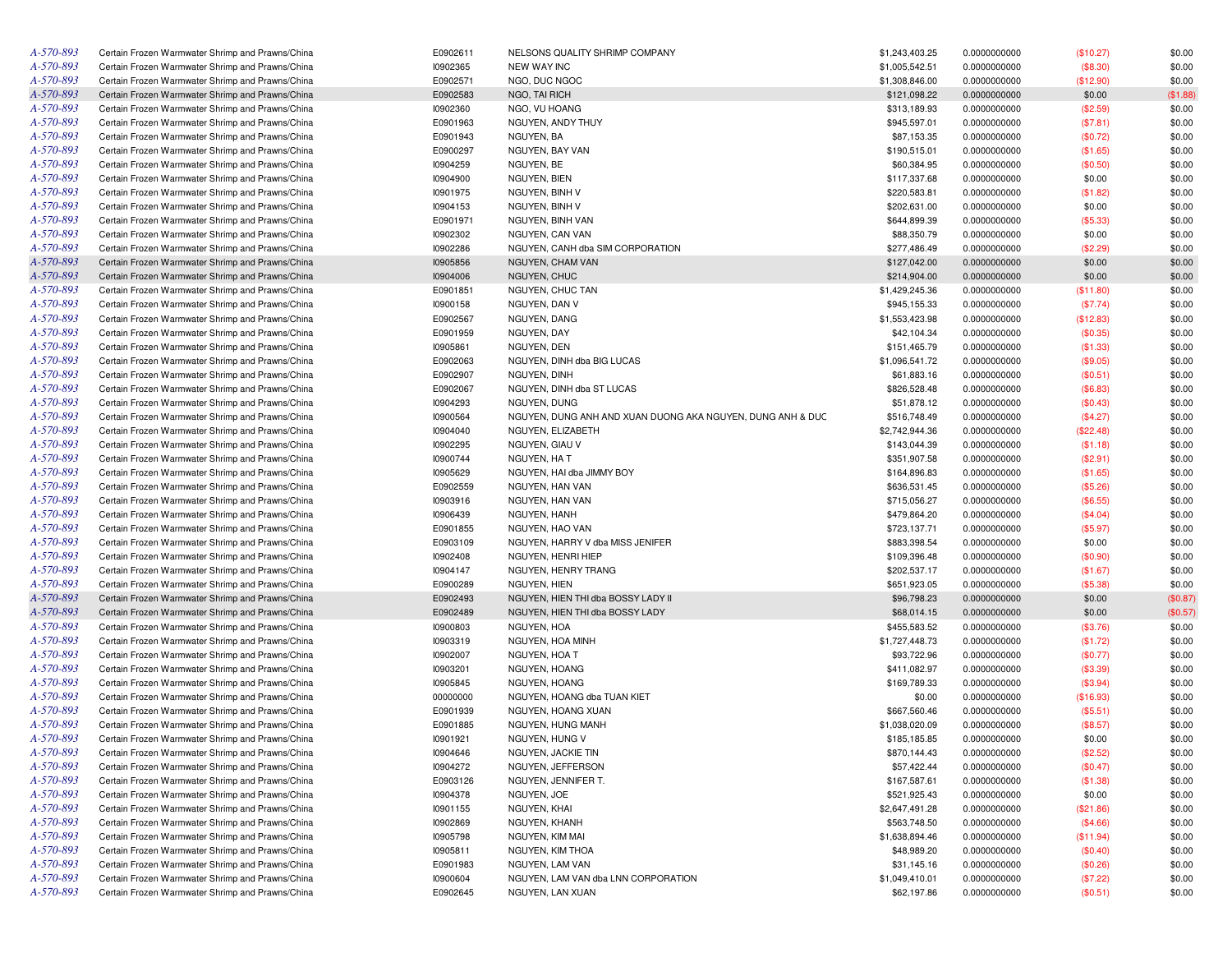| | | | | | | | |
|---|---|---|---|---|---|---|---|
| A-570-893 | Certain Frozen Warmwater Shrimp and Prawns/China | E0902611 | NELSONS QUALITY SHRIMP COMPANY | $1,243,403.25 | 0.0000000000 | ($10.27) | $0.00 |
| A-570-893 | Certain Frozen Warmwater Shrimp and Prawns/China | I0902365 | NEW WAY INC | $1,005,542.51 | 0.0000000000 | ($8.30) | $0.00 |
| A-570-893 | Certain Frozen Warmwater Shrimp and Prawns/China | E0902571 | NGO, DUC NGOC | $1,308,846.00 | 0.0000000000 | ($12.90) | $0.00 |
| A-570-893 | Certain Frozen Warmwater Shrimp and Prawns/China | E0902583 | NGO, TAI RICH | $121,098.22 | 0.0000000000 | $0.00 | ($1.88) |
| A-570-893 | Certain Frozen Warmwater Shrimp and Prawns/China | I0902360 | NGO, VU HOANG | $313,189.93 | 0.0000000000 | ($2.59) | $0.00 |
| A-570-893 | Certain Frozen Warmwater Shrimp and Prawns/China | E0901963 | NGUYEN, ANDY THUY | $945,597.01 | 0.0000000000 | ($7.81) | $0.00 |
| A-570-893 | Certain Frozen Warmwater Shrimp and Prawns/China | E0901943 | NGUYEN, BA | $87,153.35 | 0.0000000000 | ($0.72) | $0.00 |
| A-570-893 | Certain Frozen Warmwater Shrimp and Prawns/China | E0900297 | NGUYEN, BAY VAN | $190,515.01 | 0.0000000000 | ($1.65) | $0.00 |
| A-570-893 | Certain Frozen Warmwater Shrimp and Prawns/China | I0904259 | NGUYEN, BE | $60,384.95 | 0.0000000000 | ($0.50) | $0.00 |
| A-570-893 | Certain Frozen Warmwater Shrimp and Prawns/China | I0904900 | NGUYEN, BIEN | $117,337.68 | 0.0000000000 | $0.00 | $0.00 |
| A-570-893 | Certain Frozen Warmwater Shrimp and Prawns/China | I0901975 | NGUYEN, BINH V | $220,583.81 | 0.0000000000 | ($1.82) | $0.00 |
| A-570-893 | Certain Frozen Warmwater Shrimp and Prawns/China | I0904153 | NGUYEN, BINH V | $202,631.00 | 0.0000000000 | $0.00 | $0.00 |
| A-570-893 | Certain Frozen Warmwater Shrimp and Prawns/China | E0901971 | NGUYEN, BINH VAN | $644,899.39 | 0.0000000000 | ($5.33) | $0.00 |
| A-570-893 | Certain Frozen Warmwater Shrimp and Prawns/China | I0902302 | NGUYEN, CAN VAN | $88,350.79 | 0.0000000000 | $0.00 | $0.00 |
| A-570-893 | Certain Frozen Warmwater Shrimp and Prawns/China | I0902286 | NGUYEN, CANH dba SIM CORPORATION | $277,486.49 | 0.0000000000 | ($2.29) | $0.00 |
| A-570-893 | Certain Frozen Warmwater Shrimp and Prawns/China | I0905856 | NGUYEN, CHAM VAN | $127,042.00 | 0.0000000000 | $0.00 | $0.00 |
| A-570-893 | Certain Frozen Warmwater Shrimp and Prawns/China | I0904006 | NGUYEN, CHUC | $214,904.00 | 0.0000000000 | $0.00 | $0.00 |
| A-570-893 | Certain Frozen Warmwater Shrimp and Prawns/China | E0901851 | NGUYEN, CHUC TAN | $1,429,245.36 | 0.0000000000 | ($11.80) | $0.00 |
| A-570-893 | Certain Frozen Warmwater Shrimp and Prawns/China | I0900158 | NGUYEN, DAN V | $945,155.33 | 0.0000000000 | ($7.74) | $0.00 |
| A-570-893 | Certain Frozen Warmwater Shrimp and Prawns/China | E0902567 | NGUYEN, DANG | $1,553,423.98 | 0.0000000000 | ($12.83) | $0.00 |
| A-570-893 | Certain Frozen Warmwater Shrimp and Prawns/China | E0901959 | NGUYEN, DAY | $42,104.34 | 0.0000000000 | ($0.35) | $0.00 |
| A-570-893 | Certain Frozen Warmwater Shrimp and Prawns/China | I0905861 | NGUYEN, DEN | $151,465.79 | 0.0000000000 | ($1.33) | $0.00 |
| A-570-893 | Certain Frozen Warmwater Shrimp and Prawns/China | E0902063 | NGUYEN, DINH dba BIG LUCAS | $1,096,541.72 | 0.0000000000 | ($9.05) | $0.00 |
| A-570-893 | Certain Frozen Warmwater Shrimp and Prawns/China | E0902907 | NGUYEN, DINH | $61,883.16 | 0.0000000000 | ($0.51) | $0.00 |
| A-570-893 | Certain Frozen Warmwater Shrimp and Prawns/China | E0902067 | NGUYEN, DINH dba ST LUCAS | $826,528.48 | 0.0000000000 | ($6.83) | $0.00 |
| A-570-893 | Certain Frozen Warmwater Shrimp and Prawns/China | I0904293 | NGUYEN, DUNG | $51,878.12 | 0.0000000000 | ($0.43) | $0.00 |
| A-570-893 | Certain Frozen Warmwater Shrimp and Prawns/China | I0900564 | NGUYEN, DUNG ANH AND XUAN DUONG AKA NGUYEN, DUNG ANH & DUC | $516,748.49 | 0.0000000000 | ($4.27) | $0.00 |
| A-570-893 | Certain Frozen Warmwater Shrimp and Prawns/China | I0904040 | NGUYEN, ELIZABETH | $2,742,944.36 | 0.0000000000 | ($22.48) | $0.00 |
| A-570-893 | Certain Frozen Warmwater Shrimp and Prawns/China | I0902295 | NGUYEN, GIAU V | $143,044.39 | 0.0000000000 | ($1.18) | $0.00 |
| A-570-893 | Certain Frozen Warmwater Shrimp and Prawns/China | I0900744 | NGUYEN, HA T | $351,907.58 | 0.0000000000 | ($2.91) | $0.00 |
| A-570-893 | Certain Frozen Warmwater Shrimp and Prawns/China | I0905629 | NGUYEN, HAI dba JIMMY BOY | $164,896.83 | 0.0000000000 | ($1.65) | $0.00 |
| A-570-893 | Certain Frozen Warmwater Shrimp and Prawns/China | E0902559 | NGUYEN, HAN VAN | $636,531.45 | 0.0000000000 | ($5.26) | $0.00 |
| A-570-893 | Certain Frozen Warmwater Shrimp and Prawns/China | I0903916 | NGUYEN, HAN VAN | $715,056.27 | 0.0000000000 | ($6.55) | $0.00 |
| A-570-893 | Certain Frozen Warmwater Shrimp and Prawns/China | I0906439 | NGUYEN, HANH | $479,864.20 | 0.0000000000 | ($4.04) | $0.00 |
| A-570-893 | Certain Frozen Warmwater Shrimp and Prawns/China | E0901855 | NGUYEN, HAO VAN | $723,137.71 | 0.0000000000 | ($5.97) | $0.00 |
| A-570-893 | Certain Frozen Warmwater Shrimp and Prawns/China | E0903109 | NGUYEN, HARRY V dba MISS JENIFER | $883,398.54 | 0.0000000000 | $0.00 | $0.00 |
| A-570-893 | Certain Frozen Warmwater Shrimp and Prawns/China | I0902408 | NGUYEN, HENRI HIEP | $109,396.48 | 0.0000000000 | ($0.90) | $0.00 |
| A-570-893 | Certain Frozen Warmwater Shrimp and Prawns/China | I0904147 | NGUYEN, HENRY TRANG | $202,537.17 | 0.0000000000 | ($1.67) | $0.00 |
| A-570-893 | Certain Frozen Warmwater Shrimp and Prawns/China | E0900289 | NGUYEN, HIEN | $651,923.05 | 0.0000000000 | ($5.38) | $0.00 |
| A-570-893 | Certain Frozen Warmwater Shrimp and Prawns/China | E0902493 | NGUYEN, HIEN THI dba BOSSY LADY II | $96,798.23 | 0.0000000000 | $0.00 | ($0.87) |
| A-570-893 | Certain Frozen Warmwater Shrimp and Prawns/China | E0902489 | NGUYEN, HIEN THI dba BOSSY LADY | $68,014.15 | 0.0000000000 | $0.00 | ($0.57) |
| A-570-893 | Certain Frozen Warmwater Shrimp and Prawns/China | I0900803 | NGUYEN, HOA | $455,583.52 | 0.0000000000 | ($3.76) | $0.00 |
| A-570-893 | Certain Frozen Warmwater Shrimp and Prawns/China | I0903319 | NGUYEN, HOA MINH | $1,727,448.73 | 0.0000000000 | ($1.72) | $0.00 |
| A-570-893 | Certain Frozen Warmwater Shrimp and Prawns/China | I0902007 | NGUYEN, HOA T | $93,722.96 | 0.0000000000 | ($0.77) | $0.00 |
| A-570-893 | Certain Frozen Warmwater Shrimp and Prawns/China | I0903201 | NGUYEN, HOANG | $411,082.97 | 0.0000000000 | ($3.39) | $0.00 |
| A-570-893 | Certain Frozen Warmwater Shrimp and Prawns/China | I0905845 | NGUYEN, HOANG | $169,789.33 | 0.0000000000 | ($3.94) | $0.00 |
| A-570-893 | Certain Frozen Warmwater Shrimp and Prawns/China | 00000000 | NGUYEN, HOANG dba TUAN KIET | $0.00 | 0.0000000000 | ($16.93) | $0.00 |
| A-570-893 | Certain Frozen Warmwater Shrimp and Prawns/China | E0901939 | NGUYEN, HOANG XUAN | $667,560.46 | 0.0000000000 | ($5.51) | $0.00 |
| A-570-893 | Certain Frozen Warmwater Shrimp and Prawns/China | E0901885 | NGUYEN, HUNG MANH | $1,038,020.09 | 0.0000000000 | ($8.57) | $0.00 |
| A-570-893 | Certain Frozen Warmwater Shrimp and Prawns/China | I0901921 | NGUYEN, HUNG V | $185,185.85 | 0.0000000000 | $0.00 | $0.00 |
| A-570-893 | Certain Frozen Warmwater Shrimp and Prawns/China | I0904646 | NGUYEN, JACKIE TIN | $870,144.43 | 0.0000000000 | ($2.52) | $0.00 |
| A-570-893 | Certain Frozen Warmwater Shrimp and Prawns/China | I0904272 | NGUYEN, JEFFERSON | $57,422.44 | 0.0000000000 | ($0.47) | $0.00 |
| A-570-893 | Certain Frozen Warmwater Shrimp and Prawns/China | E0903126 | NGUYEN, JENNIFER T. | $167,587.61 | 0.0000000000 | ($1.38) | $0.00 |
| A-570-893 | Certain Frozen Warmwater Shrimp and Prawns/China | I0904378 | NGUYEN, JOE | $521,925.43 | 0.0000000000 | $0.00 | $0.00 |
| A-570-893 | Certain Frozen Warmwater Shrimp and Prawns/China | I0901155 | NGUYEN, KHAI | $2,647,491.28 | 0.0000000000 | ($21.86) | $0.00 |
| A-570-893 | Certain Frozen Warmwater Shrimp and Prawns/China | I0902869 | NGUYEN, KHANH | $563,748.50 | 0.0000000000 | ($4.66) | $0.00 |
| A-570-893 | Certain Frozen Warmwater Shrimp and Prawns/China | I0905798 | NGUYEN, KIM MAI | $1,638,894.46 | 0.0000000000 | ($11.94) | $0.00 |
| A-570-893 | Certain Frozen Warmwater Shrimp and Prawns/China | I0905811 | NGUYEN, KIM THOA | $48,989.20 | 0.0000000000 | ($0.40) | $0.00 |
| A-570-893 | Certain Frozen Warmwater Shrimp and Prawns/China | E0901983 | NGUYEN, LAM VAN | $31,145.16 | 0.0000000000 | ($0.26) | $0.00 |
| A-570-893 | Certain Frozen Warmwater Shrimp and Prawns/China | I0900604 | NGUYEN, LAM VAN dba LNN CORPORATION | $1,049,410.01 | 0.0000000000 | ($7.22) | $0.00 |
| A-570-893 | Certain Frozen Warmwater Shrimp and Prawns/China | E0902645 | NGUYEN, LAN XUAN | $62,197.86 | 0.0000000000 | ($0.51) | $0.00 |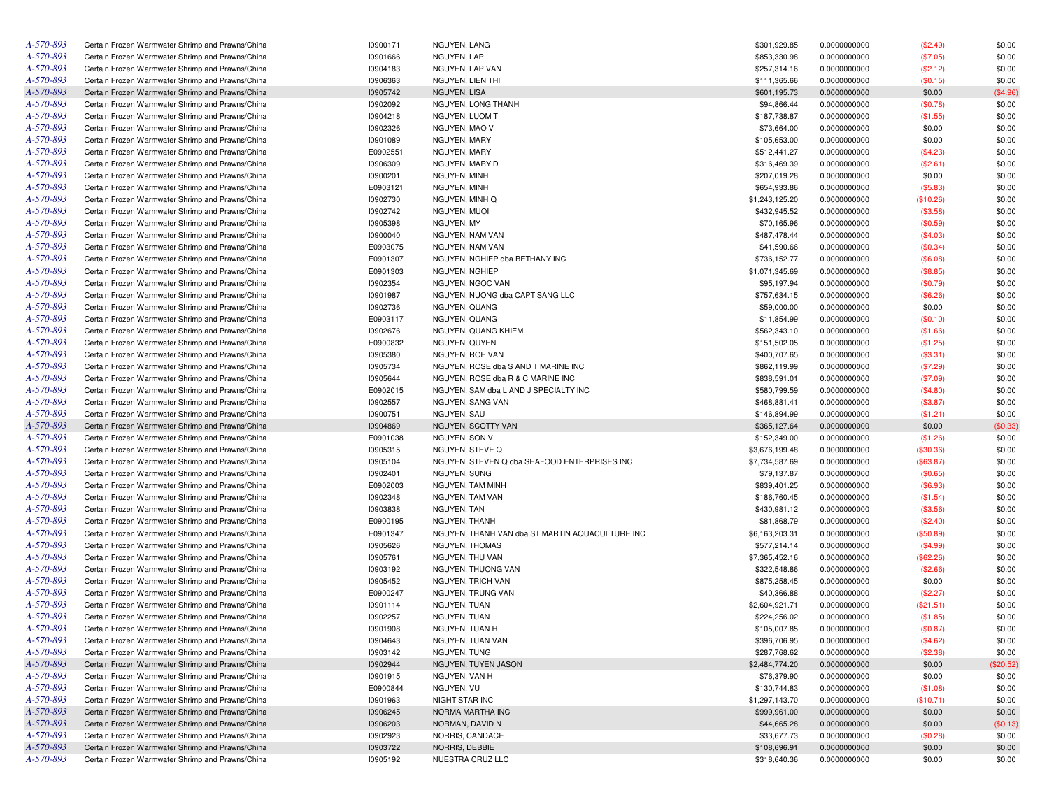| | | | | | | | |
|---|---|---|---|---|---|---|---|
| A-570-893 | Certain Frozen Warmwater Shrimp and Prawns/China | I0900171 | NGUYEN, LANG | $301,929.85 | 0.0000000000 | ($2.49) | $0.00 |
| A-570-893 | Certain Frozen Warmwater Shrimp and Prawns/China | I0901666 | NGUYEN, LAP | $853,330.98 | 0.0000000000 | ($7.05) | $0.00 |
| A-570-893 | Certain Frozen Warmwater Shrimp and Prawns/China | I0904183 | NGUYEN, LAP VAN | $257,314.16 | 0.0000000000 | ($2.12) | $0.00 |
| A-570-893 | Certain Frozen Warmwater Shrimp and Prawns/China | I0906363 | NGUYEN, LIEN THI | $111,365.66 | 0.0000000000 | ($0.15) | $0.00 |
| A-570-893 | Certain Frozen Warmwater Shrimp and Prawns/China | I0905742 | NGUYEN, LISA | $601,195.73 | 0.0000000000 | $0.00 | ($4.96) |
| A-570-893 | Certain Frozen Warmwater Shrimp and Prawns/China | I0902092 | NGUYEN, LONG THANH | $94,866.44 | 0.0000000000 | ($0.78) | $0.00 |
| A-570-893 | Certain Frozen Warmwater Shrimp and Prawns/China | I0904218 | NGUYEN, LUOM T | $187,738.87 | 0.0000000000 | ($1.55) | $0.00 |
| A-570-893 | Certain Frozen Warmwater Shrimp and Prawns/China | I0902326 | NGUYEN, MAO V | $73,664.00 | 0.0000000000 | $0.00 | $0.00 |
| A-570-893 | Certain Frozen Warmwater Shrimp and Prawns/China | I0901089 | NGUYEN, MARY | $105,653.00 | 0.0000000000 | $0.00 | $0.00 |
| A-570-893 | Certain Frozen Warmwater Shrimp and Prawns/China | E0902551 | NGUYEN, MARY | $512,441.27 | 0.0000000000 | ($4.23) | $0.00 |
| A-570-893 | Certain Frozen Warmwater Shrimp and Prawns/China | I0906309 | NGUYEN, MARY D | $316,469.39 | 0.0000000000 | ($2.61) | $0.00 |
| A-570-893 | Certain Frozen Warmwater Shrimp and Prawns/China | I0900201 | NGUYEN, MINH | $207,019.28 | 0.0000000000 | $0.00 | $0.00 |
| A-570-893 | Certain Frozen Warmwater Shrimp and Prawns/China | E0903121 | NGUYEN, MINH | $654,933.86 | 0.0000000000 | ($5.83) | $0.00 |
| A-570-893 | Certain Frozen Warmwater Shrimp and Prawns/China | I0902730 | NGUYEN, MINH Q | $1,243,125.20 | 0.0000000000 | ($10.26) | $0.00 |
| A-570-893 | Certain Frozen Warmwater Shrimp and Prawns/China | I0902742 | NGUYEN, MUOI | $432,945.52 | 0.0000000000 | ($3.58) | $0.00 |
| A-570-893 | Certain Frozen Warmwater Shrimp and Prawns/China | I0905398 | NGUYEN, MY | $70,165.96 | 0.0000000000 | ($0.59) | $0.00 |
| A-570-893 | Certain Frozen Warmwater Shrimp and Prawns/China | I0900040 | NGUYEN, NAM VAN | $487,478.44 | 0.0000000000 | ($4.03) | $0.00 |
| A-570-893 | Certain Frozen Warmwater Shrimp and Prawns/China | E0903075 | NGUYEN, NAM VAN | $41,590.66 | 0.0000000000 | ($0.34) | $0.00 |
| A-570-893 | Certain Frozen Warmwater Shrimp and Prawns/China | E0901307 | NGUYEN, NGHIEP dba BETHANY INC | $736,152.77 | 0.0000000000 | ($6.08) | $0.00 |
| A-570-893 | Certain Frozen Warmwater Shrimp and Prawns/China | E0901303 | NGUYEN, NGHIEP | $1,071,345.69 | 0.0000000000 | ($8.85) | $0.00 |
| A-570-893 | Certain Frozen Warmwater Shrimp and Prawns/China | I0902354 | NGUYEN, NGOC VAN | $95,197.94 | 0.0000000000 | ($0.79) | $0.00 |
| A-570-893 | Certain Frozen Warmwater Shrimp and Prawns/China | I0901987 | NGUYEN, NUONG dba CAPT SANG LLC | $757,634.15 | 0.0000000000 | ($6.26) | $0.00 |
| A-570-893 | Certain Frozen Warmwater Shrimp and Prawns/China | I0902736 | NGUYEN, QUANG | $59,000.00 | 0.0000000000 | $0.00 | $0.00 |
| A-570-893 | Certain Frozen Warmwater Shrimp and Prawns/China | E0903117 | NGUYEN, QUANG | $11,854.99 | 0.0000000000 | ($0.10) | $0.00 |
| A-570-893 | Certain Frozen Warmwater Shrimp and Prawns/China | I0902676 | NGUYEN, QUANG KHIEM | $562,343.10 | 0.0000000000 | ($1.66) | $0.00 |
| A-570-893 | Certain Frozen Warmwater Shrimp and Prawns/China | E0900832 | NGUYEN, QUYEN | $151,502.05 | 0.0000000000 | ($1.25) | $0.00 |
| A-570-893 | Certain Frozen Warmwater Shrimp and Prawns/China | I0905380 | NGUYEN, ROE VAN | $400,707.65 | 0.0000000000 | ($3.31) | $0.00 |
| A-570-893 | Certain Frozen Warmwater Shrimp and Prawns/China | I0905734 | NGUYEN, ROSE dba S AND T MARINE INC | $862,119.99 | 0.0000000000 | ($7.29) | $0.00 |
| A-570-893 | Certain Frozen Warmwater Shrimp and Prawns/China | I0905644 | NGUYEN, ROSE dba R & C MARINE INC | $838,591.01 | 0.0000000000 | ($7.09) | $0.00 |
| A-570-893 | Certain Frozen Warmwater Shrimp and Prawns/China | E0902015 | NGUYEN, SAM dba L AND J SPECIALTY INC | $580,799.59 | 0.0000000000 | ($4.80) | $0.00 |
| A-570-893 | Certain Frozen Warmwater Shrimp and Prawns/China | I0902557 | NGUYEN, SANG VAN | $468,881.41 | 0.0000000000 | ($3.87) | $0.00 |
| A-570-893 | Certain Frozen Warmwater Shrimp and Prawns/China | I0900751 | NGUYEN, SAU | $146,894.99 | 0.0000000000 | ($1.21) | $0.00 |
| A-570-893 | Certain Frozen Warmwater Shrimp and Prawns/China | I0904869 | NGUYEN, SCOTTY VAN | $365,127.64 | 0.0000000000 | $0.00 | ($0.33) |
| A-570-893 | Certain Frozen Warmwater Shrimp and Prawns/China | E0901038 | NGUYEN, SON V | $152,349.00 | 0.0000000000 | ($1.26) | $0.00 |
| A-570-893 | Certain Frozen Warmwater Shrimp and Prawns/China | I0905315 | NGUYEN, STEVE Q | $3,676,199.48 | 0.0000000000 | ($30.36) | $0.00 |
| A-570-893 | Certain Frozen Warmwater Shrimp and Prawns/China | I0905104 | NGUYEN, STEVEN Q dba SEAFOOD ENTERPRISES INC | $7,734,587.69 | 0.0000000000 | ($63.87) | $0.00 |
| A-570-893 | Certain Frozen Warmwater Shrimp and Prawns/China | I0902401 | NGUYEN, SUNG | $79,137.87 | 0.0000000000 | ($0.65) | $0.00 |
| A-570-893 | Certain Frozen Warmwater Shrimp and Prawns/China | E0902003 | NGUYEN, TAM MINH | $839,401.25 | 0.0000000000 | ($6.93) | $0.00 |
| A-570-893 | Certain Frozen Warmwater Shrimp and Prawns/China | I0902348 | NGUYEN, TAM VAN | $186,760.45 | 0.0000000000 | ($1.54) | $0.00 |
| A-570-893 | Certain Frozen Warmwater Shrimp and Prawns/China | I0903838 | NGUYEN, TAN | $430,981.12 | 0.0000000000 | ($3.56) | $0.00 |
| A-570-893 | Certain Frozen Warmwater Shrimp and Prawns/China | E0900195 | NGUYEN, THANH | $81,868.79 | 0.0000000000 | ($2.40) | $0.00 |
| A-570-893 | Certain Frozen Warmwater Shrimp and Prawns/China | E0901347 | NGUYEN, THANH VAN dba ST MARTIN AQUACULTURE INC | $6,163,203.31 | 0.0000000000 | ($50.89) | $0.00 |
| A-570-893 | Certain Frozen Warmwater Shrimp and Prawns/China | I0905626 | NGUYEN, THOMAS | $577,214.14 | 0.0000000000 | ($4.99) | $0.00 |
| A-570-893 | Certain Frozen Warmwater Shrimp and Prawns/China | I0905761 | NGUYEN, THU VAN | $7,365,452.16 | 0.0000000000 | ($62.26) | $0.00 |
| A-570-893 | Certain Frozen Warmwater Shrimp and Prawns/China | I0903192 | NGUYEN, THUONG VAN | $322,548.86 | 0.0000000000 | ($2.66) | $0.00 |
| A-570-893 | Certain Frozen Warmwater Shrimp and Prawns/China | I0905452 | NGUYEN, TRICH VAN | $875,258.45 | 0.0000000000 | $0.00 | $0.00 |
| A-570-893 | Certain Frozen Warmwater Shrimp and Prawns/China | E0900247 | NGUYEN, TRUNG VAN | $40,366.88 | 0.0000000000 | ($2.27) | $0.00 |
| A-570-893 | Certain Frozen Warmwater Shrimp and Prawns/China | I0901114 | NGUYEN, TUAN | $2,604,921.71 | 0.0000000000 | ($21.51) | $0.00 |
| A-570-893 | Certain Frozen Warmwater Shrimp and Prawns/China | I0902257 | NGUYEN, TUAN | $224,256.02 | 0.0000000000 | ($1.85) | $0.00 |
| A-570-893 | Certain Frozen Warmwater Shrimp and Prawns/China | I0901908 | NGUYEN, TUAN H | $105,007.85 | 0.0000000000 | ($0.87) | $0.00 |
| A-570-893 | Certain Frozen Warmwater Shrimp and Prawns/China | I0904643 | NGUYEN, TUAN VAN | $396,706.95 | 0.0000000000 | ($4.62) | $0.00 |
| A-570-893 | Certain Frozen Warmwater Shrimp and Prawns/China | I0903142 | NGUYEN, TUNG | $287,768.62 | 0.0000000000 | ($2.38) | $0.00 |
| A-570-893 | Certain Frozen Warmwater Shrimp and Prawns/China | I0902944 | NGUYEN, TUYEN JASON | $2,484,774.20 | 0.0000000000 | $0.00 | ($20.52) |
| A-570-893 | Certain Frozen Warmwater Shrimp and Prawns/China | I0901915 | NGUYEN, VAN H | $76,379.90 | 0.0000000000 | $0.00 | $0.00 |
| A-570-893 | Certain Frozen Warmwater Shrimp and Prawns/China | E0900844 | NGUYEN, VU | $130,744.83 | 0.0000000000 | ($1.08) | $0.00 |
| A-570-893 | Certain Frozen Warmwater Shrimp and Prawns/China | I0901963 | NIGHT STAR INC | $1,297,143.70 | 0.0000000000 | ($10.71) | $0.00 |
| A-570-893 | Certain Frozen Warmwater Shrimp and Prawns/China | I0906245 | NORMA MARTHA INC | $999,961.00 | 0.0000000000 | $0.00 | $0.00 |
| A-570-893 | Certain Frozen Warmwater Shrimp and Prawns/China | I0906203 | NORMAN, DAVID N | $44,665.28 | 0.0000000000 | $0.00 | ($0.13) |
| A-570-893 | Certain Frozen Warmwater Shrimp and Prawns/China | I0902923 | NORRIS, CANDACE | $33,677.73 | 0.0000000000 | ($0.28) | $0.00 |
| A-570-893 | Certain Frozen Warmwater Shrimp and Prawns/China | I0903722 | NORRIS, DEBBIE | $108,696.91 | 0.0000000000 | $0.00 | $0.00 |
| A-570-893 | Certain Frozen Warmwater Shrimp and Prawns/China | I0905192 | NUESTRA CRUZ LLC | $318,640.36 | 0.0000000000 | $0.00 | $0.00 |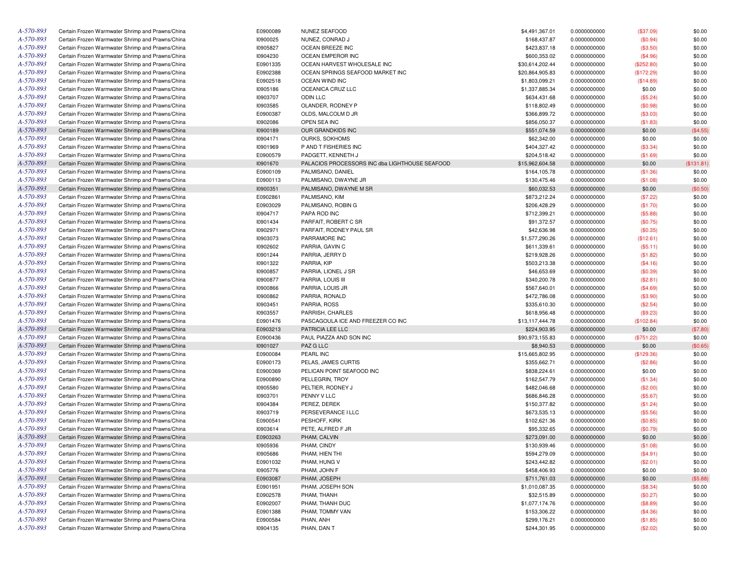| | | | | | | | |
|---|---|---|---|---|---|---|---|
| A-570-893 | Certain Frozen Warmwater Shrimp and Prawns/China | E0900089 | NUNEZ SEAFOOD | $4,491,367.01 | 0.0000000000 | ($37.09) | $0.00 |
| A-570-893 | Certain Frozen Warmwater Shrimp and Prawns/China | I0900025 | NUNEZ, CONRAD J | $168,437.87 | 0.0000000000 | ($0.94) | $0.00 |
| A-570-893 | Certain Frozen Warmwater Shrimp and Prawns/China | I0905827 | OCEAN BREEZE INC | $423,837.18 | 0.0000000000 | ($3.50) | $0.00 |
| A-570-893 | Certain Frozen Warmwater Shrimp and Prawns/China | I0904230 | OCEAN EMPEROR INC | $600,353.02 | 0.0000000000 | ($4.96) | $0.00 |
| A-570-893 | Certain Frozen Warmwater Shrimp and Prawns/China | E0901335 | OCEAN HARVEST WHOLESALE INC | $30,614,202.44 | 0.0000000000 | ($252.80) | $0.00 |
| A-570-893 | Certain Frozen Warmwater Shrimp and Prawns/China | E0902388 | OCEAN SPRINGS SEAFOOD MARKET INC | $20,864,905.83 | 0.0000000000 | ($172.29) | $0.00 |
| A-570-893 | Certain Frozen Warmwater Shrimp and Prawns/China | E0902518 | OCEAN WIND INC | $1,803,099.21 | 0.0000000000 | ($14.89) | $0.00 |
| A-570-893 | Certain Frozen Warmwater Shrimp and Prawns/China | I0905186 | OCEANICA CRUZ LLC | $1,337,885.34 | 0.0000000000 | $0.00 | $0.00 |
| A-570-893 | Certain Frozen Warmwater Shrimp and Prawns/China | I0903707 | ODIN LLC | $634,431.68 | 0.0000000000 | ($5.24) | $0.00 |
| A-570-893 | Certain Frozen Warmwater Shrimp and Prawns/China | I0903585 | OLANDER, RODNEY P | $118,802.49 | 0.0000000000 | ($0.98) | $0.00 |
| A-570-893 | Certain Frozen Warmwater Shrimp and Prawns/China | E0900387 | OLDS, MALCOLM D JR | $366,899.72 | 0.0000000000 | ($3.03) | $0.00 |
| A-570-893 | Certain Frozen Warmwater Shrimp and Prawns/China | I0902086 | OPEN SEA INC | $856,050.37 | 0.0000000000 | ($1.83) | $0.00 |
| A-570-893 | Certain Frozen Warmwater Shrimp and Prawns/China | I0900189 | OUR GRANDKIDS INC | $551,074.59 | 0.0000000000 | $0.00 | ($4.55) |
| A-570-893 | Certain Frozen Warmwater Shrimp and Prawns/China | I0904171 | OURKS, SOKHOMS | $62,342.00 | 0.0000000000 | $0.00 | $0.00 |
| A-570-893 | Certain Frozen Warmwater Shrimp and Prawns/China | I0901969 | P AND T FISHERIES INC | $404,327.42 | 0.0000000000 | ($3.34) | $0.00 |
| A-570-893 | Certain Frozen Warmwater Shrimp and Prawns/China | E0900579 | PADGETT, KENNETH J | $204,518.42 | 0.0000000000 | ($1.69) | $0.00 |
| A-570-893 | Certain Frozen Warmwater Shrimp and Prawns/China | I0901670 | PALACIOS PROCESSORS INC dba LIGHTHOUSE SEAFOOD | $15,962,604.58 | 0.0000000000 | $0.00 | ($131.81) |
| A-570-893 | Certain Frozen Warmwater Shrimp and Prawns/China | E0900109 | PALMISANO, DANIEL | $164,105.78 | 0.0000000000 | ($1.36) | $0.00 |
| A-570-893 | Certain Frozen Warmwater Shrimp and Prawns/China | E0900113 | PALMISANO, DWAYNE JR | $130,475.46 | 0.0000000000 | ($1.08) | $0.00 |
| A-570-893 | Certain Frozen Warmwater Shrimp and Prawns/China | I0900351 | PALMISANO, DWAYNE M SR | $60,032.53 | 0.0000000000 | $0.00 | ($0.50) |
| A-570-893 | Certain Frozen Warmwater Shrimp and Prawns/China | E0902861 | PALMISANO, KIM | $873,212.24 | 0.0000000000 | ($7.22) | $0.00 |
| A-570-893 | Certain Frozen Warmwater Shrimp and Prawns/China | E0903029 | PALMISANO, ROBIN G | $206,428.29 | 0.0000000000 | ($1.70) | $0.00 |
| A-570-893 | Certain Frozen Warmwater Shrimp and Prawns/China | I0904717 | PAPA ROD INC | $712,399.21 | 0.0000000000 | ($5.88) | $0.00 |
| A-570-893 | Certain Frozen Warmwater Shrimp and Prawns/China | I0901434 | PARFAIT, ROBERT C SR | $91,372.57 | 0.0000000000 | ($0.75) | $0.00 |
| A-570-893 | Certain Frozen Warmwater Shrimp and Prawns/China | I0902971 | PARFAIT, RODNEY PAUL SR | $42,636.98 | 0.0000000000 | ($0.35) | $0.00 |
| A-570-893 | Certain Frozen Warmwater Shrimp and Prawns/China | I0903073 | PARRAMORE INC | $1,577,290.26 | 0.0000000000 | ($12.61) | $0.00 |
| A-570-893 | Certain Frozen Warmwater Shrimp and Prawns/China | I0902602 | PARRIA, GAVIN C | $611,339.61 | 0.0000000000 | ($5.11) | $0.00 |
| A-570-893 | Certain Frozen Warmwater Shrimp and Prawns/China | I0901244 | PARRIA, JERRY D | $219,928.26 | 0.0000000000 | ($1.82) | $0.00 |
| A-570-893 | Certain Frozen Warmwater Shrimp and Prawns/China | I0901322 | PARRIA, KIP | $503,213.38 | 0.0000000000 | ($4.16) | $0.00 |
| A-570-893 | Certain Frozen Warmwater Shrimp and Prawns/China | I0900857 | PARRIA, LIONEL J SR | $46,653.69 | 0.0000000000 | ($0.39) | $0.00 |
| A-570-893 | Certain Frozen Warmwater Shrimp and Prawns/China | I0900877 | PARRIA, LOUIS III | $340,200.78 | 0.0000000000 | ($2.81) | $0.00 |
| A-570-893 | Certain Frozen Warmwater Shrimp and Prawns/China | I0900866 | PARRIA, LOUIS JR | $567,640.01 | 0.0000000000 | ($4.69) | $0.00 |
| A-570-893 | Certain Frozen Warmwater Shrimp and Prawns/China | I0900862 | PARRIA, RONALD | $472,786.08 | 0.0000000000 | ($3.90) | $0.00 |
| A-570-893 | Certain Frozen Warmwater Shrimp and Prawns/China | I0903451 | PARRIA, ROSS | $335,610.30 | 0.0000000000 | ($2.54) | $0.00 |
| A-570-893 | Certain Frozen Warmwater Shrimp and Prawns/China | I0903557 | PARRISH, CHARLES | $618,956.48 | 0.0000000000 | ($9.23) | $0.00 |
| A-570-893 | Certain Frozen Warmwater Shrimp and Prawns/China | E0901476 | PASCAGOULA ICE AND FREEZER CO INC | $13,117,444.78 | 0.0000000000 | ($102.84) | $0.00 |
| A-570-893 | Certain Frozen Warmwater Shrimp and Prawns/China | E0903213 | PATRICIA LEE LLC | $224,903.95 | 0.0000000000 | $0.00 | ($7.80) |
| A-570-893 | Certain Frozen Warmwater Shrimp and Prawns/China | E0900436 | PAUL PIAZZA AND SON INC | $90,973,155.83 | 0.0000000000 | ($751.22) | $0.00 |
| A-570-893 | Certain Frozen Warmwater Shrimp and Prawns/China | I0901027 | PAZ G LLC | $8,940.53 | 0.0000000000 | $0.00 | ($0.65) |
| A-570-893 | Certain Frozen Warmwater Shrimp and Prawns/China | E0900084 | PEARL INC | $15,665,802.95 | 0.0000000000 | ($129.36) | $0.00 |
| A-570-893 | Certain Frozen Warmwater Shrimp and Prawns/China | E0900173 | PELAS, JAMES CURTIS | $355,662.71 | 0.0000000000 | ($2.86) | $0.00 |
| A-570-893 | Certain Frozen Warmwater Shrimp and Prawns/China | E0900369 | PELICAN POINT SEAFOOD INC | $838,224.61 | 0.0000000000 | $0.00 | $0.00 |
| A-570-893 | Certain Frozen Warmwater Shrimp and Prawns/China | E0900890 | PELLEGRIN, TROY | $162,547.79 | 0.0000000000 | ($1.34) | $0.00 |
| A-570-893 | Certain Frozen Warmwater Shrimp and Prawns/China | I0905580 | PELTIER, RODNEY J | $482,046.68 | 0.0000000000 | ($2.00) | $0.00 |
| A-570-893 | Certain Frozen Warmwater Shrimp and Prawns/China | I0903701 | PENNY V LLC | $686,846.28 | 0.0000000000 | ($5.67) | $0.00 |
| A-570-893 | Certain Frozen Warmwater Shrimp and Prawns/China | I0904384 | PEREZ, DEREK | $150,377.82 | 0.0000000000 | ($1.24) | $0.00 |
| A-570-893 | Certain Frozen Warmwater Shrimp and Prawns/China | I0903719 | PERSEVERANCE I LLC | $673,535.13 | 0.0000000000 | ($5.56) | $0.00 |
| A-570-893 | Certain Frozen Warmwater Shrimp and Prawns/China | E0900541 | PESHOFF, KIRK | $102,621.36 | 0.0000000000 | ($0.85) | $0.00 |
| A-570-893 | Certain Frozen Warmwater Shrimp and Prawns/China | I0903614 | PETE, ALFRED F JR | $95,332.65 | 0.0000000000 | ($0.79) | $0.00 |
| A-570-893 | Certain Frozen Warmwater Shrimp and Prawns/China | E0903263 | PHAM, CALVIN | $273,091.00 | 0.0000000000 | $0.00 | $0.00 |
| A-570-893 | Certain Frozen Warmwater Shrimp and Prawns/China | I0905936 | PHAM, CINDY | $130,939.46 | 0.0000000000 | ($1.08) | $0.00 |
| A-570-893 | Certain Frozen Warmwater Shrimp and Prawns/China | I0905686 | PHAM, HIEN THI | $594,279.09 | 0.0000000000 | ($4.91) | $0.00 |
| A-570-893 | Certain Frozen Warmwater Shrimp and Prawns/China | E0901032 | PHAM, HUNG V | $243,442.82 | 0.0000000000 | ($2.01) | $0.00 |
| A-570-893 | Certain Frozen Warmwater Shrimp and Prawns/China | I0905776 | PHAM, JOHN F | $458,406.93 | 0.0000000000 | $0.00 | $0.00 |
| A-570-893 | Certain Frozen Warmwater Shrimp and Prawns/China | E0903087 | PHAM, JOSEPH | $711,761.03 | 0.0000000000 | $0.00 | ($5.88) |
| A-570-893 | Certain Frozen Warmwater Shrimp and Prawns/China | E0901951 | PHAM, JOSEPH SON | $1,010,087.35 | 0.0000000000 | ($8.34) | $0.00 |
| A-570-893 | Certain Frozen Warmwater Shrimp and Prawns/China | E0902578 | PHAM, THANH | $32,515.89 | 0.0000000000 | ($0.27) | $0.00 |
| A-570-893 | Certain Frozen Warmwater Shrimp and Prawns/China | E0902007 | PHAM, THANH DUC | $1,077,174.76 | 0.0000000000 | ($8.89) | $0.00 |
| A-570-893 | Certain Frozen Warmwater Shrimp and Prawns/China | E0901388 | PHAM, TOMMY VAN | $153,306.22 | 0.0000000000 | ($4.36) | $0.00 |
| A-570-893 | Certain Frozen Warmwater Shrimp and Prawns/China | E0900584 | PHAN, ANH | $299,176.21 | 0.0000000000 | ($1.85) | $0.00 |
| A-570-893 | Certain Frozen Warmwater Shrimp and Prawns/China | I0904135 | PHAN, DAN T | $244,301.95 | 0.0000000000 | ($2.02) | $0.00 |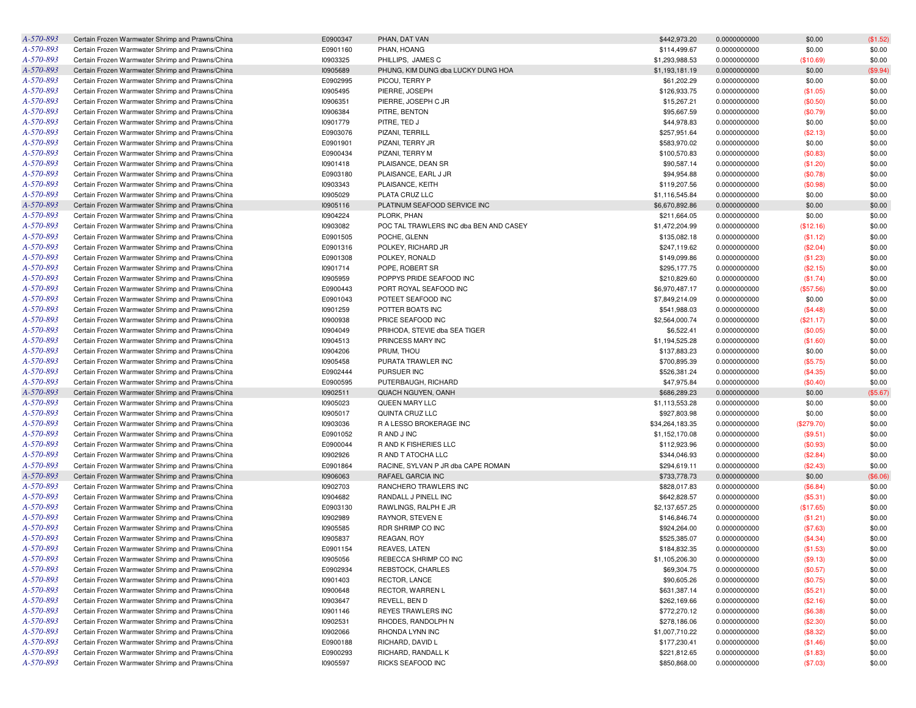| | | | | | | | |
|---|---|---|---|---|---|---|---|
| A-570-893 | Certain Frozen Warmwater Shrimp and Prawns/China | E0900347 | PHAN, DAT VAN | $442,973.20 | 0.0000000000 | $0.00 | ($1.52) |
| A-570-893 | Certain Frozen Warmwater Shrimp and Prawns/China | E0901160 | PHAN, HOANG | $114,499.67 | 0.0000000000 | $0.00 | $0.00 |
| A-570-893 | Certain Frozen Warmwater Shrimp and Prawns/China | I0903325 | PHILLIPS, JAMES C | $1,293,988.53 | 0.0000000000 | ($10.69) | $0.00 |
| A-570-893 | Certain Frozen Warmwater Shrimp and Prawns/China | I0905689 | PHUNG, KIM DUNG dba LUCKY DUNG HOA | $1,193,181.19 | 0.0000000000 | $0.00 | ($9.94) |
| A-570-893 | Certain Frozen Warmwater Shrimp and Prawns/China | E0902995 | PICOU, TERRY P | $61,202.29 | 0.0000000000 | $0.00 | $0.00 |
| A-570-893 | Certain Frozen Warmwater Shrimp and Prawns/China | I0905495 | PIERRE, JOSEPH | $126,933.75 | 0.0000000000 | ($1.05) | $0.00 |
| A-570-893 | Certain Frozen Warmwater Shrimp and Prawns/China | I0906351 | PIERRE, JOSEPH C JR | $15,267.21 | 0.0000000000 | ($0.50) | $0.00 |
| A-570-893 | Certain Frozen Warmwater Shrimp and Prawns/China | I0906384 | PITRE, BENTON | $95,667.59 | 0.0000000000 | ($0.79) | $0.00 |
| A-570-893 | Certain Frozen Warmwater Shrimp and Prawns/China | I0901779 | PITRE, TED J | $44,978.83 | 0.0000000000 | $0.00 | $0.00 |
| A-570-893 | Certain Frozen Warmwater Shrimp and Prawns/China | E0903076 | PIZANI, TERRILL | $257,951.64 | 0.0000000000 | ($2.13) | $0.00 |
| A-570-893 | Certain Frozen Warmwater Shrimp and Prawns/China | E0901901 | PIZANI, TERRY JR | $583,970.02 | 0.0000000000 | $0.00 | $0.00 |
| A-570-893 | Certain Frozen Warmwater Shrimp and Prawns/China | E0900434 | PIZANI, TERRY M | $100,570.83 | 0.0000000000 | ($0.83) | $0.00 |
| A-570-893 | Certain Frozen Warmwater Shrimp and Prawns/China | I0901418 | PLAISANCE, DEAN SR | $90,587.14 | 0.0000000000 | ($1.20) | $0.00 |
| A-570-893 | Certain Frozen Warmwater Shrimp and Prawns/China | E0903180 | PLAISANCE, EARL J JR | $94,954.88 | 0.0000000000 | ($0.78) | $0.00 |
| A-570-893 | Certain Frozen Warmwater Shrimp and Prawns/China | I0903343 | PLAISANCE, KEITH | $119,207.56 | 0.0000000000 | ($0.98) | $0.00 |
| A-570-893 | Certain Frozen Warmwater Shrimp and Prawns/China | I0905029 | PLATA CRUZ LLC | $1,116,545.84 | 0.0000000000 | $0.00 | $0.00 |
| A-570-893 | Certain Frozen Warmwater Shrimp and Prawns/China | I0905116 | PLATINUM SEAFOOD SERVICE INC | $6,670,892.86 | 0.0000000000 | $0.00 | $0.00 |
| A-570-893 | Certain Frozen Warmwater Shrimp and Prawns/China | I0904224 | PLORK, PHAN | $211,664.05 | 0.0000000000 | $0.00 | $0.00 |
| A-570-893 | Certain Frozen Warmwater Shrimp and Prawns/China | I0903082 | POC TAL TRAWLERS INC dba BEN AND CASEY | $1,472,204.99 | 0.0000000000 | ($12.16) | $0.00 |
| A-570-893 | Certain Frozen Warmwater Shrimp and Prawns/China | E0901505 | POCHE, GLENN | $135,082.18 | 0.0000000000 | ($1.12) | $0.00 |
| A-570-893 | Certain Frozen Warmwater Shrimp and Prawns/China | E0901316 | POLKEY, RICHARD JR | $247,119.62 | 0.0000000000 | ($2.04) | $0.00 |
| A-570-893 | Certain Frozen Warmwater Shrimp and Prawns/China | E0901308 | POLKEY, RONALD | $149,099.86 | 0.0000000000 | ($1.23) | $0.00 |
| A-570-893 | Certain Frozen Warmwater Shrimp and Prawns/China | I0901714 | POPE, ROBERT SR | $295,177.75 | 0.0000000000 | ($2.15) | $0.00 |
| A-570-893 | Certain Frozen Warmwater Shrimp and Prawns/China | I0905959 | POPPYS PRIDE SEAFOOD INC | $210,829.60 | 0.0000000000 | ($1.74) | $0.00 |
| A-570-893 | Certain Frozen Warmwater Shrimp and Prawns/China | E0900443 | PORT ROYAL SEAFOOD INC | $6,970,487.17 | 0.0000000000 | ($57.56) | $0.00 |
| A-570-893 | Certain Frozen Warmwater Shrimp and Prawns/China | E0901043 | POTEET SEAFOOD INC | $7,849,214.09 | 0.0000000000 | $0.00 | $0.00 |
| A-570-893 | Certain Frozen Warmwater Shrimp and Prawns/China | I0901259 | POTTER BOATS INC | $541,988.03 | 0.0000000000 | ($4.48) | $0.00 |
| A-570-893 | Certain Frozen Warmwater Shrimp and Prawns/China | I0900938 | PRICE SEAFOOD INC | $2,564,000.74 | 0.0000000000 | ($21.17) | $0.00 |
| A-570-893 | Certain Frozen Warmwater Shrimp and Prawns/China | I0904049 | PRIHODA, STEVIE dba SEA TIGER | $6,522.41 | 0.0000000000 | ($0.05) | $0.00 |
| A-570-893 | Certain Frozen Warmwater Shrimp and Prawns/China | I0904513 | PRINCESS MARY INC | $1,194,525.28 | 0.0000000000 | ($1.60) | $0.00 |
| A-570-893 | Certain Frozen Warmwater Shrimp and Prawns/China | I0904206 | PRUM, THOU | $137,883.23 | 0.0000000000 | $0.00 | $0.00 |
| A-570-893 | Certain Frozen Warmwater Shrimp and Prawns/China | I0905458 | PURATA TRAWLER INC | $700,895.39 | 0.0000000000 | ($5.75) | $0.00 |
| A-570-893 | Certain Frozen Warmwater Shrimp and Prawns/China | E0902444 | PURSUER INC | $526,381.24 | 0.0000000000 | ($4.35) | $0.00 |
| A-570-893 | Certain Frozen Warmwater Shrimp and Prawns/China | E0900595 | PUTERBAUGH, RICHARD | $47,975.84 | 0.0000000000 | ($0.40) | $0.00 |
| A-570-893 | Certain Frozen Warmwater Shrimp and Prawns/China | I0902511 | QUACH NGUYEN, OANH | $686,289.23 | 0.0000000000 | $0.00 | ($5.67) |
| A-570-893 | Certain Frozen Warmwater Shrimp and Prawns/China | I0905023 | QUEEN MARY LLC | $1,113,553.28 | 0.0000000000 | $0.00 | $0.00 |
| A-570-893 | Certain Frozen Warmwater Shrimp and Prawns/China | I0905017 | QUINTA CRUZ LLC | $927,803.98 | 0.0000000000 | $0.00 | $0.00 |
| A-570-893 | Certain Frozen Warmwater Shrimp and Prawns/China | I0903036 | R A LESSO BROKERAGE INC | $34,264,183.35 | 0.0000000000 | ($279.70) | $0.00 |
| A-570-893 | Certain Frozen Warmwater Shrimp and Prawns/China | E0901052 | R AND J INC | $1,152,170.08 | 0.0000000000 | ($9.51) | $0.00 |
| A-570-893 | Certain Frozen Warmwater Shrimp and Prawns/China | E0900044 | R AND K FISHERIES LLC | $112,923.96 | 0.0000000000 | ($0.93) | $0.00 |
| A-570-893 | Certain Frozen Warmwater Shrimp and Prawns/China | I0902926 | R AND T ATOCHA LLC | $344,046.93 | 0.0000000000 | ($2.84) | $0.00 |
| A-570-893 | Certain Frozen Warmwater Shrimp and Prawns/China | E0901864 | RACINE, SYLVAN P JR dba CAPE ROMAIN | $294,619.11 | 0.0000000000 | ($2.43) | $0.00 |
| A-570-893 | Certain Frozen Warmwater Shrimp and Prawns/China | I0906063 | RAFAEL GARCIA INC | $733,778.73 | 0.0000000000 | $0.00 | ($6.06) |
| A-570-893 | Certain Frozen Warmwater Shrimp and Prawns/China | I0902703 | RANCHERO TRAWLERS INC | $828,017.83 | 0.0000000000 | ($6.84) | $0.00 |
| A-570-893 | Certain Frozen Warmwater Shrimp and Prawns/China | I0904682 | RANDALL J PINELL INC | $642,828.57 | 0.0000000000 | ($5.31) | $0.00 |
| A-570-893 | Certain Frozen Warmwater Shrimp and Prawns/China | E0903130 | RAWLINGS, RALPH E JR | $2,137,657.25 | 0.0000000000 | ($17.65) | $0.00 |
| A-570-893 | Certain Frozen Warmwater Shrimp and Prawns/China | I0902989 | RAYNOR, STEVEN E | $146,846.74 | 0.0000000000 | ($1.21) | $0.00 |
| A-570-893 | Certain Frozen Warmwater Shrimp and Prawns/China | I0905585 | RDR SHRIMP CO INC | $924,264.00 | 0.0000000000 | ($7.63) | $0.00 |
| A-570-893 | Certain Frozen Warmwater Shrimp and Prawns/China | I0905837 | REAGAN, ROY | $525,385.07 | 0.0000000000 | ($4.34) | $0.00 |
| A-570-893 | Certain Frozen Warmwater Shrimp and Prawns/China | E0901154 | REAVES, LATEN | $184,832.35 | 0.0000000000 | ($1.53) | $0.00 |
| A-570-893 | Certain Frozen Warmwater Shrimp and Prawns/China | I0905056 | REBECCA SHRIMP CO INC | $1,105,206.30 | 0.0000000000 | ($9.13) | $0.00 |
| A-570-893 | Certain Frozen Warmwater Shrimp and Prawns/China | E0902934 | REBSTOCK, CHARLES | $69,304.75 | 0.0000000000 | ($0.57) | $0.00 |
| A-570-893 | Certain Frozen Warmwater Shrimp and Prawns/China | I0901403 | RECTOR, LANCE | $90,605.26 | 0.0000000000 | ($0.75) | $0.00 |
| A-570-893 | Certain Frozen Warmwater Shrimp and Prawns/China | I0900648 | RECTOR, WARREN L | $631,387.14 | 0.0000000000 | ($5.21) | $0.00 |
| A-570-893 | Certain Frozen Warmwater Shrimp and Prawns/China | I0903647 | REVELL, BEN D | $262,169.66 | 0.0000000000 | ($2.16) | $0.00 |
| A-570-893 | Certain Frozen Warmwater Shrimp and Prawns/China | I0901146 | REYES TRAWLERS INC | $772,270.12 | 0.0000000000 | ($6.38) | $0.00 |
| A-570-893 | Certain Frozen Warmwater Shrimp and Prawns/China | I0902531 | RHODES, RANDOLPH N | $278,186.06 | 0.0000000000 | ($2.30) | $0.00 |
| A-570-893 | Certain Frozen Warmwater Shrimp and Prawns/China | I0902066 | RHONDA LYNN INC | $1,007,710.22 | 0.0000000000 | ($8.32) | $0.00 |
| A-570-893 | Certain Frozen Warmwater Shrimp and Prawns/China | E0900188 | RICHARD, DAVID L | $177,230.41 | 0.0000000000 | ($1.46) | $0.00 |
| A-570-893 | Certain Frozen Warmwater Shrimp and Prawns/China | E0900293 | RICHARD, RANDALL K | $221,812.65 | 0.0000000000 | ($1.83) | $0.00 |
| A-570-893 | Certain Frozen Warmwater Shrimp and Prawns/China | I0905597 | RICKS SEAFOOD INC | $850,868.00 | 0.0000000000 | ($7.03) | $0.00 |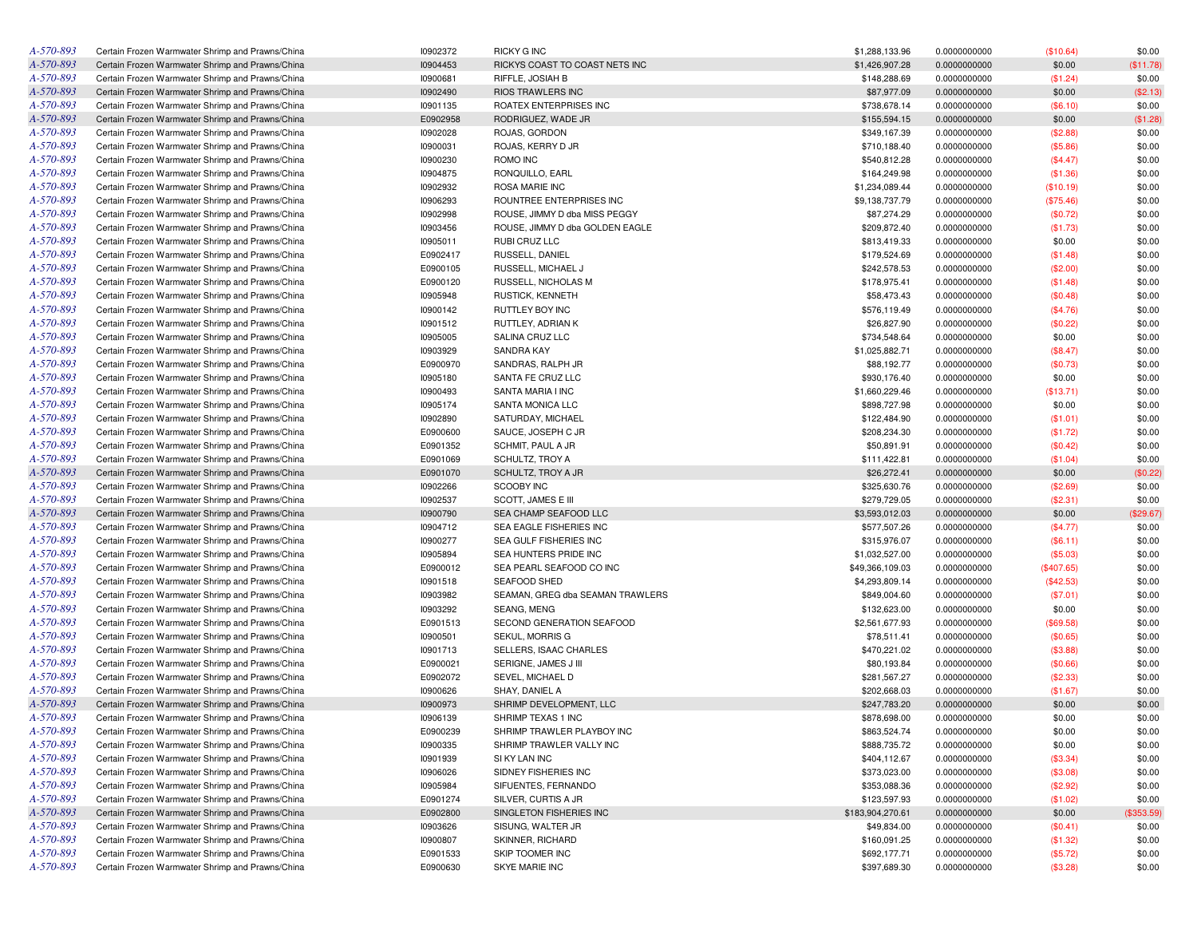| | | | | | | | |
|---|---|---|---|---|---|---|---|
| A-570-893 | Certain Frozen Warmwater Shrimp and Prawns/China | I0902372 | RICKY G INC | $1,288,133.96 | 0.0000000000 | ($10.64) | $0.00 |
| A-570-893 | Certain Frozen Warmwater Shrimp and Prawns/China | I0904453 | RICKYS COAST TO COAST NETS INC | $1,426,907.28 | 0.0000000000 | $0.00 | ($11.78) |
| A-570-893 | Certain Frozen Warmwater Shrimp and Prawns/China | I0900681 | RIFFLE, JOSIAH B | $148,288.69 | 0.0000000000 | ($1.24) | $0.00 |
| A-570-893 | Certain Frozen Warmwater Shrimp and Prawns/China | I0902490 | RIOS TRAWLERS INC | $87,977.09 | 0.0000000000 | $0.00 | ($2.13) |
| A-570-893 | Certain Frozen Warmwater Shrimp and Prawns/China | I0901135 | ROATEX ENTERPRISES INC | $738,678.14 | 0.0000000000 | ($6.10) | $0.00 |
| A-570-893 | Certain Frozen Warmwater Shrimp and Prawns/China | E0902958 | RODRIGUEZ, WADE JR | $155,594.15 | 0.0000000000 | $0.00 | ($1.28) |
| A-570-893 | Certain Frozen Warmwater Shrimp and Prawns/China | I0902028 | ROJAS, GORDON | $349,167.39 | 0.0000000000 | ($2.88) | $0.00 |
| A-570-893 | Certain Frozen Warmwater Shrimp and Prawns/China | I0900031 | ROJAS, KERRY D JR | $710,188.40 | 0.0000000000 | ($5.86) | $0.00 |
| A-570-893 | Certain Frozen Warmwater Shrimp and Prawns/China | I0900230 | ROMO INC | $540,812.28 | 0.0000000000 | ($4.47) | $0.00 |
| A-570-893 | Certain Frozen Warmwater Shrimp and Prawns/China | I0904875 | RONQUILLO, EARL | $164,249.98 | 0.0000000000 | ($1.36) | $0.00 |
| A-570-893 | Certain Frozen Warmwater Shrimp and Prawns/China | I0902932 | ROSA MARIE INC | $1,234,089.44 | 0.0000000000 | ($10.19) | $0.00 |
| A-570-893 | Certain Frozen Warmwater Shrimp and Prawns/China | I0906293 | ROUNTREE ENTERPRISES INC | $9,138,737.79 | 0.0000000000 | ($75.46) | $0.00 |
| A-570-893 | Certain Frozen Warmwater Shrimp and Prawns/China | I0902998 | ROUSE, JIMMY D dba MISS PEGGY | $87,274.29 | 0.0000000000 | ($0.72) | $0.00 |
| A-570-893 | Certain Frozen Warmwater Shrimp and Prawns/China | I0903456 | ROUSE, JIMMY D dba GOLDEN EAGLE | $209,872.40 | 0.0000000000 | ($1.73) | $0.00 |
| A-570-893 | Certain Frozen Warmwater Shrimp and Prawns/China | I0905011 | RUBI CRUZ LLC | $813,419.33 | 0.0000000000 | $0.00 | $0.00 |
| A-570-893 | Certain Frozen Warmwater Shrimp and Prawns/China | E0902417 | RUSSELL, DANIEL | $179,524.69 | 0.0000000000 | ($1.48) | $0.00 |
| A-570-893 | Certain Frozen Warmwater Shrimp and Prawns/China | E0900105 | RUSSELL, MICHAEL J | $242,578.53 | 0.0000000000 | ($2.00) | $0.00 |
| A-570-893 | Certain Frozen Warmwater Shrimp and Prawns/China | E0900120 | RUSSELL, NICHOLAS M | $178,975.41 | 0.0000000000 | ($1.48) | $0.00 |
| A-570-893 | Certain Frozen Warmwater Shrimp and Prawns/China | I0905948 | RUSTICK, KENNETH | $58,473.43 | 0.0000000000 | ($0.48) | $0.00 |
| A-570-893 | Certain Frozen Warmwater Shrimp and Prawns/China | I0900142 | RUTTLEY BOY INC | $576,119.49 | 0.0000000000 | ($4.76) | $0.00 |
| A-570-893 | Certain Frozen Warmwater Shrimp and Prawns/China | I0901512 | RUTTLEY, ADRIAN K | $26,827.90 | 0.0000000000 | ($0.22) | $0.00 |
| A-570-893 | Certain Frozen Warmwater Shrimp and Prawns/China | I0905005 | SALINA CRUZ LLC | $734,548.64 | 0.0000000000 | $0.00 | $0.00 |
| A-570-893 | Certain Frozen Warmwater Shrimp and Prawns/China | I0903929 | SANDRA KAY | $1,025,882.71 | 0.0000000000 | ($8.47) | $0.00 |
| A-570-893 | Certain Frozen Warmwater Shrimp and Prawns/China | E0900970 | SANDRAS, RALPH JR | $88,192.77 | 0.0000000000 | ($0.73) | $0.00 |
| A-570-893 | Certain Frozen Warmwater Shrimp and Prawns/China | I0905180 | SANTA FE CRUZ LLC | $930,176.40 | 0.0000000000 | $0.00 | $0.00 |
| A-570-893 | Certain Frozen Warmwater Shrimp and Prawns/China | I0900493 | SANTA MARIA I INC | $1,660,229.46 | 0.0000000000 | ($13.71) | $0.00 |
| A-570-893 | Certain Frozen Warmwater Shrimp and Prawns/China | I0905174 | SANTA MONICA LLC | $898,727.98 | 0.0000000000 | $0.00 | $0.00 |
| A-570-893 | Certain Frozen Warmwater Shrimp and Prawns/China | I0902890 | SATURDAY, MICHAEL | $122,484.90 | 0.0000000000 | ($1.01) | $0.00 |
| A-570-893 | Certain Frozen Warmwater Shrimp and Prawns/China | E0900600 | SAUCE, JOSEPH C JR | $208,234.30 | 0.0000000000 | ($1.72) | $0.00 |
| A-570-893 | Certain Frozen Warmwater Shrimp and Prawns/China | E0901352 | SCHMIT, PAUL A JR | $50,891.91 | 0.0000000000 | ($0.42) | $0.00 |
| A-570-893 | Certain Frozen Warmwater Shrimp and Prawns/China | E0901069 | SCHULTZ, TROY A | $111,422.81 | 0.0000000000 | ($1.04) | $0.00 |
| A-570-893 | Certain Frozen Warmwater Shrimp and Prawns/China | E0901070 | SCHULTZ, TROY A JR | $26,272.41 | 0.0000000000 | $0.00 | ($0.22) |
| A-570-893 | Certain Frozen Warmwater Shrimp and Prawns/China | I0902266 | SCOOBY INC | $325,630.76 | 0.0000000000 | ($2.69) | $0.00 |
| A-570-893 | Certain Frozen Warmwater Shrimp and Prawns/China | I0902537 | SCOTT, JAMES E III | $279,729.05 | 0.0000000000 | ($2.31) | $0.00 |
| A-570-893 | Certain Frozen Warmwater Shrimp and Prawns/China | I0900790 | SEA CHAMP SEAFOOD LLC | $3,593,012.03 | 0.0000000000 | $0.00 | ($29.67) |
| A-570-893 | Certain Frozen Warmwater Shrimp and Prawns/China | I0904712 | SEA EAGLE FISHERIES INC | $577,507.26 | 0.0000000000 | ($4.77) | $0.00 |
| A-570-893 | Certain Frozen Warmwater Shrimp and Prawns/China | I0900277 | SEA GULF FISHERIES INC | $315,976.07 | 0.0000000000 | ($6.11) | $0.00 |
| A-570-893 | Certain Frozen Warmwater Shrimp and Prawns/China | I0905894 | SEA HUNTERS PRIDE INC | $1,032,527.00 | 0.0000000000 | ($5.03) | $0.00 |
| A-570-893 | Certain Frozen Warmwater Shrimp and Prawns/China | E0900012 | SEA PEARL SEAFOOD CO INC | $49,366,109.03 | 0.0000000000 | ($407.65) | $0.00 |
| A-570-893 | Certain Frozen Warmwater Shrimp and Prawns/China | I0901518 | SEAFOOD SHED | $4,293,809.14 | 0.0000000000 | ($42.53) | $0.00 |
| A-570-893 | Certain Frozen Warmwater Shrimp and Prawns/China | I0903982 | SEAMAN, GREG dba SEAMAN TRAWLERS | $849,004.60 | 0.0000000000 | ($7.01) | $0.00 |
| A-570-893 | Certain Frozen Warmwater Shrimp and Prawns/China | I0903292 | SEANG, MENG | $132,623.00 | 0.0000000000 | $0.00 | $0.00 |
| A-570-893 | Certain Frozen Warmwater Shrimp and Prawns/China | E0901513 | SECOND GENERATION SEAFOOD | $2,561,677.93 | 0.0000000000 | ($69.58) | $0.00 |
| A-570-893 | Certain Frozen Warmwater Shrimp and Prawns/China | I0900501 | SEKUL, MORRIS G | $78,511.41 | 0.0000000000 | ($0.65) | $0.00 |
| A-570-893 | Certain Frozen Warmwater Shrimp and Prawns/China | I0901713 | SELLERS, ISAAC CHARLES | $470,221.02 | 0.0000000000 | ($3.88) | $0.00 |
| A-570-893 | Certain Frozen Warmwater Shrimp and Prawns/China | E0900021 | SERIGNE, JAMES J III | $80,193.84 | 0.0000000000 | ($0.66) | $0.00 |
| A-570-893 | Certain Frozen Warmwater Shrimp and Prawns/China | E0902072 | SEVEL, MICHAEL D | $281,567.27 | 0.0000000000 | ($2.33) | $0.00 |
| A-570-893 | Certain Frozen Warmwater Shrimp and Prawns/China | I0900626 | SHAY, DANIEL A | $202,668.03 | 0.0000000000 | ($1.67) | $0.00 |
| A-570-893 | Certain Frozen Warmwater Shrimp and Prawns/China | I0900973 | SHRIMP DEVELOPMENT, LLC | $247,783.20 | 0.0000000000 | $0.00 | $0.00 |
| A-570-893 | Certain Frozen Warmwater Shrimp and Prawns/China | I0906139 | SHRIMP TEXAS 1 INC | $878,698.00 | 0.0000000000 | $0.00 | $0.00 |
| A-570-893 | Certain Frozen Warmwater Shrimp and Prawns/China | E0900239 | SHRIMP TRAWLER PLAYBOY INC | $863,524.74 | 0.0000000000 | $0.00 | $0.00 |
| A-570-893 | Certain Frozen Warmwater Shrimp and Prawns/China | I0900335 | SHRIMP TRAWLER VALLY INC | $888,735.72 | 0.0000000000 | $0.00 | $0.00 |
| A-570-893 | Certain Frozen Warmwater Shrimp and Prawns/China | I0901939 | SI KY LAN INC | $404,112.67 | 0.0000000000 | ($3.34) | $0.00 |
| A-570-893 | Certain Frozen Warmwater Shrimp and Prawns/China | I0906026 | SIDNEY FISHERIES INC | $373,023.00 | 0.0000000000 | ($3.08) | $0.00 |
| A-570-893 | Certain Frozen Warmwater Shrimp and Prawns/China | I0905984 | SIFUENTES, FERNANDO | $353,088.36 | 0.0000000000 | ($2.92) | $0.00 |
| A-570-893 | Certain Frozen Warmwater Shrimp and Prawns/China | E0901274 | SILVER, CURTIS A JR | $123,597.93 | 0.0000000000 | ($1.02) | $0.00 |
| A-570-893 | Certain Frozen Warmwater Shrimp and Prawns/China | E0902800 | SINGLETON FISHERIES INC | $183,904,270.61 | 0.0000000000 | $0.00 | ($353.59) |
| A-570-893 | Certain Frozen Warmwater Shrimp and Prawns/China | I0903626 | SISUNG, WALTER JR | $49,834.00 | 0.0000000000 | ($0.41) | $0.00 |
| A-570-893 | Certain Frozen Warmwater Shrimp and Prawns/China | I0900807 | SKINNER, RICHARD | $160,091.25 | 0.0000000000 | ($1.32) | $0.00 |
| A-570-893 | Certain Frozen Warmwater Shrimp and Prawns/China | E0901533 | SKIP TOOMER INC | $692,177.71 | 0.0000000000 | ($5.72) | $0.00 |
| A-570-893 | Certain Frozen Warmwater Shrimp and Prawns/China | E0900630 | SKYE MARIE INC | $397,689.30 | 0.0000000000 | ($3.28) | $0.00 |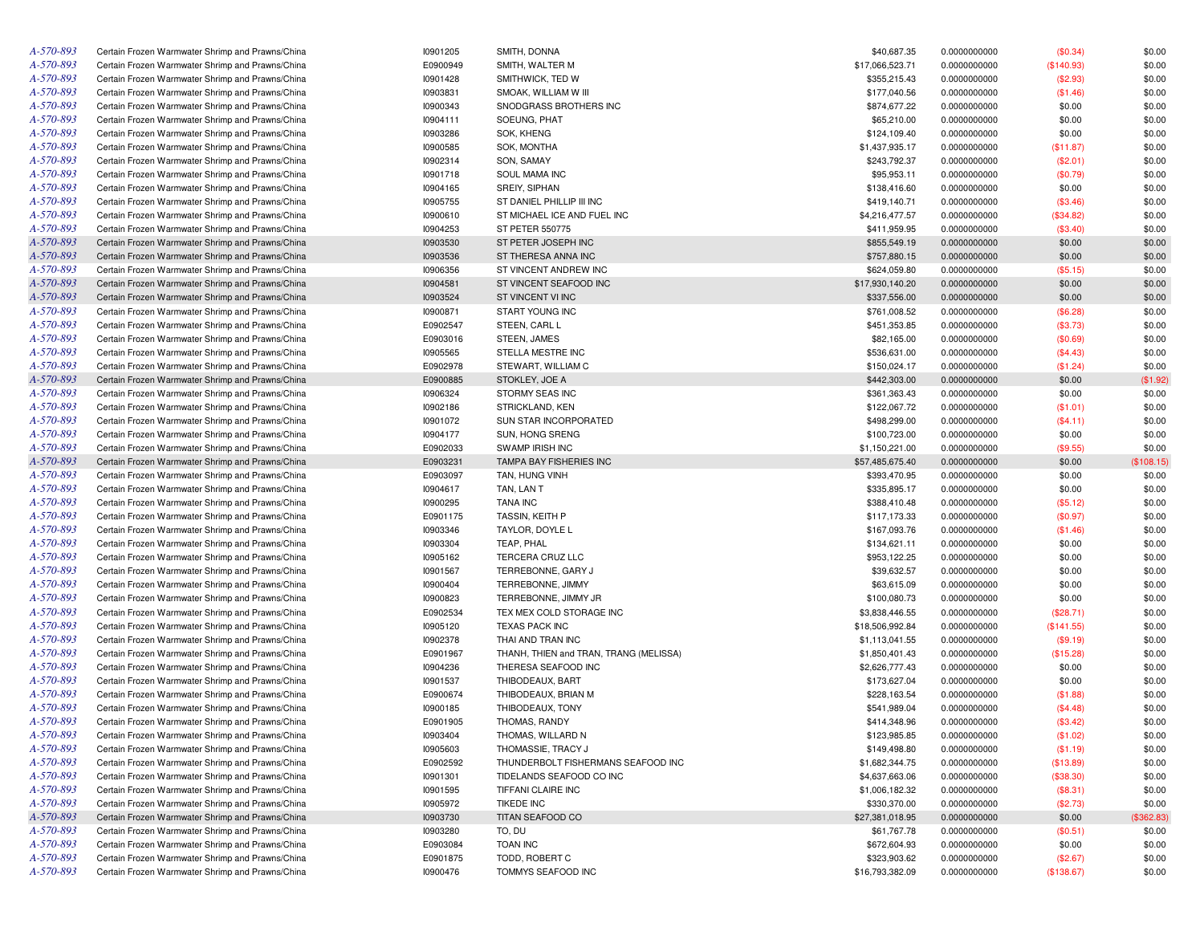| | | | | | | | |
|---|---|---|---|---|---|---|---|
| A-570-893 | Certain Frozen Warmwater Shrimp and Prawns/China | I0901205 | SMITH, DONNA | $40,687.35 | 0.0000000000 | ($0.34) | $0.00 |
| A-570-893 | Certain Frozen Warmwater Shrimp and Prawns/China | E0900949 | SMITH, WALTER M | $17,066,523.71 | 0.0000000000 | ($140.93) | $0.00 |
| A-570-893 | Certain Frozen Warmwater Shrimp and Prawns/China | I0901428 | SMITHWICK, TED W | $355,215.43 | 0.0000000000 | ($2.93) | $0.00 |
| A-570-893 | Certain Frozen Warmwater Shrimp and Prawns/China | I0903831 | SMOAK, WILLIAM W III | $177,040.56 | 0.0000000000 | ($1.46) | $0.00 |
| A-570-893 | Certain Frozen Warmwater Shrimp and Prawns/China | I0900343 | SNODGRASS BROTHERS INC | $874,677.22 | 0.0000000000 | $0.00 | $0.00 |
| A-570-893 | Certain Frozen Warmwater Shrimp and Prawns/China | I0904111 | SOEUNG, PHAT | $65,210.00 | 0.0000000000 | $0.00 | $0.00 |
| A-570-893 | Certain Frozen Warmwater Shrimp and Prawns/China | I0903286 | SOK, KHENG | $124,109.40 | 0.0000000000 | $0.00 | $0.00 |
| A-570-893 | Certain Frozen Warmwater Shrimp and Prawns/China | I0900585 | SOK, MONTHA | $1,437,935.17 | 0.0000000000 | ($11.87) | $0.00 |
| A-570-893 | Certain Frozen Warmwater Shrimp and Prawns/China | I0902314 | SON, SAMAY | $243,792.37 | 0.0000000000 | ($2.01) | $0.00 |
| A-570-893 | Certain Frozen Warmwater Shrimp and Prawns/China | I0901718 | SOUL MAMA INC | $95,953.11 | 0.0000000000 | ($0.79) | $0.00 |
| A-570-893 | Certain Frozen Warmwater Shrimp and Prawns/China | I0904165 | SREIY, SIPHAN | $138,416.60 | 0.0000000000 | $0.00 | $0.00 |
| A-570-893 | Certain Frozen Warmwater Shrimp and Prawns/China | I0905755 | ST DANIEL PHILLIP III INC | $419,140.71 | 0.0000000000 | ($3.46) | $0.00 |
| A-570-893 | Certain Frozen Warmwater Shrimp and Prawns/China | I0900610 | ST MICHAEL ICE AND FUEL INC | $4,216,477.57 | 0.0000000000 | ($34.82) | $0.00 |
| A-570-893 | Certain Frozen Warmwater Shrimp and Prawns/China | I0904253 | ST PETER 550775 | $411,959.95 | 0.0000000000 | ($3.40) | $0.00 |
| A-570-893 | Certain Frozen Warmwater Shrimp and Prawns/China | I0903530 | ST PETER JOSEPH INC | $855,549.19 | 0.0000000000 | $0.00 | $0.00 |
| A-570-893 | Certain Frozen Warmwater Shrimp and Prawns/China | I0903536 | ST THERESA ANNA INC | $757,880.15 | 0.0000000000 | $0.00 | $0.00 |
| A-570-893 | Certain Frozen Warmwater Shrimp and Prawns/China | I0906356 | ST VINCENT ANDREW INC | $624,059.80 | 0.0000000000 | ($5.15) | $0.00 |
| A-570-893 | Certain Frozen Warmwater Shrimp and Prawns/China | I0904581 | ST VINCENT SEAFOOD INC | $17,930,140.20 | 0.0000000000 | $0.00 | $0.00 |
| A-570-893 | Certain Frozen Warmwater Shrimp and Prawns/China | I0903524 | ST VINCENT VI INC | $337,556.00 | 0.0000000000 | $0.00 | $0.00 |
| A-570-893 | Certain Frozen Warmwater Shrimp and Prawns/China | I0900871 | START YOUNG INC | $761,008.52 | 0.0000000000 | ($6.28) | $0.00 |
| A-570-893 | Certain Frozen Warmwater Shrimp and Prawns/China | E0902547 | STEEN, CARL L | $451,353.85 | 0.0000000000 | ($3.73) | $0.00 |
| A-570-893 | Certain Frozen Warmwater Shrimp and Prawns/China | E0903016 | STEEN, JAMES | $82,165.00 | 0.0000000000 | ($0.69) | $0.00 |
| A-570-893 | Certain Frozen Warmwater Shrimp and Prawns/China | I0905565 | STELLA MESTRE INC | $536,631.00 | 0.0000000000 | ($4.43) | $0.00 |
| A-570-893 | Certain Frozen Warmwater Shrimp and Prawns/China | E0902978 | STEWART, WILLIAM C | $150,024.17 | 0.0000000000 | ($1.24) | $0.00 |
| A-570-893 | Certain Frozen Warmwater Shrimp and Prawns/China | E0900885 | STOKLEY, JOE A | $442,303.00 | 0.0000000000 | $0.00 | ($1.92) |
| A-570-893 | Certain Frozen Warmwater Shrimp and Prawns/China | I0906324 | STORMY SEAS INC | $361,363.43 | 0.0000000000 | $0.00 | $0.00 |
| A-570-893 | Certain Frozen Warmwater Shrimp and Prawns/China | I0902186 | STRICKLAND, KEN | $122,067.72 | 0.0000000000 | ($1.01) | $0.00 |
| A-570-893 | Certain Frozen Warmwater Shrimp and Prawns/China | I0901072 | SUN STAR INCORPORATED | $498,299.00 | 0.0000000000 | ($4.11) | $0.00 |
| A-570-893 | Certain Frozen Warmwater Shrimp and Prawns/China | I0904177 | SUN, HONG SRENG | $100,723.00 | 0.0000000000 | $0.00 | $0.00 |
| A-570-893 | Certain Frozen Warmwater Shrimp and Prawns/China | E0902033 | SWAMP IRISH INC | $1,150,221.00 | 0.0000000000 | ($9.55) | $0.00 |
| A-570-893 | Certain Frozen Warmwater Shrimp and Prawns/China | E0903231 | TAMPA BAY FISHERIES INC | $57,485,675.40 | 0.0000000000 | $0.00 | ($108.15) |
| A-570-893 | Certain Frozen Warmwater Shrimp and Prawns/China | E0903097 | TAN, HUNG VINH | $393,470.95 | 0.0000000000 | $0.00 | $0.00 |
| A-570-893 | Certain Frozen Warmwater Shrimp and Prawns/China | I0904617 | TAN, LAN T | $335,895.17 | 0.0000000000 | $0.00 | $0.00 |
| A-570-893 | Certain Frozen Warmwater Shrimp and Prawns/China | I0900295 | TANA INC | $388,410.48 | 0.0000000000 | ($5.12) | $0.00 |
| A-570-893 | Certain Frozen Warmwater Shrimp and Prawns/China | E0901175 | TASSIN, KEITH P | $117,173.33 | 0.0000000000 | ($0.97) | $0.00 |
| A-570-893 | Certain Frozen Warmwater Shrimp and Prawns/China | I0903346 | TAYLOR, DOYLE L | $167,093.76 | 0.0000000000 | ($1.46) | $0.00 |
| A-570-893 | Certain Frozen Warmwater Shrimp and Prawns/China | I0903304 | TEAP, PHAL | $134,621.11 | 0.0000000000 | $0.00 | $0.00 |
| A-570-893 | Certain Frozen Warmwater Shrimp and Prawns/China | I0905162 | TERCERA CRUZ LLC | $953,122.25 | 0.0000000000 | $0.00 | $0.00 |
| A-570-893 | Certain Frozen Warmwater Shrimp and Prawns/China | I0901567 | TERREBONNE, GARY J | $39,632.57 | 0.0000000000 | $0.00 | $0.00 |
| A-570-893 | Certain Frozen Warmwater Shrimp and Prawns/China | I0900404 | TERREBONNE, JIMMY | $63,615.09 | 0.0000000000 | $0.00 | $0.00 |
| A-570-893 | Certain Frozen Warmwater Shrimp and Prawns/China | I0900823 | TERREBONNE, JIMMY JR | $100,080.73 | 0.0000000000 | $0.00 | $0.00 |
| A-570-893 | Certain Frozen Warmwater Shrimp and Prawns/China | E0902534 | TEX MEX COLD STORAGE INC | $3,838,446.55 | 0.0000000000 | ($28.71) | $0.00 |
| A-570-893 | Certain Frozen Warmwater Shrimp and Prawns/China | I0905120 | TEXAS PACK INC | $18,506,992.84 | 0.0000000000 | ($141.55) | $0.00 |
| A-570-893 | Certain Frozen Warmwater Shrimp and Prawns/China | I0902378 | THAI AND TRAN INC | $1,113,041.55 | 0.0000000000 | ($9.19) | $0.00 |
| A-570-893 | Certain Frozen Warmwater Shrimp and Prawns/China | E0901967 | THANH, THIEN and TRAN, TRANG (MELISSA) | $1,850,401.43 | 0.0000000000 | ($15.28) | $0.00 |
| A-570-893 | Certain Frozen Warmwater Shrimp and Prawns/China | I0904236 | THERESA SEAFOOD INC | $2,626,777.43 | 0.0000000000 | $0.00 | $0.00 |
| A-570-893 | Certain Frozen Warmwater Shrimp and Prawns/China | I0901537 | THIBODEAUX, BART | $173,627.04 | 0.0000000000 | $0.00 | $0.00 |
| A-570-893 | Certain Frozen Warmwater Shrimp and Prawns/China | E0900674 | THIBODEAUX, BRIAN M | $228,163.54 | 0.0000000000 | ($1.88) | $0.00 |
| A-570-893 | Certain Frozen Warmwater Shrimp and Prawns/China | I0900185 | THIBODEAUX, TONY | $541,989.04 | 0.0000000000 | ($4.48) | $0.00 |
| A-570-893 | Certain Frozen Warmwater Shrimp and Prawns/China | E0901905 | THOMAS, RANDY | $414,348.96 | 0.0000000000 | ($3.42) | $0.00 |
| A-570-893 | Certain Frozen Warmwater Shrimp and Prawns/China | I0903404 | THOMAS, WILLARD N | $123,985.85 | 0.0000000000 | ($1.02) | $0.00 |
| A-570-893 | Certain Frozen Warmwater Shrimp and Prawns/China | I0905603 | THOMASSIE, TRACY J | $149,498.80 | 0.0000000000 | ($1.19) | $0.00 |
| A-570-893 | Certain Frozen Warmwater Shrimp and Prawns/China | E0902592 | THUNDERBOLT FISHERMANS SEAFOOD INC | $1,682,344.75 | 0.0000000000 | ($13.89) | $0.00 |
| A-570-893 | Certain Frozen Warmwater Shrimp and Prawns/China | I0901301 | TIDELANDS SEAFOOD CO INC | $4,637,663.06 | 0.0000000000 | ($38.30) | $0.00 |
| A-570-893 | Certain Frozen Warmwater Shrimp and Prawns/China | I0901595 | TIFFANI CLAIRE INC | $1,006,182.32 | 0.0000000000 | ($8.31) | $0.00 |
| A-570-893 | Certain Frozen Warmwater Shrimp and Prawns/China | I0905972 | TIKEDE INC | $330,370.00 | 0.0000000000 | ($2.73) | $0.00 |
| A-570-893 | Certain Frozen Warmwater Shrimp and Prawns/China | I0903730 | TITAN SEAFOOD CO | $27,381,018.95 | 0.0000000000 | $0.00 | ($362.83) |
| A-570-893 | Certain Frozen Warmwater Shrimp and Prawns/China | I0903280 | TO, DU | $61,767.78 | 0.0000000000 | ($0.51) | $0.00 |
| A-570-893 | Certain Frozen Warmwater Shrimp and Prawns/China | E0903084 | TOAN INC | $672,604.93 | 0.0000000000 | $0.00 | $0.00 |
| A-570-893 | Certain Frozen Warmwater Shrimp and Prawns/China | E0901875 | TODD, ROBERT C | $323,903.62 | 0.0000000000 | ($2.67) | $0.00 |
| A-570-893 | Certain Frozen Warmwater Shrimp and Prawns/China | I0900476 | TOMMYS SEAFOOD INC | $16,793,382.09 | 0.0000000000 | ($138.67) | $0.00 |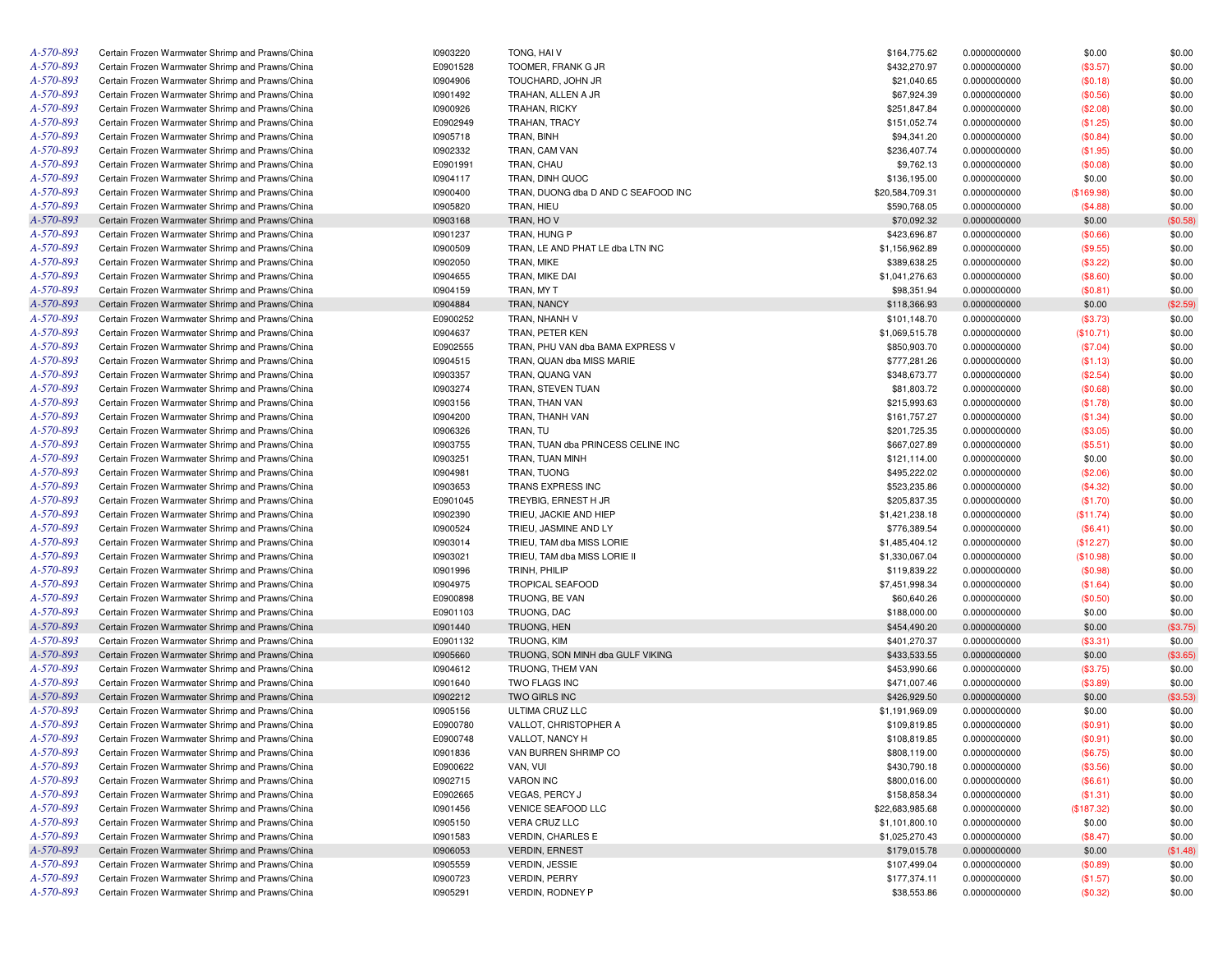| | | | | | | | |
|---|---|---|---|---|---|---|---|
| A-570-893 | Certain Frozen Warmwater Shrimp and Prawns/China | I0903220 | TONG, HAI V | $164,775.62 | 0.0000000000 | $0.00 | $0.00 |
| A-570-893 | Certain Frozen Warmwater Shrimp and Prawns/China | E0901528 | TOOMER, FRANK G JR | $432,270.97 | 0.0000000000 | ($3.57) | $0.00 |
| A-570-893 | Certain Frozen Warmwater Shrimp and Prawns/China | I0904906 | TOUCHARD, JOHN JR | $21,040.65 | 0.0000000000 | ($0.18) | $0.00 |
| A-570-893 | Certain Frozen Warmwater Shrimp and Prawns/China | I0901492 | TRAHAN, ALLEN A JR | $67,924.39 | 0.0000000000 | ($0.56) | $0.00 |
| A-570-893 | Certain Frozen Warmwater Shrimp and Prawns/China | I0900926 | TRAHAN, RICKY | $251,847.84 | 0.0000000000 | ($2.08) | $0.00 |
| A-570-893 | Certain Frozen Warmwater Shrimp and Prawns/China | E0902949 | TRAHAN, TRACY | $151,052.74 | 0.0000000000 | ($1.25) | $0.00 |
| A-570-893 | Certain Frozen Warmwater Shrimp and Prawns/China | I0905718 | TRAN, BINH | $94,341.20 | 0.0000000000 | ($0.84) | $0.00 |
| A-570-893 | Certain Frozen Warmwater Shrimp and Prawns/China | I0902332 | TRAN, CAM VAN | $236,407.74 | 0.0000000000 | ($1.95) | $0.00 |
| A-570-893 | Certain Frozen Warmwater Shrimp and Prawns/China | E0901991 | TRAN, CHAU | $9,762.13 | 0.0000000000 | ($0.08) | $0.00 |
| A-570-893 | Certain Frozen Warmwater Shrimp and Prawns/China | I0904117 | TRAN, DINH QUOC | $136,195.00 | 0.0000000000 | $0.00 | $0.00 |
| A-570-893 | Certain Frozen Warmwater Shrimp and Prawns/China | I0900400 | TRAN, DUONG dba D AND C SEAFOOD INC | $20,584,709.31 | 0.0000000000 | ($169.98) | $0.00 |
| A-570-893 | Certain Frozen Warmwater Shrimp and Prawns/China | I0905820 | TRAN, HIEU | $590,768.05 | 0.0000000000 | ($4.88) | $0.00 |
| A-570-893 | Certain Frozen Warmwater Shrimp and Prawns/China | I0903168 | TRAN, HO V | $70,092.32 | 0.0000000000 | $0.00 | ($0.58) |
| A-570-893 | Certain Frozen Warmwater Shrimp and Prawns/China | I0901237 | TRAN, HUNG P | $423,696.87 | 0.0000000000 | ($0.66) | $0.00 |
| A-570-893 | Certain Frozen Warmwater Shrimp and Prawns/China | I0900509 | TRAN, LE AND PHAT LE dba LTN INC | $1,156,962.89 | 0.0000000000 | ($9.55) | $0.00 |
| A-570-893 | Certain Frozen Warmwater Shrimp and Prawns/China | I0902050 | TRAN, MIKE | $389,638.25 | 0.0000000000 | ($3.22) | $0.00 |
| A-570-893 | Certain Frozen Warmwater Shrimp and Prawns/China | I0904655 | TRAN, MIKE DAI | $1,041,276.63 | 0.0000000000 | ($8.60) | $0.00 |
| A-570-893 | Certain Frozen Warmwater Shrimp and Prawns/China | I0904159 | TRAN, MY T | $98,351.94 | 0.0000000000 | ($0.81) | $0.00 |
| A-570-893 | Certain Frozen Warmwater Shrimp and Prawns/China | I0904884 | TRAN, NANCY | $118,366.93 | 0.0000000000 | $0.00 | ($2.59) |
| A-570-893 | Certain Frozen Warmwater Shrimp and Prawns/China | E0900252 | TRAN, NHANH V | $101,148.70 | 0.0000000000 | ($3.73) | $0.00 |
| A-570-893 | Certain Frozen Warmwater Shrimp and Prawns/China | I0904637 | TRAN, PETER KEN | $1,069,515.78 | 0.0000000000 | ($10.71) | $0.00 |
| A-570-893 | Certain Frozen Warmwater Shrimp and Prawns/China | E0902555 | TRAN, PHU VAN dba BAMA EXPRESS V | $850,903.70 | 0.0000000000 | ($7.04) | $0.00 |
| A-570-893 | Certain Frozen Warmwater Shrimp and Prawns/China | I0904515 | TRAN, QUAN dba MISS MARIE | $777,281.26 | 0.0000000000 | ($1.13) | $0.00 |
| A-570-893 | Certain Frozen Warmwater Shrimp and Prawns/China | I0903357 | TRAN, QUANG VAN | $348,673.77 | 0.0000000000 | ($2.54) | $0.00 |
| A-570-893 | Certain Frozen Warmwater Shrimp and Prawns/China | I0903274 | TRAN, STEVEN TUAN | $81,803.72 | 0.0000000000 | ($0.68) | $0.00 |
| A-570-893 | Certain Frozen Warmwater Shrimp and Prawns/China | I0903156 | TRAN, THAN VAN | $215,993.63 | 0.0000000000 | ($1.78) | $0.00 |
| A-570-893 | Certain Frozen Warmwater Shrimp and Prawns/China | I0904200 | TRAN, THANH VAN | $161,757.27 | 0.0000000000 | ($1.34) | $0.00 |
| A-570-893 | Certain Frozen Warmwater Shrimp and Prawns/China | I0906326 | TRAN, TU | $201,725.35 | 0.0000000000 | ($3.05) | $0.00 |
| A-570-893 | Certain Frozen Warmwater Shrimp and Prawns/China | I0903755 | TRAN, TUAN dba PRINCESS CELINE INC | $667,027.89 | 0.0000000000 | ($5.51) | $0.00 |
| A-570-893 | Certain Frozen Warmwater Shrimp and Prawns/China | I0903251 | TRAN, TUAN MINH | $121,114.00 | 0.0000000000 | $0.00 | $0.00 |
| A-570-893 | Certain Frozen Warmwater Shrimp and Prawns/China | I0904981 | TRAN, TUONG | $495,222.02 | 0.0000000000 | ($2.06) | $0.00 |
| A-570-893 | Certain Frozen Warmwater Shrimp and Prawns/China | I0903653 | TRANS EXPRESS INC | $523,235.86 | 0.0000000000 | ($4.32) | $0.00 |
| A-570-893 | Certain Frozen Warmwater Shrimp and Prawns/China | E0901045 | TREYBIG, ERNEST H JR | $205,837.35 | 0.0000000000 | ($1.70) | $0.00 |
| A-570-893 | Certain Frozen Warmwater Shrimp and Prawns/China | I0902390 | TRIEU, JACKIE AND HIEP | $1,421,238.18 | 0.0000000000 | ($11.74) | $0.00 |
| A-570-893 | Certain Frozen Warmwater Shrimp and Prawns/China | I0900524 | TRIEU, JASMINE AND LY | $776,389.54 | 0.0000000000 | ($6.41) | $0.00 |
| A-570-893 | Certain Frozen Warmwater Shrimp and Prawns/China | I0903014 | TRIEU, TAM dba MISS LORIE | $1,485,404.12 | 0.0000000000 | ($12.27) | $0.00 |
| A-570-893 | Certain Frozen Warmwater Shrimp and Prawns/China | I0903021 | TRIEU, TAM dba MISS LORIE II | $1,330,067.04 | 0.0000000000 | ($10.98) | $0.00 |
| A-570-893 | Certain Frozen Warmwater Shrimp and Prawns/China | I0901996 | TRINH, PHILIP | $119,839.22 | 0.0000000000 | ($0.98) | $0.00 |
| A-570-893 | Certain Frozen Warmwater Shrimp and Prawns/China | I0904975 | TROPICAL SEAFOOD | $7,451,998.34 | 0.0000000000 | ($1.64) | $0.00 |
| A-570-893 | Certain Frozen Warmwater Shrimp and Prawns/China | E0900898 | TRUONG, BE VAN | $60,640.26 | 0.0000000000 | ($0.50) | $0.00 |
| A-570-893 | Certain Frozen Warmwater Shrimp and Prawns/China | E0901103 | TRUONG, DAC | $188,000.00 | 0.0000000000 | $0.00 | $0.00 |
| A-570-893 | Certain Frozen Warmwater Shrimp and Prawns/China | I0901440 | TRUONG, HEN | $454,490.20 | 0.0000000000 | $0.00 | ($3.75) |
| A-570-893 | Certain Frozen Warmwater Shrimp and Prawns/China | E0901132 | TRUONG, KIM | $401,270.37 | 0.0000000000 | ($3.31) | $0.00 |
| A-570-893 | Certain Frozen Warmwater Shrimp and Prawns/China | I0905660 | TRUONG, SON MINH dba GULF VIKING | $433,533.55 | 0.0000000000 | $0.00 | ($3.65) |
| A-570-893 | Certain Frozen Warmwater Shrimp and Prawns/China | I0904612 | TRUONG, THEM VAN | $453,990.66 | 0.0000000000 | ($3.75) | $0.00 |
| A-570-893 | Certain Frozen Warmwater Shrimp and Prawns/China | I0901640 | TWO FLAGS INC | $471,007.46 | 0.0000000000 | ($3.89) | $0.00 |
| A-570-893 | Certain Frozen Warmwater Shrimp and Prawns/China | I0902212 | TWO GIRLS INC | $426,929.50 | 0.0000000000 | $0.00 | ($3.53) |
| A-570-893 | Certain Frozen Warmwater Shrimp and Prawns/China | I0905156 | ULTIMA CRUZ LLC | $1,191,969.09 | 0.0000000000 | $0.00 | $0.00 |
| A-570-893 | Certain Frozen Warmwater Shrimp and Prawns/China | E0900780 | VALLOT, CHRISTOPHER A | $109,819.85 | 0.0000000000 | ($0.91) | $0.00 |
| A-570-893 | Certain Frozen Warmwater Shrimp and Prawns/China | E0900748 | VALLOT, NANCY H | $108,819.85 | 0.0000000000 | ($0.91) | $0.00 |
| A-570-893 | Certain Frozen Warmwater Shrimp and Prawns/China | I0901836 | VAN BURREN SHRIMP CO | $808,119.00 | 0.0000000000 | ($6.75) | $0.00 |
| A-570-893 | Certain Frozen Warmwater Shrimp and Prawns/China | E0900622 | VAN, VUI | $430,790.18 | 0.0000000000 | ($3.56) | $0.00 |
| A-570-893 | Certain Frozen Warmwater Shrimp and Prawns/China | I0902715 | VARON INC | $800,016.00 | 0.0000000000 | ($6.61) | $0.00 |
| A-570-893 | Certain Frozen Warmwater Shrimp and Prawns/China | E0902665 | VEGAS, PERCY J | $158,858.34 | 0.0000000000 | ($1.31) | $0.00 |
| A-570-893 | Certain Frozen Warmwater Shrimp and Prawns/China | I0901456 | VENICE SEAFOOD LLC | $22,683,985.68 | 0.0000000000 | ($187.32) | $0.00 |
| A-570-893 | Certain Frozen Warmwater Shrimp and Prawns/China | I0905150 | VERA CRUZ LLC | $1,101,800.10 | 0.0000000000 | $0.00 | $0.00 |
| A-570-893 | Certain Frozen Warmwater Shrimp and Prawns/China | I0901583 | VERDIN, CHARLES E | $1,025,270.43 | 0.0000000000 | ($8.47) | $0.00 |
| A-570-893 | Certain Frozen Warmwater Shrimp and Prawns/China | I0906053 | VERDIN, ERNEST | $179,015.78 | 0.0000000000 | $0.00 | ($1.48) |
| A-570-893 | Certain Frozen Warmwater Shrimp and Prawns/China | I0905559 | VERDIN, JESSIE | $107,499.04 | 0.0000000000 | ($0.89) | $0.00 |
| A-570-893 | Certain Frozen Warmwater Shrimp and Prawns/China | I0900723 | VERDIN, PERRY | $177,374.11 | 0.0000000000 | ($1.57) | $0.00 |
| A-570-893 | Certain Frozen Warmwater Shrimp and Prawns/China | I0905291 | VERDIN, RODNEY P | $38,553.86 | 0.0000000000 | ($0.32) | $0.00 |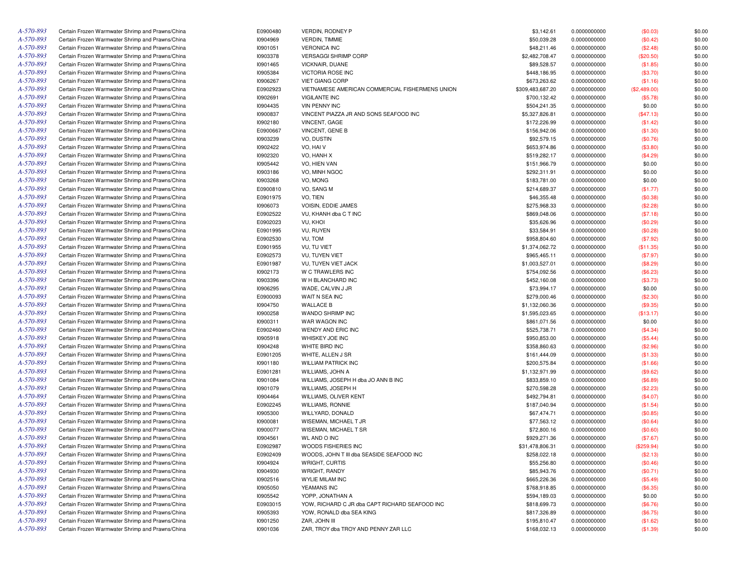| | | | | | | | |
|---|---|---|---|---|---|---|---|
| A-570-893 | Certain Frozen Warmwater Shrimp and Prawns/China | E0900480 | VERDIN, RODNEY P | $3,142.61 | 0.0000000000 | ($0.03) | $0.00 |
| A-570-893 | Certain Frozen Warmwater Shrimp and Prawns/China | I0904969 | VERDIN, TIMMIE | $50,039.28 | 0.0000000000 | ($0.42) | $0.00 |
| A-570-893 | Certain Frozen Warmwater Shrimp and Prawns/China | I0901051 | VERONICA INC | $48,211.46 | 0.0000000000 | ($2.48) | $0.00 |
| A-570-893 | Certain Frozen Warmwater Shrimp and Prawns/China | I0903378 | VERSAGGI SHRIMP CORP | $2,482,708.47 | 0.0000000000 | ($20.50) | $0.00 |
| A-570-893 | Certain Frozen Warmwater Shrimp and Prawns/China | I0901465 | VICKNAIR, DUANE | $89,528.57 | 0.0000000000 | ($1.85) | $0.00 |
| A-570-893 | Certain Frozen Warmwater Shrimp and Prawns/China | I0905384 | VICTORIA ROSE INC | $448,186.95 | 0.0000000000 | ($3.70) | $0.00 |
| A-570-893 | Certain Frozen Warmwater Shrimp and Prawns/China | I0906267 | VIET GIANG CORP | $673,263.62 | 0.0000000000 | ($1.16) | $0.00 |
| A-570-893 | Certain Frozen Warmwater Shrimp and Prawns/China | E0902923 | VIETNAMESE AMERICAN COMMERCIAL FISHERMENS UNION | $309,483,687.20 | 0.0000000000 | ($2,489.00) | $0.00 |
| A-570-893 | Certain Frozen Warmwater Shrimp and Prawns/China | I0902691 | VIGILANTE INC | $700,132.42 | 0.0000000000 | ($5.78) | $0.00 |
| A-570-893 | Certain Frozen Warmwater Shrimp and Prawns/China | I0904435 | VIN PENNY INC | $504,241.35 | 0.0000000000 | $0.00 | $0.00 |
| A-570-893 | Certain Frozen Warmwater Shrimp and Prawns/China | I0900837 | VINCENT PIAZZA JR AND SONS SEAFOOD INC | $5,327,826.81 | 0.0000000000 | ($47.13) | $0.00 |
| A-570-893 | Certain Frozen Warmwater Shrimp and Prawns/China | I0902180 | VINCENT, GAGE | $172,226.99 | 0.0000000000 | ($1.42) | $0.00 |
| A-570-893 | Certain Frozen Warmwater Shrimp and Prawns/China | E0900667 | VINCENT, GENE B | $156,942.06 | 0.0000000000 | ($1.30) | $0.00 |
| A-570-893 | Certain Frozen Warmwater Shrimp and Prawns/China | I0903239 | VO, DUSTIN | $92,579.15 | 0.0000000000 | ($0.76) | $0.00 |
| A-570-893 | Certain Frozen Warmwater Shrimp and Prawns/China | I0902422 | VO, HAI V | $653,974.86 | 0.0000000000 | ($3.80) | $0.00 |
| A-570-893 | Certain Frozen Warmwater Shrimp and Prawns/China | I0902320 | VO, HANH X | $519,282.17 | 0.0000000000 | ($4.29) | $0.00 |
| A-570-893 | Certain Frozen Warmwater Shrimp and Prawns/China | I0905442 | VO, HIEN VAN | $151,966.79 | 0.0000000000 | $0.00 | $0.00 |
| A-570-893 | Certain Frozen Warmwater Shrimp and Prawns/China | I0903186 | VO, MINH NGOC | $292,311.91 | 0.0000000000 | $0.00 | $0.00 |
| A-570-893 | Certain Frozen Warmwater Shrimp and Prawns/China | I0903268 | VO, MONG | $183,781.00 | 0.0000000000 | $0.00 | $0.00 |
| A-570-893 | Certain Frozen Warmwater Shrimp and Prawns/China | E0900810 | VO, SANG M | $214,689.37 | 0.0000000000 | ($1.77) | $0.00 |
| A-570-893 | Certain Frozen Warmwater Shrimp and Prawns/China | E0901975 | VO, TIEN | $46,355.48 | 0.0000000000 | ($0.38) | $0.00 |
| A-570-893 | Certain Frozen Warmwater Shrimp and Prawns/China | I0906073 | VOISIN, EDDIE JAMES | $275,968.33 | 0.0000000000 | ($2.28) | $0.00 |
| A-570-893 | Certain Frozen Warmwater Shrimp and Prawns/China | E0902522 | VU, KHANH dba C T INC | $869,048.06 | 0.0000000000 | ($7.18) | $0.00 |
| A-570-893 | Certain Frozen Warmwater Shrimp and Prawns/China | E0902023 | VU, KHOI | $35,626.96 | 0.0000000000 | ($0.29) | $0.00 |
| A-570-893 | Certain Frozen Warmwater Shrimp and Prawns/China | E0901995 | VU, RUYEN | $33,584.91 | 0.0000000000 | ($0.28) | $0.00 |
| A-570-893 | Certain Frozen Warmwater Shrimp and Prawns/China | E0902530 | VU, TOM | $958,804.60 | 0.0000000000 | ($7.92) | $0.00 |
| A-570-893 | Certain Frozen Warmwater Shrimp and Prawns/China | E0901955 | VU, TU VIET | $1,374,062.72 | 0.0000000000 | ($11.35) | $0.00 |
| A-570-893 | Certain Frozen Warmwater Shrimp and Prawns/China | E0902573 | VU, TUYEN VIET | $965,465.11 | 0.0000000000 | ($7.97) | $0.00 |
| A-570-893 | Certain Frozen Warmwater Shrimp and Prawns/China | E0901987 | VU, TUYEN VIET JACK | $1,003,527.01 | 0.0000000000 | ($8.29) | $0.00 |
| A-570-893 | Certain Frozen Warmwater Shrimp and Prawns/China | I0902173 | W C TRAWLERS INC | $754,092.56 | 0.0000000000 | ($6.23) | $0.00 |
| A-570-893 | Certain Frozen Warmwater Shrimp and Prawns/China | I0903396 | W H BLANCHARD INC | $452,160.08 | 0.0000000000 | ($3.73) | $0.00 |
| A-570-893 | Certain Frozen Warmwater Shrimp and Prawns/China | I0906295 | WADE, CALVIN J JR | $73,994.17 | 0.0000000000 | $0.00 | $0.00 |
| A-570-893 | Certain Frozen Warmwater Shrimp and Prawns/China | E0900093 | WAIT N SEA INC | $279,000.46 | 0.0000000000 | ($2.30) | $0.00 |
| A-570-893 | Certain Frozen Warmwater Shrimp and Prawns/China | I0904750 | WALLACE B | $1,132,060.36 | 0.0000000000 | ($9.35) | $0.00 |
| A-570-893 | Certain Frozen Warmwater Shrimp and Prawns/China | I0900258 | WANDO SHRIMP INC | $1,595,023.65 | 0.0000000000 | ($13.17) | $0.00 |
| A-570-893 | Certain Frozen Warmwater Shrimp and Prawns/China | I0900311 | WAR WAGON INC | $861,071.56 | 0.0000000000 | $0.00 | $0.00 |
| A-570-893 | Certain Frozen Warmwater Shrimp and Prawns/China | E0902460 | WENDY AND ERIC INC | $525,738.71 | 0.0000000000 | ($4.34) | $0.00 |
| A-570-893 | Certain Frozen Warmwater Shrimp and Prawns/China | I0905918 | WHISKEY JOE INC | $950,853.00 | 0.0000000000 | ($5.44) | $0.00 |
| A-570-893 | Certain Frozen Warmwater Shrimp and Prawns/China | I0904248 | WHITE BIRD INC | $358,860.63 | 0.0000000000 | ($2.96) | $0.00 |
| A-570-893 | Certain Frozen Warmwater Shrimp and Prawns/China | E0901205 | WHITE, ALLEN J SR | $161,444.09 | 0.0000000000 | ($1.33) | $0.00 |
| A-570-893 | Certain Frozen Warmwater Shrimp and Prawns/China | I0901180 | WILLIAM PATRICK INC | $200,575.84 | 0.0000000000 | ($1.66) | $0.00 |
| A-570-893 | Certain Frozen Warmwater Shrimp and Prawns/China | E0901281 | WILLIAMS, JOHN A | $1,132,971.99 | 0.0000000000 | ($9.62) | $0.00 |
| A-570-893 | Certain Frozen Warmwater Shrimp and Prawns/China | I0901084 | WILLIAMS, JOSEPH H dba JO ANN B INC | $833,859.10 | 0.0000000000 | ($6.89) | $0.00 |
| A-570-893 | Certain Frozen Warmwater Shrimp and Prawns/China | I0901079 | WILLIAMS, JOSEPH H | $270,598.28 | 0.0000000000 | ($2.23) | $0.00 |
| A-570-893 | Certain Frozen Warmwater Shrimp and Prawns/China | I0904464 | WILLIAMS, OLIVER KENT | $492,794.81 | 0.0000000000 | ($4.07) | $0.00 |
| A-570-893 | Certain Frozen Warmwater Shrimp and Prawns/China | E0902245 | WILLIAMS, RONNIE | $187,040.94 | 0.0000000000 | ($1.54) | $0.00 |
| A-570-893 | Certain Frozen Warmwater Shrimp and Prawns/China | I0905300 | WILLYARD, DONALD | $67,474.71 | 0.0000000000 | ($0.85) | $0.00 |
| A-570-893 | Certain Frozen Warmwater Shrimp and Prawns/China | I0900081 | WISEMAN, MICHAEL T JR | $77,563.12 | 0.0000000000 | ($0.64) | $0.00 |
| A-570-893 | Certain Frozen Warmwater Shrimp and Prawns/China | I0900077 | WISEMAN, MICHAEL T SR | $72,800.16 | 0.0000000000 | ($0.60) | $0.00 |
| A-570-893 | Certain Frozen Warmwater Shrimp and Prawns/China | I0904561 | WL AND O INC | $929,271.36 | 0.0000000000 | ($7.67) | $0.00 |
| A-570-893 | Certain Frozen Warmwater Shrimp and Prawns/China | E0902987 | WOODS FISHERIES INC | $31,478,806.31 | 0.0000000000 | ($259.94) | $0.00 |
| A-570-893 | Certain Frozen Warmwater Shrimp and Prawns/China | E0902409 | WOODS, JOHN T III dba SEASIDE SEAFOOD INC | $258,022.18 | 0.0000000000 | ($2.13) | $0.00 |
| A-570-893 | Certain Frozen Warmwater Shrimp and Prawns/China | I0904924 | WRIGHT, CURTIS | $55,256.80 | 0.0000000000 | ($0.46) | $0.00 |
| A-570-893 | Certain Frozen Warmwater Shrimp and Prawns/China | I0904930 | WRIGHT, RANDY | $85,943.76 | 0.0000000000 | ($0.71) | $0.00 |
| A-570-893 | Certain Frozen Warmwater Shrimp and Prawns/China | I0902516 | WYLIE MILAM INC | $665,226.36 | 0.0000000000 | ($5.49) | $0.00 |
| A-570-893 | Certain Frozen Warmwater Shrimp and Prawns/China | I0905050 | YEAMANS INC | $768,918.85 | 0.0000000000 | ($6.35) | $0.00 |
| A-570-893 | Certain Frozen Warmwater Shrimp and Prawns/China | I0905542 | YOPP, JONATHAN A | $594,189.03 | 0.0000000000 | $0.00 | $0.00 |
| A-570-893 | Certain Frozen Warmwater Shrimp and Prawns/China | E0903015 | YOW, RICHARD C JR dba CAPT RICHARD SEAFOOD INC | $818,699.73 | 0.0000000000 | ($6.76) | $0.00 |
| A-570-893 | Certain Frozen Warmwater Shrimp and Prawns/China | I0905393 | YOW, RONALD dba SEA KING | $817,326.89 | 0.0000000000 | ($6.75) | $0.00 |
| A-570-893 | Certain Frozen Warmwater Shrimp and Prawns/China | I0901250 | ZAR, JOHN III | $195,810.47 | 0.0000000000 | ($1.62) | $0.00 |
| A-570-893 | Certain Frozen Warmwater Shrimp and Prawns/China | I0901036 | ZAR, TROY dba TROY AND PENNY ZAR LLC | $168,032.13 | 0.0000000000 | ($1.39) | $0.00 |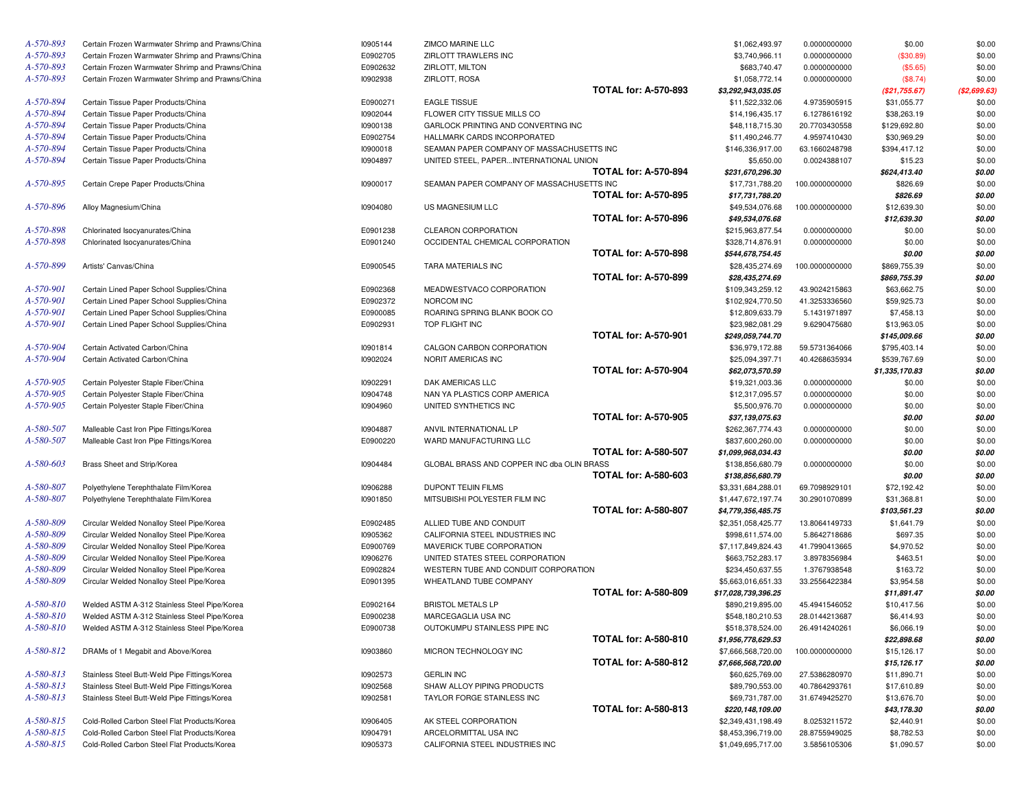| | | | | | | | |
|---|---|---|---|---|---|---|---|
| *A-570-893* | Certain Frozen Warmwater Shrimp and Prawns/China | I0905144 | ZIMCO MARINE LLC | $1,062,493.97 | 0.0000000000 | $0.00 | $0.00 |
| *A-570-893* | Certain Frozen Warmwater Shrimp and Prawns/China | E0902705 | ZIRLOTT TRAWLERS INC | $3,740,966.11 | 0.0000000000 | ($30.89) | $0.00 |
| *A-570-893* | Certain Frozen Warmwater Shrimp and Prawns/China | E0902632 | ZIRLOTT, MILTON | $683,740.47 | 0.0000000000 | ($5.65) | $0.00 |
| *A-570-893* | Certain Frozen Warmwater Shrimp and Prawns/China | I0902938 | ZIRLOTT, ROSA | $1,058,772.14 | 0.0000000000 | ($8.74) | $0.00 |
| | | | **TOTAL for: A-570-893** | ***$3,292,943,035.05*** | | ***($21,755.67)*** | ***($2,699.63)*** |
| *A-570-894* | Certain Tissue Paper Products/China | E0900271 | EAGLE TISSUE | $11,522,332.06 | 4.9735905915 | $31,055.77 | $0.00 |
| *A-570-894* | Certain Tissue Paper Products/China | I0902044 | FLOWER CITY TISSUE MILLS CO | $14,196,435.17 | 6.1278616192 | $38,263.19 | $0.00 |
| *A-570-894* | Certain Tissue Paper Products/China | I0900138 | GARLOCK PRINTING AND CONVERTING INC | $48,118,715.30 | 20.7703430558 | $129,692.80 | $0.00 |
| *A-570-894* | Certain Tissue Paper Products/China | E0902754 | HALLMARK CARDS INCORPORATED | $11,490,246.77 | 4.9597410430 | $30,969.29 | $0.00 |
| *A-570-894* | Certain Tissue Paper Products/China | I0900018 | SEAMAN PAPER COMPANY OF MASSACHUSETTS INC | $146,336,917.00 | 63.1660248798 | $394,417.12 | $0.00 |
| *A-570-894* | Certain Tissue Paper Products/China | I0904897 | UNITED STEEL, PAPER...INTERNATIONAL UNION | $5,650.00 | 0.0024388107 | $15.23 | $0.00 |
| | | | **TOTAL for: A-570-894** | ***$231,670,296.30*** | | ***$624,413.40*** | ***$0.00*** |
| *A-570-895* | Certain Crepe Paper Products/China | I0900017 | SEAMAN PAPER COMPANY OF MASSACHUSETTS INC | $17,731,788.20 | 100.0000000000 | $826.69 | $0.00 |
| | | | **TOTAL for: A-570-895** | ***$17,731,788.20*** | | ***$826.69*** | ***$0.00*** |
| *A-570-896* | Alloy Magnesium/China | I0904080 | US MAGNESIUM LLC | $49,534,076.68 | 100.0000000000 | $12,639.30 | $0.00 |
| | | | **TOTAL for: A-570-896** | ***$49,534,076.68*** | | ***$12,639.30*** | ***$0.00*** |
| *A-570-898* | Chlorinated Isocyanurates/China | E0901238 | CLEARON CORPORATION | $215,963,877.54 | 0.0000000000 | $0.00 | $0.00 |
| *A-570-898* | Chlorinated Isocyanurates/China | E0901240 | OCCIDENTAL CHEMICAL CORPORATION | $328,714,876.91 | 0.0000000000 | $0.00 | $0.00 |
| | | | **TOTAL for: A-570-898** | ***$544,678,754.45*** | | ***$0.00*** | ***$0.00*** |
| *A-570-899* | Artists' Canvas/China | E0900545 | TARA MATERIALS INC | $28,435,274.69 | 100.0000000000 | $869,755.39 | $0.00 |
| | | | **TOTAL for: A-570-899** | ***$28,435,274.69*** | | ***$869,755.39*** | ***$0.00*** |
| *A-570-901* | Certain Lined Paper School Supplies/China | E0902368 | MEADWESTVACO CORPORATION | $109,343,259.12 | 43.9024215863 | $63,662.75 | $0.00 |
| *A-570-901* | Certain Lined Paper School Supplies/China | E0902372 | NORCOM INC | $102,924,770.50 | 41.3253336560 | $59,925.73 | $0.00 |
| *A-570-901* | Certain Lined Paper School Supplies/China | E0900085 | ROARING SPRING BLANK BOOK CO | $12,809,633.79 | 5.1431971897 | $7,458.13 | $0.00 |
| *A-570-901* | Certain Lined Paper School Supplies/China | E0902931 | TOP FLIGHT INC | $23,982,081.29 | 9.6290475680 | $13,963.05 | $0.00 |
| | | | **TOTAL for: A-570-901** | ***$249,059,744.70*** | | ***$145,009.66*** | ***$0.00*** |
| *A-570-904* | Certain Activated Carbon/China | I0901814 | CALGON CARBON CORPORATION | $36,979,172.88 | 59.5731364066 | $795,403.14 | $0.00 |
| *A-570-904* | Certain Activated Carbon/China | I0902024 | NORIT AMERICAS INC | $25,094,397.71 | 40.4268635934 | $539,767.69 | $0.00 |
| | | | **TOTAL for: A-570-904** | ***$62,073,570.59*** | | ***$1,335,170.83*** | ***$0.00*** |
| *A-570-905* | Certain Polyester Staple Fiber/China | I0902291 | DAK AMERICAS LLC | $19,321,003.36 | 0.0000000000 | $0.00 | $0.00 |
| *A-570-905* | Certain Polyester Staple Fiber/China | I0904748 | NAN YA PLASTICS CORP AMERICA | $12,317,095.57 | 0.0000000000 | $0.00 | $0.00 |
| *A-570-905* | Certain Polyester Staple Fiber/China | I0904960 | UNITED SYNTHETICS INC | $5,500,976.70 | 0.0000000000 | $0.00 | $0.00 |
| | | | **TOTAL for: A-570-905** | ***$37,139,075.63*** | | ***$0.00*** | ***$0.00*** |
| *A-580-507* | Malleable Cast Iron Pipe Fittings/Korea | I0904887 | ANVIL INTERNATIONAL LP | $262,367,774.43 | 0.0000000000 | $0.00 | $0.00 |
| *A-580-507* | Malleable Cast Iron Pipe Fittings/Korea | E0900220 | WARD MANUFACTURING LLC | $837,600,260.00 | 0.0000000000 | $0.00 | $0.00 |
| | | | **TOTAL for: A-580-507** | ***$1,099,968,034.43*** | | ***$0.00*** | ***$0.00*** |
| *A-580-603* | Brass Sheet and Strip/Korea | I0904484 | GLOBAL BRASS AND COPPER INC dba OLIN BRASS | $138,856,680.79 | 0.0000000000 | $0.00 | $0.00 |
| | | | **TOTAL for: A-580-603** | ***$138,856,680.79*** | | ***$0.00*** | ***$0.00*** |
| *A-580-807* | Polyethylene Terephthalate Film/Korea | I0906288 | DUPONT TEIJIN FILMS | $3,331,684,288.01 | 69.7098929101 | $72,192.42 | $0.00 |
| *A-580-807* | Polyethylene Terephthalate Film/Korea | I0901850 | MITSUBISHI POLYESTER FILM INC | $1,447,672,197.74 | 30.2901070899 | $31,368.81 | $0.00 |
| | | | **TOTAL for: A-580-807** | ***$4,779,356,485.75*** | | ***$103,561.23*** | ***$0.00*** |
| *A-580-809* | Circular Welded Nonalloy Steel Pipe/Korea | E0902485 | ALLIED TUBE AND CONDUIT | $2,351,058,425.77 | 13.8064149733 | $1,641.79 | $0.00 |
| *A-580-809* | Circular Welded Nonalloy Steel Pipe/Korea | I0905362 | CALIFORNIA STEEL INDUSTRIES INC | $998,611,574.00 | 5.8642718686 | $697.35 | $0.00 |
| *A-580-809* | Circular Welded Nonalloy Steel Pipe/Korea | E0900769 | MAVERICK TUBE CORPORATION | $7,117,849,824.43 | 41.7990413665 | $4,970.52 | $0.00 |
| *A-580-809* | Circular Welded Nonalloy Steel Pipe/Korea | I0906276 | UNITED STATES STEEL CORPORATION | $663,752,283.17 | 3.8978356984 | $463.51 | $0.00 |
| *A-580-809* | Circular Welded Nonalloy Steel Pipe/Korea | E0902824 | WESTERN TUBE AND CONDUIT CORPORATION | $234,450,637.55 | 1.3767938548 | $163.72 | $0.00 |
| *A-580-809* | Circular Welded Nonalloy Steel Pipe/Korea | E0901395 | WHEATLAND TUBE COMPANY | $5,663,016,651.33 | 33.2556422384 | $3,954.58 | $0.00 |
| | | | **TOTAL for: A-580-809** | ***$17,028,739,396.25*** | | ***$11,891.47*** | ***$0.00*** |
| *A-580-810* | Welded ASTM A-312 Stainless Steel Pipe/Korea | E0902164 | BRISTOL METALS LP | $890,219,895.00 | 45.4941546052 | $10,417.56 | $0.00 |
| *A-580-810* | Welded ASTM A-312 Stainless Steel Pipe/Korea | E0900238 | MARCEGAGLIA USA INC | $548,180,210.53 | 28.0144213687 | $6,414.93 | $0.00 |
| *A-580-810* | Welded ASTM A-312 Stainless Steel Pipe/Korea | E0900738 | OUTOKUMPU STAINLESS PIPE INC | $518,378,524.00 | 26.4914240261 | $6,066.19 | $0.00 |
| | | | **TOTAL for: A-580-810** | ***$1,956,778,629.53*** | | ***$22,898.68*** | ***$0.00*** |
| *A-580-812* | DRAMs of 1 Megabit and Above/Korea | I0903860 | MICRON TECHNOLOGY INC | $7,666,568,720.00 | 100.0000000000 | $15,126.17 | $0.00 |
| | | | **TOTAL for: A-580-812** | ***$7,666,568,720.00*** | | ***$15,126.17*** | ***$0.00*** |
| *A-580-813* | Stainless Steel Butt-Weld Pipe Fittings/Korea | I0902573 | GERLIN INC | $60,625,769.00 | 27.5386280970 | $11,890.71 | $0.00 |
| *A-580-813* | Stainless Steel Butt-Weld Pipe Fittings/Korea | I0902568 | SHAW ALLOY PIPING PRODUCTS | $89,790,553.00 | 40.7864293761 | $17,610.89 | $0.00 |
| *A-580-813* | Stainless Steel Butt-Weld Pipe Fittings/Korea | I0902581 | TAYLOR FORGE STAINLESS INC | $69,731,787.00 | 31.6749425270 | $13,676.70 | $0.00 |
| | | | **TOTAL for: A-580-813** | ***$220,148,109.00*** | | ***$43,178.30*** | ***$0.00*** |
| *A-580-815* | Cold-Rolled Carbon Steel Flat Products/Korea | I0906405 | AK STEEL CORPORATION | $2,349,431,198.49 | 8.0253211572 | $2,440.91 | $0.00 |
| *A-580-815* | Cold-Rolled Carbon Steel Flat Products/Korea | I0904791 | ARCELORMITTAL USA INC | $8,453,396,719.00 | 28.8755949025 | $8,782.53 | $0.00 |
| *A-580-815* | Cold-Rolled Carbon Steel Flat Products/Korea | I0905373 | CALIFORNIA STEEL INDUSTRIES INC | $1,049,695,717.00 | 3.5856105306 | $1,090.57 | $0.00 |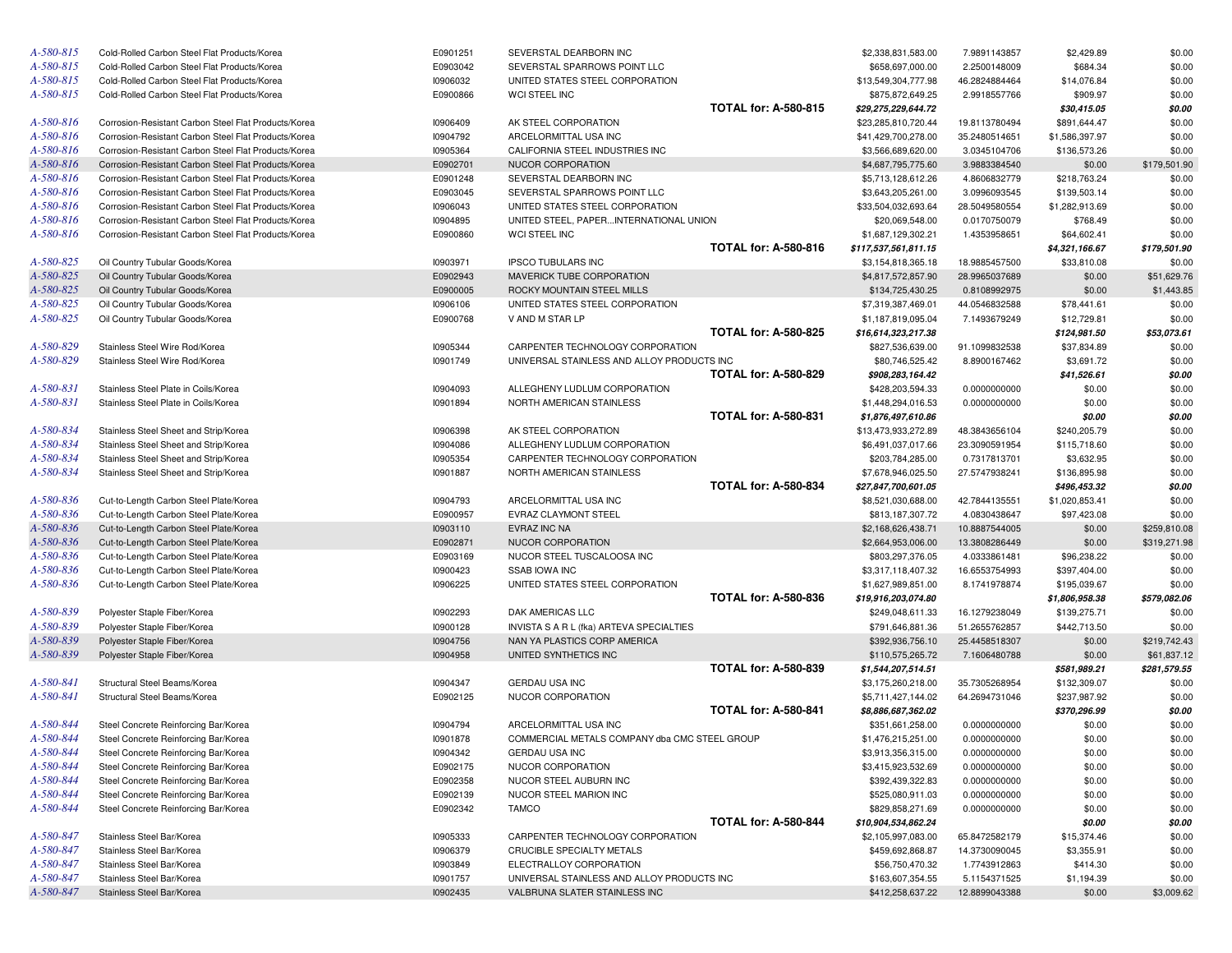| | | | | | | | |
|---|---|---|---|---|---|---|---|
| A-580-815 | Cold-Rolled Carbon Steel Flat Products/Korea | E0901251 | SEVERSTAL DEARBORN INC | $2,338,831,583.00 | 7.9891143857 | $2,429.89 | $0.00 |
| A-580-815 | Cold-Rolled Carbon Steel Flat Products/Korea | E0903042 | SEVERSTAL SPARROWS POINT LLC | $658,697,000.00 | 2.2500148009 | $684.34 | $0.00 |
| A-580-815 | Cold-Rolled Carbon Steel Flat Products/Korea | I0906032 | UNITED STATES STEEL CORPORATION | $13,549,304,777.98 | 46.2824884464 | $14,076.84 | $0.00 |
| A-580-815 | Cold-Rolled Carbon Steel Flat Products/Korea | E0900866 | WCI STEEL INC | $875,872,649.25 | 2.9918557766 | $909.97 | $0.00 |
| | | | **TOTAL for: A-580-815** | ***$29,275,229,644.72*** | | ***$30,415.05*** | ***$0.00*** |
| A-580-816 | Corrosion-Resistant Carbon Steel Flat Products/Korea | I0906409 | AK STEEL CORPORATION | $23,285,810,720.44 | 19.8113780494 | $891,644.47 | $0.00 |
| A-580-816 | Corrosion-Resistant Carbon Steel Flat Products/Korea | I0904792 | ARCELORMITTAL USA INC | $41,429,700,278.00 | 35.2480514651 | $1,586,397.97 | $0.00 |
| A-580-816 | Corrosion-Resistant Carbon Steel Flat Products/Korea | I0905364 | CALIFORNIA STEEL INDUSTRIES INC | $3,566,689,620.00 | 3.0345104706 | $136,573.26 | $0.00 |
| A-580-816 | Corrosion-Resistant Carbon Steel Flat Products/Korea | E0902701 | NUCOR CORPORATION | $4,687,795,775.60 | 3.9883384540 | $0.00 | $179,501.90 |
| A-580-816 | Corrosion-Resistant Carbon Steel Flat Products/Korea | E0901248 | SEVERSTAL DEARBORN INC | $5,713,128,612.26 | 4.8606832779 | $218,763.24 | $0.00 |
| A-580-816 | Corrosion-Resistant Carbon Steel Flat Products/Korea | E0903045 | SEVERSTAL SPARROWS POINT LLC | $3,643,205,261.00 | 3.0996093545 | $139,503.14 | $0.00 |
| A-580-816 | Corrosion-Resistant Carbon Steel Flat Products/Korea | I0906043 | UNITED STATES STEEL CORPORATION | $33,504,032,693.64 | 28.5049580554 | $1,282,913.69 | $0.00 |
| A-580-816 | Corrosion-Resistant Carbon Steel Flat Products/Korea | I0904895 | UNITED STEEL, PAPER...INTERNATIONAL UNION | $20,069,548.00 | 0.0170750079 | $768.49 | $0.00 |
| A-580-816 | Corrosion-Resistant Carbon Steel Flat Products/Korea | E0900860 | WCI STEEL INC | $1,687,129,302.21 | 1.4353958651 | $64,602.41 | $0.00 |
| | | | **TOTAL for: A-580-816** | ***$117,537,561,811.15*** | | ***$4,321,166.67*** | ***$179,501.90*** |
| A-580-825 | Oil Country Tubular Goods/Korea | I0903971 | IPSCO TUBULARS INC | $3,154,818,365.18 | 18.9885457500 | $33,810.08 | $0.00 |
| A-580-825 | Oil Country Tubular Goods/Korea | E0902943 | MAVERICK TUBE CORPORATION | $4,817,572,857.90 | 28.9965037689 | $0.00 | $51,629.76 |
| A-580-825 | Oil Country Tubular Goods/Korea | E0900005 | ROCKY MOUNTAIN STEEL MILLS | $134,725,430.25 | 0.8108992975 | $0.00 | $1,443.85 |
| A-580-825 | Oil Country Tubular Goods/Korea | I0906106 | UNITED STATES STEEL CORPORATION | $7,319,387,469.01 | 44.0546832588 | $78,441.61 | $0.00 |
| A-580-825 | Oil Country Tubular Goods/Korea | E0900768 | V AND M STAR LP | $1,187,819,095.04 | 7.1493679249 | $12,729.81 | $0.00 |
| | | | **TOTAL for: A-580-825** | ***$16,614,323,217.38*** | | ***$124,981.50*** | ***$53,073.61*** |
| A-580-829 | Stainless Steel Wire Rod/Korea | I0905344 | CARPENTER TECHNOLOGY CORPORATION | $827,536,639.00 | 91.1099832538 | $37,834.89 | $0.00 |
| A-580-829 | Stainless Steel Wire Rod/Korea | I0901749 | UNIVERSAL STAINLESS AND ALLOY PRODUCTS INC | $80,746,525.42 | 8.8900167462 | $3,691.72 | $0.00 |
| | | | **TOTAL for: A-580-829** | ***$908,283,164.42*** | | ***$41,526.61*** | ***$0.00*** |
| A-580-831 | Stainless Steel Plate in Coils/Korea | I0904093 | ALLEGHENY LUDLUM CORPORATION | $428,203,594.33 | 0.0000000000 | $0.00 | $0.00 |
| A-580-831 | Stainless Steel Plate in Coils/Korea | I0901894 | NORTH AMERICAN STAINLESS | $1,448,294,016.53 | 0.0000000000 | $0.00 | $0.00 |
| | | | **TOTAL for: A-580-831** | ***$1,876,497,610.86*** | | ***$0.00*** | ***$0.00*** |
| A-580-834 | Stainless Steel Sheet and Strip/Korea | I0906398 | AK STEEL CORPORATION | $13,473,933,272.89 | 48.3843656104 | $240,205.79 | $0.00 |
| A-580-834 | Stainless Steel Sheet and Strip/Korea | I0904086 | ALLEGHENY LUDLUM CORPORATION | $6,491,037,017.66 | 23.3090591954 | $115,718.60 | $0.00 |
| A-580-834 | Stainless Steel Sheet and Strip/Korea | I0905354 | CARPENTER TECHNOLOGY CORPORATION | $203,784,285.00 | 0.7317813701 | $3,632.95 | $0.00 |
| A-580-834 | Stainless Steel Sheet and Strip/Korea | I0901887 | NORTH AMERICAN STAINLESS | $7,678,946,025.50 | 27.5747938241 | $136,895.98 | $0.00 |
| | | | **TOTAL for: A-580-834** | ***$27,847,700,601.05*** | | ***$496,453.32*** | ***$0.00*** |
| A-580-836 | Cut-to-Length Carbon Steel Plate/Korea | I0904793 | ARCELORMITTAL USA INC | $8,521,030,688.00 | 42.7844135551 | $1,020,853.41 | $0.00 |
| A-580-836 | Cut-to-Length Carbon Steel Plate/Korea | E0900957 | EVRAZ CLAYMONT STEEL | $813,187,307.72 | 4.0830438647 | $97,423.08 | $0.00 |
| A-580-836 | Cut-to-Length Carbon Steel Plate/Korea | I0903110 | EVRAZ INC NA | $2,168,626,438.71 | 10.8887544005 | $0.00 | $259,810.08 |
| A-580-836 | Cut-to-Length Carbon Steel Plate/Korea | E0902871 | NUCOR CORPORATION | $2,664,953,006.00 | 13.3808286449 | $0.00 | $319,271.98 |
| A-580-836 | Cut-to-Length Carbon Steel Plate/Korea | E0903169 | NUCOR STEEL TUSCALOOSA INC | $803,297,376.05 | 4.0333861481 | $96,238.22 | $0.00 |
| A-580-836 | Cut-to-Length Carbon Steel Plate/Korea | I0900423 | SSAB IOWA INC | $3,317,118,407.32 | 16.6553754993 | $397,404.00 | $0.00 |
| A-580-836 | Cut-to-Length Carbon Steel Plate/Korea | I0906225 | UNITED STATES STEEL CORPORATION | $1,627,989,851.00 | 8.1741978874 | $195,039.67 | $0.00 |
| | | | **TOTAL for: A-580-836** | ***$19,916,203,074.80*** | | ***$1,806,958.38*** | ***$579,082.06*** |
| A-580-839 | Polyester Staple Fiber/Korea | I0902293 | DAK AMERICAS LLC | $249,048,611.33 | 16.1279238049 | $139,275.71 | $0.00 |
| A-580-839 | Polyester Staple Fiber/Korea | I0900128 | INVISTA S A R L (fka) ARTEVA SPECIALTIES | $791,646,881.36 | 51.2655762857 | $442,713.50 | $0.00 |
| A-580-839 | Polyester Staple Fiber/Korea | I0904756 | NAN YA PLASTICS CORP AMERICA | $392,936,756.10 | 25.4458518307 | $0.00 | $219,742.43 |
| A-580-839 | Polyester Staple Fiber/Korea | I0904958 | UNITED SYNTHETICS INC | $110,575,265.72 | 7.1606480788 | $0.00 | $61,837.12 |
| | | | **TOTAL for: A-580-839** | ***$1,544,207,514.51*** | | ***$581,989.21*** | ***$281,579.55*** |
| A-580-841 | Structural Steel Beams/Korea | I0904347 | GERDAU USA INC | $3,175,260,218.00 | 35.7305268954 | $132,309.07 | $0.00 |
| A-580-841 | Structural Steel Beams/Korea | E0902125 | NUCOR CORPORATION | $5,711,427,144.02 | 64.2694731046 | $237,987.92 | $0.00 |
| | | | **TOTAL for: A-580-841** | ***$8,886,687,362.02*** | | ***$370,296.99*** | ***$0.00*** |
| A-580-844 | Steel Concrete Reinforcing Bar/Korea | I0904794 | ARCELORMITTAL USA INC | $351,661,258.00 | 0.0000000000 | $0.00 | $0.00 |
| A-580-844 | Steel Concrete Reinforcing Bar/Korea | I0901878 | COMMERCIAL METALS COMPANY dba CMC STEEL GROUP | $1,476,215,251.00 | 0.0000000000 | $0.00 | $0.00 |
| A-580-844 | Steel Concrete Reinforcing Bar/Korea | I0904342 | GERDAU USA INC | $3,913,356,315.00 | 0.0000000000 | $0.00 | $0.00 |
| A-580-844 | Steel Concrete Reinforcing Bar/Korea | E0902175 | NUCOR CORPORATION | $3,415,923,532.69 | 0.0000000000 | $0.00 | $0.00 |
| A-580-844 | Steel Concrete Reinforcing Bar/Korea | E0902358 | NUCOR STEEL AUBURN INC | $392,439,322.83 | 0.0000000000 | $0.00 | $0.00 |
| A-580-844 | Steel Concrete Reinforcing Bar/Korea | E0902139 | NUCOR STEEL MARION INC | $525,080,911.03 | 0.0000000000 | $0.00 | $0.00 |
| A-580-844 | Steel Concrete Reinforcing Bar/Korea | E0902342 | TAMCO | $829,858,271.69 | 0.0000000000 | $0.00 | $0.00 |
| | | | **TOTAL for: A-580-844** | ***$10,904,534,862.24*** | | ***$0.00*** | ***$0.00*** |
| A-580-847 | Stainless Steel Bar/Korea | I0905333 | CARPENTER TECHNOLOGY CORPORATION | $2,105,997,083.00 | 65.8472582179 | $15,374.46 | $0.00 |
| A-580-847 | Stainless Steel Bar/Korea | I0906379 | CRUCIBLE SPECIALTY METALS | $459,692,868.87 | 14.3730090045 | $3,355.91 | $0.00 |
| A-580-847 | Stainless Steel Bar/Korea | I0903849 | ELECTRALLOY CORPORATION | $56,750,470.32 | 1.7743912863 | $414.30 | $0.00 |
| A-580-847 | Stainless Steel Bar/Korea | I0901757 | UNIVERSAL STAINLESS AND ALLOY PRODUCTS INC | $163,607,354.55 | 5.1154371525 | $1,194.39 | $0.00 |
| A-580-847 | Stainless Steel Bar/Korea | I0902435 | VALBRUNA SLATER STAINLESS INC | $412,258,637.22 | 12.8899043388 | $0.00 | $3,009.62 |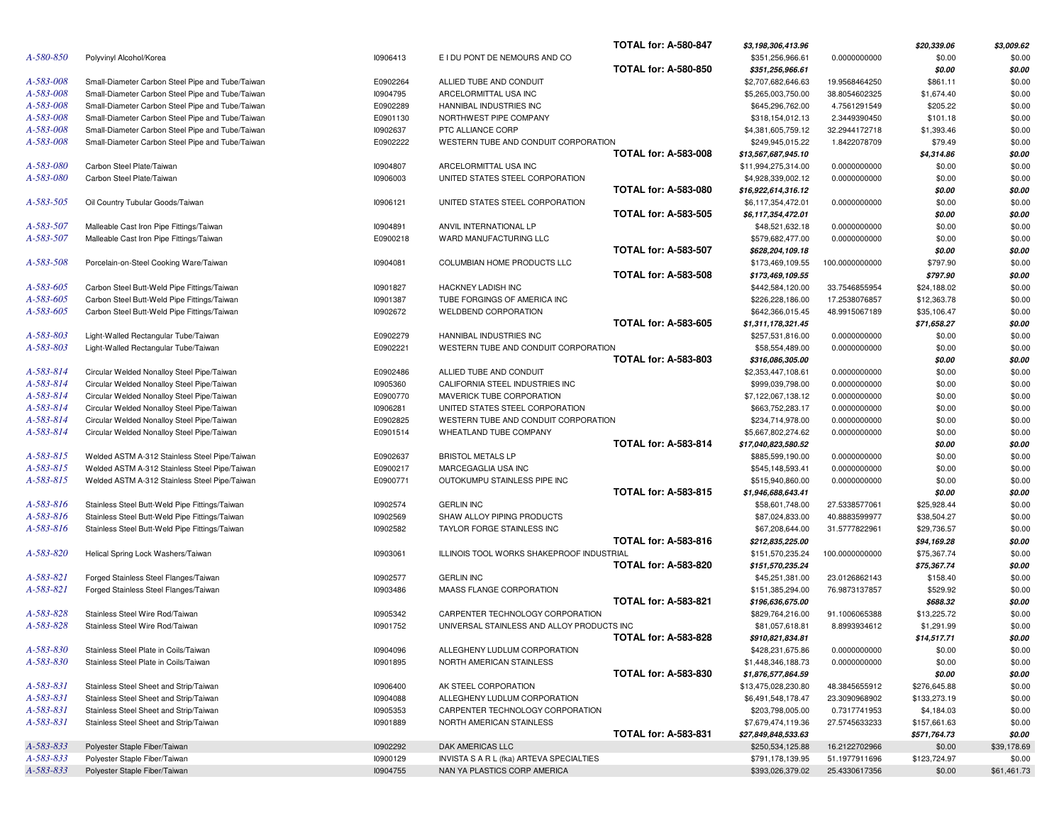| Case | Product/Country | ID | Company | | Amount | Percent | Col1 | Col2 |
|---|---|---|---|---|---|---|---|---|
| | | | | TOTAL for: A-580-847 | $3,198,306,413.96 | | $20,339.06 | $3,009.62 |
| A-580-850 | Polyvinyl Alcohol/Korea | I0906413 | E I DU PONT DE NEMOURS AND CO | | $351,256,966.61 | 0.0000000000 | $0.00 | $0.00 |
| | | | | TOTAL for: A-580-850 | $351,256,966.61 | | $0.00 | $0.00 |
| A-583-008 | Small-Diameter Carbon Steel Pipe and Tube/Taiwan | E0902264 | ALLIED TUBE AND CONDUIT | | $2,707,682,646.63 | 19.9568464250 | $861.11 | $0.00 |
| A-583-008 | Small-Diameter Carbon Steel Pipe and Tube/Taiwan | I0904795 | ARCELORMITTAL USA INC | | $5,265,003,750.00 | 38.8054602325 | $1,674.40 | $0.00 |
| A-583-008 | Small-Diameter Carbon Steel Pipe and Tube/Taiwan | E0902289 | HANNIBAL INDUSTRIES INC | | $645,296,762.00 | 4.7561291549 | $205.22 | $0.00 |
| A-583-008 | Small-Diameter Carbon Steel Pipe and Tube/Taiwan | E0901130 | NORTHWEST PIPE COMPANY | | $318,154,012.13 | 2.3449390450 | $101.18 | $0.00 |
| A-583-008 | Small-Diameter Carbon Steel Pipe and Tube/Taiwan | I0902637 | PTC ALLIANCE CORP | | $4,381,605,759.12 | 32.2944172718 | $1,393.46 | $0.00 |
| A-583-008 | Small-Diameter Carbon Steel Pipe and Tube/Taiwan | E0902222 | WESTERN TUBE AND CONDUIT CORPORATION | | $249,945,015.22 | 1.8422078709 | $79.49 | $0.00 |
| | | | | TOTAL for: A-583-008 | $13,567,687,945.10 | | $4,314.86 | $0.00 |
| A-583-080 | Carbon Steel Plate/Taiwan | I0904807 | ARCELORMITTAL USA INC | | $11,994,275,314.00 | 0.0000000000 | $0.00 | $0.00 |
| A-583-080 | Carbon Steel Plate/Taiwan | I0906003 | UNITED STATES STEEL CORPORATION | | $4,928,339,002.12 | 0.0000000000 | $0.00 | $0.00 |
| | | | | TOTAL for: A-583-080 | $16,922,614,316.12 | | $0.00 | $0.00 |
| A-583-505 | Oil Country Tubular Goods/Taiwan | I0906121 | UNITED STATES STEEL CORPORATION | | $6,117,354,472.01 | 0.0000000000 | $0.00 | $0.00 |
| | | | | TOTAL for: A-583-505 | $6,117,354,472.01 | | $0.00 | $0.00 |
| A-583-507 | Malleable Cast Iron Pipe Fittings/Taiwan | I0904891 | ANVIL INTERNATIONAL LP | | $48,521,632.18 | 0.0000000000 | $0.00 | $0.00 |
| A-583-507 | Malleable Cast Iron Pipe Fittings/Taiwan | E0900218 | WARD MANUFACTURING LLC | | $579,682,477.00 | 0.0000000000 | $0.00 | $0.00 |
| | | | | TOTAL for: A-583-507 | $628,204,109.18 | | $0.00 | $0.00 |
| A-583-508 | Porcelain-on-Steel Cooking Ware/Taiwan | I0904081 | COLUMBIAN HOME PRODUCTS LLC | | $173,469,109.55 | 100.0000000000 | $797.90 | $0.00 |
| | | | | TOTAL for: A-583-508 | $173,469,109.55 | | $797.90 | $0.00 |
| A-583-605 | Carbon Steel Butt-Weld Pipe Fittings/Taiwan | I0901827 | HACKNEY LADISH INC | | $442,584,120.00 | 33.7546855954 | $24,188.02 | $0.00 |
| A-583-605 | Carbon Steel Butt-Weld Pipe Fittings/Taiwan | I0901387 | TUBE FORGINGS OF AMERICA INC | | $226,228,186.00 | 17.2538076857 | $12,363.78 | $0.00 |
| A-583-605 | Carbon Steel Butt-Weld Pipe Fittings/Taiwan | I0902672 | WELDBEND CORPORATION | | $642,366,015.45 | 48.9915067189 | $35,106.47 | $0.00 |
| | | | | TOTAL for: A-583-605 | $1,311,178,321.45 | | $71,658.27 | $0.00 |
| A-583-803 | Light-Walled Rectangular Tube/Taiwan | E0902279 | HANNIBAL INDUSTRIES INC | | $257,531,816.00 | 0.0000000000 | $0.00 | $0.00 |
| A-583-803 | Light-Walled Rectangular Tube/Taiwan | E0902221 | WESTERN TUBE AND CONDUIT CORPORATION | | $58,554,489.00 | 0.0000000000 | $0.00 | $0.00 |
| | | | | TOTAL for: A-583-803 | $316,086,305.00 | | $0.00 | $0.00 |
| A-583-814 | Circular Welded Nonalloy Steel Pipe/Taiwan | E0902486 | ALLIED TUBE AND CONDUIT | | $2,353,447,108.61 | 0.0000000000 | $0.00 | $0.00 |
| A-583-814 | Circular Welded Nonalloy Steel Pipe/Taiwan | I0905360 | CALIFORNIA STEEL INDUSTRIES INC | | $999,039,798.00 | 0.0000000000 | $0.00 | $0.00 |
| A-583-814 | Circular Welded Nonalloy Steel Pipe/Taiwan | E0900770 | MAVERICK TUBE CORPORATION | | $7,122,067,138.12 | 0.0000000000 | $0.00 | $0.00 |
| A-583-814 | Circular Welded Nonalloy Steel Pipe/Taiwan | I0906281 | UNITED STATES STEEL CORPORATION | | $663,752,283.17 | 0.0000000000 | $0.00 | $0.00 |
| A-583-814 | Circular Welded Nonalloy Steel Pipe/Taiwan | E0902825 | WESTERN TUBE AND CONDUIT CORPORATION | | $234,714,978.00 | 0.0000000000 | $0.00 | $0.00 |
| A-583-814 | Circular Welded Nonalloy Steel Pipe/Taiwan | E0901514 | WHEATLAND TUBE COMPANY | | $5,667,802,274.62 | 0.0000000000 | $0.00 | $0.00 |
| | | | | TOTAL for: A-583-814 | $17,040,823,580.52 | | $0.00 | $0.00 |
| A-583-815 | Welded ASTM A-312 Stainless Steel Pipe/Taiwan | E0902637 | BRISTOL METALS LP | | $885,599,190.00 | 0.0000000000 | $0.00 | $0.00 |
| A-583-815 | Welded ASTM A-312 Stainless Steel Pipe/Taiwan | E0900217 | MARCEGAGLIA USA INC | | $545,148,593.41 | 0.0000000000 | $0.00 | $0.00 |
| A-583-815 | Welded ASTM A-312 Stainless Steel Pipe/Taiwan | E0900771 | OUTOKUMPU STAINLESS PIPE INC | | $515,940,860.00 | 0.0000000000 | $0.00 | $0.00 |
| | | | | TOTAL for: A-583-815 | $1,946,688,643.41 | | $0.00 | $0.00 |
| A-583-816 | Stainless Steel Butt-Weld Pipe Fittings/Taiwan | I0902574 | GERLIN INC | | $58,601,748.00 | 27.5338577061 | $25,928.44 | $0.00 |
| A-583-816 | Stainless Steel Butt-Weld Pipe Fittings/Taiwan | I0902569 | SHAW ALLOY PIPING PRODUCTS | | $87,024,833.00 | 40.8883599977 | $38,504.27 | $0.00 |
| A-583-816 | Stainless Steel Butt-Weld Pipe Fittings/Taiwan | I0902582 | TAYLOR FORGE STAINLESS INC | | $67,208,644.00 | 31.5777822961 | $29,736.57 | $0.00 |
| | | | | TOTAL for: A-583-816 | $212,835,225.00 | | $94,169.28 | $0.00 |
| A-583-820 | Helical Spring Lock Washers/Taiwan | I0903061 | ILLINOIS TOOL WORKS SHAKEPROOF INDUSTRIAL | | $151,570,235.24 | 100.0000000000 | $75,367.74 | $0.00 |
| | | | | TOTAL for: A-583-820 | $151,570,235.24 | | $75,367.74 | $0.00 |
| A-583-821 | Forged Stainless Steel Flanges/Taiwan | I0902577 | GERLIN INC | | $45,251,381.00 | 23.0126862143 | $158.40 | $0.00 |
| A-583-821 | Forged Stainless Steel Flanges/Taiwan | I0903486 | MAASS FLANGE CORPORATION | | $151,385,294.00 | 76.9873137857 | $529.92 | $0.00 |
| | | | | TOTAL for: A-583-821 | $196,636,675.00 | | $688.32 | $0.00 |
| A-583-828 | Stainless Steel Wire Rod/Taiwan | I0905342 | CARPENTER TECHNOLOGY CORPORATION | | $829,764,216.00 | 91.1006065388 | $13,225.72 | $0.00 |
| A-583-828 | Stainless Steel Wire Rod/Taiwan | I0901752 | UNIVERSAL STAINLESS AND ALLOY PRODUCTS INC | | $81,057,618.81 | 8.8993934612 | $1,291.99 | $0.00 |
| | | | | TOTAL for: A-583-828 | $910,821,834.81 | | $14,517.71 | $0.00 |
| A-583-830 | Stainless Steel Plate in Coils/Taiwan | I0904096 | ALLEGHENY LUDLUM CORPORATION | | $428,231,675.86 | 0.0000000000 | $0.00 | $0.00 |
| A-583-830 | Stainless Steel Plate in Coils/Taiwan | I0901895 | NORTH AMERICAN STAINLESS | | $1,448,346,188.73 | 0.0000000000 | $0.00 | $0.00 |
| | | | | TOTAL for: A-583-830 | $1,876,577,864.59 | | $0.00 | $0.00 |
| A-583-831 | Stainless Steel Sheet and Strip/Taiwan | I0906400 | AK STEEL CORPORATION | | $13,475,028,230.80 | 48.3845655912 | $276,645.88 | $0.00 |
| A-583-831 | Stainless Steel Sheet and Strip/Taiwan | I0904088 | ALLEGHENY LUDLUM CORPORATION | | $6,491,548,178.47 | 23.3090968902 | $133,273.19 | $0.00 |
| A-583-831 | Stainless Steel Sheet and Strip/Taiwan | I0905353 | CARPENTER TECHNOLOGY CORPORATION | | $203,798,005.00 | 0.7317741953 | $4,184.03 | $0.00 |
| A-583-831 | Stainless Steel Sheet and Strip/Taiwan | I0901889 | NORTH AMERICAN STAINLESS | | $7,679,474,119.36 | 27.5745633233 | $157,661.63 | $0.00 |
| | | | | TOTAL for: A-583-831 | $27,849,848,533.63 | | $571,764.73 | $0.00 |
| A-583-833 | Polyester Staple Fiber/Taiwan | I0902292 | DAK AMERICAS LLC | | $250,534,125.88 | 16.2122702966 | $0.00 | $39,178.69 |
| A-583-833 | Polyester Staple Fiber/Taiwan | I0900129 | INVISTA S A R L (fka) ARTEVA SPECIALTIES | | $791,178,139.95 | 51.1977911696 | $123,724.97 | $0.00 |
| A-583-833 | Polyester Staple Fiber/Taiwan | I0904755 | NAN YA PLASTICS CORP AMERICA | | $393,026,379.02 | 25.4330617356 | $0.00 | $61,461.73 |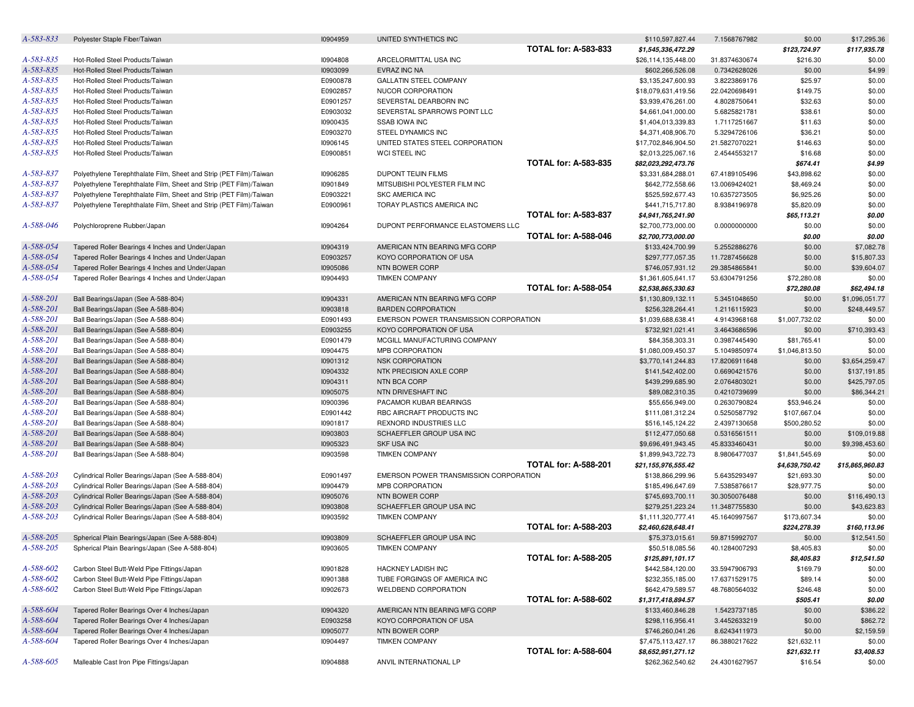| | | | | | | | |
|---|---|---|---|---|---|---|---|
| A-583-833 | Polyester Staple Fiber/Taiwan | I0904959 | UNITED SYNTHETICS INC | $110,597,827.44 | 7.1568767982 | $0.00 | $17,295.36 |
| | | | **TOTAL for: A-583-833** | ***$1,545,336,472.29*** | | ***$123,724.97*** | ***$117,935.78*** |
| A-583-835 | Hot-Rolled Steel Products/Taiwan | I0904808 | ARCELORMITTAL USA INC | $26,114,135,448.00 | 31.8374630674 | $216.30 | $0.00 |
| A-583-835 | Hot-Rolled Steel Products/Taiwan | I0903099 | EVRAZ INC NA | $602,266,526.08 | 0.7342628026 | $0.00 | $4.99 |
| A-583-835 | Hot-Rolled Steel Products/Taiwan | E0900878 | GALLATIN STEEL COMPANY | $3,135,247,600.93 | 3.8223869176 | $25.97 | $0.00 |
| A-583-835 | Hot-Rolled Steel Products/Taiwan | E0902857 | NUCOR CORPORATION | $18,079,631,419.56 | 22.0420698491 | $149.75 | $0.00 |
| A-583-835 | Hot-Rolled Steel Products/Taiwan | E0901257 | SEVERSTAL DEARBORN INC | $3,939,476,261.00 | 4.8028750641 | $32.63 | $0.00 |
| A-583-835 | Hot-Rolled Steel Products/Taiwan | E0903032 | SEVERSTAL SPARROWS POINT LLC | $4,661,041,000.00 | 5.6825821781 | $38.61 | $0.00 |
| A-583-835 | Hot-Rolled Steel Products/Taiwan | I0900435 | SSAB IOWA INC | $1,404,013,339.83 | 1.7117251667 | $11.63 | $0.00 |
| A-583-835 | Hot-Rolled Steel Products/Taiwan | E0903270 | STEEL DYNAMICS INC | $4,371,408,906.70 | 5.3294726106 | $36.21 | $0.00 |
| A-583-835 | Hot-Rolled Steel Products/Taiwan | I0906145 | UNITED STATES STEEL CORPORATION | $17,702,846,904.50 | 21.5827070221 | $146.63 | $0.00 |
| A-583-835 | Hot-Rolled Steel Products/Taiwan | E0900851 | WCI STEEL INC | $2,013,225,067.16 | 2.4544553217 | $16.68 | $0.00 |
| | | | **TOTAL for: A-583-835** | ***$82,023,292,473.76*** | | ***$674.41*** | ***$4.99*** |
| A-583-837 | Polyethylene Terephthalate Film, Sheet and Strip (PET Film)/Taiwan | I0906285 | DUPONT TEIJIN FILMS | $3,331,684,288.01 | 67.4189105496 | $43,898.62 | $0.00 |
| A-583-837 | Polyethylene Terephthalate Film, Sheet and Strip (PET Film)/Taiwan | I0901849 | MITSUBISHI POLYESTER FILM INC | $642,772,558.66 | 13.0069424021 | $8,469.24 | $0.00 |
| A-583-837 | Polyethylene Terephthalate Film, Sheet and Strip (PET Film)/Taiwan | E0903221 | SKC AMERICA INC | $525,592,677.43 | 10.6357273505 | $6,925.26 | $0.00 |
| A-583-837 | Polyethylene Terephthalate Film, Sheet and Strip (PET Film)/Taiwan | E0900961 | TORAY PLASTICS AMERICA INC | $441,715,717.80 | 8.9384196978 | $5,820.09 | $0.00 |
| | | | **TOTAL for: A-583-837** | ***$4,941,765,241.90*** | | ***$65,113.21*** | ***$0.00*** |
| A-588-046 | Polychloroprene Rubber/Japan | I0904264 | DUPONT PERFORMANCE ELASTOMERS LLC | $2,700,773,000.00 | 0.0000000000 | $0.00 | $0.00 |
| | | | **TOTAL for: A-588-046** | ***$2,700,773,000.00*** | | ***$0.00*** | ***$0.00*** |
| A-588-054 | Tapered Roller Bearings 4 Inches and Under/Japan | I0904319 | AMERICAN NTN BEARING MFG CORP | $133,424,700.99 | 5.2552886276 | $0.00 | $7,082.78 |
| A-588-054 | Tapered Roller Bearings 4 Inches and Under/Japan | E0903257 | KOYO CORPORATION OF USA | $297,777,057.35 | 11.7287456628 | $0.00 | $15,807.33 |
| A-588-054 | Tapered Roller Bearings 4 Inches and Under/Japan | I0905086 | NTN BOWER CORP | $746,057,931.12 | 29.3854865841 | $0.00 | $39,604.07 |
| A-588-054 | Tapered Roller Bearings 4 Inches and Under/Japan | I0904493 | TIMKEN COMPANY | $1,361,605,641.17 | 53.6304791256 | $72,280.08 | $0.00 |
| | | | **TOTAL for: A-588-054** | ***$2,538,865,330.63*** | | ***$72,280.08*** | ***$62,494.18*** |
| A-588-201 | Ball Bearings/Japan (See A-588-804) | I0904331 | AMERICAN NTN BEARING MFG CORP | $1,130,809,132.11 | 5.3451048650 | $0.00 | $1,096,051.77 |
| A-588-201 | Ball Bearings/Japan (See A-588-804) | I0903818 | BARDEN CORPORATION | $256,328,264.41 | 1.2116115923 | $0.00 | $248,449.57 |
| A-588-201 | Ball Bearings/Japan (See A-588-804) | E0901493 | EMERSON POWER TRANSMISSION CORPORATION | $1,039,688,638.41 | 4.9143968168 | $1,007,732.02 | $0.00 |
| A-588-201 | Ball Bearings/Japan (See A-588-804) | E0903255 | KOYO CORPORATION OF USA | $732,921,021.41 | 3.4643686596 | $0.00 | $710,393.43 |
| A-588-201 | Ball Bearings/Japan (See A-588-804) | E0901479 | MCGILL MANUFACTURING COMPANY | $84,358,303.31 | 0.3987445490 | $81,765.41 | $0.00 |
| A-588-201 | Ball Bearings/Japan (See A-588-804) | I0904475 | MPB CORPORATION | $1,080,009,450.37 | 5.1049850974 | $1,046,813.50 | $0.00 |
| A-588-201 | Ball Bearings/Japan (See A-588-804) | I0901312 | NSK CORPORATION | $3,770,141,244.83 | 17.8206911648 | $0.00 | $3,654,259.47 |
| A-588-201 | Ball Bearings/Japan (See A-588-804) | I0904332 | NTK PRECISION AXLE CORP | $141,542,402.00 | 0.6690421576 | $0.00 | $137,191.85 |
| A-588-201 | Ball Bearings/Japan (See A-588-804) | I0904311 | NTN BCA CORP | $439,299,685.90 | 2.0764803021 | $0.00 | $425,797.05 |
| A-588-201 | Ball Bearings/Japan (See A-588-804) | I0905075 | NTN DRIVESHAFT INC | $89,082,310.35 | 0.4210739699 | $0.00 | $86,344.21 |
| A-588-201 | Ball Bearings/Japan (See A-588-804) | I0900396 | PACAMOR KUBAR BEARINGS | $55,656,949.00 | 0.2630790824 | $53,946.24 | $0.00 |
| A-588-201 | Ball Bearings/Japan (See A-588-804) | E0901442 | RBC AIRCRAFT PRODUCTS INC | $111,081,312.24 | 0.5250587792 | $107,667.04 | $0.00 |
| A-588-201 | Ball Bearings/Japan (See A-588-804) | I0901817 | REXNORD INDUSTRIES LLC | $516,145,124.22 | 2.4397130658 | $500,280.52 | $0.00 |
| A-588-201 | Ball Bearings/Japan (See A-588-804) | I0903803 | SCHAEFFLER GROUP USA INC | $112,477,050.68 | 0.5316561511 | $0.00 | $109,019.88 |
| A-588-201 | Ball Bearings/Japan (See A-588-804) | I0905323 | SKF USA INC | $9,696,491,943.45 | 45.8333460431 | $0.00 | $9,398,453.60 |
| A-588-201 | Ball Bearings/Japan (See A-588-804) | I0903598 | TIMKEN COMPANY | $1,899,943,722.73 | 8.9806477037 | $1,841,545.69 | $0.00 |
| | | | **TOTAL for: A-588-201** | ***$21,155,976,555.42*** | | ***$4,639,750.42*** | ***$15,865,960.83*** |
| A-588-203 | Cylindrical Roller Bearings/Japan (See A-588-804) | E0901497 | EMERSON POWER TRANSMISSION CORPORATION | $138,866,299.96 | 5.6435293497 | $21,693.30 | $0.00 |
| A-588-203 | Cylindrical Roller Bearings/Japan (See A-588-804) | I0904479 | MPB CORPORATION | $185,496,647.69 | 7.5385876617 | $28,977.75 | $0.00 |
| A-588-203 | Cylindrical Roller Bearings/Japan (See A-588-804) | I0905076 | NTN BOWER CORP | $745,693,700.11 | 30.3050076488 | $0.00 | $116,490.13 |
| A-588-203 | Cylindrical Roller Bearings/Japan (See A-588-804) | I0903808 | SCHAEFFLER GROUP USA INC | $279,251,223.24 | 11.3487755830 | $0.00 | $43,623.83 |
| A-588-203 | Cylindrical Roller Bearings/Japan (See A-588-804) | I0903592 | TIMKEN COMPANY | $1,111,320,777.41 | 45.1640997567 | $173,607.34 | $0.00 |
| | | | **TOTAL for: A-588-203** | ***$2,460,628,648.41*** | | ***$224,278.39*** | ***$160,113.96*** |
| A-588-205 | Spherical Plain Bearings/Japan (See A-588-804) | I0903809 | SCHAEFFLER GROUP USA INC | $75,373,015.61 | 59.8715992707 | $0.00 | $12,541.50 |
| A-588-205 | Spherical Plain Bearings/Japan (See A-588-804) | I0903605 | TIMKEN COMPANY | $50,518,085.56 | 40.1284007293 | $8,405.83 | $0.00 |
| | | | **TOTAL for: A-588-205** | ***$125,891,101.17*** | | ***$8,405.83*** | ***$12,541.50*** |
| A-588-602 | Carbon Steel Butt-Weld Pipe Fittings/Japan | I0901828 | HACKNEY LADISH INC | $442,584,120.00 | 33.5947906793 | $169.79 | $0.00 |
| A-588-602 | Carbon Steel Butt-Weld Pipe Fittings/Japan | I0901388 | TUBE FORGINGS OF AMERICA INC | $232,355,185.00 | 17.6371529175 | $89.14 | $0.00 |
| A-588-602 | Carbon Steel Butt-Weld Pipe Fittings/Japan | I0902673 | WELDBEND CORPORATION | $642,479,589.57 | 48.7680564032 | $246.48 | $0.00 |
| | | | **TOTAL for: A-588-602** | ***$1,317,418,894.57*** | | ***$505.41*** | ***$0.00*** |
| A-588-604 | Tapered Roller Bearings Over 4 Inches/Japan | I0904320 | AMERICAN NTN BEARING MFG CORP | $133,460,846.28 | 1.5423737185 | $0.00 | $386.22 |
| A-588-604 | Tapered Roller Bearings Over 4 Inches/Japan | E0903258 | KOYO CORPORATION OF USA | $298,116,956.41 | 3.4452633219 | $0.00 | $862.72 |
| A-588-604 | Tapered Roller Bearings Over 4 Inches/Japan | I0905077 | NTN BOWER CORP | $746,260,041.26 | 8.6243411973 | $0.00 | $2,159.59 |
| A-588-604 | Tapered Roller Bearings Over 4 Inches/Japan | I0904497 | TIMKEN COMPANY | $7,475,113,427.17 | 86.3880217622 | $21,632.11 | $0.00 |
| | | | **TOTAL for: A-588-604** | ***$8,652,951,271.12*** | | ***$21,632.11*** | ***$3,408.53*** |
| A-588-605 | Malleable Cast Iron Pipe Fittings/Japan | I0904888 | ANVIL INTERNATIONAL LP | $262,362,540.62 | 24.4301627957 | $16.54 | $0.00 |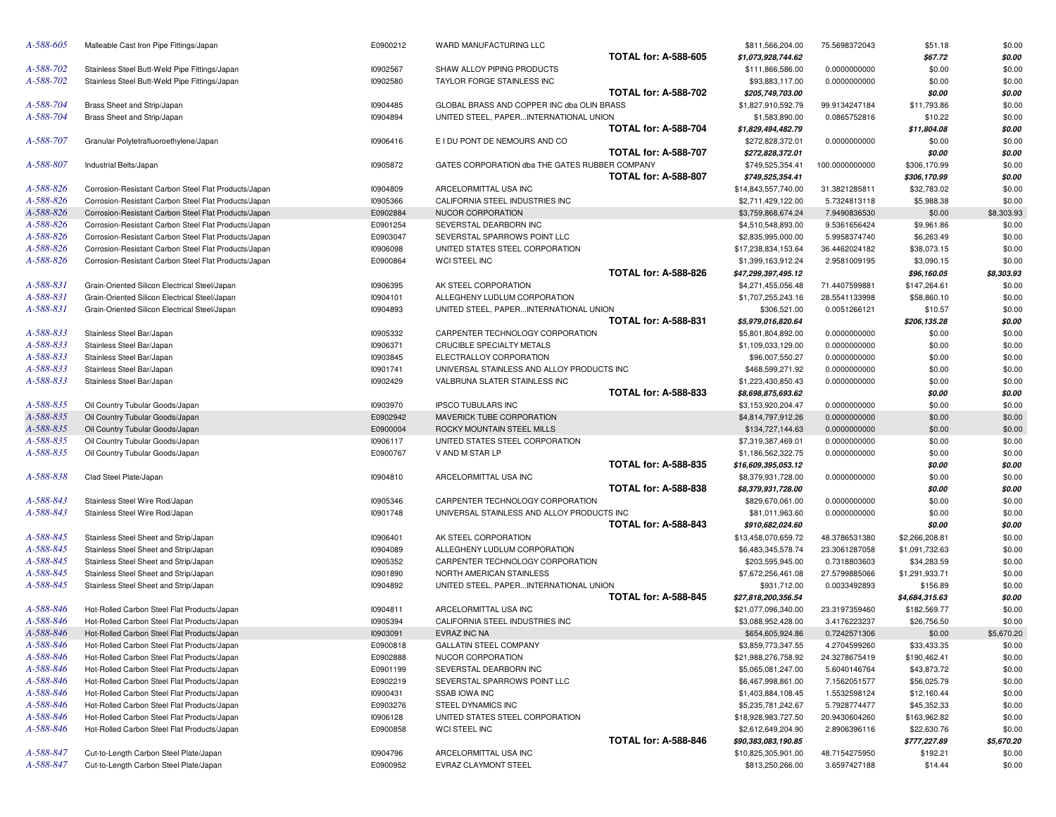| | | | | | | | |
|---|---|---|---|---|---|---|---|
| A-588-605 | Malleable Cast Iron Pipe Fittings/Japan | E0900212 | WARD MANUFACTURING LLC | $811,566,204.00 | 75.5698372043 | $51.18 | $0.00 |
| | | | **TOTAL for: A-588-605** | ***$1,073,928,744.62*** | | ***$67.72*** | ***$0.00*** |
| A-588-702 | Stainless Steel Butt-Weld Pipe Fittings/Japan | I0902567 | SHAW ALLOY PIPING PRODUCTS | $111,866,586.00 | 0.0000000000 | $0.00 | $0.00 |
| A-588-702 | Stainless Steel Butt-Weld Pipe Fittings/Japan | I0902580 | TAYLOR FORGE STAINLESS INC | $93,883,117.00 | 0.0000000000 | $0.00 | $0.00 |
| | | | **TOTAL for: A-588-702** | ***$205,749,703.00*** | | ***$0.00*** | ***$0.00*** |
| A-588-704 | Brass Sheet and Strip/Japan | I0904485 | GLOBAL BRASS AND COPPER INC dba OLIN BRASS | $1,827,910,592.79 | 99.9134247184 | $11,793.86 | $0.00 |
| A-588-704 | Brass Sheet and Strip/Japan | I0904894 | UNITED STEEL, PAPER...INTERNATIONAL UNION | $1,583,890.00 | 0.0865752816 | $10.22 | $0.00 |
| | | | **TOTAL for: A-588-704** | ***$1,829,494,482.79*** | | ***$11,804.08*** | ***$0.00*** |
| A-588-707 | Granular Polytetrafluoroethylene/Japan | I0906416 | E I DU PONT DE NEMOURS AND CO | $272,828,372.01 | 0.0000000000 | $0.00 | $0.00 |
| | | | **TOTAL for: A-588-707** | ***$272,828,372.01*** | | ***$0.00*** | ***$0.00*** |
| A-588-807 | Industrial Belts/Japan | I0905872 | GATES CORPORATION dba THE GATES RUBBER COMPANY | $749,525,354.41 | 100.0000000000 | $306,170.99 | $0.00 |
| | | | **TOTAL for: A-588-807** | ***$749,525,354.41*** | | ***$306,170.99*** | ***$0.00*** |
| A-588-826 | Corrosion-Resistant Carbon Steel Flat Products/Japan | I0904809 | ARCELORMITTAL USA INC | $14,843,557,740.00 | 31.3821285811 | $32,783.02 | $0.00 |
| A-588-826 | Corrosion-Resistant Carbon Steel Flat Products/Japan | I0905366 | CALIFORNIA STEEL INDUSTRIES INC | $2,711,429,122.00 | 5.7324813118 | $5,988.38 | $0.00 |
| A-588-826 | Corrosion-Resistant Carbon Steel Flat Products/Japan | E0902884 | NUCOR CORPORATION | $3,759,868,674.24 | 7.9490836530 | $0.00 | $8,303.93 |
| A-588-826 | Corrosion-Resistant Carbon Steel Flat Products/Japan | E0901254 | SEVERSTAL DEARBORN INC | $4,510,548,893.00 | 9.5361656424 | $9,961.86 | $0.00 |
| A-588-826 | Corrosion-Resistant Carbon Steel Flat Products/Japan | E0903047 | SEVERSTAL SPARROWS POINT LLC | $2,835,995,000.00 | 5.9958374740 | $6,263.49 | $0.00 |
| A-588-826 | Corrosion-Resistant Carbon Steel Flat Products/Japan | I0906098 | UNITED STATES STEEL CORPORATION | $17,238,834,153.64 | 36.4462024182 | $38,073.15 | $0.00 |
| A-588-826 | Corrosion-Resistant Carbon Steel Flat Products/Japan | E0900864 | WCI STEEL INC | $1,399,163,912.24 | 2.9581009195 | $3,090.15 | $0.00 |
| | | | **TOTAL for: A-588-826** | ***$47,299,397,495.12*** | | ***$96,160.05*** | ***$8,303.93*** |
| A-588-831 | Grain-Oriented Silicon Electrical Steel/Japan | I0906395 | AK STEEL CORPORATION | $4,271,455,056.48 | 71.4407599881 | $147,264.61 | $0.00 |
| A-588-831 | Grain-Oriented Silicon Electrical Steel/Japan | I0904101 | ALLEGHENY LUDLUM CORPORATION | $1,707,255,243.16 | 28.5541133998 | $58,860.10 | $0.00 |
| A-588-831 | Grain-Oriented Silicon Electrical Steel/Japan | I0904893 | UNITED STEEL, PAPER...INTERNATIONAL UNION | $306,521.00 | 0.0051266121 | $10.57 | $0.00 |
| | | | **TOTAL for: A-588-831** | ***$5,979,016,820.64*** | | ***$206,135.28*** | ***$0.00*** |
| A-588-833 | Stainless Steel Bar/Japan | I0905332 | CARPENTER TECHNOLOGY CORPORATION | $5,801,804,892.00 | 0.0000000000 | $0.00 | $0.00 |
| A-588-833 | Stainless Steel Bar/Japan | I0906371 | CRUCIBLE SPECIALTY METALS | $1,109,033,129.00 | 0.0000000000 | $0.00 | $0.00 |
| A-588-833 | Stainless Steel Bar/Japan | I0903845 | ELECTRALLOY CORPORATION | $96,007,550.27 | 0.0000000000 | $0.00 | $0.00 |
| A-588-833 | Stainless Steel Bar/Japan | I0901741 | UNIVERSAL STAINLESS AND ALLOY PRODUCTS INC | $468,599,271.92 | 0.0000000000 | $0.00 | $0.00 |
| A-588-833 | Stainless Steel Bar/Japan | I0902429 | VALBRUNA SLATER STAINLESS INC | $1,223,430,850.43 | 0.0000000000 | $0.00 | $0.00 |
| | | | **TOTAL for: A-588-833** | ***$8,698,875,693.62*** | | ***$0.00*** | ***$0.00*** |
| A-588-835 | Oil Country Tubular Goods/Japan | I0903970 | IPSCO TUBULARS INC | $3,153,920,204.47 | 0.0000000000 | $0.00 | $0.00 |
| A-588-835 | Oil Country Tubular Goods/Japan | E0902942 | MAVERICK TUBE CORPORATION | $4,814,797,912.26 | 0.0000000000 | $0.00 | $0.00 |
| A-588-835 | Oil Country Tubular Goods/Japan | E0900004 | ROCKY MOUNTAIN STEEL MILLS | $134,727,144.63 | 0.0000000000 | $0.00 | $0.00 |
| A-588-835 | Oil Country Tubular Goods/Japan | I0906117 | UNITED STATES STEEL CORPORATION | $7,319,387,469.01 | 0.0000000000 | $0.00 | $0.00 |
| A-588-835 | Oil Country Tubular Goods/Japan | E0900767 | V AND M STAR LP | $1,186,562,322.75 | 0.0000000000 | $0.00 | $0.00 |
| | | | **TOTAL for: A-588-835** | ***$16,609,395,053.12*** | | ***$0.00*** | ***$0.00*** |
| A-588-838 | Clad Steel Plate/Japan | I0904810 | ARCELORMITTAL USA INC | $8,379,931,728.00 | 0.0000000000 | $0.00 | $0.00 |
| | | | **TOTAL for: A-588-838** | ***$8,379,931,728.00*** | | ***$0.00*** | ***$0.00*** |
| A-588-843 | Stainless Steel Wire Rod/Japan | I0905346 | CARPENTER TECHNOLOGY CORPORATION | $829,670,061.00 | 0.0000000000 | $0.00 | $0.00 |
| A-588-843 | Stainless Steel Wire Rod/Japan | I0901748 | UNIVERSAL STAINLESS AND ALLOY PRODUCTS INC | $81,011,963.60 | 0.0000000000 | $0.00 | $0.00 |
| | | | **TOTAL for: A-588-843** | ***$910,682,024.60*** | | ***$0.00*** | ***$0.00*** |
| A-588-845 | Stainless Steel Sheet and Strip/Japan | I0906401 | AK STEEL CORPORATION | $13,458,070,659.72 | 48.3786531380 | $2,266,208.81 | $0.00 |
| A-588-845 | Stainless Steel Sheet and Strip/Japan | I0904089 | ALLEGHENY LUDLUM CORPORATION | $6,483,345,578.74 | 23.3061287058 | $1,091,732.63 | $0.00 |
| A-588-845 | Stainless Steel Sheet and Strip/Japan | I0905352 | CARPENTER TECHNOLOGY CORPORATION | $203,595,945.00 | 0.7318803603 | $34,283.59 | $0.00 |
| A-588-845 | Stainless Steel Sheet and Strip/Japan | I0901890 | NORTH AMERICAN STAINLESS | $7,672,256,461.08 | 27.5799885066 | $1,291,933.71 | $0.00 |
| A-588-845 | Stainless Steel Sheet and Strip/Japan | I0904892 | UNITED STEEL, PAPER...INTERNATIONAL UNION | $931,712.00 | 0.0033492893 | $156.89 | $0.00 |
| | | | **TOTAL for: A-588-845** | ***$27,818,200,356.54*** | | ***$4,684,315.63*** | ***$0.00*** |
| A-588-846 | Hot-Rolled Carbon Steel Flat Products/Japan | I0904811 | ARCELORMITTAL USA INC | $21,077,096,340.00 | 23.3197359460 | $182,569.77 | $0.00 |
| A-588-846 | Hot-Rolled Carbon Steel Flat Products/Japan | I0905394 | CALIFORNIA STEEL INDUSTRIES INC | $3,088,952,428.00 | 3.4176223237 | $26,756.50 | $0.00 |
| A-588-846 | Hot-Rolled Carbon Steel Flat Products/Japan | I0903091 | EVRAZ INC NA | $654,605,924.86 | 0.7242571306 | $0.00 | $5,670.20 |
| A-588-846 | Hot-Rolled Carbon Steel Flat Products/Japan | E0900818 | GALLATIN STEEL COMPANY | $3,859,773,347.55 | 4.2704599260 | $33,433.35 | $0.00 |
| A-588-846 | Hot-Rolled Carbon Steel Flat Products/Japan | E0902888 | NUCOR CORPORATION | $21,988,276,758.92 | 24.3278675419 | $190,462.41 | $0.00 |
| A-588-846 | Hot-Rolled Carbon Steel Flat Products/Japan | E0901199 | SEVERSTAL DEARBORN INC | $5,065,081,247.00 | 5.6040146764 | $43,873.72 | $0.00 |
| A-588-846 | Hot-Rolled Carbon Steel Flat Products/Japan | E0902219 | SEVERSTAL SPARROWS POINT LLC | $6,467,998,861.00 | 7.1562051577 | $56,025.79 | $0.00 |
| A-588-846 | Hot-Rolled Carbon Steel Flat Products/Japan | I0900431 | SSAB IOWA INC | $1,403,884,108.45 | 1.5532598124 | $12,160.44 | $0.00 |
| A-588-846 | Hot-Rolled Carbon Steel Flat Products/Japan | E0903276 | STEEL DYNAMICS INC | $5,235,781,242.67 | 5.7928774477 | $45,352.33 | $0.00 |
| A-588-846 | Hot-Rolled Carbon Steel Flat Products/Japan | I0906128 | UNITED STATES STEEL CORPORATION | $18,928,983,727.50 | 20.9430604260 | $163,962.82 | $0.00 |
| A-588-846 | Hot-Rolled Carbon Steel Flat Products/Japan | E0900858 | WCI STEEL INC | $2,612,649,204.90 | 2.8906396116 | $22,630.76 | $0.00 |
| | | | **TOTAL for: A-588-846** | ***$90,383,083,190.85*** | | ***$777,227.89*** | ***$5,670.20*** |
| A-588-847 | Cut-to-Length Carbon Steel Plate/Japan | I0904796 | ARCELORMITTAL USA INC | $10,825,305,901.00 | 48.7154275950 | $192.21 | $0.00 |
| A-588-847 | Cut-to-Length Carbon Steel Plate/Japan | E0900952 | EVRAZ CLAYMONT STEEL | $813,250,266.00 | 3.6597427188 | $14.44 | $0.00 |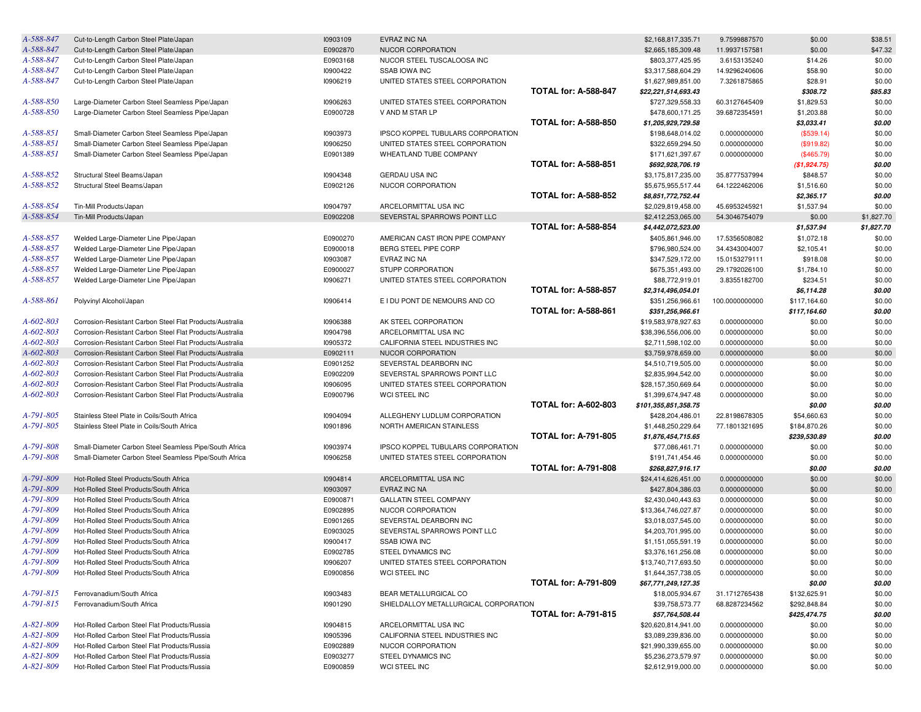| | | | | | | | | |
|---|---|---|---|---|---|---|---|---|
| A-588-847 | Cut-to-Length Carbon Steel Plate/Japan | I0903109 | EVRAZ INC NA | | $2,168,817,335.71 | 9.7599887570 | $0.00 | $38.51 |
| A-588-847 | Cut-to-Length Carbon Steel Plate/Japan | E0902870 | NUCOR CORPORATION | | $2,665,185,309.48 | 11.9937157581 | $0.00 | $47.32 |
| A-588-847 | Cut-to-Length Carbon Steel Plate/Japan | E0903168 | NUCOR STEEL TUSCALOOSA INC | | $803,377,425.95 | 3.6153135240 | $14.26 | $0.00 |
| A-588-847 | Cut-to-Length Carbon Steel Plate/Japan | I0900422 | SSAB IOWA INC | | $3,317,588,604.29 | 14.9296240606 | $58.90 | $0.00 |
| A-588-847 | Cut-to-Length Carbon Steel Plate/Japan | I0906219 | UNITED STATES STEEL CORPORATION | | $1,627,989,851.00 | 7.3261875865 | $28.91 | $0.00 |
| | | | | **TOTAL for: A-588-847** | ***$22,221,514,693.43*** | | ***$308.72*** | ***$85.83*** |
| A-588-850 | Large-Diameter Carbon Steel Seamless Pipe/Japan | I0906263 | UNITED STATES STEEL CORPORATION | | $727,329,558.33 | 60.3127645409 | $1,829.53 | $0.00 |
| A-588-850 | Large-Diameter Carbon Steel Seamless Pipe/Japan | E0900728 | V AND M STAR LP | | $478,600,171.25 | 39.6872354591 | $1,203.88 | $0.00 |
| | | | | **TOTAL for: A-588-850** | ***$1,205,929,729.58*** | | ***$3,033.41*** | ***$0.00*** |
| A-588-851 | Small-Diameter Carbon Steel Seamless Pipe/Japan | I0903973 | IPSCO KOPPEL TUBULARS CORPORATION | | $198,648,014.02 | 0.0000000000 | ($539.14) | $0.00 |
| A-588-851 | Small-Diameter Carbon Steel Seamless Pipe/Japan | I0906250 | UNITED STATES STEEL CORPORATION | | $322,659,294.50 | 0.0000000000 | ($919.82) | $0.00 |
| A-588-851 | Small-Diameter Carbon Steel Seamless Pipe/Japan | E0901389 | WHEATLAND TUBE COMPANY | | $171,621,397.67 | 0.0000000000 | ($465.79) | $0.00 |
| | | | | **TOTAL for: A-588-851** | ***$692,928,706.19*** | | ***($1,924.75)*** | ***$0.00*** |
| A-588-852 | Structural Steel Beams/Japan | I0904348 | GERDAU USA INC | | $3,175,817,235.00 | 35.8777537994 | $848.57 | $0.00 |
| A-588-852 | Structural Steel Beams/Japan | E0902126 | NUCOR CORPORATION | | $5,675,955,517.44 | 64.1222462006 | $1,516.60 | $0.00 |
| | | | | **TOTAL for: A-588-852** | ***$8,851,772,752.44*** | | ***$2,365.17*** | ***$0.00*** |
| A-588-854 | Tin-Mill Products/Japan | I0904797 | ARCELORMITTAL USA INC | | $2,029,819,458.00 | 45.6953245921 | $1,537.94 | $0.00 |
| A-588-854 | Tin-Mill Products/Japan | E0902208 | SEVERSTAL SPARROWS POINT LLC | | $2,412,253,065.00 | 54.3046754079 | $0.00 | $1,827.70 |
| | | | | **TOTAL for: A-588-854** | ***$4,442,072,523.00*** | | ***$1,537.94*** | ***$1,827.70*** |
| A-588-857 | Welded Large-Diameter Line Pipe/Japan | E0900270 | AMERICAN CAST IRON PIPE COMPANY | | $405,861,946.00 | 17.5356508082 | $1,072.18 | $0.00 |
| A-588-857 | Welded Large-Diameter Line Pipe/Japan | E0900018 | BERG STEEL PIPE CORP | | $796,980,524.00 | 34.4343004007 | $2,105.41 | $0.00 |
| A-588-857 | Welded Large-Diameter Line Pipe/Japan | I0903087 | EVRAZ INC NA | | $347,529,172.00 | 15.0153279111 | $918.08 | $0.00 |
| A-588-857 | Welded Large-Diameter Line Pipe/Japan | E0900027 | STUPP CORPORATION | | $675,351,493.00 | 29.1792026100 | $1,784.10 | $0.00 |
| A-588-857 | Welded Large-Diameter Line Pipe/Japan | I0906271 | UNITED STATES STEEL CORPORATION | | $88,772,919.01 | 3.8355182700 | $234.51 | $0.00 |
| | | | | **TOTAL for: A-588-857** | ***$2,314,496,054.01*** | | ***$6,114.28*** | ***$0.00*** |
| A-588-861 | Polyvinyl Alcohol/Japan | I0906414 | E I DU PONT DE NEMOURS AND CO | | $351,256,966.61 | 100.0000000000 | $117,164.60 | $0.00 |
| | | | | **TOTAL for: A-588-861** | ***$351,256,966.61*** | | ***$117,164.60*** | ***$0.00*** |
| A-602-803 | Corrosion-Resistant Carbon Steel Flat Products/Australia | I0906388 | AK STEEL CORPORATION | | $19,583,978,927.63 | 0.0000000000 | $0.00 | $0.00 |
| A-602-803 | Corrosion-Resistant Carbon Steel Flat Products/Australia | I0904798 | ARCELORMITTAL USA INC | | $38,396,556,006.00 | 0.0000000000 | $0.00 | $0.00 |
| A-602-803 | Corrosion-Resistant Carbon Steel Flat Products/Australia | I0905372 | CALIFORNIA STEEL INDUSTRIES INC | | $2,711,598,102.00 | 0.0000000000 | $0.00 | $0.00 |
| A-602-803 | Corrosion-Resistant Carbon Steel Flat Products/Australia | E0902111 | NUCOR CORPORATION | | $3,759,978,659.00 | 0.0000000000 | $0.00 | $0.00 |
| A-602-803 | Corrosion-Resistant Carbon Steel Flat Products/Australia | E0901252 | SEVERSTAL DEARBORN INC | | $4,510,719,505.00 | 0.0000000000 | $0.00 | $0.00 |
| A-602-803 | Corrosion-Resistant Carbon Steel Flat Products/Australia | E0902209 | SEVERSTAL SPARROWS POINT LLC | | $2,835,994,542.00 | 0.0000000000 | $0.00 | $0.00 |
| A-602-803 | Corrosion-Resistant Carbon Steel Flat Products/Australia | I0906095 | UNITED STATES STEEL CORPORATION | | $28,157,350,669.64 | 0.0000000000 | $0.00 | $0.00 |
| A-602-803 | Corrosion-Resistant Carbon Steel Flat Products/Australia | E0900796 | WCI STEEL INC | | $1,399,674,947.48 | 0.0000000000 | $0.00 | $0.00 |
| | | | | **TOTAL for: A-602-803** | ***$101,355,851,358.75*** | | ***$0.00*** | ***$0.00*** |
| A-791-805 | Stainless Steel Plate in Coils/South Africa | I0904094 | ALLEGHENY LUDLUM CORPORATION | | $428,204,486.01 | 22.8198678305 | $54,660.63 | $0.00 |
| A-791-805 | Stainless Steel Plate in Coils/South Africa | I0901896 | NORTH AMERICAN STAINLESS | | $1,448,250,229.64 | 77.1801321695 | $184,870.26 | $0.00 |
| | | | | **TOTAL for: A-791-805** | ***$1,876,454,715.65*** | | ***$239,530.89*** | ***$0.00*** |
| A-791-808 | Small-Diameter Carbon Steel Seamless Pipe/South Africa | I0903974 | IPSCO KOPPEL TUBULARS CORPORATION | | $77,086,461.71 | 0.0000000000 | $0.00 | $0.00 |
| A-791-808 | Small-Diameter Carbon Steel Seamless Pipe/South Africa | I0906258 | UNITED STATES STEEL CORPORATION | | $191,741,454.46 | 0.0000000000 | $0.00 | $0.00 |
| | | | | **TOTAL for: A-791-808** | ***$268,827,916.17*** | | ***$0.00*** | ***$0.00*** |
| A-791-809 | Hot-Rolled Steel Products/South Africa | I0904814 | ARCELORMITTAL USA INC | | $24,414,626,451.00 | 0.0000000000 | $0.00 | $0.00 |
| A-791-809 | Hot-Rolled Steel Products/South Africa | I0903097 | EVRAZ INC NA | | $427,804,386.03 | 0.0000000000 | $0.00 | $0.00 |
| A-791-809 | Hot-Rolled Steel Products/South Africa | E0900871 | GALLATIN STEEL COMPANY | | $2,430,040,443.63 | 0.0000000000 | $0.00 | $0.00 |
| A-791-809 | Hot-Rolled Steel Products/South Africa | E0902895 | NUCOR CORPORATION | | $13,364,746,027.87 | 0.0000000000 | $0.00 | $0.00 |
| A-791-809 | Hot-Rolled Steel Products/South Africa | E0901265 | SEVERSTAL DEARBORN INC | | $3,018,037,545.00 | 0.0000000000 | $0.00 | $0.00 |
| A-791-809 | Hot-Rolled Steel Products/South Africa | E0903025 | SEVERSTAL SPARROWS POINT LLC | | $4,203,701,995.00 | 0.0000000000 | $0.00 | $0.00 |
| A-791-809 | Hot-Rolled Steel Products/South Africa | I0900417 | SSAB IOWA INC | | $1,151,055,591.19 | 0.0000000000 | $0.00 | $0.00 |
| A-791-809 | Hot-Rolled Steel Products/South Africa | E0902785 | STEEL DYNAMICS INC | | $3,376,161,256.08 | 0.0000000000 | $0.00 | $0.00 |
| A-791-809 | Hot-Rolled Steel Products/South Africa | I0906207 | UNITED STATES STEEL CORPORATION | | $13,740,717,693.50 | 0.0000000000 | $0.00 | $0.00 |
| A-791-809 | Hot-Rolled Steel Products/South Africa | E0900856 | WCI STEEL INC | | $1,644,357,738.05 | 0.0000000000 | $0.00 | $0.00 |
| | | | | **TOTAL for: A-791-809** | ***$67,771,249,127.35*** | | ***$0.00*** | ***$0.00*** |
| A-791-815 | Ferrovanadium/South Africa | I0903483 | BEAR METALLURGICAL CO | | $18,005,934.67 | 31.1712765438 | $132,625.91 | $0.00 |
| A-791-815 | Ferrovanadium/South Africa | I0901290 | SHIELDALLOY METALLURGICAL CORPORATION | | $39,758,573.77 | 68.8287234562 | $292,848.84 | $0.00 |
| | | | | **TOTAL for: A-791-815** | ***$57,764,508.44*** | | ***$425,474.75*** | ***$0.00*** |
| A-821-809 | Hot-Rolled Carbon Steel Flat Products/Russia | I0904815 | ARCELORMITTAL USA INC | | $20,620,814,941.00 | 0.0000000000 | $0.00 | $0.00 |
| A-821-809 | Hot-Rolled Carbon Steel Flat Products/Russia | I0905396 | CALIFORNIA STEEL INDUSTRIES INC | | $3,089,239,836.00 | 0.0000000000 | $0.00 | $0.00 |
| A-821-809 | Hot-Rolled Carbon Steel Flat Products/Russia | E0902889 | NUCOR CORPORATION | | $21,990,339,655.00 | 0.0000000000 | $0.00 | $0.00 |
| A-821-809 | Hot-Rolled Carbon Steel Flat Products/Russia | E0903277 | STEEL DYNAMICS INC | | $5,236,273,579.97 | 0.0000000000 | $0.00 | $0.00 |
| A-821-809 | Hot-Rolled Carbon Steel Flat Products/Russia | E0900859 | WCI STEEL INC | | $2,612,919,000.00 | 0.0000000000 | $0.00 | $0.00 |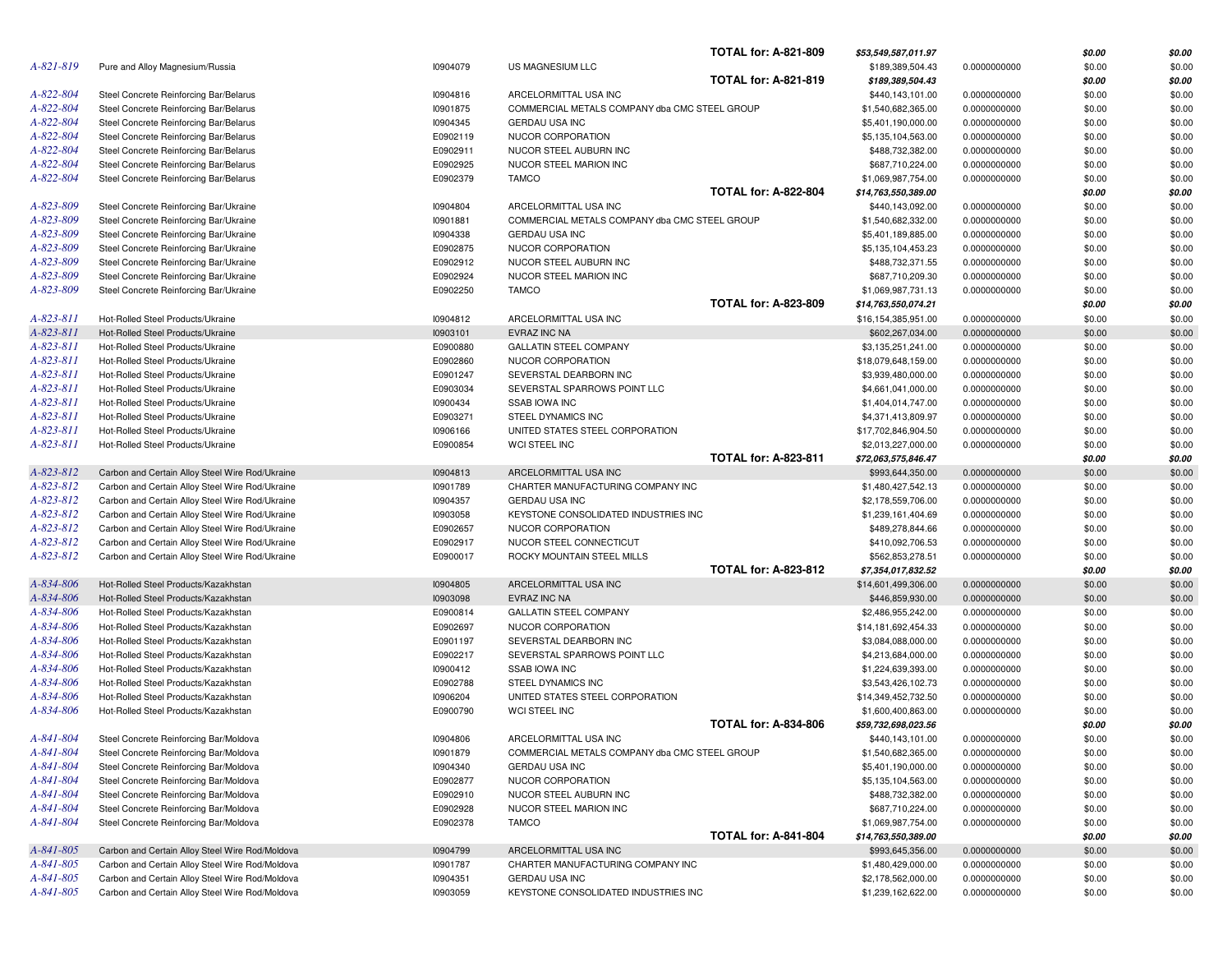| | | | | | | | |
|---|---|---|---|---|---|---|---|
| | | | **TOTAL for: A-821-809** | ***$53,549,587,011.97*** | | ***$0.00*** | ***$0.00*** |
| *A-821-819* | Pure and Alloy Magnesium/Russia | I0904079 | US MAGNESIUM LLC | $189,389,504.43 | 0.0000000000 | $0.00 | $0.00 |
| | | | **TOTAL for: A-821-819** | ***$189,389,504.43*** | | ***$0.00*** | ***$0.00*** |
| *A-822-804* | Steel Concrete Reinforcing Bar/Belarus | I0904816 | ARCELORMITTAL USA INC | $440,143,101.00 | 0.0000000000 | $0.00 | $0.00 |
| *A-822-804* | Steel Concrete Reinforcing Bar/Belarus | I0901875 | COMMERCIAL METALS COMPANY dba CMC STEEL GROUP | $1,540,682,365.00 | 0.0000000000 | $0.00 | $0.00 |
| *A-822-804* | Steel Concrete Reinforcing Bar/Belarus | I0904345 | GERDAU USA INC | $5,401,190,000.00 | 0.0000000000 | $0.00 | $0.00 |
| *A-822-804* | Steel Concrete Reinforcing Bar/Belarus | E0902119 | NUCOR CORPORATION | $5,135,104,563.00 | 0.0000000000 | $0.00 | $0.00 |
| *A-822-804* | Steel Concrete Reinforcing Bar/Belarus | E0902911 | NUCOR STEEL AUBURN INC | $488,732,382.00 | 0.0000000000 | $0.00 | $0.00 |
| *A-822-804* | Steel Concrete Reinforcing Bar/Belarus | E0902925 | NUCOR STEEL MARION INC | $687,710,224.00 | 0.0000000000 | $0.00 | $0.00 |
| *A-822-804* | Steel Concrete Reinforcing Bar/Belarus | E0902379 | TAMCO | $1,069,987,754.00 | 0.0000000000 | $0.00 | $0.00 |
| | | | **TOTAL for: A-822-804** | ***$14,763,550,389.00*** | | ***$0.00*** | ***$0.00*** |
| *A-823-809* | Steel Concrete Reinforcing Bar/Ukraine | I0904804 | ARCELORMITTAL USA INC | $440,143,092.00 | 0.0000000000 | $0.00 | $0.00 |
| *A-823-809* | Steel Concrete Reinforcing Bar/Ukraine | I0901881 | COMMERCIAL METALS COMPANY dba CMC STEEL GROUP | $1,540,682,332.00 | 0.0000000000 | $0.00 | $0.00 |
| *A-823-809* | Steel Concrete Reinforcing Bar/Ukraine | I0904338 | GERDAU USA INC | $5,401,189,885.00 | 0.0000000000 | $0.00 | $0.00 |
| *A-823-809* | Steel Concrete Reinforcing Bar/Ukraine | E0902875 | NUCOR CORPORATION | $5,135,104,453.23 | 0.0000000000 | $0.00 | $0.00 |
| *A-823-809* | Steel Concrete Reinforcing Bar/Ukraine | E0902912 | NUCOR STEEL AUBURN INC | $488,732,371.55 | 0.0000000000 | $0.00 | $0.00 |
| *A-823-809* | Steel Concrete Reinforcing Bar/Ukraine | E0902924 | NUCOR STEEL MARION INC | $687,710,209.30 | 0.0000000000 | $0.00 | $0.00 |
| *A-823-809* | Steel Concrete Reinforcing Bar/Ukraine | E0902250 | TAMCO | $1,069,987,731.13 | 0.0000000000 | $0.00 | $0.00 |
| | | | **TOTAL for: A-823-809** | ***$14,763,550,074.21*** | | ***$0.00*** | ***$0.00*** |
| *A-823-811* | Hot-Rolled Steel Products/Ukraine | I0904812 | ARCELORMITTAL USA INC | $16,154,385,951.00 | 0.0000000000 | $0.00 | $0.00 |
| *A-823-811* | Hot-Rolled Steel Products/Ukraine | I0903101 | EVRAZ INC NA | $602,267,034.00 | 0.0000000000 | $0.00 | $0.00 |
| *A-823-811* | Hot-Rolled Steel Products/Ukraine | E0900880 | GALLATIN STEEL COMPANY | $3,135,251,241.00 | 0.0000000000 | $0.00 | $0.00 |
| *A-823-811* | Hot-Rolled Steel Products/Ukraine | E0902860 | NUCOR CORPORATION | $18,079,648,159.00 | 0.0000000000 | $0.00 | $0.00 |
| *A-823-811* | Hot-Rolled Steel Products/Ukraine | E0901247 | SEVERSTAL DEARBORN INC | $3,939,480,000.00 | 0.0000000000 | $0.00 | $0.00 |
| *A-823-811* | Hot-Rolled Steel Products/Ukraine | E0903034 | SEVERSTAL SPARROWS POINT LLC | $4,661,041,000.00 | 0.0000000000 | $0.00 | $0.00 |
| *A-823-811* | Hot-Rolled Steel Products/Ukraine | I0900434 | SSAB IOWA INC | $1,404,014,747.00 | 0.0000000000 | $0.00 | $0.00 |
| *A-823-811* | Hot-Rolled Steel Products/Ukraine | E0903271 | STEEL DYNAMICS INC | $4,371,413,809.97 | 0.0000000000 | $0.00 | $0.00 |
| *A-823-811* | Hot-Rolled Steel Products/Ukraine | I0906166 | UNITED STATES STEEL CORPORATION | $17,702,846,904.50 | 0.0000000000 | $0.00 | $0.00 |
| *A-823-811* | Hot-Rolled Steel Products/Ukraine | E0900854 | WCI STEEL INC | $2,013,227,000.00 | 0.0000000000 | $0.00 | $0.00 |
| | | | **TOTAL for: A-823-811** | ***$72,063,575,846.47*** | | ***$0.00*** | ***$0.00*** |
| *A-823-812* | Carbon and Certain Alloy Steel Wire Rod/Ukraine | I0904813 | ARCELORMITTAL USA INC | $993,644,350.00 | 0.0000000000 | $0.00 | $0.00 |
| *A-823-812* | Carbon and Certain Alloy Steel Wire Rod/Ukraine | I0901789 | CHARTER MANUFACTURING COMPANY INC | $1,480,427,542.13 | 0.0000000000 | $0.00 | $0.00 |
| *A-823-812* | Carbon and Certain Alloy Steel Wire Rod/Ukraine | I0904357 | GERDAU USA INC | $2,178,559,706.00 | 0.0000000000 | $0.00 | $0.00 |
| *A-823-812* | Carbon and Certain Alloy Steel Wire Rod/Ukraine | I0903058 | KEYSTONE CONSOLIDATED INDUSTRIES INC | $1,239,161,404.69 | 0.0000000000 | $0.00 | $0.00 |
| *A-823-812* | Carbon and Certain Alloy Steel Wire Rod/Ukraine | E0902657 | NUCOR CORPORATION | $489,278,844.66 | 0.0000000000 | $0.00 | $0.00 |
| *A-823-812* | Carbon and Certain Alloy Steel Wire Rod/Ukraine | E0902917 | NUCOR STEEL CONNECTICUT | $410,092,706.53 | 0.0000000000 | $0.00 | $0.00 |
| *A-823-812* | Carbon and Certain Alloy Steel Wire Rod/Ukraine | E0900017 | ROCKY MOUNTAIN STEEL MILLS | $562,853,278.51 | 0.0000000000 | $0.00 | $0.00 |
| | | | **TOTAL for: A-823-812** | ***$7,354,017,832.52*** | | ***$0.00*** | ***$0.00*** |
| *A-834-806* | Hot-Rolled Steel Products/Kazakhstan | I0904805 | ARCELORMITTAL USA INC | $14,601,499,306.00 | 0.0000000000 | $0.00 | $0.00 |
| *A-834-806* | Hot-Rolled Steel Products/Kazakhstan | I0903098 | EVRAZ INC NA | $446,859,930.00 | 0.0000000000 | $0.00 | $0.00 |
| *A-834-806* | Hot-Rolled Steel Products/Kazakhstan | E0900814 | GALLATIN STEEL COMPANY | $2,486,955,242.00 | 0.0000000000 | $0.00 | $0.00 |
| *A-834-806* | Hot-Rolled Steel Products/Kazakhstan | E0902697 | NUCOR CORPORATION | $14,181,692,454.33 | 0.0000000000 | $0.00 | $0.00 |
| *A-834-806* | Hot-Rolled Steel Products/Kazakhstan | E0901197 | SEVERSTAL DEARBORN INC | $3,084,088,000.00 | 0.0000000000 | $0.00 | $0.00 |
| *A-834-806* | Hot-Rolled Steel Products/Kazakhstan | E0902217 | SEVERSTAL SPARROWS POINT LLC | $4,213,684,000.00 | 0.0000000000 | $0.00 | $0.00 |
| *A-834-806* | Hot-Rolled Steel Products/Kazakhstan | I0900412 | SSAB IOWA INC | $1,224,639,393.00 | 0.0000000000 | $0.00 | $0.00 |
| *A-834-806* | Hot-Rolled Steel Products/Kazakhstan | E0902788 | STEEL DYNAMICS INC | $3,543,426,102.73 | 0.0000000000 | $0.00 | $0.00 |
| *A-834-806* | Hot-Rolled Steel Products/Kazakhstan | I0906204 | UNITED STATES STEEL CORPORATION | $14,349,452,732.50 | 0.0000000000 | $0.00 | $0.00 |
| *A-834-806* | Hot-Rolled Steel Products/Kazakhstan | E0900790 | WCI STEEL INC | $1,600,400,863.00 | 0.0000000000 | $0.00 | $0.00 |
| | | | **TOTAL for: A-834-806** | ***$59,732,698,023.56*** | | ***$0.00*** | ***$0.00*** |
| *A-841-804* | Steel Concrete Reinforcing Bar/Moldova | I0904806 | ARCELORMITTAL USA INC | $440,143,101.00 | 0.0000000000 | $0.00 | $0.00 |
| *A-841-804* | Steel Concrete Reinforcing Bar/Moldova | I0901879 | COMMERCIAL METALS COMPANY dba CMC STEEL GROUP | $1,540,682,365.00 | 0.0000000000 | $0.00 | $0.00 |
| *A-841-804* | Steel Concrete Reinforcing Bar/Moldova | I0904340 | GERDAU USA INC | $5,401,190,000.00 | 0.0000000000 | $0.00 | $0.00 |
| *A-841-804* | Steel Concrete Reinforcing Bar/Moldova | E0902877 | NUCOR CORPORATION | $5,135,104,563.00 | 0.0000000000 | $0.00 | $0.00 |
| *A-841-804* | Steel Concrete Reinforcing Bar/Moldova | E0902910 | NUCOR STEEL AUBURN INC | $488,732,382.00 | 0.0000000000 | $0.00 | $0.00 |
| *A-841-804* | Steel Concrete Reinforcing Bar/Moldova | E0902928 | NUCOR STEEL MARION INC | $687,710,224.00 | 0.0000000000 | $0.00 | $0.00 |
| *A-841-804* | Steel Concrete Reinforcing Bar/Moldova | E0902378 | TAMCO | $1,069,987,754.00 | 0.0000000000 | $0.00 | $0.00 |
| | | | **TOTAL for: A-841-804** | ***$14,763,550,389.00*** | | ***$0.00*** | ***$0.00*** |
| *A-841-805* | Carbon and Certain Alloy Steel Wire Rod/Moldova | I0904799 | ARCELORMITTAL USA INC | $993,645,356.00 | 0.0000000000 | $0.00 | $0.00 |
| *A-841-805* | Carbon and Certain Alloy Steel Wire Rod/Moldova | I0901787 | CHARTER MANUFACTURING COMPANY INC | $1,480,429,000.00 | 0.0000000000 | $0.00 | $0.00 |
| *A-841-805* | Carbon and Certain Alloy Steel Wire Rod/Moldova | I0904351 | GERDAU USA INC | $2,178,562,000.00 | 0.0000000000 | $0.00 | $0.00 |
| *A-841-805* | Carbon and Certain Alloy Steel Wire Rod/Moldova | I0903059 | KEYSTONE CONSOLIDATED INDUSTRIES INC | $1,239,162,622.00 | 0.0000000000 | $0.00 | $0.00 |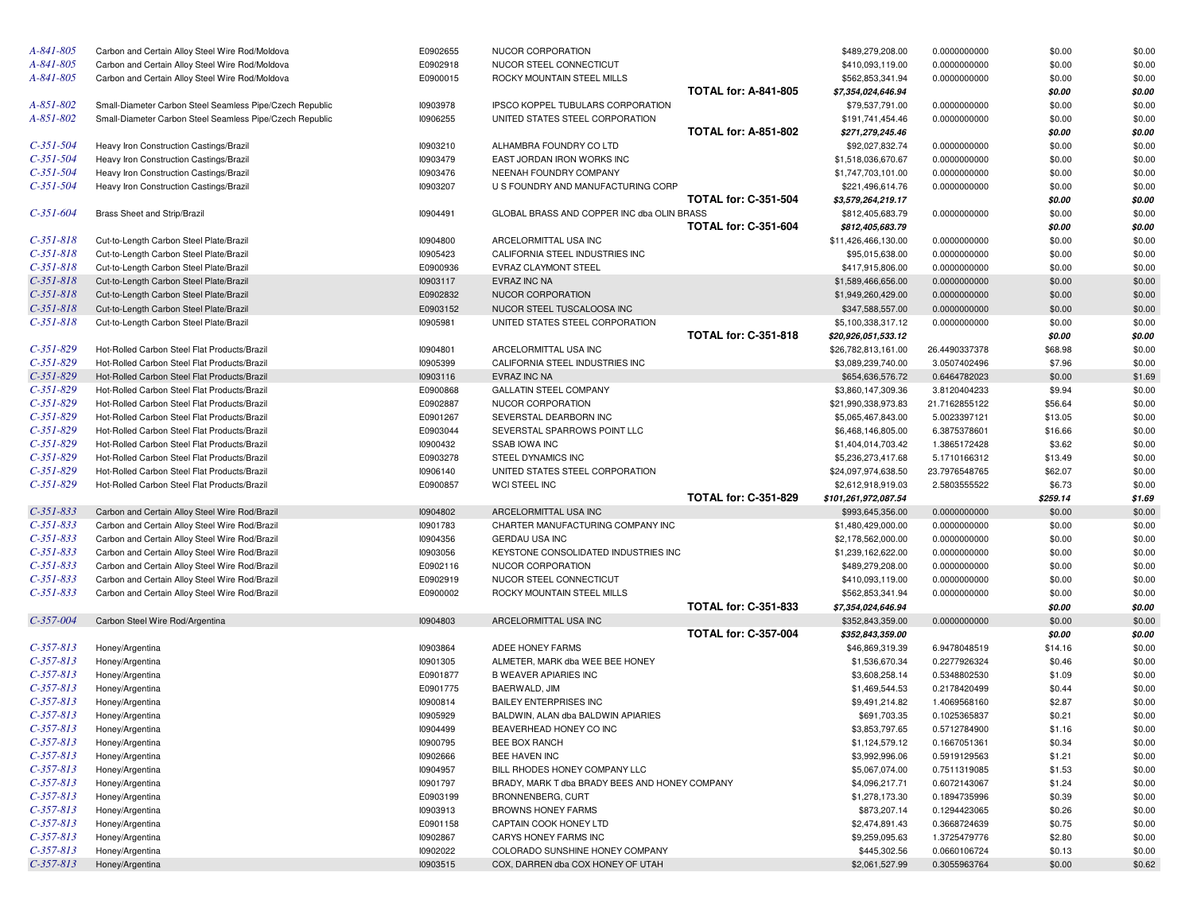| | | | | | | | |
|---|---|---|---|---|---|---|---|
| *A-841-805* | Carbon and Certain Alloy Steel Wire Rod/Moldova | E0902655 | NUCOR CORPORATION | $489,279,208.00 | 0.0000000000 | $0.00 | $0.00 |
| *A-841-805* | Carbon and Certain Alloy Steel Wire Rod/Moldova | E0902918 | NUCOR STEEL CONNECTICUT | $410,093,119.00 | 0.0000000000 | $0.00 | $0.00 |
| *A-841-805* | Carbon and Certain Alloy Steel Wire Rod/Moldova | E0900015 | ROCKY MOUNTAIN STEEL MILLS | $562,853,341.94 | 0.0000000000 | $0.00 | $0.00 |
| | | | **TOTAL for: A-841-805** | ***$7,354,024,646.94*** | | ***$0.00*** | ***$0.00*** |
| *A-851-802* | Small-Diameter Carbon Steel Seamless Pipe/Czech Republic | I0903978 | IPSCO KOPPEL TUBULARS CORPORATION | $79,537,791.00 | 0.0000000000 | $0.00 | $0.00 |
| *A-851-802* | Small-Diameter Carbon Steel Seamless Pipe/Czech Republic | I0906255 | UNITED STATES STEEL CORPORATION | $191,741,454.46 | 0.0000000000 | $0.00 | $0.00 |
| | | | **TOTAL for: A-851-802** | ***$271,279,245.46*** | | ***$0.00*** | ***$0.00*** |
| *C-351-504* | Heavy Iron Construction Castings/Brazil | I0903210 | ALHAMBRA FOUNDRY CO LTD | $92,027,832.74 | 0.0000000000 | $0.00 | $0.00 |
| *C-351-504* | Heavy Iron Construction Castings/Brazil | I0903479 | EAST JORDAN IRON WORKS INC | $1,518,036,670.67 | 0.0000000000 | $0.00 | $0.00 |
| *C-351-504* | Heavy Iron Construction Castings/Brazil | I0903476 | NEENAH FOUNDRY COMPANY | $1,747,703,101.00 | 0.0000000000 | $0.00 | $0.00 |
| *C-351-504* | Heavy Iron Construction Castings/Brazil | I0903207 | U S FOUNDRY AND MANUFACTURING CORP | $221,496,614.76 | 0.0000000000 | $0.00 | $0.00 |
| | | | **TOTAL for: C-351-504** | ***$3,579,264,219.17*** | | ***$0.00*** | ***$0.00*** |
| *C-351-604* | Brass Sheet and Strip/Brazil | I0904491 | GLOBAL BRASS AND COPPER INC dba OLIN BRASS | $812,405,683.79 | 0.0000000000 | $0.00 | $0.00 |
| | | | **TOTAL for: C-351-604** | ***$812,405,683.79*** | | ***$0.00*** | ***$0.00*** |
| *C-351-818* | Cut-to-Length Carbon Steel Plate/Brazil | I0904800 | ARCELORMITTAL USA INC | $11,426,466,130.00 | 0.0000000000 | $0.00 | $0.00 |
| *C-351-818* | Cut-to-Length Carbon Steel Plate/Brazil | I0905423 | CALIFORNIA STEEL INDUSTRIES INC | $95,015,638.00 | 0.0000000000 | $0.00 | $0.00 |
| *C-351-818* | Cut-to-Length Carbon Steel Plate/Brazil | E0900936 | EVRAZ CLAYMONT STEEL | $417,915,806.00 | 0.0000000000 | $0.00 | $0.00 |
| *C-351-818* | Cut-to-Length Carbon Steel Plate/Brazil | I0903117 | EVRAZ INC NA | $1,589,466,656.00 | 0.0000000000 | $0.00 | $0.00 |
| *C-351-818* | Cut-to-Length Carbon Steel Plate/Brazil | E0902832 | NUCOR CORPORATION | $1,949,260,429.00 | 0.0000000000 | $0.00 | $0.00 |
| *C-351-818* | Cut-to-Length Carbon Steel Plate/Brazil | E0903152 | NUCOR STEEL TUSCALOOSA INC | $347,588,557.00 | 0.0000000000 | $0.00 | $0.00 |
| *C-351-818* | Cut-to-Length Carbon Steel Plate/Brazil | I0905981 | UNITED STATES STEEL CORPORATION | $5,100,338,317.12 | 0.0000000000 | $0.00 | $0.00 |
| | | | **TOTAL for: C-351-818** | ***$20,926,051,533.12*** | | ***$0.00*** | ***$0.00*** |
| *C-351-829* | Hot-Rolled Carbon Steel Flat Products/Brazil | I0904801 | ARCELORMITTAL USA INC | $26,782,813,161.00 | 26.4490337378 | $68.98 | $0.00 |
| *C-351-829* | Hot-Rolled Carbon Steel Flat Products/Brazil | I0905399 | CALIFORNIA STEEL INDUSTRIES INC | $3,089,239,740.00 | 3.0507402496 | $7.96 | $0.00 |
| *C-351-829* | Hot-Rolled Carbon Steel Flat Products/Brazil | I0903116 | EVRAZ INC NA | $654,636,576.72 | 0.6464782023 | $0.00 | $1.69 |
| *C-351-829* | Hot-Rolled Carbon Steel Flat Products/Brazil | E0900868 | GALLATIN STEEL COMPANY | $3,860,147,309.36 | 3.8120404233 | $9.94 | $0.00 |
| *C-351-829* | Hot-Rolled Carbon Steel Flat Products/Brazil | E0902887 | NUCOR CORPORATION | $21,990,338,973.83 | 21.7162855122 | $56.64 | $0.00 |
| *C-351-829* | Hot-Rolled Carbon Steel Flat Products/Brazil | E0901267 | SEVERSTAL DEARBORN INC | $5,065,467,843.00 | 5.0023397121 | $13.05 | $0.00 |
| *C-351-829* | Hot-Rolled Carbon Steel Flat Products/Brazil | E0903044 | SEVERSTAL SPARROWS POINT LLC | $6,468,146,805.00 | 6.3875378601 | $16.66 | $0.00 |
| *C-351-829* | Hot-Rolled Carbon Steel Flat Products/Brazil | I0900432 | SSAB IOWA INC | $1,404,014,703.42 | 1.3865172428 | $3.62 | $0.00 |
| *C-351-829* | Hot-Rolled Carbon Steel Flat Products/Brazil | E0903278 | STEEL DYNAMICS INC | $5,236,273,417.68 | 5.1710166312 | $13.49 | $0.00 |
| *C-351-829* | Hot-Rolled Carbon Steel Flat Products/Brazil | I0906140 | UNITED STATES STEEL CORPORATION | $24,097,974,638.50 | 23.7976548765 | $62.07 | $0.00 |
| *C-351-829* | Hot-Rolled Carbon Steel Flat Products/Brazil | E0900857 | WCI STEEL INC | $2,612,918,919.03 | 2.5803555522 | $6.73 | $0.00 |
| | | | **TOTAL for: C-351-829** | ***$101,261,972,087.54*** | | ***$259.14*** | ***$1.69*** |
| *C-351-833* | Carbon and Certain Alloy Steel Wire Rod/Brazil | I0904802 | ARCELORMITTAL USA INC | $993,645,356.00 | 0.0000000000 | $0.00 | $0.00 |
| *C-351-833* | Carbon and Certain Alloy Steel Wire Rod/Brazil | I0901783 | CHARTER MANUFACTURING COMPANY INC | $1,480,429,000.00 | 0.0000000000 | $0.00 | $0.00 |
| *C-351-833* | Carbon and Certain Alloy Steel Wire Rod/Brazil | I0904356 | GERDAU USA INC | $2,178,562,000.00 | 0.0000000000 | $0.00 | $0.00 |
| *C-351-833* | Carbon and Certain Alloy Steel Wire Rod/Brazil | I0903056 | KEYSTONE CONSOLIDATED INDUSTRIES INC | $1,239,162,622.00 | 0.0000000000 | $0.00 | $0.00 |
| *C-351-833* | Carbon and Certain Alloy Steel Wire Rod/Brazil | E0902116 | NUCOR CORPORATION | $489,279,208.00 | 0.0000000000 | $0.00 | $0.00 |
| *C-351-833* | Carbon and Certain Alloy Steel Wire Rod/Brazil | E0902919 | NUCOR STEEL CONNECTICUT | $410,093,119.00 | 0.0000000000 | $0.00 | $0.00 |
| *C-351-833* | Carbon and Certain Alloy Steel Wire Rod/Brazil | E0900002 | ROCKY MOUNTAIN STEEL MILLS | $562,853,341.94 | 0.0000000000 | $0.00 | $0.00 |
| | | | **TOTAL for: C-351-833** | ***$7,354,024,646.94*** | | ***$0.00*** | ***$0.00*** |
| *C-357-004* | Carbon Steel Wire Rod/Argentina | I0904803 | ARCELORMITTAL USA INC | $352,843,359.00 | 0.0000000000 | $0.00 | $0.00 |
| | | | **TOTAL for: C-357-004** | ***$352,843,359.00*** | | ***$0.00*** | ***$0.00*** |
| *C-357-813* | Honey/Argentina | I0903864 | ADEE HONEY FARMS | $46,869,319.39 | 6.9478048519 | $14.16 | $0.00 |
| *C-357-813* | Honey/Argentina | I0901305 | ALMETER, MARK dba WEE BEE HONEY | $1,536,670.34 | 0.2277926324 | $0.46 | $0.00 |
| *C-357-813* | Honey/Argentina | E0901877 | B WEAVER APIARIES INC | $3,608,258.14 | 0.5348802530 | $1.09 | $0.00 |
| *C-357-813* | Honey/Argentina | E0901775 | BAERWALD, JIM | $1,469,544.53 | 0.2178420499 | $0.44 | $0.00 |
| *C-357-813* | Honey/Argentina | I0900814 | BAILEY ENTERPRISES INC | $9,491,214.82 | 1.4069568160 | $2.87 | $0.00 |
| *C-357-813* | Honey/Argentina | I0905929 | BALDWIN, ALAN dba BALDWIN APIARIES | $691,703.35 | 0.1025365837 | $0.21 | $0.00 |
| *C-357-813* | Honey/Argentina | I0904499 | BEAVERHEAD HONEY CO INC | $3,853,797.65 | 0.5712784900 | $1.16 | $0.00 |
| *C-357-813* | Honey/Argentina | I0900795 | BEE BOX RANCH | $1,124,579.12 | 0.1667051361 | $0.34 | $0.00 |
| *C-357-813* | Honey/Argentina | I0902666 | BEE HAVEN INC | $3,992,996.06 | 0.5919129563 | $1.21 | $0.00 |
| *C-357-813* | Honey/Argentina | I0904957 | BILL RHODES HONEY COMPANY LLC | $5,067,074.00 | 0.7511319085 | $1.53 | $0.00 |
| *C-357-813* | Honey/Argentina | I0901797 | BRADY, MARK T dba BRADY BEES AND HONEY COMPANY | $4,096,217.71 | 0.6072143067 | $1.24 | $0.00 |
| *C-357-813* | Honey/Argentina | E0903199 | BRONNENBERG, CURT | $1,278,173.30 | 0.1894735996 | $0.39 | $0.00 |
| *C-357-813* | Honey/Argentina | I0903913 | BROWNS HONEY FARMS | $873,207.14 | 0.1294423065 | $0.26 | $0.00 |
| *C-357-813* | Honey/Argentina | E0901158 | CAPTAIN COOK HONEY LTD | $2,474,891.43 | 0.3668724639 | $0.75 | $0.00 |
| *C-357-813* | Honey/Argentina | I0902867 | CARYS HONEY FARMS INC | $9,259,095.63 | 1.3725479776 | $2.80 | $0.00 |
| *C-357-813* | Honey/Argentina | I0902022 | COLORADO SUNSHINE HONEY COMPANY | $445,302.56 | 0.0660106724 | $0.13 | $0.00 |
| *C-357-813* | Honey/Argentina | I0903515 | COX, DARREN dba COX HONEY OF UTAH | $2,061,527.99 | 0.3055963764 | $0.00 | $0.62 |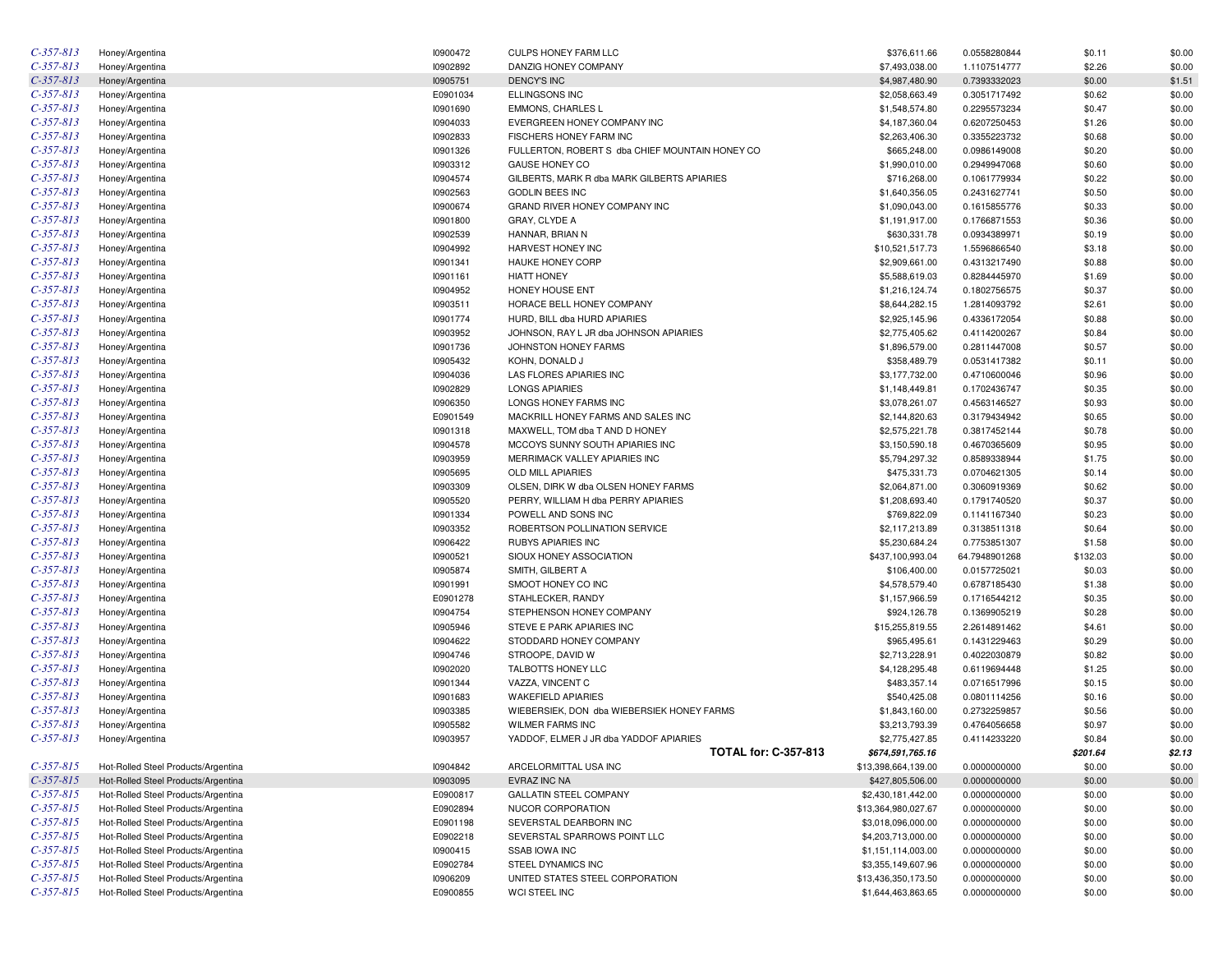| | | | | | | | |
|---|---|---|---|---|---|---|---|
| C-357-813 | Honey/Argentina | I0900472 | CULPS HONEY FARM LLC | $376,611.66 | 0.0558280844 | $0.11 | $0.00 |
| C-357-813 | Honey/Argentina | I0902892 | DANZIG HONEY COMPANY | $7,493,038.00 | 1.1107514777 | $2.26 | $0.00 |
| C-357-813 | Honey/Argentina | I0905751 | DENCY'S INC | $4,987,480.90 | 0.7393332023 | $0.00 | $1.51 |
| C-357-813 | Honey/Argentina | E0901034 | ELLINGSONS INC | $2,058,663.49 | 0.3051717492 | $0.62 | $0.00 |
| C-357-813 | Honey/Argentina | I0901690 | EMMONS, CHARLES L | $1,548,574.80 | 0.2295573234 | $0.47 | $0.00 |
| C-357-813 | Honey/Argentina | I0904033 | EVERGREEN HONEY COMPANY INC | $4,187,360.04 | 0.6207250453 | $1.26 | $0.00 |
| C-357-813 | Honey/Argentina | I0902833 | FISCHERS HONEY FARM INC | $2,263,406.30 | 0.3355223732 | $0.68 | $0.00 |
| C-357-813 | Honey/Argentina | I0901326 | FULLERTON, ROBERT S dba CHIEF MOUNTAIN HONEY CO | $665,248.00 | 0.0986149008 | $0.20 | $0.00 |
| C-357-813 | Honey/Argentina | I0903312 | GAUSE HONEY CO | $1,990,010.00 | 0.2949947068 | $0.60 | $0.00 |
| C-357-813 | Honey/Argentina | I0904574 | GILBERTS, MARK R dba MARK GILBERTS APIARIES | $716,268.00 | 0.1061779934 | $0.22 | $0.00 |
| C-357-813 | Honey/Argentina | I0902563 | GODLIN BEES INC | $1,640,356.05 | 0.2431627741 | $0.50 | $0.00 |
| C-357-813 | Honey/Argentina | I0900674 | GRAND RIVER HONEY COMPANY INC | $1,090,043.00 | 0.1615855776 | $0.33 | $0.00 |
| C-357-813 | Honey/Argentina | I0901800 | GRAY, CLYDE A | $1,191,917.00 | 0.1766871553 | $0.36 | $0.00 |
| C-357-813 | Honey/Argentina | I0902539 | HANNAR, BRIAN N | $630,331.78 | 0.0934389971 | $0.19 | $0.00 |
| C-357-813 | Honey/Argentina | I0904992 | HARVEST HONEY INC | $10,521,517.73 | 1.5596866540 | $3.18 | $0.00 |
| C-357-813 | Honey/Argentina | I0901341 | HAUKE HONEY CORP | $2,909,661.00 | 0.4313217490 | $0.88 | $0.00 |
| C-357-813 | Honey/Argentina | I0901161 | HIATT HONEY | $5,588,619.03 | 0.8284445970 | $1.69 | $0.00 |
| C-357-813 | Honey/Argentina | I0904952 | HONEY HOUSE ENT | $1,216,124.74 | 0.1802756575 | $0.37 | $0.00 |
| C-357-813 | Honey/Argentina | I0903511 | HORACE BELL HONEY COMPANY | $8,644,282.15 | 1.2814093792 | $2.61 | $0.00 |
| C-357-813 | Honey/Argentina | I0901774 | HURD, BILL dba HURD APIARIES | $2,925,145.96 | 0.4336172054 | $0.88 | $0.00 |
| C-357-813 | Honey/Argentina | I0903952 | JOHNSON, RAY L JR dba JOHNSON APIARIES | $2,775,405.62 | 0.4114200267 | $0.84 | $0.00 |
| C-357-813 | Honey/Argentina | I0901736 | JOHNSTON HONEY FARMS | $1,896,579.00 | 0.2811447008 | $0.57 | $0.00 |
| C-357-813 | Honey/Argentina | I0905432 | KOHN, DONALD J | $358,489.79 | 0.0531417382 | $0.11 | $0.00 |
| C-357-813 | Honey/Argentina | I0904036 | LAS FLORES APIARIES INC | $3,177,732.00 | 0.4710600046 | $0.96 | $0.00 |
| C-357-813 | Honey/Argentina | I0902829 | LONGS APIARIES | $1,148,449.81 | 0.1702436747 | $0.35 | $0.00 |
| C-357-813 | Honey/Argentina | I0906350 | LONGS HONEY FARMS INC | $3,078,261.07 | 0.4563146527 | $0.93 | $0.00 |
| C-357-813 | Honey/Argentina | E0901549 | MACKRILL HONEY FARMS AND SALES INC | $2,144,820.63 | 0.3179434942 | $0.65 | $0.00 |
| C-357-813 | Honey/Argentina | I0901318 | MAXWELL, TOM dba T AND D HONEY | $2,575,221.78 | 0.3817452144 | $0.78 | $0.00 |
| C-357-813 | Honey/Argentina | I0904578 | MCCOYS SUNNY SOUTH APIARIES INC | $3,150,590.18 | 0.4670365609 | $0.95 | $0.00 |
| C-357-813 | Honey/Argentina | I0903959 | MERRIMACK VALLEY APIARIES INC | $5,794,297.32 | 0.8589338944 | $1.75 | $0.00 |
| C-357-813 | Honey/Argentina | I0905695 | OLD MILL APIARIES | $475,331.73 | 0.0704621305 | $0.14 | $0.00 |
| C-357-813 | Honey/Argentina | I0903309 | OLSEN, DIRK W dba OLSEN HONEY FARMS | $2,064,871.00 | 0.3060919369 | $0.62 | $0.00 |
| C-357-813 | Honey/Argentina | I0905520 | PERRY, WILLIAM H dba PERRY APIARIES | $1,208,693.40 | 0.1791740520 | $0.37 | $0.00 |
| C-357-813 | Honey/Argentina | I0901334 | POWELL AND SONS INC | $769,822.09 | 0.1141167340 | $0.23 | $0.00 |
| C-357-813 | Honey/Argentina | I0903352 | ROBERTSON POLLINATION SERVICE | $2,117,213.89 | 0.3138511318 | $0.64 | $0.00 |
| C-357-813 | Honey/Argentina | I0906422 | RUBYS APIARIES INC | $5,230,684.24 | 0.7753851307 | $1.58 | $0.00 |
| C-357-813 | Honey/Argentina | I0900521 | SIOUX HONEY ASSOCIATION | $437,100,993.04 | 64.7948901268 | $132.03 | $0.00 |
| C-357-813 | Honey/Argentina | I0905874 | SMITH, GILBERT A | $106,400.00 | 0.0157725021 | $0.03 | $0.00 |
| C-357-813 | Honey/Argentina | I0901991 | SMOOT HONEY CO INC | $4,578,579.40 | 0.6787185430 | $1.38 | $0.00 |
| C-357-813 | Honey/Argentina | E0901278 | STAHLECKER, RANDY | $1,157,966.59 | 0.1716544212 | $0.35 | $0.00 |
| C-357-813 | Honey/Argentina | I0904754 | STEPHENSON HONEY COMPANY | $924,126.78 | 0.1369905219 | $0.28 | $0.00 |
| C-357-813 | Honey/Argentina | I0905946 | STEVE E PARK APIARIES INC | $15,255,819.55 | 2.2614891462 | $4.61 | $0.00 |
| C-357-813 | Honey/Argentina | I0904622 | STODDARD HONEY COMPANY | $965,495.61 | 0.1431229463 | $0.29 | $0.00 |
| C-357-813 | Honey/Argentina | I0904746 | STROOPE, DAVID W | $2,713,228.91 | 0.4022030879 | $0.82 | $0.00 |
| C-357-813 | Honey/Argentina | I0902020 | TALBOTTS HONEY LLC | $4,128,295.48 | 0.6119694448 | $1.25 | $0.00 |
| C-357-813 | Honey/Argentina | I0901344 | VAZZA, VINCENT C | $483,357.14 | 0.0716517996 | $0.15 | $0.00 |
| C-357-813 | Honey/Argentina | I0901683 | WAKEFIELD APIARIES | $540,425.08 | 0.0801114256 | $0.16 | $0.00 |
| C-357-813 | Honey/Argentina | I0903385 | WIEBERSIEK, DON dba WIEBERSIEK HONEY FARMS | $1,843,160.00 | 0.2732259857 | $0.56 | $0.00 |
| C-357-813 | Honey/Argentina | I0905582 | WILMER FARMS INC | $3,213,793.39 | 0.4764056658 | $0.97 | $0.00 |
| C-357-813 | Honey/Argentina | I0903957 | YADDOF, ELMER J JR dba YADDOF APIARIES | $2,775,427.85 | 0.4114233220 | $0.84 | $0.00 |
| | | | **TOTAL for: C-357-813** | ***$674,591,765.16*** | | ***$201.64*** | ***$2.13*** |
| C-357-815 | Hot-Rolled Steel Products/Argentina | I0904842 | ARCELORMITTAL USA INC | $13,398,664,139.00 | 0.0000000000 | $0.00 | $0.00 |
| C-357-815 | Hot-Rolled Steel Products/Argentina | I0903095 | EVRAZ INC NA | $427,805,506.00 | 0.0000000000 | $0.00 | $0.00 |
| C-357-815 | Hot-Rolled Steel Products/Argentina | E0900817 | GALLATIN STEEL COMPANY | $2,430,181,442.00 | 0.0000000000 | $0.00 | $0.00 |
| C-357-815 | Hot-Rolled Steel Products/Argentina | E0902894 | NUCOR CORPORATION | $13,364,980,027.67 | 0.0000000000 | $0.00 | $0.00 |
| C-357-815 | Hot-Rolled Steel Products/Argentina | E0901198 | SEVERSTAL DEARBORN INC | $3,018,096,000.00 | 0.0000000000 | $0.00 | $0.00 |
| C-357-815 | Hot-Rolled Steel Products/Argentina | E0902218 | SEVERSTAL SPARROWS POINT LLC | $4,203,713,000.00 | 0.0000000000 | $0.00 | $0.00 |
| C-357-815 | Hot-Rolled Steel Products/Argentina | I0900415 | SSAB IOWA INC | $1,151,114,003.00 | 0.0000000000 | $0.00 | $0.00 |
| C-357-815 | Hot-Rolled Steel Products/Argentina | E0902784 | STEEL DYNAMICS INC | $3,355,149,607.96 | 0.0000000000 | $0.00 | $0.00 |
| C-357-815 | Hot-Rolled Steel Products/Argentina | I0906209 | UNITED STATES STEEL CORPORATION | $13,436,350,173.50 | 0.0000000000 | $0.00 | $0.00 |
| C-357-815 | Hot-Rolled Steel Products/Argentina | E0900855 | WCI STEEL INC | $1,644,463,863.65 | 0.0000000000 | $0.00 | $0.00 |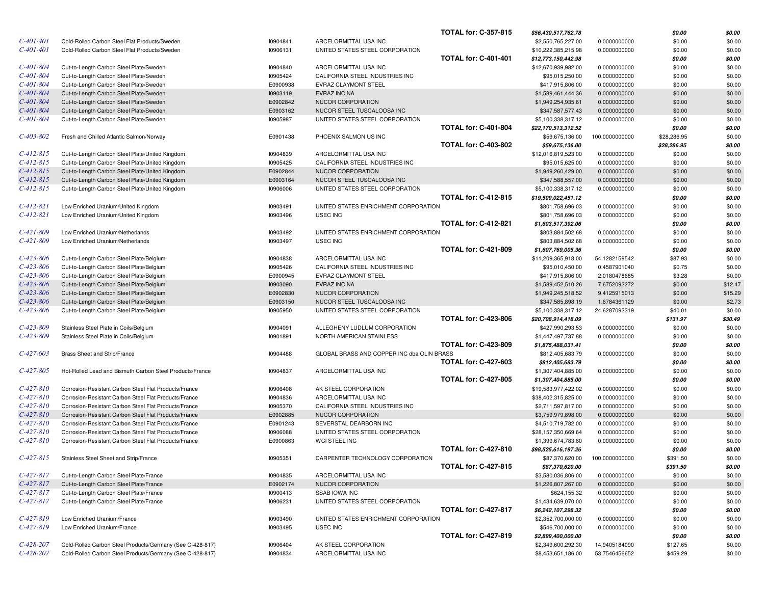| Case | Product/Country | ID | Company | Total | Amount | Percent | Col1 | Col2 |
|---|---|---|---|---|---|---|---|---|
| | | | | **TOTAL for: C-357-815** | ***$56,430,517,762.78*** | | ***$0.00*** | ***$0.00*** |
| *C-401-401* | Cold-Rolled Carbon Steel Flat Products/Sweden | I0904841 | ARCELORMITTAL USA INC | | $2,550,765,227.00 | 0.0000000000 | $0.00 | $0.00 |
| *C-401-401* | Cold-Rolled Carbon Steel Flat Products/Sweden | I0906131 | UNITED STATES STEEL CORPORATION | | $10,222,385,215.98 | 0.0000000000 | $0.00 | $0.00 |
| | | | | **TOTAL for: C-401-401** | ***$12,773,150,442.98*** | | ***$0.00*** | ***$0.00*** |
| *C-401-804* | Cut-to-Length Carbon Steel Plate/Sweden | I0904840 | ARCELORMITTAL USA INC | | $12,670,939,982.00 | 0.0000000000 | $0.00 | $0.00 |
| *C-401-804* | Cut-to-Length Carbon Steel Plate/Sweden | I0905424 | CALIFORNIA STEEL INDUSTRIES INC | | $95,015,250.00 | 0.0000000000 | $0.00 | $0.00 |
| *C-401-804* | Cut-to-Length Carbon Steel Plate/Sweden | E0900938 | EVRAZ CLAYMONT STEEL | | $417,915,806.00 | 0.0000000000 | $0.00 | $0.00 |
| *C-401-804* | Cut-to-Length Carbon Steel Plate/Sweden | I0903119 | EVRAZ INC NA | | $1,589,461,444.36 | 0.0000000000 | $0.00 | $0.00 |
| *C-401-804* | Cut-to-Length Carbon Steel Plate/Sweden | E0902842 | NUCOR CORPORATION | | $1,949,254,935.61 | 0.0000000000 | $0.00 | $0.00 |
| *C-401-804* | Cut-to-Length Carbon Steel Plate/Sweden | E0903162 | NUCOR STEEL TUSCALOOSA INC | | $347,587,577.43 | 0.0000000000 | $0.00 | $0.00 |
| *C-401-804* | Cut-to-Length Carbon Steel Plate/Sweden | I0905987 | UNITED STATES STEEL CORPORATION | | $5,100,338,317.12 | 0.0000000000 | $0.00 | $0.00 |
| | | | | **TOTAL for: C-401-804** | ***$22,170,513,312.52*** | | ***$0.00*** | ***$0.00*** |
| *C-403-802* | Fresh and Chilled Atlantic Salmon/Norway | E0901438 | PHOENIX SALMON US INC | | $59,675,136.00 | 100.0000000000 | $28,286.95 | $0.00 |
| | | | | **TOTAL for: C-403-802** | ***$59,675,136.00*** | | ***$28,286.95*** | ***$0.00*** |
| *C-412-815* | Cut-to-Length Carbon Steel Plate/United Kingdom | I0904839 | ARCELORMITTAL USA INC | | $12,016,819,523.00 | 0.0000000000 | $0.00 | $0.00 |
| *C-412-815* | Cut-to-Length Carbon Steel Plate/United Kingdom | I0905425 | CALIFORNIA STEEL INDUSTRIES INC | | $95,015,625.00 | 0.0000000000 | $0.00 | $0.00 |
| *C-412-815* | Cut-to-Length Carbon Steel Plate/United Kingdom | E0902844 | NUCOR CORPORATION | | $1,949,260,429.00 | 0.0000000000 | $0.00 | $0.00 |
| *C-412-815* | Cut-to-Length Carbon Steel Plate/United Kingdom | E0903164 | NUCOR STEEL TUSCALOOSA INC | | $347,588,557.00 | 0.0000000000 | $0.00 | $0.00 |
| *C-412-815* | Cut-to-Length Carbon Steel Plate/United Kingdom | I0906006 | UNITED STATES STEEL CORPORATION | | $5,100,338,317.12 | 0.0000000000 | $0.00 | $0.00 |
| | | | | **TOTAL for: C-412-815** | ***$19,509,022,451.12*** | | ***$0.00*** | ***$0.00*** |
| *C-412-821* | Low Enriched Uranium/United Kingdom | I0903491 | UNITED STATES ENRICHMENT CORPORATION | | $801,758,696.03 | 0.0000000000 | $0.00 | $0.00 |
| *C-412-821* | Low Enriched Uranium/United Kingdom | I0903496 | USEC INC | | $801,758,696.03 | 0.0000000000 | $0.00 | $0.00 |
| | | | | **TOTAL for: C-412-821** | ***$1,603,517,392.06*** | | ***$0.00*** | ***$0.00*** |
| *C-421-809* | Low Enriched Uranium/Netherlands | I0903492 | UNITED STATES ENRICHMENT CORPORATION | | $803,884,502.68 | 0.0000000000 | $0.00 | $0.00 |
| *C-421-809* | Low Enriched Uranium/Netherlands | I0903497 | USEC INC | | $803,884,502.68 | 0.0000000000 | $0.00 | $0.00 |
| | | | | **TOTAL for: C-421-809** | ***$1,607,769,005.36*** | | ***$0.00*** | ***$0.00*** |
| *C-423-806* | Cut-to-Length Carbon Steel Plate/Belgium | I0904838 | ARCELORMITTAL USA INC | | $11,209,365,918.00 | 54.1282159542 | $87.93 | $0.00 |
| *C-423-806* | Cut-to-Length Carbon Steel Plate/Belgium | I0905426 | CALIFORNIA STEEL INDUSTRIES INC | | $95,010,450.00 | 0.4587901040 | $0.75 | $0.00 |
| *C-423-806* | Cut-to-Length Carbon Steel Plate/Belgium | E0900945 | EVRAZ CLAYMONT STEEL | | $417,915,806.00 | 2.0180478685 | $3.28 | $0.00 |
| *C-423-806* | Cut-to-Length Carbon Steel Plate/Belgium | I0903090 | EVRAZ INC NA | | $1,589,452,510.26 | 7.6752092272 | $0.00 | $12.47 |
| *C-423-806* | Cut-to-Length Carbon Steel Plate/Belgium | E0902830 | NUCOR CORPORATION | | $1,949,245,518.52 | 9.4125915013 | $0.00 | $15.29 |
| *C-423-806* | Cut-to-Length Carbon Steel Plate/Belgium | E0903150 | NUCOR STEEL TUSCALOOSA INC | | $347,585,898.19 | 1.6784361129 | $0.00 | $2.73 |
| *C-423-806* | Cut-to-Length Carbon Steel Plate/Belgium | I0905950 | UNITED STATES STEEL CORPORATION | | $5,100,338,317.12 | 24.6287092319 | $40.01 | $0.00 |
| | | | | **TOTAL for: C-423-806** | ***$20,708,914,418.09*** | | ***$131.97*** | ***$30.49*** |
| *C-423-809* | Stainless Steel Plate in Coils/Belgium | I0904091 | ALLEGHENY LUDLUM CORPORATION | | $427,990,293.53 | 0.0000000000 | $0.00 | $0.00 |
| *C-423-809* | Stainless Steel Plate in Coils/Belgium | I0901891 | NORTH AMERICAN STAINLESS | | $1,447,497,737.88 | 0.0000000000 | $0.00 | $0.00 |
| | | | | **TOTAL for: C-423-809** | ***$1,875,488,031.41*** | | ***$0.00*** | ***$0.00*** |
| *C-427-603* | Brass Sheet and Strip/France | I0904488 | GLOBAL BRASS AND COPPER INC dba OLIN BRASS | | $812,405,683.79 | 0.0000000000 | $0.00 | $0.00 |
| | | | | **TOTAL for: C-427-603** | ***$812,405,683.79*** | | ***$0.00*** | ***$0.00*** |
| *C-427-805* | Hot-Rolled Lead and Bismuth Carbon Steel Products/France | I0904837 | ARCELORMITTAL USA INC | | $1,307,404,885.00 | 0.0000000000 | $0.00 | $0.00 |
| | | | | **TOTAL for: C-427-805** | ***$1,307,404,885.00*** | | ***$0.00*** | ***$0.00*** |
| *C-427-810* | Corrosion-Resistant Carbon Steel Flat Products/France | I0906408 | AK STEEL CORPORATION | | $19,583,977,422.02 | 0.0000000000 | $0.00 | $0.00 |
| *C-427-810* | Corrosion-Resistant Carbon Steel Flat Products/France | I0904836 | ARCELORMITTAL USA INC | | $38,402,315,825.00 | 0.0000000000 | $0.00 | $0.00 |
| *C-427-810* | Corrosion-Resistant Carbon Steel Flat Products/France | I0905370 | CALIFORNIA STEEL INDUSTRIES INC | | $2,711,597,817.00 | 0.0000000000 | $0.00 | $0.00 |
| *C-427-810* | Corrosion-Resistant Carbon Steel Flat Products/France | E0902885 | NUCOR CORPORATION | | $3,759,979,898.00 | 0.0000000000 | $0.00 | $0.00 |
| *C-427-810* | Corrosion-Resistant Carbon Steel Flat Products/France | E0901243 | SEVERSTAL DEARBORN INC | | $4,510,719,782.00 | 0.0000000000 | $0.00 | $0.00 |
| *C-427-810* | Corrosion-Resistant Carbon Steel Flat Products/France | I0906088 | UNITED STATES STEEL CORPORATION | | $28,157,350,669.64 | 0.0000000000 | $0.00 | $0.00 |
| *C-427-810* | Corrosion-Resistant Carbon Steel Flat Products/France | E0900863 | WCI STEEL INC | | $1,399,674,783.60 | 0.0000000000 | $0.00 | $0.00 |
| | | | | **TOTAL for: C-427-810** | ***$98,525,616,197.26*** | | ***$0.00*** | ***$0.00*** |
| *C-427-815* | Stainless Steel Sheet and Strip/France | I0905351 | CARPENTER TECHNOLOGY CORPORATION | | $87,370,620.00 | 100.0000000000 | $391.50 | $0.00 |
| | | | | **TOTAL for: C-427-815** | ***$87,370,620.00*** | | ***$391.50*** | ***$0.00*** |
| *C-427-817* | Cut-to-Length Carbon Steel Plate/France | I0904835 | ARCELORMITTAL USA INC | | $3,580,036,806.00 | 0.0000000000 | $0.00 | $0.00 |
| *C-427-817* | Cut-to-Length Carbon Steel Plate/France | E0902174 | NUCOR CORPORATION | | $1,226,807,267.00 | 0.0000000000 | $0.00 | $0.00 |
| *C-427-817* | Cut-to-Length Carbon Steel Plate/France | I0900413 | SSAB IOWA INC | | $624,155.32 | 0.0000000000 | $0.00 | $0.00 |
| *C-427-817* | Cut-to-Length Carbon Steel Plate/France | I0906231 | UNITED STATES STEEL CORPORATION | | $1,434,639,070.00 | 0.0000000000 | $0.00 | $0.00 |
| | | | | **TOTAL for: C-427-817** | ***$6,242,107,298.32*** | | ***$0.00*** | ***$0.00*** |
| *C-427-819* | Low Enriched Uranium/France | I0903490 | UNITED STATES ENRICHMENT CORPORATION | | $2,352,700,000.00 | 0.0000000000 | $0.00 | $0.00 |
| *C-427-819* | Low Enriched Uranium/France | I0903495 | USEC INC | | $546,700,000.00 | 0.0000000000 | $0.00 | $0.00 |
| | | | | **TOTAL for: C-427-819** | ***$2,899,400,000.00*** | | ***$0.00*** | ***$0.00*** |
| *C-428-207* | Cold-Rolled Carbon Steel Products/Germany (See C-428-817) | I0906404 | AK STEEL CORPORATION | | $2,349,600,292.30 | 14.9405184090 | $127.65 | $0.00 |
| *C-428-207* | Cold-Rolled Carbon Steel Products/Germany (See C-428-817) | I0904834 | ARCELORMITTAL USA INC | | $8,453,651,186.00 | 53.7546456652 | $459.29 | $0.00 |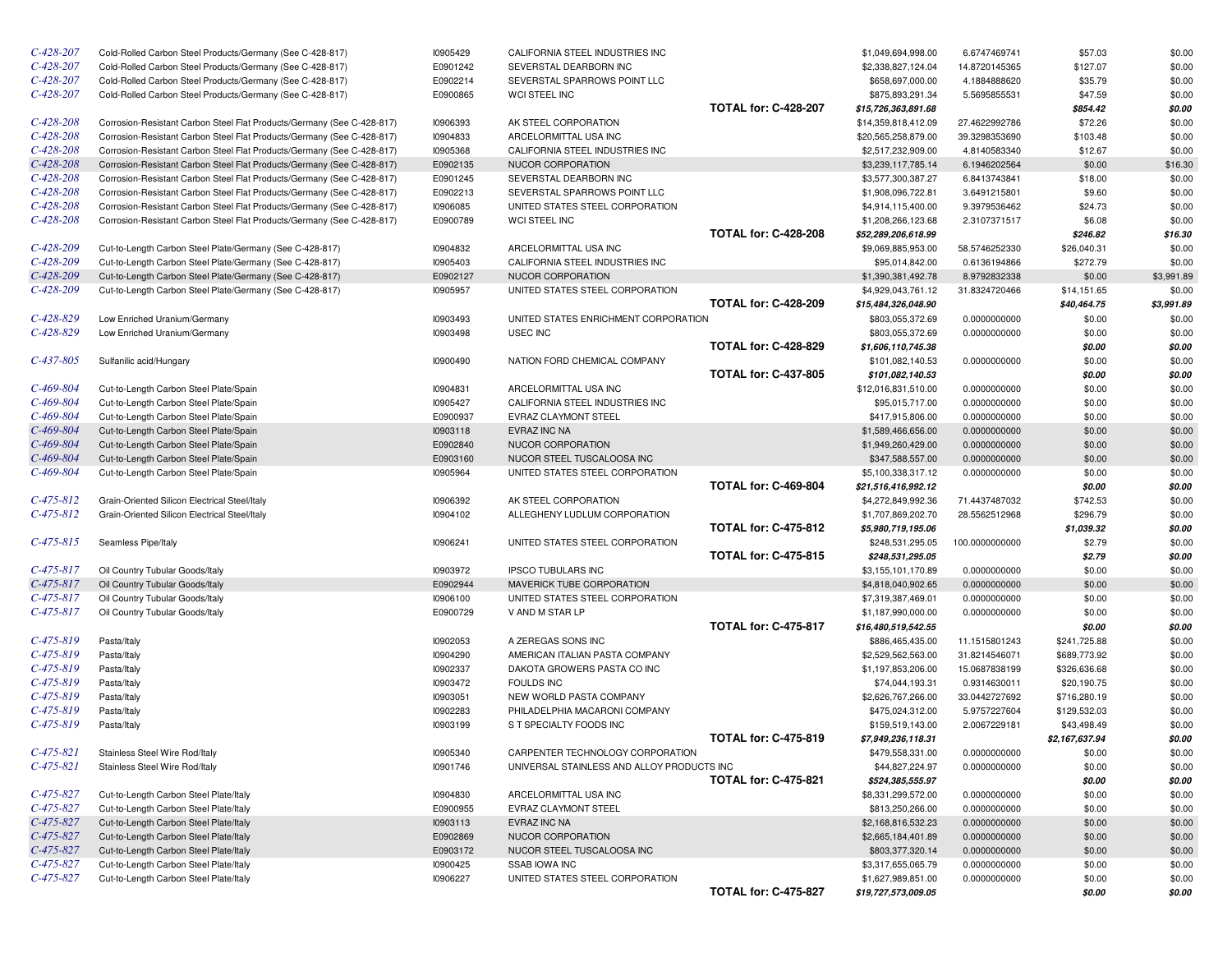| | | | | | | | | |
|---|---|---|---|---|---|---|---|---|
| C-428-207 | Cold-Rolled Carbon Steel Products/Germany (See C-428-817) | I0905429 | CALIFORNIA STEEL INDUSTRIES INC | | $1,049,694,998.00 | 6.6747469741 | $57.03 | $0.00 |
| C-428-207 | Cold-Rolled Carbon Steel Products/Germany (See C-428-817) | E0901242 | SEVERSTAL DEARBORN INC | | $2,338,827,124.04 | 14.8720145365 | $127.07 | $0.00 |
| C-428-207 | Cold-Rolled Carbon Steel Products/Germany (See C-428-817) | E0902214 | SEVERSTAL SPARROWS POINT LLC | | $658,697,000.00 | 4.1884888620 | $35.79 | $0.00 |
| C-428-207 | Cold-Rolled Carbon Steel Products/Germany (See C-428-817) | E0900865 | WCI STEEL INC | | $875,893,291.34 | 5.5695855531 | $47.59 | $0.00 |
| | | | | **TOTAL for: C-428-207** | ***$15,726,363,891.68*** | | ***$854.42*** | ***$0.00*** |
| C-428-208 | Corrosion-Resistant Carbon Steel Flat Products/Germany (See C-428-817) | I0906393 | AK STEEL CORPORATION | | $14,359,818,412.09 | 27.4622992786 | $72.26 | $0.00 |
| C-428-208 | Corrosion-Resistant Carbon Steel Flat Products/Germany (See C-428-817) | I0904833 | ARCELORMITTAL USA INC | | $20,565,258,879.00 | 39.3298353690 | $103.48 | $0.00 |
| C-428-208 | Corrosion-Resistant Carbon Steel Flat Products/Germany (See C-428-817) | I0905368 | CALIFORNIA STEEL INDUSTRIES INC | | $2,517,232,909.00 | 4.8140583340 | $12.67 | $0.00 |
| C-428-208 | Corrosion-Resistant Carbon Steel Flat Products/Germany (See C-428-817) | E0902135 | NUCOR CORPORATION | | $3,239,117,785.14 | 6.1946202564 | $0.00 | $16.30 |
| C-428-208 | Corrosion-Resistant Carbon Steel Flat Products/Germany (See C-428-817) | E0901245 | SEVERSTAL DEARBORN INC | | $3,577,300,387.27 | 6.8413743841 | $18.00 | $0.00 |
| C-428-208 | Corrosion-Resistant Carbon Steel Flat Products/Germany (See C-428-817) | E0902213 | SEVERSTAL SPARROWS POINT LLC | | $1,908,096,722.81 | 3.6491215801 | $9.60 | $0.00 |
| C-428-208 | Corrosion-Resistant Carbon Steel Flat Products/Germany (See C-428-817) | I0906085 | UNITED STATES STEEL CORPORATION | | $4,914,115,400.00 | 9.3979536462 | $24.73 | $0.00 |
| C-428-208 | Corrosion-Resistant Carbon Steel Flat Products/Germany (See C-428-817) | E0900789 | WCI STEEL INC | | $1,208,266,123.68 | 2.3107371517 | $6.08 | $0.00 |
| | | | | **TOTAL for: C-428-208** | ***$52,289,206,618.99*** | | ***$246.82*** | ***$16.30*** |
| C-428-209 | Cut-to-Length Carbon Steel Plate/Germany (See C-428-817) | I0904832 | ARCELORMITTAL USA INC | | $9,069,885,953.00 | 58.5746252330 | $26,040.31 | $0.00 |
| C-428-209 | Cut-to-Length Carbon Steel Plate/Germany (See C-428-817) | I0905403 | CALIFORNIA STEEL INDUSTRIES INC | | $95,014,842.00 | 0.6136194866 | $272.79 | $0.00 |
| C-428-209 | Cut-to-Length Carbon Steel Plate/Germany (See C-428-817) | E0902127 | NUCOR CORPORATION | | $1,390,381,492.78 | 8.9792832338 | $0.00 | $3,991.89 |
| C-428-209 | Cut-to-Length Carbon Steel Plate/Germany (See C-428-817) | I0905957 | UNITED STATES STEEL CORPORATION | | $4,929,043,761.12 | 31.8324720466 | $14,151.65 | $0.00 |
| | | | | **TOTAL for: C-428-209** | ***$15,484,326,048.90*** | | ***$40,464.75*** | ***$3,991.89*** |
| C-428-829 | Low Enriched Uranium/Germany | I0903493 | UNITED STATES ENRICHMENT CORPORATION | | $803,055,372.69 | 0.0000000000 | $0.00 | $0.00 |
| C-428-829 | Low Enriched Uranium/Germany | I0903498 | USEC INC | | $803,055,372.69 | 0.0000000000 | $0.00 | $0.00 |
| | | | | **TOTAL for: C-428-829** | ***$1,606,110,745.38*** | | ***$0.00*** | ***$0.00*** |
| C-437-805 | Sulfanilic acid/Hungary | I0900490 | NATION FORD CHEMICAL COMPANY | | $101,082,140.53 | 0.0000000000 | $0.00 | $0.00 |
| | | | | **TOTAL for: C-437-805** | ***$101,082,140.53*** | | ***$0.00*** | ***$0.00*** |
| C-469-804 | Cut-to-Length Carbon Steel Plate/Spain | I0904831 | ARCELORMITTAL USA INC | | $12,016,831,510.00 | 0.0000000000 | $0.00 | $0.00 |
| C-469-804 | Cut-to-Length Carbon Steel Plate/Spain | I0905427 | CALIFORNIA STEEL INDUSTRIES INC | | $95,015,717.00 | 0.0000000000 | $0.00 | $0.00 |
| C-469-804 | Cut-to-Length Carbon Steel Plate/Spain | E0900937 | EVRAZ CLAYMONT STEEL | | $417,915,806.00 | 0.0000000000 | $0.00 | $0.00 |
| C-469-804 | Cut-to-Length Carbon Steel Plate/Spain | I0903118 | EVRAZ INC NA | | $1,589,466,656.00 | 0.0000000000 | $0.00 | $0.00 |
| C-469-804 | Cut-to-Length Carbon Steel Plate/Spain | E0902840 | NUCOR CORPORATION | | $1,949,260,429.00 | 0.0000000000 | $0.00 | $0.00 |
| C-469-804 | Cut-to-Length Carbon Steel Plate/Spain | E0903160 | NUCOR STEEL TUSCALOOSA INC | | $347,588,557.00 | 0.0000000000 | $0.00 | $0.00 |
| C-469-804 | Cut-to-Length Carbon Steel Plate/Spain | I0905964 | UNITED STATES STEEL CORPORATION | | $5,100,338,317.12 | 0.0000000000 | $0.00 | $0.00 |
| | | | | **TOTAL for: C-469-804** | ***$21,516,416,992.12*** | | ***$0.00*** | ***$0.00*** |
| C-475-812 | Grain-Oriented Silicon Electrical Steel/Italy | I0906392 | AK STEEL CORPORATION | | $4,272,849,992.36 | 71.4437487032 | $742.53 | $0.00 |
| C-475-812 | Grain-Oriented Silicon Electrical Steel/Italy | I0904102 | ALLEGHENY LUDLUM CORPORATION | | $1,707,869,202.70 | 28.5562512968 | $296.79 | $0.00 |
| | | | | **TOTAL for: C-475-812** | ***$5,980,719,195.06*** | | ***$1,039.32*** | ***$0.00*** |
| C-475-815 | Seamless Pipe/Italy | I0906241 | UNITED STATES STEEL CORPORATION | | $248,531,295.05 | 100.0000000000 | $2.79 | $0.00 |
| | | | | **TOTAL for: C-475-815** | ***$248,531,295.05*** | | ***$2.79*** | ***$0.00*** |
| C-475-817 | Oil Country Tubular Goods/Italy | I0903972 | IPSCO TUBULARS INC | | $3,155,101,170.89 | 0.0000000000 | $0.00 | $0.00 |
| C-475-817 | Oil Country Tubular Goods/Italy | E0902944 | MAVERICK TUBE CORPORATION | | $4,818,040,902.65 | 0.0000000000 | $0.00 | $0.00 |
| C-475-817 | Oil Country Tubular Goods/Italy | I0906100 | UNITED STATES STEEL CORPORATION | | $7,319,387,469.01 | 0.0000000000 | $0.00 | $0.00 |
| C-475-817 | Oil Country Tubular Goods/Italy | E0900729 | V AND M STAR LP | | $1,187,990,000.00 | 0.0000000000 | $0.00 | $0.00 |
| | | | | **TOTAL for: C-475-817** | ***$16,480,519,542.55*** | | ***$0.00*** | ***$0.00*** |
| C-475-819 | Pasta/Italy | I0902053 | A ZEREGAS SONS INC | | $886,465,435.00 | 11.1515801243 | $241,725.88 | $0.00 |
| C-475-819 | Pasta/Italy | I0904290 | AMERICAN ITALIAN PASTA COMPANY | | $2,529,562,563.00 | 31.8214546071 | $689,773.92 | $0.00 |
| C-475-819 | Pasta/Italy | I0902337 | DAKOTA GROWERS PASTA CO INC | | $1,197,853,206.00 | 15.0687838199 | $326,636.68 | $0.00 |
| C-475-819 | Pasta/Italy | I0903472 | FOULDS INC | | $74,044,193.31 | 0.9314630011 | $20,190.75 | $0.00 |
| C-475-819 | Pasta/Italy | I0903051 | NEW WORLD PASTA COMPANY | | $2,626,767,266.00 | 33.0442727692 | $716,280.19 | $0.00 |
| C-475-819 | Pasta/Italy | I0902283 | PHILADELPHIA MACARONI COMPANY | | $475,024,312.00 | 5.9757227604 | $129,532.03 | $0.00 |
| C-475-819 | Pasta/Italy | I0903199 | S T SPECIALTY FOODS INC | | $159,519,143.00 | 2.0067229181 | $43,498.49 | $0.00 |
| | | | | **TOTAL for: C-475-819** | ***$7,949,236,118.31*** | | ***$2,167,637.94*** | ***$0.00*** |
| C-475-821 | Stainless Steel Wire Rod/Italy | I0905340 | CARPENTER TECHNOLOGY CORPORATION | | $479,558,331.00 | 0.0000000000 | $0.00 | $0.00 |
| C-475-821 | Stainless Steel Wire Rod/Italy | I0901746 | UNIVERSAL STAINLESS AND ALLOY PRODUCTS INC | | $44,827,224.97 | 0.0000000000 | $0.00 | $0.00 |
| | | | | **TOTAL for: C-475-821** | ***$524,385,555.97*** | | ***$0.00*** | ***$0.00*** |
| C-475-827 | Cut-to-Length Carbon Steel Plate/Italy | I0904830 | ARCELORMITTAL USA INC | | $8,331,299,572.00 | 0.0000000000 | $0.00 | $0.00 |
| C-475-827 | Cut-to-Length Carbon Steel Plate/Italy | E0900955 | EVRAZ CLAYMONT STEEL | | $813,250,266.00 | 0.0000000000 | $0.00 | $0.00 |
| C-475-827 | Cut-to-Length Carbon Steel Plate/Italy | I0903113 | EVRAZ INC NA | | $2,168,816,532.23 | 0.0000000000 | $0.00 | $0.00 |
| C-475-827 | Cut-to-Length Carbon Steel Plate/Italy | E0902869 | NUCOR CORPORATION | | $2,665,184,401.89 | 0.0000000000 | $0.00 | $0.00 |
| C-475-827 | Cut-to-Length Carbon Steel Plate/Italy | E0903172 | NUCOR STEEL TUSCALOOSA INC | | $803,377,320.14 | 0.0000000000 | $0.00 | $0.00 |
| C-475-827 | Cut-to-Length Carbon Steel Plate/Italy | I0900425 | SSAB IOWA INC | | $3,317,655,065.79 | 0.0000000000 | $0.00 | $0.00 |
| C-475-827 | Cut-to-Length Carbon Steel Plate/Italy | I0906227 | UNITED STATES STEEL CORPORATION | | $1,627,989,851.00 | 0.0000000000 | $0.00 | $0.00 |
| | | | | **TOTAL for: C-475-827** | ***$19,727,573,009.05*** | | ***$0.00*** | ***$0.00*** |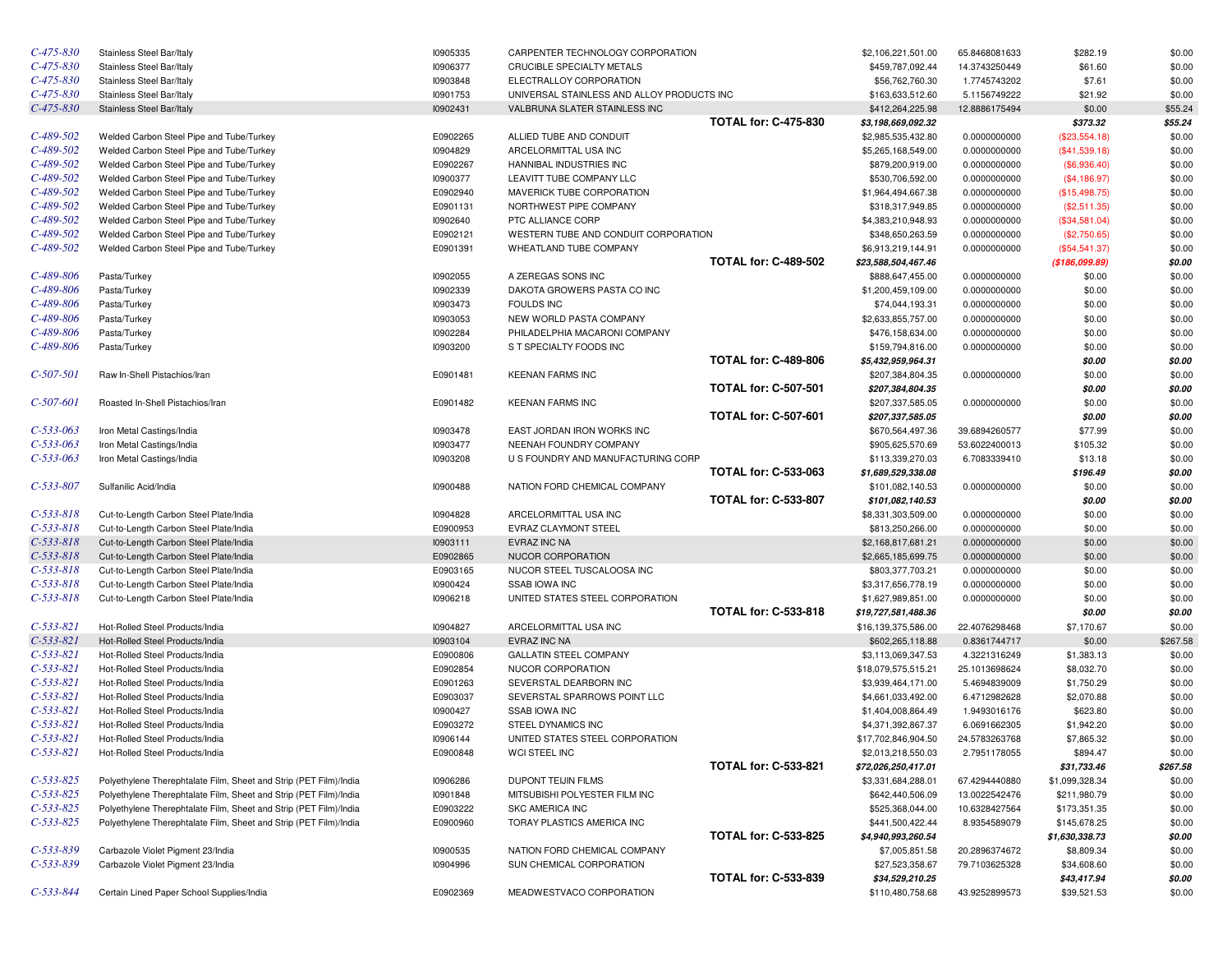| | | | | | | | | |
|---|---|---|---|---|---|---|---|---|
| C-475-830 | Stainless Steel Bar/Italy | I0905335 | CARPENTER TECHNOLOGY CORPORATION | | $2,106,221,501.00 | 65.8468081633 | $282.19 | $0.00 |
| C-475-830 | Stainless Steel Bar/Italy | I0906377 | CRUCIBLE SPECIALTY METALS | | $459,787,092.44 | 14.3743250449 | $61.60 | $0.00 |
| C-475-830 | Stainless Steel Bar/Italy | I0903848 | ELECTRALLOY CORPORATION | | $56,762,760.30 | 1.7745743202 | $7.61 | $0.00 |
| C-475-830 | Stainless Steel Bar/Italy | I0901753 | UNIVERSAL STAINLESS AND ALLOY PRODUCTS INC | | $163,633,512.60 | 5.1156749222 | $21.92 | $0.00 |
| C-475-830 | Stainless Steel Bar/Italy | I0902431 | VALBRUNA SLATER STAINLESS INC | | $412,264,225.98 | 12.8886175494 | $0.00 | $55.24 |
| | | | | **TOTAL for: C-475-830** | ***$3,198,669,092.32*** | | ***$373.32*** | ***$55.24*** |
| C-489-502 | Welded Carbon Steel Pipe and Tube/Turkey | E0902265 | ALLIED TUBE AND CONDUIT | | $2,985,535,432.80 | 0.0000000000 | ($23,554.18) | $0.00 |
| C-489-502 | Welded Carbon Steel Pipe and Tube/Turkey | I0904829 | ARCELORMITTAL USA INC | | $5,265,168,549.00 | 0.0000000000 | ($41,539.18) | $0.00 |
| C-489-502 | Welded Carbon Steel Pipe and Tube/Turkey | E0902267 | HANNIBAL INDUSTRIES INC | | $879,200,919.00 | 0.0000000000 | ($6,936.40) | $0.00 |
| C-489-502 | Welded Carbon Steel Pipe and Tube/Turkey | I0900377 | LEAVITT TUBE COMPANY LLC | | $530,706,592.00 | 0.0000000000 | ($4,186.97) | $0.00 |
| C-489-502 | Welded Carbon Steel Pipe and Tube/Turkey | E0902940 | MAVERICK TUBE CORPORATION | | $1,964,494,667.38 | 0.0000000000 | ($15,498.75) | $0.00 |
| C-489-502 | Welded Carbon Steel Pipe and Tube/Turkey | E0901131 | NORTHWEST PIPE COMPANY | | $318,317,949.85 | 0.0000000000 | ($2,511.35) | $0.00 |
| C-489-502 | Welded Carbon Steel Pipe and Tube/Turkey | I0902640 | PTC ALLIANCE CORP | | $4,383,210,948.93 | 0.0000000000 | ($34,581.04) | $0.00 |
| C-489-502 | Welded Carbon Steel Pipe and Tube/Turkey | E0902121 | WESTERN TUBE AND CONDUIT CORPORATION | | $348,650,263.59 | 0.0000000000 | ($2,750.65) | $0.00 |
| C-489-502 | Welded Carbon Steel Pipe and Tube/Turkey | E0901391 | WHEATLAND TUBE COMPANY | | $6,913,219,144.91 | 0.0000000000 | ($54,541.37) | $0.00 |
| | | | | **TOTAL for: C-489-502** | ***$23,588,504,467.46*** | | ***($186,099.89)*** | ***$0.00*** |
| C-489-806 | Pasta/Turkey | I0902055 | A ZEREGAS SONS INC | | $888,647,455.00 | 0.0000000000 | $0.00 | $0.00 |
| C-489-806 | Pasta/Turkey | I0902339 | DAKOTA GROWERS PASTA CO INC | | $1,200,459,109.00 | 0.0000000000 | $0.00 | $0.00 |
| C-489-806 | Pasta/Turkey | I0903473 | FOULDS INC | | $74,044,193.31 | 0.0000000000 | $0.00 | $0.00 |
| C-489-806 | Pasta/Turkey | I0903053 | NEW WORLD PASTA COMPANY | | $2,633,855,757.00 | 0.0000000000 | $0.00 | $0.00 |
| C-489-806 | Pasta/Turkey | I0902284 | PHILADELPHIA MACARONI COMPANY | | $476,158,634.00 | 0.0000000000 | $0.00 | $0.00 |
| C-489-806 | Pasta/Turkey | I0903200 | S T SPECIALTY FOODS INC | | $159,794,816.00 | 0.0000000000 | $0.00 | $0.00 |
| | | | | **TOTAL for: C-489-806** | ***$5,432,959,964.31*** | | ***$0.00*** | ***$0.00*** |
| C-507-501 | Raw In-Shell Pistachios/Iran | E0901481 | KEENAN FARMS INC | | $207,384,804.35 | 0.0000000000 | $0.00 | $0.00 |
| | | | | **TOTAL for: C-507-501** | ***$207,384,804.35*** | | ***$0.00*** | ***$0.00*** |
| C-507-601 | Roasted In-Shell Pistachios/Iran | E0901482 | KEENAN FARMS INC | | $207,337,585.05 | 0.0000000000 | $0.00 | $0.00 |
| | | | | **TOTAL for: C-507-601** | ***$207,337,585.05*** | | ***$0.00*** | ***$0.00*** |
| C-533-063 | Iron Metal Castings/India | I0903478 | EAST JORDAN IRON WORKS INC | | $670,564,497.36 | 39.6894260577 | $77.99 | $0.00 |
| C-533-063 | Iron Metal Castings/India | I0903477 | NEENAH FOUNDRY COMPANY | | $905,625,570.69 | 53.6022400013 | $105.32 | $0.00 |
| C-533-063 | Iron Metal Castings/India | I0903208 | U S FOUNDRY AND MANUFACTURING CORP | | $113,339,270.03 | 6.7083339410 | $13.18 | $0.00 |
| | | | | **TOTAL for: C-533-063** | ***$1,689,529,338.08*** | | ***$196.49*** | ***$0.00*** |
| C-533-807 | Sulfanilic Acid/India | I0900488 | NATION FORD CHEMICAL COMPANY | | $101,082,140.53 | 0.0000000000 | $0.00 | $0.00 |
| | | | | **TOTAL for: C-533-807** | ***$101,082,140.53*** | | ***$0.00*** | ***$0.00*** |
| C-533-818 | Cut-to-Length Carbon Steel Plate/India | I0904828 | ARCELORMITTAL USA INC | | $8,331,303,509.00 | 0.0000000000 | $0.00 | $0.00 |
| C-533-818 | Cut-to-Length Carbon Steel Plate/India | E0900953 | EVRAZ CLAYMONT STEEL | | $813,250,266.00 | 0.0000000000 | $0.00 | $0.00 |
| C-533-818 | Cut-to-Length Carbon Steel Plate/India | I0903111 | EVRAZ INC NA | | $2,168,817,681.21 | 0.0000000000 | $0.00 | $0.00 |
| C-533-818 | Cut-to-Length Carbon Steel Plate/India | E0902865 | NUCOR CORPORATION | | $2,665,185,699.75 | 0.0000000000 | $0.00 | $0.00 |
| C-533-818 | Cut-to-Length Carbon Steel Plate/India | E0903165 | NUCOR STEEL TUSCALOOSA INC | | $803,377,703.21 | 0.0000000000 | $0.00 | $0.00 |
| C-533-818 | Cut-to-Length Carbon Steel Plate/India | I0900424 | SSAB IOWA INC | | $3,317,656,778.19 | 0.0000000000 | $0.00 | $0.00 |
| C-533-818 | Cut-to-Length Carbon Steel Plate/India | I0906218 | UNITED STATES STEEL CORPORATION | | $1,627,989,851.00 | 0.0000000000 | $0.00 | $0.00 |
| | | | | **TOTAL for: C-533-818** | ***$19,727,581,488.36*** | | ***$0.00*** | ***$0.00*** |
| C-533-821 | Hot-Rolled Steel Products/India | I0904827 | ARCELORMITTAL USA INC | | $16,139,375,586.00 | 22.4076298468 | $7,170.67 | $0.00 |
| C-533-821 | Hot-Rolled Steel Products/India | I0903104 | EVRAZ INC NA | | $602,265,118.88 | 0.8361744717 | $0.00 | $267.58 |
| C-533-821 | Hot-Rolled Steel Products/India | E0900806 | GALLATIN STEEL COMPANY | | $3,113,069,347.53 | 4.3221316249 | $1,383.13 | $0.00 |
| C-533-821 | Hot-Rolled Steel Products/India | E0902854 | NUCOR CORPORATION | | $18,079,575,515.21 | 25.1013698624 | $8,032.70 | $0.00 |
| C-533-821 | Hot-Rolled Steel Products/India | E0901263 | SEVERSTAL DEARBORN INC | | $3,939,464,171.00 | 5.4694839009 | $1,750.29 | $0.00 |
| C-533-821 | Hot-Rolled Steel Products/India | E0903037 | SEVERSTAL SPARROWS POINT LLC | | $4,661,033,492.00 | 6.4712982628 | $2,070.88 | $0.00 |
| C-533-821 | Hot-Rolled Steel Products/India | I0900427 | SSAB IOWA INC | | $1,404,008,864.49 | 1.9493016176 | $623.80 | $0.00 |
| C-533-821 | Hot-Rolled Steel Products/India | E0903272 | STEEL DYNAMICS INC | | $4,371,392,867.37 | 6.0691662305 | $1,942.20 | $0.00 |
| C-533-821 | Hot-Rolled Steel Products/India | I0906144 | UNITED STATES STEEL CORPORATION | | $17,702,846,904.50 | 24.5783263768 | $7,865.32 | $0.00 |
| C-533-821 | Hot-Rolled Steel Products/India | E0900848 | WCI STEEL INC | | $2,013,218,550.03 | 2.7951178055 | $894.47 | $0.00 |
| | | | | **TOTAL for: C-533-821** | ***$72,026,250,417.01*** | | ***$31,733.46*** | ***$267.58*** |
| C-533-825 | Polyethylene Therephtalate Film, Sheet and Strip (PET Film)/India | I0906286 | DUPONT TEIJIN FILMS | | $3,331,684,288.01 | 67.4294440880 | $1,099,328.34 | $0.00 |
| C-533-825 | Polyethylene Therephtalate Film, Sheet and Strip (PET Film)/India | I0901848 | MITSUBISHI POLYESTER FILM INC | | $642,440,506.09 | 13.0022542476 | $211,980.79 | $0.00 |
| C-533-825 | Polyethylene Therephtalate Film, Sheet and Strip (PET Film)/India | E0903222 | SKC AMERICA INC | | $525,368,044.00 | 10.6328427564 | $173,351.35 | $0.00 |
| C-533-825 | Polyethylene Therephtalate Film, Sheet and Strip (PET Film)/India | E0900960 | TORAY PLASTICS AMERICA INC | | $441,500,422.44 | 8.9354589079 | $145,678.25 | $0.00 |
| | | | | **TOTAL for: C-533-825** | ***$4,940,993,260.54*** | | ***$1,630,338.73*** | ***$0.00*** |
| C-533-839 | Carbazole Violet Pigment 23/India | I0900535 | NATION FORD CHEMICAL COMPANY | | $7,005,851.58 | 20.2896374672 | $8,809.34 | $0.00 |
| C-533-839 | Carbazole Violet Pigment 23/India | I0904996 | SUN CHEMICAL CORPORATION | | $27,523,358.67 | 79.7103625328 | $34,608.60 | $0.00 |
| | | | | **TOTAL for: C-533-839** | ***$34,529,210.25*** | | ***$43,417.94*** | ***$0.00*** |
| C-533-844 | Certain Lined Paper School Supplies/India | E0902369 | MEADWESTVACO CORPORATION | | $110,480,758.68 | 43.9252899573 | $39,521.53 | $0.00 |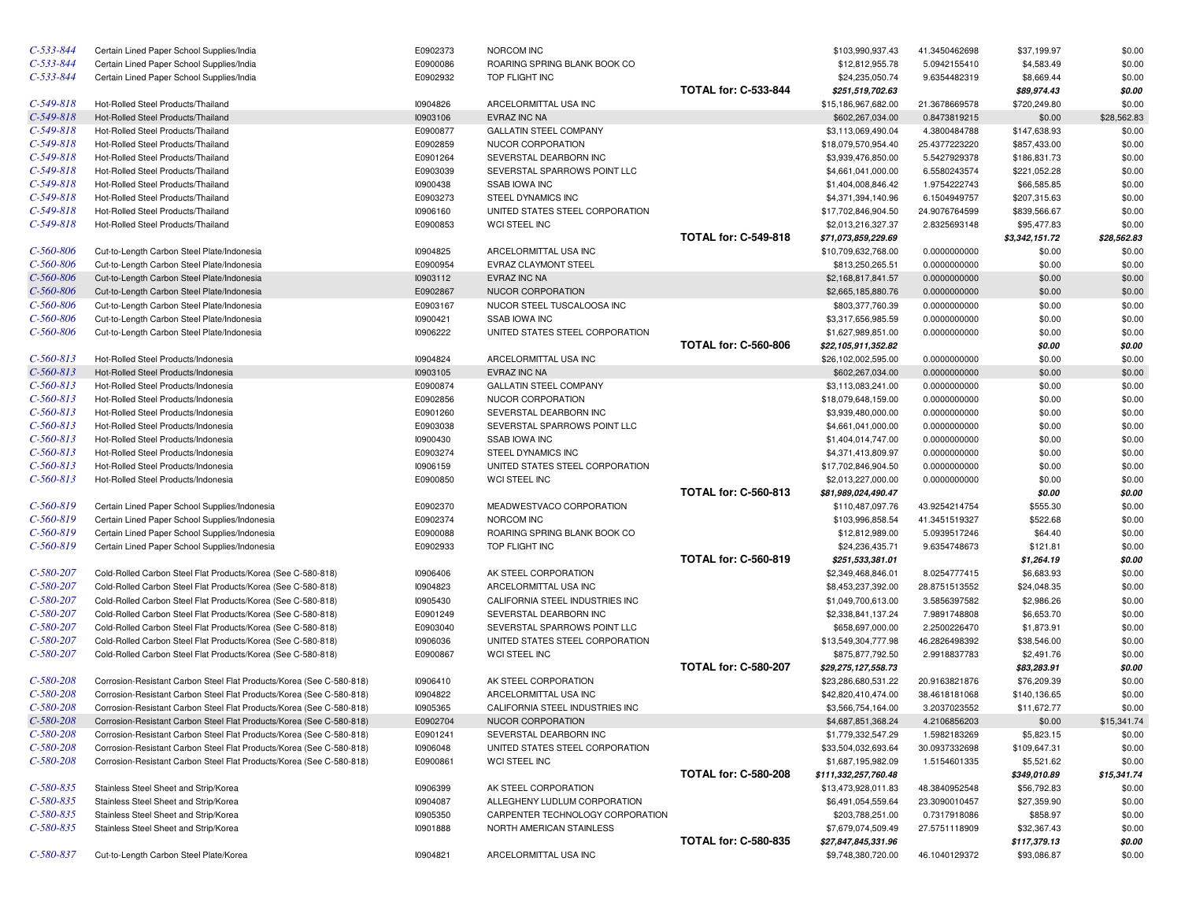| | | | | | | | | |
|---|---|---|---|---|---|---|---|---|
| C-533-844 | Certain Lined Paper School Supplies/India | E0902373 | NORCOM INC | | $103,990,937.43 | 41.3450462698 | $37,199.97 | $0.00 |
| C-533-844 | Certain Lined Paper School Supplies/India | E0900086 | ROARING SPRING BLANK BOOK CO | | $12,812,955.78 | 5.0942155410 | $4,583.49 | $0.00 |
| C-533-844 | Certain Lined Paper School Supplies/India | E0902932 | TOP FLIGHT INC | | $24,235,050.74 | 9.6354482319 | $8,669.44 | $0.00 |
| | | | | **TOTAL for: C-533-844** | ***$251,519,702.63*** | | ***$89,974.43*** | ***$0.00*** |
| C-549-818 | Hot-Rolled Steel Products/Thailand | I0904826 | ARCELORMITTAL USA INC | | $15,186,967,682.00 | 21.3678669578 | $720,249.80 | $0.00 |
| C-549-818 | Hot-Rolled Steel Products/Thailand | I0903106 | EVRAZ INC NA | | $602,267,034.00 | 0.8473819215 | $0.00 | $28,562.83 |
| C-549-818 | Hot-Rolled Steel Products/Thailand | E0900877 | GALLATIN STEEL COMPANY | | $3,113,069,490.04 | 4.3800484788 | $147,638.93 | $0.00 |
| C-549-818 | Hot-Rolled Steel Products/Thailand | E0902859 | NUCOR CORPORATION | | $18,079,570,954.40 | 25.4377223220 | $857,433.00 | $0.00 |
| C-549-818 | Hot-Rolled Steel Products/Thailand | E0901264 | SEVERSTAL DEARBORN INC | | $3,939,476,850.00 | 5.5427929378 | $186,831.73 | $0.00 |
| C-549-818 | Hot-Rolled Steel Products/Thailand | E0903039 | SEVERSTAL SPARROWS POINT LLC | | $4,661,041,000.00 | 6.5580243574 | $221,052.28 | $0.00 |
| C-549-818 | Hot-Rolled Steel Products/Thailand | I0900438 | SSAB IOWA INC | | $1,404,008,846.42 | 1.9754222743 | $66,585.85 | $0.00 |
| C-549-818 | Hot-Rolled Steel Products/Thailand | E0903273 | STEEL DYNAMICS INC | | $4,371,394,140.96 | 6.1504949757 | $207,315.63 | $0.00 |
| C-549-818 | Hot-Rolled Steel Products/Thailand | I0906160 | UNITED STATES STEEL CORPORATION | | $17,702,846,904.50 | 24.9076764599 | $839,566.67 | $0.00 |
| C-549-818 | Hot-Rolled Steel Products/Thailand | E0900853 | WCI STEEL INC | | $2,013,216,327.37 | 2.8325693148 | $95,477.83 | $0.00 |
| | | | | **TOTAL for: C-549-818** | ***$71,073,859,229.69*** | | ***$3,342,151.72*** | ***$28,562.83*** |
| C-560-806 | Cut-to-Length Carbon Steel Plate/Indonesia | I0904825 | ARCELORMITTAL USA INC | | $10,709,632,768.00 | 0.0000000000 | $0.00 | $0.00 |
| C-560-806 | Cut-to-Length Carbon Steel Plate/Indonesia | E0900954 | EVRAZ CLAYMONT STEEL | | $813,250,265.51 | 0.0000000000 | $0.00 | $0.00 |
| C-560-806 | Cut-to-Length Carbon Steel Plate/Indonesia | I0903112 | EVRAZ INC NA | | $2,168,817,841.57 | 0.0000000000 | $0.00 | $0.00 |
| C-560-806 | Cut-to-Length Carbon Steel Plate/Indonesia | E0902867 | NUCOR CORPORATION | | $2,665,185,880.76 | 0.0000000000 | $0.00 | $0.00 |
| C-560-806 | Cut-to-Length Carbon Steel Plate/Indonesia | E0903167 | NUCOR STEEL TUSCALOOSA INC | | $803,377,760.39 | 0.0000000000 | $0.00 | $0.00 |
| C-560-806 | Cut-to-Length Carbon Steel Plate/Indonesia | I0900421 | SSAB IOWA INC | | $3,317,656,985.59 | 0.0000000000 | $0.00 | $0.00 |
| C-560-806 | Cut-to-Length Carbon Steel Plate/Indonesia | I0906222 | UNITED STATES STEEL CORPORATION | | $1,627,989,851.00 | 0.0000000000 | $0.00 | $0.00 |
| | | | | **TOTAL for: C-560-806** | ***$22,105,911,352.82*** | | ***$0.00*** | ***$0.00*** |
| C-560-813 | Hot-Rolled Steel Products/Indonesia | I0904824 | ARCELORMITTAL USA INC | | $26,102,002,595.00 | 0.0000000000 | $0.00 | $0.00 |
| C-560-813 | Hot-Rolled Steel Products/Indonesia | I0903105 | EVRAZ INC NA | | $602,267,034.00 | 0.0000000000 | $0.00 | $0.00 |
| C-560-813 | Hot-Rolled Steel Products/Indonesia | E0900874 | GALLATIN STEEL COMPANY | | $3,113,083,241.00 | 0.0000000000 | $0.00 | $0.00 |
| C-560-813 | Hot-Rolled Steel Products/Indonesia | E0902856 | NUCOR CORPORATION | | $18,079,648,159.00 | 0.0000000000 | $0.00 | $0.00 |
| C-560-813 | Hot-Rolled Steel Products/Indonesia | E0901260 | SEVERSTAL DEARBORN INC | | $3,939,480,000.00 | 0.0000000000 | $0.00 | $0.00 |
| C-560-813 | Hot-Rolled Steel Products/Indonesia | E0903038 | SEVERSTAL SPARROWS POINT LLC | | $4,661,041,000.00 | 0.0000000000 | $0.00 | $0.00 |
| C-560-813 | Hot-Rolled Steel Products/Indonesia | I0900430 | SSAB IOWA INC | | $1,404,014,747.00 | 0.0000000000 | $0.00 | $0.00 |
| C-560-813 | Hot-Rolled Steel Products/Indonesia | E0903274 | STEEL DYNAMICS INC | | $4,371,413,809.97 | 0.0000000000 | $0.00 | $0.00 |
| C-560-813 | Hot-Rolled Steel Products/Indonesia | I0906159 | UNITED STATES STEEL CORPORATION | | $17,702,846,904.50 | 0.0000000000 | $0.00 | $0.00 |
| C-560-813 | Hot-Rolled Steel Products/Indonesia | E0900850 | WCI STEEL INC | | $2,013,227,000.00 | 0.0000000000 | $0.00 | $0.00 |
| | | | | **TOTAL for: C-560-813** | ***$81,989,024,490.47*** | | ***$0.00*** | ***$0.00*** |
| C-560-819 | Certain Lined Paper School Supplies/Indonesia | E0902370 | MEADWESTVACO CORPORATION | | $110,487,097.76 | 43.9254214754 | $555.30 | $0.00 |
| C-560-819 | Certain Lined Paper School Supplies/Indonesia | E0902374 | NORCOM INC | | $103,996,858.54 | 41.3451519327 | $522.68 | $0.00 |
| C-560-819 | Certain Lined Paper School Supplies/Indonesia | E0900088 | ROARING SPRING BLANK BOOK CO | | $12,812,989.00 | 5.0939517246 | $64.40 | $0.00 |
| C-560-819 | Certain Lined Paper School Supplies/Indonesia | E0902933 | TOP FLIGHT INC | | $24,236,435.71 | 9.6354748673 | $121.81 | $0.00 |
| | | | | **TOTAL for: C-560-819** | ***$251,533,381.01*** | | ***$1,264.19*** | ***$0.00*** |
| C-580-207 | Cold-Rolled Carbon Steel Flat Products/Korea (See C-580-818) | I0906406 | AK STEEL CORPORATION | | $2,349,468,846.01 | 8.0254777415 | $6,683.93 | $0.00 |
| C-580-207 | Cold-Rolled Carbon Steel Flat Products/Korea (See C-580-818) | I0904823 | ARCELORMITTAL USA INC | | $8,453,237,392.00 | 28.8751513552 | $24,048.35 | $0.00 |
| C-580-207 | Cold-Rolled Carbon Steel Flat Products/Korea (See C-580-818) | I0905430 | CALIFORNIA STEEL INDUSTRIES INC | | $1,049,700,613.00 | 3.5856397582 | $2,986.26 | $0.00 |
| C-580-207 | Cold-Rolled Carbon Steel Flat Products/Korea (See C-580-818) | E0901249 | SEVERSTAL DEARBORN INC | | $2,338,841,137.24 | 7.9891748808 | $6,653.70 | $0.00 |
| C-580-207 | Cold-Rolled Carbon Steel Flat Products/Korea (See C-580-818) | E0903040 | SEVERSTAL SPARROWS POINT LLC | | $658,697,000.00 | 2.2500226470 | $1,873.91 | $0.00 |
| C-580-207 | Cold-Rolled Carbon Steel Flat Products/Korea (See C-580-818) | I0906036 | UNITED STATES STEEL CORPORATION | | $13,549,304,777.98 | 46.2826498392 | $38,546.00 | $0.00 |
| C-580-207 | Cold-Rolled Carbon Steel Flat Products/Korea (See C-580-818) | E0900867 | WCI STEEL INC | | $875,877,792.50 | 2.9918837783 | $2,491.76 | $0.00 |
| | | | | **TOTAL for: C-580-207** | ***$29,275,127,558.73*** | | ***$83,283.91*** | ***$0.00*** |
| C-580-208 | Corrosion-Resistant Carbon Steel Flat Products/Korea (See C-580-818) | I0906410 | AK STEEL CORPORATION | | $23,286,680,531.22 | 20.9163821876 | $76,209.39 | $0.00 |
| C-580-208 | Corrosion-Resistant Carbon Steel Flat Products/Korea (See C-580-818) | I0904822 | ARCELORMITTAL USA INC | | $42,820,410,474.00 | 38.4618181068 | $140,136.65 | $0.00 |
| C-580-208 | Corrosion-Resistant Carbon Steel Flat Products/Korea (See C-580-818) | I0905365 | CALIFORNIA STEEL INDUSTRIES INC | | $3,566,754,164.00 | 3.2037023552 | $11,672.77 | $0.00 |
| C-580-208 | Corrosion-Resistant Carbon Steel Flat Products/Korea (See C-580-818) | E0902704 | NUCOR CORPORATION | | $4,687,851,368.24 | 4.2106856203 | $0.00 | $15,341.74 |
| C-580-208 | Corrosion-Resistant Carbon Steel Flat Products/Korea (See C-580-818) | E0901241 | SEVERSTAL DEARBORN INC | | $1,779,332,547.29 | 1.5982183269 | $5,823.15 | $0.00 |
| C-580-208 | Corrosion-Resistant Carbon Steel Flat Products/Korea (See C-580-818) | I0906048 | UNITED STATES STEEL CORPORATION | | $33,504,032,693.64 | 30.0937332698 | $109,647.31 | $0.00 |
| C-580-208 | Corrosion-Resistant Carbon Steel Flat Products/Korea (See C-580-818) | E0900861 | WCI STEEL INC | | $1,687,195,982.09 | 1.5154601335 | $5,521.62 | $0.00 |
| | | | | **TOTAL for: C-580-208** | ***$111,332,257,760.48*** | | ***$349,010.89*** | ***$15,341.74*** |
| C-580-835 | Stainless Steel Sheet and Strip/Korea | I0906399 | AK STEEL CORPORATION | | $13,473,928,011.83 | 48.3840952548 | $56,792.83 | $0.00 |
| C-580-835 | Stainless Steel Sheet and Strip/Korea | I0904087 | ALLEGHENY LUDLUM CORPORATION | | $6,491,054,559.64 | 23.3090010457 | $27,359.90 | $0.00 |
| C-580-835 | Stainless Steel Sheet and Strip/Korea | I0905350 | CARPENTER TECHNOLOGY CORPORATION | | $203,788,251.00 | 0.7317918086 | $858.97 | $0.00 |
| C-580-835 | Stainless Steel Sheet and Strip/Korea | I0901888 | NORTH AMERICAN STAINLESS | | $7,679,074,509.49 | 27.5751118909 | $32,367.43 | $0.00 |
| | | | | **TOTAL for: C-580-835** | ***$27,847,845,331.96*** | | ***$117,379.13*** | ***$0.00*** |
| C-580-837 | Cut-to-Length Carbon Steel Plate/Korea | I0904821 | ARCELORMITTAL USA INC | | $9,748,380,720.00 | 46.1040129372 | $93,086.87 | $0.00 |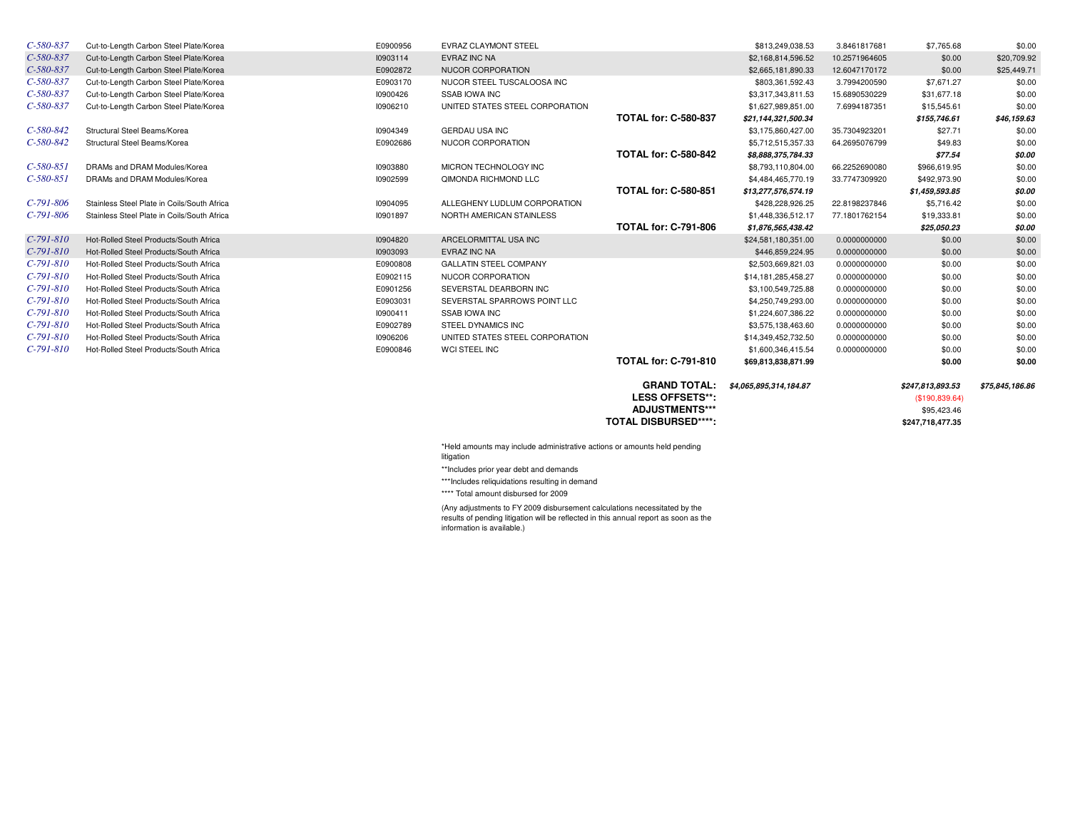| | | | | | | | | |
|---|---|---|---|---|---|---|---|---|
| *C-580-837* | Cut-to-Length Carbon Steel Plate/Korea | E0900956 | EVRAZ CLAYMONT STEEL | | $813,249,038.53 | 3.8461817681 | $7,765.68 | $0.00 |
| *C-580-837* | Cut-to-Length Carbon Steel Plate/Korea | I0903114 | EVRAZ INC NA | | $2,168,814,596.52 | 10.2571964605 | $0.00 | $20,709.92 |
| *C-580-837* | Cut-to-Length Carbon Steel Plate/Korea | E0902872 | NUCOR CORPORATION | | $2,665,181,890.33 | 12.6047170172 | $0.00 | $25,449.71 |
| *C-580-837* | Cut-to-Length Carbon Steel Plate/Korea | E0903170 | NUCOR STEEL TUSCALOOSA INC | | $803,361,592.43 | 3.7994200590 | $7,671.27 | $0.00 |
| *C-580-837* | Cut-to-Length Carbon Steel Plate/Korea | I0900426 | SSAB IOWA INC | | $3,317,343,811.53 | 15.6890530229 | $31,677.18 | $0.00 |
| *C-580-837* | Cut-to-Length Carbon Steel Plate/Korea | I0906210 | UNITED STATES STEEL CORPORATION | | $1,627,989,851.00 | 7.6994187351 | $15,545.61 | $0.00 |
| | | | | **TOTAL for: C-580-837** | ***$21,144,321,500.34*** | | ***$155,746.61*** | ***$46,159.63*** |
| *C-580-842* | Structural Steel Beams/Korea | I0904349 | GERDAU USA INC | | $3,175,860,427.00 | 35.7304923201 | $27.71 | $0.00 |
| *C-580-842* | Structural Steel Beams/Korea | E0902686 | NUCOR CORPORATION | | $5,712,515,357.33 | 64.2695076799 | $49.83 | $0.00 |
| | | | | **TOTAL for: C-580-842** | ***$8,888,375,784.33*** | | ***$77.54*** | ***$0.00*** |
| *C-580-851* | DRAMs and DRAM Modules/Korea | I0903880 | MICRON TECHNOLOGY INC | | $8,793,110,804.00 | 66.2252690080 | $966,619.95 | $0.00 |
| *C-580-851* | DRAMs and DRAM Modules/Korea | I0902599 | QIMONDA RICHMOND LLC | | $4,484,465,770.19 | 33.7747309920 | $492,973.90 | $0.00 |
| | | | | **TOTAL for: C-580-851** | ***$13,277,576,574.19*** | | ***$1,459,593.85*** | ***$0.00*** |
| *C-791-806* | Stainless Steel Plate in Coils/South Africa | I0904095 | ALLEGHENY LUDLUM CORPORATION | | $428,228,926.25 | 22.8198237846 | $5,716.42 | $0.00 |
| *C-791-806* | Stainless Steel Plate in Coils/South Africa | I0901897 | NORTH AMERICAN STAINLESS | | $1,448,336,512.17 | 77.1801762154 | $19,333.81 | $0.00 |
| | | | | **TOTAL for: C-791-806** | ***$1,876,565,438.42*** | | ***$25,050.23*** | ***$0.00*** |
| *C-791-810* | Hot-Rolled Steel Products/South Africa | I0904820 | ARCELORMITTAL USA INC | | $24,581,180,351.00 | 0.0000000000 | $0.00 | $0.00 |
| *C-791-810* | Hot-Rolled Steel Products/South Africa | I0903093 | EVRAZ INC NA | | $446,859,224.95 | 0.0000000000 | $0.00 | $0.00 |
| *C-791-810* | Hot-Rolled Steel Products/South Africa | E0900808 | GALLATIN STEEL COMPANY | | $2,503,669,821.03 | 0.0000000000 | $0.00 | $0.00 |
| *C-791-810* | Hot-Rolled Steel Products/South Africa | E0902115 | NUCOR CORPORATION | | $14,181,285,458.27 | 0.0000000000 | $0.00 | $0.00 |
| *C-791-810* | Hot-Rolled Steel Products/South Africa | E0901256 | SEVERSTAL DEARBORN INC | | $3,100,549,725.88 | 0.0000000000 | $0.00 | $0.00 |
| *C-791-810* | Hot-Rolled Steel Products/South Africa | E0903031 | SEVERSTAL SPARROWS POINT LLC | | $4,250,749,293.00 | 0.0000000000 | $0.00 | $0.00 |
| *C-791-810* | Hot-Rolled Steel Products/South Africa | I0900411 | SSAB IOWA INC | | $1,224,607,386.22 | 0.0000000000 | $0.00 | $0.00 |
| *C-791-810* | Hot-Rolled Steel Products/South Africa | E0902789 | STEEL DYNAMICS INC | | $3,575,138,463.60 | 0.0000000000 | $0.00 | $0.00 |
| *C-791-810* | Hot-Rolled Steel Products/South Africa | I0906206 | UNITED STATES STEEL CORPORATION | | $14,349,452,732.50 | 0.0000000000 | $0.00 | $0.00 |
| *C-791-810* | Hot-Rolled Steel Products/South Africa | E0900846 | WCI STEEL INC | | $1,600,346,415.54 | 0.0000000000 | $0.00 | $0.00 |
| | | | | **TOTAL for: C-791-810** | **$69,813,838,871.99** | | **$0.00** | **$0.00** |
| | | | | **GRAND TOTAL:** | ***$4,065,895,314,184.87*** | | ***$247,813,893.53*** | ***$75,845,186.86*** |
| | | | | **LESS OFFSETS**:** | | | ($190,839.64) | |
| | | | | **ADJUSTMENTS***** | | | $95,423.46 | |
| | | | | **TOTAL DISBURSED****:** | | | **$247,718,477.35** | |

*Held amounts may include administrative actions or amounts held pending litigation

**Includes prior year debt and demands

***Includes reliquidations resulting in demand

**** Total amount disbursed for 2009

(Any adjustments to FY 2009 disbursement calculations necessitated by the results of pending litigation will be reflected in this annual report as soon as the information is available.)